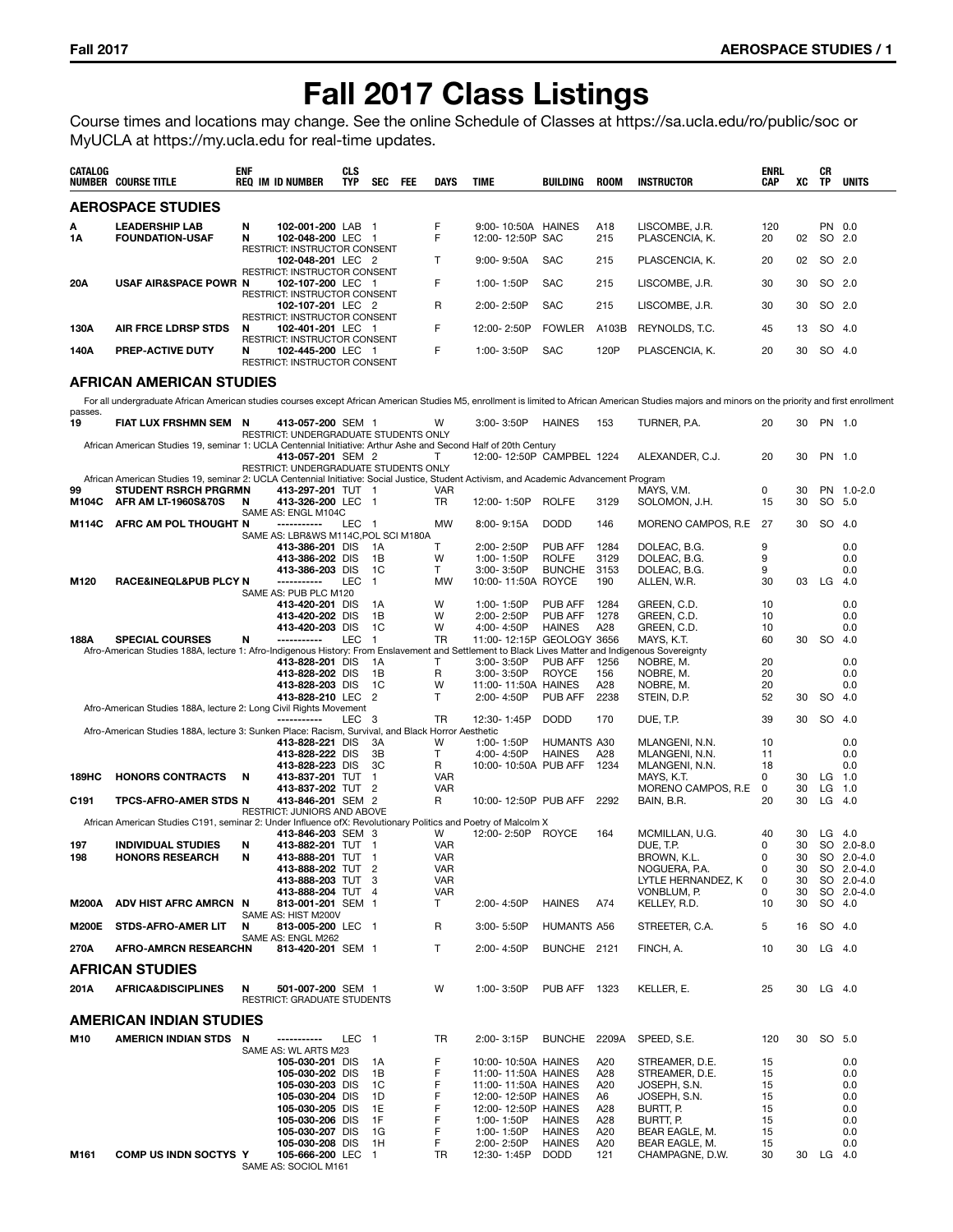# Fall 2017 Class Listings

Course times and locations may change. See the online Schedule of Classes at https://sa.ucla.edu/ro/public/soc or MyUCLA at https://my.ucla.edu for real-time updates.

| CATALOG NUMBER | COURSE TITLE | ENF REQ | IM | ID NUMBER | CLS TYP | SEC | FEE | DAYS | TIME | BUILDING | ROOM | INSTRUCTOR | ENRL CAP | XC | CR TP | UNITS |
|---|---|---|---|---|---|---|---|---|---|---|---|---|---|---|---|---|

## AEROSPACE STUDIES

| CATALOG NUMBER | COURSE TITLE | ENF REQ | IM | ID NUMBER | CLS TYP | SEC | FEE | DAYS | TIME | BUILDING | ROOM | INSTRUCTOR | ENRL CAP | XC | CR TP | UNITS |
|---|---|---|---|---|---|---|---|---|---|---|---|---|---|---|---|---|
| A | LEADERSHIP LAB | N | | 102-001-200 | LAB | 1 | | F | 9:00- 10:50A | HAINES | A18 | LISCOMBE, J.R. | 120 | | PN | 0.0 |
| 1A | FOUNDATION-USAF | N | | 102-048-200 | LEC | 1 | | F | 12:00- 12:50P | SAC | 215 | PLASCENCIA, K. | 20 | 02 | SO | 2.0 |
| | RESTRICT: INSTRUCTOR CONSENT | | | | | | | | | | | | | | | |
| | | | | 102-048-201 | LEC | 2 | | T | 9:00- 9:50A | SAC | 215 | PLASCENCIA, K. | 20 | 02 | SO | 2.0 |
| | RESTRICT: INSTRUCTOR CONSENT | | | | | | | | | | | | | | | |
| 20A | USAF AIR&SPACE POWR | N | | 102-107-200 | LEC | 1 | | F | 1:00- 1:50P | SAC | 215 | LISCOMBE, J.R. | 30 | 30 | SO | 2.0 |
| | RESTRICT: INSTRUCTOR CONSENT | | | | | | | | | | | | | | | |
| | | | | 102-107-201 | LEC | 2 | | R | 2:00- 2:50P | SAC | 215 | LISCOMBE, J.R. | 30 | 30 | SO | 2.0 |
| | RESTRICT: INSTRUCTOR CONSENT | | | | | | | | | | | | | | | |
| 130A | AIR FRCE LDRSP STDS | N | | 102-401-201 | LEC | 1 | | F | 12:00- 2:50P | FOWLER | A103B | REYNOLDS, T.C. | 45 | 13 | SO | 4.0 |
| | RESTRICT: INSTRUCTOR CONSENT | | | | | | | | | | | | | | | |
| 140A | PREP-ACTIVE DUTY | N | | 102-445-200 | LEC | 1 | | F | 1:00- 3:50P | SAC | 120P | PLASCENCIA, K. | 20 | 30 | SO | 4.0 |
| | RESTRICT: INSTRUCTOR CONSENT | | | | | | | | | | | | | | | |

## AFRICAN AMERICAN STUDIES

For all undergraduate African American studies courses except African American Studies M5, enrollment is limited to African American Studies majors and minors on the priority and first enrollment passes.

| CATALOG NUMBER | COURSE TITLE | ENF REQ | IM | ID NUMBER | CLS TYP | SEC | FEE | DAYS | TIME | BUILDING | ROOM | INSTRUCTOR | ENRL CAP | XC | CR TP | UNITS |
|---|---|---|---|---|---|---|---|---|---|---|---|---|---|---|---|---|
| 19 | FIAT LUX FRSHMN SEM | N | | 413-057-200 | SEM | 1 | | W | 3:00- 3:50P | HAINES | 153 | TURNER, P.A. | 20 | 30 | PN | 1.0 |
| | RESTRICT: UNDERGRADUATE STUDENTS ONLY | | | | | | | | | | | | | | | |
| | African American Studies 19, seminar 1: UCLA Centennial Initiative: Arthur Ashe and Second Half of 20th Century | | | | | | | | | | | | | | | |
| | | | | 413-057-201 | SEM | 2 | | T | 12:00- 12:50P | CAMPBEL | 1224 | ALEXANDER, C.J. | 20 | 30 | PN | 1.0 |
| | RESTRICT: UNDERGRADUATE STUDENTS ONLY | | | | | | | | | | | | | | | |
| | African American Studies 19, seminar 2: UCLA Centennial Initiative: Social Justice, Student Activism, and Academic Advancement Program | | | | | | | | | | | | | | | |
| 99 | STUDENT RSRCH PRGRMN | | | 413-297-201 | TUT | 1 | | VAR | | | | MAYS, V.M. | 0 | 30 | PN | 1.0-2.0 |
| M104C | AFR AM LT-1960S&70S | N | | 413-326-200 | LEC | 1 | | TR | 12:00- 1:50P | ROLFE | 3129 | SOLOMON, J.H. | 15 | 30 | SO | 5.0 |
| | SAME AS: ENGL M104C | | | | | | | | | | | | | | | |
| M114C | AFRC AM POL THOUGHT | N | | ----------- | LEC | 1 | | MW | 8:00- 9:15A | DODD | 146 | MORENO CAMPOS, R.E | 27 | 30 | SO | 4.0 |
| | SAME AS: LBR&WS M114C,POL SCI M180A | | | | | | | | | | | | | | | |
| | | | | 413-386-201 | DIS | 1A | | T | 2:00- 2:50P | PUB AFF | 1284 | DOLEAC, B.G. | 9 | | | 0.0 |
| | | | | 413-386-202 | DIS | 1B | | W | 1:00- 1:50P | ROLFE | 3129 | DOLEAC, B.G. | 9 | | | 0.0 |
| | | | | 413-386-203 | DIS | 1C | | T | 3:00- 3:50P | BUNCHE | 3153 | DOLEAC, B.G. | 9 | | | 0.0 |
| M120 | RACE&INEQL&PUB PLCY | N | | ----------- | LEC | 1 | | MW | 10:00- 11:50A | ROYCE | 190 | ALLEN, W.R. | 30 | 03 | LG | 4.0 |
| | SAME AS: PUB PLC M120 | | | | | | | | | | | | | | | |
| | | | | 413-420-201 | DIS | 1A | | W | 1:00- 1:50P | PUB AFF | 1284 | GREEN, C.D. | 10 | | | 0.0 |
| | | | | 413-420-202 | DIS | 1B | | W | 2:00- 2:50P | PUB AFF | 1278 | GREEN, C.D. | 10 | | | 0.0 |
| | | | | 413-420-203 | DIS | 1C | | W | 4:00- 4:50P | HAINES | A28 | GREEN, C.D. | 10 | | | 0.0 |
| 188A | SPECIAL COURSES | N | | ----------- | LEC | 1 | | TR | 11:00- 12:15P | GEOLOGY | 3656 | MAYS, K.T. | 60 | 30 | SO | 4.0 |
| | Afro-American Studies 188A, lecture 1: Afro-Indigenous History: From Enslavement and Settlement to Black Lives Matter and Indigenous Sovereignty | | | | | | | | | | | | | | | |
| | | | | 413-828-201 | DIS | 1A | | T | 3:00- 3:50P | PUB AFF | 1256 | NOBRE, M. | 20 | | | 0.0 |
| | | | | 413-828-202 | DIS | 1B | | R | 3:00- 3:50P | ROYCE | 156 | NOBRE, M. | 20 | | | 0.0 |
| | | | | 413-828-203 | DIS | 1C | | W | 11:00- 11:50A | HAINES | A28 | NOBRE, M. | 20 | | | 0.0 |
| | | | | 413-828-210 | LEC | 2 | | T | 2:00- 4:50P | PUB AFF | 2238 | STEIN, D.P. | 52 | 30 | SO | 4.0 |
| | Afro-American Studies 188A, lecture 2: Long Civil Rights Movement | | | | | | | | | | | | | | | |
| | | | | ----------- | LEC | 3 | | TR | 12:30- 1:45P | DODD | 170 | DUE, T.P. | 39 | 30 | SO | 4.0 |
| | Afro-American Studies 188A, lecture 3: Sunken Place: Racism, Survival, and Black Horror Aesthetic | | | | | | | | | | | | | | | |
| | | | | 413-828-221 | DIS | 3A | | W | 1:00- 1:50P | HUMANTS | A30 | MLANGENI, N.N. | 10 | | | 0.0 |
| | | | | 413-828-222 | DIS | 3B | | T | 4:00- 4:50P | HAINES | A28 | MLANGENI, N.N. | 11 | | | 0.0 |
| | | | | 413-828-223 | DIS | 3C | | R | 10:00- 10:50A | PUB AFF | 1234 | MLANGENI, N.N. | 18 | | | 0.0 |
| 189HC | HONORS CONTRACTS | N | | 413-837-201 | TUT | 1 | | VAR | | | | MAYS, K.T. | 0 | 30 | LG | 1.0 |
| | | | | 413-837-202 | TUT | 2 | | VAR | | | | MORENO CAMPOS, R.E | 0 | 30 | LG | 1.0 |
| C191 | TPCS-AFRO-AMER STDS | N | | 413-846-201 | SEM | 2 | | R | 10:00- 12:50P | PUB AFF | 2292 | BAIN, B.R. | 20 | 30 | LG | 4.0 |
| | RESTRICT: JUNIORS AND ABOVE | | | | | | | | | | | | | | | |
| | African American Studies C191, seminar 2: Under Influence ofX: Revolutionary Politics and Poetry of Malcolm X | | | | | | | | | | | | | | | |
| | | | | 413-846-203 | SEM | 3 | | W | 12:00- 2:50P | ROYCE | 164 | MCMILLAN, U.G. | 40 | 30 | LG | 4.0 |
| 197 | INDIVIDUAL STUDIES | N | | 413-882-201 | TUT | 1 | | VAR | | | | DUE, T.P. | 0 | 30 | SO | 2.0-8.0 |
| 198 | HONORS RESEARCH | N | | 413-888-201 | TUT | 1 | | VAR | | | | BROWN, K.L. | 0 | 30 | SO | 2.0-4.0 |
| | | | | 413-888-202 | TUT | 2 | | VAR | | | | NOGUERA, P.A. | 0 | 30 | SO | 2.0-4.0 |
| | | | | 413-888-203 | TUT | 3 | | VAR | | | | LYTLE HERNANDEZ, K | 0 | 30 | SO | 2.0-4.0 |
| | | | | 413-888-204 | TUT | 4 | | VAR | | | | VONBLUM, P. | 0 | 30 | SO | 2.0-4.0 |
| M200A | ADV HIST AFRC AMRCN | N | | 813-001-201 | SEM | 1 | | T | 2:00- 4:50P | HAINES | A74 | KELLEY, R.D. | 10 | 30 | SO | 4.0 |
| | SAME AS: HIST M200V | | | | | | | | | | | | | | | |
| M200E | STDS-AFRO-AMER LIT | N | | 813-005-200 | LEC | 1 | | R | 3:00- 5:50P | HUMANTS | A56 | STREETER, C.A. | 5 | 16 | SO | 4.0 |
| | SAME AS: ENGL M262 | | | | | | | | | | | | | | | |
| 270A | AFRO-AMRCN RESEARCH | N | | 813-420-201 | SEM | 1 | | T | 2:00- 4:50P | BUNCHE | 2121 | FINCH, A. | 10 | 30 | LG | 4.0 |

## AFRICAN STUDIES

| CATALOG NUMBER | COURSE TITLE | ENF REQ | IM | ID NUMBER | CLS TYP | SEC | FEE | DAYS | TIME | BUILDING | ROOM | INSTRUCTOR | ENRL CAP | XC | CR TP | UNITS |
|---|---|---|---|---|---|---|---|---|---|---|---|---|---|---|---|---|
| 201A | AFRICA&DISCIPLINES | N | | 501-007-200 | SEM | 1 | | W | 1:00- 3:50P | PUB AFF | 1323 | KELLER, E. | 25 | 30 | LG | 4.0 |
| | RESTRICT: GRADUATE STUDENTS | | | | | | | | | | | | | | | |

## AMERICAN INDIAN STUDIES

| CATALOG NUMBER | COURSE TITLE | ENF REQ | IM | ID NUMBER | CLS TYP | SEC | FEE | DAYS | TIME | BUILDING | ROOM | INSTRUCTOR | ENRL CAP | XC | CR TP | UNITS |
|---|---|---|---|---|---|---|---|---|---|---|---|---|---|---|---|---|
| M10 | AMERICN INDIAN STDS | N | | ----------- | LEC | 1 | | TR | 2:00- 3:15P | BUNCHE | 2209A | SPEED, S.E. | 120 | 30 | SO | 5.0 |
| | SAME AS: WL ARTS M23 | | | | | | | | | | | | | | | |
| | | | | 105-030-201 | DIS | 1A | | F | 10:00- 10:50A | HAINES | A20 | STREAMER, D.E. | 15 | | | 0.0 |
| | | | | 105-030-202 | DIS | 1B | | F | 11:00- 11:50A | HAINES | A28 | STREAMER, D.E. | 15 | | | 0.0 |
| | | | | 105-030-203 | DIS | 1C | | F | 11:00- 11:50A | HAINES | A20 | JOSEPH, S.N. | 15 | | | 0.0 |
| | | | | 105-030-204 | DIS | 1D | | F | 12:00- 12:50P | HAINES | A6 | JOSEPH, S.N. | 15 | | | 0.0 |
| | | | | 105-030-205 | DIS | 1E | | F | 12:00- 12:50P | HAINES | A28 | BURTT, P. | 15 | | | 0.0 |
| | | | | 105-030-206 | DIS | 1F | | F | 1:00- 1:50P | HAINES | A28 | BURTT, P. | 15 | | | 0.0 |
| | | | | 105-030-207 | DIS | 1G | | F | 1:00- 1:50P | HAINES | A20 | BEAR EAGLE, M. | 15 | | | 0.0 |
| | | | | 105-030-208 | DIS | 1H | | F | 2:00- 2:50P | HAINES | A20 | BEAR EAGLE, M. | 15 | | | 0.0 |
| M161 | COMP US INDN SOCTYS | Y | | 105-666-200 | LEC | 1 | | TR | 12:30- 1:45P | DODD | 121 | CHAMPAGNE, D.W. | 30 | 30 | LG | 4.0 |
| | SAME AS: SOCIOL M161 | | | | | | | | | | | | | | | |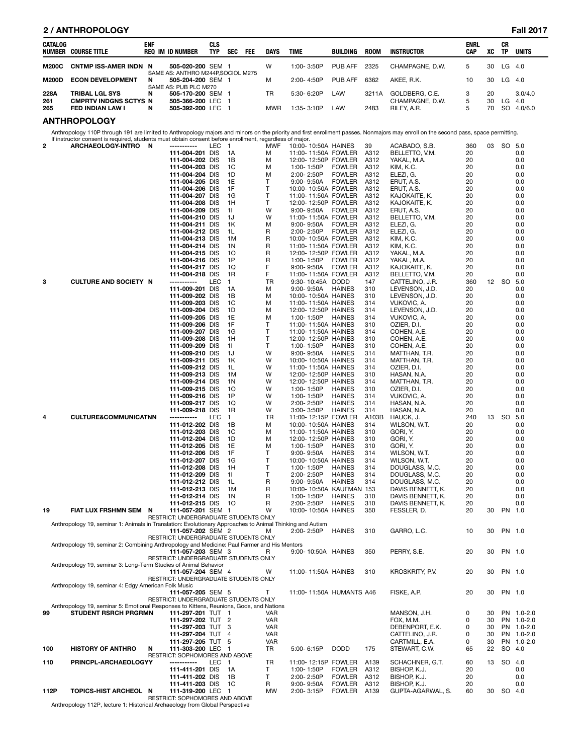| CATALOG NUMBER | COURSE TITLE | ENF REQ | IM | ID NUMBER | CLS TYP | SEC | FEE | DAYS | TIME | BUILDING | ROOM | INSTRUCTOR | ENRL CAP | XC | CR TP | UNITS |
|---|---|---|---|---|---|---|---|---|---|---|---|---|---|---|---|---|
| M200C | CNTMP ISS-AMER INDN | N | | 505-020-200 | SEM | 1 | | W | 1:00- 3:50P | PUB AFF | 2325 | CHAMPAGNE, D.W. | 5 | 30 | LG | 4.0 |
| | SAME AS: ANTHRO M244P,SOCIOL M275 | | | | | | | | | | | | | | | |
| M200D | ECON DEVELOPMENT | N | | 505-204-200 | SEM | 1 | | M | 2:00- 4:50P | PUB AFF | 6362 | AKEE, R.K. | 10 | 30 | LG | 4.0 |
| | SAME AS: PUB PLC M270 | | | | | | | | | | | | | | | |
| 228A | TRIBAL LGL SYS | N | | 505-170-200 | SEM | 1 | | TR | 5:30- 6:20P | LAW | 3211A | GOLDBERG, C.E. | 3 | 20 | | 3.0/4.0 |
| 261 | CMPRTV INDGNS SCTYS | N | | 505-366-200 | LEC | 1 | | | | | | CHAMPAGNE, D.W. | 5 | 30 | LG | 4.0 |
| 265 | FED INDIAN LAW I | N | | 505-392-200 | LEC | 1 | | MWR | 1:35- 3:10P | LAW | 2483 | RILEY, A.R. | 5 | 70 | SO | 4.0/6.0 |

## ANTHROPOLOGY

Anthropology 110P through 191 are limited to Anthropology majors and minors on the priority and first enrollment passes. Nonmajors may enroll on the second pass, space permitting. If instructor consent is required, students must obtain consent before enrollment, regardless of major.

| CATALOG NUMBER | COURSE TITLE | ENF REQ | IM | ID NUMBER | CLS TYP | SEC | FEE | DAYS | TIME | BUILDING | ROOM | INSTRUCTOR | ENRL CAP | XC | CR TP | UNITS |
|---|---|---|---|---|---|---|---|---|---|---|---|---|---|---|---|---|
| 2 | ARCHAEOLOGY-INTRO | N | | ----------- | LEC | 1 | | MWF | 10:00- 10:50A | HAINES | 39 | ACABADO, S.B. | 360 | 03 | SO | 5.0 |
| | | | | 111-004-201 | DIS | 1A | | M | 11:00- 11:50A | FOWLER | A312 | BELLETTO, V.M. | 20 | | | 0.0 |
| | | | | 111-004-202 | DIS | 1B | | M | 12:00- 12:50P | FOWLER | A312 | YAKAL, M.A. | 20 | | | 0.0 |
| | | | | 111-004-203 | DIS | 1C | | M | 1:00- 1:50P | FOWLER | A312 | KIM, K.C. | 20 | | | 0.0 |
| | | | | 111-004-204 | DIS | 1D | | M | 2:00- 2:50P | FOWLER | A312 | ELEZI, G. | 20 | | | 0.0 |
| | | | | 111-004-205 | DIS | 1E | | T | 9:00- 9:50A | FOWLER | A312 | ERUT, A.S. | 20 | | | 0.0 |
| | | | | 111-004-206 | DIS | 1F | | T | 10:00- 10:50A | FOWLER | A312 | ERUT, A.S. | 20 | | | 0.0 |
| | | | | 111-004-207 | DIS | 1G | | T | 11:00- 11:50A | FOWLER | A312 | KAJOKAITE, K. | 20 | | | 0.0 |
| | | | | 111-004-208 | DIS | 1H | | T | 12:00- 12:50P | FOWLER | A312 | KAJOKAITE, K. | 20 | | | 0.0 |
| | | | | 111-004-209 | DIS | 1I | | W | 9:00- 9:50A | FOWLER | A312 | ERUT, A.S. | 20 | | | 0.0 |
| | | | | 111-004-210 | DIS | 1J | | W | 11:00- 11:50A | FOWLER | A312 | BELLETTO, V.M. | 20 | | | 0.0 |
| | | | | 111-004-211 | DIS | 1K | | M | 9:00- 9:50A | FOWLER | A312 | ELEZI, G. | 20 | | | 0.0 |
| | | | | 111-004-212 | DIS | 1L | | R | 2:00- 2:50P | FOWLER | A312 | ELEZI, G. | 20 | | | 0.0 |
| | | | | 111-004-213 | DIS | 1M | | R | 10:00- 10:50A | FOWLER | A312 | KIM, K.C. | 20 | | | 0.0 |
| | | | | 111-004-214 | DIS | 1N | | R | 11:00- 11:50A | FOWLER | A312 | KIM, K.C. | 20 | | | 0.0 |
| | | | | 111-004-215 | DIS | 1O | | R | 12:00- 12:50P | FOWLER | A312 | YAKAL, M.A. | 20 | | | 0.0 |
| | | | | 111-004-216 | DIS | 1P | | R | 1:00- 1:50P | FOWLER | A312 | YAKAL, M.A. | 20 | | | 0.0 |
| | | | | 111-004-217 | DIS | 1Q | | F | 9:00- 9:50A | FOWLER | A312 | KAJOKAITE, K. | 20 | | | 0.0 |
| | | | | 111-004-218 | DIS | 1R | | F | 11:00- 11:50A | FOWLER | A312 | BELLETTO, V.M. | 20 | | | 0.0 |
| 3 | CULTURE AND SOCIETY | N | | ----------- | LEC | 1 | | TR | 9:30- 10:45A | DODD | 147 | CATTELINO, J.R. | 360 | 12 | SO | 5.0 |
| | | | | 111-009-201 | DIS | 1A | | M | 9:00- 9:50A | HAINES | 310 | LEVENSON, J.D. | 20 | | | 0.0 |
| | | | | 111-009-202 | DIS | 1B | | M | 10:00- 10:50A | HAINES | 310 | LEVENSON, J.D. | 20 | | | 0.0 |
| | | | | 111-009-203 | DIS | 1C | | M | 11:00- 11:50A | HAINES | 314 | VUKOVIC, A. | 20 | | | 0.0 |
| | | | | 111-009-204 | DIS | 1D | | M | 12:00- 12:50P | HAINES | 314 | LEVENSON, J.D. | 20 | | | 0.0 |
| | | | | 111-009-205 | DIS | 1E | | M | 1:00- 1:50P | HAINES | 314 | VUKOVIC, A. | 20 | | | 0.0 |
| | | | | 111-009-206 | DIS | 1F | | T | 11:00- 11:50A | HAINES | 310 | OZIER, D.I. | 20 | | | 0.0 |
| | | | | 111-009-207 | DIS | 1G | | T | 11:00- 11:50A | HAINES | 314 | COHEN, A.E. | 20 | | | 0.0 |
| | | | | 111-009-208 | DIS | 1H | | T | 12:00- 12:50P | HAINES | 310 | COHEN, A.E. | 20 | | | 0.0 |
| | | | | 111-009-209 | DIS | 1I | | T | 1:00- 1:50P | HAINES | 310 | COHEN, A.E. | 20 | | | 0.0 |
| | | | | 111-009-210 | DIS | 1J | | W | 9:00- 9:50A | HAINES | 314 | MATTHAN, T.R. | 20 | | | 0.0 |
| | | | | 111-009-211 | DIS | 1K | | W | 10:00- 10:50A | HAINES | 314 | MATTHAN, T.R. | 20 | | | 0.0 |
| | | | | 111-009-212 | DIS | 1L | | W | 11:00- 11:50A | HAINES | 314 | OZIER, D.I. | 20 | | | 0.0 |
| | | | | 111-009-213 | DIS | 1M | | W | 12:00- 12:50P | HAINES | 310 | HASAN, N.A. | 20 | | | 0.0 |
| | | | | 111-009-214 | DIS | 1N | | W | 12:00- 12:50P | HAINES | 314 | MATTHAN, T.R. | 20 | | | 0.0 |
| | | | | 111-009-215 | DIS | 1O | | W | 1:00- 1:50P | HAINES | 310 | OZIER, D.I. | 20 | | | 0.0 |
| | | | | 111-009-216 | DIS | 1P | | W | 1:00- 1:50P | HAINES | 314 | VUKOVIC, A. | 20 | | | 0.0 |
| | | | | 111-009-217 | DIS | 1Q | | W | 2:00- 2:50P | HAINES | 314 | HASAN, N.A. | 20 | | | 0.0 |
| | | | | 111-009-218 | DIS | 1R | | W | 3:00- 3:50P | HAINES | 314 | HASAN, N.A. | 20 | | | 0.0 |
| 4 | CULTURE&COMMUNICATN | N | | ----------- | LEC | 1 | | TR | 11:00- 12:15P | FOWLER | A103B | HAUCK, J. | 240 | 13 | SO | 5.0 |
| | | | | 111-012-202 | DIS | 1B | | M | 10:00- 10:50A | HAINES | 314 | WILSON, W.T. | 20 | | | 0.0 |
| | | | | 111-012-203 | DIS | 1C | | M | 11:00- 11:50A | HAINES | 310 | GORI, Y. | 20 | | | 0.0 |
| | | | | 111-012-204 | DIS | 1D | | M | 12:00- 12:50P | HAINES | 310 | GORI, Y. | 20 | | | 0.0 |
| | | | | 111-012-205 | DIS | 1E | | M | 1:00- 1:50P | HAINES | 310 | GORI, Y. | 20 | | | 0.0 |
| | | | | 111-012-206 | DIS | 1F | | T | 9:00- 9:50A | HAINES | 314 | WILSON, W.T. | 20 | | | 0.0 |
| | | | | 111-012-207 | DIS | 1G | | T | 10:00- 10:50A | HAINES | 314 | WILSON, W.T. | 20 | | | 0.0 |
| | | | | 111-012-208 | DIS | 1H | | T | 1:00- 1:50P | HAINES | 314 | DOUGLASS, M.C. | 20 | | | 0.0 |
| | | | | 111-012-209 | DIS | 1I | | T | 2:00- 2:50P | HAINES | 314 | DOUGLASS, M.C. | 20 | | | 0.0 |
| | | | | 111-012-212 | DIS | 1L | | R | 9:00- 9:50A | HAINES | 314 | DOUGLASS, M.C. | 20 | | | 0.0 |
| | | | | 111-012-213 | DIS | 1M | | R | 10:00- 10:50A | KAUFMAN | 153 | DAVIS BENNETT, K. | 20 | | | 0.0 |
| | | | | 111-012-214 | DIS | 1N | | R | 1:00- 1:50P | HAINES | 310 | DAVIS BENNETT, K. | 20 | | | 0.0 |
| | | | | 111-012-215 | DIS | 1O | | R | 2:00- 2:50P | HAINES | 310 | DAVIS BENNETT, K. | 20 | | | 0.0 |
| 19 | FIAT LUX FRSHMN SEM | N | | 111-057-201 | SEM | 1 | | W | 10:00- 10:50A | HAINES | 350 | FESSLER, D. | 20 | 30 | PN | 1.0 |
| | RESTRICT: UNDERGRADUATE STUDENTS ONLY | | | | | | | | | | | | | | | |
| | Anthropology 19, seminar 1: Animals in Translation: Evolutionary Approaches to Animal Thinking and Autism | | | | | | | | | | | | | | | |
| | | | | 111-057-202 | SEM | 2 | | M | 2:00- 2:50P | HAINES | 310 | GARRO, L.C. | 10 | 30 | PN | 1.0 |
| | RESTRICT: UNDERGRADUATE STUDENTS ONLY | | | | | | | | | | | | | | | |
| | Anthropology 19, seminar 2: Combining Anthropology and Medicine: Paul Farmer and His Mentors | | | | | | | | | | | | | | | |
| | | | | 111-057-203 | SEM | 3 | | R | 9:00- 10:50A | HAINES | 350 | PERRY, S.E. | 20 | 30 | PN | 1.0 |
| | RESTRICT: UNDERGRADUATE STUDENTS ONLY | | | | | | | | | | | | | | | |
| | Anthropology 19, seminar 3: Long-Term Studies of Animal Behavior | | | | | | | | | | | | | | | |
| | | | | 111-057-204 | SEM | 4 | | W | 11:00- 11:50A | HAINES | 310 | KROSKRITY, P.V. | 20 | 30 | PN | 1.0 |
| | RESTRICT: UNDERGRADUATE STUDENTS ONLY | | | | | | | | | | | | | | | |
| | Anthropology 19, seminar 4: Edgy American Folk Music | | | | | | | | | | | | | | | |
| | | | | 111-057-205 | SEM | 5 | | T | 11:00- 11:50A | HUMANTS | A46 | FISKE, A.P. | 20 | 30 | PN | 1.0 |
| | RESTRICT: UNDERGRADUATE STUDENTS ONLY | | | | | | | | | | | | | | | |
| | Anthropology 19, seminar 5: Emotional Responses to Kittens, Reunions, Gods, and Nations | | | | | | | | | | | | | | | |
| 99 | STUDENT RSRCH PRGRMN | | | 111-297-201 | TUT | 1 | | VAR | | | | MANSON, J.H. | 0 | 30 | PN | 1.0-2.0 |
| | | | | 111-297-202 | TUT | 2 | | VAR | | | | FOX, M.M. | 0 | 30 | PN | 1.0-2.0 |
| | | | | 111-297-203 | TUT | 3 | | VAR | | | | DEBENPORT, E.K. | 0 | 30 | PN | 1.0-2.0 |
| | | | | 111-297-204 | TUT | 4 | | VAR | | | | CATTELINO, J.R. | 0 | 30 | PN | 1.0-2.0 |
| | | | | 111-297-205 | TUT | 5 | | VAR | | | | CARTMILL, E.A. | 0 | 30 | PN | 1.0-2.0 |
| 100 | HISTORY OF ANTHRO | N | | 111-303-200 | LEC | 1 | | TR | 5:00- 6:15P | DODD | 175 | STEWART, C.W. | 65 | 22 | SO | 4.0 |
| | RESTRICT: SOPHOMORES AND ABOVE | | | | | | | | | | | | | | | |
| 110 | PRINCPL-ARCHAEOLOGYY | | | ----------- | LEC | 1 | | TR | 11:00- 12:15P | FOWLER | A139 | SCHACHNER, G.T. | 60 | 13 | SO | 4.0 |
| | | | | 111-411-201 | DIS | 1A | | T | 1:00- 1:50P | FOWLER | A312 | BISHOP, K.J. | 20 | | | 0.0 |
| | | | | 111-411-202 | DIS | 1B | | T | 2:00- 2:50P | FOWLER | A312 | BISHOP, K.J. | 20 | | | 0.0 |
| | | | | 111-411-203 | DIS | 1C | | R | 9:00- 9:50A | FOWLER | A312 | BISHOP, K.J. | 20 | | | 0.0 |
| 112P | TOPICS-HIST ARCHEOL | N | | 111-319-200 | LEC | 1 | | MW | 2:00- 3:15P | FOWLER | A139 | GUPTA-AGARWAL, S. | 60 | 30 | SO | 4.0 |
| | RESTRICT: SOPHOMORES AND ABOVE | | | | | | | | | | | | | | | |
| | Anthropology 112P, lecture 1: Historical Archaeology from Global Perspective | | | | | | | | | | | | | | | |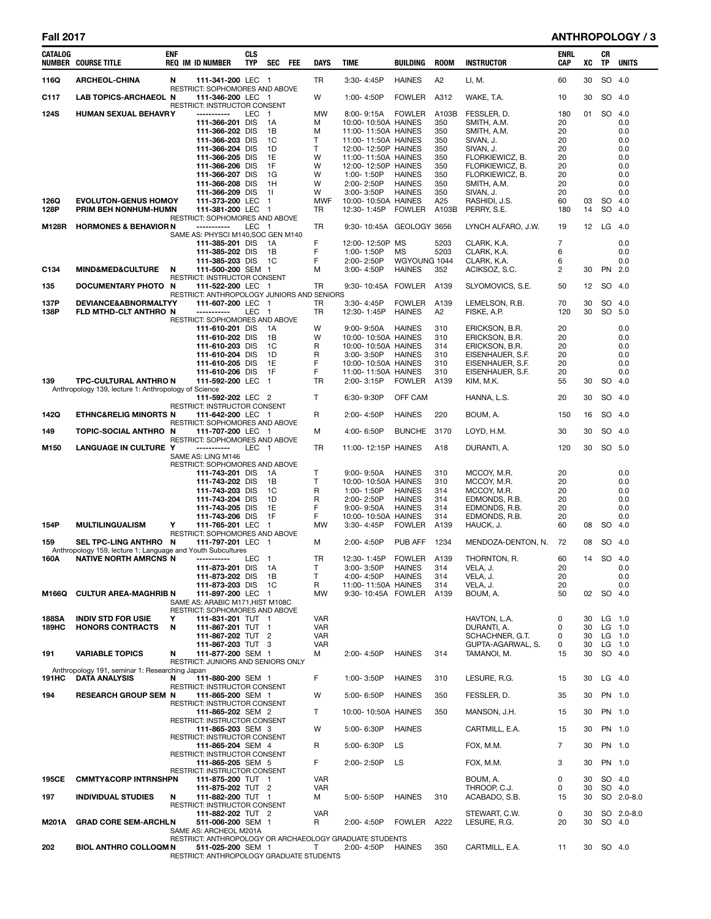## Fall 2017 — ANTHROPOLOGY

| CATALOG NUMBER | COURSE TITLE | ENF REQ | IM | ID NUMBER | CLS TYP | SEC | FEE | DAYS | TIME | BUILDING | ROOM | INSTRUCTOR | ENRL CAP | XC | CR TP | UNITS |
|---|---|---|---|---|---|---|---|---|---|---|---|---|---|---|---|---|
| 116Q | ARCHEOL-CHINA | N | | 111-341-200 | LEC | 1 | | TR | 3:30- 4:45P | HAINES | A2 | LI, M. | 60 | 30 | SO | 4.0 |
| | RESTRICT: SOPHOMORES AND ABOVE | | | | | | | | | | | | | | | |
| C117 | LAB TOPICS-ARCHAEOL | N | | 111-346-200 | LEC | 1 | | W | 1:00- 4:50P | FOWLER | A312 | WAKE, T.A. | 10 | 30 | SO | 4.0 |
| | RESTRICT: INSTRUCTOR CONSENT | | | | | | | | | | | | | | | |
| 124S | HUMAN SEXUAL BEHAVR | Y | | ----------- | LEC | 1 | | MW | 8:00- 9:15A | FOWLER | A103B | FESSLER, D. | 180 | 01 | SO | 4.0 |
| | | | | 111-366-201 | DIS | 1A | | M | 10:00- 10:50A | HAINES | 350 | SMITH, A.M. | 20 | | | 0.0 |
| | | | | 111-366-202 | DIS | 1B | | M | 11:00- 11:50A | HAINES | 350 | SMITH, A.M. | 20 | | | 0.0 |
| | | | | 111-366-203 | DIS | 1C | | T | 11:00- 11:50A | HAINES | 350 | SIVAN, J. | 20 | | | 0.0 |
| | | | | 111-366-204 | DIS | 1D | | T | 12:00- 12:50P | HAINES | 350 | SIVAN, J. | 20 | | | 0.0 |
| | | | | 111-366-205 | DIS | 1E | | W | 11:00- 11:50A | HAINES | 350 | FLORKIEWICZ, B. | 20 | | | 0.0 |
| | | | | 111-366-206 | DIS | 1F | | W | 12:00- 12:50P | HAINES | 350 | FLORKIEWICZ, B. | 20 | | | 0.0 |
| | | | | 111-366-207 | DIS | 1G | | W | 1:00- 1:50P | HAINES | 350 | FLORKIEWICZ, B. | 20 | | | 0.0 |
| | | | | 111-366-208 | DIS | 1H | | W | 2:00- 2:50P | HAINES | 350 | SMITH, A.M. | 20 | | | 0.0 |
| | | | | 111-366-209 | DIS | 1I | | W | 3:00- 3:50P | HAINES | 350 | SIVAN, J. | 20 | | | 0.0 |
| 126Q | EVOLUTON-GENUS HOMO | Y | | 111-373-200 | LEC | 1 | | MWF | 10:00- 10:50A | HAINES | A25 | RASHIDI, J.S. | 60 | 03 | SO | 4.0 |
| 128P | PRIM BEH NONHUM-HUM | N | | 111-381-200 | LEC | 1 | | TR | 12:30- 1:45P | FOWLER | A103B | PERRY, S.E. | 180 | 14 | SO | 4.0 |
| | RESTRICT: SOPHOMORES AND ABOVE | | | | | | | | | | | | | | | |
| M128R | HORMONES & BEHAVIOR | N | | ----------- | LEC | 1 | | TR | 9:30- 10:45A | GEOLOGY | 3656 | LYNCH ALFARO, J.W. | 19 | 12 | LG | 4.0 |
| | SAME AS: PHYSCI M140,SOC GEN M140 | | | | | | | | | | | | | | | |
| | | | | 111-385-201 | DIS | 1A | | F | 12:00- 12:50P | MS | 5203 | CLARK, K.A. | 7 | | | 0.0 |
| | | | | 111-385-202 | DIS | 1B | | F | 1:00- 1:50P | MS | 5203 | CLARK, K.A. | 6 | | | 0.0 |
| | | | | 111-385-203 | DIS | 1C | | F | 2:00- 2:50P | WGYOUNG | 1044 | CLARK, K.A. | 6 | | | 0.0 |
| C134 | MIND&MED&CULTURE | N | | 111-500-200 | SEM | 1 | | M | 3:00- 4:50P | HAINES | 352 | ACIKSOZ, S.C. | 2 | 30 | PN | 2.0 |
| | RESTRICT: INSTRUCTOR CONSENT | | | | | | | | | | | | | | | |
| 135 | DOCUMENTARY PHOTO | N | | 111-522-200 | LEC | 1 | | TR | 9:30- 10:45A | FOWLER | A139 | SLYOMOVICS, S.E. | 50 | 12 | SO | 4.0 |
| | RESTRICT: ANTHROPOLOGY JUNIORS AND SENIORS | | | | | | | | | | | | | | | |
| 137P | DEVIANCE&ABNORMALTY | Y | | 111-607-200 | LEC | 1 | | TR | 3:30- 4:45P | FOWLER | A139 | LEMELSON, R.B. | 70 | 30 | SO | 4.0 |
| 138P | FLD MTHD-CLT ANTHRO | N | | ----------- | LEC | 1 | | TR | 12:30- 1:45P | HAINES | A2 | FISKE, A.P. | 120 | 30 | SO | 5.0 |
| | RESTRICT: SOPHOMORES AND ABOVE | | | | | | | | | | | | | | | |
| | | | | 111-610-201 | DIS | 1A | | W | 9:00- 9:50A | HAINES | 310 | ERICKSON, B.R. | 20 | | | 0.0 |
| | | | | 111-610-202 | DIS | 1B | | W | 10:00- 10:50A | HAINES | 310 | ERICKSON, B.R. | 20 | | | 0.0 |
| | | | | 111-610-203 | DIS | 1C | | R | 10:00- 10:50A | HAINES | 314 | ERICKSON, B.R. | 20 | | | 0.0 |
| | | | | 111-610-204 | DIS | 1D | | R | 3:00- 3:50P | HAINES | 310 | EISENHAUER, S.F. | 20 | | | 0.0 |
| | | | | 111-610-205 | DIS | 1E | | F | 10:00- 10:50A | HAINES | 310 | EISENHAUER, S.F. | 20 | | | 0.0 |
| | | | | 111-610-206 | DIS | 1F | | F | 11:00- 11:50A | HAINES | 310 | EISENHAUER, S.F. | 20 | | | 0.0 |
| 139 | TPC-CULTURAL ANTHRO | N | | 111-592-200 | LEC | 1 | | TR | 2:00- 3:15P | FOWLER | A139 | KIM, M.K. | 55 | 30 | SO | 4.0 |
| | Anthropology 139, lecture 1: Anthropology of Science | | | | | | | | | | | | | | | |
| | | | | 111-592-202 | LEC | 2 | | T | 6:30- 9:30P | OFF CAM | | HANNA, L.S. | 20 | 30 | SO | 4.0 |
| | RESTRICT: INSTRUCTOR CONSENT | | | | | | | | | | | | | | | |
| 142Q | ETHNC&RELIG MINORTS | N | | 111-642-200 | LEC | 1 | | R | 2:00- 4:50P | HAINES | 220 | BOUM, A. | 150 | 16 | SO | 4.0 |
| | RESTRICT: SOPHOMORES AND ABOVE | | | | | | | | | | | | | | | |
| 149 | TOPIC-SOCIAL ANTHRO | N | | 111-707-200 | LEC | 1 | | M | 4:00- 6:50P | BUNCHE | 3170 | LOYD, H.M. | 30 | 30 | SO | 4.0 |
| | RESTRICT: SOPHOMORES AND ABOVE | | | | | | | | | | | | | | | |
| M150 | LANGUAGE IN CULTURE | Y | | ----------- | LEC | 1 | | TR | 11:00- 12:15P | HAINES | A18 | DURANTI, A. | 120 | 30 | SO | 5.0 |
| | SAME AS: LING M146 | | | | | | | | | | | | | | | |
| | RESTRICT: SOPHOMORES AND ABOVE | | | | | | | | | | | | | | | |
| | | | | 111-743-201 | DIS | 1A | | T | 9:00- 9:50A | HAINES | 310 | MCCOY, M.R. | 20 | | | 0.0 |
| | | | | 111-743-202 | DIS | 1B | | T | 10:00- 10:50A | HAINES | 310 | MCCOY, M.R. | 20 | | | 0.0 |
| | | | | 111-743-203 | DIS | 1C | | R | 1:00- 1:50P | HAINES | 314 | MCCOY, M.R. | 20 | | | 0.0 |
| | | | | 111-743-204 | DIS | 1D | | R | 2:00- 2:50P | HAINES | 314 | EDMONDS, R.B. | 20 | | | 0.0 |
| | | | | 111-743-205 | DIS | 1E | | F | 9:00- 9:50A | HAINES | 314 | EDMONDS, R.B. | 20 | | | 0.0 |
| | | | | 111-743-206 | DIS | 1F | | F | 10:00- 10:50A | HAINES | 314 | EDMONDS, R.B. | 20 | | | 0.0 |
| 154P | MULTILINGUALISM | Y | | 111-765-201 | LEC | 1 | | MW | 3:30- 4:45P | FOWLER | A139 | HAUCK, J. | 60 | 08 | SO | 4.0 |
| | RESTRICT: SOPHOMORES AND ABOVE | | | | | | | | | | | | | | | |
| 159 | SEL TPC-LING ANTHRO | N | | 111-797-201 | LEC | 1 | | M | 2:00- 4:50P | PUB AFF | 1234 | MENDOZA-DENTON, N. | 72 | 08 | SO | 4.0 |
| | Anthropology 159, lecture 1: Language and Youth Subcultures | | | | | | | | | | | | | | | |
| 160A | NATIVE NORTH AMRCNS | N | | ----------- | LEC | 1 | | TR | 12:30- 1:45P | FOWLER | A139 | THORNTON, R. | 60 | 14 | SO | 4.0 |
| | | | | 111-873-201 | DIS | 1A | | T | 3:00- 3:50P | HAINES | 314 | VELA, J. | 20 | | | 0.0 |
| | | | | 111-873-202 | DIS | 1B | | T | 4:00- 4:50P | HAINES | 314 | VELA, J. | 20 | | | 0.0 |
| | | | | 111-873-203 | DIS | 1C | | R | 11:00- 11:50A | HAINES | 314 | VELA, J. | 20 | | | 0.0 |
| M166Q | CULTUR AREA-MAGHRIB | N | | 111-897-200 | LEC | 1 | | MW | 9:30- 10:45A | FOWLER | A139 | BOUM, A. | 50 | 02 | SO | 4.0 |
| | SAME AS: ARABIC M171,HIST M108C | | | | | | | | | | | | | | | |
| | RESTRICT: SOPHOMORES AND ABOVE | | | | | | | | | | | | | | | |
| 188SA | INDIV STD FOR USIE | Y | | 111-831-201 | TUT | 1 | | VAR | | | | HAVTON, L.A. | 0 | 30 | LG | 1.0 |
| 189HC | HONORS CONTRACTS | N | | 111-867-201 | TUT | 1 | | VAR | | | | DURANTI, A. | 0 | 30 | LG | 1.0 |
| | | | | 111-867-202 | TUT | 2 | | VAR | | | | SCHACHNER, G.T. | 0 | 30 | LG | 1.0 |
| | | | | 111-867-203 | TUT | 3 | | VAR | | | | GUPTA-AGARWAL, S. | 0 | 30 | LG | 1.0 |
| 191 | VARIABLE TOPICS | N | | 111-877-200 | SEM | 1 | | M | 2:00- 4:50P | HAINES | 314 | TAMANOI, M. | 15 | 30 | SO | 4.0 |
| | RESTRICT: JUNIORS AND SENIORS ONLY | | | | | | | | | | | | | | | |
| | Anthropology 191, seminar 1: Researching Japan | | | | | | | | | | | | | | | |
| 191HC | DATA ANALYSIS | N | | 111-880-200 | SEM | 1 | | F | 1:00- 3:50P | HAINES | 310 | LESURE, R.G. | 15 | 30 | LG | 4.0 |
| | RESTRICT: INSTRUCTOR CONSENT | | | | | | | | | | | | | | | |
| 194 | RESEARCH GROUP SEM | N | | 111-865-200 | SEM | 1 | | W | 5:00- 6:50P | HAINES | 350 | FESSLER, D. | 35 | 30 | PN | 1.0 |
| | RESTRICT: INSTRUCTOR CONSENT | | | | | | | | | | | | | | | |
| | | | | 111-865-202 | SEM | 2 | | T | 10:00- 10:50A | HAINES | 350 | MANSON, J.H. | 15 | 30 | PN | 1.0 |
| | RESTRICT: INSTRUCTOR CONSENT | | | | | | | | | | | | | | | |
| | | | | 111-865-203 | SEM | 3 | | W | 5:00- 6:30P | HAINES | | CARTMILL, E.A. | 15 | 30 | PN | 1.0 |
| | RESTRICT: INSTRUCTOR CONSENT | | | | | | | | | | | | | | | |
| | | | | 111-865-204 | SEM | 4 | | R | 5:00- 6:30P | LS | | FOX, M.M. | 7 | 30 | PN | 1.0 |
| | RESTRICT: INSTRUCTOR CONSENT | | | | | | | | | | | | | | | |
| | | | | 111-865-205 | SEM | 5 | | F | 2:00- 2:50P | LS | | FOX, M.M. | 3 | 30 | PN | 1.0 |
| | RESTRICT: INSTRUCTOR CONSENT | | | | | | | | | | | | | | | |
| 195CE | CMMTY&CORP INTRNSHP | N | | 111-875-200 | TUT | 1 | | VAR | | | | BOUM, A. | 0 | 30 | SO | 4.0 |
| | | | | 111-875-202 | TUT | 2 | | VAR | | | | THROOP, C.J. | 0 | 30 | SO | 4.0 |
| 197 | INDIVIDUAL STUDIES | N | | 111-882-200 | TUT | 1 | | M | 5:00- 5:50P | HAINES | 310 | ACABADO, S.B. | 15 | 30 | SO | 2.0-8.0 |
| | RESTRICT: INSTRUCTOR CONSENT | | | | | | | | | | | | | | | |
| | | | | 111-882-202 | TUT | 2 | | VAR | | | | STEWART, C.W. | 0 | 30 | SO | 2.0-8.0 |
| M201A | GRAD CORE SEM-ARCHL | N | | 511-006-200 | SEM | 1 | | R | 2:00- 4:50P | FOWLER | A222 | LESURE, R.G. | 20 | 30 | SO | 4.0 |
| | SAME AS: ARCHEOL M201A | | | | | | | | | | | | | | | |
| | RESTRICT: ANTHROPOLOGY OR ARCHAEOLOGY GRADUATE STUDENTS | | | | | | | | | | | | | | | |
| 202 | BIOL ANTHRO COLLOQM | N | | 511-025-200 | SEM | 1 | | T | 2:00- 4:50P | HAINES | 350 | CARTMILL, E.A. | 11 | 30 | SO | 4.0 |
| | RESTRICT: ANTHROPOLOGY GRADUATE STUDENTS | | | | | | | | | | | | | | | |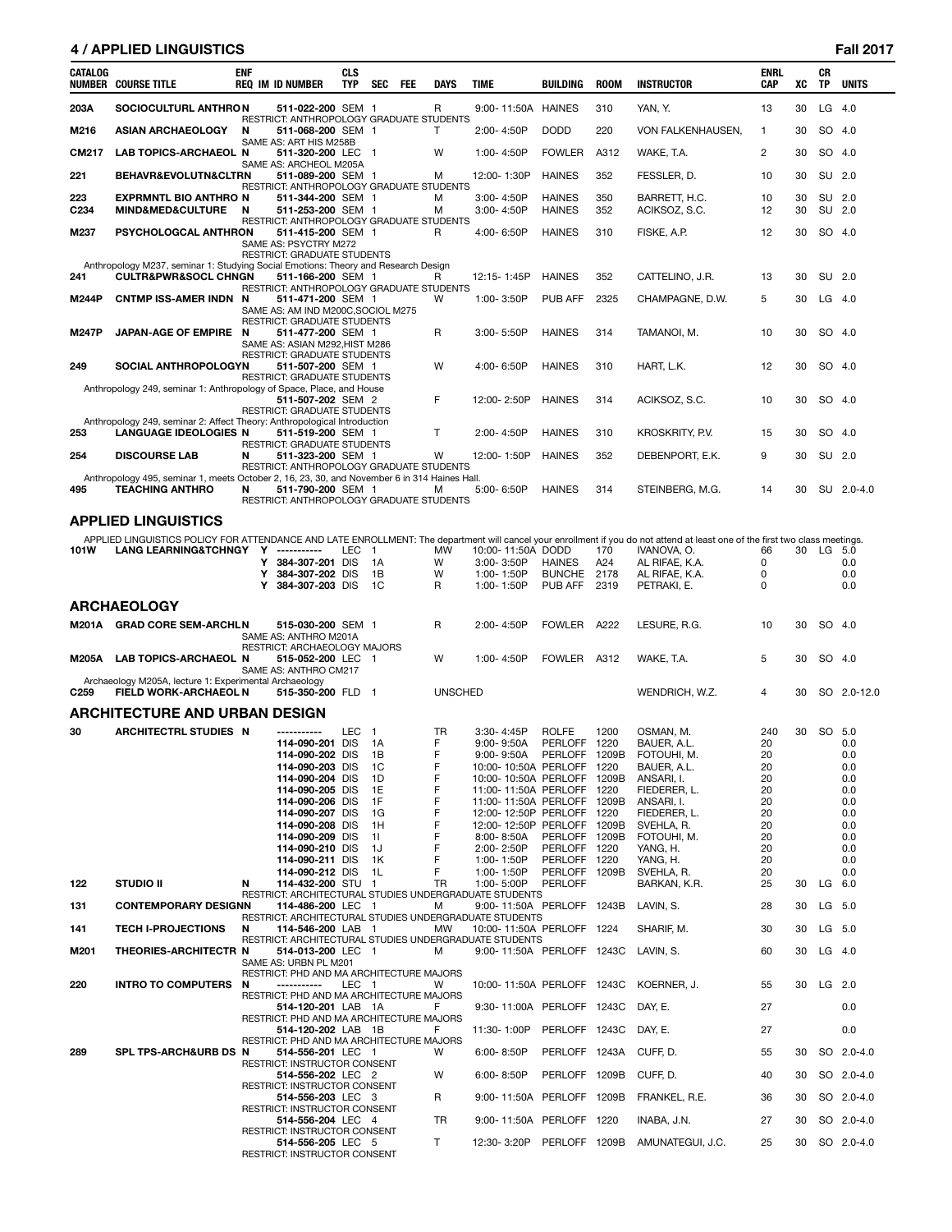## 4 / APPLIED LINGUISTICS — Fall 2017

| CATALOG NUMBER | COURSE TITLE | ENF REQ | IM | ID NUMBER | CLS TYP | SEC | FEE | DAYS | TIME | BUILDING | ROOM | INSTRUCTOR | ENRL CAP | XC | CR TP | UNITS |
|---|---|---|---|---|---|---|---|---|---|---|---|---|---|---|---|---|
| 203A | SOCIOCULTURL ANTHRO | N | | 511-022-200 | SEM | 1 | | R | 9:00- 11:50A | HAINES | 310 | YAN, Y. | 13 | 30 | LG | 4.0 |
| | RESTRICT: ANTHROPOLOGY GRADUATE STUDENTS | | | | | | | | | | | | | | | |
| M216 | ASIAN ARCHAEOLOGY | N | | 511-068-200 | SEM | 1 | | T | 2:00- 4:50P | DODD | 220 | VON FALKENHAUSEN, | 1 | 30 | SO | 4.0 |
| | SAME AS: ART HIS M258B | | | | | | | | | | | | | | | |
| CM217 | LAB TOPICS-ARCHAEOL | N | | 511-320-200 | LEC | 1 | | W | 1:00- 4:50P | FOWLER | A312 | WAKE, T.A. | 2 | 30 | SO | 4.0 |
| | SAME AS: ARCHEOL M205A | | | | | | | | | | | | | | | |
| 221 | BEHAVR&EVOLUTN&CLTR | N | | 511-089-200 | SEM | 1 | | M | 12:00- 1:30P | HAINES | 352 | FESSLER, D. | 10 | 30 | SU | 2.0 |
| | RESTRICT: ANTHROPOLOGY GRADUATE STUDENTS | | | | | | | | | | | | | | | |
| 223 | EXPRMNTL BIO ANTHRO | N | | 511-344-200 | SEM | 1 | | M | 3:00- 4:50P | HAINES | 350 | BARRETT, H.C. | 10 | 30 | SU | 2.0 |
| C234 | MIND&MED&CULTURE | N | | 511-253-200 | SEM | 1 | | M | 3:00- 4:50P | HAINES | 352 | ACIKSOZ, S.C. | 12 | 30 | SU | 2.0 |
| | RESTRICT: ANTHROPOLOGY GRADUATE STUDENTS | | | | | | | | | | | | | | | |
| M237 | PSYCHOLOGCAL ANTHRO | N | | 511-415-200 | SEM | 1 | | R | 4:00- 6:50P | HAINES | 310 | FISKE, A.P. | 12 | 30 | SO | 4.0 |
| | SAME AS: PSYCTRY M272 | | | | | | | | | | | | | | | |
| | RESTRICT: GRADUATE STUDENTS | | | | | | | | | | | | | | | |
| | Anthropology M237, seminar 1: Studying Social Emotions: Theory and Research Design | | | | | | | | | | | | | | | |
| 241 | CULTR&PWR&SOCL CHNG | N | | 511-166-200 | SEM | 1 | | R | 12:15- 1:45P | HAINES | 352 | CATTELINO, J.R. | 13 | 30 | SU | 2.0 |
| | RESTRICT: ANTHROPOLOGY GRADUATE STUDENTS | | | | | | | | | | | | | | | |
| M244P | CNTMP ISS-AMER INDN | N | | 511-471-200 | SEM | 1 | | W | 1:00- 3:50P | PUB AFF | 2325 | CHAMPAGNE, D.W. | 5 | 30 | LG | 4.0 |
| | SAME AS: AM IND M200C,SOCIOL M275 | | | | | | | | | | | | | | | |
| | RESTRICT: GRADUATE STUDENTS | | | | | | | | | | | | | | | |
| M247P | JAPAN-AGE OF EMPIRE | N | | 511-477-200 | SEM | 1 | | R | 3:00- 5:50P | HAINES | 314 | TAMANOI, M. | 10 | 30 | SO | 4.0 |
| | SAME AS: ASIAN M292,HIST M286 | | | | | | | | | | | | | | | |
| | RESTRICT: GRADUATE STUDENTS | | | | | | | | | | | | | | | |
| 249 | SOCIAL ANTHROPOLOGY | N | | 511-507-200 | SEM | 1 | | W | 4:00- 6:50P | HAINES | 310 | HART, L.K. | 12 | 30 | SO | 4.0 |
| | RESTRICT: GRADUATE STUDENTS | | | | | | | | | | | | | | | |
| | Anthropology 249, seminar 1: Anthropology of Space, Place, and House | | | | | | | | | | | | | | | |
| | | | | 511-507-202 | SEM | 2 | | F | 12:00- 2:50P | HAINES | 314 | ACIKSOZ, S.C. | 10 | 30 | SO | 4.0 |
| | RESTRICT: GRADUATE STUDENTS | | | | | | | | | | | | | | | |
| | Anthropology 249, seminar 2: Affect Theory: Anthropological Introduction | | | | | | | | | | | | | | | |
| 253 | LANGUAGE IDEOLOGIES | N | | 511-519-200 | SEM | 1 | | T | 2:00- 4:50P | HAINES | 310 | KROSKRITY, P.V. | 15 | 30 | SO | 4.0 |
| | RESTRICT: GRADUATE STUDENTS | | | | | | | | | | | | | | | |
| 254 | DISCOURSE LAB | N | | 511-323-200 | SEM | 1 | | W | 12:00- 1:50P | HAINES | 352 | DEBENPORT, E.K. | 9 | 30 | SU | 2.0 |
| | RESTRICT: ANTHROPOLOGY GRADUATE STUDENTS | | | | | | | | | | | | | | | |
| | Anthropology 495, seminar 1, meets October 2, 16, 23, 30, and November 6 in 314 Haines Hall. | | | | | | | | | | | | | | | |
| 495 | TEACHING ANTHRO | N | | 511-790-200 | SEM | 1 | | M | 5:00- 6:50P | HAINES | 314 | STEINBERG, M.G. | 14 | 30 | SU | 2.0-4.0 |
| | RESTRICT: ANTHROPOLOGY GRADUATE STUDENTS | | | | | | | | | | | | | | | |

## APPLIED LINGUISTICS

APPLIED LINGUISTICS POLICY FOR ATTENDANCE AND LATE ENROLLMENT: The department will cancel your enrollment if you do not attend at least one of the first two class meetings.

| CATALOG NUMBER | COURSE TITLE | ENF REQ | IM | ID NUMBER | CLS TYP | SEC | FEE | DAYS | TIME | BUILDING | ROOM | INSTRUCTOR | ENRL CAP | XC | CR TP | UNITS |
|---|---|---|---|---|---|---|---|---|---|---|---|---|---|---|---|---|
| 101W | LANG LEARNING&TCHNGY | Y | | ----------- | LEC | 1 | | MW | 10:00- 11:50A | DODD | 170 | IVANOVA, O. | 66 | 30 | LG | 5.0 |
| | | Y | | 384-307-201 | DIS | 1A | | W | 3:00- 3:50P | HAINES | A24 | AL RIFAE, K.A. | 0 | | | 0.0 |
| | | Y | | 384-307-202 | DIS | 1B | | W | 1:00- 1:50P | BUNCHE | 2178 | AL RIFAE, K.A. | 0 | | | 0.0 |
| | | Y | | 384-307-203 | DIS | 1C | | R | 1:00- 1:50P | PUB AFF | 2319 | PETRAKI, E. | 0 | | | 0.0 |

## ARCHAEOLOGY

| CATALOG NUMBER | COURSE TITLE | ENF REQ | IM | ID NUMBER | CLS TYP | SEC | FEE | DAYS | TIME | BUILDING | ROOM | INSTRUCTOR | ENRL CAP | XC | CR TP | UNITS |
|---|---|---|---|---|---|---|---|---|---|---|---|---|---|---|---|---|
| M201A | GRAD CORE SEM-ARCHL | N | | 515-030-200 | SEM | 1 | | R | 2:00- 4:50P | FOWLER | A222 | LESURE, R.G. | 10 | 30 | SO | 4.0 |
| | SAME AS: ANTHRO M201A | | | | | | | | | | | | | | | |
| | RESTRICT: ARCHAEOLOGY MAJORS | | | | | | | | | | | | | | | |
| M205A | LAB TOPICS-ARCHAEOL | N | | 515-052-200 | LEC | 1 | | W | 1:00- 4:50P | FOWLER | A312 | WAKE, T.A. | 5 | 30 | SO | 4.0 |
| | SAME AS: ANTHRO CM217 | | | | | | | | | | | | | | | |
| | Archaeology M205A, lecture 1: Experimental Archaeology | | | | | | | | | | | | | | | |
| C259 | FIELD WORK-ARCHAEOL | N | | 515-350-200 | FLD | 1 | | UNSCHED | | | | WENDRICH, W.Z. | 4 | 30 | SO | 2.0-12.0 |

## ARCHITECTURE AND URBAN DESIGN

| CATALOG NUMBER | COURSE TITLE | ENF REQ | IM | ID NUMBER | CLS TYP | SEC | FEE | DAYS | TIME | BUILDING | ROOM | INSTRUCTOR | ENRL CAP | XC | CR TP | UNITS |
|---|---|---|---|---|---|---|---|---|---|---|---|---|---|---|---|---|
| 30 | ARCHITECTRL STUDIES | N | | ----------- | LEC | 1 | | TR | 3:30- 4:45P | ROLFE | 1200 | OSMAN, M. | 240 | 30 | SO | 5.0 |
| | | | | 114-090-201 | DIS | 1A | | F | 9:00- 9:50A | PERLOFF | 1220 | BAUER, A.L. | 20 | | | 0.0 |
| | | | | 114-090-202 | DIS | 1B | | F | 9:00- 9:50A | PERLOFF | 1209B | FOTOUHI, M. | 20 | | | 0.0 |
| | | | | 114-090-203 | DIS | 1C | | F | 10:00- 10:50A | PERLOFF | 1220 | BAUER, A.L. | 20 | | | 0.0 |
| | | | | 114-090-204 | DIS | 1D | | F | 10:00- 10:50A | PERLOFF | 1209B | ANSARI, I. | 20 | | | 0.0 |
| | | | | 114-090-205 | DIS | 1E | | F | 11:00- 11:50A | PERLOFF | 1220 | FIEDERER, L. | 20 | | | 0.0 |
| | | | | 114-090-206 | DIS | 1F | | F | 11:00- 11:50A | PERLOFF | 1209B | ANSARI, I. | 20 | | | 0.0 |
| | | | | 114-090-207 | DIS | 1G | | F | 12:00- 12:50P | PERLOFF | 1220 | FIEDERER, L. | 20 | | | 0.0 |
| | | | | 114-090-208 | DIS | 1H | | F | 12:00- 12:50P | PERLOFF | 1209B | SVEHLA, R. | 20 | | | 0.0 |
| | | | | 114-090-209 | DIS | 1I | | F | 8:00- 8:50A | PERLOFF | 1209B | FOTOUHI, M. | 20 | | | 0.0 |
| | | | | 114-090-210 | DIS | 1J | | F | 2:00- 2:50P | PERLOFF | 1220 | YANG, H. | 20 | | | 0.0 |
| | | | | 114-090-211 | DIS | 1K | | F | 1:00- 1:50P | PERLOFF | 1220 | YANG, H. | 20 | | | 0.0 |
| | | | | 114-090-212 | DIS | 1L | | F | 1:00- 1:50P | PERLOFF | 1209B | SVEHLA, R. | 20 | | | 0.0 |
| 122 | STUDIO II | N | | 114-432-200 | STU | 1 | | TR | 1:00- 5:00P | PERLOFF | | BARKAN, K.R. | 25 | 30 | LG | 6.0 |
| | RESTRICT: ARCHITECTURAL STUDIES UNDERGRADUATE STUDENTS | | | | | | | | | | | | | | | |
| 131 | CONTEMPORARY DESIGN | N | | 114-486-200 | LEC | 1 | | M | 9:00- 11:50A | PERLOFF | 1243B | LAVIN, S. | 28 | 30 | LG | 5.0 |
| | RESTRICT: ARCHITECTURAL STUDIES UNDERGRADUATE STUDENTS | | | | | | | | | | | | | | | |
| 141 | TECH I-PROJECTIONS | N | | 114-546-200 | LAB | 1 | | MW | 10:00- 11:50A | PERLOFF | 1224 | SHARIF, M. | 30 | 30 | LG | 5.0 |
| | RESTRICT: ARCHITECTURAL STUDIES UNDERGRADUATE STUDENTS | | | | | | | | | | | | | | | |
| M201 | THEORIES-ARCHITECTR | N | | 514-013-200 | LEC | 1 | | M | 9:00- 11:50A | PERLOFF | 1243C | LAVIN, S. | 60 | 30 | LG | 4.0 |
| | SAME AS: URBN PL M201 | | | | | | | | | | | | | | | |
| | RESTRICT: PHD AND MA ARCHITECTURE MAJORS | | | | | | | | | | | | | | | |
| 220 | INTRO TO COMPUTERS | N | | ----------- | LEC | 1 | | W | 10:00- 11:50A | PERLOFF | 1243C | KOERNER, J. | 55 | 30 | LG | 2.0 |
| | RESTRICT: PHD AND MA ARCHITECTURE MAJORS | | | | | | | | | | | | | | | |
| | | | | 514-120-201 | LAB | 1A | | F | 9:30- 11:00A | PERLOFF | 1243C | DAY, E. | 27 | | | 0.0 |
| | RESTRICT: PHD AND MA ARCHITECTURE MAJORS | | | | | | | | | | | | | | | |
| | | | | 514-120-202 | LAB | 1B | | F | 11:30- 1:00P | PERLOFF | 1243C | DAY, E. | 27 | | | 0.0 |
| | RESTRICT: PHD AND MA ARCHITECTURE MAJORS | | | | | | | | | | | | | | | |
| 289 | SPL TPS-ARCH&URB DS | N | | 514-556-201 | LEC | 1 | | W | 6:00- 8:50P | PERLOFF | 1243A | CUFF, D. | 55 | 30 | SO | 2.0-4.0 |
| | RESTRICT: INSTRUCTOR CONSENT | | | | | | | | | | | | | | | |
| | | | | 514-556-202 | LEC | 2 | | W | 6:00- 8:50P | PERLOFF | 1209B | CUFF, D. | 40 | 30 | SO | 2.0-4.0 |
| | RESTRICT: INSTRUCTOR CONSENT | | | | | | | | | | | | | | | |
| | | | | 514-556-203 | LEC | 3 | | R | 9:00- 11:50A | PERLOFF | 1209B | FRANKEL, R.E. | 36 | 30 | SO | 2.0-4.0 |
| | RESTRICT: INSTRUCTOR CONSENT | | | | | | | | | | | | | | | |
| | | | | 514-556-204 | LEC | 4 | | TR | 9:00- 11:50A | PERLOFF | 1220 | INABA, J.N. | 27 | 30 | SO | 2.0-4.0 |
| | RESTRICT: INSTRUCTOR CONSENT | | | | | | | | | | | | | | | |
| | | | | 514-556-205 | LEC | 5 | | T | 12:30- 3:20P | PERLOFF | 1209B | AMUNATEGUI, J.C. | 25 | 30 | SO | 2.0-4.0 |
| | RESTRICT: INSTRUCTOR CONSENT | | | | | | | | | | | | | | | |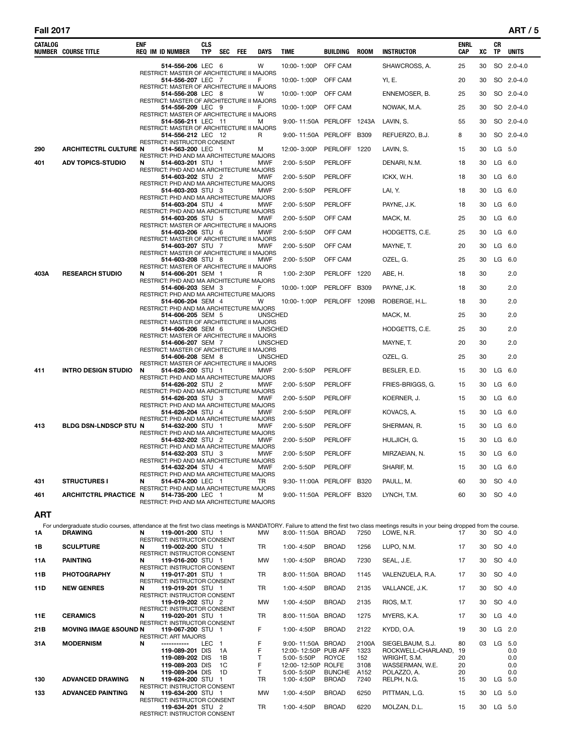| CATALOG NUMBER | COURSE TITLE | ENF REQ | IM ID NUMBER | CLS TYP | SEC | FEE | DAYS | TIME | BUILDING | ROOM | INSTRUCTOR | ENRL CAP | XC | CR TP | UNITS |
|---|---|---|---|---|---|---|---|---|---|---|---|---|---|---|---|
| | | | 514-556-206 | LEC | 6 | | W | 10:00- 1:00P | OFF CAM | | SHAWCROSS, A. | 25 | 30 | SO | 2.0-4.0 |
| | RESTRICT: MASTER OF ARCHITECTURE II MAJORS | | | | | | | | | | | | | | |
| | | | 514-556-207 | LEC | 7 | | F | 10:00- 1:00P | OFF CAM | | YI, E. | 20 | 30 | SO | 2.0-4.0 |
| | RESTRICT: MASTER OF ARCHITECTURE II MAJORS | | | | | | | | | | | | | | |
| | | | 514-556-208 | LEC | 8 | | W | 10:00- 1:00P | OFF CAM | | ENNEMOSER, B. | 25 | 30 | SO | 2.0-4.0 |
| | RESTRICT: MASTER OF ARCHITECTURE II MAJORS | | | | | | | | | | | | | | |
| | | | 514-556-209 | LEC | 9 | | F | 10:00- 1:00P | OFF CAM | | NOWAK, M.A. | 25 | 30 | SO | 2.0-4.0 |
| | RESTRICT: MASTER OF ARCHITECTURE II MAJORS | | | | | | | | | | | | | | |
| | | | 514-556-211 | LEC | 11 | | M | 9:00- 11:50A | PERLOFF | 1243A | LAVIN, S. | 55 | 30 | SO | 2.0-4.0 |
| | RESTRICT: MASTER OF ARCHITECTURE II MAJORS | | | | | | | | | | | | | | |
| | | | 514-556-212 | LEC | 12 | | R | 9:00- 11:50A | PERLOFF | B309 | REFUERZO, B.J. | 8 | 30 | SO | 2.0-4.0 |
| | RESTRICT: INSTRUCTOR CONSENT | | | | | | | | | | | | | | |
| 290 | ARCHITECTRL CULTURE | N | 514-563-200 | LEC | 1 | | M | 12:00- 3:00P | PERLOFF | 1220 | LAVIN, S. | 15 | 30 | LG | 5.0 |
| | RESTRICT: PHD AND MA ARCHITECTURE MAJORS | | | | | | | | | | | | | | |
| 401 | ADV TOPICS-STUDIO | N | 514-603-201 | STU | 1 | | MWF | 2:00- 5:50P | PERLOFF | | DENARI, N.M. | 18 | 30 | LG | 6.0 |
| | RESTRICT: PHD AND MA ARCHITECTURE MAJORS | | | | | | | | | | | | | | |
| | | | 514-603-202 | STU | 2 | | MWF | 2:00- 5:50P | PERLOFF | | ICKX, W.H. | 18 | 30 | LG | 6.0 |
| | RESTRICT: PHD AND MA ARCHITECTURE MAJORS | | | | | | | | | | | | | | |
| | | | 514-603-203 | STU | 3 | | MWF | 2:00- 5:50P | PERLOFF | | LAI, Y. | 18 | 30 | LG | 6.0 |
| | RESTRICT: PHD AND MA ARCHITECTURE MAJORS | | | | | | | | | | | | | | |
| | | | 514-603-204 | STU | 4 | | MWF | 2:00- 5:50P | PERLOFF | | PAYNE, J.K. | 18 | 30 | LG | 6.0 |
| | RESTRICT: PHD AND MA ARCHITECTURE MAJORS | | | | | | | | | | | | | | |
| | | | 514-603-205 | STU | 5 | | MWF | 2:00- 5:50P | OFF CAM | | MACK, M. | 25 | 30 | LG | 6.0 |
| | RESTRICT: MASTER OF ARCHITECTURE II MAJORS | | | | | | | | | | | | | | |
| | | | 514-603-206 | STU | 6 | | MWF | 2:00- 5:50P | OFF CAM | | HODGETTS, C.E. | 25 | 30 | LG | 6.0 |
| | RESTRICT: MASTER OF ARCHITECTURE II MAJORS | | | | | | | | | | | | | | |
| | | | 514-603-207 | STU | 7 | | MWF | 2:00- 5:50P | OFF CAM | | MAYNE, T. | 20 | 30 | LG | 6.0 |
| | RESTRICT: MASTER OF ARCHITECTURE II MAJORS | | | | | | | | | | | | | | |
| | | | 514-603-208 | STU | 8 | | MWF | 2:00- 5:50P | OFF CAM | | OZEL, G. | 25 | 30 | LG | 6.0 |
| | RESTRICT: MASTER OF ARCHITECTURE II MAJORS | | | | | | | | | | | | | | |
| 403A | RESEARCH STUDIO | N | 514-606-201 | SEM | 1 | | R | 1:00- 2:30P | PERLOFF | 1220 | ABE, H. | 18 | 30 | | 2.0 |
| | RESTRICT: PHD AND MA ARCHITECTURE MAJORS | | | | | | | | | | | | | | |
| | | | 514-606-203 | SEM | 3 | | F | 10:00- 1:00P | PERLOFF | B309 | PAYNE, J.K. | 18 | 30 | | 2.0 |
| | RESTRICT: PHD AND MA ARCHITECTURE MAJORS | | | | | | | | | | | | | | |
| | | | 514-606-204 | SEM | 4 | | W | 10:00- 1:00P | PERLOFF | 1209B | ROBERGE, H.L. | 18 | 30 | | 2.0 |
| | RESTRICT: PHD AND MA ARCHITECTURE MAJORS | | | | | | | | | | | | | | |
| | | | 514-606-205 | SEM | 5 | | UNSCHED | | | | MACK, M. | 25 | 30 | | 2.0 |
| | RESTRICT: MASTER OF ARCHITECTURE II MAJORS | | | | | | | | | | | | | | |
| | | | 514-606-206 | SEM | 6 | | UNSCHED | | | | HODGETTS, C.E. | 25 | 30 | | 2.0 |
| | RESTRICT: MASTER OF ARCHITECTURE II MAJORS | | | | | | | | | | | | | | |
| | | | 514-606-207 | SEM | 7 | | UNSCHED | | | | MAYNE, T. | 20 | 30 | | 2.0 |
| | RESTRICT: MASTER OF ARCHITECTURE II MAJORS | | | | | | | | | | | | | | |
| | | | 514-606-208 | SEM | 8 | | UNSCHED | | | | OZEL, G. | 25 | 30 | | 2.0 |
| | RESTRICT: MASTER OF ARCHITECTURE II MAJORS | | | | | | | | | | | | | | |
| 411 | INTRO DESIGN STUDIO | N | 514-626-200 | STU | 1 | | MWF | 2:00- 5:50P | PERLOFF | | BESLER, E.D. | 15 | 30 | LG | 6.0 |
| | RESTRICT: PHD AND MA ARCHITECTURE MAJORS | | | | | | | | | | | | | | |
| | | | 514-626-202 | STU | 2 | | MWF | 2:00- 5:50P | PERLOFF | | FRIES-BRIGGS, G. | 15 | 30 | LG | 6.0 |
| | RESTRICT: PHD AND MA ARCHITECTURE MAJORS | | | | | | | | | | | | | | |
| | | | 514-626-203 | STU | 3 | | MWF | 2:00- 5:50P | PERLOFF | | KOERNER, J. | 15 | 30 | LG | 6.0 |
| | RESTRICT: PHD AND MA ARCHITECTURE MAJORS | | | | | | | | | | | | | | |
| | | | 514-626-204 | STU | 4 | | MWF | 2:00- 5:50P | PERLOFF | | KOVACS, A. | 15 | 30 | LG | 6.0 |
| | RESTRICT: PHD AND MA ARCHITECTURE MAJORS | | | | | | | | | | | | | | |
| 413 | BLDG DSN-LNDSCP STU | N | 514-632-200 | STU | 1 | | MWF | 2:00- 5:50P | PERLOFF | | SHERMAN, R. | 15 | 30 | LG | 6.0 |
| | RESTRICT: PHD AND MA ARCHITECTURE MAJORS | | | | | | | | | | | | | | |
| | | | 514-632-202 | STU | 2 | | MWF | 2:00- 5:50P | PERLOFF | | HULJICH, G. | 15 | 30 | LG | 6.0 |
| | RESTRICT: PHD AND MA ARCHITECTURE MAJORS | | | | | | | | | | | | | | |
| | | | 514-632-203 | STU | 3 | | MWF | 2:00- 5:50P | PERLOFF | | MIRZAEIAN, N. | 15 | 30 | LG | 6.0 |
| | RESTRICT: PHD AND MA ARCHITECTURE MAJORS | | | | | | | | | | | | | | |
| | | | 514-632-204 | STU | 4 | | MWF | 2:00- 5:50P | PERLOFF | | SHARIF, M. | 15 | 30 | LG | 6.0 |
| | RESTRICT: PHD AND MA ARCHITECTURE MAJORS | | | | | | | | | | | | | | |
| 431 | STRUCTURES I | N | 514-674-200 | LEC | 1 | | TR | 9:30- 11:00A | PERLOFF | B320 | PAULL, M. | 60 | 30 | SO | 4.0 |
| | RESTRICT: PHD AND MA ARCHITECTURE MAJORS | | | | | | | | | | | | | | |
| 461 | ARCHITCTRL PRACTICE | N | 514-735-200 | LEC | 1 | | M | 9:00- 11:50A | PERLOFF | B320 | LYNCH, T.M. | 60 | 30 | SO | 4.0 |
| | RESTRICT: PHD AND MA ARCHITECTURE MAJORS | | | | | | | | | | | | | | |

## ART

For undergraduate studio courses, attendance at the first two class meetings is MANDATORY. Failure to attend the first two class meetings results in your being dropped from the course.

| CATALOG NUMBER | COURSE TITLE | ENF REQ | IM ID NUMBER | CLS TYP | SEC | FEE | DAYS | TIME | BUILDING | ROOM | INSTRUCTOR | ENRL CAP | XC | CR TP | UNITS |
|---|---|---|---|---|---|---|---|---|---|---|---|---|---|---|---|
| 1A | DRAWING | N | 119-001-200 | STU | 1 | | MW | 8:00- 11:50A | BROAD | 7250 | LOWE, N.R. | 17 | 30 | SO | 4.0 |
| | RESTRICT: INSTRUCTOR CONSENT | | | | | | | | | | | | | | |
| 1B | SCULPTURE | N | 119-002-200 | STU | 1 | | TR | 1:00- 4:50P | BROAD | 1256 | LUPO, N.M. | 17 | 30 | SO | 4.0 |
| | RESTRICT: INSTRUCTOR CONSENT | | | | | | | | | | | | | | |
| 11A | PAINTING | N | 119-016-200 | STU | 1 | | MW | 1:00- 4:50P | BROAD | 7230 | SEAL, J.E. | 17 | 30 | SO | 4.0 |
| | RESTRICT: INSTRUCTOR CONSENT | | | | | | | | | | | | | | |
| 11B | PHOTOGRAPHY | N | 119-017-201 | STU | 1 | | TR | 8:00- 11:50A | BROAD | 1145 | VALENZUELA, R.A. | 17 | 30 | SO | 4.0 |
| | RESTRICT: INSTRUCTOR CONSENT | | | | | | | | | | | | | | |
| 11D | NEW GENRES | N | 119-019-201 | STU | 1 | | TR | 1:00- 4:50P | BROAD | 2135 | VALLANCE, J.K. | 17 | 30 | SO | 4.0 |
| | RESTRICT: INSTRUCTOR CONSENT | | | | | | | | | | | | | | |
| | | | 119-019-202 | STU | 2 | | MW | 1:00- 4:50P | BROAD | 2135 | RIOS, M.T. | 17 | 30 | SO | 4.0 |
| | RESTRICT: INSTRUCTOR CONSENT | | | | | | | | | | | | | | |
| 11E | CERAMICS | N | 119-020-201 | STU | 1 | | TR | 8:00- 11:50A | BROAD | 1275 | MYERS, K.A. | 17 | 30 | LG | 4.0 |
| | RESTRICT: INSTRUCTOR CONSENT | | | | | | | | | | | | | | |
| 21B | MOVING IMAGE &SOUND | N | 119-067-200 | STU | 1 | | F | 1:00- 4:50P | BROAD | 2122 | KYDD, O.A. | 19 | 30 | LG | 2.0 |
| | RESTRICT: ART MAJORS | | | | | | | | | | | | | | |
| 31A | MODERNISM | N | ----------- | LEC | 1 | | F | 9:00- 11:50A | BROAD | 2100A | SIEGELBAUM, S.J. | 80 | 03 | LG | 5.0 |
| | | | 119-089-201 | DIS | 1A | | F | 12:00- 12:50P | PUB AFF | 1323 | ROCKWELL-CHARLAND, | 19 | | | 0.0 |
| | | | 119-089-202 | DIS | 1B | | T | 5:00- 5:50P | ROYCE | 152 | WRIGHT, S.M. | 20 | | | 0.0 |
| | | | 119-089-203 | DIS | 1C | | F | 12:00- 12:50P | ROLFE | 3108 | WASSERMAN, W.E. | 20 | | | 0.0 |
| | | | 119-089-204 | DIS | 1D | | T | 5:00- 5:50P | BUNCHE | A152 | POLAZZO, A. | 20 | | | 0.0 |
| 130 | ADVANCED DRAWING | N | 119-624-200 | STU | 1 | | TR | 1:00- 4:50P | BROAD | 7240 | RELPH, N.G. | 15 | 30 | LG | 5.0 |
| | RESTRICT: INSTRUCTOR CONSENT | | | | | | | | | | | | | | |
| 133 | ADVANCED PAINTING | N | 119-634-200 | STU | 1 | | MW | 1:00- 4:50P | BROAD | 6250 | PITTMAN, L.G. | 15 | 30 | LG | 5.0 |
| | RESTRICT: INSTRUCTOR CONSENT | | | | | | | | | | | | | | |
| | | | 119-634-201 | STU | 2 | | TR | 1:00- 4:50P | BROAD | 6220 | MOLZAN, D.L. | 15 | 30 | LG | 5.0 |
| | RESTRICT: INSTRUCTOR CONSENT | | | | | | | | | | | | | | |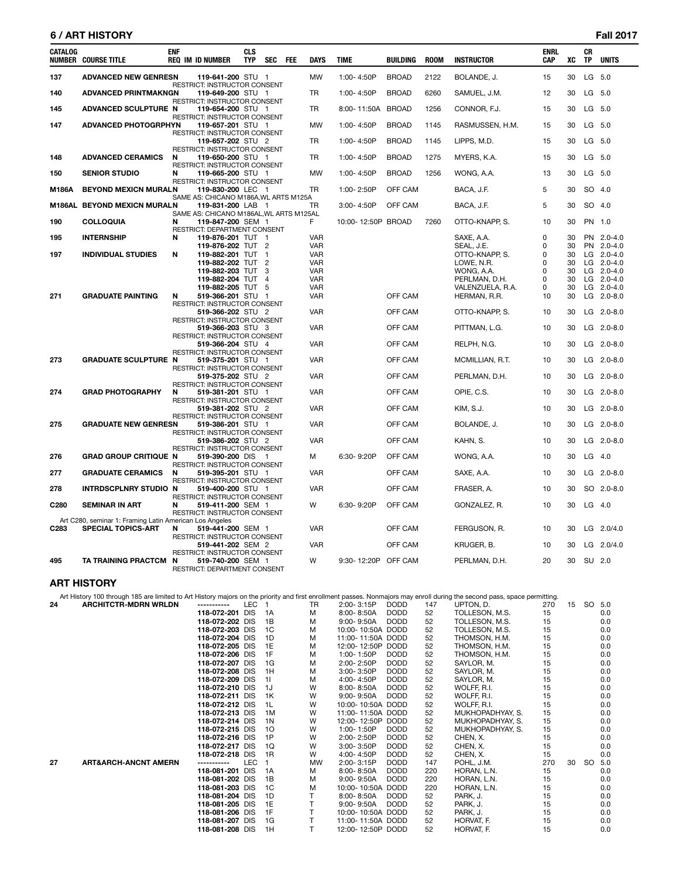| CATALOG NUMBER | COURSE TITLE | ENF REQ | IM | ID NUMBER | CLS TYP | SEC | FEE | DAYS | TIME | BUILDING | ROOM | INSTRUCTOR | ENRL CAP | XC | CR TP | UNITS |
|---|---|---|---|---|---|---|---|---|---|---|---|---|---|---|---|---|
| 137 | ADVANCED NEW GENRES | N | | 119-641-200 | STU | 1 | | MW | 1:00- 4:50P | BROAD | 2122 | BOLANDE, J. | 15 | 30 | LG | 5.0 |
| | RESTRICT: INSTRUCTOR CONSENT | | | | | | | | | | | | | | | |
| 140 | ADVANCED PRINTMAKNG | N | | 119-649-200 | STU | 1 | | TR | 1:00- 4:50P | BROAD | 6260 | SAMUEL, J.M. | 12 | 30 | LG | 5.0 |
| | RESTRICT: INSTRUCTOR CONSENT | | | | | | | | | | | | | | | |
| 145 | ADVANCED SCULPTURE | N | | 119-654-200 | STU | 1 | | TR | 8:00- 11:50A | BROAD | 1256 | CONNOR, F.J. | 15 | 30 | LG | 5.0 |
| | RESTRICT: INSTRUCTOR CONSENT | | | | | | | | | | | | | | | |
| 147 | ADVANCED PHOTOGRPHY | N | | 119-657-201 | STU | 1 | | MW | 1:00- 4:50P | BROAD | 1145 | RASMUSSEN, H.M. | 15 | 30 | LG | 5.0 |
| | RESTRICT: INSTRUCTOR CONSENT | | | | | | | | | | | | | | | |
| | | | | 119-657-202 | STU | 2 | | TR | 1:00- 4:50P | BROAD | 1145 | LIPPS, M.D. | 15 | 30 | LG | 5.0 |
| | RESTRICT: INSTRUCTOR CONSENT | | | | | | | | | | | | | | | |
| 148 | ADVANCED CERAMICS | N | | 119-650-200 | STU | 1 | | TR | 1:00- 4:50P | BROAD | 1275 | MYERS, K.A. | 15 | 30 | LG | 5.0 |
| | RESTRICT: INSTRUCTOR CONSENT | | | | | | | | | | | | | | | |
| 150 | SENIOR STUDIO | N | | 119-665-200 | STU | 1 | | MW | 1:00- 4:50P | BROAD | 1256 | WONG, A.A. | 13 | 30 | LG | 5.0 |
| | RESTRICT: INSTRUCTOR CONSENT | | | | | | | | | | | | | | | |
| M186A | BEYOND MEXICN MURAL | N | | 119-830-200 | LEC | 1 | | TR | 1:00- 2:50P | OFF CAM | | BACA, J.F. | 5 | 30 | SO | 4.0 |
| | SAME AS: CHICANO M186A,WL ARTS M125A | | | | | | | | | | | | | | | |
| M186AL | BEYOND MEXICN MURAL | N | | 119-831-200 | LAB | 1 | | TR | 3:00- 4:50P | OFF CAM | | BACA, J.F. | 5 | 30 | SO | 4.0 |
| | SAME AS: CHICANO M186AL,WL ARTS M125AL | | | | | | | | | | | | | | | |
| 190 | COLLOQUIA | N | | 119-847-200 | SEM | 1 | | F | 10:00- 12:50P | BROAD | 7260 | OTTO-KNAPP, S. | 10 | 30 | PN | 1.0 |
| | RESTRICT: DEPARTMENT CONSENT | | | | | | | | | | | | | | | |
| 195 | INTERNSHIP | N | | 119-876-201 | TUT | 1 | | VAR | | | | SAXE, A.A. | 0 | 30 | PN | 2.0-4.0 |
| | | | | 119-876-202 | TUT | 2 | | VAR | | | | SEAL, J.E. | 0 | 30 | PN | 2.0-4.0 |
| 197 | INDIVIDUAL STUDIES | N | | 119-882-201 | TUT | 1 | | VAR | | | | OTTO-KNAPP, S. | 0 | 30 | LG | 2.0-4.0 |
| | | | | 119-882-202 | TUT | 2 | | VAR | | | | LOWE, N.R. | 0 | 30 | LG | 2.0-4.0 |
| | | | | 119-882-203 | TUT | 3 | | VAR | | | | WONG, A.A. | 0 | 30 | LG | 2.0-4.0 |
| | | | | 119-882-204 | TUT | 4 | | VAR | | | | PERLMAN, D.H. | 0 | 30 | LG | 2.0-4.0 |
| | | | | 119-882-205 | TUT | 5 | | VAR | | | | VALENZUELA, R.A. | 0 | 30 | LG | 2.0-4.0 |
| 271 | GRADUATE PAINTING | N | | 519-366-201 | STU | 1 | | VAR | | OFF CAM | | HERMAN, R.R. | 10 | 30 | LG | 2.0-8.0 |
| | RESTRICT: INSTRUCTOR CONSENT | | | | | | | | | | | | | | | |
| | | | | 519-366-202 | STU | 2 | | VAR | | OFF CAM | | OTTO-KNAPP, S. | 10 | 30 | LG | 2.0-8.0 |
| | RESTRICT: INSTRUCTOR CONSENT | | | | | | | | | | | | | | | |
| | | | | 519-366-203 | STU | 3 | | VAR | | OFF CAM | | PITTMAN, L.G. | 10 | 30 | LG | 2.0-8.0 |
| | RESTRICT: INSTRUCTOR CONSENT | | | | | | | | | | | | | | | |
| | | | | 519-366-204 | STU | 4 | | VAR | | OFF CAM | | RELPH, N.G. | 10 | 30 | LG | 2.0-8.0 |
| | RESTRICT: INSTRUCTOR CONSENT | | | | | | | | | | | | | | | |
| 273 | GRADUATE SCULPTURE | N | | 519-375-201 | STU | 1 | | VAR | | OFF CAM | | MCMILLIAN, R.T. | 10 | 30 | LG | 2.0-8.0 |
| | RESTRICT: INSTRUCTOR CONSENT | | | | | | | | | | | | | | | |
| | | | | 519-375-202 | STU | 2 | | VAR | | OFF CAM | | PERLMAN, D.H. | 10 | 30 | LG | 2.0-8.0 |
| | RESTRICT: INSTRUCTOR CONSENT | | | | | | | | | | | | | | | |
| 274 | GRAD PHOTOGRAPHY | N | | 519-381-201 | STU | 1 | | VAR | | OFF CAM | | OPIE, C.S. | 10 | 30 | LG | 2.0-8.0 |
| | RESTRICT: INSTRUCTOR CONSENT | | | | | | | | | | | | | | | |
| | | | | 519-381-202 | STU | 2 | | VAR | | OFF CAM | | KIM, S.J. | 10 | 30 | LG | 2.0-8.0 |
| | RESTRICT: INSTRUCTOR CONSENT | | | | | | | | | | | | | | | |
| 275 | GRADUATE NEW GENRES | N | | 519-386-201 | STU | 1 | | VAR | | OFF CAM | | BOLANDE, J. | 10 | 30 | LG | 2.0-8.0 |
| | RESTRICT: INSTRUCTOR CONSENT | | | | | | | | | | | | | | | |
| | | | | 519-386-202 | STU | 2 | | VAR | | OFF CAM | | KAHN, S. | 10 | 30 | LG | 2.0-8.0 |
| | RESTRICT: INSTRUCTOR CONSENT | | | | | | | | | | | | | | | |
| 276 | GRAD GROUP CRITIQUE | N | | 519-390-200 | DIS | 1 | | M | 6:30- 9:20P | OFF CAM | | WONG, A.A. | 10 | 30 | LG | 4.0 |
| | RESTRICT: INSTRUCTOR CONSENT | | | | | | | | | | | | | | | |
| 277 | GRADUATE CERAMICS | N | | 519-395-201 | STU | 1 | | VAR | | OFF CAM | | SAXE, A.A. | 10 | 30 | LG | 2.0-8.0 |
| | RESTRICT: INSTRUCTOR CONSENT | | | | | | | | | | | | | | | |
| 278 | INTRDSCPLNRY STUDIO | N | | 519-400-200 | STU | 1 | | VAR | | OFF CAM | | FRASER, A. | 10 | 30 | SO | 2.0-8.0 |
| | RESTRICT: INSTRUCTOR CONSENT | | | | | | | | | | | | | | | |
| C280 | SEMINAR IN ART | N | | 519-411-200 | SEM | 1 | | W | 6:30- 9:20P | OFF CAM | | GONZALEZ, R. | 10 | 30 | LG | 4.0 |
| | RESTRICT: INSTRUCTOR CONSENT | | | | | | | | | | | | | | | |
| | Art C280, seminar 1: Framing Latin American Los Angeles | | | | | | | | | | | | | | | |
| C283 | SPECIAL TOPICS-ART | N | | 519-441-200 | SEM | 1 | | VAR | | OFF CAM | | FERGUSON, R. | 10 | 30 | LG | 2.0/4.0 |
| | RESTRICT: INSTRUCTOR CONSENT | | | | | | | | | | | | | | | |
| | | | | 519-441-202 | SEM | 2 | | VAR | | OFF CAM | | KRUGER, B. | 10 | 30 | LG | 2.0/4.0 |
| | RESTRICT: INSTRUCTOR CONSENT | | | | | | | | | | | | | | | |
| 495 | TA TRAINING PRACTCM | N | | 519-740-200 | SEM | 1 | | W | 9:30- 12:20P | OFF CAM | | PERLMAN, D.H. | 20 | 30 | SU | 2.0 |
| | RESTRICT: DEPARTMENT CONSENT | | | | | | | | | | | | | | | |

## ART HISTORY

Art History 100 through 185 are limited to Art History majors on the priority and first enrollment passes. Nonmajors may enroll during the second pass, space permitting.

| CATALOG NUMBER | COURSE TITLE | ENF REQ | IM | ID NUMBER | CLS TYP | SEC | FEE | DAYS | TIME | BUILDING | ROOM | INSTRUCTOR | ENRL CAP | XC | CR TP | UNITS |
|---|---|---|---|---|---|---|---|---|---|---|---|---|---|---|---|---|
| 24 | ARCHITCTR-MDRN WRLD | N | | ----------- | LEC | 1 | | TR | 2:00- 3:15P | DODD | 147 | UPTON, D. | 270 | 15 | SO | 5.0 |
| | | | | 118-072-201 | DIS | 1A | | M | 8:00- 8:50A | DODD | 52 | TOLLESON, M.S. | 15 | | | 0.0 |
| | | | | 118-072-202 | DIS | 1B | | M | 9:00- 9:50A | DODD | 52 | TOLLESON, M.S. | 15 | | | 0.0 |
| | | | | 118-072-203 | DIS | 1C | | M | 10:00- 10:50A | DODD | 52 | TOLLESON, M.S. | 15 | | | 0.0 |
| | | | | 118-072-204 | DIS | 1D | | M | 11:00- 11:50A | DODD | 52 | THOMSON, H.M. | 15 | | | 0.0 |
| | | | | 118-072-205 | DIS | 1E | | M | 12:00- 12:50P | DODD | 52 | THOMSON, H.M. | 15 | | | 0.0 |
| | | | | 118-072-206 | DIS | 1F | | M | 1:00- 1:50P | DODD | 52 | THOMSON, H.M. | 15 | | | 0.0 |
| | | | | 118-072-207 | DIS | 1G | | M | 2:00- 2:50P | DODD | 52 | SAYLOR, M. | 15 | | | 0.0 |
| | | | | 118-072-208 | DIS | 1H | | M | 3:00- 3:50P | DODD | 52 | SAYLOR, M. | 15 | | | 0.0 |
| | | | | 118-072-209 | DIS | 1I | | M | 4:00- 4:50P | DODD | 52 | SAYLOR, M. | 15 | | | 0.0 |
| | | | | 118-072-210 | DIS | 1J | | W | 8:00- 8:50A | DODD | 52 | WOLFF, R.I. | 15 | | | 0.0 |
| | | | | 118-072-211 | DIS | 1K | | W | 9:00- 9:50A | DODD | 52 | WOLFF, R.I. | 15 | | | 0.0 |
| | | | | 118-072-212 | DIS | 1L | | W | 10:00- 10:50A | DODD | 52 | WOLFF, R.I. | 15 | | | 0.0 |
| | | | | 118-072-213 | DIS | 1M | | W | 11:00- 11:50A | DODD | 52 | MUKHOPADHYAY, S. | 15 | | | 0.0 |
| | | | | 118-072-214 | DIS | 1N | | W | 12:00- 12:50P | DODD | 52 | MUKHOPADHYAY, S. | 15 | | | 0.0 |
| | | | | 118-072-215 | DIS | 1O | | W | 1:00- 1:50P | DODD | 52 | MUKHOPADHYAY, S. | 15 | | | 0.0 |
| | | | | 118-072-216 | DIS | 1P | | W | 2:00- 2:50P | DODD | 52 | CHEN, X. | 15 | | | 0.0 |
| | | | | 118-072-217 | DIS | 1Q | | W | 3:00- 3:50P | DODD | 52 | CHEN, X. | 15 | | | 0.0 |
| | | | | 118-072-218 | DIS | 1R | | W | 4:00- 4:50P | DODD | 52 | CHEN, X. | 15 | | | 0.0 |
| 27 | ART&ARCH-ANCNT AMER | N | | ----------- | LEC | 1 | | MW | 2:00- 3:15P | DODD | 147 | POHL, J.M. | 270 | 30 | SO | 5.0 |
| | | | | 118-081-201 | DIS | 1A | | M | 8:00- 8:50A | DODD | 220 | HORAN, L.N. | 15 | | | 0.0 |
| | | | | 118-081-202 | DIS | 1B | | M | 9:00- 9:50A | DODD | 220 | HORAN, L.N. | 15 | | | 0.0 |
| | | | | 118-081-203 | DIS | 1C | | M | 10:00- 10:50A | DODD | 220 | HORAN, L.N. | 15 | | | 0.0 |
| | | | | 118-081-204 | DIS | 1D | | T | 8:00- 8:50A | DODD | 52 | PARK, J. | 15 | | | 0.0 |
| | | | | 118-081-205 | DIS | 1E | | T | 9:00- 9:50A | DODD | 52 | PARK, J. | 15 | | | 0.0 |
| | | | | 118-081-206 | DIS | 1F | | T | 10:00- 10:50A | DODD | 52 | PARK, J. | 15 | | | 0.0 |
| | | | | 118-081-207 | DIS | 1G | | T | 11:00- 11:50A | DODD | 52 | HORVAT, F. | 15 | | | 0.0 |
| | | | | 118-081-208 | DIS | 1H | | T | 12:00- 12:50P | DODD | 52 | HORVAT, F. | 15 | | | 0.0 |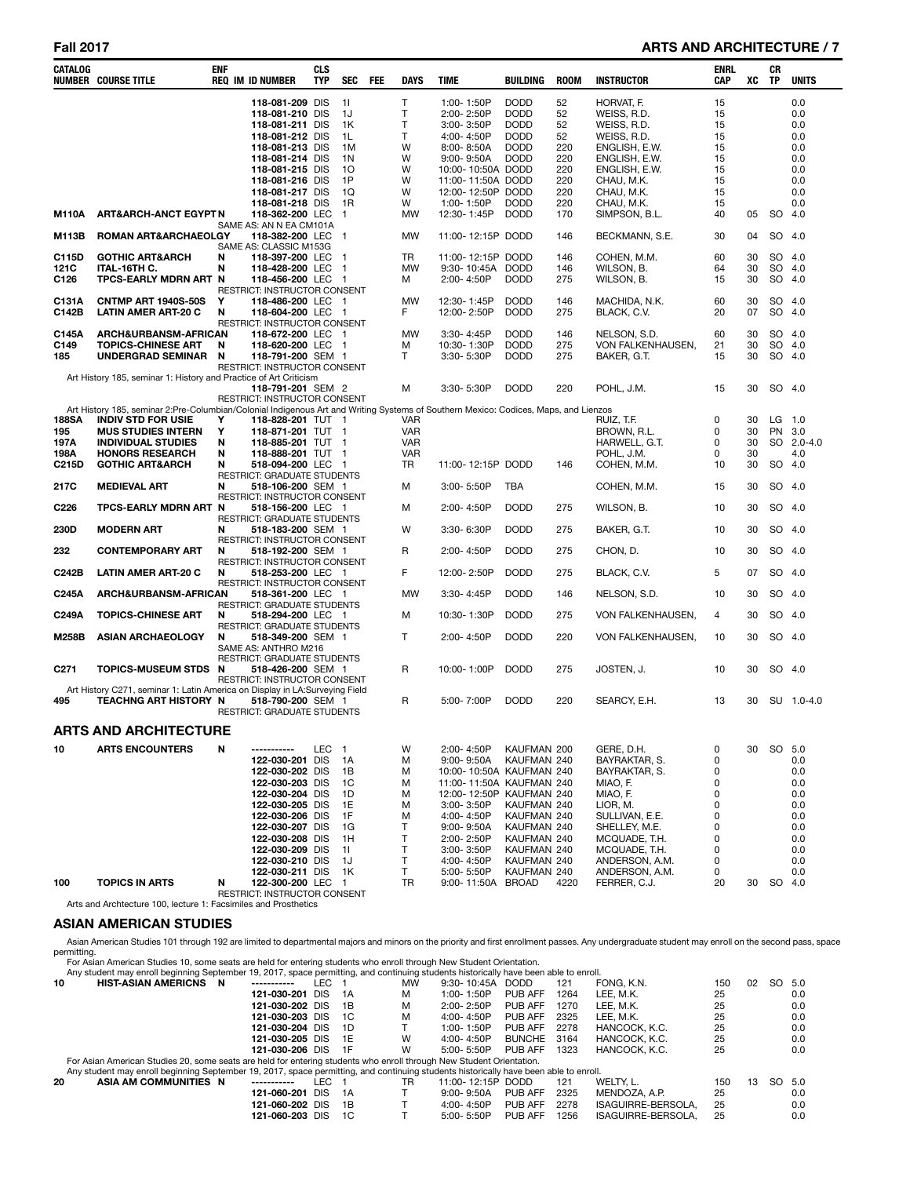| CATALOG NUMBER | COURSE TITLE | ENF REQ | IM | ID NUMBER | CLS TYP | SEC | FEE | DAYS | TIME | BUILDING | ROOM | INSTRUCTOR | ENRL CAP | XC | CR TP | UNITS |
|---|---|---|---|---|---|---|---|---|---|---|---|---|---|---|---|---|
| | | | | 118-081-209 | DIS | 1I | | T | 1:00- 1:50P | DODD | 52 | HORVAT, F. | 15 | | | 0.0 |
| | | | | 118-081-210 | DIS | 1J | | T | 2:00- 2:50P | DODD | 52 | WEISS, R.D. | 15 | | | 0.0 |
| | | | | 118-081-211 | DIS | 1K | | T | 3:00- 3:50P | DODD | 52 | WEISS, R.D. | 15 | | | 0.0 |
| | | | | 118-081-212 | DIS | 1L | | T | 4:00- 4:50P | DODD | 52 | WEISS, R.D. | 15 | | | 0.0 |
| | | | | 118-081-213 | DIS | 1M | | W | 8:00- 8:50A | DODD | 220 | ENGLISH, E.W. | 15 | | | 0.0 |
| | | | | 118-081-214 | DIS | 1N | | W | 9:00- 9:50A | DODD | 220 | ENGLISH, E.W. | 15 | | | 0.0 |
| | | | | 118-081-215 | DIS | 1O | | W | 10:00- 10:50A | DODD | 220 | ENGLISH, E.W. | 15 | | | 0.0 |
| | | | | 118-081-216 | DIS | 1P | | W | 11:00- 11:50A | DODD | 220 | CHAU, M.K. | 15 | | | 0.0 |
| | | | | 118-081-217 | DIS | 1Q | | W | 12:00- 12:50P | DODD | 220 | CHAU, M.K. | 15 | | | 0.0 |
| | | | | 118-081-218 | DIS | 1R | | W | 1:00- 1:50P | DODD | 220 | CHAU, M.K. | 15 | | | 0.0 |
| M110A | ART&ARCH-ANCT EGYPT | N | | 118-362-200 | LEC | 1 | | MW | 12:30- 1:45P | DODD | 170 | SIMPSON, B.L. | 40 | 05 | SO | 4.0 |
| | SAME AS: AN N EA CM101A | | | | | | | | | | | | | | | |
| M113B | ROMAN ART&ARCHAEOLGY | | | 118-382-200 | LEC | 1 | | MW | 11:00- 12:15P | DODD | 146 | BECKMANN, S.E. | 30 | 04 | SO | 4.0 |
| | SAME AS: CLASSIC M153G | | | | | | | | | | | | | | | |
| C115D | GOTHIC ART&ARCH | N | | 118-397-200 | LEC | 1 | | TR | 11:00- 12:15P | DODD | 146 | COHEN, M.M. | 60 | 30 | SO | 4.0 |
| 121C | ITAL-16TH C. | N | | 118-428-200 | LEC | 1 | | MW | 9:30- 10:45A | DODD | 146 | WILSON, B. | 64 | 30 | SO | 4.0 |
| C126 | TPCS-EARLY MDRN ART | N | | 118-456-200 | LEC | 1 | | M | 2:00- 4:50P | DODD | 275 | WILSON, B. | 15 | 30 | SO | 4.0 |
| | RESTRICT: INSTRUCTOR CONSENT | | | | | | | | | | | | | | | |
| C131A | CNTMP ART 1940S-50S | Y | | 118-486-200 | LEC | 1 | | MW | 12:30- 1:45P | DODD | 146 | MACHIDA, N.K. | 60 | 30 | SO | 4.0 |
| C142B | LATIN AMER ART-20 C | N | | 118-604-200 | LEC | 1 | | F | 12:00- 2:50P | DODD | 275 | BLACK, C.V. | 20 | 07 | SO | 4.0 |
| | RESTRICT: INSTRUCTOR CONSENT | | | | | | | | | | | | | | | |
| C145A | ARCH&URBANSM-AFRICAN | | | 118-672-200 | LEC | 1 | | MW | 3:30- 4:45P | DODD | 146 | NELSON, S.D. | 60 | 30 | SO | 4.0 |
| C149 | TOPICS-CHINESE ART | N | | 118-620-200 | LEC | 1 | | M | 10:30- 1:30P | DODD | 275 | VON FALKENHAUSEN, | 21 | 30 | SO | 4.0 |
| 185 | UNDERGRAD SEMINAR | N | | 118-791-200 | SEM | 1 | | T | 3:30- 5:30P | DODD | 275 | BAKER, G.T. | 15 | 30 | SO | 4.0 |
| | RESTRICT: INSTRUCTOR CONSENT | | | | | | | | | | | | | | | |
| | Art History 185, seminar 1: History and Practice of Art Criticism | | | | | | | | | | | | | | | |
| | | | | 118-791-201 | SEM | 2 | | M | 3:30- 5:30P | DODD | 220 | POHL, J.M. | 15 | 30 | SO | 4.0 |
| | RESTRICT: INSTRUCTOR CONSENT | | | | | | | | | | | | | | | |
| | Art History 185, seminar 2:Pre-Columbian/Colonial Indigenous Art and Writing Systems of Southern Mexico: Codices, Maps, and Lienzos | | | | | | | | | | | | | | | |
| 188SA | INDIV STD FOR USIE | Y | | 118-828-201 | TUT | 1 | | VAR | | | | RUIZ, T.F. | 0 | 30 | LG | 1.0 |
| 195 | MUS STUDIES INTERN | Y | | 118-871-201 | TUT | 1 | | VAR | | | | BROWN, R.L. | 0 | 30 | PN | 3.0 |
| 197A | INDIVIDUAL STUDIES | N | | 118-885-201 | TUT | 1 | | VAR | | | | HARWELL, G.T. | 0 | 30 | SO | 2.0-4.0 |
| 198A | HONORS RESEARCH | N | | 118-888-201 | TUT | 1 | | VAR | | | | POHL, J.M. | 0 | 30 | | 4.0 |
| C215D | GOTHIC ART&ARCH | N | | 518-094-200 | LEC | 1 | | TR | 11:00- 12:15P | DODD | 146 | COHEN, M.M. | 10 | 30 | SO | 4.0 |
| | RESTRICT: GRADUATE STUDENTS | | | | | | | | | | | | | | | |
| 217C | MEDIEVAL ART | N | | 518-106-200 | SEM | 1 | | M | 3:00- 5:50P | TBA | | COHEN, M.M. | 15 | 30 | SO | 4.0 |
| | RESTRICT: INSTRUCTOR CONSENT | | | | | | | | | | | | | | | |
| C226 | TPCS-EARLY MDRN ART | N | | 518-156-200 | LEC | 1 | | M | 2:00- 4:50P | DODD | 275 | WILSON, B. | 10 | 30 | SO | 4.0 |
| | RESTRICT: GRADUATE STUDENTS | | | | | | | | | | | | | | | |
| 230D | MODERN ART | N | | 518-183-200 | SEM | 1 | | W | 3:30- 6:30P | DODD | 275 | BAKER, G.T. | 10 | 30 | SO | 4.0 |
| | RESTRICT: INSTRUCTOR CONSENT | | | | | | | | | | | | | | | |
| 232 | CONTEMPORARY ART | N | | 518-192-200 | SEM | 1 | | R | 2:00- 4:50P | DODD | 275 | CHON, D. | 10 | 30 | SO | 4.0 |
| | RESTRICT: INSTRUCTOR CONSENT | | | | | | | | | | | | | | | |
| C242B | LATIN AMER ART-20 C | N | | 518-253-200 | LEC | 1 | | F | 12:00- 2:50P | DODD | 275 | BLACK, C.V. | 5 | 07 | SO | 4.0 |
| | RESTRICT: INSTRUCTOR CONSENT | | | | | | | | | | | | | | | |
| C245A | ARCH&URBANSM-AFRICAN | | | 518-361-200 | LEC | 1 | | MW | 3:30- 4:45P | DODD | 146 | NELSON, S.D. | 10 | 30 | SO | 4.0 |
| | RESTRICT: GRADUATE STUDENTS | | | | | | | | | | | | | | | |
| C249A | TOPICS-CHINESE ART | N | | 518-294-200 | LEC | 1 | | M | 10:30- 1:30P | DODD | 275 | VON FALKENHAUSEN, | 4 | 30 | SO | 4.0 |
| | RESTRICT: GRADUATE STUDENTS | | | | | | | | | | | | | | | |
| M258B | ASIAN ARCHAEOLOGY | N | | 518-349-200 | SEM | 1 | | T | 2:00- 4:50P | DODD | 220 | VON FALKENHAUSEN, | 10 | 30 | SO | 4.0 |
| | SAME AS: ANTHRO M216 | | | | | | | | | | | | | | | |
| | RESTRICT: GRADUATE STUDENTS | | | | | | | | | | | | | | | |
| C271 | TOPICS-MUSEUM STDS | N | | 518-426-200 | SEM | 1 | | R | 10:00- 1:00P | DODD | 275 | JOSTEN, J. | 10 | 30 | SO | 4.0 |
| | RESTRICT: INSTRUCTOR CONSENT | | | | | | | | | | | | | | | |
| | Art History C271, seminar 1: Latin America on Display in LA:Surveying Field | | | | | | | | | | | | | | | |
| 495 | TEACHNG ART HISTORY | N | | 518-790-200 | SEM | 1 | | R | 5:00- 7:00P | DODD | 220 | SEARCY, E.H. | 13 | 30 | SU | 1.0-4.0 |
| | RESTRICT: GRADUATE STUDENTS | | | | | | | | | | | | | | | |

## ARTS AND ARCHITECTURE

| CATALOG NUMBER | COURSE TITLE | ENF REQ | IM | ID NUMBER | CLS TYP | SEC | FEE | DAYS | TIME | BUILDING | ROOM | INSTRUCTOR | ENRL CAP | XC | CR TP | UNITS |
|---|---|---|---|---|---|---|---|---|---|---|---|---|---|---|---|---|
| 10 | ARTS ENCOUNTERS | N | | ----------- | LEC | 1 | | W | 2:00- 4:50P | KAUFMAN | 200 | GERE, D.H. | 0 | 30 | SO | 5.0 |
| | | | | 122-030-201 | DIS | 1A | | M | 9:00- 9:50A | KAUFMAN | 240 | BAYRAKTAR, S. | 0 | | | 0.0 |
| | | | | 122-030-202 | DIS | 1B | | M | 10:00- 10:50A | KAUFMAN | 240 | BAYRAKTAR, S. | 0 | | | 0.0 |
| | | | | 122-030-203 | DIS | 1C | | M | 11:00- 11:50A | KAUFMAN | 240 | MIAO, F. | 0 | | | 0.0 |
| | | | | 122-030-204 | DIS | 1D | | M | 12:00- 12:50P | KAUFMAN | 240 | MIAO, F. | 0 | | | 0.0 |
| | | | | 122-030-205 | DIS | 1E | | M | 3:00- 3:50P | KAUFMAN | 240 | LIOR, M. | 0 | | | 0.0 |
| | | | | 122-030-206 | DIS | 1F | | M | 4:00- 4:50P | KAUFMAN | 240 | SULLIVAN, E.E. | 0 | | | 0.0 |
| | | | | 122-030-207 | DIS | 1G | | T | 9:00- 9:50A | KAUFMAN | 240 | SHELLEY, M.E. | 0 | | | 0.0 |
| | | | | 122-030-208 | DIS | 1H | | T | 2:00- 2:50P | KAUFMAN | 240 | MCQUADE, T.H. | 0 | | | 0.0 |
| | | | | 122-030-209 | DIS | 1I | | T | 3:00- 3:50P | KAUFMAN | 240 | MCQUADE, T.H. | 0 | | | 0.0 |
| | | | | 122-030-210 | DIS | 1J | | T | 4:00- 4:50P | KAUFMAN | 240 | ANDERSON, A.M. | 0 | | | 0.0 |
| | | | | 122-030-211 | DIS | 1K | | T | 5:00- 5:50P | KAUFMAN | 240 | ANDERSON, A.M. | 0 | | | 0.0 |
| 100 | TOPICS IN ARTS | N | | 122-300-200 | LEC | 1 | | TR | 9:00- 11:50A | BROAD | 4220 | FERRER, C.J. | 20 | 30 | SO | 4.0 |
| | RESTRICT: INSTRUCTOR CONSENT | | | | | | | | | | | | | | | |
| | Arts and Archtecture 100, lecture 1: Facsimiles and Prosthetics | | | | | | | | | | | | | | | |

## ASIAN AMERICAN STUDIES

Asian American Studies 101 through 192 are limited to departmental majors and minors on the priority and first enrollment passes. Any undergraduate student may enroll on the second pass, space permitting.

For Asian American Studies 10, some seats are held for entering students who enroll through New Student Orientation.

Any student may enroll beginning September 19, 2017, space permitting, and continuing students historically have been able to enroll.

| CATALOG NUMBER | COURSE TITLE | ENF REQ | IM | ID NUMBER | CLS TYP | SEC | FEE | DAYS | TIME | BUILDING | ROOM | INSTRUCTOR | ENRL CAP | XC | CR TP | UNITS |
|---|---|---|---|---|---|---|---|---|---|---|---|---|---|---|---|---|
| 10 | HIST-ASIAN AMERICNS | N | | ----------- | LEC | 1 | | MW | 9:30- 10:45A | DODD | 121 | FONG, K.N. | 150 | 02 | SO | 5.0 |
| | | | | 121-030-201 | DIS | 1A | | M | 1:00- 1:50P | PUB AFF | 1264 | LEE, M.K. | 25 | | | 0.0 |
| | | | | 121-030-202 | DIS | 1B | | M | 2:00- 2:50P | PUB AFF | 1270 | LEE, M.K. | 25 | | | 0.0 |
| | | | | 121-030-203 | DIS | 1C | | M | 4:00- 4:50P | PUB AFF | 2325 | LEE, M.K. | 25 | | | 0.0 |
| | | | | 121-030-204 | DIS | 1D | | T | 1:00- 1:50P | PUB AFF | 2278 | HANCOCK, K.C. | 25 | | | 0.0 |
| | | | | 121-030-205 | DIS | 1E | | W | 4:00- 4:50P | BUNCHE | 3164 | HANCOCK, K.C. | 25 | | | 0.0 |
| | | | | 121-030-206 | DIS | 1F | | W | 5:00- 5:50P | PUB AFF | 1323 | HANCOCK, K.C. | 25 | | | 0.0 |

For Asian American Studies 20, some seats are held for entering students who enroll through New Student Orientation.

Any student may enroll beginning September 19, 2017, space permitting, and continuing students historically have been able to enroll.

| CATALOG NUMBER | COURSE TITLE | ENF REQ | IM | ID NUMBER | CLS TYP | SEC | FEE | DAYS | TIME | BUILDING | ROOM | INSTRUCTOR | ENRL CAP | XC | CR TP | UNITS |
|---|---|---|---|---|---|---|---|---|---|---|---|---|---|---|---|---|
| 20 | ASIA AM COMMUNITIES | N | | ----------- | LEC | 1 | | TR | 11:00- 12:15P | DODD | 121 | WELTY, L. | 150 | 13 | SO | 5.0 |
| | | | | 121-060-201 | DIS | 1A | | T | 9:00- 9:50A | PUB AFF | 2325 | MENDOZA, A.P. | 25 | | | 0.0 |
| | | | | 121-060-202 | DIS | 1B | | T | 4:00- 4:50P | PUB AFF | 2278 | ISAGUIRRE-BERSOLA, | 25 | | | 0.0 |
| | | | | 121-060-203 | DIS | 1C | | T | 5:00- 5:50P | PUB AFF | 1256 | ISAGUIRRE-BERSOLA, | 25 | | | 0.0 |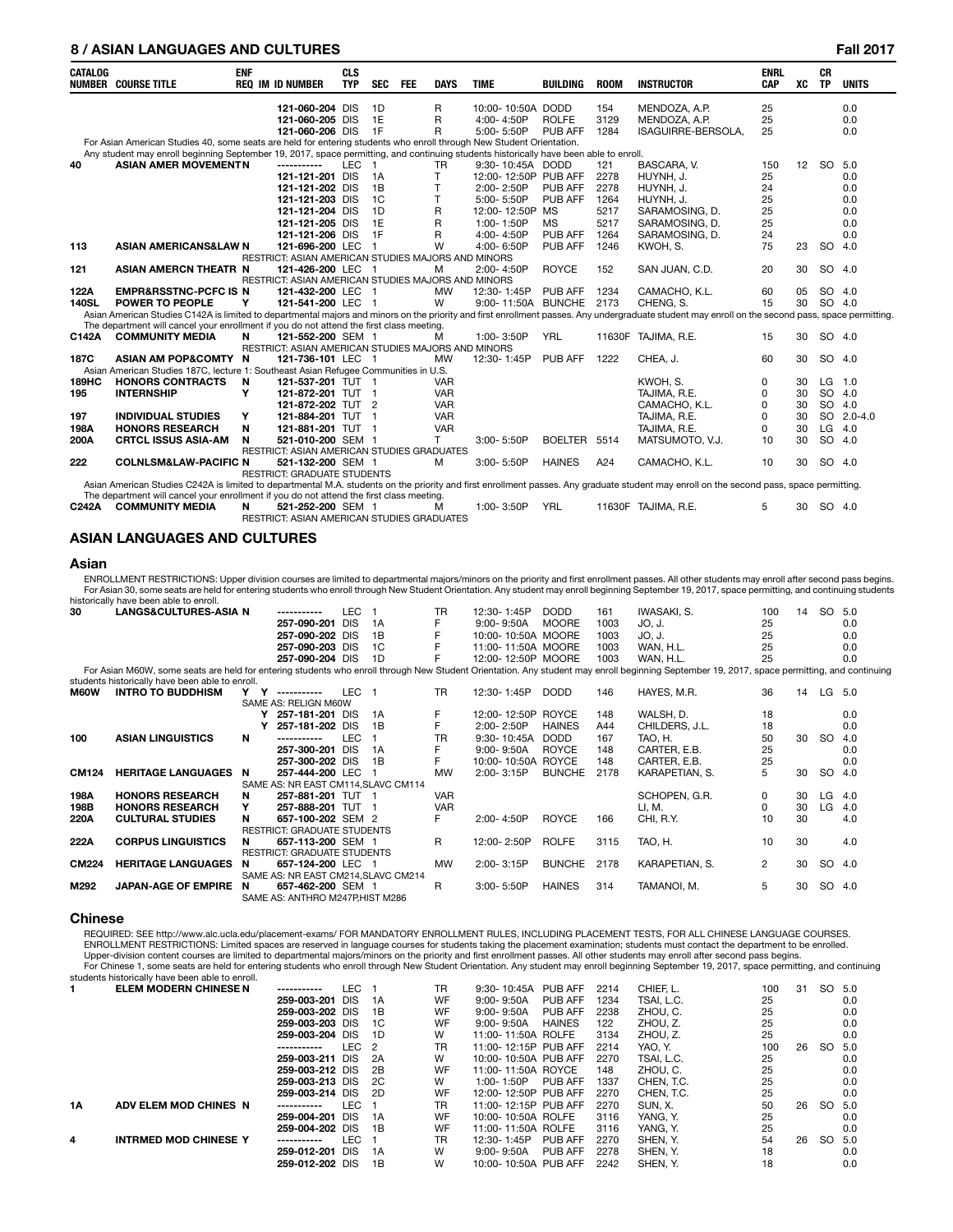| CATALOG NUMBER | COURSE TITLE | ENF REQ | IM | ID NUMBER | CLS TYP | SEC | FEE | DAYS | TIME | BUILDING | ROOM | INSTRUCTOR | ENRL CAP | XC | CR TP | UNITS |
|---|---|---|---|---|---|---|---|---|---|---|---|---|---|---|---|---|
| | | | | 121-060-204 | DIS | 1D | | R | 10:00- 10:50A | DODD | 154 | MENDOZA, A.P. | 25 | | | 0.0 |
| | | | | 121-060-205 | DIS | 1E | | R | 4:00- 4:50P | ROLFE | 3129 | MENDOZA, A.P. | 25 | | | 0.0 |
| | | | | 121-060-206 | DIS | 1F | | R | 5:00- 5:50P | PUB AFF | 1284 | ISAGUIRRE-BERSOLA, | 25 | | | 0.0 |

For Asian American Studies 40, some seats are held for entering students who enroll through New Student Orientation.
Any student may enroll beginning September 19, 2017, space permitting, and continuing students historically have been able to enroll.

| CATALOG NUMBER | COURSE TITLE | ENF REQ | IM | ID NUMBER | CLS TYP | SEC | FEE | DAYS | TIME | BUILDING | ROOM | INSTRUCTOR | ENRL CAP | XC | CR TP | UNITS |
|---|---|---|---|---|---|---|---|---|---|---|---|---|---|---|---|---|
| 40 | ASIAN AMER MOVEMENT | N | | ----------- | LEC | 1 | | TR | 9:30- 10:45A | DODD | 121 | BASCARA, V. | 150 | 12 | SO | 5.0 |
| | | | | 121-121-201 | DIS | 1A | | T | 12:00- 12:50P | PUB AFF | 2278 | HUYNH, J. | 25 | | | 0.0 |
| | | | | 121-121-202 | DIS | 1B | | T | 2:00- 2:50P | PUB AFF | 2278 | HUYNH, J. | 24 | | | 0.0 |
| | | | | 121-121-203 | DIS | 1C | | T | 5:00- 5:50P | PUB AFF | 1264 | HUYNH, J. | 25 | | | 0.0 |
| | | | | 121-121-204 | DIS | 1D | | R | 12:00- 12:50P | MS | 5217 | SARAMOSING, D. | 25 | | | 0.0 |
| | | | | 121-121-205 | DIS | 1E | | R | 1:00- 1:50P | MS | 5217 | SARAMOSING, D. | 25 | | | 0.0 |
| | | | | 121-121-206 | DIS | 1F | | R | 4:00- 4:50P | PUB AFF | 1264 | SARAMOSING, D. | 24 | | | 0.0 |
| 113 | ASIAN AMERICANS&LAW | N | | 121-696-200 | LEC | 1 | | W | 4:00- 6:50P | PUB AFF | 1246 | KWOH, S. | 75 | 23 | SO | 4.0 |
| | | | | RESTRICT: ASIAN AMERICAN STUDIES MAJORS AND MINORS | | | | | | | | | | | | |
| 121 | ASIAN AMERCN THEATR | N | | 121-426-200 | LEC | 1 | | M | 2:00- 4:50P | ROYCE | 152 | SAN JUAN, C.D. | 20 | 30 | SO | 4.0 |
| | | | | RESTRICT: ASIAN AMERICAN STUDIES MAJORS AND MINORS | | | | | | | | | | | | |
| 122A | EMPR&RSSTNC-PCFC IS | N | | 121-432-200 | LEC | 1 | | MW | 12:30- 1:45P | PUB AFF | 1234 | CAMACHO, K.L. | 60 | 05 | SO | 4.0 |
| 140SL | POWER TO PEOPLE | Y | | 121-541-200 | LEC | 1 | | W | 9:00- 11:50A | BUNCHE | 2173 | CHENG, S. | 15 | 30 | SO | 4.0 |

Asian American Studies C142A is limited to departmental majors and minors on the priority and first enrollment passes. Any undergraduate student may enroll on the second pass, space permitting.
The department will cancel your enrollment if you do not attend the first class meeting.

| CATALOG NUMBER | COURSE TITLE | ENF REQ | IM | ID NUMBER | CLS TYP | SEC | FEE | DAYS | TIME | BUILDING | ROOM | INSTRUCTOR | ENRL CAP | XC | CR TP | UNITS |
|---|---|---|---|---|---|---|---|---|---|---|---|---|---|---|---|---|
| C142A | COMMUNITY MEDIA | N | | 121-552-200 | SEM | 1 | | M | 1:00- 3:50P | YRL | 11630F | TAJIMA, R.E. | 15 | 30 | SO | 4.0 |
| | | | | RESTRICT: ASIAN AMERICAN STUDIES MAJORS AND MINORS | | | | | | | | | | | | |
| 187C | ASIAN AM POP&COMTY | N | | 121-736-101 | LEC | 1 | | MW | 12:30- 1:45P | PUB AFF | 1222 | CHEA, J. | 60 | 30 | SO | 4.0 |

Asian American Studies 187C, lecture 1: Southeast Asian Refugee Communities in U.S.

| CATALOG NUMBER | COURSE TITLE | ENF REQ | IM | ID NUMBER | CLS TYP | SEC | FEE | DAYS | TIME | BUILDING | ROOM | INSTRUCTOR | ENRL CAP | XC | CR TP | UNITS |
|---|---|---|---|---|---|---|---|---|---|---|---|---|---|---|---|---|
| 189HC | HONORS CONTRACTS | N | | 121-537-201 | TUT | 1 | | VAR | | | | KWOH, S. | 0 | 30 | LG | 1.0 |
| 195 | INTERNSHIP | Y | | 121-872-201 | TUT | 1 | | VAR | | | | TAJIMA, R.E. | 0 | 30 | SO | 4.0 |
| | | | | 121-872-202 | TUT | 2 | | VAR | | | | CAMACHO, K.L. | 0 | 30 | SO | 4.0 |
| 197 | INDIVIDUAL STUDIES | Y | | 121-884-201 | TUT | 1 | | VAR | | | | TAJIMA, R.E. | 0 | 30 | SO | 2.0-4.0 |
| 198A | HONORS RESEARCH | N | | 121-881-201 | TUT | 1 | | VAR | | | | TAJIMA, R.E. | 0 | 30 | LG | 4.0 |
| 200A | CRTCL ISSUS ASIA-AM | N | | 521-010-200 | SEM | 1 | | T | 3:00- 5:50P | BOELTER | 5514 | MATSUMOTO, V.J. | 10 | 30 | SO | 4.0 |
| | | | | RESTRICT: ASIAN AMERICAN STUDIES GRADUATES | | | | | | | | | | | | |
| 222 | COLNLSM&LAW-PACIFIC | N | | 521-132-200 | SEM | 1 | | M | 3:00- 5:50P | HAINES | A24 | CAMACHO, K.L. | 10 | 30 | SO | 4.0 |
| | | | | RESTRICT: GRADUATE STUDENTS | | | | | | | | | | | | |

Asian American Studies C242A is limited to departmental M.A. students on the priority and first enrollment passes. Any graduate student may enroll on the second pass, space permitting.
The department will cancel your enrollment if you do not attend the first class meeting.

| CATALOG NUMBER | COURSE TITLE | ENF REQ | IM | ID NUMBER | CLS TYP | SEC | FEE | DAYS | TIME | BUILDING | ROOM | INSTRUCTOR | ENRL CAP | XC | CR TP | UNITS |
|---|---|---|---|---|---|---|---|---|---|---|---|---|---|---|---|---|
| C242A | COMMUNITY MEDIA | N | | 521-252-200 | SEM | 1 | | M | 1:00- 3:50P | YRL | 11630F | TAJIMA, R.E. | 5 | 30 | SO | 4.0 |
| | | | | RESTRICT: ASIAN AMERICAN STUDIES GRADUATES | | | | | | | | | | | | |

## ASIAN LANGUAGES AND CULTURES

### Asian

ENROLLMENT RESTRICTIONS: Upper division courses are limited to departmental majors/minors on the priority and first enrollment passes. All other students may enroll after second pass begins.
For Asian 30, some seats are held for entering students who enroll through New Student Orientation. Any student may enroll beginning September 19, 2017, space permitting, and continuing students historically have been able to enroll.

| CATALOG NUMBER | COURSE TITLE | ENF REQ | IM | ID NUMBER | CLS TYP | SEC | FEE | DAYS | TIME | BUILDING | ROOM | INSTRUCTOR | ENRL CAP | XC | CR TP | UNITS |
|---|---|---|---|---|---|---|---|---|---|---|---|---|---|---|---|---|
| 30 | LANGS&CULTURES-ASIA | N | | ----------- | LEC | 1 | | TR | 12:30- 1:45P | DODD | 161 | IWASAKI, S. | 100 | 14 | SO | 5.0 |
| | | | | 257-090-201 | DIS | 1A | | F | 9:00- 9:50A | MOORE | 1003 | JO, J. | 25 | | | 0.0 |
| | | | | 257-090-202 | DIS | 1B | | F | 10:00- 10:50A | MOORE | 1003 | JO, J. | 25 | | | 0.0 |
| | | | | 257-090-203 | DIS | 1C | | F | 11:00- 11:50A | MOORE | 1003 | WAN, H.L. | 25 | | | 0.0 |
| | | | | 257-090-204 | DIS | 1D | | F | 12:00- 12:50P | MOORE | 1003 | WAN, H.L. | 25 | | | 0.0 |

For Asian M60W, some seats are held for entering students who enroll through New Student Orientation. Any student may enroll beginning September 19, 2017, space permitting, and continuing students historically have been able to enroll.

| CATALOG NUMBER | COURSE TITLE | ENF REQ | IM | ID NUMBER | CLS TYP | SEC | FEE | DAYS | TIME | BUILDING | ROOM | INSTRUCTOR | ENRL CAP | XC | CR TP | UNITS |
|---|---|---|---|---|---|---|---|---|---|---|---|---|---|---|---|---|
| M60W | INTRO TO BUDDHISM | Y | Y | ----------- | LEC | 1 | | TR | 12:30- 1:45P | DODD | 146 | HAYES, M.R. | 36 | 14 | LG | 5.0 |
| | | | | SAME AS: RELIGN M60W | | | | | | | | | | | | |
| | | | Y | 257-181-201 | DIS | 1A | | F | 12:00- 12:50P | ROYCE | 148 | WALSH, D. | 18 | | | 0.0 |
| | | | Y | 257-181-202 | DIS | 1B | | F | 2:00- 2:50P | HAINES | A44 | CHILDERS, J.L. | 18 | | | 0.0 |
| 100 | ASIAN LINGUISTICS | N | | ----------- | LEC | 1 | | TR | 9:30- 10:45A | DODD | 167 | TAO, H. | 50 | 30 | SO | 4.0 |
| | | | | 257-300-201 | DIS | 1A | | F | 9:00- 9:50A | ROYCE | 148 | CARTER, E.B. | 25 | | | 0.0 |
| | | | | 257-300-202 | DIS | 1B | | F | 10:00- 10:50A | ROYCE | 148 | CARTER, E.B. | 25 | | | 0.0 |
| CM124 | HERITAGE LANGUAGES | N | | 257-444-200 | LEC | 1 | | MW | 2:00- 3:15P | BUNCHE | 2178 | KARAPETIAN, S. | 5 | 30 | SO | 4.0 |
| | | | | SAME AS: NR EAST CM114,SLAVC CM114 | | | | | | | | | | | | |
| 198A | HONORS RESEARCH | N | | 257-881-201 | TUT | 1 | | VAR | | | | SCHOPEN, G.R. | 0 | 30 | LG | 4.0 |
| 198B | HONORS RESEARCH | Y | | 257-888-201 | TUT | 1 | | VAR | | | | LI, M. | 0 | 30 | LG | 4.0 |
| 220A | CULTURAL STUDIES | N | | 657-100-202 | SEM | 2 | | F | 2:00- 4:50P | ROYCE | 166 | CHI, R.Y. | 10 | 30 | | 4.0 |
| | | | | RESTRICT: GRADUATE STUDENTS | | | | | | | | | | | | |
| 222A | CORPUS LINGUISTICS | N | | 657-113-200 | SEM | 1 | | R | 12:00- 2:50P | ROLFE | 3115 | TAO, H. | 10 | 30 | | 4.0 |
| | | | | RESTRICT: GRADUATE STUDENTS | | | | | | | | | | | | |
| CM224 | HERITAGE LANGUAGES | N | | 657-124-200 | LEC | 1 | | MW | 2:00- 3:15P | BUNCHE | 2178 | KARAPETIAN, S. | 2 | 30 | SO | 4.0 |
| | | | | SAME AS: NR EAST CM214,SLAVC CM214 | | | | | | | | | | | | |
| M292 | JAPAN-AGE OF EMPIRE | N | | 657-462-200 | SEM | 1 | | R | 3:00- 5:50P | HAINES | 314 | TAMANOI, M. | 5 | 30 | SO | 4.0 |
| | | | | SAME AS: ANTHRO M247P,HIST M286 | | | | | | | | | | | | |

### Chinese

REQUIRED: SEE http://www.alc.ucla.edu/placement-exams/ FOR MANDATORY ENROLLMENT RULES, INCLUDING PLACEMENT TESTS, FOR ALL CHINESE LANGUAGE COURSES.
ENROLLMENT RESTRICTIONS: Limited spaces are reserved in language courses for students taking the placement examination; students must contact the department to be enrolled.
Upper-division content courses are limited to departmental majors/minors on the priority and first enrollment passes. All other students may enroll after second pass begins.
For Chinese 1, some seats are held for entering students who enroll through New Student Orientation. Any student may enroll beginning September 19, 2017, space permitting, and continuing students historically have been able to enroll.

| CATALOG NUMBER | COURSE TITLE | ENF REQ | IM | ID NUMBER | CLS TYP | SEC | FEE | DAYS | TIME | BUILDING | ROOM | INSTRUCTOR | ENRL CAP | XC | CR TP | UNITS |
|---|---|---|---|---|---|---|---|---|---|---|---|---|---|---|---|---|
| 1 | ELEM MODERN CHINESE | N | | ----------- | LEC | 1 | | TR | 9:30- 10:45A | PUB AFF | 2214 | CHIEF, L. | 100 | 31 | SO | 5.0 |
| | | | | 259-003-201 | DIS | 1A | | WF | 9:00- 9:50A | PUB AFF | 1234 | TSAI, L.C. | 25 | | | 0.0 |
| | | | | 259-003-202 | DIS | 1B | | WF | 9:00- 9:50A | PUB AFF | 2238 | ZHOU, C. | 25 | | | 0.0 |
| | | | | 259-003-203 | DIS | 1C | | WF | 9:00- 9:50A | HAINES | 122 | ZHOU, Z. | 25 | | | 0.0 |
| | | | | 259-003-204 | DIS | 1D | | W | 11:00- 11:50A | ROLFE | 3134 | ZHOU, Z. | 25 | | | 0.0 |
| | | | | ----------- | LEC | 2 | | TR | 11:00- 12:15P | PUB AFF | 2214 | YAO, Y. | 100 | 26 | SO | 5.0 |
| | | | | 259-003-211 | DIS | 2A | | W | 10:00- 10:50A | PUB AFF | 2270 | TSAI, L.C. | 25 | | | 0.0 |
| | | | | 259-003-212 | DIS | 2B | | WF | 11:00- 11:50A | ROYCE | 148 | ZHOU, C. | 25 | | | 0.0 |
| | | | | 259-003-213 | DIS | 2C | | W | 1:00- 1:50P | PUB AFF | 1337 | CHEN, T.C. | 25 | | | 0.0 |
| | | | | 259-003-214 | DIS | 2D | | WF | 12:00- 12:50P | PUB AFF | 2270 | CHEN, T.C. | 25 | | | 0.0 |
| 1A | ADV ELEM MOD CHINES | N | | ----------- | LEC | 1 | | TR | 11:00- 12:15P | PUB AFF | 2270 | SUN, X. | 50 | 26 | SO | 5.0 |
| | | | | 259-004-201 | DIS | 1A | | WF | 10:00- 10:50A | ROLFE | 3116 | YANG, Y. | 25 | | | 0.0 |
| | | | | 259-004-202 | DIS | 1B | | WF | 11:00- 11:50A | ROLFE | 3116 | YANG, Y. | 25 | | | 0.0 |
| 4 | INTRMED MOD CHINESE | Y | | ----------- | LEC | 1 | | TR | 12:30- 1:45P | PUB AFF | 2270 | SHEN, Y. | 54 | 26 | SO | 5.0 |
| | | | | 259-012-201 | DIS | 1A | | W | 9:00- 9:50A | PUB AFF | 2278 | SHEN, Y. | 18 | | | 0.0 |
| | | | | 259-012-202 | DIS | 1B | | W | 10:00- 10:50A | PUB AFF | 2242 | SHEN, Y. | 18 | | | 0.0 |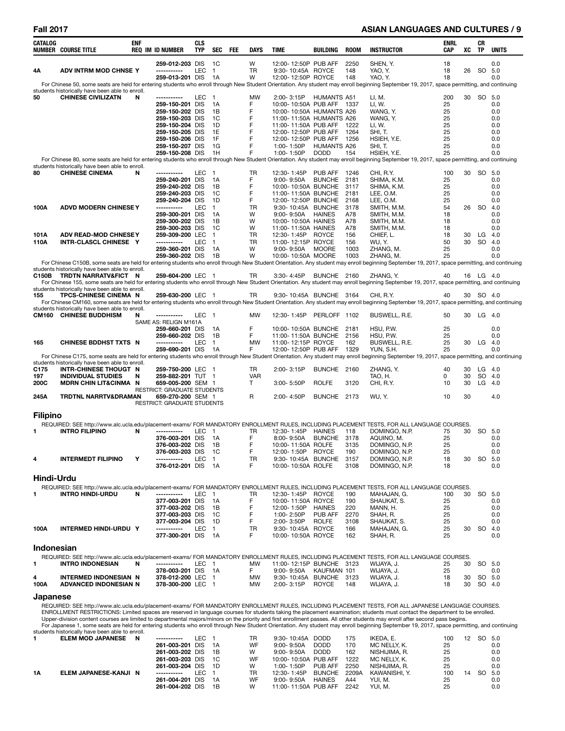| CATALOG NUMBER | COURSE TITLE | ENF REQ | IM | ID NUMBER | CLS TYP | SEC | FEE | DAYS | TIME | BUILDING | ROOM | INSTRUCTOR | ENRL CAP | XC | CR TP | UNITS |
|---|---|---|---|---|---|---|---|---|---|---|---|---|---|---|---|---|
| | | | | 259-012-203 | DIS | 1C | | W | 12:00- 12:50P | PUB AFF | 2250 | SHEN, Y. | 18 | | | 0.0 |
| 4A | ADV INTRM MOD CHNSE | Y | | ----------- | LEC | 1 | | TR | 9:30- 10:45A | ROYCE | 148 | YAO, Y. | 18 | 26 | SO | 5.0 |
| | | | | 259-013-201 | DIS | 1A | | W | 12:00- 12:50P | ROYCE | 148 | YAO, Y. | 18 | | | 0.0 |

For Chinese 50, some seats are held for entering students who enroll through New Student Orientation. Any student may enroll beginning September 19, 2017, space permitting, and continuing students historically have been able to enroll.

| CATALOG NUMBER | COURSE TITLE | ENF REQ | IM | ID NUMBER | CLS TYP | SEC | FEE | DAYS | TIME | BUILDING | ROOM | INSTRUCTOR | ENRL CAP | XC | CR TP | UNITS |
|---|---|---|---|---|---|---|---|---|---|---|---|---|---|---|---|---|
| 50 | CHINESE CIVILIZATN | N | | ----------- | LEC | 1 | | MW | 2:00- 3:15P | HUMANTS | A51 | LI, M. | 200 | 30 | SO | 5.0 |
| | | | | 259-150-201 | DIS | 1A | | F | 10:00- 10:50A | PUB AFF | 1337 | LI, W. | 25 | | | 0.0 |
| | | | | 259-150-202 | DIS | 1B | | F | 10:00- 10:50A | HUMANTS | A26 | WANG, Y. | 25 | | | 0.0 |
| | | | | 259-150-203 | DIS | 1C | | F | 11:00- 11:50A | HUMANTS | A26 | WANG, Y. | 25 | | | 0.0 |
| | | | | 259-150-204 | DIS | 1D | | F | 11:00- 11:50A | PUB AFF | 1222 | LI, W. | 25 | | | 0.0 |
| | | | | 259-150-205 | DIS | 1E | | F | 12:00- 12:50P | PUB AFF | 1264 | SHI, T. | 25 | | | 0.0 |
| | | | | 259-150-206 | DIS | 1F | | F | 12:00- 12:50P | PUB AFF | 1256 | HSIEH, Y.E. | 25 | | | 0.0 |
| | | | | 259-150-207 | DIS | 1G | | F | 1:00- 1:50P | HUMANTS | A26 | SHI, T. | 25 | | | 0.0 |
| | | | | 259-150-208 | DIS | 1H | | F | 1:00- 1:50P | DODD | 154 | HSIEH, Y.E. | 25 | | | 0.0 |

For Chinese 80, some seats are held for entering students who enroll through New Student Orientation. Any student may enroll beginning September 19, 2017, space permitting, and continuing students historically have been able to enroll.

| CATALOG NUMBER | COURSE TITLE | ENF REQ | IM | ID NUMBER | CLS TYP | SEC | FEE | DAYS | TIME | BUILDING | ROOM | INSTRUCTOR | ENRL CAP | XC | CR TP | UNITS |
|---|---|---|---|---|---|---|---|---|---|---|---|---|---|---|---|---|
| 80 | CHINESE CINEMA | N | | ----------- | LEC | 1 | | TR | 12:30- 1:45P | PUB AFF | 1246 | CHI, R.Y. | 100 | 30 | SO | 5.0 |
| | | | | 259-240-201 | DIS | 1A | | F | 9:00- 9:50A | BUNCHE | 2181 | SHIMA, K.M. | 25 | | | 0.0 |
| | | | | 259-240-202 | DIS | 1B | | F | 10:00- 10:50A | BUNCHE | 3117 | SHIMA, K.M. | 25 | | | 0.0 |
| | | | | 259-240-203 | DIS | 1C | | F | 11:00- 11:50A | BUNCHE | 2181 | LEE, O.M. | 25 | | | 0.0 |
| | | | | 259-240-204 | DIS | 1D | | F | 12:00- 12:50P | BUNCHE | 2168 | LEE, O.M. | 25 | | | 0.0 |
| 100A | ADVD MODERN CHINESE | Y | | ----------- | LEC | 1 | | TR | 9:30- 10:45A | BUNCHE | 3178 | SMITH, M.M. | 54 | 26 | SO | 4.0 |
| | | | | 259-300-201 | DIS | 1A | | W | 9:00- 9:50A | HAINES | A78 | SMITH, M.M. | 18 | | | 0.0 |
| | | | | 259-300-202 | DIS | 1B | | W | 10:00- 10:50A | HAINES | A78 | SMITH, M.M. | 18 | | | 0.0 |
| | | | | 259-300-203 | DIS | 1C | | W | 11:00- 11:50A | HAINES | A78 | SMITH, M.M. | 18 | | | 0.0 |
| 101A | ADV READ-MOD CHNESE | Y | | 259-309-200 | LEC | 1 | | TR | 12:30- 1:45P | ROYCE | 156 | CHIEF, L. | 18 | 30 | LG | 4.0 |
| 110A | INTR-CLASCL CHINESE | Y | | ----------- | LEC | 1 | | TR | 11:00- 12:15P | ROYCE | 156 | WU, Y. | 50 | 30 | SO | 4.0 |
| | | | | 259-360-201 | DIS | 1A | | W | 9:00- 9:50A | MOORE | 1003 | ZHANG, M. | 25 | | | 0.0 |
| | | | | 259-360-202 | DIS | 1B | | W | 10:00- 10:50A | MOORE | 1003 | ZHANG, M. | 25 | | | 0.0 |

For Chinese C150B, some seats are held for entering students who enroll through New Student Orientation. Any student may enroll beginning September 19, 2017, space permitting, and continuing students historically have been able to enroll.

| CATALOG NUMBER | COURSE TITLE | ENF REQ | IM | ID NUMBER | CLS TYP | SEC | FEE | DAYS | TIME | BUILDING | ROOM | INSTRUCTOR | ENRL CAP | XC | CR TP | UNITS |
|---|---|---|---|---|---|---|---|---|---|---|---|---|---|---|---|---|
| C150B | TRDTN NARRATV&FICT | N | | 259-604-200 | LEC | 1 | | TR | 3:30- 4:45P | BUNCHE | 2160 | ZHANG, Y. | 40 | 16 | LG | 4.0 |

For Chinese 155, some seats are held for entering students who enroll through New Student Orientation. Any student may enroll beginning September 19, 2017, space permitting, and continuing students historically have been able to enroll.

| CATALOG NUMBER | COURSE TITLE | ENF REQ | IM | ID NUMBER | CLS TYP | SEC | FEE | DAYS | TIME | BUILDING | ROOM | INSTRUCTOR | ENRL CAP | XC | CR TP | UNITS |
|---|---|---|---|---|---|---|---|---|---|---|---|---|---|---|---|---|
| 155 | TPCS-CHINESE CINEMA | N | | 259-630-200 | LEC | 1 | | TR | 9:30- 10:45A | BUNCHE | 3164 | CHI, R.Y. | 40 | 30 | SO | 4.0 |

For Chinese CM160, some seats are held for entering students who enroll through New Student Orientation. Any student may enroll beginning September 19, 2017, space permitting, and continuing students historically have been able to enroll.

| CATALOG NUMBER | COURSE TITLE | ENF REQ | IM | ID NUMBER | CLS TYP | SEC | FEE | DAYS | TIME | BUILDING | ROOM | INSTRUCTOR | ENRL CAP | XC | CR TP | UNITS |
|---|---|---|---|---|---|---|---|---|---|---|---|---|---|---|---|---|
| CM160 | CHINESE BUDDHISM | N | | ----------- | LEC | 1 | | MW | 12:30- 1:45P | PERLOFF | 1102 | BUSWELL, R.E. | 50 | 30 | LG | 4.0 |
| | SAME AS: RELIGN M161A | | | | | | | | | | | | | | | |
| | | | | 259-660-201 | DIS | 1A | | F | 10:00- 10:50A | BUNCHE | 2181 | HSU, P.W. | 25 | | | 0.0 |
| | | | | 259-660-202 | DIS | 1B | | F | 11:00- 11:50A | BUNCHE | 2156 | HSU, P.W. | 25 | | | 0.0 |
| 165 | CHINESE BDDHST TXTS | N | | ----------- | LEC | 1 | | MW | 11:00- 12:15P | ROYCE | 162 | BUSWELL, R.E. | 25 | 30 | LG | 4.0 |
| | | | | 259-690-201 | DIS | 1A | | F | 12:00- 12:50P | PUB AFF | 1329 | YUN, S.H. | 25 | | | 0.0 |

For Chinese C175, some seats are held for entering students who enroll through New Student Orientation. Any student may enroll beginning September 19, 2017, space permitting, and continuing students historically have been able to enroll.

| CATALOG NUMBER | COURSE TITLE | ENF REQ | IM | ID NUMBER | CLS TYP | SEC | FEE | DAYS | TIME | BUILDING | ROOM | INSTRUCTOR | ENRL CAP | XC | CR TP | UNITS |
|---|---|---|---|---|---|---|---|---|---|---|---|---|---|---|---|---|
| C175 | INTR-CHINESE THOUGT | N | | 259-750-200 | LEC | 1 | | TR | 2:00- 3:15P | BUNCHE | 2160 | ZHANG, Y. | 40 | 30 | LG | 4.0 |
| 197 | INDIVIDUAL STUDIES | N | | 259-882-201 | TUT | 1 | | VAR | | | | TAO, H. | 0 | 30 | SO | 4.0 |
| 200C | MDRN CHIN LIT&CINMA | N | | 659-005-200 | SEM | 1 | | T | 3:00- 5:50P | ROLFE | 3120 | CHI, R.Y. | 10 | 30 | LG | 4.0 |
| | | | | RESTRICT: GRADUATE STUDENTS | | | | | | | | | | | | |
| 245A | TRDTNL NARRTV&DRAMAN | | | 659-270-200 | SEM | 1 | | R | 2:00- 4:50P | BUNCHE | 2173 | WU, Y. | 10 | 30 | | 4.0 |
| | | | | RESTRICT: GRADUATE STUDENTS | | | | | | | | | | | | |

## Filipino

REQUIRED: SEE http://www.alc.ucla.edu/placement-exams/ FOR MANDATORY ENROLLMENT RULES, INCLUDING PLACEMENT TESTS, FOR ALL LANGUAGE COURSES.

| CATALOG NUMBER | COURSE TITLE | ENF REQ | IM | ID NUMBER | CLS TYP | SEC | FEE | DAYS | TIME | BUILDING | ROOM | INSTRUCTOR | ENRL CAP | XC | CR TP | UNITS |
|---|---|---|---|---|---|---|---|---|---|---|---|---|---|---|---|---|
| 1 | INTRO FILIPINO | N | | ----------- | LEC | 1 | | TR | 12:30- 1:45P | HAINES | 118 | DOMINGO, N.P. | 75 | 30 | SO | 5.0 |
| | | | | 376-003-201 | DIS | 1A | | F | 8:00- 9:50A | BUNCHE | 3178 | AQUINO, M. | 25 | | | 0.0 |
| | | | | 376-003-202 | DIS | 1B | | F | 10:00- 11:50A | ROLFE | 3135 | DOMINGO, N.P. | 25 | | | 0.0 |
| | | | | 376-003-203 | DIS | 1C | | F | 12:00- 1:50P | ROYCE | 190 | DOMINGO, N.P. | 25 | | | 0.0 |
| 4 | INTERMEDT FILIPINO | Y | | ----------- | LEC | 1 | | TR | 9:30- 10:45A | BUNCHE | 3157 | DOMINGO, N.P. | 18 | 30 | SO | 5.0 |
| | | | | 376-012-201 | DIS | 1A | | F | 10:00- 10:50A | ROLFE | 3108 | DOMINGO, N.P. | 18 | | | 0.0 |

## Hindi-Urdu

REQUIRED: SEE http://www.alc.ucla.edu/placement-exams/ FOR MANDATORY ENROLLMENT RULES, INCLUDING PLACEMENT TESTS, FOR ALL LANGUAGE COURSES.

| CATALOG NUMBER | COURSE TITLE | ENF REQ | IM | ID NUMBER | CLS TYP | SEC | FEE | DAYS | TIME | BUILDING | ROOM | INSTRUCTOR | ENRL CAP | XC | CR TP | UNITS |
|---|---|---|---|---|---|---|---|---|---|---|---|---|---|---|---|---|
| 1 | INTRO HINDI-URDU | N | | ----------- | LEC | 1 | | TR | 12:30- 1:45P | ROYCE | 190 | MAHAJAN, G. | 100 | 30 | SO | 5.0 |
| | | | | 377-003-201 | DIS | 1A | | F | 10:00- 11:50A | ROYCE | 190 | SHAUKAT, S. | 25 | | | 0.0 |
| | | | | 377-003-202 | DIS | 1B | | F | 12:00- 1:50P | HAINES | 220 | MANN, H. | 25 | | | 0.0 |
| | | | | 377-003-203 | DIS | 1C | | F | 1:00- 2:50P | PUB AFF | 2270 | SHAH, R. | 25 | | | 0.0 |
| | | | | 377-003-204 | DIS | 1D | | F | 2:00- 3:50P | ROLFE | 3108 | SHAUKAT, S. | 25 | | | 0.0 |
| 100A | INTERMED HINDI-URDU | Y | | ----------- | LEC | 1 | | TR | 9:30- 10:45A | ROYCE | 166 | MAHAJAN, G. | 25 | 30 | SO | 4.0 |
| | | | | 377-300-201 | DIS | 1A | | F | 10:00- 10:50A | ROYCE | 162 | SHAH, R. | 25 | | | 0.0 |

## Indonesian

REQUIRED: SEE http://www.alc.ucla.edu/placement-exams/ FOR MANDATORY ENROLLMENT RULES, INCLUDING PLACEMENT TESTS, FOR ALL LANGUAGE COURSES.

| CATALOG NUMBER | COURSE TITLE | ENF REQ | IM | ID NUMBER | CLS TYP | SEC | FEE | DAYS | TIME | BUILDING | ROOM | INSTRUCTOR | ENRL CAP | XC | CR TP | UNITS |
|---|---|---|---|---|---|---|---|---|---|---|---|---|---|---|---|---|
| 1 | INTRO INDONESIAN | N | | ----------- | LEC | 1 | | MW | 11:00- 12:15P | BUNCHE | 3123 | WIJAYA, J. | 25 | 30 | SO | 5.0 |
| | | | | 378-003-201 | DIS | 1A | | F | 9:00- 9:50A | KAUFMAN | 101 | WIJAYA, J. | 25 | | | 0.0 |
| 4 | INTERMED INDONESIAN | N | | 378-012-200 | LEC | 1 | | MW | 9:30- 10:45A | BUNCHE | 3123 | WIJAYA, J. | 18 | 30 | SO | 5.0 |
| 100A | ADVANCED INDONESIAN | N | | 378-300-200 | LEC | 1 | | MW | 2:00- 3:15P | ROYCE | 148 | WIJAYA, J. | 18 | 30 | SO | 4.0 |

## Japanese

REQUIRED: SEE http://www.alc.ucla.edu/placement-exams/ FOR MANDATORY ENROLLMENT RULES, INCLUDING PLACEMENT TESTS, FOR ALL JAPANESE LANGUAGE COURSES.
ENROLLMENT RESTRICTIONS: Limited spaces are reserved in language courses for students taking the placement examination; students must contact the department to be enrolled.
Upper-division content courses are limited to departmental majors/minors on the priority and first enrollment passes. All other students may enroll after second pass begins.
For Japanese 1, some seats are held for entering students who enroll through New Student Orientation. Any student may enroll beginning September 19, 2017, space permitting, and continuing students historically have been able to enroll.

| CATALOG NUMBER | COURSE TITLE | ENF REQ | IM | ID NUMBER | CLS TYP | SEC | FEE | DAYS | TIME | BUILDING | ROOM | INSTRUCTOR | ENRL CAP | XC | CR TP | UNITS |
|---|---|---|---|---|---|---|---|---|---|---|---|---|---|---|---|---|
| 1 | ELEM MOD JAPANESE | N | | ----------- | LEC | 1 | | TR | 9:30- 10:45A | DODD | 175 | IKEDA, E. | 100 | 12 | SO | 5.0 |
| | | | | 261-003-201 | DIS | 1A | | WF | 9:00- 9:50A | DODD | 170 | MC NELLY, K. | 25 | | | 0.0 |
| | | | | 261-003-202 | DIS | 1B | | W | 9:00- 9:50A | DODD | 162 | NISHIJIMA, R. | 25 | | | 0.0 |
| | | | | 261-003-203 | DIS | 1C | | WF | 10:00- 10:50A | PUB AFF | 1222 | MC NELLY, K. | 25 | | | 0.0 |
| | | | | 261-003-204 | DIS | 1D | | W | 1:00- 1:50P | PUB AFF | 2250 | NISHIJIMA, R. | 25 | | | 0.0 |
| 1A | ELEM JAPANESE-KANJI | N | | ----------- | LEC | 1 | | TR | 12:30- 1:45P | BUNCHE | 2209A | KAWANISHI, Y. | 100 | 14 | SO | 5.0 |
| | | | | 261-004-201 | DIS | 1A | | WF | 9:00- 9:50A | HAINES | A44 | YUI, M. | 25 | | | 0.0 |
| | | | | 261-004-202 | DIS | 1B | | W | 11:00- 11:50A | PUB AFF | 2242 | YUI, M. | 25 | | | 0.0 |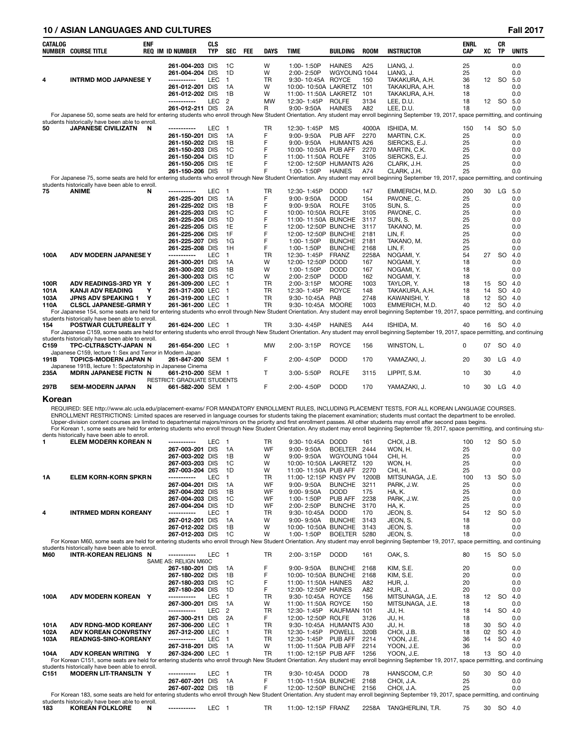| CATALOG NUMBER | COURSE TITLE | ENF REQ | IM | ID NUMBER | CLS TYP | SEC | FEE | DAYS | TIME | BUILDING | ROOM | INSTRUCTOR | ENRL CAP | XC | CR TP | UNITS |
|---|---|---|---|---|---|---|---|---|---|---|---|---|---|---|---|---|
| | | | | 261-004-203 | DIS | 1C | | W | 1:00- 1:50P | HAINES | A25 | LIANG, J. | 25 | | | 0.0 |
| | | | | 261-004-204 | DIS | 1D | | W | 2:00- 2:50P | WGYOUNG | 1044 | LIANG, J. | 25 | | | 0.0 |
| 4 | INTRMD MOD JAPANESE | Y | | ----------- | LEC | 1 | | TR | 9:30- 10:45A | ROYCE | 150 | TAKAKURA, A.H. | 36 | 12 | SO | 5.0 |
| | | | | 261-012-201 | DIS | 1A | | W | 10:00- 10:50A | LAKRETZ | 101 | TAKAKURA, A.H. | 18 | | | 0.0 |
| | | | | 261-012-202 | DIS | 1B | | W | 11:00- 11:50A | LAKRETZ | 101 | TAKAKURA, A.H. | 18 | | | 0.0 |
| | | | | ----------- | LEC | 2 | | MW | 12:30- 1:45P | ROLFE | 3134 | LEE, D.U. | 18 | 12 | SO | 5.0 |
| | | | | 261-012-211 | DIS | 2A | | R | 9:00- 9:50A | HAINES | A82 | LEE, D.U. | 18 | | | 0.0 |

For Japanese 50, some seats are held for entering students who enroll through New Student Orientation. Any student may enroll beginning September 19, 2017, space permitting, and continuing students historically have been able to enroll.

| CATALOG NUMBER | COURSE TITLE | ENF REQ | IM | ID NUMBER | CLS TYP | SEC | FEE | DAYS | TIME | BUILDING | ROOM | INSTRUCTOR | ENRL CAP | XC | CR TP | UNITS |
|---|---|---|---|---|---|---|---|---|---|---|---|---|---|---|---|---|
| 50 | JAPANESE CIVILIZATN | N | | ----------- | LEC | 1 | | TR | 12:30- 1:45P | MS | 4000A | ISHIDA, M. | 150 | 14 | SO | 5.0 |
| | | | | 261-150-201 | DIS | 1A | | F | 9:00- 9:50A | PUB AFF | 2270 | MARTIN, C.K. | 25 | | | 0.0 |
| | | | | 261-150-202 | DIS | 1B | | F | 9:00- 9:50A | HUMANTS | A26 | SIERCKS, E.J. | 25 | | | 0.0 |
| | | | | 261-150-203 | DIS | 1C | | F | 10:00- 10:50A | PUB AFF | 2270 | MARTIN, C.K. | 25 | | | 0.0 |
| | | | | 261-150-204 | DIS | 1D | | F | 11:00- 11:50A | ROLFE | 3105 | SIERCKS, E.J. | 25 | | | 0.0 |
| | | | | 261-150-205 | DIS | 1E | | F | 12:00- 12:50P | HUMANTS | A26 | CLARK, J.H. | 25 | | | 0.0 |
| | | | | 261-150-206 | DIS | 1F | | F | 1:00- 1:50P | HAINES | A74 | CLARK, J.H. | 25 | | | 0.0 |

For Japanese 75, some seats are held for entering students who enroll through New Student Orientation. Any student may enroll beginning September 19, 2017, space permitting, and continuing students historically have been able to enroll.

| CATALOG NUMBER | COURSE TITLE | ENF REQ | IM | ID NUMBER | CLS TYP | SEC | FEE | DAYS | TIME | BUILDING | ROOM | INSTRUCTOR | ENRL CAP | XC | CR TP | UNITS |
|---|---|---|---|---|---|---|---|---|---|---|---|---|---|---|---|---|
| 75 | ANIME | N | | ----------- | LEC | 1 | | TR | 12:30- 1:45P | DODD | 147 | EMMERICH, M.D. | 200 | 30 | LG | 5.0 |
| | | | | 261-225-201 | DIS | 1A | | F | 9:00- 9:50A | DODD | 154 | PAVONE, C. | 25 | | | 0.0 |
| | | | | 261-225-202 | DIS | 1B | | F | 9:00- 9:50A | ROLFE | 3105 | SUN, S. | 25 | | | 0.0 |
| | | | | 261-225-203 | DIS | 1C | | F | 10:00- 10:50A | ROLFE | 3105 | PAVONE, C. | 25 | | | 0.0 |
| | | | | 261-225-204 | DIS | 1D | | F | 11:00- 11:50A | BUNCHE | 3117 | SUN, S. | 25 | | | 0.0 |
| | | | | 261-225-205 | DIS | 1E | | F | 12:00- 12:50P | BUNCHE | 3117 | TAKANO, M. | 25 | | | 0.0 |
| | | | | 261-225-206 | DIS | 1F | | F | 12:00- 12:50P | BUNCHE | 2181 | LIN, F. | 25 | | | 0.0 |
| | | | | 261-225-207 | DIS | 1G | | F | 1:00- 1:50P | BUNCHE | 2181 | TAKANO, M. | 25 | | | 0.0 |
| | | | | 261-225-208 | DIS | 1H | | F | 1:00- 1:50P | BUNCHE | 2168 | LIN, F. | 25 | | | 0.0 |
| 100A | ADV MODERN JAPANESE | Y | | ----------- | LEC | 1 | | TR | 12:30- 1:45P | FRANZ | 2258A | NOGAMI, Y. | 54 | 27 | SO | 4.0 |
| | | | | 261-300-201 | DIS | 1A | | W | 12:00- 12:50P | DODD | 167 | NOGAMI, Y. | 18 | | | 0.0 |
| | | | | 261-300-202 | DIS | 1B | | W | 1:00- 1:50P | DODD | 167 | NOGAMI, Y. | 18 | | | 0.0 |
| | | | | 261-300-203 | DIS | 1C | | W | 2:00- 2:50P | DODD | 162 | NOGAMI, Y. | 18 | | | 0.0 |
| 100R | ADV READINGS-3RD YR | Y | | 261-309-200 | LEC | 1 | | TR | 2:00- 3:15P | MOORE | 1003 | TAYLOR, Y. | 18 | 15 | SO | 4.0 |
| 101A | KANJI ADV READING | Y | | 261-317-200 | LEC | 1 | | TR | 12:30- 1:45P | ROYCE | 148 | TAKAKURA, A.H. | 18 | 14 | SO | 4.0 |
| 103A | JPNS ADV SPEAKING 1 | Y | | 261-319-200 | LEC | 1 | | TR | 9:30- 10:45A | PAB | 2748 | KAWANISHI, Y. | 18 | 12 | SO | 4.0 |
| 110A | CLSCL JAPANESE-GRMR | Y | | 261-361-200 | LEC | 1 | | TR | 9:30- 10:45A | MOORE | 1003 | EMMERICH, M.D. | 40 | 12 | SO | 4.0 |

For Japanese 154, some seats are held for entering students who enroll through New Student Orientation. Any student may enroll beginning September 19, 2017, space permitting, and continuing students historically have been able to enroll.

| CATALOG NUMBER | COURSE TITLE | ENF REQ | IM | ID NUMBER | CLS TYP | SEC | FEE | DAYS | TIME | BUILDING | ROOM | INSTRUCTOR | ENRL CAP | XC | CR TP | UNITS |
|---|---|---|---|---|---|---|---|---|---|---|---|---|---|---|---|---|
| 154 | POSTWAR CULTURE&LIT | Y | | 261-624-200 | LEC | 1 | | TR | 3:30- 4:45P | HAINES | A44 | ISHIDA, M. | 40 | 16 | SO | 4.0 |

For Japanese C159, some seats are held for entering students who enroll through New Student Orientation. Any student may enroll beginning September 19, 2017, space permitting, and continuing students historically have been able to enroll.

| CATALOG NUMBER | COURSE TITLE | ENF REQ | IM | ID NUMBER | CLS TYP | SEC | FEE | DAYS | TIME | BUILDING | ROOM | INSTRUCTOR | ENRL CAP | XC | CR TP | UNITS |
|---|---|---|---|---|---|---|---|---|---|---|---|---|---|---|---|---|
| C159 | TPC-CLTR&SCTY-JAPAN | N | | 261-654-200 | LEC | 1 | | MW | 2:00- 3:15P | ROYCE | 156 | WINSTON, L. | 0 | 07 | SO | 4.0 |
| | Japanese C159, lecture 1: Sex and Terror in Modern Japan | | | | | | | | | | | | | | | |
| 191B | TOPICS-MODERN JAPAN | N | | 261-847-200 | SEM | 1 | | F | 2:00- 4:50P | DODD | 170 | YAMAZAKI, J. | 20 | 30 | LG | 4.0 |
| | Japanese 191B, lecture 1: Spectatorship in Japanese Cinema | | | | | | | | | | | | | | | |
| 235A | MDRN JAPANESE FICTN | N | | 661-210-200 | SEM | 1 | | T | 3:00- 5:50P | ROLFE | 3115 | LIPPIT, S.M. | 10 | 30 | | 4.0 |
| | | | | RESTRICT: GRADUATE STUDENTS | | | | | | | | | | | | |
| 297B | SEM-MODERN JAPAN | N | | 661-582-200 | SEM | 1 | | F | 2:00- 4:50P | DODD | 170 | YAMAZAKI, J. | 10 | 30 | LG | 4.0 |

## Korean

REQUIRED: SEE http://www.alc.ucla.edu/placement-exams/ FOR MANDATORY ENROLLMENT RULES, INCLUDING PLACEMENT TESTS, FOR ALL KOREAN LANGUAGE COURSES.
ENROLLMENT RESTRICTIONS: Limited spaces are reserved in language courses for students taking the placement examination; students must contact the department to be enrolled.
Upper-division content courses are limited to departmental majors/minors on the priority and first enrollment passes. All other students may enroll after second pass begins.
For Korean 1, some seats are held for entering students who enroll through New Student Orientation. Any student may enroll beginning September 19, 2017, space permitting, and continuing students historically have been able to enroll.

| CATALOG NUMBER | COURSE TITLE | ENF REQ | IM | ID NUMBER | CLS TYP | SEC | FEE | DAYS | TIME | BUILDING | ROOM | INSTRUCTOR | ENRL CAP | XC | CR TP | UNITS |
|---|---|---|---|---|---|---|---|---|---|---|---|---|---|---|---|---|
| 1 | ELEM MODERN KOREAN | N | | ----------- | LEC | 1 | | TR | 9:30- 10:45A | DODD | 161 | CHOI, J.B. | 100 | 12 | SO | 5.0 |
| | | | | 267-003-201 | DIS | 1A | | WF | 9:00- 9:50A | BOELTER | 2444 | WON, H. | 25 | | | 0.0 |
| | | | | 267-003-202 | DIS | 1B | | W | 9:00- 9:50A | WGYOUNG | 1044 | CHI, H. | 25 | | | 0.0 |
| | | | | 267-003-203 | DIS | 1C | | W | 10:00- 10:50A | LAKRETZ | 120 | WON, H. | 25 | | | 0.0 |
| | | | | 267-003-204 | DIS | 1D | | W | 11:00- 11:50A | PUB AFF | 2270 | CHI, H. | 25 | | | 0.0 |
| 1A | ELEM KORN-KORN SPKR | N | | ----------- | LEC | 1 | | TR | 11:00- 12:15P | KNSY PV | 1200B | MITSUNAGA, J.E. | 100 | 13 | SO | 5.0 |
| | | | | 267-004-201 | DIS | 1A | | WF | 9:00- 9:50A | BUNCHE | 3211 | PARK, J.W. | 25 | | | 0.0 |
| | | | | 267-004-202 | DIS | 1B | | WF | 9:00- 9:50A | DODD | 175 | HA, K. | 25 | | | 0.0 |
| | | | | 267-004-203 | DIS | 1C | | WF | 1:00- 1:50P | PUB AFF | 2238 | PARK, J.W. | 25 | | | 0.0 |
| | | | | 267-004-204 | DIS | 1D | | WF | 2:00- 2:50P | BUNCHE | 3170 | HA, K. | 25 | | | 0.0 |
| 4 | INTRMED MDRN KOREAN | Y | | ----------- | LEC | 1 | | TR | 9:30- 10:45A | DODD | 170 | JEON, S. | 54 | 12 | SO | 5.0 |
| | | | | 267-012-201 | DIS | 1A | | W | 9:00- 9:50A | BUNCHE | 3143 | JEON, S. | 18 | | | 0.0 |
| | | | | 267-012-202 | DIS | 1B | | W | 10:00- 10:50A | BUNCHE | 3143 | JEON, S. | 18 | | | 0.0 |
| | | | | 267-012-203 | DIS | 1C | | W | 1:00- 1:50P | BOELTER | 5280 | JEON, S. | 18 | | | 0.0 |

For Korean M60, some seats are held for entering students who enroll through New Student Orientation. Any student may enroll beginning September 19, 2017, space permitting, and continuing students historically have been able to enroll.

| CATALOG NUMBER | COURSE TITLE | ENF REQ | IM | ID NUMBER | CLS TYP | SEC | FEE | DAYS | TIME | BUILDING | ROOM | INSTRUCTOR | ENRL CAP | XC | CR TP | UNITS |
|---|---|---|---|---|---|---|---|---|---|---|---|---|---|---|---|---|
| M60 | INTR-KOREAN RELIGNS | N | | ----------- | LEC | 1 | | TR | 2:00- 3:15P | DODD | 161 | OAK, S. | 80 | 15 | SO | 5.0 |
| | | | | SAME AS: RELIGN M60C | | | | | | | | | | | | |
| | | | | 267-180-201 | DIS | 1A | | F | 9:00- 9:50A | BUNCHE | 2168 | KIM, S.E. | 20 | | | 0.0 |
| | | | | 267-180-202 | DIS | 1B | | F | 10:00- 10:50A | BUNCHE | 2168 | KIM, S.E. | 20 | | | 0.0 |
| | | | | 267-180-203 | DIS | 1C | | F | 11:00- 11:50A | HAINES | A82 | HUR, J. | 20 | | | 0.0 |
| | | | | 267-180-204 | DIS | 1D | | F | 12:00- 12:50P | HAINES | A82 | HUR, J. | 20 | | | 0.0 |
| 100A | ADV MODERN KOREAN | Y | | ----------- | LEC | 1 | | TR | 9:30- 10:45A | ROYCE | 156 | MITSUNAGA, J.E. | 18 | 12 | SO | 4.0 |
| | | | | 267-300-201 | DIS | 1A | | W | 11:00- 11:50A | ROYCE | 150 | MITSUNAGA, J.E. | 18 | | | 0.0 |
| | | | | ----------- | LEC | 2 | | TR | 12:30- 1:45P | KAUFMAN | 101 | JU, H. | 18 | 14 | SO | 4.0 |
| | | | | 267-300-211 | DIS | 2A | | F | 12:00- 12:50P | ROLFE | 3126 | JU, H. | 18 | | | 0.0 |
| 101A | ADV RDNG-MOD KOREAN | Y | | 267-306-200 | LEC | 1 | | TR | 9:30- 10:45A | HUMANTS | A30 | JU, H. | 18 | 30 | SO | 4.0 |
| 102A | ADV KOREAN CONVRSTN | Y | | 267-312-200 | LEC | 1 | | TR | 12:30- 1:45P | POWELL | 320B | CHOI, J.B. | 18 | 02 | SO | 4.0 |
| 103A | READNGS-SINO-KOREAN | Y | | ----------- | LEC | 1 | | TR | 12:30- 1:45P | PUB AFF | 2214 | YOON, J.E. | 36 | 14 | SO | 4.0 |
| | | | | 267-318-201 | DIS | 1A | | W | 11:00- 11:50A | PUB AFF | 2214 | YOON, J.E. | 36 | | | 0.0 |
| 104A | ADV KOREAN WRITING | Y | | 267-324-200 | LEC | 1 | | TR | 11:00- 12:15P | PUB AFF | 1256 | YOON, J.E. | 18 | 13 | SO | 4.0 |

For Korean C151, some seats are held for entering students who enroll through New Student Orientation. Any student may enroll beginning September 19, 2017, space permitting, and continuing students historically have been able to enroll.

| CATALOG NUMBER | COURSE TITLE | ENF REQ | IM | ID NUMBER | CLS TYP | SEC | FEE | DAYS | TIME | BUILDING | ROOM | INSTRUCTOR | ENRL CAP | XC | CR TP | UNITS |
|---|---|---|---|---|---|---|---|---|---|---|---|---|---|---|---|---|
| C151 | MODERN LIT-TRANSLTN | Y | | ----------- | LEC | 1 | | TR | 9:30- 10:45A | DODD | 78 | HANSCOM, C.P. | 50 | 30 | SO | 4.0 |
| | | | | 267-607-201 | DIS | 1A | | F | 11:00- 11:50A | BUNCHE | 2168 | CHOI, J.A. | 25 | | | 0.0 |
| | | | | 267-607-202 | DIS | 1B | | F | 12:00- 12:50P | BUNCHE | 2156 | CHOI, J.A. | 25 | | | 0.0 |

For Korean 183, some seats are held for entering students who enroll through New Student Orientation. Any student may enroll beginning September 19, 2017, space permitting, and continuing students historically have been able to enroll.

| CATALOG NUMBER | COURSE TITLE | ENF REQ | IM | ID NUMBER | CLS TYP | SEC | FEE | DAYS | TIME | BUILDING | ROOM | INSTRUCTOR | ENRL CAP | XC | CR TP | UNITS |
|---|---|---|---|---|---|---|---|---|---|---|---|---|---|---|---|---|
| 183 | KOREAN FOLKLORE | N | | ----------- | LEC | 1 | | TR | 11:00- 12:15P | FRANZ | 2258A | TANGHERLINI, T.R. | 75 | 30 | SO | 4.0 |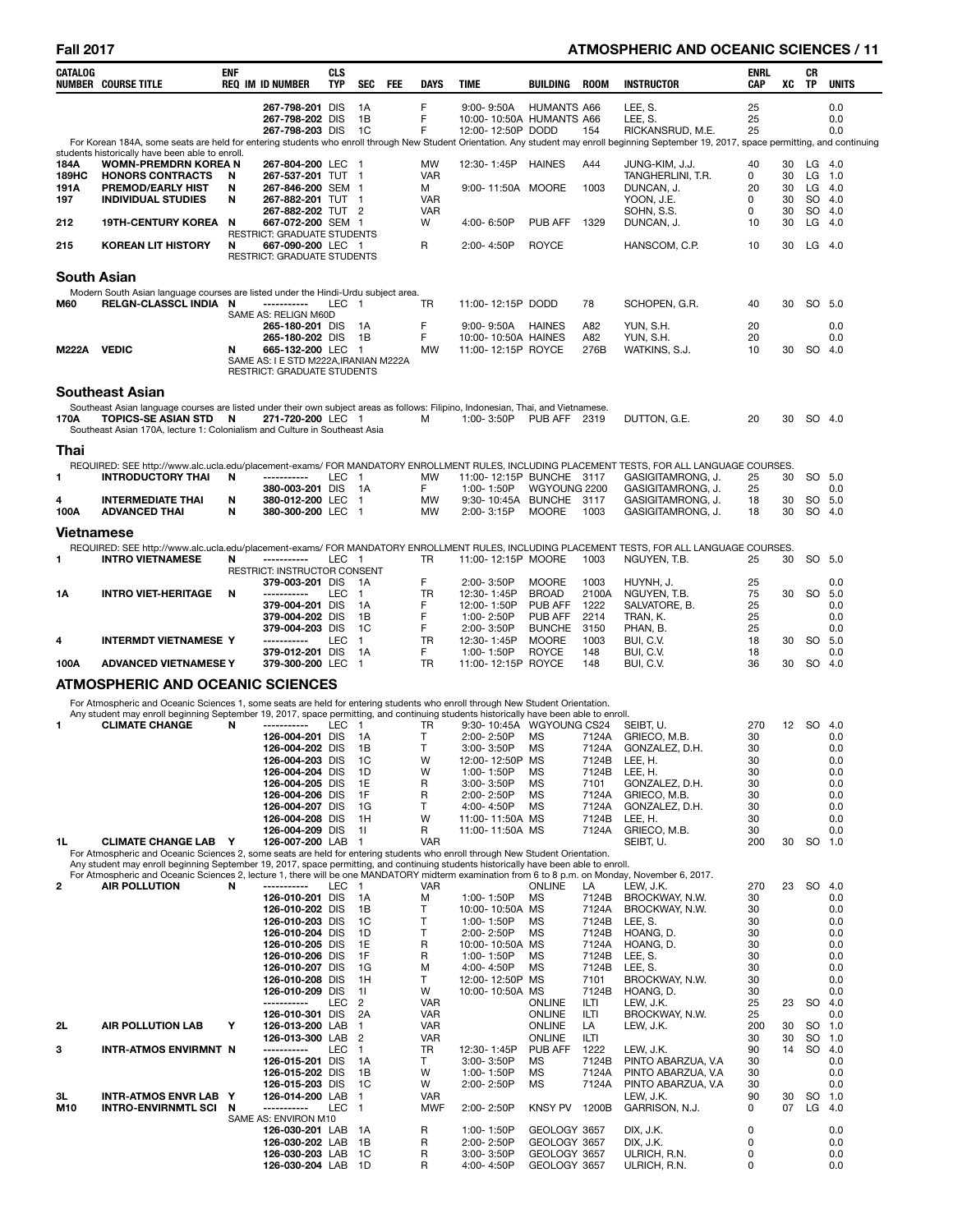| CATALOG NUMBER | COURSE TITLE | ENF REQ | IM | ID NUMBER | CLS TYP | SEC | FEE | DAYS | TIME | BUILDING | ROOM | INSTRUCTOR | ENRL CAP | XC | CR TP | UNITS |
|---|---|---|---|---|---|---|---|---|---|---|---|---|---|---|---|---|
| | | | | 267-798-201 | DIS | 1A | | F | 9:00- 9:50A | HUMANTS | A66 | LEE, S. | 25 | | | 0.0 |
| | | | | 267-798-202 | DIS | 1B | | F | 10:00- 10:50A | HUMANTS | A66 | LEE, S. | 25 | | | 0.0 |
| | | | | 267-798-203 | DIS | 1C | | F | 12:00- 12:50P | DODD | 154 | RICKANSRUD, M.E. | 25 | | | 0.0 |

For Korean 184A, some seats are held for entering students who enroll through New Student Orientation. Any student may enroll beginning September 19, 2017, space permitting, and continuing students historically have been able to enroll.

| CATALOG NUMBER | COURSE TITLE | ENF REQ | IM | ID NUMBER | CLS TYP | SEC | FEE | DAYS | TIME | BUILDING | ROOM | INSTRUCTOR | ENRL CAP | XC | CR TP | UNITS |
|---|---|---|---|---|---|---|---|---|---|---|---|---|---|---|---|---|
| 184A | WOMN-PREMDRN KOREA | N | | 267-804-200 | LEC | 1 | | MW | 12:30- 1:45P | HAINES | A44 | JUNG-KIM, J.J. | 40 | 30 | LG | 4.0 |
| 189HC | HONORS CONTRACTS | N | | 267-537-201 | TUT | 1 | | VAR | | | | TANGHERLINI, T.R. | 0 | 30 | LG | 1.0 |
| 191A | PREMOD/EARLY HIST | N | | 267-846-200 | SEM | 1 | | M | 9:00- 11:50A | MOORE | 1003 | DUNCAN, J. | 20 | 30 | LG | 4.0 |
| 197 | INDIVIDUAL STUDIES | N | | 267-882-201 | TUT | 1 | | VAR | | | | YOON, J.E. | 0 | 30 | SO | 4.0 |
| | | | | 267-882-202 | TUT | 2 | | VAR | | | | SOHN, S.S. | 0 | 30 | SO | 4.0 |
| 212 | 19TH-CENTURY KOREA | N | | 667-072-200 | SEM | 1 | | W | 4:00- 6:50P | PUB AFF | 1329 | DUNCAN, J. | 10 | 30 | LG | 4.0 |
| | | | | RESTRICT: GRADUATE STUDENTS | | | | | | | | | | | | |
| 215 | KOREAN LIT HISTORY | N | | 667-090-200 | LEC | 1 | | R | 2:00- 4:50P | ROYCE | | HANSCOM, C.P. | 10 | 30 | LG | 4.0 |
| | | | | RESTRICT: GRADUATE STUDENTS | | | | | | | | | | | | |

## South Asian

Modern South Asian language courses are listed under the Hindi-Urdu subject area.

| CATALOG NUMBER | COURSE TITLE | ENF REQ | IM | ID NUMBER | CLS TYP | SEC | FEE | DAYS | TIME | BUILDING | ROOM | INSTRUCTOR | ENRL CAP | XC | CR TP | UNITS |
|---|---|---|---|---|---|---|---|---|---|---|---|---|---|---|---|---|
| M60 | RELGN-CLASSCL INDIA | N | | ----------- | LEC | 1 | | TR | 11:00- 12:15P | DODD | 78 | SCHOPEN, G.R. | 40 | 30 | SO | 5.0 |
| | | | | SAME AS: RELIGN M60D | | | | | | | | | | | | |
| | | | | 265-180-201 | DIS | 1A | | F | 9:00- 9:50A | HAINES | A82 | YUN, S.H. | 20 | | | 0.0 |
| | | | | 265-180-202 | DIS | 1B | | F | 10:00- 10:50A | HAINES | A82 | YUN, S.H. | 20 | | | 0.0 |
| M222A | VEDIC | N | | 665-132-200 | LEC | 1 | | MW | 11:00- 12:15P | ROYCE | 276B | WATKINS, S.J. | 10 | 30 | SO | 4.0 |
| | | | | SAME AS: I E STD M222A,IRANIAN M222A | | | | | | | | | | | | |
| | | | | RESTRICT: GRADUATE STUDENTS | | | | | | | | | | | | |

## Southeast Asian

Southeast Asian language courses are listed under their own subject areas as follows: Filipino, Indonesian, Thai, and Vietnamese.

| CATALOG NUMBER | COURSE TITLE | ENF REQ | IM | ID NUMBER | CLS TYP | SEC | FEE | DAYS | TIME | BUILDING | ROOM | INSTRUCTOR | ENRL CAP | XC | CR TP | UNITS |
|---|---|---|---|---|---|---|---|---|---|---|---|---|---|---|---|---|
| 170A | TOPICS-SE ASIAN STD | N | | 271-720-200 | LEC | 1 | | M | 1:00- 3:50P | PUB AFF | 2319 | DUTTON, G.E. | 20 | 30 | SO | 4.0 |

Southeast Asian 170A, lecture 1: Colonialism and Culture in Southeast Asia

## Thai

REQUIRED: SEE http://www.alc.ucla.edu/placement-exams/ FOR MANDATORY ENROLLMENT RULES, INCLUDING PLACEMENT TESTS, FOR ALL LANGUAGE COURSES.

| CATALOG NUMBER | COURSE TITLE | ENF REQ | IM | ID NUMBER | CLS TYP | SEC | FEE | DAYS | TIME | BUILDING | ROOM | INSTRUCTOR | ENRL CAP | XC | CR TP | UNITS |
|---|---|---|---|---|---|---|---|---|---|---|---|---|---|---|---|---|
| 1 | INTRODUCTORY THAI | N | | ----------- | LEC | 1 | | MW | 11:00- 12:15P | BUNCHE | 3117 | GASIGITAMRONG, J. | 25 | 30 | SO | 5.0 |
| | | | | 380-003-201 | DIS | 1A | | F | 1:00- 1:50P | WGYOUNG | 2200 | GASIGITAMRONG, J. | 25 | | | 0.0 |
| 4 | INTERMEDIATE THAI | N | | 380-012-200 | LEC | 1 | | MW | 9:30- 10:45A | BUNCHE | 3117 | GASIGITAMRONG, J. | 18 | 30 | SO | 5.0 |
| 100A | ADVANCED THAI | N | | 380-300-200 | LEC | 1 | | MW | 2:00- 3:15P | MOORE | 1003 | GASIGITAMRONG, J. | 18 | 30 | SO | 4.0 |

## Vietnamese

REQUIRED: SEE http://www.alc.ucla.edu/placement-exams/ FOR MANDATORY ENROLLMENT RULES, INCLUDING PLACEMENT TESTS, FOR ALL LANGUAGE COURSES.

| CATALOG NUMBER | COURSE TITLE | ENF REQ | IM | ID NUMBER | CLS TYP | SEC | FEE | DAYS | TIME | BUILDING | ROOM | INSTRUCTOR | ENRL CAP | XC | CR TP | UNITS |
|---|---|---|---|---|---|---|---|---|---|---|---|---|---|---|---|---|
| 1 | INTRO VIETNAMESE | N | | ----------- | LEC | 1 | | TR | 11:00- 12:15P | MOORE | 1003 | NGUYEN, T.B. | 25 | 30 | SO | 5.0 |
| | | | | RESTRICT: INSTRUCTOR CONSENT | | | | | | | | | | | | |
| | | | | 379-003-201 | DIS | 1A | | F | 2:00- 3:50P | MOORE | 1003 | HUYNH, J. | 25 | | | 0.0 |
| 1A | INTRO VIET-HERITAGE | N | | ----------- | LEC | 1 | | TR | 12:30- 1:45P | BROAD | 2100A | NGUYEN, T.B. | 75 | 30 | SO | 5.0 |
| | | | | 379-004-201 | DIS | 1A | | F | 12:00- 1:50P | PUB AFF | 1222 | SALVATORE, B. | 25 | | | 0.0 |
| | | | | 379-004-202 | DIS | 1B | | F | 1:00- 2:50P | PUB AFF | 2214 | TRAN, K. | 25 | | | 0.0 |
| | | | | 379-004-203 | DIS | 1C | | F | 2:00- 3:50P | BUNCHE | 3150 | PHAN, B. | 25 | | | 0.0 |
| 4 | INTERMDT VIETNAMESE | Y | | ----------- | LEC | 1 | | TR | 12:30- 1:45P | MOORE | 1003 | BUI, C.V. | 18 | 30 | SO | 5.0 |
| | | | | 379-012-201 | DIS | 1A | | F | 1:00- 1:50P | ROYCE | 148 | BUI, C.V. | 18 | | | 0.0 |
| 100A | ADVANCED VIETNAMESE | Y | | 379-300-200 | LEC | 1 | | TR | 11:00- 12:15P | ROYCE | 148 | BUI, C.V. | 36 | 30 | SO | 4.0 |

# ATMOSPHERIC AND OCEANIC SCIENCES

For Atmospheric and Oceanic Sciences 1, some seats are held for entering students who enroll through New Student Orientation.
Any student may enroll beginning September 19, 2017, space permitting, and continuing students historically have been able to enroll.

| CATALOG NUMBER | COURSE TITLE | ENF REQ | IM | ID NUMBER | CLS TYP | SEC | FEE | DAYS | TIME | BUILDING | ROOM | INSTRUCTOR | ENRL CAP | XC | CR TP | UNITS |
|---|---|---|---|---|---|---|---|---|---|---|---|---|---|---|---|---|
| 1 | CLIMATE CHANGE | N | | ----------- | LEC | 1 | | TR | 9:30- 10:45A | WGYOUNG | CS24 | SEIBT, U. | 270 | 12 | SO | 4.0 |
| | | | | 126-004-201 | DIS | 1A | | T | 2:00- 2:50P | MS | 7124A | GRIECO, M.B. | 30 | | | 0.0 |
| | | | | 126-004-202 | DIS | 1B | | T | 3:00- 3:50P | MS | 7124A | GONZALEZ, D.H. | 30 | | | 0.0 |
| | | | | 126-004-203 | DIS | 1C | | W | 12:00- 12:50P | MS | 7124B | LEE, H. | 30 | | | 0.0 |
| | | | | 126-004-204 | DIS | 1D | | W | 1:00- 1:50P | MS | 7124B | LEE, H. | 30 | | | 0.0 |
| | | | | 126-004-205 | DIS | 1E | | R | 3:00- 3:50P | MS | 7101 | GONZALEZ, D.H. | 30 | | | 0.0 |
| | | | | 126-004-206 | DIS | 1F | | R | 2:00- 2:50P | MS | 7124A | GRIECO, M.B. | 30 | | | 0.0 |
| | | | | 126-004-207 | DIS | 1G | | T | 4:00- 4:50P | MS | 7124A | GONZALEZ, D.H. | 30 | | | 0.0 |
| | | | | 126-004-208 | DIS | 1H | | W | 11:00- 11:50A | MS | 7124B | LEE, H. | 30 | | | 0.0 |
| | | | | 126-004-209 | DIS | 1I | | R | 11:00- 11:50A | MS | 7124A | GRIECO, M.B. | 30 | | | 0.0 |
| 1L | CLIMATE CHANGE LAB | Y | | 126-007-200 | LAB | 1 | | VAR | | | | SEIBT, U. | 200 | 30 | SO | 1.0 |

For Atmospheric and Oceanic Sciences 2, some seats are held for entering students who enroll through New Student Orientation.
Any student may enroll beginning September 19, 2017, space permitting, and continuing students historically have been able to enroll.
For Atmospheric and Oceanic Sciences 2, lecture 1, there will be one MANDATORY midterm examination from 6 to 8 p.m. on Monday, November 6, 2017.

| CATALOG NUMBER | COURSE TITLE | ENF REQ | IM | ID NUMBER | CLS TYP | SEC | FEE | DAYS | TIME | BUILDING | ROOM | INSTRUCTOR | ENRL CAP | XC | CR TP | UNITS |
|---|---|---|---|---|---|---|---|---|---|---|---|---|---|---|---|---|
| 2 | AIR POLLUTION | N | | ----------- | LEC | 1 | | VAR | | ONLINE | LA | LEW, J.K. | 270 | 23 | SO | 4.0 |
| | | | | 126-010-201 | DIS | 1A | | M | 1:00- 1:50P | MS | 7124B | BROCKWAY, N.W. | 30 | | | 0.0 |
| | | | | 126-010-202 | DIS | 1B | | T | 10:00- 10:50A | MS | 7124A | BROCKWAY, N.W. | 30 | | | 0.0 |
| | | | | 126-010-203 | DIS | 1C | | T | 1:00- 1:50P | MS | 7124B | LEE, S. | 30 | | | 0.0 |
| | | | | 126-010-204 | DIS | 1D | | T | 2:00- 2:50P | MS | 7124B | HOANG, D. | 30 | | | 0.0 |
| | | | | 126-010-205 | DIS | 1E | | R | 10:00- 10:50A | MS | 7124A | HOANG, D. | 30 | | | 0.0 |
| | | | | 126-010-206 | DIS | 1F | | R | 1:00- 1:50P | MS | 7124B | LEE, S. | 30 | | | 0.0 |
| | | | | 126-010-207 | DIS | 1G | | M | 4:00- 4:50P | MS | 7124B | LEE, S. | 30 | | | 0.0 |
| | | | | 126-010-208 | DIS | 1H | | T | 12:00- 12:50P | MS | 7101 | BROCKWAY, N.W. | 30 | | | 0.0 |
| | | | | 126-010-209 | DIS | 1I | | W | 10:00- 10:50A | MS | 7124B | HOANG, D. | 30 | | | 0.0 |
| | | | | ----------- | LEC | 2 | | VAR | | ONLINE | ILTI | LEW, J.K. | 25 | 23 | SO | 4.0 |
| | | | | 126-010-301 | DIS | 2A | | VAR | | ONLINE | ILTI | BROCKWAY, N.W. | 25 | | | 0.0 |
| 2L | AIR POLLUTION LAB | Y | | 126-013-200 | LAB | 1 | | VAR | | ONLINE | LA | LEW, J.K. | 200 | 30 | SO | 1.0 |
| | | | | 126-013-300 | LAB | 2 | | VAR | | ONLINE | ILTI | | 30 | 30 | SO | 1.0 |
| 3 | INTR-ATMOS ENVIRMNT | N | | ----------- | LEC | 1 | | TR | 12:30- 1:45P | PUB AFF | 1222 | LEW, J.K. | 90 | 14 | SO | 4.0 |
| | | | | 126-015-201 | DIS | 1A | | T | 3:00- 3:50P | MS | 7124B | PINTO ABARZUA, V.A | 30 | | | 0.0 |
| | | | | 126-015-202 | DIS | 1B | | W | 1:00- 1:50P | MS | 7124A | PINTO ABARZUA, V.A | 30 | | | 0.0 |
| | | | | 126-015-203 | DIS | 1C | | W | 2:00- 2:50P | MS | 7124A | PINTO ABARZUA, V.A | 30 | | | 0.0 |
| 3L | INTR-ATMOS ENVR LAB | Y | | 126-014-200 | LAB | 1 | | VAR | | | | LEW, J.K. | 90 | 30 | SO | 1.0 |
| M10 | INTRO-ENVIRNMTL SCI | N | | ----------- | LEC | 1 | | MWF | 2:00- 2:50P | KNSY PV | 1200B | GARRISON, N.J. | 0 | 07 | LG | 4.0 |
| | | | | SAME AS: ENVIRON M10 | | | | | | | | | | | | |
| | | | | 126-030-201 | LAB | 1A | | R | 1:00- 1:50P | GEOLOGY | 3657 | DIX, J.K. | 0 | | | 0.0 |
| | | | | 126-030-202 | LAB | 1B | | R | 2:00- 2:50P | GEOLOGY | 3657 | DIX, J.K. | 0 | | | 0.0 |
| | | | | 126-030-203 | LAB | 1C | | R | 3:00- 3:50P | GEOLOGY | 3657 | ULRICH, R.N. | 0 | | | 0.0 |
| | | | | 126-030-204 | LAB | 1D | | R | 4:00- 4:50P | GEOLOGY | 3657 | ULRICH, R.N. | 0 | | | 0.0 |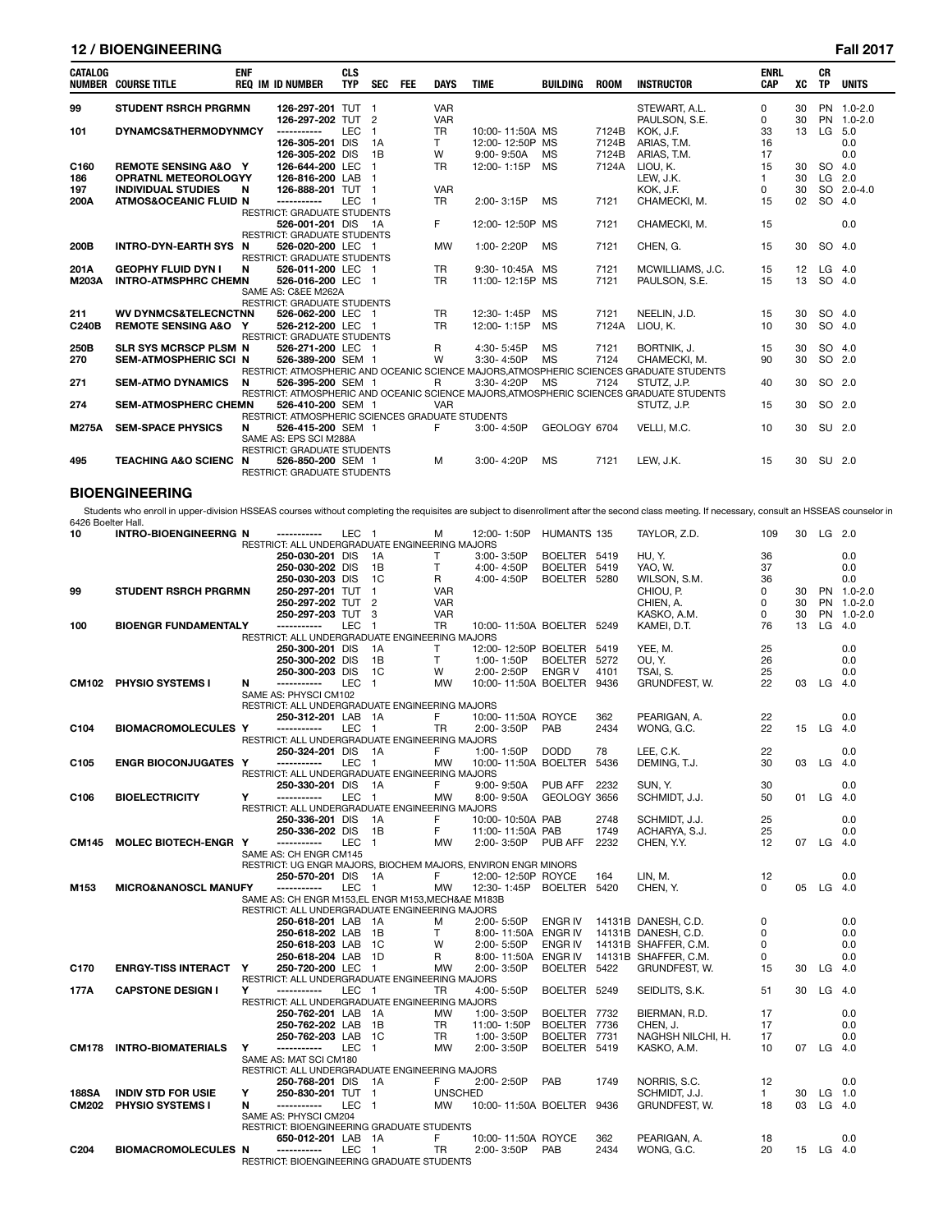| CATALOG NUMBER | COURSE TITLE | ENF REQ | IM | ID NUMBER | CLS TYP | SEC | FEE | DAYS | TIME | BUILDING | ROOM | INSTRUCTOR | ENRL CAP | XC | CR TP | UNITS |
|---|---|---|---|---|---|---|---|---|---|---|---|---|---|---|---|---|
| 99 | STUDENT RSRCH PRGRM | N | | 126-297-201 | TUT | 1 | | VAR | | | | STEWART, A.L. | 0 | 30 | PN | 1.0-2.0 |
| | | | | 126-297-202 | TUT | 2 | | VAR | | | | PAULSON, S.E. | 0 | 30 | PN | 1.0-2.0 |
| 101 | DYNAMCS&THERMODYNMC | Y | | ----------- | LEC | 1 | | TR | 10:00- 11:50A | MS | 7124B | KOK, J.F. | 33 | 13 | LG | 5.0 |
| | | | | 126-305-201 | DIS | 1A | | T | 12:00- 12:50P | MS | 7124B | ARIAS, T.M. | 16 | | | 0.0 |
| | | | | 126-305-202 | DIS | 1B | | W | 9:00- 9:50A | MS | 7124B | ARIAS, T.M. | 17 | | | 0.0 |
| C160 | REMOTE SENSING A&O | Y | | 126-644-200 | LEC | 1 | | TR | 12:00- 1:15P | MS | 7124A | LIOU, K. | 15 | 30 | SO | 4.0 |
| 186 | OPRATNL METEOROLOGY | Y | | 126-816-200 | LAB | 1 | | | | | | LEW, J.K. | 1 | 30 | LG | 2.0 |
| 197 | INDIVIDUAL STUDIES | N | | 126-888-201 | TUT | 1 | | VAR | | | | KOK, J.F. | 0 | 30 | SO | 2.0-4.0 |
| 200A | ATMOS&OCEANIC FLUID | N | | ----------- | LEC | 1 | | TR | 2:00- 3:15P | MS | 7121 | CHAMECKI, M. | 15 | 02 | SO | 4.0 |
| | RESTRICT: GRADUATE STUDENTS | | | | | | | | | | | | | | | |
| | | | | 526-001-201 | DIS | 1A | | F | 12:00- 12:50P | MS | 7121 | CHAMECKI, M. | 15 | | | 0.0 |
| | RESTRICT: GRADUATE STUDENTS | | | | | | | | | | | | | | | |
| 200B | INTRO-DYN-EARTH SYS | N | | 526-020-200 | LEC | 1 | | MW | 1:00- 2:20P | MS | 7121 | CHEN, G. | 15 | 30 | SO | 4.0 |
| | RESTRICT: GRADUATE STUDENTS | | | | | | | | | | | | | | | |
| 201A | GEOPHY FLUID DYN I | N | | 526-011-200 | LEC | 1 | | TR | 9:30- 10:45A | MS | 7121 | MCWILLIAMS, J.C. | 15 | 12 | LG | 4.0 |
| M203A | INTRO-ATMSPHRC CHEM | N | | 526-016-200 | LEC | 1 | | TR | 11:00- 12:15P | MS | 7121 | PAULSON, S.E. | 15 | 13 | SO | 4.0 |
| | SAME AS: C&EE M262A | | | | | | | | | | | | | | | |
| | RESTRICT: GRADUATE STUDENTS | | | | | | | | | | | | | | | |
| 211 | WV DYNMCS&TELECNCTN | N | | 526-062-200 | LEC | 1 | | TR | 12:30- 1:45P | MS | 7121 | NEELIN, J.D. | 15 | 30 | SO | 4.0 |
| C240B | REMOTE SENSING A&O | Y | | 526-212-200 | LEC | 1 | | TR | 12:00- 1:15P | MS | 7124A | LIOU, K. | 10 | 30 | SO | 4.0 |
| | RESTRICT: GRADUATE STUDENTS | | | | | | | | | | | | | | | |
| 250B | SLR SYS MCRSCP PLSM | N | | 526-271-200 | LEC | 1 | | R | 4:30- 5:45P | MS | 7121 | BORTNIK, J. | 15 | 30 | SO | 4.0 |
| 270 | SEM-ATMOSPHERIC SCI | N | | 526-389-200 | SEM | 1 | | W | 3:30- 4:50P | MS | 7124 | CHAMECKI, M. | 90 | 30 | SO | 2.0 |
| | RESTRICT: ATMOSPHERIC AND OCEANIC SCIENCE MAJORS,ATMOSPHERIC SCIENCES GRADUATE STUDENTS | | | | | | | | | | | | | | | |
| 271 | SEM-ATMO DYNAMICS | N | | 526-395-200 | SEM | 1 | | R | 3:30- 4:20P | MS | 7124 | STUTZ, J.P. | 40 | 30 | SO | 2.0 |
| | RESTRICT: ATMOSPHERIC AND OCEANIC SCIENCE MAJORS,ATMOSPHERIC SCIENCES GRADUATE STUDENTS | | | | | | | | | | | | | | | |
| 274 | SEM-ATMOSPHERC CHEM | N | | 526-410-200 | SEM | 1 | | VAR | | | | STUTZ, J.P. | 15 | 30 | SO | 2.0 |
| | RESTRICT: ATMOSPHERIC SCIENCES GRADUATE STUDENTS | | | | | | | | | | | | | | | |
| M275A | SEM-SPACE PHYSICS | N | | 526-415-200 | SEM | 1 | | F | 3:00- 4:50P | GEOLOGY | 6704 | VELLI, M.C. | 10 | 30 | SU | 2.0 |
| | SAME AS: EPS SCI M288A | | | | | | | | | | | | | | | |
| | RESTRICT: GRADUATE STUDENTS | | | | | | | | | | | | | | | |
| 495 | TEACHING A&O SCIENC | N | | 526-850-200 | SEM | 1 | | M | 3:00- 4:20P | MS | 7121 | LEW, J.K. | 15 | 30 | SU | 2.0 |
| | RESTRICT: GRADUATE STUDENTS | | | | | | | | | | | | | | | |

## BIOENGINEERING

Students who enroll in upper-division HSSEAS courses without completing the requisites are subject to disenrollment after the second class meeting. If necessary, consult an HSSEAS counselor in 6426 Boelter Hall.

| CATALOG NUMBER | COURSE TITLE | ENF REQ | IM | ID NUMBER | CLS TYP | SEC | FEE | DAYS | TIME | BUILDING | ROOM | INSTRUCTOR | ENRL CAP | XC | CR TP | UNITS |
|---|---|---|---|---|---|---|---|---|---|---|---|---|---|---|---|---|
| 10 | INTRO-BIOENGINEERNG | N | | ----------- | LEC | 1 | | M | 12:00- 1:50P | HUMANTS | 135 | TAYLOR, Z.D. | 109 | 30 | LG | 2.0 |
| | RESTRICT: ALL UNDERGRADUATE ENGINEERING MAJORS | | | | | | | | | | | | | | | |
| | | | | 250-030-201 | DIS | 1A | | T | 3:00- 3:50P | BOELTER | 5419 | HU, Y. | 36 | | | 0.0 |
| | | | | 250-030-202 | DIS | 1B | | T | 4:00- 4:50P | BOELTER | 5419 | YAO, W. | 37 | | | 0.0 |
| | | | | 250-030-203 | DIS | 1C | | R | 4:00- 4:50P | BOELTER | 5280 | WILSON, S.M. | 36 | | | 0.0 |
| 99 | STUDENT RSRCH PRGRM | N | | 250-297-201 | TUT | 1 | | VAR | | | | CHIOU, P. | 0 | 30 | PN | 1.0-2.0 |
| | | | | 250-297-202 | TUT | 2 | | VAR | | | | CHIEN, A. | 0 | 30 | PN | 1.0-2.0 |
| | | | | 250-297-303 | TUT | 3 | | VAR | | | | KASKO, A.M. | 0 | 30 | PN | 1.0-2.0 |
| 100 | BIOENGR FUNDAMENTAL | Y | | ----------- | LEC | 1 | | TR | 10:00- 11:50A | BOELTER | 5249 | KAMEI, D.T. | 76 | 13 | LG | 4.0 |
| | RESTRICT: ALL UNDERGRADUATE ENGINEERING MAJORS | | | | | | | | | | | | | | | |
| | | | | 250-300-201 | DIS | 1A | | T | 12:00- 12:50P | BOELTER | 5419 | YEE, M. | 25 | | | 0.0 |
| | | | | 250-300-202 | DIS | 1B | | T | 1:00- 1:50P | BOELTER | 5272 | OU, Y. | 26 | | | 0.0 |
| | | | | 250-300-203 | DIS | 1C | | W | 2:00- 2:50P | ENGR V | 4101 | TSAI, S. | 25 | | | 0.0 |
| CM102 | PHYSIO SYSTEMS I | N | | ----------- | LEC | 1 | | MW | 10:00- 11:50A | BOELTER | 9436 | GRUNDFEST, W. | 22 | 03 | LG | 4.0 |
| | SAME AS: PHYSCI CM102 | | | | | | | | | | | | | | | |
| | RESTRICT: ALL UNDERGRADUATE ENGINEERING MAJORS | | | | | | | | | | | | | | | |
| | | | | 250-312-201 | LAB | 1A | | F | 10:00- 11:50A | ROYCE | 362 | PEARIGAN, A. | 22 | | | 0.0 |
| C104 | BIOMACROMOLECULES | Y | | ----------- | LEC | 1 | | TR | 2:00- 3:50P | PAB | 2434 | WONG, G.C. | 22 | 15 | LG | 4.0 |
| | RESTRICT: ALL UNDERGRADUATE ENGINEERING MAJORS | | | | | | | | | | | | | | | |
| | | | | 250-324-201 | DIS | 1A | | F | 1:00- 1:50P | DODD | 78 | LEE, C.K. | 22 | | | 0.0 |
| C105 | ENGR BIOCONJUGATES | Y | | ----------- | LEC | 1 | | MW | 10:00- 11:50A | BOELTER | 5436 | DEMING, T.J. | 30 | 03 | LG | 4.0 |
| | RESTRICT: ALL UNDERGRADUATE ENGINEERING MAJORS | | | | | | | | | | | | | | | |
| | | | | 250-330-201 | DIS | 1A | | F | 9:00- 9:50A | PUB AFF | 2232 | SUN, Y. | 30 | | | 0.0 |
| C106 | BIOELECTRICITY | Y | | ----------- | LEC | 1 | | MW | 8:00- 9:50A | GEOLOGY | 3656 | SCHMIDT, J.J. | 50 | 01 | LG | 4.0 |
| | RESTRICT: ALL UNDERGRADUATE ENGINEERING MAJORS | | | | | | | | | | | | | | | |
| | | | | 250-336-201 | DIS | 1A | | F | 10:00- 10:50A | PAB | 2748 | SCHMIDT, J.J. | 25 | | | 0.0 |
| | | | | 250-336-202 | DIS | 1B | | F | 11:00- 11:50A | PAB | 1749 | ACHARYA, S.J. | 25 | | | 0.0 |
| CM145 | MOLEC BIOTECH-ENGR | Y | | ----------- | LEC | 1 | | MW | 2:00- 3:50P | PUB AFF | 2232 | CHEN, Y.Y. | 12 | 07 | LG | 4.0 |
| | SAME AS: CH ENGR CM145 | | | | | | | | | | | | | | | |
| | RESTRICT: UG ENGR MAJORS, BIOCHEM MAJORS, ENVIRON ENGR MINORS | | | | | | | | | | | | | | | |
| | | | | 250-570-201 | DIS | 1A | | F | 12:00- 12:50P | ROYCE | 164 | LIN, M. | 12 | | | 0.0 |
| M153 | MICRO&NANOSCL MANUF | Y | | ----------- | LEC | 1 | | MW | 12:30- 1:45P | BOELTER | 5420 | CHEN, Y. | 0 | 05 | LG | 4.0 |
| | SAME AS: CH ENGR M153,EL ENGR M153,MECH&AE M183B | | | | | | | | | | | | | | | |
| | RESTRICT: ALL UNDERGRADUATE ENGINEERING MAJORS | | | | | | | | | | | | | | | |
| | | | | 250-618-201 | LAB | 1A | | M | 2:00- 5:50P | ENGR IV | 14131B | DANESH, C.D. | 0 | | | 0.0 |
| | | | | 250-618-202 | LAB | 1B | | T | 8:00- 11:50A | ENGR IV | 14131B | DANESH, C.D. | 0 | | | 0.0 |
| | | | | 250-618-203 | LAB | 1C | | W | 2:00- 5:50P | ENGR IV | 14131B | SHAFFER, C.M. | 0 | | | 0.0 |
| | | | | 250-618-204 | LAB | 1D | | R | 8:00- 11:50A | ENGR IV | 14131B | SHAFFER, C.M. | 0 | | | 0.0 |
| C170 | ENRGY-TISS INTERACT | Y | | 250-720-200 | LEC | 1 | | MW | 2:00- 3:50P | BOELTER | 5422 | GRUNDFEST, W. | 15 | 30 | LG | 4.0 |
| | RESTRICT: ALL UNDERGRADUATE ENGINEERING MAJORS | | | | | | | | | | | | | | | |
| 177A | CAPSTONE DESIGN I | Y | | ----------- | LEC | 1 | | TR | 4:00- 5:50P | BOELTER | 5249 | SEIDLITS, S.K. | 51 | 30 | LG | 4.0 |
| | RESTRICT: ALL UNDERGRADUATE ENGINEERING MAJORS | | | | | | | | | | | | | | | |
| | | | | 250-762-201 | LAB | 1A | | MW | 1:00- 3:50P | BOELTER | 7732 | BIERMAN, R.D. | 17 | | | 0.0 |
| | | | | 250-762-202 | LAB | 1B | | TR | 11:00- 1:50P | BOELTER | 7736 | CHEN, J. | 17 | | | 0.0 |
| | | | | 250-762-203 | LAB | 1C | | TR | 1:00- 3:50P | BOELTER | 7731 | NAGHSH NILCHI, H. | 17 | | | 0.0 |
| CM178 | INTRO-BIOMATERIALS | Y | | ----------- | LEC | 1 | | MW | 2:00- 3:50P | BOELTER | 5419 | KASKO, A.M. | 10 | 07 | LG | 4.0 |
| | SAME AS: MAT SCI CM180 | | | | | | | | | | | | | | | |
| | RESTRICT: ALL UNDERGRADUATE ENGINEERING MAJORS | | | | | | | | | | | | | | | |
| | | | | 250-768-201 | DIS | 1A | | F | 2:00- 2:50P | PAB | 1749 | NORRIS, S.C. | 12 | | | 0.0 |
| 188SA | INDIV STD FOR USIE | Y | | 250-830-201 | TUT | 1 | | UNSCHED | | | | SCHMIDT, J.J. | 1 | 30 | LG | 1.0 |
| CM202 | PHYSIO SYSTEMS I | N | | ----------- | LEC | 1 | | MW | 10:00- 11:50A | BOELTER | 9436 | GRUNDFEST, W. | 18 | 03 | LG | 4.0 |
| | SAME AS: PHYSCI CM204 | | | | | | | | | | | | | | | |
| | RESTRICT: BIOENGINEERING GRADUATE STUDENTS | | | | | | | | | | | | | | | |
| | | | | 650-012-201 | LAB | 1A | | F | 10:00- 11:50A | ROYCE | 362 | PEARIGAN, A. | 18 | | | 0.0 |
| C204 | BIOMACROMOLECULES | N | | ----------- | LEC | 1 | | TR | 2:00- 3:50P | PAB | 2434 | WONG, G.C. | 20 | 15 | LG | 4.0 |
| | RESTRICT: BIOENGINEERING GRADUATE STUDENTS | | | | | | | | | | | | | | | |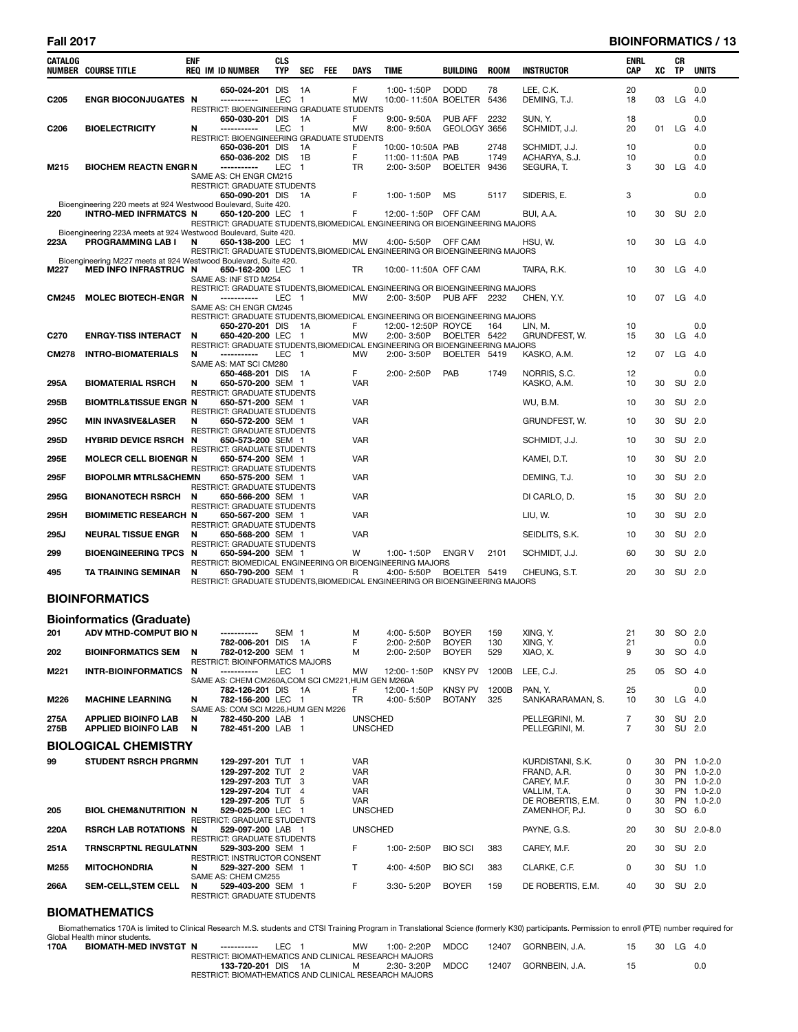| CATALOG NUMBER | COURSE TITLE | ENF REQ | IM ID NUMBER | CLS TYP | SEC | FEE | DAYS | TIME | BUILDING | ROOM | INSTRUCTOR | ENRL CAP | XC | CR TP | UNITS |
|---|---|---|---|---|---|---|---|---|---|---|---|---|---|---|---|
| | | | 650-024-201 | DIS | 1A | | F | 1:00- 1:50P | DODD | 78 | LEE, C.K. | 20 | | | 0.0 |
| C205 | ENGR BIOCONJUGATES | N | ----------- | LEC | 1 | | MW | 10:00- 11:50A | BOELTER | 5436 | DEMING, T.J. | 18 | 03 | LG | 4.0 |
| | RESTRICT: BIOENGINEERING GRADUATE STUDENTS | | | | | | | | | | | | | | |
| | | | 650-030-201 | DIS | 1A | | F | 9:00- 9:50A | PUB AFF | 2232 | SUN, Y. | 18 | | | 0.0 |
| C206 | BIOELECTRICITY | N | ----------- | LEC | 1 | | MW | 8:00- 9:50A | GEOLOGY | 3656 | SCHMIDT, J.J. | 20 | 01 | LG | 4.0 |
| | RESTRICT: BIOENGINEERING GRADUATE STUDENTS | | | | | | | | | | | | | | |
| | | | 650-036-201 | DIS | 1A | | F | 10:00- 10:50A | PAB | 2748 | SCHMIDT, J.J. | 10 | | | 0.0 |
| | | | 650-036-202 | DIS | 1B | | F | 11:00- 11:50A | PAB | 1749 | ACHARYA, S.J. | 10 | | | 0.0 |
| M215 | BIOCHEM REACTN ENGR | N | ----------- | LEC | 1 | | TR | 2:00- 3:50P | BOELTER | 9436 | SEGURA, T. | 3 | 30 | LG | 4.0 |
| | SAME AS: CH ENGR CM215 | | | | | | | | | | | | | | |
| | RESTRICT: GRADUATE STUDENTS | | | | | | | | | | | | | | |
| | | | 650-090-201 | DIS | 1A | | F | 1:00- 1:50P | MS | 5117 | SIDERIS, E. | 3 | | | 0.0 |
| | Bioengineering 220 meets at 924 Westwood Boulevard, Suite 420. | | | | | | | | | | | | | | |
| 220 | INTRO-MED INFRMATCS | N | 650-120-200 | LEC | 1 | | F | 12:00- 1:50P | OFF CAM | | BUI, A.A. | 10 | 30 | SU | 2.0 |
| | RESTRICT: GRADUATE STUDENTS,BIOMEDICAL ENGINEERING OR BIOENGINEERING MAJORS | | | | | | | | | | | | | | |
| | Bioengineering 223A meets at 924 Westwood Boulevard, Suite 420. | | | | | | | | | | | | | | |
| 223A | PROGRAMMING LAB I | N | 650-138-200 | LEC | 1 | | MW | 4:00- 5:50P | OFF CAM | | HSU, W. | 10 | 30 | LG | 4.0 |
| | RESTRICT: GRADUATE STUDENTS,BIOMEDICAL ENGINEERING OR BIOENGINEERING MAJORS | | | | | | | | | | | | | | |
| | Bioengineering M227 meets at 924 Westwood Boulevard, Suite 420. | | | | | | | | | | | | | | |
| M227 | MED INFO INFRASTRUC | N | 650-162-200 | LEC | 1 | | TR | 10:00- 11:50A | OFF CAM | | TAIRA, R.K. | 10 | 30 | LG | 4.0 |
| | SAME AS: INF STD M254 | | | | | | | | | | | | | | |
| | RESTRICT: GRADUATE STUDENTS,BIOMEDICAL ENGINEERING OR BIOENGINEERING MAJORS | | | | | | | | | | | | | | |
| CM245 | MOLEC BIOTECH-ENGR | N | ----------- | LEC | 1 | | MW | 2:00- 3:50P | PUB AFF | 2232 | CHEN, Y.Y. | 10 | 07 | LG | 4.0 |
| | SAME AS: CH ENGR CM245 | | | | | | | | | | | | | | |
| | RESTRICT: GRADUATE STUDENTS,BIOMEDICAL ENGINEERING OR BIOENGINEERING MAJORS | | | | | | | | | | | | | | |
| | | | 650-270-201 | DIS | 1A | | F | 12:00- 12:50P | ROYCE | 164 | LIN, M. | 10 | | | 0.0 |
| C270 | ENRGY-TISS INTERACT | N | 650-420-200 | LEC | 1 | | MW | 2:00- 3:50P | BOELTER | 5422 | GRUNDFEST, W. | 15 | 30 | LG | 4.0 |
| | RESTRICT: GRADUATE STUDENTS,BIOMEDICAL ENGINEERING OR BIOENGINEERING MAJORS | | | | | | | | | | | | | | |
| CM278 | INTRO-BIOMATERIALS | N | ----------- | LEC | 1 | | MW | 2:00- 3:50P | BOELTER | 5419 | KASKO, A.M. | 12 | 07 | LG | 4.0 |
| | SAME AS: MAT SCI CM280 | | | | | | | | | | | | | | |
| | | | 650-468-201 | DIS | 1A | | F | 2:00- 2:50P | PAB | 1749 | NORRIS, S.C. | 12 | | | 0.0 |
| 295A | BIOMATERIAL RSRCH | N | 650-570-200 | SEM | 1 | | VAR | | | | KASKO, A.M. | 10 | 30 | SU | 2.0 |
| | RESTRICT: GRADUATE STUDENTS | | | | | | | | | | | | | | |
| 295B | BIOMTRL&TISSUE ENGR | N | 650-571-200 | SEM | 1 | | VAR | | | | WU, B.M. | 10 | 30 | SU | 2.0 |
| | RESTRICT: GRADUATE STUDENTS | | | | | | | | | | | | | | |
| 295C | MIN INVASIVE&LASER | N | 650-572-200 | SEM | 1 | | VAR | | | | GRUNDFEST, W. | 10 | 30 | SU | 2.0 |
| | RESTRICT: GRADUATE STUDENTS | | | | | | | | | | | | | | |
| 295D | HYBRID DEVICE RSRCH | N | 650-573-200 | SEM | 1 | | VAR | | | | SCHMIDT, J.J. | 10 | 30 | SU | 2.0 |
| | RESTRICT: GRADUATE STUDENTS | | | | | | | | | | | | | | |
| 295E | MOLECR CELL BIOENGR | N | 650-574-200 | SEM | 1 | | VAR | | | | KAMEI, D.T. | 10 | 30 | SU | 2.0 |
| | RESTRICT: GRADUATE STUDENTS | | | | | | | | | | | | | | |
| 295F | BIOPOLMR MTRLS&CHEM | N | 650-575-200 | SEM | 1 | | VAR | | | | DEMING, T.J. | 10 | 30 | SU | 2.0 |
| | RESTRICT: GRADUATE STUDENTS | | | | | | | | | | | | | | |
| 295G | BIONANOTECH RSRCH | N | 650-566-200 | SEM | 1 | | VAR | | | | DI CARLO, D. | 15 | 30 | SU | 2.0 |
| | RESTRICT: GRADUATE STUDENTS | | | | | | | | | | | | | | |
| 295H | BIOMIMETIC RESEARCH | N | 650-567-200 | SEM | 1 | | VAR | | | | LIU, W. | 10 | 30 | SU | 2.0 |
| | RESTRICT: GRADUATE STUDENTS | | | | | | | | | | | | | | |
| 295J | NEURAL TISSUE ENGR | N | 650-568-200 | SEM | 1 | | VAR | | | | SEIDLITS, S.K. | 10 | 30 | SU | 2.0 |
| | RESTRICT: GRADUATE STUDENTS | | | | | | | | | | | | | | |
| 299 | BIOENGINEERING TPCS | N | 650-594-200 | SEM | 1 | | W | 1:00- 1:50P | ENGR V | 2101 | SCHMIDT, J.J. | 60 | 30 | SU | 2.0 |
| | RESTRICT: BIOMEDICAL ENGINEERING OR BIOENGINEERING MAJORS | | | | | | | | | | | | | | |
| 495 | TA TRAINING SEMINAR | N | 650-790-200 | SEM | 1 | | R | 4:00- 5:50P | BOELTER | 5419 | CHEUNG, S.T. | 20 | 30 | SU | 2.0 |
| | RESTRICT: GRADUATE STUDENTS,BIOMEDICAL ENGINEERING OR BIOENGINEERING MAJORS | | | | | | | | | | | | | | |

## BIOINFORMATICS

### Bioinformatics (Graduate)

| CATALOG NUMBER | COURSE TITLE | ENF REQ | IM ID NUMBER | CLS TYP | SEC | FEE | DAYS | TIME | BUILDING | ROOM | INSTRUCTOR | ENRL CAP | XC | CR TP | UNITS |
|---|---|---|---|---|---|---|---|---|---|---|---|---|---|---|---|
| 201 | ADV MTHD-COMPUT BIO | N | ----------- | SEM | 1 | | M | 4:00- 5:50P | BOYER | 159 | XING, Y. | 21 | 30 | SO | 2.0 |
| | | | 782-006-201 | DIS | 1A | | F | 2:00- 2:50P | BOYER | 130 | XING, Y. | 21 | | | 0.0 |
| 202 | BIOINFORMATICS SEM | N | 782-012-200 | SEM | 1 | | M | 2:00- 2:50P | BOYER | 529 | XIAO, X. | 9 | 30 | SO | 4.0 |
| | RESTRICT: BIOINFORMATICS MAJORS | | | | | | | | | | | | | | |
| M221 | INTR-BIOINFORMATICS | N | ----------- | LEC | 1 | | MW | 12:00- 1:50P | KNSY PV | 1200B | LEE, C.J. | 25 | 05 | SO | 4.0 |
| | SAME AS: CHEM CM260A,COM SCI CM221,HUM GEN M260A | | | | | | | | | | | | | | |
| | | | 782-126-201 | DIS | 1A | | F | 12:00- 1:50P | KNSY PV | 1200B | PAN, Y. | 25 | | | 0.0 |
| M226 | MACHINE LEARNING | N | 782-156-200 | LEC | 1 | | TR | 4:00- 5:50P | BOTANY | 325 | SANKARARAMAN, S. | 10 | 30 | LG | 4.0 |
| | SAME AS: COM SCI M226,HUM GEN M226 | | | | | | | | | | | | | | |
| 275A | APPLIED BIOINFO LAB | N | 782-450-200 | LAB | 1 | | UNSCHED | | | | PELLEGRINI, M. | 7 | 30 | SU | 2.0 |
| 275B | APPLIED BIOINFO LAB | N | 782-451-200 | LAB | 1 | | UNSCHED | | | | PELLEGRINI, M. | 7 | 30 | SU | 2.0 |

## BIOLOGICAL CHEMISTRY

| CATALOG NUMBER | COURSE TITLE | ENF REQ | IM ID NUMBER | CLS TYP | SEC | FEE | DAYS | TIME | BUILDING | ROOM | INSTRUCTOR | ENRL CAP | XC | CR TP | UNITS |
|---|---|---|---|---|---|---|---|---|---|---|---|---|---|---|---|
| 99 | STUDENT RSRCH PRGRM | | 129-297-201 | TUT | 1 | | VAR | | | | KURDISTANI, S.K. | 0 | 30 | PN | 1.0-2.0 |
| | | | 129-297-202 | TUT | 2 | | VAR | | | | FRAND, A.R. | 0 | 30 | PN | 1.0-2.0 |
| | | | 129-297-203 | TUT | 3 | | VAR | | | | CAREY, M.F. | 0 | 30 | PN | 1.0-2.0 |
| | | | 129-297-204 | TUT | 4 | | VAR | | | | VALLIM, T.A. | 0 | 30 | PN | 1.0-2.0 |
| | | | 129-297-205 | TUT | 5 | | VAR | | | | DE ROBERTIS, E.M. | 0 | 30 | PN | 1.0-2.0 |
| 205 | BIOL CHEM&NUTRITION | N | 529-025-200 | LEC | 1 | | UNSCHED | | | | ZAMENHOF, P.J. | 0 | 30 | SO | 6.0 |
| | RESTRICT: GRADUATE STUDENTS | | | | | | | | | | | | | | |
| 220A | RSRCH LAB ROTATIONS | N | 529-097-200 | LAB | 1 | | UNSCHED | | | | PAYNE, G.S. | 20 | 30 | SU | 2.0-8.0 |
| | RESTRICT: GRADUATE STUDENTS | | | | | | | | | | | | | | |
| 251A | TRNSCRPTNL REGULATN | N | 529-303-200 | SEM | 1 | | F | 1:00- 2:50P | BIO SCI | 383 | CAREY, M.F. | 20 | 30 | SU | 2.0 |
| | RESTRICT: INSTRUCTOR CONSENT | | | | | | | | | | | | | | |
| M255 | MITOCHONDRIA | N | 529-327-200 | SEM | 1 | | T | 4:00- 4:50P | BIO SCI | 383 | CLARKE, C.F. | 0 | 30 | SU | 1.0 |
| | SAME AS: CHEM CM255 | | | | | | | | | | | | | | |
| 266A | SEM-CELL,STEM CELL | N | 529-403-200 | SEM | 1 | | F | 3:30- 5:20P | BOYER | 159 | DE ROBERTIS, E.M. | 40 | 30 | SU | 2.0 |
| | RESTRICT: GRADUATE STUDENTS | | | | | | | | | | | | | | |

## BIOMATHEMATICS

Biomathematics 170A is limited to Clinical Research M.S. students and CTSI Training Program in Translational Science (formerly K30) participants. Permission to enroll (PTE) number required for Global Health minor students.

| CATALOG NUMBER | COURSE TITLE | ENF REQ | IM ID NUMBER | CLS TYP | SEC | FEE | DAYS | TIME | BUILDING | ROOM | INSTRUCTOR | ENRL CAP | XC | CR TP | UNITS |
|---|---|---|---|---|---|---|---|---|---|---|---|---|---|---|---|
| 170A | BIOMATH-MED INVSTGT | N | ----------- | LEC | 1 | | MW | 1:00- 2:20P | MDCC | 12407 | GORNBEIN, J.A. | 15 | 30 | LG | 4.0 |
| | RESTRICT: BIOMATHEMATICS AND CLINICAL RESEARCH MAJORS | | | | | | | | | | | | | | |
| | | | 133-720-201 | DIS | 1A | | M | 2:30- 3:20P | MDCC | 12407 | GORNBEIN, J.A. | 15 | | | 0.0 |
| | RESTRICT: BIOMATHEMATICS AND CLINICAL RESEARCH MAJORS | | | | | | | | | | | | | | |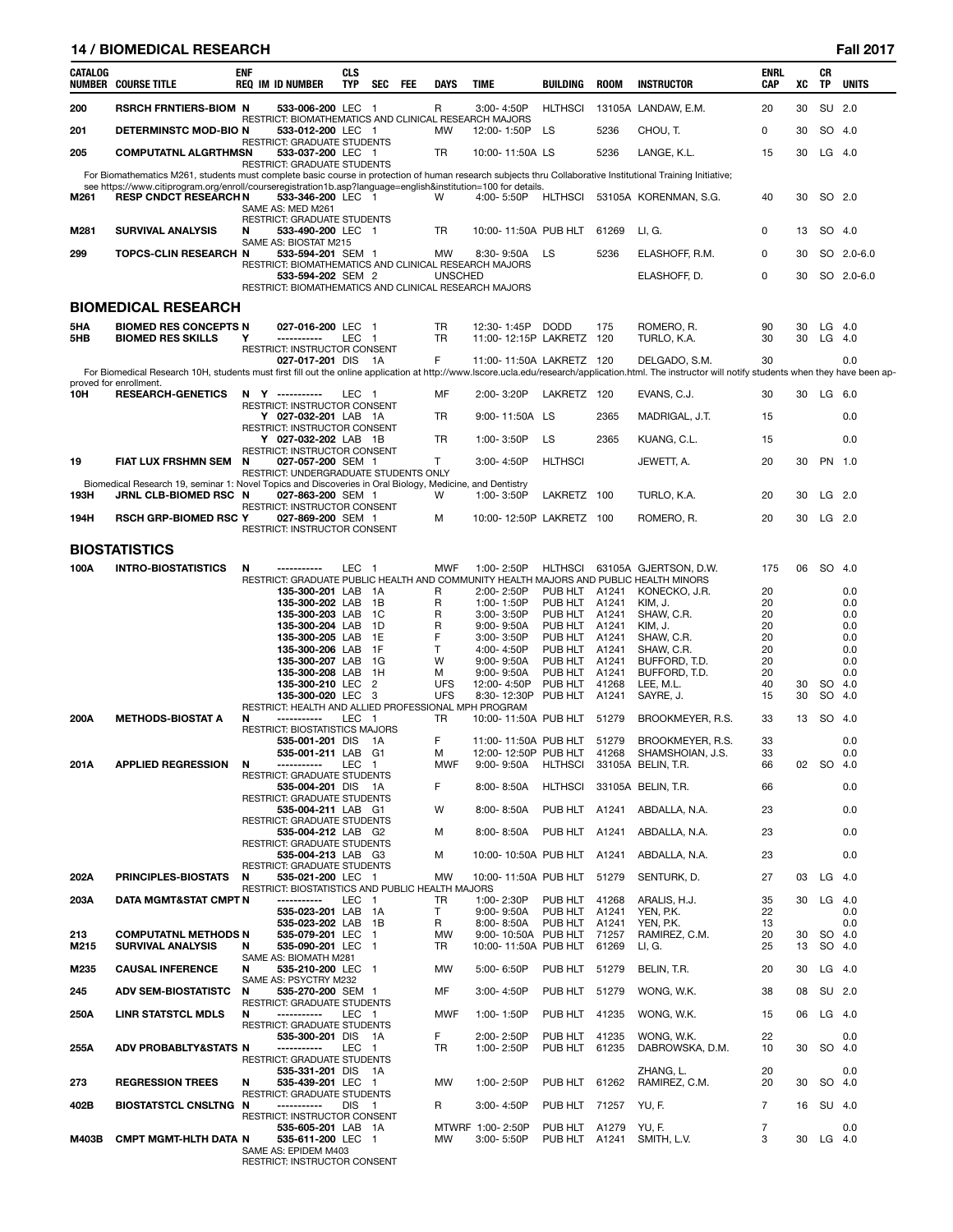## BIOMEDICAL RESEARCH — Fall 2017

| CATALOG NUMBER | COURSE TITLE | ENF REQ | IM | ID NUMBER | CLS TYP | SEC | FEE | DAYS | TIME | BUILDING | ROOM | INSTRUCTOR | ENRL CAP | XC | CR TP | UNITS |
|---|---|---|---|---|---|---|---|---|---|---|---|---|---|---|---|---|
| 200 | RSRCH FRNTIERS-BIOM | N | | 533-006-200 | LEC | 1 | | R | 3:00- 4:50P | HLTHSCI | 13105A | LANDAW, E.M. | 20 | 30 | SU | 2.0 |
| | RESTRICT: BIOMATHEMATICS AND CLINICAL RESEARCH MAJORS | | | | | | | | | | | | | | | |
| 201 | DETERMINSTC MOD-BIO | N | | 533-012-200 | LEC | 1 | | MW | 12:00- 1:50P | LS | 5236 | CHOU, T. | 0 | 30 | SO | 4.0 |
| | RESTRICT: GRADUATE STUDENTS | | | | | | | | | | | | | | | |
| 205 | COMPUTATNL ALGRTHMS | N | | 533-037-200 | LEC | 1 | | TR | 10:00- 11:50A | LS | 5236 | LANGE, K.L. | 15 | 30 | LG | 4.0 |
| | RESTRICT: GRADUATE STUDENTS | | | | | | | | | | | | | | | |

For Biomathematics M261, students must complete basic course in protection of human research subjects thru Collaborative Institutional Training Initiative; see https://www.citiprogram.org/enroll/courseregistration1b.asp?language=english&institution=100 for details.

| CATALOG NUMBER | COURSE TITLE | ENF REQ | IM | ID NUMBER | CLS TYP | SEC | FEE | DAYS | TIME | BUILDING | ROOM | INSTRUCTOR | ENRL CAP | XC | CR TP | UNITS |
|---|---|---|---|---|---|---|---|---|---|---|---|---|---|---|---|---|
| M261 | RESP CNDCT RESEARCH | N | | 533-346-200 | LEC | 1 | | W | 4:00- 5:50P | HLTHSCI | 53105A | KORENMAN, S.G. | 40 | 30 | SO | 2.0 |
| | SAME AS: MED M261 | | | | | | | | | | | | | | | |
| | RESTRICT: GRADUATE STUDENTS | | | | | | | | | | | | | | | |
| M281 | SURVIVAL ANALYSIS | N | | 533-490-200 | LEC | 1 | | TR | 10:00- 11:50A | PUB HLT | 61269 | LI, G. | 0 | 13 | SO | 4.0 |
| | SAME AS: BIOSTAT M215 | | | | | | | | | | | | | | | |
| 299 | TOPCS-CLIN RESEARCH | N | | 533-594-201 | SEM | 1 | | MW | 8:30- 9:50A | LS | 5236 | ELASHOFF, R.M. | 0 | 30 | SO | 2.0-6.0 |
| | RESTRICT: BIOMATHEMATICS AND CLINICAL RESEARCH MAJORS | | | | | | | | | | | | | | | |
| | | | | 533-594-202 | SEM | 2 | | UNSCHED | | | | ELASHOFF, D. | 0 | 30 | SO | 2.0-6.0 |
| | RESTRICT: BIOMATHEMATICS AND CLINICAL RESEARCH MAJORS | | | | | | | | | | | | | | | |

## BIOMEDICAL RESEARCH

| CATALOG NUMBER | COURSE TITLE | ENF REQ | IM | ID NUMBER | CLS TYP | SEC | FEE | DAYS | TIME | BUILDING | ROOM | INSTRUCTOR | ENRL CAP | XC | CR TP | UNITS |
|---|---|---|---|---|---|---|---|---|---|---|---|---|---|---|---|---|
| 5HA | BIOMED RES CONCEPTS | N | | 027-016-200 | LEC | 1 | | TR | 12:30- 1:45P | DODD | 175 | ROMERO, R. | 90 | 30 | LG | 4.0 |
| 5HB | BIOMED RES SKILLS | Y | | ----------- | LEC | 1 | | TR | 11:00- 12:15P | LAKRETZ | 120 | TURLO, K.A. | 30 | 30 | LG | 4.0 |
| | RESTRICT: INSTRUCTOR CONSENT | | | | | | | | | | | | | | | |
| | | | | 027-017-201 | DIS | 1A | | F | 11:00- 11:50A | LAKRETZ | 120 | DELGADO, S.M. | 30 | | | 0.0 |

For Biomedical Research 10H, students must first fill out the online application at http://www.lscore.ucla.edu/research/application.html. The instructor will notify students when they have been approved for enrollment.

| CATALOG NUMBER | COURSE TITLE | ENF REQ | IM | ID NUMBER | CLS TYP | SEC | FEE | DAYS | TIME | BUILDING | ROOM | INSTRUCTOR | ENRL CAP | XC | CR TP | UNITS |
|---|---|---|---|---|---|---|---|---|---|---|---|---|---|---|---|---|
| 10H | RESEARCH-GENETICS | N | Y | ----------- | LEC | 1 | | MF | 2:00- 3:20P | LAKRETZ | 120 | EVANS, C.J. | 30 | 30 | LG | 6.0 |
| | RESTRICT: INSTRUCTOR CONSENT | | | | | | | | | | | | | | | |
| | | | Y | 027-032-201 | LAB | 1A | | TR | 9:00- 11:50A | LS | 2365 | MADRIGAL, J.T. | 15 | | | 0.0 |
| | RESTRICT: INSTRUCTOR CONSENT | | | | | | | | | | | | | | | |
| | | | Y | 027-032-202 | LAB | 1B | | TR | 1:00- 3:50P | LS | 2365 | KUANG, C.L. | 15 | | | 0.0 |
| | RESTRICT: INSTRUCTOR CONSENT | | | | | | | | | | | | | | | |
| 19 | FIAT LUX FRSHMN SEM | N | | 027-057-200 | SEM | 1 | | T | 3:00- 4:50P | HLTHSCI | | JEWETT, A. | 20 | 30 | PN | 1.0 |
| | RESTRICT: UNDERGRADUATE STUDENTS ONLY | | | | | | | | | | | | | | | |

Biomedical Research 19, seminar 1: Novel Topics and Discoveries in Oral Biology, Medicine, and Dentistry

| CATALOG NUMBER | COURSE TITLE | ENF REQ | IM | ID NUMBER | CLS TYP | SEC | FEE | DAYS | TIME | BUILDING | ROOM | INSTRUCTOR | ENRL CAP | XC | CR TP | UNITS |
|---|---|---|---|---|---|---|---|---|---|---|---|---|---|---|---|---|
| 193H | JRNL CLB-BIOMED RSC | N | | 027-863-200 | SEM | 1 | | W | 1:00- 3:50P | LAKRETZ | 100 | TURLO, K.A. | 20 | 30 | LG | 2.0 |
| | RESTRICT: INSTRUCTOR CONSENT | | | | | | | | | | | | | | | |
| 194H | RSCH GRP-BIOMED RSC | Y | | 027-869-200 | SEM | 1 | | M | 10:00- 12:50P | LAKRETZ | 100 | ROMERO, R. | 20 | 30 | LG | 2.0 |
| | RESTRICT: INSTRUCTOR CONSENT | | | | | | | | | | | | | | | |

## BIOSTATISTICS

| CATALOG NUMBER | COURSE TITLE | ENF REQ | IM | ID NUMBER | CLS TYP | SEC | FEE | DAYS | TIME | BUILDING | ROOM | INSTRUCTOR | ENRL CAP | XC | CR TP | UNITS |
|---|---|---|---|---|---|---|---|---|---|---|---|---|---|---|---|---|
| 100A | INTRO-BIOSTATISTICS | N | | ----------- | LEC | 1 | | MWF | 1:00- 2:50P | HLTHSCI | 63105A | GJERTSON, D.W. | 175 | 06 | SO | 4.0 |
| | RESTRICT: GRADUATE PUBLIC HEALTH AND COMMUNITY HEALTH MAJORS AND PUBLIC HEALTH MINORS | | | | | | | | | | | | | | | |
| | | | | 135-300-201 | LAB | 1A | | R | 2:00- 2:50P | PUB HLT | A1241 | KONECKO, J.R. | 20 | | | 0.0 |
| | | | | 135-300-202 | LAB | 1B | | R | 1:00- 1:50P | PUB HLT | A1241 | KIM, J. | 20 | | | 0.0 |
| | | | | 135-300-203 | LAB | 1C | | R | 3:00- 3:50P | PUB HLT | A1241 | SHAW, C.R. | 20 | | | 0.0 |
| | | | | 135-300-204 | LAB | 1D | | R | 9:00- 9:50A | PUB HLT | A1241 | KIM, J. | 20 | | | 0.0 |
| | | | | 135-300-205 | LAB | 1E | | F | 3:00- 3:50P | PUB HLT | A1241 | SHAW, C.R. | 20 | | | 0.0 |
| | | | | 135-300-206 | LAB | 1F | | T | 4:00- 4:50P | PUB HLT | A1241 | SHAW, C.R. | 20 | | | 0.0 |
| | | | | 135-300-207 | LAB | 1G | | W | 9:00- 9:50A | PUB HLT | A1241 | BUFFORD, T.D. | 20 | | | 0.0 |
| | | | | 135-300-208 | LAB | 1H | | M | 9:00- 9:50A | PUB HLT | A1241 | BUFFORD, T.D. | 20 | | | 0.0 |
| | | | | 135-300-210 | LEC | 2 | | UFS | 12:00- 4:50P | PUB HLT | 41268 | LEE, M.L. | 40 | 30 | SO | 4.0 |
| | | | | 135-300-020 | LEC | 3 | | UFS | 8:30- 12:30P | PUB HLT | A1241 | SAYRE, J. | 15 | 30 | SO | 4.0 |
| | RESTRICT: HEALTH AND ALLIED PROFESSIONAL MPH PROGRAM | | | | | | | | | | | | | | | |
| 200A | METHODS-BIOSTAT A | N | | ----------- | LEC | 1 | | TR | 10:00- 11:50A | PUB HLT | 51279 | BROOKMEYER, R.S. | 33 | 13 | SO | 4.0 |
| | RESTRICT: BIOSTATISTICS MAJORS | | | | | | | | | | | | | | | |
| | | | | 535-001-201 | DIS | 1A | | F | 11:00- 11:50A | PUB HLT | 51279 | BROOKMEYER, R.S. | 33 | | | 0.0 |
| | | | | 535-001-211 | LAB | G1 | | M | 12:00- 12:50P | PUB HLT | 41268 | SHAMSHOIAN, J.S. | 33 | | | 0.0 |
| 201A | APPLIED REGRESSION | N | | ----------- | LEC | 1 | | MWF | 9:00- 9:50A | HLTHSCI | 33105A | BELIN, T.R. | 66 | 02 | SO | 4.0 |
| | RESTRICT: GRADUATE STUDENTS | | | | | | | | | | | | | | | |
| | | | | 535-004-201 | DIS | 1A | | F | 8:00- 8:50A | HLTHSCI | 33105A | BELIN, T.R. | 66 | | | 0.0 |
| | RESTRICT: GRADUATE STUDENTS | | | | | | | | | | | | | | | |
| | | | | 535-004-211 | LAB | G1 | | W | 8:00- 8:50A | PUB HLT | A1241 | ABDALLA, N.A. | 23 | | | 0.0 |
| | RESTRICT: GRADUATE STUDENTS | | | | | | | | | | | | | | | |
| | | | | 535-004-212 | LAB | G2 | | M | 8:00- 8:50A | PUB HLT | A1241 | ABDALLA, N.A. | 23 | | | 0.0 |
| | RESTRICT: GRADUATE STUDENTS | | | | | | | | | | | | | | | |
| | | | | 535-004-213 | LAB | G3 | | M | 10:00- 10:50A | PUB HLT | A1241 | ABDALLA, N.A. | 23 | | | 0.0 |
| | RESTRICT: GRADUATE STUDENTS | | | | | | | | | | | | | | | |
| 202A | PRINCIPLES-BIOSTATS | N | | 535-021-200 | LEC | 1 | | MW | 10:00- 11:50A | PUB HLT | 51279 | SENTURK, D. | 27 | 03 | LG | 4.0 |
| | RESTRICT: BIOSTATISTICS AND PUBLIC HEALTH MAJORS | | | | | | | | | | | | | | | |
| 203A | DATA MGMT&STAT CMPT | N | | ----------- | LEC | 1 | | TR | 1:00- 2:30P | PUB HLT | 41268 | ARALIS, H.J. | 35 | 30 | LG | 4.0 |
| | | | | 535-023-201 | LAB | 1A | | T | 9:00- 9:50A | PUB HLT | A1241 | YEN, P.K. | 22 | | | 0.0 |
| | | | | 535-023-202 | LAB | 1B | | R | 8:00- 8:50A | PUB HLT | A1241 | YEN, P.K. | 13 | | | 0.0 |
| 213 | COMPUTATNL METHODS | N | | 535-079-201 | LEC | 1 | | MW | 9:00- 10:50A | PUB HLT | 71257 | RAMIREZ, C.M. | 20 | 30 | SO | 4.0 |
| M215 | SURVIVAL ANALYSIS | N | | 535-090-201 | LEC | 1 | | TR | 10:00- 11:50A | PUB HLT | 61269 | LI, G. | 25 | 13 | SO | 4.0 |
| | SAME AS: BIOMATH M281 | | | | | | | | | | | | | | | |
| M235 | CAUSAL INFERENCE | N | | 535-210-200 | LEC | 1 | | MW | 5:00- 6:50P | PUB HLT | 51279 | BELIN, T.R. | 20 | 30 | LG | 4.0 |
| | SAME AS: PSYCTRY M232 | | | | | | | | | | | | | | | |
| 245 | ADV SEM-BIOSTATISTC | N | | 535-270-200 | SEM | 1 | | MF | 3:00- 4:50P | PUB HLT | 51279 | WONG, W.K. | 38 | 08 | SU | 2.0 |
| | RESTRICT: GRADUATE STUDENTS | | | | | | | | | | | | | | | |
| 250A | LINR STATSTCL MDLS | N | | ----------- | LEC | 1 | | MWF | 1:00- 1:50P | PUB HLT | 41235 | WONG, W.K. | 15 | 06 | LG | 4.0 |
| | RESTRICT: GRADUATE STUDENTS | | | | | | | | | | | | | | | |
| | | | | 535-300-201 | DIS | 1A | | F | 2:00- 2:50P | PUB HLT | 41235 | WONG, W.K. | 22 | | | 0.0 |
| 255A | ADV PROBABLTY&STATS | N | | ----------- | LEC | 1 | | TR | 1:00- 2:50P | PUB HLT | 61235 | DABROWSKA, D.M. | 10 | 30 | SO | 4.0 |
| | RESTRICT: GRADUATE STUDENTS | | | | | | | | | | | | | | | |
| | | | | 535-331-201 | DIS | 1A | | | | | | ZHANG, L. | 20 | | | 0.0 |
| 273 | REGRESSION TREES | N | | 535-439-201 | LEC | 1 | | MW | 1:00- 2:50P | PUB HLT | 61262 | RAMIREZ, C.M. | 20 | 30 | SO | 4.0 |
| | RESTRICT: GRADUATE STUDENTS | | | | | | | | | | | | | | | |
| 402B | BIOSTATSTCL CNSLTNG | N | | ----------- | DIS | 1 | | R | 3:00- 4:50P | PUB HLT | 71257 | YU, F. | 7 | 16 | SU | 4.0 |
| | RESTRICT: INSTRUCTOR CONSENT | | | | | | | | | | | | | | | |
| | | | | 535-605-201 | LAB | 1A | | MTWRF | 1:00- 2:50P | PUB HLT | A1279 | YU, F. | 7 | | | 0.0 |
| M403B | CMPT MGMT-HLTH DATA | N | | 535-611-200 | LEC | 1 | | MW | 3:00- 5:50P | PUB HLT | A1241 | SMITH, L.V. | 3 | 30 | LG | 4.0 |
| | SAME AS: EPIDEM M403 | | | | | | | | | | | | | | | |
| | RESTRICT: INSTRUCTOR CONSENT | | | | | | | | | | | | | | | |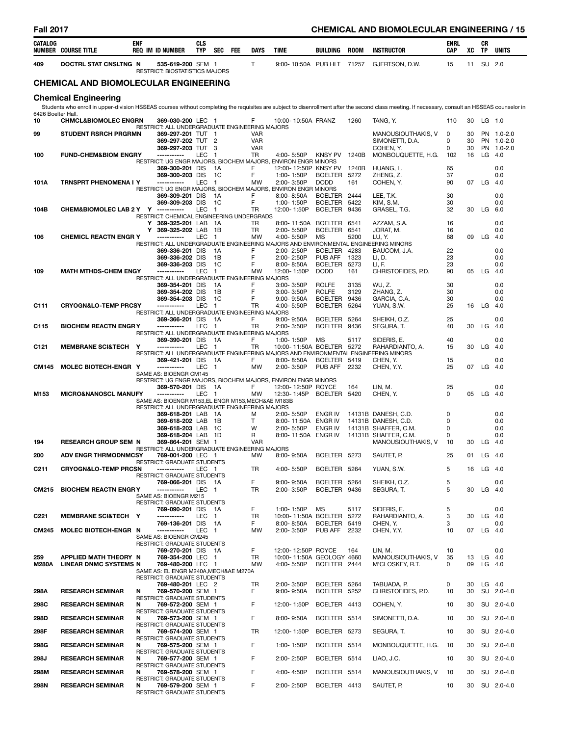| CATALOG NUMBER | COURSE TITLE | ENF REQ | IM | ID NUMBER | CLS TYP | SEC | FEE | DAYS | TIME | BUILDING | ROOM | INSTRUCTOR | ENRL CAP | XC | CR TP | UNITS |
|---|---|---|---|---|---|---|---|---|---|---|---|---|---|---|---|---|
| 409 | DOCTRL STAT CNSLTNG | N | | 535-619-200 | SEM | 1 | | T | 9:00- 10:50A | PUB HLT | 71257 | GJERTSON, D.W. | 15 | 11 | SU | 2.0 |
| | RESTRICT: BIOSTATISTICS MAJORS | | | | | | | | | | | | | | | |

## CHEMICAL AND BIOMOLECULAR ENGINEERING

### Chemical Engineering

Students who enroll in upper-division HSSEAS courses without completing the requisites are subject to disenrollment after the second class meeting. If necessary, consult an HSSEAS counselor in 6426 Boelter Hall.

| CATALOG NUMBER | COURSE TITLE | ENF REQ | IM | ID NUMBER | CLS TYP | SEC | FEE | DAYS | TIME | BUILDING | ROOM | INSTRUCTOR | ENRL CAP | XC | CR TP | UNITS |
|---|---|---|---|---|---|---|---|---|---|---|---|---|---|---|---|---|
| 10 | CHMCL&BIOMOLEC ENGRN | | | 369-030-200 | LEC | 1 | | F | 10:00- 10:50A | FRANZ | 1260 | TANG, Y. | 110 | 30 | LG | 1.0 |
| | RESTRICT: ALL UNDERGRADUATE ENGINEERING MAJORS | | | | | | | | | | | | | | | |
| 99 | STUDENT RSRCH PRGRMN | | | 369-297-201 | TUT | 1 | | VAR | | | | MANOUSIOUTHAKIS, V | 0 | 30 | PN | 1.0-2.0 |
| | | | | 369-297-202 | TUT | 2 | | VAR | | | | SIMONETTI, D.A. | 0 | 30 | PN | 1.0-2.0 |
| | | | | 369-297-203 | TUT | 3 | | VAR | | | | COHEN, Y. | 0 | 30 | PN | 1.0-2.0 |
| 100 | FUND-CHEM&BIOM ENGRY | | | ----------- | LEC | 1 | | TR | 4:00- 5:50P | KNSY PV | 1240B | MONBOUQUETTE, H.G. | 102 | 16 | LG | 4.0 |
| | RESTRICT: UG ENGR MAJORS, BIOCHEM MAJORS, ENVIRON ENGR MINORS | | | | | | | | | | | | | | | |
| | | | | 369-300-201 | DIS | 1A | | F | 12:00- 12:50P | KNSY PV | 1240B | HUANG, L. | 65 | | | 0.0 |
| | | | | 369-300-203 | DIS | 1C | | F | 1:00- 1:50P | BOELTER | 5272 | ZHENG, Z. | 37 | | | 0.0 |
| 101A | TRNSPRT PHENOMENA I | Y | | ----------- | LEC | 1 | | MW | 2:00- 3:50P | DODD | 161 | COHEN, Y. | 90 | 07 | LG | 4.0 |
| | RESTRICT: UG ENGR MAJORS, BIOCHEM MAJORS, ENVIRON ENGR MINORS | | | | | | | | | | | | | | | |
| | | | | 369-309-201 | DIS | 1A | | F | 8:00- 8:50A | BOELTER | 2444 | LEE, T.K. | 30 | | | 0.0 |
| | | | | 369-309-203 | DIS | 1C | | F | 1:00- 1:50P | BOELTER | 5422 | KIM, S.M. | 30 | | | 0.0 |
| 104B | CHEM&BIOMOLEC LAB 2 | Y | Y | ----------- | LEC | 1 | | TR | 12:00- 1:50P | BOELTER | 9436 | GRASEL, T.G. | 32 | 30 | LG | 6.0 |
| | RESTRICT: CHEMICAL ENGINEERING UNDERGRADS | | | | | | | | | | | | | | | |
| | | | Y | 369-325-201 | LAB | 1A | | TR | 8:00- 11:50A | BOELTER | 6541 | AZZAM, S.A. | 16 | | | 0.0 |
| | | | Y | 369-325-202 | LAB | 1B | | TR | 2:00- 5:50P | BOELTER | 6541 | JORAT, M. | 16 | | | 0.0 |
| 106 | CHEMICL REACTN ENGR | Y | | ----------- | LEC | 1 | | MW | 4:00- 5:50P | MS | 5200 | LU, Y. | 68 | 09 | LG | 4.0 |
| | RESTRICT: ALL UNDERGRADUATE ENGINEERING MAJORS AND ENVIRONMENTAL ENGINEERING MINORS | | | | | | | | | | | | | | | |
| | | | | 369-336-201 | DIS | 1A | | F | 2:00- 2:50P | BOELTER | 4283 | BAUCOM, J.A. | 22 | | | 0.0 |
| | | | | 369-336-202 | DIS | 1B | | F | 2:00- 2:50P | PUB AFF | 1323 | LI, D. | 23 | | | 0.0 |
| | | | | 369-336-203 | DIS | 1C | | F | 8:00- 8:50A | BOELTER | 5273 | LI, F. | 23 | | | 0.0 |
| 109 | MATH MTHDS-CHEM ENGY | | | ----------- | LEC | 1 | | MW | 12:00- 1:50P | DODD | 161 | CHRISTOFIDES, P.D. | 90 | 05 | LG | 4.0 |
| | RESTRICT: ALL UNDERGRADUATE ENGINEERING MAJORS | | | | | | | | | | | | | | | |
| | | | | 369-354-201 | DIS | 1A | | F | 3:00- 3:50P | ROLFE | 3135 | WU, Z. | 30 | | | 0.0 |
| | | | | 369-354-202 | DIS | 1B | | F | 3:00- 3:50P | ROLFE | 3129 | ZHANG, Z. | 30 | | | 0.0 |
| | | | | 369-354-203 | DIS | 1C | | F | 9:00- 9:50A | BOELTER | 9436 | GARCIA, C.A. | 30 | | | 0.0 |
| C111 | CRYOGN&LO-TEMP PRCS | Y | | ----------- | LEC | 1 | | TR | 4:00- 5:50P | BOELTER | 5264 | YUAN, S.W. | 25 | 16 | LG | 4.0 |
| | RESTRICT: ALL UNDERGRADUATE ENGINEERING MAJORS | | | | | | | | | | | | | | | |
| | | | | 369-366-201 | DIS | 1A | | F | 9:00- 9:50A | BOELTER | 5264 | SHEIKH, O.Z. | 25 | | | 0.0 |
| C115 | BIOCHEM REACTN ENGR | Y | | ----------- | LEC | 1 | | TR | 2:00- 3:50P | BOELTER | 9436 | SEGURA, T. | 40 | 30 | LG | 4.0 |
| | RESTRICT: ALL UNDERGRADUATE ENGINEERING MAJORS | | | | | | | | | | | | | | | |
| | | | | 369-390-201 | DIS | 1A | | F | 1:00- 1:50P | MS | 5117 | SIDERIS, E. | 40 | | | 0.0 |
| C121 | MEMBRANE SCI&TECH | Y | | ----------- | LEC | 1 | | TR | 10:00- 11:50A | BOELTER | 5272 | RAHARDIANTO, A. | 15 | 30 | LG | 4.0 |
| | RESTRICT: ALL UNDERGRADUATE ENGINEERING MAJORS AND ENVIRONMENTAL ENGINEERING MINORS | | | | | | | | | | | | | | | |
| | | | | 369-421-201 | DIS | 1A | | F | 8:00- 8:50A | BOELTER | 5419 | CHEN, Y. | 15 | | | 0.0 |
| CM145 | MOLEC BIOTECH-ENGR | Y | | ----------- | LEC | 1 | | MW | 2:00- 3:50P | PUB AFF | 2232 | CHEN, Y.Y. | 25 | 07 | LG | 4.0 |
| | SAME AS: BIOENGR CM145 | | | | | | | | | | | | | | | |
| | RESTRICT: UG ENGR MAJORS, BIOCHEM MAJORS, ENVIRON ENGR MINORS | | | | | | | | | | | | | | | |
| | | | | 369-570-201 | DIS | 1A | | F | 12:00- 12:50P | ROYCE | 164 | LIN, M. | 25 | | | 0.0 |
| M153 | MICRO&NANOSCL MANUF | Y | | ----------- | LEC | 1 | | MW | 12:30- 1:45P | BOELTER | 5420 | CHEN, Y. | 0 | 05 | LG | 4.0 |
| | SAME AS: BIOENGR M153,EL ENGR M153,MECH&AE M183B | | | | | | | | | | | | | | | |
| | RESTRICT: ALL UNDERGRADUATE ENGINEERING MAJORS | | | | | | | | | | | | | | | |
| | | | | 369-618-201 | LAB | 1A | | M | 2:00- 5:50P | ENGR IV | 14131B | DANESH, C.D. | 0 | | | 0.0 |
| | | | | 369-618-202 | LAB | 1B | | T | 8:00- 11:50A | ENGR IV | 14131B | DANESH, C.D. | 0 | | | 0.0 |
| | | | | 369-618-203 | LAB | 1C | | W | 2:00- 5:50P | ENGR IV | 14131B | SHAFFER, C.M. | 0 | | | 0.0 |
| | | | | 369-618-204 | LAB | 1D | | R | 8:00- 11:50A | ENGR IV | 14131B | SHAFFER, C.M. | 0 | | | 0.0 |
| 194 | RESEARCH GROUP SEM | N | | 369-864-201 | SEM | 1 | | VAR | | | | MANOUSIOUTHAKIS, V | 10 | 30 | LG | 4.0 |
| | RESTRICT: ALL UNDERGRADUATE ENGINEERING MAJORS | | | | | | | | | | | | | | | |
| 200 | ADV ENGR THRMODNMCS | Y | | 769-001-200 | LEC | 1 | | MW | 8:00- 9:50A | BOELTER | 5273 | SAUTET, P. | 25 | 01 | LG | 4.0 |
| | RESTRICT: GRADUATE STUDENTS | | | | | | | | | | | | | | | |
| C211 | CRYOGN&LO-TEMP PRCS | N | | ----------- | LEC | 1 | | TR | 4:00- 5:50P | BOELTER | 5264 | YUAN, S.W. | 5 | 16 | LG | 4.0 |
| | RESTRICT: GRADUATE STUDENTS | | | | | | | | | | | | | | | |
| | | | | 769-066-201 | DIS | 1A | | F | 9:00- 9:50A | BOELTER | 5264 | SHEIKH, O.Z. | 5 | | | 0.0 |
| CM215 | BIOCHEM REACTN ENGR | Y | | ----------- | LEC | 1 | | TR | 2:00- 3:50P | BOELTER | 9436 | SEGURA, T. | 5 | 30 | LG | 4.0 |
| | SAME AS: BIOENGR M215 | | | | | | | | | | | | | | | |
| | RESTRICT: GRADUATE STUDENTS | | | | | | | | | | | | | | | |
| | | | | 769-090-201 | DIS | 1A | | F | 1:00- 1:50P | MS | 5117 | SIDERIS, E. | 5 | | | 0.0 |
| C221 | MEMBRANE SCI&TECH | Y | | ----------- | LEC | 1 | | TR | 10:00- 11:50A | BOELTER | 5272 | RAHARDIANTO, A. | 3 | 30 | LG | 4.0 |
| | | | | 769-136-201 | DIS | 1A | | F | 8:00- 8:50A | BOELTER | 5419 | CHEN, Y. | 3 | | | 0.0 |
| CM245 | MOLEC BIOTECH-ENGR | N | | ----------- | LEC | 1 | | MW | 2:00- 3:50P | PUB AFF | 2232 | CHEN, Y.Y. | 10 | 07 | LG | 4.0 |
| | SAME AS: BIOENGR CM245 | | | | | | | | | | | | | | | |
| | RESTRICT: GRADUATE STUDENTS | | | | | | | | | | | | | | | |
| | | | | 769-270-201 | DIS | 1A | | F | 12:00- 12:50P | ROYCE | 164 | LIN, M. | 10 | | | 0.0 |
| 259 | APPLIED MATH THEORY | N | | 769-354-200 | LEC | 1 | | TR | 10:00- 11:50A | GEOLOGY | 4660 | MANOUSIOUTHAKIS, V | 35 | 13 | LG | 4.0 |
| M280A | LINEAR DNMC SYSTEMS | N | | 769-480-200 | LEC | 1 | | MW | 4:00- 5:50P | BOELTER | 2444 | M'CLOSKEY, R.T. | 0 | 09 | LG | 4.0 |
| | SAME AS: EL ENGR M240A,MECH&AE M270A | | | | | | | | | | | | | | | |
| | RESTRICT: GRADUATE STUDENTS | | | | | | | | | | | | | | | |
| | | | | 769-480-201 | LEC | 2 | | TR | 2:00- 3:50P | BOELTER | 5264 | TABUADA, P. | 0 | 30 | LG | 4.0 |
| 298A | RESEARCH SEMINAR | N | | 769-570-200 | SEM | 1 | | F | 9:00- 9:50A | BOELTER | 5252 | CHRISTOFIDES, P.D. | 10 | 30 | SU | 2.0-4.0 |
| | RESTRICT: GRADUATE STUDENTS | | | | | | | | | | | | | | | |
| 298C | RESEARCH SEMINAR | N | | 769-572-200 | SEM | 1 | | F | 12:00- 1:50P | BOELTER | 4413 | COHEN, Y. | 10 | 30 | SU | 2.0-4.0 |
| | RESTRICT: GRADUATE STUDENTS | | | | | | | | | | | | | | | |
| 298D | RESEARCH SEMINAR | N | | 769-573-200 | SEM | 1 | | F | 8:00- 9:50A | BOELTER | 5514 | SIMONETTI, D.A. | 10 | 30 | SU | 2.0-4.0 |
| | RESTRICT: GRADUATE STUDENTS | | | | | | | | | | | | | | | |
| 298F | RESEARCH SEMINAR | N | | 769-574-200 | SEM | 1 | | TR | 12:00- 1:50P | BOELTER | 5273 | SEGURA, T. | 10 | 30 | SU | 2.0-4.0 |
| | RESTRICT: GRADUATE STUDENTS | | | | | | | | | | | | | | | |
| 298G | RESEARCH SEMINAR | N | | 769-575-200 | SEM | 1 | | F | 1:00- 1:50P | BOELTER | 5514 | MONBOUQUETTE, H.G. | 10 | 30 | SU | 2.0-4.0 |
| | RESTRICT: GRADUATE STUDENTS | | | | | | | | | | | | | | | |
| 298J | RESEARCH SEMINAR | N | | 769-577-200 | SEM | 1 | | F | 2:00- 2:50P | BOELTER | 5514 | LIAO, J.C. | 10 | 30 | SU | 2.0-4.0 |
| | RESTRICT: GRADUATE STUDENTS | | | | | | | | | | | | | | | |
| 298M | RESEARCH SEMINAR | N | | 769-578-200 | SEM | 1 | | F | 4:00- 4:50P | BOELTER | 5514 | MANOUSIOUTHAKIS, V | 10 | 30 | SU | 2.0-4.0 |
| | RESTRICT: GRADUATE STUDENTS | | | | | | | | | | | | | | | |
| 298N | RESEARCH SEMINAR | N | | 769-579-200 | SEM | 1 | | F | 2:00- 2:50P | BOELTER | 4413 | SAUTET, P. | 10 | 30 | SU | 2.0-4.0 |
| | RESTRICT: GRADUATE STUDENTS | | | | | | | | | | | | | | | |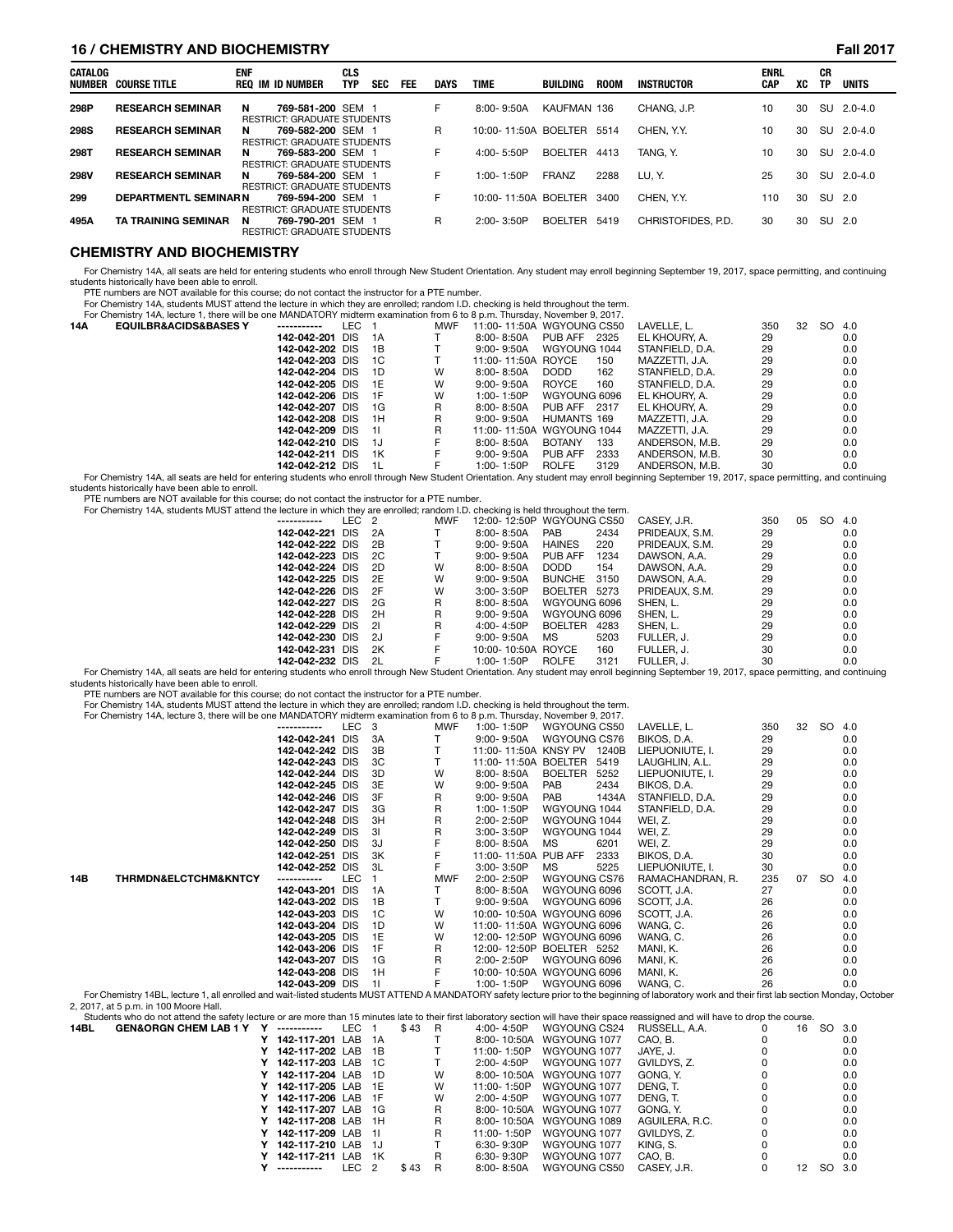| CATALOG NUMBER | COURSE TITLE | ENF REQ | IM | ID NUMBER | CLS TYP | SEC | FEE | DAYS | TIME | BUILDING | ROOM | INSTRUCTOR | ENRL CAP | XC | CR TP | UNITS |
|---|---|---|---|---|---|---|---|---|---|---|---|---|---|---|---|---|
| 298P | RESEARCH SEMINAR | N | | 769-581-200 | SEM | 1 | | F | 8:00- 9:50A | KAUFMAN | 136 | CHANG, J.P. | 10 | 30 | SU | 2.0-4.0 |
| | RESTRICT: GRADUATE STUDENTS | | | | | | | | | | | | | | | |
| 298S | RESEARCH SEMINAR | N | | 769-582-200 | SEM | 1 | | R | 10:00- 11:50A | BOELTER | 5514 | CHEN, Y.Y. | 10 | 30 | SU | 2.0-4.0 |
| | RESTRICT: GRADUATE STUDENTS | | | | | | | | | | | | | | | |
| 298T | RESEARCH SEMINAR | N | | 769-583-200 | SEM | 1 | | F | 4:00- 5:50P | BOELTER | 4413 | TANG, Y. | 10 | 30 | SU | 2.0-4.0 |
| | RESTRICT: GRADUATE STUDENTS | | | | | | | | | | | | | | | |
| 298V | RESEARCH SEMINAR | N | | 769-584-200 | SEM | 1 | | F | 1:00- 1:50P | FRANZ | 2288 | LU, Y. | 25 | 30 | SU | 2.0-4.0 |
| | RESTRICT: GRADUATE STUDENTS | | | | | | | | | | | | | | | |
| 299 | DEPARTMENTL SEMINAR | N | | 769-594-200 | SEM | 1 | | F | 10:00- 11:50A | BOELTER | 3400 | CHEN, Y.Y. | 110 | 30 | SU | 2.0 |
| | RESTRICT: GRADUATE STUDENTS | | | | | | | | | | | | | | | |
| 495A | TA TRAINING SEMINAR | N | | 769-790-201 | SEM | 1 | | R | 2:00- 3:50P | BOELTER | 5419 | CHRISTOFIDES, P.D. | 30 | 30 | SU | 2.0 |
| | RESTRICT: GRADUATE STUDENTS | | | | | | | | | | | | | | | |

## CHEMISTRY AND BIOCHEMISTRY

For Chemistry 14A, all seats are held for entering students who enroll through New Student Orientation. Any student may enroll beginning September 19, 2017, space permitting, and continuing students historically have been able to enroll.
PTE numbers are NOT available for this course; do not contact the instructor for a PTE number.
For Chemistry 14A, students MUST attend the lecture in which they are enrolled; random I.D. checking is held throughout the term.
For Chemistry 14A, lecture 1, there will be one MANDATORY midterm examination from 6 to 8 p.m. Thursday, November 9, 2017.

| CATALOG NUMBER | COURSE TITLE | ENF REQ | IM | ID NUMBER | CLS TYP | SEC | FEE | DAYS | TIME | BUILDING | ROOM | INSTRUCTOR | ENRL CAP | XC | CR TP | UNITS |
|---|---|---|---|---|---|---|---|---|---|---|---|---|---|---|---|---|
| 14A | EQUILBR&ACIDS&BASES | Y | | ----------- | LEC | 1 | | MWF | 11:00- 11:50A | WGYOUNG | CS50 | LAVELLE, L. | 350 | 32 | SO | 4.0 |
| | | | | 142-042-201 | DIS | 1A | | T | 8:00- 8:50A | PUB AFF | 2325 | EL KHOURY, A. | 29 | | | 0.0 |
| | | | | 142-042-202 | DIS | 1B | | T | 9:00- 9:50A | WGYOUNG | 1044 | STANFIELD, D.A. | 29 | | | 0.0 |
| | | | | 142-042-203 | DIS | 1C | | T | 11:00- 11:50A | ROYCE | 150 | MAZZETTI, J.A. | 29 | | | 0.0 |
| | | | | 142-042-204 | DIS | 1D | | W | 8:00- 8:50A | DODD | 162 | STANFIELD, D.A. | 29 | | | 0.0 |
| | | | | 142-042-205 | DIS | 1E | | W | 9:00- 9:50A | ROYCE | 160 | STANFIELD, D.A. | 29 | | | 0.0 |
| | | | | 142-042-206 | DIS | 1F | | W | 1:00- 1:50P | WGYOUNG | 6096 | EL KHOURY, A. | 29 | | | 0.0 |
| | | | | 142-042-207 | DIS | 1G | | R | 8:00- 8:50A | PUB AFF | 2317 | EL KHOURY, A. | 29 | | | 0.0 |
| | | | | 142-042-208 | DIS | 1H | | R | 9:00- 9:50A | HUMANTS | 169 | MAZZETTI, J.A. | 29 | | | 0.0 |
| | | | | 142-042-209 | DIS | 1I | | R | 11:00- 11:50A | WGYOUNG | 1044 | MAZZETTI, J.A. | 29 | | | 0.0 |
| | | | | 142-042-210 | DIS | 1J | | F | 8:00- 8:50A | BOTANY | 133 | ANDERSON, M.B. | 29 | | | 0.0 |
| | | | | 142-042-211 | DIS | 1K | | F | 9:00- 9:50A | PUB AFF | 2333 | ANDERSON, M.B. | 30 | | | 0.0 |
| | | | | 142-042-212 | DIS | 1L | | F | 1:00- 1:50P | ROLFE | 3129 | ANDERSON, M.B. | 30 | | | 0.0 |

For Chemistry 14A, all seats are held for entering students who enroll through New Student Orientation. Any student may enroll beginning September 19, 2017, space permitting, and continuing students historically have been able to enroll.
PTE numbers are NOT available for this course; do not contact the instructor for a PTE number.
For Chemistry 14A, students MUST attend the lecture in which they are enrolled; random I.D. checking is held throughout the term.

| CATALOG NUMBER | COURSE TITLE | ENF REQ | IM | ID NUMBER | CLS TYP | SEC | FEE | DAYS | TIME | BUILDING | ROOM | INSTRUCTOR | ENRL CAP | XC | CR TP | UNITS |
|---|---|---|---|---|---|---|---|---|---|---|---|---|---|---|---|---|
| | | | | ----------- | LEC | 2 | | MWF | 12:00- 12:50P | WGYOUNG | CS50 | CASEY, J.R. | 350 | 05 | SO | 4.0 |
| | | | | 142-042-221 | DIS | 2A | | T | 8:00- 8:50A | PAB | 2434 | PRIDEAUX, S.M. | 29 | | | 0.0 |
| | | | | 142-042-222 | DIS | 2B | | T | 9:00- 9:50A | HAINES | 220 | PRIDEAUX, S.M. | 29 | | | 0.0 |
| | | | | 142-042-223 | DIS | 2C | | T | 9:00- 9:50A | PUB AFF | 1234 | DAWSON, A.A. | 29 | | | 0.0 |
| | | | | 142-042-224 | DIS | 2D | | W | 8:00- 8:50A | DODD | 154 | DAWSON, A.A. | 29 | | | 0.0 |
| | | | | 142-042-225 | DIS | 2E | | W | 9:00- 9:50A | BUNCHE | 3150 | DAWSON, A.A. | 29 | | | 0.0 |
| | | | | 142-042-226 | DIS | 2F | | W | 3:00- 3:50P | BOELTER | 5273 | PRIDEAUX, S.M. | 29 | | | 0.0 |
| | | | | 142-042-227 | DIS | 2G | | R | 8:00- 8:50A | WGYOUNG | 6096 | SHEN, L. | 29 | | | 0.0 |
| | | | | 142-042-228 | DIS | 2H | | R | 9:00- 9:50A | WGYOUNG | 6096 | SHEN, L. | 29 | | | 0.0 |
| | | | | 142-042-229 | DIS | 2I | | R | 4:00- 4:50P | BOELTER | 4283 | SHEN, L. | 29 | | | 0.0 |
| | | | | 142-042-230 | DIS | 2J | | F | 9:00- 9:50A | MS | 5203 | FULLER, J. | 29 | | | 0.0 |
| | | | | 142-042-231 | DIS | 2K | | F | 10:00- 10:50A | ROYCE | 160 | FULLER, J. | 30 | | | 0.0 |
| | | | | 142-042-232 | DIS | 2L | | F | 1:00- 1:50P | ROLFE | 3121 | FULLER, J. | 30 | | | 0.0 |

For Chemistry 14A, all seats are held for entering students who enroll through New Student Orientation. Any student may enroll beginning September 19, 2017, space permitting, and continuing students historically have been able to enroll.
PTE numbers are NOT available for this course; do not contact the instructor for a PTE number.
For Chemistry 14A, students MUST attend the lecture in which they are enrolled; random I.D. checking is held throughout the term.
For Chemistry 14A, lecture 3, there will be one MANDATORY midterm examination from 6 to 8 p.m. Thursday, November 9, 2017.

| CATALOG NUMBER | COURSE TITLE | ENF REQ | IM | ID NUMBER | CLS TYP | SEC | FEE | DAYS | TIME | BUILDING | ROOM | INSTRUCTOR | ENRL CAP | XC | CR TP | UNITS |
|---|---|---|---|---|---|---|---|---|---|---|---|---|---|---|---|---|
| | | | | ----------- | LEC | 3 | | MWF | 1:00- 1:50P | WGYOUNG | CS50 | LAVELLE, L. | 350 | 32 | SO | 4.0 |
| | | | | 142-042-241 | DIS | 3A | | T | 9:00- 9:50A | WGYOUNG | CS76 | BIKOS, D.A. | 29 | | | 0.0 |
| | | | | 142-042-242 | DIS | 3B | | T | 11:00- 11:50A | KNSY PV | 1240B | LIEPUONIUTE, I. | 29 | | | 0.0 |
| | | | | 142-042-243 | DIS | 3C | | T | 11:00- 11:50A | BOELTER | 5419 | LAUGHLIN, A.L. | 29 | | | 0.0 |
| | | | | 142-042-244 | DIS | 3D | | W | 8:00- 8:50A | BOELTER | 5252 | LIEPUONIUTE, I. | 29 | | | 0.0 |
| | | | | 142-042-245 | DIS | 3E | | W | 9:00- 9:50A | PAB | 2434 | BIKOS, D.A. | 29 | | | 0.0 |
| | | | | 142-042-246 | DIS | 3F | | R | 9:00- 9:50A | PAB | 1434A | STANFIELD, D.A. | 29 | | | 0.0 |
| | | | | 142-042-247 | DIS | 3G | | R | 1:00- 1:50P | WGYOUNG | 1044 | STANFIELD, D.A. | 29 | | | 0.0 |
| | | | | 142-042-248 | DIS | 3H | | R | 2:00- 2:50P | WGYOUNG | 1044 | WEI, Z. | 29 | | | 0.0 |
| | | | | 142-042-249 | DIS | 3I | | R | 3:00- 3:50P | WGYOUNG | 1044 | WEI, Z. | 29 | | | 0.0 |
| | | | | 142-042-250 | DIS | 3J | | F | 8:00- 8:50A | MS | 6201 | WEI, Z. | 29 | | | 0.0 |
| | | | | 142-042-251 | DIS | 3K | | F | 11:00- 11:50A | PUB AFF | 2333 | BIKOS, D.A. | 30 | | | 0.0 |
| | | | | 142-042-252 | DIS | 3L | | F | 3:00- 3:50P | MS | 5225 | LIEPUONIUTE, I. | 30 | | | 0.0 |
| 14B | THRMDN&ELCTCHM&KNTCY | | | ----------- | LEC | 1 | | MWF | 2:00- 2:50P | WGYOUNG | CS76 | RAMACHANDRAN, R. | 235 | 07 | SO | 4.0 |
| | | | | 142-043-201 | DIS | 1A | | T | 8:00- 8:50A | WGYOUNG | 6096 | SCOTT, J.A. | 27 | | | 0.0 |
| | | | | 142-043-202 | DIS | 1B | | T | 9:00- 9:50A | WGYOUNG | 6096 | SCOTT, J.A. | 26 | | | 0.0 |
| | | | | 142-043-203 | DIS | 1C | | W | 10:00- 10:50A | WGYOUNG | 6096 | SCOTT, J.A. | 26 | | | 0.0 |
| | | | | 142-043-204 | DIS | 1D | | W | 11:00- 11:50A | WGYOUNG | 6096 | WANG, C. | 26 | | | 0.0 |
| | | | | 142-043-205 | DIS | 1E | | W | 12:00- 12:50P | WGYOUNG | 6096 | WANG, C. | 26 | | | 0.0 |
| | | | | 142-043-206 | DIS | 1F | | R | 12:00- 12:50P | BOELTER | 5252 | MANI, K. | 26 | | | 0.0 |
| | | | | 142-043-207 | DIS | 1G | | R | 2:00- 2:50P | WGYOUNG | 6096 | MANI, K. | 26 | | | 0.0 |
| | | | | 142-043-208 | DIS | 1H | | F | 10:00- 10:50A | WGYOUNG | 6096 | MANI, K. | 26 | | | 0.0 |
| | | | | 142-043-209 | DIS | 1I | | F | 1:00- 1:50P | WGYOUNG | 6096 | WANG, C. | 26 | | | 0.0 |

For Chemistry 14BL, lecture 1, all enrolled and wait-listed students MUST ATTEND A MANDATORY safety lecture prior to the beginning of laboratory work and their first lab section Monday, October 2, 2017, at 5 p.m. in 100 Moore Hall.
Students who do not attend the safety lecture or are more than 15 minutes late to their first laboratory section will have their space reassigned and will have to drop the course.

| CATALOG NUMBER | COURSE TITLE | ENF REQ | IM | ID NUMBER | CLS TYP | SEC | FEE | DAYS | TIME | BUILDING | ROOM | INSTRUCTOR | ENRL CAP | XC | CR TP | UNITS |
|---|---|---|---|---|---|---|---|---|---|---|---|---|---|---|---|---|
| 14BL | GEN&ORGN CHEM LAB 1 | Y | Y | ----------- | LEC | 1 | $43 | R | 4:00- 4:50P | WGYOUNG | CS24 | RUSSELL, A.A. | 0 | 16 | SO | 3.0 |
| | | | Y | 142-117-201 | LAB | 1A | | T | 8:00- 10:50A | WGYOUNG | 1077 | CAO, B. | 0 | | | 0.0 |
| | | | Y | 142-117-202 | LAB | 1B | | T | 11:00- 1:50P | WGYOUNG | 1077 | JAYE, J. | 0 | | | 0.0 |
| | | | Y | 142-117-203 | LAB | 1C | | T | 2:00- 4:50P | WGYOUNG | 1077 | GVILDYS, Z. | 0 | | | 0.0 |
| | | | Y | 142-117-204 | LAB | 1D | | W | 8:00- 10:50A | WGYOUNG | 1077 | GONG, Y. | 0 | | | 0.0 |
| | | | Y | 142-117-205 | LAB | 1E | | W | 11:00- 1:50P | WGYOUNG | 1077 | DENG, T. | 0 | | | 0.0 |
| | | | Y | 142-117-206 | LAB | 1F | | W | 2:00- 4:50P | WGYOUNG | 1077 | DENG, T. | 0 | | | 0.0 |
| | | | Y | 142-117-207 | LAB | 1G | | R | 8:00- 10:50A | WGYOUNG | 1077 | GONG, Y. | 0 | | | 0.0 |
| | | | Y | 142-117-208 | LAB | 1H | | R | 8:00- 10:50A | WGYOUNG | 1089 | AGUILERA, R.C. | 0 | | | 0.0 |
| | | | Y | 142-117-209 | LAB | 1I | | R | 11:00- 1:50P | WGYOUNG | 1077 | GVILDYS, Z. | 0 | | | 0.0 |
| | | | Y | 142-117-210 | LAB | 1J | | T | 6:30- 9:30P | WGYOUNG | 1077 | KING, S. | 0 | | | 0.0 |
| | | | Y | 142-117-211 | LAB | 1K | | R | 6:30- 9:30P | WGYOUNG | 1077 | CAO, B. | 0 | | | 0.0 |
| | | | Y | ----------- | LEC | 2 | $43 | R | 8:00- 8:50A | WGYOUNG | CS50 | CASEY, J.R. | 0 | 12 | SO | 3.0 |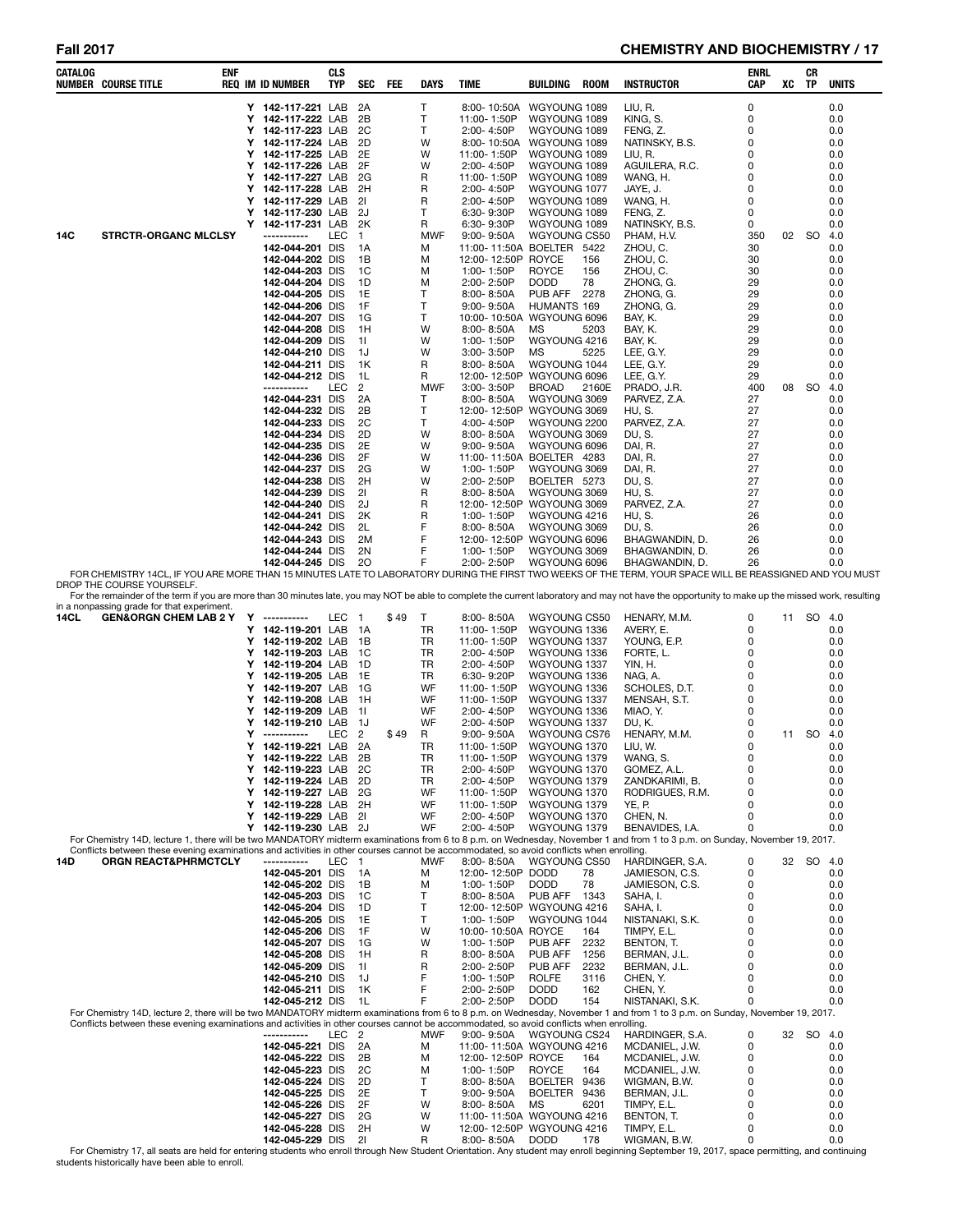| CATALOG NUMBER | COURSE TITLE | ENF REQ | IM | ID NUMBER | CLS TYP | SEC | FEE | DAYS | TIME | BUILDING | ROOM | INSTRUCTOR | ENRL CAP | XC | CR TP | UNITS |
|---|---|---|---|---|---|---|---|---|---|---|---|---|---|---|---|---|
| | | Y | | 142-117-221 | LAB | 2A | | T | 8:00- 10:50A | WGYOUNG | 1089 | LIU, R. | 0 | | | 0.0 |
| | | Y | | 142-117-222 | LAB | 2B | | T | 11:00- 1:50P | WGYOUNG | 1089 | KING, S. | 0 | | | 0.0 |
| | | Y | | 142-117-223 | LAB | 2C | | T | 2:00- 4:50P | WGYOUNG | 1089 | FENG, Z. | 0 | | | 0.0 |
| | | Y | | 142-117-224 | LAB | 2D | | W | 8:00- 10:50A | WGYOUNG | 1089 | NATINSKY, B.S. | 0 | | | 0.0 |
| | | Y | | 142-117-225 | LAB | 2E | | W | 11:00- 1:50P | WGYOUNG | 1089 | LIU, R. | 0 | | | 0.0 |
| | | Y | | 142-117-226 | LAB | 2F | | W | 2:00- 4:50P | WGYOUNG | 1089 | AGUILERA, R.C. | 0 | | | 0.0 |
| | | Y | | 142-117-227 | LAB | 2G | | R | 11:00- 1:50P | WGYOUNG | 1089 | WANG, H. | 0 | | | 0.0 |
| | | Y | | 142-117-228 | LAB | 2H | | R | 2:00- 4:50P | WGYOUNG | 1077 | JAYE, J. | 0 | | | 0.0 |
| | | Y | | 142-117-229 | LAB | 2I | | R | 2:00- 4:50P | WGYOUNG | 1089 | WANG, H. | 0 | | | 0.0 |
| | | Y | | 142-117-230 | LAB | 2J | | T | 6:30- 9:30P | WGYOUNG | 1089 | FENG, Z. | 0 | | | 0.0 |
| | | Y | | 142-117-231 | LAB | 2K | | R | 6:30- 9:30P | WGYOUNG | 1089 | NATINSKY, B.S. | 0 | | | 0.0 |
| 14C | STRCTR-ORGANC MLCLSY | | | ----------- | LEC | 1 | | MWF | 9:00- 9:50A | WGYOUNG | CS50 | PHAM, H.V. | 350 | 02 | SO | 4.0 |
| | | | | 142-044-201 | DIS | 1A | | M | 11:00- 11:50A | BOELTER | 5422 | ZHOU, C. | 30 | | | 0.0 |
| | | | | 142-044-202 | DIS | 1B | | M | 12:00- 12:50P | ROYCE | 156 | ZHOU, C. | 30 | | | 0.0 |
| | | | | 142-044-203 | DIS | 1C | | M | 1:00- 1:50P | ROYCE | 156 | ZHOU, C. | 30 | | | 0.0 |
| | | | | 142-044-204 | DIS | 1D | | M | 2:00- 2:50P | DODD | 78 | ZHONG, G. | 29 | | | 0.0 |
| | | | | 142-044-205 | DIS | 1E | | T | 8:00- 8:50A | PUB AFF | 2278 | ZHONG, G. | 29 | | | 0.0 |
| | | | | 142-044-206 | DIS | 1F | | T | 9:00- 9:50A | HUMANTS | 169 | ZHONG, G. | 29 | | | 0.0 |
| | | | | 142-044-207 | DIS | 1G | | T | 10:00- 10:50A | WGYOUNG | 6096 | BAY, K. | 29 | | | 0.0 |
| | | | | 142-044-208 | DIS | 1H | | W | 8:00- 8:50A | MS | 5203 | BAY, K. | 29 | | | 0.0 |
| | | | | 142-044-209 | DIS | 1I | | W | 1:00- 1:50P | WGYOUNG | 4216 | BAY, K. | 29 | | | 0.0 |
| | | | | 142-044-210 | DIS | 1J | | W | 3:00- 3:50P | MS | 5225 | LEE, G.Y. | 29 | | | 0.0 |
| | | | | 142-044-211 | DIS | 1K | | R | 8:00- 8:50A | WGYOUNG | 1044 | LEE, G.Y. | 29 | | | 0.0 |
| | | | | 142-044-212 | DIS | 1L | | R | 12:00- 12:50P | WGYOUNG | 6096 | LEE, G.Y. | 29 | | | 0.0 |
| | | | | ----------- | LEC | 2 | | MWF | 3:00- 3:50P | BROAD | 2160E | PRADO, J.R. | 400 | 08 | SO | 4.0 |
| | | | | 142-044-231 | DIS | 2A | | T | 8:00- 8:50A | WGYOUNG | 3069 | PARVEZ, Z.A. | 27 | | | 0.0 |
| | | | | 142-044-232 | DIS | 2B | | T | 12:00- 12:50P | WGYOUNG | 3069 | HU, S. | 27 | | | 0.0 |
| | | | | 142-044-233 | DIS | 2C | | T | 4:00- 4:50P | WGYOUNG | 2200 | PARVEZ, Z.A. | 27 | | | 0.0 |
| | | | | 142-044-234 | DIS | 2D | | W | 8:00- 8:50A | WGYOUNG | 3069 | DU, S. | 27 | | | 0.0 |
| | | | | 142-044-235 | DIS | 2E | | W | 9:00- 9:50A | WGYOUNG | 6096 | DAI, R. | 27 | | | 0.0 |
| | | | | 142-044-236 | DIS | 2F | | W | 11:00- 11:50A | BOELTER | 4283 | DAI, R. | 27 | | | 0.0 |
| | | | | 142-044-237 | DIS | 2G | | W | 1:00- 1:50P | WGYOUNG | 3069 | DAI, R. | 27 | | | 0.0 |
| | | | | 142-044-238 | DIS | 2H | | W | 2:00- 2:50P | BOELTER | 5273 | DU, S. | 27 | | | 0.0 |
| | | | | 142-044-239 | DIS | 2I | | R | 8:00- 8:50A | WGYOUNG | 3069 | HU, S. | 27 | | | 0.0 |
| | | | | 142-044-240 | DIS | 2J | | R | 12:00- 12:50P | WGYOUNG | 3069 | PARVEZ, Z.A. | 27 | | | 0.0 |
| | | | | 142-044-241 | DIS | 2K | | R | 1:00- 1:50P | WGYOUNG | 4216 | HU, S. | 26 | | | 0.0 |
| | | | | 142-044-242 | DIS | 2L | | F | 8:00- 8:50A | WGYOUNG | 3069 | DU, S. | 26 | | | 0.0 |
| | | | | 142-044-243 | DIS | 2M | | F | 12:00- 12:50P | WGYOUNG | 6096 | BHAGWANDIN, D. | 26 | | | 0.0 |
| | | | | 142-044-244 | DIS | 2N | | F | 1:00- 1:50P | WGYOUNG | 3069 | BHAGWANDIN, D. | 26 | | | 0.0 |
| | | | | 142-044-245 | DIS | 2O | | F | 2:00- 2:50P | WGYOUNG | 6096 | BHAGWANDIN, D. | 26 | | | 0.0 |

FOR CHEMISTRY 14CL, IF YOU ARE MORE THAN 15 MINUTES LATE TO LABORATORY DURING THE FIRST TWO WEEKS OF THE TERM, YOUR SPACE WILL BE REASSIGNED AND YOU MUST DROP THE COURSE YOURSELF.

For the remainder of the term if you are more than 30 minutes late, you may NOT be able to complete the current laboratory and may not have the opportunity to make up the missed work, resulting in a nonpassing grade for that experiment.

| CATALOG NUMBER | COURSE TITLE | ENF REQ | IM | ID NUMBER | CLS TYP | SEC | FEE | DAYS | TIME | BUILDING | ROOM | INSTRUCTOR | ENRL CAP | XC | CR TP | UNITS |
|---|---|---|---|---|---|---|---|---|---|---|---|---|---|---|---|---|
| 14CL | GEN&ORGN CHEM LAB 2 | Y | Y | ----------- | LEC | 1 | $49 | T | 8:00- 8:50A | WGYOUNG | CS50 | HENARY, M.M. | 0 | 11 | SO | 4.0 |
| | | | Y | 142-119-201 | LAB | 1A | | TR | 11:00- 1:50P | WGYOUNG | 1336 | AVERY, E. | 0 | | | 0.0 |
| | | | Y | 142-119-202 | LAB | 1B | | TR | 11:00- 1:50P | WGYOUNG | 1337 | YOUNG, E.P. | 0 | | | 0.0 |
| | | | Y | 142-119-203 | LAB | 1C | | TR | 2:00- 4:50P | WGYOUNG | 1336 | FORTE, L. | 0 | | | 0.0 |
| | | | Y | 142-119-204 | LAB | 1D | | TR | 2:00- 4:50P | WGYOUNG | 1337 | YIN, H. | 0 | | | 0.0 |
| | | | Y | 142-119-205 | LAB | 1E | | TR | 6:30- 9:20P | WGYOUNG | 1336 | NAG, A. | 0 | | | 0.0 |
| | | | Y | 142-119-207 | LAB | 1G | | WF | 11:00- 1:50P | WGYOUNG | 1336 | SCHOLES, D.T. | 0 | | | 0.0 |
| | | | Y | 142-119-208 | LAB | 1H | | WF | 11:00- 1:50P | WGYOUNG | 1337 | MENSAH, S.T. | 0 | | | 0.0 |
| | | | Y | 142-119-209 | LAB | 1I | | WF | 2:00- 4:50P | WGYOUNG | 1336 | MIAO, Y. | 0 | | | 0.0 |
| | | | Y | 142-119-210 | LAB | 1J | | WF | 2:00- 4:50P | WGYOUNG | 1337 | DU, K. | 0 | | | 0.0 |
| | | | Y | ----------- | LEC | 2 | $49 | R | 9:00- 9:50A | WGYOUNG | CS76 | HENARY, M.M. | 0 | 11 | SO | 4.0 |
| | | | Y | 142-119-221 | LAB | 2A | | TR | 11:00- 1:50P | WGYOUNG | 1370 | LIU, W. | 0 | | | 0.0 |
| | | | Y | 142-119-222 | LAB | 2B | | TR | 11:00- 1:50P | WGYOUNG | 1379 | WANG, S. | 0 | | | 0.0 |
| | | | Y | 142-119-223 | LAB | 2C | | TR | 2:00- 4:50P | WGYOUNG | 1370 | GOMEZ, A.L. | 0 | | | 0.0 |
| | | | Y | 142-119-224 | LAB | 2D | | TR | 2:00- 4:50P | WGYOUNG | 1379 | ZANDKARIMI, B. | 0 | | | 0.0 |
| | | | Y | 142-119-227 | LAB | 2G | | WF | 11:00- 1:50P | WGYOUNG | 1370 | RODRIGUES, R.M. | 0 | | | 0.0 |
| | | | Y | 142-119-228 | LAB | 2H | | WF | 11:00- 1:50P | WGYOUNG | 1379 | YE, P. | 0 | | | 0.0 |
| | | | Y | 142-119-229 | LAB | 2I | | WF | 2:00- 4:50P | WGYOUNG | 1370 | CHEN, N. | 0 | | | 0.0 |
| | | | Y | 142-119-230 | LAB | 2J | | WF | 2:00- 4:50P | WGYOUNG | 1379 | BENAVIDES, I.A. | 0 | | | 0.0 |

For Chemistry 14D, lecture 1, there will be two MANDATORY midterm examinations from 6 to 8 p.m. on Wednesday, November 1 and from 1 to 3 p.m. on Sunday, November 19, 2017. Conflicts between these evening examinations and activities in other courses cannot be accommodated, so avoid conflicts when enrolling.

| CATALOG NUMBER | COURSE TITLE | ENF REQ | IM | ID NUMBER | CLS TYP | SEC | FEE | DAYS | TIME | BUILDING | ROOM | INSTRUCTOR | ENRL CAP | XC | CR TP | UNITS |
|---|---|---|---|---|---|---|---|---|---|---|---|---|---|---|---|---|
| 14D | ORGN REACT&PHRMCTCLY | | | ----------- | LEC | 1 | | MWF | 8:00- 8:50A | WGYOUNG | CS50 | HARDINGER, S.A. | 0 | 32 | SO | 4.0 |
| | | | | 142-045-201 | DIS | 1A | | M | 12:00- 12:50P | DODD | 78 | JAMIESON, C.S. | 0 | | | 0.0 |
| | | | | 142-045-202 | DIS | 1B | | M | 1:00- 1:50P | DODD | 78 | JAMIESON, C.S. | 0 | | | 0.0 |
| | | | | 142-045-203 | DIS | 1C | | T | 8:00- 8:50A | PUB AFF | 1343 | SAHA, I. | 0 | | | 0.0 |
| | | | | 142-045-204 | DIS | 1D | | T | 12:00- 12:50P | WGYOUNG | 4216 | SAHA, I. | 0 | | | 0.0 |
| | | | | 142-045-205 | DIS | 1E | | T | 1:00- 1:50P | WGYOUNG | 1044 | NISTANAKI, S.K. | 0 | | | 0.0 |
| | | | | 142-045-206 | DIS | 1F | | W | 10:00- 10:50A | ROYCE | 164 | TIMPY, E.L. | 0 | | | 0.0 |
| | | | | 142-045-207 | DIS | 1G | | W | 1:00- 1:50P | PUB AFF | 2232 | BENTON, T. | 0 | | | 0.0 |
| | | | | 142-045-208 | DIS | 1H | | R | 8:00- 8:50A | PUB AFF | 1256 | BERMAN, J.L. | 0 | | | 0.0 |
| | | | | 142-045-209 | DIS | 1I | | R | 2:00- 2:50P | PUB AFF | 2232 | BERMAN, J.L. | 0 | | | 0.0 |
| | | | | 142-045-210 | DIS | 1J | | F | 1:00- 1:50P | ROLFE | 3116 | CHEN, Y. | 0 | | | 0.0 |
| | | | | 142-045-211 | DIS | 1K | | F | 2:00- 2:50P | DODD | 162 | CHEN, Y. | 0 | | | 0.0 |
| | | | | 142-045-212 | DIS | 1L | | F | 2:00- 2:50P | DODD | 154 | NISTANAKI, S.K. | 0 | | | 0.0 |

For Chemistry 14D, lecture 2, there will be two MANDATORY midterm examinations from 6 to 8 p.m. on Wednesday, November 1 and from 1 to 3 p.m. on Sunday, November 19, 2017. Conflicts between these evening examinations and activities in other courses cannot be accommodated, so avoid conflicts when enrolling.

| CATALOG NUMBER | COURSE TITLE | ENF REQ | IM | ID NUMBER | CLS TYP | SEC | FEE | DAYS | TIME | BUILDING | ROOM | INSTRUCTOR | ENRL CAP | XC | CR TP | UNITS |
|---|---|---|---|---|---|---|---|---|---|---|---|---|---|---|---|---|
| | | | | ----------- | LEC | 2 | | MWF | 9:00- 9:50A | WGYOUNG | CS24 | HARDINGER, S.A. | 0 | 32 | SO | 4.0 |
| | | | | 142-045-221 | DIS | 2A | | M | 11:00- 11:50A | WGYOUNG | 4216 | MCDANIEL, J.W. | 0 | | | 0.0 |
| | | | | 142-045-222 | DIS | 2B | | M | 12:00- 12:50P | ROYCE | 164 | MCDANIEL, J.W. | 0 | | | 0.0 |
| | | | | 142-045-223 | DIS | 2C | | M | 1:00- 1:50P | ROYCE | 164 | MCDANIEL, J.W. | 0 | | | 0.0 |
| | | | | 142-045-224 | DIS | 2D | | T | 8:00- 8:50A | BOELTER | 9436 | WIGMAN, B.W. | 0 | | | 0.0 |
| | | | | 142-045-225 | DIS | 2E | | T | 9:00- 9:50A | BOELTER | 9436 | BERMAN, J.L. | 0 | | | 0.0 |
| | | | | 142-045-226 | DIS | 2F | | W | 8:00- 8:50A | MS | 6201 | TIMPY, E.L. | 0 | | | 0.0 |
| | | | | 142-045-227 | DIS | 2G | | W | 11:00- 11:50A | WGYOUNG | 4216 | BENTON, T. | 0 | | | 0.0 |
| | | | | 142-045-228 | DIS | 2H | | W | 12:00- 12:50P | WGYOUNG | 4216 | TIMPY, E.L. | 0 | | | 0.0 |
| | | | | 142-045-229 | DIS | 2I | | R | 8:00- 8:50A | DODD | 178 | WIGMAN, B.W. | 0 | | | 0.0 |

For Chemistry 17, all seats are held for entering students who enroll through New Student Orientation. Any student may enroll beginning September 19, 2017, space permitting, and continuing students historically have been able to enroll.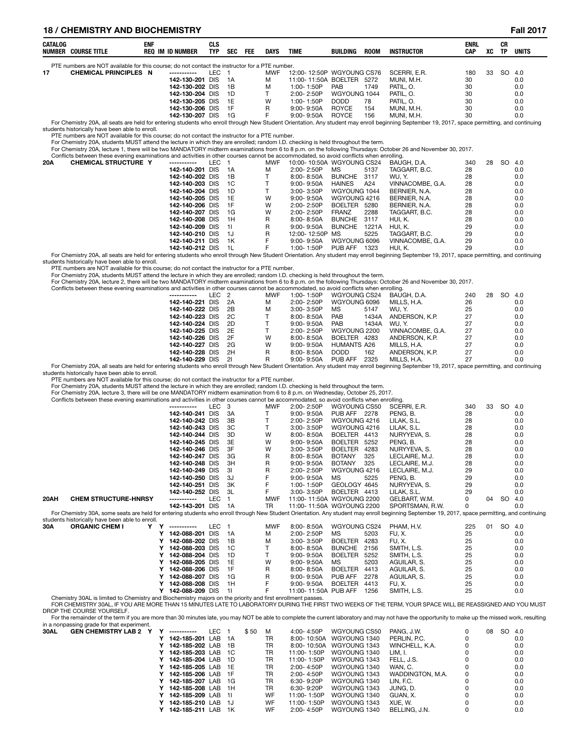## 18 / CHEMISTRY AND BIOCHEMISTRY — Fall 2017

PTE numbers are NOT available for this course; do not contact the instructor for a PTE number.

| CATALOG NUMBER | COURSE TITLE | ENF REQ | IM | ID NUMBER | CLS TYP | SEC | FEE | DAYS | TIME | BUILDING | ROOM | INSTRUCTOR | ENRL CAP | XC | CR TP | UNITS |
|---|---|---|---|---|---|---|---|---|---|---|---|---|---|---|---|---|
| 17 | CHEMICAL PRINCIPLES | N | | ----------- | LEC | 1 | | MWF | 12:00- 12:50P | WGYOUNG | CS76 | SCERRI, E.R. | 180 | 33 | SO | 4.0 |
| | | | | 142-130-201 | DIS | 1A | | M | 11:00- 11:50A | BOELTER | 5272 | MUNI, M.H. | 30 | | | 0.0 |
| | | | | 142-130-202 | DIS | 1B | | M | 1:00- 1:50P | PAB | 1749 | PATIL, O. | 30 | | | 0.0 |
| | | | | 142-130-204 | DIS | 1D | | T | 2:00- 2:50P | WGYOUNG | 1044 | PATIL, O. | 30 | | | 0.0 |
| | | | | 142-130-205 | DIS | 1E | | W | 1:00- 1:50P | DODD | 78 | PATIL, O. | 30 | | | 0.0 |
| | | | | 142-130-206 | DIS | 1F | | R | 9:00- 9:50A | ROYCE | 154 | MUNI, M.H. | 30 | | | 0.0 |
| | | | | 142-130-207 | DIS | 1G | | F | 9:00- 9:50A | ROYCE | 156 | MUNI, M.H. | 30 | | | 0.0 |

For Chemistry 20A, all seats are held for entering students who enroll through New Student Orientation. Any student may enroll beginning September 19, 2017, space permitting, and continuing students historically have been able to enroll.
PTE numbers are NOT available for this course; do not contact the instructor for a PTE number.
For Chemistry 20A, students MUST attend the lecture in which they are enrolled; random I.D. checking is held throughout the term.
For Chemistry 20A, lecture 1, there will be two MANDATORY midterm examinations from 6 to 8 p.m. on the following Thursdays: October 26 and November 30, 2017.
Conflicts between these evening examinations and activities in other courses cannot be accommodated, so avoid conflicts when enrolling.

| CATALOG NUMBER | COURSE TITLE | ENF REQ | IM | ID NUMBER | CLS TYP | SEC | FEE | DAYS | TIME | BUILDING | ROOM | INSTRUCTOR | ENRL CAP | XC | CR TP | UNITS |
|---|---|---|---|---|---|---|---|---|---|---|---|---|---|---|---|---|
| 20A | CHEMICAL STRUCTURE | Y | | ----------- | LEC | 1 | | MWF | 10:00- 10:50A | WGYOUNG | CS24 | BAUGH, D.A. | 340 | 28 | SO | 4.0 |
| | | | | 142-140-201 | DIS | 1A | | M | 2:00- 2:50P | MS | 5137 | TAGGART, B.C. | 28 | | | 0.0 |
| | | | | 142-140-202 | DIS | 1B | | T | 8:00- 8:50A | BUNCHE | 3117 | WU, Y. | 28 | | | 0.0 |
| | | | | 142-140-203 | DIS | 1C | | T | 9:00- 9:50A | HAINES | A24 | VINNACOMBE, G.A. | 28 | | | 0.0 |
| | | | | 142-140-204 | DIS | 1D | | T | 3:00- 3:50P | WGYOUNG | 1044 | BERNIER, N.A. | 28 | | | 0.0 |
| | | | | 142-140-205 | DIS | 1E | | W | 9:00- 9:50A | WGYOUNG | 4216 | BERNIER, N.A. | 28 | | | 0.0 |
| | | | | 142-140-206 | DIS | 1F | | W | 2:00- 2:50P | BOELTER | 5280 | BERNIER, N.A. | 28 | | | 0.0 |
| | | | | 142-140-207 | DIS | 1G | | W | 2:00- 2:50P | FRANZ | 2288 | TAGGART, B.C. | 28 | | | 0.0 |
| | | | | 142-140-208 | DIS | 1H | | R | 8:00- 8:50A | BUNCHE | 3117 | HUI, K. | 28 | | | 0.0 |
| | | | | 142-140-209 | DIS | 1I | | R | 9:00- 9:50A | BUNCHE | 1221A | HUI, K. | 29 | | | 0.0 |
| | | | | 142-140-210 | DIS | 1J | | R | 12:00- 12:50P | MS | 5225 | TAGGART, B.C. | 29 | | | 0.0 |
| | | | | 142-140-211 | DIS | 1K | | F | 9:00- 9:50A | WGYOUNG | 6096 | VINNACOMBE, G.A. | 29 | | | 0.0 |
| | | | | 142-140-212 | DIS | 1L | | F | 1:00- 1:50P | PUB AFF | 1323 | HUI, K. | 29 | | | 0.0 |

For Chemistry 20A, all seats are held for entering students who enroll through New Student Orientation. Any student may enroll beginning September 19, 2017, space permitting, and continuing students historically have been able to enroll.
PTE numbers are NOT available for this course; do not contact the instructor for a PTE number.
For Chemistry 20A, students MUST attend the lecture in which they are enrolled; random I.D. checking is held throughout the term.
For Chemistry 20A, lecture 2, there will be two MANDATORY midterm examinations from 6 to 8 p.m. on the following Thursdays: October 26 and November 30, 2017.
Conflicts between these evening examinations and activities in other courses cannot be accommodated, so avoid conflicts when enrolling.

| CATALOG NUMBER | COURSE TITLE | ENF REQ | IM | ID NUMBER | CLS TYP | SEC | FEE | DAYS | TIME | BUILDING | ROOM | INSTRUCTOR | ENRL CAP | XC | CR TP | UNITS |
|---|---|---|---|---|---|---|---|---|---|---|---|---|---|---|---|---|
| | | | | ----------- | LEC | 2 | | MWF | 1:00- 1:50P | WGYOUNG | CS24 | BAUGH, D.A. | 240 | 28 | SO | 4.0 |
| | | | | 142-140-221 | DIS | 2A | | M | 2:00- 2:50P | WGYOUNG | 6096 | MILLS, H.A. | 26 | | | 0.0 |
| | | | | 142-140-222 | DIS | 2B | | M | 3:00- 3:50P | MS | 5147 | WU, Y. | 25 | | | 0.0 |
| | | | | 142-140-223 | DIS | 2C | | T | 8:00- 8:50A | PAB | 1434A | ANDERSON, K.P. | 27 | | | 0.0 |
| | | | | 142-140-224 | DIS | 2D | | T | 9:00- 9:50A | PAB | 1434A | WU, Y. | 27 | | | 0.0 |
| | | | | 142-140-225 | DIS | 2E | | T | 2:00- 2:50P | WGYOUNG | 2200 | VINNACOMBE, G.A. | 27 | | | 0.0 |
| | | | | 142-140-226 | DIS | 2F | | W | 8:00- 8:50A | BOELTER | 4283 | ANDERSON, K.P. | 27 | | | 0.0 |
| | | | | 142-140-227 | DIS | 2G | | W | 9:00- 9:50A | HUMANTS | A26 | MILLS, H.A. | 27 | | | 0.0 |
| | | | | 142-140-228 | DIS | 2H | | R | 8:00- 8:50A | DODD | 162 | ANDERSON, K.P. | 27 | | | 0.0 |
| | | | | 142-140-229 | DIS | 2I | | R | 9:00- 9:50A | PUB AFF | 2325 | MILLS, H.A. | 27 | | | 0.0 |

For Chemistry 20A, all seats are held for entering students who enroll through New Student Orientation. Any student may enroll beginning September 19, 2017, space permitting, and continuing students historically have been able to enroll.
PTE numbers are NOT available for this course; do not contact the instructor for a PTE number.
For Chemistry 20A, students MUST attend the lecture in which they are enrolled; random I.D. checking is held throughout the term.
For Chemistry 20A, lecture 3, there will be one MANDATORY midterm examination from 6 to 8 p.m. on Wednesday, October 25, 2017.
Conflicts between these evening examinations and activities in other courses cannot be accommodated, so avoid conflicts when enrolling.

| CATALOG NUMBER | COURSE TITLE | ENF REQ | IM | ID NUMBER | CLS TYP | SEC | FEE | DAYS | TIME | BUILDING | ROOM | INSTRUCTOR | ENRL CAP | XC | CR TP | UNITS |
|---|---|---|---|---|---|---|---|---|---|---|---|---|---|---|---|---|
| | | | | ----------- | LEC | 3 | | MWF | 2:00- 2:50P | WGYOUNG | CS50 | SCERRI, E.R. | 340 | 33 | SO | 4.0 |
| | | | | 142-140-241 | DIS | 3A | | T | 9:00- 9:50A | PUB AFF | 2278 | PENG, B. | 28 | | | 0.0 |
| | | | | 142-140-242 | DIS | 3B | | T | 2:00- 2:50P | WGYOUNG | 4216 | LILAK, S.L. | 28 | | | 0.0 |
| | | | | 142-140-243 | DIS | 3C | | T | 3:00- 3:50P | WGYOUNG | 4216 | LILAK, S.L. | 28 | | | 0.0 |
| | | | | 142-140-244 | DIS | 3D | | W | 8:00- 8:50A | BOELTER | 4413 | NURYYEVA, S. | 28 | | | 0.0 |
| | | | | 142-140-245 | DIS | 3E | | W | 9:00- 9:50A | BOELTER | 5252 | PENG, B. | 28 | | | 0.0 |
| | | | | 142-140-246 | DIS | 3F | | W | 3:00- 3:50P | BOELTER | 4283 | NURYYEVA, S. | 28 | | | 0.0 |
| | | | | 142-140-247 | DIS | 3G | | R | 8:00- 8:50A | BOTANY | 325 | LECLAIRE, M.J. | 28 | | | 0.0 |
| | | | | 142-140-248 | DIS | 3H | | R | 9:00- 9:50A | BOTANY | 325 | LECLAIRE, M.J. | 28 | | | 0.0 |
| | | | | 142-140-249 | DIS | 3I | | R | 2:00- 2:50P | WGYOUNG | 4216 | LECLAIRE, M.J. | 29 | | | 0.0 |
| | | | | 142-140-250 | DIS | 3J | | F | 9:00- 9:50A | MS | 5225 | PENG, B. | 29 | | | 0.0 |
| | | | | 142-140-251 | DIS | 3K | | F | 1:00- 1:50P | GEOLOGY | 4645 | NURYYEVA, S. | 29 | | | 0.0 |
| | | | | 142-140-252 | DIS | 3L | | F | 3:00- 3:50P | BOELTER | 4413 | LILAK, S.L. | 29 | | | 0.0 |
| 20AH | CHEM STRUCTURE-HNRSY | | | ----------- | LEC | 1 | | MWF | 11:00- 11:50A | WGYOUNG | 2200 | GELBART, W.M. | 0 | 04 | SO | 4.0 |
| | | | | 142-143-201 | DIS | 1A | | TR | 11:00- 11:50A | WGYOUNG | 2200 | SPORTSMAN, R.W. | 0 | | | 0.0 |

For Chemistry 30A, some seats are held for entering students who enroll through New Student Orientation. Any student may enroll beginning September 19, 2017, space permitting, and continuing students historically have been able to enroll.

| CATALOG NUMBER | COURSE TITLE | ENF REQ | IM | ID NUMBER | CLS TYP | SEC | FEE | DAYS | TIME | BUILDING | ROOM | INSTRUCTOR | ENRL CAP | XC | CR TP | UNITS |
|---|---|---|---|---|---|---|---|---|---|---|---|---|---|---|---|---|
| 30A | ORGANIC CHEM I | Y | Y | ----------- | LEC | 1 | | MWF | 8:00- 8:50A | WGYOUNG | CS24 | PHAM, H.V. | 225 | 01 | SO | 4.0 |
| | | | Y | 142-088-201 | DIS | 1A | | M | 2:00- 2:50P | MS | 5203 | FU, X. | 25 | | | 0.0 |
| | | | Y | 142-088-202 | DIS | 1B | | M | 3:00- 3:50P | BOELTER | 4283 | FU, X. | 25 | | | 0.0 |
| | | | Y | 142-088-203 | DIS | 1C | | T | 8:00- 8:50A | BUNCHE | 2156 | SMITH, L.S. | 25 | | | 0.0 |
| | | | Y | 142-088-204 | DIS | 1D | | T | 9:00- 9:50A | BOELTER | 5252 | SMITH, L.S. | 25 | | | 0.0 |
| | | | Y | 142-088-205 | DIS | 1E | | W | 9:00- 9:50A | MS | 5203 | AGUILAR, S. | 25 | | | 0.0 |
| | | | Y | 142-088-206 | DIS | 1F | | R | 8:00- 8:50A | BOELTER | 4413 | AGUILAR, S. | 25 | | | 0.0 |
| | | | Y | 142-088-207 | DIS | 1G | | R | 9:00- 9:50A | PUB AFF | 2278 | AGUILAR, S. | 25 | | | 0.0 |
| | | | Y | 142-088-208 | DIS | 1H | | F | 9:00- 9:50A | BOELTER | 4413 | FU, X. | 25 | | | 0.0 |
| | | | Y | 142-088-209 | DIS | 1I | | F | 11:00- 11:50A | PUB AFF | 1256 | SMITH, L.S. | 25 | | | 0.0 |

Chemistry 30AL is limited to Chemistry and Biochemistry majors on the priority and first enrollment passes.
FOR CHEMISTRY 30AL, IF YOU ARE MORE THAN 15 MINUTES LATE TO LABORATORY DURING THE FIRST TWO WEEKS OF THE TERM, YOUR SPACE WILL BE REASSIGNED AND YOU MUST DROP THE COURSE YOURSELF.
For the remainder of the term if you are more than 30 minutes late, you may NOT be able to complete the current laboratory and may not have the opportunity to make up the missed work, resulting in a nonpassing grade for that experiment.

| CATALOG NUMBER | COURSE TITLE | ENF REQ | IM | ID NUMBER | CLS TYP | SEC | FEE | DAYS | TIME | BUILDING | ROOM | INSTRUCTOR | ENRL CAP | XC | CR TP | UNITS |
|---|---|---|---|---|---|---|---|---|---|---|---|---|---|---|---|---|
| 30AL | GEN CHEMISTRY LAB 2 | Y | Y | ----------- | LEC | 1 | $ 50 | M | 4:00- 4:50P | WGYOUNG | CS50 | PANG, J.W. | 0 | 08 | SO | 4.0 |
| | | | Y | 142-185-201 | LAB | 1A | | TR | 8:00- 10:50A | WGYOUNG | 1340 | PERLIN, P.C. | 0 | | | 0.0 |
| | | | Y | 142-185-202 | LAB | 1B | | TR | 8:00- 10:50A | WGYOUNG | 1343 | WINCHELL, K.A. | 0 | | | 0.0 |
| | | | Y | 142-185-203 | LAB | 1C | | TR | 11:00- 1:50P | WGYOUNG | 1340 | LIM, I. | 0 | | | 0.0 |
| | | | Y | 142-185-204 | LAB | 1D | | TR | 11:00- 1:50P | WGYOUNG | 1343 | FELL, J.S. | 0 | | | 0.0 |
| | | | Y | 142-185-205 | LAB | 1E | | TR | 2:00- 4:50P | WGYOUNG | 1340 | WAN, C. | 0 | | | 0.0 |
| | | | Y | 142-185-206 | LAB | 1F | | TR | 2:00- 4:50P | WGYOUNG | 1343 | WADDINGTON, M.A. | 0 | | | 0.0 |
| | | | Y | 142-185-207 | LAB | 1G | | TR | 6:30- 9:20P | WGYOUNG | 1340 | LIN, F.C. | 0 | | | 0.0 |
| | | | Y | 142-185-208 | LAB | 1H | | TR | 6:30- 9:20P | WGYOUNG | 1343 | JUNG, D. | 0 | | | 0.0 |
| | | | Y | 142-185-209 | LAB | 1I | | WF | 11:00- 1:50P | WGYOUNG | 1340 | GUAN, X. | 0 | | | 0.0 |
| | | | Y | 142-185-210 | LAB | 1J | | WF | 11:00- 1:50P | WGYOUNG | 1343 | XUE, W. | 0 | | | 0.0 |
| | | | Y | 142-185-211 | LAB | 1K | | WF | 2:00- 4:50P | WGYOUNG | 1340 | BELLING, J.N. | 0 | | | 0.0 |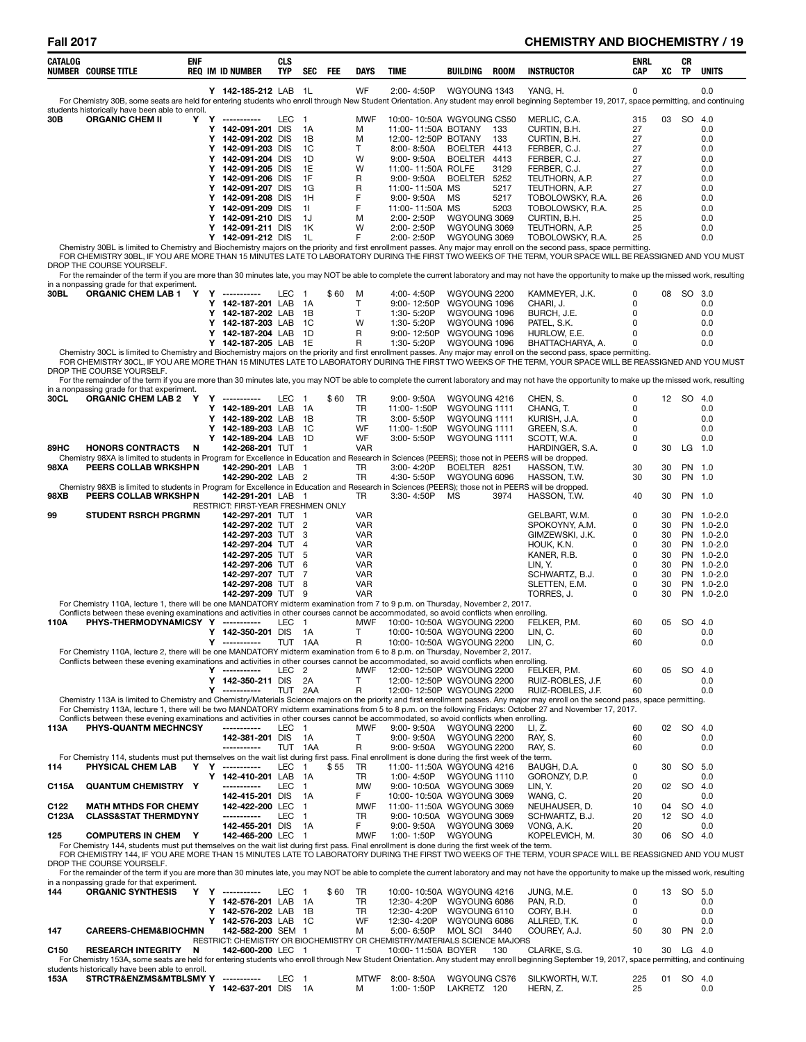| CATALOG NUMBER | COURSE TITLE | ENF REQ | IM | ID NUMBER | CLS TYP | SEC | FEE | DAYS | TIME | BUILDING | ROOM | INSTRUCTOR | ENRL CAP | XC | CR TP | UNITS |
|---|---|---|---|---|---|---|---|---|---|---|---|---|---|---|---|---|
| | | | Y | 142-185-212 | LAB | 1L | | WF | 2:00- 4:50P | WGYOUNG | 1343 | YANG, H. | 0 | | | 0.0 |

For Chemistry 30B, some seats are held for entering students who enroll through New Student Orientation. Any student may enroll beginning September 19, 2017, space permitting, and continuing students historically have been able to enroll.

| CATALOG NUMBER | COURSE TITLE | ENF REQ | IM | ID NUMBER | CLS TYP | SEC | FEE | DAYS | TIME | BUILDING | ROOM | INSTRUCTOR | ENRL CAP | XC | CR TP | UNITS |
|---|---|---|---|---|---|---|---|---|---|---|---|---|---|---|---|---|
| 30B | ORGANIC CHEM II | Y | Y | ----------- | LEC | 1 | | MWF | 10:00- 10:50A | WGYOUNG | CS50 | MERLIC, C.A. | 315 | 03 | SO | 4.0 |
| | | | Y | 142-091-201 | DIS | 1A | | M | 11:00- 11:50A | BOTANY | 133 | CURTIN, B.H. | 27 | | | 0.0 |
| | | | Y | 142-091-202 | DIS | 1B | | M | 12:00- 12:50P | BOTANY | 133 | CURTIN, B.H. | 27 | | | 0.0 |
| | | | Y | 142-091-203 | DIS | 1C | | T | 8:00- 8:50A | BOELTER | 4413 | FERBER, C.J. | 27 | | | 0.0 |
| | | | Y | 142-091-204 | DIS | 1D | | W | 9:00- 9:50A | BOELTER | 4413 | FERBER, C.J. | 27 | | | 0.0 |
| | | | Y | 142-091-205 | DIS | 1E | | W | 11:00- 11:50A | ROLFE | 3129 | FERBER, C.J. | 27 | | | 0.0 |
| | | | Y | 142-091-206 | DIS | 1F | | R | 9:00- 9:50A | BOELTER | 5252 | TEUTHORN, A.P. | 27 | | | 0.0 |
| | | | Y | 142-091-207 | DIS | 1G | | R | 11:00- 11:50A | MS | 5217 | TEUTHORN, A.P. | 27 | | | 0.0 |
| | | | Y | 142-091-208 | DIS | 1H | | F | 9:00- 9:50A | MS | 5217 | TOBOLOWSKY, R.A. | 26 | | | 0.0 |
| | | | Y | 142-091-209 | DIS | 1I | | F | 11:00- 11:50A | MS | 5203 | TOBOLOWSKY, R.A. | 25 | | | 0.0 |
| | | | Y | 142-091-210 | DIS | 1J | | M | 2:00- 2:50P | WGYOUNG | 3069 | CURTIN, B.H. | 25 | | | 0.0 |
| | | | Y | 142-091-211 | DIS | 1K | | W | 2:00- 2:50P | WGYOUNG | 3069 | TEUTHORN, A.P. | 25 | | | 0.0 |
| | | | Y | 142-091-212 | DIS | 1L | | F | 2:00- 2:50P | WGYOUNG | 3069 | TOBOLOWSKY, R.A. | 25 | | | 0.0 |

Chemistry 30BL is limited to Chemistry and Biochemistry majors on the priority and first enrollment passes. Any major may enroll on the second pass, space permitting.
FOR CHEMISTRY 30BL, IF YOU ARE MORE THAN 15 MINUTES LATE TO LABORATORY DURING THE FIRST TWO WEEKS OF THE TERM, YOUR SPACE WILL BE REASSIGNED AND YOU MUST DROP THE COURSE YOURSELF.
For the remainder of the term if you are more than 30 minutes late, you may NOT be able to complete the current laboratory and may not have the opportunity to make up the missed work, resulting in a nonpassing grade for that experiment.

| CATALOG NUMBER | COURSE TITLE | ENF REQ | IM | ID NUMBER | CLS TYP | SEC | FEE | DAYS | TIME | BUILDING | ROOM | INSTRUCTOR | ENRL CAP | XC | CR TP | UNITS |
|---|---|---|---|---|---|---|---|---|---|---|---|---|---|---|---|---|
| 30BL | ORGANIC CHEM LAB 1 | Y | Y | ----------- | LEC | 1 | $60 | M | 4:00- 4:50P | WGYOUNG | 2200 | KAMMEYER, J.K. | 0 | 08 | SO | 3.0 |
| | | | Y | 142-187-201 | LAB | 1A | | T | 9:00- 12:50P | WGYOUNG | 1096 | CHARI, J. | 0 | | | 0.0 |
| | | | Y | 142-187-202 | LAB | 1B | | T | 1:30- 5:20P | WGYOUNG | 1096 | BURCH, J.E. | 0 | | | 0.0 |
| | | | Y | 142-187-203 | LAB | 1C | | W | 1:30- 5:20P | WGYOUNG | 1096 | PATEL, S.K. | 0 | | | 0.0 |
| | | | Y | 142-187-204 | LAB | 1D | | R | 9:00- 12:50P | WGYOUNG | 1096 | HURLOW, E.E. | 0 | | | 0.0 |
| | | | Y | 142-187-205 | LAB | 1E | | R | 1:30- 5:20P | WGYOUNG | 1096 | BHATTACHARYA, A. | 0 | | | 0.0 |

Chemistry 30CL is limited to Chemistry and Biochemistry majors on the priority and first enrollment passes. Any major may enroll on the second pass, space permitting.
FOR CHEMISTRY 30CL, IF YOU ARE MORE THAN 15 MINUTES LATE TO LABORATORY DURING THE FIRST TWO WEEKS OF THE TERM, YOUR SPACE WILL BE REASSIGNED AND YOU MUST DROP THE COURSE YOURSELF.
For the remainder of the term if you are more than 30 minutes late, you may NOT be able to complete the current laboratory and may not have the opportunity to make up the missed work, resulting in a nonpassing grade for that experiment.

| CATALOG NUMBER | COURSE TITLE | ENF REQ | IM | ID NUMBER | CLS TYP | SEC | FEE | DAYS | TIME | BUILDING | ROOM | INSTRUCTOR | ENRL CAP | XC | CR TP | UNITS |
|---|---|---|---|---|---|---|---|---|---|---|---|---|---|---|---|---|
| 30CL | ORGANIC CHEM LAB 2 | Y | Y | ----------- | LEC | 1 | $60 | TR | 9:00- 9:50A | WGYOUNG | 4216 | CHEN, S. | 0 | 12 | SO | 4.0 |
| | | | Y | 142-189-201 | LAB | 1A | | TR | 11:00- 1:50P | WGYOUNG | 1111 | CHANG, T. | 0 | | | 0.0 |
| | | | Y | 142-189-202 | LAB | 1B | | TR | 3:00- 5:50P | WGYOUNG | 1111 | KURISH, J.A. | 0 | | | 0.0 |
| | | | Y | 142-189-203 | LAB | 1C | | WF | 11:00- 1:50P | WGYOUNG | 1111 | GREEN, S.A. | 0 | | | 0.0 |
| | | | Y | 142-189-204 | LAB | 1D | | WF | 3:00- 5:50P | WGYOUNG | 1111 | SCOTT, W.A. | 0 | | | 0.0 |
| 89HC | HONORS CONTRACTS | N | | 142-268-201 | TUT | 1 | | VAR | | | | HARDINGER, S.A. | 0 | 30 | LG | 1.0 |

Chemistry 98XA is limited to students in Program for Excellence in Education and Research in Sciences (PEERS); those not in PEERS will be dropped.

| CATALOG NUMBER | COURSE TITLE | ENF REQ | IM | ID NUMBER | CLS TYP | SEC | FEE | DAYS | TIME | BUILDING | ROOM | INSTRUCTOR | ENRL CAP | XC | CR TP | UNITS |
|---|---|---|---|---|---|---|---|---|---|---|---|---|---|---|---|---|
| 98XA | PEERS COLLAB WRKSHP | N | | 142-290-201 | LAB | 1 | | TR | 3:00- 4:20P | BOELTER | 8251 | HASSON, T.W. | 30 | 30 | PN | 1.0 |
| | | | | 142-290-202 | LAB | 2 | | TR | 4:30- 5:50P | WGYOUNG | 6096 | HASSON, T.W. | 30 | 30 | PN | 1.0 |

Chemistry 98XB is limited to students in Program for Excellence in Education and Research in Sciences (PEERS); those not in PEERS will be dropped.

| CATALOG NUMBER | COURSE TITLE | ENF REQ | IM | ID NUMBER | CLS TYP | SEC | FEE | DAYS | TIME | BUILDING | ROOM | INSTRUCTOR | ENRL CAP | XC | CR TP | UNITS |
|---|---|---|---|---|---|---|---|---|---|---|---|---|---|---|---|---|
| 98XB | PEERS COLLAB WRKSHP | N | | 142-291-201 | LAB | 1 | | TR | 3:30- 4:50P | MS | 3974 | HASSON, T.W. | 40 | 30 | PN | 1.0 |
| | | | | RESTRICT: FIRST-YEAR FRESHMEN ONLY | | | | | | | | | | | | |
| 99 | STUDENT RSRCH PRGRM | N | | 142-297-201 | TUT | 1 | | VAR | | | | GELBART, W.M. | 0 | 30 | PN | 1.0-2.0 |
| | | | | 142-297-202 | TUT | 2 | | VAR | | | | SPOKOYNY, A.M. | 0 | 30 | PN | 1.0-2.0 |
| | | | | 142-297-203 | TUT | 3 | | VAR | | | | GIMZEWSKI, J.K. | 0 | 30 | PN | 1.0-2.0 |
| | | | | 142-297-204 | TUT | 4 | | VAR | | | | HOUK, K.N. | 0 | 30 | PN | 1.0-2.0 |
| | | | | 142-297-205 | TUT | 5 | | VAR | | | | KANER, R.B. | 0 | 30 | PN | 1.0-2.0 |
| | | | | 142-297-206 | TUT | 6 | | VAR | | | | LIN, Y. | 0 | 30 | PN | 1.0-2.0 |
| | | | | 142-297-207 | TUT | 7 | | VAR | | | | SCHWARTZ, B.J. | 0 | 30 | PN | 1.0-2.0 |
| | | | | 142-297-208 | TUT | 8 | | VAR | | | | SLETTEN, E.M. | 0 | 30 | PN | 1.0-2.0 |
| | | | | 142-297-209 | TUT | 9 | | VAR | | | | TORRES, J. | 0 | 30 | PN | 1.0-2.0 |

For Chemistry 110A, lecture 1, there will be one MANDATORY midterm examination from 7 to 9 p.m. on Thursday, November 2, 2017.
Conflicts between these evening examinations and activities in other courses cannot be accommodated, so avoid conflicts when enrolling.

| CATALOG NUMBER | COURSE TITLE | ENF REQ | IM | ID NUMBER | CLS TYP | SEC | FEE | DAYS | TIME | BUILDING | ROOM | INSTRUCTOR | ENRL CAP | XC | CR TP | UNITS |
|---|---|---|---|---|---|---|---|---|---|---|---|---|---|---|---|---|
| 110A | PHYS-THERMODYNAMICS | Y | Y | ----------- | LEC | 1 | | MWF | 10:00- 10:50A | WGYOUNG | 2200 | FELKER, P.M. | 60 | 05 | SO | 4.0 |
| | | | Y | 142-350-201 | DIS | 1A | | T | 10:00- 10:50A | WGYOUNG | 2200 | LIN, C. | 60 | | | 0.0 |
| | | | Y | ----------- | TUT | 1AA | | R | 10:00- 10:50A | WGYOUNG | 2200 | LIN, C. | 60 | | | 0.0 |

For Chemistry 110A, lecture 2, there will be one MANDATORY midterm examination from 6 to 8 p.m. on Thursday, November 2, 2017.
Conflicts between these evening examinations and activities in other courses cannot be accommodated, so avoid conflicts when enrolling.

| CATALOG NUMBER | COURSE TITLE | ENF REQ | IM | ID NUMBER | CLS TYP | SEC | FEE | DAYS | TIME | BUILDING | ROOM | INSTRUCTOR | ENRL CAP | XC | CR TP | UNITS |
|---|---|---|---|---|---|---|---|---|---|---|---|---|---|---|---|---|
| | | | Y | ----------- | LEC | 2 | | MWF | 12:00- 12:50P | WGYOUNG | 2200 | FELKER, P.M. | 60 | 05 | SO | 4.0 |
| | | | Y | 142-350-211 | DIS | 2A | | T | 12:00- 12:50P | WGYOUNG | 2200 | RUIZ-ROBLES, J.F. | 60 | | | 0.0 |
| | | | Y | ----------- | TUT | 2AA | | R | 12:00- 12:50P | WGYOUNG | 2200 | RUIZ-ROBLES, J.F. | 60 | | | 0.0 |

Chemistry 113A is limited to Chemistry and Chemistry/Materials Science majors on the priority and first enrollment passes. Any major may enroll on the second pass, space permitting.
For Chemistry 113A, lecture 1, there will be two MANDATORY midterm examinations from 5 to 8 p.m. on the following Fridays: October 27 and November 17, 2017.
Conflicts between these evening examinations and activities in other courses cannot be accommodated, so avoid conflicts when enrolling.

| CATALOG NUMBER | COURSE TITLE | ENF REQ | IM | ID NUMBER | CLS TYP | SEC | FEE | DAYS | TIME | BUILDING | ROOM | INSTRUCTOR | ENRL CAP | XC | CR TP | UNITS |
|---|---|---|---|---|---|---|---|---|---|---|---|---|---|---|---|---|
| 113A | PHYS-QUANTM MECHNCS | Y | | ----------- | LEC | 1 | | MWF | 9:00- 9:50A | WGYOUNG | 2200 | LI, Z. | 60 | 02 | SO | 4.0 |
| | | | | 142-381-201 | DIS | 1A | | T | 9:00- 9:50A | WGYOUNG | 2200 | RAY, S. | 60 | | | 0.0 |
| | | | | ----------- | TUT | 1AA | | R | 9:00- 9:50A | WGYOUNG | 2200 | RAY, S. | 60 | | | 0.0 |

For Chemistry 114, students must put themselves on the wait list during first pass. Final enrollment is done during the first week of the term.

| CATALOG NUMBER | COURSE TITLE | ENF REQ | IM | ID NUMBER | CLS TYP | SEC | FEE | DAYS | TIME | BUILDING | ROOM | INSTRUCTOR | ENRL CAP | XC | CR TP | UNITS |
|---|---|---|---|---|---|---|---|---|---|---|---|---|---|---|---|---|
| 114 | PHYSICAL CHEM LAB | Y | Y | ----------- | LEC | 1 | $55 | TR | 11:00- 11:50A | WGYOUNG | 4216 | BAUGH, D.A. | 0 | 30 | SO | 5.0 |
| | | | Y | 142-410-201 | LAB | 1A | | TR | 1:00- 4:50P | WGYOUNG | 1110 | GORONZY, D.P. | 0 | | | 0.0 |
| C115A | QUANTUM CHEMISTRY | Y | | ----------- | LEC | 1 | | MW | 9:00- 10:50A | WGYOUNG | 3069 | LIN, Y. | 20 | 02 | SO | 4.0 |
| | | | | 142-415-201 | DIS | 1A | | F | 10:00- 10:50A | WGYOUNG | 3069 | WANG, C. | 20 | | | 0.0 |
| C122 | MATH MTHDS FOR CHEMY | Y | | 142-422-200 | LEC | 1 | | MWF | 11:00- 11:50A | WGYOUNG | 3069 | NEUHAUSER, D. | 10 | 04 | SO | 4.0 |
| C123A | CLASS&STAT THERMDYN | Y | | ----------- | LEC | 1 | | TR | 9:00- 10:50A | WGYOUNG | 3069 | SCHWARTZ, B.J. | 20 | 12 | SO | 4.0 |
| | | | | 142-455-201 | DIS | 1A | | F | 9:00- 9:50A | WGYOUNG | 3069 | VONG, A.K. | 20 | | | 0.0 |
| 125 | COMPUTERS IN CHEM | Y | | 142-465-200 | LEC | 1 | | MWF | 1:00- 1:50P | WGYOUNG | | KOPELEVICH, M. | 30 | 06 | SO | 4.0 |

For Chemistry 144, students must put themselves on the wait list during first pass. Final enrollment is done during the first week of the term.
FOR CHEMISTRY 144, IF YOU ARE MORE THAN 15 MINUTES LATE TO LABORATORY DURING THE FIRST TWO WEEKS OF THE TERM, YOUR SPACE WILL BE REASSIGNED AND YOU MUST DROP THE COURSE YOURSELF.
For the remainder of the term if you are more than 30 minutes late, you may NOT be able to complete the current laboratory and may not have the opportunity to make up the missed work, resulting in a nonpassing grade for that experiment.

| CATALOG NUMBER | COURSE TITLE | ENF REQ | IM | ID NUMBER | CLS TYP | SEC | FEE | DAYS | TIME | BUILDING | ROOM | INSTRUCTOR | ENRL CAP | XC | CR TP | UNITS |
|---|---|---|---|---|---|---|---|---|---|---|---|---|---|---|---|---|
| 144 | ORGANIC SYNTHESIS | Y | Y | ----------- | LEC | 1 | $60 | TR | 10:00- 10:50A | WGYOUNG | 4216 | JUNG, M.E. | 0 | 13 | SO | 5.0 |
| | | | Y | 142-576-201 | LAB | 1A | | TR | 12:30- 4:20P | WGYOUNG | 6086 | PAN, R.D. | 0 | | | 0.0 |
| | | | Y | 142-576-202 | LAB | 1B | | TR | 12:30- 4:20P | WGYOUNG | 6110 | CORY, B.H. | 0 | | | 0.0 |
| | | | Y | 142-576-203 | LAB | 1C | | WF | 12:30- 4:20P | WGYOUNG | 6086 | ALLRED, T.K. | 0 | | | 0.0 |
| 147 | CAREERS-CHEM&BIOCHM | N | | 142-582-200 | SEM | 1 | | M | 5:00- 6:50P | MOL SCI | 3440 | COUREY, A.J. | 50 | 30 | PN | 2.0 |
| | | | | RESTRICT: CHEMISTRY OR BIOCHEMISTRY OR CHEMISTRY/MATERIALS SCIENCE MAJORS | | | | | | | | | | | | |
| C150 | RESEARCH INTEGRITY | N | | 142-600-200 | LEC | 1 | | T | 10:00- 11:50A | BOYER | 130 | CLARKE, S.G. | 10 | 30 | LG | 4.0 |

For Chemistry 153A, some seats are held for entering students who enroll through New Student Orientation. Any student may enroll beginning September 19, 2017, space permitting, and continuing students historically have been able to enroll.

| CATALOG NUMBER | COURSE TITLE | ENF REQ | IM | ID NUMBER | CLS TYP | SEC | FEE | DAYS | TIME | BUILDING | ROOM | INSTRUCTOR | ENRL CAP | XC | CR TP | UNITS |
|---|---|---|---|---|---|---|---|---|---|---|---|---|---|---|---|---|
| 153A | STRCTR&ENZMS&MTBLSM | Y | | ----------- | LEC | 1 | | MTWF | 8:00- 8:50A | WGYOUNG | CS76 | SILKWORTH, W.T. | 225 | 01 | SO | 4.0 |
| | | | Y | 142-637-201 | DIS | 1A | | M | 1:00- 1:50P | LAKRETZ | 120 | HERN, Z. | 25 | | | 0.0 |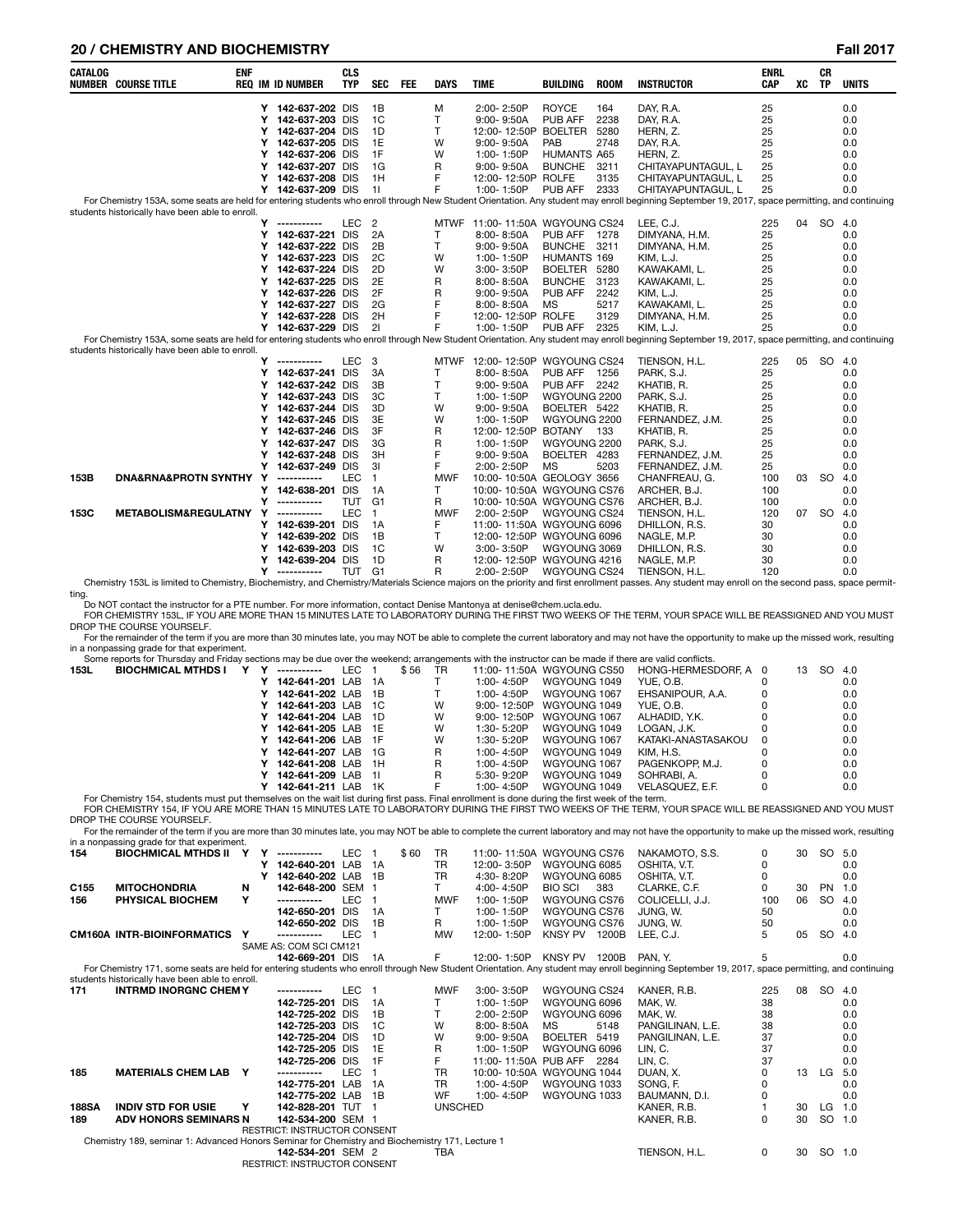## CHEMISTRY AND BIOCHEMISTRY — Fall 2017

| CATALOG NUMBER | COURSE TITLE | ENF REQ | IM | ID NUMBER | CLS TYP | SEC | FEE | DAYS | TIME | BUILDING | ROOM | INSTRUCTOR | ENRL CAP | XC | CR TP | UNITS |
|---|---|---|---|---|---|---|---|---|---|---|---|---|---|---|---|---|
| | | | Y | 142-637-202 | DIS | 1B | | M | 2:00- 2:50P | ROYCE | 164 | DAY, R.A. | 25 | | | 0.0 |
| | | | Y | 142-637-203 | DIS | 1C | | T | 9:00- 9:50A | PUB AFF | 2238 | DAY, R.A. | 25 | | | 0.0 |
| | | | Y | 142-637-204 | DIS | 1D | | T | 12:00- 12:50P | BOELTER | 5280 | HERN, Z. | 25 | | | 0.0 |
| | | | Y | 142-637-205 | DIS | 1E | | W | 9:00- 9:50A | PAB | 2748 | DAY, R.A. | 25 | | | 0.0 |
| | | | Y | 142-637-206 | DIS | 1F | | W | 1:00- 1:50P | HUMANTS | A65 | HERN, Z. | 25 | | | 0.0 |
| | | | Y | 142-637-207 | DIS | 1G | | R | 9:00- 9:50A | BUNCHE | 3211 | CHITAYAPUNTAGUL, L | 25 | | | 0.0 |
| | | | Y | 142-637-208 | DIS | 1H | | F | 12:00- 12:50P | ROLFE | 3135 | CHITAYAPUNTAGUL, L | 25 | | | 0.0 |
| | | | Y | 142-637-209 | DIS | 1I | | F | 1:00- 1:50P | PUB AFF | 2333 | CHITAYAPUNTAGUL, L | 25 | | | 0.0 |

For Chemistry 153A, some seats are held for entering students who enroll through New Student Orientation. Any student may enroll beginning September 19, 2017, space permitting, and continuing students historically have been able to enroll.

| CATALOG NUMBER | COURSE TITLE | ENF REQ | IM | ID NUMBER | CLS TYP | SEC | FEE | DAYS | TIME | BUILDING | ROOM | INSTRUCTOR | ENRL CAP | XC | CR TP | UNITS |
|---|---|---|---|---|---|---|---|---|---|---|---|---|---|---|---|---|
| | | | Y | ----------- | LEC | 2 | | MTWF | 11:00- 11:50A | WGYOUNG | CS24 | LEE, C.J. | 225 | 04 | SO | 4.0 |
| | | | Y | 142-637-221 | DIS | 2A | | T | 8:00- 8:50A | PUB AFF | 1278 | DIMYANA, H.M. | 25 | | | 0.0 |
| | | | Y | 142-637-222 | DIS | 2B | | T | 9:00- 9:50A | BUNCHE | 3211 | DIMYANA, H.M. | 25 | | | 0.0 |
| | | | Y | 142-637-223 | DIS | 2C | | W | 1:00- 1:50P | HUMANTS | 169 | KIM, L.J. | 25 | | | 0.0 |
| | | | Y | 142-637-224 | DIS | 2D | | W | 3:00- 3:50P | BOELTER | 5280 | KAWAKAMI, L. | 25 | | | 0.0 |
| | | | Y | 142-637-225 | DIS | 2E | | R | 8:00- 8:50A | BUNCHE | 3123 | KAWAKAMI, L. | 25 | | | 0.0 |
| | | | Y | 142-637-226 | DIS | 2F | | R | 9:00- 9:50A | PUB AFF | 2242 | KIM, L.J. | 25 | | | 0.0 |
| | | | Y | 142-637-227 | DIS | 2G | | F | 8:00- 8:50A | MS | 5217 | KAWAKAMI, L. | 25 | | | 0.0 |
| | | | Y | 142-637-228 | DIS | 2H | | F | 12:00- 12:50P | ROLFE | 3129 | DIMYANA, H.M. | 25 | | | 0.0 |
| | | | Y | 142-637-229 | DIS | 2I | | F | 1:00- 1:50P | PUB AFF | 2325 | KIM, L.J. | 25 | | | 0.0 |

For Chemistry 153A, some seats are held for entering students who enroll through New Student Orientation. Any student may enroll beginning September 19, 2017, space permitting, and continuing students historically have been able to enroll.

| CATALOG NUMBER | COURSE TITLE | ENF REQ | IM | ID NUMBER | CLS TYP | SEC | FEE | DAYS | TIME | BUILDING | ROOM | INSTRUCTOR | ENRL CAP | XC | CR TP | UNITS |
|---|---|---|---|---|---|---|---|---|---|---|---|---|---|---|---|---|
| | | | Y | ----------- | LEC | 3 | | MTWF | 12:00- 12:50P | WGYOUNG | CS24 | TIENSON, H.L. | 225 | 05 | SO | 4.0 |
| | | | Y | 142-637-241 | DIS | 3A | | T | 8:00- 8:50A | PUB AFF | 1256 | PARK, S.J. | 25 | | | 0.0 |
| | | | Y | 142-637-242 | DIS | 3B | | T | 9:00- 9:50A | PUB AFF | 2242 | KHATIB, R. | 25 | | | 0.0 |
| | | | Y | 142-637-243 | DIS | 3C | | T | 1:00- 1:50P | WGYOUNG | 2200 | PARK, S.J. | 25 | | | 0.0 |
| | | | Y | 142-637-244 | DIS | 3D | | W | 9:00- 9:50A | BOELTER | 5422 | KHATIB, R. | 25 | | | 0.0 |
| | | | Y | 142-637-245 | DIS | 3E | | W | 1:00- 1:50P | WGYOUNG | 2200 | FERNANDEZ, J.M. | 25 | | | 0.0 |
| | | | Y | 142-637-246 | DIS | 3F | | R | 12:00- 12:50P | BOTANY | 133 | KHATIB, R. | 25 | | | 0.0 |
| | | | Y | 142-637-247 | DIS | 3G | | R | 1:00- 1:50P | WGYOUNG | 2200 | PARK, S.J. | 25 | | | 0.0 |
| | | | Y | 142-637-248 | DIS | 3H | | F | 9:00- 9:50A | BOELTER | 4283 | FERNANDEZ, J.M. | 25 | | | 0.0 |
| | | | Y | 142-637-249 | DIS | 3I | | F | 2:00- 2:50P | MS | 5203 | FERNANDEZ, J.M. | 25 | | | 0.0 |
| 153B | DNA&RNA&PROTN SYNTHY | | Y | ----------- | LEC | 1 | | MWF | 10:00- 10:50A | GEOLOGY | 3656 | CHANFREAU, G. | 100 | 03 | SO | 4.0 |
| | | | Y | 142-638-201 | DIS | 1A | | T | 10:00- 10:50A | WGYOUNG | CS76 | ARCHER, B.J. | 100 | | | 0.0 |
| | | | Y | ----------- | TUT | G1 | | R | 10:00- 10:50A | WGYOUNG | CS76 | ARCHER, B.J. | 100 | | | 0.0 |
| 153C | METABOLISM&REGULATNY | | Y | ----------- | LEC | 1 | | MWF | 2:00- 2:50P | WGYOUNG | CS24 | TIENSON, H.L. | 120 | 07 | SO | 4.0 |
| | | | Y | 142-639-201 | DIS | 1A | | F | 11:00- 11:50A | WGYOUNG | 6096 | DHILLON, R.S. | 30 | | | 0.0 |
| | | | Y | 142-639-202 | DIS | 1B | | T | 12:00- 12:50P | WGYOUNG | 6096 | NAGLE, M.P. | 30 | | | 0.0 |
| | | | Y | 142-639-203 | DIS | 1C | | W | 3:00- 3:50P | WGYOUNG | 3069 | DHILLON, R.S. | 30 | | | 0.0 |
| | | | Y | 142-639-204 | DIS | 1D | | R | 12:00- 12:50P | WGYOUNG | 4216 | NAGLE, M.P. | 30 | | | 0.0 |
| | | | Y | ----------- | TUT | G1 | | R | 2:00- 2:50P | WGYOUNG | CS24 | TIENSON, H.L. | 120 | | | 0.0 |

Chemistry 153L is limited to Chemistry, Biochemistry, and Chemistry/Materials Science majors on the priority and first enrollment passes. Any student may enroll on the second pass, space permitting.

Do NOT contact the instructor for a PTE number. For more information, contact Denise Mantonya at denise@chem.ucla.edu.

FOR CHEMISTRY 153L, IF YOU ARE MORE THAN 15 MINUTES LATE TO LABORATORY DURING THE FIRST TWO WEEKS OF THE TERM, YOUR SPACE WILL BE REASSIGNED AND YOU MUST DROP THE COURSE YOURSELF.

For the remainder of the term if you are more than 30 minutes late, you may NOT be able to complete the current laboratory and may not have the opportunity to make up the missed work, resulting in a nonpassing grade for that experiment.

Some reports for Thursday and Friday sections may be due over the weekend; arrangements with the instructor can be made if there are valid conflicts.

| CATALOG NUMBER | COURSE TITLE | ENF REQ | IM | ID NUMBER | CLS TYP | SEC | FEE | DAYS | TIME | BUILDING | ROOM | INSTRUCTOR | ENRL CAP | XC | CR TP | UNITS |
|---|---|---|---|---|---|---|---|---|---|---|---|---|---|---|---|---|
| 153L | BIOCHMICAL MTHDS I | Y | Y | ----------- | LEC | 1 | $56 | TR | 11:00- 11:50A | WGYOUNG | CS50 | HONG-HERMESDORF, A | 0 | 13 | SO | 4.0 |
| | | | Y | 142-641-201 | LAB | 1A | | T | 1:00- 4:50P | WGYOUNG | 1049 | YUE, O.B. | 0 | | | 0.0 |
| | | | Y | 142-641-202 | LAB | 1B | | T | 1:00- 4:50P | WGYOUNG | 1067 | EHSANIPOUR, A.A. | 0 | | | 0.0 |
| | | | Y | 142-641-203 | LAB | 1C | | W | 9:00- 12:50P | WGYOUNG | 1049 | YUE, O.B. | 0 | | | 0.0 |
| | | | Y | 142-641-204 | LAB | 1D | | W | 9:00- 12:50P | WGYOUNG | 1067 | ALHADID, Y.K. | 0 | | | 0.0 |
| | | | Y | 142-641-205 | LAB | 1E | | W | 1:30- 5:20P | WGYOUNG | 1049 | LOGAN, J.K. | 0 | | | 0.0 |
| | | | Y | 142-641-206 | LAB | 1F | | W | 1:30- 5:20P | WGYOUNG | 1067 | KATAKI-ANASTASAKOU | 0 | | | 0.0 |
| | | | Y | 142-641-207 | LAB | 1G | | R | 1:00- 4:50P | WGYOUNG | 1049 | KIM, H.S. | 0 | | | 0.0 |
| | | | Y | 142-641-208 | LAB | 1H | | R | 1:00- 4:50P | WGYOUNG | 1067 | PAGENKOPP, M.J. | 0 | | | 0.0 |
| | | | Y | 142-641-209 | LAB | 1I | | R | 5:30- 9:20P | WGYOUNG | 1049 | SOHRABI, A. | 0 | | | 0.0 |
| | | | Y | 142-641-211 | LAB | 1K | | F | 1:00- 4:50P | WGYOUNG | 1049 | VELASQUEZ, E.F. | 0 | | | 0.0 |

For Chemistry 154, students must put themselves on the wait list during first pass. Final enrollment is done during the first week of the term.

FOR CHEMISTRY 154, IF YOU ARE MORE THAN 15 MINUTES LATE TO LABORATORY DURING THE FIRST TWO WEEKS OF THE TERM, YOUR SPACE WILL BE REASSIGNED AND YOU MUST DROP THE COURSE YOURSELF.

For the remainder of the term if you are more than 30 minutes late, you may NOT be able to complete the current laboratory and may not have the opportunity to make up the missed work, resulting in a nonpassing grade for that experiment.

| CATALOG NUMBER | COURSE TITLE | ENF REQ | IM | ID NUMBER | CLS TYP | SEC | FEE | DAYS | TIME | BUILDING | ROOM | INSTRUCTOR | ENRL CAP | XC | CR TP | UNITS |
|---|---|---|---|---|---|---|---|---|---|---|---|---|---|---|---|---|
| 154 | BIOCHMICAL MTHDS II | Y | Y | ----------- | LEC | 1 | $60 | TR | 11:00- 11:50A | WGYOUNG | CS76 | NAKAMOTO, S.S. | 0 | 30 | SO | 5.0 |
| | | | Y | 142-640-201 | LAB | 1A | | TR | 12:00- 3:50P | WGYOUNG | 6085 | OSHITA, V.T. | 0 | | | 0.0 |
| | | | Y | 142-640-202 | LAB | 1B | | TR | 4:30- 8:20P | WGYOUNG | 6085 | OSHITA, V.T. | 0 | | | 0.0 |
| C155 | MITOCHONDRIA | N | | 142-648-200 | SEM | 1 | | T | 4:00- 4:50P | BIO SCI | 383 | CLARKE, C.F. | 0 | 30 | PN | 1.0 |
| 156 | PHYSICAL BIOCHEM | Y | | ----------- | LEC | 1 | | MWF | 1:00- 1:50P | WGYOUNG | CS76 | COLICELLI, J.J. | 100 | 06 | SO | 4.0 |
| | | | | 142-650-201 | DIS | 1A | | T | 1:00- 1:50P | WGYOUNG | CS76 | JUNG, W. | 50 | | | 0.0 |
| | | | | 142-650-202 | DIS | 1B | | R | 1:00- 1:50P | WGYOUNG | CS76 | JUNG, W. | 50 | | | 0.0 |
| CM160A | INTR-BIOINFORMATICS | Y | | ----------- | LEC | 1 | | MW | 12:00- 1:50P | KNSY PV | 1200B | LEE, C.J. | 5 | 05 | SO | 4.0 |
| | | | | SAME AS: COM SCI CM121 | | | | | | | | | | | | |
| | | | | 142-669-201 | DIS | 1A | | F | 12:00- 1:50P | KNSY PV | 1200B | PAN, Y. | 5 | | | 0.0 |

For Chemistry 171, some seats are held for entering students who enroll through New Student Orientation. Any student may enroll beginning September 19, 2017, space permitting, and continuing students historically have been able to enroll.

| CATALOG NUMBER | COURSE TITLE | ENF REQ | IM | ID NUMBER | CLS TYP | SEC | FEE | DAYS | TIME | BUILDING | ROOM | INSTRUCTOR | ENRL CAP | XC | CR TP | UNITS |
|---|---|---|---|---|---|---|---|---|---|---|---|---|---|---|---|---|
| 171 | INTRMD INORGNC CHEM | Y | | ----------- | LEC | 1 | | MWF | 3:00- 3:50P | WGYOUNG | CS24 | KANER, R.B. | 225 | 08 | SO | 4.0 |
| | | | | 142-725-201 | DIS | 1A | | T | 1:00- 1:50P | WGYOUNG | 6096 | MAK, W. | 38 | | | 0.0 |
| | | | | 142-725-202 | DIS | 1B | | T | 2:00- 2:50P | WGYOUNG | 6096 | MAK, W. | 38 | | | 0.0 |
| | | | | 142-725-203 | DIS | 1C | | W | 8:00- 8:50A | MS | 5148 | PANGILINAN, L.E. | 38 | | | 0.0 |
| | | | | 142-725-204 | DIS | 1D | | W | 9:00- 9:50A | BOELTER | 5419 | PANGILINAN, L.E. | 37 | | | 0.0 |
| | | | | 142-725-205 | DIS | 1E | | R | 1:00- 1:50P | WGYOUNG | 6096 | LIN, C. | 37 | | | 0.0 |
| | | | | 142-725-206 | DIS | 1F | | F | 11:00- 11:50A | PUB AFF | 2284 | LIN, C. | 37 | | | 0.0 |
| 185 | MATERIALS CHEM LAB | Y | | ----------- | LEC | 1 | | TR | 10:00- 10:50A | WGYOUNG | 1044 | DUAN, X. | 0 | 13 | LG | 5.0 |
| | | | | 142-775-201 | LAB | 1A | | TR | 1:00- 4:50P | WGYOUNG | 1033 | SONG, F. | 0 | | | 0.0 |
| | | | | 142-775-202 | LAB | 1B | | WF | 1:00- 4:50P | WGYOUNG | 1033 | BAUMANN, D.I. | 0 | | | 0.0 |
| 188SA | INDIV STD FOR USIE | Y | | 142-828-201 | TUT | 1 | | UNSCHED | | | | KANER, R.B. | 1 | 30 | LG | 1.0 |
| 189 | ADV HONORS SEMINARS | N | | 142-534-200 | SEM | 1 | | | | | | KANER, R.B. | 0 | 30 | SO | 1.0 |
| | | | | RESTRICT: INSTRUCTOR CONSENT | | | | | | | | | | | | |

Chemistry 189, seminar 1: Advanced Honors Seminar for Chemistry and Biochemistry 171, Lecture 1

| CATALOG NUMBER | COURSE TITLE | ENF REQ | IM | ID NUMBER | CLS TYP | SEC | FEE | DAYS | TIME | BUILDING | ROOM | INSTRUCTOR | ENRL CAP | XC | CR TP | UNITS |
|---|---|---|---|---|---|---|---|---|---|---|---|---|---|---|---|---|
| | | | | 142-534-201 | SEM | 2 | | TBA | | | | TIENSON, H.L. | 0 | 30 | SO | 1.0 |
| | | | | RESTRICT: INSTRUCTOR CONSENT | | | | | | | | | | | | |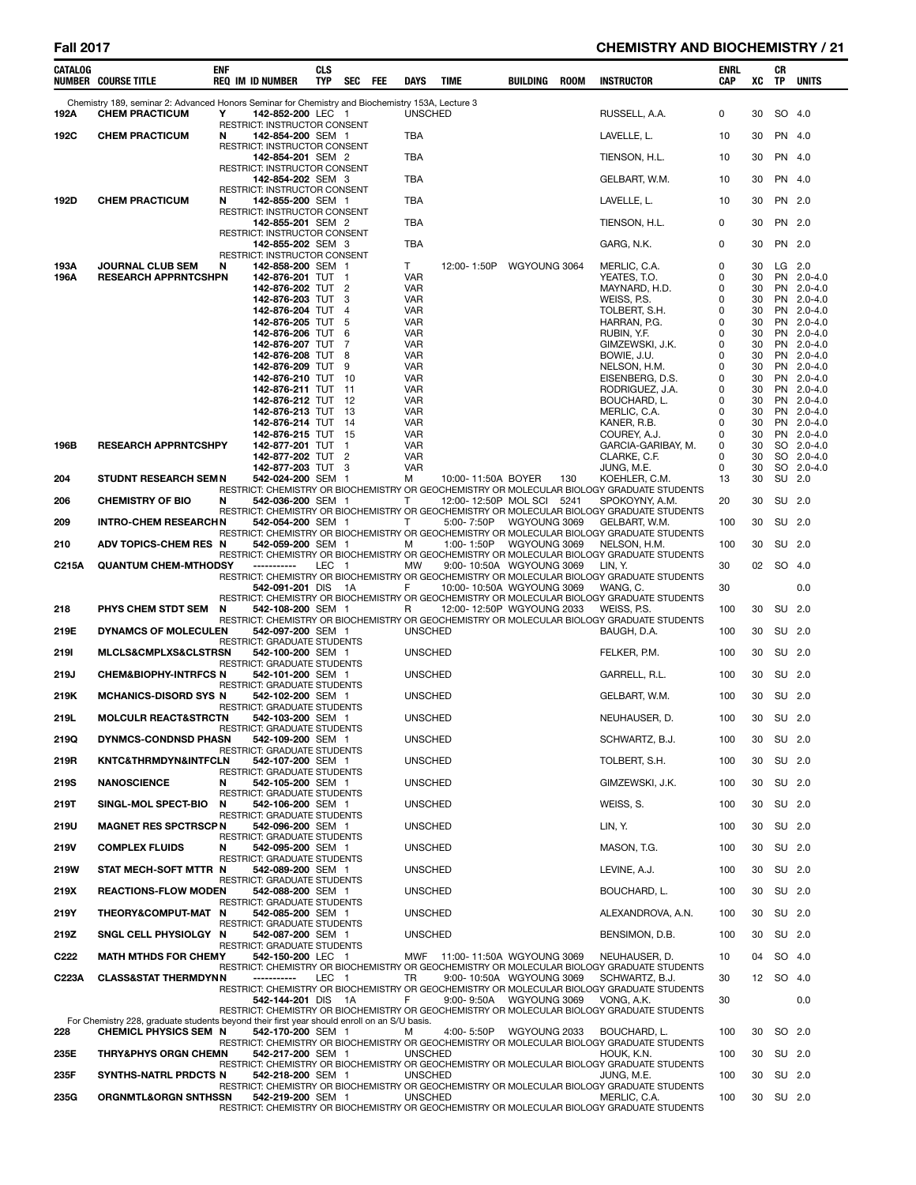| CATALOG NUMBER | COURSE TITLE | ENF REQ | IM | ID NUMBER | CLS TYP | SEC | FEE | DAYS | TIME | BUILDING | ROOM | INSTRUCTOR | ENRL CAP | XC | CR TP | UNITS |
|---|---|---|---|---|---|---|---|---|---|---|---|---|---|---|---|---|
| Chemistry 189, seminar 2: Advanced Honors Seminar for Chemistry and Biochemistry 153A, Lecture 3 | | | | | | | | | | | | | | | | |
| 192A | CHEM PRACTICUM | Y | | 142-852-200 | LEC | 1 | | UNSCHED | | | | RUSSELL, A.A. | 0 | 30 | SO | 4.0 |
| | RESTRICT: INSTRUCTOR CONSENT | | | | | | | | | | | | | | | |
| 192C | CHEM PRACTICUM | N | | 142-854-200 | SEM | 1 | | TBA | | | | LAVELLE, L. | 10 | 30 | PN | 4.0 |
| | RESTRICT: INSTRUCTOR CONSENT | | | | | | | | | | | | | | | |
| | | | | 142-854-201 | SEM | 2 | | TBA | | | | TIENSON, H.L. | 10 | 30 | PN | 4.0 |
| | RESTRICT: INSTRUCTOR CONSENT | | | | | | | | | | | | | | | |
| | | | | 142-854-202 | SEM | 3 | | TBA | | | | GELBART, W.M. | 10 | 30 | PN | 4.0 |
| | RESTRICT: INSTRUCTOR CONSENT | | | | | | | | | | | | | | | |
| 192D | CHEM PRACTICUM | N | | 142-855-200 | SEM | 1 | | TBA | | | | LAVELLE, L. | 10 | 30 | PN | 2.0 |
| | RESTRICT: INSTRUCTOR CONSENT | | | | | | | | | | | | | | | |
| | | | | 142-855-201 | SEM | 2 | | TBA | | | | TIENSON, H.L. | 0 | 30 | PN | 2.0 |
| | RESTRICT: INSTRUCTOR CONSENT | | | | | | | | | | | | | | | |
| | | | | 142-855-202 | SEM | 3 | | TBA | | | | GARG, N.K. | 0 | 30 | PN | 2.0 |
| | RESTRICT: INSTRUCTOR CONSENT | | | | | | | | | | | | | | | |
| 193A | JOURNAL CLUB SEM | N | | 142-858-200 | SEM | 1 | | T | 12:00- 1:50P | WGYOUNG | 3064 | MERLIC, C.A. | 0 | 30 | LG | 2.0 |
| 196A | RESEARCH APPRNTCSHPN | | | 142-876-201 | TUT | 1 | | VAR | | | | YEATES, T.O. | 0 | 30 | PN | 2.0-4.0 |
| | | | | 142-876-202 | TUT | 2 | | VAR | | | | MAYNARD, H.D. | 0 | 30 | PN | 2.0-4.0 |
| | | | | 142-876-203 | TUT | 3 | | VAR | | | | WEISS, P.S. | 0 | 30 | PN | 2.0-4.0 |
| | | | | 142-876-204 | TUT | 4 | | VAR | | | | TOLBERT, S.H. | 0 | 30 | PN | 2.0-4.0 |
| | | | | 142-876-205 | TUT | 5 | | VAR | | | | HARRAN, P.G. | 0 | 30 | PN | 2.0-4.0 |
| | | | | 142-876-206 | TUT | 6 | | VAR | | | | RUBIN, Y.F. | 0 | 30 | PN | 2.0-4.0 |
| | | | | 142-876-207 | TUT | 7 | | VAR | | | | GIMZEWSKI, J.K. | 0 | 30 | PN | 2.0-4.0 |
| | | | | 142-876-208 | TUT | 8 | | VAR | | | | BOWIE, J.U. | 0 | 30 | PN | 2.0-4.0 |
| | | | | 142-876-209 | TUT | 9 | | VAR | | | | NELSON, H.M. | 0 | 30 | PN | 2.0-4.0 |
| | | | | 142-876-210 | TUT | 10 | | VAR | | | | EISENBERG, D.S. | 0 | 30 | PN | 2.0-4.0 |
| | | | | 142-876-211 | TUT | 11 | | VAR | | | | RODRIGUEZ, J.A. | 0 | 30 | PN | 2.0-4.0 |
| | | | | 142-876-212 | TUT | 12 | | VAR | | | | BOUCHARD, L. | 0 | 30 | PN | 2.0-4.0 |
| | | | | 142-876-213 | TUT | 13 | | VAR | | | | MERLIC, C.A. | 0 | 30 | PN | 2.0-4.0 |
| | | | | 142-876-214 | TUT | 14 | | VAR | | | | KANER, R.B. | 0 | 30 | PN | 2.0-4.0 |
| | | | | 142-876-215 | TUT | 15 | | VAR | | | | COUREY, A.J. | 0 | 30 | PN | 2.0-4.0 |
| 196B | RESEARCH APPRNTCSHPY | | | 142-877-201 | TUT | 1 | | VAR | | | | GARCIA-GARIBAY, M. | 0 | 30 | SO | 2.0-4.0 |
| | | | | 142-877-202 | TUT | 2 | | VAR | | | | CLARKE, C.F. | 0 | 30 | SO | 2.0-4.0 |
| | | | | 142-877-203 | TUT | 3 | | VAR | | | | JUNG, M.E. | 0 | 30 | SO | 2.0-4.0 |
| 204 | STUDNT RESEARCH SEM | N | | 542-024-200 | SEM | 1 | | M | 10:00-11:50A | BOYER | 130 | KOEHLER, C.M. | 13 | 30 | SU | 2.0 |
| | RESTRICT: CHEMISTRY OR BIOCHEMISTRY OR GEOCHEMISTRY OR MOLECULAR BIOLOGY GRADUATE STUDENTS | | | | | | | | | | | | | | | |
| 206 | CHEMISTRY OF BIO | N | | 542-036-200 | SEM | 1 | | T | 12:00-12:50P | MOL SCI | 5241 | SPOKOYNY, A.M. | 20 | 30 | SU | 2.0 |
| | RESTRICT: CHEMISTRY OR BIOCHEMISTRY OR GEOCHEMISTRY OR MOLECULAR BIOLOGY GRADUATE STUDENTS | | | | | | | | | | | | | | | |
| 209 | INTRO-CHEM RESEARCH | N | | 542-054-200 | SEM | 1 | | T | 5:00- 7:50P | WGYOUNG | 3069 | GELBART, W.M. | 100 | 30 | SU | 2.0 |
| | RESTRICT: CHEMISTRY OR BIOCHEMISTRY OR GEOCHEMISTRY OR MOLECULAR BIOLOGY GRADUATE STUDENTS | | | | | | | | | | | | | | | |
| 210 | ADV TOPICS-CHEM RES | N | | 542-059-200 | SEM | 1 | | M | 1:00- 1:50P | WGYOUNG | 3069 | NELSON, H.M. | 100 | 30 | SU | 2.0 |
| | RESTRICT: CHEMISTRY OR BIOCHEMISTRY OR GEOCHEMISTRY OR MOLECULAR BIOLOGY GRADUATE STUDENTS | | | | | | | | | | | | | | | |
| C215A | QUANTUM CHEM-MTHODSY | | | ----------- | LEC | 1 | | MW | 9:00-10:50A | WGYOUNG | 3069 | LIN, Y. | 30 | 02 | SO | 4.0 |
| | RESTRICT: CHEMISTRY OR BIOCHEMISTRY OR GEOCHEMISTRY OR MOLECULAR BIOLOGY GRADUATE STUDENTS | | | | | | | | | | | | | | | |
| | | | | 542-091-201 | DIS | 1A | | F | 10:00-10:50A | WGYOUNG | 3069 | WANG, C. | 30 | | | 0.0 |
| | RESTRICT: CHEMISTRY OR BIOCHEMISTRY OR GEOCHEMISTRY OR MOLECULAR BIOLOGY GRADUATE STUDENTS | | | | | | | | | | | | | | | |
| 218 | PHYS CHEM STDT SEM | N | | 542-108-200 | SEM | 1 | | R | 12:00-12:50P | WGYOUNG | 2033 | WEISS, P.S. | 100 | 30 | SU | 2.0 |
| | RESTRICT: CHEMISTRY OR BIOCHEMISTRY OR GEOCHEMISTRY OR MOLECULAR BIOLOGY GRADUATE STUDENTS | | | | | | | | | | | | | | | |
| 219E | DYNAMCS OF MOLECULE | N | | 542-097-200 | SEM | 1 | | UNSCHED | | | | BAUGH, D.A. | 100 | 30 | SU | 2.0 |
| | RESTRICT: GRADUATE STUDENTS | | | | | | | | | | | | | | | |
| 219I | MLCLS&CMPLXS&CLSTRS | N | | 542-100-200 | SEM | 1 | | UNSCHED | | | | FELKER, P.M. | 100 | 30 | SU | 2.0 |
| | RESTRICT: GRADUATE STUDENTS | | | | | | | | | | | | | | | |
| 219J | CHEM&BIOPHY-INTRFCS | N | | 542-101-200 | SEM | 1 | | UNSCHED | | | | GARRELL, R.L. | 100 | 30 | SU | 2.0 |
| | RESTRICT: GRADUATE STUDENTS | | | | | | | | | | | | | | | |
| 219K | MCHANICS-DISORD SYS | N | | 542-102-200 | SEM | 1 | | UNSCHED | | | | GELBART, W.M. | 100 | 30 | SU | 2.0 |
| | RESTRICT: GRADUATE STUDENTS | | | | | | | | | | | | | | | |
| 219L | MOLCULR REACT&STRCT | N | | 542-103-200 | SEM | 1 | | UNSCHED | | | | NEUHAUSER, D. | 100 | 30 | SU | 2.0 |
| | RESTRICT: GRADUATE STUDENTS | | | | | | | | | | | | | | | |
| 219Q | DYNMCS-CONDNSD PHAS | N | | 542-109-200 | SEM | 1 | | UNSCHED | | | | SCHWARTZ, B.J. | 100 | 30 | SU | 2.0 |
| | RESTRICT: GRADUATE STUDENTS | | | | | | | | | | | | | | | |
| 219R | KNTC&THRMDYN&INTFC | N | | 542-107-200 | SEM | 1 | | UNSCHED | | | | TOLBERT, S.H. | 100 | 30 | SU | 2.0 |
| | RESTRICT: GRADUATE STUDENTS | | | | | | | | | | | | | | | |
| 219S | NANOSCIENCE | N | | 542-105-200 | SEM | 1 | | UNSCHED | | | | GIMZEWSKI, J.K. | 100 | 30 | SU | 2.0 |
| | RESTRICT: GRADUATE STUDENTS | | | | | | | | | | | | | | | |
| 219T | SINGL-MOL SPECT-BIO | N | | 542-106-200 | SEM | 1 | | UNSCHED | | | | WEISS, S. | 100 | 30 | SU | 2.0 |
| | RESTRICT: GRADUATE STUDENTS | | | | | | | | | | | | | | | |
| 219U | MAGNET RES SPCTRSCP | N | | 542-096-200 | SEM | 1 | | UNSCHED | | | | LIN, Y. | 100 | 30 | SU | 2.0 |
| | RESTRICT: GRADUATE STUDENTS | | | | | | | | | | | | | | | |
| 219V | COMPLEX FLUIDS | N | | 542-095-200 | SEM | 1 | | UNSCHED | | | | MASON, T.G. | 100 | 30 | SU | 2.0 |
| | RESTRICT: GRADUATE STUDENTS | | | | | | | | | | | | | | | |
| 219W | STAT MECH-SOFT MTTR | N | | 542-089-200 | SEM | 1 | | UNSCHED | | | | LEVINE, A.J. | 100 | 30 | SU | 2.0 |
| | RESTRICT: GRADUATE STUDENTS | | | | | | | | | | | | | | | |
| 219X | REACTIONS-FLOW MODE | N | | 542-088-200 | SEM | 1 | | UNSCHED | | | | BOUCHARD, L. | 100 | 30 | SU | 2.0 |
| | RESTRICT: GRADUATE STUDENTS | | | | | | | | | | | | | | | |
| 219Y | THEORY&COMPUT-MAT | N | | 542-085-200 | SEM | 1 | | UNSCHED | | | | ALEXANDROVA, A.N. | 100 | 30 | SU | 2.0 |
| | RESTRICT: GRADUATE STUDENTS | | | | | | | | | | | | | | | |
| 219Z | SNGL CELL PHYSIOLGY | N | | 542-087-200 | SEM | 1 | | UNSCHED | | | | BENSIMON, D.B. | 100 | 30 | SU | 2.0 |
| | RESTRICT: GRADUATE STUDENTS | | | | | | | | | | | | | | | |
| C222 | MATH MTHDS FOR CHEM | Y | | 542-150-200 | LEC | 1 | | MWF | 11:00-11:50A | WGYOUNG | 3069 | NEUHAUSER, D. | 10 | 04 | SO | 4.0 |
| | RESTRICT: CHEMISTRY OR BIOCHEMISTRY OR GEOCHEMISTRY OR MOLECULAR BIOLOGY GRADUATE STUDENTS | | | | | | | | | | | | | | | |
| C223A | CLASS&STAT THERMDYN | N | | ----------- | LEC | 1 | | TR | 9:00-10:50A | WGYOUNG | 3069 | SCHWARTZ, B.J. | 30 | 12 | SO | 4.0 |
| | RESTRICT: CHEMISTRY OR BIOCHEMISTRY OR GEOCHEMISTRY OR MOLECULAR BIOLOGY GRADUATE STUDENTS | | | | | | | | | | | | | | | |
| | | | | 542-144-201 | DIS | 1A | | F | 9:00- 9:50A | WGYOUNG | 3069 | VONG, A.K. | 30 | | | 0.0 |
| | RESTRICT: CHEMISTRY OR BIOCHEMISTRY OR GEOCHEMISTRY OR MOLECULAR BIOLOGY GRADUATE STUDENTS | | | | | | | | | | | | | | | |
| For Chemistry 228, graduate students beyond their first year should enroll on an S/U basis. | | | | | | | | | | | | | | | | |
| 228 | CHEMICL PHYSICS SEM | N | | 542-170-200 | SEM | 1 | | M | 4:00- 5:50P | WGYOUNG | 2033 | BOUCHARD, L. | 100 | 30 | SO | 2.0 |
| | RESTRICT: CHEMISTRY OR BIOCHEMISTRY OR GEOCHEMISTRY OR MOLECULAR BIOLOGY GRADUATE STUDENTS | | | | | | | | | | | | | | | |
| 235E | THRY&PHYS ORGN CHEM | N | | 542-217-200 | SEM | 1 | | UNSCHED | | | | HOUK, K.N. | 100 | 30 | SU | 2.0 |
| | RESTRICT: CHEMISTRY OR BIOCHEMISTRY OR GEOCHEMISTRY OR MOLECULAR BIOLOGY GRADUATE STUDENTS | | | | | | | | | | | | | | | |
| 235F | SYNTHS-NATRL PRDCTS | N | | 542-218-200 | SEM | 1 | | UNSCHED | | | | JUNG, M.E. | 100 | 30 | SU | 2.0 |
| | RESTRICT: CHEMISTRY OR BIOCHEMISTRY OR GEOCHEMISTRY OR MOLECULAR BIOLOGY GRADUATE STUDENTS | | | | | | | | | | | | | | | |
| 235G | ORGNMTL&ORGN SNTHSS | N | | 542-219-200 | SEM | 1 | | UNSCHED | | | | MERLIC, C.A. | 100 | 30 | SU | 2.0 |
| | RESTRICT: CHEMISTRY OR BIOCHEMISTRY OR GEOCHEMISTRY OR MOLECULAR BIOLOGY GRADUATE STUDENTS | | | | | | | | | | | | | | | |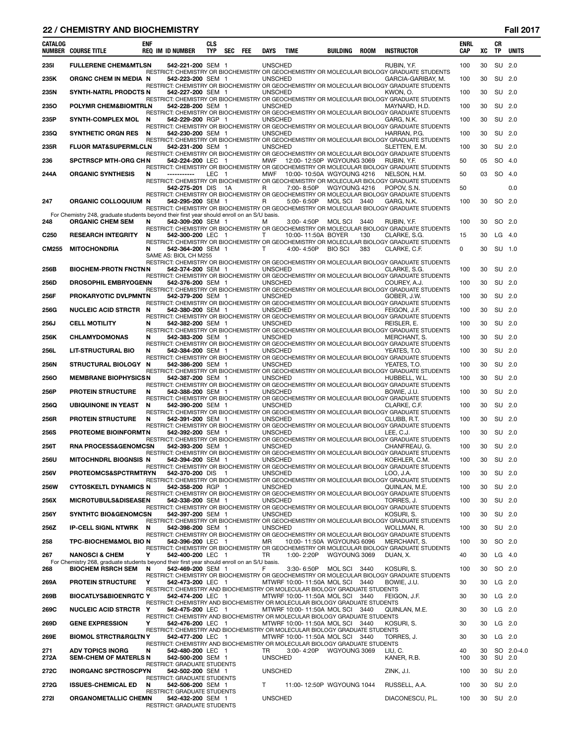## CHEMISTRY AND BIOCHEMISTRY — Fall 2017

| CATALOG NUMBER | COURSE TITLE | ENF REQ | IM | ID NUMBER | CLS TYP | SEC | FEE | DAYS | TIME | BUILDING | ROOM | INSTRUCTOR | ENRL CAP | XC | CR TP | UNITS |
|---|---|---|---|---|---|---|---|---|---|---|---|---|---|---|---|---|
| 235I | FULLERENE CHEM&MTLS | N | | 542-221-200 | SEM | 1 | | UNSCHED | | | | RUBIN, Y.F. | 100 | 30 | SU | 2.0 |
| | RESTRICT: CHEMISTRY OR BIOCHEMISTRY OR GEOCHEMISTRY OR MOLECULAR BIOLOGY GRADUATE STUDENTS | | | | | | | | | | | | | | | |
| 235K | ORGNC CHEM IN MEDIA | N | | 542-223-200 | SEM | 1 | | UNSCHED | | | | GARCIA-GARIBAY, M. | 100 | 30 | SU | 2.0 |
| | RESTRICT: CHEMISTRY OR BIOCHEMISTRY OR GEOCHEMISTRY OR MOLECULAR BIOLOGY GRADUATE STUDENTS | | | | | | | | | | | | | | | |
| 235N | SYNTH-NATRL PRODCTS | N | | 542-227-200 | SEM | 1 | | UNSCHED | | | | KWON, O. | 100 | 30 | SU | 2.0 |
| | RESTRICT: CHEMISTRY OR BIOCHEMISTRY OR GEOCHEMISTRY OR MOLECULAR BIOLOGY GRADUATE STUDENTS | | | | | | | | | | | | | | | |
| 235O | POLYMR CHEM&BIOMTRL | N | | 542-228-200 | SEM | 1 | | UNSCHED | | | | MAYNARD, H.D. | 100 | 30 | SU | 2.0 |
| | RESTRICT: CHEMISTRY OR BIOCHEMISTRY OR GEOCHEMISTRY OR MOLECULAR BIOLOGY GRADUATE STUDENTS | | | | | | | | | | | | | | | |
| 235P | SYNTH-COMPLEX MOL | N | | 542-229-200 | RGP | 1 | | UNSCHED | | | | GARG, N.K. | 100 | 30 | SU | 2.0 |
| | RESTRICT: CHEMISTRY OR BIOCHEMISTRY OR GEOCHEMISTRY OR MOLECULAR BIOLOGY GRADUATE STUDENTS | | | | | | | | | | | | | | | |
| 235Q | SYNTHETIC ORGN RES | N | | 542-230-200 | SEM | 1 | | UNSCHED | | | | HARRAN, P.G. | 100 | 30 | SU | 2.0 |
| | RESTRICT: CHEMISTRY OR BIOCHEMISTRY OR GEOCHEMISTRY OR MOLECULAR BIOLOGY GRADUATE STUDENTS | | | | | | | | | | | | | | | |
| 235R | FLUOR MAT&SUPERMLCL | N | | 542-231-200 | SEM | 1 | | UNSCHED | | | | SLETTEN, E.M. | 100 | 30 | SU | 2.0 |
| | RESTRICT: CHEMISTRY OR BIOCHEMISTRY OR GEOCHEMISTRY OR MOLECULAR BIOLOGY GRADUATE STUDENTS | | | | | | | | | | | | | | | |
| 236 | SPCTRSCP MTH-ORG CH | N | | 542-224-200 | LEC | 1 | | MWF | 12:00-12:50P | WGYOUNG | 3069 | RUBIN, Y.F. | 50 | 05 | SO | 4.0 |
| | RESTRICT: CHEMISTRY OR BIOCHEMISTRY OR GEOCHEMISTRY OR MOLECULAR BIOLOGY GRADUATE STUDENTS | | | | | | | | | | | | | | | |
| 244A | ORGANIC SYNTHESIS | N | | ----------- | LEC | 1 | | MWF | 10:00-10:50A | WGYOUNG | 4216 | NELSON, H.M. | 50 | 03 | SO | 4.0 |
| | RESTRICT: CHEMISTRY OR BIOCHEMISTRY OR GEOCHEMISTRY OR MOLECULAR BIOLOGY GRADUATE STUDENTS | | | | | | | | | | | | | | | |
| | | | | 542-275-201 | DIS | 1A | | R | 7:00-8:50P | WGYOUNG | 4216 | POPOV, S.N. | 50 | | | 0.0 |
| | RESTRICT: CHEMISTRY OR BIOCHEMISTRY OR GEOCHEMISTRY OR MOLECULAR BIOLOGY GRADUATE STUDENTS | | | | | | | | | | | | | | | |
| 247 | ORGANIC COLLOQUIUM | N | | 542-295-200 | SEM | 1 | | R | 5:00-6:50P | MOL SCI | 3440 | GARG, N.K. | 100 | 30 | SO | 2.0 |
| | RESTRICT: CHEMISTRY OR BIOCHEMISTRY OR GEOCHEMISTRY OR MOLECULAR BIOLOGY GRADUATE STUDENTS | | | | | | | | | | | | | | | |
| | For Chemistry 248, graduate students beyond their first year should enroll on an S/U basis. | | | | | | | | | | | | | | | |
| 248 | ORGANIC CHEM SEM | N | | 542-309-200 | SEM | 1 | | M | 3:00-4:50P | MOL SCI | 3440 | RUBIN, Y.F. | 100 | 30 | SO | 2.0 |
| | RESTRICT: CHEMISTRY OR BIOCHEMISTRY OR GEOCHEMISTRY OR MOLECULAR BIOLOGY GRADUATE STUDENTS | | | | | | | | | | | | | | | |
| C250 | RESEARCH INTEGRITY | N | | 542-300-200 | LEC | 1 | | T | 10:00-11:50A | BOYER | 130 | CLARKE, S.G. | 15 | 30 | LG | 4.0 |
| | RESTRICT: CHEMISTRY OR BIOCHEMISTRY OR GEOCHEMISTRY OR MOLECULAR BIOLOGY GRADUATE STUDENTS | | | | | | | | | | | | | | | |
| CM255 | MITOCHONDRIA | N | | 542-364-200 | SEM | 1 | | T | 4:00-4:50P | BIO SCI | 383 | CLARKE, C.F. | 0 | 30 | SU | 1.0 |
| | SAME AS: BIOL CH M255 | | | | | | | | | | | | | | | |
| | RESTRICT: CHEMISTRY OR BIOCHEMISTRY OR GEOCHEMISTRY OR MOLECULAR BIOLOGY GRADUATE STUDENTS | | | | | | | | | | | | | | | |
| 256B | BIOCHEM-PROTN FNCTN | N | | 542-374-200 | SEM | 1 | | UNSCHED | | | | CLARKE, S.G. | 100 | 30 | SU | 2.0 |
| | RESTRICT: CHEMISTRY OR BIOCHEMISTRY OR GEOCHEMISTRY OR MOLECULAR BIOLOGY GRADUATE STUDENTS | | | | | | | | | | | | | | | |
| 256D | DROSOPHIL EMBRYOGEN | N | | 542-376-200 | SEM | 1 | | UNSCHED | | | | COUREY, A.J. | 100 | 30 | SU | 2.0 |
| | RESTRICT: CHEMISTRY OR BIOCHEMISTRY OR GEOCHEMISTRY OR MOLECULAR BIOLOGY GRADUATE STUDENTS | | | | | | | | | | | | | | | |
| 256F | PROKARYOTIC DVLPMNT | N | | 542-379-200 | SEM | 1 | | UNSCHED | | | | GOBER, J.W. | 100 | 30 | SU | 2.0 |
| | RESTRICT: CHEMISTRY OR BIOCHEMISTRY OR GEOCHEMISTRY OR MOLECULAR BIOLOGY GRADUATE STUDENTS | | | | | | | | | | | | | | | |
| 256G | NUCLEIC ACID STRCTR | N | | 542-380-200 | SEM | 1 | | UNSCHED | | | | FEIGON, J.F. | 100 | 30 | SU | 2.0 |
| | RESTRICT: CHEMISTRY OR BIOCHEMISTRY OR GEOCHEMISTRY OR MOLECULAR BIOLOGY GRADUATE STUDENTS | | | | | | | | | | | | | | | |
| 256J | CELL MOTILITY | N | | 542-382-200 | SEM | 1 | | UNSCHED | | | | REISLER, E. | 100 | 30 | SU | 2.0 |
| | RESTRICT: CHEMISTRY OR BIOCHEMISTRY OR GEOCHEMISTRY OR MOLECULAR BIOLOGY GRADUATE STUDENTS | | | | | | | | | | | | | | | |
| 256K | CHLAMYDOMONAS | N | | 542-383-200 | SEM | 1 | | UNSCHED | | | | MERCHANT, S. | 100 | 30 | SU | 2.0 |
| | RESTRICT: CHEMISTRY OR BIOCHEMISTRY OR GEOCHEMISTRY OR MOLECULAR BIOLOGY GRADUATE STUDENTS | | | | | | | | | | | | | | | |
| 256L | LIT-STRUCTURAL BIO | N | | 542-384-200 | SEM | 1 | | UNSCHED | | | | YEATES, T.O. | 100 | 30 | SU | 2.0 |
| | RESTRICT: CHEMISTRY OR BIOCHEMISTRY OR GEOCHEMISTRY OR MOLECULAR BIOLOGY GRADUATE STUDENTS | | | | | | | | | | | | | | | |
| 256N | STRUCTURAL BIOLOGY | N | | 542-386-200 | SEM | 1 | | UNSCHED | | | | YEATES, T.O. | 100 | 30 | SU | 2.0 |
| | RESTRICT: CHEMISTRY OR BIOCHEMISTRY OR GEOCHEMISTRY OR MOLECULAR BIOLOGY GRADUATE STUDENTS | | | | | | | | | | | | | | | |
| 256O | MEMBRANE BIOPHYSICS | N | | 542-387-200 | SEM | 1 | | UNSCHED | | | | HUBBELL, W.L. | 100 | 30 | SU | 2.0 |
| | RESTRICT: CHEMISTRY OR BIOCHEMISTRY OR GEOCHEMISTRY OR MOLECULAR BIOLOGY GRADUATE STUDENTS | | | | | | | | | | | | | | | |
| 256P | PROTEIN STRUCTURE | N | | 542-388-200 | SEM | 1 | | UNSCHED | | | | BOWIE, J.U. | 100 | 30 | SU | 2.0 |
| | RESTRICT: CHEMISTRY OR BIOCHEMISTRY OR GEOCHEMISTRY OR MOLECULAR BIOLOGY GRADUATE STUDENTS | | | | | | | | | | | | | | | |
| 256Q | UBIQUINONE IN YEAST | N | | 542-390-200 | SEM | 1 | | UNSCHED | | | | CLARKE, C.F. | 100 | 30 | SU | 2.0 |
| | RESTRICT: CHEMISTRY OR BIOCHEMISTRY OR GEOCHEMISTRY OR MOLECULAR BIOLOGY GRADUATE STUDENTS | | | | | | | | | | | | | | | |
| 256R | PROTEIN STRUCTURE | N | | 542-391-200 | SEM | 1 | | UNSCHED | | | | CLUBB, R.T. | 100 | 30 | SU | 2.0 |
| | RESTRICT: CHEMISTRY OR BIOCHEMISTRY OR GEOCHEMISTRY OR MOLECULAR BIOLOGY GRADUATE STUDENTS | | | | | | | | | | | | | | | |
| 256S | PROTEOME BIOINFORMT | N | | 542-392-200 | SEM | 1 | | UNSCHED | | | | LEE, C.J. | 100 | 30 | SU | 2.0 |
| | RESTRICT: CHEMISTRY OR BIOCHEMISTRY OR GEOCHEMISTRY OR MOLECULAR BIOLOGY GRADUATE STUDENTS | | | | | | | | | | | | | | | |
| 256T | RNA PROCESS&GENOMCS | N | | 542-393-200 | SEM | 1 | | UNSCHED | | | | CHANFREAU, G. | 100 | 30 | SU | 2.0 |
| | RESTRICT: CHEMISTRY OR BIOCHEMISTRY OR GEOCHEMISTRY OR MOLECULAR BIOLOGY GRADUATE STUDENTS | | | | | | | | | | | | | | | |
| 256U | MITOCHNDRL BIOGNSIS | N | | 542-394-200 | SEM | 1 | | UNSCHED | | | | KOEHLER, C.M. | 100 | 30 | SU | 2.0 |
| | RESTRICT: CHEMISTRY OR BIOCHEMISTRY OR GEOCHEMISTRY OR MOLECULAR BIOLOGY GRADUATE STUDENTS | | | | | | | | | | | | | | | |
| 256V | PROTEOMCS&SPCTRMTRY | N | | 542-370-200 | DIS | 1 | | UNSCHED | | | | LOO, J.A. | 100 | 30 | SU | 2.0 |
| | RESTRICT: CHEMISTRY OR BIOCHEMISTRY OR GEOCHEMISTRY OR MOLECULAR BIOLOGY GRADUATE STUDENTS | | | | | | | | | | | | | | | |
| 256W | CYTOSKELTL DYNAMICS | N | | 542-358-200 | RGP | 1 | | UNSCHED | | | | QUINLAN, M.E. | 100 | 30 | SU | 2.0 |
| | RESTRICT: CHEMISTRY OR BIOCHEMISTRY OR GEOCHEMISTRY OR MOLECULAR BIOLOGY GRADUATE STUDENTS | | | | | | | | | | | | | | | |
| 256X | MICROTUBULS&DISEASE | N | | 542-338-200 | SEM | 1 | | UNSCHED | | | | TORRES, J. | 100 | 30 | SU | 2.0 |
| | RESTRICT: CHEMISTRY OR BIOCHEMISTRY OR GEOCHEMISTRY OR MOLECULAR BIOLOGY GRADUATE STUDENTS | | | | | | | | | | | | | | | |
| 256Y | SYNTHTC BIO&GENOMCS | N | | 542-397-200 | SEM | 1 | | UNSCHED | | | | KOSURI, S. | 100 | 30 | SU | 2.0 |
| | RESTRICT: CHEMISTRY OR BIOCHEMISTRY OR GEOCHEMISTRY OR MOLECULAR BIOLOGY GRADUATE STUDENTS | | | | | | | | | | | | | | | |
| 256Z | IP-CELL SIGNL NTWRK | N | | 542-398-200 | SEM | 1 | | UNSCHED | | | | WOLLMAN, R. | 100 | 30 | SU | 2.0 |
| | RESTRICT: CHEMISTRY OR BIOCHEMISTRY OR GEOCHEMISTRY OR MOLECULAR BIOLOGY GRADUATE STUDENTS | | | | | | | | | | | | | | | |
| 258 | TPC-BIOCHEM&MOL BIO | N | | 542-396-200 | LEC | 1 | | MR | 10:00-11:50A | WGYOUNG | 6096 | MERCHANT, S. | 100 | 30 | SO | 2.0 |
| | RESTRICT: CHEMISTRY OR BIOCHEMISTRY OR GEOCHEMISTRY OR MOLECULAR BIOLOGY GRADUATE STUDENTS | | | | | | | | | | | | | | | |
| 267 | NANOSCI & CHEM | Y | | 542-400-200 | LEC | 1 | | TR | 1:00-2:20P | WGYOUNG | 3069 | DUAN, X. | 40 | 30 | LG | 4.0 |
| | For Chemistry 268, graduate students beyond their first year should enroll on an S/U basis. | | | | | | | | | | | | | | | |
| 268 | BIOCHEM RSRCH SEM | N | | 542-469-200 | SEM | 1 | | F | 3:30-6:50P | MOL SCI | 3440 | KOSURI, S. | 100 | 30 | SO | 2.0 |
| | RESTRICT: CHEMISTRY OR BIOCHEMISTRY OR GEOCHEMISTRY OR MOLECULAR BIOLOGY GRADUATE STUDENTS | | | | | | | | | | | | | | | |
| 269A | PROTEIN STRUCTURE | Y | | 542-473-200 | LEC | 1 | | MTWRF | 10:00-11:50A | MOL SCI | 3440 | BOWIE, J.U. | 30 | 30 | LG | 2.0 |
| | RESTRICT: CHEMISTRY AND BIOCHEMISTRY OR MOLECULAR BIOLOGY GRADUATE STUDENTS | | | | | | | | | | | | | | | |
| 269B | BIOCATLYS&BIOENRGTC | Y | | 542-474-200 | LEC | 1 | | MTWRF | 10:00-11:50A | MOL SCI | 3440 | FEIGON, J.F. | 30 | 30 | LG | 2.0 |
| | RESTRICT: CHEMISTRY AND BIOCHEMISTRY OR MOLECULAR BIOLOGY GRADUATE STUDENTS | | | | | | | | | | | | | | | |
| 269C | NUCLEIC ACID STRCTR | Y | | 542-475-200 | LEC | 1 | | MTWRF | 10:00-11:50A | MOL SCI | 3440 | QUINLAN, M.E. | 30 | 30 | LG | 2.0 |
| | RESTRICT: CHEMISTRY AND BIOCHEMISTRY OR MOLECULAR BIOLOGY GRADUATE STUDENTS | | | | | | | | | | | | | | | |
| 269D | GENE EXPRESSION | Y | | 542-476-200 | LEC | 1 | | MTWRF | 10:00-11:50A | MOL SCI | 3440 | KOSURI, S. | 30 | 30 | LG | 2.0 |
| | RESTRICT: CHEMISTRY AND BIOCHEMISTRY OR MOLECULAR BIOLOGY GRADUATE STUDENTS | | | | | | | | | | | | | | | |
| 269E | BIOMOL STRCTR&RGLTN | Y | | 542-477-200 | LEC | 1 | | MTWRF | 10:00-11:50A | MOL SCI | 3440 | TORRES, J. | 30 | 30 | LG | 2.0 |
| | RESTRICT: CHEMISTRY AND BIOCHEMISTRY OR MOLECULAR BIOLOGY GRADUATE STUDENTS | | | | | | | | | | | | | | | |
| 271 | ADV TOPICS INORG | N | | 542-480-200 | LEC | 1 | | TR | 3:00-4:20P | WGYOUNG | 3069 | LIU, C. | 40 | 30 | SO | 2.0-4.0 |
| 272A | SEM-CHEM OF MATERLS | N | | 542-500-200 | SEM | 1 | | UNSCHED | | | | KANER, R.B. | 100 | 30 | SU | 2.0 |
| | RESTRICT: GRADUATE STUDENTS | | | | | | | | | | | | | | | |
| 272C | INORGANC SPCTROSCPY | N | | 542-502-200 | SEM | 1 | | UNSCHED | | | | ZINK, J.I. | 100 | 30 | SU | 2.0 |
| | RESTRICT: GRADUATE STUDENTS | | | | | | | | | | | | | | | |
| 272G | ISSUES-CHEMICAL ED | N | | 542-506-200 | SEM | 1 | | T | 11:00-12:50P | WGYOUNG | 1044 | RUSSELL, A.A. | 100 | 30 | SU | 2.0 |
| | RESTRICT: GRADUATE STUDENTS | | | | | | | | | | | | | | | |
| 272I | ORGANOMETALLIC CHEM | N | | 542-432-200 | SEM | 1 | | UNSCHED | | | | DIACONESCU, P.L. | 100 | 30 | SU | 2.0 |
| | RESTRICT: GRADUATE STUDENTS | | | | | | | | | | | | | | | |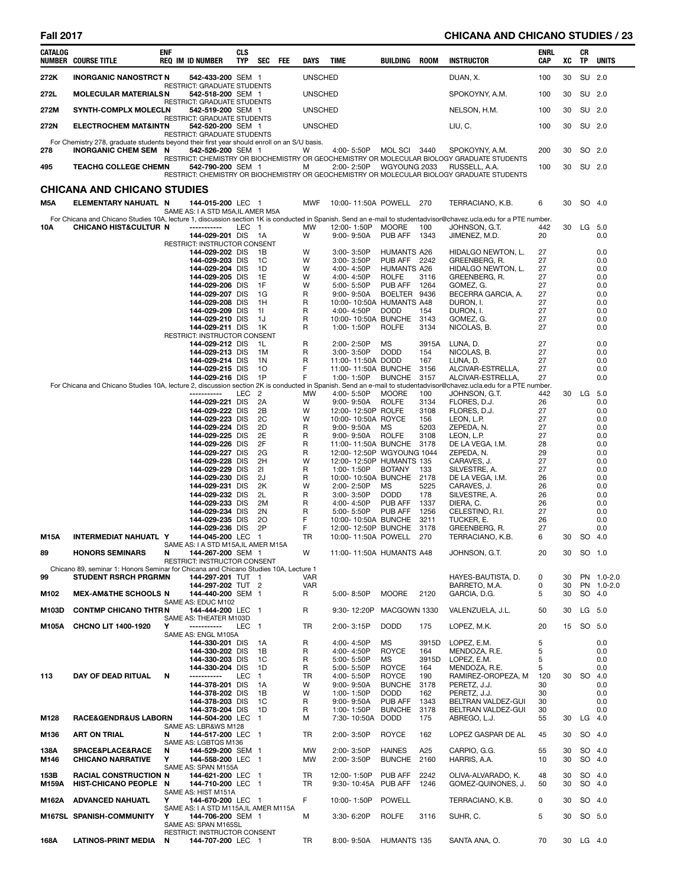| CATALOG NUMBER | COURSE TITLE | ENF REQ | IM | ID NUMBER | CLS TYP | SEC | FEE | DAYS | TIME | BUILDING | ROOM | INSTRUCTOR | ENRL CAP | XC | CR TP | UNITS |
|---|---|---|---|---|---|---|---|---|---|---|---|---|---|---|---|---|
| 272K | INORGANIC NANOSTRCT | N | | 542-433-200 | SEM | 1 | | UNSCHED | | | | DUAN, X. | 100 | 30 | SU | 2.0 |
| | RESTRICT: GRADUATE STUDENTS | | | | | | | | | | | | | | | |
| 272L | MOLECULAR MATERIALS | N | | 542-518-200 | SEM | 1 | | UNSCHED | | | | SPOKOYNY, A.M. | 100 | 30 | SU | 2.0 |
| | RESTRICT: GRADUATE STUDENTS | | | | | | | | | | | | | | | |
| 272M | SYNTH-COMPLX MOLECL | N | | 542-519-200 | SEM | 1 | | UNSCHED | | | | NELSON, H.M. | 100 | 30 | SU | 2.0 |
| | RESTRICT: GRADUATE STUDENTS | | | | | | | | | | | | | | | |
| 272N | ELECTROCHEM MAT&INT | N | | 542-520-200 | SEM | 1 | | UNSCHED | | | | LIU, C. | 100 | 30 | SU | 2.0 |
| | RESTRICT: GRADUATE STUDENTS | | | | | | | | | | | | | | | |
| For Chemistry 278, graduate students beyond their first year should enroll on an S/U basis. | | | | | | | | | | | | | | | | |
| 278 | INORGANIC CHEM SEM | N | | 542-526-200 | SEM | 1 | | W | 4:00- 5:50P | MOL SCI | 3440 | SPOKOYNY, A.M. | 200 | 30 | SO | 2.0 |
| | RESTRICT: CHEMISTRY OR BIOCHEMISTRY OR GEOCHEMISTRY OR MOLECULAR BIOLOGY GRADUATE STUDENTS | | | | | | | | | | | | | | | |
| 495 | TEACHG COLLEGE CHEM | N | | 542-790-200 | SEM | 1 | | M | 2:00- 2:50P | WGYOUNG | 2033 | RUSSELL, A.A. | 100 | 30 | SU | 2.0 |
| | RESTRICT: CHEMISTRY OR BIOCHEMISTRY OR GEOCHEMISTRY OR MOLECULAR BIOLOGY GRADUATE STUDENTS | | | | | | | | | | | | | | | |

## CHICANA AND CHICANO STUDIES

| CATALOG NUMBER | COURSE TITLE | ENF REQ | IM | ID NUMBER | CLS TYP | SEC | FEE | DAYS | TIME | BUILDING | ROOM | INSTRUCTOR | ENRL CAP | XC | CR TP | UNITS |
|---|---|---|---|---|---|---|---|---|---|---|---|---|---|---|---|---|
| M5A | ELEMENTARY NAHUATL | N | | 144-015-200 | LEC | 1 | | MWF | 10:00- 11:50A | POWELL | 270 | TERRACIANO, K.B. | 6 | 30 | SO | 4.0 |
| | SAME AS: I A STD M5A,IL AMER M5A | | | | | | | | | | | | | | | |
| For Chicana and Chicano Studies 10A, lecture 1, discussion section 1K is conducted in Spanish. Send an e-mail to studentadvisor@chavez.ucla.edu for a PTE number. | | | | | | | | | | | | | | | | |
| 10A | CHICANO HIST&CULTUR | N | | ----------- | LEC | 1 | | MW | 12:00- 1:50P | MOORE | 100 | JOHNSON, G.T. | 442 | 30 | LG | 5.0 |
| | | | | 144-029-201 | DIS | 1A | | W | 9:00- 9:50A | PUB AFF | 1343 | JIMENEZ, M.D. | 20 | | | 0.0 |
| | RESTRICT: INSTRUCTOR CONSENT | | | | | | | | | | | | | | | |
| | | | | 144-029-202 | DIS | 1B | | W | 3:00- 3:50P | HUMANTS | A26 | HIDALGO NEWTON, L. | 27 | | | 0.0 |
| | | | | 144-029-203 | DIS | 1C | | W | 3:00- 3:50P | PUB AFF | 2242 | GREENBERG, R. | 27 | | | 0.0 |
| | | | | 144-029-204 | DIS | 1D | | W | 4:00- 4:50P | HUMANTS | A26 | HIDALGO NEWTON, L. | 27 | | | 0.0 |
| | | | | 144-029-205 | DIS | 1E | | W | 4:00- 4:50P | ROLFE | 3116 | GREENBERG, R. | 27 | | | 0.0 |
| | | | | 144-029-206 | DIS | 1F | | W | 5:00- 5:50P | PUB AFF | 1264 | GOMEZ, G. | 27 | | | 0.0 |
| | | | | 144-029-207 | DIS | 1G | | R | 9:00- 9:50A | BOELTER | 9436 | BECERRA GARCIA, A. | 27 | | | 0.0 |
| | | | | 144-029-208 | DIS | 1H | | R | 10:00- 10:50A | HUMANTS | A48 | DURON, I. | 27 | | | 0.0 |
| | | | | 144-029-209 | DIS | 1I | | R | 4:00- 4:50P | DODD | 154 | DURON, I. | 27 | | | 0.0 |
| | | | | 144-029-210 | DIS | 1J | | R | 10:00- 10:50A | BUNCHE | 3143 | GOMEZ, G. | 27 | | | 0.0 |
| | | | | 144-029-211 | DIS | 1K | | R | 1:00- 1:50P | ROLFE | 3134 | NICOLAS, B. | 27 | | | 0.0 |
| | RESTRICT: INSTRUCTOR CONSENT | | | | | | | | | | | | | | | |
| | | | | 144-029-212 | DIS | 1L | | R | 2:00- 2:50P | MS | 3915A | LUNA, D. | 27 | | | 0.0 |
| | | | | 144-029-213 | DIS | 1M | | R | 3:00- 3:50P | DODD | 154 | NICOLAS, B. | 27 | | | 0.0 |
| | | | | 144-029-214 | DIS | 1N | | R | 11:00- 11:50A | DODD | 167 | LUNA, D. | 27 | | | 0.0 |
| | | | | 144-029-215 | DIS | 1O | | F | 11:00- 11:50A | BUNCHE | 3156 | ALCIVAR-ESTRELLA, | 27 | | | 0.0 |
| | | | | 144-029-216 | DIS | 1P | | F | 1:00- 1:50P | BUNCHE | 3157 | ALCIVAR-ESTRELLA, | 27 | | | 0.0 |
| For Chicana and Chicano Studies 10A, lecture 2, discussion section 2K is conducted in Spanish. Send an e-mail to studentadvisor@chavez.ucla.edu for a PTE number. | | | | | | | | | | | | | | | | |
| | | | | ----------- | LEC | 2 | | MW | 4:00- 5:50P | MOORE | 100 | JOHNSON, G.T. | 442 | 30 | LG | 5.0 |
| | | | | 144-029-221 | DIS | 2A | | W | 9:00- 9:50A | ROLFE | 3134 | FLORES, D.J. | 26 | | | 0.0 |
| | | | | 144-029-222 | DIS | 2B | | W | 12:00- 12:50P | ROLFE | 3108 | FLORES, D.J. | 27 | | | 0.0 |
| | | | | 144-029-223 | DIS | 2C | | W | 10:00- 10:50A | ROYCE | 156 | LEON, L.P. | 27 | | | 0.0 |
| | | | | 144-029-224 | DIS | 2D | | R | 9:00- 9:50A | MS | 5203 | ZEPEDA, N. | 27 | | | 0.0 |
| | | | | 144-029-225 | DIS | 2E | | R | 9:00- 9:50A | ROLFE | 3108 | LEON, L.P. | 27 | | | 0.0 |
| | | | | 144-029-226 | DIS | 2F | | R | 11:00- 11:50A | BUNCHE | 3178 | DE LA VEGA, I.M. | 28 | | | 0.0 |
| | | | | 144-029-227 | DIS | 2G | | R | 12:00- 12:50P | WGYOUNG | 1044 | ZEPEDA, N. | 29 | | | 0.0 |
| | | | | 144-029-228 | DIS | 2H | | W | 12:00- 12:50P | HUMANTS | 135 | CARAVES, J. | 27 | | | 0.0 |
| | | | | 144-029-229 | DIS | 2I | | R | 1:00- 1:50P | BOTANY | 133 | SILVESTRE, A. | 27 | | | 0.0 |
| | | | | 144-029-230 | DIS | 2J | | R | 10:00- 10:50A | BUNCHE | 2178 | DE LA VEGA, I.M. | 26 | | | 0.0 |
| | | | | 144-029-231 | DIS | 2K | | W | 2:00- 2:50P | MS | 5225 | CARAVES, J. | 26 | | | 0.0 |
| | | | | 144-029-232 | DIS | 2L | | R | 3:00- 3:50P | DODD | 178 | SILVESTRE, A. | 26 | | | 0.0 |
| | | | | 144-029-233 | DIS | 2M | | R | 4:00- 4:50P | PUB AFF | 1337 | DIERA, C. | 26 | | | 0.0 |
| | | | | 144-029-234 | DIS | 2N | | R | 5:00- 5:50P | PUB AFF | 1256 | CELESTINO, R.I. | 27 | | | 0.0 |
| | | | | 144-029-235 | DIS | 2O | | F | 10:00- 10:50A | BUNCHE | 3211 | TUCKER, E. | 26 | | | 0.0 |
| | | | | 144-029-236 | DIS | 2P | | F | 12:00- 12:50P | BUNCHE | 3178 | GREENBERG, R. | 27 | | | 0.0 |
| M15A | INTERMEDIAT NAHUATL | Y | | 144-045-200 | LEC | 1 | | TR | 10:00- 11:50A | POWELL | 270 | TERRACIANO, K.B. | 6 | 30 | SO | 4.0 |
| | SAME AS: I A STD M15A,IL AMER M15A | | | | | | | | | | | | | | | |
| 89 | HONORS SEMINARS | N | | 144-267-200 | SEM | 1 | | W | 11:00- 11:50A | HUMANTS | A48 | JOHNSON, G.T. | 20 | 30 | SO | 1.0 |
| | RESTRICT: INSTRUCTOR CONSENT | | | | | | | | | | | | | | | |
| Chicano 89, seminar 1: Honors Seminar for Chicana and Chicano Studies 10A, Lecture 1 | | | | | | | | | | | | | | | | |
| 99 | STUDENT RSRCH PRGRM | N | | 144-297-201 | TUT | 1 | | VAR | | | | HAYES-BAUTISTA, D. | 0 | 30 | PN | 1.0-2.0 |
| | | | | 144-297-202 | TUT | 2 | | VAR | | | | BARRETO, M.A. | 0 | 30 | PN | 1.0-2.0 |
| M102 | MEX-AM&THE SCHOOLS | N | | 144-440-200 | SEM | 1 | | R | 5:00- 8:50P | MOORE | 2120 | GARCIA, D.G. | 5 | 30 | SO | 4.0 |
| | SAME AS: EDUC M102 | | | | | | | | | | | | | | | |
| M103D | CONTMP CHICANO THTR | N | | 144-444-200 | LEC | 1 | | R | 9:30- 12:20P | MACGOWN | 1330 | VALENZUELA, J.L. | 50 | 30 | LG | 5.0 |
| | SAME AS: THEATER M103D | | | | | | | | | | | | | | | |
| M105A | CHCNO LIT 1400-1920 | Y | | ----------- | LEC | 1 | | TR | 2:00- 3:15P | DODD | 175 | LOPEZ, M.K. | 20 | 15 | SO | 5.0 |
| | SAME AS: ENGL M105A | | | | | | | | | | | | | | | |
| | | | | 144-330-201 | DIS | 1A | | R | 4:00- 4:50P | MS | 3915D | LOPEZ, E.M. | 5 | | | 0.0 |
| | | | | 144-330-202 | DIS | 1B | | R | 4:00- 4:50P | ROYCE | 164 | MENDOZA, R.E. | 5 | | | 0.0 |
| | | | | 144-330-203 | DIS | 1C | | R | 5:00- 5:50P | MS | 3915D | LOPEZ, E.M. | 5 | | | 0.0 |
| | | | | 144-330-204 | DIS | 1D | | R | 5:00- 5:50P | ROYCE | 164 | MENDOZA, R.E. | 5 | | | 0.0 |
| 113 | DAY OF DEAD RITUAL | N | | ----------- | LEC | 1 | | TR | 4:00- 5:50P | ROYCE | 190 | RAMIREZ-OROPEZA, M | 120 | 30 | SO | 4.0 |
| | | | | 144-378-201 | DIS | 1A | | W | 9:00- 9:50A | BUNCHE | 3178 | PERETZ, J.J. | 30 | | | 0.0 |
| | | | | 144-378-202 | DIS | 1B | | W | 1:00- 1:50P | DODD | 162 | PERETZ, J.J. | 30 | | | 0.0 |
| | | | | 144-378-203 | DIS | 1C | | R | 9:00- 9:50A | PUB AFF | 1343 | BELTRAN VALDEZ-GUI | 30 | | | 0.0 |
| | | | | 144-378-204 | DIS | 1D | | R | 1:00- 1:50P | BUNCHE | 3178 | BELTRAN VALDEZ-GUI | 30 | | | 0.0 |
| M128 | RACE&GENDR&US LABOR | N | | 144-504-200 | LEC | 1 | | M | 7:30- 10:50A | DODD | 175 | ABREGO, L.J. | 55 | 30 | LG | 4.0 |
| | SAME AS: LBR&WS M128 | | | | | | | | | | | | | | | |
| M136 | ART ON TRIAL | N | | 144-517-200 | LEC | 1 | | TR | 2:00- 3:50P | ROYCE | 162 | LOPEZ GASPAR DE AL | 45 | 30 | SO | 4.0 |
| | SAME AS: LGBTQS M136 | | | | | | | | | | | | | | | |
| 138A | SPACE&PLACE&RACE | N | | 144-529-200 | SEM | 1 | | MW | 2:00- 3:50P | HAINES | A25 | CARPIO, G.G. | 55 | 30 | SO | 4.0 |
| M146 | CHICANO NARRATIVE | Y | | 144-558-200 | LEC | 1 | | MW | 2:00- 3:50P | BUNCHE | 2160 | HARRIS, A.A. | 10 | 30 | SO | 4.0 |
| | SAME AS: SPAN M155A | | | | | | | | | | | | | | | |
| 153B | RACIAL CONSTRUCTION | N | | 144-621-200 | LEC | 1 | | TR | 12:00- 1:50P | PUB AFF | 2242 | OLIVA-ALVARADO, K. | 48 | 30 | SO | 4.0 |
| M159A | HIST-CHICANO PEOPLE | N | | 144-710-200 | LEC | 1 | | TR | 9:30- 10:45A | PUB AFF | 1246 | GOMEZ-QUINONES, J. | 50 | 30 | SO | 4.0 |
| | SAME AS: HIST M151A | | | | | | | | | | | | | | | |
| M162A | ADVANCED NAHUATL | Y | | 144-670-200 | LEC | 1 | | F | 10:00- 1:50P | POWELL | | TERRACIANO, K.B. | 0 | 30 | SO | 4.0 |
| | SAME AS: I A STD M115A,IL AMER M115A | | | | | | | | | | | | | | | |
| M167SL | SPANISH-COMMUNITY | Y | | 144-706-200 | SEM | 1 | | M | 3:30- 6:20P | ROLFE | 3116 | SUHR, C. | 5 | 30 | SO | 5.0 |
| | SAME AS: SPAN M165SL | | | | | | | | | | | | | | | |
| | RESTRICT: INSTRUCTOR CONSENT | | | | | | | | | | | | | | | |
| 168A | LATINOS-PRINT MEDIA | N | | 144-707-200 | LEC | 1 | | TR | 8:00- 9:50A | HUMANTS | 135 | SANTA ANA, O. | 70 | 30 | LG | 4.0 |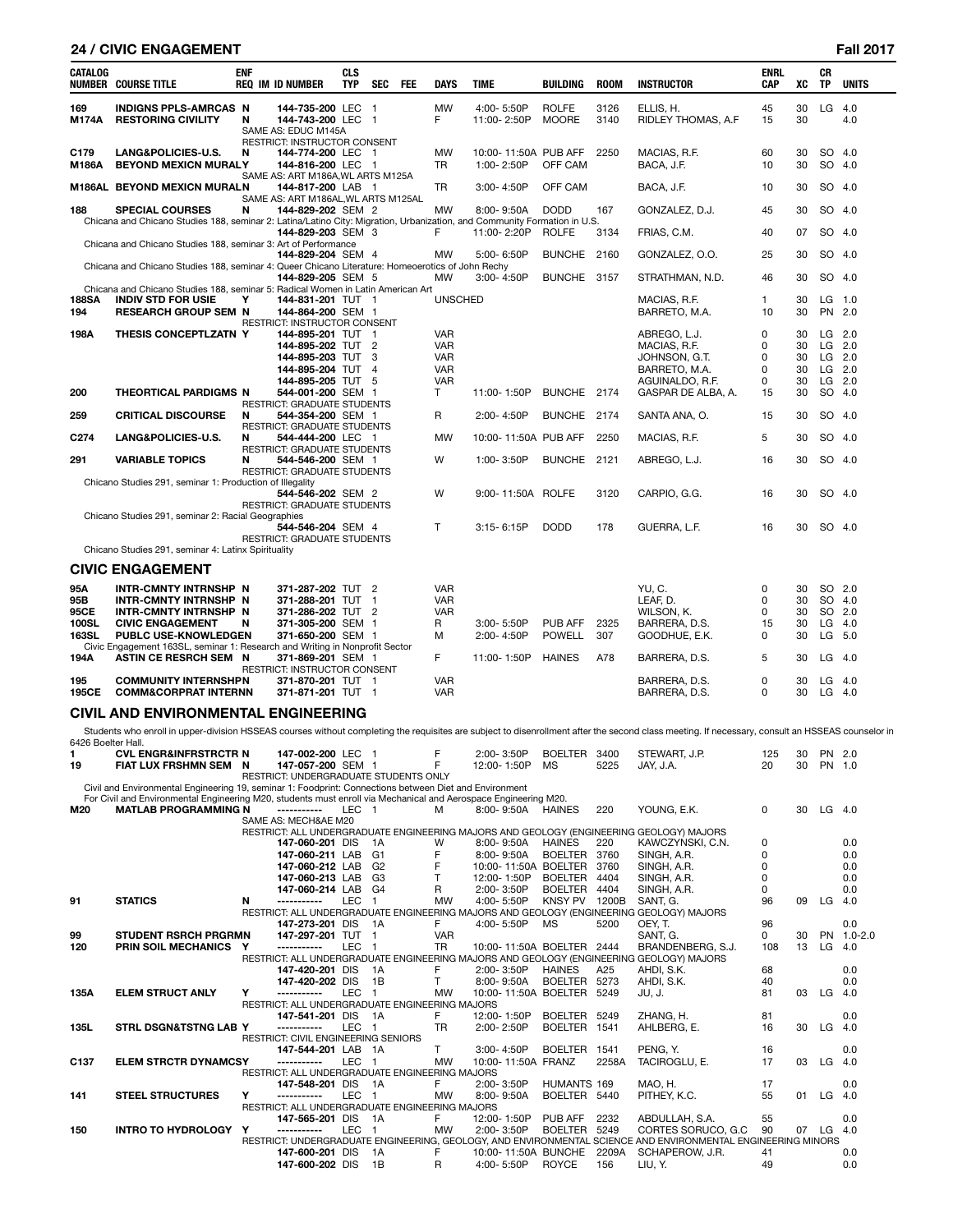## 24 / CIVIC ENGAGEMENT — Fall 2017

| CATALOG NUMBER | COURSE TITLE | ENF REQ | IM | ID NUMBER | CLS TYP | SEC | FEE | DAYS | TIME | BUILDING | ROOM | INSTRUCTOR | ENRL CAP | XC | CR TP | UNITS |
|---|---|---|---|---|---|---|---|---|---|---|---|---|---|---|---|---|
| 169 | INDIGNS PPLS-AMRCAS | N | | 144-735-200 | LEC | 1 | | MW | 4:00- 5:50P | ROLFE | 3126 | ELLIS, H. | 45 | 30 | LG | 4.0 |
| M174A | RESTORING CIVILITY | N | | 144-743-200 | LEC | 1 | | F | 11:00- 2:50P | MOORE | 3140 | RIDLEY THOMAS, A.F | 15 | 30 | | 4.0 |
| | SAME AS: EDUC M145A | | | | | | | | | | | | | | | |
| | RESTRICT: INSTRUCTOR CONSENT | | | | | | | | | | | | | | | |
| C179 | LANG&POLICIES-U.S. | N | | 144-774-200 | LEC | 1 | | MW | 10:00- 11:50A | PUB AFF | 2250 | MACIAS, R.F. | 60 | 30 | SO | 4.0 |
| M186A | BEYOND MEXICN MURALY | | | 144-816-200 | LEC | 1 | | TR | 1:00- 2:50P | OFF CAM | | BACA, J.F. | 10 | 30 | SO | 4.0 |
| | SAME AS: ART M186A,WL ARTS M125A | | | | | | | | | | | | | | | |
| M186AL | BEYOND MEXICN MURAL | N | | 144-817-200 | LAB | 1 | | TR | 3:00- 4:50P | OFF CAM | | BACA, J.F. | 10 | 30 | SO | 4.0 |
| | SAME AS: ART M186AL,WL ARTS M125AL | | | | | | | | | | | | | | | |
| 188 | SPECIAL COURSES | N | | 144-829-202 | SEM | 2 | | MW | 8:00- 9:50A | DODD | 167 | GONZALEZ, D.J. | 45 | 30 | SO | 4.0 |
| | Chicana and Chicano Studies 188, seminar 2: Latina/Latino City: Migration, Urbanization, and Community Formation in U.S. | | | | | | | | | | | | | | | |
| | | | | 144-829-203 | SEM | 3 | | F | 11:00- 2:20P | ROLFE | 3134 | FRIAS, C.M. | 40 | 07 | SO | 4.0 |
| | Chicana and Chicano Studies 188, seminar 3: Art of Performance | | | | | | | | | | | | | | | |
| | | | | 144-829-204 | SEM | 4 | | MW | 5:00- 6:50P | BUNCHE | 2160 | GONZALEZ, O.O. | 25 | 30 | SO | 4.0 |
| | Chicana and Chicano Studies 188, seminar 4: Queer Chicano Literature: Homeoerotics of John Rechy | | | | | | | | | | | | | | | |
| | | | | 144-829-205 | SEM | 5 | | MW | 3:00- 4:50P | BUNCHE | 3157 | STRATHMAN, N.D. | 46 | 30 | SO | 4.0 |
| | Chicana and Chicano Studies 188, seminar 5: Radical Women in Latin American Art | | | | | | | | | | | | | | | |
| 188SA | INDIV STD FOR USIE | Y | | 144-831-201 | TUT | 1 | | UNSCHED | | | | MACIAS, R.F. | 1 | 30 | LG | 1.0 |
| 194 | RESEARCH GROUP SEM | N | | 144-864-200 | SEM | 1 | | | | | | BARRETO, M.A. | 10 | 30 | PN | 2.0 |
| | RESTRICT: INSTRUCTOR CONSENT | | | | | | | | | | | | | | | |
| 198A | THESIS CONCEPTLZATN | Y | | 144-895-201 | TUT | 1 | | VAR | | | | ABREGO, L.J. | 0 | 30 | LG | 2.0 |
| | | | | 144-895-202 | TUT | 2 | | VAR | | | | MACIAS, R.F. | 0 | 30 | LG | 2.0 |
| | | | | 144-895-203 | TUT | 3 | | VAR | | | | JOHNSON, G.T. | 0 | 30 | LG | 2.0 |
| | | | | 144-895-204 | TUT | 4 | | VAR | | | | BARRETO, M.A. | 0 | 30 | LG | 2.0 |
| | | | | 144-895-205 | TUT | 5 | | VAR | | | | AGUINALDO, R.F. | 0 | 30 | LG | 2.0 |
| 200 | THEORTICAL PARDIGMS | N | | 544-001-200 | SEM | 1 | | T | 11:00- 1:50P | BUNCHE | 2174 | GASPAR DE ALBA, A. | 15 | 30 | SO | 4.0 |
| | RESTRICT: GRADUATE STUDENTS | | | | | | | | | | | | | | | |
| 259 | CRITICAL DISCOURSE | N | | 544-354-200 | SEM | 1 | | R | 2:00- 4:50P | BUNCHE | 2174 | SANTA ANA, O. | 15 | 30 | SO | 4.0 |
| | RESTRICT: GRADUATE STUDENTS | | | | | | | | | | | | | | | |
| C274 | LANG&POLICIES-U.S. | N | | 544-444-200 | LEC | 1 | | MW | 10:00- 11:50A | PUB AFF | 2250 | MACIAS, R.F. | 5 | 30 | SO | 4.0 |
| | RESTRICT: GRADUATE STUDENTS | | | | | | | | | | | | | | | |
| 291 | VARIABLE TOPICS | N | | 544-546-200 | SEM | 1 | | W | 1:00- 3:50P | BUNCHE | 2121 | ABREGO, L.J. | 16 | 30 | SO | 4.0 |
| | RESTRICT: GRADUATE STUDENTS | | | | | | | | | | | | | | | |
| | Chicano Studies 291, seminar 1: Production of Illegality | | | | | | | | | | | | | | | |
| | | | | 544-546-202 | SEM | 2 | | W | 9:00- 11:50A | ROLFE | 3120 | CARPIO, G.G. | 16 | 30 | SO | 4.0 |
| | RESTRICT: GRADUATE STUDENTS | | | | | | | | | | | | | | | |
| | Chicano Studies 291, seminar 2: Racial Geographies | | | | | | | | | | | | | | | |
| | | | | 544-546-204 | SEM | 4 | | T | 3:15- 6:15P | DODD | 178 | GUERRA, L.F. | 16 | 30 | SO | 4.0 |
| | RESTRICT: GRADUATE STUDENTS | | | | | | | | | | | | | | | |
| | Chicano Studies 291, seminar 4: Latinx Spirituality | | | | | | | | | | | | | | | |

## CIVIC ENGAGEMENT

| CATALOG NUMBER | COURSE TITLE | ENF REQ | IM | ID NUMBER | CLS TYP | SEC | FEE | DAYS | TIME | BUILDING | ROOM | INSTRUCTOR | ENRL CAP | XC | CR TP | UNITS |
|---|---|---|---|---|---|---|---|---|---|---|---|---|---|---|---|---|
| 95A | INTR-CMNTY INTRNSHP | N | | 371-287-202 | TUT | 2 | | VAR | | | | YU, C. | 0 | 30 | SO | 2.0 |
| 95B | INTR-CMNTY INTRNSHP | N | | 371-288-201 | TUT | 1 | | VAR | | | | LEAF, D. | 0 | 30 | SO | 4.0 |
| 95CE | INTR-CMNTY INTRNSHP | N | | 371-286-202 | TUT | 2 | | VAR | | | | WILSON, K. | 0 | 30 | SO | 2.0 |
| 100SL | CIVIC ENGAGEMENT | N | | 371-305-200 | SEM | 1 | | R | 3:00- 5:50P | PUB AFF | 2325 | BARRERA, D.S. | 15 | 30 | LG | 4.0 |
| 163SL | PUBLC USE-KNOWLEDGE | N | | 371-650-200 | SEM | 1 | | M | 2:00- 4:50P | POWELL | 307 | GOODHUE, E.K. | 0 | 30 | LG | 5.0 |
| | Civic Engagement 163SL, seminar 1: Research and Writing in Nonprofit Sector | | | | | | | | | | | | | | | |
| 194A | ASTIN CE RESRCH SEM | N | | 371-869-201 | SEM | 1 | | F | 11:00- 1:50P | HAINES | A78 | BARRERA, D.S. | 5 | 30 | LG | 4.0 |
| | RESTRICT: INSTRUCTOR CONSENT | | | | | | | | | | | | | | | |
| 195 | COMMUNITY INTERNSHP | N | | 371-870-201 | TUT | 1 | | VAR | | | | BARRERA, D.S. | 0 | 30 | LG | 4.0 |
| 195CE | COMM&CORPRAT INTERN | N | | 371-871-201 | TUT | 1 | | VAR | | | | BARRERA, D.S. | 0 | 30 | LG | 4.0 |

## CIVIL AND ENVIRONMENTAL ENGINEERING

Students who enroll in upper-division HSSEAS courses without completing the requisites are subject to disenrollment after the second class meeting. If necessary, consult an HSSEAS counselor in 6426 Boelter Hall.

| CATALOG NUMBER | COURSE TITLE | ENF REQ | IM | ID NUMBER | CLS TYP | SEC | FEE | DAYS | TIME | BUILDING | ROOM | INSTRUCTOR | ENRL CAP | XC | CR TP | UNITS |
|---|---|---|---|---|---|---|---|---|---|---|---|---|---|---|---|---|
| 1 | CVL ENGR&INFRSTRCTR | N | | 147-002-200 | LEC | 1 | | F | 2:00- 3:50P | BOELTER | 3400 | STEWART, J.P. | 125 | 30 | PN | 2.0 |
| 19 | FIAT LUX FRSHMN SEM | N | | 147-057-200 | SEM | 1 | | F | 12:00- 1:50P | MS | 5225 | JAY, J.A. | 20 | 30 | PN | 1.0 |
| | RESTRICT: UNDERGRADUATE STUDENTS ONLY | | | | | | | | | | | | | | | |
| | Civil and Environmental Engineering 19, seminar 1: Foodprint: Connections between Diet and Environment | | | | | | | | | | | | | | | |
| | For Civil and Environmental Engineering M20, students must enroll via Mechanical and Aerospace Engineering M20. | | | | | | | | | | | | | | | |
| M20 | MATLAB PROGRAMMING | N | | ----------- | LEC | 1 | | M | 8:00- 9:50A | HAINES | 220 | YOUNG, E.K. | 0 | 30 | LG | 4.0 |
| | SAME AS: MECH&AE M20 | | | | | | | | | | | | | | | |
| | RESTRICT: ALL UNDERGRADUATE ENGINEERING MAJORS AND GEOLOGY (ENGINEERING GEOLOGY) MAJORS | | | | | | | | | | | | | | | |
| | | | | 147-060-201 | DIS | 1A | | W | 8:00- 9:50A | HAINES | 220 | KAWCZYNSKI, C.N. | 0 | | | 0.0 |
| | | | | 147-060-211 | LAB | G1 | | F | 8:00- 9:50A | BOELTER | 3760 | SINGH, A.R. | 0 | | | 0.0 |
| | | | | 147-060-212 | LAB | G2 | | F | 10:00- 11:50A | BOELTER | 3760 | SINGH, A.R. | 0 | | | 0.0 |
| | | | | 147-060-213 | LAB | G3 | | T | 12:00- 1:50P | BOELTER | 4404 | SINGH, A.R. | 0 | | | 0.0 |
| | | | | 147-060-214 | LAB | G4 | | R | 2:00- 3:50P | BOELTER | 4404 | SINGH, A.R. | 0 | | | 0.0 |
| 91 | STATICS | N | | ----------- | LEC | 1 | | MW | 4:00- 5:50P | KNSY PV | 1200B | SANT, G. | 96 | 09 | LG | 4.0 |
| | RESTRICT: ALL UNDERGRADUATE ENGINEERING MAJORS AND GEOLOGY (ENGINEERING GEOLOGY) MAJORS | | | | | | | | | | | | | | | |
| | | | | 147-273-201 | DIS | 1A | | F | 4:00- 5:50P | MS | 5200 | OEY, T. | 96 | | | 0.0 |
| 99 | STUDENT RSRCH PRGRM | N | | 147-297-201 | TUT | 1 | | VAR | | | | SANT, G. | 0 | 30 | PN | 1.0-2.0 |
| 120 | PRIN SOIL MECHANICS | Y | | ----------- | LEC | 1 | | TR | 10:00- 11:50A | BOELTER | 2444 | BRANDENBERG, S.J. | 108 | 13 | LG | 4.0 |
| | RESTRICT: ALL UNDERGRADUATE ENGINEERING MAJORS AND GEOLOGY (ENGINEERING GEOLOGY) MAJORS | | | | | | | | | | | | | | | |
| | | | | 147-420-201 | DIS | 1A | | F | 2:00- 3:50P | HAINES | A25 | AHDI, S.K. | 68 | | | 0.0 |
| | | | | 147-420-202 | DIS | 1B | | T | 8:00- 9:50A | BOELTER | 5273 | AHDI, S.K. | 40 | | | 0.0 |
| 135A | ELEM STRUCT ANLY | Y | | ----------- | LEC | 1 | | MW | 10:00- 11:50A | BOELTER | 5249 | JU, J. | 81 | 03 | LG | 4.0 |
| | RESTRICT: ALL UNDERGRADUATE ENGINEERING MAJORS | | | | | | | | | | | | | | | |
| | | | | 147-541-201 | DIS | 1A | | F | 12:00- 1:50P | BOELTER | 5249 | ZHANG, H. | 81 | | | 0.0 |
| 135L | STRL DSGN&TSTNG LAB | Y | | ----------- | LEC | 1 | | TR | 2:00- 2:50P | BOELTER | 1541 | AHLBERG, E. | 16 | 30 | LG | 4.0 |
| | RESTRICT: CIVIL ENGINEERING SENIORS | | | | | | | | | | | | | | | |
| | | | | 147-544-201 | LAB | 1A | | T | 3:00- 4:50P | BOELTER | 1541 | PENG, Y. | 16 | | | 0.0 |
| C137 | ELEM STRCTR DYNAMCS | Y | | ----------- | LEC | 1 | | MW | 10:00- 11:50A | FRANZ | 2258A | TACIROGLU, E. | 17 | 03 | LG | 4.0 |
| | RESTRICT: ALL UNDERGRADUATE ENGINEERING MAJORS | | | | | | | | | | | | | | | |
| | | | | 147-548-201 | DIS | 1A | | F | 2:00- 3:50P | HUMANTS | 169 | MAO, H. | 17 | | | 0.0 |
| 141 | STEEL STRUCTURES | Y | | ----------- | LEC | 1 | | MW | 8:00- 9:50A | BOELTER | 5440 | PITHEY, K.C. | 55 | 01 | LG | 4.0 |
| | RESTRICT: ALL UNDERGRADUATE ENGINEERING MAJORS | | | | | | | | | | | | | | | |
| | | | | 147-565-201 | DIS | 1A | | F | 12:00- 1:50P | PUB AFF | 2232 | ABDULLAH, S.A. | 55 | | | 0.0 |
| 150 | INTRO TO HYDROLOGY | Y | | ----------- | LEC | 1 | | MW | 2:00- 3:50P | BOELTER | 5249 | CORTES SORUCO, G.C | 90 | 07 | LG | 4.0 |
| | RESTRICT: UNDERGRADUATE ENGINEERING, GEOLOGY, AND ENVIRONMENTAL SCIENCE AND ENVIRONMENTAL ENGINEERING MINORS | | | | | | | | | | | | | | | |
| | | | | 147-600-201 | DIS | 1A | | F | 10:00- 11:50A | BUNCHE | 2209A | SCHAPEROW, J.R. | 41 | | | 0.0 |
| | | | | 147-600-202 | DIS | 1B | | R | 4:00- 5:50P | ROYCE | 156 | LIU, Y. | 49 | | | 0.0 |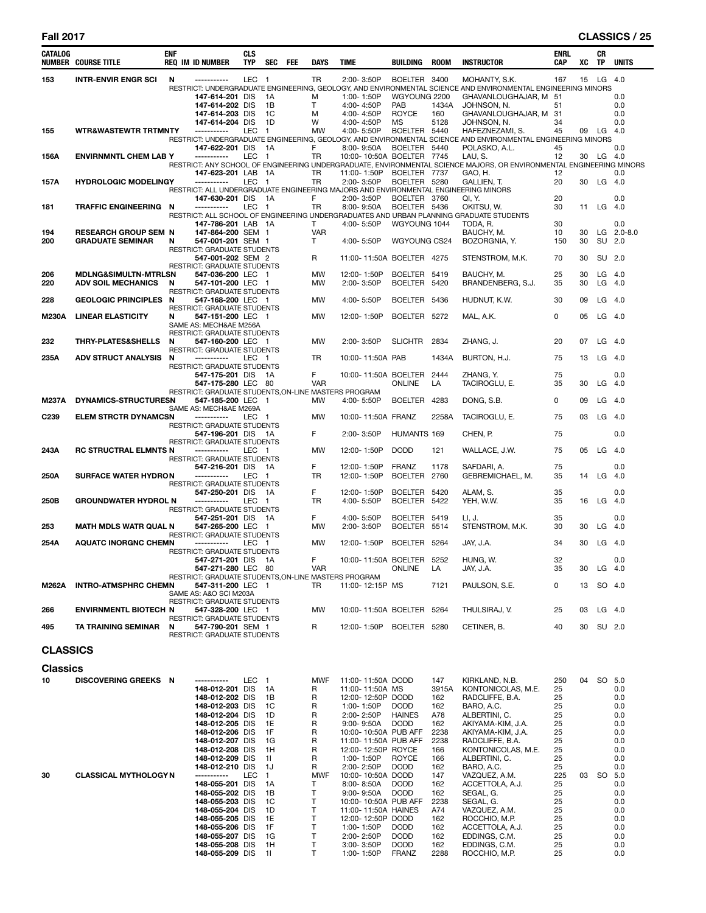| CATALOG NUMBER | COURSE TITLE | ENF REQ | IM ID NUMBER | CLS TYP | SEC | FEE | DAYS | TIME | BUILDING | ROOM | INSTRUCTOR | ENRL CAP | XC | CR TP | UNITS |
|---|---|---|---|---|---|---|---|---|---|---|---|---|---|---|---|
| 153 | INTR-ENVIR ENGR SCI | N | ----------- | LEC | 1 | | TR | 2:00- 3:50P | BOELTER | 3400 | MOHANTY, S.K. | 167 | 15 | LG | 4.0 |
| | RESTRICT: UNDERGRADUATE ENGINEERING, GEOLOGY, AND ENVIRONMENTAL SCIENCE AND ENVIRONMENTAL ENGINEERING MINORS | | | | | | | | | | | | | | |
| | | | 147-614-201 | DIS | 1A | | M | 1:00- 1:50P | WGYOUNG | 2200 | GHAVANLOUGHAJAR, M | 51 | | | 0.0 |
| | | | 147-614-202 | DIS | 1B | | T | 4:00- 4:50P | PAB | 1434A | JOHNSON, N. | 51 | | | 0.0 |
| | | | 147-614-203 | DIS | 1C | | M | 4:00- 4:50P | ROYCE | 160 | GHAVANLOUGHAJAR, M | 31 | | | 0.0 |
| | | | 147-614-204 | DIS | 1D | | W | 4:00- 4:50P | MS | 5128 | JOHNSON, N. | 34 | | | 0.0 |
| 155 | WTR&WASTEWTR TRTMNTY | | ----------- | LEC | 1 | | MW | 4:00- 5:50P | BOELTER | 5440 | HAFEZNEZAMI, S. | 45 | 09 | LG | 4.0 |
| | RESTRICT: UNDERGRADUATE ENGINEERING, GEOLOGY, AND ENVIRONMENTAL SCIENCE AND ENVIRONMENTAL ENGINEERING MINORS | | | | | | | | | | | | | | |
| | | | 147-622-201 | DIS | 1A | | F | 8:00- 9:50A | BOELTER | 5440 | POLASKO, A.L. | 45 | | | 0.0 |
| 156A | ENVIRNMNTL CHEM LAB Y | | ----------- | LEC | 1 | | TR | 10:00- 10:50A | BOELTER | 7745 | LAU, S. | 12 | 30 | LG | 4.0 |
| | RESTRICT: ANY SCHOOL OF ENGINEERING UNDERGRADUATE, ENVIRONMENTAL SCIENCE MAJORS, OR ENVIRONMENTAL ENGINEERING MINORS | | | | | | | | | | | | | | |
| | | | 147-623-201 | LAB | 1A | | TR | 11:00- 1:50P | BOELTER | 7737 | GAO, H. | 12 | | | 0.0 |
| 157A | HYDROLOGIC MODELINGY | | ----------- | LEC | 1 | | TR | 2:00- 3:50P | BOELTER | 5280 | GALLIEN, T. | 20 | 30 | LG | 4.0 |
| | RESTRICT: ALL UNDERGRADUATE ENGINEERING MAJORS AND ENVIRONMENTAL ENGINEERING MINORS | | | | | | | | | | | | | | |
| | | | 147-630-201 | DIS | 1A | | F | 2:00- 3:50P | BOELTER | 3760 | QI, Y. | 20 | | | 0.0 |
| 181 | TRAFFIC ENGINEERING | N | ----------- | LEC | 1 | | TR | 8:00- 9:50A | BOELTER | 5436 | OKITSU, W. | 30 | 11 | LG | 4.0 |
| | RESTRICT: ALL SCHOOL OF ENGINEERING UNDERGRADUATES AND URBAN PLANNING GRADUATE STUDENTS | | | | | | | | | | | | | | |
| | | | 147-786-201 | LAB | 1A | | T | 4:00- 5:50P | WGYOUNG | 1044 | TODA, R. | 30 | | | 0.0 |
| 194 | RESEARCH GROUP SEM | N | 147-864-200 | SEM | 1 | | VAR | | | | BAUCHY, M. | 10 | 30 | LG | 2.0-8.0 |
| 200 | GRADUATE SEMINAR | N | 547-001-201 | SEM | 1 | | T | 4:00- 5:50P | WGYOUNG | CS24 | BOZORGNIA, Y. | 150 | 30 | SU | 2.0 |
| | RESTRICT: GRADUATE STUDENTS | | | | | | | | | | | | | | |
| | | | 547-001-202 | SEM | 2 | | R | 11:00- 11:50A | BOELTER | 4275 | STENSTROM, M.K. | 70 | 30 | SU | 2.0 |
| | RESTRICT: GRADUATE STUDENTS | | | | | | | | | | | | | | |
| 206 | MDLNG&SIMULTN-MTRLSN | | 547-036-200 | LEC | 1 | | MW | 12:00- 1:50P | BOELTER | 5419 | BAUCHY, M. | 25 | 30 | LG | 4.0 |
| 220 | ADV SOIL MECHANICS | N | 547-101-200 | LEC | 1 | | MW | 2:00- 3:50P | BOELTER | 5420 | BRANDENBERG, S.J. | 35 | 30 | LG | 4.0 |
| | RESTRICT: GRADUATE STUDENTS | | | | | | | | | | | | | | |
| 228 | GEOLOGIC PRINCIPLES | N | 547-168-200 | LEC | 1 | | MW | 4:00- 5:50P | BOELTER | 5436 | HUDNUT, K.W. | 30 | 09 | LG | 4.0 |
| | RESTRICT: GRADUATE STUDENTS | | | | | | | | | | | | | | |
| M230A | LINEAR ELASTICITY | N | 547-151-200 | LEC | 1 | | MW | 12:00- 1:50P | BOELTER | 5272 | MAL, A.K. | 0 | 05 | LG | 4.0 |
| | SAME AS: MECH&AE M256A | | | | | | | | | | | | | | |
| | RESTRICT: GRADUATE STUDENTS | | | | | | | | | | | | | | |
| 232 | THRY-PLATES&SHELLS | N | 547-160-200 | LEC | 1 | | MW | 2:00- 3:50P | SLICHTR | 2834 | ZHANG, J. | 20 | 07 | LG | 4.0 |
| | RESTRICT: GRADUATE STUDENTS | | | | | | | | | | | | | | |
| 235A | ADV STRUCT ANALYSIS | N | ----------- | LEC | 1 | | TR | 10:00- 11:50A | PAB | 1434A | BURTON, H.J. | 75 | 13 | LG | 4.0 |
| | RESTRICT: GRADUATE STUDENTS | | | | | | | | | | | | | | |
| | | | 547-175-201 | DIS | 1A | | F | 10:00- 11:50A | BOELTER | 2444 | ZHANG, Y. | 75 | | | 0.0 |
| | | | 547-175-280 | LEC | 80 | | VAR | | ONLINE | LA | TACIROGLU, E. | 35 | 30 | LG | 4.0 |
| | RESTRICT: GRADUATE STUDENTS,ON-LINE MASTERS PROGRAM | | | | | | | | | | | | | | |
| M237A | DYNAMICS-STRUCTURESN | | 547-185-200 | LEC | 1 | | MW | 4:00- 5:50P | BOELTER | 4283 | DONG, S.B. | 0 | 09 | LG | 4.0 |
| | SAME AS: MECH&AE M269A | | | | | | | | | | | | | | |
| C239 | ELEM STRCTR DYNAMCSN | | ----------- | LEC | 1 | | MW | 10:00- 11:50A | FRANZ | 2258A | TACIROGLU, E. | 75 | 03 | LG | 4.0 |
| | RESTRICT: GRADUATE STUDENTS | | | | | | | | | | | | | | |
| | | | 547-196-201 | DIS | 1A | | F | 2:00- 3:50P | HUMANTS | 169 | CHEN, P. | 75 | | | 0.0 |
| | RESTRICT: GRADUATE STUDENTS | | | | | | | | | | | | | | |
| 243A | RC STRUCTRAL ELMNTS | N | ----------- | LEC | 1 | | MW | 12:00- 1:50P | DODD | 121 | WALLACE, J.W. | 75 | 05 | LG | 4.0 |
| | RESTRICT: GRADUATE STUDENTS | | | | | | | | | | | | | | |
| | | | 547-216-201 | DIS | 1A | | F | 12:00- 1:50P | FRANZ | 1178 | SAFDARI, A. | 75 | | | 0.0 |
| 250A | SURFACE WATER HYDRO | N | ----------- | LEC | 1 | | TR | 12:00- 1:50P | BOELTER | 2760 | GEBREMICHAEL, M. | 35 | 14 | LG | 4.0 |
| | RESTRICT: GRADUATE STUDENTS | | | | | | | | | | | | | | |
| | | | 547-250-201 | DIS | 1A | | F | 12:00- 1:50P | BOELTER | 5420 | ALAM, S. | 35 | | | 0.0 |
| 250B | GROUNDWATER HYDROL | N | ----------- | LEC | 1 | | TR | 4:00- 5:50P | BOELTER | 5422 | YEH, W.W. | 35 | 16 | LG | 4.0 |
| | RESTRICT: GRADUATE STUDENTS | | | | | | | | | | | | | | |
| | | | 547-251-201 | DIS | 1A | | F | 4:00- 5:50P | BOELTER | 5419 | LI, J. | 35 | | | 0.0 |
| 253 | MATH MDLS WATR QUAL | N | 547-265-200 | LEC | 1 | | MW | 2:00- 3:50P | BOELTER | 5514 | STENSTROM, M.K. | 30 | 30 | LG | 4.0 |
| | RESTRICT: GRADUATE STUDENTS | | | | | | | | | | | | | | |
| 254A | AQUATC INORGNC CHEMN | | ----------- | LEC | 1 | | MW | 12:00- 1:50P | BOELTER | 5264 | JAY, J.A. | 34 | 30 | LG | 4.0 |
| | RESTRICT: GRADUATE STUDENTS | | | | | | | | | | | | | | |
| | | | 547-271-201 | DIS | 1A | | F | 10:00- 11:50A | BOELTER | 5252 | HUNG, W. | 32 | | | 0.0 |
| | | | 547-271-280 | LEC | 80 | | VAR | | ONLINE | LA | JAY, J.A. | 35 | 30 | LG | 4.0 |
| | RESTRICT: GRADUATE STUDENTS,ON-LINE MASTERS PROGRAM | | | | | | | | | | | | | | |
| M262A | INTRO-ATMSPHRC CHEMN | | 547-311-200 | LEC | 1 | | TR | 11:00- 12:15P | MS | 7121 | PAULSON, S.E. | 0 | 13 | SO | 4.0 |
| | SAME AS: A&O SCI M203A | | | | | | | | | | | | | | |
| | RESTRICT: GRADUATE STUDENTS | | | | | | | | | | | | | | |
| 266 | ENVIRNMENTL BIOTECH | N | 547-328-200 | LEC | 1 | | MW | 10:00- 11:50A | BOELTER | 5264 | THULSIRAJ, V. | 25 | 03 | LG | 4.0 |
| | RESTRICT: GRADUATE STUDENTS | | | | | | | | | | | | | | |
| 495 | TA TRAINING SEMINAR | N | 547-790-201 | SEM | 1 | | R | 12:00- 1:50P | BOELTER | 5280 | CETINER, B. | 40 | 30 | SU | 2.0 |
| | RESTRICT: GRADUATE STUDENTS | | | | | | | | | | | | | | |

## CLASSICS

### Classics

| CATALOG NUMBER | COURSE TITLE | ENF REQ | IM ID NUMBER | CLS TYP | SEC | FEE | DAYS | TIME | BUILDING | ROOM | INSTRUCTOR | ENRL CAP | XC | CR TP | UNITS |
|---|---|---|---|---|---|---|---|---|---|---|---|---|---|---|---|
| 10 | DISCOVERING GREEKS | N | ----------- | LEC | 1 | | MWF | 11:00- 11:50A | DODD | 147 | KIRKLAND, N.B. | 250 | 04 | SO | 5.0 |
| | | | 148-012-201 | DIS | 1A | | R | 11:00- 11:50A | MS | 3915A | KONTONICOLAS, M.E. | 25 | | | 0.0 |
| | | | 148-012-202 | DIS | 1B | | R | 12:00- 12:50P | DODD | 162 | RADCLIFFE, B.A. | 25 | | | 0.0 |
| | | | 148-012-203 | DIS | 1C | | R | 1:00- 1:50P | DODD | 162 | BARO, A.C. | 25 | | | 0.0 |
| | | | 148-012-204 | DIS | 1D | | R | 2:00- 2:50P | HAINES | A78 | ALBERTINI, C. | 25 | | | 0.0 |
| | | | 148-012-205 | DIS | 1E | | R | 9:00- 9:50A | DODD | 162 | AKIYAMA-KIM, J.A. | 25 | | | 0.0 |
| | | | 148-012-206 | DIS | 1F | | R | 10:00- 10:50A | PUB AFF | 2238 | AKIYAMA-KIM, J.A. | 25 | | | 0.0 |
| | | | 148-012-207 | DIS | 1G | | R | 11:00- 11:50A | PUB AFF | 2238 | RADCLIFFE, B.A. | 25 | | | 0.0 |
| | | | 148-012-208 | DIS | 1H | | R | 12:00- 12:50P | ROYCE | 166 | KONTONICOLAS, M.E. | 25 | | | 0.0 |
| | | | 148-012-209 | DIS | 1I | | R | 1:00- 1:50P | ROYCE | 166 | ALBERTINI, C. | 25 | | | 0.0 |
| | | | 148-012-210 | DIS | 1J | | R | 2:00- 2:50P | DODD | 162 | BARO, A.C. | 25 | | | 0.0 |
| 30 | CLASSICAL MYTHOLOGY | N | ----------- | LEC | 1 | | MWF | 10:00- 10:50A | DODD | 147 | VAZQUEZ, A.M. | 225 | 03 | SO | 5.0 |
| | | | 148-055-201 | DIS | 1A | | T | 8:00- 8:50A | DODD | 162 | ACCETTOLA, A.J. | 25 | | | 0.0 |
| | | | 148-055-202 | DIS | 1B | | T | 9:00- 9:50A | DODD | 162 | SEGAL, G. | 25 | | | 0.0 |
| | | | 148-055-203 | DIS | 1C | | T | 10:00- 10:50A | PUB AFF | 2238 | SEGAL, G. | 25 | | | 0.0 |
| | | | 148-055-204 | DIS | 1D | | T | 11:00- 11:50A | HAINES | A74 | VAZQUEZ, A.M. | 25 | | | 0.0 |
| | | | 148-055-205 | DIS | 1E | | T | 12:00- 12:50P | DODD | 162 | ROCCHIO, M.P. | 25 | | | 0.0 |
| | | | 148-055-206 | DIS | 1F | | T | 1:00- 1:50P | DODD | 162 | ACCETTOLA, A.J. | 25 | | | 0.0 |
| | | | 148-055-207 | DIS | 1G | | T | 2:00- 2:50P | DODD | 162 | EDDINGS, C.M. | 25 | | | 0.0 |
| | | | 148-055-208 | DIS | 1H | | T | 3:00- 3:50P | DODD | 162 | EDDINGS, C.M. | 25 | | | 0.0 |
| | | | 148-055-209 | DIS | 1I | | T | 1:00- 1:50P | FRANZ | 2288 | ROCCHIO, M.P. | 25 | | | 0.0 |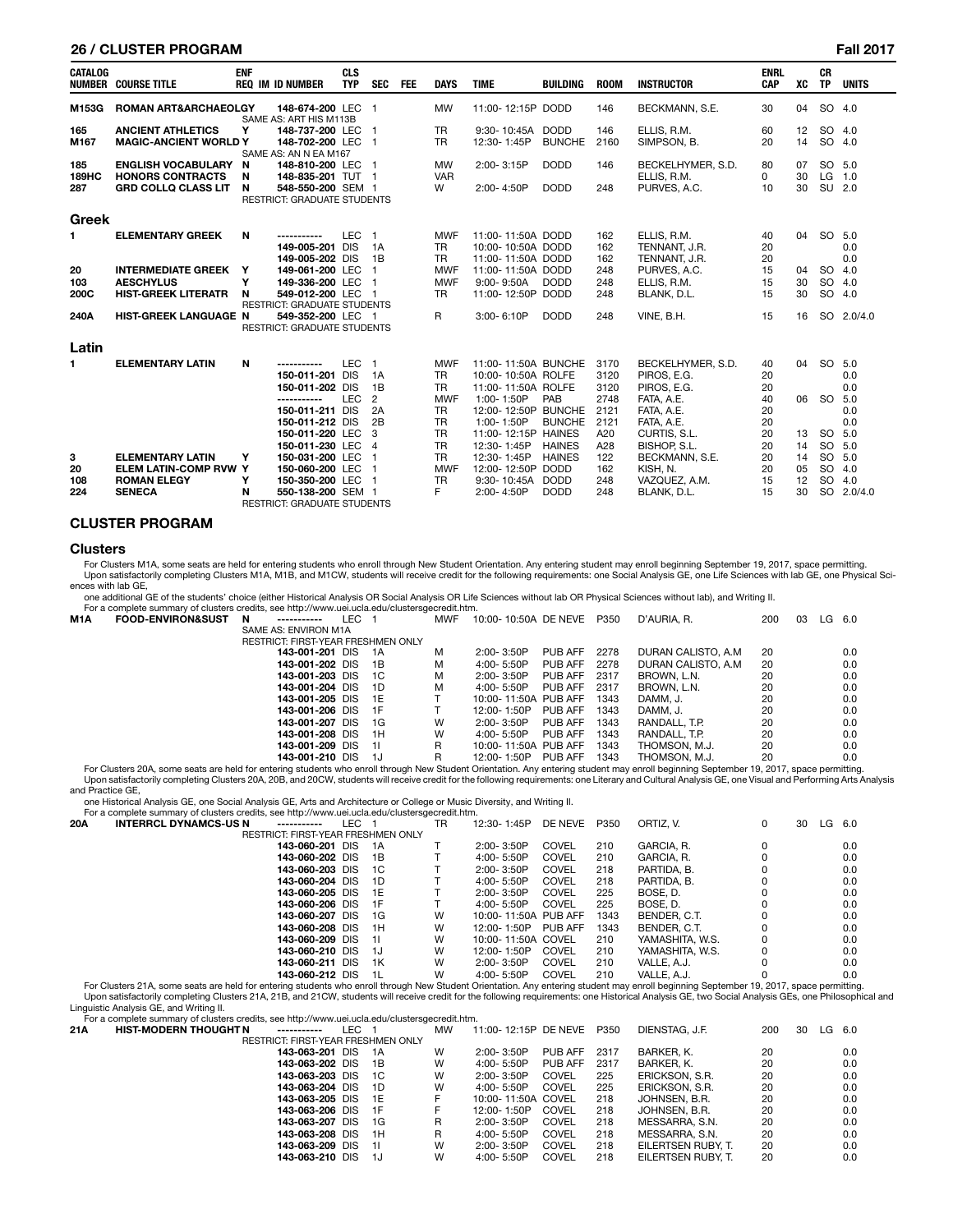| CATALOG NUMBER | COURSE TITLE | ENF REQ | IM | ID NUMBER | CLS TYP | SEC | FEE | DAYS | TIME | BUILDING | ROOM | INSTRUCTOR | ENRL CAP | XC | CR TP | UNITS |
|---|---|---|---|---|---|---|---|---|---|---|---|---|---|---|---|---|
| M153G | ROMAN ART&ARCHAEOLGY | | | 148-674-200 | LEC | 1 | | MW | 11:00- 12:15P | DODD | 146 | BECKMANN, S.E. | 30 | 04 | SO | 4.0 |
| | | | | SAME AS: ART HIS M113B | | | | | | | | | | | | |
| 165 | ANCIENT ATHLETICS | Y | | 148-737-200 | LEC | 1 | | TR | 9:30- 10:45A | DODD | 146 | ELLIS, R.M. | 60 | 12 | SO | 4.0 |
| M167 | MAGIC-ANCIENT WORLD | Y | | 148-702-200 | LEC | 1 | | TR | 12:30- 1:45P | BUNCHE | 2160 | SIMPSON, B. | 20 | 14 | SO | 4.0 |
| | | | | SAME AS: AN N EA M167 | | | | | | | | | | | | |
| 185 | ENGLISH VOCABULARY | N | | 148-810-200 | LEC | 1 | | MW | 2:00- 3:15P | DODD | 146 | BECKELHYMER, S.D. | 80 | 07 | SO | 5.0 |
| 189HC | HONORS CONTRACTS | N | | 148-835-201 | TUT | 1 | | VAR | | | | ELLIS, R.M. | 0 | 30 | LG | 1.0 |
| 287 | GRD COLLQ CLASS LIT | N | | 548-550-200 | SEM | 1 | | W | 2:00- 4:50P | DODD | 248 | PURVES, A.C. | 10 | 30 | SU | 2.0 |
| | | | | RESTRICT: GRADUATE STUDENTS | | | | | | | | | | | | |

## Greek

| CATALOG NUMBER | COURSE TITLE | ENF REQ | IM | ID NUMBER | CLS TYP | SEC | FEE | DAYS | TIME | BUILDING | ROOM | INSTRUCTOR | ENRL CAP | XC | CR TP | UNITS |
|---|---|---|---|---|---|---|---|---|---|---|---|---|---|---|---|---|
| 1 | ELEMENTARY GREEK | N | | ----------- | LEC | 1 | | MWF | 11:00- 11:50A | DODD | 162 | ELLIS, R.M. | 40 | 04 | SO | 5.0 |
| | | | | 149-005-201 | DIS | 1A | | TR | 10:00- 10:50A | DODD | 162 | TENNANT, J.R. | 20 | | | 0.0 |
| | | | | 149-005-202 | DIS | 1B | | TR | 11:00- 11:50A | DODD | 162 | TENNANT, J.R. | 20 | | | 0.0 |
| 20 | INTERMEDIATE GREEK | Y | | 149-061-200 | LEC | 1 | | MWF | 11:00- 11:50A | DODD | 248 | PURVES, A.C. | 15 | 04 | SO | 4.0 |
| 103 | AESCHYLUS | Y | | 149-336-200 | LEC | 1 | | MWF | 9:00- 9:50A | DODD | 248 | ELLIS, R.M. | 15 | 30 | SO | 4.0 |
| 200C | HIST-GREEK LITERATR | N | | 549-012-200 | LEC | 1 | | TR | 11:00- 12:50P | DODD | 248 | BLANK, D.L. | 15 | 30 | SO | 4.0 |
| | | | | RESTRICT: GRADUATE STUDENTS | | | | | | | | | | | | |
| 240A | HIST-GREEK LANGUAGE | N | | 549-352-200 | LEC | 1 | | R | 3:00- 6:10P | DODD | 248 | VINE, B.H. | 15 | 16 | SO | 2.0/4.0 |
| | | | | RESTRICT: GRADUATE STUDENTS | | | | | | | | | | | | |

## Latin

| CATALOG NUMBER | COURSE TITLE | ENF REQ | IM | ID NUMBER | CLS TYP | SEC | FEE | DAYS | TIME | BUILDING | ROOM | INSTRUCTOR | ENRL CAP | XC | CR TP | UNITS |
|---|---|---|---|---|---|---|---|---|---|---|---|---|---|---|---|---|
| 1 | ELEMENTARY LATIN | N | | ----------- | LEC | 1 | | MWF | 11:00- 11:50A | BUNCHE | 3170 | BECKELHYMER, S.D. | 40 | 04 | SO | 5.0 |
| | | | | 150-011-201 | DIS | 1A | | TR | 10:00- 10:50A | ROLFE | 3120 | PIROS, E.G. | 20 | | | 0.0 |
| | | | | 150-011-202 | DIS | 1B | | TR | 11:00- 11:50A | ROLFE | 3120 | PIROS, E.G. | 20 | | | 0.0 |
| | | | | ----------- | LEC | 2 | | MWF | 1:00- 1:50P | PAB | 2748 | FATA, A.E. | 40 | 06 | SO | 5.0 |
| | | | | 150-011-211 | DIS | 2A | | TR | 12:00- 12:50P | BUNCHE | 2121 | FATA, A.E. | 20 | | | 0.0 |
| | | | | 150-011-212 | DIS | 2B | | TR | 1:00- 1:50P | BUNCHE | 2121 | FATA, A.E. | 20 | | | 0.0 |
| | | | | 150-011-220 | LEC | 3 | | TR | 11:00- 12:15P | HAINES | A20 | CURTIS, S.L. | 20 | 13 | SO | 5.0 |
| | | | | 150-011-230 | LEC | 4 | | TR | 12:30- 1:45P | HAINES | A28 | BISHOP, S.L. | 20 | 14 | SO | 5.0 |
| 3 | ELEMENTARY LATIN | Y | | 150-031-200 | LEC | 1 | | TR | 12:30- 1:45P | HAINES | 122 | BECKMANN, S.E. | 20 | 14 | SO | 5.0 |
| 20 | ELEM LATIN-COMP RVW | Y | | 150-060-200 | LEC | 1 | | MWF | 12:00- 12:50P | DODD | 162 | KISH, N. | 20 | 05 | SO | 4.0 |
| 108 | ROMAN ELEGY | Y | | 150-350-200 | LEC | 1 | | TR | 9:30- 10:45A | DODD | 248 | VAZQUEZ, A.M. | 15 | 12 | SO | 4.0 |
| 224 | SENECA | N | | 550-138-200 | SEM | 1 | | F | 2:00- 4:50P | DODD | 248 | BLANK, D.L. | 15 | 30 | SO | 2.0/4.0 |
| | | | | RESTRICT: GRADUATE STUDENTS | | | | | | | | | | | | |

# CLUSTER PROGRAM

## Clusters

For Clusters M1A, some seats are held for entering students who enroll through New Student Orientation. Any entering student may enroll beginning September 19, 2017, space permitting.
Upon satisfactorily completing Clusters M1A, M1B, and M1CW, students will receive credit for the following requirements: one Social Analysis GE, one Life Sciences with lab GE, one Physical Sciences with lab GE,
one additional GE of the students' choice (either Historical Analysis OR Social Analysis OR Life Sciences without lab OR Physical Sciences without lab), and Writing II.
For a complete summary of clusters credits, see http://www.uei.ucla.edu/clustersgecredit.htm.

| CATALOG NUMBER | COURSE TITLE | ENF REQ | IM | ID NUMBER | CLS TYP | SEC | FEE | DAYS | TIME | BUILDING | ROOM | INSTRUCTOR | ENRL CAP | XC | CR TP | UNITS |
|---|---|---|---|---|---|---|---|---|---|---|---|---|---|---|---|---|
| M1A | FOOD-ENVIRON&SUST | N | | ----------- | LEC | 1 | | MWF | 10:00- 10:50A | DE NEVE | P350 | D'AURIA, R. | 200 | 03 | LG | 6.0 |
| | | | | SAME AS: ENVIRON M1A | | | | | | | | | | | | |
| | | | | RESTRICT: FIRST-YEAR FRESHMEN ONLY | | | | | | | | | | | | |
| | | | | 143-001-201 | DIS | 1A | | M | 2:00- 3:50P | PUB AFF | 2278 | DURAN CALISTO, A.M | 20 | | | 0.0 |
| | | | | 143-001-202 | DIS | 1B | | M | 4:00- 5:50P | PUB AFF | 2278 | DURAN CALISTO, A.M | 20 | | | 0.0 |
| | | | | 143-001-203 | DIS | 1C | | M | 2:00- 3:50P | PUB AFF | 2317 | BROWN, L.N. | 20 | | | 0.0 |
| | | | | 143-001-204 | DIS | 1D | | M | 4:00- 5:50P | PUB AFF | 2317 | BROWN, L.N. | 20 | | | 0.0 |
| | | | | 143-001-205 | DIS | 1E | | T | 10:00- 11:50A | PUB AFF | 1343 | DAMM, J. | 20 | | | 0.0 |
| | | | | 143-001-206 | DIS | 1F | | T | 12:00- 1:50P | PUB AFF | 1343 | DAMM, J. | 20 | | | 0.0 |
| | | | | 143-001-207 | DIS | 1G | | W | 2:00- 3:50P | PUB AFF | 1343 | RANDALL, T.P. | 20 | | | 0.0 |
| | | | | 143-001-208 | DIS | 1H | | W | 4:00- 5:50P | PUB AFF | 1343 | RANDALL, T.P. | 20 | | | 0.0 |
| | | | | 143-001-209 | DIS | 1I | | R | 10:00- 11:50A | PUB AFF | 1343 | THOMSON, M.J. | 20 | | | 0.0 |
| | | | | 143-001-210 | DIS | 1J | | R | 12:00- 1:50P | PUB AFF | 1343 | THOMSON, M.J. | 20 | | | 0.0 |

For Clusters 20A, some seats are held for entering students who enroll through New Student Orientation. Any entering student may enroll beginning September 19, 2017, space permitting.
Upon satisfactorily completing Clusters 20A, 20B, and 20CW, students will receive credit for the following requirements: one Literary and Cultural Analysis GE, one Visual and Performing Arts Analysis and Practice GE,
one Historical Analysis GE, one Social Analysis GE, Arts and Architecture or College or Music Diversity, and Writing II.
For a complete summary of clusters credits, see http://www.uei.ucla.edu/clustersgecredit.htm.

| CATALOG NUMBER | COURSE TITLE | ENF REQ | IM | ID NUMBER | CLS TYP | SEC | FEE | DAYS | TIME | BUILDING | ROOM | INSTRUCTOR | ENRL CAP | XC | CR TP | UNITS |
|---|---|---|---|---|---|---|---|---|---|---|---|---|---|---|---|---|
| 20A | INTERRCL DYNAMCS-US | N | | ----------- | LEC | 1 | | TR | 12:30- 1:45P | DE NEVE | P350 | ORTIZ, V. | 0 | 30 | LG | 6.0 |
| | | | | RESTRICT: FIRST-YEAR FRESHMEN ONLY | | | | | | | | | | | | |
| | | | | 143-060-201 | DIS | 1A | | T | 2:00- 3:50P | COVEL | 210 | GARCIA, R. | 0 | | | 0.0 |
| | | | | 143-060-202 | DIS | 1B | | T | 4:00- 5:50P | COVEL | 210 | GARCIA, R. | 0 | | | 0.0 |
| | | | | 143-060-203 | DIS | 1C | | T | 2:00- 3:50P | COVEL | 218 | PARTIDA, B. | 0 | | | 0.0 |
| | | | | 143-060-204 | DIS | 1D | | T | 4:00- 5:50P | COVEL | 218 | PARTIDA, B. | 0 | | | 0.0 |
| | | | | 143-060-205 | DIS | 1E | | T | 2:00- 3:50P | COVEL | 225 | BOSE, D. | 0 | | | 0.0 |
| | | | | 143-060-206 | DIS | 1F | | T | 4:00- 5:50P | COVEL | 225 | BOSE, D. | 0 | | | 0.0 |
| | | | | 143-060-207 | DIS | 1G | | W | 10:00- 11:50A | PUB AFF | 1343 | BENDER, C.T. | 0 | | | 0.0 |
| | | | | 143-060-208 | DIS | 1H | | W | 12:00- 1:50P | PUB AFF | 1343 | BENDER, C.T. | 0 | | | 0.0 |
| | | | | 143-060-209 | DIS | 1I | | W | 10:00- 11:50A | COVEL | 210 | YAMASHITA, W.S. | 0 | | | 0.0 |
| | | | | 143-060-210 | DIS | 1J | | W | 12:00- 1:50P | COVEL | 210 | YAMASHITA, W.S. | 0 | | | 0.0 |
| | | | | 143-060-211 | DIS | 1K | | W | 2:00- 3:50P | COVEL | 210 | VALLE, A.J. | 0 | | | 0.0 |
| | | | | 143-060-212 | DIS | 1L | | W | 4:00- 5:50P | COVEL | 210 | VALLE, A.J. | 0 | | | 0.0 |

For Clusters 21A, some seats are held for entering students who enroll through New Student Orientation. Any entering student may enroll beginning September 19, 2017, space permitting.
Upon satisfactorily completing Clusters 21A, 21B, and 21CW, students will receive credit for the following requirements: one Historical Analysis GE, two Social Analysis GEs, one Philosophical and Linguistic Analysis GE, and Writing II.
For a complete summary of clusters credits, see http://www.uei.ucla.edu/clustersgecredit.htm.

| CATALOG NUMBER | COURSE TITLE | ENF REQ | IM | ID NUMBER | CLS TYP | SEC | FEE | DAYS | TIME | BUILDING | ROOM | INSTRUCTOR | ENRL CAP | XC | CR TP | UNITS |
|---|---|---|---|---|---|---|---|---|---|---|---|---|---|---|---|---|
| 21A | HIST-MODERN THOUGHT | N | | ----------- | LEC | 1 | | MW | 11:00- 12:15P | DE NEVE | P350 | DIENSTAG, J.F. | 200 | 30 | LG | 6.0 |
| | | | | RESTRICT: FIRST-YEAR FRESHMEN ONLY | | | | | | | | | | | | |
| | | | | 143-063-201 | DIS | 1A | | W | 2:00- 3:50P | PUB AFF | 2317 | BARKER, K. | 20 | | | 0.0 |
| | | | | 143-063-202 | DIS | 1B | | W | 4:00- 5:50P | PUB AFF | 2317 | BARKER, K. | 20 | | | 0.0 |
| | | | | 143-063-203 | DIS | 1C | | W | 2:00- 3:50P | COVEL | 225 | ERICKSON, S.R. | 20 | | | 0.0 |
| | | | | 143-063-204 | DIS | 1D | | W | 4:00- 5:50P | COVEL | 225 | ERICKSON, S.R. | 20 | | | 0.0 |
| | | | | 143-063-205 | DIS | 1E | | F | 10:00- 11:50A | COVEL | 218 | JOHNSEN, B.R. | 20 | | | 0.0 |
| | | | | 143-063-206 | DIS | 1F | | F | 12:00- 1:50P | COVEL | 218 | JOHNSEN, B.R. | 20 | | | 0.0 |
| | | | | 143-063-207 | DIS | 1G | | R | 2:00- 3:50P | COVEL | 218 | MESSARRA, S.N. | 20 | | | 0.0 |
| | | | | 143-063-208 | DIS | 1H | | R | 4:00- 5:50P | COVEL | 218 | MESSARRA, S.N. | 20 | | | 0.0 |
| | | | | 143-063-209 | DIS | 1I | | W | 2:00- 3:50P | COVEL | 218 | EILERTSEN RUBY, T. | 20 | | | 0.0 |
| | | | | 143-063-210 | DIS | 1J | | W | 4:00- 5:50P | COVEL | 218 | EILERTSEN RUBY, T. | 20 | | | 0.0 |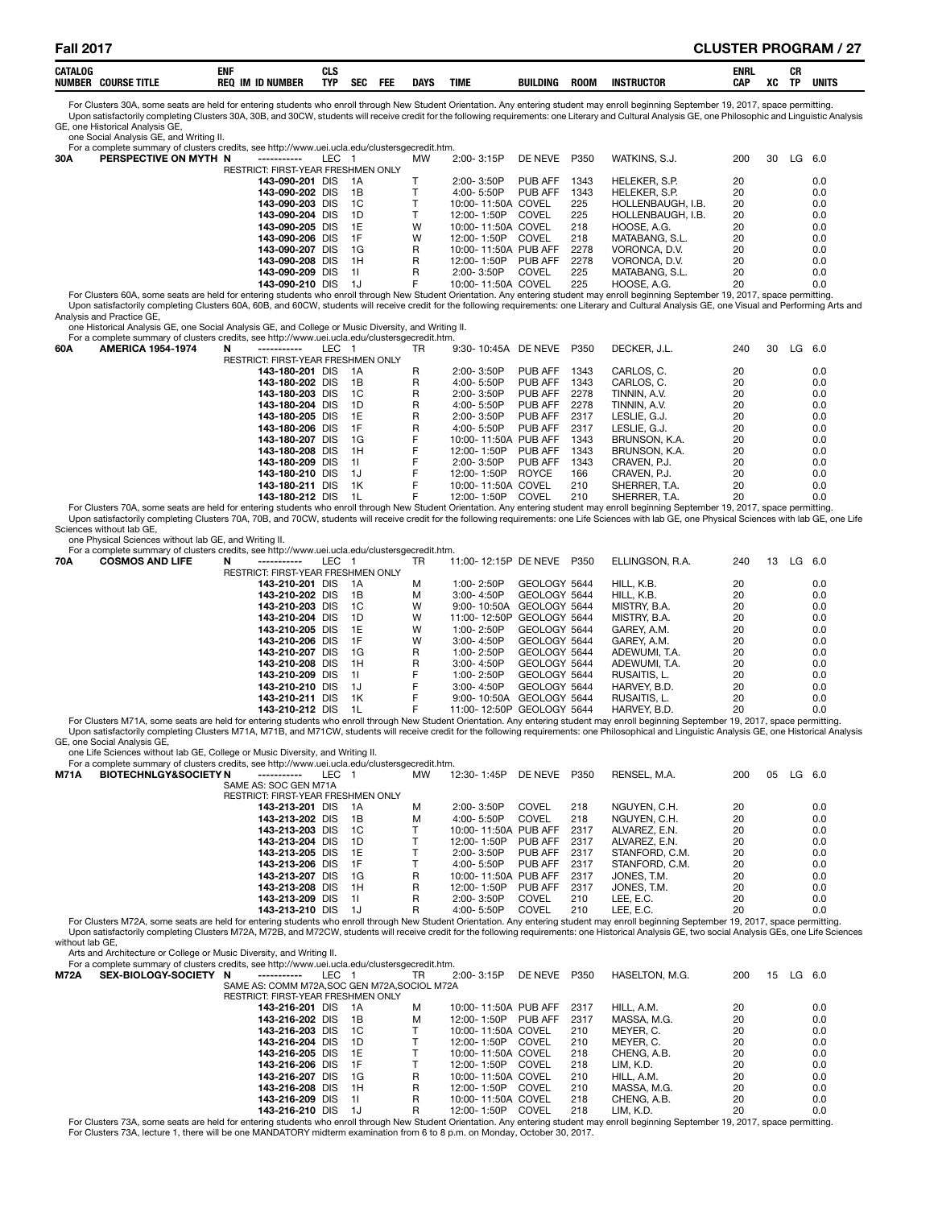| CATALOG NUMBER | COURSE TITLE | ENF REQ | IM | ID NUMBER | CLS TYP | SEC | FEE | DAYS | TIME | BUILDING | ROOM | INSTRUCTOR | ENRL CAP | XC | CR TP | UNITS |
|---|---|---|---|---|---|---|---|---|---|---|---|---|---|---|---|---|

For Clusters 30A, some seats are held for entering students who enroll through New Student Orientation. Any entering student may enroll beginning September 19, 2017, space permitting.
Upon satisfactorily completing Clusters 30A, 30B, and 30CW, students will receive credit for the following requirements: one Literary and Cultural Analysis GE, one Philosophic and Linguistic Analysis GE, one Historical Analysis GE,
one Social Analysis GE, and Writing II.
For a complete summary of clusters credits, see http://www.uei.ucla.edu/clustersgecredit.htm.

| CATALOG NUMBER | COURSE TITLE | ENF REQ | IM | ID NUMBER | CLS TYP | SEC | FEE | DAYS | TIME | BUILDING | ROOM | INSTRUCTOR | ENRL CAP | XC | CR TP | UNITS |
|---|---|---|---|---|---|---|---|---|---|---|---|---|---|---|---|---|
| 30A | PERSPECTIVE ON MYTH | N | | ----------- | LEC | 1 | | MW | 2:00- 3:15P | DE NEVE | P350 | WATKINS, S.J. | 200 | 30 | LG | 6.0 |
| | RESTRICT: FIRST-YEAR FRESHMEN ONLY | | | | | | | | | | | | | | | |
| | | | | 143-090-201 | DIS | 1A | | T | 2:00- 3:50P | PUB AFF | 1343 | HELEKER, S.P. | 20 | | | 0.0 |
| | | | | 143-090-202 | DIS | 1B | | T | 4:00- 5:50P | PUB AFF | 1343 | HELEKER, S.P. | 20 | | | 0.0 |
| | | | | 143-090-203 | DIS | 1C | | T | 10:00- 11:50A | COVEL | 225 | HOLLENBAUGH, I.B. | 20 | | | 0.0 |
| | | | | 143-090-204 | DIS | 1D | | T | 12:00- 1:50P | COVEL | 225 | HOLLENBAUGH, I.B. | 20 | | | 0.0 |
| | | | | 143-090-205 | DIS | 1E | | W | 10:00- 11:50A | COVEL | 218 | HOOSE, A.G. | 20 | | | 0.0 |
| | | | | 143-090-206 | DIS | 1F | | W | 12:00- 1:50P | COVEL | 218 | MATABANG, S.L. | 20 | | | 0.0 |
| | | | | 143-090-207 | DIS | 1G | | R | 10:00- 11:50A | PUB AFF | 2278 | VORONCA, D.V. | 20 | | | 0.0 |
| | | | | 143-090-208 | DIS | 1H | | R | 12:00- 1:50P | PUB AFF | 2278 | VORONCA, D.V. | 20 | | | 0.0 |
| | | | | 143-090-209 | DIS | 1I | | R | 2:00- 3:50P | COVEL | 225 | MATABANG, S.L. | 20 | | | 0.0 |
| | | | | 143-090-210 | DIS | 1J | | F | 10:00- 11:50A | COVEL | 225 | HOOSE, A.G. | 20 | | | 0.0 |

For Clusters 60A, some seats are held for entering students who enroll through New Student Orientation. Any entering student may enroll beginning September 19, 2017, space permitting.
Upon satisfactorily completing Clusters 60A, 60B, and 60CW, students will receive credit for the following requirements: one Literary and Cultural Analysis GE, one Visual and Performing Arts and Analysis and Practice GE,
one Historical Analysis GE, one Social Analysis GE, and College or Music Diversity, and Writing II.
For a complete summary of clusters credits, see http://www.uei.ucla.edu/clustersgecredit.htm.

| CATALOG NUMBER | COURSE TITLE | ENF REQ | IM | ID NUMBER | CLS TYP | SEC | FEE | DAYS | TIME | BUILDING | ROOM | INSTRUCTOR | ENRL CAP | XC | CR TP | UNITS |
|---|---|---|---|---|---|---|---|---|---|---|---|---|---|---|---|---|
| 60A | AMERICA 1954-1974 | N | | ----------- | LEC | 1 | | TR | 9:30- 10:45A | DE NEVE | P350 | DECKER, J.L. | 240 | 30 | LG | 6.0 |
| | RESTRICT: FIRST-YEAR FRESHMEN ONLY | | | | | | | | | | | | | | | |
| | | | | 143-180-201 | DIS | 1A | | R | 2:00- 3:50P | PUB AFF | 1343 | CARLOS, C. | 20 | | | 0.0 |
| | | | | 143-180-202 | DIS | 1B | | R | 4:00- 5:50P | PUB AFF | 1343 | CARLOS, C. | 20 | | | 0.0 |
| | | | | 143-180-203 | DIS | 1C | | R | 2:00- 3:50P | PUB AFF | 2278 | TINNIN, A.V. | 20 | | | 0.0 |
| | | | | 143-180-204 | DIS | 1D | | R | 4:00- 5:50P | PUB AFF | 2278 | TINNIN, A.V. | 20 | | | 0.0 |
| | | | | 143-180-205 | DIS | 1E | | R | 2:00- 3:50P | PUB AFF | 2317 | LESLIE, G.J. | 20 | | | 0.0 |
| | | | | 143-180-206 | DIS | 1F | | R | 4:00- 5:50P | PUB AFF | 2317 | LESLIE, G.J. | 20 | | | 0.0 |
| | | | | 143-180-207 | DIS | 1G | | F | 10:00- 11:50A | PUB AFF | 1343 | BRUNSON, K.A. | 20 | | | 0.0 |
| | | | | 143-180-208 | DIS | 1H | | F | 12:00- 1:50P | PUB AFF | 1343 | BRUNSON, K.A. | 20 | | | 0.0 |
| | | | | 143-180-209 | DIS | 1I | | F | 2:00- 3:50P | PUB AFF | 1343 | CRAVEN, P.J. | 20 | | | 0.0 |
| | | | | 143-180-210 | DIS | 1J | | F | 12:00- 1:50P | ROYCE | 166 | CRAVEN, P.J. | 20 | | | 0.0 |
| | | | | 143-180-211 | DIS | 1K | | F | 10:00- 11:50A | COVEL | 210 | SHERRER, T.A. | 20 | | | 0.0 |
| | | | | 143-180-212 | DIS | 1L | | F | 12:00- 1:50P | COVEL | 210 | SHERRER, T.A. | 20 | | | 0.0 |

For Clusters 70A, some seats are held for entering students who enroll through New Student Orientation. Any entering student may enroll beginning September 19, 2017, space permitting.
Upon satisfactorily completing Clusters 70A, 70B, and 70CW, students will receive credit for the following requirements: one Life Sciences with lab GE, one Physical Sciences with lab GE, one Life Sciences without lab GE,
one Physical Sciences without lab GE, and Writing II.
For a complete summary of clusters credits, see http://www.uei.ucla.edu/clustersgecredit.htm.

| CATALOG NUMBER | COURSE TITLE | ENF REQ | IM | ID NUMBER | CLS TYP | SEC | FEE | DAYS | TIME | BUILDING | ROOM | INSTRUCTOR | ENRL CAP | XC | CR TP | UNITS |
|---|---|---|---|---|---|---|---|---|---|---|---|---|---|---|---|---|
| 70A | COSMOS AND LIFE | N | | ----------- | LEC | 1 | | TR | 11:00- 12:15P | DE NEVE | P350 | ELLINGSON, R.A. | 240 | 13 | LG | 6.0 |
| | RESTRICT: FIRST-YEAR FRESHMEN ONLY | | | | | | | | | | | | | | | |
| | | | | 143-210-201 | DIS | 1A | | M | 1:00- 2:50P | GEOLOGY | 5644 | HILL, K.B. | 20 | | | 0.0 |
| | | | | 143-210-202 | DIS | 1B | | M | 3:00- 4:50P | GEOLOGY | 5644 | HILL, K.B. | 20 | | | 0.0 |
| | | | | 143-210-203 | DIS | 1C | | W | 9:00- 10:50A | GEOLOGY | 5644 | MISTRY, B.A. | 20 | | | 0.0 |
| | | | | 143-210-204 | DIS | 1D | | W | 11:00- 12:50P | GEOLOGY | 5644 | MISTRY, B.A. | 20 | | | 0.0 |
| | | | | 143-210-205 | DIS | 1E | | W | 1:00- 2:50P | GEOLOGY | 5644 | GAREY, A.M. | 20 | | | 0.0 |
| | | | | 143-210-206 | DIS | 1F | | W | 3:00- 4:50P | GEOLOGY | 5644 | GAREY, A.M. | 20 | | | 0.0 |
| | | | | 143-210-207 | DIS | 1G | | R | 1:00- 2:50P | GEOLOGY | 5644 | ADEWUMI, T.A. | 20 | | | 0.0 |
| | | | | 143-210-208 | DIS | 1H | | R | 3:00- 4:50P | GEOLOGY | 5644 | ADEWUMI, T.A. | 20 | | | 0.0 |
| | | | | 143-210-209 | DIS | 1I | | F | 1:00- 2:50P | GEOLOGY | 5644 | RUSAITIS, L. | 20 | | | 0.0 |
| | | | | 143-210-210 | DIS | 1J | | F | 3:00- 4:50P | GEOLOGY | 5644 | HARVEY, B.D. | 20 | | | 0.0 |
| | | | | 143-210-211 | DIS | 1K | | F | 9:00- 10:50A | GEOLOGY | 5644 | RUSAITIS, L. | 20 | | | 0.0 |
| | | | | 143-210-212 | DIS | 1L | | F | 11:00- 12:50P | GEOLOGY | 5644 | HARVEY, B.D. | 20 | | | 0.0 |

For Clusters M71A, some seats are held for entering students who enroll through New Student Orientation. Any entering student may enroll beginning September 19, 2017, space permitting.
Upon satisfactorily completing Clusters M71A, M71B, and M71CW, students will receive credit for the following requirements: one Philosophical and Linguistic Analysis GE, one Historical Analysis GE, one Social Analysis GE,
one Life Sciences without lab GE, College or Music Diversity, and Writing II.
For a complete summary of clusters credits, see http://www.uei.ucla.edu/clustersgecredit.htm.

| CATALOG NUMBER | COURSE TITLE | ENF REQ | IM | ID NUMBER | CLS TYP | SEC | FEE | DAYS | TIME | BUILDING | ROOM | INSTRUCTOR | ENRL CAP | XC | CR TP | UNITS |
|---|---|---|---|---|---|---|---|---|---|---|---|---|---|---|---|---|
| M71A | BIOTECHNLGY&SOCIETY | N | | ----------- | LEC | 1 | | MW | 12:30- 1:45P | DE NEVE | P350 | RENSEL, M.A. | 200 | 05 | LG | 6.0 |
| | SAME AS: SOC GEN M71A | | | | | | | | | | | | | | | |
| | RESTRICT: FIRST-YEAR FRESHMEN ONLY | | | | | | | | | | | | | | | |
| | | | | 143-213-201 | DIS | 1A | | M | 2:00- 3:50P | COVEL | 218 | NGUYEN, C.H. | 20 | | | 0.0 |
| | | | | 143-213-202 | DIS | 1B | | M | 4:00- 5:50P | COVEL | 218 | NGUYEN, C.H. | 20 | | | 0.0 |
| | | | | 143-213-203 | DIS | 1C | | T | 10:00- 11:50A | PUB AFF | 2317 | ALVAREZ, E.N. | 20 | | | 0.0 |
| | | | | 143-213-204 | DIS | 1D | | T | 12:00- 1:50P | PUB AFF | 2317 | ALVAREZ, E.N. | 20 | | | 0.0 |
| | | | | 143-213-205 | DIS | 1E | | T | 2:00- 3:50P | PUB AFF | 2317 | STANFORD, C.M. | 20 | | | 0.0 |
| | | | | 143-213-206 | DIS | 1F | | T | 4:00- 5:50P | PUB AFF | 2317 | STANFORD, C.M. | 20 | | | 0.0 |
| | | | | 143-213-207 | DIS | 1G | | R | 10:00- 11:50A | PUB AFF | 2317 | JONES, T.M. | 20 | | | 0.0 |
| | | | | 143-213-208 | DIS | 1H | | R | 12:00- 1:50P | PUB AFF | 2317 | JONES, T.M. | 20 | | | 0.0 |
| | | | | 143-213-209 | DIS | 1I | | R | 2:00- 3:50P | COVEL | 210 | LEE, E.C. | 20 | | | 0.0 |
| | | | | 143-213-210 | DIS | 1J | | R | 4:00- 5:50P | COVEL | 210 | LEE, E.C. | 20 | | | 0.0 |

For Clusters M72A, some seats are held for entering students who enroll through New Student Orientation. Any entering student may enroll beginning September 19, 2017, space permitting.
Upon satisfactorily completing Clusters M72A, M72B, and M72CW, students will receive credit for the following requirements: one Historical Analysis GE, two social Analysis GEs, one Life Sciences without lab GE,
Arts and Architecture or College or Music Diversity, and Writing II.
For a complete summary of clusters credits, see http://www.uei.ucla.edu/clustersgecredit.htm.

| CATALOG NUMBER | COURSE TITLE | ENF REQ | IM | ID NUMBER | CLS TYP | SEC | FEE | DAYS | TIME | BUILDING | ROOM | INSTRUCTOR | ENRL CAP | XC | CR TP | UNITS |
|---|---|---|---|---|---|---|---|---|---|---|---|---|---|---|---|---|
| M72A | SEX-BIOLOGY-SOCIETY | N | | ----------- | LEC | 1 | | TR | 2:00- 3:15P | DE NEVE | P350 | HASELTON, M.G. | 200 | 15 | LG | 6.0 |
| | SAME AS: COMM M72A,SOC GEN M72A,SOCIOL M72A | | | | | | | | | | | | | | | |
| | RESTRICT: FIRST-YEAR FRESHMEN ONLY | | | | | | | | | | | | | | | |
| | | | | 143-216-201 | DIS | 1A | | M | 10:00- 11:50A | PUB AFF | 2317 | HILL, A.M. | 20 | | | 0.0 |
| | | | | 143-216-202 | DIS | 1B | | M | 12:00- 1:50P | PUB AFF | 2317 | MASSA, M.G. | 20 | | | 0.0 |
| | | | | 143-216-203 | DIS | 1C | | T | 10:00- 11:50A | COVEL | 210 | MEYER, C. | 20 | | | 0.0 |
| | | | | 143-216-204 | DIS | 1D | | T | 12:00- 1:50P | COVEL | 210 | MEYER, C. | 20 | | | 0.0 |
| | | | | 143-216-205 | DIS | 1E | | T | 10:00- 11:50A | COVEL | 218 | CHENG, A.B. | 20 | | | 0.0 |
| | | | | 143-216-206 | DIS | 1F | | T | 12:00- 1:50P | COVEL | 218 | LIM, K.D. | 20 | | | 0.0 |
| | | | | 143-216-207 | DIS | 1G | | R | 10:00- 11:50A | COVEL | 210 | HILL, A.M. | 20 | | | 0.0 |
| | | | | 143-216-208 | DIS | 1H | | R | 12:00- 1:50P | COVEL | 210 | MASSA, M.G. | 20 | | | 0.0 |
| | | | | 143-216-209 | DIS | 1I | | R | 10:00- 11:50A | COVEL | 218 | CHENG, A.B. | 20 | | | 0.0 |
| | | | | 143-216-210 | DIS | 1J | | R | 12:00- 1:50P | COVEL | 218 | LIM, K.D. | 20 | | | 0.0 |

For Clusters 73A, some seats are held for entering students who enroll through New Student Orientation. Any entering student may enroll beginning September 19, 2017, space permitting.
For Clusters 73A, lecture 1, there will be one MANDATORY midterm examination from 6 to 8 p.m. on Monday, October 30, 2017.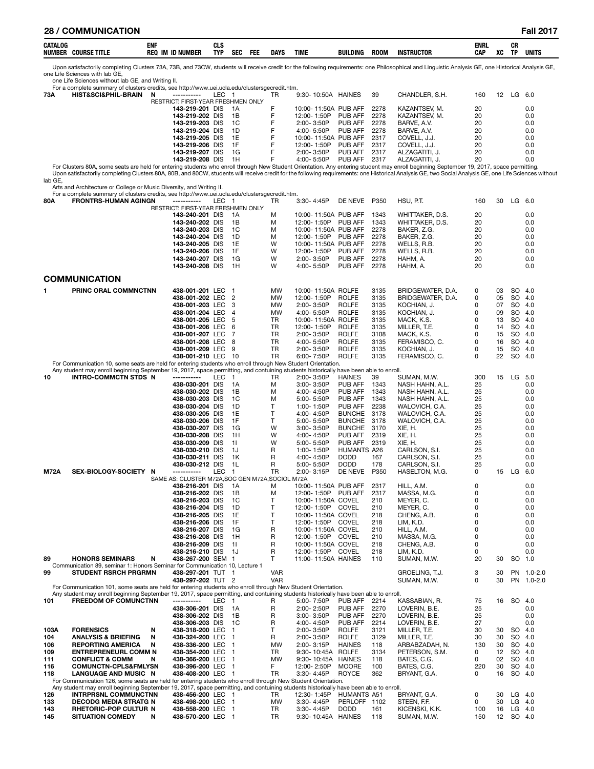| CATALOG NUMBER | COURSE TITLE | ENF REQ | IM | ID NUMBER | CLS TYP | SEC | FEE | DAYS | TIME | BUILDING | ROOM | INSTRUCTOR | ENRL CAP | XC | CR TP | UNITS |
|---|---|---|---|---|---|---|---|---|---|---|---|---|---|---|---|---|

Upon satisfactorily completing Clusters 73A, 73B, and 73CW, students will receive credit for the following requirements: one Philosophical and Linguistic Analysis GE, one Historical Analysis GE, one Life Sciences with lab GE, one Life Sciences without lab GE, and Writing II.

For a complete summary of clusters credits, see http://www.uei.ucla.edu/clustersgecredit.htm.

| CATALOG NUMBER | COURSE TITLE | ENF REQ | IM | ID NUMBER | CLS TYP | SEC | FEE | DAYS | TIME | BUILDING | ROOM | INSTRUCTOR | ENRL CAP | XC | CR TP | UNITS |
|---|---|---|---|---|---|---|---|---|---|---|---|---|---|---|---|---|
| 73A | HIST&SCI&PHIL-BRAIN | N | | ----------- | LEC | 1 | | TR | 9:30- 10:50A | HAINES | 39 | CHANDLER, S.H. | 160 | 12 | LG | 6.0 |
| | RESTRICT: FIRST-YEAR FRESHMEN ONLY | | | | | | | | | | | | | | | |
| | | | | 143-219-201 | DIS | 1A | | F | 10:00- 11:50A | PUB AFF | 2278 | KAZANTSEV, M. | 20 | | | 0.0 |
| | | | | 143-219-202 | DIS | 1B | | F | 12:00- 1:50P | PUB AFF | 2278 | KAZANTSEV, M. | 20 | | | 0.0 |
| | | | | 143-219-203 | DIS | 1C | | F | 2:00- 3:50P | PUB AFF | 2278 | BARVE, A.V. | 20 | | | 0.0 |
| | | | | 143-219-204 | DIS | 1D | | F | 4:00- 5:50P | PUB AFF | 2278 | BARVE, A.V. | 20 | | | 0.0 |
| | | | | 143-219-205 | DIS | 1E | | F | 10:00- 11:50A | PUB AFF | 2317 | COVELL, J.J. | 20 | | | 0.0 |
| | | | | 143-219-206 | DIS | 1F | | F | 12:00- 1:50P | PUB AFF | 2317 | COVELL, J.J. | 20 | | | 0.0 |
| | | | | 143-219-207 | DIS | 1G | | F | 2:00- 3:50P | PUB AFF | 2317 | ALZAGATITI, J. | 20 | | | 0.0 |
| | | | | 143-219-208 | DIS | 1H | | F | 4:00- 5:50P | PUB AFF | 2317 | ALZAGATITI, J. | 20 | | | 0.0 |

For Clusters 80A, some seats are held for entering students who enroll through New Student Orientation. Any entering student may enroll beginning September 19, 2017, space permitting.

Upon satisfactorily completing Clusters 80A, 80B, and 80CW, students will receive credit for the following requirements: one Historical Analysis GE, two Social Analysis GE, one Life Sciences without lab GE, Arts and Architecture or College or Music Diversity, and Writing II.

For a complete summary of clusters credits, see http://www.uei.ucla.edu/clustersgecredit.htm.

| CATALOG NUMBER | COURSE TITLE | ENF REQ | IM | ID NUMBER | CLS TYP | SEC | FEE | DAYS | TIME | BUILDING | ROOM | INSTRUCTOR | ENRL CAP | XC | CR TP | UNITS |
|---|---|---|---|---|---|---|---|---|---|---|---|---|---|---|---|---|
| 80A | FRONTRS-HUMAN AGINGN | | | ----------- | LEC | 1 | | TR | 3:30- 4:45P | DE NEVE | P350 | HSU, P.T. | 160 | 30 | LG | 6.0 |
| | RESTRICT: FIRST-YEAR FRESHMEN ONLY | | | | | | | | | | | | | | | |
| | | | | 143-240-201 | DIS | 1A | | M | 10:00- 11:50A | PUB AFF | 1343 | WHITTAKER, D.S. | 20 | | | 0.0 |
| | | | | 143-240-202 | DIS | 1B | | M | 12:00- 1:50P | PUB AFF | 1343 | WHITTAKER, D.S. | 20 | | | 0.0 |
| | | | | 143-240-203 | DIS | 1C | | M | 10:00- 11:50A | PUB AFF | 2278 | BAKER, Z.G. | 20 | | | 0.0 |
| | | | | 143-240-204 | DIS | 1D | | M | 12:00- 1:50P | PUB AFF | 2278 | BAKER, Z.G. | 20 | | | 0.0 |
| | | | | 143-240-205 | DIS | 1E | | W | 10:00- 11:50A | PUB AFF | 2278 | WELLS, R.B. | 20 | | | 0.0 |
| | | | | 143-240-206 | DIS | 1F | | W | 12:00- 1:50P | PUB AFF | 2278 | WELLS, R.B. | 20 | | | 0.0 |
| | | | | 143-240-207 | DIS | 1G | | W | 2:00- 3:50P | PUB AFF | 2278 | HAHM, A. | 20 | | | 0.0 |
| | | | | 143-240-208 | DIS | 1H | | W | 4:00- 5:50P | PUB AFF | 2278 | HAHM, A. | 20 | | | 0.0 |

## COMMUNICATION

| CATALOG NUMBER | COURSE TITLE | ENF REQ | IM | ID NUMBER | CLS TYP | SEC | FEE | DAYS | TIME | BUILDING | ROOM | INSTRUCTOR | ENRL CAP | XC | CR TP | UNITS |
|---|---|---|---|---|---|---|---|---|---|---|---|---|---|---|---|---|
| 1 | PRINC ORAL COMMNCTNN | | | 438-001-201 | LEC | 1 | | MW | 10:00- 11:50A | ROLFE | 3135 | BRIDGEWATER, D.A. | 0 | 03 | SO | 4.0 |
| | | | | 438-001-202 | LEC | 2 | | MW | 12:00- 1:50P | ROLFE | 3135 | BRIDGEWATER, D.A. | 0 | 05 | SO | 4.0 |
| | | | | 438-001-203 | LEC | 3 | | MW | 2:00- 3:50P | ROLFE | 3135 | KOCHIAN, J. | 0 | 07 | SO | 4.0 |
| | | | | 438-001-204 | LEC | 4 | | MW | 4:00- 5:50P | ROLFE | 3135 | KOCHIAN, J. | 0 | 09 | SO | 4.0 |
| | | | | 438-001-205 | LEC | 5 | | TR | 10:00- 11:50A | ROLFE | 3135 | MACK, K.S. | 0 | 13 | SO | 4.0 |
| | | | | 438-001-206 | LEC | 6 | | TR | 12:00- 1:50P | ROLFE | 3135 | MILLER, T.E. | 0 | 14 | SO | 4.0 |
| | | | | 438-001-207 | LEC | 7 | | TR | 2:00- 3:50P | ROLFE | 3108 | MACK, K.S. | 0 | 15 | SO | 4.0 |
| | | | | 438-001-208 | LEC | 8 | | TR | 4:00- 5:50P | ROLFE | 3135 | FERAMISCO, C. | 0 | 16 | SO | 4.0 |
| | | | | 438-001-209 | LEC | 9 | | TR | 2:00- 3:50P | ROLFE | 3135 | KOCHIAN, J. | 0 | 15 | SO | 4.0 |
| | | | | 438-001-210 | LEC | 10 | | TR | 6:00- 7:50P | ROLFE | 3135 | FERAMISCO, C. | 0 | 22 | SO | 4.0 |

For Communication 10, some seats are held for entering students who enroll through New Student Orientation.

Any student may enroll beginning September 19, 2017, space permitting, and contuining students historically have been able to enroll.

| CATALOG NUMBER | COURSE TITLE | ENF REQ | IM | ID NUMBER | CLS TYP | SEC | FEE | DAYS | TIME | BUILDING | ROOM | INSTRUCTOR | ENRL CAP | XC | CR TP | UNITS |
|---|---|---|---|---|---|---|---|---|---|---|---|---|---|---|---|---|
| 10 | INTRO-COMMCTN STDS | N | | ----------- | LEC | 1 | | TR | 2:00- 3:50P | HAINES | 39 | SUMAN, M.W. | 300 | 15 | LG | 5.0 |
| | | | | 438-030-201 | DIS | 1A | | M | 3:00- 3:50P | PUB AFF | 1343 | NASH HAHN, A.L. | 25 | | | 0.0 |
| | | | | 438-030-202 | DIS | 1B | | M | 4:00- 4:50P | PUB AFF | 1343 | NASH HAHN, A.L. | 25 | | | 0.0 |
| | | | | 438-030-203 | DIS | 1C | | M | 5:00- 5:50P | PUB AFF | 1343 | NASH HAHN, A.L. | 25 | | | 0.0 |
| | | | | 438-030-204 | DIS | 1D | | T | 1:00- 1:50P | PUB AFF | 2238 | WALOVICH, C.A. | 25 | | | 0.0 |
| | | | | 438-030-205 | DIS | 1E | | T | 4:00- 4:50P | BUNCHE | 3178 | WALOVICH, C.A. | 25 | | | 0.0 |
| | | | | 438-030-206 | DIS | 1F | | T | 5:00- 5:50P | BUNCHE | 3178 | WALOVICH, C.A. | 25 | | | 0.0 |
| | | | | 438-030-207 | DIS | 1G | | W | 3:00- 3:50P | BUNCHE | 3170 | XIE, H. | 25 | | | 0.0 |
| | | | | 438-030-208 | DIS | 1H | | W | 4:00- 4:50P | PUB AFF | 2319 | XIE, H. | 25 | | | 0.0 |
| | | | | 438-030-209 | DIS | 1I | | W | 5:00- 5:50P | PUB AFF | 2319 | XIE, H. | 25 | | | 0.0 |
| | | | | 438-030-210 | DIS | 1J | | R | 1:00- 1:50P | HUMANTS | A26 | CARLSON, S.I. | 25 | | | 0.0 |
| | | | | 438-030-211 | DIS | 1K | | R | 4:00- 4:50P | DODD | 167 | CARLSON, S.I. | 25 | | | 0.0 |
| | | | | 438-030-212 | DIS | 1L | | R | 5:00- 5:50P | DODD | 178 | CARLSON, S.I. | 25 | | | 0.0 |
| M72A | SEX-BIOLOGY-SOCIETY | N | | ----------- | LEC | 1 | | TR | 2:00- 3:15P | DE NEVE | P350 | HASELTON, M.G. | 0 | 15 | LG | 6.0 |
| | SAME AS: CLUSTER M72A,SOC GEN M72A,SOCIOL M72A | | | | | | | | | | | | | | | |
| | | | | 438-216-201 | DIS | 1A | | M | 10:00- 11:50A | PUB AFF | 2317 | HILL, A.M. | 0 | | | 0.0 |
| | | | | 438-216-202 | DIS | 1B | | M | 12:00- 1:50P | PUB AFF | 2317 | MASSA, M.G. | 0 | | | 0.0 |
| | | | | 438-216-203 | DIS | 1C | | T | 10:00- 11:50A | COVEL | 210 | MEYER, C. | 0 | | | 0.0 |
| | | | | 438-216-204 | DIS | 1D | | T | 12:00- 1:50P | COVEL | 210 | MEYER, C. | 0 | | | 0.0 |
| | | | | 438-216-205 | DIS | 1E | | T | 10:00- 11:50A | COVEL | 218 | CHENG, A.B. | 0 | | | 0.0 |
| | | | | 438-216-206 | DIS | 1F | | T | 12:00- 1:50P | COVEL | 218 | LIM, K.D. | 0 | | | 0.0 |
| | | | | 438-216-207 | DIS | 1G | | R | 10:00- 11:50A | COVEL | 210 | HILL, A.M. | 0 | | | 0.0 |
| | | | | 438-216-208 | DIS | 1H | | R | 12:00- 1:50P | COVEL | 210 | MASSA, M.G. | 0 | | | 0.0 |
| | | | | 438-216-209 | DIS | 1I | | R | 10:00- 11:50A | COVEL | 218 | CHENG, A.B. | 0 | | | 0.0 |
| | | | | 438-216-210 | DIS | 1J | | R | 12:00- 1:50P | COVEL | 218 | LIM, K.D. | 0 | | | 0.0 |
| 89 | HONORS SEMINARS | N | | 438-267-200 | SEM | 1 | | T | 11:00- 11:50A | HAINES | 110 | SUMAN, M.W. | 20 | 30 | SO | 1.0 |
| | Communication 89, seminar 1: Honors Seminar for Communication 10, Lecture 1 | | | | | | | | | | | | | | | |
| 99 | STUDENT RSRCH PRGRMN | | | 438-297-201 | TUT | 1 | | VAR | | | | GROELING, T.J. | 3 | 30 | PN | 1.0-2.0 |
| | | | | 438-297-202 | TUT | 2 | | VAR | | | | SUMAN, M.W. | 0 | 30 | PN | 1.0-2.0 |

For Communication 101, some seats are held for entering students who enroll through New Student Orientation.

Any student may enroll beginning September 19, 2017, space permitting, and contuining students historically have been able to enroll.

| CATALOG NUMBER | COURSE TITLE | ENF REQ | IM | ID NUMBER | CLS TYP | SEC | FEE | DAYS | TIME | BUILDING | ROOM | INSTRUCTOR | ENRL CAP | XC | CR TP | UNITS |
|---|---|---|---|---|---|---|---|---|---|---|---|---|---|---|---|---|
| 101 | FREEDOM OF COMUNCTNN | | | ----------- | LEC | 1 | | R | 5:00- 7:50P | PUB AFF | 2214 | KASSABIAN, R. | 75 | 16 | SO | 4.0 |
| | | | | 438-306-201 | DIS | 1A | | R | 2:00- 2:50P | PUB AFF | 2270 | LOVERIN, B.E. | 25 | | | 0.0 |
| | | | | 438-306-202 | DIS | 1B | | R | 3:00- 3:50P | PUB AFF | 2270 | LOVERIN, B.E. | 25 | | | 0.0 |
| | | | | 438-306-203 | DIS | 1C | | R | 4:00- 4:50P | PUB AFF | 2214 | LOVERIN, B.E. | 27 | | | 0.0 |
| 103A | FORENSICS | N | | 438-318-200 | LEC | 1 | | T | 2:00- 3:50P | ROLFE | 3121 | MILLER, T.E. | 30 | 30 | SO | 4.0 |
| 104 | ANALYSIS & BRIEFING | N | | 438-324-200 | LEC | 1 | | R | 2:00- 3:50P | ROLFE | 3129 | MILLER, T.E. | 30 | 30 | SO | 4.0 |
| 106 | REPORTING AMERICA | N | | 438-336-200 | LEC | 1 | | MW | 2:00- 3:15P | HAINES | 118 | ARBABZADAH, N. | 130 | 30 | SO | 4.0 |
| 109 | ENTREPRENEURL COMM | N | | 438-354-200 | LEC | 1 | | TR | 9:30- 10:45A | ROLFE | 3134 | PETERSON, S.M. | 0 | 12 | SO | 4.0 |
| 111 | CONFLICT & COMM | N | | 438-366-200 | LEC | 1 | | MW | 9:30- 10:45A | HAINES | 118 | BATES, C.G. | 0 | 02 | SO | 4.0 |
| 116 | COMUNCTN-CPLS&FMLYSN | | | 438-396-200 | LEC | 1 | | F | 12:00- 2:50P | MOORE | 100 | BATES, C.G. | 220 | 30 | SO | 4.0 |
| 118 | LANGUAGE AND MUSIC | N | | 438-408-200 | LEC | 1 | | TR | 3:30- 4:45P | ROYCE | 362 | BRYANT, G.A. | 0 | 16 | SO | 4.0 |

For Communication 126, some seats are held for entering students who enroll through New Student Orientation.

Any student may enroll beginning September 19, 2017, space permitting, and contuining students historically have been able to enroll.

| CATALOG NUMBER | COURSE TITLE | ENF REQ | IM | ID NUMBER | CLS TYP | SEC | FEE | DAYS | TIME | BUILDING | ROOM | INSTRUCTOR | ENRL CAP | XC | CR TP | UNITS |
|---|---|---|---|---|---|---|---|---|---|---|---|---|---|---|---|---|
| 126 | INTRPRSNL COMMUNCTNN | | | 438-456-200 | LEC | 1 | | TR | 12:30- 1:45P | HUMANTS | A51 | BRYANT, G.A. | 0 | 30 | LG | 4.0 |
| 133 | DECODG MEDIA STRATG | N | | 438-498-200 | LEC | 1 | | MW | 3:30- 4:45P | PERLOFF | 1102 | STEEN, F.F. | 0 | 30 | LG | 4.0 |
| 143 | RHETORIC-POP CULTUR | N | | 438-558-200 | LEC | 1 | | TR | 3:30- 4:45P | DODD | 161 | KICENSKI, K.K. | 100 | 16 | LG | 4.0 |
| 145 | SITUATION COMEDY | N | | 438-570-200 | LEC | 1 | | TR | 9:30- 10:45A | HAINES | 118 | SUMAN, M.W. | 150 | 12 | SO | 4.0 |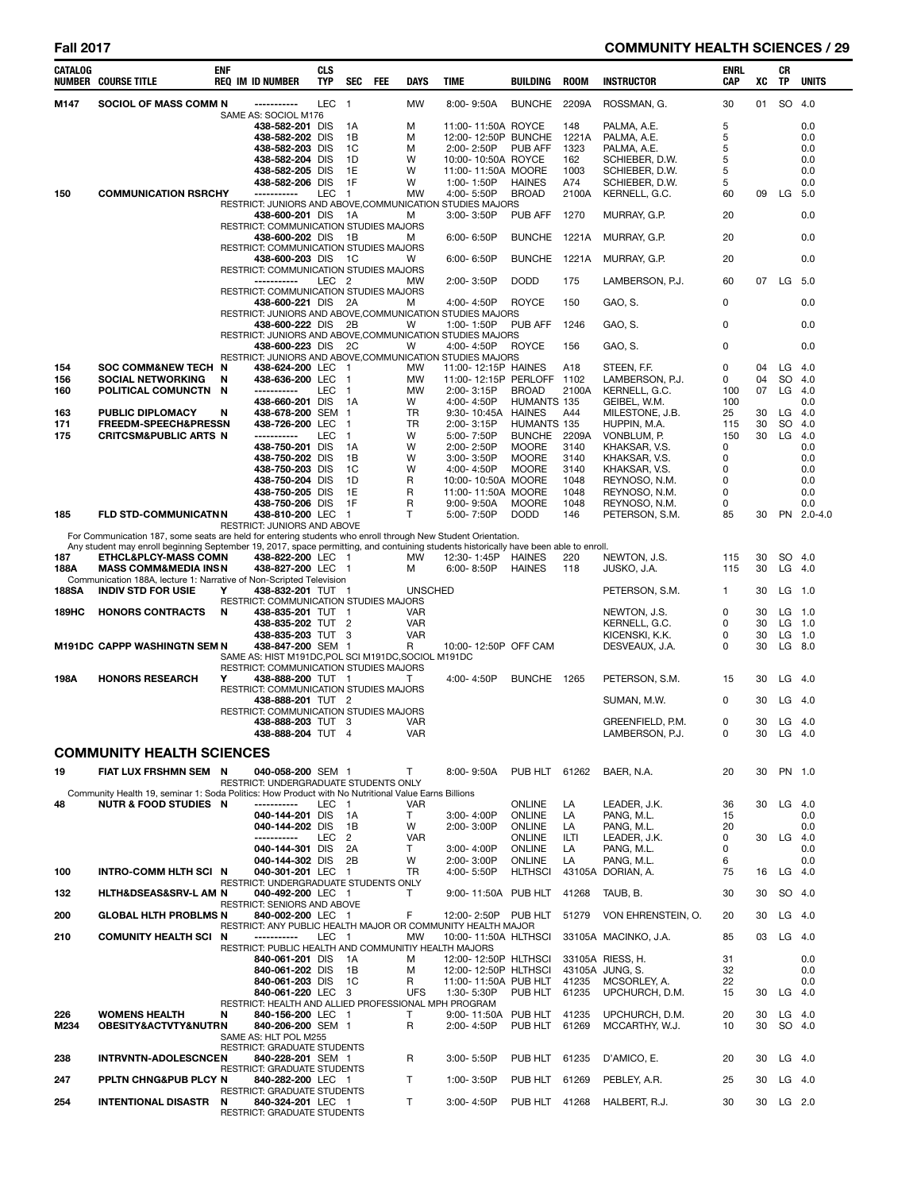| CATALOG NUMBER | COURSE TITLE | ENF REQ | IM ID NUMBER | CLS TYP | SEC | FEE | DAYS | TIME | BUILDING | ROOM | INSTRUCTOR | ENRL CAP | XC | CR TP | UNITS |
|---|---|---|---|---|---|---|---|---|---|---|---|---|---|---|---|
| M147 | SOCIOL OF MASS COMM | N | ----------- | LEC | 1 | | MW | 8:00- 9:50A | BUNCHE | 2209A | ROSSMAN, G. | 30 | 01 | SO | 4.0 |
| | SAME AS: SOCIOL M176 | | | | | | | | | | | | | | |
| | | | 438-582-201 | DIS | 1A | | M | 11:00- 11:50A | ROYCE | 148 | PALMA, A.E. | 5 | | | 0.0 |
| | | | 438-582-202 | DIS | 1B | | M | 12:00- 12:50P | BUNCHE | 1221A | PALMA, A.E. | 5 | | | 0.0 |
| | | | 438-582-203 | DIS | 1C | | M | 2:00- 2:50P | PUB AFF | 1323 | PALMA, A.E. | 5 | | | 0.0 |
| | | | 438-582-204 | DIS | 1D | | W | 10:00- 10:50A | ROYCE | 162 | SCHIEBER, D.W. | 5 | | | 0.0 |
| | | | 438-582-205 | DIS | 1E | | W | 11:00- 11:50A | MOORE | 1003 | SCHIEBER, D.W. | 5 | | | 0.0 |
| | | | 438-582-206 | DIS | 1F | | W | 1:00- 1:50P | HAINES | A74 | SCHIEBER, D.W. | 5 | | | 0.0 |
| 150 | COMMUNICATION RSRCH | Y | ----------- | LEC | 1 | | MW | 4:00- 5:50P | BROAD | 2100A | KERNELL, G.C. | 60 | 09 | LG | 5.0 |
| | RESTRICT: JUNIORS AND ABOVE,COMMUNICATION STUDIES MAJORS | | | | | | | | | | | | | | |
| | | | 438-600-201 | DIS | 1A | | M | 3:00- 3:50P | PUB AFF | 1270 | MURRAY, G.P. | 20 | | | 0.0 |
| | RESTRICT: COMMUNICATION STUDIES MAJORS | | | | | | | | | | | | | | |
| | | | 438-600-202 | DIS | 1B | | M | 6:00- 6:50P | BUNCHE | 1221A | MURRAY, G.P. | 20 | | | 0.0 |
| | RESTRICT: COMMUNICATION STUDIES MAJORS | | | | | | | | | | | | | | |
| | | | 438-600-203 | DIS | 1C | | W | 6:00- 6:50P | BUNCHE | 1221A | MURRAY, G.P. | 20 | | | 0.0 |
| | RESTRICT: COMMUNICATION STUDIES MAJORS | | | | | | | | | | | | | | |
| | | | ----------- | LEC | 2 | | MW | 2:00- 3:50P | DODD | 175 | LAMBERSON, P.J. | 60 | 07 | LG | 5.0 |
| | RESTRICT: COMMUNICATION STUDIES MAJORS | | | | | | | | | | | | | | |
| | | | 438-600-221 | DIS | 2A | | M | 4:00- 4:50P | ROYCE | 150 | GAO, S. | 0 | | | 0.0 |
| | RESTRICT: JUNIORS AND ABOVE,COMMUNICATION STUDIES MAJORS | | | | | | | | | | | | | | |
| | | | 438-600-222 | DIS | 2B | | W | 1:00- 1:50P | PUB AFF | 1246 | GAO, S. | 0 | | | 0.0 |
| | RESTRICT: JUNIORS AND ABOVE,COMMUNICATION STUDIES MAJORS | | | | | | | | | | | | | | |
| | | | 438-600-223 | DIS | 2C | | W | 4:00- 4:50P | ROYCE | 156 | GAO, S. | 0 | | | 0.0 |
| | RESTRICT: JUNIORS AND ABOVE,COMMUNICATION STUDIES MAJORS | | | | | | | | | | | | | | |
| 154 | SOC COMM&NEW TECH | N | 438-624-200 | LEC | 1 | | MW | 11:00- 12:15P | HAINES | A18 | STEEN, F.F. | 0 | 04 | LG | 4.0 |
| 156 | SOCIAL NETWORKING | N | 438-636-200 | LEC | 1 | | MW | 11:00- 12:15P | PERLOFF | 1102 | LAMBERSON, P.J. | 0 | 04 | SO | 4.0 |
| 160 | POLITICAL COMUNCTN | N | ----------- | LEC | 1 | | MW | 2:00- 3:15P | BROAD | 2100A | KERNELL, G.C. | 100 | 07 | LG | 4.0 |
| | | | 438-660-201 | DIS | 1A | | W | 4:00- 4:50P | HUMANTS | 135 | GEIBEL, W.M. | 100 | | | 0.0 |
| 163 | PUBLIC DIPLOMACY | N | 438-678-200 | SEM | 1 | | TR | 9:30- 10:45A | HAINES | A44 | MILESTONE, J.B. | 25 | 30 | LG | 4.0 |
| 171 | FREEDM-SPEECH&PRESS | N | 438-726-200 | LEC | 1 | | TR | 2:00- 3:15P | HUMANTS | 135 | HUPPIN, M.A. | 115 | 30 | SO | 4.0 |
| 175 | CRITCSM&PUBLIC ARTS | N | ----------- | LEC | 1 | | W | 5:00- 7:50P | BUNCHE | 2209A | VONBLUM, P. | 150 | 30 | LG | 4.0 |
| | | | 438-750-201 | DIS | 1A | | W | 2:00- 2:50P | MOORE | 3140 | KHAKSAR, V.S. | 0 | | | 0.0 |
| | | | 438-750-202 | DIS | 1B | | W | 3:00- 3:50P | MOORE | 3140 | KHAKSAR, V.S. | 0 | | | 0.0 |
| | | | 438-750-203 | DIS | 1C | | W | 4:00- 4:50P | MOORE | 3140 | KHAKSAR, V.S. | 0 | | | 0.0 |
| | | | 438-750-204 | DIS | 1D | | R | 10:00- 10:50A | MOORE | 1048 | REYNOSO, N.M. | 0 | | | 0.0 |
| | | | 438-750-205 | DIS | 1E | | R | 11:00- 11:50A | MOORE | 1048 | REYNOSO, N.M. | 0 | | | 0.0 |
| | | | 438-750-206 | DIS | 1F | | R | 9:00- 9:50A | MOORE | 1048 | REYNOSO, N.M. | 0 | | | 0.0 |
| 185 | FLD STD-COMMUNICATN | N | 438-810-200 | LEC | 1 | | T | 5:00- 7:50P | DODD | 146 | PETERSON, S.M. | 85 | 30 | PN | 2.0-4.0 |
| | RESTRICT: JUNIORS AND ABOVE | | | | | | | | | | | | | | |
| | For Communication 187, some seats are held for entering students who enroll through New Student Orientation. | | | | | | | | | | | | | | |
| | Any student may enroll beginning September 19, 2017, space permitting, and contuining students historically have been able to enroll. | | | | | | | | | | | | | | |
| 187 | ETHCL&PLCY-MASS COMN | | 438-822-200 | LEC | 1 | | MW | 12:30- 1:45P | HAINES | 220 | NEWTON, J.S. | 115 | 30 | SO | 4.0 |
| 188A | MASS COMM&MEDIA INS | N | 438-827-200 | LEC | 1 | | M | 6:00- 8:50P | HAINES | 118 | JUSKO, J.A. | 115 | 30 | LG | 4.0 |
| | Communication 188A, lecture 1: Narrative of Non-Scripted Television | | | | | | | | | | | | | | |
| 188SA | INDIV STD FOR USIE | Y | 438-832-201 | TUT | 1 | | UNSCHED | | | | PETERSON, S.M. | 1 | 30 | LG | 1.0 |
| | RESTRICT: COMMUNICATION STUDIES MAJORS | | | | | | | | | | | | | | |
| 189HC | HONORS CONTRACTS | N | 438-835-201 | TUT | 1 | | VAR | | | | NEWTON, J.S. | 0 | 30 | LG | 1.0 |
| | | | 438-835-202 | TUT | 2 | | VAR | | | | KERNELL, G.C. | 0 | 30 | LG | 1.0 |
| | | | 438-835-203 | TUT | 3 | | VAR | | | | KICENSKI, K.K. | 0 | 30 | LG | 1.0 |
| M191DC | CAPPP WASHINGTN SEM | N | 438-847-200 | SEM | 1 | | R | 10:00- 12:50P | OFF CAM | | DESVEAUX, J.A. | 0 | 30 | LG | 8.0 |
| | SAME AS: HIST M191DC,POL SCI M191DC,SOCIOL M191DC | | | | | | | | | | | | | | |
| | RESTRICT: COMMUNICATION STUDIES MAJORS | | | | | | | | | | | | | | |
| 198A | HONORS RESEARCH | Y | 438-888-200 | TUT | 1 | | T | 4:00- 4:50P | BUNCHE | 1265 | PETERSON, S.M. | 15 | 30 | LG | 4.0 |
| | RESTRICT: COMMUNICATION STUDIES MAJORS | | | | | | | | | | | | | | |
| | | | 438-888-201 | TUT | 2 | | | | | | SUMAN, M.W. | 0 | 30 | LG | 4.0 |
| | RESTRICT: COMMUNICATION STUDIES MAJORS | | | | | | | | | | | | | | |
| | | | 438-888-203 | TUT | 3 | | VAR | | | | GREENFIELD, P.M. | 0 | 30 | LG | 4.0 |
| | | | 438-888-204 | TUT | 4 | | VAR | | | | LAMBERSON, P.J. | 0 | 30 | LG | 4.0 |

## COMMUNITY HEALTH SCIENCES

| CATALOG NUMBER | COURSE TITLE | ENF REQ | IM ID NUMBER | CLS TYP | SEC | FEE | DAYS | TIME | BUILDING | ROOM | INSTRUCTOR | ENRL CAP | XC | CR TP | UNITS |
|---|---|---|---|---|---|---|---|---|---|---|---|---|---|---|---|
| 19 | FIAT LUX FRSHMN SEM | N | 040-058-200 | SEM | 1 | | T | 8:00- 9:50A | PUB HLT | 61262 | BAER, N.A. | 20 | 30 | PN | 1.0 |
| | RESTRICT: UNDERGRADUATE STUDENTS ONLY | | | | | | | | | | | | | | |
| | Community Health 19, seminar 1: Soda Politics: How Product with No Nutritional Value Earns Billions | | | | | | | | | | | | | | |
| 48 | NUTR & FOOD STUDIES | N | ----------- | LEC | 1 | | VAR | | ONLINE | LA | LEADER, J.K. | 36 | 30 | LG | 4.0 |
| | | | 040-144-201 | DIS | 1A | | T | 3:00- 4:00P | ONLINE | LA | PANG, M.L. | 15 | | | 0.0 |
| | | | 040-144-202 | DIS | 1B | | W | 2:00- 3:00P | ONLINE | LA | PANG, M.L. | 20 | | | 0.0 |
| | | | ----------- | LEC | 2 | | VAR | | ONLINE | ILTI | LEADER, J.K. | 0 | 30 | LG | 4.0 |
| | | | 040-144-301 | DIS | 2A | | T | 3:00- 4:00P | ONLINE | LA | PANG, M.L. | 0 | | | 0.0 |
| | | | 040-144-302 | DIS | 2B | | W | 2:00- 3:00P | ONLINE | LA | PANG, M.L. | 6 | | | 0.0 |
| 100 | INTRO-COMM HLTH SCI | N | 040-301-201 | LEC | 1 | | TR | 4:00- 5:50P | HLTHSCI | 43105A | DORIAN, A. | 75 | 16 | LG | 4.0 |
| | RESTRICT: UNDERGRADUATE STUDENTS ONLY | | | | | | | | | | | | | | |
| 132 | HLTH&DSEAS&SRV-L AM | N | 040-492-200 | LEC | 1 | | T | 9:00- 11:50A | PUB HLT | 41268 | TAUB, B. | 30 | 30 | SO | 4.0 |
| | RESTRICT: SENIORS AND ABOVE | | | | | | | | | | | | | | |
| 200 | GLOBAL HLTH PROBLMS | N | 840-002-200 | LEC | 1 | | F | 12:00- 2:50P | PUB HLT | 51279 | VON EHRENSTEIN, O. | 20 | 30 | LG | 4.0 |
| | RESTRICT: ANY PUBLIC HEALTH MAJOR OR COMMUNITY HEALTH MAJOR | | | | | | | | | | | | | | |
| 210 | COMUNITY HEALTH SCI | N | ----------- | LEC | 1 | | MW | 10:00- 11:50A | HLTHSCI | 33105A | MACINKO, J.A. | 85 | 03 | LG | 4.0 |
| | RESTRICT: PUBLIC HEALTH AND COMMUNITIY HEALTH MAJORS | | | | | | | | | | | | | | |
| | | | 840-061-201 | DIS | 1A | | M | 12:00- 12:50P | HLTHSCI | 33105A | RIESS, H. | 31 | | | 0.0 |
| | | | 840-061-202 | DIS | 1B | | M | 12:00- 12:50P | HLTHSCI | 43105A | JUNG, S. | 32 | | | 0.0 |
| | | | 840-061-203 | DIS | 1C | | R | 11:00- 11:50A | PUB HLT | 41235 | MCSORLEY, A. | 22 | | | 0.0 |
| | | | 840-061-220 | LEC | 3 | | UFS | 1:30- 5:30P | PUB HLT | 61235 | UPCHURCH, D.M. | 15 | 30 | LG | 4.0 |
| | RESTRICT: HEALTH AND ALLIED PROFESSIONAL MPH PROGRAM | | | | | | | | | | | | | | |
| 226 | WOMENS HEALTH | N | 840-156-200 | LEC | 1 | | T | 9:00- 11:50A | PUB HLT | 41235 | UPCHURCH, D.M. | 20 | 30 | LG | 4.0 |
| M234 | OBESITY&ACTVTY&NUTR | N | 840-206-200 | SEM | 1 | | R | 2:00- 4:50P | PUB HLT | 61269 | MCCARTHY, W.J. | 10 | 30 | SO | 4.0 |
| | SAME AS: HLT POL M255 | | | | | | | | | | | | | | |
| | RESTRICT: GRADUATE STUDENTS | | | | | | | | | | | | | | |
| 238 | INTRVNTN-ADOLESCNCE | N | 840-228-201 | SEM | 1 | | R | 3:00- 5:50P | PUB HLT | 61235 | D'AMICO, E. | 20 | 30 | LG | 4.0 |
| | RESTRICT: GRADUATE STUDENTS | | | | | | | | | | | | | | |
| 247 | PPLTN CHNG&PUB PLCY | N | 840-282-200 | LEC | 1 | | T | 1:00- 3:50P | PUB HLT | 61269 | PEBLEY, A.R. | 25 | 30 | LG | 4.0 |
| | RESTRICT: GRADUATE STUDENTS | | | | | | | | | | | | | | |
| 254 | INTENTIONAL DISASTR | N | 840-324-201 | LEC | 1 | | T | 3:00- 4:50P | PUB HLT | 41268 | HALBERT, R.J. | 30 | 30 | LG | 2.0 |
| | RESTRICT: GRADUATE STUDENTS | | | | | | | | | | | | | | |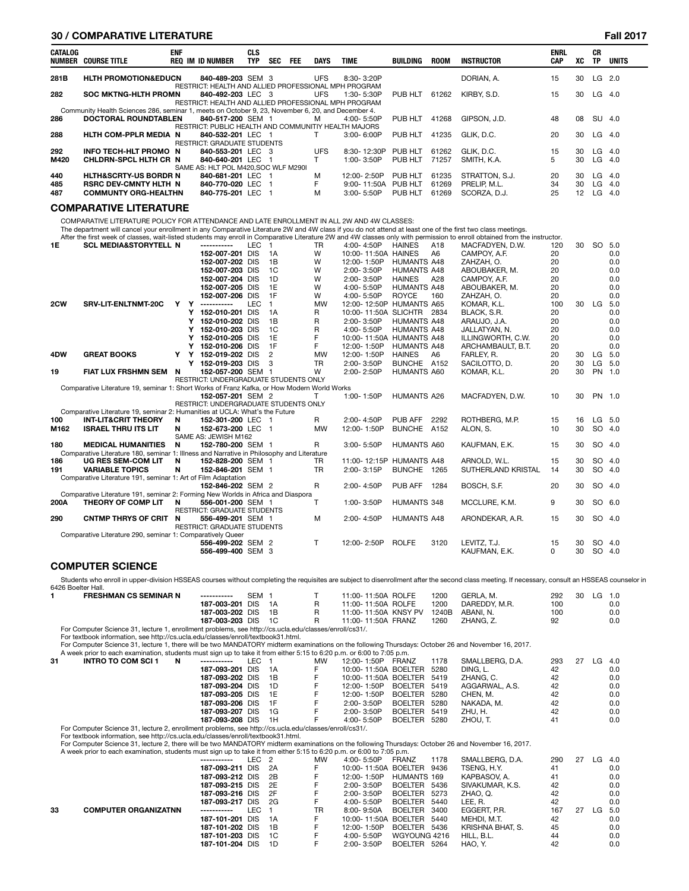| CATALOG NUMBER | COURSE TITLE | ENF REQ | IM | ID NUMBER | CLS TYP | SEC | FEE | DAYS | TIME | BUILDING | ROOM | INSTRUCTOR | ENRL CAP | XC | CR TP | UNITS |
|---|---|---|---|---|---|---|---|---|---|---|---|---|---|---|---|---|
| 281B | HLTH PROMOTION&EDUCN | | | 840-489-203 | SEM | 3 | | UFS | 8:30- 3:20P | | | DORIAN, A. | 15 | 30 | LG | 2.0 |
| | RESTRICT: HEALTH AND ALLIED PROFESSIONAL MPH PROGRAM | | | | | | | | | | | | | | | |
| 282 | SOC MKTNG-HLTH PROMN | | | 840-492-203 | LEC | 3 | | UFS | 1:30- 5:30P | PUB HLT | 61262 | KIRBY, S.D. | 15 | 30 | LG | 4.0 |
| | RESTRICT: HEALTH AND ALLIED PROFESSIONAL MPH PROGRAM | | | | | | | | | | | | | | | |
| | Community Health Sciences 286, seminar 1, meets on October 9, 23, November 6, 20, and December 4. | | | | | | | | | | | | | | | |
| 286 | DOCTORAL ROUNDTABLEN | | | 840-517-200 | SEM | 1 | | M | 4:00- 5:50P | PUB HLT | 41268 | GIPSON, J.D. | 48 | 08 | SU | 4.0 |
| | RESTRICT: PUBLIC HEALTH AND COMMUNITIY HEALTH MAJORS | | | | | | | | | | | | | | | |
| 288 | HLTH COM-PPLR MEDIA | N | | 840-532-201 | LEC | 1 | | T | 3:00- 6:00P | PUB HLT | 41235 | GLIK, D.C. | 20 | 30 | LG | 4.0 |
| | RESTRICT: GRADUATE STUDENTS | | | | | | | | | | | | | | | |
| 292 | INFO TECH-HLT PROMO | N | | 840-553-201 | LEC | 3 | | UFS | 8:30- 12:30P | PUB HLT | 61262 | GLIK, D.C. | 15 | 30 | LG | 4.0 |
| M420 | CHLDRN-SPCL HLTH CR | N | | 840-640-201 | LEC | 1 | | T | 1:00- 3:50P | PUB HLT | 71257 | SMITH, K.A. | 5 | 30 | LG | 4.0 |
| | SAME AS: HLT POL M420,SOC WLF M290I | | | | | | | | | | | | | | | |
| 440 | HLTH&SCRTY-US BORDR | N | | 840-681-201 | LEC | 1 | | M | 12:00- 2:50P | PUB HLT | 61235 | STRATTON, S.J. | 20 | 30 | LG | 4.0 |
| 485 | RSRC DEV-CMNTY HLTH | N | | 840-770-020 | LEC | 1 | | F | 9:00- 11:50A | PUB HLT | 61269 | PRELIP, M.L. | 34 | 30 | LG | 4.0 |
| 487 | COMMUNTY ORG-HEALTHN | | | 840-775-201 | LEC | 1 | | M | 3:00- 5:50P | PUB HLT | 61269 | SCORZA, D.J. | 25 | 12 | LG | 4.0 |

## COMPARATIVE LITERATURE

COMPARATIVE LITERATURE POLICY FOR ATTENDANCE AND LATE ENROLLMENT IN ALL 2W AND 4W CLASSES:
The department will cancel your enrollment in any Comparative Literature 2W and 4W class if you do not attend at least one of the first two class meetings.
After the first week of classes, wait-listed students may enroll in Comparative Literature 2W and 4W classes only with permission to enroll obtained from the instructor.

| CATALOG NUMBER | COURSE TITLE | ENF REQ | IM | ID NUMBER | CLS TYP | SEC | FEE | DAYS | TIME | BUILDING | ROOM | INSTRUCTOR | ENRL CAP | XC | CR TP | UNITS |
|---|---|---|---|---|---|---|---|---|---|---|---|---|---|---|---|---|
| 1E | SCL MEDIA&STORYTELL | N | | ----------- | LEC | 1 | | TR | 4:00- 4:50P | HAINES | A18 | MACFADYEN, D.W. | 120 | 30 | SO | 5.0 |
| | | | | 152-007-201 | DIS | 1A | | W | 10:00- 11:50A | HAINES | A6 | CAMPOY, A.F. | 20 | | | 0.0 |
| | | | | 152-007-202 | DIS | 1B | | W | 12:00- 1:50P | HUMANTS | A48 | ZAHZAH, O. | 20 | | | 0.0 |
| | | | | 152-007-203 | DIS | 1C | | W | 2:00- 3:50P | HUMANTS | A48 | ABOUBAKER, M. | 20 | | | 0.0 |
| | | | | 152-007-204 | DIS | 1D | | W | 2:00- 3:50P | HAINES | A28 | CAMPOY, A.F. | 20 | | | 0.0 |
| | | | | 152-007-205 | DIS | 1E | | W | 4:00- 5:50P | HUMANTS | A48 | ABOUBAKER, M. | 20 | | | 0.0 |
| | | | | 152-007-206 | DIS | 1F | | W | 4:00- 5:50P | ROYCE | 160 | ZAHZAH, O. | 20 | | | 0.0 |
| 2CW | SRV-LIT-ENLTNMT-20C | Y | Y | ----------- | LEC | 1 | | MW | 12:00- 12:50P | HUMANTS | A65 | KOMAR, K.L. | 100 | 30 | LG | 5.0 |
| | | | Y | 152-010-201 | DIS | 1A | | R | 10:00- 11:50A | SLICHTR | 2834 | BLACK, S.R. | 20 | | | 0.0 |
| | | | Y | 152-010-202 | DIS | 1B | | R | 2:00- 3:50P | HUMANTS | A48 | ARAUJO, J.A. | 20 | | | 0.0 |
| | | | Y | 152-010-203 | DIS | 1C | | R | 4:00- 5:50P | HUMANTS | A48 | JALLATYAN, N. | 20 | | | 0.0 |
| | | | Y | 152-010-205 | DIS | 1E | | F | 10:00- 11:50A | HUMANTS | A48 | ILLINGWORTH, C.W. | 20 | | | 0.0 |
| | | | Y | 152-010-206 | DIS | 1F | | F | 12:00- 1:50P | HUMANTS | A48 | ARCHAMBAULT, B.T. | 20 | | | 0.0 |
| 4DW | GREAT BOOKS | Y | Y | 152-019-202 | DIS | 2 | | MW | 12:00- 1:50P | HAINES | A6 | FARLEY, R. | 20 | 30 | LG | 5.0 |
| | | | Y | 152-019-203 | DIS | 3 | | TR | 2:00- 3:50P | BUNCHE | A152 | SACILOTTO, D. | 20 | 30 | LG | 5.0 |
| 19 | FIAT LUX FRSHMN SEM | N | | 152-057-200 | SEM | 1 | | W | 2:00- 2:50P | HUMANTS | A60 | KOMAR, K.L. | 20 | 30 | PN | 1.0 |
| | RESTRICT: UNDERGRADUATE STUDENTS ONLY | | | | | | | | | | | | | | | |
| | Comparative Literature 19, seminar 1: Short Works of Franz Kafka, or How Modern World Works | | | | | | | | | | | | | | | |
| | | | | 152-057-201 | SEM | 2 | | T | 1:00- 1:50P | HUMANTS | A26 | MACFADYEN, D.W. | 10 | 30 | PN | 1.0 |
| | RESTRICT: UNDERGRADUATE STUDENTS ONLY | | | | | | | | | | | | | | | |
| | Comparative Literature 19, seminar 2: Humanities at UCLA: What's the Future | | | | | | | | | | | | | | | |
| 100 | INT-LIT&CRIT THEORY | N | | 152-301-200 | LEC | 1 | | R | 2:00- 4:50P | PUB AFF | 2292 | ROTHBERG, M.P. | 15 | 16 | LG | 5.0 |
| M162 | ISRAEL THRU ITS LIT | N | | 152-673-200 | LEC | 1 | | MW | 12:00- 1:50P | BUNCHE | A152 | ALON, S. | 10 | 30 | SO | 4.0 |
| | SAME AS: JEWISH M162 | | | | | | | | | | | | | | | |
| 180 | MEDICAL HUMANITIES | N | | 152-780-200 | SEM | 1 | | R | 3:00- 5:50P | HUMANTS | A60 | KAUFMAN, E.K. | 15 | 30 | SO | 4.0 |
| | Comparative Literature 180, seminar 1: Illness and Narrative in Philosophy and Literature | | | | | | | | | | | | | | | |
| 186 | UG RES SEM-COM LIT | N | | 152-828-200 | SEM | 1 | | TR | 11:00- 12:15P | HUMANTS | A48 | ARNOLD, W.L. | 15 | 30 | SO | 4.0 |
| 191 | VARIABLE TOPICS | N | | 152-846-201 | SEM | 1 | | TR | 2:00- 3:15P | BUNCHE | 1265 | SUTHERLAND KRISTAL | 14 | 30 | SO | 4.0 |
| | Comparative Literature 191, seminar 1: Art of Film Adaptation | | | | | | | | | | | | | | | |
| | | | | 152-846-202 | SEM | 2 | | R | 2:00- 4:50P | PUB AFF | 1284 | BOSCH, S.F. | 20 | 30 | SO | 4.0 |
| | Comparative Literature 191, seminar 2: Forming New Worlds in Africa and Diaspora | | | | | | | | | | | | | | | |
| 200A | THEORY OF COMP LIT | N | | 556-001-200 | SEM | 1 | | T | 1:00- 3:50P | HUMANTS | 348 | MCCLURE, K.M. | 9 | 30 | SO | 6.0 |
| | RESTRICT: GRADUATE STUDENTS | | | | | | | | | | | | | | | |
| 290 | CNTMP THRYS OF CRIT | N | | 556-499-201 | SEM | 1 | | M | 2:00- 4:50P | HUMANTS | A48 | ARONDEKAR, A.R. | 15 | 30 | SO | 4.0 |
| | RESTRICT: GRADUATE STUDENTS | | | | | | | | | | | | | | | |
| | Comparative Literature 290, seminar 1: Comparatively Queer | | | | | | | | | | | | | | | |
| | | | | 556-499-202 | SEM | 2 | | T | 12:00- 2:50P | ROLFE | 3120 | LEVITZ, T.J. | 15 | 30 | SO | 4.0 |
| | | | | 556-499-400 | SEM | 3 | | | | | | KAUFMAN, E.K. | 0 | 30 | SO | 4.0 |

## COMPUTER SCIENCE

Students who enroll in upper-division HSSEAS courses without completing the requisites are subject to disenrollment after the second class meeting. If necessary, consult an HSSEAS counselor in 6426 Boelter Hall.

| CATALOG NUMBER | COURSE TITLE | ENF REQ | IM | ID NUMBER | CLS TYP | SEC | FEE | DAYS | TIME | BUILDING | ROOM | INSTRUCTOR | ENRL CAP | XC | CR TP | UNITS |
|---|---|---|---|---|---|---|---|---|---|---|---|---|---|---|---|---|
| 1 | FRESHMAN CS SEMINAR | N | | ----------- | SEM | 1 | | T | 11:00- 11:50A | ROLFE | 1200 | GERLA, M. | 292 | 30 | LG | 1.0 |
| | | | | 187-003-201 | DIS | 1A | | R | 11:00- 11:50A | ROLFE | 1200 | DAREDDY, M.R. | 100 | | | 0.0 |
| | | | | 187-003-202 | DIS | 1B | | R | 11:00- 11:50A | KNSY PV | 1240B | ABANI, N. | 100 | | | 0.0 |
| | | | | 187-003-203 | DIS | 1C | | R | 11:00- 11:50A | FRANZ | 1260 | ZHANG, Z. | 92 | | | 0.0 |
| | For Computer Science 31, lecture 1, enrollment problems, see http://cs.ucla.edu/classes/enroll/cs31/. For textbook information, see http://cs.ucla.edu/classes/enroll/textbook31.html. For Computer Science 31, lecture 1, there will be two MANDATORY midterm examinations on the following Thursdays: October 26 and November 16, 2017. A week prior to each examination, students must sign up to take it from either 5:15 to 6:20 p.m. or 6:00 to 7:05 p.m. | | | | | | | | | | | | | | | |
| 31 | INTRO TO COM SCI 1 | N | | ----------- | LEC | 1 | | MW | 12:00- 1:50P | FRANZ | 1178 | SMALLBERG, D.A. | 293 | 27 | LG | 4.0 |
| | | | | 187-093-201 | DIS | 1A | | F | 10:00- 11:50A | BOELTER | 5280 | DING, L. | 42 | | | 0.0 |
| | | | | 187-093-202 | DIS | 1B | | F | 10:00- 11:50A | BOELTER | 5419 | ZHANG, C. | 42 | | | 0.0 |
| | | | | 187-093-204 | DIS | 1D | | F | 12:00- 1:50P | BOELTER | 5419 | AGGARWAL, A.S. | 42 | | | 0.0 |
| | | | | 187-093-205 | DIS | 1E | | F | 12:00- 1:50P | BOELTER | 5280 | CHEN, M. | 42 | | | 0.0 |
| | | | | 187-093-206 | DIS | 1F | | F | 2:00- 3:50P | BOELTER | 5280 | NAKADA, M. | 42 | | | 0.0 |
| | | | | 187-093-207 | DIS | 1G | | F | 2:00- 3:50P | BOELTER | 5419 | ZHU, H. | 42 | | | 0.0 |
| | | | | 187-093-208 | DIS | 1H | | F | 4:00- 5:50P | BOELTER | 5280 | ZHOU, T. | 41 | | | 0.0 |
| | For Computer Science 31, lecture 2, enrollment problems, see http://cs.ucla.edu/classes/enroll/cs31/. For textbook information, see http://cs.ucla.edu/classes/enroll/textbook31.html. For Computer Science 31, lecture 2, there will be two MANDATORY midterm examinations on the following Thursdays: October 26 and November 16, 2017. A week prior to each examination, students must sign up to take it from either 5:15 to 6:20 p.m. or 6:00 to 7:05 p.m. | | | | | | | | | | | | | | | |
| | | | | ----------- | LEC | 2 | | MW | 4:00- 5:50P | FRANZ | 1178 | SMALLBERG, D.A. | 290 | 27 | LG | 4.0 |
| | | | | 187-093-211 | DIS | 2A | | F | 10:00- 11:50A | BOELTER | 9436 | TSENG, H.Y. | 41 | | | 0.0 |
| | | | | 187-093-212 | DIS | 2B | | F | 12:00- 1:50P | HUMANTS | 169 | KAPBASOV, A. | 41 | | | 0.0 |
| | | | | 187-093-215 | DIS | 2E | | F | 2:00- 3:50P | BOELTER | 5436 | SIVAKUMAR, K.S. | 42 | | | 0.0 |
| | | | | 187-093-216 | DIS | 2F | | F | 2:00- 3:50P | BOELTER | 5273 | ZHAO, Q. | 42 | | | 0.0 |
| | | | | 187-093-217 | DIS | 2G | | F | 4:00- 5:50P | BOELTER | 5440 | LEE, R. | 42 | | | 0.0 |
| 33 | COMPUTER ORGANIZATNN | | | ----------- | LEC | 1 | | TR | 8:00- 9:50A | BOELTER | 3400 | EGGERT, P.R. | 167 | 27 | LG | 5.0 |
| | | | | 187-101-201 | DIS | 1A | | F | 10:00- 11:50A | BOELTER | 5440 | MEHDI, M.T. | 42 | | | 0.0 |
| | | | | 187-101-202 | DIS | 1B | | F | 12:00- 1:50P | BOELTER | 5436 | KRISHNA BHAT, S. | 45 | | | 0.0 |
| | | | | 187-101-203 | DIS | 1C | | F | 4:00- 5:50P | WGYOUNG | 4216 | HILL, B.L. | 44 | | | 0.0 |
| | | | | 187-101-204 | DIS | 1D | | F | 2:00- 3:50P | BOELTER | 5264 | HAO, Y. | 42 | | | 0.0 |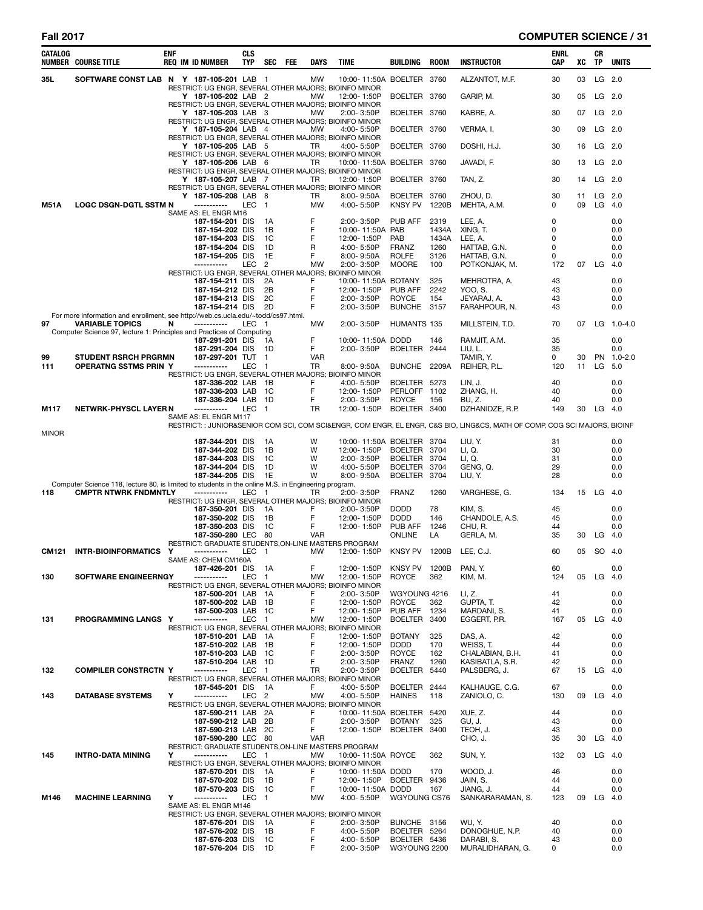| CATALOG NUMBER | COURSE TITLE | ENF REQ | IM | ID NUMBER | CLS TYP | SEC | FEE | DAYS | TIME | BUILDING | ROOM | INSTRUCTOR | ENRL CAP | XC | CR TP | UNITS |
|---|---|---|---|---|---|---|---|---|---|---|---|---|---|---|---|---|
| 35L | SOFTWARE CONST LAB | N | Y | 187-105-201 | LAB | 1 | | MW | 10:00- 11:50A | BOELTER | 3760 | ALZANTOT, M.F. | 30 | 03 | LG | 2.0 |
| | RESTRICT: UG ENGR, SEVERAL OTHER MAJORS; BIOINFO MINOR | | | | | | | | | | | | | | | |
| | | | Y | 187-105-202 | LAB | 2 | | MW | 12:00- 1:50P | BOELTER | 3760 | GARIP, M. | 30 | 05 | LG | 2.0 |
| | RESTRICT: UG ENGR, SEVERAL OTHER MAJORS; BIOINFO MINOR | | | | | | | | | | | | | | | |
| | | | Y | 187-105-203 | LAB | 3 | | MW | 2:00- 3:50P | BOELTER | 3760 | KABRE, A. | 30 | 07 | LG | 2.0 |
| | RESTRICT: UG ENGR, SEVERAL OTHER MAJORS; BIOINFO MINOR | | | | | | | | | | | | | | | |
| | | | Y | 187-105-204 | LAB | 4 | | MW | 4:00- 5:50P | BOELTER | 3760 | VERMA, I. | 30 | 09 | LG | 2.0 |
| | RESTRICT: UG ENGR, SEVERAL OTHER MAJORS; BIOINFO MINOR | | | | | | | | | | | | | | | |
| | | | Y | 187-105-205 | LAB | 5 | | TR | 4:00- 5:50P | BOELTER | 3760 | DOSHI, H.J. | 30 | 16 | LG | 2.0 |
| | RESTRICT: UG ENGR, SEVERAL OTHER MAJORS; BIOINFO MINOR | | | | | | | | | | | | | | | |
| | | | Y | 187-105-206 | LAB | 6 | | TR | 10:00- 11:50A | BOELTER | 3760 | JAVADI, F. | 30 | 13 | LG | 2.0 |
| | RESTRICT: UG ENGR, SEVERAL OTHER MAJORS; BIOINFO MINOR | | | | | | | | | | | | | | | |
| | | | Y | 187-105-207 | LAB | 7 | | TR | 12:00- 1:50P | BOELTER | 3760 | TAN, Z. | 30 | 14 | LG | 2.0 |
| | RESTRICT: UG ENGR, SEVERAL OTHER MAJORS; BIOINFO MINOR | | | | | | | | | | | | | | | |
| | | | Y | 187-105-208 | LAB | 8 | | TR | 8:00- 9:50A | BOELTER | 3760 | ZHOU, D. | 30 | 11 | LG | 2.0 |
| M51A | LOGC DSGN-DGTL SSTM | N | | ----------- | LEC | 1 | | MW | 4:00- 5:50P | KNSY PV | 1220B | MEHTA, A.M. | 0 | 09 | LG | 4.0 |
| | SAME AS: EL ENGR M16 | | | | | | | | | | | | | | | |
| | | | | 187-154-201 | DIS | 1A | | F | 2:00- 3:50P | PUB AFF | 2319 | LEE, A. | 0 | | | 0.0 |
| | | | | 187-154-202 | DIS | 1B | | F | 10:00- 11:50A | PAB | 1434A | XING, T. | 0 | | | 0.0 |
| | | | | 187-154-203 | DIS | 1C | | F | 12:00- 1:50P | PAB | 1434A | LEE, A. | 0 | | | 0.0 |
| | | | | 187-154-204 | DIS | 1D | | R | 4:00- 5:50P | FRANZ | 1260 | HATTAB, G.N. | 0 | | | 0.0 |
| | | | | 187-154-205 | DIS | 1E | | F | 8:00- 9:50A | ROLFE | 3126 | HATTAB, G.N. | 0 | | | 0.0 |
| | | | | ----------- | LEC | 2 | | MW | 2:00- 3:50P | MOORE | 100 | POTKONJAK, M. | 172 | 07 | LG | 4.0 |
| | RESTRICT: UG ENGR, SEVERAL OTHER MAJORS; BIOINFO MINOR | | | | | | | | | | | | | | | |
| | | | | 187-154-211 | DIS | 2A | | F | 10:00- 11:50A | BOTANY | 325 | MEHROTRA, A. | 43 | | | 0.0 |
| | | | | 187-154-212 | DIS | 2B | | F | 12:00- 1:50P | PUB AFF | 2242 | YOO, S. | 43 | | | 0.0 |
| | | | | 187-154-213 | DIS | 2C | | F | 2:00- 3:50P | ROYCE | 154 | JEYARAJ, A. | 43 | | | 0.0 |
| | | | | 187-154-214 | DIS | 2D | | F | 2:00- 3:50P | BUNCHE | 3157 | FARAHPOUR, N. | 43 | | | 0.0 |
| | For more information and enrollment, see http://web.cs.ucla.edu/~todd/cs97.html. | | | | | | | | | | | | | | | |
| 97 | VARIABLE TOPICS | N | | ----------- | LEC | 1 | | MW | 2:00- 3:50P | HUMANTS | 135 | MILLSTEIN, T.D. | 70 | 07 | LG | 1.0-4.0 |
| | Computer Science 97, lecture 1: Principles and Practices of Computing | | | | | | | | | | | | | | | |
| | | | | 187-291-201 | DIS | 1A | | F | 10:00- 11:50A | DODD | 146 | RAMJIT, A.M. | 35 | | | 0.0 |
| | | | | 187-291-204 | DIS | 1D | | F | 2:00- 3:50P | BOELTER | 2444 | LIU, L. | 35 | | | 0.0 |
| 99 | STUDENT RSRCH PRGRMN | | | 187-297-201 | TUT | 1 | | VAR | | | | TAMIR, Y. | 0 | 30 | PN | 1.0-2.0 |
| 111 | OPERATNG SSTMS PRIN | Y | | ----------- | LEC | 1 | | TR | 8:00- 9:50A | BUNCHE | 2209A | REIHER, P.L. | 120 | 11 | LG | 5.0 |
| | RESTRICT: UG ENGR, SEVERAL OTHER MAJORS; BIOINFO MINOR | | | | | | | | | | | | | | | |
| | | | | 187-336-202 | LAB | 1B | | F | 4:00- 5:50P | BOELTER | 5273 | LIN, J. | 40 | | | 0.0 |
| | | | | 187-336-203 | LAB | 1C | | F | 12:00- 1:50P | PERLOFF | 1102 | ZHANG, H. | 40 | | | 0.0 |
| | | | | 187-336-204 | LAB | 1D | | F | 2:00- 3:50P | ROYCE | 156 | BU, Z. | 40 | | | 0.0 |
| M117 | NETWRK-PHYSCL LAYER | N | | ----------- | LEC | 1 | | TR | 12:00- 1:50P | BOELTER | 3400 | DZHANIDZE, R.P. | 149 | 30 | LG | 4.0 |
| | SAME AS: EL ENGR M117 | | | | | | | | | | | | | | | |
| | RESTRICT: : JUNIOR&SENIOR COM SCI, COM SCI&ENGR, COM ENGR, EL ENGR, C&S BIO, LING&CS, MATH OF COMP, COG SCI MAJORS, BIOINF MINOR | | | | | | | | | | | | | | | |
| | | | | 187-344-201 | DIS | 1A | | W | 10:00- 11:50A | BOELTER | 3704 | LIU, Y. | 31 | | | 0.0 |
| | | | | 187-344-202 | DIS | 1B | | W | 12:00- 1:50P | BOELTER | 3704 | LI, Q. | 30 | | | 0.0 |
| | | | | 187-344-203 | DIS | 1C | | W | 2:00- 3:50P | BOELTER | 3704 | LI, Q. | 31 | | | 0.0 |
| | | | | 187-344-204 | DIS | 1D | | W | 4:00- 5:50P | BOELTER | 3704 | GENG, Q. | 29 | | | 0.0 |
| | | | | 187-344-205 | DIS | 1E | | W | 8:00- 9:50A | BOELTER | 3704 | LIU, Y. | 28 | | | 0.0 |
| | Computer Science 118, lecture 80, is limited to students in the online M.S. in Engineering program. | | | | | | | | | | | | | | | |
| 118 | CMPTR NTWRK FNDMNTLY | | | ----------- | LEC | 1 | | TR | 2:00- 3:50P | FRANZ | 1260 | VARGHESE, G. | 134 | 15 | LG | 4.0 |
| | RESTRICT: UG ENGR, SEVERAL OTHER MAJORS; BIOINFO MINOR | | | | | | | | | | | | | | | |
| | | | | 187-350-201 | DIS | 1A | | F | 2:00- 3:50P | DODD | 78 | KIM, S. | 45 | | | 0.0 |
| | | | | 187-350-202 | DIS | 1B | | F | 12:00- 1:50P | DODD | 146 | CHANDOLE, A.S. | 45 | | | 0.0 |
| | | | | 187-350-203 | DIS | 1C | | F | 12:00- 1:50P | PUB AFF | 1246 | CHU, R. | 44 | | | 0.0 |
| | | | | 187-350-280 | LEC | 80 | | VAR | | ONLINE | LA | GERLA, M. | 35 | 30 | LG | 4.0 |
| | RESTRICT: GRADUATE STUDENTS,ON-LINE MASTERS PROGRAM | | | | | | | | | | | | | | | |
| CM121 | INTR-BIOINFORMATICS | Y | | ----------- | LEC | 1 | | MW | 12:00- 1:50P | KNSY PV | 1200B | LEE, C.J. | 60 | 05 | SO | 4.0 |
| | SAME AS: CHEM CM160A | | | | | | | | | | | | | | | |
| | | | | 187-426-201 | DIS | 1A | | F | 12:00- 1:50P | KNSY PV | 1200B | PAN, Y. | 60 | | | 0.0 |
| 130 | SOFTWARE ENGINEERNGY | | | ----------- | LEC | 1 | | MW | 12:00- 1:50P | ROYCE | 362 | KIM, M. | 124 | 05 | LG | 4.0 |
| | RESTRICT: UG ENGR, SEVERAL OTHER MAJORS; BIOINFO MINOR | | | | | | | | | | | | | | | |
| | | | | 187-500-201 | LAB | 1A | | F | 2:00- 3:50P | WGYOUNG | 4216 | LI, Z. | 41 | | | 0.0 |
| | | | | 187-500-202 | LAB | 1B | | F | 12:00- 1:50P | ROYCE | 362 | GUPTA, T. | 42 | | | 0.0 |
| | | | | 187-500-203 | LAB | 1C | | F | 12:00- 1:50P | PUB AFF | 1234 | MARDANI, S. | 41 | | | 0.0 |
| 131 | PROGRAMMING LANGS | Y | | ----------- | LEC | 1 | | MW | 12:00- 1:50P | BOELTER | 3400 | EGGERT, P.R. | 167 | 05 | LG | 4.0 |
| | RESTRICT: UG ENGR, SEVERAL OTHER MAJORS; BIOINFO MINOR | | | | | | | | | | | | | | | |
| | | | | 187-510-201 | LAB | 1A | | F | 12:00- 1:50P | BOTANY | 325 | DAS, A. | 42 | | | 0.0 |
| | | | | 187-510-202 | LAB | 1B | | F | 12:00- 1:50P | DODD | 170 | WEISS, T. | 44 | | | 0.0 |
| | | | | 187-510-203 | LAB | 1C | | F | 2:00- 3:50P | ROYCE | 162 | CHALABIAN, B.H. | 41 | | | 0.0 |
| | | | | 187-510-204 | LAB | 1D | | F | 2:00- 3:50P | FRANZ | 1260 | KASIBATLA, S.R. | 42 | | | 0.0 |
| 132 | COMPILER CONSTRCTN | Y | | ----------- | LEC | 1 | | TR | 2:00- 3:50P | BOELTER | 5440 | PALSBERG, J. | 67 | 15 | LG | 4.0 |
| | RESTRICT: UG ENGR, SEVERAL OTHER MAJORS; BIOINFO MINOR | | | | | | | | | | | | | | | |
| | | | | 187-545-201 | DIS | 1A | | F | 4:00- 5:50P | BOELTER | 2444 | KALHAUGE, C.G. | 67 | | | 0.0 |
| 143 | DATABASE SYSTEMS | Y | | ----------- | LEC | 2 | | MW | 4:00- 5:50P | HAINES | 118 | ZANIOLO, C. | 130 | 09 | LG | 4.0 |
| | RESTRICT: UG ENGR, SEVERAL OTHER MAJORS; BIOINFO MINOR | | | | | | | | | | | | | | | |
| | | | | 187-590-211 | LAB | 2A | | F | 10:00- 11:50A | BOELTER | 5420 | XUE, Z. | 44 | | | 0.0 |
| | | | | 187-590-212 | LAB | 2B | | F | 2:00- 3:50P | BOTANY | 325 | GU, J. | 43 | | | 0.0 |
| | | | | 187-590-213 | LAB | 2C | | F | 12:00- 1:50P | BOELTER | 3400 | TEOH, J. | 43 | | | 0.0 |
| | | | | 187-590-280 | LEC | 80 | | VAR | | | | CHO, J. | 35 | 30 | LG | 4.0 |
| | RESTRICT: GRADUATE STUDENTS,ON-LINE MASTERS PROGRAM | | | | | | | | | | | | | | | |
| 145 | INTRO-DATA MINING | Y | | ----------- | LEC | 1 | | MW | 10:00- 11:50A | ROYCE | 362 | SUN, Y. | 132 | 03 | LG | 4.0 |
| | RESTRICT: UG ENGR, SEVERAL OTHER MAJORS; BIOINFO MINOR | | | | | | | | | | | | | | | |
| | | | | 187-570-201 | DIS | 1A | | F | 10:00- 11:50A | DODD | 170 | WOOD, J. | 46 | | | 0.0 |
| | | | | 187-570-202 | DIS | 1B | | F | 12:00- 1:50P | BOELTER | 9436 | JAIN, S. | 44 | | | 0.0 |
| | | | | 187-570-203 | DIS | 1C | | F | 10:00- 11:50A | DODD | 167 | JIANG, J. | 44 | | | 0.0 |
| M146 | MACHINE LEARNING | Y | | ----------- | LEC | 1 | | MW | 4:00- 5:50P | WGYOUNG | CS76 | SANKARARAMAN, S. | 123 | 09 | LG | 4.0 |
| | SAME AS: EL ENGR M146 | | | | | | | | | | | | | | | |
| | RESTRICT: UG ENGR, SEVERAL OTHER MAJORS; BIOINFO MINOR | | | | | | | | | | | | | | | |
| | | | | 187-576-201 | DIS | 1A | | F | 2:00- 3:50P | BUNCHE | 3156 | WU, Y. | 40 | | | 0.0 |
| | | | | 187-576-202 | DIS | 1B | | F | 4:00- 5:50P | BOELTER | 5264 | DONOGHUE, N.P. | 40 | | | 0.0 |
| | | | | 187-576-203 | DIS | 1C | | F | 4:00- 5:50P | BOELTER | 5436 | DARABI, S. | 43 | | | 0.0 |
| | | | | 187-576-204 | DIS | 1D | | F | 2:00- 3:50P | WGYOUNG | 2200 | MURALIDHARAN, G. | 0 | | | 0.0 |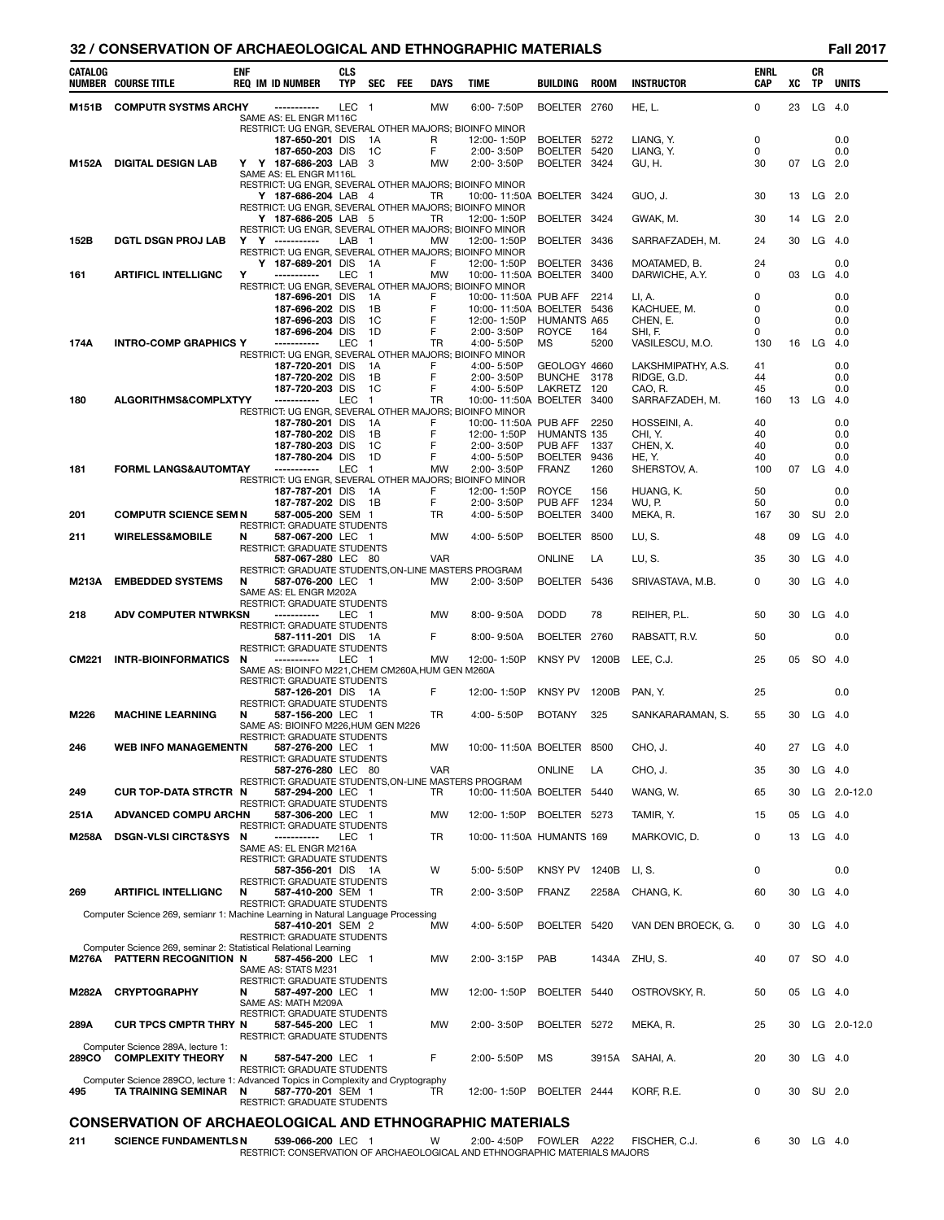## CONSERVATION OF ARCHAEOLOGICAL AND ETHNOGRAPHIC MATERIALS — Fall 2017

| CATALOG NUMBER | COURSE TITLE | ENF REQ | IM | ID NUMBER | CLS TYP | SEC | FEE | DAYS | TIME | BUILDING | ROOM | INSTRUCTOR | ENRL CAP | XC | CR TP | UNITS |
|---|---|---|---|---|---|---|---|---|---|---|---|---|---|---|---|---|
| M151B | COMPUTR SYSTMS ARCHY | | | ----------- | LEC | 1 | | MW | 6:00- 7:50P | BOELTER | 2760 | HE, L. | 0 | 23 | LG | 4.0 |
| | SAME AS: EL ENGR M116C | | | | | | | | | | | | | | | |
| | RESTRICT: UG ENGR, SEVERAL OTHER MAJORS; BIOINFO MINOR | | | | | | | | | | | | | | | |
| | | | | 187-650-201 | DIS | 1A | | R | 12:00- 1:50P | BOELTER | 5272 | LIANG, Y. | 0 | | | 0.0 |
| | | | | 187-650-203 | DIS | 1C | | F | 2:00- 3:50P | BOELTER | 5420 | LIANG, Y. | 0 | | | 0.0 |
| M152A | DIGITAL DESIGN LAB | Y | Y | 187-686-203 | LAB | 3 | | MW | 2:00- 3:50P | BOELTER | 3424 | GU, H. | 30 | 07 | LG | 2.0 |
| | SAME AS: EL ENGR M116L | | | | | | | | | | | | | | | |
| | RESTRICT: UG ENGR, SEVERAL OTHER MAJORS; BIOINFO MINOR | | | | | | | | | | | | | | | |
| | | | Y | 187-686-204 | LAB | 4 | | TR | 10:00- 11:50A | BOELTER | 3424 | GUO, J. | 30 | 13 | LG | 2.0 |
| | RESTRICT: UG ENGR, SEVERAL OTHER MAJORS; BIOINFO MINOR | | | | | | | | | | | | | | | |
| | | | Y | 187-686-205 | LAB | 5 | | TR | 12:00- 1:50P | BOELTER | 3424 | GWAK, M. | 30 | 14 | LG | 2.0 |
| | RESTRICT: UG ENGR, SEVERAL OTHER MAJORS; BIOINFO MINOR | | | | | | | | | | | | | | | |
| 152B | DGTL DSGN PROJ LAB | Y | Y | ----------- | LAB | 1 | | MW | 12:00- 1:50P | BOELTER | 3436 | SARRAFZADEH, M. | 24 | 30 | LG | 4.0 |
| | RESTRICT: UG ENGR, SEVERAL OTHER MAJORS; BIOINFO MINOR | | | | | | | | | | | | | | | |
| | | | Y | 187-689-201 | DIS | 1A | | F | 12:00- 1:50P | BOELTER | 3436 | MOATAMED, B. | 24 | | | 0.0 |
| 161 | ARTIFICL INTELLIGNC | Y | | ----------- | LEC | 1 | | MW | 10:00- 11:50A | BOELTER | 3400 | DARWICHE, A.Y. | 0 | 03 | LG | 4.0 |
| | RESTRICT: UG ENGR, SEVERAL OTHER MAJORS; BIOINFO MINOR | | | | | | | | | | | | | | | |
| | | | | 187-696-201 | DIS | 1A | | F | 10:00- 11:50A | PUB AFF | 2214 | LI, A. | 0 | | | 0.0 |
| | | | | 187-696-202 | DIS | 1B | | F | 10:00- 11:50A | BOELTER | 5436 | KACHUEE, M. | 0 | | | 0.0 |
| | | | | 187-696-203 | DIS | 1C | | F | 12:00- 1:50P | HUMANTS | A65 | CHEN, E. | 0 | | | 0.0 |
| | | | | 187-696-204 | DIS | 1D | | F | 2:00- 3:50P | ROYCE | 164 | SHI, F. | 0 | | | 0.0 |
| 174A | INTRO-COMP GRAPHICS | Y | | ----------- | LEC | 1 | | TR | 4:00- 5:50P | MS | 5200 | VASILESCU, M.O. | 130 | 16 | LG | 4.0 |
| | RESTRICT: UG ENGR, SEVERAL OTHER MAJORS; BIOINFO MINOR | | | | | | | | | | | | | | | |
| | | | | 187-720-201 | DIS | 1A | | F | 4:00- 5:50P | GEOLOGY | 4660 | LAKSHMIPATHY, A.S. | 41 | | | 0.0 |
| | | | | 187-720-202 | DIS | 1B | | F | 2:00- 3:50P | BUNCHE | 3178 | RIDGE, G.D. | 44 | | | 0.0 |
| | | | | 187-720-203 | DIS | 1C | | F | 4:00- 5:50P | LAKRETZ | 120 | CAO, R. | 45 | | | 0.0 |
| 180 | ALGORITHMS&COMPLXTYY | | | ----------- | LEC | 1 | | TR | 10:00- 11:50A | BOELTER | 3400 | SARRAFZADEH, M. | 160 | 13 | LG | 4.0 |
| | RESTRICT: UG ENGR, SEVERAL OTHER MAJORS; BIOINFO MINOR | | | | | | | | | | | | | | | |
| | | | | 187-780-201 | DIS | 1A | | F | 10:00- 11:50A | PUB AFF | 2250 | HOSSEINI, A. | 40 | | | 0.0 |
| | | | | 187-780-202 | DIS | 1B | | F | 12:00- 1:50P | HUMANTS | 135 | CHI, Y. | 40 | | | 0.0 |
| | | | | 187-780-203 | DIS | 1C | | F | 2:00- 3:50P | PUB AFF | 1337 | CHEN, X. | 40 | | | 0.0 |
| | | | | 187-780-204 | DIS | 1D | | F | 4:00- 5:50P | BOELTER | 9436 | HE, Y. | 40 | | | 0.0 |
| 181 | FORML LANGS&AUTOMTAY | | | ----------- | LEC | 1 | | MW | 2:00- 3:50P | FRANZ | 1260 | SHERSTOV, A. | 100 | 07 | LG | 4.0 |
| | RESTRICT: UG ENGR, SEVERAL OTHER MAJORS; BIOINFO MINOR | | | | | | | | | | | | | | | |
| | | | | 187-787-201 | DIS | 1A | | F | 12:00- 1:50P | ROYCE | 156 | HUANG, K. | 50 | | | 0.0 |
| | | | | 187-787-202 | DIS | 1B | | F | 2:00- 3:50P | PUB AFF | 1234 | WU, P. | 50 | | | 0.0 |
| 201 | COMPUTR SCIENCE SEM | N | | 587-005-200 | SEM | 1 | | TR | 4:00- 5:50P | BOELTER | 3400 | MEKA, R. | 167 | 30 | SU | 2.0 |
| | RESTRICT: GRADUATE STUDENTS | | | | | | | | | | | | | | | |
| 211 | WIRELESS&MOBILE | N | | 587-067-200 | LEC | 1 | | MW | 4:00- 5:50P | BOELTER | 8500 | LU, S. | 48 | 09 | LG | 4.0 |
| | RESTRICT: GRADUATE STUDENTS | | | | | | | | | | | | | | | |
| | | | | 587-067-280 | LEC | 80 | | VAR | | ONLINE | LA | LU, S. | 35 | 30 | LG | 4.0 |
| | RESTRICT: GRADUATE STUDENTS,ON-LINE MASTERS PROGRAM | | | | | | | | | | | | | | | |
| M213A | EMBEDDED SYSTEMS | N | | 587-076-200 | LEC | 1 | | MW | 2:00- 3:50P | BOELTER | 5436 | SRIVASTAVA, M.B. | 0 | 30 | LG | 4.0 |
| | SAME AS: EL ENGR M202A | | | | | | | | | | | | | | | |
| | RESTRICT: GRADUATE STUDENTS | | | | | | | | | | | | | | | |
| 218 | ADV COMPUTER NTWRKS | N | | ----------- | LEC | 1 | | MW | 8:00- 9:50A | DODD | 78 | REIHER, P.L. | 50 | 30 | LG | 4.0 |
| | RESTRICT: GRADUATE STUDENTS | | | | | | | | | | | | | | | |
| | | | | 587-111-201 | DIS | 1A | | F | 8:00- 9:50A | BOELTER | 2760 | RABSATT, R.V. | 50 | | | 0.0 |
| | RESTRICT: GRADUATE STUDENTS | | | | | | | | | | | | | | | |
| CM221 | INTR-BIOINFORMATICS | N | | ----------- | LEC | 1 | | MW | 12:00- 1:50P | KNSY PV | 1200B | LEE, C.J. | 25 | 05 | SO | 4.0 |
| | SAME AS: BIOINFO M221,CHEM CM260A,HUM GEN M260A | | | | | | | | | | | | | | | |
| | RESTRICT: GRADUATE STUDENTS | | | | | | | | | | | | | | | |
| | | | | 587-126-201 | DIS | 1A | | F | 12:00- 1:50P | KNSY PV | 1200B | PAN, Y. | 25 | | | 0.0 |
| | RESTRICT: GRADUATE STUDENTS | | | | | | | | | | | | | | | |
| M226 | MACHINE LEARNING | N | | 587-156-200 | LEC | 1 | | TR | 4:00- 5:50P | BOTANY | 325 | SANKARARAMAN, S. | 55 | 30 | LG | 4.0 |
| | SAME AS: BIOINFO M226,HUM GEN M226 | | | | | | | | | | | | | | | |
| | RESTRICT: GRADUATE STUDENTS | | | | | | | | | | | | | | | |
| 246 | WEB INFO MANAGEMENT | N | | 587-276-200 | LEC | 1 | | MW | 10:00- 11:50A | BOELTER | 8500 | CHO, J. | 40 | 27 | LG | 4.0 |
| | RESTRICT: GRADUATE STUDENTS | | | | | | | | | | | | | | | |
| | | | | 587-276-280 | LEC | 80 | | VAR | | ONLINE | LA | CHO, J. | 35 | 30 | LG | 4.0 |
| | RESTRICT: GRADUATE STUDENTS,ON-LINE MASTERS PROGRAM | | | | | | | | | | | | | | | |
| 249 | CUR TOP-DATA STRCTR | N | | 587-294-200 | LEC | 1 | | TR | 10:00- 11:50A | BOELTER | 5440 | WANG, W. | 65 | 30 | LG | 2.0-12.0 |
| | RESTRICT: GRADUATE STUDENTS | | | | | | | | | | | | | | | |
| 251A | ADVANCED COMPU ARCH | N | | 587-306-200 | LEC | 1 | | MW | 12:00- 1:50P | BOELTER | 5273 | TAMIR, Y. | 15 | 05 | LG | 4.0 |
| | RESTRICT: GRADUATE STUDENTS | | | | | | | | | | | | | | | |
| M258A | DSGN-VLSI CIRCT&SYS | N | | ----------- | LEC | 1 | | TR | 10:00- 11:50A | HUMANTS | 169 | MARKOVIC, D. | 0 | 13 | LG | 4.0 |
| | SAME AS: EL ENGR M216A | | | | | | | | | | | | | | | |
| | RESTRICT: GRADUATE STUDENTS | | | | | | | | | | | | | | | |
| | | | | 587-356-201 | DIS | 1A | | W | 5:00- 5:50P | KNSY PV | 1240B | LI, S. | 0 | | | 0.0 |
| | RESTRICT: GRADUATE STUDENTS | | | | | | | | | | | | | | | |
| 269 | ARTIFICL INTELLIGNC | N | | 587-410-200 | SEM | 1 | | TR | 2:00- 3:50P | FRANZ | 2258A | CHANG, K. | 60 | 30 | LG | 4.0 |
| | RESTRICT: GRADUATE STUDENTS | | | | | | | | | | | | | | | |
| | Computer Science 269, semianr 1: Machine Learning in Natural Language Processing | | | | | | | | | | | | | | | |
| | | | | 587-410-201 | SEM | 2 | | MW | 4:00- 5:50P | BOELTER | 5420 | VAN DEN BROECK, G. | 0 | 30 | LG | 4.0 |
| | RESTRICT: GRADUATE STUDENTS | | | | | | | | | | | | | | | |
| | Computer Science 269, seminar 2: Statistical Relational Learning | | | | | | | | | | | | | | | |
| M276A | PATTERN RECOGNITION | N | | 587-456-200 | LEC | 1 | | MW | 2:00- 3:15P | PAB | 1434A | ZHU, S. | 40 | 07 | SO | 4.0 |
| | SAME AS: STATS M231 | | | | | | | | | | | | | | | |
| | RESTRICT: GRADUATE STUDENTS | | | | | | | | | | | | | | | |
| M282A | CRYPTOGRAPHY | N | | 587-497-200 | LEC | 1 | | MW | 12:00- 1:50P | BOELTER | 5440 | OSTROVSKY, R. | 50 | 05 | LG | 4.0 |
| | SAME AS: MATH M209A | | | | | | | | | | | | | | | |
| | RESTRICT: GRADUATE STUDENTS | | | | | | | | | | | | | | | |
| 289A | CUR TPCS CMPTR THRY | N | | 587-545-200 | LEC | 1 | | MW | 2:00- 3:50P | BOELTER | 5272 | MEKA, R. | 25 | 30 | LG | 2.0-12.0 |
| | RESTRICT: GRADUATE STUDENTS | | | | | | | | | | | | | | | |
| | Computer Science 289A, lecture 1: | | | | | | | | | | | | | | | |
| 289CO | COMPLEXITY THEORY | N | | 587-547-200 | LEC | 1 | | F | 2:00- 5:50P | MS | 3915A | SAHAI, A. | 20 | 30 | LG | 4.0 |
| | RESTRICT: GRADUATE STUDENTS | | | | | | | | | | | | | | | |
| | Computer Science 289CO, lecture 1: Advanced Topics in Complexity and Cryptography | | | | | | | | | | | | | | | |
| 495 | TA TRAINING SEMINAR | N | | 587-770-201 | SEM | 1 | | TR | 12:00- 1:50P | BOELTER | 2444 | KORF, R.E. | 0 | 30 | SU | 2.0 |
| | RESTRICT: GRADUATE STUDENTS | | | | | | | | | | | | | | | |

## CONSERVATION OF ARCHAEOLOGICAL AND ETHNOGRAPHIC MATERIALS

| CATALOG NUMBER | COURSE TITLE | ENF REQ | IM | ID NUMBER | CLS TYP | SEC | FEE | DAYS | TIME | BUILDING | ROOM | INSTRUCTOR | ENRL CAP | XC | CR TP | UNITS |
|---|---|---|---|---|---|---|---|---|---|---|---|---|---|---|---|---|
| 211 | SCIENCE FUNDAMENTLS | N | | 539-066-200 | LEC | 1 | | W | 2:00- 4:50P | FOWLER | A222 | FISCHER, C.J. | 6 | 30 | LG | 4.0 |
| | RESTRICT: CONSERVATION OF ARCHAEOLOGICAL AND ETHNOGRAPHIC MATERIALS MAJORS | | | | | | | | | | | | | | | |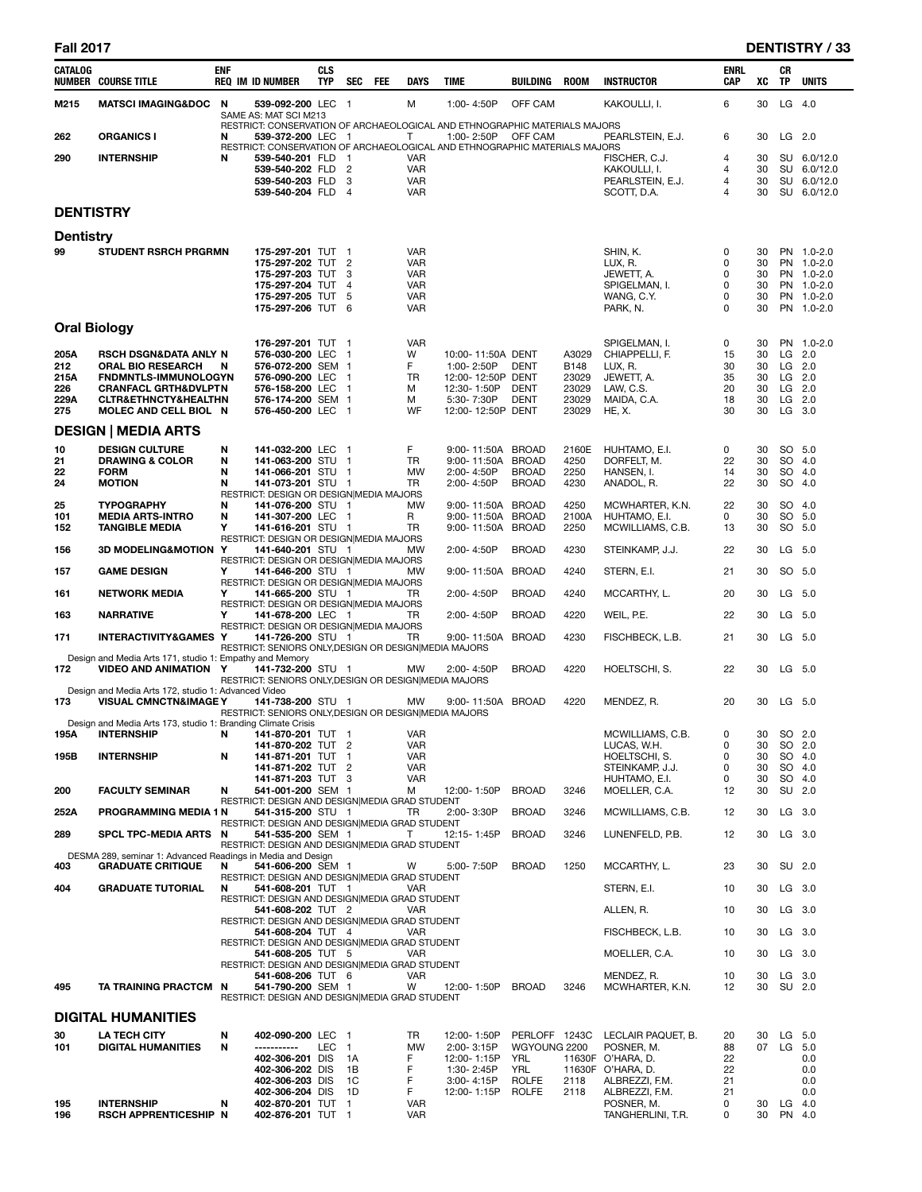| CATALOG NUMBER | COURSE TITLE | ENF REQ | IM | ID NUMBER | CLS TYP | SEC | FEE | DAYS | TIME | BUILDING | ROOM | INSTRUCTOR | ENRL CAP | XC | CR TP | UNITS |
|---|---|---|---|---|---|---|---|---|---|---|---|---|---|---|---|---|
| M215 | MATSCI IMAGING&DOC | N | | 539-092-200 | LEC | 1 | | M | 1:00- 4:50P | OFF CAM | | KAKOULLI, I. | 6 | 30 | LG | 4.0 |
| | SAME AS: MAT SCI M213 | | | | | | | | | | | | | | | |
| | RESTRICT: CONSERVATION OF ARCHAEOLOGICAL AND ETHNOGRAPHIC MATERIALS MAJORS | | | | | | | | | | | | | | | |
| 262 | ORGANICS I | N | | 539-372-200 | LEC | 1 | | T | 1:00- 2:50P | OFF CAM | | PEARLSTEIN, E.J. | 6 | 30 | LG | 2.0 |
| | RESTRICT: CONSERVATION OF ARCHAEOLOGICAL AND ETHNOGRAPHIC MATERIALS MAJORS | | | | | | | | | | | | | | | |
| 290 | INTERNSHIP | N | | 539-540-201 | FLD | 1 | | VAR | | | | FISCHER, C.J. | 4 | 30 | SU | 6.0/12.0 |
| | | | | 539-540-202 | FLD | 2 | | VAR | | | | KAKOULLI, I. | 4 | 30 | SU | 6.0/12.0 |
| | | | | 539-540-203 | FLD | 3 | | VAR | | | | PEARLSTEIN, E.J. | 4 | 30 | SU | 6.0/12.0 |
| | | | | 539-540-204 | FLD | 4 | | VAR | | | | SCOTT, D.A. | 4 | 30 | SU | 6.0/12.0 |

## DENTISTRY

### Dentistry

| CATALOG NUMBER | COURSE TITLE | ENF REQ | IM | ID NUMBER | CLS TYP | SEC | FEE | DAYS | TIME | BUILDING | ROOM | INSTRUCTOR | ENRL CAP | XC | CR TP | UNITS |
|---|---|---|---|---|---|---|---|---|---|---|---|---|---|---|---|---|
| 99 | STUDENT RSRCH PRGRMN | | | 175-297-201 | TUT | 1 | | VAR | | | | SHIN, K. | 0 | 30 | PN | 1.0-2.0 |
| | | | | 175-297-202 | TUT | 2 | | VAR | | | | LUX, R. | 0 | 30 | PN | 1.0-2.0 |
| | | | | 175-297-203 | TUT | 3 | | VAR | | | | JEWETT, A. | 0 | 30 | PN | 1.0-2.0 |
| | | | | 175-297-204 | TUT | 4 | | VAR | | | | SPIGELMAN, I. | 0 | 30 | PN | 1.0-2.0 |
| | | | | 175-297-205 | TUT | 5 | | VAR | | | | WANG, C.Y. | 0 | 30 | PN | 1.0-2.0 |
| | | | | 175-297-206 | TUT | 6 | | VAR | | | | PARK, N. | 0 | 30 | PN | 1.0-2.0 |

### Oral Biology

| CATALOG NUMBER | COURSE TITLE | ENF REQ | IM | ID NUMBER | CLS TYP | SEC | FEE | DAYS | TIME | BUILDING | ROOM | INSTRUCTOR | ENRL CAP | XC | CR TP | UNITS |
|---|---|---|---|---|---|---|---|---|---|---|---|---|---|---|---|---|
| | | | | 176-297-201 | TUT | 1 | | VAR | | | | SPIGELMAN, I. | 0 | 30 | PN | 1.0-2.0 |
| 205A | RSCH DSGN&DATA ANLY | N | | 576-030-200 | LEC | 1 | | W | 10:00- 11:50A | DENT | A3029 | CHIAPPELLI, F. | 15 | 30 | LG | 2.0 |
| 212 | ORAL BIO RESEARCH | N | | 576-072-200 | SEM | 1 | | F | 1:00- 2:50P | DENT | B148 | LUX, R. | 30 | 30 | LG | 2.0 |
| 215A | FNDMNTLS-IMMUNOLOGY | N | | 576-090-200 | LEC | 1 | | TR | 12:00- 12:50P | DENT | 23029 | JEWETT, A. | 35 | 30 | LG | 2.0 |
| 226 | CRANFACL GRTH&DVLPT | N | | 576-158-200 | LEC | 1 | | M | 12:30- 1:50P | DENT | 23029 | LAW, C.S. | 20 | 30 | LG | 2.0 |
| 229A | CLTR&ETHNCTY&HEALTH | N | | 576-174-200 | SEM | 1 | | M | 5:30- 7:30P | DENT | 23029 | MAIDA, C.A. | 18 | 30 | LG | 2.0 |
| 275 | MOLEC AND CELL BIOL | N | | 576-450-200 | LEC | 1 | | WF | 12:00- 12:50P | DENT | 23029 | HE, X. | 30 | 30 | LG | 3.0 |

## DESIGN | MEDIA ARTS

| CATALOG NUMBER | COURSE TITLE | ENF REQ | IM | ID NUMBER | CLS TYP | SEC | FEE | DAYS | TIME | BUILDING | ROOM | INSTRUCTOR | ENRL CAP | XC | CR TP | UNITS |
|---|---|---|---|---|---|---|---|---|---|---|---|---|---|---|---|---|
| 10 | DESIGN CULTURE | N | | 141-032-200 | LEC | 1 | | F | 9:00- 11:50A | BROAD | 2160E | HUHTAMO, E.I. | 0 | 30 | SO | 5.0 |
| 21 | DRAWING & COLOR | N | | 141-063-200 | STU | 1 | | TR | 9:00- 11:50A | BROAD | 4250 | DORFELT, M. | 22 | 30 | SO | 4.0 |
| 22 | FORM | N | | 141-066-201 | STU | 1 | | MW | 2:00- 4:50P | BROAD | 2250 | HANSEN, I. | 14 | 30 | SO | 4.0 |
| 24 | MOTION | N | | 141-073-201 | STU | 1 | | TR | 2:00- 4:50P | BROAD | 4230 | ANADOL, R. | 22 | 30 | SO | 4.0 |
| | RESTRICT: DESIGN OR DESIGN\|MEDIA MAJORS | | | | | | | | | | | | | | | |
| 25 | TYPOGRAPHY | N | | 141-076-200 | STU | 1 | | MW | 9:00- 11:50A | BROAD | 4250 | MCWHARTER, K.N. | 22 | 30 | SO | 4.0 |
| 101 | MEDIA ARTS-INTRO | N | | 141-307-200 | LEC | 1 | | R | 9:00- 11:50A | BROAD | 2100A | HUHTAMO, E.I. | 0 | 30 | SO | 5.0 |
| 152 | TANGIBLE MEDIA | Y | | 141-616-201 | STU | 1 | | TR | 9:00- 11:50A | BROAD | 2250 | MCWILLIAMS, C.B. | 13 | 30 | SO | 5.0 |
| | RESTRICT: DESIGN OR DESIGN\|MEDIA MAJORS | | | | | | | | | | | | | | | |
| 156 | 3D MODELING&MOTION | Y | | 141-640-201 | STU | 1 | | MW | 2:00- 4:50P | BROAD | 4230 | STEINKAMP, J.J. | 22 | 30 | LG | 5.0 |
| | RESTRICT: DESIGN OR DESIGN\|MEDIA MAJORS | | | | | | | | | | | | | | | |
| 157 | GAME DESIGN | Y | | 141-646-200 | STU | 1 | | MW | 9:00- 11:50A | BROAD | 4240 | STERN, E.I. | 21 | 30 | SO | 5.0 |
| | RESTRICT: DESIGN OR DESIGN\|MEDIA MAJORS | | | | | | | | | | | | | | | |
| 161 | NETWORK MEDIA | Y | | 141-665-200 | STU | 1 | | TR | 2:00- 4:50P | BROAD | 4240 | MCCARTHY, L. | 20 | 30 | LG | 5.0 |
| | RESTRICT: DESIGN OR DESIGN\|MEDIA MAJORS | | | | | | | | | | | | | | | |
| 163 | NARRATIVE | Y | | 141-678-200 | LEC | 1 | | TR | 2:00- 4:50P | BROAD | 4220 | WEIL, P.E. | 22 | 30 | LG | 5.0 |
| | RESTRICT: DESIGN OR DESIGN\|MEDIA MAJORS | | | | | | | | | | | | | | | |
| 171 | INTERACTIVITY&GAMES | Y | | 141-726-200 | STU | 1 | | TR | 9:00- 11:50A | BROAD | 4230 | FISCHBECK, L.B. | 21 | 30 | LG | 5.0 |
| | RESTRICT: SENIORS ONLY,DESIGN OR DESIGN\|MEDIA MAJORS | | | | | | | | | | | | | | | |
| | Design and Media Arts 171, studio 1: Empathy and Memory | | | | | | | | | | | | | | | |
| 172 | VIDEO AND ANIMATION | Y | | 141-732-200 | STU | 1 | | MW | 2:00- 4:50P | BROAD | 4220 | HOELTSCHI, S. | 22 | 30 | LG | 5.0 |
| | RESTRICT: SENIORS ONLY,DESIGN OR DESIGN\|MEDIA MAJORS | | | | | | | | | | | | | | | |
| | Design and Media Arts 172, studio 1: Advanced Video | | | | | | | | | | | | | | | |
| 173 | VISUAL CMNCTN&IMAGE | Y | | 141-738-200 | STU | 1 | | MW | 9:00- 11:50A | BROAD | 4220 | MENDEZ, R. | 20 | 30 | LG | 5.0 |
| | RESTRICT: SENIORS ONLY,DESIGN OR DESIGN\|MEDIA MAJORS | | | | | | | | | | | | | | | |
| | Design and Media Arts 173, studio 1: Branding Climate Crisis | | | | | | | | | | | | | | | |
| 195A | INTERNSHIP | N | | 141-870-201 | TUT | 1 | | VAR | | | | MCWILLIAMS, C.B. | 0 | 30 | SO | 2.0 |
| | | | | 141-870-202 | TUT | 2 | | VAR | | | | LUCAS, W.H. | 0 | 30 | SO | 2.0 |
| 195B | INTERNSHIP | N | | 141-871-201 | TUT | 1 | | VAR | | | | HOELTSCHI, S. | 0 | 30 | SO | 4.0 |
| | | | | 141-871-202 | TUT | 2 | | VAR | | | | STEINKAMP, J.J. | 0 | 30 | SO | 4.0 |
| | | | | 141-871-203 | TUT | 3 | | VAR | | | | HUHTAMO, E.I. | 0 | 30 | SO | 4.0 |
| 200 | FACULTY SEMINAR | N | | 541-001-200 | SEM | 1 | | M | 12:00- 1:50P | BROAD | 3246 | MOELLER, C.A. | 12 | 30 | SU | 2.0 |
| | RESTRICT: DESIGN AND DESIGN\|MEDIA GRAD STUDENT | | | | | | | | | | | | | | | |
| 252A | PROGRAMMING MEDIA 1 | N | | 541-315-200 | STU | 1 | | TR | 2:00- 3:30P | BROAD | 3246 | MCWILLIAMS, C.B. | 12 | 30 | LG | 3.0 |
| | RESTRICT: DESIGN AND DESIGN\|MEDIA GRAD STUDENT | | | | | | | | | | | | | | | |
| 289 | SPCL TPC-MEDIA ARTS | N | | 541-535-200 | SEM | 1 | | T | 12:15- 1:45P | BROAD | 3246 | LUNENFELD, P.B. | 12 | 30 | LG | 3.0 |
| | RESTRICT: DESIGN AND DESIGN\|MEDIA GRAD STUDENT | | | | | | | | | | | | | | | |
| | DESMA 289, seminar 1: Advanced Readings in Media and Design | | | | | | | | | | | | | | | |
| 403 | GRADUATE CRITIQUE | N | | 541-606-200 | SEM | 1 | | W | 5:00- 7:50P | BROAD | 1250 | MCCARTHY, L. | 23 | 30 | SU | 2.0 |
| | RESTRICT: DESIGN AND DESIGN\|MEDIA GRAD STUDENT | | | | | | | | | | | | | | | |
| 404 | GRADUATE TUTORIAL | N | | 541-608-201 | TUT | 1 | | VAR | | | | STERN, E.I. | 10 | 30 | LG | 3.0 |
| | RESTRICT: DESIGN AND DESIGN\|MEDIA GRAD STUDENT | | | | | | | | | | | | | | | |
| | | | | 541-608-202 | TUT | 2 | | VAR | | | | ALLEN, R. | 10 | 30 | LG | 3.0 |
| | RESTRICT: DESIGN AND DESIGN\|MEDIA GRAD STUDENT | | | | | | | | | | | | | | | |
| | | | | 541-608-204 | TUT | 4 | | VAR | | | | FISCHBECK, L.B. | 10 | 30 | LG | 3.0 |
| | RESTRICT: DESIGN AND DESIGN\|MEDIA GRAD STUDENT | | | | | | | | | | | | | | | |
| | | | | 541-608-205 | TUT | 5 | | VAR | | | | MOELLER, C.A. | 10 | 30 | LG | 3.0 |
| | RESTRICT: DESIGN AND DESIGN\|MEDIA GRAD STUDENT | | | | | | | | | | | | | | | |
| | | | | 541-608-206 | TUT | 6 | | VAR | | | | MENDEZ, R. | 10 | 30 | LG | 3.0 |
| 495 | TA TRAINING PRACTCM | N | | 541-790-200 | SEM | 1 | | W | 12:00- 1:50P | BROAD | 3246 | MCWHARTER, K.N. | 12 | 30 | SU | 2.0 |
| | RESTRICT: DESIGN AND DESIGN\|MEDIA GRAD STUDENT | | | | | | | | | | | | | | | |

## DIGITAL HUMANITIES

| CATALOG NUMBER | COURSE TITLE | ENF REQ | IM | ID NUMBER | CLS TYP | SEC | FEE | DAYS | TIME | BUILDING | ROOM | INSTRUCTOR | ENRL CAP | XC | CR TP | UNITS |
|---|---|---|---|---|---|---|---|---|---|---|---|---|---|---|---|---|
| 30 | LA TECH CITY | N | | 402-090-200 | LEC | 1 | | TR | 12:00- 1:50P | PERLOFF | 1243C | LECLAIR PAQUET, B. | 20 | 30 | LG | 5.0 |
| 101 | DIGITAL HUMANITIES | N | | ----------- | LEC | 1 | | MW | 2:00- 3:15P | WGYOUNG | 2200 | POSNER, M. | 88 | 07 | LG | 5.0 |
| | | | | 402-306-201 | DIS | 1A | | F | 12:00- 1:15P | YRL | 11630F | O'HARA, D. | 22 | | | 0.0 |
| | | | | 402-306-202 | DIS | 1B | | F | 1:30- 2:45P | YRL | 11630F | O'HARA, D. | 22 | | | 0.0 |
| | | | | 402-306-203 | DIS | 1C | | F | 3:00- 4:15P | ROLFE | 2118 | ALBREZZI, F.M. | 21 | | | 0.0 |
| | | | | 402-306-204 | DIS | 1D | | F | 12:00- 1:15P | ROLFE | 2118 | ALBREZZI, F.M. | 21 | | | 0.0 |
| 195 | INTERNSHIP | N | | 402-870-201 | TUT | 1 | | VAR | | | | POSNER, M. | 0 | 30 | LG | 4.0 |
| 196 | RSCH APPRENTICESHIP | N | | 402-876-201 | TUT | 1 | | VAR | | | | TANGHERLINI, T.R. | 0 | 30 | PN | 4.0 |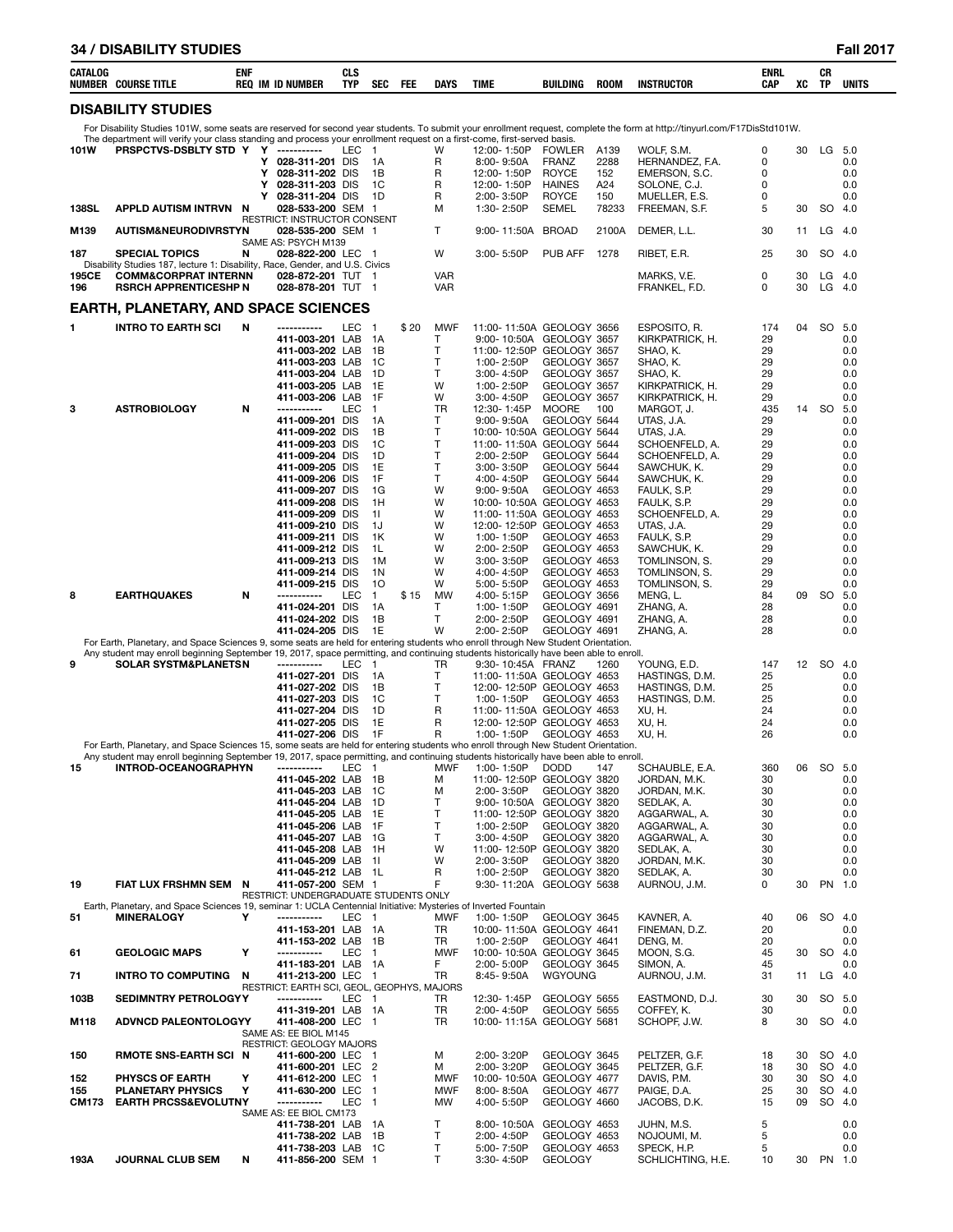## DISABILITY STUDIES

| CATALOG NUMBER | COURSE TITLE | ENF REQ | IM | ID NUMBER | CLS TYP | SEC | FEE | DAYS | TIME | BUILDING | ROOM | INSTRUCTOR | ENRL CAP | XC | CR TP | UNITS |
|---|---|---|---|---|---|---|---|---|---|---|---|---|---|---|---|---|

For Disability Studies 101W, some seats are reserved for second year students. To submit your enrollment request, complete the form at http://tinyurl.com/F17DisStd101W. The department will verify your class standing and process your enrollment request on a first-come, first-served basis.

| CATALOG NUMBER | COURSE TITLE | ENF REQ | IM | ID NUMBER | CLS TYP | SEC | FEE | DAYS | TIME | BUILDING | ROOM | INSTRUCTOR | ENRL CAP | XC | CR TP | UNITS |
|---|---|---|---|---|---|---|---|---|---|---|---|---|---|---|---|---|
| 101W | PRSPCTVS-DSBLTY STD | Y | Y | ----------- | LEC | 1 | | W | 12:00- 1:50P | FOWLER | A139 | WOLF, S.M. | 0 | 30 | LG | 5.0 |
| | | | Y | 028-311-201 | DIS | 1A | | R | 8:00- 9:50A | FRANZ | 2288 | HERNANDEZ, F.A. | 0 | | | 0.0 |
| | | | Y | 028-311-202 | DIS | 1B | | R | 12:00- 1:50P | ROYCE | 152 | EMERSON, S.C. | 0 | | | 0.0 |
| | | | Y | 028-311-203 | DIS | 1C | | R | 12:00- 1:50P | HAINES | A24 | SOLONE, C.J. | 0 | | | 0.0 |
| | | | Y | 028-311-204 | DIS | 1D | | R | 2:00- 3:50P | ROYCE | 150 | MUELLER, E.S. | 0 | | | 0.0 |
| 138SL | APPLD AUTISM INTRVN | N | | 028-533-200 | SEM | 1 | | M | 1:30- 2:50P | SEMEL | 78233 | FREEMAN, S.F. | 5 | 30 | SO | 4.0 |
| | RESTRICT: INSTRUCTOR CONSENT | | | | | | | | | | | | | | | |
| M139 | AUTISM&NEURODIVRSTY | N | | 028-535-200 | SEM | 1 | | T | 9:00- 11:50A | BROAD | 2100A | DEMER, L.L. | 30 | 11 | LG | 4.0 |
| | SAME AS: PSYCH M139 | | | | | | | | | | | | | | | |
| 187 | SPECIAL TOPICS | N | | 028-822-200 | LEC | 1 | | W | 3:00- 5:50P | PUB AFF | 1278 | RIBET, E.R. | 25 | 30 | SO | 4.0 |
| | Disability Studies 187, lecture 1: Disability, Race, Gender, and U.S. Civics | | | | | | | | | | | | | | | |
| 195CE | COMM&CORPRAT INTERN | N | | 028-872-201 | TUT | 1 | | VAR | | | | MARKS, V.E. | 0 | 30 | LG | 4.0 |
| 196 | RSRCH APPRENTICESHP | N | | 028-878-201 | TUT | 1 | | VAR | | | | FRANKEL, F.D. | 0 | 30 | LG | 4.0 |

## EARTH, PLANETARY, AND SPACE SCIENCES

| CATALOG NUMBER | COURSE TITLE | ENF REQ | IM | ID NUMBER | CLS TYP | SEC | FEE | DAYS | TIME | BUILDING | ROOM | INSTRUCTOR | ENRL CAP | XC | CR TP | UNITS |
|---|---|---|---|---|---|---|---|---|---|---|---|---|---|---|---|---|
| 1 | INTRO TO EARTH SCI | N | | ----------- | LEC | 1 | $ 20 | MWF | 11:00- 11:50A | GEOLOGY | 3656 | ESPOSITO, R. | 174 | 04 | SO | 5.0 |
| | | | | 411-003-201 | LAB | 1A | | T | 9:00- 10:50A | GEOLOGY | 3657 | KIRKPATRICK, H. | 29 | | | 0.0 |
| | | | | 411-003-202 | LAB | 1B | | T | 11:00- 12:50P | GEOLOGY | 3657 | SHAO, K. | 29 | | | 0.0 |
| | | | | 411-003-203 | LAB | 1C | | T | 1:00- 2:50P | GEOLOGY | 3657 | SHAO, K. | 29 | | | 0.0 |
| | | | | 411-003-204 | LAB | 1D | | T | 3:00- 4:50P | GEOLOGY | 3657 | SHAO, K. | 29 | | | 0.0 |
| | | | | 411-003-205 | LAB | 1E | | W | 1:00- 2:50P | GEOLOGY | 3657 | KIRKPATRICK, H. | 29 | | | 0.0 |
| | | | | 411-003-206 | LAB | 1F | | W | 3:00- 4:50P | GEOLOGY | 3657 | KIRKPATRICK, H. | 29 | | | 0.0 |
| 3 | ASTROBIOLOGY | N | | ----------- | LEC | 1 | | TR | 12:30- 1:45P | MOORE | 100 | MARGOT, J. | 435 | 14 | SO | 5.0 |
| | | | | 411-009-201 | DIS | 1A | | T | 9:00- 9:50A | GEOLOGY | 5644 | UTAS, J.A. | 29 | | | 0.0 |
| | | | | 411-009-202 | DIS | 1B | | T | 10:00- 10:50A | GEOLOGY | 5644 | UTAS, J.A. | 29 | | | 0.0 |
| | | | | 411-009-203 | DIS | 1C | | T | 11:00- 11:50A | GEOLOGY | 5644 | SCHOENFELD, A. | 29 | | | 0.0 |
| | | | | 411-009-204 | DIS | 1D | | T | 2:00- 2:50P | GEOLOGY | 5644 | SCHOENFELD, A. | 29 | | | 0.0 |
| | | | | 411-009-205 | DIS | 1E | | T | 3:00- 3:50P | GEOLOGY | 5644 | SAWCHUK, K. | 29 | | | 0.0 |
| | | | | 411-009-206 | DIS | 1F | | T | 4:00- 4:50P | GEOLOGY | 5644 | SAWCHUK, K. | 29 | | | 0.0 |
| | | | | 411-009-207 | DIS | 1G | | W | 9:00- 9:50A | GEOLOGY | 4653 | FAULK, S.P. | 29 | | | 0.0 |
| | | | | 411-009-208 | DIS | 1H | | W | 10:00- 10:50A | GEOLOGY | 4653 | FAULK, S.P. | 29 | | | 0.0 |
| | | | | 411-009-209 | DIS | 1I | | W | 11:00- 11:50A | GEOLOGY | 4653 | SCHOENFELD, A. | 29 | | | 0.0 |
| | | | | 411-009-210 | DIS | 1J | | W | 12:00- 12:50P | GEOLOGY | 4653 | UTAS, J.A. | 29 | | | 0.0 |
| | | | | 411-009-211 | DIS | 1K | | W | 1:00- 1:50P | GEOLOGY | 4653 | FAULK, S.P. | 29 | | | 0.0 |
| | | | | 411-009-212 | DIS | 1L | | W | 2:00- 2:50P | GEOLOGY | 4653 | SAWCHUK, K. | 29 | | | 0.0 |
| | | | | 411-009-213 | DIS | 1M | | W | 3:00- 3:50P | GEOLOGY | 4653 | TOMLINSON, S. | 29 | | | 0.0 |
| | | | | 411-009-214 | DIS | 1N | | W | 4:00- 4:50P | GEOLOGY | 4653 | TOMLINSON, S. | 29 | | | 0.0 |
| | | | | 411-009-215 | DIS | 1O | | W | 5:00- 5:50P | GEOLOGY | 4653 | TOMLINSON, S. | 29 | | | 0.0 |
| 8 | EARTHQUAKES | N | | ----------- | LEC | 1 | $ 15 | MW | 4:00- 5:15P | GEOLOGY | 3656 | MENG, L. | 84 | 09 | SO | 5.0 |
| | | | | 411-024-201 | DIS | 1A | | T | 1:00- 1:50P | GEOLOGY | 4691 | ZHANG, A. | 28 | | | 0.0 |
| | | | | 411-024-202 | DIS | 1B | | T | 2:00- 2:50P | GEOLOGY | 4691 | ZHANG, A. | 28 | | | 0.0 |
| | | | | 411-024-205 | DIS | 1E | | W | 2:00- 2:50P | GEOLOGY | 4691 | ZHANG, A. | 28 | | | 0.0 |

For Earth, Planetary, and Space Sciences 9, some seats are held for entering students who enroll through New Student Orientation.
Any student may enroll beginning September 19, 2017, space permitting, and continuing students historically have been able to enroll.

| CATALOG NUMBER | COURSE TITLE | ENF REQ | IM | ID NUMBER | CLS TYP | SEC | FEE | DAYS | TIME | BUILDING | ROOM | INSTRUCTOR | ENRL CAP | XC | CR TP | UNITS |
|---|---|---|---|---|---|---|---|---|---|---|---|---|---|---|---|---|
| 9 | SOLAR SYSTM&PLANETS | N | | ----------- | LEC | 1 | | TR | 9:30- 10:45A | FRANZ | 1260 | YOUNG, E.D. | 147 | 12 | SO | 4.0 |
| | | | | 411-027-201 | DIS | 1A | | T | 11:00- 11:50A | GEOLOGY | 4653 | HASTINGS, D.M. | 25 | | | 0.0 |
| | | | | 411-027-202 | DIS | 1B | | T | 12:00- 12:50P | GEOLOGY | 4653 | HASTINGS, D.M. | 25 | | | 0.0 |
| | | | | 411-027-203 | DIS | 1C | | T | 1:00- 1:50P | GEOLOGY | 4653 | HASTINGS, D.M. | 25 | | | 0.0 |
| | | | | 411-027-204 | DIS | 1D | | R | 11:00- 11:50A | GEOLOGY | 4653 | XU, H. | 24 | | | 0.0 |
| | | | | 411-027-205 | DIS | 1E | | R | 12:00- 12:50P | GEOLOGY | 4653 | XU, H. | 24 | | | 0.0 |
| | | | | 411-027-206 | DIS | 1F | | R | 1:00- 1:50P | GEOLOGY | 4653 | XU, H. | 26 | | | 0.0 |

For Earth, Planetary, and Space Sciences 15, some seats are held for entering students who enroll through New Student Orientation.
Any student may enroll beginning September 19, 2017, space permitting, and continuing students historically have been able to enroll.

| CATALOG NUMBER | COURSE TITLE | ENF REQ | IM | ID NUMBER | CLS TYP | SEC | FEE | DAYS | TIME | BUILDING | ROOM | INSTRUCTOR | ENRL CAP | XC | CR TP | UNITS |
|---|---|---|---|---|---|---|---|---|---|---|---|---|---|---|---|---|
| 15 | INTROD-OCEANOGRAPHY | N | | ----------- | LEC | 1 | | MWF | 1:00- 1:50P | DODD | 147 | SCHAUBLE, E.A. | 360 | 06 | SO | 5.0 |
| | | | | 411-045-202 | LAB | 1B | | M | 11:00- 12:50P | GEOLOGY | 3820 | JORDAN, M.K. | 30 | | | 0.0 |
| | | | | 411-045-203 | LAB | 1C | | M | 2:00- 3:50P | GEOLOGY | 3820 | JORDAN, M.K. | 30 | | | 0.0 |
| | | | | 411-045-204 | LAB | 1D | | T | 9:00- 10:50A | GEOLOGY | 3820 | SEDLAK, A. | 30 | | | 0.0 |
| | | | | 411-045-205 | LAB | 1E | | T | 11:00- 12:50P | GEOLOGY | 3820 | AGGARWAL, A. | 30 | | | 0.0 |
| | | | | 411-045-206 | LAB | 1F | | T | 1:00- 2:50P | GEOLOGY | 3820 | AGGARWAL, A. | 30 | | | 0.0 |
| | | | | 411-045-207 | LAB | 1G | | T | 3:00- 4:50P | GEOLOGY | 3820 | AGGARWAL, A. | 30 | | | 0.0 |
| | | | | 411-045-208 | LAB | 1H | | W | 11:00- 12:50P | GEOLOGY | 3820 | SEDLAK, A. | 30 | | | 0.0 |
| | | | | 411-045-209 | LAB | 1I | | W | 2:00- 3:50P | GEOLOGY | 3820 | JORDAN, M.K. | 30 | | | 0.0 |
| | | | | 411-045-212 | LAB | 1L | | R | 1:00- 2:50P | GEOLOGY | 3820 | SEDLAK, A. | 30 | | | 0.0 |
| 19 | FIAT LUX FRSHMN SEM | N | | 411-057-200 | SEM | 1 | | F | 9:30- 11:20A | GEOLOGY | 5638 | AURNOU, J.M. | 0 | 30 | PN | 1.0 |
| | RESTRICT: UNDERGRADUATE STUDENTS ONLY | | | | | | | | | | | | | | | |
| | Earth, Planetary, and Space Sciences 19, seminar 1: UCLA Centennial Initiative: Mysteries of Inverted Fountain | | | | | | | | | | | | | | | |
| 51 | MINERALOGY | Y | | ----------- | LEC | 1 | | MWF | 1:00- 1:50P | GEOLOGY | 3645 | KAVNER, A. | 40 | 06 | SO | 4.0 |
| | | | | 411-153-201 | LAB | 1A | | TR | 10:00- 11:50A | GEOLOGY | 4641 | FINEMAN, D.Z. | 20 | | | 0.0 |
| | | | | 411-153-202 | LAB | 1B | | TR | 1:00- 2:50P | GEOLOGY | 4641 | DENG, M. | 20 | | | 0.0 |
| 61 | GEOLOGIC MAPS | Y | | ----------- | LEC | 1 | | MWF | 10:00- 10:50A | GEOLOGY | 3645 | MOON, S.G. | 45 | 30 | SO | 4.0 |
| | | | | 411-183-201 | LAB | 1A | | F | 2:00- 5:00P | GEOLOGY | 3645 | SIMON, A. | 45 | | | 0.0 |
| 71 | INTRO TO COMPUTING | N | | 411-213-200 | LEC | 1 | | TR | 8:45- 9:50A | WGYOUNG | | AURNOU, J.M. | 31 | 11 | LG | 4.0 |
| | RESTRICT: EARTH SCI, GEOL, GEOPHYS, MAJORS | | | | | | | | | | | | | | | |
| 103B | SEDIMNTRY PETROLOGY | Y | | ----------- | LEC | 1 | | TR | 12:30- 1:45P | GEOLOGY | 5655 | EASTMOND, D.J. | 30 | 30 | SO | 5.0 |
| | | | | 411-319-201 | LAB | 1A | | TR | 2:00- 4:50P | GEOLOGY | 5655 | COFFEY, K. | 30 | | | 0.0 |
| M118 | ADVNCD PALEONTOLOGY | Y | | 411-408-200 | LEC | 1 | | TR | 10:00- 11:15A | GEOLOGY | 5681 | SCHOPF, J.W. | 8 | 30 | SO | 4.0 |
| | SAME AS: EE BIOL M145 | | | | | | | | | | | | | | | |
| | RESTRICT: GEOLOGY MAJORS | | | | | | | | | | | | | | | |
| 150 | RMOTE SNS-EARTH SCI | N | | 411-600-200 | LEC | 1 | | M | 2:00- 3:20P | GEOLOGY | 3645 | PELTZER, G.F. | 18 | 30 | SO | 4.0 |
| | | | | 411-600-201 | LEC | 2 | | M | 2:00- 3:20P | GEOLOGY | 3645 | PELTZER, G.F. | 18 | 30 | SO | 4.0 |
| 152 | PHYSCS OF EARTH | Y | | 411-612-200 | LEC | 1 | | MWF | 10:00- 10:50A | GEOLOGY | 4677 | DAVIS, P.M. | 30 | 30 | SO | 4.0 |
| 155 | PLANETARY PHYSICS | Y | | 411-630-200 | LEC | 1 | | MWF | 8:00- 8:50A | GEOLOGY | 4677 | PAIGE, D.A. | 25 | 30 | SO | 4.0 |
| CM173 | EARTH PRCSS&EVOLUTN | Y | | ----------- | LEC | 1 | | MW | 4:00- 5:50P | GEOLOGY | 4660 | JACOBS, D.K. | 15 | 09 | SO | 4.0 |
| | SAME AS: EE BIOL CM173 | | | | | | | | | | | | | | | |
| | | | | 411-738-201 | LAB | 1A | | T | 8:00- 10:50A | GEOLOGY | 4653 | JUHN, M.S. | 5 | | | 0.0 |
| | | | | 411-738-202 | LAB | 1B | | T | 2:00- 4:50P | GEOLOGY | 4653 | NOJOUMI, M. | 5 | | | 0.0 |
| | | | | 411-738-203 | LAB | 1C | | T | 5:00- 7:50P | GEOLOGY | 4653 | SPECK, H.P. | 5 | | | 0.0 |
| 193A | JOURNAL CLUB SEM | N | | 411-856-200 | SEM | 1 | | T | 3:30- 4:50P | GEOLOGY | | SCHLICHTING, H.E. | 10 | 30 | PN | 1.0 |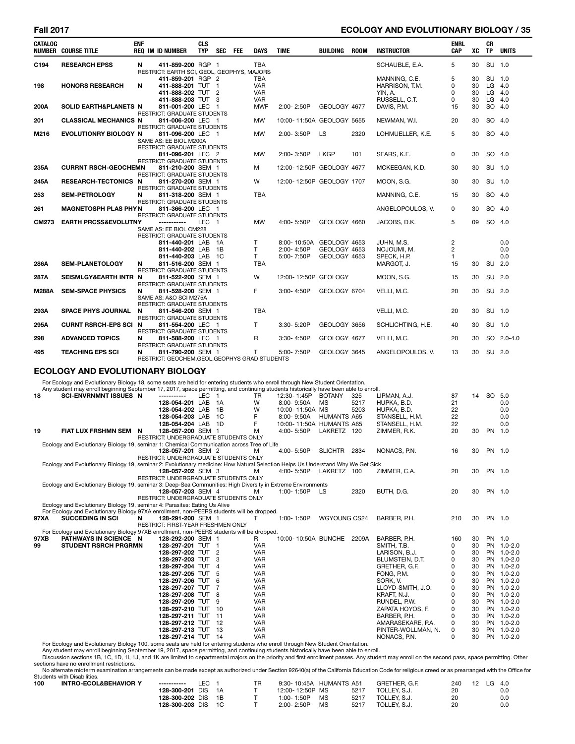| CATALOG NUMBER | COURSE TITLE | ENF REQ | IM | ID NUMBER | CLS TYP | SEC | FEE | DAYS | TIME | BUILDING | ROOM | INSTRUCTOR | ENRL CAP | XC | CR TP | UNITS |
|---|---|---|---|---|---|---|---|---|---|---|---|---|---|---|---|---|
| C194 | RESEARCH EPSS | N | | 411-859-200 | RGP | 1 | | TBA | | | | SCHAUBLE, E.A. | 5 | 30 | SU | 1.0 |
| | RESTRICT: EARTH SCI, GEOL, GEOPHYS, MAJORS | | | | | | | | | | | | | | | |
| | | | | 411-859-201 | RGP | 2 | | TBA | | | | MANNING, C.E. | 5 | 30 | SU | 1.0 |
| 198 | HONORS RESEARCH | N | | 411-888-201 | TUT | 1 | | VAR | | | | HARRISON, T.M. | 0 | 30 | LG | 4.0 |
| | | | | 411-888-202 | TUT | 2 | | VAR | | | | YIN, A. | 0 | 30 | LG | 4.0 |
| | | | | 411-888-203 | TUT | 3 | | VAR | | | | RUSSELL, C.T. | 0 | 30 | LG | 4.0 |
| 200A | SOLID EARTH&PLANETS | N | | 811-001-200 | LEC | 1 | | MWF | 2:00- 2:50P | GEOLOGY | 4677 | DAVIS, P.M. | 15 | 30 | SO | 4.0 |
| | RESTRICT: GRADUATE STUDENTS | | | | | | | | | | | | | | | |
| 201 | CLASSICAL MECHANICS | N | | 811-006-200 | LEC | 1 | | MW | 10:00- 11:50A | GEOLOGY | 5655 | NEWMAN, W.I. | 20 | 30 | SO | 4.0 |
| | RESTRICT: GRADUATE STUDENTS | | | | | | | | | | | | | | | |
| M216 | EVOLUTIONRY BIOLOGY | N | | 811-096-200 | LEC | 1 | | MW | 2:00- 3:50P | LS | 2320 | LOHMUELLER, K.E. | 5 | 30 | SO | 4.0 |
| | SAME AS: EE BIOL M200A | | | | | | | | | | | | | | | |
| | RESTRICT: GRADUATE STUDENTS | | | | | | | | | | | | | | | |
| | | | | 811-096-201 | LEC | 2 | | MW | 2:00- 3:50P | LKGP | 101 | SEARS, K.E. | 0 | 30 | SO | 4.0 |
| | RESTRICT: GRADUATE STUDENTS | | | | | | | | | | | | | | | |
| 235A | CURRNT RSCH-GEOCHEMN | | | 811-210-200 | SEM | 1 | | M | 12:00- 12:50P | GEOLOGY | 4677 | MCKEEGAN, K.D. | 30 | 30 | SU | 1.0 |
| | RESTRICT: GRADUATE STUDENTS | | | | | | | | | | | | | | | |
| 245A | RESEARCH-TECTONICS | N | | 811-270-200 | SEM | 1 | | W | 12:00- 12:50P | GEOLOGY | 1707 | MOON, S.G. | 30 | 30 | SU | 1.0 |
| | RESTRICT: GRADUATE STUDENTS | | | | | | | | | | | | | | | |
| 253 | SEM-PETROLOGY | N | | 811-318-200 | SEM | 1 | | TBA | | | | MANNING, C.E. | 15 | 30 | SO | 4.0 |
| | RESTRICT: GRADUATE STUDENTS | | | | | | | | | | | | | | | |
| 261 | MAGNETOSPH PLAS PHY | N | | 811-366-200 | LEC | 1 | | | | | | ANGELOPOULOS, V. | 0 | 30 | SO | 4.0 |
| | RESTRICT: GRADUATE STUDENTS | | | | | | | | | | | | | | | |
| CM273 | EARTH PRCSS&EVOLUTNY | | | ----------- | LEC | 1 | | MW | 4:00- 5:50P | GEOLOGY | 4660 | JACOBS, D.K. | 5 | 09 | SO | 4.0 |
| | SAME AS: EE BIOL CM228 | | | | | | | | | | | | | | | |
| | RESTRICT: GRADUATE STUDENTS | | | | | | | | | | | | | | | |
| | | | | 811-440-201 | LAB | 1A | | T | 8:00- 10:50A | GEOLOGY | 4653 | JUHN, M.S. | 2 | | | 0.0 |
| | | | | 811-440-202 | LAB | 1B | | T | 2:00- 4:50P | GEOLOGY | 4653 | NOJOUMI, M. | 2 | | | 0.0 |
| | | | | 811-440-203 | LAB | 1C | | T | 5:00- 7:50P | GEOLOGY | 4653 | SPECK, H.P. | 1 | | | 0.0 |
| 286A | SEM-PLANETOLOGY | N | | 811-516-200 | SEM | 1 | | TBA | | | | MARGOT, J. | 15 | 30 | SU | 2.0 |
| | RESTRICT: GRADUATE STUDENTS | | | | | | | | | | | | | | | |
| 287A | SEISMLGY&EARTH INTR | N | | 811-522-200 | SEM | 1 | | W | 12:00- 12:50P | GEOLOGY | | MOON, S.G. | 15 | 30 | SU | 2.0 |
| | RESTRICT: GRADUATE STUDENTS | | | | | | | | | | | | | | | |
| M288A | SEM-SPACE PHYSICS | N | | 811-528-200 | SEM | 1 | | F | 3:00- 4:50P | GEOLOGY | 6704 | VELLI, M.C. | 20 | 30 | SU | 2.0 |
| | SAME AS: A&O SCI M275A | | | | | | | | | | | | | | | |
| | RESTRICT: GRADUATE STUDENTS | | | | | | | | | | | | | | | |
| 293A | SPACE PHYS JOURNAL | N | | 811-546-200 | SEM | 1 | | TBA | | | | VELLI, M.C. | 20 | 30 | SU | 1.0 |
| | RESTRICT: GRADUATE STUDENTS | | | | | | | | | | | | | | | |
| 295A | CURNT RSRCH-EPS SCI | N | | 811-554-200 | LEC | 1 | | T | 3:30- 5:20P | GEOLOGY | 3656 | SCHLICHTING, H.E. | 40 | 30 | SU | 1.0 |
| | RESTRICT: GRADUATE STUDENTS | | | | | | | | | | | | | | | |
| 298 | ADVANCED TOPICS | N | | 811-588-200 | LEC | 1 | | R | 3:30- 4:50P | GEOLOGY | 4677 | VELLI, M.C. | 20 | 30 | SO | 2.0-4.0 |
| | RESTRICT: GRADUATE STUDENTS | | | | | | | | | | | | | | | |
| 495 | TEACHING EPS SCI | N | | 811-790-200 | SEM | 1 | | T | 5:00- 7:50P | GEOLOGY | 3645 | ANGELOPOULOS, V. | 13 | 30 | SU | 2.0 |
| | RESTRICT: GEOCHEM,GEOL,GEOPHYS GRAD STUDENTS | | | | | | | | | | | | | | | |

## ECOLOGY AND EVOLUTIONARY BIOLOGY

For Ecology and Evolutionary Biology 18, some seats are held for entering students who enroll through New Student Orientation.
Any student may enroll beginning September 17, 2017, space permitting, and continuing students historically have been able to enroll.

| CATALOG NUMBER | COURSE TITLE | ENF REQ | IM | ID NUMBER | CLS TYP | SEC | FEE | DAYS | TIME | BUILDING | ROOM | INSTRUCTOR | ENRL CAP | XC | CR TP | UNITS |
|---|---|---|---|---|---|---|---|---|---|---|---|---|---|---|---|---|
| 18 | SCI-ENVRNMNT ISSUES | N | | ----------- | LEC | 1 | | TR | 12:30- 1:45P | BOTANY | 325 | LIPMAN, A.J. | 87 | 14 | SO | 5.0 |
| | | | | 128-054-201 | LAB | 1A | | W | 8:00- 9:50A | MS | 5217 | HUPKA, B.D. | 21 | | | 0.0 |
| | | | | 128-054-202 | LAB | 1B | | W | 10:00- 11:50A | MS | 5203 | HUPKA, B.D. | 22 | | | 0.0 |
| | | | | 128-054-203 | LAB | 1C | | F | 8:00- 9:50A | HUMANTS | A65 | STANSELL, H.M. | 22 | | | 0.0 |
| | | | | 128-054-204 | LAB | 1D | | F | 10:00- 11:50A | HUMANTS | A65 | STANSELL, H.M. | 22 | | | 0.0 |
| 19 | FIAT LUX FRSHMN SEM | N | | 128-057-200 | SEM | 1 | | M | 4:00- 5:50P | LAKRETZ | 120 | ZIMMER, R.K. | 20 | 30 | PN | 1.0 |
| | RESTRICT: UNDERGRADUATE STUDENTS ONLY | | | | | | | | | | | | | | | |
| | Ecology and Evolutionary Biology 19, seminar 1: Chemical Communication across Tree of Life | | | | | | | | | | | | | | | |
| | | | | 128-057-201 | SEM | 2 | | M | 4:00- 5:50P | SLICHTR | 2834 | NONACS, P.N. | 16 | 30 | PN | 1.0 |
| | RESTRICT: UNDERGRADUATE STUDENTS ONLY | | | | | | | | | | | | | | | |
| | Ecology and Evolutionary Biology 19, seminar 2: Evolutionary medicine: How Natural Selection Helps Us Understand Why We Get Sick | | | | | | | | | | | | | | | |
| | | | | 128-057-202 | SEM | 3 | | M | 4:00- 5:50P | LAKRETZ | 100 | ZIMMER, C.A. | 20 | 30 | PN | 1.0 |
| | RESTRICT: UNDERGRADUATE STUDENTS ONLY | | | | | | | | | | | | | | | |
| | Ecology and Evolutionary Biology 19, seminar 3: Deep-Sea Communities: High Diversity in Extreme Environments | | | | | | | | | | | | | | | |
| | | | | 128-057-203 | SEM | 4 | | M | 1:00- 1:50P | LS | 2320 | BUTH, D.G. | 20 | 30 | PN | 1.0 |
| | RESTRICT: UNDERGRADUATE STUDENTS ONLY | | | | | | | | | | | | | | | |
| | Ecology and Evolutionary Biology 19, seminar 4: Parasites: Eating Us Alive | | | | | | | | | | | | | | | |
| | For Ecology and Evolutionary Biology 97XA enrollment, non-PEERS students will be dropped. | | | | | | | | | | | | | | | |
| 97XA | SUCCEEDING IN SCI | N | | 128-291-200 | SEM | 1 | | T | 1:00- 1:50P | WGYOUNG | CS24 | BARBER, P.H. | 210 | 30 | PN | 1.0 |
| | RESTRICT: FIRST-YEAR FRESHMEN ONLY | | | | | | | | | | | | | | | |
| | For Ecology and Evolutionary Biology 97XB enrollment, non-PEERS students will be dropped. | | | | | | | | | | | | | | | |
| 97XB | PATHWAYS IN SCIENCE | N | | 128-292-200 | SEM | 1 | | R | 10:00- 10:50A | BUNCHE | 2209A | BARBER, P.H. | 160 | 30 | PN | 1.0 |
| 99 | STUDENT RSRCH PRGRMN | | | 128-297-201 | TUT | 1 | | VAR | | | | SMITH, T.B. | 0 | 30 | PN | 1.0-2.0 |
| | | | | 128-297-202 | TUT | 2 | | VAR | | | | LARISON, B.J. | 0 | 30 | PN | 1.0-2.0 |
| | | | | 128-297-203 | TUT | 3 | | VAR | | | | BLUMSTEIN, D.T. | 0 | 30 | PN | 1.0-2.0 |
| | | | | 128-297-204 | TUT | 4 | | VAR | | | | GRETHER, G.F. | 0 | 30 | PN | 1.0-2.0 |
| | | | | 128-297-205 | TUT | 5 | | VAR | | | | FONG, P.M. | 0 | 30 | PN | 1.0-2.0 |
| | | | | 128-297-206 | TUT | 6 | | VAR | | | | SORK, V. | 0 | 30 | PN | 1.0-2.0 |
| | | | | 128-297-207 | TUT | 7 | | VAR | | | | LLOYD-SMITH, J.O. | 0 | 30 | PN | 1.0-2.0 |
| | | | | 128-297-208 | TUT | 8 | | VAR | | | | KRAFT, N.J. | 0 | 30 | PN | 1.0-2.0 |
| | | | | 128-297-209 | TUT | 9 | | VAR | | | | RUNDEL, P.W. | 0 | 30 | PN | 1.0-2.0 |
| | | | | 128-297-210 | TUT | 10 | | VAR | | | | ZAPATA HOYOS, F. | 0 | 30 | PN | 1.0-2.0 |
| | | | | 128-297-211 | TUT | 11 | | VAR | | | | BARBER, P.H. | 0 | 30 | PN | 1.0-2.0 |
| | | | | 128-297-212 | TUT | 12 | | VAR | | | | AMARASEKARE, P.A. | 0 | 30 | PN | 1.0-2.0 |
| | | | | 128-297-213 | TUT | 13 | | VAR | | | | PINTER-WOLLMAN, N. | 0 | 30 | PN | 1.0-2.0 |
| | | | | 128-297-214 | TUT | 14 | | VAR | | | | NONACS, P.N. | 0 | 30 | PN | 1.0-2.0 |

For Ecology and Evolutionary Biology 100, some seats are held for entering students who enroll through New Student Orientation.
Any student may enroll beginning September 19, 2017, space permitting, and continuing students historically have been able to enroll.
Discussion sections 1B, 1C, 1D, 1I, 1J, and 1K are limited to departmental majors on the priority and first enrollment passes. Any student may enroll on the second pass, space permitting. Other sections have no enrollment restrictions.
No alternate midterm examination arrangements can be made except as authorized under Section 92640(a) of the California Education Code for religious creed or as prearranged with the Office for Students with Disabilities.

| CATALOG NUMBER | COURSE TITLE | ENF REQ | IM | ID NUMBER | CLS TYP | SEC | FEE | DAYS | TIME | BUILDING | ROOM | INSTRUCTOR | ENRL CAP | XC | CR TP | UNITS |
|---|---|---|---|---|---|---|---|---|---|---|---|---|---|---|---|---|
| 100 | INTRO-ECOL&BEHAVIOR | Y | | ----------- | LEC | 1 | | TR | 9:30- 10:45A | HUMANTS | A51 | GRETHER, G.F. | 240 | 12 | LG | 4.0 |
| | | | | 128-300-201 | DIS | 1A | | T | 12:00- 12:50P | MS | 5217 | TOLLEY, S.J. | 20 | | | 0.0 |
| | | | | 128-300-202 | DIS | 1B | | T | 1:00- 1:50P | MS | 5217 | TOLLEY, S.J. | 20 | | | 0.0 |
| | | | | 128-300-203 | DIS | 1C | | T | 2:00- 2:50P | MS | 5217 | TOLLEY, S.J. | 20 | | | 0.0 |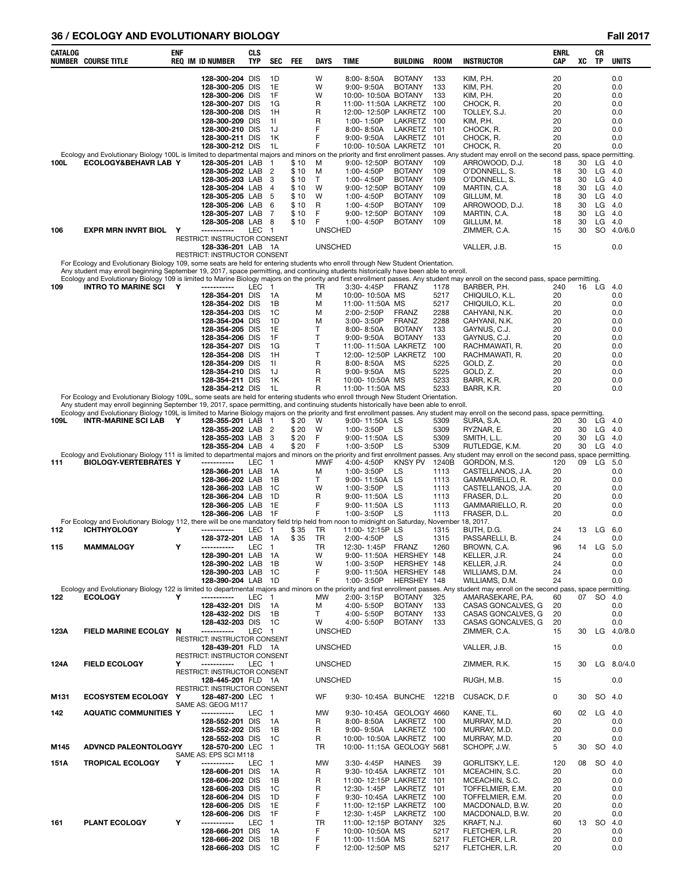## ECOLOGY AND EVOLUTIONARY BIOLOGY — Fall 2017

| CATALOG NUMBER | COURSE TITLE | ENF REQ | IM | ID NUMBER | CLS TYP | SEC | FEE | DAYS | TIME | BUILDING | ROOM | INSTRUCTOR | ENRL CAP | XC | CR TP | UNITS |
|---|---|---|---|---|---|---|---|---|---|---|---|---|---|---|---|---|
| | | | | 128-300-204 | DIS | 1D | | W | 8:00- 8:50A | BOTANY | 133 | KIM, P.H. | 20 | | | 0.0 |
| | | | | 128-300-205 | DIS | 1E | | W | 9:00- 9:50A | BOTANY | 133 | KIM, P.H. | 20 | | | 0.0 |
| | | | | 128-300-206 | DIS | 1F | | W | 10:00- 10:50A | BOTANY | 133 | KIM, P.H. | 20 | | | 0.0 |
| | | | | 128-300-207 | DIS | 1G | | R | 11:00- 11:50A | LAKRETZ | 100 | CHOCK, R. | 20 | | | 0.0 |
| | | | | 128-300-208 | DIS | 1H | | R | 12:00- 12:50P | LAKRETZ | 100 | TOLLEY, S.J. | 20 | | | 0.0 |
| | | | | 128-300-209 | DIS | 1I | | R | 1:00- 1:50P | LAKRETZ | 100 | KIM, P.H. | 20 | | | 0.0 |
| | | | | 128-300-210 | DIS | 1J | | F | 8:00- 8:50A | LAKRETZ | 101 | CHOCK, R. | 20 | | | 0.0 |
| | | | | 128-300-211 | DIS | 1K | | F | 9:00- 9:50A | LAKRETZ | 101 | CHOCK, R. | 20 | | | 0.0 |
| | | | | 128-300-212 | DIS | 1L | | F | 10:00- 10:50A | LAKRETZ | 101 | CHOCK, R. | 20 | | | 0.0 |
| Ecology and Evolutionary Biology 100L is limited to departmental majors and minors on the priority and first enrollment passes. Any student may enroll on the second pass, space permitting. | | | | | | | | | | | | | | | | |
| 100L | ECOLOGY&BEHAVR LAB | Y | | 128-305-201 | LAB | 1 | $ 10 | M | 9:00- 12:50P | BOTANY | 109 | ARROWOOD, D.J. | 18 | 30 | LG | 4.0 |
| | | | | 128-305-202 | LAB | 2 | $ 10 | M | 1:00- 4:50P | BOTANY | 109 | O'DONNELL, S. | 18 | 30 | LG | 4.0 |
| | | | | 128-305-203 | LAB | 3 | $ 10 | T | 1:00- 4:50P | BOTANY | 109 | O'DONNELL, S. | 18 | 30 | LG | 4.0 |
| | | | | 128-305-204 | LAB | 4 | $ 10 | W | 9:00- 12:50P | BOTANY | 109 | MARTIN, C.A. | 18 | 30 | LG | 4.0 |
| | | | | 128-305-205 | LAB | 5 | $ 10 | W | 1:00- 4:50P | BOTANY | 109 | GILLUM, M. | 18 | 30 | LG | 4.0 |
| | | | | 128-305-206 | LAB | 6 | $ 10 | R | 1:00- 4:50P | BOTANY | 109 | ARROWOOD, D.J. | 18 | 30 | LG | 4.0 |
| | | | | 128-305-207 | LAB | 7 | $ 10 | F | 9:00- 12:50P | BOTANY | 109 | MARTIN, C.A. | 18 | 30 | LG | 4.0 |
| | | | | 128-305-208 | LAB | 8 | $ 10 | F | 1:00- 4:50P | BOTANY | 109 | GILLUM, M. | 18 | 30 | LG | 4.0 |
| 106 | EXPR MRN INVRT BIOL | Y | | ----------- | LEC | 1 | | UNSCHED | | | | ZIMMER, C.A. | 15 | 30 | SO | 4.0/6.0 |
| | RESTRICT: INSTRUCTOR CONSENT | | | | | | | | | | | | | | | |
| | | | | 128-336-201 | LAB | 1A | | UNSCHED | | | | VALLER, J.B. | 15 | | | 0.0 |
| | RESTRICT: INSTRUCTOR CONSENT | | | | | | | | | | | | | | | |
| For Ecology and Evolutionary Biology 109, some seats are held for entering students who enroll through New Student Orientation. Any student may enroll beginning September 19, 2017, space permitting, and continuing students historically have been able to enroll. Ecology and Evolutionary Biology 109 is limited to Marine Biology majors on the priority and first enrollment passes. Any student may enroll on the second pass, space permitting. | | | | | | | | | | | | | | | | |
| 109 | INTRO TO MARINE SCI | Y | | ----------- | LEC | 1 | | TR | 3:30- 4:45P | FRANZ | 1178 | BARBER, P.H. | 240 | 16 | LG | 4.0 |
| | | | | 128-354-201 | DIS | 1A | | M | 10:00- 10:50A | MS | 5217 | CHIQUILO, K.L. | 20 | | | 0.0 |
| | | | | 128-354-202 | DIS | 1B | | M | 11:00- 11:50A | MS | 5217 | CHIQUILO, K.L. | 20 | | | 0.0 |
| | | | | 128-354-203 | DIS | 1C | | M | 2:00- 2:50P | FRANZ | 2288 | CAHYANI, N.K. | 20 | | | 0.0 |
| | | | | 128-354-204 | DIS | 1D | | M | 3:00- 3:50P | FRANZ | 2288 | CAHYANI, N.K. | 20 | | | 0.0 |
| | | | | 128-354-205 | DIS | 1E | | T | 8:00- 8:50A | BOTANY | 133 | GAYNUS, C.J. | 20 | | | 0.0 |
| | | | | 128-354-206 | DIS | 1F | | T | 9:00- 9:50A | BOTANY | 133 | GAYNUS, C.J. | 20 | | | 0.0 |
| | | | | 128-354-207 | DIS | 1G | | T | 11:00- 11:50A | LAKRETZ | 100 | RACHMAWATI, R. | 20 | | | 0.0 |
| | | | | 128-354-208 | DIS | 1H | | T | 12:00- 12:50P | LAKRETZ | 100 | RACHMAWATI, R. | 20 | | | 0.0 |
| | | | | 128-354-209 | DIS | 1I | | R | 8:00- 8:50A | MS | 5225 | GOLD, Z. | 20 | | | 0.0 |
| | | | | 128-354-210 | DIS | 1J | | R | 9:00- 9:50A | MS | 5225 | GOLD, Z. | 20 | | | 0.0 |
| | | | | 128-354-211 | DIS | 1K | | R | 10:00- 10:50A | MS | 5233 | BARR, K.R. | 20 | | | 0.0 |
| | | | | 128-354-212 | DIS | 1L | | R | 11:00- 11:50A | MS | 5233 | BARR, K.R. | 20 | | | 0.0 |
| For Ecology and Evolutionary Biology 109L, some seats are held for entering students who enroll through New Student Orientation. Any student may enroll beginning September 19, 2017, space permitting, and continuing students historically have been able to enroll. Ecology and Evolutionary Biology 109L is limited to Marine Biology majors on the priority and first enrollment passes. Any student may enroll on the second pass, space permitting. | | | | | | | | | | | | | | | | |
| 109L | INTR-MARINE SCI LAB | Y | | 128-355-201 | LAB | 1 | $ 20 | W | 9:00- 11:50A | LS | 5309 | SURA, S.A. | 20 | 30 | LG | 4.0 |
| | | | | 128-355-202 | LAB | 2 | $ 20 | W | 1:00- 3:50P | LS | 5309 | RYZNAR, E. | 20 | 30 | LG | 4.0 |
| | | | | 128-355-203 | LAB | 3 | $ 20 | F | 9:00- 11:50A | LS | 5309 | SMITH, L.L. | 20 | 30 | LG | 4.0 |
| | | | | 128-355-204 | LAB | 4 | $ 20 | F | 1:00- 3:50P | LS | 5309 | RUTLEDGE, K.M. | 20 | 30 | LG | 4.0 |
| Ecology and Evolutionary Biology 111 is limited to departmental majors and minors on the priority and first enrollment passes. Any student may enroll on the second pass, space permitting. | | | | | | | | | | | | | | | | |
| 111 | BIOLOGY-VERTEBRATES | Y | | ----------- | LEC | 1 | | MWF | 4:00- 4:50P | KNSY PV | 1240B | GORDON, M.S. | 120 | 09 | LG | 5.0 |
| | | | | 128-366-201 | LAB | 1A | | M | 1:00- 3:50P | LS | 1113 | CASTELLANOS, J.A. | 20 | | | 0.0 |
| | | | | 128-366-202 | LAB | 1B | | T | 9:00- 11:50A | LS | 1113 | GAMMARIELLO, R. | 20 | | | 0.0 |
| | | | | 128-366-203 | LAB | 1C | | W | 1:00- 3:50P | LS | 1113 | CASTELLANOS, J.A. | 20 | | | 0.0 |
| | | | | 128-366-204 | LAB | 1D | | R | 9:00- 11:50A | LS | 1113 | FRASER, D.L. | 20 | | | 0.0 |
| | | | | 128-366-205 | LAB | 1E | | F | 9:00- 11:50A | LS | 1113 | GAMMARIELLO, R. | 20 | | | 0.0 |
| | | | | 128-366-206 | LAB | 1F | | F | 1:00- 3:50P | LS | 1113 | FRASER, D.L. | 20 | | | 0.0 |
| For Ecology and Evolutionary Biology 112, there will be one mandatory field trip held from noon to midnight on Saturday, November 18, 2017. | | | | | | | | | | | | | | | | |
| 112 | ICHTHYOLOGY | Y | | ----------- | LEC | 1 | $ 35 | TR | 11:00- 12:15P | LS | 1315 | BUTH, D.G. | 24 | 13 | LG | 6.0 |
| | | | | 128-372-201 | LAB | 1A | $ 35 | TR | 2:00- 4:50P | LS | 1315 | PASSARELLI, B. | 24 | | | 0.0 |
| 115 | MAMMALOGY | Y | | ----------- | LEC | 1 | | TR | 12:30- 1:45P | FRANZ | 1260 | BROWN, C.A. | 96 | 14 | LG | 5.0 |
| | | | | 128-390-201 | LAB | 1A | | W | 9:00- 11:50A | HERSHEY | 148 | KELLER, J.R. | 24 | | | 0.0 |
| | | | | 128-390-202 | LAB | 1B | | W | 1:00- 3:50P | HERSHEY | 148 | KELLER, J.R. | 24 | | | 0.0 |
| | | | | 128-390-203 | LAB | 1C | | F | 9:00- 11:50A | HERSHEY | 148 | WILLIAMS, D.M. | 24 | | | 0.0 |
| | | | | 128-390-204 | LAB | 1D | | F | 1:00- 3:50P | HERSHEY | 148 | WILLIAMS, D.M. | 24 | | | 0.0 |
| Ecology and Evolutionary Biology 122 is limited to departmental majors and minors on the priority and first enrollment passes. Any student may enroll on the second pass, space permitting. | | | | | | | | | | | | | | | | |
| 122 | ECOLOGY | Y | | ----------- | LEC | 1 | | MW | 2:00- 3:15P | BOTANY | 325 | AMARASEKARE, P.A. | 60 | 07 | SO | 4.0 |
| | | | | 128-432-201 | DIS | 1A | | M | 4:00- 5:50P | BOTANY | 133 | CASAS GONCALVES, G | 20 | | | 0.0 |
| | | | | 128-432-202 | DIS | 1B | | T | 4:00- 5:50P | BOTANY | 133 | CASAS GONCALVES, G | 20 | | | 0.0 |
| | | | | 128-432-203 | DIS | 1C | | W | 4:00- 5:50P | BOTANY | 133 | CASAS GONCALVES, G | 20 | | | 0.0 |
| 123A | FIELD MARINE ECOLGY | N | | ----------- | LEC | 1 | | UNSCHED | | | | ZIMMER, C.A. | 15 | 30 | LG | 4.0/8.0 |
| | RESTRICT: INSTRUCTOR CONSENT | | | | | | | | | | | | | | | |
| | | | | 128-439-201 | FLD | 1A | | UNSCHED | | | | VALLER, J.B. | 15 | | | 0.0 |
| | RESTRICT: INSTRUCTOR CONSENT | | | | | | | | | | | | | | | |
| 124A | FIELD ECOLOGY | Y | | ----------- | LEC | 1 | | UNSCHED | | | | ZIMMER, R.K. | 15 | 30 | LG | 8.0/4.0 |
| | RESTRICT: INSTRUCTOR CONSENT | | | | | | | | | | | | | | | |
| | | | | 128-445-201 | FLD | 1A | | UNSCHED | | | | RUGH, M.B. | 15 | | | 0.0 |
| | RESTRICT: INSTRUCTOR CONSENT | | | | | | | | | | | | | | | |
| M131 | ECOSYSTEM ECOLOGY | Y | | 128-487-200 | LEC | 1 | | WF | 9:30- 10:45A | BUNCHE | 1221B | CUSACK, D.F. | 0 | 30 | SO | 4.0 |
| | SAME AS: GEOG M117 | | | | | | | | | | | | | | | |
| 142 | AQUATIC COMMUNITIES | Y | | ----------- | LEC | 1 | | MW | 9:30- 10:45A | GEOLOGY | 4660 | KANE, T.L. | 60 | 02 | LG | 4.0 |
| | | | | 128-552-201 | DIS | 1A | | R | 8:00- 8:50A | LAKRETZ | 100 | MURRAY, M.D. | 20 | | | 0.0 |
| | | | | 128-552-202 | DIS | 1B | | R | 9:00- 9:50A | LAKRETZ | 100 | MURRAY, M.D. | 20 | | | 0.0 |
| | | | | 128-552-203 | DIS | 1C | | R | 10:00- 10:50A | LAKRETZ | 100 | MURRAY, M.D. | 20 | | | 0.0 |
| M145 | ADVNCD PALEONTOLOGY | Y | | 128-570-200 | LEC | 1 | | TR | 10:00- 11:15A | GEOLOGY | 5681 | SCHOPF, J.W. | 5 | 30 | SO | 4.0 |
| | SAME AS: EPS SCI M118 | | | | | | | | | | | | | | | |
| 151A | TROPICAL ECOLOGY | Y | | ----------- | LEC | 1 | | MW | 3:30- 4:45P | HAINES | 39 | GORLITSKY, L.E. | 120 | 08 | SO | 4.0 |
| | | | | 128-606-201 | DIS | 1A | | R | 9:30- 10:45A | LAKRETZ | 101 | MCEACHIN, S.C. | 20 | | | 0.0 |
| | | | | 128-606-202 | DIS | 1B | | R | 11:00- 12:15P | LAKRETZ | 101 | MCEACHIN, S.C. | 20 | | | 0.0 |
| | | | | 128-606-203 | DIS | 1C | | R | 12:30- 1:45P | LAKRETZ | 101 | TOFFELMIER, E.M. | 20 | | | 0.0 |
| | | | | 128-606-204 | DIS | 1D | | F | 9:30- 10:45A | LAKRETZ | 100 | TOFFELMIER, E.M. | 20 | | | 0.0 |
| | | | | 128-606-205 | DIS | 1E | | F | 11:00- 12:15P | LAKRETZ | 100 | MACDONALD, B.W. | 20 | | | 0.0 |
| | | | | 128-606-206 | DIS | 1F | | F | 12:30- 1:45P | LAKRETZ | 100 | MACDONALD, B.W. | 20 | | | 0.0 |
| 161 | PLANT ECOLOGY | Y | | ----------- | LEC | 1 | | TR | 11:00- 12:15P | BOTANY | 325 | KRAFT, N.J. | 60 | 13 | SO | 4.0 |
| | | | | 128-666-201 | DIS | 1A | | F | 10:00- 10:50A | MS | 5217 | FLETCHER, L.R. | 20 | | | 0.0 |
| | | | | 128-666-202 | DIS | 1B | | F | 11:00- 11:50A | MS | 5217 | FLETCHER, L.R. | 20 | | | 0.0 |
| | | | | 128-666-203 | DIS | 1C | | F | 12:00- 12:50P | MS | 5217 | FLETCHER, L.R. | 20 | | | 0.0 |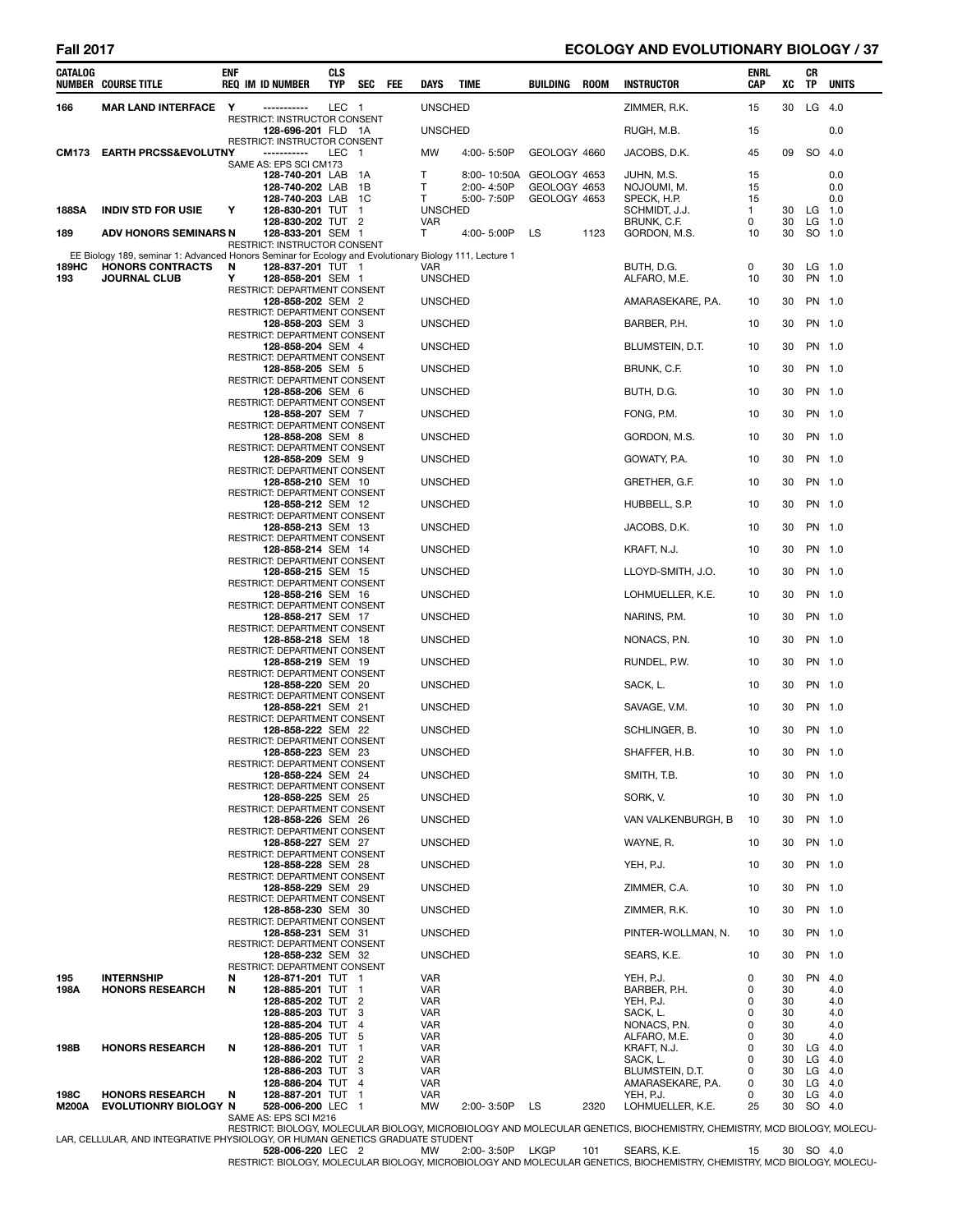| CATALOG NUMBER | COURSE TITLE | ENF REQ | IM | ID NUMBER | CLS TYP | SEC | FEE | DAYS | TIME | BUILDING | ROOM | INSTRUCTOR | ENRL CAP | XC | CR TP | UNITS |
|---|---|---|---|---|---|---|---|---|---|---|---|---|---|---|---|---|
| 166 | MAR LAND INTERFACE | Y | | ----------- | LEC | 1 | | UNSCHED | | | | ZIMMER, R.K. | 15 | 30 | LG | 4.0 |
| | RESTRICT: INSTRUCTOR CONSENT | | | | | | | | | | | | | | | |
| | | | | 128-696-201 | FLD | 1A | | UNSCHED | | | | RUGH, M.B. | 15 | | | 0.0 |
| | RESTRICT: INSTRUCTOR CONSENT | | | | | | | | | | | | | | | |
| CM173 | EARTH PRCSS&EVOLUTNY | | | ----------- | LEC | 1 | | MW | 4:00- 5:50P | GEOLOGY | 4660 | JACOBS, D.K. | 45 | 09 | SO | 4.0 |
| | SAME AS: EPS SCI CM173 | | | | | | | | | | | | | | | |
| | | | | 128-740-201 | LAB | 1A | | T | 8:00- 10:50A | GEOLOGY | 4653 | JUHN, M.S. | 15 | | | 0.0 |
| | | | | 128-740-202 | LAB | 1B | | T | 2:00- 4:50P | GEOLOGY | 4653 | NOJOUMI, M. | 15 | | | 0.0 |
| | | | | 128-740-203 | LAB | 1C | | T | 5:00- 7:50P | GEOLOGY | 4653 | SPECK, H.P. | 15 | | | 0.0 |
| 188SA | INDIV STD FOR USIE | Y | | 128-830-201 | TUT | 1 | | UNSCHED | | | | SCHMIDT, J.J. | 1 | 30 | LG | 1.0 |
| | | | | 128-830-202 | TUT | 2 | | VAR | | | | BRUNK, C.F. | 0 | 30 | LG | 1.0 |
| 189 | ADV HONORS SEMINARS | N | | 128-833-201 | SEM | 1 | | T | 4:00- 5:00P | LS | 1123 | GORDON, M.S. | 10 | 30 | SO | 1.0 |
| | RESTRICT: INSTRUCTOR CONSENT | | | | | | | | | | | | | | | |
| | EE Biology 189, seminar 1: Advanced Honors Seminar for Ecology and Evolutionary Biology 111, Lecture 1 | | | | | | | | | | | | | | | |
| 189HC | HONORS CONTRACTS | N | | 128-837-201 | TUT | 1 | | VAR | | | | BUTH, D.G. | 0 | 30 | LG | 1.0 |
| 193 | JOURNAL CLUB | Y | | 128-858-201 | SEM | 1 | | UNSCHED | | | | ALFARO, M.E. | 10 | 30 | PN | 1.0 |
| | RESTRICT: DEPARTMENT CONSENT | | | | | | | | | | | | | | | |
| | | | | 128-858-202 | SEM | 2 | | UNSCHED | | | | AMARASEKARE, P.A. | 10 | 30 | PN | 1.0 |
| | RESTRICT: DEPARTMENT CONSENT | | | | | | | | | | | | | | | |
| | | | | 128-858-203 | SEM | 3 | | UNSCHED | | | | BARBER, P.H. | 10 | 30 | PN | 1.0 |
| | RESTRICT: DEPARTMENT CONSENT | | | | | | | | | | | | | | | |
| | | | | 128-858-204 | SEM | 4 | | UNSCHED | | | | BLUMSTEIN, D.T. | 10 | 30 | PN | 1.0 |
| | RESTRICT: DEPARTMENT CONSENT | | | | | | | | | | | | | | | |
| | | | | 128-858-205 | SEM | 5 | | UNSCHED | | | | BRUNK, C.F. | 10 | 30 | PN | 1.0 |
| | RESTRICT: DEPARTMENT CONSENT | | | | | | | | | | | | | | | |
| | | | | 128-858-206 | SEM | 6 | | UNSCHED | | | | BUTH, D.G. | 10 | 30 | PN | 1.0 |
| | RESTRICT: DEPARTMENT CONSENT | | | | | | | | | | | | | | | |
| | | | | 128-858-207 | SEM | 7 | | UNSCHED | | | | FONG, P.M. | 10 | 30 | PN | 1.0 |
| | RESTRICT: DEPARTMENT CONSENT | | | | | | | | | | | | | | | |
| | | | | 128-858-208 | SEM | 8 | | UNSCHED | | | | GORDON, M.S. | 10 | 30 | PN | 1.0 |
| | RESTRICT: DEPARTMENT CONSENT | | | | | | | | | | | | | | | |
| | | | | 128-858-209 | SEM | 9 | | UNSCHED | | | | GOWATY, P.A. | 10 | 30 | PN | 1.0 |
| | RESTRICT: DEPARTMENT CONSENT | | | | | | | | | | | | | | | |
| | | | | 128-858-210 | SEM | 10 | | UNSCHED | | | | GRETHER, G.F. | 10 | 30 | PN | 1.0 |
| | RESTRICT: DEPARTMENT CONSENT | | | | | | | | | | | | | | | |
| | | | | 128-858-212 | SEM | 12 | | UNSCHED | | | | HUBBELL, S.P. | 10 | 30 | PN | 1.0 |
| | RESTRICT: DEPARTMENT CONSENT | | | | | | | | | | | | | | | |
| | | | | 128-858-213 | SEM | 13 | | UNSCHED | | | | JACOBS, D.K. | 10 | 30 | PN | 1.0 |
| | RESTRICT: DEPARTMENT CONSENT | | | | | | | | | | | | | | | |
| | | | | 128-858-214 | SEM | 14 | | UNSCHED | | | | KRAFT, N.J. | 10 | 30 | PN | 1.0 |
| | RESTRICT: DEPARTMENT CONSENT | | | | | | | | | | | | | | | |
| | | | | 128-858-215 | SEM | 15 | | UNSCHED | | | | LLOYD-SMITH, J.O. | 10 | 30 | PN | 1.0 |
| | RESTRICT: DEPARTMENT CONSENT | | | | | | | | | | | | | | | |
| | | | | 128-858-216 | SEM | 16 | | UNSCHED | | | | LOHMUELLER, K.E. | 10 | 30 | PN | 1.0 |
| | RESTRICT: DEPARTMENT CONSENT | | | | | | | | | | | | | | | |
| | | | | 128-858-217 | SEM | 17 | | UNSCHED | | | | NARINS, P.M. | 10 | 30 | PN | 1.0 |
| | RESTRICT: DEPARTMENT CONSENT | | | | | | | | | | | | | | | |
| | | | | 128-858-218 | SEM | 18 | | UNSCHED | | | | NONACS, P.N. | 10 | 30 | PN | 1.0 |
| | RESTRICT: DEPARTMENT CONSENT | | | | | | | | | | | | | | | |
| | | | | 128-858-219 | SEM | 19 | | UNSCHED | | | | RUNDEL, P.W. | 10 | 30 | PN | 1.0 |
| | RESTRICT: DEPARTMENT CONSENT | | | | | | | | | | | | | | | |
| | | | | 128-858-220 | SEM | 20 | | UNSCHED | | | | SACK, L. | 10 | 30 | PN | 1.0 |
| | RESTRICT: DEPARTMENT CONSENT | | | | | | | | | | | | | | | |
| | | | | 128-858-221 | SEM | 21 | | UNSCHED | | | | SAVAGE, V.M. | 10 | 30 | PN | 1.0 |
| | RESTRICT: DEPARTMENT CONSENT | | | | | | | | | | | | | | | |
| | | | | 128-858-222 | SEM | 22 | | UNSCHED | | | | SCHLINGER, B. | 10 | 30 | PN | 1.0 |
| | RESTRICT: DEPARTMENT CONSENT | | | | | | | | | | | | | | | |
| | | | | 128-858-223 | SEM | 23 | | UNSCHED | | | | SHAFFER, H.B. | 10 | 30 | PN | 1.0 |
| | RESTRICT: DEPARTMENT CONSENT | | | | | | | | | | | | | | | |
| | | | | 128-858-224 | SEM | 24 | | UNSCHED | | | | SMITH, T.B. | 10 | 30 | PN | 1.0 |
| | RESTRICT: DEPARTMENT CONSENT | | | | | | | | | | | | | | | |
| | | | | 128-858-225 | SEM | 25 | | UNSCHED | | | | SORK, V. | 10 | 30 | PN | 1.0 |
| | RESTRICT: DEPARTMENT CONSENT | | | | | | | | | | | | | | | |
| | | | | 128-858-226 | SEM | 26 | | UNSCHED | | | | VAN VALKENBURGH, B | 10 | 30 | PN | 1.0 |
| | RESTRICT: DEPARTMENT CONSENT | | | | | | | | | | | | | | | |
| | | | | 128-858-227 | SEM | 27 | | UNSCHED | | | | WAYNE, R. | 10 | 30 | PN | 1.0 |
| | RESTRICT: DEPARTMENT CONSENT | | | | | | | | | | | | | | | |
| | | | | 128-858-228 | SEM | 28 | | UNSCHED | | | | YEH, P.J. | 10 | 30 | PN | 1.0 |
| | RESTRICT: DEPARTMENT CONSENT | | | | | | | | | | | | | | | |
| | | | | 128-858-229 | SEM | 29 | | UNSCHED | | | | ZIMMER, C.A. | 10 | 30 | PN | 1.0 |
| | RESTRICT: DEPARTMENT CONSENT | | | | | | | | | | | | | | | |
| | | | | 128-858-230 | SEM | 30 | | UNSCHED | | | | ZIMMER, R.K. | 10 | 30 | PN | 1.0 |
| | RESTRICT: DEPARTMENT CONSENT | | | | | | | | | | | | | | | |
| | | | | 128-858-231 | SEM | 31 | | UNSCHED | | | | PINTER-WOLLMAN, N. | 10 | 30 | PN | 1.0 |
| | RESTRICT: DEPARTMENT CONSENT | | | | | | | | | | | | | | | |
| | | | | 128-858-232 | SEM | 32 | | UNSCHED | | | | SEARS, K.E. | 10 | 30 | PN | 1.0 |
| | RESTRICT: DEPARTMENT CONSENT | | | | | | | | | | | | | | | |
| 195 | INTERNSHIP | N | | 128-871-201 | TUT | 1 | | VAR | | | | YEH, P.J. | 0 | 30 | PN | 4.0 |
| 198A | HONORS RESEARCH | N | | 128-885-201 | TUT | 1 | | VAR | | | | BARBER, P.H. | 0 | 30 | | 4.0 |
| | | | | 128-885-202 | TUT | 2 | | VAR | | | | YEH, P.J. | 0 | 30 | | 4.0 |
| | | | | 128-885-203 | TUT | 3 | | VAR | | | | SACK, L. | 0 | 30 | | 4.0 |
| | | | | 128-885-204 | TUT | 4 | | VAR | | | | NONACS, P.N. | 0 | 30 | | 4.0 |
| | | | | 128-885-205 | TUT | 5 | | VAR | | | | ALFARO, M.E. | 0 | 30 | | 4.0 |
| 198B | HONORS RESEARCH | N | | 128-886-201 | TUT | 1 | | VAR | | | | KRAFT, N.J. | 0 | 30 | LG | 4.0 |
| | | | | 128-886-202 | TUT | 2 | | VAR | | | | SACK, L. | 0 | 30 | LG | 4.0 |
| | | | | 128-886-203 | TUT | 3 | | VAR | | | | BLUMSTEIN, D.T. | 0 | 30 | LG | 4.0 |
| | | | | 128-886-204 | TUT | 4 | | VAR | | | | AMARASEKARE, P.A. | 0 | 30 | LG | 4.0 |
| 198C | HONORS RESEARCH | N | | 128-887-201 | TUT | 1 | | VAR | | | | YEH, P.J. | 0 | 30 | LG | 4.0 |
| M200A | EVOLUTIONRY BIOLOGY | N | | 528-006-200 | LEC | 1 | | MW | 2:00- 3:50P | LS | 2320 | LOHMUELLER, K.E. | 25 | 30 | SO | 4.0 |
| | SAME AS: EPS SCI M216 | | | | | | | | | | | | | | | |
| | RESTRICT: BIOLOGY, MOLECULAR BIOLOGY, MICROBIOLOGY AND MOLECULAR GENETICS, BIOCHEMISTRY, CHEMISTRY, MCD BIOLOGY, MOLECULAR, CELLULAR, AND INTEGRATIVE PHYSIOLOGY, OR HUMAN GENETICS GRADUATE STUDENT | | | | | | | | | | | | | | | |
| | | | | 528-006-220 | LEC | 2 | | MW | 2:00- 3:50P | LKGP | 101 | SEARS, K.E. | 15 | 30 | SO | 4.0 |
| | RESTRICT: BIOLOGY, MOLECULAR BIOLOGY, MICROBIOLOGY AND MOLECULAR GENETICS, BIOCHEMISTRY, CHEMISTRY, MCD BIOLOGY, MOLECU- | | | | | | | | | | | | | | | |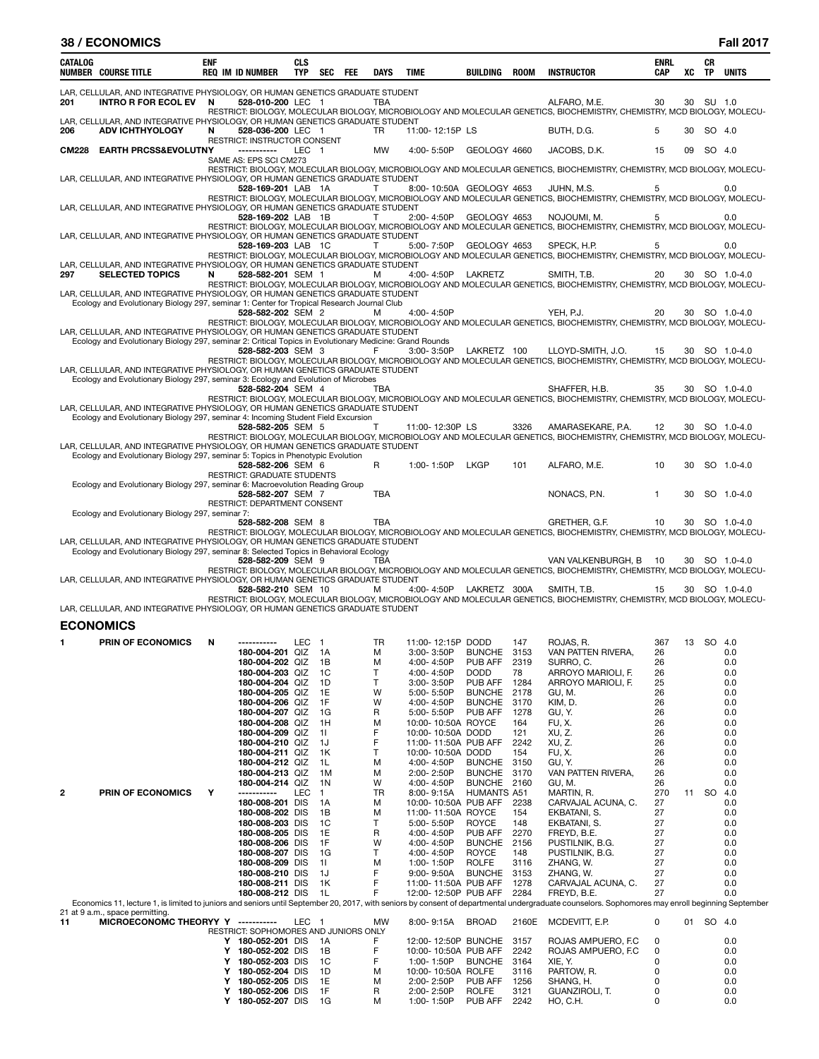| CATALOG NUMBER | COURSE TITLE | ENF REQ | IM | ID NUMBER | CLS TYP | SEC | FEE | DAYS | TIME | BUILDING | ROOM | INSTRUCTOR | ENRL CAP | XC | CR TP | UNITS |
|---|---|---|---|---|---|---|---|---|---|---|---|---|---|---|---|---|
| | LAR, CELLULAR, AND INTEGRATIVE PHYSIOLOGY, OR HUMAN GENETICS GRADUATE STUDENT | | | | | | | | | | | | | | | |
| 201 | INTRO R FOR ECOL EV | N | | 528-010-200 | LEC | 1 | | TBA | | | | ALFARO, M.E. | 30 | 30 | SU | 1.0 |
| | RESTRICT: BIOLOGY, MOLECULAR BIOLOGY, MICROBIOLOGY AND MOLECULAR GENETICS, BIOCHEMISTRY, CHEMISTRY, MCD BIOLOGY, MOLECULAR, CELLULAR, AND INTEGRATIVE PHYSIOLOGY, OR HUMAN GENETICS GRADUATE STUDENT | | | | | | | | | | | | | | | |
| 206 | ADV ICHTHYOLOGY | N | | 528-036-200 | LEC | 1 | | TR | 11:00-12:15P | LS | | BUTH, D.G. | 5 | 30 | SO | 4.0 |
| | RESTRICT: INSTRUCTOR CONSENT | | | | | | | | | | | | | | | |
| CM228 | EARTH PRCSS&EVOLUTNY | | | ----------- | LEC | 1 | | MW | 4:00-5:50P | GEOLOGY | 4660 | JACOBS, D.K. | 15 | 09 | SO | 4.0 |
| | SAME AS: EPS SCI CM273 | | | | | | | | | | | | | | | |
| | RESTRICT: BIOLOGY, MOLECULAR BIOLOGY, MICROBIOLOGY AND MOLECULAR GENETICS, BIOCHEMISTRY, CHEMISTRY, MCD BIOLOGY, MOLECULAR, CELLULAR, AND INTEGRATIVE PHYSIOLOGY, OR HUMAN GENETICS GRADUATE STUDENT | | | | | | | | | | | | | | | |
| | | | | 528-169-201 | LAB | 1A | | T | 8:00-10:50A | GEOLOGY | 4653 | JUHN, M.S. | 5 | | | 0.0 |
| | RESTRICT: BIOLOGY, MOLECULAR BIOLOGY, MICROBIOLOGY AND MOLECULAR GENETICS, BIOCHEMISTRY, CHEMISTRY, MCD BIOLOGY, MOLECULAR, CELLULAR, AND INTEGRATIVE PHYSIOLOGY, OR HUMAN GENETICS GRADUATE STUDENT | | | | | | | | | | | | | | | |
| | | | | 528-169-202 | LAB | 1B | | T | 2:00-4:50P | GEOLOGY | 4653 | NOJOUMI, M. | 5 | | | 0.0 |
| | RESTRICT: BIOLOGY, MOLECULAR BIOLOGY, MICROBIOLOGY AND MOLECULAR GENETICS, BIOCHEMISTRY, CHEMISTRY, MCD BIOLOGY, MOLECULAR, CELLULAR, AND INTEGRATIVE PHYSIOLOGY, OR HUMAN GENETICS GRADUATE STUDENT | | | | | | | | | | | | | | | |
| | | | | 528-169-203 | LAB | 1C | | T | 5:00-7:50P | GEOLOGY | 4653 | SPECK, H.P. | 5 | | | 0.0 |
| | RESTRICT: BIOLOGY, MOLECULAR BIOLOGY, MICROBIOLOGY AND MOLECULAR GENETICS, BIOCHEMISTRY, CHEMISTRY, MCD BIOLOGY, MOLECULAR, CELLULAR, AND INTEGRATIVE PHYSIOLOGY, OR HUMAN GENETICS GRADUATE STUDENT | | | | | | | | | | | | | | | |
| 297 | SELECTED TOPICS | N | | 528-582-201 | SEM | 1 | | M | 4:00-4:50P | LAKRETZ | | SMITH, T.B. | 20 | 30 | SO | 1.0-4.0 |
| | RESTRICT: BIOLOGY, MOLECULAR BIOLOGY, MICROBIOLOGY AND MOLECULAR GENETICS, BIOCHEMISTRY, CHEMISTRY, MCD BIOLOGY, MOLECULAR, CELLULAR, AND INTEGRATIVE PHYSIOLOGY, OR HUMAN GENETICS GRADUATE STUDENT | | | | | | | | | | | | | | | |
| | Ecology and Evolutionary Biology 297, seminar 1: Center for Tropical Research Journal Club | | | | | | | | | | | | | | | |
| | | | | 528-582-202 | SEM | 2 | | M | 4:00-4:50P | | | YEH, P.J. | 20 | 30 | SO | 1.0-4.0 |
| | RESTRICT: BIOLOGY, MOLECULAR BIOLOGY, MICROBIOLOGY AND MOLECULAR GENETICS, BIOCHEMISTRY, CHEMISTRY, MCD BIOLOGY, MOLECULAR, CELLULAR, AND INTEGRATIVE PHYSIOLOGY, OR HUMAN GENETICS GRADUATE STUDENT | | | | | | | | | | | | | | | |
| | Ecology and Evolutionary Biology 297, seminar 2: Critical Topics in Evolutionary Medicine: Grand Rounds | | | | | | | | | | | | | | | |
| | | | | 528-582-203 | SEM | 3 | | F | 3:00-3:50P | LAKRETZ | 100 | LLOYD-SMITH, J.O. | 15 | 30 | SO | 1.0-4.0 |
| | RESTRICT: BIOLOGY, MOLECULAR BIOLOGY, MICROBIOLOGY AND MOLECULAR GENETICS, BIOCHEMISTRY, CHEMISTRY, MCD BIOLOGY, MOLECULAR, CELLULAR, AND INTEGRATIVE PHYSIOLOGY, OR HUMAN GENETICS GRADUATE STUDENT | | | | | | | | | | | | | | | |
| | Ecology and Evolutionary Biology 297, seminar 3: Ecology and Evolution of Microbes | | | | | | | | | | | | | | | |
| | | | | 528-582-204 | SEM | 4 | | TBA | | | | SHAFFER, H.B. | 35 | 30 | SO | 1.0-4.0 |
| | RESTRICT: BIOLOGY, MOLECULAR BIOLOGY, MICROBIOLOGY AND MOLECULAR GENETICS, BIOCHEMISTRY, CHEMISTRY, MCD BIOLOGY, MOLECULAR, CELLULAR, AND INTEGRATIVE PHYSIOLOGY, OR HUMAN GENETICS GRADUATE STUDENT | | | | | | | | | | | | | | | |
| | Ecology and Evolutionary Biology 297, seminar 4: Incoming Student Field Excursion | | | | | | | | | | | | | | | |
| | | | | 528-582-205 | SEM | 5 | | T | 11:00-12:30P | LS | 3326 | AMARASEKARE, P.A. | 12 | 30 | SO | 1.0-4.0 |
| | RESTRICT: BIOLOGY, MOLECULAR BIOLOGY, MICROBIOLOGY AND MOLECULAR GENETICS, BIOCHEMISTRY, CHEMISTRY, MCD BIOLOGY, MOLECULAR, CELLULAR, AND INTEGRATIVE PHYSIOLOGY, OR HUMAN GENETICS GRADUATE STUDENT | | | | | | | | | | | | | | | |
| | Ecology and Evolutionary Biology 297, seminar 5: Topics in Phenotypic Evolution | | | | | | | | | | | | | | | |
| | | | | 528-582-206 | SEM | 6 | | R | 1:00-1:50P | LKGP | 101 | ALFARO, M.E. | 10 | 30 | SO | 1.0-4.0 |
| | RESTRICT: GRADUATE STUDENTS | | | | | | | | | | | | | | | |
| | Ecology and Evolutionary Biology 297, seminar 6: Macroevolution Reading Group | | | | | | | | | | | | | | | |
| | | | | 528-582-207 | SEM | 7 | | TBA | | | | NONACS, P.N. | 1 | 30 | SO | 1.0-4.0 |
| | RESTRICT: DEPARTMENT CONSENT | | | | | | | | | | | | | | | |
| | Ecology and Evolutionary Biology 297, seminar 7: | | | | | | | | | | | | | | | |
| | | | | 528-582-208 | SEM | 8 | | TBA | | | | GRETHER, G.F. | 10 | 30 | SO | 1.0-4.0 |
| | RESTRICT: BIOLOGY, MOLECULAR BIOLOGY, MICROBIOLOGY AND MOLECULAR GENETICS, BIOCHEMISTRY, CHEMISTRY, MCD BIOLOGY, MOLECULAR, CELLULAR, AND INTEGRATIVE PHYSIOLOGY, OR HUMAN GENETICS GRADUATE STUDENT | | | | | | | | | | | | | | | |
| | Ecology and Evolutionary Biology 297, seminar 8: Selected Topics in Behavioral Ecology | | | | | | | | | | | | | | | |
| | | | | 528-582-209 | SEM | 9 | | TBA | | | | VAN VALKENBURGH, B | 10 | 30 | SO | 1.0-4.0 |
| | RESTRICT: BIOLOGY, MOLECULAR BIOLOGY, MICROBIOLOGY AND MOLECULAR GENETICS, BIOCHEMISTRY, CHEMISTRY, MCD BIOLOGY, MOLECULAR, CELLULAR, AND INTEGRATIVE PHYSIOLOGY, OR HUMAN GENETICS GRADUATE STUDENT | | | | | | | | | | | | | | | |
| | | | | 528-582-210 | SEM | 10 | | M | 4:00-4:50P | LAKRETZ | 300A | SMITH, T.B. | 15 | 30 | SO | 1.0-4.0 |
| | RESTRICT: BIOLOGY, MOLECULAR BIOLOGY, MICROBIOLOGY AND MOLECULAR GENETICS, BIOCHEMISTRY, CHEMISTRY, MCD BIOLOGY, MOLECULAR, CELLULAR, AND INTEGRATIVE PHYSIOLOGY, OR HUMAN GENETICS GRADUATE STUDENT | | | | | | | | | | | | | | | |

## ECONOMICS

| CATALOG NUMBER | COURSE TITLE | ENF REQ | IM | ID NUMBER | CLS TYP | SEC | FEE | DAYS | TIME | BUILDING | ROOM | INSTRUCTOR | ENRL CAP | XC | CR TP | UNITS |
|---|---|---|---|---|---|---|---|---|---|---|---|---|---|---|---|---|
| 1 | PRIN OF ECONOMICS | N | | ----------- | LEC | 1 | | TR | 11:00-12:15P | DODD | 147 | ROJAS, R. | 367 | 13 | SO | 4.0 |
| | | | | 180-004-201 | QIZ | 1A | | M | 3:00-3:50P | BUNCHE | 3153 | VAN PATTEN RIVERA, | 26 | | | 0.0 |
| | | | | 180-004-202 | QIZ | 1B | | M | 4:00-4:50P | PUB AFF | 2319 | SURRO, C. | 26 | | | 0.0 |
| | | | | 180-004-203 | QIZ | 1C | | T | 4:00-4:50P | DODD | 78 | ARROYO MARIOLI, F. | 26 | | | 0.0 |
| | | | | 180-004-204 | QIZ | 1D | | T | 3:00-3:50P | PUB AFF | 1284 | ARROYO MARIOLI, F. | 25 | | | 0.0 |
| | | | | 180-004-205 | QIZ | 1E | | W | 5:00-5:50P | BUNCHE | 2178 | GU, M. | 26 | | | 0.0 |
| | | | | 180-004-206 | QIZ | 1F | | W | 4:00-4:50P | BUNCHE | 3170 | KIM, D. | 26 | | | 0.0 |
| | | | | 180-004-207 | QIZ | 1G | | R | 5:00-5:50P | PUB AFF | 1278 | GU, Y. | 26 | | | 0.0 |
| | | | | 180-004-208 | QIZ | 1H | | M | 10:00-10:50A | ROYCE | 164 | FU, X. | 26 | | | 0.0 |
| | | | | 180-004-209 | QIZ | 1I | | F | 10:00-10:50A | DODD | 121 | XU, Z. | 26 | | | 0.0 |
| | | | | 180-004-210 | QIZ | 1J | | F | 11:00-11:50A | PUB AFF | 2242 | XU, Z. | 26 | | | 0.0 |
| | | | | 180-004-211 | QIZ | 1K | | T | 10:00-10:50A | DODD | 154 | FU, X. | 26 | | | 0.0 |
| | | | | 180-004-212 | QIZ | 1L | | M | 4:00-4:50P | BUNCHE | 3150 | GU, Y. | 26 | | | 0.0 |
| | | | | 180-004-213 | QIZ | 1M | | M | 2:00-2:50P | BUNCHE | 3170 | VAN PATTEN RIVERA, | 26 | | | 0.0 |
| | | | | 180-004-214 | QIZ | 1N | | W | 4:00-4:50P | BUNCHE | 2160 | GU, M. | 26 | | | 0.0 |
| 2 | PRIN OF ECONOMICS | Y | | ----------- | LEC | 1 | | TR | 8:00-9:15A | HUMANTS | A51 | MARTIN, R. | 270 | 11 | SO | 4.0 |
| | | | | 180-008-201 | DIS | 1A | | M | 10:00-10:50A | PUB AFF | 2238 | CARVAJAL ACUNA, C. | 27 | | | 0.0 |
| | | | | 180-008-202 | DIS | 1B | | M | 11:00-11:50A | ROYCE | 154 | EKBATANI, S. | 27 | | | 0.0 |
| | | | | 180-008-203 | DIS | 1C | | T | 5:00-5:50P | ROYCE | 148 | EKBATANI, S. | 27 | | | 0.0 |
| | | | | 180-008-205 | DIS | 1E | | R | 4:00-4:50P | PUB AFF | 2270 | FREYD, B.E. | 27 | | | 0.0 |
| | | | | 180-008-206 | DIS | 1F | | W | 4:00-4:50P | BUNCHE | 2156 | PUSTILNIK, B.G. | 27 | | | 0.0 |
| | | | | 180-008-207 | DIS | 1G | | T | 4:00-4:50P | ROYCE | 148 | PUSTILNIK, B.G. | 27 | | | 0.0 |
| | | | | 180-008-209 | DIS | 1I | | M | 1:00-1:50P | ROLFE | 3116 | ZHANG, W. | 27 | | | 0.0 |
| | | | | 180-008-210 | DIS | 1J | | F | 9:00-9:50A | BUNCHE | 3153 | ZHANG, W. | 27 | | | 0.0 |
| | | | | 180-008-211 | DIS | 1K | | F | 11:00-11:50A | PUB AFF | 1278 | CARVAJAL ACUNA, C. | 27 | | | 0.0 |
| | | | | 180-008-212 | DIS | 1L | | F | 12:00-12:50P | PUB AFF | 2284 | FREYD, B.E. | 27 | | | 0.0 |
| | Economics 11, lecture 1, is limited to juniors and seniors until September 20, 2017, with seniors by consent of departmental undergraduate counselors. Sophomores may enroll beginning September 21 at 9 a.m., space permitting. | | | | | | | | | | | | | | | |
| 11 | MICROECONOMC THEORYY | Y | | ----------- | LEC | 1 | | MW | 8:00-9:15A | BROAD | 2160E | MCDEVITT, E.P. | 0 | 01 | SO | 4.0 |
| | RESTRICT: SOPHOMORES AND JUNIORS ONLY | | | | | | | | | | | | | | | |
| | | | Y | 180-052-201 | DIS | 1A | | F | 12:00-12:50P | BUNCHE | 3157 | ROJAS AMPUERO, F.C | 0 | | | 0.0 |
| | | | Y | 180-052-202 | DIS | 1B | | F | 10:00-10:50A | PUB AFF | 2242 | ROJAS AMPUERO, F.C | 0 | | | 0.0 |
| | | | Y | 180-052-203 | DIS | 1C | | F | 1:00-1:50P | BUNCHE | 3164 | XIE, Y. | 0 | | | 0.0 |
| | | | Y | 180-052-204 | DIS | 1D | | M | 10:00-10:50A | ROLFE | 3116 | PARTOW, R. | 0 | | | 0.0 |
| | | | Y | 180-052-205 | DIS | 1E | | M | 2:00-2:50P | PUB AFF | 1256 | SHANG, H. | 0 | | | 0.0 |
| | | | Y | 180-052-206 | DIS | 1F | | R | 2:00-2:50P | ROLFE | 3121 | GUANZIROLI, T. | 0 | | | 0.0 |
| | | | Y | 180-052-207 | DIS | 1G | | M | 1:00-1:50P | PUB AFF | 2242 | HO, C.H. | 0 | | | 0.0 |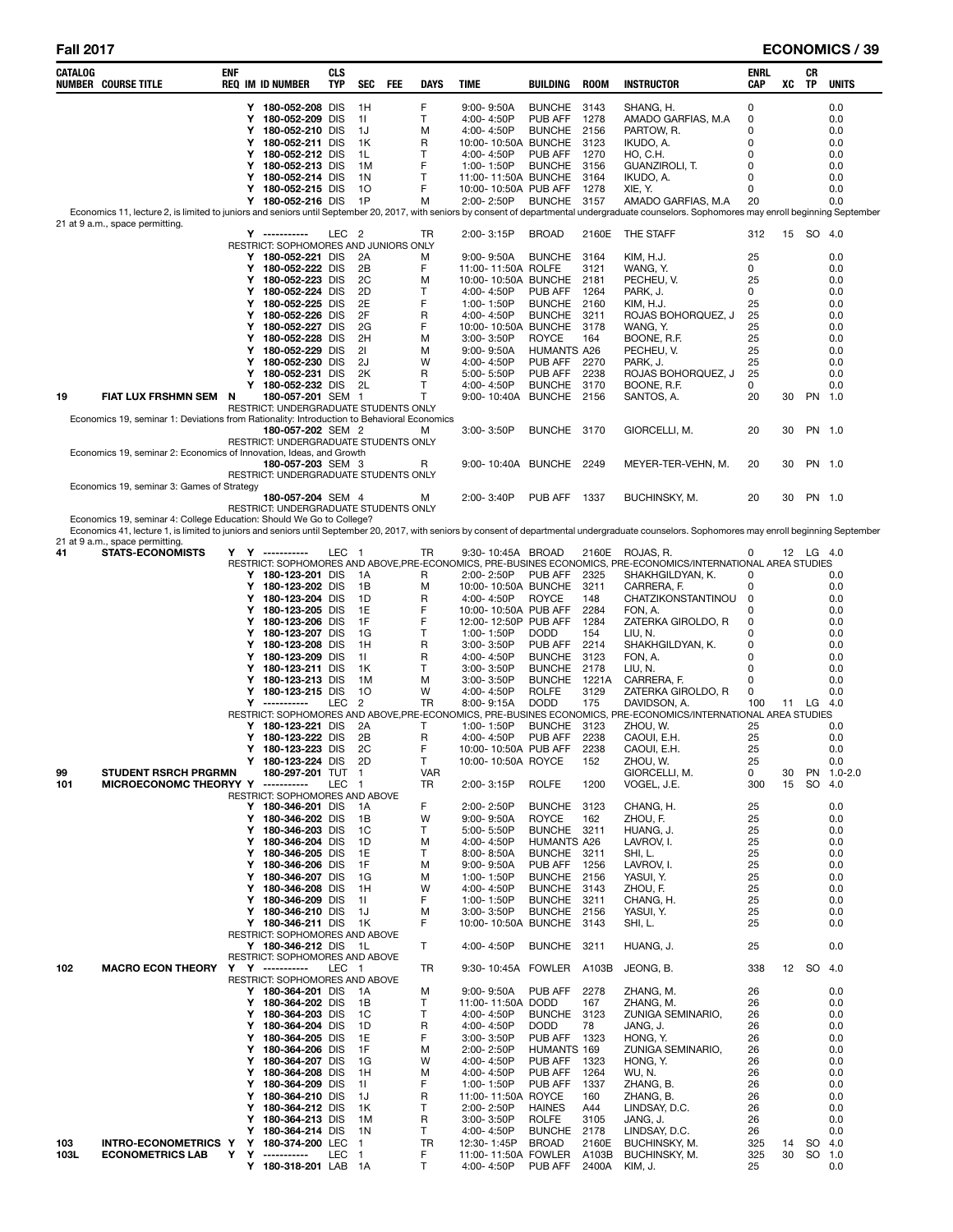| CATALOG NUMBER | COURSE TITLE | ENF REQ | IM | ID NUMBER | CLS TYP | SEC | FEE | DAYS | TIME | BUILDING | ROOM | INSTRUCTOR | ENRL CAP | XC | CR TP | UNITS |
|---|---|---|---|---|---|---|---|---|---|---|---|---|---|---|---|---|
| | | | Y | 180-052-208 | DIS | 1H | | F | 9:00- 9:50A | BUNCHE | 3143 | SHANG, H. | 0 | | | 0.0 |
| | | | Y | 180-052-209 | DIS | 1I | | T | 4:00- 4:50P | PUB AFF | 1278 | AMADO GARFIAS, M.A | 0 | | | 0.0 |
| | | | Y | 180-052-210 | DIS | 1J | | M | 4:00- 4:50P | BUNCHE | 2156 | PARTOW, R. | 0 | | | 0.0 |
| | | | Y | 180-052-211 | DIS | 1K | | R | 10:00- 10:50A | BUNCHE | 3123 | IKUDO, A. | 0 | | | 0.0 |
| | | | Y | 180-052-212 | DIS | 1L | | T | 4:00- 4:50P | PUB AFF | 1270 | HO, C.H. | 0 | | | 0.0 |
| | | | Y | 180-052-213 | DIS | 1M | | F | 1:00- 1:50P | BUNCHE | 3156 | GUANZIROLI, T. | 0 | | | 0.0 |
| | | | Y | 180-052-214 | DIS | 1N | | T | 11:00- 11:50A | BUNCHE | 3164 | IKUDO, A. | 0 | | | 0.0 |
| | | | Y | 180-052-215 | DIS | 1O | | F | 10:00- 10:50A | PUB AFF | 1278 | XIE, Y. | 0 | | | 0.0 |
| | | | Y | 180-052-216 | DIS | 1P | | M | 2:00- 2:50P | BUNCHE | 3157 | AMADO GARFIAS, M.A | 20 | | | 0.0 |
| Economics 11, lecture 2, is limited to juniors and seniors until September 20, 2017, with seniors by consent of departmental undergraduate counselors. Sophomores may enroll beginning September 21 at 9 a.m., space permitting. | | | | | | | | | | | | | | | | |
| | | | Y | ----------- | LEC | 2 | | TR | 2:00- 3:15P | BROAD | 2160E | THE STAFF | 312 | 15 | SO | 4.0 |
| | | | | RESTRICT: SOPHOMORES AND JUNIORS ONLY | | | | | | | | | | | | |
| | | | Y | 180-052-221 | DIS | 2A | | M | 9:00- 9:50A | BUNCHE | 3164 | KIM, H.J. | 25 | | | 0.0 |
| | | | Y | 180-052-222 | DIS | 2B | | F | 11:00- 11:50A | ROLFE | 3121 | WANG, Y. | 0 | | | 0.0 |
| | | | Y | 180-052-223 | DIS | 2C | | M | 10:00- 10:50A | BUNCHE | 2181 | PECHEU, V. | 25 | | | 0.0 |
| | | | Y | 180-052-224 | DIS | 2D | | T | 4:00- 4:50P | PUB AFF | 1264 | PARK, J. | 0 | | | 0.0 |
| | | | Y | 180-052-225 | DIS | 2E | | F | 1:00- 1:50P | BUNCHE | 2160 | KIM, H.J. | 25 | | | 0.0 |
| | | | Y | 180-052-226 | DIS | 2F | | R | 4:00- 4:50P | BUNCHE | 3211 | ROJAS BOHORQUEZ, J | 25 | | | 0.0 |
| | | | Y | 180-052-227 | DIS | 2G | | F | 10:00- 10:50A | BUNCHE | 3178 | WANG, Y. | 25 | | | 0.0 |
| | | | Y | 180-052-228 | DIS | 2H | | M | 3:00- 3:50P | ROYCE | 164 | BOONE, R.F. | 25 | | | 0.0 |
| | | | Y | 180-052-229 | DIS | 2I | | M | 9:00- 9:50A | HUMANTS | A26 | PECHEU, V. | 25 | | | 0.0 |
| | | | Y | 180-052-230 | DIS | 2J | | W | 4:00- 4:50P | PUB AFF | 2270 | PARK, J. | 25 | | | 0.0 |
| | | | Y | 180-052-231 | DIS | 2K | | R | 5:00- 5:50P | PUB AFF | 2238 | ROJAS BOHORQUEZ, J | 25 | | | 0.0 |
| | | | Y | 180-052-232 | DIS | 2L | | T | 4:00- 4:50P | BUNCHE | 3170 | BOONE, R.F. | 0 | | | 0.0 |
| 19 | FIAT LUX FRSHMN SEM | N | | 180-057-201 | SEM | 1 | | T | 9:00- 10:40A | BUNCHE | 2156 | SANTOS, A. | 20 | 30 | PN | 1.0 |
| | | | | RESTRICT: UNDERGRADUATE STUDENTS ONLY | | | | | | | | | | | | |
| Economics 19, seminar 1: Deviations from Rationality: Introduction to Behavioral Economics | | | | | | | | | | | | | | | | |
| | | | | 180-057-202 | SEM | 2 | | M | 3:00- 3:50P | BUNCHE | 3170 | GIORCELLI, M. | 20 | 30 | PN | 1.0 |
| | | | | RESTRICT: UNDERGRADUATE STUDENTS ONLY | | | | | | | | | | | | |
| Economics 19, seminar 2: Economics of Innovation, Ideas, and Growth | | | | | | | | | | | | | | | | |
| | | | | 180-057-203 | SEM | 3 | | R | 9:00- 10:40A | BUNCHE | 2249 | MEYER-TER-VEHN, M. | 20 | 30 | PN | 1.0 |
| | | | | RESTRICT: UNDERGRADUATE STUDENTS ONLY | | | | | | | | | | | | |
| Economics 19, seminar 3: Games of Strategy | | | | | | | | | | | | | | | | |
| | | | | 180-057-204 | SEM | 4 | | M | 2:00- 3:40P | PUB AFF | 1337 | BUCHINSKY, M. | 20 | 30 | PN | 1.0 |
| | | | | RESTRICT: UNDERGRADUATE STUDENTS ONLY | | | | | | | | | | | | |
| Economics 19, seminar 4: College Education: Should We Go to College? | | | | | | | | | | | | | | | | |
| Economics 41, lecture 1, is limited to juniors and seniors until September 20, 2017, with seniors by consent of departmental undergraduate counselors. Sophomores may enroll beginning September 21 at 9 a.m., space permitting. | | | | | | | | | | | | | | | | |
| 41 | STATS-ECONOMISTS | Y | Y | ----------- | LEC | 1 | | TR | 9:30- 10:45A | BROAD | 2160E | ROJAS, R. | 0 | 12 | LG | 4.0 |
| | | | | RESTRICT: SOPHOMORES AND ABOVE,PRE-ECONOMICS, PRE-BUSINES ECONOMICS, PRE-ECONOMICS/INTERNATIONAL AREA STUDIES | | | | | | | | | | | | |
| | | | Y | 180-123-201 | DIS | 1A | | R | 2:00- 2:50P | PUB AFF | 2325 | SHAKHGILDYAN, K. | 0 | | | 0.0 |
| | | | Y | 180-123-202 | DIS | 1B | | M | 10:00- 10:50A | BUNCHE | 3211 | CARRERA, F. | 0 | | | 0.0 |
| | | | Y | 180-123-204 | DIS | 1D | | R | 4:00- 4:50P | ROYCE | 148 | CHATZIKONSTANTINOU | 0 | | | 0.0 |
| | | | Y | 180-123-205 | DIS | 1E | | F | 10:00- 10:50A | PUB AFF | 2284 | FON, A. | 0 | | | 0.0 |
| | | | Y | 180-123-206 | DIS | 1F | | F | 12:00- 12:50P | PUB AFF | 1284 | ZATERKA GIROLDO, R | 0 | | | 0.0 |
| | | | Y | 180-123-207 | DIS | 1G | | T | 1:00- 1:50P | DODD | 154 | LIU, N. | 0 | | | 0.0 |
| | | | Y | 180-123-208 | DIS | 1H | | R | 3:00- 3:50P | PUB AFF | 2214 | SHAKHGILDYAN, K. | 0 | | | 0.0 |
| | | | Y | 180-123-209 | DIS | 1I | | R | 4:00- 4:50P | BUNCHE | 3123 | FON, A. | 0 | | | 0.0 |
| | | | Y | 180-123-211 | DIS | 1K | | T | 3:00- 3:50P | BUNCHE | 2178 | LIU, N. | 0 | | | 0.0 |
| | | | Y | 180-123-213 | DIS | 1M | | M | 3:00- 3:50P | BUNCHE | 1221A | CARRERA, F. | 0 | | | 0.0 |
| | | | Y | 180-123-215 | DIS | 1O | | W | 4:00- 4:50P | ROLFE | 3129 | ZATERKA GIROLDO, R | 0 | | | 0.0 |
| | | | Y | ----------- | LEC | 2 | | TR | 8:00- 9:15A | DODD | 175 | DAVIDSON, A. | 100 | 11 | LG | 4.0 |
| | | | | RESTRICT: SOPHOMORES AND ABOVE,PRE-ECONOMICS, PRE-BUSINES ECONOMICS, PRE-ECONOMICS/INTERNATIONAL AREA STUDIES | | | | | | | | | | | | |
| | | | Y | 180-123-221 | DIS | 2A | | T | 1:00- 1:50P | BUNCHE | 3123 | ZHOU, W. | 25 | | | 0.0 |
| | | | Y | 180-123-222 | DIS | 2B | | R | 4:00- 4:50P | PUB AFF | 2238 | CAOUI, E.H. | 25 | | | 0.0 |
| | | | Y | 180-123-223 | DIS | 2C | | F | 10:00- 10:50A | PUB AFF | 2238 | CAOUI, E.H. | 25 | | | 0.0 |
| | | | Y | 180-123-224 | DIS | 2D | | T | 10:00- 10:50A | ROYCE | 152 | ZHOU, W. | 25 | | | 0.0 |
| 99 | STUDENT RSRCH PRGRMN | | | 180-297-201 | TUT | 1 | | VAR | | | | GIORCELLI, M. | 0 | 30 | PN | 1.0-2.0 |
| 101 | MICROECONOMC THEORY | Y | | ----------- | LEC | 1 | | TR | 2:00- 3:15P | ROLFE | 1200 | VOGEL, J.E. | 300 | 15 | SO | 4.0 |
| | | | | RESTRICT: SOPHOMORES AND ABOVE | | | | | | | | | | | | |
| | | | Y | 180-346-201 | DIS | 1A | | F | 2:00- 2:50P | BUNCHE | 3123 | CHANG, H. | 25 | | | 0.0 |
| | | | Y | 180-346-202 | DIS | 1B | | W | 9:00- 9:50A | ROYCE | 162 | ZHOU, F. | 25 | | | 0.0 |
| | | | Y | 180-346-203 | DIS | 1C | | T | 5:00- 5:50P | BUNCHE | 3211 | HUANG, J. | 25 | | | 0.0 |
| | | | Y | 180-346-204 | DIS | 1D | | M | 4:00- 4:50P | HUMANTS | A26 | LAVROV, I. | 25 | | | 0.0 |
| | | | Y | 180-346-205 | DIS | 1E | | T | 8:00- 8:50A | BUNCHE | 3211 | SHI, L. | 25 | | | 0.0 |
| | | | Y | 180-346-206 | DIS | 1F | | M | 9:00- 9:50A | PUB AFF | 1256 | LAVROV, I. | 25 | | | 0.0 |
| | | | Y | 180-346-207 | DIS | 1G | | M | 1:00- 1:50P | BUNCHE | 2156 | YASUI, Y. | 25 | | | 0.0 |
| | | | Y | 180-346-208 | DIS | 1H | | W | 4:00- 4:50P | BUNCHE | 3143 | ZHOU, F. | 25 | | | 0.0 |
| | | | Y | 180-346-209 | DIS | 1I | | F | 1:00- 1:50P | BUNCHE | 3211 | CHANG, H. | 25 | | | 0.0 |
| | | | Y | 180-346-210 | DIS | 1J | | M | 3:00- 3:50P | BUNCHE | 2156 | YASUI, Y. | 25 | | | 0.0 |
| | | | Y | 180-346-211 | DIS | 1K | | F | 10:00- 10:50A | BUNCHE | 3143 | SHI, L. | 25 | | | 0.0 |
| | | | | RESTRICT: SOPHOMORES AND ABOVE | | | | | | | | | | | | |
| | | | Y | 180-346-212 | DIS | 1L | | T | 4:00- 4:50P | BUNCHE | 3211 | HUANG, J. | 25 | | | 0.0 |
| | | | | RESTRICT: SOPHOMORES AND ABOVE | | | | | | | | | | | | |
| 102 | MACRO ECON THEORY | Y | Y | ----------- | LEC | 1 | | TR | 9:30- 10:45A | FOWLER | A103B | JEONG, B. | 338 | 12 | SO | 4.0 |
| | | | | RESTRICT: SOPHOMORES AND ABOVE | | | | | | | | | | | | |
| | | | Y | 180-364-201 | DIS | 1A | | M | 9:00- 9:50A | PUB AFF | 2278 | ZHANG, M. | 26 | | | 0.0 |
| | | | Y | 180-364-202 | DIS | 1B | | T | 11:00- 11:50A | DODD | 167 | ZHANG, M. | 26 | | | 0.0 |
| | | | Y | 180-364-203 | DIS | 1C | | T | 4:00- 4:50P | BUNCHE | 3123 | ZUNIGA SEMINARIO, | 26 | | | 0.0 |
| | | | Y | 180-364-204 | DIS | 1D | | R | 4:00- 4:50P | DODD | 78 | JANG, J. | 26 | | | 0.0 |
| | | | Y | 180-364-205 | DIS | 1E | | F | 3:00- 3:50P | PUB AFF | 1323 | HONG, Y. | 26 | | | 0.0 |
| | | | Y | 180-364-206 | DIS | 1F | | M | 2:00- 2:50P | HUMANTS | 169 | ZUNIGA SEMINARIO, | 26 | | | 0.0 |
| | | | Y | 180-364-207 | DIS | 1G | | W | 4:00- 4:50P | PUB AFF | 1323 | HONG, Y. | 26 | | | 0.0 |
| | | | Y | 180-364-208 | DIS | 1H | | M | 4:00- 4:50P | PUB AFF | 1264 | WU, N. | 26 | | | 0.0 |
| | | | Y | 180-364-209 | DIS | 1I | | F | 1:00- 1:50P | PUB AFF | 1337 | ZHANG, B. | 26 | | | 0.0 |
| | | | Y | 180-364-210 | DIS | 1J | | R | 11:00- 11:50A | ROYCE | 160 | ZHANG, B. | 26 | | | 0.0 |
| | | | Y | 180-364-212 | DIS | 1K | | T | 2:00- 2:50P | HAINES | A44 | LINDSAY, D.C. | 26 | | | 0.0 |
| | | | Y | 180-364-213 | DIS | 1M | | R | 3:00- 3:50P | ROLFE | 3105 | JANG, J. | 26 | | | 0.0 |
| | | | Y | 180-364-214 | DIS | 1N | | T | 4:00- 4:50P | BUNCHE | 2178 | LINDSAY, D.C. | 26 | | | 0.0 |
| 103 | INTRO-ECONOMETRICS | Y | Y | 180-374-200 | LEC | 1 | | TR | 12:30- 1:45P | BROAD | 2160E | BUCHINSKY, M. | 325 | 14 | SO | 4.0 |
| 103L | ECONOMETRICS LAB | Y | Y | ----------- | LEC | 1 | | F | 11:00- 11:50A | FOWLER | A103B | BUCHINSKY, M. | 325 | 30 | SO | 1.0 |
| | | | Y | 180-318-201 | LAB | 1A | | T | 4:00- 4:50P | PUB AFF | 2400A | KIM, J. | 25 | | | 0.0 |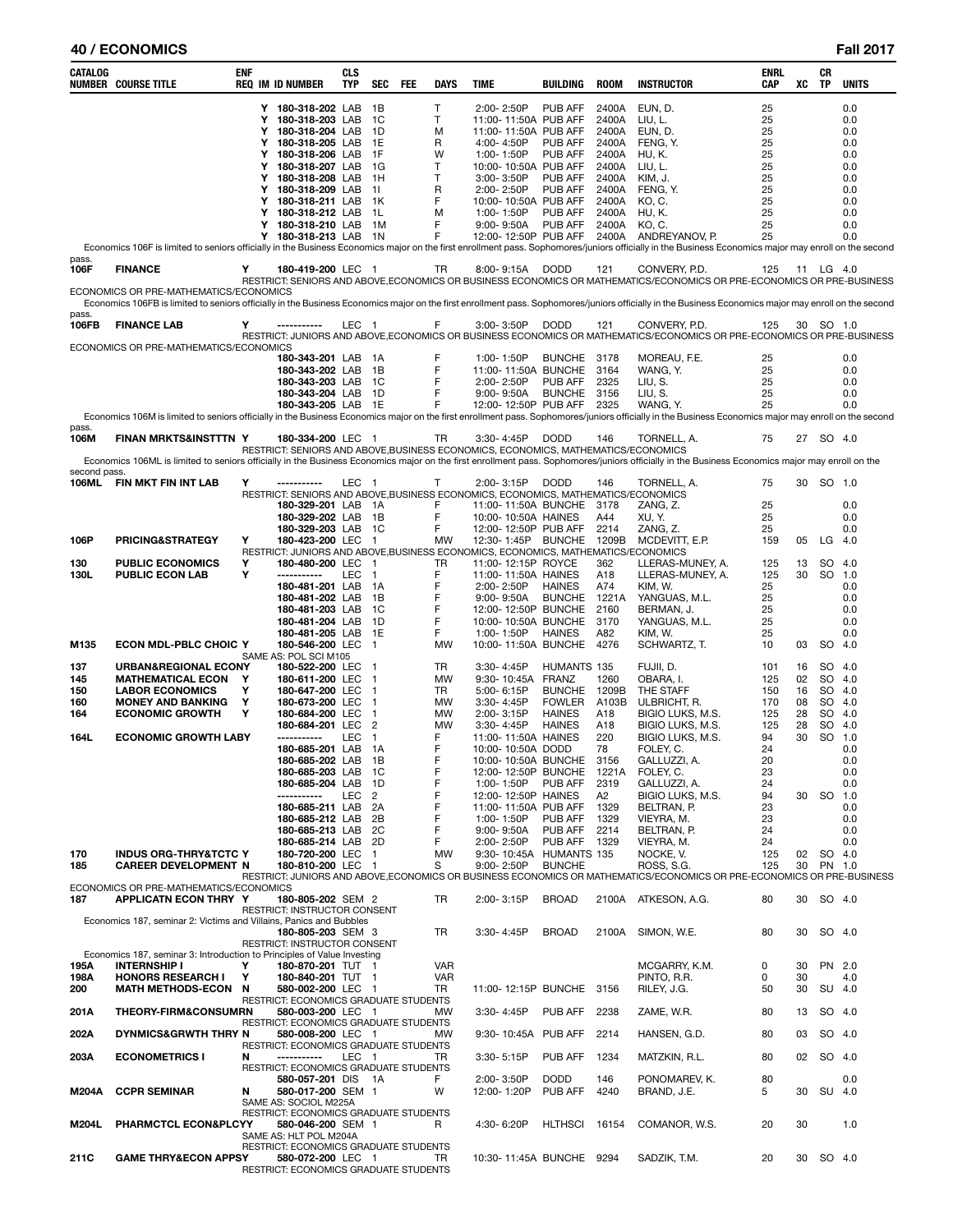## ECONOMICS — Fall 2017

| CATALOG NUMBER | COURSE TITLE | ENF REQ | IM | ID NUMBER | CLS TYP | SEC | FEE | DAYS | TIME | BUILDING | ROOM | INSTRUCTOR | ENRL CAP | XC | CR TP | UNITS |
|---|---|---|---|---|---|---|---|---|---|---|---|---|---|---|---|---|
| | | Y | | 180-318-202 | LAB | 1B | | T | 2:00- 2:50P | PUB AFF | 2400A | EUN, D. | 25 | | | 0.0 |
| | | Y | | 180-318-203 | LAB | 1C | | T | 11:00- 11:50A | PUB AFF | 2400A | LIU, L. | 25 | | | 0.0 |
| | | Y | | 180-318-204 | LAB | 1D | | M | 11:00- 11:50A | PUB AFF | 2400A | EUN, D. | 25 | | | 0.0 |
| | | Y | | 180-318-205 | LAB | 1E | | R | 4:00- 4:50P | PUB AFF | 2400A | FENG, Y. | 25 | | | 0.0 |
| | | Y | | 180-318-206 | LAB | 1F | | W | 1:00- 1:50P | PUB AFF | 2400A | HU, K. | 25 | | | 0.0 |
| | | Y | | 180-318-207 | LAB | 1G | | T | 10:00- 10:50A | PUB AFF | 2400A | LIU, L. | 25 | | | 0.0 |
| | | Y | | 180-318-208 | LAB | 1H | | T | 3:00- 3:50P | PUB AFF | 2400A | KIM, J. | 25 | | | 0.0 |
| | | Y | | 180-318-209 | LAB | 1I | | R | 2:00- 2:50P | PUB AFF | 2400A | FENG, Y. | 25 | | | 0.0 |
| | | Y | | 180-318-211 | LAB | 1K | | F | 10:00- 10:50A | PUB AFF | 2400A | KO, C. | 25 | | | 0.0 |
| | | Y | | 180-318-212 | LAB | 1L | | M | 1:00- 1:50P | PUB AFF | 2400A | HU, K. | 25 | | | 0.0 |
| | | Y | | 180-318-210 | LAB | 1M | | F | 9:00- 9:50A | PUB AFF | 2400A | KO, C. | 25 | | | 0.0 |
| | | Y | | 180-318-213 | LAB | 1N | | F | 12:00- 12:50P | PUB AFF | 2400A | ANDREYANOV, P. | 25 | | | 0.0 |
| Economics 106F is limited to seniors officially in the Business Economics major on the first enrollment pass. Sophomores/juniors officially in the Business Economics major may enroll on the second pass. | | | | | | | | | | | | | | | | |
| 106F | FINANCE | Y | | 180-419-200 | LEC | 1 | | TR | 8:00- 9:15A | DODD | 121 | CONVERY, P.D. | 125 | 11 | LG | 4.0 |
| | RESTRICT: SENIORS AND ABOVE,ECONOMICS OR BUSINESS ECONOMICS OR MATHEMATICS/ECONOMICS OR PRE-ECONOMICS OR PRE-BUSINESS ECONOMICS OR PRE-MATHEMATICS/ECONOMICS | | | | | | | | | | | | | | | |
| Economics 106FB is limited to seniors officially in the Business Economics major on the first enrollment pass. Sophomores/juniors officially in the Business Economics major may enroll on the second pass. | | | | | | | | | | | | | | | | |
| 106FB | FINANCE LAB | Y | | ----------- | LEC | 1 | | F | 3:00- 3:50P | DODD | 121 | CONVERY, P.D. | 125 | 30 | SO | 1.0 |
| | RESTRICT: JUNIORS AND ABOVE,ECONOMICS OR BUSINESS ECONOMICS OR MATHEMATICS/ECONOMICS OR PRE-ECONOMICS OR PRE-BUSINESS ECONOMICS OR PRE-MATHEMATICS/ECONOMICS | | | | | | | | | | | | | | | |
| | | | | 180-343-201 | LAB | 1A | | F | 1:00- 1:50P | BUNCHE | 3178 | MOREAU, F.E. | 25 | | | 0.0 |
| | | | | 180-343-202 | LAB | 1B | | F | 11:00- 11:50A | BUNCHE | 3164 | WANG, Y. | 25 | | | 0.0 |
| | | | | 180-343-203 | LAB | 1C | | F | 2:00- 2:50P | PUB AFF | 2325 | LIU, S. | 25 | | | 0.0 |
| | | | | 180-343-204 | LAB | 1D | | F | 9:00- 9:50A | BUNCHE | 3156 | LIU, S. | 25 | | | 0.0 |
| | | | | 180-343-205 | LAB | 1E | | F | 12:00- 12:50P | PUB AFF | 2325 | WANG, Y. | 25 | | | 0.0 |
| Economics 106M is limited to seniors officially in the Business Economics major on the first enrollment pass. Sophomores/juniors officially in the Business Economics major may enroll on the second pass. | | | | | | | | | | | | | | | | |
| 106M | FINAN MRKTS&INSTTTN | Y | | 180-334-200 | LEC | 1 | | TR | 3:30- 4:45P | DODD | 146 | TORNELL, A. | 75 | 27 | SO | 4.0 |
| | RESTRICT: SENIORS AND ABOVE,BUSINESS ECONOMICS, ECONOMICS, MATHEMATICS/ECONOMICS | | | | | | | | | | | | | | | |
| Economics 106ML is limited to seniors officially in the Business Economics major on the first enrollment pass. Sophomores/juniors officially in the Business Economics major may enroll on the second pass. | | | | | | | | | | | | | | | | |
| 106ML | FIN MKT FIN INT LAB | Y | | ----------- | LEC | 1 | | T | 2:00- 3:15P | DODD | 146 | TORNELL, A. | 75 | 30 | SO | 1.0 |
| | RESTRICT: SENIORS AND ABOVE,BUSINESS ECONOMICS, ECONOMICS, MATHEMATICS/ECONOMICS | | | | | | | | | | | | | | | |
| | | | | 180-329-201 | LAB | 1A | | F | 11:00- 11:50A | BUNCHE | 3178 | ZANG, Z. | 25 | | | 0.0 |
| | | | | 180-329-202 | LAB | 1B | | F | 10:00- 10:50A | HAINES | A44 | XU, Y. | 25 | | | 0.0 |
| | | | | 180-329-203 | LAB | 1C | | F | 12:00- 12:50P | PUB AFF | 2214 | ZANG, Z. | 25 | | | 0.0 |
| 106P | PRICING&STRATEGY | Y | | 180-423-200 | LEC | 1 | | MW | 12:30- 1:45P | BUNCHE | 1209B | MCDEVITT, E.P. | 159 | 05 | LG | 4.0 |
| | RESTRICT: JUNIORS AND ABOVE,BUSINESS ECONOMICS, ECONOMICS, MATHEMATICS/ECONOMICS | | | | | | | | | | | | | | | |
| 130 | PUBLIC ECONOMICS | Y | | 180-480-200 | LEC | 1 | | TR | 11:00- 12:15P | ROYCE | 362 | LLERAS-MUNEY, A. | 125 | 13 | SO | 4.0 |
| 130L | PUBLIC ECON LAB | Y | | ----------- | LEC | 1 | | F | 11:00- 11:50A | HAINES | A18 | LLERAS-MUNEY, A. | 125 | 30 | SO | 1.0 |
| | | | | 180-481-201 | LAB | 1A | | F | 2:00- 2:50P | HAINES | A74 | KIM, W. | 25 | | | 0.0 |
| | | | | 180-481-202 | LAB | 1B | | F | 9:00- 9:50A | BUNCHE | 1221A | YANGUAS, M.L. | 25 | | | 0.0 |
| | | | | 180-481-203 | LAB | 1C | | F | 12:00- 12:50P | BUNCHE | 2160 | BERMAN, J. | 25 | | | 0.0 |
| | | | | 180-481-204 | LAB | 1D | | F | 10:00- 10:50A | BUNCHE | 3170 | YANGUAS, M.L. | 25 | | | 0.0 |
| | | | | 180-481-205 | LAB | 1E | | F | 1:00- 1:50P | HAINES | A82 | KIM, W. | 25 | | | 0.0 |
| M135 | ECON MDL-PBLC CHOIC | Y | | 180-546-200 | LEC | 1 | | MW | 10:00- 11:50A | BUNCHE | 4276 | SCHWARTZ, T. | 10 | 03 | SO | 4.0 |
| | SAME AS: POL SCI M105 | | | | | | | | | | | | | | | |
| 137 | URBAN&REGIONAL ECONY | | | 180-522-200 | LEC | 1 | | TR | 3:30- 4:45P | HUMANTS | 135 | FUJII, D. | 101 | 16 | SO | 4.0 |
| 145 | MATHEMATICAL ECON | Y | | 180-611-200 | LEC | 1 | | MW | 9:30- 10:45A | FRANZ | 1260 | OBARA, I. | 125 | 02 | SO | 4.0 |
| 150 | LABOR ECONOMICS | Y | | 180-647-200 | LEC | 1 | | TR | 5:00- 6:15P | BUNCHE | 1209B | THE STAFF | 150 | 16 | SO | 4.0 |
| 160 | MONEY AND BANKING | Y | | 180-673-200 | LEC | 1 | | MW | 3:30- 4:45P | FOWLER | A103B | ULBRICHT, R. | 170 | 08 | SO | 4.0 |
| 164 | ECONOMIC GROWTH | Y | | 180-684-200 | LEC | 1 | | MW | 2:00- 3:15P | HAINES | A18 | BIGIO LUKS, M.S. | 125 | 28 | SO | 4.0 |
| | | | | 180-684-201 | LEC | 2 | | MW | 3:30- 4:45P | HAINES | A18 | BIGIO LUKS, M.S. | 125 | 28 | SO | 4.0 |
| 164L | ECONOMIC GROWTH LABY | | | ----------- | LEC | 1 | | F | 11:00- 11:50A | HAINES | 220 | BIGIO LUKS, M.S. | 94 | 30 | SO | 1.0 |
| | | | | 180-685-201 | LAB | 1A | | F | 10:00- 10:50A | DODD | 78 | FOLEY, C. | 24 | | | 0.0 |
| | | | | 180-685-202 | LAB | 1B | | F | 10:00- 10:50A | BUNCHE | 3156 | GALLUZZI, A. | 20 | | | 0.0 |
| | | | | 180-685-203 | LAB | 1C | | F | 12:00- 12:50P | BUNCHE | 1221A | FOLEY, C. | 23 | | | 0.0 |
| | | | | 180-685-204 | LAB | 1D | | F | 1:00- 1:50P | PUB AFF | 2319 | GALLUZZI, A. | 24 | | | 0.0 |
| | | | | ----------- | LEC | 2 | | F | 12:00- 12:50P | HAINES | A2 | BIGIO LUKS, M.S. | 94 | 30 | SO | 1.0 |
| | | | | 180-685-211 | LAB | 2A | | F | 11:00- 11:50A | PUB AFF | 1329 | BELTRAN, P. | 23 | | | 0.0 |
| | | | | 180-685-212 | LAB | 2B | | F | 1:00- 1:50P | PUB AFF | 1329 | VIEYRA, M. | 23 | | | 0.0 |
| | | | | 180-685-213 | LAB | 2C | | F | 9:00- 9:50A | PUB AFF | 2214 | BELTRAN, P. | 24 | | | 0.0 |
| | | | | 180-685-214 | LAB | 2D | | F | 2:00- 2:50P | PUB AFF | 1329 | VIEYRA, M. | 24 | | | 0.0 |
| 170 | INDUS ORG-THRY&TCTC | Y | | 180-720-200 | LEC | 1 | | MW | 9:30- 10:45A | HUMANTS | 135 | NOCKE, V. | 125 | 02 | SO | 4.0 |
| 185 | CAREER DEVELOPMENT | N | | 180-810-200 | LEC | 1 | | S | 9:00- 2:50P | BUNCHE | | ROSS, S.G. | 125 | 30 | PN | 1.0 |
| | RESTRICT: JUNIORS AND ABOVE,ECONOMICS OR BUSINESS ECONOMICS OR MATHEMATICS/ECONOMICS OR PRE-ECONOMICS OR PRE-BUSINESS ECONOMICS OR PRE-MATHEMATICS/ECONOMICS | | | | | | | | | | | | | | | |
| 187 | APPLICATN ECON THRY | Y | | 180-805-202 | SEM | 2 | | TR | 2:00- 3:15P | BROAD | 2100A | ATKESON, A.G. | 80 | 30 | SO | 4.0 |
| | RESTRICT: INSTRUCTOR CONSENT | | | | | | | | | | | | | | | |
| | Economics 187, seminar 2: Victims and Villains, Panics and Bubbles | | | | | | | | | | | | | | | |
| | | | | 180-805-203 | SEM | 3 | | TR | 3:30- 4:45P | BROAD | 2100A | SIMON, W.E. | 80 | 30 | SO | 4.0 |
| | RESTRICT: INSTRUCTOR CONSENT | | | | | | | | | | | | | | | |
| | Economics 187, seminar 3: Introduction to Principles of Value Investing | | | | | | | | | | | | | | | |
| 195A | INTERNSHIP I | Y | | 180-870-201 | TUT | 1 | | VAR | | | | MCGARRY, K.M. | 0 | 30 | PN | 2.0 |
| 198A | HONORS RESEARCH I | Y | | 180-840-201 | TUT | 1 | | VAR | | | | PINTO, R.R. | 0 | 30 | | 4.0 |
| 200 | MATH METHODS-ECON | N | | 580-002-200 | LEC | 1 | | TR | 11:00- 12:15P | BUNCHE | 3156 | RILEY, J.G. | 50 | 30 | SU | 4.0 |
| | RESTRICT: ECONOMICS GRADUATE STUDENTS | | | | | | | | | | | | | | | |
| 201A | THEORY-FIRM&CONSUMR | N | | 580-003-200 | LEC | 1 | | MW | 3:30- 4:45P | PUB AFF | 2238 | ZAME, W.R. | 80 | 13 | SO | 4.0 |
| | RESTRICT: ECONOMICS GRADUATE STUDENTS | | | | | | | | | | | | | | | |
| 202A | DYNMICS&GRWTH THRY | N | | 580-008-200 | LEC | 1 | | MW | 9:30- 10:45A | PUB AFF | 2214 | HANSEN, G.D. | 80 | 03 | SO | 4.0 |
| | RESTRICT: ECONOMICS GRADUATE STUDENTS | | | | | | | | | | | | | | | |
| 203A | ECONOMETRICS I | N | | ----------- | LEC | 1 | | TR | 3:30- 5:15P | PUB AFF | 1234 | MATZKIN, R.L. | 80 | 02 | SO | 4.0 |
| | RESTRICT: ECONOMICS GRADUATE STUDENTS | | | | | | | | | | | | | | | |
| | | | | 580-057-201 | DIS | 1A | | F | 2:00- 3:50P | DODD | 146 | PONOMAREV, K. | 80 | | | 0.0 |
| M204A | CCPR SEMINAR | N | | 580-017-200 | SEM | 1 | | W | 12:00- 1:20P | PUB AFF | 4240 | BRAND, J.E. | 5 | 30 | SU | 4.0 |
| | SAME AS: SOCIOL M225A; RESTRICT: ECONOMICS GRADUATE STUDENTS | | | | | | | | | | | | | | | |
| M204L | PHARMCTCL ECON&PLCYY | | | 580-046-200 | SEM | 1 | | R | 4:30- 6:20P | HLTHSCI | 16154 | COMANOR, W.S. | 20 | 30 | | 1.0 |
| | SAME AS: HLT POL M204A; RESTRICT: ECONOMICS GRADUATE STUDENTS | | | | | | | | | | | | | | | |
| 211C | GAME THRY&ECON APPSY | | | 580-072-200 | LEC | 1 | | TR | 10:30- 11:45A | BUNCHE | 9294 | SADZIK, T.M. | 20 | 30 | SO | 4.0 |
| | RESTRICT: ECONOMICS GRADUATE STUDENTS | | | | | | | | | | | | | | | |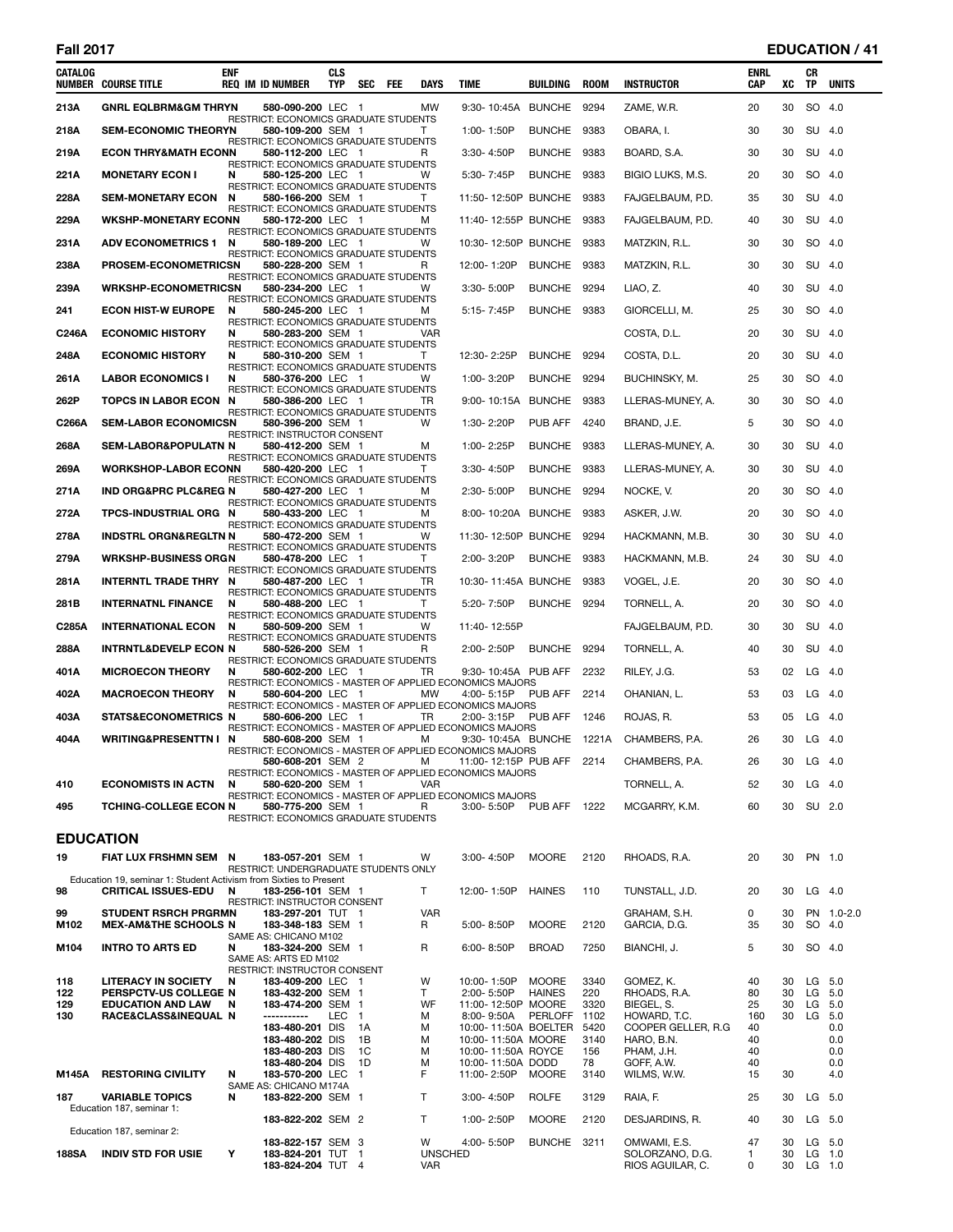| CATALOG NUMBER | COURSE TITLE | ENF REQ | IM | ID NUMBER | CLS TYP | SEC | FEE | DAYS | TIME | BUILDING | ROOM | INSTRUCTOR | ENRL CAP | XC | CR TP | UNITS |
|---|---|---|---|---|---|---|---|---|---|---|---|---|---|---|---|---|
| 213A | GNRL EQLBRM&GM THRY | N | | 580-090-200 | LEC | 1 | | MW | 9:30- 10:45A | BUNCHE | 9294 | ZAME, W.R. | 20 | 30 | SO | 4.0 |
| | RESTRICT: ECONOMICS GRADUATE STUDENTS | | | | | | | | | | | | | | | |
| 218A | SEM-ECONOMIC THEORY | N | | 580-109-200 | SEM | 1 | | T | 1:00- 1:50P | BUNCHE | 9383 | OBARA, I. | 30 | 30 | SU | 4.0 |
| | RESTRICT: ECONOMICS GRADUATE STUDENTS | | | | | | | | | | | | | | | |
| 219A | ECON THRY&MATH ECON | N | | 580-112-200 | LEC | 1 | | R | 3:30- 4:50P | BUNCHE | 9383 | BOARD, S.A. | 30 | 30 | SU | 4.0 |
| | RESTRICT: ECONOMICS GRADUATE STUDENTS | | | | | | | | | | | | | | | |
| 221A | MONETARY ECON I | N | | 580-125-200 | LEC | 1 | | W | 5:30- 7:45P | BUNCHE | 9383 | BIGIO LUKS, M.S. | 20 | 30 | SO | 4.0 |
| | RESTRICT: ECONOMICS GRADUATE STUDENTS | | | | | | | | | | | | | | | |
| 228A | SEM-MONETARY ECON | N | | 580-166-200 | SEM | 1 | | T | 11:50- 12:50P | BUNCHE | 9383 | FAJGELBAUM, P.D. | 35 | 30 | SU | 4.0 |
| | RESTRICT: ECONOMICS GRADUATE STUDENTS | | | | | | | | | | | | | | | |
| 229A | WKSHP-MONETARY ECON | N | | 580-172-200 | LEC | 1 | | M | 11:40- 12:55P | BUNCHE | 9383 | FAJGELBAUM, P.D. | 40 | 30 | SU | 4.0 |
| | RESTRICT: ECONOMICS GRADUATE STUDENTS | | | | | | | | | | | | | | | |
| 231A | ADV ECONOMETRICS 1 | N | | 580-189-200 | LEC | 1 | | W | 10:30- 12:50P | BUNCHE | 9383 | MATZKIN, R.L. | 30 | 30 | SO | 4.0 |
| | RESTRICT: ECONOMICS GRADUATE STUDENTS | | | | | | | | | | | | | | | |
| 238A | PROSEM-ECONOMETRICS | N | | 580-228-200 | SEM | 1 | | R | 12:00- 1:20P | BUNCHE | 9383 | MATZKIN, R.L. | 30 | 30 | SU | 4.0 |
| | RESTRICT: ECONOMICS GRADUATE STUDENTS | | | | | | | | | | | | | | | |
| 239A | WRKSHP-ECONOMETRICS | N | | 580-234-200 | LEC | 1 | | W | 3:30- 5:00P | BUNCHE | 9294 | LIAO, Z. | 40 | 30 | SU | 4.0 |
| | RESTRICT: ECONOMICS GRADUATE STUDENTS | | | | | | | | | | | | | | | |
| 241 | ECON HIST-W EUROPE | N | | 580-245-200 | LEC | 1 | | M | 5:15- 7:45P | BUNCHE | 9383 | GIORCELLI, M. | 25 | 30 | SO | 4.0 |
| | RESTRICT: ECONOMICS GRADUATE STUDENTS | | | | | | | | | | | | | | | |
| C246A | ECONOMIC HISTORY | N | | 580-283-200 | SEM | 1 | | VAR | | | | COSTA, D.L. | 20 | 30 | SU | 4.0 |
| | RESTRICT: ECONOMICS GRADUATE STUDENTS | | | | | | | | | | | | | | | |
| 248A | ECONOMIC HISTORY | N | | 580-310-200 | SEM | 1 | | T | 12:30- 2:25P | BUNCHE | 9294 | COSTA, D.L. | 20 | 30 | SU | 4.0 |
| | RESTRICT: ECONOMICS GRADUATE STUDENTS | | | | | | | | | | | | | | | |
| 261A | LABOR ECONOMICS I | N | | 580-376-200 | LEC | 1 | | W | 1:00- 3:20P | BUNCHE | 9294 | BUCHINSKY, M. | 25 | 30 | SO | 4.0 |
| | RESTRICT: ECONOMICS GRADUATE STUDENTS | | | | | | | | | | | | | | | |
| 262P | TOPCS IN LABOR ECON | N | | 580-386-200 | LEC | 1 | | TR | 9:00- 10:15A | BUNCHE | 9383 | LLERAS-MUNEY, A. | 30 | 30 | SO | 4.0 |
| | RESTRICT: ECONOMICS GRADUATE STUDENTS | | | | | | | | | | | | | | | |
| C266A | SEM-LABOR ECONOMICS | N | | 580-396-200 | SEM | 1 | | W | 1:30- 2:20P | PUB AFF | 4240 | BRAND, J.E. | 5 | 30 | SO | 4.0 |
| | RESTRICT: INSTRUCTOR CONSENT | | | | | | | | | | | | | | | |
| 268A | SEM-LABOR&POPULATN | N | | 580-412-200 | SEM | 1 | | M | 1:00- 2:25P | BUNCHE | 9383 | LLERAS-MUNEY, A. | 30 | 30 | SU | 4.0 |
| | RESTRICT: ECONOMICS GRADUATE STUDENTS | | | | | | | | | | | | | | | |
| 269A | WORKSHOP-LABOR ECON | N | | 580-420-200 | LEC | 1 | | T | 3:30- 4:50P | BUNCHE | 9383 | LLERAS-MUNEY, A. | 30 | 30 | SU | 4.0 |
| | RESTRICT: ECONOMICS GRADUATE STUDENTS | | | | | | | | | | | | | | | |
| 271A | IND ORG&PRC PLC&REG | N | | 580-427-200 | LEC | 1 | | M | 2:30- 5:00P | BUNCHE | 9294 | NOCKE, V. | 20 | 30 | SO | 4.0 |
| | RESTRICT: ECONOMICS GRADUATE STUDENTS | | | | | | | | | | | | | | | |
| 272A | TPCS-INDUSTRIAL ORG | N | | 580-433-200 | LEC | 1 | | M | 8:00- 10:20A | BUNCHE | 9383 | ASKER, J.W. | 20 | 30 | SO | 4.0 |
| | RESTRICT: ECONOMICS GRADUATE STUDENTS | | | | | | | | | | | | | | | |
| 278A | INDSTRL ORGN&REGLTN | N | | 580-472-200 | SEM | 1 | | W | 11:30- 12:50P | BUNCHE | 9294 | HACKMANN, M.B. | 30 | 30 | SU | 4.0 |
| | RESTRICT: ECONOMICS GRADUATE STUDENTS | | | | | | | | | | | | | | | |
| 279A | WRKSHP-BUSINESS ORG | N | | 580-478-200 | LEC | 1 | | T | 2:00- 3:20P | BUNCHE | 9383 | HACKMANN, M.B. | 24 | 30 | SU | 4.0 |
| | RESTRICT: ECONOMICS GRADUATE STUDENTS | | | | | | | | | | | | | | | |
| 281A | INTERNTL TRADE THRY | N | | 580-487-200 | LEC | 1 | | TR | 10:30- 11:45A | BUNCHE | 9383 | VOGEL, J.E. | 20 | 30 | SO | 4.0 |
| | RESTRICT: ECONOMICS GRADUATE STUDENTS | | | | | | | | | | | | | | | |
| 281B | INTERNATNL FINANCE | N | | 580-488-200 | LEC | 1 | | T | 5:20- 7:50P | BUNCHE | 9294 | TORNELL, A. | 20 | 30 | SO | 4.0 |
| | RESTRICT: ECONOMICS GRADUATE STUDENTS | | | | | | | | | | | | | | | |
| C285A | INTERNATIONAL ECON | N | | 580-509-200 | SEM | 1 | | W | 11:40- 12:55P | | | FAJGELBAUM, P.D. | 30 | 30 | SU | 4.0 |
| | RESTRICT: ECONOMICS GRADUATE STUDENTS | | | | | | | | | | | | | | | |
| 288A | INTRNTL&DEVELP ECON | N | | 580-526-200 | SEM | 1 | | R | 2:00- 2:50P | BUNCHE | 9294 | TORNELL, A. | 40 | 30 | SU | 4.0 |
| | RESTRICT: ECONOMICS GRADUATE STUDENTS | | | | | | | | | | | | | | | |
| 401A | MICROECON THEORY | N | | 580-602-200 | LEC | 1 | | TR | 9:30- 10:45A | PUB AFF | 2232 | RILEY, J.G. | 53 | 02 | LG | 4.0 |
| | RESTRICT: ECONOMICS - MASTER OF APPLIED ECONOMICS MAJORS | | | | | | | | | | | | | | | |
| 402A | MACROECON THEORY | N | | 580-604-200 | LEC | 1 | | MW | 4:00- 5:15P | PUB AFF | 2214 | OHANIAN, L. | 53 | 03 | LG | 4.0 |
| | RESTRICT: ECONOMICS - MASTER OF APPLIED ECONOMICS MAJORS | | | | | | | | | | | | | | | |
| 403A | STATS&ECONOMETRICS | N | | 580-606-200 | LEC | 1 | | TR | 2:00- 3:15P | PUB AFF | 1246 | ROJAS, R. | 53 | 05 | LG | 4.0 |
| | RESTRICT: ECONOMICS - MASTER OF APPLIED ECONOMICS MAJORS | | | | | | | | | | | | | | | |
| 404A | WRITING&PRESENTTN I | N | | 580-608-200 | SEM | 1 | | M | 9:30- 10:45A | BUNCHE | 1221A | CHAMBERS, P.A. | 26 | 30 | LG | 4.0 |
| | RESTRICT: ECONOMICS - MASTER OF APPLIED ECONOMICS MAJORS | | | | | | | | | | | | | | | |
| | | | | 580-608-201 | SEM | 2 | | M | 11:00- 12:15P | PUB AFF | 2214 | CHAMBERS, P.A. | 26 | 30 | LG | 4.0 |
| | RESTRICT: ECONOMICS - MASTER OF APPLIED ECONOMICS MAJORS | | | | | | | | | | | | | | | |
| 410 | ECONOMISTS IN ACTN | N | | 580-620-200 | SEM | 1 | | VAR | | | | TORNELL, A. | 52 | 30 | LG | 4.0 |
| | RESTRICT: ECONOMICS - MASTER OF APPLIED ECONOMICS MAJORS | | | | | | | | | | | | | | | |
| 495 | TCHING-COLLEGE ECON | N | | 580-775-200 | SEM | 1 | | R | 3:00- 5:50P | PUB AFF | 1222 | MCGARRY, K.M. | 60 | 30 | SU | 2.0 |
| | RESTRICT: ECONOMICS GRADUATE STUDENTS | | | | | | | | | | | | | | | |

## EDUCATION

| CATALOG NUMBER | COURSE TITLE | ENF REQ | IM | ID NUMBER | CLS TYP | SEC | FEE | DAYS | TIME | BUILDING | ROOM | INSTRUCTOR | ENRL CAP | XC | CR TP | UNITS |
|---|---|---|---|---|---|---|---|---|---|---|---|---|---|---|---|---|
| 19 | FIAT LUX FRSHMN SEM | N | | 183-057-201 | SEM | 1 | | W | 3:00- 4:50P | MOORE | 2120 | RHOADS, R.A. | 20 | 30 | PN | 1.0 |
| | RESTRICT: UNDERGRADUATE STUDENTS ONLY | | | | | | | | | | | | | | | |
| | Education 19, seminar 1: Student Activism from Sixties to Present | | | | | | | | | | | | | | | |
| 98 | CRITICAL ISSUES-EDU | N | | 183-256-101 | SEM | 1 | | T | 12:00- 1:50P | HAINES | 110 | TUNSTALL, J.D. | 20 | 30 | LG | 4.0 |
| | RESTRICT: INSTRUCTOR CONSENT | | | | | | | | | | | | | | | |
| 99 | STUDENT RSRCH PRGRM | N | | 183-297-201 | TUT | 1 | | VAR | | | | GRAHAM, S.H. | 0 | 30 | PN | 1.0-2.0 |
| M102 | MEX-AM&THE SCHOOLS | N | | 183-348-183 | SEM | 1 | | R | 5:00- 8:50P | MOORE | 2120 | GARCIA, D.G. | 35 | 30 | SO | 4.0 |
| | SAME AS: CHICANO M102 | | | | | | | | | | | | | | | |
| M104 | INTRO TO ARTS ED | N | | 183-324-200 | SEM | 1 | | R | 6:00- 8:50P | BROAD | 7250 | BIANCHI, J. | 5 | 30 | SO | 4.0 |
| | SAME AS: ARTS ED M102 | | | | | | | | | | | | | | | |
| | RESTRICT: INSTRUCTOR CONSENT | | | | | | | | | | | | | | | |
| 118 | LITERACY IN SOCIETY | N | | 183-409-200 | LEC | 1 | | W | 10:00- 1:50P | MOORE | 3340 | GOMEZ, K. | 40 | 30 | LG | 5.0 |
| 122 | PERSPCTV-US COLLEGE | N | | 183-432-200 | SEM | 1 | | T | 2:00- 5:50P | HAINES | 220 | RHOADS, R.A. | 80 | 30 | LG | 5.0 |
| 129 | EDUCATION AND LAW | N | | 183-474-200 | SEM | 1 | | WF | 11:00- 12:50P | MOORE | 3320 | BIEGEL, S. | 25 | 30 | LG | 5.0 |
| 130 | RACE&CLASS&INEQUAL | N | | ----------- | LEC | 1 | | M | 8:00- 9:50A | PERLOFF | 1102 | HOWARD, T.C. | 160 | 30 | LG | 5.0 |
| | | | | 183-480-201 | DIS | 1A | | M | 10:00- 11:50A | BOELTER | 5420 | COOPER GELLER, R.G | 40 | | | 0.0 |
| | | | | 183-480-202 | DIS | 1B | | M | 10:00- 11:50A | MOORE | 3140 | HARO, B.N. | 40 | | | 0.0 |
| | | | | 183-480-203 | DIS | 1C | | M | 10:00- 11:50A | ROYCE | 156 | PHAM, J.H. | 40 | | | 0.0 |
| | | | | 183-480-204 | DIS | 1D | | M | 10:00- 11:50A | DODD | 78 | GOFF, A.W. | 40 | | | 0.0 |
| M145A | RESTORING CIVILITY | N | | 183-570-200 | LEC | 1 | | F | 11:00- 2:50P | MOORE | 3140 | WILMS, W.W. | 15 | 30 | | 4.0 |
| | SAME AS: CHICANO M174A | | | | | | | | | | | | | | | |
| 187 | VARIABLE TOPICS | N | | 183-822-200 | SEM | 1 | | T | 3:00- 4:50P | ROLFE | 3129 | RAIA, F. | 25 | 30 | LG | 5.0 |
| | Education 187, seminar 1: | | | | | | | | | | | | | | | |
| | | | | 183-822-202 | SEM | 2 | | T | 1:00- 2:50P | MOORE | 2120 | DESJARDINS, R. | 40 | 30 | LG | 5.0 |
| | Education 187, seminar 2: | | | | | | | | | | | | | | | |
| | | | | 183-822-157 | SEM | 3 | | W | 4:00- 5:50P | BUNCHE | 3211 | OMWAMI, E.S. | 47 | 30 | LG | 5.0 |
| 188SA | INDIV STD FOR USIE | Y | | 183-824-201 | TUT | 1 | | UNSCHED | | | | SOLORZANO, D.G. | 1 | 30 | LG | 1.0 |
| | | | | 183-824-204 | TUT | 4 | | VAR | | | | RIOS AGUILAR, C. | 0 | 30 | LG | 1.0 |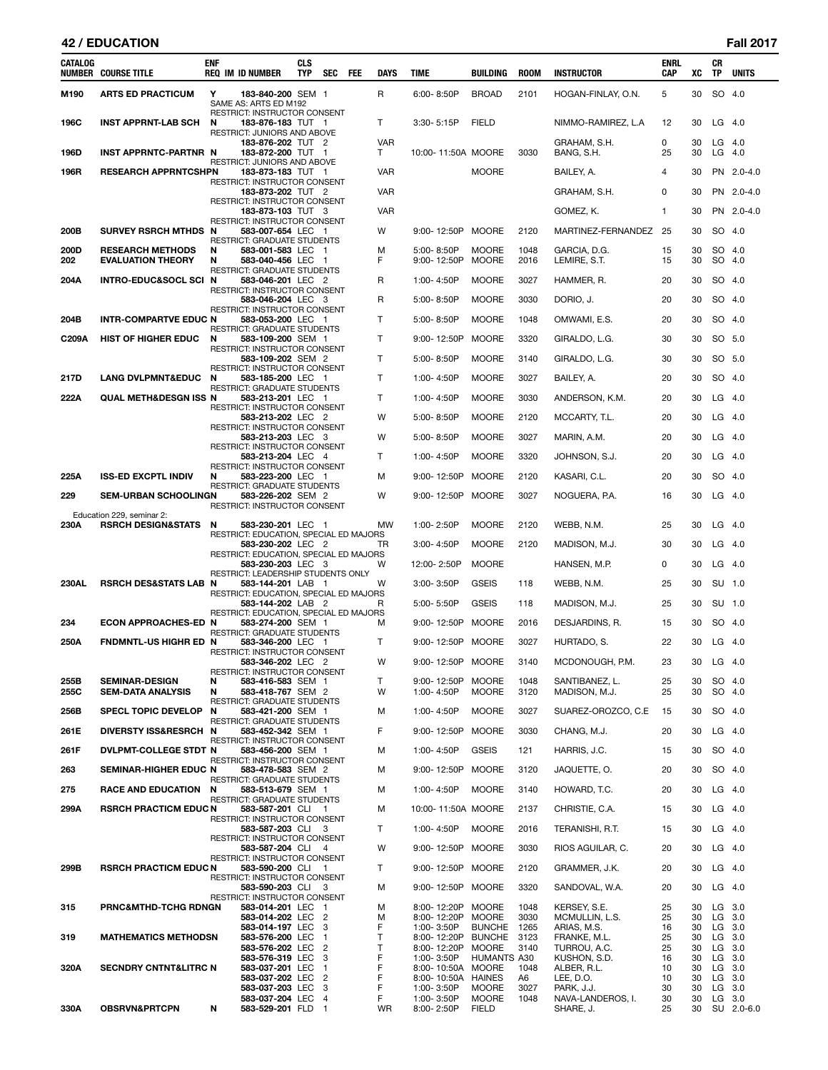# 42 / EDUCATION — Fall 2017

| CATALOG NUMBER | COURSE TITLE | ENF REQ | IM | ID NUMBER | CLS TYP | SEC | FEE | DAYS | TIME | BUILDING | ROOM | INSTRUCTOR | ENRL CAP | XC | CR TP | UNITS |
|---|---|---|---|---|---|---|---|---|---|---|---|---|---|---|---|---|
| M190 | ARTS ED PRACTICUM | Y | | 183-840-200 | SEM | 1 | | R | 6:00- 8:50P | BROAD | 2101 | HOGAN-FINLAY, O.N. | 5 | 30 | SO | 4.0 |
| | SAME AS: ARTS ED M192 | | | | | | | | | | | | | | | |
| | RESTRICT: INSTRUCTOR CONSENT | | | | | | | | | | | | | | | |
| 196C | INST APPRNT-LAB SCH | N | | 183-876-183 | TUT | 1 | | T | 3:30- 5:15P | FIELD | | NIMMO-RAMIREZ, L.A | 12 | 30 | LG | 4.0 |
| | RESTRICT: JUNIORS AND ABOVE | | | | | | | | | | | | | | | |
| | | | | 183-876-202 | TUT | 2 | | VAR | | | | GRAHAM, S.H. | 0 | 30 | LG | 4.0 |
| 196D | INST APPRNTC-PARTNR | N | | 183-872-200 | TUT | 1 | | T | 10:00- 11:50A | MOORE | 3030 | BANG, S.H. | 25 | 30 | LG | 4.0 |
| | RESTRICT: JUNIORS AND ABOVE | | | | | | | | | | | | | | | |
| 196R | RESEARCH APPRNTCSHP | N | | 183-873-183 | TUT | 1 | | VAR | | MOORE | | BAILEY, A. | 4 | 30 | PN | 2.0-4.0 |
| | RESTRICT: INSTRUCTOR CONSENT | | | | | | | | | | | | | | | |
| | | | | 183-873-202 | TUT | 2 | | VAR | | | | GRAHAM, S.H. | 0 | 30 | PN | 2.0-4.0 |
| | RESTRICT: INSTRUCTOR CONSENT | | | | | | | | | | | | | | | |
| | | | | 183-873-103 | TUT | 3 | | VAR | | | | GOMEZ, K. | 1 | 30 | PN | 2.0-4.0 |
| | RESTRICT: INSTRUCTOR CONSENT | | | | | | | | | | | | | | | |
| 200B | SURVEY RSRCH MTHDS | N | | 583-007-654 | LEC | 1 | | W | 9:00- 12:50P | MOORE | 2120 | MARTINEZ-FERNANDEZ | 25 | 30 | SO | 4.0 |
| | RESTRICT: GRADUATE STUDENTS | | | | | | | | | | | | | | | |
| 200D | RESEARCH METHODS | N | | 583-001-583 | LEC | 1 | | M | 5:00- 8:50P | MOORE | 1048 | GARCIA, D.G. | 15 | 30 | SO | 4.0 |
| 202 | EVALUATION THEORY | N | | 583-040-456 | LEC | 1 | | F | 9:00- 12:50P | MOORE | 2016 | LEMIRE, S.T. | 15 | 30 | SO | 4.0 |
| | RESTRICT: GRADUATE STUDENTS | | | | | | | | | | | | | | | |
| 204A | INTRO-EDUC&SOCL SCI | N | | 583-046-201 | LEC | 2 | | R | 1:00- 4:50P | MOORE | 3027 | HAMMER, R. | 20 | 30 | SO | 4.0 |
| | RESTRICT: INSTRUCTOR CONSENT | | | | | | | | | | | | | | | |
| | | | | 583-046-204 | LEC | 3 | | R | 5:00- 8:50P | MOORE | 3030 | DORIO, J. | 20 | 30 | SO | 4.0 |
| | RESTRICT: INSTRUCTOR CONSENT | | | | | | | | | | | | | | | |
| 204B | INTR-COMPARTVE EDUC | N | | 583-053-200 | LEC | 1 | | T | 5:00- 8:50P | MOORE | 1048 | OMWAMI, E.S. | 20 | 30 | SO | 4.0 |
| | RESTRICT: GRADUATE STUDENTS | | | | | | | | | | | | | | | |
| C209A | HIST OF HIGHER EDUC | N | | 583-109-200 | SEM | 1 | | T | 9:00- 12:50P | MOORE | 3320 | GIRALDO, L.G. | 30 | 30 | SO | 5.0 |
| | RESTRICT: INSTRUCTOR CONSENT | | | | | | | | | | | | | | | |
| | | | | 583-109-202 | SEM | 2 | | T | 5:00- 8:50P | MOORE | 3140 | GIRALDO, L.G. | 30 | 30 | SO | 5.0 |
| | RESTRICT: INSTRUCTOR CONSENT | | | | | | | | | | | | | | | |
| 217D | LANG DVLPMNT&EDUC | N | | 583-185-200 | LEC | 1 | | T | 1:00- 4:50P | MOORE | 3027 | BAILEY, A. | 20 | 30 | SO | 4.0 |
| | RESTRICT: GRADUATE STUDENTS | | | | | | | | | | | | | | | |
| 222A | QUAL METH&DESGN ISS | N | | 583-213-201 | LEC | 1 | | T | 1:00- 4:50P | MOORE | 3030 | ANDERSON, K.M. | 20 | 30 | LG | 4.0 |
| | RESTRICT: INSTRUCTOR CONSENT | | | | | | | | | | | | | | | |
| | | | | 583-213-202 | LEC | 2 | | W | 5:00- 8:50P | MOORE | 2120 | MCCARTY, T.L. | 20 | 30 | LG | 4.0 |
| | RESTRICT: INSTRUCTOR CONSENT | | | | | | | | | | | | | | | |
| | | | | 583-213-203 | LEC | 3 | | W | 5:00- 8:50P | MOORE | 3027 | MARIN, A.M. | 20 | 30 | LG | 4.0 |
| | RESTRICT: INSTRUCTOR CONSENT | | | | | | | | | | | | | | | |
| | | | | 583-213-204 | LEC | 4 | | T | 1:00- 4:50P | MOORE | 3320 | JOHNSON, S.J. | 20 | 30 | LG | 4.0 |
| | RESTRICT: INSTRUCTOR CONSENT | | | | | | | | | | | | | | | |
| 225A | ISS-ED EXCPTL INDIV | N | | 583-223-200 | LEC | 1 | | M | 9:00- 12:50P | MOORE | 2120 | KASARI, C.L. | 20 | 30 | SO | 4.0 |
| | RESTRICT: GRADUATE STUDENTS | | | | | | | | | | | | | | | |
| 229 | SEM-URBAN SCHOOLING | N | | 583-226-202 | SEM | 2 | | W | 9:00- 12:50P | MOORE | 3027 | NOGUERA, P.A. | 16 | 30 | LG | 4.0 |
| | RESTRICT: INSTRUCTOR CONSENT | | | | | | | | | | | | | | | |
| | Education 229, seminar 2: | | | | | | | | | | | | | | | |
| 230A | RSRCH DESIGN&STATS | N | | 583-230-201 | LEC | 1 | | MW | 1:00- 2:50P | MOORE | 2120 | WEBB, N.M. | 25 | 30 | LG | 4.0 |
| | RESTRICT: EDUCATION, SPECIAL ED MAJORS | | | | | | | | | | | | | | | |
| | | | | 583-230-202 | LEC | 2 | | TR | 3:00- 4:50P | MOORE | 2120 | MADISON, M.J. | 30 | 30 | LG | 4.0 |
| | RESTRICT: EDUCATION, SPECIAL ED MAJORS | | | | | | | | | | | | | | | |
| | | | | 583-230-203 | LEC | 3 | | W | 12:00- 2:50P | MOORE | | HANSEN, M.P. | 0 | 30 | LG | 4.0 |
| | RESTRICT: LEADERSHIP STUDENTS ONLY | | | | | | | | | | | | | | | |
| 230AL | RSRCH DES&STATS LAB | N | | 583-144-201 | LAB | 1 | | W | 3:00- 3:50P | GSEIS | 118 | WEBB, N.M. | 25 | 30 | SU | 1.0 |
| | RESTRICT: EDUCATION, SPECIAL ED MAJORS | | | | | | | | | | | | | | | |
| | | | | 583-144-202 | LAB | 2 | | R | 5:00- 5:50P | GSEIS | 118 | MADISON, M.J. | 25 | 30 | SU | 1.0 |
| | RESTRICT: EDUCATION, SPECIAL ED MAJORS | | | | | | | | | | | | | | | |
| 234 | ECON APPROACHES-ED | N | | 583-274-200 | SEM | 1 | | M | 9:00- 12:50P | MOORE | 2016 | DESJARDINS, R. | 15 | 30 | SO | 4.0 |
| | RESTRICT: GRADUATE STUDENTS | | | | | | | | | | | | | | | |
| 250A | FNDMNTL-US HIGHR ED | N | | 583-346-200 | LEC | 1 | | T | 9:00- 12:50P | MOORE | 3027 | HURTADO, S. | 22 | 30 | LG | 4.0 |
| | RESTRICT: INSTRUCTOR CONSENT | | | | | | | | | | | | | | | |
| | | | | 583-346-202 | LEC | 2 | | W | 9:00- 12:50P | MOORE | 3140 | MCDONOUGH, P.M. | 23 | 30 | LG | 4.0 |
| | RESTRICT: INSTRUCTOR CONSENT | | | | | | | | | | | | | | | |
| 255B | SEMINAR-DESIGN | N | | 583-416-583 | SEM | 1 | | T | 9:00- 12:50P | MOORE | 1048 | SANTIBANEZ, L. | 25 | 30 | SO | 4.0 |
| 255C | SEM-DATA ANALYSIS | N | | 583-418-767 | SEM | 2 | | W | 1:00- 4:50P | MOORE | 3120 | MADISON, M.J. | 25 | 30 | SO | 4.0 |
| | RESTRICT: GRADUATE STUDENTS | | | | | | | | | | | | | | | |
| 256B | SPECL TOPIC DEVELOP | N | | 583-421-200 | SEM | 1 | | M | 1:00- 4:50P | MOORE | 3027 | SUAREZ-OROZCO, C.E | 15 | 30 | SO | 4.0 |
| | RESTRICT: GRADUATE STUDENTS | | | | | | | | | | | | | | | |
| 261E | DIVERSTY ISS&RESRCH | N | | 583-452-342 | SEM | 1 | | F | 9:00- 12:50P | MOORE | 3030 | CHANG, M.J. | 20 | 30 | LG | 4.0 |
| | RESTRICT: INSTRUCTOR CONSENT | | | | | | | | | | | | | | | |
| 261F | DVLPMT-COLLEGE STDT | N | | 583-456-200 | SEM | 1 | | M | 1:00- 4:50P | GSEIS | 121 | HARRIS, J.C. | 15 | 30 | SO | 4.0 |
| | RESTRICT: INSTRUCTOR CONSENT | | | | | | | | | | | | | | | |
| 263 | SEMINAR-HIGHER EDUC | N | | 583-478-583 | SEM | 2 | | M | 9:00- 12:50P | MOORE | 3120 | JAQUETTE, O. | 20 | 30 | SO | 4.0 |
| | RESTRICT: GRADUATE STUDENTS | | | | | | | | | | | | | | | |
| 275 | RACE AND EDUCATION | N | | 583-513-679 | SEM | 1 | | M | 1:00- 4:50P | MOORE | 3140 | HOWARD, T.C. | 20 | 30 | LG | 4.0 |
| | RESTRICT: GRADUATE STUDENTS | | | | | | | | | | | | | | | |
| 299A | RSRCH PRACTICM EDUC | N | | 583-587-201 | CLI | 1 | | M | 10:00- 11:50A | MOORE | 2137 | CHRISTIE, C.A. | 15 | 30 | LG | 4.0 |
| | RESTRICT: INSTRUCTOR CONSENT | | | | | | | | | | | | | | | |
| | | | | 583-587-203 | CLI | 3 | | T | 1:00- 4:50P | MOORE | 2016 | TERANISHI, R.T. | 15 | 30 | LG | 4.0 |
| | RESTRICT: INSTRUCTOR CONSENT | | | | | | | | | | | | | | | |
| | | | | 583-587-204 | CLI | 4 | | W | 9:00- 12:50P | MOORE | 3030 | RIOS AGUILAR, C. | 20 | 30 | LG | 4.0 |
| | RESTRICT: INSTRUCTOR CONSENT | | | | | | | | | | | | | | | |
| 299B | RSRCH PRACTICM EDUC | N | | 583-590-200 | CLI | 1 | | T | 9:00- 12:50P | MOORE | 2120 | GRAMMER, J.K. | 20 | 30 | LG | 4.0 |
| | RESTRICT: INSTRUCTOR CONSENT | | | | | | | | | | | | | | | |
| | | | | 583-590-203 | CLI | 3 | | M | 9:00- 12:50P | MOORE | 3320 | SANDOVAL, W.A. | 20 | 30 | LG | 4.0 |
| | RESTRICT: INSTRUCTOR CONSENT | | | | | | | | | | | | | | | |
| 315 | PRNC&MTHD-TCHG RDNG | N | | 583-014-201 | LEC | 1 | | M | 8:00- 12:20P | MOORE | 1048 | KERSEY, S.E. | 25 | 30 | LG | 3.0 |
| | | | | 583-014-202 | LEC | 2 | | M | 8:00- 12:20P | MOORE | 3030 | MCMULLIN, L.S. | 25 | 30 | LG | 3.0 |
| | | | | 583-014-197 | LEC | 3 | | F | 1:00- 3:50P | BUNCHE | 1265 | ARIAS, M.S. | 16 | 30 | LG | 3.0 |
| 319 | MATHEMATICS METHODS | N | | 583-576-200 | LEC | 1 | | T | 8:00- 12:20P | BUNCHE | 3123 | FRANKE, M.L. | 25 | 30 | LG | 3.0 |
| | | | | 583-576-202 | LEC | 2 | | T | 8:00- 12:20P | MOORE | 3140 | TURROU, A.C. | 25 | 30 | LG | 3.0 |
| | | | | 583-576-319 | LEC | 3 | | F | 1:00- 3:50P | HUMANTS | A30 | KUSHON, S.D. | 16 | 30 | LG | 3.0 |
| 320A | SECNDRY CNTNT&LITRC | N | | 583-037-201 | LEC | 1 | | F | 8:00- 10:50A | MOORE | 1048 | ALBER, R.L. | 10 | 30 | LG | 3.0 |
| | | | | 583-037-202 | LEC | 2 | | F | 8:00- 10:50A | HAINES | A6 | LEE, D.O. | 10 | 30 | LG | 3.0 |
| | | | | 583-037-203 | LEC | 3 | | F | 1:00- 3:50P | MOORE | 3027 | PARK, J.J. | 30 | 30 | LG | 3.0 |
| | | | | 583-037-204 | LEC | 4 | | F | 1:00- 3:50P | MOORE | 1048 | NAVA-LANDEROS, I. | 30 | 30 | LG | 3.0 |
| 330A | OBSRVN&PRTCPN | N | | 583-529-201 | FLD | 1 | | WR | 8:00- 2:50P | FIELD | | SHARE, J. | 25 | 30 | SU | 2.0-6.0 |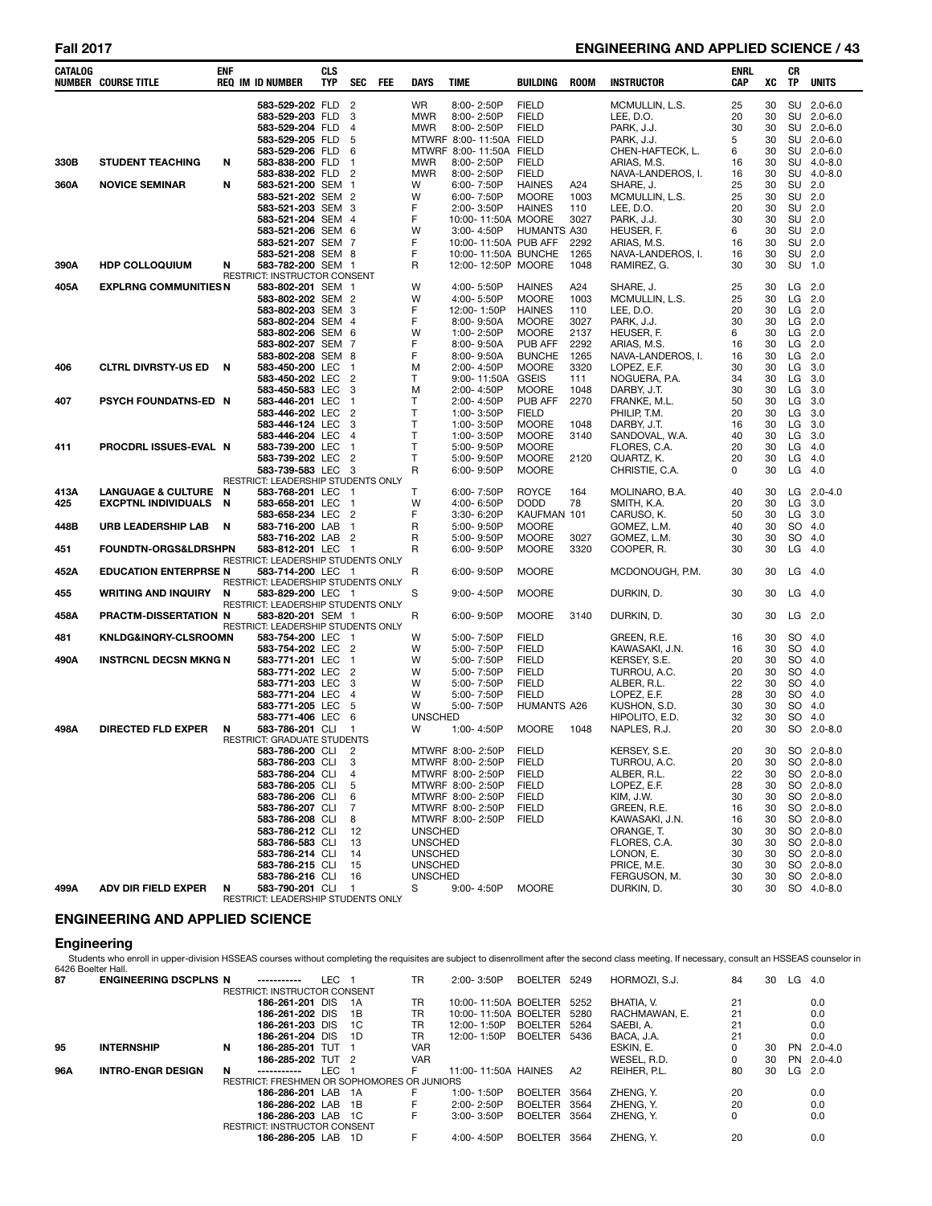| CATALOG NUMBER | COURSE TITLE | ENF REQ | IM | ID NUMBER | CLS TYP | SEC | FEE | DAYS | TIME | BUILDING | ROOM | INSTRUCTOR | ENRL CAP | XC | CR TP | UNITS |
|---|---|---|---|---|---|---|---|---|---|---|---|---|---|---|---|---|
| | | | | 583-529-202 | FLD | 2 | | WR | 8:00- 2:50P | FIELD | | MCMULLIN, L.S. | 25 | 30 | SU | 2.0-6.0 |
| | | | | 583-529-203 | FLD | 3 | | MWR | 8:00- 2:50P | FIELD | | LEE, D.O. | 20 | 30 | SU | 2.0-6.0 |
| | | | | 583-529-204 | FLD | 4 | | MWR | 8:00- 2:50P | FIELD | | PARK, J.J. | 30 | 30 | SU | 2.0-6.0 |
| | | | | 583-529-205 | FLD | 5 | | MTWRF | 8:00- 11:50A | FIELD | | PARK, J.J. | 5 | 30 | SU | 2.0-6.0 |
| | | | | 583-529-206 | FLD | 6 | | MTWRF | 8:00- 11:50A | FIELD | | CHEN-HAFTECK, L. | 6 | 30 | SU | 2.0-6.0 |
| 330B | STUDENT TEACHING | N | | 583-838-200 | FLD | 1 | | MWR | 8:00- 2:50P | FIELD | | ARIAS, M.S. | 16 | 30 | SU | 4.0-8.0 |
| | | | | 583-838-202 | FLD | 2 | | MWR | 8:00- 2:50P | FIELD | | NAVA-LANDEROS, I. | 16 | 30 | SU | 4.0-8.0 |
| 360A | NOVICE SEMINAR | N | | 583-521-200 | SEM | 1 | | W | 6:00- 7:50P | HAINES | A24 | SHARE, J. | 25 | 30 | SU | 2.0 |
| | | | | 583-521-202 | SEM | 2 | | W | 6:00- 7:50P | MOORE | 1003 | MCMULLIN, L.S. | 25 | 30 | SU | 2.0 |
| | | | | 583-521-203 | SEM | 3 | | F | 2:00- 3:50P | HAINES | 110 | LEE, D.O. | 20 | 30 | SU | 2.0 |
| | | | | 583-521-204 | SEM | 4 | | F | 10:00- 11:50A | MOORE | 3027 | PARK, J.J. | 30 | 30 | SU | 2.0 |
| | | | | 583-521-206 | SEM | 6 | | W | 3:00- 4:50P | HUMANTS | A30 | HEUSER, F. | 6 | 30 | SU | 2.0 |
| | | | | 583-521-207 | SEM | 7 | | F | 10:00- 11:50A | PUB AFF | 2292 | ARIAS, M.S. | 16 | 30 | SU | 2.0 |
| | | | | 583-521-208 | SEM | 8 | | F | 10:00- 11:50A | BUNCHE | 1265 | NAVA-LANDEROS, I. | 16 | 30 | SU | 2.0 |
| 390A | HDP COLLOQUIUM | N | | 583-782-200 | SEM | 1 | | R | 12:00- 12:50P | MOORE | 1048 | RAMIREZ, G. | 30 | 30 | SU | 1.0 |
| | | | | RESTRICT: INSTRUCTOR CONSENT | | | | | | | | | | | | |
| 405A | EXPLRNG COMMUNITIES | N | | 583-802-201 | SEM | 1 | | W | 4:00- 5:50P | HAINES | A24 | SHARE, J. | 25 | 30 | LG | 2.0 |
| | | | | 583-802-202 | SEM | 2 | | W | 4:00- 5:50P | MOORE | 1003 | MCMULLIN, L.S. | 25 | 30 | LG | 2.0 |
| | | | | 583-802-203 | SEM | 3 | | F | 12:00- 1:50P | HAINES | 110 | LEE, D.O. | 20 | 30 | LG | 2.0 |
| | | | | 583-802-204 | SEM | 4 | | F | 8:00- 9:50A | MOORE | 3027 | PARK, J.J. | 30 | 30 | LG | 2.0 |
| | | | | 583-802-206 | SEM | 6 | | W | 1:00- 2:50P | MOORE | 2137 | HEUSER, F. | 6 | 30 | LG | 2.0 |
| | | | | 583-802-207 | SEM | 7 | | F | 8:00- 9:50A | PUB AFF | 2292 | ARIAS, M.S. | 16 | 30 | LG | 2.0 |
| | | | | 583-802-208 | SEM | 8 | | F | 8:00- 9:50A | BUNCHE | 1265 | NAVA-LANDEROS, I. | 16 | 30 | LG | 2.0 |
| 406 | CLTRL DIVRSTY-US ED | N | | 583-450-200 | LEC | 1 | | M | 2:00- 4:50P | MOORE | 3320 | LOPEZ, E.F. | 30 | 30 | LG | 3.0 |
| | | | | 583-450-202 | LEC | 2 | | T | 9:00- 11:50A | GSEIS | 111 | NOGUERA, P.A. | 34 | 30 | LG | 3.0 |
| | | | | 583-450-583 | LEC | 3 | | M | 2:00- 4:50P | MOORE | 1048 | DARBY, J.T. | 30 | 30 | LG | 3.0 |
| 407 | PSYCH FOUNDATNS-ED | N | | 583-446-201 | LEC | 1 | | T | 2:00- 4:50P | PUB AFF | 2270 | FRANKE, M.L. | 50 | 30 | LG | 3.0 |
| | | | | 583-446-202 | LEC | 2 | | T | 1:00- 3:50P | FIELD | | PHILIP, T.M. | 20 | 30 | LG | 3.0 |
| | | | | 583-446-124 | LEC | 3 | | T | 1:00- 3:50P | MOORE | 1048 | DARBY, J.T. | 16 | 30 | LG | 3.0 |
| | | | | 583-446-204 | LEC | 4 | | T | 1:00- 3:50P | MOORE | 3140 | SANDOVAL, W.A. | 40 | 30 | LG | 3.0 |
| 411 | PROCDRL ISSUES-EVAL | N | | 583-739-200 | LEC | 1 | | T | 5:00- 9:50P | MOORE | | FLORES, C.A. | 20 | 30 | LG | 4.0 |
| | | | | 583-739-202 | LEC | 2 | | T | 5:00- 9:50P | MOORE | 2120 | QUARTZ, K. | 20 | 30 | LG | 4.0 |
| | | | | 583-739-583 | LEC | 3 | | R | 6:00- 9:50P | MOORE | | CHRISTIE, C.A. | 0 | 30 | LG | 4.0 |
| | | | | RESTRICT: LEADERSHIP STUDENTS ONLY | | | | | | | | | | | | |
| 413A | LANGUAGE & CULTURE | N | | 583-768-201 | LEC | 1 | | T | 6:00- 7:50P | ROYCE | 164 | MOLINARO, B.A. | 40 | 30 | LG | 2.0-4.0 |
| 425 | EXCPTNL INDIVIDUALS | N | | 583-658-201 | LEC | 1 | | W | 4:00- 6:50P | DODD | 78 | SMITH, K.A. | 20 | 30 | LG | 3.0 |
| | | | | 583-658-234 | LEC | 2 | | F | 3:30- 6:20P | KAUFMAN | 101 | CARUSO, K. | 50 | 30 | LG | 3.0 |
| 448B | URB LEADERSHIP LAB | N | | 583-716-200 | LAB | 1 | | R | 5:00- 9:50P | MOORE | | GOMEZ, L.M. | 40 | 30 | SO | 4.0 |
| | | | | 583-716-202 | LAB | 2 | | R | 5:00- 9:50P | MOORE | 3027 | GOMEZ, L.M. | 30 | 30 | SO | 4.0 |
| 451 | FOUNDTN-ORGS&LDRSHPN | | | 583-812-201 | LEC | 1 | | R | 6:00- 9:50P | MOORE | 3320 | COOPER, R. | 30 | 30 | LG | 4.0 |
| | | | | RESTRICT: LEADERSHIP STUDENTS ONLY | | | | | | | | | | | | |
| 452A | EDUCATION ENTERPRSE | N | | 583-714-200 | LEC | 1 | | R | 6:00- 9:50P | MOORE | | MCDONOUGH, P.M. | 30 | 30 | LG | 4.0 |
| | | | | RESTRICT: LEADERSHIP STUDENTS ONLY | | | | | | | | | | | | |
| 455 | WRITING AND INQUIRY | N | | 583-829-200 | LEC | 1 | | S | 9:00- 4:50P | MOORE | | DURKIN, D. | 30 | 30 | LG | 4.0 |
| | | | | RESTRICT: LEADERSHIP STUDENTS ONLY | | | | | | | | | | | | |
| 458A | PRACTM-DISSERTATION | N | | 583-820-201 | SEM | 1 | | R | 6:00- 9:50P | MOORE | 3140 | DURKIN, D. | 30 | 30 | LG | 2.0 |
| | | | | RESTRICT: LEADERSHIP STUDENTS ONLY | | | | | | | | | | | | |
| 481 | KNLDG&INQRY-CLSROOMN | | | 583-754-200 | LEC | 1 | | W | 5:00- 7:50P | FIELD | | GREEN, R.E. | 16 | 30 | SO | 4.0 |
| | | | | 583-754-202 | LEC | 2 | | W | 5:00- 7:50P | FIELD | | KAWASAKI, J.N. | 16 | 30 | SO | 4.0 |
| 490A | INSTRCNL DECSN MKNG | N | | 583-771-201 | LEC | 1 | | W | 5:00- 7:50P | FIELD | | KERSEY, S.E. | 20 | 30 | SO | 4.0 |
| | | | | 583-771-202 | LEC | 2 | | W | 5:00- 7:50P | FIELD | | TURROU, A.C. | 20 | 30 | SO | 4.0 |
| | | | | 583-771-203 | LEC | 3 | | W | 5:00- 7:50P | FIELD | | ALBER, R.L. | 22 | 30 | SO | 4.0 |
| | | | | 583-771-204 | LEC | 4 | | W | 5:00- 7:50P | FIELD | | LOPEZ, E.F. | 28 | 30 | SO | 4.0 |
| | | | | 583-771-205 | LEC | 5 | | W | 5:00- 7:50P | HUMANTS | A26 | KUSHON, S.D. | 30 | 30 | SO | 4.0 |
| | | | | 583-771-406 | LEC | 6 | | UNSCHED | | | | HIPOLITO, E.D. | 32 | 30 | SO | 4.0 |
| 498A | DIRECTED FLD EXPER | N | | 583-786-201 | CLI | 1 | | W | 1:00- 4:50P | MOORE | 1048 | NAPLES, R.J. | 20 | 30 | SO | 2.0-8.0 |
| | | | | RESTRICT: GRADUATE STUDENTS | | | | | | | | | | | | |
| | | | | 583-786-200 | CLI | 2 | | MTWRF | 8:00- 2:50P | FIELD | | KERSEY, S.E. | 20 | 30 | SO | 2.0-8.0 |
| | | | | 583-786-203 | CLI | 3 | | MTWRF | 8:00- 2:50P | FIELD | | TURROU, A.C. | 20 | 30 | SO | 2.0-8.0 |
| | | | | 583-786-204 | CLI | 4 | | MTWRF | 8:00- 2:50P | FIELD | | ALBER, R.L. | 22 | 30 | SO | 2.0-8.0 |
| | | | | 583-786-205 | CLI | 5 | | MTWRF | 8:00- 2:50P | FIELD | | LOPEZ, E.F. | 28 | 30 | SO | 2.0-8.0 |
| | | | | 583-786-206 | CLI | 6 | | MTWRF | 8:00- 2:50P | FIELD | | KIM, J.W. | 30 | 30 | SO | 2.0-8.0 |
| | | | | 583-786-207 | CLI | 7 | | MTWRF | 8:00- 2:50P | FIELD | | GREEN, R.E. | 16 | 30 | SO | 2.0-8.0 |
| | | | | 583-786-208 | CLI | 8 | | MTWRF | 8:00- 2:50P | FIELD | | KAWASAKI, J.N. | 16 | 30 | SO | 2.0-8.0 |
| | | | | 583-786-212 | CLI | 12 | | UNSCHED | | | | ORANGE, T. | 30 | 30 | SO | 2.0-8.0 |
| | | | | 583-786-583 | CLI | 13 | | UNSCHED | | | | FLORES, C.A. | 30 | 30 | SO | 2.0-8.0 |
| | | | | 583-786-214 | CLI | 14 | | UNSCHED | | | | LONON, E. | 30 | 30 | SO | 2.0-8.0 |
| | | | | 583-786-215 | CLI | 15 | | UNSCHED | | | | PRICE, M.E. | 30 | 30 | SO | 2.0-8.0 |
| | | | | 583-786-216 | CLI | 16 | | UNSCHED | | | | FERGUSON, M. | 30 | 30 | SO | 2.0-8.0 |
| 499A | ADV DIR FIELD EXPER | N | | 583-790-201 | CLI | 1 | | S | 9:00- 4:50P | MOORE | | DURKIN, D. | 30 | 30 | SO | 4.0-8.0 |
| | | | | RESTRICT: LEADERSHIP STUDENTS ONLY | | | | | | | | | | | | |

## ENGINEERING AND APPLIED SCIENCE

### Engineering

Students who enroll in upper-division HSSEAS courses without completing the requisites are subject to disenrollment after the second class meeting. If necessary, consult an HSSEAS counselor in 6426 Boelter Hall.

| CATALOG NUMBER | COURSE TITLE | ENF REQ | IM | ID NUMBER | CLS TYP | SEC | FEE | DAYS | TIME | BUILDING | ROOM | INSTRUCTOR | ENRL CAP | XC | CR TP | UNITS |
|---|---|---|---|---|---|---|---|---|---|---|---|---|---|---|---|---|
| 87 | ENGINEERING DSCPLNS | N | | ----------- | LEC | 1 | | TR | 2:00- 3:50P | BOELTER | 5249 | HORMOZI, S.J. | 84 | 30 | LG | 4.0 |
| | | | | RESTRICT: INSTRUCTOR CONSENT | | | | | | | | | | | | |
| | | | | 186-261-201 | DIS | 1A | | TR | 10:00- 11:50A | BOELTER | 5252 | BHATIA, V. | 21 | | | 0.0 |
| | | | | 186-261-202 | DIS | 1B | | TR | 10:00- 11:50A | BOELTER | 5280 | RACHMAWAN, E. | 21 | | | 0.0 |
| | | | | 186-261-203 | DIS | 1C | | TR | 12:00- 1:50P | BOELTER | 5264 | SAEBI, A. | 21 | | | 0.0 |
| | | | | 186-261-204 | DIS | 1D | | TR | 12:00- 1:50P | BOELTER | 5436 | BACA, J.A. | 21 | | | 0.0 |
| 95 | INTERNSHIP | N | | 186-285-201 | TUT | 1 | | VAR | | | | ESKIN, E. | 0 | 30 | PN | 2.0-4.0 |
| | | | | 186-285-202 | TUT | 2 | | VAR | | | | WESEL, R.D. | 0 | 30 | PN | 2.0-4.0 |
| 96A | INTRO-ENGR DESIGN | N | | ----------- | LEC | 1 | | F | 11:00- 11:50A | HAINES | A2 | REIHER, P.L. | 80 | 30 | LG | 2.0 |
| | | | | RESTRICT: FRESHMEN OR SOPHOMORES OR JUNIORS | | | | | | | | | | | | |
| | | | | 186-286-201 | LAB | 1A | | F | 1:00- 1:50P | BOELTER | 3564 | ZHENG, Y. | 20 | | | 0.0 |
| | | | | 186-286-202 | LAB | 1B | | F | 2:00- 2:50P | BOELTER | 3564 | ZHENG, Y. | 20 | | | 0.0 |
| | | | | 186-286-203 | LAB | 1C | | F | 3:00- 3:50P | BOELTER | 3564 | ZHENG, Y. | 0 | | | 0.0 |
| | | | | RESTRICT: INSTRUCTOR CONSENT | | | | | | | | | | | | |
| | | | | 186-286-205 | LAB | 1D | | F | 4:00- 4:50P | BOELTER | 3564 | ZHENG, Y. | 20 | | | 0.0 |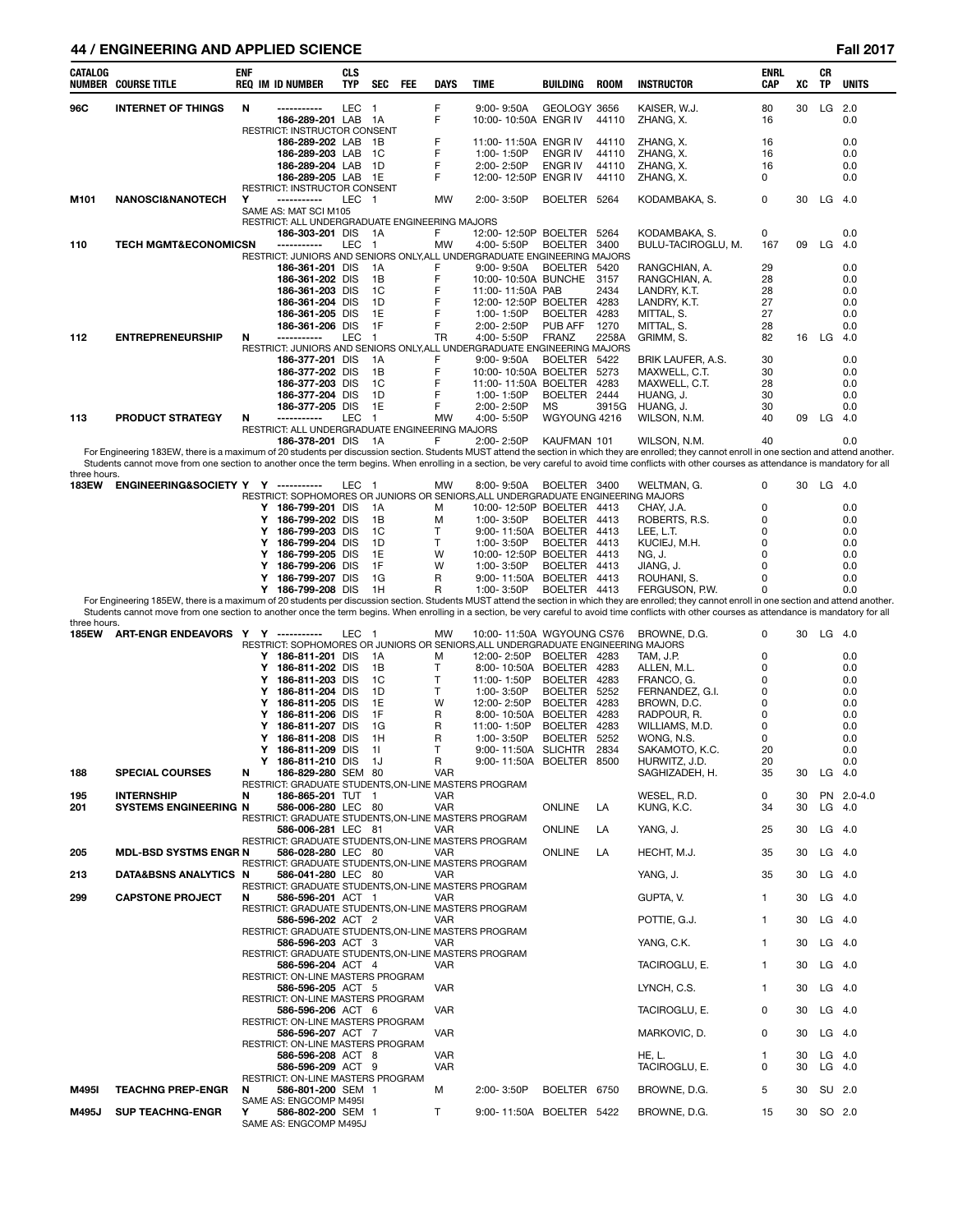## 44 / ENGINEERING AND APPLIED SCIENCE — Fall 2017

| CATALOG NUMBER | COURSE TITLE | ENF REQ | IM | ID NUMBER | CLS TYP | SEC | FEE | DAYS | TIME | BUILDING | ROOM | INSTRUCTOR | ENRL CAP | XC | CR TP | UNITS |
|---|---|---|---|---|---|---|---|---|---|---|---|---|---|---|---|---|
| 96C | INTERNET OF THINGS | N | | ----------- | LEC | 1 | | F | 9:00- 9:50A | GEOLOGY | 3656 | KAISER, W.J. | 80 | 30 | LG | 2.0 |
| | | | | 186-289-201 | LAB | 1A | | F | 10:00- 10:50A | ENGR IV | 44110 | ZHANG, X. | 16 | | | 0.0 |
| | RESTRICT: INSTRUCTOR CONSENT | | | | | | | | | | | | | | | |
| | | | | 186-289-202 | LAB | 1B | | F | 11:00- 11:50A | ENGR IV | 44110 | ZHANG, X. | 16 | | | 0.0 |
| | | | | 186-289-203 | LAB | 1C | | F | 1:00- 1:50P | ENGR IV | 44110 | ZHANG, X. | 16 | | | 0.0 |
| | | | | 186-289-204 | LAB | 1D | | F | 2:00- 2:50P | ENGR IV | 44110 | ZHANG, X. | 16 | | | 0.0 |
| | | | | 186-289-205 | LAB | 1E | | F | 12:00- 12:50P | ENGR IV | 44110 | ZHANG, X. | 0 | | | 0.0 |
| | RESTRICT: INSTRUCTOR CONSENT | | | | | | | | | | | | | | | |
| M101 | NANOSCI&NANOTECH | Y | | ----------- | LEC | 1 | | MW | 2:00- 3:50P | BOELTER | 5264 | KODAMBAKA, S. | 0 | 30 | LG | 4.0 |
| | SAME AS: MAT SCI M105 | | | | | | | | | | | | | | | |
| | RESTRICT: ALL UNDERGRADUATE ENGINEERING MAJORS | | | | | | | | | | | | | | | |
| | | | | 186-303-201 | DIS | 1A | | F | 12:00- 12:50P | BOELTER | 5264 | KODAMBAKA, S. | 0 | | | 0.0 |
| 110 | TECH MGMT&ECONOMICSN | | | ----------- | LEC | 1 | | MW | 4:00- 5:50P | BOELTER | 3400 | BULU-TACIROGLU, M. | 167 | 09 | LG | 4.0 |
| | RESTRICT: JUNIORS AND SENIORS ONLY,ALL UNDERGRADUATE ENGINEERING MAJORS | | | | | | | | | | | | | | | |
| | | | | 186-361-201 | DIS | 1A | | F | 9:00- 9:50A | BOELTER | 5420 | RANGCHIAN, A. | 29 | | | 0.0 |
| | | | | 186-361-202 | DIS | 1B | | F | 10:00- 10:50A | BUNCHE | 3157 | RANGCHIAN, A. | 28 | | | 0.0 |
| | | | | 186-361-203 | DIS | 1C | | F | 11:00- 11:50A | PAB | 2434 | LANDRY, K.T. | 28 | | | 0.0 |
| | | | | 186-361-204 | DIS | 1D | | F | 12:00- 12:50P | BOELTER | 4283 | LANDRY, K.T. | 27 | | | 0.0 |
| | | | | 186-361-205 | DIS | 1E | | F | 1:00- 1:50P | BOELTER | 4283 | MITTAL, S. | 27 | | | 0.0 |
| | | | | 186-361-206 | DIS | 1F | | F | 2:00- 2:50P | PUB AFF | 1270 | MITTAL, S. | 28 | | | 0.0 |
| 112 | ENTREPRENEURSHIP | N | | ----------- | LEC | 1 | | TR | 4:00- 5:50P | FRANZ | 2258A | GRIMM, S. | 82 | 16 | LG | 4.0 |
| | RESTRICT: JUNIORS AND SENIORS ONLY,ALL UNDERGRADUATE ENGINEERING MAJORS | | | | | | | | | | | | | | | |
| | | | | 186-377-201 | DIS | 1A | | F | 9:00- 9:50A | BOELTER | 5422 | BRIK LAUFER, A.S. | 30 | | | 0.0 |
| | | | | 186-377-202 | DIS | 1B | | F | 10:00- 10:50A | BOELTER | 5273 | MAXWELL, C.T. | 30 | | | 0.0 |
| | | | | 186-377-203 | DIS | 1C | | F | 11:00- 11:50A | BOELTER | 4283 | MAXWELL, C.T. | 28 | | | 0.0 |
| | | | | 186-377-204 | DIS | 1D | | F | 1:00- 1:50P | BOELTER | 2444 | HUANG, J. | 30 | | | 0.0 |
| | | | | 186-377-205 | DIS | 1E | | F | 2:00- 2:50P | MS | 3915G | HUANG, J. | 30 | | | 0.0 |
| 113 | PRODUCT STRATEGY | N | | ----------- | LEC | 1 | | MW | 4:00- 5:50P | WGYOUNG | 4216 | WILSON, N.M. | 40 | 09 | LG | 4.0 |
| | RESTRICT: ALL UNDERGRADUATE ENGINEERING MAJORS | | | | | | | | | | | | | | | |
| | | | | 186-378-201 | DIS | 1A | | F | 2:00- 2:50P | KAUFMAN | 101 | WILSON, N.M. | 40 | | | 0.0 |

For Engineering 183EW, there is a maximum of 20 students per discussion section. Students MUST attend the section in which they are enrolled; they cannot enroll in one section and attend another. Students cannot move from one section to another once the term begins. When enrolling in a section, be very careful to avoid time conflicts with other courses as attendance is mandatory for all three hours.

| CATALOG NUMBER | COURSE TITLE | ENF REQ | IM | ID NUMBER | CLS TYP | SEC | FEE | DAYS | TIME | BUILDING | ROOM | INSTRUCTOR | ENRL CAP | XC | CR TP | UNITS |
|---|---|---|---|---|---|---|---|---|---|---|---|---|---|---|---|---|
| 183EW | ENGINEERING&SOCIETY | Y | Y | ----------- | LEC | 1 | | MW | 8:00- 9:50A | BOELTER | 3400 | WELTMAN, G. | 0 | 30 | LG | 4.0 |
| | RESTRICT: SOPHOMORES OR JUNIORS OR SENIORS,ALL UNDERGRADUATE ENGINEERING MAJORS | | | | | | | | | | | | | | | |
| | | | Y | 186-799-201 | DIS | 1A | | M | 10:00- 12:50P | BOELTER | 4413 | CHAY, J.A. | 0 | | | 0.0 |
| | | | Y | 186-799-202 | DIS | 1B | | M | 1:00- 3:50P | BOELTER | 4413 | ROBERTS, R.S. | 0 | | | 0.0 |
| | | | Y | 186-799-203 | DIS | 1C | | T | 9:00- 11:50A | BOELTER | 4413 | LEE, L.T. | 0 | | | 0.0 |
| | | | Y | 186-799-204 | DIS | 1D | | T | 1:00- 3:50P | BOELTER | 4413 | KUCIEJ, M.H. | 0 | | | 0.0 |
| | | | Y | 186-799-205 | DIS | 1E | | W | 10:00- 12:50P | BOELTER | 4413 | NG, J. | 0 | | | 0.0 |
| | | | Y | 186-799-206 | DIS | 1F | | W | 1:00- 3:50P | BOELTER | 4413 | JIANG, J. | 0 | | | 0.0 |
| | | | Y | 186-799-207 | DIS | 1G | | R | 9:00- 11:50A | BOELTER | 4413 | ROUHANI, S. | 0 | | | 0.0 |
| | | | Y | 186-799-208 | DIS | 1H | | R | 1:00- 3:50P | BOELTER | 4413 | FERGUSON, P.W. | 0 | | | 0.0 |

For Engineering 185EW, there is a maximum of 20 students per discussion section. Students MUST attend the section in which they are enrolled; they cannot enroll in one section and attend another. Students cannot move from one section to another once the term begins. When enrolling in a section, be very careful to avoid time conflicts with other courses as attendance is mandatory for all three hours.

| CATALOG NUMBER | COURSE TITLE | ENF REQ | IM | ID NUMBER | CLS TYP | SEC | FEE | DAYS | TIME | BUILDING | ROOM | INSTRUCTOR | ENRL CAP | XC | CR TP | UNITS |
|---|---|---|---|---|---|---|---|---|---|---|---|---|---|---|---|---|
| 185EW | ART-ENGR ENDEAVORS | Y | Y | ----------- | LEC | 1 | | MW | 10:00- 11:50A | WGYOUNG | CS76 | BROWNE, D.G. | 0 | 30 | LG | 4.0 |
| | RESTRICT: SOPHOMORES OR JUNIORS OR SENIORS,ALL UNDERGRADUATE ENGINEERING MAJORS | | | | | | | | | | | | | | | |
| | | | Y | 186-811-201 | DIS | 1A | | M | 12:00- 2:50P | BOELTER | 4283 | TAM, J.P. | 0 | | | 0.0 |
| | | | Y | 186-811-202 | DIS | 1B | | T | 8:00- 10:50A | BOELTER | 4283 | ALLEN, M.L. | 0 | | | 0.0 |
| | | | Y | 186-811-203 | DIS | 1C | | T | 11:00- 1:50P | BOELTER | 4283 | FRANCO, G. | 0 | | | 0.0 |
| | | | Y | 186-811-204 | DIS | 1D | | T | 1:00- 3:50P | BOELTER | 5252 | FERNANDEZ, G.I. | 0 | | | 0.0 |
| | | | Y | 186-811-205 | DIS | 1E | | W | 12:00- 2:50P | BOELTER | 4283 | BROWN, D.C. | 0 | | | 0.0 |
| | | | Y | 186-811-206 | DIS | 1F | | R | 8:00- 10:50A | BOELTER | 4283 | RADPOUR, R. | 0 | | | 0.0 |
| | | | Y | 186-811-207 | DIS | 1G | | R | 11:00- 1:50P | BOELTER | 4283 | WILLIAMS, M.D. | 0 | | | 0.0 |
| | | | Y | 186-811-208 | DIS | 1H | | R | 1:00- 3:50P | BOELTER | 5252 | WONG, N.S. | 0 | | | 0.0 |
| | | | Y | 186-811-209 | DIS | 1I | | T | 9:00- 11:50A | SLICHTR | 2834 | SAKAMOTO, K.C. | 20 | | | 0.0 |
| | | | Y | 186-811-210 | DIS | 1J | | R | 9:00- 11:50A | BOELTER | 8500 | HURWITZ, J.D. | 20 | | | 0.0 |
| 188 | SPECIAL COURSES | N | | 186-829-280 | SEM | 80 | | VAR | | | | SAGHIZADEH, H. | 35 | 30 | LG | 4.0 |
| | RESTRICT: GRADUATE STUDENTS,ON-LINE MASTERS PROGRAM | | | | | | | | | | | | | | | |
| 195 | INTERNSHIP | N | | 186-865-201 | TUT | 1 | | VAR | | | | WESEL, R.D. | 0 | 30 | PN | 2.0-4.0 |
| 201 | SYSTEMS ENGINEERING | N | | 586-006-280 | LEC | 80 | | VAR | | ONLINE | LA | KUNG, K.C. | 34 | 30 | LG | 4.0 |
| | RESTRICT: GRADUATE STUDENTS,ON-LINE MASTERS PROGRAM | | | | | | | | | | | | | | | |
| | | | | 586-006-281 | LEC | 81 | | VAR | | ONLINE | LA | YANG, J. | 25 | 30 | LG | 4.0 |
| | RESTRICT: GRADUATE STUDENTS,ON-LINE MASTERS PROGRAM | | | | | | | | | | | | | | | |
| 205 | MDL-BSD SYSTMS ENGR | N | | 586-028-280 | LEC | 80 | | VAR | | ONLINE | LA | HECHT, M.J. | 35 | 30 | LG | 4.0 |
| | RESTRICT: GRADUATE STUDENTS,ON-LINE MASTERS PROGRAM | | | | | | | | | | | | | | | |
| 213 | DATA&BSNS ANALYTICS | N | | 586-041-280 | LEC | 80 | | VAR | | | | YANG, J. | 35 | 30 | LG | 4.0 |
| | RESTRICT: GRADUATE STUDENTS,ON-LINE MASTERS PROGRAM | | | | | | | | | | | | | | | |
| 299 | CAPSTONE PROJECT | N | | 586-596-201 | ACT | 1 | | VAR | | | | GUPTA, V. | 1 | 30 | LG | 4.0 |
| | RESTRICT: GRADUATE STUDENTS,ON-LINE MASTERS PROGRAM | | | | | | | | | | | | | | | |
| | | | | 586-596-202 | ACT | 2 | | VAR | | | | POTTIE, G.J. | 1 | 30 | LG | 4.0 |
| | RESTRICT: GRADUATE STUDENTS,ON-LINE MASTERS PROGRAM | | | | | | | | | | | | | | | |
| | | | | 586-596-203 | ACT | 3 | | VAR | | | | YANG, C.K. | 1 | 30 | LG | 4.0 |
| | RESTRICT: GRADUATE STUDENTS,ON-LINE MASTERS PROGRAM | | | | | | | | | | | | | | | |
| | | | | 586-596-204 | ACT | 4 | | VAR | | | | TACIROGLU, E. | 1 | 30 | LG | 4.0 |
| | RESTRICT: ON-LINE MASTERS PROGRAM | | | | | | | | | | | | | | | |
| | | | | 586-596-205 | ACT | 5 | | VAR | | | | LYNCH, C.S. | 1 | 30 | LG | 4.0 |
| | RESTRICT: ON-LINE MASTERS PROGRAM | | | | | | | | | | | | | | | |
| | | | | 586-596-206 | ACT | 6 | | VAR | | | | TACIROGLU, E. | 0 | 30 | LG | 4.0 |
| | RESTRICT: ON-LINE MASTERS PROGRAM | | | | | | | | | | | | | | | |
| | | | | 586-596-207 | ACT | 7 | | VAR | | | | MARKOVIC, D. | 0 | 30 | LG | 4.0 |
| | RESTRICT: ON-LINE MASTERS PROGRAM | | | | | | | | | | | | | | | |
| | | | | 586-596-208 | ACT | 8 | | VAR | | | | HE, L. | 1 | 30 | LG | 4.0 |
| | | | | 586-596-209 | ACT | 9 | | VAR | | | | TACIROGLU, E. | 0 | 30 | LG | 4.0 |
| | RESTRICT: ON-LINE MASTERS PROGRAM | | | | | | | | | | | | | | | |
| M495I | TEACHNG PREP-ENGR | N | | 586-801-200 | SEM | 1 | | M | 2:00- 3:50P | BOELTER | 6750 | BROWNE, D.G. | 5 | 30 | SU | 2.0 |
| | SAME AS: ENGCOMP M495I | | | | | | | | | | | | | | | |
| M495J | SUP TEACHNG-ENGR | Y | | 586-802-200 | SEM | 1 | | T | 9:00- 11:50A | BOELTER | 5422 | BROWNE, D.G. | 15 | 30 | SO | 2.0 |
| | SAME AS: ENGCOMP M495J | | | | | | | | | | | | | | | |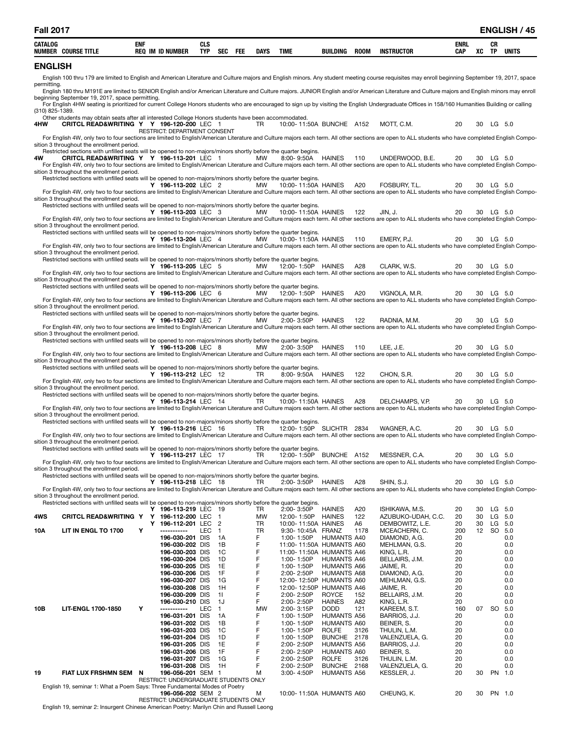## ENGLISH

English 100 thru 179 are limited to English and American Literature and Culture majors and English minors. Any student meeting course requisites may enroll beginning September 19, 2017, space permitting.

English 180 thru M191E are limited to SENIOR English and/or American Literature and Culture majors. JUNIOR English and/or American Literature and Culture majors and English minors may enroll beginning September 19, 2017, space permitting.

For English 4HW seating is prioritized for current College Honors students who are encouraged to sign up by visiting the English Undergraduate Offices in 158/160 Humanities Building or calling (310) 825-1389.

Other students may obtain seats after all interested College Honors students have been accommodated.

| CATALOG NUMBER | COURSE TITLE | ENF REQ | IM | ID NUMBER | CLS TYP | SEC | FEE | DAYS | TIME | BUILDING | ROOM | INSTRUCTOR | ENRL CAP | XC | CR TP | UNITS |
|---|---|---|---|---|---|---|---|---|---|---|---|---|---|---|---|---|
| **4HW** | **CRITCL READ&WRITING** | **Y** | **Y** | **196-120-200** | LEC | 1 | | TR | 10:00-11:50A | BUNCHE | A152 | MOTT, C.M. | 20 | 30 | LG | 5.0 |
| | RESTRICT: DEPARTMENT CONSENT | | | | | | | | | | | | | | | |
| | For English 4W, only two to four sections are limited to English/American Literature and Culture majors each term. All other sections are open to ALL students who have completed English Composition 3 throughout the enrollment period. Restricted sections with unfilled seats will be opened to non-majors/minors shortly before the quarter begins. | | | | | | | | | | | | | | | |
| **4W** | **CRITCL READ&WRITING** | **Y** | **Y** | **196-113-201** | LEC | 1 | | MW | 8:00-9:50A | HAINES | 110 | UNDERWOOD, B.E. | 20 | 30 | LG | 5.0 |
| | For English 4W, only two to four sections are limited to English/American Literature and Culture majors each term. All other sections are open to ALL students who have completed English Composition 3 throughout the enrollment period. Restricted sections with unfilled seats will be opened to non-majors/minors shortly before the quarter begins. | | | | | | | | | | | | | | | |
| | | | **Y** | **196-113-202** | LEC | 2 | | MW | 10:00-11:50A | HAINES | A20 | FOSBURY, T.L. | 20 | 30 | LG | 5.0 |
| | For English 4W, only two to four sections are limited to English/American Literature and Culture majors each term. All other sections are open to ALL students who have completed English Composition 3 throughout the enrollment period. Restricted sections with unfilled seats will be opened to non-majors/minors shortly before the quarter begins. | | | | | | | | | | | | | | | |
| | | | **Y** | **196-113-203** | LEC | 3 | | MW | 10:00-11:50A | HAINES | 122 | JIN, J. | 20 | 30 | LG | 5.0 |
| | For English 4W, only two to four sections are limited to English/American Literature and Culture majors each term. All other sections are open to ALL students who have completed English Composition 3 throughout the enrollment period. Restricted sections with unfilled seats will be opened to non-majors/minors shortly before the quarter begins. | | | | | | | | | | | | | | | |
| | | | **Y** | **196-113-204** | LEC | 4 | | MW | 10:00-11:50A | HAINES | 110 | EMERY, P.J. | 20 | 30 | LG | 5.0 |
| | For English 4W, only two to four sections are limited to English/American Literature and Culture majors each term. All other sections are open to ALL students who have completed English Composition 3 throughout the enrollment period. Restricted sections with unfilled seats will be opened to non-majors/minors shortly before the quarter begins. | | | | | | | | | | | | | | | |
| | | | **Y** | **196-113-205** | LEC | 5 | | MW | 12:00-1:50P | HAINES | A28 | CLARK, W.S. | 20 | 30 | LG | 5.0 |
| | For English 4W, only two to four sections are limited to English/American Literature and Culture majors each term. All other sections are open to ALL students who have completed English Composition 3 throughout the enrollment period. Restricted sections with unfilled seats will be opened to non-majors/minors shortly before the quarter begins. | | | | | | | | | | | | | | | |
| | | | **Y** | **196-113-206** | LEC | 6 | | MW | 12:00-1:50P | HAINES | A20 | VIGNOLA, M.R. | 20 | 30 | LG | 5.0 |
| | For English 4W, only two to four sections are limited to English/American Literature and Culture majors each term. All other sections are open to ALL students who have completed English Composition 3 throughout the enrollment period. Restricted sections with unfilled seats will be opened to non-majors/minors shortly before the quarter begins. | | | | | | | | | | | | | | | |
| | | | **Y** | **196-113-207** | LEC | 7 | | MW | 2:00-3:50P | HAINES | 122 | RADNIA, M.M. | 20 | 30 | LG | 5.0 |
| | For English 4W, only two to four sections are limited to English/American Literature and Culture majors each term. All other sections are open to ALL students who have completed English Composition 3 throughout the enrollment period. Restricted sections with unfilled seats will be opened to non-majors/minors shortly before the quarter begins. | | | | | | | | | | | | | | | |
| | | | **Y** | **196-113-208** | LEC | 8 | | MW | 2:00-3:50P | HAINES | 110 | LEE, J.E. | 20 | 30 | LG | 5.0 |
| | For English 4W, only two to four sections are limited to English/American Literature and Culture majors each term. All other sections are open to ALL students who have completed English Composition 3 throughout the enrollment period. Restricted sections with unfilled seats will be opened to non-majors/minors shortly before the quarter begins. | | | | | | | | | | | | | | | |
| | | | **Y** | **196-113-212** | LEC | 12 | | TR | 8:00-9:50A | HAINES | 122 | CHON, S.R. | 20 | 30 | LG | 5.0 |
| | For English 4W, only two to four sections are limited to English/American Literature and Culture majors each term. All other sections are open to ALL students who have completed English Composition 3 throughout the enrollment period. Restricted sections with unfilled seats will be opened to non-majors/minors shortly before the quarter begins. | | | | | | | | | | | | | | | |
| | | | **Y** | **196-113-214** | LEC | 14 | | TR | 10:00-11:50A | HAINES | A28 | DELCHAMPS, V.P. | 20 | 30 | LG | 5.0 |
| | For English 4W, only two to four sections are limited to English/American Literature and Culture majors each term. All other sections are open to ALL students who have completed English Composition 3 throughout the enrollment period. Restricted sections with unfilled seats will be opened to non-majors/minors shortly before the quarter begins. | | | | | | | | | | | | | | | |
| | | | **Y** | **196-113-216** | LEC | 16 | | TR | 12:00-1:50P | SLICHTR | 2834 | WAGNER, A.C. | 20 | 30 | LG | 5.0 |
| | For English 4W, only two to four sections are limited to English/American Literature and Culture majors each term. All other sections are open to ALL students who have completed English Composition 3 throughout the enrollment period. Restricted sections with unfilled seats will be opened to non-majors/minors shortly before the quarter begins. | | | | | | | | | | | | | | | |
| | | | **Y** | **196-113-217** | LEC | 17 | | TR | 12:00-1:50P | BUNCHE | A152 | MESSNER, C.A. | 20 | 30 | LG | 5.0 |
| | For English 4W, only two to four sections are limited to English/American Literature and Culture majors each term. All other sections are open to ALL students who have completed English Composition 3 throughout the enrollment period. Restricted sections with unfilled seats will be opened to non-majors/minors shortly before the quarter begins. | | | | | | | | | | | | | | | |
| | | | **Y** | **196-113-218** | LEC | 18 | | TR | 2:00-3:50P | HAINES | A28 | SHIN, S.J. | 20 | 30 | LG | 5.0 |
| | For English 4W, only two to four sections are limited to English/American Literature and Culture majors each term. All other sections are open to ALL students who have completed English Composition 3 throughout the enrollment period. Restricted sections with unfilled seats will be opened to non-majors/minors shortly before the quarter begins. | | | | | | | | | | | | | | | |
| | | | **Y** | **196-113-219** | LEC | 19 | | TR | 2:00-3:50P | HAINES | A20 | ISHIKAWA, M.S. | 20 | 30 | LG | 5.0 |
| **4WS** | **CRITCL READ&WRITING** | **Y** | **Y** | **196-112-200** | LEC | 1 | | MW | 12:00-1:50P | HAINES | 122 | AZUBUKO-UDAH, C.C. | 20 | 30 | LG | 5.0 |
| | | | **Y** | **196-112-201** | LEC | 2 | | TR | 10:00-11:50A | HAINES | A6 | DEMBOWITZ, L.E. | 20 | 30 | LG | 5.0 |
| **10A** | **LIT IN ENGL TO 1700** | **Y** | | ----------- | LEC | 1 | | TR | 9:30-10:45A | FRANZ | 1178 | MCEACHERN, C. | 200 | 12 | SO | 5.0 |
| | | | | **196-030-201** | DIS | 1A | | F | 1:00-1:50P | HUMANTS | A40 | DIAMOND, A.G. | 20 | | | 0.0 |
| | | | | **196-030-202** | DIS | 1B | | F | 11:00-11:50A | HUMANTS | A60 | MEHLMAN, G.S. | 20 | | | 0.0 |
| | | | | **196-030-203** | DIS | 1C | | F | 11:00-11:50A | HUMANTS | A46 | KING, L.R. | 20 | | | 0.0 |
| | | | | **196-030-204** | DIS | 1D | | F | 1:00-1:50P | HUMANTS | A46 | BELLAIRS, J.M. | 20 | | | 0.0 |
| | | | | **196-030-205** | DIS | 1E | | F | 1:00-1:50P | HUMANTS | A66 | JAIME, R. | 20 | | | 0.0 |
| | | | | **196-030-206** | DIS | 1F | | F | 2:00-2:50P | HUMANTS | A68 | DIAMOND, A.G. | 20 | | | 0.0 |
| | | | | **196-030-207** | DIS | 1G | | F | 12:00-12:50P | HUMANTS | A60 | MEHLMAN, G.S. | 20 | | | 0.0 |
| | | | | **196-030-208** | DIS | 1H | | F | 12:00-12:50P | HUMANTS | A46 | JAIME, R. | 20 | | | 0.0 |
| | | | | **196-030-209** | DIS | 1I | | F | 2:00-2:50P | ROYCE | 152 | BELLAIRS, J.M. | 20 | | | 0.0 |
| | | | | **196-030-210** | DIS | 1J | | F | 2:00-2:50P | HAINES | A82 | KING, L.R. | 20 | | | 0.0 |
| **10B** | **LIT-ENGL 1700-1850** | **Y** | | ----------- | LEC | 1 | | MW | 2:00-3:15P | DODD | 121 | KAREEM, S.T. | 160 | 07 | SO | 5.0 |
| | | | | **196-031-201** | DIS | 1A | | F | 1:00-1:50P | HUMANTS | A56 | BARRIOS, J.J. | 20 | | | 0.0 |
| | | | | **196-031-202** | DIS | 1B | | F | 1:00-1:50P | HUMANTS | A60 | BEINER, S. | 20 | | | 0.0 |
| | | | | **196-031-203** | DIS | 1C | | F | 1:00-1:50P | ROLFE | 3126 | THULIN, L.M. | 20 | | | 0.0 |
| | | | | **196-031-204** | DIS | 1D | | F | 1:00-1:50P | BUNCHE | 2178 | VALENZUELA, G. | 20 | | | 0.0 |
| | | | | **196-031-205** | DIS | 1E | | F | 2:00-2:50P | HUMANTS | A56 | BARRIOS, J.J. | 20 | | | 0.0 |
| | | | | **196-031-206** | DIS | 1F | | F | 2:00-2:50P | HUMANTS | A60 | BEINER, S. | 20 | | | 0.0 |
| | | | | **196-031-207** | DIS | 1G | | F | 2:00-2:50P | ROLFE | 3126 | THULIN, L.M. | 20 | | | 0.0 |
| | | | | **196-031-208** | DIS | 1H | | F | 2:00-2:50P | BUNCHE | 2168 | VALENZUELA, G. | 20 | | | 0.0 |
| **19** | **FIAT LUX FRSHMN SEM** | **N** | | **196-056-201** | SEM | 1 | | M | 3:00-4:50P | HUMANTS | A56 | KESSLER, J. | 20 | 30 | PN | 1.0 |
| | RESTRICT: UNDERGRADUATE STUDENTS ONLY | | | | | | | | | | | | | | | |
| | English 19, seminar 1: What a Poem Says: Three Fundamental Modes of Poetry | | | | | | | | | | | | | | | |
| | | | | **196-056-202** | SEM | 2 | | M | 10:00-11:50A | HUMANTS | A60 | CHEUNG, K. | 20 | 30 | PN | 1.0 |
| | RESTRICT: UNDERGRADUATE STUDENTS ONLY | | | | | | | | | | | | | | | |
| | English 19, seminar 2: Insurgent Chinese American Poetry: Marilyn Chin and Russell Leong | | | | | | | | | | | | | | | |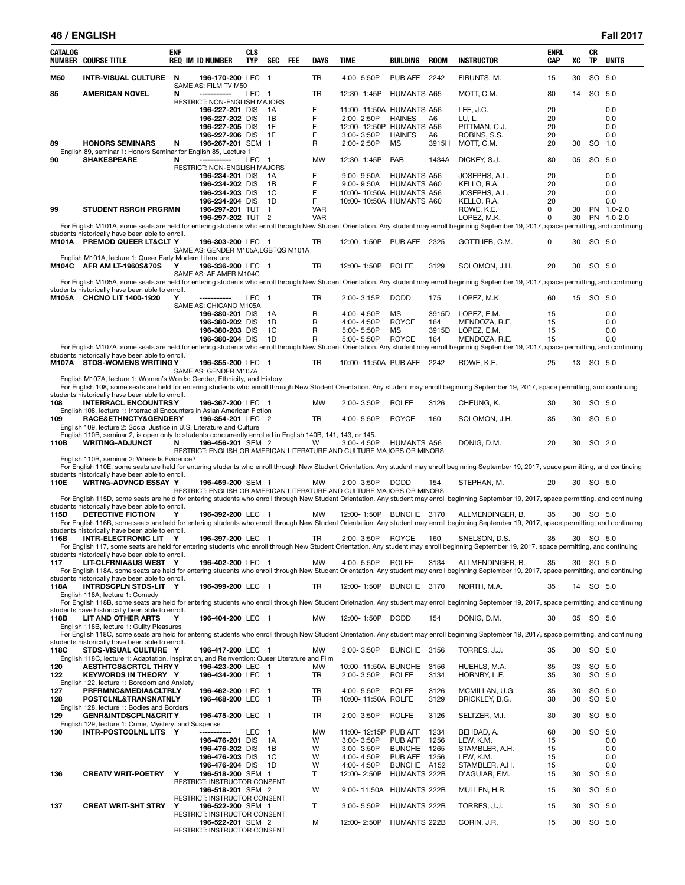## ENGLISH — Fall 2017

| CATALOG NUMBER | COURSE TITLE | ENF REQ | IM | ID NUMBER | CLS TYP | SEC | FEE | DAYS | TIME | BUILDING | ROOM | INSTRUCTOR | ENRL CAP | XC | CR TP | UNITS |
|---|---|---|---|---|---|---|---|---|---|---|---|---|---|---|---|---|
| M50 | INTR-VISUAL CULTURE | N | | 196-170-200 | LEC | 1 | | TR | 4:00- 5:50P | PUB AFF | 2242 | FIRUNTS, M. | 15 | 30 | SO | 5.0 |
| | SAME AS: FILM TV M50 | | | | | | | | | | | | | | | |
| 85 | AMERICAN NOVEL | N | | ----------- | LEC | 1 | | TR | 12:30- 1:45P | HUMANTS | A65 | MOTT, C.M. | 80 | 14 | SO | 5.0 |
| | RESTRICT: NON-ENGLISH MAJORS | | | | | | | | | | | | | | | |
| | | | | 196-227-201 | DIS | 1A | | F | 11:00- 11:50A | HUMANTS | A56 | LEE, J.C. | 20 | | | 0.0 |
| | | | | 196-227-202 | DIS | 1B | | F | 2:00- 2:50P | HAINES | A6 | LU, L. | 20 | | | 0.0 |
| | | | | 196-227-205 | DIS | 1E | | F | 12:00- 12:50P | HUMANTS | A56 | PITTMAN, C.J. | 20 | | | 0.0 |
| | | | | 196-227-206 | DIS | 1F | | F | 3:00- 3:50P | HAINES | A6 | ROBINS, S.S. | 20 | | | 0.0 |
| 89 | HONORS SEMINARS | N | | 196-267-201 | SEM | 1 | | R | 2:00- 2:50P | MS | 3915H | MOTT, C.M. | 20 | 30 | SO | 1.0 |
| | English 89, seminar 1: Honors Seminar for English 85, Lecture 1 | | | | | | | | | | | | | | | |
| 90 | SHAKESPEARE | N | | ----------- | LEC | 1 | | MW | 12:30- 1:45P | PAB | 1434A | DICKEY, S.J. | 80 | 05 | SO | 5.0 |
| | RESTRICT: NON-ENGLISH MAJORS | | | | | | | | | | | | | | | |
| | | | | 196-234-201 | DIS | 1A | | F | 9:00- 9:50A | HUMANTS | A56 | JOSEPHS, A.L. | 20 | | | 0.0 |
| | | | | 196-234-202 | DIS | 1B | | F | 9:00- 9:50A | HUMANTS | A60 | KELLO, R.A. | 20 | | | 0.0 |
| | | | | 196-234-203 | DIS | 1C | | F | 10:00- 10:50A | HUMANTS | A56 | JOSEPHS, A.L. | 20 | | | 0.0 |
| | | | | 196-234-204 | DIS | 1D | | F | 10:00- 10:50A | HUMANTS | A60 | KELLO, R.A. | 20 | | | 0.0 |
| 99 | STUDENT RSRCH PRGRMN | | | 196-297-201 | TUT | 1 | | VAR | | | | ROWE, K.E. | 0 | 30 | PN | 1.0-2.0 |
| | | | | 196-297-202 | TUT | 2 | | VAR | | | | LOPEZ, M.K. | 0 | 30 | PN | 1.0-2.0 |
| | For English M101A, some seats are held for entering students who enroll through New Student Orientation. Any student may enroll beginning September 19, 2017, space permitting, and continuing students historically have been able to enroll. | | | | | | | | | | | | | | | |
| M101A | PREMOD QUEER LT&CLT | Y | | 196-303-200 | LEC | 1 | | TR | 12:00- 1:50P | PUB AFF | 2325 | GOTTLIEB, C.M. | 0 | 30 | SO | 5.0 |
| | SAME AS: GENDER M105A,LGBTQS M101A | | | | | | | | | | | | | | | |
| | English M101A, lecture 1: Queer Early Modern Literature | | | | | | | | | | | | | | | |
| M104C | AFR AM LT-1960S&70S | Y | | 196-336-200 | LEC | 1 | | TR | 12:00- 1:50P | ROLFE | 3129 | SOLOMON, J.H. | 20 | 30 | SO | 5.0 |
| | SAME AS: AF AMER M104C | | | | | | | | | | | | | | | |
| | For English M105A, some seats are held for entering students who enroll through New Student Orientation. Any student may enroll beginning September 19, 2017, space permitting, and continuing students historically have been able to enroll. | | | | | | | | | | | | | | | |
| M105A | CHCNO LIT 1400-1920 | Y | | ----------- | LEC | 1 | | TR | 2:00- 3:15P | DODD | 175 | LOPEZ, M.K. | 60 | 15 | SO | 5.0 |
| | SAME AS: CHICANO M105A | | | | | | | | | | | | | | | |
| | | | | 196-380-201 | DIS | 1A | | R | 4:00- 4:50P | MS | 3915D | LOPEZ, E.M. | 15 | | | 0.0 |
| | | | | 196-380-202 | DIS | 1B | | R | 4:00- 4:50P | ROYCE | 164 | MENDOZA, R.E. | 15 | | | 0.0 |
| | | | | 196-380-203 | DIS | 1C | | R | 5:00- 5:50P | MS | 3915D | LOPEZ, E.M. | 15 | | | 0.0 |
| | | | | 196-380-204 | DIS | 1D | | R | 5:00- 5:50P | ROYCE | 164 | MENDOZA, R.E. | 15 | | | 0.0 |
| | For English M107A, some seats are held for entering students who enroll through New Student Orientation. Any student may enroll beginning September 19, 2017, space permitting, and continuing students historically have been able to enroll. | | | | | | | | | | | | | | | |
| M107A | STDS-WOMENS WRITING | Y | | 196-355-200 | LEC | 1 | | TR | 10:00- 11:50A | PUB AFF | 2242 | ROWE, K.E. | 25 | 13 | SO | 5.0 |
| | SAME AS: GENDER M107A | | | | | | | | | | | | | | | |
| | English M107A, lecture 1: Women's Words: Gender, Ethnicity, and History | | | | | | | | | | | | | | | |
| | For English 108, some seats are held for entering students who enroll through New Student Orientation. Any student may enroll beginning September 19, 2017, space permitting, and continuing students historically have been able to enroll. | | | | | | | | | | | | | | | |
| 108 | INTERRACL ENCOUNTRS | Y | | 196-367-200 | LEC | 1 | | MW | 2:00- 3:50P | ROLFE | 3126 | CHEUNG, K. | 30 | 30 | SO | 5.0 |
| | English 108, lecture 1: Interracial Encounters in Asian American Fiction | | | | | | | | | | | | | | | |
| 109 | RACE&ETHNCTY&GENDER | Y | | 196-354-201 | LEC | 2 | | TR | 4:00- 5:50P | ROYCE | 160 | SOLOMON, J.H. | 35 | 30 | SO | 5.0 |
| | English 109, lecture 2: Social Justice in U.S. Literature and Culture | | | | | | | | | | | | | | | |
| | English 110B, seminar 2, is open only to students concurrently enrolled in English 140B, 141, 143, or 145. | | | | | | | | | | | | | | | |
| 110B | WRITING-ADJUNCT | N | | 196-456-201 | SEM | 2 | | W | 3:00- 4:50P | HUMANTS | A56 | DONIG, D.M. | 20 | 30 | SO | 2.0 |
| | RESTRICT: ENGLISH OR AMERICAN LITERATURE AND CULTURE MAJORS OR MINORS | | | | | | | | | | | | | | | |
| | English 110B, seminar 2: Where Is Evidence? | | | | | | | | | | | | | | | |
| | For English 110E, some seats are held for entering students who enroll through New Student Orientation. Any student may enroll beginning September 19, 2017, space permitting, and continuing students historically have been able to enroll. | | | | | | | | | | | | | | | |
| 110E | WRTNG-ADVNCD ESSAY | Y | | 196-459-200 | SEM | 1 | | MW | 2:00- 3:50P | DODD | 154 | STEPHAN, M. | 20 | 30 | SO | 5.0 |
| | RESTRICT: ENGLISH OR AMERICAN LITERATURE AND CULTURE MAJORS OR MINORS | | | | | | | | | | | | | | | |
| | For English 115D, some seats are held for entering students who enroll through New Student Orientation. Any student may enroll beginning September 19, 2017, space permitting, and continuing students historically have been able to enroll. | | | | | | | | | | | | | | | |
| 115D | DETECTIVE FICTION | Y | | 196-392-200 | LEC | 1 | | MW | 12:00- 1:50P | BUNCHE | 3170 | ALLMENDINGER, B. | 35 | 30 | SO | 5.0 |
| | For English 116B, some seats are held for entering students who enroll through New Student Orientation. Any student may enroll beginning September 19, 2017, space permitting, and continuing students historically have been able to enroll. | | | | | | | | | | | | | | | |
| 116B | INTR-ELECTRONIC LIT | Y | | 196-397-200 | LEC | 1 | | TR | 2:00- 3:50P | ROYCE | 160 | SNELSON, D.S. | 35 | 30 | SO | 5.0 |
| | For English 117, some seats are held for entering students who enroll through New Student Orientation. Any student may enroll beginning September 19, 2017, space permitting, and continuing students historically have been able to enroll. | | | | | | | | | | | | | | | |
| 117 | LIT-CLFRNIA&US WEST | Y | | 196-402-200 | LEC | 1 | | MW | 4:00- 5:50P | ROLFE | 3134 | ALLMENDINGER, B. | 35 | 30 | SO | 5.0 |
| | For English 118A, some seats are held for entering students who enroll through New Student Orientation. Any student may enroll beginning September 19, 2017, space permitting, and continuing students historically have been able to enroll. | | | | | | | | | | | | | | | |
| 118A | INTRDSCPLN STDS-LIT | Y | | 196-399-200 | LEC | 1 | | TR | 12:00- 1:50P | BUNCHE | 3170 | NORTH, M.A. | 35 | 14 | SO | 5.0 |
| | English 118A, lecture 1: Comedy | | | | | | | | | | | | | | | |
| | For English 118B, some seats are held for entering students who enroll through New Student Orietnation. Any student may enroll beginning September 19, 2017, space permitting, and continuing students have historically have been able to enroll. | | | | | | | | | | | | | | | |
| 118B | LIT AND OTHER ARTS | Y | | 196-404-200 | LEC | 1 | | MW | 12:00- 1:50P | DODD | 154 | DONIG, D.M. | 30 | 05 | SO | 5.0 |
| | English 118B, lecture 1: Guilty Pleasures | | | | | | | | | | | | | | | |
| | For English 118C, some seats are held for entering students who enroll through New Student Orientation. Any student may enroll beginning September 19, 2017, space permitting, and continuing students historically have been able to enroll. | | | | | | | | | | | | | | | |
| 118C | STDS-VISUAL CULTURE | Y | | 196-417-200 | LEC | 1 | | MW | 2:00- 3:50P | BUNCHE | 3156 | TORRES, J.J. | 35 | 30 | SO | 5.0 |
| | English 118C, lecture 1: Adaptation, Inspiration, and Reinvention: Queer Literature and Film | | | | | | | | | | | | | | | |
| 120 | AESTHTCS&CRTCL THRY | Y | | 196-423-200 | LEC | 1 | | MW | 10:00- 11:50A | BUNCHE | 3156 | HUEHLS, M.A. | 35 | 03 | SO | 5.0 |
| 122 | KEYWORDS IN THEORY | Y | | 196-434-200 | LEC | 1 | | TR | 2:00- 3:50P | ROLFE | 3134 | HORNBY, L.E. | 35 | 30 | SO | 5.0 |
| | English 122, lecture 1: Boredom and Anxiety | | | | | | | | | | | | | | | |
| 127 | PRFRMNC&MEDIA&CLTRL | Y | | 196-462-200 | LEC | 1 | | TR | 4:00- 5:50P | ROLFE | 3126 | MCMILLAN, U.G. | 35 | 30 | SO | 5.0 |
| 128 | POSTCLNL&TRANSNATNL | Y | | 196-468-200 | LEC | 1 | | TR | 10:00- 11:50A | ROLFE | 3129 | BRICKLEY, B.G. | 30 | 30 | SO | 5.0 |
| | English 128, lecture 1: Bodies and Borders | | | | | | | | | | | | | | | |
| 129 | GENR&INTDSCPLN&CRIT | Y | | 196-475-200 | LEC | 1 | | TR | 2:00- 3:50P | ROLFE | 3126 | SELTZER, M.I. | 30 | 30 | SO | 5.0 |
| | English 129, lecture 1: Crime, Mystery, and Suspense | | | | | | | | | | | | | | | |
| 130 | INTR-POSTCOLNL LITS | Y | | ----------- | LEC | 1 | | MW | 11:00- 12:15P | PUB AFF | 1234 | BEHDAD, A. | 60 | 30 | SO | 5.0 |
| | | | | 196-476-201 | DIS | 1A | | W | 3:00- 3:50P | PUB AFF | 1256 | LEW, K.M. | 15 | | | 0.0 |
| | | | | 196-476-202 | DIS | 1B | | W | 3:00- 3:50P | BUNCHE | 1265 | STAMBLER, A.H. | 15 | | | 0.0 |
| | | | | 196-476-203 | DIS | 1C | | W | 4:00- 4:50P | PUB AFF | 1256 | LEW, K.M. | 15 | | | 0.0 |
| | | | | 196-476-204 | DIS | 1D | | W | 4:00- 4:50P | BUNCHE | A152 | STAMBLER, A.H. | 15 | | | 0.0 |
| 136 | CREATV WRIT-POETRY | Y | | 196-518-200 | SEM | 1 | | T | 12:00- 2:50P | HUMANTS | 222B | D'AGUIAR, F.M. | 15 | 30 | SO | 5.0 |
| | RESTRICT: INSTRUCTOR CONSENT | | | | | | | | | | | | | | | |
| | | | | 196-518-201 | SEM | 2 | | W | 9:00- 11:50A | HUMANTS | 222B | MULLEN, H.R. | 15 | 30 | SO | 5.0 |
| | RESTRICT: INSTRUCTOR CONSENT | | | | | | | | | | | | | | | |
| 137 | CREAT WRIT-SHT STRY | Y | | 196-522-200 | SEM | 1 | | T | 3:00- 5:50P | HUMANTS | 222B | TORRES, J.J. | 15 | 30 | SO | 5.0 |
| | RESTRICT: INSTRUCTOR CONSENT | | | | | | | | | | | | | | | |
| | | | | 196-522-201 | SEM | 2 | | M | 12:00- 2:50P | HUMANTS | 222B | CORIN, J.R. | 15 | 30 | SO | 5.0 |
| | RESTRICT: INSTRUCTOR CONSENT | | | | | | | | | | | | | | | |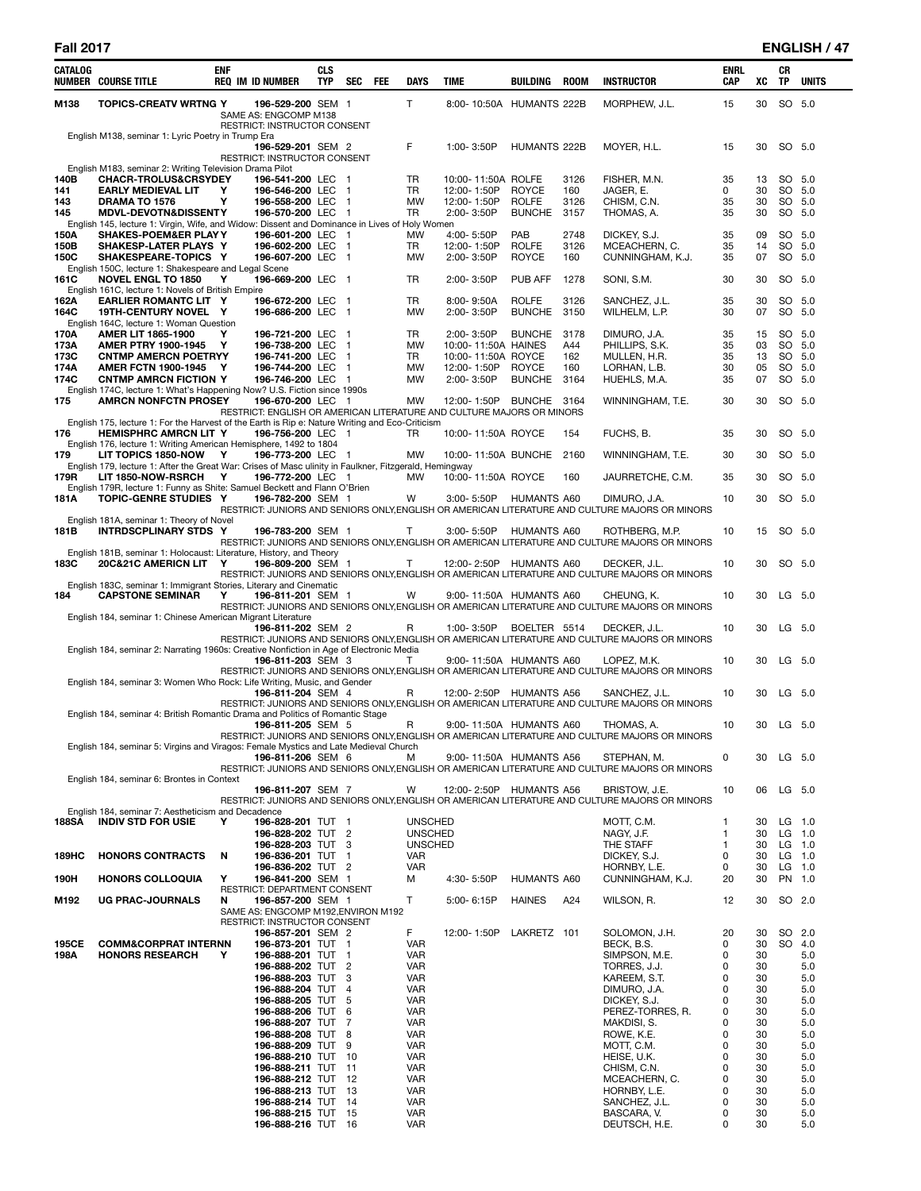## Fall 2017 — ENGLISH

| CATALOG NUMBER | COURSE TITLE | ENF REQ | IM | ID NUMBER | CLS TYP | SEC | FEE | DAYS | TIME | BUILDING | ROOM | INSTRUCTOR | ENRL CAP | XC | CR TP | UNITS |
|---|---|---|---|---|---|---|---|---|---|---|---|---|---|---|---|---|
| M138 | TOPICS-CREATV WRTNG | Y | | 196-529-200 | SEM | 1 | | T | 8:00- 10:50A | HUMANTS | 222B | MORPHEW, J.L. | 15 | 30 | SO | 5.0 |
| | SAME AS: ENGCOMP M138 | | | | | | | | | | | | | | | |
| | RESTRICT: INSTRUCTOR CONSENT | | | | | | | | | | | | | | | |
| | English M138, seminar 1: Lyric Poetry in Trump Era | | | | | | | | | | | | | | | |
| | | | | 196-529-201 | SEM | 2 | | F | 1:00- 3:50P | HUMANTS | 222B | MOYER, H.L. | 15 | 30 | SO | 5.0 |
| | RESTRICT: INSTRUCTOR CONSENT | | | | | | | | | | | | | | | |
| | English M183, seminar 2: Writing Television Drama Pilot | | | | | | | | | | | | | | | |
| 140B | CHACR-TROLUS&CRSYDE | Y | | 196-541-200 | LEC | 1 | | TR | 10:00- 11:50A | ROLFE | 3126 | FISHER, M.N. | 35 | 13 | SO | 5.0 |
| 141 | EARLY MEDIEVAL LIT | Y | | 196-546-200 | LEC | 1 | | TR | 12:00- 1:50P | ROYCE | 160 | JAGER, E. | 0 | 30 | SO | 5.0 |
| 143 | DRAMA TO 1576 | Y | | 196-558-200 | LEC | 1 | | MW | 12:00- 1:50P | ROLFE | 3126 | CHISM, C.N. | 35 | 30 | SO | 5.0 |
| 145 | MDVL-DEVOTN&DISSENT | Y | | 196-570-200 | LEC | 1 | | TR | 2:00- 3:50P | BUNCHE | 3157 | THOMAS, A. | 35 | 30 | SO | 5.0 |
| | English 145, lecture 1: Virgin, Wife, and Widow: Dissent and Dominance in Lives of Holy Women | | | | | | | | | | | | | | | |
| 150A | SHAKES-POEM&ER PLAY | Y | | 196-601-200 | LEC | 1 | | MW | 4:00- 5:50P | PAB | 2748 | DICKEY, S.J. | 35 | 09 | SO | 5.0 |
| 150B | SHAKESP-LATER PLAYS | Y | | 196-602-200 | LEC | 1 | | TR | 12:00- 1:50P | ROLFE | 3126 | MCEACHERN, C. | 35 | 14 | SO | 5.0 |
| 150C | SHAKESPEARE-TOPICS | Y | | 196-607-200 | LEC | 1 | | MW | 2:00- 3:50P | ROYCE | 160 | CUNNINGHAM, K.J. | 35 | 07 | SO | 5.0 |
| | English 150C, lecture 1: Shakespeare and Legal Scene | | | | | | | | | | | | | | | |
| 161C | NOVEL ENGL TO 1850 | Y | | 196-669-200 | LEC | 1 | | TR | 2:00- 3:50P | PUB AFF | 1278 | SONI, S.M. | 30 | 30 | SO | 5.0 |
| | English 161C, lecture 1: Novels of British Empire | | | | | | | | | | | | | | | |
| 162A | EARLIER ROMANTC LIT | Y | | 196-672-200 | LEC | 1 | | TR | 8:00- 9:50A | ROLFE | 3126 | SANCHEZ, J.L. | 35 | 30 | SO | 5.0 |
| 164C | 19TH-CENTURY NOVEL | Y | | 196-686-200 | LEC | 1 | | MW | 2:00- 3:50P | BUNCHE | 3150 | WILHELM, L.P. | 30 | 07 | SO | 5.0 |
| | English 164C, lecture 1: Woman Question | | | | | | | | | | | | | | | |
| 170A | AMER LIT 1865-1900 | Y | | 196-721-200 | LEC | 1 | | TR | 2:00- 3:50P | BUNCHE | 3178 | DIMURO, J.A. | 35 | 15 | SO | 5.0 |
| 173A | AMER PTRY 1900-1945 | Y | | 196-738-200 | LEC | 1 | | MW | 10:00- 11:50A | HAINES | A44 | PHILLIPS, S.K. | 35 | 03 | SO | 5.0 |
| 173C | CNTMP AMERCN POETRY | Y | | 196-741-200 | LEC | 1 | | TR | 10:00- 11:50A | ROYCE | 162 | MULLEN, H.R. | 35 | 13 | SO | 5.0 |
| 174A | AMER FCTN 1900-1945 | Y | | 196-744-200 | LEC | 1 | | MW | 12:00- 1:50P | ROYCE | 160 | LORHAN, L.B. | 30 | 05 | SO | 5.0 |
| 174C | CNTMP AMRCN FICTION | Y | | 196-746-200 | LEC | 1 | | MW | 2:00- 3:50P | BUNCHE | 3164 | HUEHLS, M.A. | 35 | 07 | SO | 5.0 |
| | English 174C, lecture 1: What's Happening Now? U.S. Fiction since 1990s | | | | | | | | | | | | | | | |
| 175 | AMRCN NONFCTN PROSE | Y | | 196-670-200 | LEC | 1 | | MW | 12:00- 1:50P | BUNCHE | 3164 | WINNINGHAM, T.E. | 30 | 30 | SO | 5.0 |
| | RESTRICT: ENGLISH OR AMERICAN LITERATURE AND CULTURE MAJORS OR MINORS | | | | | | | | | | | | | | | |
| | English 175, lecture 1: For the Harvest of the Earth is Rip e: Nature Writing and Eco-Criticism | | | | | | | | | | | | | | | |
| 176 | HEMISPHRC AMRCN LIT | Y | | 196-756-200 | LEC | 1 | | TR | 10:00- 11:50A | ROYCE | 154 | FUCHS, B. | 35 | 30 | SO | 5.0 |
| | English 176, lecture 1: Writing American Hemisphere, 1492 to 1804 | | | | | | | | | | | | | | | |
| 179 | LIT TOPICS 1850-NOW | Y | | 196-773-200 | LEC | 1 | | MW | 10:00- 11:50A | BUNCHE | 2160 | WINNINGHAM, T.E. | 30 | 30 | SO | 5.0 |
| | English 179, lecture 1: After the Great War: Crises of Masc ulinity in Faulkner, Fitzgerald, Hemingway | | | | | | | | | | | | | | | |
| 179R | LIT 1850-NOW-RSRCH | Y | | 196-772-200 | LEC | 1 | | MW | 10:00- 11:50A | ROYCE | 160 | JAURRETCHE, C.M. | 35 | 30 | SO | 5.0 |
| | English 179R, lecture 1: Funny as Shite: Samuel Beckett and Flann O'Brien | | | | | | | | | | | | | | | |
| 181A | TOPIC-GENRE STUDIES | Y | | 196-782-200 | SEM | 1 | | W | 3:00- 5:50P | HUMANTS | A60 | DIMURO, J.A. | 10 | 30 | SO | 5.0 |
| | RESTRICT: JUNIORS AND SENIORS ONLY,ENGLISH OR AMERICAN LITERATURE AND CULTURE MAJORS OR MINORS | | | | | | | | | | | | | | | |
| | English 181A, seminar 1: Theory of Novel | | | | | | | | | | | | | | | |
| 181B | INTRDSCPLINARY STDS | Y | | 196-783-200 | SEM | 1 | | T | 3:00- 5:50P | HUMANTS | A60 | ROTHBERG, M.P. | 10 | 15 | SO | 5.0 |
| | RESTRICT: JUNIORS AND SENIORS ONLY,ENGLISH OR AMERICAN LITERATURE AND CULTURE MAJORS OR MINORS | | | | | | | | | | | | | | | |
| | English 181B, seminar 1: Holocaust: Literature, History, and Theory | | | | | | | | | | | | | | | |
| 183C | 20C&21C AMERICN LIT | Y | | 196-809-200 | SEM | 1 | | T | 12:00- 2:50P | HUMANTS | A60 | DECKER, J.L. | 10 | 30 | SO | 5.0 |
| | RESTRICT: JUNIORS AND SENIORS ONLY,ENGLISH OR AMERICAN LITERATURE AND CULTURE MAJORS OR MINORS | | | | | | | | | | | | | | | |
| | English 183C, seminar 1: Immigrant Stories, Literary and Cinematic | | | | | | | | | | | | | | | |
| 184 | CAPSTONE SEMINAR | Y | | 196-811-201 | SEM | 1 | | W | 9:00- 11:50A | HUMANTS | A60 | CHEUNG, K. | 10 | 30 | LG | 5.0 |
| | RESTRICT: JUNIORS AND SENIORS ONLY,ENGLISH OR AMERICAN LITERATURE AND CULTURE MAJORS OR MINORS | | | | | | | | | | | | | | | |
| | English 184, seminar 1: Chinese American Migrant Literature | | | | | | | | | | | | | | | |
| | | | | 196-811-202 | SEM | 2 | | R | 1:00- 3:50P | BOELTER | 5514 | DECKER, J.L. | 10 | 30 | LG | 5.0 |
| | RESTRICT: JUNIORS AND SENIORS ONLY,ENGLISH OR AMERICAN LITERATURE AND CULTURE MAJORS OR MINORS | | | | | | | | | | | | | | | |
| | English 184, seminar 2: Narrating 1960s: Creative Nonfiction in Age of Electronic Media | | | | | | | | | | | | | | | |
| | | | | 196-811-203 | SEM | 3 | | T | 9:00- 11:50A | HUMANTS | A60 | LOPEZ, M.K. | 10 | 30 | LG | 5.0 |
| | RESTRICT: JUNIORS AND SENIORS ONLY,ENGLISH OR AMERICAN LITERATURE AND CULTURE MAJORS OR MINORS | | | | | | | | | | | | | | | |
| | English 184, seminar 3: Women Who Rock: Life Writing, Music, and Gender | | | | | | | | | | | | | | | |
| | | | | 196-811-204 | SEM | 4 | | R | 12:00- 2:50P | HUMANTS | A56 | SANCHEZ, J.L. | 10 | 30 | LG | 5.0 |
| | RESTRICT: JUNIORS AND SENIORS ONLY,ENGLISH OR AMERICAN LITERATURE AND CULTURE MAJORS OR MINORS | | | | | | | | | | | | | | | |
| | English 184, seminar 4: British Romantic Drama and Politics of Romantic Stage | | | | | | | | | | | | | | | |
| | | | | 196-811-205 | SEM | 5 | | R | 9:00- 11:50A | HUMANTS | A60 | THOMAS, A. | 10 | 30 | LG | 5.0 |
| | RESTRICT: JUNIORS AND SENIORS ONLY,ENGLISH OR AMERICAN LITERATURE AND CULTURE MAJORS OR MINORS | | | | | | | | | | | | | | | |
| | English 184, seminar 5: Virgins and Viragos: Female Mystics and Late Medieval Church | | | | | | | | | | | | | | | |
| | | | | 196-811-206 | SEM | 6 | | M | 9:00- 11:50A | HUMANTS | A56 | STEPHAN, M. | 0 | 30 | LG | 5.0 |
| | RESTRICT: JUNIORS AND SENIORS ONLY,ENGLISH OR AMERICAN LITERATURE AND CULTURE MAJORS OR MINORS | | | | | | | | | | | | | | | |
| | English 184, seminar 6: Brontes in Context | | | | | | | | | | | | | | | |
| | | | | 196-811-207 | SEM | 7 | | W | 12:00- 2:50P | HUMANTS | A56 | BRISTOW, J.E. | 10 | 06 | LG | 5.0 |
| | RESTRICT: JUNIORS AND SENIORS ONLY,ENGLISH OR AMERICAN LITERATURE AND CULTURE MAJORS OR MINORS | | | | | | | | | | | | | | | |
| | English 184, seminar 7: Aestheticism and Decadence | | | | | | | | | | | | | | | |
| 188SA | INDIV STD FOR USIE | Y | | 196-828-201 | TUT | 1 | | UNSCHED | | | | MOTT, C.M. | 1 | 30 | LG | 1.0 |
| | | | | 196-828-202 | TUT | 2 | | UNSCHED | | | | NAGY, J.F. | 1 | 30 | LG | 1.0 |
| | | | | 196-828-203 | TUT | 3 | | UNSCHED | | | | THE STAFF | 1 | 30 | LG | 1.0 |
| 189HC | HONORS CONTRACTS | N | | 196-836-201 | TUT | 1 | | VAR | | | | DICKEY, S.J. | 0 | 30 | LG | 1.0 |
| | | | | 196-836-202 | TUT | 2 | | VAR | | | | HORNBY, L.E. | 0 | 30 | LG | 1.0 |
| 190H | HONORS COLLOQUIA | Y | | 196-841-200 | SEM | 1 | | M | 4:30- 5:50P | HUMANTS | A60 | CUNNINGHAM, K.J. | 20 | 30 | PN | 1.0 |
| | RESTRICT: DEPARTMENT CONSENT | | | | | | | | | | | | | | | |
| M192 | UG PRAC-JOURNALS | N | | 196-857-200 | SEM | 1 | | T | 5:00- 6:15P | HAINES | A24 | WILSON, R. | 12 | 30 | SO | 2.0 |
| | SAME AS: ENGCOMP M192,ENVIRON M192 | | | | | | | | | | | | | | | |
| | RESTRICT: INSTRUCTOR CONSENT | | | | | | | | | | | | | | | |
| | | | | 196-857-201 | SEM | 2 | | F | 12:00- 1:50P | LAKRETZ | 101 | SOLOMON, J.H. | 20 | 30 | SO | 2.0 |
| 195CE | COMM&CORPRAT INTERN | N | | 196-873-201 | TUT | 1 | | VAR | | | | BECK, B.S. | 0 | 30 | SO | 4.0 |
| 198A | HONORS RESEARCH | Y | | 196-888-201 | TUT | 1 | | VAR | | | | SIMPSON, M.E. | 0 | 30 | | 5.0 |
| | | | | 196-888-202 | TUT | 2 | | VAR | | | | TORRES, J.J. | 0 | 30 | | 5.0 |
| | | | | 196-888-203 | TUT | 3 | | VAR | | | | KAREEM, S.T. | 0 | 30 | | 5.0 |
| | | | | 196-888-204 | TUT | 4 | | VAR | | | | DIMURO, J.A. | 0 | 30 | | 5.0 |
| | | | | 196-888-205 | TUT | 5 | | VAR | | | | DICKEY, S.J. | 0 | 30 | | 5.0 |
| | | | | 196-888-206 | TUT | 6 | | VAR | | | | PEREZ-TORRES, R. | 0 | 30 | | 5.0 |
| | | | | 196-888-207 | TUT | 7 | | VAR | | | | MAKDISI, S. | 0 | 30 | | 5.0 |
| | | | | 196-888-208 | TUT | 8 | | VAR | | | | ROWE, K.E. | 0 | 30 | | 5.0 |
| | | | | 196-888-209 | TUT | 9 | | VAR | | | | MOTT, C.M. | 0 | 30 | | 5.0 |
| | | | | 196-888-210 | TUT | 10 | | VAR | | | | HEISE, U.K. | 0 | 30 | | 5.0 |
| | | | | 196-888-211 | TUT | 11 | | VAR | | | | CHISM, C.N. | 0 | 30 | | 5.0 |
| | | | | 196-888-212 | TUT | 12 | | VAR | | | | MCEACHERN, C. | 0 | 30 | | 5.0 |
| | | | | 196-888-213 | TUT | 13 | | VAR | | | | HORNBY, L.E. | 0 | 30 | | 5.0 |
| | | | | 196-888-214 | TUT | 14 | | VAR | | | | SANCHEZ, J.L. | 0 | 30 | | 5.0 |
| | | | | 196-888-215 | TUT | 15 | | VAR | | | | BASCARA, V. | 0 | 30 | | 5.0 |
| | | | | 196-888-216 | TUT | 16 | | VAR | | | | DEUTSCH, H.E. | 0 | 30 | | 5.0 |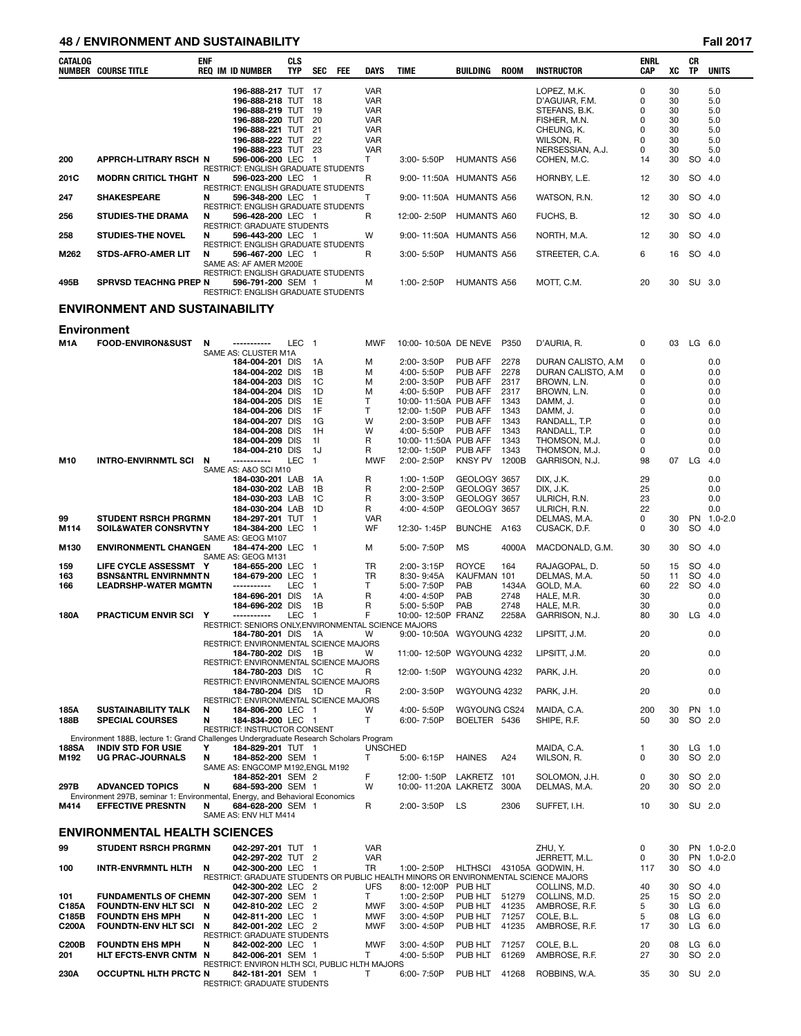| CATALOG NUMBER | COURSE TITLE | ENF REQ | IM | ID NUMBER | CLS TYP | SEC | FEE | DAYS | TIME | BUILDING | ROOM | INSTRUCTOR | ENRL CAP | XC | CR TP | UNITS |
|---|---|---|---|---|---|---|---|---|---|---|---|---|---|---|---|---|
| | | | | 196-888-217 | TUT | 17 | | VAR | | | | LOPEZ, M.K. | 0 | 30 | | 5.0 |
| | | | | 196-888-218 | TUT | 18 | | VAR | | | | D'AGUIAR, F.M. | 0 | 30 | | 5.0 |
| | | | | 196-888-219 | TUT | 19 | | VAR | | | | STEFANS, B.K. | 0 | 30 | | 5.0 |
| | | | | 196-888-220 | TUT | 20 | | VAR | | | | FISHER, M.N. | 0 | 30 | | 5.0 |
| | | | | 196-888-221 | TUT | 21 | | VAR | | | | CHEUNG, K. | 0 | 30 | | 5.0 |
| | | | | 196-888-222 | TUT | 22 | | VAR | | | | WILSON, R. | 0 | 30 | | 5.0 |
| | | | | 196-888-223 | TUT | 23 | | VAR | | | | NERSESSIAN, A.J. | 0 | 30 | | 5.0 |
| 200 | APPRCH-LITRARY RSCH | N | | 596-006-200 | LEC | 1 | | T | 3:00- 5:50P | HUMANTS | A56 | COHEN, M.C. | 14 | 30 | SO | 4.0 |
| | RESTRICT: ENGLISH GRADUATE STUDENTS | | | | | | | | | | | | | | | |
| 201C | MODRN CRITICL THGHT | N | | 596-023-200 | LEC | 1 | | R | 9:00- 11:50A | HUMANTS | A56 | HORNBY, L.E. | 12 | 30 | SO | 4.0 |
| | RESTRICT: ENGLISH GRADUATE STUDENTS | | | | | | | | | | | | | | | |
| 247 | SHAKESPEARE | N | | 596-348-200 | LEC | 1 | | T | 9:00- 11:50A | HUMANTS | A56 | WATSON, R.N. | 12 | 30 | SO | 4.0 |
| | RESTRICT: ENGLISH GRADUATE STUDENTS | | | | | | | | | | | | | | | |
| 256 | STUDIES-THE DRAMA | N | | 596-428-200 | LEC | 1 | | R | 12:00- 2:50P | HUMANTS | A60 | FUCHS, B. | 12 | 30 | SO | 4.0 |
| | RESTRICT: GRADUATE STUDENTS | | | | | | | | | | | | | | | |
| 258 | STUDIES-THE NOVEL | N | | 596-443-200 | LEC | 1 | | W | 9:00- 11:50A | HUMANTS | A56 | NORTH, M.A. | 12 | 30 | SO | 4.0 |
| | RESTRICT: ENGLISH GRADUATE STUDENTS | | | | | | | | | | | | | | | |
| M262 | STDS-AFRO-AMER LIT | N | | 596-467-200 | LEC | 1 | | R | 3:00- 5:50P | HUMANTS | A56 | STREETER, C.A. | 6 | 16 | SO | 4.0 |
| | SAME AS: AF AMER M200E | | | | | | | | | | | | | | | |
| | RESTRICT: ENGLISH GRADUATE STUDENTS | | | | | | | | | | | | | | | |
| 495B | SPRVSD TEACHNG PREP | N | | 596-791-200 | SEM | 1 | | M | 1:00- 2:50P | HUMANTS | A56 | MOTT, C.M. | 20 | 30 | SU | 3.0 |
| | RESTRICT: ENGLISH GRADUATE STUDENTS | | | | | | | | | | | | | | | |

## ENVIRONMENT AND SUSTAINABILITY

### Environment

| CATALOG NUMBER | COURSE TITLE | ENF REQ | IM | ID NUMBER | CLS TYP | SEC | FEE | DAYS | TIME | BUILDING | ROOM | INSTRUCTOR | ENRL CAP | XC | CR TP | UNITS |
|---|---|---|---|---|---|---|---|---|---|---|---|---|---|---|---|---|
| M1A | FOOD-ENVIRON&SUST | N | | ----------- | LEC | 1 | | MWF | 10:00- 10:50A | DE NEVE | P350 | D'AURIA, R. | 0 | 03 | LG | 6.0 |
| | SAME AS: CLUSTER M1A | | | | | | | | | | | | | | | |
| | | | | 184-004-201 | DIS | 1A | | M | 2:00- 3:50P | PUB AFF | 2278 | DURAN CALISTO, A.M | 0 | | | 0.0 |
| | | | | 184-004-202 | DIS | 1B | | M | 4:00- 5:50P | PUB AFF | 2278 | DURAN CALISTO, A.M | 0 | | | 0.0 |
| | | | | 184-004-203 | DIS | 1C | | M | 2:00- 3:50P | PUB AFF | 2317 | BROWN, L.N. | 0 | | | 0.0 |
| | | | | 184-004-204 | DIS | 1D | | M | 4:00- 5:50P | PUB AFF | 2317 | BROWN, L.N. | 0 | | | 0.0 |
| | | | | 184-004-205 | DIS | 1E | | T | 10:00- 11:50A | PUB AFF | 1343 | DAMM, J. | 0 | | | 0.0 |
| | | | | 184-004-206 | DIS | 1F | | T | 12:00- 1:50P | PUB AFF | 1343 | DAMM, J. | 0 | | | 0.0 |
| | | | | 184-004-207 | DIS | 1G | | W | 2:00- 3:50P | PUB AFF | 1343 | RANDALL, T.P. | 0 | | | 0.0 |
| | | | | 184-004-208 | DIS | 1H | | W | 4:00- 5:50P | PUB AFF | 1343 | RANDALL, T.P. | 0 | | | 0.0 |
| | | | | 184-004-209 | DIS | 1I | | R | 10:00- 11:50A | PUB AFF | 1343 | THOMSON, M.J. | 0 | | | 0.0 |
| | | | | 184-004-210 | DIS | 1J | | R | 12:00- 1:50P | PUB AFF | 1343 | THOMSON, M.J. | 0 | | | 0.0 |
| M10 | INTRO-ENVIRNMTL SCI | N | | ----------- | LEC | 1 | | MWF | 2:00- 2:50P | KNSY PV | 1200B | GARRISON, N.J. | 98 | 07 | LG | 4.0 |
| | SAME AS: A&O SCI M10 | | | | | | | | | | | | | | | |
| | | | | 184-030-201 | LAB | 1A | | R | 1:00- 1:50P | GEOLOGY | 3657 | DIX, J.K. | 29 | | | 0.0 |
| | | | | 184-030-202 | LAB | 1B | | R | 2:00- 2:50P | GEOLOGY | 3657 | DIX, J.K. | 25 | | | 0.0 |
| | | | | 184-030-203 | LAB | 1C | | R | 3:00- 3:50P | GEOLOGY | 3657 | ULRICH, R.N. | 23 | | | 0.0 |
| | | | | 184-030-204 | LAB | 1D | | R | 4:00- 4:50P | GEOLOGY | 3657 | ULRICH, R.N. | 22 | | | 0.0 |
| 99 | STUDENT RSRCH PRGRM | N | | 184-297-201 | TUT | 1 | | VAR | | | | DELMAS, M.A. | 0 | 30 | PN | 1.0-2.0 |
| M114 | SOIL&WATER CONSRVTN | Y | | 184-384-200 | LEC | 1 | | WF | 12:30- 1:45P | BUNCHE | A163 | CUSACK, D.F. | 0 | 30 | SO | 4.0 |
| | SAME AS: GEOG M107 | | | | | | | | | | | | | | | |
| M130 | ENVIRONMENTL CHANGE | N | | 184-474-200 | LEC | 1 | | M | 5:00- 7:50P | MS | 4000A | MACDONALD, G.M. | 30 | 30 | SO | 4.0 |
| | SAME AS: GEOG M131 | | | | | | | | | | | | | | | |
| 159 | LIFE CYCLE ASSESSMT | Y | | 184-655-200 | LEC | 1 | | TR | 2:00- 3:15P | ROYCE | 164 | RAJAGOPAL, D. | 50 | 15 | SO | 4.0 |
| 163 | BSNS&NTRL ENVIRNMNT | N | | 184-679-200 | LEC | 1 | | TR | 8:30- 9:45A | KAUFMAN | 101 | DELMAS, M.A. | 50 | 11 | SO | 4.0 |
| 166 | LEADRSHP-WATER MGMT | N | | ----------- | LEC | 1 | | T | 5:00- 7:50P | PAB | 1434A | GOLD, M.A. | 60 | 22 | SO | 4.0 |
| | | | | 184-696-201 | DIS | 1A | | R | 4:00- 4:50P | PAB | 2748 | HALE, M.R. | 30 | | | 0.0 |
| | | | | 184-696-202 | DIS | 1B | | R | 5:00- 5:50P | PAB | 2748 | HALE, M.R. | 30 | | | 0.0 |
| 180A | PRACTICUM ENVIR SCI | Y | | ----------- | LEC | 1 | | F | 10:00- 12:50P | FRANZ | 2258A | GARRISON, N.J. | 80 | 30 | LG | 4.0 |
| | RESTRICT: SENIORS ONLY,ENVIRONMENTAL SCIENCE MAJORS | | | | | | | | | | | | | | | |
| | | | | 184-780-201 | DIS | 1A | | W | 9:00- 10:50A | WGYOUNG | 4232 | LIPSITT, J.M. | 20 | | | 0.0 |
| | RESTRICT: ENVIRONMENTAL SCIENCE MAJORS | | | | | | | | | | | | | | | |
| | | | | 184-780-202 | DIS | 1B | | W | 11:00- 12:50P | WGYOUNG | 4232 | LIPSITT, J.M. | 20 | | | 0.0 |
| | RESTRICT: ENVIRONMENTAL SCIENCE MAJORS | | | | | | | | | | | | | | | |
| | | | | 184-780-203 | DIS | 1C | | R | 12:00- 1:50P | WGYOUNG | 4232 | PARK, J.H. | 20 | | | 0.0 |
| | RESTRICT: ENVIRONMENTAL SCIENCE MAJORS | | | | | | | | | | | | | | | |
| | | | | 184-780-204 | DIS | 1D | | R | 2:00- 3:50P | WGYOUNG | 4232 | PARK, J.H. | 20 | | | 0.0 |
| | RESTRICT: ENVIRONMENTAL SCIENCE MAJORS | | | | | | | | | | | | | | | |
| 185A | SUSTAINABILITY TALK | N | | 184-806-200 | LEC | 1 | | W | 4:00- 5:50P | WGYOUNG | CS24 | MAIDA, C.A. | 200 | 30 | PN | 1.0 |
| 188B | SPECIAL COURSES | N | | 184-834-200 | LEC | 1 | | T | 6:00- 7:50P | BOELTER | 5436 | SHIPE, R.F. | 50 | 30 | SO | 2.0 |
| | RESTRICT: INSTRUCTOR CONSENT | | | | | | | | | | | | | | | |
| | Environment 188B, lecture 1: Grand Challenges Undergraduate Research Scholars Program | | | | | | | | | | | | | | | |
| 188SA | INDIV STD FOR USIE | Y | | 184-829-201 | TUT | 1 | | UNSCHED | | | | MAIDA, C.A. | 1 | 30 | LG | 1.0 |
| M192 | UG PRAC-JOURNALS | N | | 184-852-200 | SEM | 1 | | T | 5:00- 6:15P | HAINES | A24 | WILSON, R. | 0 | 30 | SO | 2.0 |
| | SAME AS: ENGCOMP M192,ENGL M192 | | | | | | | | | | | | | | | |
| | | | | 184-852-201 | SEM | 2 | | F | 12:00- 1:50P | LAKRETZ | 101 | SOLOMON, J.H. | 0 | 30 | SO | 2.0 |
| 297B | ADVANCED TOPICS | N | | 684-593-200 | SEM | 1 | | W | 10:00- 11:20A | LAKRETZ | 300A | DELMAS, M.A. | 20 | 30 | SO | 2.0 |
| | Environment 297B, seminar 1: Environmental, Energy, and Behavioral Economics | | | | | | | | | | | | | | | |
| M414 | EFFECTIVE PRESNTN | N | | 684-628-200 | SEM | 1 | | R | 2:00- 3:50P | LS | 2306 | SUFFET, I.H. | 10 | 30 | SU | 2.0 |
| | SAME AS: ENV HLT M414 | | | | | | | | | | | | | | | |

## ENVIRONMENTAL HEALTH SCIENCES

| CATALOG NUMBER | COURSE TITLE | ENF REQ | IM | ID NUMBER | CLS TYP | SEC | FEE | DAYS | TIME | BUILDING | ROOM | INSTRUCTOR | ENRL CAP | XC | CR TP | UNITS |
|---|---|---|---|---|---|---|---|---|---|---|---|---|---|---|---|---|
| 99 | STUDENT RSRCH PRGRM | N | | 042-297-201 | TUT | 1 | | VAR | | | | ZHU, Y. | 0 | 30 | PN | 1.0-2.0 |
| | | | | 042-297-202 | TUT | 2 | | VAR | | | | JERRETT, M.L. | 0 | 30 | PN | 1.0-2.0 |
| 100 | INTR-ENVRMNTL HLTH | N | | 042-300-200 | LEC | 1 | | TR | 1:00- 2:50P | HLTHSCI | 43105A | GODWIN, H. | 117 | 30 | SO | 4.0 |
| | RESTRICT: GRADUATE STUDENTS OR PUBLIC HEALTH MINORS OR ENVIRONMENTAL SCIENCE MAJORS | | | | | | | | | | | | | | | |
| | | | | 042-300-202 | LEC | 2 | | UFS | 8:00- 12:00P | PUB HLT | | COLLINS, M.D. | 40 | 30 | SO | 4.0 |
| 101 | FUNDAMENTLS OF CHEM | N | | 042-307-200 | SEM | 1 | | T | 1:00- 2:50P | PUB HLT | 51279 | COLLINS, M.D. | 25 | 15 | SO | 2.0 |
| C185A | FOUNDTN-ENV HLT SCI | N | | 042-810-202 | LEC | 2 | | MWF | 3:00- 4:50P | PUB HLT | 41235 | AMBROSE, R.F. | 5 | 30 | LG | 6.0 |
| C185B | FOUNDTN EHS MPH | N | | 042-811-200 | LEC | 1 | | MWF | 3:00- 4:50P | PUB HLT | 71257 | COLE, B.L. | 5 | 08 | LG | 6.0 |
| C200A | FOUNDTN-ENV HLT SCI | N | | 842-001-202 | LEC | 2 | | MWF | 3:00- 4:50P | PUB HLT | 41235 | AMBROSE, R.F. | 17 | 30 | LG | 6.0 |
| | RESTRICT: GRADUATE STUDENTS | | | | | | | | | | | | | | | |
| C200B | FOUNDTN EHS MPH | N | | 842-002-200 | LEC | 1 | | MWF | 3:00- 4:50P | PUB HLT | 71257 | COLE, B.L. | 20 | 08 | LG | 6.0 |
| 201 | HLT EFCTS-ENVR CNTM | N | | 842-006-201 | SEM | 1 | | T | 4:00- 5:50P | PUB HLT | 61269 | AMBROSE, R.F. | 27 | 30 | SO | 2.0 |
| | RESTRICT: ENVIRON HLTH SCI, PUBLIC HLTH MAJORS | | | | | | | | | | | | | | | |
| 230A | OCCUPTNL HLTH PRCTC | N | | 842-181-201 | SEM | 1 | | T | 6:00- 7:50P | PUB HLT | 41268 | ROBBINS, W.A. | 35 | 30 | SU | 2.0 |
| | RESTRICT: GRADUATE STUDENTS | | | | | | | | | | | | | | | |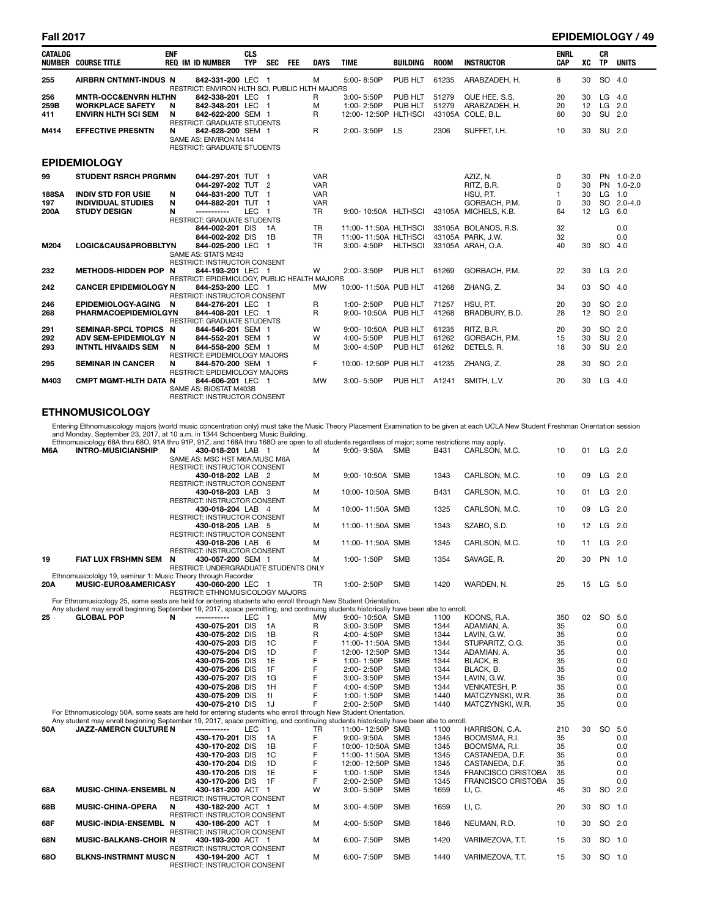| CATALOG NUMBER | COURSE TITLE | ENF REQ | IM | ID NUMBER | CLS TYP | SEC | FEE | DAYS | TIME | BUILDING | ROOM | INSTRUCTOR | ENRL CAP | XC | CR TP | UNITS |
|---|---|---|---|---|---|---|---|---|---|---|---|---|---|---|---|---|
| 255 | AIRBRN CNTMNT-INDUS | N | | 842-331-200 | LEC | 1 | | M | 5:00- 8:50P | PUB HLT | 61235 | ARABZADEH, H. | 8 | 30 | SO | 4.0 |
| | RESTRICT: ENVIRON HLTH SCI, PUBLIC HLTH MAJORS | | | | | | | | | | | | | | | |
| 256 | MNTR-OCC&ENVRN HLTH | N | | 842-338-201 | LEC | 1 | | R | 3:00- 5:50P | PUB HLT | 51279 | QUE HEE, S.S. | 20 | 30 | LG | 4.0 |
| 259B | WORKPLACE SAFETY | N | | 842-348-201 | LEC | 1 | | M | 1:00- 2:50P | PUB HLT | 51279 | ARABZADEH, H. | 20 | 12 | LG | 2.0 |
| 411 | ENVIRN HLTH SCI SEM | N | | 842-622-200 | SEM | 1 | | R | 12:00- 12:50P | HLTHSCI | 43105A | COLE, B.L. | 60 | 30 | SU | 2.0 |
| | RESTRICT: GRADUATE STUDENTS | | | | | | | | | | | | | | | |
| M414 | EFFECTIVE PRESNTN | N | | 842-628-200 | SEM | 1 | | R | 2:00- 3:50P | LS | 2306 | SUFFET, I.H. | 10 | 30 | SU | 2.0 |
| | SAME AS: ENVIRON M414 | | | | | | | | | | | | | | | |
| | RESTRICT: GRADUATE STUDENTS | | | | | | | | | | | | | | | |

## EPIDEMIOLOGY

| CATALOG NUMBER | COURSE TITLE | ENF REQ | IM | ID NUMBER | CLS TYP | SEC | FEE | DAYS | TIME | BUILDING | ROOM | INSTRUCTOR | ENRL CAP | XC | CR TP | UNITS |
|---|---|---|---|---|---|---|---|---|---|---|---|---|---|---|---|---|
| 99 | STUDENT RSRCH PRGRMN | | | 044-297-201 | TUT | 1 | | VAR | | | | AZIZ, N. | 0 | 30 | PN | 1.0-2.0 |
| | | | | 044-297-202 | TUT | 2 | | VAR | | | | RITZ, B.R. | 0 | 30 | PN | 1.0-2.0 |
| 188SA | INDIV STD FOR USIE | N | | 044-831-200 | TUT | 1 | | VAR | | | | HSU, P.T. | 1 | 30 | LG | 1.0 |
| 197 | INDIVIDUAL STUDIES | N | | 044-882-201 | TUT | 1 | | VAR | | | | GORBACH, P.M. | 0 | 30 | SO | 2.0-4.0 |
| 200A | STUDY DESIGN | N | | ----------- | LEC | 1 | | TR | 9:00- 10:50A | HLTHSCI | 43105A | MICHELS, K.B. | 64 | 12 | LG | 6.0 |
| | RESTRICT: GRADUATE STUDENTS | | | | | | | | | | | | | | | |
| | | | | 844-002-201 | DIS | 1A | | TR | 11:00- 11:50A | HLTHSCI | 33105A | BOLANOS, R.S. | 32 | | | 0.0 |
| | | | | 844-002-202 | DIS | 1B | | TR | 11:00- 11:50A | HLTHSCI | 43105A | PARK, J.W. | 32 | | | 0.0 |
| M204 | LOGIC&CAUS&PROBBLTYN | | | 844-025-200 | LEC | 1 | | TR | 3:00- 4:50P | HLTHSCI | 33105A | ARAH, O.A. | 40 | 30 | SO | 4.0 |
| | SAME AS: STATS M243 | | | | | | | | | | | | | | | |
| | RESTRICT: INSTRUCTOR CONSENT | | | | | | | | | | | | | | | |
| 232 | METHODS-HIDDEN POP | N | | 844-193-201 | LEC | 1 | | W | 2:00- 3:50P | PUB HLT | 61269 | GORBACH, P.M. | 22 | 30 | LG | 2.0 |
| | RESTRICT: EPIDEMIOLOGY, PUBLIC HEALTH MAJORS | | | | | | | | | | | | | | | |
| 242 | CANCER EPIDEMIOLOGY | N | | 844-253-200 | LEC | 1 | | MW | 10:00- 11:50A | PUB HLT | 41268 | ZHANG, Z. | 34 | 03 | SO | 4.0 |
| | RESTRICT: INSTRUCTOR CONSENT | | | | | | | | | | | | | | | |
| 246 | EPIDEMIOLOGY-AGING | N | | 844-276-201 | LEC | 1 | | R | 1:00- 2:50P | PUB HLT | 71257 | HSU, P.T. | 20 | 30 | SO | 2.0 |
| 268 | PHARMACOEPIDEMIOLGY | N | | 844-408-201 | LEC | 1 | | R | 9:00- 10:50A | PUB HLT | 41268 | BRADBURY, B.D. | 28 | 12 | SO | 2.0 |
| | RESTRICT: GRADUATE STUDENTS | | | | | | | | | | | | | | | |
| 291 | SEMINAR-SPCL TOPICS | N | | 844-546-201 | SEM | 1 | | W | 9:00- 10:50A | PUB HLT | 61235 | RITZ, B.R. | 20 | 30 | SO | 2.0 |
| 292 | ADV SEM-EPIDEMIOLGY | N | | 844-552-201 | SEM | 1 | | W | 4:00- 5:50P | PUB HLT | 61262 | GORBACH, P.M. | 15 | 30 | SU | 2.0 |
| 293 | INTNTL HIV&AIDS SEM | N | | 844-558-200 | SEM | 1 | | M | 3:00- 4:50P | PUB HLT | 61262 | DETELS, R. | 18 | 30 | SU | 2.0 |
| | RESTRICT: EPIDEMIOLOGY MAJORS | | | | | | | | | | | | | | | |
| 295 | SEMINAR IN CANCER | N | | 844-570-200 | SEM | 1 | | F | 10:00- 12:50P | PUB HLT | 41235 | ZHANG, Z. | 28 | 30 | SO | 2.0 |
| | RESTRICT: EPIDEMIOLOGY MAJORS | | | | | | | | | | | | | | | |
| M403 | CMPT MGMT-HLTH DATA | N | | 844-606-201 | LEC | 1 | | MW | 3:00- 5:50P | PUB HLT | A1241 | SMITH, L.V. | 20 | 30 | LG | 4.0 |
| | SAME AS: BIOSTAT M403B | | | | | | | | | | | | | | | |
| | RESTRICT: INSTRUCTOR CONSENT | | | | | | | | | | | | | | | |

## ETHNOMUSICOLOGY

Entering Ethnomusicology majors (world music concentration only) must take the Music Theory Placement Examination to be given at each UCLA New Student Freshman Orientation session and Monday, September 23, 2017, at 10 a.m. in 1344 Schoenberg Music Building.

Ethnomusicology 68A thru 68O, 91A thru 91P, 91Z, and 168A thru 168O are open to all students regardless of major; some restrictions may apply.

| CATALOG NUMBER | COURSE TITLE | ENF REQ | IM | ID NUMBER | CLS TYP | SEC | FEE | DAYS | TIME | BUILDING | ROOM | INSTRUCTOR | ENRL CAP | XC | CR TP | UNITS |
|---|---|---|---|---|---|---|---|---|---|---|---|---|---|---|---|---|
| M6A | INTRO-MUSICIANSHIP | N | | 430-018-201 | LAB | 1 | | M | 9:00- 9:50A | SMB | B431 | CARLSON, M.C. | 10 | 01 | LG | 2.0 |
| | SAME AS: MSC HST M6A,MUSC M6A | | | | | | | | | | | | | | | |
| | RESTRICT: INSTRUCTOR CONSENT | | | | | | | | | | | | | | | |
| | | | | 430-018-202 | LAB | 2 | | M | 9:00- 10:50A | SMB | 1343 | CARLSON, M.C. | 10 | 09 | LG | 2.0 |
| | RESTRICT: INSTRUCTOR CONSENT | | | | | | | | | | | | | | | |
| | | | | 430-018-203 | LAB | 3 | | M | 10:00- 10:50A | SMB | B431 | CARLSON, M.C. | 10 | 01 | LG | 2.0 |
| | RESTRICT: INSTRUCTOR CONSENT | | | | | | | | | | | | | | | |
| | | | | 430-018-204 | LAB | 4 | | M | 10:00- 11:50A | SMB | 1325 | CARLSON, M.C. | 10 | 09 | LG | 2.0 |
| | RESTRICT: INSTRUCTOR CONSENT | | | | | | | | | | | | | | | |
| | | | | 430-018-205 | LAB | 5 | | M | 11:00- 11:50A | SMB | 1343 | SZABO, S.D. | 10 | 12 | LG | 2.0 |
| | RESTRICT: INSTRUCTOR CONSENT | | | | | | | | | | | | | | | |
| | | | | 430-018-206 | LAB | 6 | | M | 11:00- 11:50A | SMB | 1345 | CARLSON, M.C. | 10 | 11 | LG | 2.0 |
| | RESTRICT: INSTRUCTOR CONSENT | | | | | | | | | | | | | | | |
| 19 | FIAT LUX FRSHMN SEM | N | | 430-057-200 | SEM | 1 | | M | 1:00- 1:50P | SMB | 1354 | SAVAGE, R. | 20 | 30 | PN | 1.0 |
| | RESTRICT: UNDERGRADUATE STUDENTS ONLY | | | | | | | | | | | | | | | |
| | Ethnomusicololgy 19, seminar 1: Music Theory through Recorder | | | | | | | | | | | | | | | |
| 20A | MUSIC-EURO&AMERICASY | | | 430-060-200 | LEC | 1 | | TR | 1:00- 2:50P | SMB | 1420 | WARDEN, N. | 25 | 15 | LG | 5.0 |
| | RESTRICT: ETHNOMUSICOLOGY MAJORS | | | | | | | | | | | | | | | |

For Ethnomusicology 25, some seats are held for entering students who enroll through New Student Orientation.
Any student may enroll beginning September 19, 2017, space permitting, and continuing students historically have been abe to enroll.

| CATALOG NUMBER | COURSE TITLE | ENF REQ | IM | ID NUMBER | CLS TYP | SEC | FEE | DAYS | TIME | BUILDING | ROOM | INSTRUCTOR | ENRL CAP | XC | CR TP | UNITS |
|---|---|---|---|---|---|---|---|---|---|---|---|---|---|---|---|---|
| 25 | GLOBAL POP | N | | ----------- | LEC | 1 | | MW | 9:00- 10:50A | SMB | 1100 | KOONS, R.A. | 350 | 02 | SO | 5.0 |
| | | | | 430-075-201 | DIS | 1A | | R | 3:00- 3:50P | SMB | 1344 | ADAMIAN, A. | 35 | | | 0.0 |
| | | | | 430-075-202 | DIS | 1B | | R | 4:00- 4:50P | SMB | 1344 | LAVIN, G.W. | 35 | | | 0.0 |
| | | | | 430-075-203 | DIS | 1C | | F | 11:00- 11:50A | SMB | 1344 | STUPARITZ, O.G. | 35 | | | 0.0 |
| | | | | 430-075-204 | DIS | 1D | | F | 12:00- 12:50P | SMB | 1344 | ADAMIAN, A. | 35 | | | 0.0 |
| | | | | 430-075-205 | DIS | 1E | | F | 1:00- 1:50P | SMB | 1344 | BLACK, B. | 35 | | | 0.0 |
| | | | | 430-075-206 | DIS | 1F | | F | 2:00- 2:50P | SMB | 1344 | BLACK, B. | 35 | | | 0.0 |
| | | | | 430-075-207 | DIS | 1G | | F | 3:00- 3:50P | SMB | 1344 | LAVIN, G.W. | 35 | | | 0.0 |
| | | | | 430-075-208 | DIS | 1H | | F | 4:00- 4:50P | SMB | 1344 | VENKATESH, P. | 35 | | | 0.0 |
| | | | | 430-075-209 | DIS | 1I | | F | 1:00- 1:50P | SMB | 1440 | MATCZYNSKI, W.R. | 35 | | | 0.0 |
| | | | | 430-075-210 | DIS | 1J | | F | 2:00- 2:50P | SMB | 1440 | MATCZYNSKI, W.R. | 35 | | | 0.0 |

For Ethnomusicology 50A, some seats are held for entering students who enroll through New Student Orientation.
Any student may enroll beginning September 19, 2017, space permitting, and continuing students historically have been abe to enroll.

| CATALOG NUMBER | COURSE TITLE | ENF REQ | IM | ID NUMBER | CLS TYP | SEC | FEE | DAYS | TIME | BUILDING | ROOM | INSTRUCTOR | ENRL CAP | XC | CR TP | UNITS |
|---|---|---|---|---|---|---|---|---|---|---|---|---|---|---|---|---|
| 50A | JAZZ-AMERCN CULTURE | N | | ----------- | LEC | 1 | | TR | 11:00- 12:50P | SMB | 1100 | HARRISON, C.A. | 210 | 30 | SO | 5.0 |
| | | | | 430-170-201 | DIS | 1A | | F | 9:00- 9:50A | SMB | 1345 | BOOMSMA, R.I. | 35 | | | 0.0 |
| | | | | 430-170-202 | DIS | 1B | | F | 10:00- 10:50A | SMB | 1345 | BOOMSMA, R.I. | 35 | | | 0.0 |
| | | | | 430-170-203 | DIS | 1C | | F | 11:00- 11:50A | SMB | 1345 | CASTANEDA, D.F. | 35 | | | 0.0 |
| | | | | 430-170-204 | DIS | 1D | | F | 12:00- 12:50P | SMB | 1345 | CASTANEDA, D.F. | 35 | | | 0.0 |
| | | | | 430-170-205 | DIS | 1E | | F | 1:00- 1:50P | SMB | 1345 | FRANCISCO CRISTOBA | 35 | | | 0.0 |
| | | | | 430-170-206 | DIS | 1F | | F | 2:00- 2:50P | SMB | 1345 | FRANCISCO CRISTOBA | 35 | | | 0.0 |
| 68A | MUSIC-CHINA-ENSEMBL | N | | 430-181-200 | ACT | 1 | | W | 3:00- 5:50P | SMB | 1659 | LI, C. | 45 | 30 | SO | 2.0 |
| | RESTRICT: INSTRUCTOR CONSENT | | | | | | | | | | | | | | | |
| 68B | MUSIC-CHINA-OPERA | N | | 430-182-200 | ACT | 1 | | M | 3:00- 4:50P | SMB | 1659 | LI, C. | 20 | 30 | SO | 1.0 |
| | RESTRICT: INSTRUCTOR CONSENT | | | | | | | | | | | | | | | |
| 68F | MUSIC-INDIA-ENSEMBL | N | | 430-186-200 | ACT | 1 | | M | 4:00- 5:50P | SMB | 1846 | NEUMAN, R.D. | 10 | 30 | SO | 2.0 |
| | RESTRICT: INSTRUCTOR CONSENT | | | | | | | | | | | | | | | |
| 68N | MUSIC-BALKANS-CHOIR | N | | 430-193-200 | ACT | 1 | | M | 6:00- 7:50P | SMB | 1420 | VARIMEZOVA, T.T. | 15 | 30 | SO | 1.0 |
| | RESTRICT: INSTRUCTOR CONSENT | | | | | | | | | | | | | | | |
| 68O | BLKNS-INSTRMNT MUSC | N | | 430-194-200 | ACT | 1 | | M | 6:00- 7:50P | SMB | 1440 | VARIMEZOVA, T.T. | 15 | 30 | SO | 1.0 |
| | RESTRICT: INSTRUCTOR CONSENT | | | | | | | | | | | | | | | |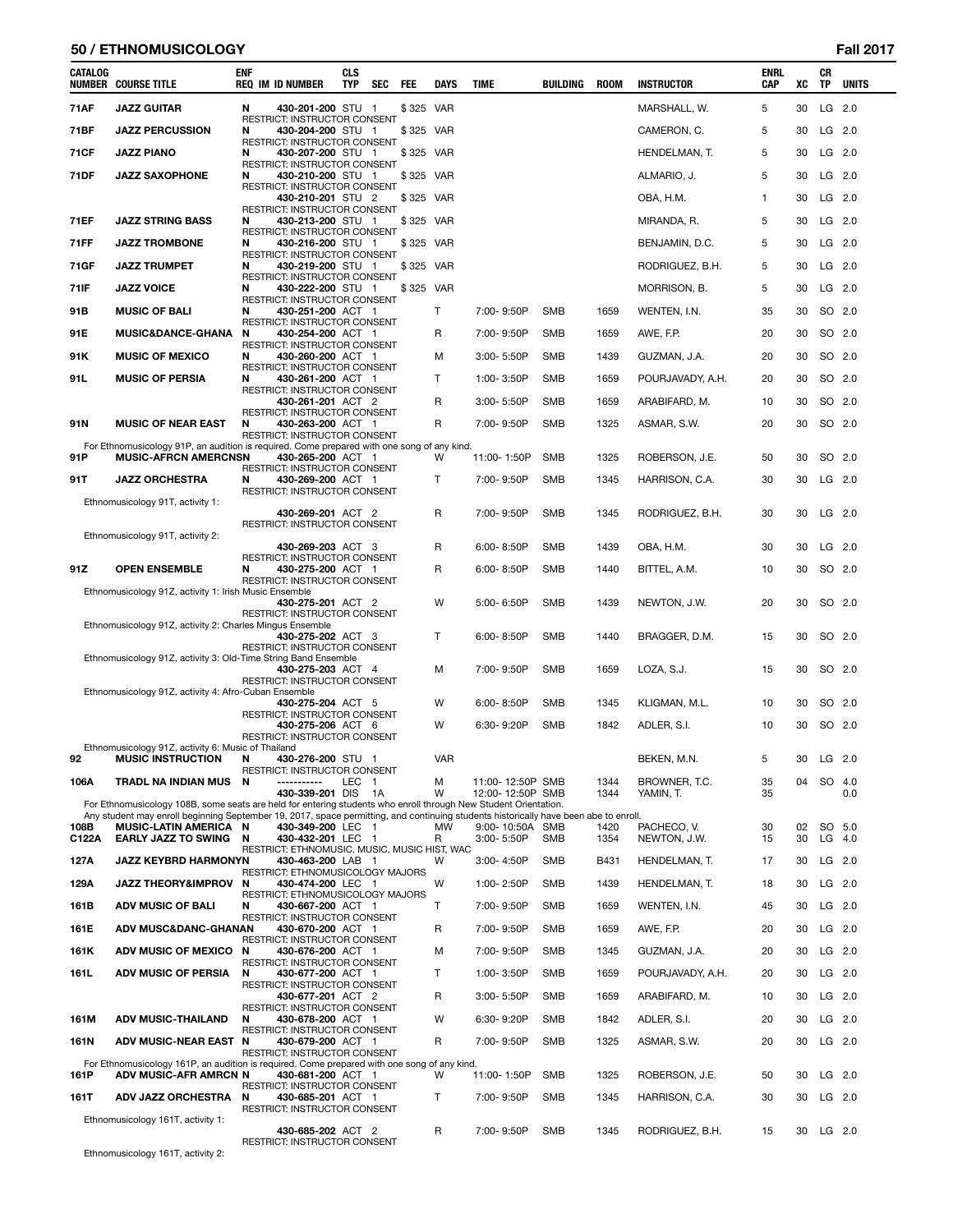## 50 / ETHNOMUSICOLOGY — Fall 2017

| CATALOG NUMBER | COURSE TITLE | ENF REQ | IM | ID NUMBER | CLS TYP | SEC | FEE | DAYS | TIME | BUILDING | ROOM | INSTRUCTOR | ENRL CAP | XC | CR TP | UNITS |
|---|---|---|---|---|---|---|---|---|---|---|---|---|---|---|---|---|
| **71AF** | **JAZZ GUITAR** | N | | 430-201-200 | STU | 1 | $ 325 | VAR | | | | MARSHALL, W. | 5 | 30 | LG | 2.0 |
| | RESTRICT: INSTRUCTOR CONSENT | | | | | | | | | | | | | | | |
| **71BF** | **JAZZ PERCUSSION** | N | | 430-204-200 | STU | 1 | $ 325 | VAR | | | | CAMERON, C. | 5 | 30 | LG | 2.0 |
| | RESTRICT: INSTRUCTOR CONSENT | | | | | | | | | | | | | | | |
| **71CF** | **JAZZ PIANO** | N | | 430-207-200 | STU | 1 | $ 325 | VAR | | | | HENDELMAN, T. | 5 | 30 | LG | 2.0 |
| | RESTRICT: INSTRUCTOR CONSENT | | | | | | | | | | | | | | | |
| **71DF** | **JAZZ SAXOPHONE** | N | | 430-210-200 | STU | 1 | $ 325 | VAR | | | | ALMARIO, J. | 5 | 30 | LG | 2.0 |
| | RESTRICT: INSTRUCTOR CONSENT | | | | | | | | | | | | | | | |
| | | | | 430-210-201 | STU | 2 | $ 325 | VAR | | | | OBA, H.M. | 1 | 30 | LG | 2.0 |
| | RESTRICT: INSTRUCTOR CONSENT | | | | | | | | | | | | | | | |
| **71EF** | **JAZZ STRING BASS** | N | | 430-213-200 | STU | 1 | $ 325 | VAR | | | | MIRANDA, R. | 5 | 30 | LG | 2.0 |
| | RESTRICT: INSTRUCTOR CONSENT | | | | | | | | | | | | | | | |
| **71FF** | **JAZZ TROMBONE** | N | | 430-216-200 | STU | 1 | $ 325 | VAR | | | | BENJAMIN, D.C. | 5 | 30 | LG | 2.0 |
| | RESTRICT: INSTRUCTOR CONSENT | | | | | | | | | | | | | | | |
| **71GF** | **JAZZ TRUMPET** | N | | 430-219-200 | STU | 1 | $ 325 | VAR | | | | RODRIGUEZ, B.H. | 5 | 30 | LG | 2.0 |
| | RESTRICT: INSTRUCTOR CONSENT | | | | | | | | | | | | | | | |
| **71IF** | **JAZZ VOICE** | N | | 430-222-200 | STU | 1 | $ 325 | VAR | | | | MORRISON, B. | 5 | 30 | LG | 2.0 |
| | RESTRICT: INSTRUCTOR CONSENT | | | | | | | | | | | | | | | |
| **91B** | **MUSIC OF BALI** | N | | 430-251-200 | ACT | 1 | | T | 7:00- 9:50P | SMB | 1659 | WENTEN, I.N. | 35 | 30 | SO | 2.0 |
| | RESTRICT: INSTRUCTOR CONSENT | | | | | | | | | | | | | | | |
| **91E** | **MUSIC&DANCE-GHANA** | N | | 430-254-200 | ACT | 1 | | R | 7:00- 9:50P | SMB | 1659 | AWE, F.P. | 20 | 30 | SO | 2.0 |
| | RESTRICT: INSTRUCTOR CONSENT | | | | | | | | | | | | | | | |
| **91K** | **MUSIC OF MEXICO** | N | | 430-260-200 | ACT | 1 | | M | 3:00- 5:50P | SMB | 1439 | GUZMAN, J.A. | 20 | 30 | SO | 2.0 |
| | RESTRICT: INSTRUCTOR CONSENT | | | | | | | | | | | | | | | |
| **91L** | **MUSIC OF PERSIA** | N | | 430-261-200 | ACT | 1 | | T | 1:00- 3:50P | SMB | 1659 | POURJAVADY, A.H. | 20 | 30 | SO | 2.0 |
| | RESTRICT: INSTRUCTOR CONSENT | | | | | | | | | | | | | | | |
| | | | | 430-261-201 | ACT | 2 | | R | 3:00- 5:50P | SMB | 1659 | ARABIFARD, M. | 10 | 30 | SO | 2.0 |
| | RESTRICT: INSTRUCTOR CONSENT | | | | | | | | | | | | | | | |
| **91N** | **MUSIC OF NEAR EAST** | N | | 430-263-200 | ACT | 1 | | R | 7:00- 9:50P | SMB | 1325 | ASMAR, S.W. | 20 | 30 | SO | 2.0 |
| | RESTRICT: INSTRUCTOR CONSENT | | | | | | | | | | | | | | | |
| | For Ethnomusicology 91P, an audition is required. Come prepared with one song of any kind. | | | | | | | | | | | | | | | |
| **91P** | **MUSIC-AFRCN AMERCNSN** | | | 430-265-200 | ACT | 1 | | W | 11:00- 1:50P | SMB | 1325 | ROBERSON, J.E. | 50 | 30 | SO | 2.0 |
| | RESTRICT: INSTRUCTOR CONSENT | | | | | | | | | | | | | | | |
| **91T** | **JAZZ ORCHESTRA** | N | | 430-269-200 | ACT | 1 | | T | 7:00- 9:50P | SMB | 1345 | HARRISON, C.A. | 30 | 30 | LG | 2.0 |
| | RESTRICT: INSTRUCTOR CONSENT | | | | | | | | | | | | | | | |
| | Ethnomusicology 91T, activity 1: | | | | | | | | | | | | | | | |
| | | | | 430-269-201 | ACT | 2 | | R | 7:00- 9:50P | SMB | 1345 | RODRIGUEZ, B.H. | 30 | 30 | LG | 2.0 |
| | RESTRICT: INSTRUCTOR CONSENT | | | | | | | | | | | | | | | |
| | Ethnomusicology 91T, activity 2: | | | | | | | | | | | | | | | |
| | | | | 430-269-203 | ACT | 3 | | R | 6:00- 8:50P | SMB | 1439 | OBA, H.M. | 30 | 30 | LG | 2.0 |
| | RESTRICT: INSTRUCTOR CONSENT | | | | | | | | | | | | | | | |
| **91Z** | **OPEN ENSEMBLE** | N | | 430-275-200 | ACT | 1 | | R | 6:00- 8:50P | SMB | 1440 | BITTEL, A.M. | 10 | 30 | SO | 2.0 |
| | RESTRICT: INSTRUCTOR CONSENT | | | | | | | | | | | | | | | |
| | Ethnomusicology 91Z, activity 1: Irish Music Ensemble | | | | | | | | | | | | | | | |
| | | | | 430-275-201 | ACT | 2 | | W | 5:00- 6:50P | SMB | 1439 | NEWTON, J.W. | 20 | 30 | SO | 2.0 |
| | RESTRICT: INSTRUCTOR CONSENT | | | | | | | | | | | | | | | |
| | Ethnomusicology 91Z, activity 2: Charles Mingus Ensemble | | | | | | | | | | | | | | | |
| | | | | 430-275-202 | ACT | 3 | | T | 6:00- 8:50P | SMB | 1440 | BRAGGER, D.M. | 15 | 30 | SO | 2.0 |
| | RESTRICT: INSTRUCTOR CONSENT | | | | | | | | | | | | | | | |
| | Ethnomusicology 91Z, activity 3: Old-Time String Band Ensemble | | | | | | | | | | | | | | | |
| | | | | 430-275-203 | ACT | 4 | | M | 7:00- 9:50P | SMB | 1659 | LOZA, S.J. | 15 | 30 | SO | 2.0 |
| | RESTRICT: INSTRUCTOR CONSENT | | | | | | | | | | | | | | | |
| | Ethnomusicology 91Z, activity 4: Afro-Cuban Ensemble | | | | | | | | | | | | | | | |
| | | | | 430-275-204 | ACT | 5 | | W | 6:00- 8:50P | SMB | 1345 | KLIGMAN, M.L. | 10 | 30 | SO | 2.0 |
| | RESTRICT: INSTRUCTOR CONSENT | | | | | | | | | | | | | | | |
| | | | | 430-275-206 | ACT | 6 | | W | 6:30- 9:20P | SMB | 1842 | ADLER, S.I. | 10 | 30 | SO | 2.0 |
| | RESTRICT: INSTRUCTOR CONSENT | | | | | | | | | | | | | | | |
| | Ethnomusicology 91Z, activity 6: Music of Thailand | | | | | | | | | | | | | | | |
| **92** | **MUSIC INSTRUCTION** | N | | 430-276-200 | STU | 1 | | VAR | | | | BEKEN, M.N. | 5 | 30 | LG | 2.0 |
| | RESTRICT: INSTRUCTOR CONSENT | | | | | | | | | | | | | | | |
| **106A** | **TRADL NA INDIAN MUS** | N | | ----------- | LEC | 1 | | M | 11:00- 12:50P | SMB | 1344 | BROWNER, T.C. | 35 | 04 | SO | 4.0 |
| | | | | 430-339-201 | DIS | 1A | | W | 12:00- 12:50P | SMB | 1344 | YAMIN, T. | 35 | | | 0.0 |
| | For Ethnomusicology 108B, some seats are held for entering students who enroll through New Student Orientation. | | | | | | | | | | | | | | | |
| | Any student may enroll beginning September 19, 2017, space permitting, and continuing students historically have been abe to enroll. | | | | | | | | | | | | | | | |
| **108B** | **MUSIC-LATIN AMERICA** | N | | 430-349-200 | LEC | 1 | | MW | 9:00- 10:50A | SMB | 1420 | PACHECO, V. | 30 | 02 | SO | 5.0 |
| **C122A** | **EARLY JAZZ TO SWING** | N | | 430-432-201 | LEC | 1 | | R | 3:00- 5:50P | SMB | 1354 | NEWTON, J.W. | 15 | 30 | LG | 4.0 |
| | RESTRICT: ETHNOMUSIC, MUSIC, MUSIC HIST, WAC | | | | | | | | | | | | | | | |
| **127A** | **JAZZ KEYBRD HARMONYN** | | | 430-463-200 | LAB | 1 | | W | 3:00- 4:50P | SMB | B431 | HENDELMAN, T. | 17 | 30 | LG | 2.0 |
| | RESTRICT: ETHNOMUSICOLOGY MAJORS | | | | | | | | | | | | | | | |
| **129A** | **JAZZ THEORY&IMPROV** | N | | 430-474-200 | LEC | 1 | | W | 1:00- 2:50P | SMB | 1439 | HENDELMAN, T. | 18 | 30 | LG | 2.0 |
| | RESTRICT: ETHNOMUSICOLOGY MAJORS | | | | | | | | | | | | | | | |
| **161B** | **ADV MUSIC OF BALI** | N | | 430-667-200 | ACT | 1 | | T | 7:00- 9:50P | SMB | 1659 | WENTEN, I.N. | 45 | 30 | LG | 2.0 |
| | RESTRICT: INSTRUCTOR CONSENT | | | | | | | | | | | | | | | |
| **161E** | **ADV MUSC&DANC-GHANAN** | | | 430-670-200 | ACT | 1 | | R | 7:00- 9:50P | SMB | 1659 | AWE, F.P. | 20 | 30 | LG | 2.0 |
| | RESTRICT: INSTRUCTOR CONSENT | | | | | | | | | | | | | | | |
| **161K** | **ADV MUSIC OF MEXICO** | N | | 430-676-200 | ACT | 1 | | M | 7:00- 9:50P | SMB | 1345 | GUZMAN, J.A. | 20 | 30 | LG | 2.0 |
| | RESTRICT: INSTRUCTOR CONSENT | | | | | | | | | | | | | | | |
| **161L** | **ADV MUSIC OF PERSIA** | N | | 430-677-200 | ACT | 1 | | T | 1:00- 3:50P | SMB | 1659 | POURJAVADY, A.H. | 20 | 30 | LG | 2.0 |
| | RESTRICT: INSTRUCTOR CONSENT | | | | | | | | | | | | | | | |
| | | | | 430-677-201 | ACT | 2 | | R | 3:00- 5:50P | SMB | 1659 | ARABIFARD, M. | 10 | 30 | LG | 2.0 |
| | RESTRICT: INSTRUCTOR CONSENT | | | | | | | | | | | | | | | |
| **161M** | **ADV MUSIC-THAILAND** | N | | 430-678-200 | ACT | 1 | | W | 6:30- 9:20P | SMB | 1842 | ADLER, S.I. | 20 | 30 | LG | 2.0 |
| | RESTRICT: INSTRUCTOR CONSENT | | | | | | | | | | | | | | | |
| **161N** | **ADV MUSIC-NEAR EAST** | N | | 430-679-200 | ACT | 1 | | R | 7:00- 9:50P | SMB | 1325 | ASMAR, S.W. | 20 | 30 | LG | 2.0 |
| | RESTRICT: INSTRUCTOR CONSENT | | | | | | | | | | | | | | | |
| | For Ethnomusicology 161P, an audition is required. Come prepared with one song of any kind. | | | | | | | | | | | | | | | |
| **161P** | **ADV MUSIC-AFR AMRCN** | N | | 430-681-200 | ACT | 1 | | W | 11:00- 1:50P | SMB | 1325 | ROBERSON, J.E. | 50 | 30 | LG | 2.0 |
| | RESTRICT: INSTRUCTOR CONSENT | | | | | | | | | | | | | | | |
| **161T** | **ADV JAZZ ORCHESTRA** | N | | 430-685-201 | ACT | 1 | | T | 7:00- 9:50P | SMB | 1345 | HARRISON, C.A. | 30 | 30 | LG | 2.0 |
| | RESTRICT: INSTRUCTOR CONSENT | | | | | | | | | | | | | | | |
| | Ethnomusicology 161T, activity 1: | | | | | | | | | | | | | | | |
| | | | | 430-685-202 | ACT | 2 | | R | 7:00- 9:50P | SMB | 1345 | RODRIGUEZ, B.H. | 15 | 30 | LG | 2.0 |
| | RESTRICT: INSTRUCTOR CONSENT | | | | | | | | | | | | | | | |
| | Ethnomusicology 161T, activity 2: | | | | | | | | | | | | | | | |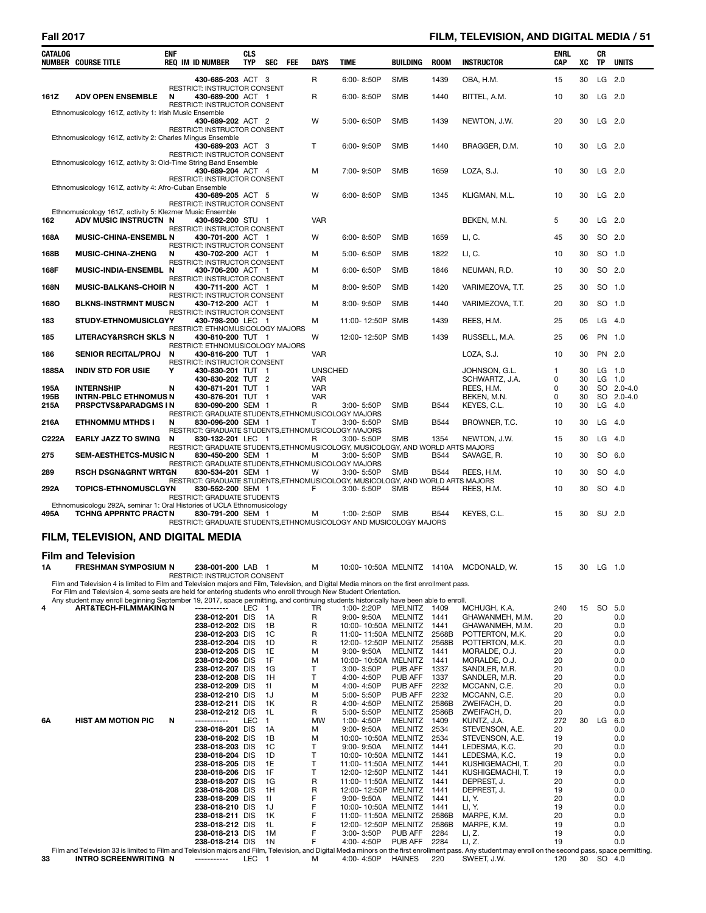| CATALOG NUMBER | COURSE TITLE | ENF REQ | IM | ID NUMBER | CLS TYP | SEC | FEE | DAYS | TIME | BUILDING | ROOM | INSTRUCTOR | ENRL CAP | XC | CR TP | UNITS |
|---|---|---|---|---|---|---|---|---|---|---|---|---|---|---|---|---|
| | | | | 430-685-203 | ACT | 3 | | R | 6:00- 8:50P | SMB | 1439 | OBA, H.M. | 15 | 30 | LG | 2.0 |
| | RESTRICT: INSTRUCTOR CONSENT | | | | | | | | | | | | | | | |
| 161Z | ADV OPEN ENSEMBLE | N | | 430-689-200 | ACT | 1 | | R | 6:00- 8:50P | SMB | 1440 | BITTEL, A.M. | 10 | 30 | LG | 2.0 |
| | RESTRICT: INSTRUCTOR CONSENT | | | | | | | | | | | | | | | |
| | Ethnomusicology 161Z, activity 1: Irish Music Ensemble | | | | | | | | | | | | | | | |
| | | | | 430-689-202 | ACT | 2 | | W | 5:00- 6:50P | SMB | 1439 | NEWTON, J.W. | 20 | 30 | LG | 2.0 |
| | RESTRICT: INSTRUCTOR CONSENT | | | | | | | | | | | | | | | |
| | Ethnomusicology 161Z, activity 2: Charles Mingus Ensemble | | | | | | | | | | | | | | | |
| | | | | 430-689-203 | ACT | 3 | | T | 6:00- 9:50P | SMB | 1440 | BRAGGER, D.M. | 10 | 30 | LG | 2.0 |
| | RESTRICT: INSTRUCTOR CONSENT | | | | | | | | | | | | | | | |
| | Ethnomusicology 161Z, activity 3: Old-Time String Band Ensemble | | | | | | | | | | | | | | | |
| | | | | 430-689-204 | ACT | 4 | | M | 7:00- 9:50P | SMB | 1659 | LOZA, S.J. | 10 | 30 | LG | 2.0 |
| | RESTRICT: INSTRUCTOR CONSENT | | | | | | | | | | | | | | | |
| | Ethnomusicology 161Z, activity 4: Afro-Cuban Ensemble | | | | | | | | | | | | | | | |
| | | | | 430-689-205 | ACT | 5 | | W | 6:00- 8:50P | SMB | 1345 | KLIGMAN, M.L. | 10 | 30 | LG | 2.0 |
| | RESTRICT: INSTRUCTOR CONSENT | | | | | | | | | | | | | | | |
| | Ethnomusicology 161Z, activity 5: Klezmer Music Ensemble | | | | | | | | | | | | | | | |
| 162 | ADV MUSIC INSTRUCTN | N | | 430-692-200 | STU | 1 | | VAR | | | | BEKEN, M.N. | 5 | 30 | LG | 2.0 |
| | RESTRICT: INSTRUCTOR CONSENT | | | | | | | | | | | | | | | |
| 168A | MUSIC-CHINA-ENSEMBL | N | | 430-701-200 | ACT | 1 | | W | 6:00- 8:50P | SMB | 1659 | LI, C. | 45 | 30 | SO | 2.0 |
| | RESTRICT: INSTRUCTOR CONSENT | | | | | | | | | | | | | | | |
| 168B | MUSIC-CHINA-ZHENG | N | | 430-702-200 | ACT | 1 | | M | 5:00- 6:50P | SMB | 1822 | LI, C. | 10 | 30 | SO | 1.0 |
| | RESTRICT: INSTRUCTOR CONSENT | | | | | | | | | | | | | | | |
| 168F | MUSIC-INDIA-ENSEMBL | N | | 430-706-200 | ACT | 1 | | M | 6:00- 6:50P | SMB | 1846 | NEUMAN, R.D. | 10 | 30 | SO | 2.0 |
| | RESTRICT: INSTRUCTOR CONSENT | | | | | | | | | | | | | | | |
| 168N | MUSIC-BALKANS-CHOIR | N | | 430-711-200 | ACT | 1 | | M | 8:00- 9:50P | SMB | 1420 | VARIMEZOVA, T.T. | 25 | 30 | SO | 1.0 |
| | RESTRICT: INSTRUCTOR CONSENT | | | | | | | | | | | | | | | |
| 168O | BLKNS-INSTRMNT MUSC | N | | 430-712-200 | ACT | 1 | | M | 8:00- 9:50P | SMB | 1440 | VARIMEZOVA, T.T. | 20 | 30 | SO | 1.0 |
| | RESTRICT: INSTRUCTOR CONSENT | | | | | | | | | | | | | | | |
| 183 | STUDY-ETHNOMUSICLGY | | | 430-798-200 | LEC | 1 | | M | 11:00- 12:50P | SMB | 1439 | REES, H.M. | 25 | 05 | LG | 4.0 |
| | RESTRICT: ETHNOMUSICOLOGY MAJORS | | | | | | | | | | | | | | | |
| 185 | LITERACY&RSRCH SKLS | N | | 430-810-200 | TUT | 1 | | W | 12:00- 12:50P | SMB | 1439 | RUSSELL, M.A. | 25 | 06 | PN | 1.0 |
| | RESTRICT: ETHNOMUSICOLOGY MAJORS | | | | | | | | | | | | | | | |
| 186 | SENIOR RECITAL/PROJ | N | | 430-816-200 | TUT | 1 | | VAR | | | | LOZA, S.J. | 10 | 30 | PN | 2.0 |
| | RESTRICT: INSTRUCTOR CONSENT | | | | | | | | | | | | | | | |
| 188SA | INDIV STD FOR USIE | Y | | 430-830-201 | TUT | 1 | | UNSCHED | | | | JOHNSON, G.L. | 1 | 30 | LG | 1.0 |
| | | | | 430-830-202 | TUT | 2 | | VAR | | | | SCHWARTZ, J.A. | 0 | 30 | LG | 1.0 |
| 195A | INTERNSHIP | N | | 430-871-201 | TUT | 1 | | VAR | | | | REES, H.M. | 0 | 30 | SO | 2.0-4.0 |
| 195B | INTRN-PBLC ETHNOMUS | N | | 430-876-201 | TUT | 1 | | VAR | | | | BEKEN, M.N. | 0 | 30 | SO | 2.0-4.0 |
| 215A | PRSPCTVS&PARADGMS I | N | | 830-090-200 | SEM | 1 | | R | 3:00- 5:50P | SMB | B544 | KEYES, C.L. | 10 | 30 | LG | 4.0 |
| | RESTRICT: GRADUATE STUDENTS,ETHNOMUSICOLOGY MAJORS | | | | | | | | | | | | | | | |
| 216A | ETHNOMMU MTHDS I | N | | 830-096-200 | SEM | 1 | | T | 3:00- 5:50P | SMB | B544 | BROWNER, T.C. | 10 | 30 | LG | 4.0 |
| | RESTRICT: GRADUATE STUDENTS,ETHNOMUSICOLOGY MAJORS | | | | | | | | | | | | | | | |
| C222A | EARLY JAZZ TO SWING | N | | 830-132-201 | LEC | 1 | | R | 3:00- 5:50P | SMB | 1354 | NEWTON, J.W. | 15 | 30 | LG | 4.0 |
| | RESTRICT: GRADUATE STUDENTS,ETHNOMUSICOLOGY, MUSICOLOGY, AND WORLD ARTS MAJORS | | | | | | | | | | | | | | | |
| 275 | SEM-AESTHETCS-MUSIC | N | | 830-450-200 | SEM | 1 | | M | 3:00- 5:50P | SMB | B544 | SAVAGE, R. | 10 | 30 | SO | 6.0 |
| | RESTRICT: GRADUATE STUDENTS,ETHNOMUSICOLOGY MAJORS | | | | | | | | | | | | | | | |
| 289 | RSCH DSGN&GRNT WRTG | N | | 830-534-201 | SEM | 1 | | W | 3:00- 5:50P | SMB | B544 | REES, H.M. | 10 | 30 | SO | 4.0 |
| | RESTRICT: GRADUATE STUDENTS,ETHNOMUSICOLOGY, MUSICOLOGY, AND WORLD ARTS MAJORS | | | | | | | | | | | | | | | |
| 292A | TOPICS-ETHNOMUSCLGY | N | | 830-552-200 | SEM | 1 | | F | 3:00- 5:50P | SMB | B544 | REES, H.M. | 10 | 30 | SO | 4.0 |
| | RESTRICT: GRADUATE STUDENTS | | | | | | | | | | | | | | | |
| | Ethnomusicologu 292A, seminar 1: Oral Histories of UCLA Ethnomusicology | | | | | | | | | | | | | | | |
| 495A | TCHNG APPRNTC PRACT | N | | 830-791-200 | SEM | 1 | | M | 1:00- 2:50P | SMB | B544 | KEYES, C.L. | 15 | 30 | SU | 2.0 |
| | RESTRICT: GRADUATE STUDENTS,ETHNOMUSICOLOGY AND MUSICOLOGY MAJORS | | | | | | | | | | | | | | | |

## FILM, TELEVISION, AND DIGITAL MEDIA

### Film and Television

| CATALOG NUMBER | COURSE TITLE | ENF REQ | IM | ID NUMBER | CLS TYP | SEC | FEE | DAYS | TIME | BUILDING | ROOM | INSTRUCTOR | ENRL CAP | XC | CR TP | UNITS |
|---|---|---|---|---|---|---|---|---|---|---|---|---|---|---|---|---|
| 1A | FRESHMAN SYMPOSIUM | N | | 238-001-200 | LAB | 1 | | M | 10:00- 10:50A | MELNITZ | 1410A | MCDONALD, W. | 15 | 30 | LG | 1.0 |
| | RESTRICT: INSTRUCTOR CONSENT | | | | | | | | | | | | | | | |
| | Film and Television 4 is limited to Film and Television majors and Film, Television, and Digital Media minors on the first enrollment pass. For Film and Television 4, some seats are held for entering students who enroll through New Student Orientation. Any student may enroll beginning September 19, 2017, space permitting, and continuing students historically have been able to enroll. | | | | | | | | | | | | | | | |
| 4 | ART&TECH-FILMMAKING | N | | ----------- | LEC | 1 | | TR | 1:00- 2:20P | MELNITZ | 1409 | MCHUGH, K.A. | 240 | 15 | SO | 5.0 |
| | | | | 238-012-201 | DIS | 1A | | R | 9:00- 9:50A | MELNITZ | 1441 | GHAWANMEH, M.M. | 20 | | | 0.0 |
| | | | | 238-012-202 | DIS | 1B | | R | 10:00- 10:50A | MELNITZ | 1441 | GHAWANMEH, M.M. | 20 | | | 0.0 |
| | | | | 238-012-203 | DIS | 1C | | R | 11:00- 11:50A | MELNITZ | 2568B | POTTERTON, M.K. | 20 | | | 0.0 |
| | | | | 238-012-204 | DIS | 1D | | R | 12:00- 12:50P | MELNITZ | 2568B | POTTERTON, M.K. | 20 | | | 0.0 |
| | | | | 238-012-205 | DIS | 1E | | M | 9:00- 9:50A | MELNITZ | 1441 | MORALDE, O.J. | 20 | | | 0.0 |
| | | | | 238-012-206 | DIS | 1F | | M | 10:00- 10:50A | MELNITZ | 1441 | MORALDE, O.J. | 20 | | | 0.0 |
| | | | | 238-012-207 | DIS | 1G | | T | 3:00- 3:50P | PUB AFF | 1337 | SANDLER, M.R. | 20 | | | 0.0 |
| | | | | 238-012-208 | DIS | 1H | | T | 4:00- 4:50P | PUB AFF | 1337 | SANDLER, M.R. | 20 | | | 0.0 |
| | | | | 238-012-209 | DIS | 1I | | M | 4:00- 4:50P | PUB AFF | 2232 | MCCANN, C.E. | 20 | | | 0.0 |
| | | | | 238-012-210 | DIS | 1J | | M | 5:00- 5:50P | PUB AFF | 2232 | MCCANN, C.E. | 20 | | | 0.0 |
| | | | | 238-012-211 | DIS | 1K | | R | 4:00- 4:50P | MELNITZ | 2586B | ZWEIFACH, D. | 20 | | | 0.0 |
| | | | | 238-012-212 | DIS | 1L | | R | 5:00- 5:50P | MELNITZ | 2586B | ZWEIFACH, D. | 20 | | | 0.0 |
| 6A | HIST AM MOTION PIC | N | | ----------- | LEC | 1 | | MW | 1:00- 4:50P | MELNITZ | 1409 | KUNTZ, J.A. | 272 | 30 | LG | 6.0 |
| | | | | 238-018-201 | DIS | 1A | | M | 9:00- 9:50A | MELNITZ | 2534 | STEVENSON, A.E. | 20 | | | 0.0 |
| | | | | 238-018-202 | DIS | 1B | | M | 10:00- 10:50A | MELNITZ | 2534 | STEVENSON, A.E. | 19 | | | 0.0 |
| | | | | 238-018-203 | DIS | 1C | | T | 9:00- 9:50A | MELNITZ | 1441 | LEDESMA, K.C. | 20 | | | 0.0 |
| | | | | 238-018-204 | DIS | 1D | | T | 10:00- 10:50A | MELNITZ | 1441 | LEDESMA, K.C. | 19 | | | 0.0 |
| | | | | 238-018-205 | DIS | 1E | | T | 11:00- 11:50A | MELNITZ | 1441 | KUSHIGEMACHI, T. | 20 | | | 0.0 |
| | | | | 238-018-206 | DIS | 1F | | T | 12:00- 12:50P | MELNITZ | 1441 | KUSHIGEMACHI, T. | 19 | | | 0.0 |
| | | | | 238-018-207 | DIS | 1G | | R | 11:00- 11:50A | MELNITZ | 1441 | DEPREST, J. | 20 | | | 0.0 |
| | | | | 238-018-208 | DIS | 1H | | R | 12:00- 12:50P | MELNITZ | 1441 | DEPREST, J. | 19 | | | 0.0 |
| | | | | 238-018-209 | DIS | 1I | | F | 9:00- 9:50A | MELNITZ | 1441 | LI, Y. | 20 | | | 0.0 |
| | | | | 238-018-210 | DIS | 1J | | F | 10:00- 10:50A | MELNITZ | 1441 | LI, Y. | 19 | | | 0.0 |
| | | | | 238-018-211 | DIS | 1K | | F | 11:00- 11:50A | MELNITZ | 2586B | MARPE, K.M. | 20 | | | 0.0 |
| | | | | 238-018-212 | DIS | 1L | | F | 12:00- 12:50P | MELNITZ | 2586B | MARPE, K.M. | 19 | | | 0.0 |
| | | | | 238-018-213 | DIS | 1M | | F | 3:00- 3:50P | PUB AFF | 2284 | LI, Z. | 19 | | | 0.0 |
| | | | | 238-018-214 | DIS | 1N | | F | 4:00- 4:50P | PUB AFF | 2284 | LI, Z. | 19 | | | 0.0 |
| | Film and Television 33 is limited to Film and Television majors and Film, Television, and Digital Media minors on the first enrollment pass. Any student may enroll on the second pass, space permitting. | | | | | | | | | | | | | | | |
| 33 | INTRO SCREENWRITING | N | | ----------- | LEC | 1 | | M | 4:00- 4:50P | HAINES | 220 | SWEET, J.W. | 120 | 30 | SO | 4.0 |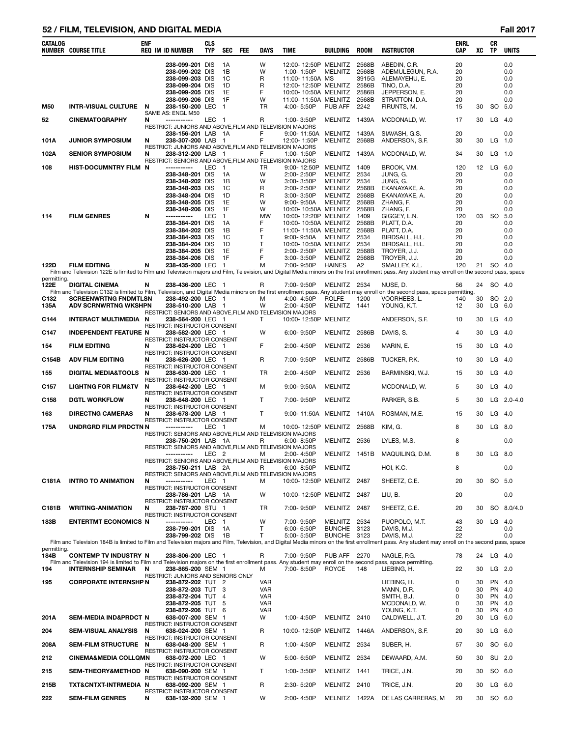## FILM, TELEVISION, AND DIGITAL MEDIA

| CATALOG NUMBER | COURSE TITLE | ENF REQ | IM | ID NUMBER | CLS TYP | SEC | FEE | DAYS | TIME | BUILDING | ROOM | INSTRUCTOR | ENRL CAP | XC | CR TP | UNITS |
|---|---|---|---|---|---|---|---|---|---|---|---|---|---|---|---|---|
| | | | | 238-099-201 | DIS | 1A | | W | 12:00- 12:50P | MELNITZ | 2568B | ABEDIN, C.R. | 20 | | | 0.0 |
| | | | | 238-099-202 | DIS | 1B | | W | 1:00- 1:50P | MELNITZ | 2568B | ADEMULEGUN, R.A. | 20 | | | 0.0 |
| | | | | 238-099-203 | DIS | 1C | | R | 11:00- 11:50A | MS | 3915G | ALEMAYEHU, E. | 20 | | | 0.0 |
| | | | | 238-099-204 | DIS | 1D | | R | 12:00- 12:50P | MELNITZ | 2586B | TINO, D.A. | 20 | | | 0.0 |
| | | | | 238-099-205 | DIS | 1E | | F | 10:00- 10:50A | MELNITZ | 2586B | JEPPERSON, E. | 20 | | | 0.0 |
| | | | | 238-099-206 | DIS | 1F | | W | 11:00- 11:50A | MELNITZ | 2568B | STRATTON, D.A. | 20 | | | 0.0 |
| M50 | INTR-VISUAL CULTURE | N | | 238-150-200 | LEC | 1 | | TR | 4:00- 5:50P | PUB AFF | 2242 | FIRUNTS, M. | 15 | 30 | SO | 5.0 |
| | SAME AS: ENGL M50 | | | | | | | | | | | | | | | |
| 52 | CINEMATOGRAPHY | N | | ----------- | LEC | 1 | | R | 1:00- 3:50P | MELNITZ | 1439A | MCDONALD, W. | 17 | 30 | LG | 4.0 |
| | RESTRICT: JUNIORS AND ABOVE,FILM AND TELEVISION MAJORS | | | | | | | | | | | | | | | |
| | | | | 238-156-201 | LAB | 1A | | F | 9:00- 11:50A | MELNITZ | 1439A | SIAVASH, G.S. | 20 | | | 0.0 |
| 101A | JUNIOR SYMPOSIUM | N | | 238-307-200 | LAB | 1 | | F | 12:00- 1:50P | MELNITZ | 2568B | ANDERSON, S.F. | 30 | 30 | LG | 1.0 |
| | RESTRICT: JUNIORS AND ABOVE,FILM AND TELEVISION MAJORS | | | | | | | | | | | | | | | |
| 102A | SENIOR SYMPOSIUM | N | | 238-312-200 | LAB | 1 | | F | 1:00- 1:50P | MELNITZ | 1439A | MCDONALD, W. | 34 | 30 | LG | 1.0 |
| | RESTRICT: SENIORS AND ABOVE,FILM AND TELEVISION MAJORS | | | | | | | | | | | | | | | |
| 108 | HIST-DOCUMNTRY FILM | N | | ----------- | LEC | 1 | | TR | 9:00- 12:50P | MELNITZ | 1409 | BROOK, V.M. | 120 | 12 | LG | 6.0 |
| | | | | 238-348-201 | DIS | 1A | | W | 2:00- 2:50P | MELNITZ | 2534 | JUNG, G. | 20 | | | 0.0 |
| | | | | 238-348-202 | DIS | 1B | | W | 3:00- 3:50P | MELNITZ | 2534 | JUNG, G. | 20 | | | 0.0 |
| | | | | 238-348-203 | DIS | 1C | | R | 2:00- 2:50P | MELNITZ | 2568B | EKANAYAKE, A. | 20 | | | 0.0 |
| | | | | 238-348-204 | DIS | 1D | | R | 3:00- 3:50P | MELNITZ | 2568B | EKANAYAKE, A. | 20 | | | 0.0 |
| | | | | 238-348-205 | DIS | 1E | | W | 9:00- 9:50A | MELNITZ | 2568B | ZHANG, F. | 20 | | | 0.0 |
| | | | | 238-348-206 | DIS | 1F | | W | 10:00- 10:50A | MELNITZ | 2568B | ZHANG, F. | 20 | | | 0.0 |
| 114 | FILM GENRES | N | | ----------- | LEC | 1 | | MW | 10:00- 12:20P | MELNITZ | 1409 | GIGGEY, L.N. | 120 | 03 | SO | 5.0 |
| | | | | 238-384-201 | DIS | 1A | | F | 10:00- 10:50A | MELNITZ | 2568B | PLATT, D.A. | 20 | | | 0.0 |
| | | | | 238-384-202 | DIS | 1B | | F | 11:00- 11:50A | MELNITZ | 2568B | PLATT, D.A. | 20 | | | 0.0 |
| | | | | 238-384-203 | DIS | 1C | | T | 9:00- 9:50A | MELNITZ | 2534 | BIRDSALL, H.L. | 20 | | | 0.0 |
| | | | | 238-384-204 | DIS | 1D | | T | 10:00- 10:50A | MELNITZ | 2534 | BIRDSALL, H.L. | 20 | | | 0.0 |
| | | | | 238-384-205 | DIS | 1E | | F | 2:00- 2:50P | MELNITZ | 2568B | TROYER, J.J. | 20 | | | 0.0 |
| | | | | 238-384-206 | DIS | 1F | | F | 3:00- 3:50P | MELNITZ | 2568B | TROYER, J.J. | 20 | | | 0.0 |
| 122D | FILM EDITING | N | | 238-435-200 | LEC | 1 | | M | 7:00- 9:50P | HAINES | A2 | SMALLEY, K.L. | 120 | 21 | SO | 4.0 |
| | Film and Television 122E is limited to Film and Television majors and Film, Television, and Digital Media minors on the first enrollment pass. Any student may enroll on the second pass, space permitting. | | | | | | | | | | | | | | | |
| 122E | DIGITAL CINEMA | N | | 238-436-200 | LEC | 1 | | R | 7:00- 9:50P | MELNITZ | 2534 | NUSE, D. | 56 | 24 | SO | 4.0 |
| | Film and Television C132 is limited to Film, Television, and Digital Media minors on the first enrollment pass. Any student may enroll on the second pass, space permitting. | | | | | | | | | | | | | | | |
| C132 | SCREENWRTNG FNDMTLSN | | | 238-492-200 | LEC | 1 | | M | 4:00- 4:50P | ROLFE | 1200 | VOORHEES, L. | 140 | 30 | SO | 2.0 |
| 135A | ADV SCRNWRTNG WKSHPN | | | 238-510-200 | LAB | 1 | | W | 2:00- 4:50P | MELNITZ | 1441 | YOUNG, K.T. | 12 | 30 | LG | 6.0 |
| | RESTRICT: SENIORS AND ABOVE,FILM AND TELEVISION MAJORS | | | | | | | | | | | | | | | |
| C144 | INTERACT MULTIMEDIA | N | | 238-564-200 | LEC | 1 | | T | 10:00- 12:50P | MELNITZ | | ANDERSON, S.F. | 10 | 30 | LG | 4.0 |
| | RESTRICT: INSTRUCTOR CONSENT | | | | | | | | | | | | | | | |
| C147 | INDEPENDENT FEATURE | N | | 238-582-200 | LEC | 1 | | W | 6:00- 9:50P | MELNITZ | 2586B | DAVIS, S. | 4 | 30 | LG | 4.0 |
| | RESTRICT: INSTRUCTOR CONSENT | | | | | | | | | | | | | | | |
| 154 | FILM EDITING | N | | 238-624-200 | LEC | 1 | | F | 2:00- 4:50P | MELNITZ | 2536 | MARIN, E. | 15 | 30 | LG | 4.0 |
| | RESTRICT: INSTRUCTOR CONSENT | | | | | | | | | | | | | | | |
| C154B | ADV FILM EDITING | N | | 238-626-200 | LEC | 1 | | R | 7:00- 9:50P | MELNITZ | 2586B | TUCKER, P.K. | 10 | 30 | LG | 4.0 |
| | RESTRICT: INSTRUCTOR CONSENT | | | | | | | | | | | | | | | |
| 155 | DIGITAL MEDIA&TOOLS | N | | 238-630-200 | LEC | 1 | | TR | 2:00- 4:50P | MELNITZ | 2536 | BARMINSKI, W.J. | 15 | 30 | LG | 4.0 |
| | RESTRICT: INSTRUCTOR CONSENT | | | | | | | | | | | | | | | |
| C157 | LIGHTNG FOR FILM&TV | N | | 238-642-200 | LEC | 1 | | M | 9:00- 9:50A | MELNITZ | | MCDONALD, W. | 5 | 30 | LG | 4.0 |
| | RESTRICT: INSTRUCTOR CONSENT | | | | | | | | | | | | | | | |
| C158 | DGTL WORKFLOW | N | | 238-648-200 | LEC | 1 | | T | 7:00- 9:50P | MELNITZ | | PARKER, S.B. | 5 | 30 | LG | 2.0-4.0 |
| | RESTRICT: INSTRUCTOR CONSENT | | | | | | | | | | | | | | | |
| 163 | DIRECTNG CAMERAS | N | | 238-678-200 | LAB | 1 | | T | 9:00- 11:50A | MELNITZ | 1410A | ROSMAN, M.E. | 15 | 30 | LG | 4.0 |
| | RESTRICT: INSTRUCTOR CONSENT | | | | | | | | | | | | | | | |
| 175A | UNDRGRD FILM PRDCTN | N | | ----------- | LEC | 1 | | M | 10:00- 12:50P | MELNITZ | 2568B | KIM, G. | 8 | 30 | LG | 8.0 |
| | RESTRICT: SENIORS AND ABOVE,FILM AND TELEVISION MAJORS | | | | | | | | | | | | | | | |
| | | | | 238-750-201 | LAB | 1A | | R | 6:00- 8:50P | MELNITZ | 2536 | LYLES, M.S. | 8 | | | 0.0 |
| | RESTRICT: SENIORS AND ABOVE,FILM AND TELEVISION MAJORS | | | | | | | | | | | | | | | |
| | | | | ----------- | LEC | 2 | | M | 2:00- 4:50P | MELNITZ | 1451B | MAQUILING, D.M. | 8 | 30 | LG | 8.0 |
| | RESTRICT: SENIORS AND ABOVE,FILM AND TELEVISION MAJORS | | | | | | | | | | | | | | | |
| | | | | 238-750-211 | LAB | 2A | | R | 6:00- 8:50P | MELNITZ | | HOI, K.C. | 8 | | | 0.0 |
| | RESTRICT: SENIORS AND ABOVE,FILM AND TELEVISION MAJORS | | | | | | | | | | | | | | | |
| C181A | INTRO TO ANIMATION | N | | ----------- | LEC | 1 | | M | 10:00- 12:50P | MELNITZ | 2487 | SHEETZ, C.E. | 20 | 30 | SO | 5.0 |
| | RESTRICT: INSTRUCTOR CONSENT | | | | | | | | | | | | | | | |
| | | | | 238-786-201 | LAB | 1A | | W | 10:00- 12:50P | MELNITZ | 2487 | LIU, B. | 20 | | | 0.0 |
| | RESTRICT: INSTRUCTOR CONSENT | | | | | | | | | | | | | | | |
| C181B | WRITING-ANIMATION | N | | 238-787-200 | STU | 1 | | TR | 7:00- 9:50P | MELNITZ | 2487 | SHEETZ, C.E. | 20 | 30 | SO | 8.0/4.0 |
| | RESTRICT: INSTRUCTOR CONSENT | | | | | | | | | | | | | | | |
| 183B | ENTERTMT ECONOMICS | N | | ----------- | LEC | 1 | | W | 7:00- 9:50P | MELNITZ | 2534 | PUOPOLO, M.T. | 43 | 30 | LG | 4.0 |
| | | | | 238-799-201 | DIS | 1A | | T | 6:00- 6:50P | BUNCHE | 3123 | DAVIS, M.J. | 22 | | | 0.0 |
| | | | | 238-799-202 | DIS | 1B | | T | 5:00- 5:50P | BUNCHE | 3123 | DAVIS, M.J. | 22 | | | 0.0 |
| | Film and Television 184B is limited to Film and Television majors and Film, Television, and Digital Media minors on the first enrollment pass. Any student may enroll on the second pass, space permitting. | | | | | | | | | | | | | | | |
| 184B | CONTEMP TV INDUSTRY | N | | 238-806-200 | LEC | 1 | | R | 7:00- 9:50P | PUB AFF | 2270 | NAGLE, P.G. | 78 | 24 | LG | 4.0 |
| | Film and Television 194 is limited to Film and Television majors on the first enrollment pass. Any student may enroll on the second pass, space permitting. | | | | | | | | | | | | | | | |
| 194 | INTERNSHIP SEMINAR | N | | 238-865-200 | SEM | 1 | | M | 7:00- 8:50P | ROYCE | 148 | LIEBING, H. | 22 | 30 | LG | 2.0 |
| | RESTRICT: JUNIORS AND SENIORS ONLY | | | | | | | | | | | | | | | |
| 195 | CORPORATE INTERNSHP | N | | 238-872-202 | TUT | 2 | | VAR | | | | LIEBING, H. | 0 | 30 | PN | 4.0 |
| | | | | 238-872-203 | TUT | 3 | | VAR | | | | MANN, D.R. | 0 | 30 | PN | 4.0 |
| | | | | 238-872-204 | TUT | 4 | | VAR | | | | SMITH, B.J. | 0 | 30 | PN | 4.0 |
| | | | | 238-872-205 | TUT | 5 | | VAR | | | | MCDONALD, W. | 0 | 30 | PN | 4.0 |
| | | | | 238-872-206 | TUT | 6 | | VAR | | | | YOUNG, K.T. | 0 | 30 | PN | 4.0 |
| 201A | SEM-MEDIA IND&PRDCT | N | | 638-007-200 | SEM | 1 | | W | 1:00- 4:50P | MELNITZ | 2410 | CALDWELL, J.T. | 20 | 30 | LG | 6.0 |
| | RESTRICT: INSTRUCTOR CONSENT | | | | | | | | | | | | | | | |
| 204 | SEM-VISUAL ANALYSIS | N | | 638-024-200 | SEM | 1 | | R | 10:00- 12:50P | MELNITZ | 1446A | ANDERSON, S.F. | 20 | 30 | LG | 6.0 |
| | RESTRICT: INSTRUCTOR CONSENT | | | | | | | | | | | | | | | |
| 208A | SEM-FILM STRUCTURE | N | | 638-048-200 | SEM | 1 | | R | 1:00- 4:50P | MELNITZ | 2534 | SUBER, H. | 57 | 30 | SO | 6.0 |
| | RESTRICT: INSTRUCTOR CONSENT | | | | | | | | | | | | | | | |
| 212 | CINEMA&MEDIA COLLQMN | | | 638-072-200 | LEC | 1 | | W | 5:00- 6:50P | MELNITZ | 2534 | DEWAARD, A.M. | 50 | 30 | SU | 2.0 |
| | RESTRICT: INSTRUCTOR CONSENT | | | | | | | | | | | | | | | |
| 215 | SEM-THEORY&METHOD | N | | 638-090-200 | SEM | 1 | | T | 1:00- 3:50P | MELNITZ | 1441 | TRICE, J.N. | 20 | 30 | SO | 6.0 |
| | RESTRICT: INSTRUCTOR CONSENT | | | | | | | | | | | | | | | |
| 215B | TXT&CNTXT-INTRMEDIA | N | | 638-092-200 | SEM | 1 | | R | 2:30- 5:20P | MELNITZ | 2410 | TRICE, J.N. | 20 | 30 | LG | 6.0 |
| | RESTRICT: INSTRUCTOR CONSENT | | | | | | | | | | | | | | | |
| 222 | SEM-FILM GENRES | N | | 638-132-200 | SEM | 1 | | W | 2:00- 4:50P | MELNITZ | 1422A | DE LAS CARRERAS, M | 20 | 30 | SO | 6.0 |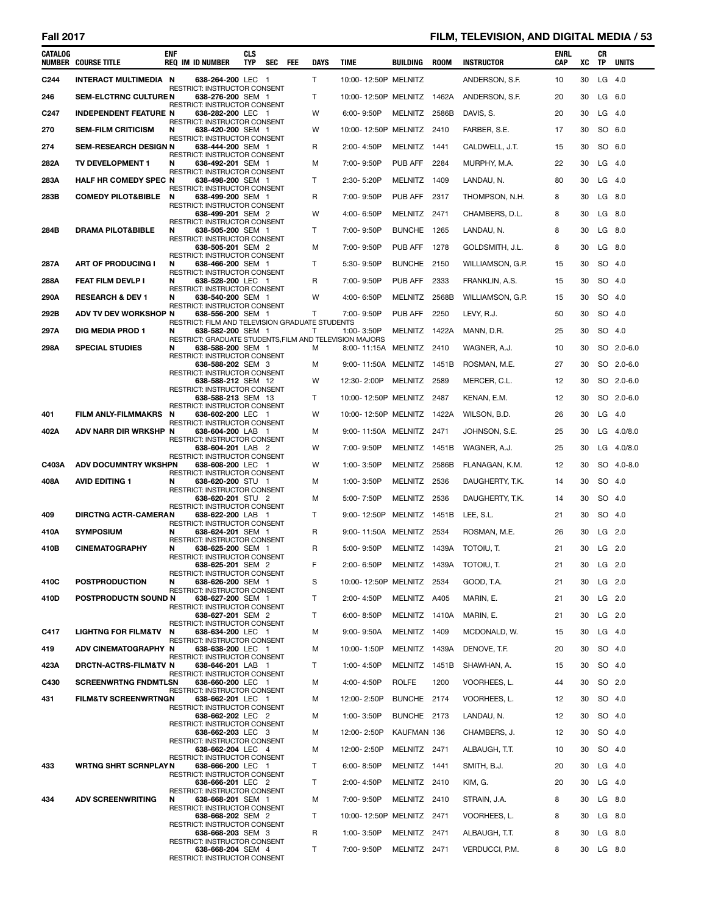## FILM, TELEVISION, AND DIGITAL MEDIA

| CATALOG NUMBER | COURSE TITLE | ENF REQ | IM | ID NUMBER | CLS TYP | SEC | FEE | DAYS | TIME | BUILDING | ROOM | INSTRUCTOR | ENRL CAP | XC | CR TP | UNITS |
|---|---|---|---|---|---|---|---|---|---|---|---|---|---|---|---|---|
| C244 | INTERACT MULTIMEDIA | N | | 638-264-200 | LEC | 1 | | T | 10:00- 12:50P | MELNITZ | | ANDERSON, S.F. | 10 | 30 | LG | 4.0 |
| | RESTRICT: INSTRUCTOR CONSENT | | | | | | | | | | | | | | | |
| 246 | SEM-ELCTRNC CULTURE | N | | 638-276-200 | SEM | 1 | | T | 10:00- 12:50P | MELNITZ | 1462A | ANDERSON, S.F. | 20 | 30 | LG | 6.0 |
| | RESTRICT: INSTRUCTOR CONSENT | | | | | | | | | | | | | | | |
| C247 | INDEPENDENT FEATURE | N | | 638-282-200 | LEC | 1 | | W | 6:00- 9:50P | MELNITZ | 2586B | DAVIS, S. | 20 | 30 | LG | 4.0 |
| | RESTRICT: INSTRUCTOR CONSENT | | | | | | | | | | | | | | | |
| 270 | SEM-FILM CRITICISM | N | | 638-420-200 | SEM | 1 | | W | 10:00- 12:50P | MELNITZ | 2410 | FARBER, S.E. | 17 | 30 | SO | 6.0 |
| | RESTRICT: INSTRUCTOR CONSENT | | | | | | | | | | | | | | | |
| 274 | SEM-RESEARCH DESIGN | N | | 638-444-200 | SEM | 1 | | R | 2:00- 4:50P | MELNITZ | 1441 | CALDWELL, J.T. | 15 | 30 | SO | 6.0 |
| | RESTRICT: INSTRUCTOR CONSENT | | | | | | | | | | | | | | | |
| 282A | TV DEVELOPMENT 1 | N | | 638-492-201 | SEM | 1 | | M | 7:00- 9:50P | PUB AFF | 2284 | MURPHY, M.A. | 22 | 30 | LG | 4.0 |
| | RESTRICT: INSTRUCTOR CONSENT | | | | | | | | | | | | | | | |
| 283A | HALF HR COMEDY SPEC | N | | 638-498-200 | SEM | 1 | | T | 2:30- 5:20P | MELNITZ | 1409 | LANDAU, N. | 80 | 30 | LG | 4.0 |
| | RESTRICT: INSTRUCTOR CONSENT | | | | | | | | | | | | | | | |
| 283B | COMEDY PILOT&BIBLE | N | | 638-499-200 | SEM | 1 | | R | 7:00- 9:50P | PUB AFF | 2317 | THOMPSON, N.H. | 8 | 30 | LG | 8.0 |
| | RESTRICT: INSTRUCTOR CONSENT | | | | | | | | | | | | | | | |
| | | | | 638-499-201 | SEM | 2 | | W | 4:00- 6:50P | MELNITZ | 2471 | CHAMBERS, D.L. | 8 | 30 | LG | 8.0 |
| | RESTRICT: INSTRUCTOR CONSENT | | | | | | | | | | | | | | | |
| 284B | DRAMA PILOT&BIBLE | N | | 638-505-200 | SEM | 1 | | T | 7:00- 9:50P | BUNCHE | 1265 | LANDAU, N. | 8 | 30 | LG | 8.0 |
| | RESTRICT: INSTRUCTOR CONSENT | | | | | | | | | | | | | | | |
| | | | | 638-505-201 | SEM | 2 | | M | 7:00- 9:50P | PUB AFF | 1278 | GOLDSMITH, J.L. | 8 | 30 | LG | 8.0 |
| | RESTRICT: INSTRUCTOR CONSENT | | | | | | | | | | | | | | | |
| 287A | ART OF PRODUCING I | N | | 638-466-200 | SEM | 1 | | T | 5:30- 9:50P | BUNCHE | 2150 | WILLIAMSON, G.P. | 15 | 30 | SO | 4.0 |
| | RESTRICT: INSTRUCTOR CONSENT | | | | | | | | | | | | | | | |
| 288A | FEAT FILM DEVLP I | N | | 638-528-200 | LEC | 1 | | R | 7:00- 9:50P | PUB AFF | 2333 | FRANKLIN, A.S. | 15 | 30 | SO | 4.0 |
| | RESTRICT: INSTRUCTOR CONSENT | | | | | | | | | | | | | | | |
| 290A | RESEARCH & DEV 1 | N | | 638-540-200 | SEM | 1 | | W | 4:00- 6:50P | MELNITZ | 2568B | WILLIAMSON, G.P. | 15 | 30 | SO | 4.0 |
| | RESTRICT: INSTRUCTOR CONSENT | | | | | | | | | | | | | | | |
| 292B | ADV TV DEV WORKSHOP | N | | 638-556-200 | SEM | 1 | | T | 7:00- 9:50P | PUB AFF | 2250 | LEVY, R.J. | 50 | 30 | SO | 4.0 |
| | RESTRICT: FILM AND TELEVISION GRADUATE STUDENTS | | | | | | | | | | | | | | | |
| 297A | DIG MEDIA PROD 1 | N | | 638-582-200 | SEM | 1 | | T | 1:00- 3:50P | MELNITZ | 1422A | MANN, D.R. | 25 | 30 | SO | 4.0 |
| | RESTRICT: GRADUATE STUDENTS,FILM AND TELEVISION MAJORS | | | | | | | | | | | | | | | |
| 298A | SPECIAL STUDIES | N | | 638-588-200 | SEM | 1 | | M | 8:00- 11:15A | MELNITZ | 2410 | WAGNER, A.J. | 10 | 30 | SO | 2.0-6.0 |
| | RESTRICT: INSTRUCTOR CONSENT | | | | | | | | | | | | | | | |
| | | | | 638-588-202 | SEM | 3 | | M | 9:00- 11:50A | MELNITZ | 1451B | ROSMAN, M.E. | 27 | 30 | SO | 2.0-6.0 |
| | RESTRICT: INSTRUCTOR CONSENT | | | | | | | | | | | | | | | |
| | | | | 638-588-212 | SEM | 12 | | W | 12:30- 2:00P | MELNITZ | 2589 | MERCER, C.L. | 12 | 30 | SO | 2.0-6.0 |
| | RESTRICT: INSTRUCTOR CONSENT | | | | | | | | | | | | | | | |
| | | | | 638-588-213 | SEM | 13 | | T | 10:00- 12:50P | MELNITZ | 2487 | KENAN, E.M. | 12 | 30 | SO | 2.0-6.0 |
| | RESTRICT: INSTRUCTOR CONSENT | | | | | | | | | | | | | | | |
| 401 | FILM ANLY-FILMMAKRS | N | | 638-602-200 | LEC | 1 | | W | 10:00- 12:50P | MELNITZ | 1422A | WILSON, B.D. | 26 | 30 | LG | 4.0 |
| | RESTRICT: INSTRUCTOR CONSENT | | | | | | | | | | | | | | | |
| 402A | ADV NARR DIR WRKSHP | N | | 638-604-200 | LAB | 1 | | M | 9:00- 11:50A | MELNITZ | 2471 | JOHNSON, S.E. | 25 | 30 | LG | 4.0/8.0 |
| | RESTRICT: INSTRUCTOR CONSENT | | | | | | | | | | | | | | | |
| | | | | 638-604-201 | LAB | 2 | | W | 7:00- 9:50P | MELNITZ | 1451B | WAGNER, A.J. | 25 | 30 | LG | 4.0/8.0 |
| | RESTRICT: INSTRUCTOR CONSENT | | | | | | | | | | | | | | | |
| C403A | ADV DOCUMNTRY WKSHP | N | | 638-608-200 | LEC | 1 | | W | 1:00- 3:50P | MELNITZ | 2586B | FLANAGAN, K.M. | 12 | 30 | SO | 4.0-8.0 |
| | RESTRICT: INSTRUCTOR CONSENT | | | | | | | | | | | | | | | |
| 408A | AVID EDITING 1 | N | | 638-620-200 | STU | 1 | | M | 1:00- 3:50P | MELNITZ | 2536 | DAUGHERTY, T.K. | 14 | 30 | SO | 4.0 |
| | RESTRICT: INSTRUCTOR CONSENT | | | | | | | | | | | | | | | |
| | | | | 638-620-201 | STU | 2 | | M | 5:00- 7:50P | MELNITZ | 2536 | DAUGHERTY, T.K. | 14 | 30 | SO | 4.0 |
| | RESTRICT: INSTRUCTOR CONSENT | | | | | | | | | | | | | | | |
| 409 | DIRCTNG ACTR-CAMERA | N | | 638-622-200 | LAB | 1 | | T | 9:00- 12:50P | MELNITZ | 1451B | LEE, S.L. | 21 | 30 | SO | 4.0 |
| | RESTRICT: INSTRUCTOR CONSENT | | | | | | | | | | | | | | | |
| 410A | SYMPOSIUM | N | | 638-624-201 | SEM | 1 | | R | 9:00- 11:50A | MELNITZ | 2534 | ROSMAN, M.E. | 26 | 30 | LG | 2.0 |
| | RESTRICT: INSTRUCTOR CONSENT | | | | | | | | | | | | | | | |
| 410B | CINEMATOGRAPHY | N | | 638-625-200 | SEM | 1 | | R | 5:00- 9:50P | MELNITZ | 1439A | TOTOIU, T. | 21 | 30 | LG | 2.0 |
| | RESTRICT: INSTRUCTOR CONSENT | | | | | | | | | | | | | | | |
| | | | | 638-625-201 | SEM | 2 | | F | 2:00- 6:50P | MELNITZ | 1439A | TOTOIU, T. | 21 | 30 | LG | 2.0 |
| | RESTRICT: INSTRUCTOR CONSENT | | | | | | | | | | | | | | | |
| 410C | POSTPRODUCTION | N | | 638-626-200 | SEM | 1 | | S | 10:00- 12:50P | MELNITZ | 2534 | GOOD, T.A. | 21 | 30 | LG | 2.0 |
| | RESTRICT: INSTRUCTOR CONSENT | | | | | | | | | | | | | | | |
| 410D | POSTPRODUCTN SOUND | N | | 638-627-200 | SEM | 1 | | T | 2:00- 4:50P | MELNITZ | A405 | MARIN, E. | 21 | 30 | LG | 2.0 |
| | RESTRICT: INSTRUCTOR CONSENT | | | | | | | | | | | | | | | |
| | | | | 638-627-201 | SEM | 2 | | T | 6:00- 8:50P | MELNITZ | 1410A | MARIN, E. | 21 | 30 | LG | 2.0 |
| | RESTRICT: INSTRUCTOR CONSENT | | | | | | | | | | | | | | | |
| C417 | LIGHTNG FOR FILM&TV | N | | 638-634-200 | LEC | 1 | | M | 9:00- 9:50A | MELNITZ | 1409 | MCDONALD, W. | 15 | 30 | LG | 4.0 |
| | RESTRICT: INSTRUCTOR CONSENT | | | | | | | | | | | | | | | |
| 419 | ADV CINEMATOGRAPHY | N | | 638-638-200 | LEC | 1 | | M | 10:00- 1:50P | MELNITZ | 1439A | DENOVE, T.F. | 20 | 30 | SO | 4.0 |
| | RESTRICT: INSTRUCTOR CONSENT | | | | | | | | | | | | | | | |
| 423A | DRCTN-ACTRS-FILM&TV | N | | 638-646-201 | LAB | 1 | | T | 1:00- 4:50P | MELNITZ | 1451B | SHAWHAN, A. | 15 | 30 | SO | 4.0 |
| | RESTRICT: INSTRUCTOR CONSENT | | | | | | | | | | | | | | | |
| C430 | SCREENWRTNG FNDMTLS | N | | 638-660-200 | LEC | 1 | | M | 4:00- 4:50P | ROLFE | 1200 | VOORHEES, L. | 44 | 30 | SO | 2.0 |
| | RESTRICT: INSTRUCTOR CONSENT | | | | | | | | | | | | | | | |
| 431 | FILM&TV SCREENWRTNG | N | | 638-662-201 | LEC | 1 | | M | 12:00- 2:50P | BUNCHE | 2174 | VOORHEES, L. | 12 | 30 | SO | 4.0 |
| | RESTRICT: INSTRUCTOR CONSENT | | | | | | | | | | | | | | | |
| | | | | 638-662-202 | LEC | 2 | | M | 1:00- 3:50P | BUNCHE | 2173 | LANDAU, N. | 12 | 30 | SO | 4.0 |
| | RESTRICT: INSTRUCTOR CONSENT | | | | | | | | | | | | | | | |
| | | | | 638-662-203 | LEC | 3 | | M | 12:00- 2:50P | KAUFMAN | 136 | CHAMBERS, J. | 12 | 30 | SO | 4.0 |
| | RESTRICT: INSTRUCTOR CONSENT | | | | | | | | | | | | | | | |
| | | | | 638-662-204 | LEC | 4 | | M | 12:00- 2:50P | MELNITZ | 2471 | ALBAUGH, T.T. | 10 | 30 | SO | 4.0 |
| | RESTRICT: INSTRUCTOR CONSENT | | | | | | | | | | | | | | | |
| 433 | WRTNG SHRT SCRNPLAY | N | | 638-666-200 | LEC | 1 | | T | 6:00- 8:50P | MELNITZ | 1441 | SMITH, B.J. | 20 | 30 | LG | 4.0 |
| | RESTRICT: INSTRUCTOR CONSENT | | | | | | | | | | | | | | | |
| | | | | 638-666-201 | LEC | 2 | | T | 2:00- 4:50P | MELNITZ | 2410 | KIM, G. | 20 | 30 | LG | 4.0 |
| | RESTRICT: INSTRUCTOR CONSENT | | | | | | | | | | | | | | | |
| 434 | ADV SCREENWRITING | N | | 638-668-201 | SEM | 1 | | M | 7:00- 9:50P | MELNITZ | 2410 | STRAIN, J.A. | 8 | 30 | LG | 8.0 |
| | RESTRICT: INSTRUCTOR CONSENT | | | | | | | | | | | | | | | |
| | | | | 638-668-202 | SEM | 2 | | T | 10:00- 12:50P | MELNITZ | 2471 | VOORHEES, L. | 8 | 30 | LG | 8.0 |
| | RESTRICT: INSTRUCTOR CONSENT | | | | | | | | | | | | | | | |
| | | | | 638-668-203 | SEM | 3 | | R | 1:00- 3:50P | MELNITZ | 2471 | ALBAUGH, T.T. | 8 | 30 | LG | 8.0 |
| | RESTRICT: INSTRUCTOR CONSENT | | | | | | | | | | | | | | | |
| | | | | 638-668-204 | SEM | 4 | | T | 7:00- 9:50P | MELNITZ | 2471 | VERDUCCI, P.M. | 8 | 30 | LG | 8.0 |
| | RESTRICT: INSTRUCTOR CONSENT | | | | | | | | | | | | | | | |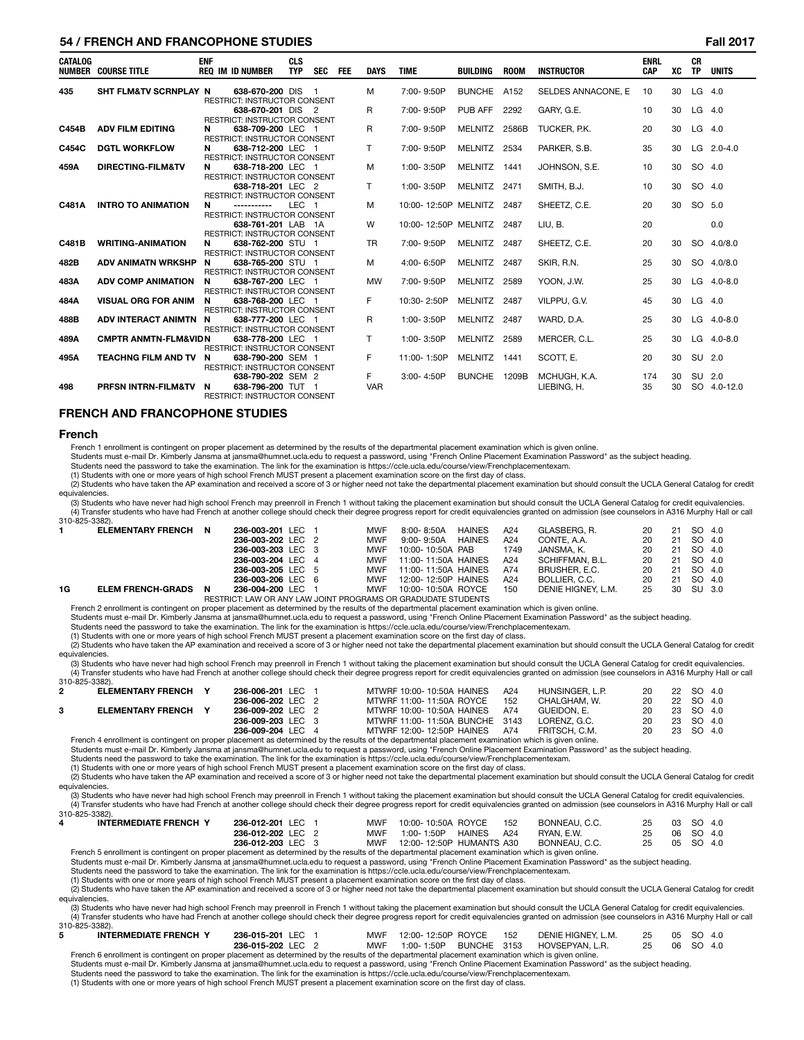| CATALOG NUMBER | COURSE TITLE | ENF REQ | IM | ID NUMBER | CLS TYP | SEC | FEE | DAYS | TIME | BUILDING | ROOM | INSTRUCTOR | ENRL CAP | XC | CR TP | UNITS |
|---|---|---|---|---|---|---|---|---|---|---|---|---|---|---|---|---|
| 435 | SHT FLM&TV SCRNPLAY | N | | 638-670-200 | DIS | 1 | | M | 7:00- 9:50P | BUNCHE | A152 | SELDES ANNACONE, E | 10 | 30 | LG | 4.0 |
| | RESTRICT: INSTRUCTOR CONSENT | | | | | | | | | | | | | | | |
| | | | | 638-670-201 | DIS | 2 | | R | 7:00- 9:50P | PUB AFF | 2292 | GARY, G.E. | 10 | 30 | LG | 4.0 |
| | RESTRICT: INSTRUCTOR CONSENT | | | | | | | | | | | | | | | |
| C454B | ADV FILM EDITING | N | | 638-709-200 | LEC | 1 | | R | 7:00- 9:50P | MELNITZ | 2586B | TUCKER, P.K. | 20 | 30 | LG | 4.0 |
| | RESTRICT: INSTRUCTOR CONSENT | | | | | | | | | | | | | | | |
| C454C | DGTL WORKFLOW | N | | 638-712-200 | LEC | 1 | | T | 7:00- 9:50P | MELNITZ | 2534 | PARKER, S.B. | 35 | 30 | LG | 2.0-4.0 |
| | RESTRICT: INSTRUCTOR CONSENT | | | | | | | | | | | | | | | |
| 459A | DIRECTING-FILM&TV | N | | 638-718-200 | LEC | 1 | | M | 1:00- 3:50P | MELNITZ | 1441 | JOHNSON, S.E. | 10 | 30 | SO | 4.0 |
| | RESTRICT: INSTRUCTOR CONSENT | | | | | | | | | | | | | | | |
| | | | | 638-718-201 | LEC | 2 | | T | 1:00- 3:50P | MELNITZ | 2471 | SMITH, B.J. | 10 | 30 | SO | 4.0 |
| | RESTRICT: INSTRUCTOR CONSENT | | | | | | | | | | | | | | | |
| C481A | INTRO TO ANIMATION | N | | ----------- | LEC | 1 | | M | 10:00- 12:50P | MELNITZ | 2487 | SHEETZ, C.E. | 20 | 30 | SO | 5.0 |
| | RESTRICT: INSTRUCTOR CONSENT | | | | | | | | | | | | | | | |
| | | | | 638-761-201 | LAB | 1A | | W | 10:00- 12:50P | MELNITZ | 2487 | LIU, B. | 20 | | | 0.0 |
| | RESTRICT: INSTRUCTOR CONSENT | | | | | | | | | | | | | | | |
| C481B | WRITING-ANIMATION | N | | 638-762-200 | STU | 1 | | TR | 7:00- 9:50P | MELNITZ | 2487 | SHEETZ, C.E. | 20 | 30 | SO | 4.0/8.0 |
| | RESTRICT: INSTRUCTOR CONSENT | | | | | | | | | | | | | | | |
| 482B | ADV ANIMATN WRKSHP | N | | 638-765-200 | STU | 1 | | M | 4:00- 6:50P | MELNITZ | 2487 | SKIR, R.N. | 25 | 30 | SO | 4.0/8.0 |
| | RESTRICT: INSTRUCTOR CONSENT | | | | | | | | | | | | | | | |
| 483A | ADV COMP ANIMATION | N | | 638-767-200 | LEC | 1 | | MW | 7:00- 9:50P | MELNITZ | 2589 | YOON, J.W. | 25 | 30 | LG | 4.0-8.0 |
| | RESTRICT: INSTRUCTOR CONSENT | | | | | | | | | | | | | | | |
| 484A | VISUAL ORG FOR ANIM | N | | 638-768-200 | LEC | 1 | | F | 10:30- 2:50P | MELNITZ | 2487 | VILPPU, G.V. | 45 | 30 | LG | 4.0 |
| | RESTRICT: INSTRUCTOR CONSENT | | | | | | | | | | | | | | | |
| 488B | ADV INTERACT ANIMTN | N | | 638-777-200 | LEC | 1 | | R | 1:00- 3:50P | MELNITZ | 2487 | WARD, D.A. | 25 | 30 | LG | 4.0-8.0 |
| | RESTRICT: INSTRUCTOR CONSENT | | | | | | | | | | | | | | | |
| 489A | CMPTR ANMTN-FLM&VID | N | | 638-778-200 | LEC | 1 | | T | 1:00- 3:50P | MELNITZ | 2589 | MERCER, C.L. | 25 | 30 | LG | 4.0-8.0 |
| | RESTRICT: INSTRUCTOR CONSENT | | | | | | | | | | | | | | | |
| 495A | TEACHNG FILM AND TV | N | | 638-790-200 | SEM | 1 | | F | 11:00- 1:50P | MELNITZ | 1441 | SCOTT, E. | 20 | 30 | SU | 2.0 |
| | RESTRICT: INSTRUCTOR CONSENT | | | | | | | | | | | | | | | |
| | | | | 638-790-202 | SEM | 2 | | F | 3:00- 4:50P | BUNCHE | 1209B | MCHUGH, K.A. | 174 | 30 | SU | 2.0 |
| 498 | PRFSN INTRN-FILM&TV | N | | 638-796-200 | TUT | 1 | | VAR | | | | LIEBING, H. | 35 | 30 | SO | 4.0-12.0 |
| | RESTRICT: INSTRUCTOR CONSENT | | | | | | | | | | | | | | | |

## FRENCH AND FRANCOPHONE STUDIES

### French

French 1 enrollment is contingent on proper placement as determined by the results of the departmental placement examination which is given online.
Students must e-mail Dr. Kimberly Jansma at jansma@humnet.ucla.edu to request a password, using "French Online Placement Examination Password" as the subject heading.
Students need the password to take the examination. The link for the examination is https://ccle.ucla.edu/course/view/Frenchplacementexam.
(1) Students with one or more years of high school French MUST present a placement examination score on the first day of class.
(2) Students who have taken the AP examination and received a score of 3 or higher need not take the departmental placement examination but should consult the UCLA General Catalog for credit equivalencies.
(3) Students who have never had high school French may preenroll in French 1 without taking the placement examination but should consult the UCLA General Catalog for credit equivalencies.
(4) Transfer students who have had French at another college should check their degree progress report for credit equivalencies granted on admission (see counselors in A316 Murphy Hall or call 310-825-3382).

| CATALOG NUMBER | COURSE TITLE | ENF REQ | IM | ID NUMBER | CLS TYP | SEC | FEE | DAYS | TIME | BUILDING | ROOM | INSTRUCTOR | ENRL CAP | XC | CR TP | UNITS |
|---|---|---|---|---|---|---|---|---|---|---|---|---|---|---|---|---|
| 1 | ELEMENTARY FRENCH | N | | 236-003-201 | LEC | 1 | | MWF | 8:00- 8:50A | HAINES | A24 | GLASBERG, R. | 20 | 21 | SO | 4.0 |
| | | | | 236-003-202 | LEC | 2 | | MWF | 9:00- 9:50A | HAINES | A24 | CONTE, A.A. | 20 | 21 | SO | 4.0 |
| | | | | 236-003-203 | LEC | 3 | | MWF | 10:00- 10:50A | PAB | 1749 | JANSMA, K. | 20 | 21 | SO | 4.0 |
| | | | | 236-003-204 | LEC | 4 | | MWF | 11:00- 11:50A | HAINES | A24 | SCHIFFMAN, B.L. | 20 | 21 | SO | 4.0 |
| | | | | 236-003-205 | LEC | 5 | | MWF | 11:00- 11:50A | HAINES | A74 | BRUSHER, E.C. | 20 | 21 | SO | 4.0 |
| | | | | 236-003-206 | LEC | 6 | | MWF | 12:00- 12:50P | HAINES | A24 | BOLLIER, C.C. | 20 | 21 | SO | 4.0 |
| 1G | ELEM FRENCH-GRADS | N | | 236-004-200 | LEC | 1 | | MWF | 10:00- 10:50A | ROYCE | 150 | DENIE HIGNEY, L.M. | 25 | 30 | SU | 3.0 |
| | RESTRICT: LAW OR ANY LAW JOINT PROGRAMS OR GRADUDATE STUDENTS | | | | | | | | | | | | | | | |

French 2 enrollment is contingent on proper placement as determined by the results of the departmental placement examination which is given online.
Students must e-mail Dr. Kimberly Jansma at jansma@humnet.ucla.edu to request a password, using "French Online Placement Examination Password" as the subject heading.
Students need the password to take the examination. The link for the examination is https://ccle.ucla.edu/course/view/Frenchplacementexam.
(1) Students with one or more years of high school French MUST present a placement examination score on the first day of class.
(2) Students who have taken the AP examination and received a score of 3 or higher need not take the departmental placement examination but should consult the UCLA General Catalog for credit equivalencies.
(3) Students who have never had high school French may preenroll in French 1 without taking the placement examination but should consult the UCLA General Catalog for credit equivalencies.
(4) Transfer students who have had French at another college should check their degree progress report for credit equivalencies granted on admission (see counselors in A316 Murphy Hall or call 310-825-3382).

| CATALOG NUMBER | COURSE TITLE | ENF REQ | IM | ID NUMBER | CLS TYP | SEC | FEE | DAYS | TIME | BUILDING | ROOM | INSTRUCTOR | ENRL CAP | XC | CR TP | UNITS |
|---|---|---|---|---|---|---|---|---|---|---|---|---|---|---|---|---|
| 2 | ELEMENTARY FRENCH | Y | | 236-006-201 | LEC | 1 | | MTWRF | 10:00- 10:50A | HAINES | A24 | HUNSINGER, L.P. | 20 | 22 | SO | 4.0 |
| | | | | 236-006-202 | LEC | 2 | | MTWRF | 11:00- 11:50A | ROYCE | 152 | CHALGHAM, W. | 20 | 22 | SO | 4.0 |
| 3 | ELEMENTARY FRENCH | Y | | 236-009-202 | LEC | 2 | | MTWRF | 10:00- 10:50A | HAINES | A74 | GUEIDON, E. | 20 | 23 | SO | 4.0 |
| | | | | 236-009-203 | LEC | 3 | | MTWRF | 11:00- 11:50A | BUNCHE | 3143 | LORENZ, G.C. | 20 | 23 | SO | 4.0 |
| | | | | 236-009-204 | LEC | 4 | | MTWRF | 12:00- 12:50P | HAINES | A74 | FRITSCH, C.M. | 20 | 23 | SO | 4.0 |

French 4 enrollment is contingent on proper placement as determined by the results of the departmental placement examination which is given online.
Students must e-mail Dr. Kimberly Jansma at jansma@humnet.ucla.edu to request a password, using "French Online Placement Examination Password" as the subject heading.
Students need the password to take the examination. The link for the examination is https://ccle.ucla.edu/course/view/Frenchplacementexam.
(1) Students with one or more years of high school French MUST present a placement examination score on the first day of class.
(2) Students who have taken the AP examination and received a score of 3 or higher need not take the departmental placement examination but should consult the UCLA General Catalog for credit equivalencies.
(3) Students who have never had high school French may preenroll in French 1 without taking the placement examination but should consult the UCLA General Catalog for credit equivalencies.
(4) Transfer students who have had French at another college should check their degree progress report for credit equivalencies granted on admission (see counselors in A316 Murphy Hall or call 310-825-3382).

| CATALOG NUMBER | COURSE TITLE | ENF REQ | IM | ID NUMBER | CLS TYP | SEC | FEE | DAYS | TIME | BUILDING | ROOM | INSTRUCTOR | ENRL CAP | XC | CR TP | UNITS |
|---|---|---|---|---|---|---|---|---|---|---|---|---|---|---|---|---|
| 4 | INTERMEDIATE FRENCH | Y | | 236-012-201 | LEC | 1 | | MWF | 10:00- 10:50A | ROYCE | 152 | BONNEAU, C.C. | 25 | 03 | SO | 4.0 |
| | | | | 236-012-202 | LEC | 2 | | MWF | 1:00- 1:50P | HAINES | A24 | RYAN, E.W. | 25 | 06 | SO | 4.0 |
| | | | | 236-012-203 | LEC | 3 | | MWF | 12:00- 12:50P | HUMANTS | A30 | BONNEAU, C.C. | 25 | 05 | SO | 4.0 |

French 5 enrollment is contingent on proper placement as determined by the results of the departmental placement examination which is given online.
Students must e-mail Dr. Kimberly Jansma at jansma@humnet.ucla.edu to request a password, using "French Online Placement Examination Password" as the subject heading.
Students need the password to take the examination. The link for the examination is https://ccle.ucla.edu/course/view/Frenchplacementexam.
(1) Students with one or more years of high school French MUST present a placement examination score on the first day of class.
(2) Students who have taken the AP examination and received a score of 3 or higher need not take the departmental placement examination but should consult the UCLA General Catalog for credit equivalencies.
(3) Students who have never had high school French may preenroll in French 1 without taking the placement examination but should consult the UCLA General Catalog for credit equivalencies.
(4) Transfer students who have had French at another college should check their degree progress report for credit equivalencies granted on admission (see counselors in A316 Murphy Hall or call 310-825-3382).

| CATALOG NUMBER | COURSE TITLE | ENF REQ | IM | ID NUMBER | CLS TYP | SEC | FEE | DAYS | TIME | BUILDING | ROOM | INSTRUCTOR | ENRL CAP | XC | CR TP | UNITS |
|---|---|---|---|---|---|---|---|---|---|---|---|---|---|---|---|---|
| 5 | INTERMEDIATE FRENCH | Y | | 236-015-201 | LEC | 1 | | MWF | 12:00- 12:50P | ROYCE | 152 | DENIE HIGNEY, L.M. | 25 | 05 | SO | 4.0 |
| | | | | 236-015-202 | LEC | 2 | | MWF | 1:00- 1:50P | BUNCHE | 3153 | HOVSEPYAN, L.R. | 25 | 06 | SO | 4.0 |

French 6 enrollment is contingent on proper placement as determined by the results of the departmental placement examination which is given online.
Students must e-mail Dr. Kimberly Jansma at jansma@humnet.ucla.edu to request a password, using "French Online Placement Examination Password" as the subject heading.
Students need the password to take the examination. The link for the examination is https://ccle.ucla.edu/course/view/Frenchplacementexam.
(1) Students with one or more years of high school French MUST present a placement examination score on the first day of class.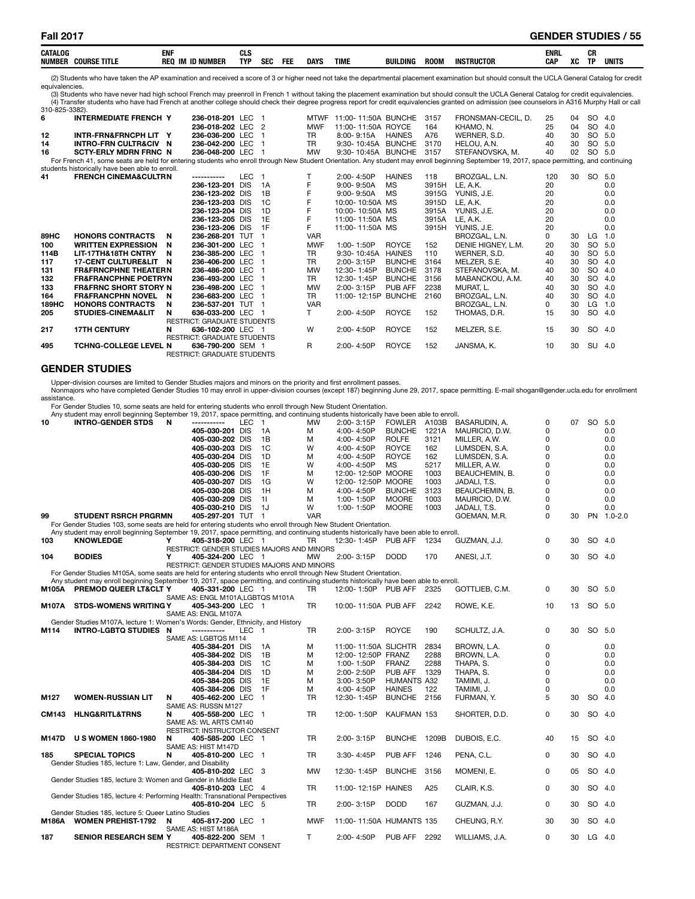| CATALOG NUMBER | COURSE TITLE | ENF REQ | IM | ID NUMBER | CLS TYP | SEC | FEE | DAYS | TIME | BUILDING | ROOM | INSTRUCTOR | ENRL CAP | XC | CR TP | UNITS |
|---|---|---|---|---|---|---|---|---|---|---|---|---|---|---|---|---|

(2) Students who have taken the AP examination and received a score of 3 or higher need not take the departmental placement examination but should consult the UCLA General Catalog for credit equivalencies.

(3) Students who have never had high school French may preenroll in French 1 without taking the placement examination but should consult the UCLA General Catalog for credit equivalencies.

(4) Transfer students who have had French at another college should check their degree progress report for credit equivalencies granted on admission (see counselors in A316 Murphy Hall or call 310-825-3382).

| CATALOG NUMBER | COURSE TITLE | ENF REQ | IM | ID NUMBER | CLS TYP | SEC | FEE | DAYS | TIME | BUILDING | ROOM | INSTRUCTOR | ENRL CAP | XC | CR TP | UNITS |
|---|---|---|---|---|---|---|---|---|---|---|---|---|---|---|---|---|
| 6 | INTERMEDIATE FRENCH | Y | | 236-018-201 | LEC | 1 | | MTWF | 11:00-11:50A | BUNCHE | 3157 | FRONSMAN-CECIL, D. | 25 | 04 | SO | 4.0 |
| | | | | 236-018-202 | LEC | 2 | | MWF | 11:00-11:50A | ROYCE | 164 | KHAMO, N. | 25 | 04 | SO | 4.0 |
| 12 | INTR-FRN&FRNCPH LIT | Y | | 236-036-200 | LEC | 1 | | TR | 8:00-9:15A | HAINES | A76 | WERNER, S.D. | 40 | 30 | SO | 5.0 |
| 14 | INTRO-FRN CULTR&CIV | N | | 236-042-200 | LEC | 1 | | TR | 9:30-10:45A | BUNCHE | 3170 | HELOU, A.N. | 40 | 30 | SO | 5.0 |
| 16 | SCTY-ERLY MDRN FRNC | N | | 236-048-200 | LEC | 1 | | MW | 9:30-10:45A | BUNCHE | 3157 | STEFANOVSKA, M. | 40 | 02 | SO | 5.0 |

For French 41, some seats are held for entering students who enroll through New Student Orientation. Any student may enroll beginning September 19, 2017, space permitting, and continuing students historically have been able to enroll.

| CATALOG NUMBER | COURSE TITLE | ENF REQ | IM | ID NUMBER | CLS TYP | SEC | FEE | DAYS | TIME | BUILDING | ROOM | INSTRUCTOR | ENRL CAP | XC | CR TP | UNITS |
|---|---|---|---|---|---|---|---|---|---|---|---|---|---|---|---|---|
| 41 | FRENCH CINEMA&CULTR | N | | ----------- | LEC | 1 | | T | 2:00-4:50P | HAINES | 118 | BROZGAL, L.N. | 120 | 30 | SO | 5.0 |
| | | | | 236-123-201 | DIS | 1A | | F | 9:00-9:50A | MS | 3915H | LE, A.K. | 20 | | | 0.0 |
| | | | | 236-123-202 | DIS | 1B | | F | 9:00-9:50A | MS | 3915G | YUNIS, J.E. | 20 | | | 0.0 |
| | | | | 236-123-203 | DIS | 1C | | F | 10:00-10:50A | MS | 3915D | LE, A.K. | 20 | | | 0.0 |
| | | | | 236-123-204 | DIS | 1D | | F | 10:00-10:50A | MS | 3915A | YUNIS, J.E. | 20 | | | 0.0 |
| | | | | 236-123-205 | DIS | 1E | | F | 11:00-11:50A | MS | 3915A | LE, A.K. | 20 | | | 0.0 |
| | | | | 236-123-206 | DIS | 1F | | F | 11:00-11:50A | MS | 3915H | YUNIS, J.E. | 20 | | | 0.0 |
| 89HC | HONORS CONTRACTS | N | | 236-268-201 | TUT | 1 | | VAR | | | | BROZGAL, L.N. | 0 | 30 | LG | 1.0 |
| 100 | WRITTEN EXPRESSION | N | | 236-301-200 | LEC | 1 | | MWF | 1:00-1:50P | ROYCE | 152 | DENIE HIGNEY, L.M. | 20 | 30 | SO | 5.0 |
| 114B | LIT-17TH&18TH CNTRY | N | | 236-385-200 | LEC | 1 | | TR | 9:30-10:45A | HAINES | 110 | WERNER, S.D. | 40 | 30 | SO | 5.0 |
| 117 | 17-CENT CULTURE&LIT | N | | 236-406-200 | LEC | 1 | | TR | 2:00-3:15P | BUNCHE | 3164 | MELZER, S.E. | 40 | 30 | SO | 4.0 |
| 131 | FR&FRNCPHNE THEATER | N | | 236-486-200 | LEC | 1 | | MW | 12:30-1:45P | BUNCHE | 3178 | STEFANOVSKA, M. | 40 | 30 | SO | 4.0 |
| 132 | FR&FRANCPHNE POETRY | N | | 236-493-200 | LEC | 1 | | TR | 12:30-1:45P | BUNCHE | 3156 | MABANCKOU, A.M. | 40 | 30 | SO | 4.0 |
| 133 | FR&FRNC SHORT STORY | N | | 236-498-200 | LEC | 1 | | MW | 2:00-3:15P | PUB AFF | 2238 | MURAT, L. | 40 | 30 | SO | 4.0 |
| 164 | FR&FRANCPHN NOVEL | N | | 236-683-200 | LEC | 1 | | TR | 11:00-12:15P | BUNCHE | 2160 | BROZGAL, L.N. | 40 | 30 | SO | 4.0 |
| 189HC | HONORS CONTRACTS | N | | 236-537-201 | TUT | 1 | | VAR | | | | BROZGAL, L.N. | 0 | 30 | LG | 1.0 |
| 205 | STUDIES-CINEMA&LIT | N | | 636-033-200 | LEC | 1 | | T | 2:00-4:50P | ROYCE | 152 | THOMAS, D.R. | 15 | 30 | SO | 4.0 |
| | | | | RESTRICT: GRADUATE STUDENTS | | | | | | | | | | | | |
| 217 | 17TH CENTURY | N | | 636-102-200 | LEC | 1 | | W | 2:00-4:50P | ROYCE | 152 | MELZER, S.E. | 15 | 30 | SO | 4.0 |
| | | | | RESTRICT: GRADUATE STUDENTS | | | | | | | | | | | | |
| 495 | TCHNG-COLLEGE LEVEL | N | | 636-790-200 | SEM | 1 | | R | 2:00-4:50P | ROYCE | 152 | JANSMA, K. | 10 | 30 | SU | 4.0 |
| | | | | RESTRICT: GRADUATE STUDENTS | | | | | | | | | | | | |

## GENDER STUDIES

Upper-division courses are limited to Gender Studies majors and minors on the priority and first enrollment passes.

Nonmajors who have completed Gender Studies 10 may enroll in upper-division courses (except 187) beginning June 29, 2017, space permitting. E-mail shogan@gender.ucla.edu for enrollment assistance.

For Gender Studies 10, some seats are held for entering students who enroll through New Student Orientation.

Any student may enroll beginning September 19, 2017, space permitting, and continuing students historically have been able to enroll.

| CATALOG NUMBER | COURSE TITLE | ENF REQ | IM | ID NUMBER | CLS TYP | SEC | FEE | DAYS | TIME | BUILDING | ROOM | INSTRUCTOR | ENRL CAP | XC | CR TP | UNITS |
|---|---|---|---|---|---|---|---|---|---|---|---|---|---|---|---|---|
| 10 | INTRO-GENDER STDS | N | | ----------- | LEC | 1 | | MW | 2:00-3:15P | FOWLER | A103B | BASARUDIN, A. | 0 | 07 | SO | 5.0 |
| | | | | 405-030-201 | DIS | 1A | | M | 4:00-4:50P | BUNCHE | 1221A | MAURICIO, D.W. | 0 | | | 0.0 |
| | | | | 405-030-202 | DIS | 1B | | M | 4:00-4:50P | ROLFE | 3121 | MILLER, A.W. | 0 | | | 0.0 |
| | | | | 405-030-203 | DIS | 1C | | W | 4:00-4:50P | ROYCE | 162 | LUMSDEN, S.A. | 0 | | | 0.0 |
| | | | | 405-030-204 | DIS | 1D | | M | 4:00-4:50P | ROYCE | 162 | LUMSDEN, S.A. | 0 | | | 0.0 |
| | | | | 405-030-205 | DIS | 1E | | W | 4:00-4:50P | MS | 5217 | MILLER, A.W. | 0 | | | 0.0 |
| | | | | 405-030-206 | DIS | 1F | | M | 12:00-12:50P | MOORE | 1003 | BEAUCHEMIN, B. | 0 | | | 0.0 |
| | | | | 405-030-207 | DIS | 1G | | W | 12:00-12:50P | MOORE | 1003 | JADALI, T.S. | 0 | | | 0.0 |
| | | | | 405-030-208 | DIS | 1H | | M | 4:00-4:50P | BUNCHE | 3123 | BEAUCHEMIN, B. | 0 | | | 0.0 |
| | | | | 405-030-209 | DIS | 1I | | M | 1:00-1:50P | MOORE | 1003 | MAURICIO, D.W. | 0 | | | 0.0 |
| | | | | 405-030-210 | DIS | 1J | | W | 1:00-1:50P | MOORE | 1003 | JADALI, T.S. | 0 | | | 0.0 |
| 99 | STUDENT RSRCH PRGRM | N | | 405-297-201 | TUT | 1 | | VAR | | | | GOEMAN, M.R. | 0 | 30 | PN | 1.0-2.0 |

For Gender Studies 103, some seats are held for entering students who enroll through New Student Orientation.

Any student may enroll beginning September 19, 2017, space permitting, and continuing students historically have been able to enroll.

| CATALOG NUMBER | COURSE TITLE | ENF REQ | IM | ID NUMBER | CLS TYP | SEC | FEE | DAYS | TIME | BUILDING | ROOM | INSTRUCTOR | ENRL CAP | XC | CR TP | UNITS |
|---|---|---|---|---|---|---|---|---|---|---|---|---|---|---|---|---|
| 103 | KNOWLEDGE | Y | | 405-318-200 | LEC | 1 | | TR | 12:30-1:45P | PUB AFF | 1234 | GUZMAN, J.J. | 0 | 30 | SO | 4.0 |
| | | | | RESTRICT: GENDER STUDIES MAJORS AND MINORS | | | | | | | | | | | | |
| 104 | BODIES | Y | | 405-324-200 | LEC | 1 | | MW | 2:00-3:15P | DODD | 170 | ANESI, J.T. | 0 | 30 | SO | 4.0 |
| | | | | RESTRICT: GENDER STUDIES MAJORS AND MINORS | | | | | | | | | | | | |

For Gender Studies M105A, some seats are held for entering students who enroll through New Student Orientation.

Any student may enroll beginning September 19, 2017, space permitting, and continuing students historically have been able to enroll.

| CATALOG NUMBER | COURSE TITLE | ENF REQ | IM | ID NUMBER | CLS TYP | SEC | FEE | DAYS | TIME | BUILDING | ROOM | INSTRUCTOR | ENRL CAP | XC | CR TP | UNITS |
|---|---|---|---|---|---|---|---|---|---|---|---|---|---|---|---|---|
| M105A | PREMOD LGBT LT&CLT | Y | | 405-331-200 | LEC | 1 | | TR | 12:00-1:50P | PUB AFF | 2325 | GOTTLIEB, C.M. | 0 | 30 | SO | 5.0 |
| | | | | SAME AS: ENGL M101A,LGBTQS M101A | | | | | | | | | | | | |
| M107A | STDS-WOMENS WRITING | Y | | 405-343-200 | LEC | 1 | | TR | 10:00-11:50A | PUB AFF | 2242 | ROWE, K.E. | 10 | 13 | SO | 5.0 |
| | | | | SAME AS: ENGL M107A | | | | | | | | | | | | |

Gender Studies M107A, lecture 1: Women's Words: Gender, Ethnicity, and History

| CATALOG NUMBER | COURSE TITLE | ENF REQ | IM | ID NUMBER | CLS TYP | SEC | FEE | DAYS | TIME | BUILDING | ROOM | INSTRUCTOR | ENRL CAP | XC | CR TP | UNITS |
|---|---|---|---|---|---|---|---|---|---|---|---|---|---|---|---|---|
| M114 | INTRO-LGBTQ STUDIES | N | | ----------- | LEC | 1 | | TR | 2:00-3:15P | ROYCE | 190 | SCHULTZ, J.A. | 0 | 30 | SO | 5.0 |
| | | | | SAME AS: LGBTQS M114 | | | | | | | | | | | | |
| | | | | 405-384-201 | DIS | 1A | | M | 11:00-11:50A | SLICHTR | 2834 | BROWN, L.A. | 0 | | | 0.0 |
| | | | | 405-384-202 | DIS | 1B | | M | 12:00-12:50P | FRANZ | 2288 | BROWN, L.A. | 0 | | | 0.0 |
| | | | | 405-384-203 | DIS | 1C | | M | 1:00-1:50P | FRANZ | 2288 | THAPA, S. | 0 | | | 0.0 |
| | | | | 405-384-204 | DIS | 1D | | M | 2:00-2:50P | PUB AFF | 1329 | THAPA, S. | 0 | | | 0.0 |
| | | | | 405-384-205 | DIS | 1E | | M | 3:00-3:50P | HUMANTS | A32 | TAMIMI, J. | 0 | | | 0.0 |
| | | | | 405-384-206 | DIS | 1F | | M | 4:00-4:50P | HAINES | 122 | TAMIMI, J. | 0 | | | 0.0 |
| M127 | WOMEN-RUSSIAN LIT | N | | 405-462-200 | LEC | 1 | | TR | 12:30-1:45P | BUNCHE | 2156 | FURMAN, Y. | 5 | 30 | SO | 4.0 |
| | | | | SAME AS: RUSSN M127 | | | | | | | | | | | | |
| CM143 | HLNG&RITL&TRNS | N | | 405-558-200 | LEC | 1 | | TR | 12:00-1:50P | KAUFMAN | 153 | SHORTER, D.D. | 0 | 30 | SO | 4.0 |
| | | | | SAME AS: WL ARTS CM140 | | | | | | | | | | | | |
| | | | | RESTRICT: INSTRUCTOR CONSENT | | | | | | | | | | | | |
| M147D | U S WOMEN 1860-1980 | N | | 405-585-200 | LEC | 1 | | TR | 2:00-3:15P | BUNCHE | 1209B | DUBOIS, E.C. | 40 | 15 | SO | 4.0 |
| | | | | SAME AS: HIST M147D | | | | | | | | | | | | |
| 185 | SPECIAL TOPICS | N | | 405-810-200 | LEC | 1 | | TR | 3:30-4:45P | PUB AFF | 1246 | PENA, C.L. | 0 | 30 | SO | 4.0 |

Gender Studies 185, lecture 1: Law, Gender, and Disability

| CATALOG NUMBER | COURSE TITLE | ENF REQ | IM | ID NUMBER | CLS TYP | SEC | FEE | DAYS | TIME | BUILDING | ROOM | INSTRUCTOR | ENRL CAP | XC | CR TP | UNITS |
|---|---|---|---|---|---|---|---|---|---|---|---|---|---|---|---|---|
| | | | | 405-810-202 | LEC | 3 | | MW | 12:30-1:45P | BUNCHE | 3156 | MOMENI, E. | 0 | 05 | SO | 4.0 |

Gender Studies 185, lecture 3: Women and Gender in Middle East

| CATALOG NUMBER | COURSE TITLE | ENF REQ | IM | ID NUMBER | CLS TYP | SEC | FEE | DAYS | TIME | BUILDING | ROOM | INSTRUCTOR | ENRL CAP | XC | CR TP | UNITS |
|---|---|---|---|---|---|---|---|---|---|---|---|---|---|---|---|---|
| | | | | 405-810-203 | LEC | 4 | | TR | 11:00-12:15P | HAINES | A25 | CLAIR, K.S. | 0 | 30 | SO | 4.0 |

Gender Studies 185, lecture 4: Performing Health: Transnational Perspectives

| CATALOG NUMBER | COURSE TITLE | ENF REQ | IM | ID NUMBER | CLS TYP | SEC | FEE | DAYS | TIME | BUILDING | ROOM | INSTRUCTOR | ENRL CAP | XC | CR TP | UNITS |
|---|---|---|---|---|---|---|---|---|---|---|---|---|---|---|---|---|
| | | | | 405-810-204 | LEC | 5 | | TR | 2:00-3:15P | DODD | 167 | GUZMAN, J.J. | 0 | 30 | SO | 4.0 |

Gender Studies 185, lecture 5: Queer Latino Studies

| CATALOG NUMBER | COURSE TITLE | ENF REQ | IM | ID NUMBER | CLS TYP | SEC | FEE | DAYS | TIME | BUILDING | ROOM | INSTRUCTOR | ENRL CAP | XC | CR TP | UNITS |
|---|---|---|---|---|---|---|---|---|---|---|---|---|---|---|---|---|
| M186A | WOMEN PREHIST-1792 | N | | 405-817-200 | LEC | 1 | | MWF | 11:00-11:50A | HUMANTS | 135 | CHEUNG, R.Y. | 30 | 30 | SO | 4.0 |
| | | | | SAME AS: HIST M186A | | | | | | | | | | | | |
| 187 | SENIOR RESEARCH SEM | Y | | 405-822-200 | SEM | 1 | | T | 2:00-4:50P | PUB AFF | 2292 | WILLIAMS, J.A. | 0 | 30 | LG | 4.0 |
| | | | | RESTRICT: DEPARTMENT CONSENT | | | | | | | | | | | | |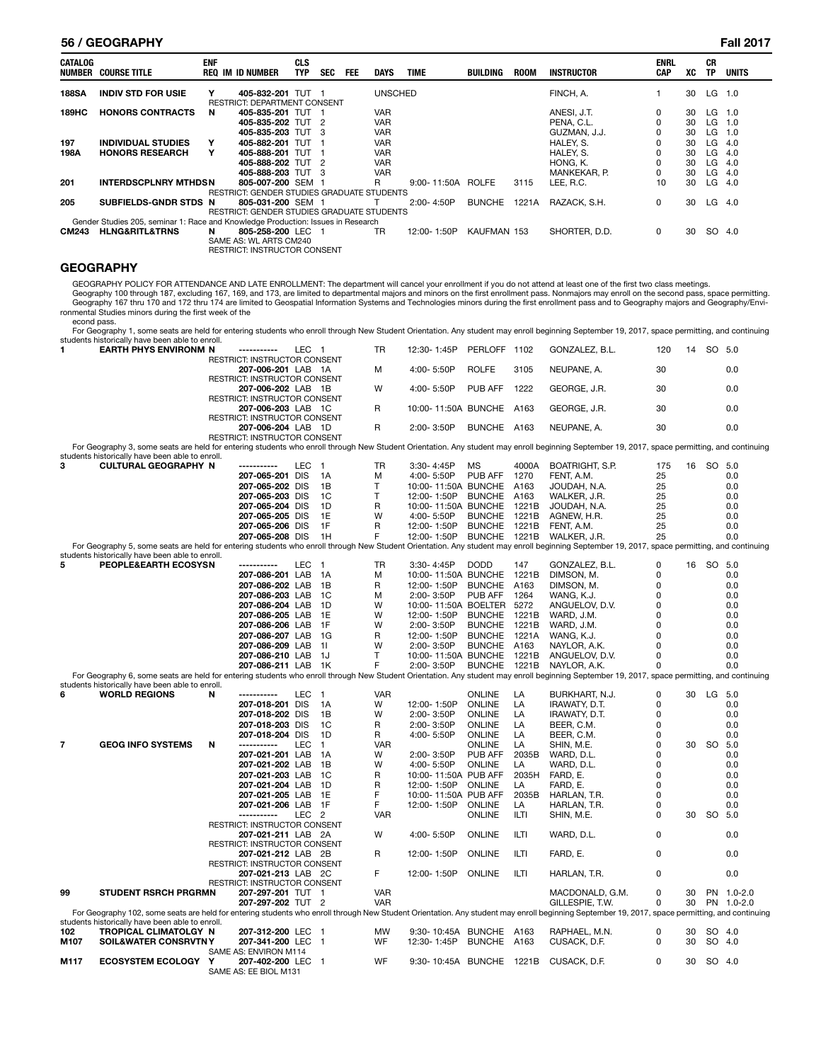| CATALOG NUMBER | COURSE TITLE | ENF REQ | IM | ID NUMBER | CLS TYP | SEC | FEE | DAYS | TIME | BUILDING | ROOM | INSTRUCTOR | ENRL CAP | XC | CR TP | UNITS |
|---|---|---|---|---|---|---|---|---|---|---|---|---|---|---|---|---|
| 188SA | INDIV STD FOR USIE | Y | | 405-832-201 | TUT | 1 | | UNSCHED | | | | FINCH, A. | 1 | 30 | LG | 1.0 |
| | RESTRICT: DEPARTMENT CONSENT | | | | | | | | | | | | | | | |
| 189HC | HONORS CONTRACTS | N | | 405-835-201 | TUT | 1 | | VAR | | | | ANESI, J.T. | 0 | 30 | LG | 1.0 |
| | | | | 405-835-202 | TUT | 2 | | VAR | | | | PENA, C.L. | 0 | 30 | LG | 1.0 |
| | | | | 405-835-203 | TUT | 3 | | VAR | | | | GUZMAN, J.J. | 0 | 30 | LG | 1.0 |
| 197 | INDIVIDUAL STUDIES | Y | | 405-882-201 | TUT | 1 | | VAR | | | | HALEY, S. | 0 | 30 | LG | 4.0 |
| 198A | HONORS RESEARCH | Y | | 405-888-201 | TUT | 1 | | VAR | | | | HALEY, S. | 0 | 30 | LG | 4.0 |
| | | | | 405-888-202 | TUT | 2 | | VAR | | | | HONG, K. | 0 | 30 | LG | 4.0 |
| | | | | 405-888-203 | TUT | 3 | | VAR | | | | MANKEKAR, P. | 0 | 30 | LG | 4.0 |
| 201 | INTERDSCPLNRY MTHDS | N | | 805-007-200 | SEM | 1 | | R | 9:00- 11:50A | ROLFE | 3115 | LEE, R.C. | 10 | 30 | LG | 4.0 |
| | RESTRICT: GENDER STUDIES GRADUATE STUDENTS | | | | | | | | | | | | | | | |
| 205 | SUBFIELDS-GNDR STDS | N | | 805-031-200 | SEM | 1 | | T | 2:00- 4:50P | BUNCHE | 1221A | RAZACK, S.H. | 0 | 30 | LG | 4.0 |
| | RESTRICT: GENDER STUDIES GRADUATE STUDENTS | | | | | | | | | | | | | | | |
| | Gender Studies 205, seminar 1: Race and Knowledge Production: Issues in Research | | | | | | | | | | | | | | | |
| CM243 | HLNG&RITL&TRNS | N | | 805-258-200 | LEC | 1 | | TR | 12:00- 1:50P | KAUFMAN | 153 | SHORTER, D.D. | 0 | 30 | SO | 4.0 |
| | SAME AS: WL ARTS CM240 | | | | | | | | | | | | | | | |
| | RESTRICT: INSTRUCTOR CONSENT | | | | | | | | | | | | | | | |

## GEOGRAPHY

GEOGRAPHY POLICY FOR ATTENDANCE AND LATE ENROLLMENT: The department will cancel your enrollment if you do not attend at least one of the first two class meetings.

Geography 100 through 187, excluding 167, 169, and 173, are limited to departmental majors and minors on the first enrollment pass. Nonmajors may enroll on the second pass, space permitting. Geography 167 thru 170 and 172 thru 174 are limited to Geospatial Information Systems and Technologies minors during the first enrollment pass and to Geography majors and Geography/Environmental Studies minors during the first week of the econd pass.

For Geography 1, some seats are held for entering students who enroll through New Student Orientation. Any student may enroll beginning September 19, 2017, space permitting, and continuing students historically have been able to enroll.

| CATALOG NUMBER | COURSE TITLE | ENF REQ | IM | ID NUMBER | CLS TYP | SEC | FEE | DAYS | TIME | BUILDING | ROOM | INSTRUCTOR | ENRL CAP | XC | CR TP | UNITS |
|---|---|---|---|---|---|---|---|---|---|---|---|---|---|---|---|---|
| 1 | EARTH PHYS ENVIRONM | N | | ----------- | LEC | 1 | | TR | 12:30- 1:45P | PERLOFF | 1102 | GONZALEZ, B.L. | 120 | 14 | SO | 5.0 |
| | RESTRICT: INSTRUCTOR CONSENT | | | | | | | | | | | | | | | |
| | | | | 207-006-201 | LAB | 1A | | M | 4:00- 5:50P | ROLFE | 3105 | NEUPANE, A. | 30 | | | 0.0 |
| | RESTRICT: INSTRUCTOR CONSENT | | | | | | | | | | | | | | | |
| | | | | 207-006-202 | LAB | 1B | | W | 4:00- 5:50P | PUB AFF | 1222 | GEORGE, J.R. | 30 | | | 0.0 |
| | RESTRICT: INSTRUCTOR CONSENT | | | | | | | | | | | | | | | |
| | | | | 207-006-203 | LAB | 1C | | R | 10:00- 11:50A | BUNCHE | A163 | GEORGE, J.R. | 30 | | | 0.0 |
| | RESTRICT: INSTRUCTOR CONSENT | | | | | | | | | | | | | | | |
| | | | | 207-006-204 | LAB | 1D | | R | 2:00- 3:50P | BUNCHE | A163 | NEUPANE, A. | 30 | | | 0.0 |
| | RESTRICT: INSTRUCTOR CONSENT | | | | | | | | | | | | | | | |

For Geography 3, some seats are held for entering students who enroll through New Student Orientation. Any student may enroll beginning September 19, 2017, space permitting, and continuing students historically have been able to enroll.

| CATALOG NUMBER | COURSE TITLE | ENF REQ | IM | ID NUMBER | CLS TYP | SEC | FEE | DAYS | TIME | BUILDING | ROOM | INSTRUCTOR | ENRL CAP | XC | CR TP | UNITS |
|---|---|---|---|---|---|---|---|---|---|---|---|---|---|---|---|---|
| 3 | CULTURAL GEOGRAPHY | N | | ----------- | LEC | 1 | | TR | 3:30- 4:45P | MS | 4000A | BOATRIGHT, S.P. | 175 | 16 | SO | 5.0 |
| | | | | 207-065-201 | DIS | 1A | | M | 4:00- 5:50P | PUB AFF | 1270 | FENT, A.M. | 25 | | | 0.0 |
| | | | | 207-065-202 | DIS | 1B | | T | 10:00- 11:50A | BUNCHE | A163 | JOUDAH, N.A. | 25 | | | 0.0 |
| | | | | 207-065-203 | DIS | 1C | | T | 12:00- 1:50P | BUNCHE | A163 | WALKER, J.R. | 25 | | | 0.0 |
| | | | | 207-065-204 | DIS | 1D | | R | 10:00- 11:50A | BUNCHE | 1221B | JOUDAH, N.A. | 25 | | | 0.0 |
| | | | | 207-065-205 | DIS | 1E | | W | 4:00- 5:50P | BUNCHE | 1221B | AGNEW, H.R. | 25 | | | 0.0 |
| | | | | 207-065-206 | DIS | 1F | | R | 12:00- 1:50P | BUNCHE | 1221B | FENT, A.M. | 25 | | | 0.0 |
| | | | | 207-065-208 | DIS | 1H | | F | 12:00- 1:50P | BUNCHE | 1221B | WALKER, J.R. | 25 | | | 0.0 |

For Geography 5, some seats are held for entering students who enroll through New Student Orientation. Any student may enroll beginning September 19, 2017, space permitting, and continuing students historically have been able to enroll.

| CATALOG NUMBER | COURSE TITLE | ENF REQ | IM | ID NUMBER | CLS TYP | SEC | FEE | DAYS | TIME | BUILDING | ROOM | INSTRUCTOR | ENRL CAP | XC | CR TP | UNITS |
|---|---|---|---|---|---|---|---|---|---|---|---|---|---|---|---|---|
| 5 | PEOPLE&EARTH ECOSYS | N | | ----------- | LEC | 1 | | TR | 3:30- 4:45P | DODD | 147 | GONZALEZ, B.L. | 0 | 16 | SO | 5.0 |
| | | | | 207-086-201 | LAB | 1A | | M | 10:00- 11:50A | BUNCHE | 1221B | DIMSON, M. | 0 | | | 0.0 |
| | | | | 207-086-202 | LAB | 1B | | R | 12:00- 1:50P | BUNCHE | A163 | DIMSON, M. | 0 | | | 0.0 |
| | | | | 207-086-203 | LAB | 1C | | M | 2:00- 3:50P | PUB AFF | 1264 | WANG, K.J. | 0 | | | 0.0 |
| | | | | 207-086-204 | LAB | 1D | | W | 10:00- 11:50A | BOELTER | 5272 | ANGUELOV, D.V. | 0 | | | 0.0 |
| | | | | 207-086-205 | LAB | 1E | | W | 12:00- 1:50P | BUNCHE | 1221B | WARD, J.M. | 0 | | | 0.0 |
| | | | | 207-086-206 | LAB | 1F | | W | 2:00- 3:50P | BUNCHE | 1221B | WARD, J.M. | 0 | | | 0.0 |
| | | | | 207-086-207 | LAB | 1G | | R | 12:00- 1:50P | BUNCHE | 1221A | WANG, K.J. | 0 | | | 0.0 |
| | | | | 207-086-209 | LAB | 1I | | W | 2:00- 3:50P | BUNCHE | A163 | NAYLOR, A.K. | 0 | | | 0.0 |
| | | | | 207-086-210 | LAB | 1J | | T | 10:00- 11:50A | BUNCHE | 1221B | ANGUELOV, D.V. | 0 | | | 0.0 |
| | | | | 207-086-211 | LAB | 1K | | F | 2:00- 3:50P | BUNCHE | 1221B | NAYLOR, A.K. | 0 | | | 0.0 |

For Geography 6, some seats are held for entering students who enroll through New Student Orientation. Any student may enroll beginning September 19, 2017, space permitting, and continuing students historically have been able to enroll.

| CATALOG NUMBER | COURSE TITLE | ENF REQ | IM | ID NUMBER | CLS TYP | SEC | FEE | DAYS | TIME | BUILDING | ROOM | INSTRUCTOR | ENRL CAP | XC | CR TP | UNITS |
|---|---|---|---|---|---|---|---|---|---|---|---|---|---|---|---|---|
| 6 | WORLD REGIONS | N | | ----------- | LEC | 1 | | VAR | | ONLINE | LA | BURKHART, N.J. | 0 | 30 | LG | 5.0 |
| | | | | 207-018-201 | DIS | 1A | | W | 12:00- 1:50P | ONLINE | LA | IRAWATY, D.T. | 0 | | | 0.0 |
| | | | | 207-018-202 | DIS | 1B | | W | 2:00- 3:50P | ONLINE | LA | IRAWATY, D.T. | 0 | | | 0.0 |
| | | | | 207-018-203 | DIS | 1C | | R | 2:00- 3:50P | ONLINE | LA | BEER, C.M. | 0 | | | 0.0 |
| | | | | 207-018-204 | DIS | 1D | | R | 4:00- 5:50P | ONLINE | LA | BEER, C.M. | 0 | | | 0.0 |
| 7 | GEOG INFO SYSTEMS | N | | ----------- | LEC | 1 | | VAR | | ONLINE | LA | SHIN, M.E. | 0 | 30 | SO | 5.0 |
| | | | | 207-021-201 | LAB | 1A | | W | 2:00- 3:50P | PUB AFF | 2035B | WARD, D.L. | 0 | | | 0.0 |
| | | | | 207-021-202 | LAB | 1B | | W | 4:00- 5:50P | ONLINE | LA | WARD, D.L. | 0 | | | 0.0 |
| | | | | 207-021-203 | LAB | 1C | | R | 10:00- 11:50A | PUB AFF | 2035H | FARD, E. | 0 | | | 0.0 |
| | | | | 207-021-204 | LAB | 1D | | R | 12:00- 1:50P | ONLINE | LA | FARD, E. | 0 | | | 0.0 |
| | | | | 207-021-205 | LAB | 1E | | F | 10:00- 11:50A | PUB AFF | 2035B | HARLAN, T.R. | 0 | | | 0.0 |
| | | | | 207-021-206 | LAB | 1F | | F | 12:00- 1:50P | ONLINE | LA | HARLAN, T.R. | 0 | | | 0.0 |
| | | | | ----------- | LEC | 2 | | VAR | | ONLINE | ILTI | SHIN, M.E. | 0 | 30 | SO | 5.0 |
| | RESTRICT: INSTRUCTOR CONSENT | | | | | | | | | | | | | | | |
| | | | | 207-021-211 | LAB | 2A | | W | 4:00- 5:50P | ONLINE | ILTI | WARD, D.L. | 0 | | | 0.0 |
| | RESTRICT: INSTRUCTOR CONSENT | | | | | | | | | | | | | | | |
| | | | | 207-021-212 | LAB | 2B | | R | 12:00- 1:50P | ONLINE | ILTI | FARD, E. | 0 | | | 0.0 |
| | RESTRICT: INSTRUCTOR CONSENT | | | | | | | | | | | | | | | |
| | | | | 207-021-213 | LAB | 2C | | F | 12:00- 1:50P | ONLINE | ILTI | HARLAN, T.R. | 0 | | | 0.0 |
| | RESTRICT: INSTRUCTOR CONSENT | | | | | | | | | | | | | | | |
| 99 | STUDENT RSRCH PRGRM | N | | 207-297-201 | TUT | 1 | | VAR | | | | MACDONALD, G.M. | 0 | 30 | PN | 1.0-2.0 |
| | | | | 207-297-202 | TUT | 2 | | VAR | | | | GILLESPIE, T.W. | 0 | 30 | PN | 1.0-2.0 |

For Geography 102, some seats are held for entering students who enroll through New Student Orientation. Any student may enroll beginning September 19, 2017, space permitting, and continuing students historically have been able to enroll.

| CATALOG NUMBER | COURSE TITLE | ENF REQ | IM | ID NUMBER | CLS TYP | SEC | FEE | DAYS | TIME | BUILDING | ROOM | INSTRUCTOR | ENRL CAP | XC | CR TP | UNITS |
|---|---|---|---|---|---|---|---|---|---|---|---|---|---|---|---|---|
| 102 | TROPICAL CLIMATOLGY | N | | 207-312-200 | LEC | 1 | | MW | 9:30- 10:45A | BUNCHE | A163 | RAPHAEL, M.N. | 0 | 30 | SO | 4.0 |
| M107 | SOIL&WATER CONSRVTN | Y | | 207-341-200 | LEC | 1 | | WF | 12:30- 1:45P | BUNCHE | A163 | CUSACK, D.F. | 0 | 30 | SO | 4.0 |
| | SAME AS: ENVIRON M114 | | | | | | | | | | | | | | | |
| M117 | ECOSYSTEM ECOLOGY | Y | | 207-402-200 | LEC | 1 | | WF | 9:30- 10:45A | BUNCHE | 1221B | CUSACK, D.F. | 0 | 30 | SO | 4.0 |
| | SAME AS: EE BIOL M131 | | | | | | | | | | | | | | | |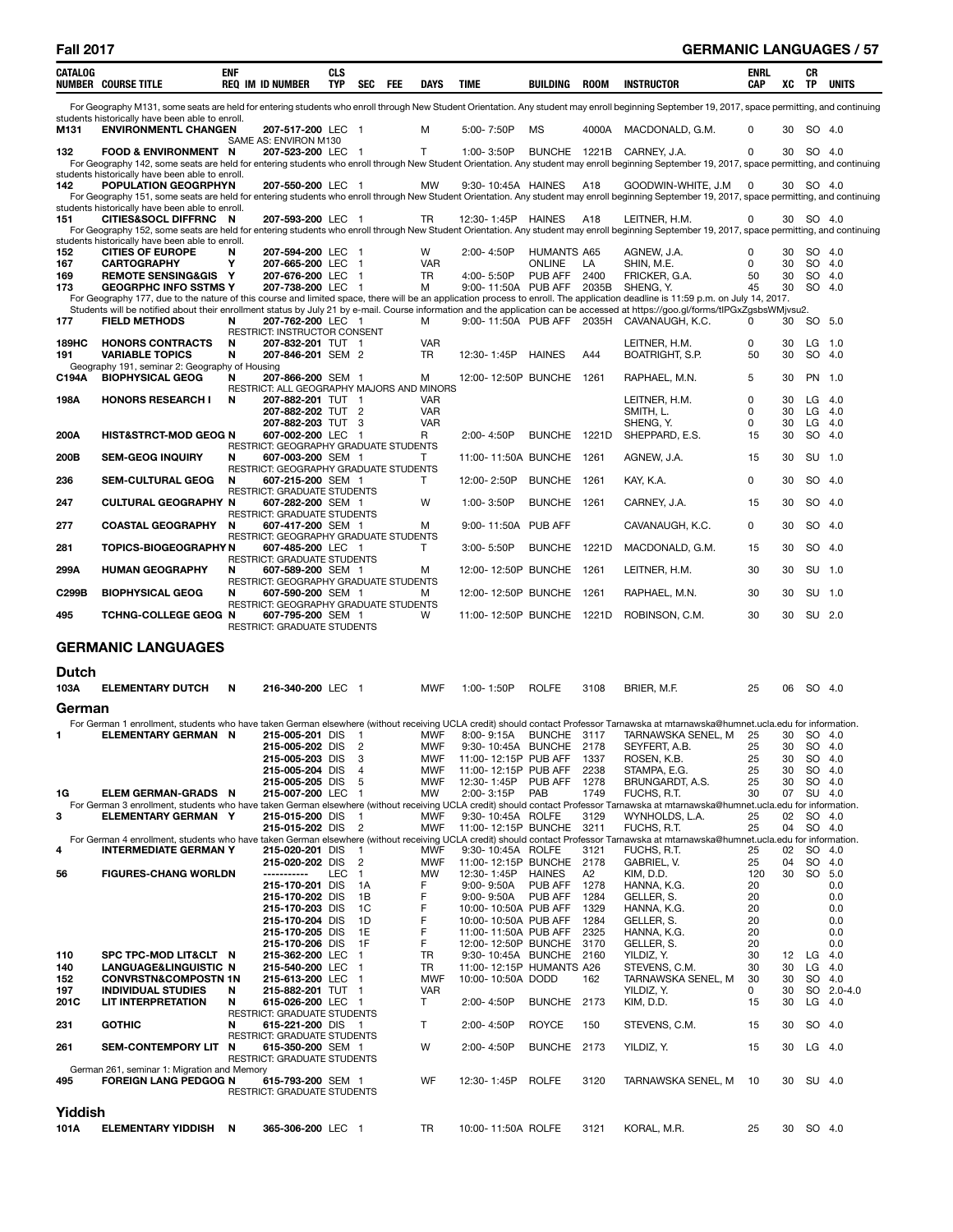| CATALOG NUMBER | COURSE TITLE | ENF REQ | IM | ID NUMBER | CLS TYP | SEC | FEE | DAYS | TIME | BUILDING | ROOM | INSTRUCTOR | ENRL CAP | XC | CR TP | UNITS |
|---|---|---|---|---|---|---|---|---|---|---|---|---|---|---|---|---|
| For Geography M131, some seats are held for entering students who enroll through New Student Orientation. Any student may enroll beginning September 19, 2017, space permitting, and continuing students historically have been able to enroll. | | | | | | | | | | | | | | | | |
| M131 | ENVIRONMENTL CHANGEN | | | 207-517-200 | LEC | 1 | | M | 5:00- 7:50P | MS | 4000A | MACDONALD, G.M. | 0 | 30 | SO | 4.0 |
| | SAME AS: ENVIRON M130 | | | | | | | | | | | | | | | |
| 132 | FOOD & ENVIRONMENT | N | | 207-523-200 | LEC | 1 | | T | 1:00- 3:50P | BUNCHE | 1221B | CARNEY, J.A. | 0 | 30 | SO | 4.0 |
| For Geography 142, some seats are held for entering students who enroll through New Student Orientation. Any student may enroll beginning September 19, 2017, space permitting, and continuing students historically have been able to enroll. | | | | | | | | | | | | | | | | |
| 142 | POPULATION GEOGRPHYN | | | 207-550-200 | LEC | 1 | | MW | 9:30- 10:45A | HAINES | A18 | GOODWIN-WHITE, J.M | 0 | 30 | SO | 4.0 |
| For Geography 151, some seats are held for entering students who enroll through New Student Orientation. Any student may enroll beginning September 19, 2017, space permitting, and continuing students historically have been able to enroll. | | | | | | | | | | | | | | | | |
| 151 | CITIES&SOCL DIFFRNC | N | | 207-593-200 | LEC | 1 | | TR | 12:30- 1:45P | HAINES | A18 | LEITNER, H.M. | 0 | 30 | SO | 4.0 |
| For Geography 152, some seats are held for entering students who enroll through New Student Orientation. Any student may enroll beginning September 19, 2017, space permitting, and continuing students historically have been able to enroll. | | | | | | | | | | | | | | | | |
| 152 | CITIES OF EUROPE | N | | 207-594-200 | LEC | 1 | | W | 2:00- 4:50P | HUMANTS | A65 | AGNEW, J.A. | 0 | 30 | SO | 4.0 |
| 167 | CARTOGRAPHY | Y | | 207-665-200 | LEC | 1 | | VAR | | ONLINE | LA | SHIN, M.E. | 0 | 30 | SO | 4.0 |
| 169 | REMOTE SENSING&GIS | Y | | 207-676-200 | LEC | 1 | | TR | 4:00- 5:50P | PUB AFF | 2400 | FRICKER, G.A. | 50 | 30 | SO | 4.0 |
| 173 | GEOGRPHC INFO SSTMS | Y | | 207-738-200 | LEC | 1 | | M | 9:00- 11:50A | PUB AFF | 2035B | SHENG, Y. | 45 | 30 | SO | 4.0 |
| For Geography 177, due to the nature of this course and limited space, there will be an application process to enroll. The application deadline is 11:59 p.m. on July 14, 2017. Students will be notified about their enrollment status by July 21 by e-mail. Course information and the application can be accessed at https://goo.gl/forms/tIPGxZgsbsWMjvsu2. | | | | | | | | | | | | | | | | |
| 177 | FIELD METHODS | N | | 207-762-200 | LEC | 1 | | M | 9:00- 11:50A | PUB AFF | 2035H | CAVANAUGH, K.C. | 0 | 30 | SO | 5.0 |
| | RESTRICT: INSTRUCTOR CONSENT | | | | | | | | | | | | | | | |
| 189HC | HONORS CONTRACTS | N | | 207-832-201 | TUT | 1 | | VAR | | | | LEITNER, H.M. | 0 | 30 | LG | 1.0 |
| 191 | VARIABLE TOPICS | N | | 207-846-201 | SEM | 2 | | TR | 12:30- 1:45P | HAINES | A44 | BOATRIGHT, S.P. | 50 | 30 | SO | 4.0 |
| Geography 191, seminar 2: Geography of Housing | | | | | | | | | | | | | | | | |
| C194A | BIOPHYSICAL GEOG | N | | 207-866-200 | SEM | 1 | | M | 12:00- 12:50P | BUNCHE | 1261 | RAPHAEL, M.N. | 5 | 30 | PN | 1.0 |
| | RESTRICT: ALL GEOGRAPHY MAJORS AND MINORS | | | | | | | | | | | | | | | |
| 198A | HONORS RESEARCH I | N | | 207-882-201 | TUT | 1 | | VAR | | | | LEITNER, H.M. | 0 | 30 | LG | 4.0 |
| | | | | 207-882-202 | TUT | 2 | | VAR | | | | SMITH, L. | 0 | 30 | LG | 4.0 |
| | | | | 207-882-203 | TUT | 3 | | VAR | | | | SHENG, Y. | 0 | 30 | LG | 4.0 |
| 200A | HIST&STRCT-MOD GEOG | N | | 607-002-200 | LEC | 1 | | R | 2:00- 4:50P | BUNCHE | 1221D | SHEPPARD, E.S. | 15 | 30 | SO | 4.0 |
| | RESTRICT: GEOGRAPHY GRADUATE STUDENTS | | | | | | | | | | | | | | | |
| 200B | SEM-GEOG INQUIRY | N | | 607-003-200 | SEM | 1 | | T | 11:00- 11:50A | BUNCHE | 1261 | AGNEW, J.A. | 15 | 30 | SU | 1.0 |
| | RESTRICT: GEOGRAPHY GRADUATE STUDENTS | | | | | | | | | | | | | | | |
| 236 | SEM-CULTURAL GEOG | N | | 607-215-200 | SEM | 1 | | T | 12:00- 2:50P | BUNCHE | 1261 | KAY, K.A. | 0 | 30 | SO | 4.0 |
| | RESTRICT: GRADUATE STUDENTS | | | | | | | | | | | | | | | |
| 247 | CULTURAL GEOGRAPHY | N | | 607-282-200 | SEM | 1 | | W | 1:00- 3:50P | BUNCHE | 1261 | CARNEY, J.A. | 15 | 30 | SO | 4.0 |
| | RESTRICT: GRADUATE STUDENTS | | | | | | | | | | | | | | | |
| 277 | COASTAL GEOGRAPHY | N | | 607-417-200 | SEM | 1 | | M | 9:00- 11:50A | PUB AFF | | CAVANAUGH, K.C. | 0 | 30 | SO | 4.0 |
| | RESTRICT: GEOGRAPHY GRADUATE STUDENTS | | | | | | | | | | | | | | | |
| 281 | TOPICS-BIOGEOGRAPHY | N | | 607-485-200 | LEC | 1 | | T | 3:00- 5:50P | BUNCHE | 1221D | MACDONALD, G.M. | 15 | 30 | SO | 4.0 |
| | RESTRICT: GRADUATE STUDENTS | | | | | | | | | | | | | | | |
| 299A | HUMAN GEOGRAPHY | N | | 607-589-200 | SEM | 1 | | M | 12:00- 12:50P | BUNCHE | 1261 | LEITNER, H.M. | 30 | 30 | SU | 1.0 |
| | RESTRICT: GEOGRAPHY GRADUATE STUDENTS | | | | | | | | | | | | | | | |
| C299B | BIOPHYSICAL GEOG | N | | 607-590-200 | SEM | 1 | | M | 12:00- 12:50P | BUNCHE | 1261 | RAPHAEL, M.N. | 30 | 30 | SU | 1.0 |
| | RESTRICT: GEOGRAPHY GRADUATE STUDENTS | | | | | | | | | | | | | | | |
| 495 | TCHNG-COLLEGE GEOG | N | | 607-795-200 | SEM | 1 | | W | 11:00- 12:50P | BUNCHE | 1221D | ROBINSON, C.M. | 30 | 30 | SU | 2.0 |
| | RESTRICT: GRADUATE STUDENTS | | | | | | | | | | | | | | | |

## GERMANIC LANGUAGES

### Dutch

| CATALOG NUMBER | COURSE TITLE | ENF REQ | IM | ID NUMBER | CLS TYP | SEC | FEE | DAYS | TIME | BUILDING | ROOM | INSTRUCTOR | ENRL CAP | XC | CR TP | UNITS |
|---|---|---|---|---|---|---|---|---|---|---|---|---|---|---|---|---|
| 103A | ELEMENTARY DUTCH | N | | 216-340-200 | LEC | 1 | | MWF | 1:00- 1:50P | ROLFE | 3108 | BRIER, M.F. | 25 | 06 | SO | 4.0 |

### German

| CATALOG NUMBER | COURSE TITLE | ENF REQ | IM | ID NUMBER | CLS TYP | SEC | FEE | DAYS | TIME | BUILDING | ROOM | INSTRUCTOR | ENRL CAP | XC | CR TP | UNITS |
|---|---|---|---|---|---|---|---|---|---|---|---|---|---|---|---|---|
| For German 1 enrollment, students who have taken German elsewhere (without receiving UCLA credit) should contact Professor Tarnawska at mtarnawska@humnet.ucla.edu for information. | | | | | | | | | | | | | | | | |
| 1 | ELEMENTARY GERMAN | N | | 215-005-201 | DIS | 1 | | MWF | 8:00- 9:15A | BUNCHE | 3117 | TARNAWSKA SENEL, M | 25 | 30 | SO | 4.0 |
| | | | | 215-005-202 | DIS | 2 | | MWF | 9:30- 10:45A | BUNCHE | 2178 | SEYFERT, A.B. | 25 | 30 | SO | 4.0 |
| | | | | 215-005-203 | DIS | 3 | | MWF | 11:00- 12:15P | PUB AFF | 1337 | ROSEN, K.B. | 25 | 30 | SO | 4.0 |
| | | | | 215-005-204 | DIS | 4 | | MWF | 11:00- 12:15P | PUB AFF | 2238 | STAMPA, E.G. | 25 | 30 | SO | 4.0 |
| | | | | 215-005-205 | DIS | 5 | | MWF | 12:30- 1:45P | PUB AFF | 1278 | BRUNGARDT, A.S. | 25 | 30 | SO | 4.0 |
| 1G | ELEM GERMAN-GRADS | N | | 215-007-200 | LEC | 1 | | MW | 2:00- 3:15P | PAB | 1749 | FUCHS, R.T. | 30 | 07 | SU | 4.0 |
| For German 3 enrollment, students who have taken German elsewhere (without receiving UCLA credit) should contact Professor Tarnawska at mtarnawska@humnet.ucla.edu for information. | | | | | | | | | | | | | | | | |
| 3 | ELEMENTARY GERMAN | Y | | 215-015-200 | DIS | 1 | | MWF | 9:30- 10:45A | ROLFE | 3129 | WYNHOLDS, L.A. | 25 | 02 | SO | 4.0 |
| | | | | 215-015-202 | DIS | 2 | | MWF | 11:00- 12:15P | BUNCHE | 3211 | FUCHS, R.T. | 25 | 04 | SO | 4.0 |
| For German 4 enrollment, students who have taken German elsewhere (without receiving UCLA credit) should contact Professor Tarnawska at mtarnawska@humnet.ucla.edu for information. | | | | | | | | | | | | | | | | |
| 4 | INTERMEDIATE GERMAN | Y | | 215-020-201 | DIS | 1 | | MWF | 9:30- 10:45A | ROLFE | 3121 | FUCHS, R.T. | 25 | 02 | SO | 4.0 |
| | | | | 215-020-202 | DIS | 2 | | MWF | 11:00- 12:15P | BUNCHE | 2178 | GABRIEL, V. | 25 | 04 | SO | 4.0 |
| 56 | FIGURES-CHANG WORLD | N | | ----------- | LEC | 1 | | MW | 12:30- 1:45P | HAINES | A2 | KIM, D.D. | 120 | 30 | SO | 5.0 |
| | | | | 215-170-201 | DIS | 1A | | F | 9:00- 9:50A | PUB AFF | 1278 | HANNA, K.G. | 20 | | | 0.0 |
| | | | | 215-170-202 | DIS | 1B | | F | 9:00- 9:50A | PUB AFF | 1284 | GELLER, S. | 20 | | | 0.0 |
| | | | | 215-170-203 | DIS | 1C | | F | 10:00- 10:50A | PUB AFF | 1329 | HANNA, K.G. | 20 | | | 0.0 |
| | | | | 215-170-204 | DIS | 1D | | F | 10:00- 10:50A | PUB AFF | 1284 | GELLER, S. | 20 | | | 0.0 |
| | | | | 215-170-205 | DIS | 1E | | F | 11:00- 11:50A | PUB AFF | 2325 | HANNA, K.G. | 20 | | | 0.0 |
| | | | | 215-170-206 | DIS | 1F | | F | 12:00- 12:50P | BUNCHE | 3170 | GELLER, S. | 20 | | | 0.0 |
| 110 | SPC TPC-MOD LIT&CLT | N | | 215-362-200 | LEC | 1 | | TR | 9:30- 10:45A | BUNCHE | 2160 | YILDIZ, Y. | 30 | 12 | LG | 4.0 |
| 140 | LANGUAGE&LINGUISTIC | N | | 215-540-200 | LEC | 1 | | TR | 11:00- 12:15P | HUMANTS | A26 | STEVENS, C.M. | 30 | 30 | LG | 4.0 |
| 152 | CONVRSTN&COMPOSTN | 1N | | 215-613-200 | LEC | 1 | | MWF | 10:00- 10:50A | DODD | 162 | TARNAWSKA SENEL, M | 30 | 30 | SO | 4.0 |
| 197 | INDIVIDUAL STUDIES | N | | 215-882-201 | TUT | 1 | | VAR | | | | YILDIZ, Y. | 0 | 30 | SO | 2.0-4.0 |
| 201C | LIT INTERPRETATION | N | | 615-026-200 | LEC | 1 | | T | 2:00- 4:50P | BUNCHE | 2173 | KIM, D.D. | 15 | 30 | LG | 4.0 |
| | RESTRICT: GRADUATE STUDENTS | | | | | | | | | | | | | | | |
| 231 | GOTHIC | N | | 615-221-200 | DIS | 1 | | T | 2:00- 4:50P | ROYCE | 150 | STEVENS, C.M. | 15 | 30 | SO | 4.0 |
| | RESTRICT: GRADUATE STUDENTS | | | | | | | | | | | | | | | |
| 261 | SEM-CONTEMPORY LIT | N | | 615-350-200 | SEM | 1 | | W | 2:00- 4:50P | BUNCHE | 2173 | YILDIZ, Y. | 15 | 30 | LG | 4.0 |
| | RESTRICT: GRADUATE STUDENTS | | | | | | | | | | | | | | | |
| German 261, seminar 1: Migration and Memory | | | | | | | | | | | | | | | | |
| 495 | FOREIGN LANG PEDGOG | N | | 615-793-200 | SEM | 1 | | WF | 12:30- 1:45P | ROLFE | 3120 | TARNAWSKA SENEL, M | 10 | 30 | SU | 4.0 |
| | RESTRICT: GRADUATE STUDENTS | | | | | | | | | | | | | | | |

### Yiddish

| CATALOG NUMBER | COURSE TITLE | ENF REQ | IM | ID NUMBER | CLS TYP | SEC | FEE | DAYS | TIME | BUILDING | ROOM | INSTRUCTOR | ENRL CAP | XC | CR TP | UNITS |
|---|---|---|---|---|---|---|---|---|---|---|---|---|---|---|---|---|
| 101A | ELEMENTARY YIDDISH | N | | 365-306-200 | LEC | 1 | | TR | 10:00- 11:50A | ROLFE | 3121 | KORAL, M.R. | 25 | 30 | SO | 4.0 |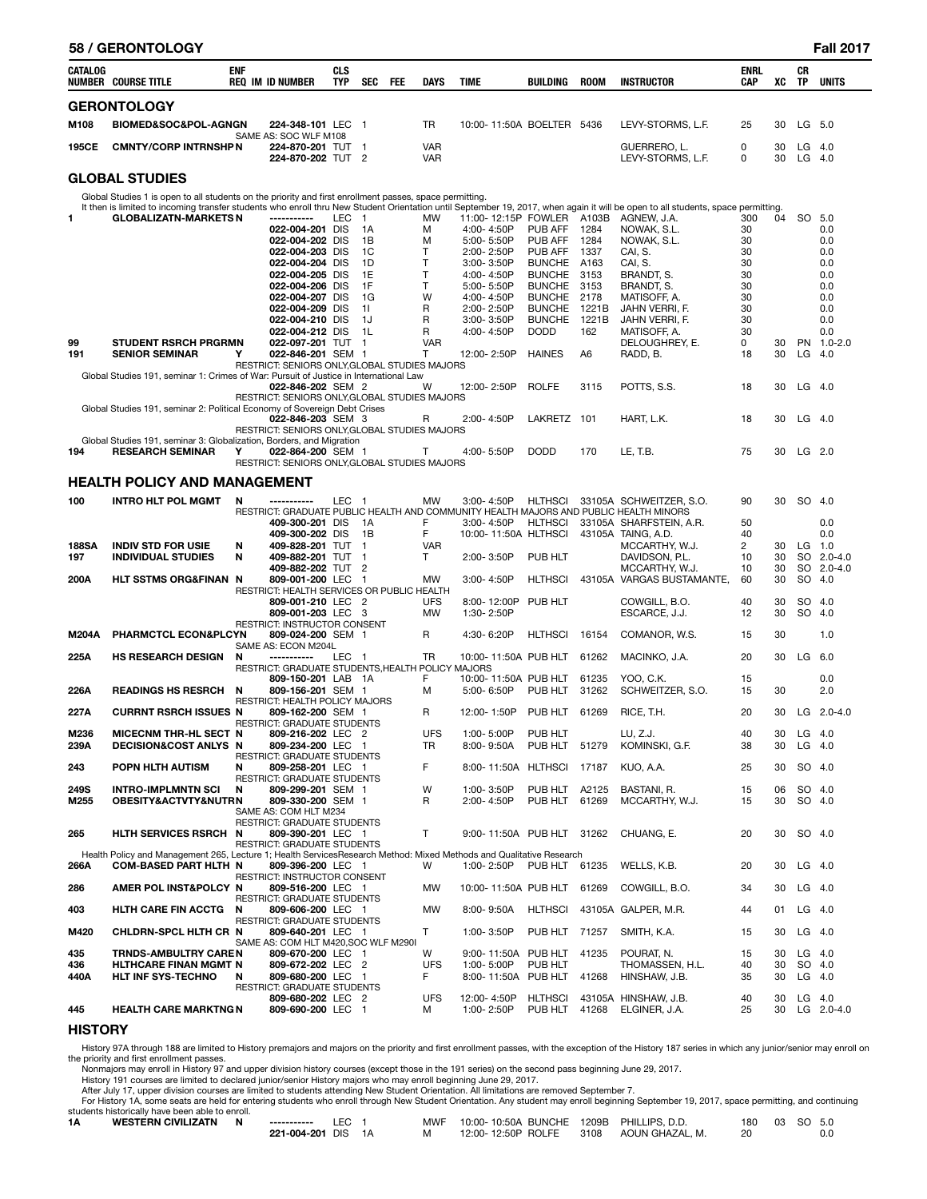| CATALOG NUMBER | COURSE TITLE | ENF REQ | IM | ID NUMBER | CLS TYP | SEC | FEE | DAYS | TIME | BUILDING | ROOM | INSTRUCTOR | ENRL CAP | XC | CR TP | UNITS |
|---|---|---|---|---|---|---|---|---|---|---|---|---|---|---|---|---|

## GERONTOLOGY

| CATALOG NUMBER | COURSE TITLE | ENF REQ | IM | ID NUMBER | CLS TYP | SEC | FEE | DAYS | TIME | BUILDING | ROOM | INSTRUCTOR | ENRL CAP | XC | CR TP | UNITS |
|---|---|---|---|---|---|---|---|---|---|---|---|---|---|---|---|---|
| M108 | BIOMED&SOC&POL-AGNGN | | | 224-348-101 | LEC | 1 | | TR | 10:00- 11:50A | BOELTER | 5436 | LEVY-STORMS, L.F. | 25 | 30 | LG | 5.0 |
| | SAME AS: SOC WLF M108 | | | | | | | | | | | | | | | |
| 195CE | CMNTY/CORP INTRNSHP | N | | 224-870-201 | TUT | 1 | | VAR | | | | GUERRERO, L. | 0 | 30 | LG | 4.0 |
| | | | | 224-870-202 | TUT | 2 | | VAR | | | | LEVY-STORMS, L.F. | 0 | 30 | LG | 4.0 |

## GLOBAL STUDIES

Global Studies 1 is open to all students on the priority and first enrollment passes, space permitting.
It then is limited to incoming transfer students who enroll thru New Student Orientation until September 19, 2017, when again it will be open to all students, space permitting.

| CATALOG NUMBER | COURSE TITLE | ENF REQ | IM | ID NUMBER | CLS TYP | SEC | FEE | DAYS | TIME | BUILDING | ROOM | INSTRUCTOR | ENRL CAP | XC | CR TP | UNITS |
|---|---|---|---|---|---|---|---|---|---|---|---|---|---|---|---|---|
| 1 | GLOBALIZATN-MARKETS | N | | ----------- | LEC | 1 | | MW | 11:00- 12:15P | FOWLER | A103B | AGNEW, J.A. | 300 | 04 | SO | 5.0 |
| | | | | 022-004-201 | DIS | 1A | | M | 4:00- 4:50P | PUB AFF | 1284 | NOWAK, S.L. | 30 | | | 0.0 |
| | | | | 022-004-202 | DIS | 1B | | M | 5:00- 5:50P | PUB AFF | 1284 | NOWAK, S.L. | 30 | | | 0.0 |
| | | | | 022-004-203 | DIS | 1C | | T | 2:00- 2:50P | PUB AFF | 1337 | CAI, S. | 30 | | | 0.0 |
| | | | | 022-004-204 | DIS | 1D | | T | 3:00- 3:50P | BUNCHE | A163 | CAI, S. | 30 | | | 0.0 |
| | | | | 022-004-205 | DIS | 1E | | T | 4:00- 4:50P | BUNCHE | 3153 | BRANDT, S. | 30 | | | 0.0 |
| | | | | 022-004-206 | DIS | 1F | | T | 5:00- 5:50P | BUNCHE | 3153 | BRANDT, S. | 30 | | | 0.0 |
| | | | | 022-004-207 | DIS | 1G | | W | 4:00- 4:50P | BUNCHE | 2178 | MATISOFF, A. | 30 | | | 0.0 |
| | | | | 022-004-209 | DIS | 1I | | R | 2:00- 2:50P | BUNCHE | 1221B | JAHN VERRI, F. | 30 | | | 0.0 |
| | | | | 022-004-210 | DIS | 1J | | R | 3:00- 3:50P | BUNCHE | 1221B | JAHN VERRI, F. | 30 | | | 0.0 |
| | | | | 022-004-212 | DIS | 1L | | R | 4:00- 4:50P | DODD | 162 | MATISOFF, A. | 30 | | | 0.0 |
| 99 | STUDENT RSRCH PRGRM | N | | 022-097-201 | TUT | 1 | | VAR | | | | DELOUGHREY, E. | 0 | 30 | PN | 1.0-2.0 |
| 191 | SENIOR SEMINAR | Y | | 022-846-201 | SEM | 1 | | T | 12:00- 2:50P | HAINES | A6 | RADD, B. | 18 | 30 | LG | 4.0 |
| | RESTRICT: SENIORS ONLY,GLOBAL STUDIES MAJORS | | | | | | | | | | | | | | | |
| | Global Studies 191, seminar 1: Crimes of War: Pursuit of Justice in International Law | | | | | | | | | | | | | | | |
| | | | | 022-846-202 | SEM | 2 | | W | 12:00- 2:50P | ROLFE | 3115 | POTTS, S.S. | 18 | 30 | LG | 4.0 |
| | RESTRICT: SENIORS ONLY,GLOBAL STUDIES MAJORS | | | | | | | | | | | | | | | |
| | Global Studies 191, seminar 2: Political Economy of Sovereign Debt Crises | | | | | | | | | | | | | | | |
| | | | | 022-846-203 | SEM | 3 | | R | 2:00- 4:50P | LAKRETZ | 101 | HART, L.K. | 18 | 30 | LG | 4.0 |
| | RESTRICT: SENIORS ONLY,GLOBAL STUDIES MAJORS | | | | | | | | | | | | | | | |
| | Global Studies 191, seminar 3: Globalization, Borders, and Migration | | | | | | | | | | | | | | | |
| 194 | RESEARCH SEMINAR | Y | | 022-864-200 | SEM | 1 | | T | 4:00- 5:50P | DODD | 170 | LE, T.B. | 75 | 30 | LG | 2.0 |
| | RESTRICT: SENIORS ONLY,GLOBAL STUDIES MAJORS | | | | | | | | | | | | | | | |

## HEALTH POLICY AND MANAGEMENT

| CATALOG NUMBER | COURSE TITLE | ENF REQ | IM | ID NUMBER | CLS TYP | SEC | FEE | DAYS | TIME | BUILDING | ROOM | INSTRUCTOR | ENRL CAP | XC | CR TP | UNITS |
|---|---|---|---|---|---|---|---|---|---|---|---|---|---|---|---|---|
| 100 | INTRO HLT POL MGMT | N | | ----------- | LEC | 1 | | MW | 3:00- 4:50P | HLTHSCI | 33105A | SCHWEITZER, S.O. | 90 | 30 | SO | 4.0 |
| | RESTRICT: GRADUATE PUBLIC HEALTH AND COMMUNITY HEALTH MAJORS AND PUBLIC HEALTH MINORS | | | | | | | | | | | | | | | |
| | | | | 409-300-201 | DIS | 1A | | F | 3:00- 4:50P | HLTHSCI | 33105A | SHARFSTEIN, A.R. | 50 | | | 0.0 |
| | | | | 409-300-202 | DIS | 1B | | F | 10:00- 11:50A | HLTHSCI | 43105A | TAING, A.D. | 40 | | | 0.0 |
| 188SA | INDIV STD FOR USIE | N | | 409-828-201 | TUT | 1 | | VAR | | | | MCCARTHY, W.J. | 2 | 30 | LG | 1.0 |
| 197 | INDIVIDUAL STUDIES | N | | 409-882-201 | TUT | 1 | | T | 2:00- 3:50P | PUB HLT | | DAVIDSON, P.L. | 10 | 30 | SO | 2.0-4.0 |
| | | | | 409-882-202 | TUT | 2 | | | | | | MCCARTHY, W.J. | 10 | 30 | SO | 2.0-4.0 |
| 200A | HLT SSTMS ORG&FINAN | N | | 809-001-200 | LEC | 1 | | MW | 3:00- 4:50P | HLTHSCI | 43105A | VARGAS BUSTAMANTE, | 60 | 30 | SO | 4.0 |
| | RESTRICT: HEALTH SERVICES OR PUBLIC HEALTH | | | | | | | | | | | | | | | |
| | | | | 809-001-210 | LEC | 2 | | UFS | 8:00- 12:00P | PUB HLT | | COWGILL, B.O. | 40 | 30 | SO | 4.0 |
| | | | | 809-001-203 | LEC | 3 | | MW | 1:30- 2:50P | | | ESCARCE, J.J. | 12 | 30 | SO | 4.0 |
| | RESTRICT: INSTRUCTOR CONSENT | | | | | | | | | | | | | | | |
| M204A | PHARMCTCL ECON&PLCY | N | | 809-024-200 | SEM | 1 | | R | 4:30- 6:20P | HLTHSCI | 16154 | COMANOR, W.S. | 15 | 30 | | 1.0 |
| | SAME AS: ECON M204L | | | | | | | | | | | | | | | |
| 225A | HS RESEARCH DESIGN | N | | ----------- | LEC | 1 | | TR | 10:00- 11:50A | PUB HLT | 61262 | MACINKO, J.A. | 20 | 30 | LG | 6.0 |
| | RESTRICT: GRADUATE STUDENTS,HEALTH POLICY MAJORS | | | | | | | | | | | | | | | |
| | | | | 809-150-201 | LAB | 1A | | F | 10:00- 11:50A | PUB HLT | 61235 | YOO, C.K. | 15 | | | 0.0 |
| 226A | READINGS HS RESRCH | N | | 809-156-201 | SEM | 1 | | M | 5:00- 6:50P | PUB HLT | 31262 | SCHWEITZER, S.O. | 15 | 30 | | 2.0 |
| | RESTRICT: HEALTH POLICY MAJORS | | | | | | | | | | | | | | | |
| 227A | CURRNT RSRCH ISSUES | N | | 809-162-200 | SEM | 1 | | R | 12:00- 1:50P | PUB HLT | 61269 | RICE, T.H. | 20 | 30 | LG | 2.0-4.0 |
| | RESTRICT: GRADUATE STUDENTS | | | | | | | | | | | | | | | |
| M236 | MICECNM THR-HL SECT | N | | 809-216-202 | LEC | 2 | | UFS | 1:00- 5:00P | PUB HLT | | LU, Z.J. | 40 | 30 | LG | 4.0 |
| 239A | DECISION&COST ANLYS | N | | 809-234-200 | LEC | 1 | | TR | 8:00- 9:50A | PUB HLT | 51279 | KOMINSKI, G.F. | 38 | 30 | LG | 4.0 |
| | RESTRICT: GRADUATE STUDENTS | | | | | | | | | | | | | | | |
| 243 | POPN HLTH AUTISM | N | | 809-258-201 | LEC | 1 | | F | 8:00- 11:50A | HLTHSCI | 17187 | KUO, A.A. | 25 | 30 | SO | 4.0 |
| | RESTRICT: GRADUATE STUDENTS | | | | | | | | | | | | | | | |
| 249S | INTRO-IMPLMNTN SCI | N | | 809-299-201 | SEM | 1 | | W | 1:00- 3:50P | PUB HLT | A2125 | BASTANI, R. | 15 | 06 | SO | 4.0 |
| M255 | OBESITY&ACTVTY&NUTR | N | | 809-330-200 | SEM | 1 | | R | 2:00- 4:50P | PUB HLT | 61269 | MCCARTHY, W.J. | 15 | 30 | SO | 4.0 |
| | SAME AS: COM HLT M234 | | | | | | | | | | | | | | | |
| | RESTRICT: GRADUATE STUDENTS | | | | | | | | | | | | | | | |
| 265 | HLTH SERVICES RSRCH | N | | 809-390-201 | LEC | 1 | | T | 9:00- 11:50A | PUB HLT | 31262 | CHUANG, E. | 20 | 30 | SO | 4.0 |
| | RESTRICT: GRADUATE STUDENTS | | | | | | | | | | | | | | | |
| | Health Policy and Management 265, Lecture 1; Health ServicesResearch Method: Mixed Methods and Qualitative Research | | | | | | | | | | | | | | | |
| 266A | COM-BASED PART HLTH | N | | 809-396-200 | LEC | 1 | | W | 1:00- 2:50P | PUB HLT | 61235 | WELLS, K.B. | 20 | 30 | LG | 4.0 |
| | RESTRICT: INSTRUCTOR CONSENT | | | | | | | | | | | | | | | |
| 286 | AMER POL INST&POLCY | N | | 809-516-200 | LEC | 1 | | MW | 10:00- 11:50A | PUB HLT | 61269 | COWGILL, B.O. | 34 | 30 | LG | 4.0 |
| | RESTRICT: GRADUATE STUDENTS | | | | | | | | | | | | | | | |
| 403 | HLTH CARE FIN ACCTG | N | | 809-606-200 | LEC | 1 | | MW | 8:00- 9:50A | HLTHSCI | 43105A | GALPER, M.R. | 44 | 01 | LG | 4.0 |
| | RESTRICT: GRADUATE STUDENTS | | | | | | | | | | | | | | | |
| M420 | CHLDRN-SPCL HLTH CR | N | | 809-640-201 | LEC | 1 | | T | 1:00- 3:50P | PUB HLT | 71257 | SMITH, K.A. | 15 | 30 | LG | 4.0 |
| | SAME AS: COM HLT M420,SOC WLF M290I | | | | | | | | | | | | | | | |
| 435 | TRNDS-AMBULTRY CARE | N | | 809-670-200 | LEC | 1 | | W | 9:00- 11:50A | PUB HLT | 41235 | POURAT, N. | 15 | 30 | LG | 4.0 |
| 436 | HLTHCARE FINAN MGMT | N | | 809-672-202 | LEC | 2 | | UFS | 1:00- 5:00P | PUB HLT | | THOMASSEN, H.L. | 40 | 30 | SO | 4.0 |
| 440A | HLT INF SYS-TECHNO | N | | 809-680-200 | LEC | 1 | | F | 8:00- 11:50A | PUB HLT | 41268 | HINSHAW, J.B. | 35 | 30 | LG | 4.0 |
| | RESTRICT: GRADUATE STUDENTS | | | | | | | | | | | | | | | |
| | | | | 809-680-202 | LEC | 2 | | UFS | 12:00- 4:50P | HLTHSCI | 43105A | HINSHAW, J.B. | 40 | 30 | LG | 4.0 |
| 445 | HEALTH CARE MARKTNG | N | | 809-690-200 | LEC | 1 | | M | 1:00- 2:50P | PUB HLT | 41268 | ELGINER, J.A. | 25 | 30 | LG | 2.0-4.0 |

## HISTORY

History 97A through 188 are limited to History premajors and majors on the priority and first enrollment passes, with the exception of the History 187 series in which any junior/senior may enroll on the priority and first enrollment passes.
Nonmajors may enroll in History 97 and upper division history courses (except those in the 191 series) on the second pass beginning June 29, 2017.
History 191 courses are limited to declared junior/senior History majors who may enroll beginning June 29, 2017.
After July 17, upper division courses are limited to students attending New Student Orientation. All limitations are removed September 7.
For History 1A, some seats are held for entering students who enroll through New Student Orientation. Any student may enroll beginning September 19, 2017, space permitting, and continuing students historically have been able to enroll.

| CATALOG NUMBER | COURSE TITLE | ENF REQ | IM | ID NUMBER | CLS TYP | SEC | FEE | DAYS | TIME | BUILDING | ROOM | INSTRUCTOR | ENRL CAP | XC | CR TP | UNITS |
|---|---|---|---|---|---|---|---|---|---|---|---|---|---|---|---|---|
| 1A | WESTERN CIVILIZATN | N | | ----------- | LEC | 1 | | MWF | 10:00- 10:50A | BUNCHE | 1209B | PHILLIPS, D.D. | 180 | 03 | SO | 5.0 |
| | | | | 221-004-201 | DIS | 1A | | M | 12:00- 12:50P | ROLFE | 3108 | AOUN GHAZAL, M. | 20 | | | 0.0 |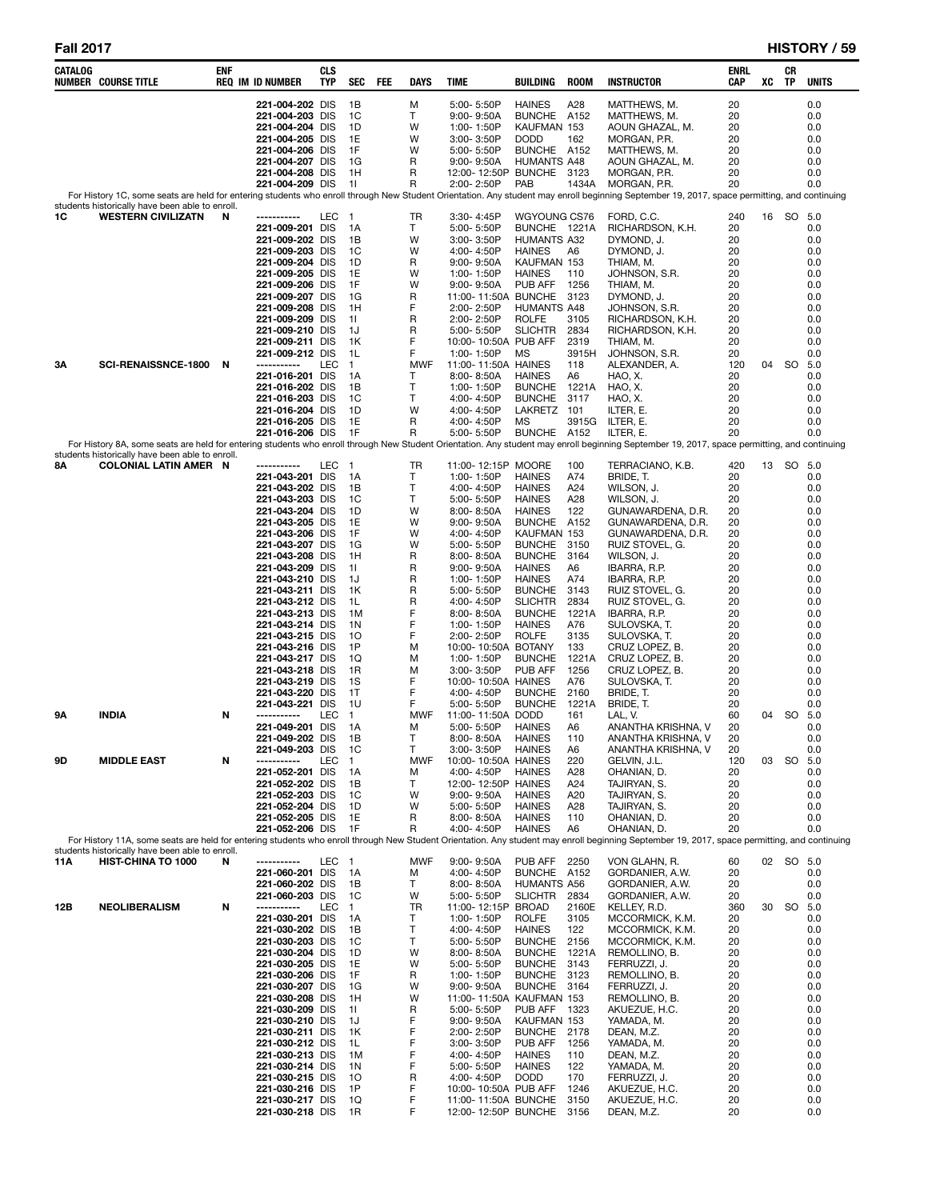| CATALOG NUMBER | COURSE TITLE | ENF REQ | IM | ID NUMBER | CLS TYP | SEC | FEE | DAYS | TIME | BUILDING | ROOM | INSTRUCTOR | ENRL CAP | XC | CR TP | UNITS |
|---|---|---|---|---|---|---|---|---|---|---|---|---|---|---|---|---|
| | | | | 221-004-202 | DIS | 1B | | M | 5:00- 5:50P | HAINES | A28 | MATTHEWS, M. | 20 | | | 0.0 |
| | | | | 221-004-203 | DIS | 1C | | T | 9:00- 9:50A | BUNCHE | A152 | MATTHEWS, M. | 20 | | | 0.0 |
| | | | | 221-004-204 | DIS | 1D | | W | 1:00- 1:50P | KAUFMAN | 153 | AOUN GHAZAL, M. | 20 | | | 0.0 |
| | | | | 221-004-205 | DIS | 1E | | W | 3:00- 3:50P | DODD | 162 | MORGAN, P.R. | 20 | | | 0.0 |
| | | | | 221-004-206 | DIS | 1F | | W | 5:00- 5:50P | BUNCHE | A152 | MATTHEWS, M. | 20 | | | 0.0 |
| | | | | 221-004-207 | DIS | 1G | | R | 9:00- 9:50A | HUMANTS | A48 | AOUN GHAZAL, M. | 20 | | | 0.0 |
| | | | | 221-004-208 | DIS | 1H | | R | 12:00- 12:50P | BUNCHE | 3123 | MORGAN, P.R. | 20 | | | 0.0 |
| | | | | 221-004-209 | DIS | 1I | | R | 2:00- 2:50P | PAB | 1434A | MORGAN, P.R. | 20 | | | 0.0 |

For History 1C, some seats are held for entering students who enroll through New Student Orientation. Any student may enroll beginning September 19, 2017, space permitting, and continuing students historically have been able to enroll.

| CATALOG NUMBER | COURSE TITLE | ENF REQ | IM | ID NUMBER | CLS TYP | SEC | FEE | DAYS | TIME | BUILDING | ROOM | INSTRUCTOR | ENRL CAP | XC | CR TP | UNITS |
|---|---|---|---|---|---|---|---|---|---|---|---|---|---|---|---|---|
| 1C | WESTERN CIVILIZATN | N | | ----------- | LEC | 1 | | TR | 3:30- 4:45P | WGYOUNG | CS76 | FORD, C.C. | 240 | 16 | SO | 5.0 |
| | | | | 221-009-201 | DIS | 1A | | T | 5:00- 5:50P | BUNCHE | 1221A | RICHARDSON, K.H. | 20 | | | 0.0 |
| | | | | 221-009-202 | DIS | 1B | | W | 3:00- 3:50P | HUMANTS | A32 | DYMOND, J. | 20 | | | 0.0 |
| | | | | 221-009-203 | DIS | 1C | | W | 4:00- 4:50P | HAINES | A6 | DYMOND, J. | 20 | | | 0.0 |
| | | | | 221-009-204 | DIS | 1D | | R | 9:00- 9:50A | KAUFMAN | 153 | THIAM, M. | 20 | | | 0.0 |
| | | | | 221-009-205 | DIS | 1E | | W | 1:00- 1:50P | HAINES | 110 | JOHNSON, S.R. | 20 | | | 0.0 |
| | | | | 221-009-206 | DIS | 1F | | W | 9:00- 9:50A | PUB AFF | 1256 | THIAM, M. | 20 | | | 0.0 |
| | | | | 221-009-207 | DIS | 1G | | R | 11:00- 11:50A | BUNCHE | 3123 | DYMOND, J. | 20 | | | 0.0 |
| | | | | 221-009-208 | DIS | 1H | | F | 2:00- 2:50P | HUMANTS | A48 | JOHNSON, S.R. | 20 | | | 0.0 |
| | | | | 221-009-209 | DIS | 1I | | R | 2:00- 2:50P | ROLFE | 3105 | RICHARDSON, K.H. | 20 | | | 0.0 |
| | | | | 221-009-210 | DIS | 1J | | R | 5:00- 5:50P | SLICHTR | 2834 | RICHARDSON, K.H. | 20 | | | 0.0 |
| | | | | 221-009-211 | DIS | 1K | | F | 10:00- 10:50A | PUB AFF | 2319 | THIAM, M. | 20 | | | 0.0 |
| | | | | 221-009-212 | DIS | 1L | | F | 1:00- 1:50P | MS | 3915H | JOHNSON, S.R. | 20 | | | 0.0 |
| 3A | SCI-RENAISSNCE-1800 | N | | ----------- | LEC | 1 | | MWF | 11:00- 11:50A | HAINES | 118 | ALEXANDER, A. | 120 | 04 | SO | 5.0 |
| | | | | 221-016-201 | DIS | 1A | | T | 8:00- 8:50A | HAINES | A6 | HAO, X. | 20 | | | 0.0 |
| | | | | 221-016-202 | DIS | 1B | | T | 1:00- 1:50P | BUNCHE | 1221A | HAO, X. | 20 | | | 0.0 |
| | | | | 221-016-203 | DIS | 1C | | T | 4:00- 4:50P | BUNCHE | 3117 | HAO, X. | 20 | | | 0.0 |
| | | | | 221-016-204 | DIS | 1D | | W | 4:00- 4:50P | LAKRETZ | 101 | ILTER, E. | 20 | | | 0.0 |
| | | | | 221-016-205 | DIS | 1E | | R | 4:00- 4:50P | MS | 3915G | ILTER, E. | 20 | | | 0.0 |
| | | | | 221-016-206 | DIS | 1F | | R | 5:00- 5:50P | BUNCHE | A152 | ILTER, E. | 20 | | | 0.0 |

For History 8A, some seats are held for entering students who enroll through New Student Orientation. Any student may enroll beginning September 19, 2017, space permitting, and continuing students historically have been able to enroll.

| CATALOG NUMBER | COURSE TITLE | ENF REQ | IM | ID NUMBER | CLS TYP | SEC | FEE | DAYS | TIME | BUILDING | ROOM | INSTRUCTOR | ENRL CAP | XC | CR TP | UNITS |
|---|---|---|---|---|---|---|---|---|---|---|---|---|---|---|---|---|
| 8A | COLONIAL LATIN AMER | N | | ----------- | LEC | 1 | | TR | 11:00- 12:15P | MOORE | 100 | TERRACIANO, K.B. | 420 | 13 | SO | 5.0 |
| | | | | 221-043-201 | DIS | 1A | | T | 1:00- 1:50P | HAINES | A74 | BRIDE, T. | 20 | | | 0.0 |
| | | | | 221-043-202 | DIS | 1B | | T | 4:00- 4:50P | HAINES | A24 | WILSON, J. | 20 | | | 0.0 |
| | | | | 221-043-203 | DIS | 1C | | T | 5:00- 5:50P | HAINES | A28 | WILSON, J. | 20 | | | 0.0 |
| | | | | 221-043-204 | DIS | 1D | | W | 8:00- 8:50A | HAINES | 122 | GUNAWARDENA, D.R. | 20 | | | 0.0 |
| | | | | 221-043-205 | DIS | 1E | | W | 9:00- 9:50A | BUNCHE | A152 | GUNAWARDENA, D.R. | 20 | | | 0.0 |
| | | | | 221-043-206 | DIS | 1F | | W | 4:00- 4:50P | KAUFMAN | 153 | GUNAWARDENA, D.R. | 20 | | | 0.0 |
| | | | | 221-043-207 | DIS | 1G | | W | 5:00- 5:50P | BUNCHE | 3150 | RUIZ STOVEL, G. | 20 | | | 0.0 |
| | | | | 221-043-208 | DIS | 1H | | R | 8:00- 8:50A | BUNCHE | 3164 | WILSON, J. | 20 | | | 0.0 |
| | | | | 221-043-209 | DIS | 1I | | R | 9:00- 9:50A | HAINES | A6 | IBARRA, R.P. | 20 | | | 0.0 |
| | | | | 221-043-210 | DIS | 1J | | R | 1:00- 1:50P | HAINES | A74 | IBARRA, R.P. | 20 | | | 0.0 |
| | | | | 221-043-211 | DIS | 1K | | R | 5:00- 5:50P | BUNCHE | 3143 | RUIZ STOVEL, G. | 20 | | | 0.0 |
| | | | | 221-043-212 | DIS | 1L | | R | 4:00- 4:50P | SLICHTR | 2834 | RUIZ STOVEL, G. | 20 | | | 0.0 |
| | | | | 221-043-213 | DIS | 1M | | F | 8:00- 8:50A | BUNCHE | 1221A | IBARRA, R.P. | 20 | | | 0.0 |
| | | | | 221-043-214 | DIS | 1N | | F | 1:00- 1:50P | HAINES | A76 | SULOVSKA, T. | 20 | | | 0.0 |
| | | | | 221-043-215 | DIS | 1O | | F | 2:00- 2:50P | ROLFE | 3135 | SULOVSKA, T. | 20 | | | 0.0 |
| | | | | 221-043-216 | DIS | 1P | | M | 10:00- 10:50A | BOTANY | 133 | CRUZ LOPEZ, B. | 20 | | | 0.0 |
| | | | | 221-043-217 | DIS | 1Q | | M | 1:00- 1:50P | BUNCHE | 1221A | CRUZ LOPEZ, B. | 20 | | | 0.0 |
| | | | | 221-043-218 | DIS | 1R | | M | 3:00- 3:50P | PUB AFF | 1256 | CRUZ LOPEZ, B. | 20 | | | 0.0 |
| | | | | 221-043-219 | DIS | 1S | | F | 10:00- 10:50A | HAINES | A76 | SULOVSKA, T. | 20 | | | 0.0 |
| | | | | 221-043-220 | DIS | 1T | | F | 4:00- 4:50P | BUNCHE | 2160 | BRIDE, T. | 20 | | | 0.0 |
| | | | | 221-043-221 | DIS | 1U | | F | 5:00- 5:50P | BUNCHE | 1221A | BRIDE, T. | 20 | | | 0.0 |
| 9A | INDIA | N | | ----------- | LEC | 1 | | MWF | 11:00- 11:50A | DODD | 161 | LAL, V. | 60 | 04 | SO | 5.0 |
| | | | | 221-049-201 | DIS | 1A | | M | 5:00- 5:50P | HAINES | A6 | ANANTHA KRISHNA, V | 20 | | | 0.0 |
| | | | | 221-049-202 | DIS | 1B | | T | 8:00- 8:50A | HAINES | 110 | ANANTHA KRISHNA, V | 20 | | | 0.0 |
| | | | | 221-049-203 | DIS | 1C | | T | 3:00- 3:50P | HAINES | A6 | ANANTHA KRISHNA, V | 20 | | | 0.0 |
| 9D | MIDDLE EAST | N | | ----------- | LEC | 1 | | MWF | 10:00- 10:50A | HAINES | 220 | GELVIN, J.L. | 120 | 03 | SO | 5.0 |
| | | | | 221-052-201 | DIS | 1A | | M | 4:00- 4:50P | HAINES | A28 | OHANIAN, D. | 20 | | | 0.0 |
| | | | | 221-052-202 | DIS | 1B | | T | 12:00- 12:50P | HAINES | A24 | TAJIRYAN, S. | 20 | | | 0.0 |
| | | | | 221-052-203 | DIS | 1C | | W | 9:00- 9:50A | HAINES | A20 | TAJIRYAN, S. | 20 | | | 0.0 |
| | | | | 221-052-204 | DIS | 1D | | W | 5:00- 5:50P | HAINES | A28 | TAJIRYAN, S. | 20 | | | 0.0 |
| | | | | 221-052-205 | DIS | 1E | | R | 8:00- 8:50A | HAINES | 110 | OHANIAN, D. | 20 | | | 0.0 |
| | | | | 221-052-206 | DIS | 1F | | R | 4:00- 4:50P | HAINES | A6 | OHANIAN, D. | 20 | | | 0.0 |

For History 11A, some seats are held for entering students who enroll through New Student Orientation. Any student may enroll beginning September 19, 2017, space permitting, and continuing students historically have been able to enroll.

| CATALOG NUMBER | COURSE TITLE | ENF REQ | IM | ID NUMBER | CLS TYP | SEC | FEE | DAYS | TIME | BUILDING | ROOM | INSTRUCTOR | ENRL CAP | XC | CR TP | UNITS |
|---|---|---|---|---|---|---|---|---|---|---|---|---|---|---|---|---|
| 11A | HIST-CHINA TO 1000 | N | | ----------- | LEC | 1 | | MWF | 9:00- 9:50A | PUB AFF | 2250 | VON GLAHN, R. | 60 | 02 | SO | 5.0 |
| | | | | 221-060-201 | DIS | 1A | | M | 4:00- 4:50P | BUNCHE | A152 | GORDANIER, A.W. | 20 | | | 0.0 |
| | | | | 221-060-202 | DIS | 1B | | T | 8:00- 8:50A | HUMANTS | A56 | GORDANIER, A.W. | 20 | | | 0.0 |
| | | | | 221-060-203 | DIS | 1C | | W | 5:00- 5:50P | SLICHTR | 2834 | GORDANIER, A.W. | 20 | | | 0.0 |
| 12B | NEOLIBERALISM | N | | ----------- | LEC | 1 | | TR | 11:00- 12:15P | BROAD | 2160E | KELLEY, R.D. | 360 | 30 | SO | 5.0 |
| | | | | 221-030-201 | DIS | 1A | | T | 1:00- 1:50P | ROLFE | 3105 | MCCORMICK, K.M. | 20 | | | 0.0 |
| | | | | 221-030-202 | DIS | 1B | | T | 4:00- 4:50P | HAINES | 122 | MCCORMICK, K.M. | 20 | | | 0.0 |
| | | | | 221-030-203 | DIS | 1C | | T | 5:00- 5:50P | BUNCHE | 2156 | MCCORMICK, K.M. | 20 | | | 0.0 |
| | | | | 221-030-204 | DIS | 1D | | W | 8:00- 8:50A | BUNCHE | 1221A | REMOLLINO, B. | 20 | | | 0.0 |
| | | | | 221-030-205 | DIS | 1E | | W | 5:00- 5:50P | BUNCHE | 3143 | FERRUZZI, J. | 20 | | | 0.0 |
| | | | | 221-030-206 | DIS | 1F | | R | 1:00- 1:50P | BUNCHE | 3123 | REMOLLINO, B. | 20 | | | 0.0 |
| | | | | 221-030-207 | DIS | 1G | | W | 9:00- 9:50A | BUNCHE | 3164 | FERRUZZI, J. | 20 | | | 0.0 |
| | | | | 221-030-208 | DIS | 1H | | W | 11:00- 11:50A | KAUFMAN | 153 | REMOLLINO, B. | 20 | | | 0.0 |
| | | | | 221-030-209 | DIS | 1I | | R | 5:00- 5:50P | PUB AFF | 1323 | AKUEZUE, H.C. | 20 | | | 0.0 |
| | | | | 221-030-210 | DIS | 1J | | F | 9:00- 9:50A | KAUFMAN | 153 | YAMADA, M. | 20 | | | 0.0 |
| | | | | 221-030-211 | DIS | 1K | | F | 2:00- 2:50P | BUNCHE | 2178 | DEAN, M.Z. | 20 | | | 0.0 |
| | | | | 221-030-212 | DIS | 1L | | F | 3:00- 3:50P | PUB AFF | 1256 | YAMADA, M. | 20 | | | 0.0 |
| | | | | 221-030-213 | DIS | 1M | | F | 4:00- 4:50P | HAINES | 110 | DEAN, M.Z. | 20 | | | 0.0 |
| | | | | 221-030-214 | DIS | 1N | | F | 5:00- 5:50P | HAINES | 122 | YAMADA, M. | 20 | | | 0.0 |
| | | | | 221-030-215 | DIS | 1O | | R | 4:00- 4:50P | DODD | 170 | FERRUZZI, J. | 20 | | | 0.0 |
| | | | | 221-030-216 | DIS | 1P | | F | 10:00- 10:50A | PUB AFF | 1246 | AKUEZUE, H.C. | 20 | | | 0.0 |
| | | | | 221-030-217 | DIS | 1Q | | F | 11:00- 11:50A | BUNCHE | 3150 | AKUEZUE, H.C. | 20 | | | 0.0 |
| | | | | 221-030-218 | DIS | 1R | | F | 12:00- 12:50P | BUNCHE | 3156 | DEAN, M.Z. | 20 | | | 0.0 |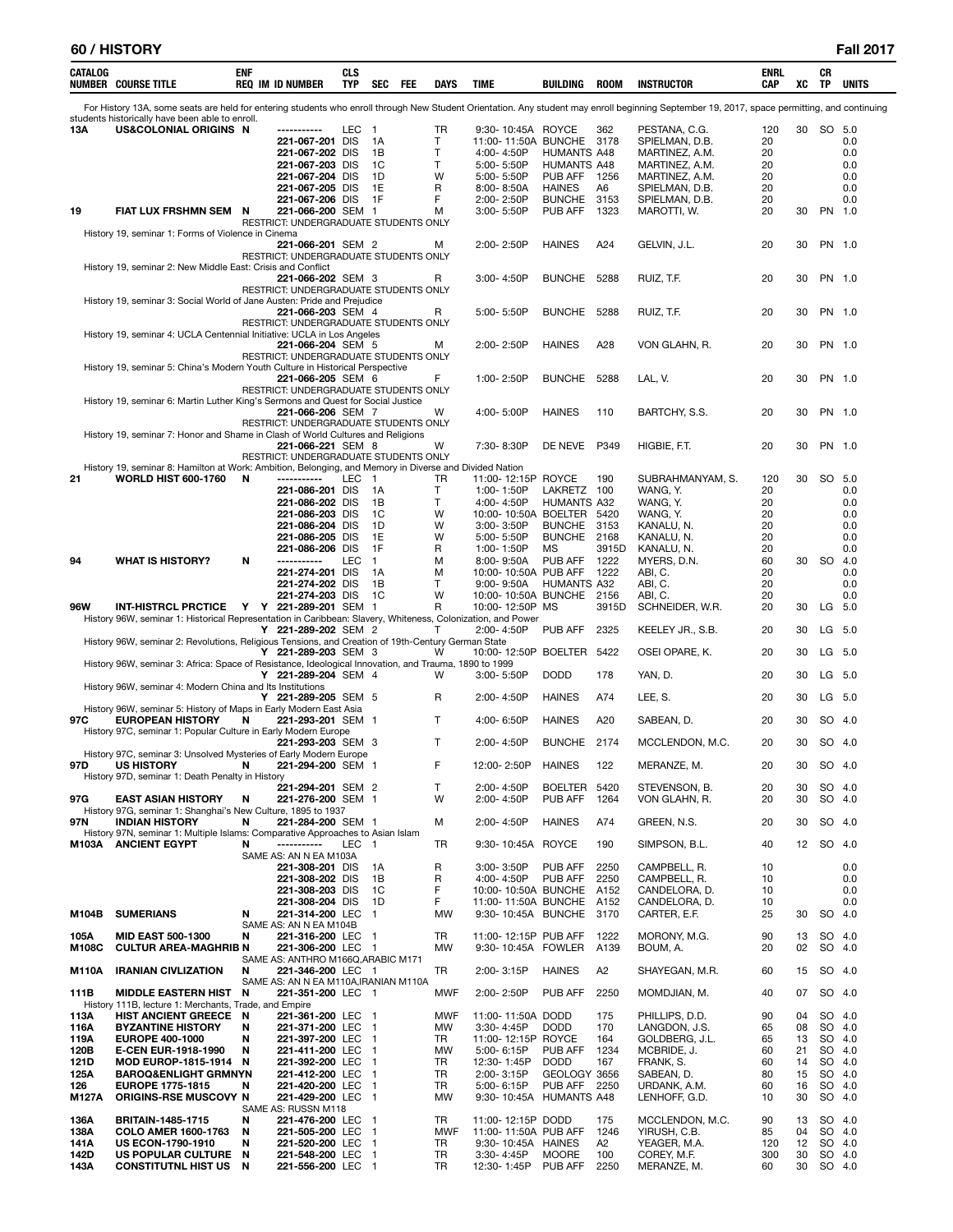# 60 / HISTORY — Fall 2017

| CATALOG NUMBER | COURSE TITLE | ENF REQ | IM | ID NUMBER | CLS TYP | SEC | FEE | DAYS | TIME | BUILDING | ROOM | INSTRUCTOR | ENRL CAP | XC | CR TP | UNITS |
|---|---|---|---|---|---|---|---|---|---|---|---|---|---|---|---|---|

For History 13A, some seats are held for entering students who enroll through New Student Orientation. Any student may enroll beginning September 19, 2017, space permitting, and continuing students historically have been able to enroll.

| CATALOG NUMBER | COURSE TITLE | ENF REQ | IM | ID NUMBER | CLS TYP | SEC | FEE | DAYS | TIME | BUILDING | ROOM | INSTRUCTOR | ENRL CAP | XC | CR TP | UNITS |
|---|---|---|---|---|---|---|---|---|---|---|---|---|---|---|---|---|
| 13A | US&COLONIAL ORIGINS | N | | ----------- | LEC | 1 | | TR | 9:30- 10:45A | ROYCE | 362 | PESTANA, C.G. | 120 | 30 | SO | 5.0 |
| | | | | 221-067-201 | DIS | 1A | | T | 11:00- 11:50A | BUNCHE | 3178 | SPIELMAN, D.B. | 20 | | | 0.0 |
| | | | | 221-067-202 | DIS | 1B | | T | 4:00- 4:50P | HUMANTS | A48 | MARTINEZ, A.M. | 20 | | | 0.0 |
| | | | | 221-067-203 | DIS | 1C | | T | 5:00- 5:50P | HUMANTS | A48 | MARTINEZ, A.M. | 20 | | | 0.0 |
| | | | | 221-067-204 | DIS | 1D | | W | 5:00- 5:50P | PUB AFF | 1256 | MARTINEZ, A.M. | 20 | | | 0.0 |
| | | | | 221-067-205 | DIS | 1E | | R | 8:00- 8:50A | HAINES | A6 | SPIELMAN, D.B. | 20 | | | 0.0 |
| | | | | 221-067-206 | DIS | 1F | | F | 2:00- 2:50P | BUNCHE | 3153 | SPIELMAN, D.B. | 20 | | | 0.0 |
| 19 | FIAT LUX FRSHMN SEM | N | | 221-066-200 | SEM | 1 | | M | 3:00- 5:50P | PUB AFF | 1323 | MAROTTI, W. | 20 | 30 | PN | 1.0 |
| | RESTRICT: UNDERGRADUATE STUDENTS ONLY | | | | | | | | | | | | | | | |
| | History 19, seminar 1: Forms of Violence in Cinema | | | | | | | | | | | | | | | |
| | | | | 221-066-201 | SEM | 2 | | M | 2:00- 2:50P | HAINES | A24 | GELVIN, J.L. | 20 | 30 | PN | 1.0 |
| | RESTRICT: UNDERGRADUATE STUDENTS ONLY | | | | | | | | | | | | | | | |
| | History 19, seminar 2: New Middle East: Crisis and Conflict | | | | | | | | | | | | | | | |
| | | | | 221-066-202 | SEM | 3 | | R | 3:00- 4:50P | BUNCHE | 5288 | RUIZ, T.F. | 20 | 30 | PN | 1.0 |
| | RESTRICT: UNDERGRADUATE STUDENTS ONLY | | | | | | | | | | | | | | | |
| | History 19, seminar 3: Social World of Jane Austen: Pride and Prejudice | | | | | | | | | | | | | | | |
| | | | | 221-066-203 | SEM | 4 | | R | 5:00- 5:50P | BUNCHE | 5288 | RUIZ, T.F. | 20 | 30 | PN | 1.0 |
| | RESTRICT: UNDERGRADUATE STUDENTS ONLY | | | | | | | | | | | | | | | |
| | History 19, seminar 4: UCLA Centennial Initiative: UCLA in Los Angeles | | | | | | | | | | | | | | | |
| | | | | 221-066-204 | SEM | 5 | | M | 2:00- 2:50P | HAINES | A28 | VON GLAHN, R. | 20 | 30 | PN | 1.0 |
| | RESTRICT: UNDERGRADUATE STUDENTS ONLY | | | | | | | | | | | | | | | |
| | History 19, seminar 5: China's Modern Youth Culture in Historical Perspective | | | | | | | | | | | | | | | |
| | | | | 221-066-205 | SEM | 6 | | F | 1:00- 2:50P | BUNCHE | 5288 | LAL, V. | 20 | 30 | PN | 1.0 |
| | RESTRICT: UNDERGRADUATE STUDENTS ONLY | | | | | | | | | | | | | | | |
| | History 19, seminar 6: Martin Luther King's Sermons and Quest for Social Justice | | | | | | | | | | | | | | | |
| | | | | 221-066-206 | SEM | 7 | | W | 4:00- 5:00P | HAINES | 110 | BARTCHY, S.S. | 20 | 30 | PN | 1.0 |
| | RESTRICT: UNDERGRADUATE STUDENTS ONLY | | | | | | | | | | | | | | | |
| | History 19, seminar 7: Honor and Shame in Clash of World Cultures and Religions | | | | | | | | | | | | | | | |
| | | | | 221-066-221 | SEM | 8 | | W | 7:30- 8:30P | DE NEVE | P349 | HIGBIE, F.T. | 20 | 30 | PN | 1.0 |
| | RESTRICT: UNDERGRADUATE STUDENTS ONLY | | | | | | | | | | | | | | | |
| | History 19, seminar 8: Hamilton at Work: Ambition, Belonging, and Memory in Diverse and Divided Nation | | | | | | | | | | | | | | | |
| 21 | WORLD HIST 600-1760 | N | | ----------- | LEC | 1 | | TR | 11:00- 12:15P | ROYCE | 190 | SUBRAHMANYAM, S. | 120 | 30 | SO | 5.0 |
| | | | | 221-086-201 | DIS | 1A | | T | 1:00- 1:50P | LAKRETZ | 100 | WANG, Y. | 20 | | | 0.0 |
| | | | | 221-086-202 | DIS | 1B | | T | 4:00- 4:50P | HUMANTS | A32 | WANG, Y. | 20 | | | 0.0 |
| | | | | 221-086-203 | DIS | 1C | | W | 10:00- 10:50A | BOELTER | 5420 | WANG, Y. | 20 | | | 0.0 |
| | | | | 221-086-204 | DIS | 1D | | W | 3:00- 3:50P | BUNCHE | 3153 | KANALU, N. | 20 | | | 0.0 |
| | | | | 221-086-205 | DIS | 1E | | W | 5:00- 5:50P | BUNCHE | 2168 | KANALU, N. | 20 | | | 0.0 |
| | | | | 221-086-206 | DIS | 1F | | R | 1:00- 1:50P | MS | 3915D | KANALU, N. | 20 | | | 0.0 |
| 94 | WHAT IS HISTORY? | N | | ----------- | LEC | 1 | | M | 8:00- 9:50A | PUB AFF | 1222 | MYERS, D.N. | 60 | 30 | SO | 4.0 |
| | | | | 221-274-201 | DIS | 1A | | M | 10:00- 10:50A | PUB AFF | 1222 | ABI, C. | 20 | | | 0.0 |
| | | | | 221-274-202 | DIS | 1B | | T | 9:00- 9:50A | HUMANTS | A32 | ABI, C. | 20 | | | 0.0 |
| | | | | 221-274-203 | DIS | 1C | | W | 10:00- 10:50A | BUNCHE | 2156 | ABI, C. | 20 | | | 0.0 |
| 96W | INT-HISTRCL PRCTICE | Y | Y | 221-289-201 | SEM | 1 | | R | 10:00- 12:50P | MS | 3915D | SCHNEIDER, W.R. | 20 | 30 | LG | 5.0 |
| | History 96W, seminar 1: Historical Representation in Caribbean: Slavery, Whiteness, Colonization, and Power | | | | | | | | | | | | | | | |
| | | | Y | 221-289-202 | SEM | 2 | | T | 2:00- 4:50P | PUB AFF | 2325 | KEELEY JR., S.B. | 20 | 30 | LG | 5.0 |
| | History 96W, seminar 2: Revolutions, Religious Tensions, and Creation of 19th-Century German State | | | | | | | | | | | | | | | |
| | | | Y | 221-289-203 | SEM | 3 | | W | 10:00- 12:50P | BOELTER | 5422 | OSEI OPARE, K. | 20 | 30 | LG | 5.0 |
| | History 96W, seminar 3: Africa: Space of Resistance, Ideological Innovation, and Trauma, 1890 to 1999 | | | | | | | | | | | | | | | |
| | | | Y | 221-289-204 | SEM | 4 | | W | 3:00- 5:50P | DODD | 178 | YAN, D. | 20 | 30 | LG | 5.0 |
| | History 96W, seminar 4: Modern China and Its Institutions | | | | | | | | | | | | | | | |
| | | | Y | 221-289-205 | SEM | 5 | | R | 2:00- 4:50P | HAINES | A74 | LEE, S. | 20 | 30 | LG | 5.0 |
| | History 96W, seminar 5: History of Maps in Early Modern East Asia | | | | | | | | | | | | | | | |
| 97C | EUROPEAN HISTORY | N | | 221-293-201 | SEM | 1 | | T | 4:00- 6:50P | HAINES | A20 | SABEAN, D. | 20 | 30 | SO | 4.0 |
| | History 97C, seminar 1: Popular Culture in Early Modern Europe | | | | | | | | | | | | | | | |
| | | | | 221-293-203 | SEM | 3 | | T | 2:00- 4:50P | BUNCHE | 2174 | MCCLENDON, M.C. | 20 | 30 | SO | 4.0 |
| | History 97C, seminar 3: Unsolved Mysteries of Early Modern Europe | | | | | | | | | | | | | | | |
| 97D | US HISTORY | N | | 221-294-200 | SEM | 1 | | F | 12:00- 2:50P | HAINES | 122 | MERANZE, M. | 20 | 30 | SO | 4.0 |
| | History 97D, seminar 1: Death Penalty in History | | | | | | | | | | | | | | | |
| | | | | 221-294-201 | SEM | 2 | | T | 2:00- 4:50P | BOELTER | 5420 | STEVENSON, B. | 20 | 30 | SO | 4.0 |
| 97G | EAST ASIAN HISTORY | N | | 221-276-200 | SEM | 1 | | W | 2:00- 4:50P | PUB AFF | 1264 | VON GLAHN, R. | 20 | 30 | SO | 4.0 |
| | History 97G, seminar 1: Shanghai's New Culture, 1895 to 1937 | | | | | | | | | | | | | | | |
| 97N | INDIAN HISTORY | N | | 221-284-200 | SEM | 1 | | M | 2:00- 4:50P | HAINES | A74 | GREEN, N.S. | 20 | 30 | SO | 4.0 |
| | History 97N, seminar 1: Multiple Islams: Comparative Approaches to Asian Islam | | | | | | | | | | | | | | | |
| M103A | ANCIENT EGYPT | N | | ----------- | LEC | 1 | | TR | 9:30- 10:45A | ROYCE | 190 | SIMPSON, B.L. | 40 | 12 | SO | 4.0 |
| | SAME AS: AN N EA M103A | | | | | | | | | | | | | | | |
| | | | | 221-308-201 | DIS | 1A | | R | 3:00- 3:50P | PUB AFF | 2250 | CAMPBELL, R. | 10 | | | 0.0 |
| | | | | 221-308-202 | DIS | 1B | | R | 4:00- 4:50P | PUB AFF | 2250 | CAMPBELL, R. | 10 | | | 0.0 |
| | | | | 221-308-203 | DIS | 1C | | F | 10:00- 10:50A | BUNCHE | A152 | CANDELORA, D. | 10 | | | 0.0 |
| | | | | 221-308-204 | DIS | 1D | | F | 11:00- 11:50A | BUNCHE | A152 | CANDELORA, D. | 10 | | | 0.0 |
| M104B | SUMERIANS | N | | 221-314-200 | LEC | 1 | | MW | 9:30- 10:45A | BUNCHE | 3170 | CARTER, E.F. | 25 | 30 | SO | 4.0 |
| | SAME AS: AN N EA M104B | | | | | | | | | | | | | | | |
| 105A | MID EAST 500-1300 | N | | 221-316-200 | LEC | 1 | | TR | 11:00- 12:15P | PUB AFF | 1222 | MORONY, M.G. | 90 | 13 | SO | 4.0 |
| M108C | CULTUR AREA-MAGHRIB | N | | 221-306-200 | LEC | 1 | | MW | 9:30- 10:45A | FOWLER | A139 | BOUM, A. | 20 | 02 | SO | 4.0 |
| | SAME AS: ANTHRO M166Q,ARABIC M171 | | | | | | | | | | | | | | | |
| M110A | IRANIAN CIVLIZATION | N | | 221-346-200 | LEC | 1 | | TR | 2:00- 3:15P | HAINES | A2 | SHAYEGAN, M.R. | 60 | 15 | SO | 4.0 |
| | SAME AS: AN N EA M110A,IRANIAN M110A | | | | | | | | | | | | | | | |
| 111B | MIDDLE EASTERN HIST | N | | 221-351-200 | LEC | 1 | | MWF | 2:00- 2:50P | PUB AFF | 2250 | MOMDJIAN, M. | 40 | 07 | SO | 4.0 |
| | History 111B, lecture 1: Merchants, Trade, and Empire | | | | | | | | | | | | | | | |
| 113A | HIST ANCIENT GREECE | N | | 221-361-200 | LEC | 1 | | MWF | 11:00- 11:50A | DODD | 175 | PHILLIPS, D.D. | 90 | 04 | SO | 4.0 |
| 116A | BYZANTINE HISTORY | N | | 221-371-200 | LEC | 1 | | MW | 3:30- 4:45P | DODD | 170 | LANGDON, J.S. | 65 | 08 | SO | 4.0 |
| 119A | EUROPE 400-1000 | N | | 221-397-200 | LEC | 1 | | TR | 11:00- 12:15P | ROYCE | 164 | GOLDBERG, J.L. | 65 | 13 | SO | 4.0 |
| 120B | E-CEN EUR-1918-1990 | N | | 221-411-200 | LEC | 1 | | MW | 5:00- 6:15P | PUB AFF | 1234 | MCBRIDE, J. | 60 | 21 | SO | 4.0 |
| 121D | MOD EUROP-1815-1914 | N | | 221-392-200 | LEC | 1 | | TR | 12:30- 1:45P | DODD | 167 | FRANK, S. | 60 | 14 | SO | 4.0 |
| 125A | BAROQ&ENLIGHT GRMNY | N | | 221-412-200 | LEC | 1 | | TR | 2:00- 3:15P | GEOLOGY | 3656 | SABEAN, D. | 80 | 15 | SO | 4.0 |
| 126 | EUROPE 1775-1815 | N | | 221-420-200 | LEC | 1 | | TR | 5:00- 6:15P | PUB AFF | 2250 | URDANK, A.M. | 60 | 16 | SO | 4.0 |
| M127A | ORIGINS-RSE MUSCOVY | N | | 221-429-200 | LEC | 1 | | MW | 9:30- 10:45A | HUMANTS | A48 | LENHOFF, G.D. | 10 | 30 | SO | 4.0 |
| | SAME AS: RUSSN M118 | | | | | | | | | | | | | | | |
| 136A | BRITAIN-1485-1715 | N | | 221-476-200 | LEC | 1 | | TR | 11:00- 12:15P | DODD | 175 | MCCLENDON, M.C. | 90 | 13 | SO | 4.0 |
| 138A | COLO AMER 1600-1763 | N | | 221-505-200 | LEC | 1 | | MWF | 11:00- 11:50A | PUB AFF | 1246 | YIRUSH, C.B. | 85 | 04 | SO | 4.0 |
| 141A | US ECON-1790-1910 | N | | 221-520-200 | LEC | 1 | | TR | 9:30- 10:45A | HAINES | A2 | YEAGER, M.A. | 120 | 12 | SO | 4.0 |
| 142D | US POPULAR CULTURE | N | | 221-548-200 | LEC | 1 | | TR | 3:30- 4:45P | MOORE | 100 | COREY, M.F. | 300 | 30 | SO | 4.0 |
| 143A | CONSTITUTNL HIST US | N | | 221-556-200 | LEC | 1 | | TR | 12:30- 1:45P | PUB AFF | 2250 | MERANZE, M. | 60 | 30 | SO | 4.0 |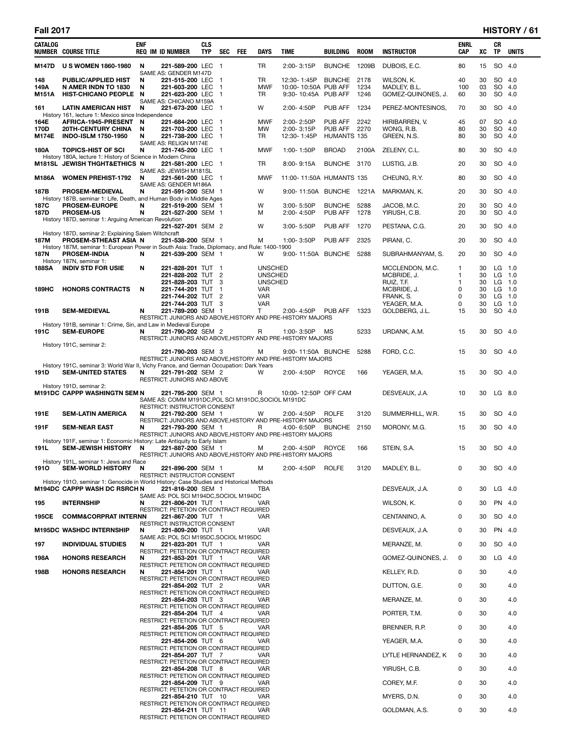| CATALOG NUMBER | COURSE TITLE | ENF REQ | IM | ID NUMBER | CLS TYP | SEC | FEE | DAYS | TIME | BUILDING | ROOM | INSTRUCTOR | ENRL CAP | XC | CR TP | UNITS |
|---|---|---|---|---|---|---|---|---|---|---|---|---|---|---|---|---|
| M147D | U S WOMEN 1860-1980 | N | | 221-589-200 | LEC | 1 | | TR | 2:00- 3:15P | BUNCHE | 1209B | DUBOIS, E.C. | 80 | 15 | SO | 4.0 |
| | SAME AS: GENDER M147D | | | | | | | | | | | | | | | |
| 148 | PUBLIC/APPLIED HIST | N | | 221-515-200 | LEC | 1 | | TR | 12:30- 1:45P | BUNCHE | 2178 | WILSON, K. | 40 | 30 | SO | 4.0 |
| 149A | N AMER INDN TO 1830 | N | | 221-603-200 | LEC | 1 | | MWF | 10:00- 10:50A | PUB AFF | 1234 | MADLEY, B.L. | 100 | 03 | SO | 4.0 |
| M151A | HIST-CHICANO PEOPLE | N | | 221-623-200 | LEC | 1 | | TR | 9:30- 10:45A | PUB AFF | 1246 | GOMEZ-QUINONES, J. | 60 | 30 | SO | 4.0 |
| | SAME AS: CHICANO M159A | | | | | | | | | | | | | | | |
| 161 | LATIN AMERICAN HIST | N | | 221-673-200 | LEC | 1 | | W | 2:00- 4:50P | PUB AFF | 1234 | PEREZ-MONTESINOS, | 70 | 30 | SO | 4.0 |
| | History 161, lecture 1: Mexico since Independence | | | | | | | | | | | | | | | |
| 164E | AFRICA-1945-PRESENT | N | | 221-684-200 | LEC | 1 | | MWF | 2:00- 2:50P | PUB AFF | 2242 | HIRIBARREN, V. | 45 | 07 | SO | 4.0 |
| 170D | 20TH-CENTURY CHINA | N | | 221-703-200 | LEC | 1 | | MW | 2:00- 3:15P | PUB AFF | 2270 | WONG, R.B. | 80 | 30 | SO | 4.0 |
| M174E | INDO-ISLM 1750-1950 | N | | 221-738-200 | LEC | 1 | | TR | 12:30- 1:45P | HUMANTS | 135 | GREEN, N.S. | 80 | 30 | SO | 4.0 |
| | SAME AS: RELIGN M174E | | | | | | | | | | | | | | | |
| 180A | TOPICS-HIST OF SCI | N | | 221-745-200 | LEC | 1 | | MWF | 1:00- 1:50P | BROAD | 2100A | ZELENY, C.L. | 80 | 30 | SO | 4.0 |
| | History 180A, lecture 1: History of Science in Modern China | | | | | | | | | | | | | | | |
| M181SL | JEWISH THGHT&ETHICS | N | | 221-581-200 | LEC | 1 | | TR | 8:00- 9:15A | BUNCHE | 3170 | LUSTIG, J.B. | 20 | 30 | SO | 4.0 |
| | SAME AS: JEWISH M181SL | | | | | | | | | | | | | | | |
| M186A | WOMEN PREHIST-1792 | N | | 221-561-200 | LEC | 1 | | MWF | 11:00- 11:50A | HUMANTS | 135 | CHEUNG, R.Y. | 80 | 30 | SO | 4.0 |
| | SAME AS: GENDER M186A | | | | | | | | | | | | | | | |
| 187B | PROSEM-MEDIEVAL | N | | 221-591-200 | SEM | 1 | | W | 9:00- 11:50A | BUNCHE | 1221A | MARKMAN, K. | 20 | 30 | SO | 4.0 |
| | History 187B, seminar 1: Life, Death, and Human Body in Middle Ages | | | | | | | | | | | | | | | |
| 187C | PROSEM-EUROPE | N | | 221-519-200 | SEM | 1 | | W | 3:00- 5:50P | BUNCHE | 5288 | JACOB, M.C. | 20 | 30 | SO | 4.0 |
| 187D | PROSEM-US | N | | 221-527-200 | SEM | 1 | | M | 2:00- 4:50P | PUB AFF | 1278 | YIRUSH, C.B. | 20 | 30 | SO | 4.0 |
| | History 187D, seminar 1: Arguing American Revolution | | | | | | | | | | | | | | | |
| | | | | 221-527-201 | SEM | 2 | | W | 3:00- 5:50P | PUB AFF | 1270 | PESTANA, C.G. | 20 | 30 | SO | 4.0 |
| | History 187D, seminar 2: Explaining Salem Witchcraft | | | | | | | | | | | | | | | |
| 187M | PROSEM-STHEAST ASIA | N | | 221-538-200 | SEM | 1 | | M | 1:00- 3:50P | PUB AFF | 2325 | PIRANI, C. | 20 | 30 | SO | 4.0 |
| | History 187M, seminar 1: European Power in South Asia: Trade, Diplomacy, and Rule: 1400-1900 | | | | | | | | | | | | | | | |
| 187N | PROSEM-INDIA | N | | 221-539-200 | SEM | 1 | | W | 9:00- 11:50A | BUNCHE | 5288 | SUBRAHMANYAM, S. | 20 | 30 | SO | 4.0 |
| | History 187N, seminar 1: | | | | | | | | | | | | | | | |
| 188SA | INDIV STD FOR USIE | N | | 221-828-201 | TUT | 1 | | UNSCHED | | | | MCCLENDON, M.C. | 1 | 30 | LG | 1.0 |
| | | | | 221-828-202 | TUT | 2 | | UNSCHED | | | | MCBRIDE, J. | 1 | 30 | LG | 1.0 |
| | | | | 221-828-203 | TUT | 3 | | UNSCHED | | | | RUIZ, T.F. | 1 | 30 | LG | 1.0 |
| 189HC | HONORS CONTRACTS | N | | 221-744-201 | TUT | 1 | | VAR | | | | MCBRIDE, J. | 0 | 30 | LG | 1.0 |
| | | | | 221-744-202 | TUT | 2 | | VAR | | | | FRANK, S. | 0 | 30 | LG | 1.0 |
| | | | | 221-744-203 | TUT | 3 | | VAR | | | | YEAGER, M.A. | 0 | 30 | LG | 1.0 |
| 191B | SEM-MEDIEVAL | N | | 221-789-200 | SEM | 1 | | T | 2:00- 4:50P | PUB AFF | 1323 | GOLDBERG, J.L. | 15 | 30 | SO | 4.0 |
| | RESTRICT: JUNIORS AND ABOVE,HISTORY AND PRE-HISTORY MAJORS | | | | | | | | | | | | | | | |
| | History 191B, seminar 1: Crime, Sin, and Law in Medieval Europe | | | | | | | | | | | | | | | |
| 191C | SEM-EUROPE | N | | 221-790-202 | SEM | 2 | | R | 1:00- 3:50P | MS | 5233 | URDANK, A.M. | 15 | 30 | SO | 4.0 |
| | RESTRICT: JUNIORS AND ABOVE,HISTORY AND PRE-HISTORY MAJORS | | | | | | | | | | | | | | | |
| | History 191C, seminar 2: | | | | | | | | | | | | | | | |
| | | | | 221-790-203 | SEM | 3 | | M | 9:00- 11:50A | BUNCHE | 5288 | FORD, C.C. | 15 | 30 | SO | 4.0 |
| | RESTRICT: JUNIORS AND ABOVE,HISTORY AND PRE-HISTORY MAJORS | | | | | | | | | | | | | | | |
| | History 191C, seminar 3: World War II, Vichy France, and German Occupation: Dark Years | | | | | | | | | | | | | | | |
| 191D | SEM-UNITED STATES | N | | 221-791-202 | SEM | 2 | | W | 2:00- 4:50P | ROYCE | 166 | YEAGER, M.A. | 15 | 30 | SO | 4.0 |
| | RESTRICT: JUNIORS AND ABOVE | | | | | | | | | | | | | | | |
| | History 191D, seminar 2: | | | | | | | | | | | | | | | |
| M191DC | CAPPP WASHINGTN SEM | N | | 221-795-200 | SEM | 1 | | R | 10:00- 12:50P | OFF CAM | | DESVEAUX, J.A. | 10 | 30 | LG | 8.0 |
| | SAME AS: COMM M191DC,POL SCI M191DC,SOCIOL M191DC | | | | | | | | | | | | | | | |
| | RESTRICT: INSTRUCTOR CONSENT | | | | | | | | | | | | | | | |
| 191E | SEM-LATIN AMERICA | N | | 221-792-200 | SEM | 1 | | W | 2:00- 4:50P | ROLFE | 3120 | SUMMERHILL, W.R. | 15 | 30 | SO | 4.0 |
| | RESTRICT: JUNIORS AND ABOVE,HISTORY AND PRE-HISTORY MAJORS | | | | | | | | | | | | | | | |
| 191F | SEM-NEAR EAST | N | | 221-793-200 | SEM | 1 | | R | 4:00- 6:50P | BUNCHE | 2150 | MORONY, M.G. | 15 | 30 | SO | 4.0 |
| | RESTRICT: JUNIORS AND ABOVE,HISTORY AND PRE-HISTORY MAJORS | | | | | | | | | | | | | | | |
| | History 191F, seminar 1: Economic History: Late Antiquity to Early Islam | | | | | | | | | | | | | | | |
| 191L | SEM-JEWISH HISTORY | N | | 221-887-200 | SEM | 1 | | M | 2:00- 4:50P | ROYCE | 166 | STEIN, S.A. | 15 | 30 | SO | 4.0 |
| | RESTRICT: JUNIORS AND ABOVE,HISTORY AND PRE-HISTORY MAJORS | | | | | | | | | | | | | | | |
| | History 191L, seminar 1: Jews and Race | | | | | | | | | | | | | | | |
| 191O | SEM-WORLD HISTORY | N | | 221-896-200 | SEM | 1 | | M | 2:00- 4:50P | ROLFE | 3120 | MADLEY, B.L. | 0 | 30 | SO | 4.0 |
| | RESTRICT: INSTRUCTOR CONSENT | | | | | | | | | | | | | | | |
| | History 191O, seminar 1: Genocide in World History: Case Studies and Historical Methods | | | | | | | | | | | | | | | |
| M194DC | CAPPP WASH DC RSRCH | N | | 221-816-200 | SEM | 1 | | TBA | | | | DESVEAUX, J.A. | 0 | 30 | LG | 4.0 |
| | SAME AS: POL SCI M194DC,SOCIOL M194DC | | | | | | | | | | | | | | | |
| 195 | INTERNSHIP | N | | 221-806-201 | TUT | 1 | | VAR | | | | WILSON, K. | 0 | 30 | PN | 4.0 |
| | RESTRICT: PETETION OR CONTRACT REQUIRED | | | | | | | | | | | | | | | |
| 195CE | COMM&CORPRAT INTERN | N | | 221-867-200 | TUT | 1 | | VAR | | | | CENTANINO, A. | 0 | 30 | SO | 4.0 |
| | RESTRICT: INSTRUCTOR CONSENT | | | | | | | | | | | | | | | |
| M195DC | WASHDC INTERNSHIP | N | | 221-809-200 | TUT | 1 | | VAR | | | | DESVEAUX, J.A. | 0 | 30 | PN | 4.0 |
| | SAME AS: POL SCI M195DC,SOCIOL M195DC | | | | | | | | | | | | | | | |
| 197 | INDIVIDUAL STUDIES | N | | 221-823-201 | TUT | 1 | | VAR | | | | MERANZE, M. | 0 | 30 | SO | 4.0 |
| | RESTRICT: PETETION OR CONTRACT REQUIRED | | | | | | | | | | | | | | | |
| 198A | HONORS RESEARCH | N | | 221-853-201 | TUT | 1 | | VAR | | | | GOMEZ-QUINONES, J. | 0 | 30 | LG | 4.0 |
| | RESTRICT: PETETION OR CONTRACT REQUIRED | | | | | | | | | | | | | | | |
| 198B | HONORS RESEARCH | N | | 221-854-201 | TUT | 1 | | VAR | | | | KELLEY, R.D. | 0 | 30 | | 4.0 |
| | RESTRICT: PETETION OR CONTRACT REQUIRED | | | | | | | | | | | | | | | |
| | | | | 221-854-202 | TUT | 2 | | VAR | | | | DUTTON, G.E. | 0 | 30 | | 4.0 |
| | RESTRICT: PETETION OR CONTRACT REQUIRED | | | | | | | | | | | | | | | |
| | | | | 221-854-203 | TUT | 3 | | VAR | | | | MERANZE, M. | 0 | 30 | | 4.0 |
| | RESTRICT: PETETION OR CONTRACT REQUIRED | | | | | | | | | | | | | | | |
| | | | | 221-854-204 | TUT | 4 | | VAR | | | | PORTER, T.M. | 0 | 30 | | 4.0 |
| | RESTRICT: PETETION OR CONTRACT REQUIRED | | | | | | | | | | | | | | | |
| | | | | 221-854-205 | TUT | 5 | | VAR | | | | BRENNER, R.P. | 0 | 30 | | 4.0 |
| | RESTRICT: PETETION OR CONTRACT REQUIRED | | | | | | | | | | | | | | | |
| | | | | 221-854-206 | TUT | 6 | | VAR | | | | YEAGER, M.A. | 0 | 30 | | 4.0 |
| | RESTRICT: PETETION OR CONTRACT REQUIRED | | | | | | | | | | | | | | | |
| | | | | 221-854-207 | TUT | 7 | | VAR | | | | LYTLE HERNANDEZ, K | 0 | 30 | | 4.0 |
| | RESTRICT: PETETION OR CONTRACT REQUIRED | | | | | | | | | | | | | | | |
| | | | | 221-854-208 | TUT | 8 | | VAR | | | | YIRUSH, C.B. | 0 | 30 | | 4.0 |
| | RESTRICT: PETETION OR CONTRACT REQUIRED | | | | | | | | | | | | | | | |
| | | | | 221-854-209 | TUT | 9 | | VAR | | | | COREY, M.F. | 0 | 30 | | 4.0 |
| | RESTRICT: PETETION OR CONTRACT REQUIRED | | | | | | | | | | | | | | | |
| | | | | 221-854-210 | TUT | 10 | | VAR | | | | MYERS, D.N. | 0 | 30 | | 4.0 |
| | RESTRICT: PETETION OR CONTRACT REQUIRED | | | | | | | | | | | | | | | |
| | | | | 221-854-211 | TUT | 11 | | VAR | | | | GOLDMAN, A.S. | 0 | 30 | | 4.0 |
| | RESTRICT: PETETION OR CONTRACT REQUIRED | | | | | | | | | | | | | | | |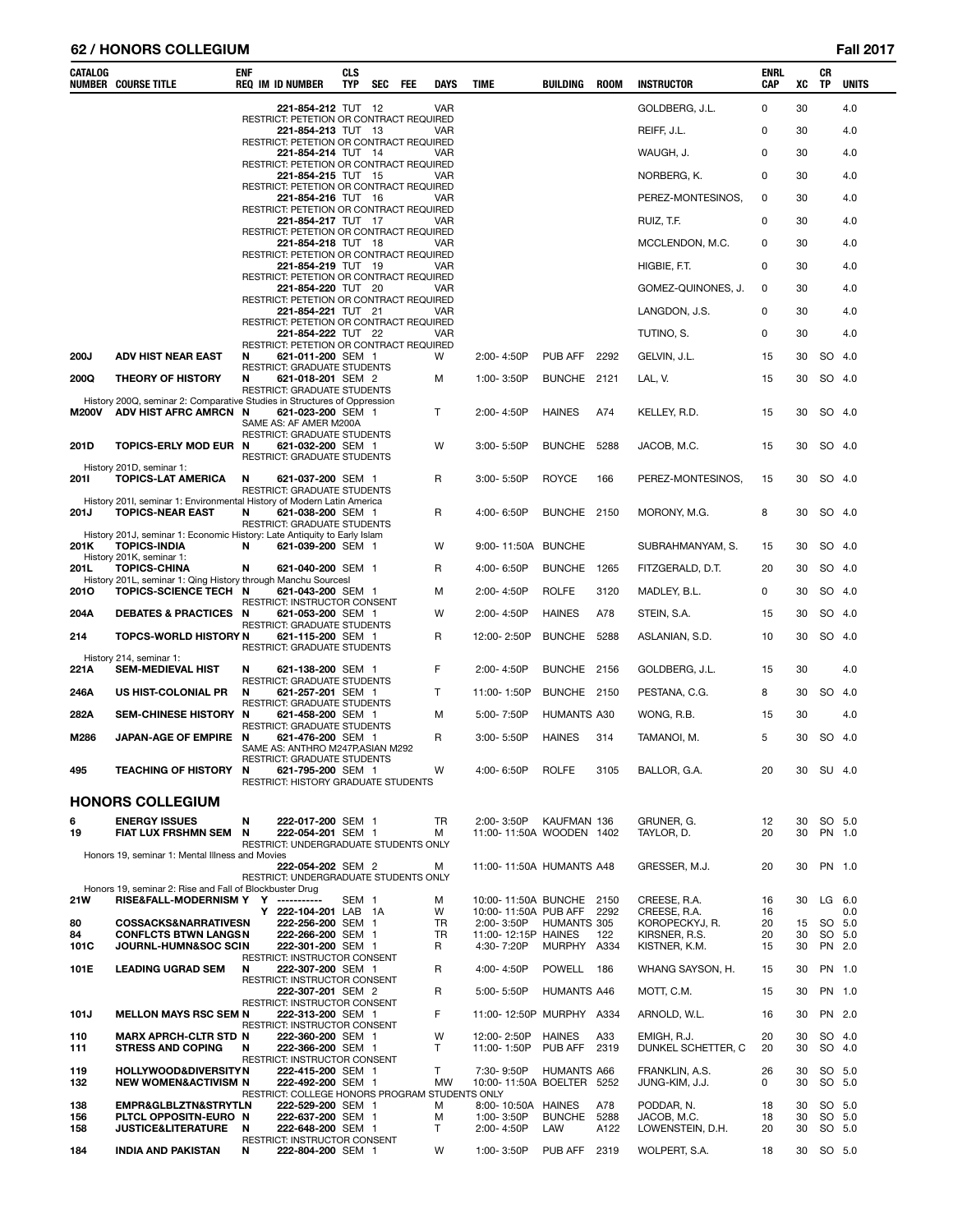## HONORS COLLEGIUM — Fall 2017

| CATALOG NUMBER | COURSE TITLE | ENF REQ | IM | ID NUMBER | CLS TYP | SEC | FEE | DAYS | TIME | BUILDING | ROOM | INSTRUCTOR | ENRL CAP | XC | CR TP | UNITS |
|---|---|---|---|---|---|---|---|---|---|---|---|---|---|---|---|---|
| | | | | 221-854-212 | TUT | 12 | | VAR | | | | GOLDBERG, J.L. | 0 | 30 | | 4.0 |
| | RESTRICT: PETETION OR CONTRACT REQUIRED | | | | | | | | | | | | | | | |
| | | | | 221-854-213 | TUT | 13 | | VAR | | | | REIFF, J.L. | 0 | 30 | | 4.0 |
| | RESTRICT: PETETION OR CONTRACT REQUIRED | | | | | | | | | | | | | | | |
| | | | | 221-854-214 | TUT | 14 | | VAR | | | | WAUGH, J. | 0 | 30 | | 4.0 |
| | RESTRICT: PETETION OR CONTRACT REQUIRED | | | | | | | | | | | | | | | |
| | | | | 221-854-215 | TUT | 15 | | VAR | | | | NORBERG, K. | 0 | 30 | | 4.0 |
| | RESTRICT: PETETION OR CONTRACT REQUIRED | | | | | | | | | | | | | | | |
| | | | | 221-854-216 | TUT | 16 | | VAR | | | | PEREZ-MONTESINOS, | 0 | 30 | | 4.0 |
| | RESTRICT: PETETION OR CONTRACT REQUIRED | | | | | | | | | | | | | | | |
| | | | | 221-854-217 | TUT | 17 | | VAR | | | | RUIZ, T.F. | 0 | 30 | | 4.0 |
| | RESTRICT: PETETION OR CONTRACT REQUIRED | | | | | | | | | | | | | | | |
| | | | | 221-854-218 | TUT | 18 | | VAR | | | | MCCLENDON, M.C. | 0 | 30 | | 4.0 |
| | RESTRICT: PETETION OR CONTRACT REQUIRED | | | | | | | | | | | | | | | |
| | | | | 221-854-219 | TUT | 19 | | VAR | | | | HIGBIE, F.T. | 0 | 30 | | 4.0 |
| | RESTRICT: PETETION OR CONTRACT REQUIRED | | | | | | | | | | | | | | | |
| | | | | 221-854-220 | TUT | 20 | | VAR | | | | GOMEZ-QUINONES, J. | 0 | 30 | | 4.0 |
| | RESTRICT: PETETION OR CONTRACT REQUIRED | | | | | | | | | | | | | | | |
| | | | | 221-854-221 | TUT | 21 | | VAR | | | | LANGDON, J.S. | 0 | 30 | | 4.0 |
| | RESTRICT: PETETION OR CONTRACT REQUIRED | | | | | | | | | | | | | | | |
| | | | | 221-854-222 | TUT | 22 | | VAR | | | | TUTINO, S. | 0 | 30 | | 4.0 |
| | RESTRICT: PETETION OR CONTRACT REQUIRED | | | | | | | | | | | | | | | |
| 200J | ADV HIST NEAR EAST | N | | 621-011-200 | SEM | 1 | | W | 2:00- 4:50P | PUB AFF | 2292 | GELVIN, J.L. | 15 | 30 | SO | 4.0 |
| | RESTRICT: GRADUATE STUDENTS | | | | | | | | | | | | | | | |
| 200Q | THEORY OF HISTORY | N | | 621-018-201 | SEM | 2 | | M | 1:00- 3:50P | BUNCHE | 2121 | LAL, V. | 15 | 30 | SO | 4.0 |
| | RESTRICT: GRADUATE STUDENTS | | | | | | | | | | | | | | | |
| | History 200Q, seminar 2: Comparative Studies in Structures of Oppression | | | | | | | | | | | | | | | |
| M200V | ADV HIST AFRC AMRCN | N | | 621-023-200 | SEM | 1 | | T | 2:00- 4:50P | HAINES | A74 | KELLEY, R.D. | 15 | 30 | SO | 4.0 |
| | SAME AS: AF AMER M200A | | | | | | | | | | | | | | | |
| | RESTRICT: GRADUATE STUDENTS | | | | | | | | | | | | | | | |
| 201D | TOPICS-ERLY MOD EUR | N | | 621-032-200 | SEM | 1 | | W | 3:00- 5:50P | BUNCHE | 5288 | JACOB, M.C. | 15 | 30 | SO | 4.0 |
| | RESTRICT: GRADUATE STUDENTS | | | | | | | | | | | | | | | |
| | History 201D, seminar 1: | | | | | | | | | | | | | | | |
| 201I | TOPICS-LAT AMERICA | N | | 621-037-200 | SEM | 1 | | R | 3:00- 5:50P | ROYCE | 166 | PEREZ-MONTESINOS, | 15 | 30 | SO | 4.0 |
| | RESTRICT: GRADUATE STUDENTS | | | | | | | | | | | | | | | |
| | History 201I, seminar 1: Environmental History of Modern Latin America | | | | | | | | | | | | | | | |
| 201J | TOPICS-NEAR EAST | N | | 621-038-200 | SEM | 1 | | R | 4:00- 6:50P | BUNCHE | 2150 | MORONY, M.G. | 8 | 30 | SO | 4.0 |
| | RESTRICT: GRADUATE STUDENTS | | | | | | | | | | | | | | | |
| | History 201J, seminar 1: Economic History: Late Antiquity to Early Islam | | | | | | | | | | | | | | | |
| 201K | TOPICS-INDIA | N | | 621-039-200 | SEM | 1 | | W | 9:00- 11:50A | BUNCHE | | SUBRAHMANYAM, S. | 15 | 30 | SO | 4.0 |
| | History 201K, seminar 1: | | | | | | | | | | | | | | | |
| 201L | TOPICS-CHINA | N | | 621-040-200 | SEM | 1 | | R | 4:00- 6:50P | BUNCHE | 1265 | FITZGERALD, D.T. | 20 | 30 | SO | 4.0 |
| | History 201L, seminar 1: Qing History through Manchu SourcesI | | | | | | | | | | | | | | | |
| 201O | TOPICS-SCIENCE TECH | N | | 621-043-200 | SEM | 1 | | M | 2:00- 4:50P | ROLFE | 3120 | MADLEY, B.L. | 0 | 30 | SO | 4.0 |
| | RESTRICT: INSTRUCTOR CONSENT | | | | | | | | | | | | | | | |
| 204A | DEBATES & PRACTICES | N | | 621-053-200 | SEM | 1 | | W | 2:00- 4:50P | HAINES | A78 | STEIN, S.A. | 15 | 30 | SO | 4.0 |
| | RESTRICT: GRADUATE STUDENTS | | | | | | | | | | | | | | | |
| 214 | TOPCS-WORLD HISTORY | N | | 621-115-200 | SEM | 1 | | R | 12:00- 2:50P | BUNCHE | 5288 | ASLANIAN, S.D. | 10 | 30 | SO | 4.0 |
| | RESTRICT: GRADUATE STUDENTS | | | | | | | | | | | | | | | |
| | History 214, seminar 1: | | | | | | | | | | | | | | | |
| 221A | SEM-MEDIEVAL HIST | N | | 621-138-200 | SEM | 1 | | F | 2:00- 4:50P | BUNCHE | 2156 | GOLDBERG, J.L. | 15 | 30 | | 4.0 |
| | RESTRICT: GRADUATE STUDENTS | | | | | | | | | | | | | | | |
| 246A | US HIST-COLONIAL PR | N | | 621-257-201 | SEM | 1 | | T | 11:00- 1:50P | BUNCHE | 2150 | PESTANA, C.G. | 8 | 30 | SO | 4.0 |
| | RESTRICT: GRADUATE STUDENTS | | | | | | | | | | | | | | | |
| 282A | SEM-CHINESE HISTORY | N | | 621-458-200 | SEM | 1 | | M | 5:00- 7:50P | HUMANTS | A30 | WONG, R.B. | 15 | 30 | | 4.0 |
| | RESTRICT: GRADUATE STUDENTS | | | | | | | | | | | | | | | |
| M286 | JAPAN-AGE OF EMPIRE | N | | 621-476-200 | SEM | 1 | | R | 3:00- 5:50P | HAINES | 314 | TAMANOI, M. | 5 | 30 | SO | 4.0 |
| | SAME AS: ANTHRO M247P,ASIAN M292 | | | | | | | | | | | | | | | |
| | RESTRICT: GRADUATE STUDENTS | | | | | | | | | | | | | | | |
| 495 | TEACHING OF HISTORY | N | | 621-795-200 | SEM | 1 | | W | 4:00- 6:50P | ROLFE | 3105 | BALLOR, G.A. | 20 | 30 | SU | 4.0 |
| | RESTRICT: HISTORY GRADUATE STUDENTS | | | | | | | | | | | | | | | |

## HONORS COLLEGIUM

| CATALOG NUMBER | COURSE TITLE | ENF REQ | IM | ID NUMBER | CLS TYP | SEC | FEE | DAYS | TIME | BUILDING | ROOM | INSTRUCTOR | ENRL CAP | XC | CR TP | UNITS |
|---|---|---|---|---|---|---|---|---|---|---|---|---|---|---|---|---|
| 6 | ENERGY ISSUES | N | | 222-017-200 | SEM | 1 | | TR | 2:00- 3:50P | KAUFMAN | 136 | GRUNER, G. | 12 | 30 | SO | 5.0 |
| 19 | FIAT LUX FRSHMN SEM | N | | 222-054-201 | SEM | 1 | | M | 11:00- 11:50A | WOODEN | 1402 | TAYLOR, D. | 20 | 30 | PN | 1.0 |
| | RESTRICT: UNDERGRADUATE STUDENTS ONLY | | | | | | | | | | | | | | | |
| | Honors 19, seminar 1: Mental Illness and Movies | | | | | | | | | | | | | | | |
| | | | | 222-054-202 | SEM | 2 | | M | 11:00- 11:50A | HUMANTS | A48 | GRESSER, M.J. | 20 | 30 | PN | 1.0 |
| | RESTRICT: UNDERGRADUATE STUDENTS ONLY | | | | | | | | | | | | | | | |
| | Honors 19, seminar 2: Rise and Fall of Blockbuster Drug | | | | | | | | | | | | | | | |
| 21W | RISE&FALL-MODERNISM | Y | Y | ----------- | SEM | 1 | | M | 10:00- 11:50A | BUNCHE | 2150 | CREESE, R.A. | 16 | 30 | LG | 6.0 |
| | | | Y | 222-104-201 | LAB | 1A | | W | 10:00- 11:50A | PUB AFF | 2292 | CREESE, R.A. | 16 | | | 0.0 |
| 80 | COSSACKS&NARRATIVES | N | | 222-256-200 | SEM | 1 | | TR | 2:00- 3:50P | HUMANTS | 305 | KOROPECKYJ, R. | 20 | 15 | SO | 5.0 |
| 84 | CONFLCTS BTWN LANGS | N | | 222-266-200 | SEM | 1 | | TR | 11:00- 12:15P | HAINES | 122 | KIRSNER, R.S. | 20 | 30 | SO | 5.0 |
| 101C | JOURNL-HUMN&SOC SCI | N | | 222-301-200 | SEM | 1 | | R | 4:30- 7:20P | MURPHY | A334 | KISTNER, K.M. | 15 | 30 | PN | 2.0 |
| | RESTRICT: INSTRUCTOR CONSENT | | | | | | | | | | | | | | | |
| 101E | LEADING UGRAD SEM | N | | 222-307-200 | SEM | 1 | | R | 4:00- 4:50P | POWELL | 186 | WHANG SAYSON, H. | 15 | 30 | PN | 1.0 |
| | RESTRICT: INSTRUCTOR CONSENT | | | | | | | | | | | | | | | |
| | | | | 222-307-201 | SEM | 2 | | R | 5:00- 5:50P | HUMANTS | A46 | MOTT, C.M. | 15 | 30 | PN | 1.0 |
| | RESTRICT: INSTRUCTOR CONSENT | | | | | | | | | | | | | | | |
| 101J | MELLON MAYS RSC SEM | N | | 222-313-200 | SEM | 1 | | F | 11:00- 12:50P | MURPHY | A334 | ARNOLD, W.L. | 16 | 30 | PN | 2.0 |
| | RESTRICT: INSTRUCTOR CONSENT | | | | | | | | | | | | | | | |
| 110 | MARX APRCH-CLTR STD | N | | 222-360-200 | SEM | 1 | | W | 12:00- 2:50P | HAINES | A33 | EMIGH, R.J. | 20 | 30 | SO | 4.0 |
| 111 | STRESS AND COPING | N | | 222-366-200 | SEM | 1 | | T | 11:00- 1:50P | PUB AFF | 2319 | DUNKEL SCHETTER, C | 20 | 30 | SO | 4.0 |
| | RESTRICT: INSTRUCTOR CONSENT | | | | | | | | | | | | | | | |
| 119 | HOLLYWOOD&DIVERSITY | N | | 222-415-200 | SEM | 1 | | T | 7:30- 9:50P | HUMANTS | A66 | FRANKLIN, A.S. | 26 | 30 | SO | 5.0 |
| 132 | NEW WOMEN&ACTIVISM | N | | 222-492-200 | SEM | 1 | | MW | 10:00- 11:50A | BOELTER | 5252 | JUNG-KIM, J.J. | 0 | 30 | SO | 5.0 |
| | RESTRICT: COLLEGE HONORS PROGRAM STUDENTS ONLY | | | | | | | | | | | | | | | |
| 138 | EMPR&GLBLZTN&STRYTL | N | | 222-529-200 | SEM | 1 | | M | 8:00- 10:50A | HAINES | A78 | PODDAR, N. | 18 | 30 | SO | 5.0 |
| 156 | PLTCL OPPOSITN-EURO | N | | 222-637-200 | SEM | 1 | | M | 1:00- 3:50P | BUNCHE | 5288 | JACOB, M.C. | 18 | 30 | SO | 5.0 |
| 158 | JUSTICE&LITERATURE | N | | 222-648-200 | SEM | 1 | | T | 2:00- 4:50P | LAW | A122 | LOWENSTEIN, D.H. | 20 | 30 | SO | 5.0 |
| | RESTRICT: INSTRUCTOR CONSENT | | | | | | | | | | | | | | | |
| 184 | INDIA AND PAKISTAN | N | | 222-804-200 | SEM | 1 | | W | 1:00- 3:50P | PUB AFF | 2319 | WOLPERT, S.A. | 18 | 30 | SO | 5.0 |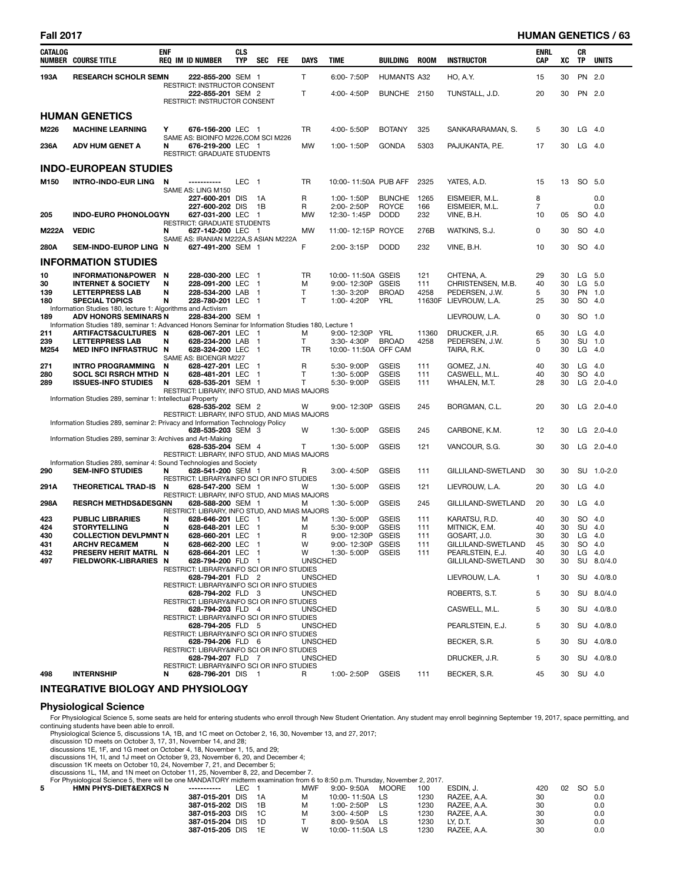| CATALOG NUMBER | COURSE TITLE | ENF REQ | IM | ID NUMBER | CLS TYP | SEC | FEE | DAYS | TIME | BUILDING | ROOM | INSTRUCTOR | ENRL CAP | XC | CR TP | UNITS |
|---|---|---|---|---|---|---|---|---|---|---|---|---|---|---|---|---|
| 193A | RESEARCH SCHOLR SEMN | | | 222-855-200 | SEM | 1 | | T | 6:00- 7:50P | HUMANTS | A32 | HO, A.Y. | 15 | 30 | PN | 2.0 |
| | RESTRICT: INSTRUCTOR CONSENT | | | | | | | | | | | | | | | |
| | | | | 222-855-201 | SEM | 2 | | T | 4:00- 4:50P | BUNCHE | 2150 | TUNSTALL, J.D. | 20 | 30 | PN | 2.0 |
| | RESTRICT: INSTRUCTOR CONSENT | | | | | | | | | | | | | | | |

## HUMAN GENETICS

| CATALOG NUMBER | COURSE TITLE | ENF REQ | IM | ID NUMBER | CLS TYP | SEC | FEE | DAYS | TIME | BUILDING | ROOM | INSTRUCTOR | ENRL CAP | XC | CR TP | UNITS |
|---|---|---|---|---|---|---|---|---|---|---|---|---|---|---|---|---|
| M226 | MACHINE LEARNING | Y | | 676-156-200 | LEC | 1 | | TR | 4:00- 5:50P | BOTANY | 325 | SANKARARAMAN, S. | 5 | 30 | LG | 4.0 |
| | SAME AS: BIOINFO M226,COM SCI M226 | | | | | | | | | | | | | | | |
| 236A | ADV HUM GENET A | N | | 676-219-200 | LEC | 1 | | MW | 1:00- 1:50P | GONDA | 5303 | PAJUKANTA, P.E. | 17 | 30 | LG | 4.0 |
| | RESTRICT: GRADUATE STUDENTS | | | | | | | | | | | | | | | |

## INDO-EUROPEAN STUDIES

| CATALOG NUMBER | COURSE TITLE | ENF REQ | IM | ID NUMBER | CLS TYP | SEC | FEE | DAYS | TIME | BUILDING | ROOM | INSTRUCTOR | ENRL CAP | XC | CR TP | UNITS |
|---|---|---|---|---|---|---|---|---|---|---|---|---|---|---|---|---|
| M150 | INTRO-INDO-EUR LING | N | | ----------- | LEC | 1 | | TR | 10:00- 11:50A | PUB AFF | 2325 | YATES, A.D. | 15 | 13 | SO | 5.0 |
| | SAME AS: LING M150 | | | | | | | | | | | | | | | |
| | | | | 227-600-201 | DIS | 1A | | R | 1:00- 1:50P | BUNCHE | 1265 | EISMEIER, M.L. | 8 | | | 0.0 |
| | | | | 227-600-202 | DIS | 1B | | R | 2:00- 2:50P | ROYCE | 166 | EISMEIER, M.L. | 7 | | | 0.0 |
| 205 | INDO-EURO PHONOLOGY | N | | 627-031-200 | LEC | 1 | | MW | 12:30- 1:45P | DODD | 232 | VINE, B.H. | 10 | 05 | SO | 4.0 |
| | RESTRICT: GRADUATE STUDENTS | | | | | | | | | | | | | | | |
| M222A | VEDIC | N | | 627-142-200 | LEC | 1 | | MW | 11:00- 12:15P | ROYCE | 276B | WATKINS, S.J. | 0 | 30 | SO | 4.0 |
| | SAME AS: IRANIAN M222A,S ASIAN M222A | | | | | | | | | | | | | | | |
| 280A | SEM-INDO-EUROP LING | N | | 627-491-200 | SEM | 1 | | F | 2:00- 3:15P | DODD | 232 | VINE, B.H. | 10 | 30 | SO | 4.0 |

## INFORMATION STUDIES

| CATALOG NUMBER | COURSE TITLE | ENF REQ | IM | ID NUMBER | CLS TYP | SEC | FEE | DAYS | TIME | BUILDING | ROOM | INSTRUCTOR | ENRL CAP | XC | CR TP | UNITS |
|---|---|---|---|---|---|---|---|---|---|---|---|---|---|---|---|---|
| 10 | INFORMATION&POWER | N | | 228-030-200 | LEC | 1 | | TR | 10:00- 11:50A | GSEIS | 121 | CHTENA, A. | 29 | 30 | LG | 5.0 |
| 30 | INTERNET & SOCIETY | N | | 228-091-200 | LEC | 1 | | M | 9:00- 12:30P | GSEIS | 111 | CHRISTENSEN, M.B. | 40 | 30 | LG | 5.0 |
| 139 | LETTERPRESS LAB | N | | 228-534-200 | LAB | 1 | | T | 1:30- 3:20P | BROAD | 4258 | PEDERSEN, J.W. | 5 | 30 | PN | 1.0 |
| 180 | SPECIAL TOPICS | N | | 228-780-201 | LEC | 1 | | T | 1:00- 4:20P | YRL | 11630F | LIEVROUW, L.A. | 25 | 30 | SO | 4.0 |
| | Information Studies 180, lecture 1: Algorithms and Activism | | | | | | | | | | | | | | | |
| 189 | ADV HONORS SEMINARS | N | | 228-834-200 | SEM | 1 | | | | | | LIEVROUW, L.A. | 0 | 30 | SO | 1.0 |
| | Information Studies 189, seminar 1: Advanced Honors Seminar for Information Studies 180, Lecture 1 | | | | | | | | | | | | | | | |
| 211 | ARTIFACTS&CULTURES | N | | 628-067-201 | LEC | 1 | | M | 9:00- 12:30P | YRL | 11360 | DRUCKER, J.R. | 65 | 30 | LG | 4.0 |
| 239 | LETTERPRESS LAB | N | | 628-234-200 | LAB | 1 | | T | 3:30- 4:30P | BROAD | 4258 | PEDERSEN, J.W. | 5 | 30 | SU | 1.0 |
| M254 | MED INFO INFRASTRUC | N | | 628-324-200 | LEC | 1 | | TR | 10:00- 11:50A | OFF CAM | | TAIRA, R.K. | 0 | 30 | LG | 4.0 |
| | SAME AS: BIOENGR M227 | | | | | | | | | | | | | | | |
| 271 | INTRO PROGRAMMING | N | | 628-427-201 | LEC | 1 | | R | 5:30- 9:00P | GSEIS | 111 | GOMEZ, J.N. | 40 | 30 | LG | 4.0 |
| 280 | SOCL SCI RSRCH MTHD | N | | 628-481-201 | LEC | 1 | | T | 1:30- 5:00P | GSEIS | 111 | CASWELL, M.L. | 40 | 30 | SO | 4.0 |
| 289 | ISSUES-INFO STUDIES | N | | 628-535-201 | SEM | 1 | | T | 5:30- 9:00P | GSEIS | 111 | WHALEN, M.T. | 28 | 30 | LG | 2.0-4.0 |
| | RESTRICT: LIBRARY, INFO STUD, AND MIAS MAJORS | | | | | | | | | | | | | | | |
| | Information Studies 289, seminar 1: Intellectual Property | | | | | | | | | | | | | | | |
| | | | | 628-535-202 | SEM | 2 | | W | 9:00- 12:30P | GSEIS | 245 | BORGMAN, C.L. | 20 | 30 | LG | 2.0-4.0 |
| | RESTRICT: LIBRARY, INFO STUD, AND MIAS MAJORS | | | | | | | | | | | | | | | |
| | Information Studies 289, seminar 2: Privacy and Information Technology Policy | | | | | | | | | | | | | | | |
| | | | | 628-535-203 | SEM | 3 | | W | 1:30- 5:00P | GSEIS | 245 | CARBONE, K.M. | 12 | 30 | LG | 2.0-4.0 |
| | Information Studies 289, seminar 3: Archives and Art-Making | | | | | | | | | | | | | | | |
| | | | | 628-535-204 | SEM | 4 | | T | 1:30- 5:00P | GSEIS | 121 | VANCOUR, S.G. | 30 | 30 | LG | 2.0-4.0 |
| | RESTRICT: LIBRARY, INFO STUD, AND MIAS MAJORS | | | | | | | | | | | | | | | |
| | Information Studies 289, seminar 4: Sound Technologies and Society | | | | | | | | | | | | | | | |
| 290 | SEM-INFO STUDIES | N | | 628-541-200 | SEM | 1 | | R | 3:00- 4:50P | GSEIS | 111 | GILLILAND-SWETLAND | 30 | 30 | SU | 1.0-2.0 |
| | RESTRICT: LIBRARY&INFO SCI OR INFO STUDIES | | | | | | | | | | | | | | | |
| 291A | THEORETICAL TRAD-IS | N | | 628-547-200 | SEM | 1 | | W | 1:30- 5:00P | GSEIS | 121 | LIEVROUW, L.A. | 20 | 30 | LG | 4.0 |
| | RESTRICT: LIBRARY, INFO STUD, AND MIAS MAJORS | | | | | | | | | | | | | | | |
| 298A | RESRCH METHDS&DESGN | N | | 628-588-200 | SEM | 1 | | M | 1:30- 5:00P | GSEIS | 245 | GILLILAND-SWETLAND | 20 | 30 | LG | 4.0 |
| | RESTRICT: LIBRARY, INFO STUD, AND MIAS MAJORS | | | | | | | | | | | | | | | |
| 423 | PUBLIC LIBRARIES | N | | 628-646-201 | LEC | 1 | | M | 1:30- 5:00P | GSEIS | 111 | KARATSU, R.D. | 40 | 30 | SO | 4.0 |
| 424 | STORYTELLING | N | | 628-648-201 | LEC | 1 | | M | 5:30- 9:00P | GSEIS | 111 | MITNICK, E.M. | 40 | 30 | SU | 4.0 |
| 430 | COLLECTION DEVLPMNT | N | | 628-660-201 | LEC | 1 | | R | 9:00- 12:30P | GSEIS | 111 | GOSART, J.0. | 30 | 30 | LG | 4.0 |
| 431 | ARCHV REC&MEM | N | | 628-662-200 | LEC | 1 | | W | 9:00- 12:30P | GSEIS | 111 | GILLILAND-SWETLAND | 45 | 30 | SO | 4.0 |
| 432 | PRESERV HERIT MATRL | N | | 628-664-201 | LEC | 1 | | W | 1:30- 5:00P | GSEIS | 111 | PEARLSTEIN, E.J. | 40 | 30 | LG | 4.0 |
| 497 | FIELDWORK-LIBRARIES | N | | 628-794-200 | FLD | 1 | | UNSCHED | | | | GILLILAND-SWETLAND | 30 | 30 | SU | 8.0/4.0 |
| | RESTRICT: LIBRARY&INFO SCI OR INFO STUDIES | | | | | | | | | | | | | | | |
| | | | | 628-794-201 | FLD | 2 | | UNSCHED | | | | LIEVROUW, L.A. | 1 | 30 | SU | 4.0/8.0 |
| | RESTRICT: LIBRARY&INFO SCI OR INFO STUDIES | | | | | | | | | | | | | | | |
| | | | | 628-794-202 | FLD | 3 | | UNSCHED | | | | ROBERTS, S.T. | 5 | 30 | SU | 8.0/4.0 |
| | RESTRICT: LIBRARY&INFO SCI OR INFO STUDIES | | | | | | | | | | | | | | | |
| | | | | 628-794-203 | FLD | 4 | | UNSCHED | | | | CASWELL, M.L. | 5 | 30 | SU | 4.0/8.0 |
| | RESTRICT: LIBRARY&INFO SCI OR INFO STUDIES | | | | | | | | | | | | | | | |
| | | | | 628-794-205 | FLD | 5 | | UNSCHED | | | | PEARLSTEIN, E.J. | 5 | 30 | SU | 4.0/8.0 |
| | RESTRICT: LIBRARY&INFO SCI OR INFO STUDIES | | | | | | | | | | | | | | | |
| | | | | 628-794-206 | FLD | 6 | | UNSCHED | | | | BECKER, S.R. | 5 | 30 | SU | 4.0/8.0 |
| | RESTRICT: LIBRARY&INFO SCI OR INFO STUDIES | | | | | | | | | | | | | | | |
| | | | | 628-794-207 | FLD | 7 | | UNSCHED | | | | DRUCKER, J.R. | 5 | 30 | SU | 4.0/8.0 |
| | RESTRICT: LIBRARY&INFO SCI OR INFO STUDIES | | | | | | | | | | | | | | | |
| 498 | INTERNSHIP | N | | 628-796-201 | DIS | 1 | | R | 1:00- 2:50P | GSEIS | 111 | BECKER, S.R. | 45 | 30 | SU | 4.0 |

## INTEGRATIVE BIOLOGY AND PHYSIOLOGY

### Physiological Science

For Physiological Science 5, some seats are held for entering students who enroll through New Student Orientation. Any student may enroll beginning September 19, 2017, space permitting, and continuing students have been able to enroll.

Physiological Science 5, discussions 1A, 1B, and 1C meet on October 2, 16, 30, November 13, and 27, 2017;
discussion 1D meets on October 3, 17, 31, November 14, and 28;
discussions 1E, 1F, and 1G meet on October 4, 18, November 1, 15, and 29;
discussions 1H, 1I, and 1J meet on October 9, 23, November 6, 20, and December 4;
discussion 1K meets on October 10, 24, November 7, 21, and December 5;
discussions 1L, 1M, and 1N meet on October 11, 25, November 8, 22, and December 7.
For Physiological Science 5, there will be one MANDATORY midterm examination from 6 to 8:50 p.m. Thursday, November 2, 2017.

| CATALOG NUMBER | COURSE TITLE | ENF REQ | IM | ID NUMBER | CLS TYP | SEC | FEE | DAYS | TIME | BUILDING | ROOM | INSTRUCTOR | ENRL CAP | XC | CR TP | UNITS |
|---|---|---|---|---|---|---|---|---|---|---|---|---|---|---|---|---|
| 5 | HMN PHYS-DIET&EXRCS | N | | ----------- | LEC | 1 | | MWF | 9:00- 9:50A | MOORE | 100 | ESDIN, J. | 420 | 02 | SO | 5.0 |
| | | | | 387-015-201 | DIS | 1A | | M | 10:00- 11:50A | LS | 1230 | RAZEE, A.A. | 30 | | | 0.0 |
| | | | | 387-015-202 | DIS | 1B | | M | 1:00- 2:50P | LS | 1230 | RAZEE, A.A. | 30 | | | 0.0 |
| | | | | 387-015-203 | DIS | 1C | | M | 3:00- 4:50P | LS | 1230 | RAZEE, A.A. | 30 | | | 0.0 |
| | | | | 387-015-204 | DIS | 1D | | T | 8:00- 9:50A | LS | 1230 | LY, D.T. | 30 | | | 0.0 |
| | | | | 387-015-205 | DIS | 1E | | W | 10:00- 11:50A | LS | 1230 | RAZEE, A.A. | 30 | | | 0.0 |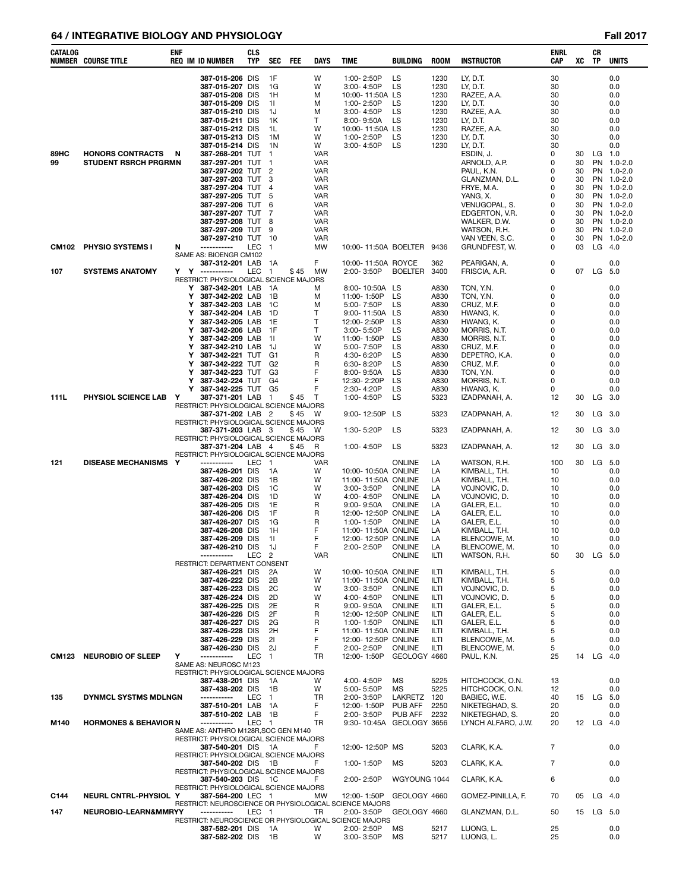## 64 / INTEGRATIVE BIOLOGY AND PHYSIOLOGY — Fall 2017

| CATALOG NUMBER | COURSE TITLE | ENF REQ | IM | ID NUMBER | CLS TYP | SEC | FEE | DAYS | TIME | BUILDING | ROOM | INSTRUCTOR | ENRL CAP | XC | CR TP | UNITS |
|---|---|---|---|---|---|---|---|---|---|---|---|---|---|---|---|---|
| | | | | 387-015-206 | DIS | 1F | | W | 1:00- 2:50P | LS | 1230 | LY, D.T. | 30 | | | 0.0 |
| | | | | 387-015-207 | DIS | 1G | | W | 3:00- 4:50P | LS | 1230 | LY, D.T. | 30 | | | 0.0 |
| | | | | 387-015-208 | DIS | 1H | | M | 10:00- 11:50A | LS | 1230 | RAZEE, A.A. | 30 | | | 0.0 |
| | | | | 387-015-209 | DIS | 1I | | M | 1:00- 2:50P | LS | 1230 | LY, D.T. | 30 | | | 0.0 |
| | | | | 387-015-210 | DIS | 1J | | M | 3:00- 4:50P | LS | 1230 | RAZEE, A.A. | 30 | | | 0.0 |
| | | | | 387-015-211 | DIS | 1K | | T | 8:00- 9:50A | LS | 1230 | LY, D.T. | 30 | | | 0.0 |
| | | | | 387-015-212 | DIS | 1L | | W | 10:00- 11:50A | LS | 1230 | RAZEE, A.A. | 30 | | | 0.0 |
| | | | | 387-015-213 | DIS | 1M | | W | 1:00- 2:50P | LS | 1230 | LY, D.T. | 30 | | | 0.0 |
| | | | | 387-015-214 | DIS | 1N | | W | 3:00- 4:50P | LS | 1230 | LY, D.T. | 30 | | | 0.0 |
| 89HC | HONORS CONTRACTS | N | | 387-268-201 | TUT | 1 | | VAR | | | | ESDIN, J. | 0 | 30 | LG | 1.0 |
| 99 | STUDENT RSRCH PRGRMN | | | 387-297-201 | TUT | 1 | | VAR | | | | ARNOLD, A.P. | 0 | 30 | PN | 1.0-2.0 |
| | | | | 387-297-202 | TUT | 2 | | VAR | | | | PAUL, K.N. | 0 | 30 | PN | 1.0-2.0 |
| | | | | 387-297-203 | TUT | 3 | | VAR | | | | GLANZMAN, D.L. | 0 | 30 | PN | 1.0-2.0 |
| | | | | 387-297-204 | TUT | 4 | | VAR | | | | FRYE, M.A. | 0 | 30 | PN | 1.0-2.0 |
| | | | | 387-297-205 | TUT | 5 | | VAR | | | | YANG, X. | 0 | 30 | PN | 1.0-2.0 |
| | | | | 387-297-206 | TUT | 6 | | VAR | | | | VENUGOPAL, S. | 0 | 30 | PN | 1.0-2.0 |
| | | | | 387-297-207 | TUT | 7 | | VAR | | | | EDGERTON, V.R. | 0 | 30 | PN | 1.0-2.0 |
| | | | | 387-297-208 | TUT | 8 | | VAR | | | | WALKER, D.W. | 0 | 30 | PN | 1.0-2.0 |
| | | | | 387-297-209 | TUT | 9 | | VAR | | | | WATSON, R.H. | 0 | 30 | PN | 1.0-2.0 |
| | | | | 387-297-210 | TUT | 10 | | VAR | | | | VAN VEEN, S.C. | 0 | 30 | PN | 1.0-2.0 |
| CM102 | PHYSIO SYSTEMS I | N | | ----------- | LEC | 1 | | MW | 10:00- 11:50A | BOELTER | 9436 | GRUNDFEST, W. | 0 | 03 | LG | 4.0 |
| | SAME AS: BIOENGR CM102 | | | | | | | | | | | | | | | |
| | | | | 387-312-201 | LAB | 1A | | F | 10:00- 11:50A | ROYCE | 362 | PEARIGAN, A. | 0 | | | 0.0 |
| 107 | SYSTEMS ANATOMY | Y | Y | ----------- | LEC | 1 | $45 | MW | 2:00- 3:50P | BOELTER | 3400 | FRISCIA, A.R. | 0 | 07 | LG | 5.0 |
| | RESTRICT: PHYSIOLOGICAL SCIENCE MAJORS | | | | | | | | | | | | | | | |
| | | | Y | 387-342-201 | LAB | 1A | | M | 8:00- 10:50A | LS | A830 | TON, Y.N. | 0 | | | 0.0 |
| | | | Y | 387-342-202 | LAB | 1B | | M | 11:00- 1:50P | LS | A830 | TON, Y.N. | 0 | | | 0.0 |
| | | | Y | 387-342-203 | LAB | 1C | | M | 5:00- 7:50P | LS | A830 | CRUZ, M.F. | 0 | | | 0.0 |
| | | | Y | 387-342-204 | LAB | 1D | | T | 9:00- 11:50A | LS | A830 | HWANG, K. | 0 | | | 0.0 |
| | | | Y | 387-342-205 | LAB | 1E | | T | 12:00- 2:50P | LS | A830 | HWANG, K. | 0 | | | 0.0 |
| | | | Y | 387-342-206 | LAB | 1F | | T | 3:00- 5:50P | LS | A830 | MORRIS, N.T. | 0 | | | 0.0 |
| | | | Y | 387-342-209 | LAB | 1I | | W | 11:00- 1:50P | LS | A830 | MORRIS, N.T. | 0 | | | 0.0 |
| | | | Y | 387-342-210 | LAB | 1J | | W | 5:00- 7:50P | LS | A830 | CRUZ, M.F. | 0 | | | 0.0 |
| | | | Y | 387-342-221 | TUT | G1 | | R | 4:30- 6:20P | LS | A830 | DEPETRO, K.A. | 0 | | | 0.0 |
| | | | Y | 387-342-222 | TUT | G2 | | R | 6:30- 8:20P | LS | A830 | CRUZ, M.F. | 0 | | | 0.0 |
| | | | Y | 387-342-223 | TUT | G3 | | F | 8:00- 9:50A | LS | A830 | TON, Y.N. | 0 | | | 0.0 |
| | | | Y | 387-342-224 | TUT | G4 | | F | 12:30- 2:20P | LS | A830 | MORRIS, N.T. | 0 | | | 0.0 |
| | | | Y | 387-342-225 | TUT | G5 | | F | 2:30- 4:20P | LS | A830 | HWANG, K. | 0 | | | 0.0 |
| 111L | PHYSIOL SCIENCE LAB | Y | | 387-371-201 | LAB | 1 | $45 | T | 1:00- 4:50P | LS | 5323 | IZADPANAH, A. | 12 | 30 | LG | 3.0 |
| | RESTRICT: PHYSIOLOGICAL SCIENCE MAJORS | | | | | | | | | | | | | | | |
| | | | | 387-371-202 | LAB | 2 | $45 | W | 9:00- 12:50P | LS | 5323 | IZADPANAH, A. | 12 | 30 | LG | 3.0 |
| | RESTRICT: PHYSIOLOGICAL SCIENCE MAJORS | | | | | | | | | | | | | | | |
| | | | | 387-371-203 | LAB | 3 | $45 | W | 1:30- 5:20P | LS | 5323 | IZADPANAH, A. | 12 | 30 | LG | 3.0 |
| | RESTRICT: PHYSIOLOGICAL SCIENCE MAJORS | | | | | | | | | | | | | | | |
| | | | | 387-371-204 | LAB | 4 | $45 | R | 1:00- 4:50P | LS | 5323 | IZADPANAH, A. | 12 | 30 | LG | 3.0 |
| | RESTRICT: PHYSIOLOGICAL SCIENCE MAJORS | | | | | | | | | | | | | | | |
| 121 | DISEASE MECHANISMS | Y | | ----------- | LEC | 1 | | VAR | | ONLINE | LA | WATSON, R.H. | 100 | 30 | LG | 5.0 |
| | | | | 387-426-201 | DIS | 1A | | W | 10:00- 10:50A | ONLINE | LA | KIMBALL, T.H. | 10 | | | 0.0 |
| | | | | 387-426-202 | DIS | 1B | | W | 11:00- 11:50A | ONLINE | LA | KIMBALL, T.H. | 10 | | | 0.0 |
| | | | | 387-426-203 | DIS | 1C | | W | 3:00- 3:50P | ONLINE | LA | VOJNOVIC, D. | 10 | | | 0.0 |
| | | | | 387-426-204 | DIS | 1D | | W | 4:00- 4:50P | ONLINE | LA | VOJNOVIC, D. | 10 | | | 0.0 |
| | | | | 387-426-205 | DIS | 1E | | R | 9:00- 9:50A | ONLINE | LA | GALER, E.L. | 10 | | | 0.0 |
| | | | | 387-426-206 | DIS | 1F | | R | 12:00- 12:50P | ONLINE | LA | GALER, E.L. | 10 | | | 0.0 |
| | | | | 387-426-207 | DIS | 1G | | R | 1:00- 1:50P | ONLINE | LA | GALER, E.L. | 10 | | | 0.0 |
| | | | | 387-426-208 | DIS | 1H | | F | 11:00- 11:50A | ONLINE | LA | KIMBALL, T.H. | 10 | | | 0.0 |
| | | | | 387-426-209 | DIS | 1I | | F | 12:00- 12:50P | ONLINE | LA | BLENCOWE, M. | 10 | | | 0.0 |
| | | | | 387-426-210 | DIS | 1J | | F | 2:00- 2:50P | ONLINE | LA | BLENCOWE, M. | 10 | | | 0.0 |
| | | | | ----------- | LEC | 2 | | VAR | | ONLINE | ILTI | WATSON, R.H. | 50 | 30 | LG | 5.0 |
| | RESTRICT: DEPARTMENT CONSENT | | | | | | | | | | | | | | | |
| | | | | 387-426-221 | DIS | 2A | | W | 10:00- 10:50A | ONLINE | ILTI | KIMBALL, T.H. | 5 | | | 0.0 |
| | | | | 387-426-222 | DIS | 2B | | W | 11:00- 11:50A | ONLINE | ILTI | KIMBALL, T.H. | 5 | | | 0.0 |
| | | | | 387-426-223 | DIS | 2C | | W | 3:00- 3:50P | ONLINE | ILTI | VOJNOVIC, D. | 5 | | | 0.0 |
| | | | | 387-426-224 | DIS | 2D | | W | 4:00- 4:50P | ONLINE | ILTI | VOJNOVIC, D. | 5 | | | 0.0 |
| | | | | 387-426-225 | DIS | 2E | | R | 9:00- 9:50A | ONLINE | ILTI | GALER, E.L. | 5 | | | 0.0 |
| | | | | 387-426-226 | DIS | 2F | | R | 12:00- 12:50P | ONLINE | ILTI | GALER, E.L. | 5 | | | 0.0 |
| | | | | 387-426-227 | DIS | 2G | | R | 1:00- 1:50P | ONLINE | ILTI | GALER, E.L. | 5 | | | 0.0 |
| | | | | 387-426-228 | DIS | 2H | | F | 11:00- 11:50A | ONLINE | ILTI | KIMBALL, T.H. | 5 | | | 0.0 |
| | | | | 387-426-229 | DIS | 2I | | F | 12:00- 12:50P | ONLINE | ILTI | BLENCOWE, M. | 5 | | | 0.0 |
| | | | | 387-426-230 | DIS | 2J | | F | 2:00- 2:50P | ONLINE | ILTI | BLENCOWE, M. | 5 | | | 0.0 |
| CM123 | NEUROBIO OF SLEEP | Y | | ----------- | LEC | 1 | | TR | 12:00- 1:50P | GEOLOGY | 4660 | PAUL, K.N. | 25 | 14 | LG | 4.0 |
| | SAME AS: NEUROSC M123 | | | | | | | | | | | | | | | |
| | RESTRICT: PHYSIOLOGICAL SCIENCE MAJORS | | | | | | | | | | | | | | | |
| | | | | 387-438-201 | DIS | 1A | | W | 4:00- 4:50P | MS | 5225 | HITCHCOCK, O.N. | 13 | | | 0.0 |
| | | | | 387-438-202 | DIS | 1B | | W | 5:00- 5:50P | MS | 5225 | HITCHCOCK, O.N. | 12 | | | 0.0 |
| 135 | DYNMCL SYSTMS MDLNGN | | | ----------- | LEC | 1 | | TR | 2:00- 3:50P | LAKRETZ | 120 | BABIEC, W.E. | 40 | 15 | LG | 5.0 |
| | | | | 387-510-201 | LAB | 1A | | F | 12:00- 1:50P | PUB AFF | 2250 | NIKETEGHAD, S. | 20 | | | 0.0 |
| | | | | 387-510-202 | LAB | 1B | | F | 2:00- 3:50P | PUB AFF | 2232 | NIKETEGHAD, S. | 20 | | | 0.0 |
| M140 | HORMONES & BEHAVIOR | N | | ----------- | LEC | 1 | | TR | 9:30- 10:45A | GEOLOGY | 3656 | LYNCH ALFARO, J.W. | 20 | 12 | LG | 4.0 |
| | SAME AS: ANTHRO M128R,SOC GEN M140 | | | | | | | | | | | | | | | |
| | RESTRICT: PHYSIOLOGICAL SCIENCE MAJORS | | | | | | | | | | | | | | | |
| | | | | 387-540-201 | DIS | 1A | | F | 12:00- 12:50P | MS | 5203 | CLARK, K.A. | 7 | | | 0.0 |
| | RESTRICT: PHYSIOLOGICAL SCIENCE MAJORS | | | | | | | | | | | | | | | |
| | | | | 387-540-202 | DIS | 1B | | F | 1:00- 1:50P | MS | 5203 | CLARK, K.A. | 7 | | | 0.0 |
| | RESTRICT: PHYSIOLOGICAL SCIENCE MAJORS | | | | | | | | | | | | | | | |
| | | | | 387-540-203 | DIS | 1C | | F | 2:00- 2:50P | WGYOUNG | 1044 | CLARK, K.A. | 6 | | | 0.0 |
| | RESTRICT: PHYSIOLOGICAL SCIENCE MAJORS | | | | | | | | | | | | | | | |
| C144 | NEURL CNTRL-PHYSIOL | Y | | 387-564-200 | LEC | 1 | | MW | 12:00- 1:50P | GEOLOGY | 4660 | GOMEZ-PINILLA, F. | 70 | 05 | LG | 4.0 |
| | RESTRICT: NEUROSCIENCE OR PHYSIOLOGICAL SCIENCE MAJORS | | | | | | | | | | | | | | | |
| 147 | NEUROBIO-LEARN&MMRYY | | | ----------- | LEC | 1 | | TR | 2:00- 3:50P | GEOLOGY | 4660 | GLANZMAN, D.L. | 50 | 15 | LG | 5.0 |
| | RESTRICT: NEUROSCIENCE OR PHYSIOLOGICAL SCIENCE MAJORS | | | | | | | | | | | | | | | |
| | | | | 387-582-201 | DIS | 1A | | W | 2:00- 2:50P | MS | 5217 | LUONG, L. | 25 | | | 0.0 |
| | | | | 387-582-202 | DIS | 1B | | W | 3:00- 3:50P | MS | 5217 | LUONG, L. | 25 | | | 0.0 |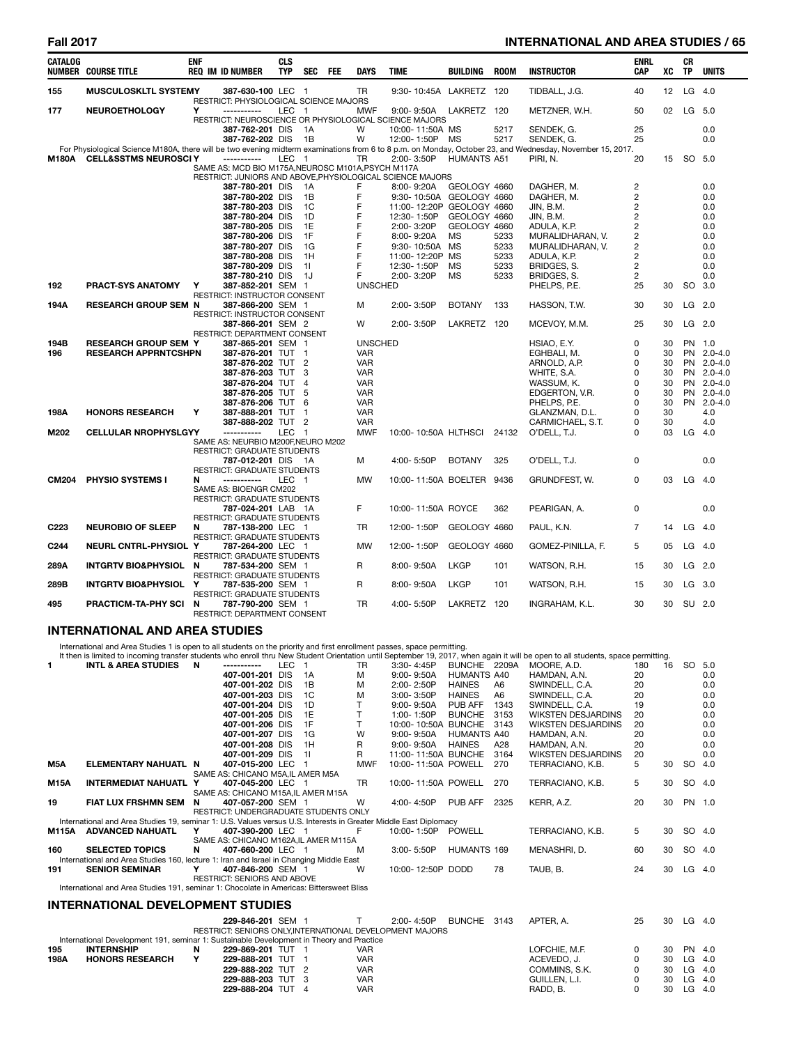| CATALOG NUMBER | COURSE TITLE | ENF REQ | IM | ID NUMBER | CLS TYP | SEC | FEE | DAYS | TIME | BUILDING | ROOM | INSTRUCTOR | ENRL CAP | XC | CR TP | UNITS |
|---|---|---|---|---|---|---|---|---|---|---|---|---|---|---|---|---|
| 155 | MUSCULOSKLTL SYSTEMY | | | 387-630-100 | LEC | 1 | | TR | 9:30- 10:45A | LAKRETZ | 120 | TIDBALL, J.G. | 40 | 12 | LG | 4.0 |
| | RESTRICT: PHYSIOLOGICAL SCIENCE MAJORS | | | | | | | | | | | | | | | |
| 177 | NEUROETHOLOGY | Y | | ----------- | LEC | 1 | | MWF | 9:00- 9:50A | LAKRETZ | 120 | METZNER, W.H. | 50 | 02 | LG | 5.0 |
| | RESTRICT: NEUROSCIENCE OR PHYSIOLOGICAL SCIENCE MAJORS | | | | | | | | | | | | | | | |
| | | | | 387-762-201 | DIS | 1A | | W | 10:00- 11:50A | MS | 5217 | SENDEK, G. | 25 | | | 0.0 |
| | | | | 387-762-202 | DIS | 1B | | W | 12:00- 1:50P | MS | 5217 | SENDEK, G. | 25 | | | 0.0 |
| | For Physiological Science M180A, there will be two evening midterm examinations from 6 to 8 p.m. on Monday, October 23, and Wednesday, November 15, 2017. | | | | | | | | | | | | | | | |
| M180A | CELL&SSTMS NEUROSCI | Y | | ----------- | LEC | 1 | | TR | 2:00- 3:50P | HUMANTS | A51 | PIRI, N. | 20 | 15 | SO | 5.0 |
| | SAME AS: MCD BIO M175A,NEUROSC M101A,PSYCH M117A | | | | | | | | | | | | | | | |
| | RESTRICT: JUNIORS AND ABOVE,PHYSIOLOGICAL SCIENCE MAJORS | | | | | | | | | | | | | | | |
| | | | | 387-780-201 | DIS | 1A | | F | 8:00- 9:20A | GEOLOGY | 4660 | DAGHER, M. | 2 | | | 0.0 |
| | | | | 387-780-202 | DIS | 1B | | F | 9:30- 10:50A | GEOLOGY | 4660 | DAGHER, M. | 2 | | | 0.0 |
| | | | | 387-780-203 | DIS | 1C | | F | 11:00- 12:20P | GEOLOGY | 4660 | JIN, B.M. | 2 | | | 0.0 |
| | | | | 387-780-204 | DIS | 1D | | F | 12:30- 1:50P | GEOLOGY | 4660 | JIN, B.M. | 2 | | | 0.0 |
| | | | | 387-780-205 | DIS | 1E | | F | 2:00- 3:20P | GEOLOGY | 4660 | ADULA, K.P. | 2 | | | 0.0 |
| | | | | 387-780-206 | DIS | 1F | | F | 8:00- 9:20A | MS | 5233 | MURALIDHARAN, V. | 2 | | | 0.0 |
| | | | | 387-780-207 | DIS | 1G | | F | 9:30- 10:50A | MS | 5233 | MURALIDHARAN, V. | 2 | | | 0.0 |
| | | | | 387-780-208 | DIS | 1H | | F | 11:00- 12:20P | MS | 5233 | ADULA, K.P. | 2 | | | 0.0 |
| | | | | 387-780-209 | DIS | 1I | | F | 12:30- 1:50P | MS | 5233 | BRIDGES, S. | 2 | | | 0.0 |
| | | | | 387-780-210 | DIS | 1J | | F | 2:00- 3:20P | MS | 5233 | BRIDGES, S. | 2 | | | 0.0 |
| 192 | PRACT-SYS ANATOMY | Y | | 387-852-201 | SEM | 1 | | UNSCHED | | | | PHELPS, P.E. | 25 | 30 | SO | 3.0 |
| | RESTRICT: INSTRUCTOR CONSENT | | | | | | | | | | | | | | | |
| 194A | RESEARCH GROUP SEM | N | | 387-866-200 | SEM | 1 | | M | 2:00- 3:50P | BOTANY | 133 | HASSON, T.W. | 30 | 30 | LG | 2.0 |
| | RESTRICT: INSTRUCTOR CONSENT | | | | | | | | | | | | | | | |
| | | | | 387-866-201 | SEM | 2 | | W | 2:00- 3:50P | LAKRETZ | 120 | MCEVOY, M.M. | 25 | 30 | LG | 2.0 |
| | RESTRICT: DEPARTMENT CONSENT | | | | | | | | | | | | | | | |
| 194B | RESEARCH GROUP SEM | Y | | 387-865-201 | SEM | 1 | | UNSCHED | | | | HSIAO, E.Y. | 0 | 30 | PN | 1.0 |
| 196 | RESEARCH APPRNTCSHPN | | | 387-876-201 | TUT | 1 | | VAR | | | | EGHBALI, M. | 0 | 30 | PN | 2.0-4.0 |
| | | | | 387-876-202 | TUT | 2 | | VAR | | | | ARNOLD, A.P. | 0 | 30 | PN | 2.0-4.0 |
| | | | | 387-876-203 | TUT | 3 | | VAR | | | | WHITE, S.A. | 0 | 30 | PN | 2.0-4.0 |
| | | | | 387-876-204 | TUT | 4 | | VAR | | | | WASSUM, K. | 0 | 30 | PN | 2.0-4.0 |
| | | | | 387-876-205 | TUT | 5 | | VAR | | | | EDGERTON, V.R. | 0 | 30 | PN | 2.0-4.0 |
| | | | | 387-876-206 | TUT | 6 | | VAR | | | | PHELPS, P.E. | 0 | 30 | PN | 2.0-4.0 |
| 198A | HONORS RESEARCH | Y | | 387-888-201 | TUT | 1 | | VAR | | | | GLANZMAN, D.L. | 0 | 30 | | 4.0 |
| | | | | 387-888-202 | TUT | 2 | | VAR | | | | CARMICHAEL, S.T. | 0 | 30 | | 4.0 |
| M202 | CELLULAR NROPHYSLGYY | | | ----------- | LEC | 1 | | MWF | 10:00- 10:50A | HLTHSCI | 24132 | O'DELL, T.J. | 0 | 03 | LG | 4.0 |
| | SAME AS: NEURBIO M200F,NEURO M202 | | | | | | | | | | | | | | | |
| | RESTRICT: GRADUATE STUDENTS | | | | | | | | | | | | | | | |
| | | | | 787-012-201 | DIS | 1A | | M | 4:00- 5:50P | BOTANY | 325 | O'DELL, T.J. | 0 | | | 0.0 |
| | RESTRICT: GRADUATE STUDENTS | | | | | | | | | | | | | | | |
| CM204 | PHYSIO SYSTEMS I | N | | ----------- | LEC | 1 | | MW | 10:00- 11:50A | BOELTER | 9436 | GRUNDFEST, W. | 0 | 03 | LG | 4.0 |
| | SAME AS: BIOENGR CM202 | | | | | | | | | | | | | | | |
| | RESTRICT: GRADUATE STUDENTS | | | | | | | | | | | | | | | |
| | | | | 787-024-201 | LAB | 1A | | F | 10:00- 11:50A | ROYCE | 362 | PEARIGAN, A. | 0 | | | 0.0 |
| | RESTRICT: GRADUATE STUDENTS | | | | | | | | | | | | | | | |
| C223 | NEUROBIO OF SLEEP | N | | 787-138-200 | LEC | 1 | | TR | 12:00- 1:50P | GEOLOGY | 4660 | PAUL, K.N. | 7 | 14 | LG | 4.0 |
| | RESTRICT: GRADUATE STUDENTS | | | | | | | | | | | | | | | |
| C244 | NEURL CNTRL-PHYSIOL | Y | | 787-264-200 | LEC | 1 | | MW | 12:00- 1:50P | GEOLOGY | 4660 | GOMEZ-PINILLA, F. | 5 | 05 | LG | 4.0 |
| | RESTRICT: GRADUATE STUDENTS | | | | | | | | | | | | | | | |
| 289A | INTGRTV BIO&PHYSIOL | N | | 787-534-200 | SEM | 1 | | R | 8:00- 9:50A | LKGP | 101 | WATSON, R.H. | 15 | 30 | LG | 2.0 |
| | RESTRICT: GRADUATE STUDENTS | | | | | | | | | | | | | | | |
| 289B | INTGRTV BIO&PHYSIOL | Y | | 787-535-200 | SEM | 1 | | R | 8:00- 9:50A | LKGP | 101 | WATSON, R.H. | 15 | 30 | LG | 3.0 |
| | RESTRICT: GRADUATE STUDENTS | | | | | | | | | | | | | | | |
| 495 | PRACTICM-TA-PHY SCI | N | | 787-790-200 | SEM | 1 | | TR | 4:00- 5:50P | LAKRETZ | 120 | INGRAHAM, K.L. | 30 | 30 | SU | 2.0 |
| | RESTRICT: DEPARTMENT CONSENT | | | | | | | | | | | | | | | |

## INTERNATIONAL AND AREA STUDIES

International and Area Studies 1 is open to all students on the priority and first enrollment passes, space permitting.
It then is limited to incoming transfer students who enroll thru New Student Orientation until September 19, 2017, when again it will be open to all students, space permitting.

| CATALOG NUMBER | COURSE TITLE | ENF REQ | IM | ID NUMBER | CLS TYP | SEC | FEE | DAYS | TIME | BUILDING | ROOM | INSTRUCTOR | ENRL CAP | XC | CR TP | UNITS |
|---|---|---|---|---|---|---|---|---|---|---|---|---|---|---|---|---|
| 1 | INTL & AREA STUDIES | N | | ----------- | LEC | 1 | | TR | 3:30- 4:45P | BUNCHE | 2209A | MOORE, A.D. | 180 | 16 | SO | 5.0 |
| | | | | 407-001-201 | DIS | 1A | | M | 9:00- 9:50A | HUMANTS | A40 | HAMDAN, A.N. | 20 | | | 0.0 |
| | | | | 407-001-202 | DIS | 1B | | M | 2:00- 2:50P | HAINES | A6 | SWINDELL, C.A. | 20 | | | 0.0 |
| | | | | 407-001-203 | DIS | 1C | | M | 3:00- 3:50P | HAINES | A6 | SWINDELL, C.A. | 20 | | | 0.0 |
| | | | | 407-001-204 | DIS | 1D | | T | 9:00- 9:50A | PUB AFF | 1343 | SWINDELL, C.A. | 19 | | | 0.0 |
| | | | | 407-001-205 | DIS | 1E | | T | 1:00- 1:50P | BUNCHE | 3153 | WIKSTEN DESJARDINS | 20 | | | 0.0 |
| | | | | 407-001-206 | DIS | 1F | | T | 10:00- 10:50A | BUNCHE | 3143 | WIKSTEN DESJARDINS | 20 | | | 0.0 |
| | | | | 407-001-207 | DIS | 1G | | W | 9:00- 9:50A | HUMANTS | A40 | HAMDAN, A.N. | 20 | | | 0.0 |
| | | | | 407-001-208 | DIS | 1H | | R | 9:00- 9:50A | HAINES | A28 | HAMDAN, A.N. | 20 | | | 0.0 |
| | | | | 407-001-209 | DIS | 1I | | R | 11:00- 11:50A | BUNCHE | 3164 | WIKSTEN DESJARDINS | 20 | | | 0.0 |
| M5A | ELEMENTARY NAHUATL | N | | 407-015-200 | LEC | 1 | | MWF | 10:00- 11:50A | POWELL | 270 | TERRACIANO, K.B. | 5 | 30 | SO | 4.0 |
| | SAME AS: CHICANO M5A,IL AMER M5A | | | | | | | | | | | | | | | |
| M15A | INTERMEDIAT NAHUATL | Y | | 407-045-200 | LEC | 1 | | TR | 10:00- 11:50A | POWELL | 270 | TERRACIANO, K.B. | 5 | 30 | SO | 4.0 |
| | SAME AS: CHICANO M15A,IL AMER M15A | | | | | | | | | | | | | | | |
| 19 | FIAT LUX FRSHMN SEM | N | | 407-057-200 | SEM | 1 | | W | 4:00- 4:50P | PUB AFF | 2325 | KERR, A.Z. | 20 | 30 | PN | 1.0 |
| | RESTRICT: UNDERGRADUATE STUDENTS ONLY | | | | | | | | | | | | | | | |
| | International and Area Studies 19, seminar 1: U.S. Values versus U.S. Interests in Greater Middle East Diplomacy | | | | | | | | | | | | | | | |
| M115A | ADVANCED NAHUATL | Y | | 407-390-200 | LEC | 1 | | F | 10:00- 1:50P | POWELL | | TERRACIANO, K.B. | 5 | 30 | SO | 4.0 |
| | SAME AS: CHICANO M162A,IL AMER M115A | | | | | | | | | | | | | | | |
| 160 | SELECTED TOPICS | N | | 407-660-200 | LEC | 1 | | M | 3:00- 5:50P | HUMANTS | 169 | MENASHRI, D. | 60 | 30 | SO | 4.0 |
| | International and Area Studies 160, lecture 1: Iran and Israel in Changing Middle East | | | | | | | | | | | | | | | |
| 191 | SENIOR SEMINAR | Y | | 407-846-200 | SEM | 1 | | W | 10:00- 12:50P | DODD | 78 | TAUB, B. | 24 | 30 | LG | 4.0 |
| | RESTRICT: SENIORS AND ABOVE | | | | | | | | | | | | | | | |
| | International and Area Studies 191, seminar 1: Chocolate in Americas: Bittersweet Bliss | | | | | | | | | | | | | | | |

## INTERNATIONAL DEVELOPMENT STUDIES

| CATALOG NUMBER | COURSE TITLE | ENF REQ | IM | ID NUMBER | CLS TYP | SEC | FEE | DAYS | TIME | BUILDING | ROOM | INSTRUCTOR | ENRL CAP | XC | CR TP | UNITS |
|---|---|---|---|---|---|---|---|---|---|---|---|---|---|---|---|---|
| | | | | 229-846-201 | SEM | 1 | | T | 2:00- 4:50P | BUNCHE | 3143 | APTER, A. | 25 | 30 | LG | 4.0 |
| | RESTRICT: SENIORS ONLY,INTERNATIONAL DEVELOPMENT MAJORS | | | | | | | | | | | | | | | |
| | International Development 191, seminar 1: Sustainable Development in Theory and Practice | | | | | | | | | | | | | | | |
| 195 | INTERNSHIP | N | | 229-869-201 | TUT | 1 | | VAR | | | | LOFCHIE, M.F. | 0 | 30 | PN | 4.0 |
| 198A | HONORS RESEARCH | Y | | 229-888-201 | TUT | 1 | | VAR | | | | ACEVEDO, J. | 0 | 30 | LG | 4.0 |
| | | | | 229-888-202 | TUT | 2 | | VAR | | | | COMMINS, S.K. | 0 | 30 | LG | 4.0 |
| | | | | 229-888-203 | TUT | 3 | | VAR | | | | GUILLEN, L.I. | 0 | 30 | LG | 4.0 |
| | | | | 229-888-204 | TUT | 4 | | VAR | | | | RADD, B. | 0 | 30 | LG | 4.0 |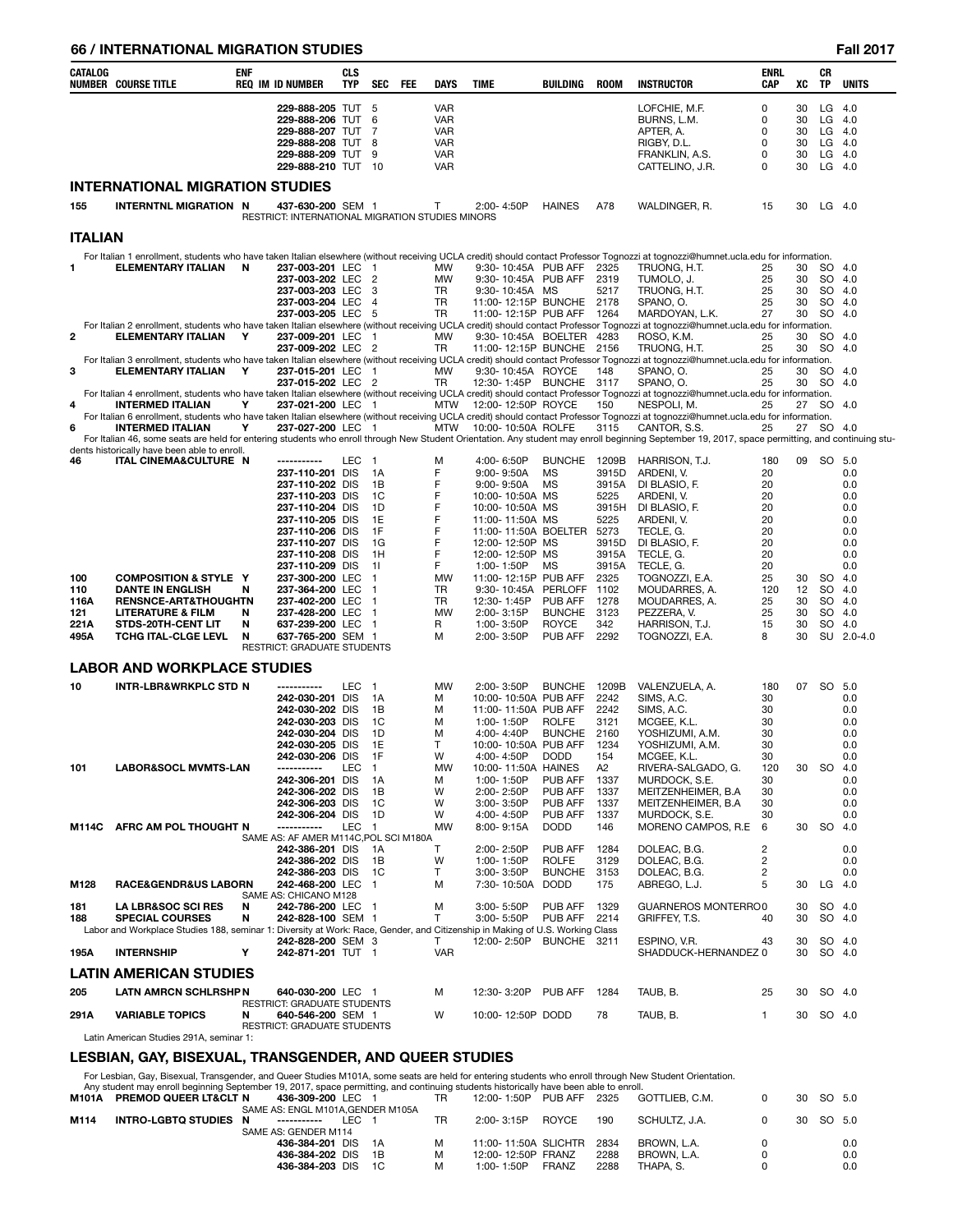| CATALOG NUMBER | COURSE TITLE | ENF REQ | IM | ID NUMBER | CLS TYP | SEC | FEE | DAYS | TIME | BUILDING | ROOM | INSTRUCTOR | ENRL CAP | XC | CR TP | UNITS |
|---|---|---|---|---|---|---|---|---|---|---|---|---|---|---|---|---|
| | | | | 229-888-205 | TUT | 5 | | VAR | | | | LOFCHIE, M.F. | 0 | 30 | LG | 4.0 |
| | | | | 229-888-206 | TUT | 6 | | VAR | | | | BURNS, L.M. | 0 | 30 | LG | 4.0 |
| | | | | 229-888-207 | TUT | 7 | | VAR | | | | APTER, A. | 0 | 30 | LG | 4.0 |
| | | | | 229-888-208 | TUT | 8 | | VAR | | | | RIGBY, D.L. | 0 | 30 | LG | 4.0 |
| | | | | 229-888-209 | TUT | 9 | | VAR | | | | FRANKLIN, A.S. | 0 | 30 | LG | 4.0 |
| | | | | 229-888-210 | TUT | 10 | | VAR | | | | CATTELINO, J.R. | 0 | 30 | LG | 4.0 |

## INTERNATIONAL MIGRATION STUDIES

| CATALOG NUMBER | COURSE TITLE | ENF REQ | IM | ID NUMBER | CLS TYP | SEC | FEE | DAYS | TIME | BUILDING | ROOM | INSTRUCTOR | ENRL CAP | XC | CR TP | UNITS |
|---|---|---|---|---|---|---|---|---|---|---|---|---|---|---|---|---|
| 155 | INTERNTNL MIGRATION | N | | 437-630-200 | SEM | 1 | | T | 2:00- 4:50P | HAINES | A78 | WALDINGER, R. | 15 | 30 | LG | 4.0 |
| | RESTRICT: INTERNATIONAL MIGRATION STUDIES MINORS | | | | | | | | | | | | | | | |

## ITALIAN

| CATALOG NUMBER | COURSE TITLE | ENF REQ | IM | ID NUMBER | CLS TYP | SEC | FEE | DAYS | TIME | BUILDING | ROOM | INSTRUCTOR | ENRL CAP | XC | CR TP | UNITS |
|---|---|---|---|---|---|---|---|---|---|---|---|---|---|---|---|---|
| | For Italian 1 enrollment, students who have taken Italian elsewhere (without receiving UCLA credit) should contact Professor Tognozzi at tognozzi@humnet.ucla.edu for information. | | | | | | | | | | | | | | | |
| 1 | ELEMENTARY ITALIAN | N | | 237-003-201 | LEC | 1 | | MW | 9:30-10:45A | PUB AFF | 2325 | TRUONG, H.T. | 25 | 30 | SO | 4.0 |
| | | | | 237-003-202 | LEC | 2 | | MW | 9:30-10:45A | PUB AFF | 2319 | TUMOLO, J. | 25 | 30 | SO | 4.0 |
| | | | | 237-003-203 | LEC | 3 | | TR | 9:30-10:45A | MS | 5217 | TRUONG, H.T. | 25 | 30 | SO | 4.0 |
| | | | | 237-003-204 | LEC | 4 | | TR | 11:00-12:15P | BUNCHE | 2178 | SPANO, O. | 25 | 30 | SO | 4.0 |
| | | | | 237-003-205 | LEC | 5 | | TR | 11:00-12:15P | PUB AFF | 1264 | MARDOYAN, L.K. | 27 | 30 | SO | 4.0 |
| | For Italian 2 enrollment, students who have taken Italian elsewhere (without receiving UCLA credit) should contact Professor Tognozzi at tognozzi@humnet.ucla.edu for information. | | | | | | | | | | | | | | | |
| 2 | ELEMENTARY ITALIAN | Y | | 237-009-201 | LEC | 1 | | MW | 9:30-10:45A | BOELTER | 4283 | ROSO, K.M. | 25 | 30 | SO | 4.0 |
| | | | | 237-009-202 | LEC | 2 | | TR | 11:00-12:15P | BUNCHE | 2156 | TRUONG, H.T. | 25 | 30 | SO | 4.0 |
| | For Italian 3 enrollment, students who have taken Italian elsewhere (without receiving UCLA credit) should contact Professor Tognozzi at tognozzi@humnet.ucla.edu for information. | | | | | | | | | | | | | | | |
| 3 | ELEMENTARY ITALIAN | Y | | 237-015-201 | LEC | 1 | | MW | 9:30-10:45A | ROYCE | 148 | SPANO, O. | 25 | 30 | SO | 4.0 |
| | | | | 237-015-202 | LEC | 2 | | TR | 12:30- 1:45P | BUNCHE | 3117 | SPANO, O. | 25 | 30 | SO | 4.0 |
| | For Italian 4 enrollment, students who have taken Italian elsewhere (without receiving UCLA credit) should contact Professor Tognozzi at tognozzi@humnet.ucla.edu for information. | | | | | | | | | | | | | | | |
| 4 | INTERMED ITALIAN | Y | | 237-021-200 | LEC | 1 | | MTW | 12:00-12:50P | ROYCE | 150 | NESPOLI, M. | 25 | 27 | SO | 4.0 |
| | For Italian 6 enrollment, students who have taken Italian elsewhere (without receiving UCLA credit) should contact Professor Tognozzi at tognozzi@humnet.ucla.edu for information. | | | | | | | | | | | | | | | |
| 6 | INTERMED ITALIAN | Y | | 237-027-200 | LEC | 1 | | MTW | 10:00-10:50A | ROLFE | 3115 | CANTOR, S.S. | 25 | 27 | SO | 4.0 |
| | For Italian 46, some seats are held for entering students who enroll through New Student Orientation. Any student may enroll beginning September 19, 2017, space permitting, and continuing students historically have been able to enroll. | | | | | | | | | | | | | | | |
| 46 | ITAL CINEMA&CULTURE | N | | ----------- | LEC | 1 | | M | 4:00- 6:50P | BUNCHE | 1209B | HARRISON, T.J. | 180 | 09 | SO | 5.0 |
| | | | | 237-110-201 | DIS | 1A | | F | 9:00- 9:50A | MS | 3915D | ARDENI, V. | 20 | | | 0.0 |
| | | | | 237-110-202 | DIS | 1B | | F | 9:00- 9:50A | MS | 3915A | DI BLASIO, F. | 20 | | | 0.0 |
| | | | | 237-110-203 | DIS | 1C | | F | 10:00-10:50A | MS | 5225 | ARDENI, V. | 20 | | | 0.0 |
| | | | | 237-110-204 | DIS | 1D | | F | 10:00-10:50A | MS | 3915H | DI BLASIO, F. | 20 | | | 0.0 |
| | | | | 237-110-205 | DIS | 1E | | F | 11:00-11:50A | MS | 5225 | ARDENI, V. | 20 | | | 0.0 |
| | | | | 237-110-206 | DIS | 1F | | F | 11:00-11:50A | BOELTER | 5273 | TECLE, G. | 20 | | | 0.0 |
| | | | | 237-110-207 | DIS | 1G | | F | 12:00-12:50P | MS | 3915D | DI BLASIO, F. | 20 | | | 0.0 |
| | | | | 237-110-208 | DIS | 1H | | F | 12:00-12:50P | MS | 3915A | TECLE, G. | 20 | | | 0.0 |
| | | | | 237-110-209 | DIS | 1I | | F | 1:00- 1:50P | MS | 3915A | TECLE, G. | 20 | | | 0.0 |
| 100 | COMPOSITION & STYLE | Y | | 237-300-200 | LEC | 1 | | MW | 11:00-12:15P | PUB AFF | 2325 | TOGNOZZI, E.A. | 25 | 30 | SO | 4.0 |
| 110 | DANTE IN ENGLISH | N | | 237-364-200 | LEC | 1 | | TR | 9:30-10:45A | PERLOFF | 1102 | MOUDARRES, A. | 120 | 12 | SO | 4.0 |
| 116A | RENSNCE-ART&THOUGHT | N | | 237-402-200 | LEC | 1 | | TR | 12:30- 1:45P | PUB AFF | 1278 | MOUDARRES, A. | 25 | 30 | SO | 4.0 |
| 121 | LITERATURE & FILM | N | | 237-428-200 | LEC | 1 | | MW | 2:00- 3:15P | BUNCHE | 3123 | PEZZERA, V. | 25 | 30 | SO | 4.0 |
| 221A | STDS-20TH-CENT LIT | N | | 637-239-200 | LEC | 1 | | R | 1:00- 3:50P | ROYCE | 342 | HARRISON, T.J. | 15 | 30 | SO | 4.0 |
| 495A | TCHG ITAL-CLGE LEVL | N | | 637-765-200 | SEM | 1 | | M | 2:00- 3:50P | PUB AFF | 2292 | TOGNOZZI, E.A. | 8 | 30 | SU | 2.0-4.0 |
| | RESTRICT: GRADUATE STUDENTS | | | | | | | | | | | | | | | |

## LABOR AND WORKPLACE STUDIES

| CATALOG NUMBER | COURSE TITLE | ENF REQ | IM | ID NUMBER | CLS TYP | SEC | FEE | DAYS | TIME | BUILDING | ROOM | INSTRUCTOR | ENRL CAP | XC | CR TP | UNITS |
|---|---|---|---|---|---|---|---|---|---|---|---|---|---|---|---|---|
| 10 | INTR-LBR&WRKPLC STD | N | | ----------- | LEC | 1 | | MW | 2:00- 3:50P | BUNCHE | 1209B | VALENZUELA, A. | 180 | 07 | SO | 5.0 |
| | | | | 242-030-201 | DIS | 1A | | M | 10:00-10:50A | PUB AFF | 2242 | SIMS, A.C. | 30 | | | 0.0 |
| | | | | 242-030-202 | DIS | 1B | | M | 11:00-11:50A | PUB AFF | 2242 | SIMS, A.C. | 30 | | | 0.0 |
| | | | | 242-030-203 | DIS | 1C | | M | 1:00- 1:50P | ROLFE | 3121 | MCGEE, K.L. | 30 | | | 0.0 |
| | | | | 242-030-204 | DIS | 1D | | M | 4:00- 4:40P | BUNCHE | 2160 | YOSHIZUMI, A.M. | 30 | | | 0.0 |
| | | | | 242-030-205 | DIS | 1E | | T | 10:00-10:50A | PUB AFF | 1234 | YOSHIZUMI, A.M. | 30 | | | 0.0 |
| | | | | 242-030-206 | DIS | 1F | | W | 4:00- 4:50P | DODD | 154 | MCGEE, K.L. | 30 | | | 0.0 |
| 101 | LABOR&SOCL MVMTS-LA | N | | ----------- | LEC | 1 | | MW | 10:00-11:50A | HAINES | A2 | RIVERA-SALGADO, G. | 120 | 30 | SO | 4.0 |
| | | | | 242-306-201 | DIS | 1A | | M | 1:00- 1:50P | PUB AFF | 1337 | MURDOCK, S.E. | 30 | | | 0.0 |
| | | | | 242-306-202 | DIS | 1B | | W | 2:00- 2:50P | PUB AFF | 1337 | MEITZENHEIMER, B.A | 30 | | | 0.0 |
| | | | | 242-306-203 | DIS | 1C | | W | 3:00- 3:50P | PUB AFF | 1337 | MEITZENHEIMER, B.A | 30 | | | 0.0 |
| | | | | 242-306-204 | DIS | 1D | | W | 4:00- 4:50P | PUB AFF | 1337 | MURDOCK, S.E. | 30 | | | 0.0 |
| M114C | AFRC AM POL THOUGHT | N | | ----------- | LEC | 1 | | MW | 8:00- 9:15A | DODD | 146 | MORENO CAMPOS, R.E | 6 | 30 | SO | 4.0 |
| | SAME AS: AF AMER M114C,POL SCI M180A | | | | | | | | | | | | | | | |
| | | | | 242-386-201 | DIS | 1A | | T | 2:00- 2:50P | PUB AFF | 1284 | DOLEAC, B.G. | 2 | | | 0.0 |
| | | | | 242-386-202 | DIS | 1B | | W | 1:00- 1:50P | ROLFE | 3129 | DOLEAC, B.G. | 2 | | | 0.0 |
| | | | | 242-386-203 | DIS | 1C | | T | 3:00- 3:50P | BUNCHE | 3153 | DOLEAC, B.G. | 2 | | | 0.0 |
| M128 | RACE&GENDR&US LABOR | N | | 242-468-200 | LEC | 1 | | M | 7:30-10:50A | DODD | 175 | ABREGO, L.J. | 5 | 30 | LG | 4.0 |
| | SAME AS: CHICANO M128 | | | | | | | | | | | | | | | |
| 181 | LA LBR&SOC SCI RES | N | | 242-786-200 | LEC | 1 | | M | 3:00- 5:50P | PUB AFF | 1329 | GUARNEROS MONTERRO | 0 | 30 | SO | 4.0 |
| 188 | SPECIAL COURSES | N | | 242-828-100 | SEM | 1 | | T | 3:00- 5:50P | PUB AFF | 2214 | GRIFFEY, T.S. | 40 | 30 | SO | 4.0 |
| | Labor and Workplace Studies 188, seminar 1: Diversity at Work: Race, Gender, and Citizenship in Making of U.S. Working Class | | | | | | | | | | | | | | | |
| | | | | 242-828-200 | SEM | 3 | | T | 12:00- 2:50P | BUNCHE | 3211 | ESPINO, V.R. | 43 | 30 | SO | 4.0 |
| 195A | INTERNSHIP | Y | | 242-871-201 | TUT | 1 | | VAR | | | | SHADDUCK-HERNANDEZ | 0 | 30 | SO | 4.0 |

## LATIN AMERICAN STUDIES

| CATALOG NUMBER | COURSE TITLE | ENF REQ | IM | ID NUMBER | CLS TYP | SEC | FEE | DAYS | TIME | BUILDING | ROOM | INSTRUCTOR | ENRL CAP | XC | CR TP | UNITS |
|---|---|---|---|---|---|---|---|---|---|---|---|---|---|---|---|---|
| 205 | LATN AMRCN SCHLRSHP | N | | 640-030-200 | LEC | 1 | | M | 12:30- 3:20P | PUB AFF | 1284 | TAUB, B. | 25 | 30 | SO | 4.0 |
| | RESTRICT: GRADUATE STUDENTS | | | | | | | | | | | | | | | |
| 291A | VARIABLE TOPICS | N | | 640-546-200 | SEM | 1 | | W | 10:00-12:50P | DODD | 78 | TAUB, B. | 1 | 30 | SO | 4.0 |
| | RESTRICT: GRADUATE STUDENTS | | | | | | | | | | | | | | | |
| | Latin American Studies 291A, seminar 1: | | | | | | | | | | | | | | | |

## LESBIAN, GAY, BISEXUAL, TRANSGENDER, AND QUEER STUDIES

| CATALOG NUMBER | COURSE TITLE | ENF REQ | IM | ID NUMBER | CLS TYP | SEC | FEE | DAYS | TIME | BUILDING | ROOM | INSTRUCTOR | ENRL CAP | XC | CR TP | UNITS |
|---|---|---|---|---|---|---|---|---|---|---|---|---|---|---|---|---|
| | For Lesbian, Gay, Bisexual, Transgender, and Queer Studies M101A, some seats are held for entering students who enroll through New Student Orientation. Any student may enroll beginning September 19, 2017, space permitting, and continuing students historically have been able to enroll. | | | | | | | | | | | | | | | |
| M101A | PREMOD QUEER LT&CLT | N | | 436-309-200 | LEC | 1 | | TR | 12:00- 1:50P | PUB AFF | 2325 | GOTTLIEB, C.M. | 0 | 30 | SO | 5.0 |
| | SAME AS: ENGL M101A,GENDER M105A | | | | | | | | | | | | | | | |
| M114 | INTRO-LGBTQ STUDIES | N | | ----------- | LEC | 1 | | TR | 2:00- 3:15P | ROYCE | 190 | SCHULTZ, J.A. | 0 | 30 | SO | 5.0 |
| | SAME AS: GENDER M114 | | | | | | | | | | | | | | | |
| | | | | 436-384-201 | DIS | 1A | | M | 11:00-11:50A | SLICHTR | 2834 | BROWN, L.A. | 0 | | | 0.0 |
| | | | | 436-384-202 | DIS | 1B | | M | 12:00-12:50P | FRANZ | 2288 | BROWN, L.A. | 0 | | | 0.0 |
| | | | | 436-384-203 | DIS | 1C | | M | 1:00- 1:50P | FRANZ | 2288 | THAPA, S. | 0 | | | 0.0 |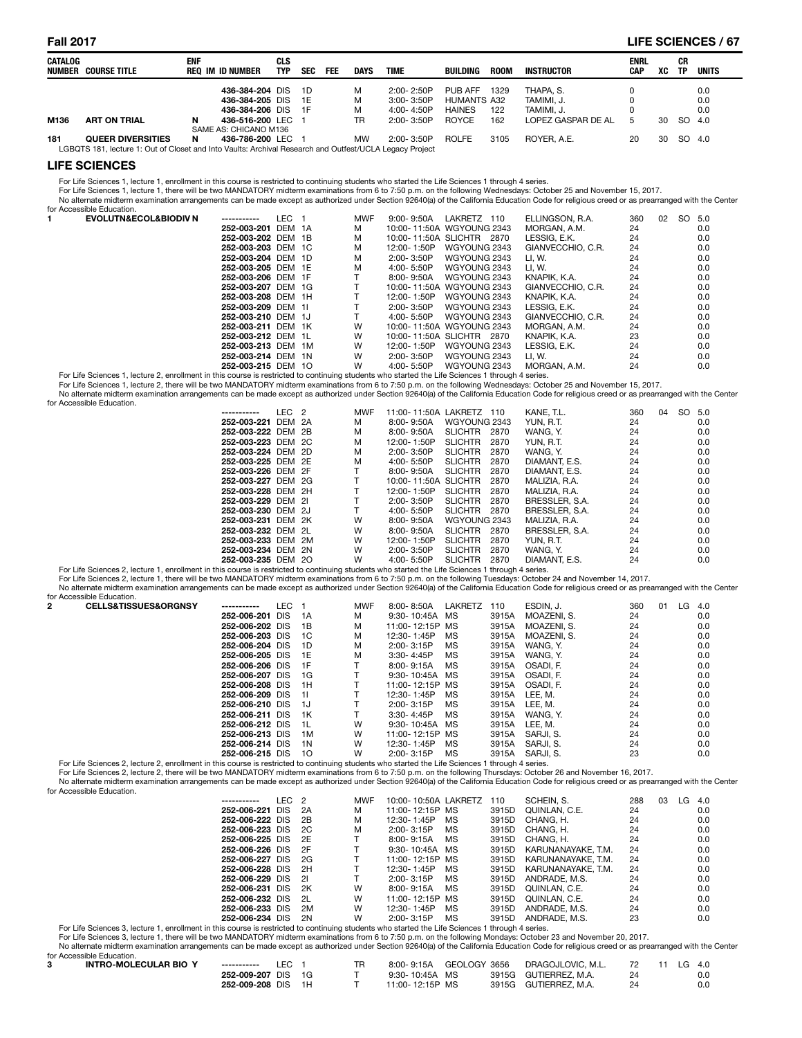| CATALOG NUMBER | COURSE TITLE | ENF REQ | IM | ID NUMBER | CLS TYP | SEC | FEE | DAYS | TIME | BUILDING | ROOM | INSTRUCTOR | ENRL CAP | XC | CR TP | UNITS |
|---|---|---|---|---|---|---|---|---|---|---|---|---|---|---|---|---|
| | | | | 436-384-204 | DIS | 1D | | M | 2:00- 2:50P | PUB AFF | 1329 | THAPA, S. | 0 | | | 0.0 |
| | | | | 436-384-205 | DIS | 1E | | M | 3:00- 3:50P | HUMANTS | A32 | TAMIMI, J. | 0 | | | 0.0 |
| | | | | 436-384-206 | DIS | 1F | | M | 4:00- 4:50P | HAINES | 122 | TAMIMI, J. | 0 | | | 0.0 |
| M136 | ART ON TRIAL | N | | 436-516-200 | LEC | 1 | | TR | 2:00- 3:50P | ROYCE | 162 | LOPEZ GASPAR DE AL | 5 | 30 | SO | 4.0 |
| | SAME AS: CHICANO M136 | | | | | | | | | | | | | | | |
| 181 | QUEER DIVERSITIES | N | | 436-786-200 | LEC | 1 | | MW | 2:00- 3:50P | ROLFE | 3105 | ROYER, A.E. | 20 | 30 | SO | 4.0 |

LGBQTS 181, lecture 1: Out of Closet and Into Vaults: Archival Research and Outfest/UCLA Legacy Project

## LIFE SCIENCES

For Life Sciences 1, lecture 1, enrollment in this course is restricted to continuing students who started the Life Sciences 1 through 4 series.
For Life Sciences 1, lecture 1, there will be two MANDATORY midterm examinations from 6 to 7:50 p.m. on the following Wednesdays: October 25 and November 15, 2017.
No alternate midterm examination arrangements can be made except as authorized under Section 92640(a) of the California Education Code for religious creed or as prearranged with the Center for Accessible Education.

| CATALOG NUMBER | COURSE TITLE | ENF REQ | IM | ID NUMBER | CLS TYP | SEC | FEE | DAYS | TIME | BUILDING | ROOM | INSTRUCTOR | ENRL CAP | XC | CR TP | UNITS |
|---|---|---|---|---|---|---|---|---|---|---|---|---|---|---|---|---|
| 1 | EVOLUTN&ECOL&BIODIV | N | | ----------- | LEC | 1 | | MWF | 9:00- 9:50A | LAKRETZ | 110 | ELLINGSON, R.A. | 360 | 02 | SO | 5.0 |
| | | | | 252-003-201 | DEM | 1A | | M | 10:00- 11:50A | WGYOUNG | 2343 | MORGAN, A.M. | 24 | | | 0.0 |
| | | | | 252-003-202 | DEM | 1B | | M | 10:00- 11:50A | SLICHTR | 2870 | LESSIG, E.K. | 24 | | | 0.0 |
| | | | | 252-003-203 | DEM | 1C | | M | 12:00- 1:50P | WGYOUNG | 2343 | GIANVECCHIO, C.R. | 24 | | | 0.0 |
| | | | | 252-003-204 | DEM | 1D | | M | 2:00- 3:50P | WGYOUNG | 2343 | LI, W. | 24 | | | 0.0 |
| | | | | 252-003-205 | DEM | 1E | | M | 4:00- 5:50P | WGYOUNG | 2343 | LI, W. | 24 | | | 0.0 |
| | | | | 252-003-206 | DEM | 1F | | T | 8:00- 9:50A | WGYOUNG | 2343 | KNAPIK, K.A. | 24 | | | 0.0 |
| | | | | 252-003-207 | DEM | 1G | | T | 10:00- 11:50A | WGYOUNG | 2343 | GIANVECCHIO, C.R. | 24 | | | 0.0 |
| | | | | 252-003-208 | DEM | 1H | | T | 12:00- 1:50P | WGYOUNG | 2343 | KNAPIK, K.A. | 24 | | | 0.0 |
| | | | | 252-003-209 | DEM | 1I | | T | 2:00- 3:50P | WGYOUNG | 2343 | LESSIG, E.K. | 24 | | | 0.0 |
| | | | | 252-003-210 | DEM | 1J | | T | 4:00- 5:50P | WGYOUNG | 2343 | GIANVECCHIO, C.R. | 24 | | | 0.0 |
| | | | | 252-003-211 | DEM | 1K | | W | 10:00- 11:50A | WGYOUNG | 2343 | MORGAN, A.M. | 24 | | | 0.0 |
| | | | | 252-003-212 | DEM | 1L | | W | 10:00- 11:50A | SLICHTR | 2870 | KNAPIK, K.A. | 23 | | | 0.0 |
| | | | | 252-003-213 | DEM | 1M | | W | 12:00- 1:50P | WGYOUNG | 2343 | LESSIG, E.K. | 24 | | | 0.0 |
| | | | | 252-003-214 | DEM | 1N | | W | 2:00- 3:50P | WGYOUNG | 2343 | LI, W. | 24 | | | 0.0 |
| | | | | 252-003-215 | DEM | 1O | | W | 4:00- 5:50P | WGYOUNG | 2343 | MORGAN, A.M. | 24 | | | 0.0 |

For Life Sciences 1, lecture 2, enrollment in this course is restricted to continuing students who started the Life Sciences 1 through 4 series.
For Life Sciences 1, lecture 2, there will be two MANDATORY midterm examinations from 6 to 7:50 p.m. on the following Wednesdays: October 25 and November 15, 2017.
No alternate midterm examination arrangements can be made except as authorized under Section 92640(a) of the California Education Code for religious creed or as prearranged with the Center for Accessible Education.

| CATALOG NUMBER | COURSE TITLE | ENF REQ | IM | ID NUMBER | CLS TYP | SEC | FEE | DAYS | TIME | BUILDING | ROOM | INSTRUCTOR | ENRL CAP | XC | CR TP | UNITS |
|---|---|---|---|---|---|---|---|---|---|---|---|---|---|---|---|---|
| | | | | ----------- | LEC | 2 | | MWF | 11:00- 11:50A | LAKRETZ | 110 | KANE, T.L. | 360 | 04 | SO | 5.0 |
| | | | | 252-003-221 | DEM | 2A | | M | 8:00- 9:50A | WGYOUNG | 2343 | YUN, R.T. | 24 | | | 0.0 |
| | | | | 252-003-222 | DEM | 2B | | M | 8:00- 9:50A | SLICHTR | 2870 | WANG, Y. | 24 | | | 0.0 |
| | | | | 252-003-223 | DEM | 2C | | M | 12:00- 1:50P | SLICHTR | 2870 | YUN, R.T. | 24 | | | 0.0 |
| | | | | 252-003-224 | DEM | 2D | | M | 2:00- 3:50P | SLICHTR | 2870 | WANG, Y. | 24 | | | 0.0 |
| | | | | 252-003-225 | DEM | 2E | | M | 4:00- 5:50P | SLICHTR | 2870 | DIAMANT, E.S. | 24 | | | 0.0 |
| | | | | 252-003-226 | DEM | 2F | | T | 8:00- 9:50A | SLICHTR | 2870 | DIAMANT, E.S. | 24 | | | 0.0 |
| | | | | 252-003-227 | DEM | 2G | | T | 10:00- 11:50A | SLICHTR | 2870 | MALIZIA, R.A. | 24 | | | 0.0 |
| | | | | 252-003-228 | DEM | 2H | | T | 12:00- 1:50P | SLICHTR | 2870 | MALIZIA, R.A. | 24 | | | 0.0 |
| | | | | 252-003-229 | DEM | 2I | | T | 2:00- 3:50P | SLICHTR | 2870 | BRESSLER, S.A. | 24 | | | 0.0 |
| | | | | 252-003-230 | DEM | 2J | | T | 4:00- 5:50P | SLICHTR | 2870 | BRESSLER, S.A. | 24 | | | 0.0 |
| | | | | 252-003-231 | DEM | 2K | | W | 8:00- 9:50A | WGYOUNG | 2343 | MALIZIA, R.A. | 24 | | | 0.0 |
| | | | | 252-003-232 | DEM | 2L | | W | 8:00- 9:50A | SLICHTR | 2870 | BRESSLER, S.A. | 24 | | | 0.0 |
| | | | | 252-003-233 | DEM | 2M | | W | 12:00- 1:50P | SLICHTR | 2870 | YUN, R.T. | 24 | | | 0.0 |
| | | | | 252-003-234 | DEM | 2N | | W | 2:00- 3:50P | SLICHTR | 2870 | WANG, Y. | 24 | | | 0.0 |
| | | | | 252-003-235 | DEM | 2O | | W | 4:00- 5:50P | SLICHTR | 2870 | DIAMANT, E.S. | 24 | | | 0.0 |

For Life Sciences 2, lecture 1, enrollment in this course is restricted to continuing students who started the Life Sciences 1 through 4 series.
For Life Sciences 2, lecture 1, there will be two MANDATORY midterm examinations from 6 to 7:50 p.m. on the following Tuesdays: October 24 and November 14, 2017.
No alternate midterm examination arrangements can be made except as authorized under Section 92640(a) of the California Education Code for religious creed or as prearranged with the Center for Accessible Education.

| CATALOG NUMBER | COURSE TITLE | ENF REQ | IM | ID NUMBER | CLS TYP | SEC | FEE | DAYS | TIME | BUILDING | ROOM | INSTRUCTOR | ENRL CAP | XC | CR TP | UNITS |
|---|---|---|---|---|---|---|---|---|---|---|---|---|---|---|---|---|
| 2 | CELLS&TISSUES&ORGNSY | | | ----------- | LEC | 1 | | MWF | 8:00- 8:50A | LAKRETZ | 110 | ESDIN, J. | 360 | 01 | LG | 4.0 |
| | | | | 252-006-201 | DIS | 1A | | M | 9:30- 10:45A | MS | 3915A | MOAZENI, S. | 24 | | | 0.0 |
| | | | | 252-006-202 | DIS | 1B | | M | 11:00- 12:15P | MS | 3915A | MOAZENI, S. | 24 | | | 0.0 |
| | | | | 252-006-203 | DIS | 1C | | M | 12:30- 1:45P | MS | 3915A | MOAZENI, S. | 24 | | | 0.0 |
| | | | | 252-006-204 | DIS | 1D | | M | 2:00- 3:15P | MS | 3915A | WANG, Y. | 24 | | | 0.0 |
| | | | | 252-006-205 | DIS | 1E | | M | 3:30- 4:45P | MS | 3915A | WANG, Y. | 24 | | | 0.0 |
| | | | | 252-006-206 | DIS | 1F | | T | 8:00- 9:15A | MS | 3915A | OSADI, F. | 24 | | | 0.0 |
| | | | | 252-006-207 | DIS | 1G | | T | 9:30- 10:45A | MS | 3915A | OSADI, F. | 24 | | | 0.0 |
| | | | | 252-006-208 | DIS | 1H | | T | 11:00- 12:15P | MS | 3915A | OSADI, F. | 24 | | | 0.0 |
| | | | | 252-006-209 | DIS | 1I | | T | 12:30- 1:45P | MS | 3915A | LEE, M. | 24 | | | 0.0 |
| | | | | 252-006-210 | DIS | 1J | | T | 2:00- 3:15P | MS | 3915A | LEE, M. | 24 | | | 0.0 |
| | | | | 252-006-211 | DIS | 1K | | T | 3:30- 4:45P | MS | 3915A | WANG, Y. | 24 | | | 0.0 |
| | | | | 252-006-212 | DIS | 1L | | W | 9:30- 10:45A | MS | 3915A | LEE, M. | 24 | | | 0.0 |
| | | | | 252-006-213 | DIS | 1M | | W | 11:00- 12:15P | MS | 3915A | SARJI, S. | 24 | | | 0.0 |
| | | | | 252-006-214 | DIS | 1N | | W | 12:30- 1:45P | MS | 3915A | SARJI, S. | 24 | | | 0.0 |
| | | | | 252-006-215 | DIS | 1O | | W | 2:00- 3:15P | MS | 3915A | SARJI, S. | 23 | | | 0.0 |

For Life Sciences 2, lecture 2, enrollment in this course is restricted to continuing students who started the Life Sciences 1 through 4 series.
For Life Sciences 2, lecture 2, there will be two MANDATORY midterm examinations from 6 to 7:50 p.m. on the following Thursdays: October 26 and November 16, 2017.
No alternate midterm examination arrangements can be made except as authorized under Section 92640(a) of the California Education Code for religious creed or as prearranged with the Center for Accessible Education.

| CATALOG NUMBER | COURSE TITLE | ENF REQ | IM | ID NUMBER | CLS TYP | SEC | FEE | DAYS | TIME | BUILDING | ROOM | INSTRUCTOR | ENRL CAP | XC | CR TP | UNITS |
|---|---|---|---|---|---|---|---|---|---|---|---|---|---|---|---|---|
| | | | | ----------- | LEC | 2 | | MWF | 10:00- 10:50A | LAKRETZ | 110 | SCHEIN, S. | 288 | 03 | LG | 4.0 |
| | | | | 252-006-221 | DIS | 2A | | M | 11:00- 12:15P | MS | 3915D | QUINLAN, C.E. | 24 | | | 0.0 |
| | | | | 252-006-222 | DIS | 2B | | M | 12:30- 1:45P | MS | 3915D | CHANG, H. | 24 | | | 0.0 |
| | | | | 252-006-223 | DIS | 2C | | M | 2:00- 3:15P | MS | 3915D | CHANG, H. | 24 | | | 0.0 |
| | | | | 252-006-225 | DIS | 2E | | T | 8:00- 9:15A | MS | 3915D | CHANG, H. | 24 | | | 0.0 |
| | | | | 252-006-226 | DIS | 2F | | T | 9:30- 10:45A | MS | 3915D | KARUNANAYAKE, T.M. | 24 | | | 0.0 |
| | | | | 252-006-227 | DIS | 2G | | T | 11:00- 12:15P | MS | 3915D | KARUNANAYAKE, T.M. | 24 | | | 0.0 |
| | | | | 252-006-228 | DIS | 2H | | T | 12:30- 1:45P | MS | 3915D | KARUNANAYAKE, T.M. | 24 | | | 0.0 |
| | | | | 252-006-229 | DIS | 2I | | T | 2:00- 3:15P | MS | 3915D | ANDRADE, M.S. | 24 | | | 0.0 |
| | | | | 252-006-231 | DIS | 2K | | W | 8:00- 9:15A | MS | 3915D | QUINLAN, C.E. | 24 | | | 0.0 |
| | | | | 252-006-232 | DIS | 2L | | W | 11:00- 12:15P | MS | 3915D | QUINLAN, C.E. | 24 | | | 0.0 |
| | | | | 252-006-233 | DIS | 2M | | W | 12:30- 1:45P | MS | 3915D | ANDRADE, M.S. | 24 | | | 0.0 |
| | | | | 252-006-234 | DIS | 2N | | W | 2:00- 3:15P | MS | 3915D | ANDRADE, M.S. | 23 | | | 0.0 |

For Life Sciences 3, lecture 1, enrollment in this course is restricted to continuing students who started the Life Sciences 1 through 4 series.
For Life Sciences 3, lecture 1, there will be two MANDATORY midterm examinations from 6 to 7:50 p.m. on the following Mondays: October 23 and November 20, 2017.
No alternate midterm examination arrangements can be made except as authorized under Section 92640(a) of the California Education Code for religious creed or as prearranged with the Center for Accessible Education.

| CATALOG NUMBER | COURSE TITLE | ENF REQ | IM | ID NUMBER | CLS TYP | SEC | FEE | DAYS | TIME | BUILDING | ROOM | INSTRUCTOR | ENRL CAP | XC | CR TP | UNITS |
|---|---|---|---|---|---|---|---|---|---|---|---|---|---|---|---|---|
| 3 | INTRO-MOLECULAR BIO | Y | | ----------- | LEC | 1 | | TR | 8:00- 9:15A | GEOLOGY | 3656 | DRAGOJLOVIC, M.L. | 72 | 11 | LG | 4.0 |
| | | | | 252-009-207 | DIS | 1G | | T | 9:30- 10:45A | MS | 3915G | GUTIERREZ, M.A. | 24 | | | 0.0 |
| | | | | 252-009-208 | DIS | 1H | | T | 11:00- 12:15P | MS | 3915G | GUTIERREZ, M.A. | 24 | | | 0.0 |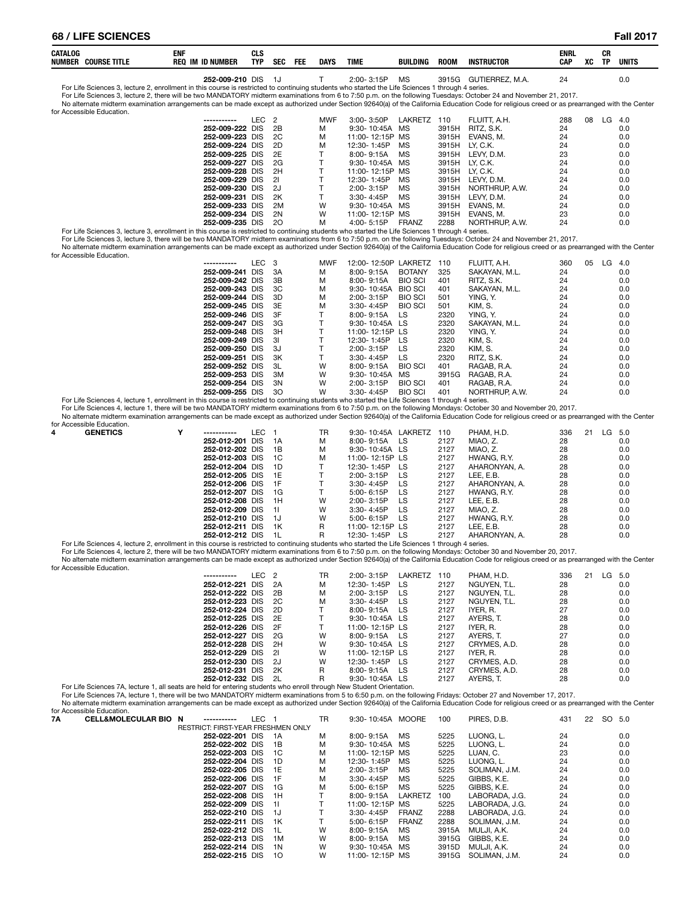| CATALOG NUMBER | COURSE TITLE | ENF REQ | IM | ID NUMBER | CLS TYP | SEC | FEE | DAYS | TIME | BUILDING | ROOM | INSTRUCTOR | ENRL CAP | XC | CR TP | UNITS |
|---|---|---|---|---|---|---|---|---|---|---|---|---|---|---|---|---|
| | | | | 252-009-210 | DIS | 1J | | T | 2:00- 3:15P | MS | 3915G | GUTIERREZ, M.A. | 24 | | | 0.0 |

For Life Sciences 3, lecture 2, enrollment in this course is restricted to continuing students who started the Life Sciences 1 through 4 series.
For Life Sciences 3, lecture 2, there will be two MANDATORY midterm examinations from 6 to 7:50 p.m. on the following Tuesdays: October 24 and November 21, 2017.
No alternate midterm examination arrangements can be made except as authorized under Section 92640(a) of the California Education Code for religious creed or as prearranged with the Center for Accessible Education.

| CATALOG NUMBER | COURSE TITLE | ENF REQ | IM | ID NUMBER | CLS TYP | SEC | FEE | DAYS | TIME | BUILDING | ROOM | INSTRUCTOR | ENRL CAP | XC | CR TP | UNITS |
|---|---|---|---|---|---|---|---|---|---|---|---|---|---|---|---|---|
| | | | | ----------- | LEC | 2 | | MWF | 3:00- 3:50P | LAKRETZ | 110 | FLUITT, A.H. | 288 | 08 | LG | 4.0 |
| | | | | 252-009-222 | DIS | 2B | | M | 9:30- 10:45A | MS | 3915H | RITZ, S.K. | 24 | | | 0.0 |
| | | | | 252-009-223 | DIS | 2C | | M | 11:00- 12:15P | MS | 3915H | EVANS, M. | 24 | | | 0.0 |
| | | | | 252-009-224 | DIS | 2D | | M | 12:30- 1:45P | MS | 3915H | LY, C.K. | 24 | | | 0.0 |
| | | | | 252-009-225 | DIS | 2E | | T | 8:00- 9:15A | MS | 3915H | LEVY, D.M. | 23 | | | 0.0 |
| | | | | 252-009-227 | DIS | 2G | | T | 9:30- 10:45A | MS | 3915H | LY, C.K. | 24 | | | 0.0 |
| | | | | 252-009-228 | DIS | 2H | | T | 11:00- 12:15P | MS | 3915H | LY, C.K. | 24 | | | 0.0 |
| | | | | 252-009-229 | DIS | 2I | | T | 12:30- 1:45P | MS | 3915H | LEVY, D.M. | 24 | | | 0.0 |
| | | | | 252-009-230 | DIS | 2J | | T | 2:00- 3:15P | MS | 3915H | NORTHRUP, A.W. | 24 | | | 0.0 |
| | | | | 252-009-231 | DIS | 2K | | T | 3:30- 4:45P | MS | 3915H | LEVY, D.M. | 24 | | | 0.0 |
| | | | | 252-009-233 | DIS | 2M | | W | 9:30- 10:45A | MS | 3915H | EVANS, M. | 24 | | | 0.0 |
| | | | | 252-009-234 | DIS | 2N | | W | 11:00- 12:15P | MS | 3915H | EVANS, M. | 23 | | | 0.0 |
| | | | | 252-009-235 | DIS | 2O | | M | 4:00- 5:15P | FRANZ | 2288 | NORTHRUP, A.W. | 24 | | | 0.0 |

For Life Sciences 3, lecture 3, enrollment in this course is restricted to continuing students who started the Life Sciences 1 through 4 series.
For Life Sciences 3, lecture 3, there will be two MANDATORY midterm examinations from 6 to 7:50 p.m. on the following Tuesdays: October 24 and November 21, 2017.
No alternate midterm examination arrangements can be made except as authorized under Section 92640(a) of the California Education Code for religious creed or as prearranged with the Center for Accessible Education.

| CATALOG NUMBER | COURSE TITLE | ENF REQ | IM | ID NUMBER | CLS TYP | SEC | FEE | DAYS | TIME | BUILDING | ROOM | INSTRUCTOR | ENRL CAP | XC | CR TP | UNITS |
|---|---|---|---|---|---|---|---|---|---|---|---|---|---|---|---|---|
| | | | | ----------- | LEC | 3 | | MWF | 12:00- 12:50P | LAKRETZ | 110 | FLUITT, A.H. | 360 | 05 | LG | 4.0 |
| | | | | 252-009-241 | DIS | 3A | | M | 8:00- 9:15A | BOTANY | 325 | SAKAYAN, M.L. | 24 | | | 0.0 |
| | | | | 252-009-242 | DIS | 3B | | M | 8:00- 9:15A | BIO SCI | 401 | RITZ, S.K. | 24 | | | 0.0 |
| | | | | 252-009-243 | DIS | 3C | | M | 9:30- 10:45A | BIO SCI | 401 | SAKAYAN, M.L. | 24 | | | 0.0 |
| | | | | 252-009-244 | DIS | 3D | | M | 2:00- 3:15P | BIO SCI | 501 | YING, Y. | 24 | | | 0.0 |
| | | | | 252-009-245 | DIS | 3E | | M | 3:30- 4:45P | BIO SCI | 501 | KIM, S. | 24 | | | 0.0 |
| | | | | 252-009-246 | DIS | 3F | | T | 8:00- 9:15A | LS | 2320 | YING, Y. | 24 | | | 0.0 |
| | | | | 252-009-247 | DIS | 3G | | T | 9:30- 10:45A | LS | 2320 | SAKAYAN, M.L. | 24 | | | 0.0 |
| | | | | 252-009-248 | DIS | 3H | | T | 11:00- 12:15P | LS | 2320 | YING, Y. | 24 | | | 0.0 |
| | | | | 252-009-249 | DIS | 3I | | T | 12:30- 1:45P | LS | 2320 | KIM, S. | 24 | | | 0.0 |
| | | | | 252-009-250 | DIS | 3J | | T | 2:00- 3:15P | LS | 2320 | KIM, S. | 24 | | | 0.0 |
| | | | | 252-009-251 | DIS | 3K | | T | 3:30- 4:45P | LS | 2320 | RITZ, S.K. | 24 | | | 0.0 |
| | | | | 252-009-252 | DIS | 3L | | W | 8:00- 9:15A | BIO SCI | 401 | RAGAB, R.A. | 24 | | | 0.0 |
| | | | | 252-009-253 | DIS | 3M | | W | 9:30- 10:45A | MS | 3915G | RAGAB, R.A. | 24 | | | 0.0 |
| | | | | 252-009-254 | DIS | 3N | | W | 2:00- 3:15P | BIO SCI | 401 | RAGAB, R.A. | 24 | | | 0.0 |
| | | | | 252-009-255 | DIS | 3O | | W | 3:30- 4:45P | BIO SCI | 401 | NORTHRUP, A.W. | 24 | | | 0.0 |

For Life Sciences 4, lecture 1, enrollment in this course is restricted to continuing students who started the Life Sciences 1 through 4 series.
For Life Sciences 4, lecture 1, there will be two MANDATORY midterm examinations from 6 to 7:50 p.m. on the following Mondays: October 30 and November 20, 2017.
No alternate midterm examination arrangements can be made except as authorized under Section 92640(a) of the California Education Code for religious creed or as prearranged with the Center for Accessible Education.

| CATALOG NUMBER | COURSE TITLE | ENF REQ | IM | ID NUMBER | CLS TYP | SEC | FEE | DAYS | TIME | BUILDING | ROOM | INSTRUCTOR | ENRL CAP | XC | CR TP | UNITS |
|---|---|---|---|---|---|---|---|---|---|---|---|---|---|---|---|---|
| 4 | GENETICS | Y | | ----------- | LEC | 1 | | TR | 9:30- 10:45A | LAKRETZ | 110 | PHAM, H.D. | 336 | 21 | LG | 5.0 |
| | | | | 252-012-201 | DIS | 1A | | M | 8:00- 9:15A | LS | 2127 | MIAO, Z. | 28 | | | 0.0 |
| | | | | 252-012-202 | DIS | 1B | | M | 9:30- 10:45A | LS | 2127 | MIAO, Z. | 28 | | | 0.0 |
| | | | | 252-012-203 | DIS | 1C | | M | 11:00- 12:15P | LS | 2127 | HWANG, R.Y. | 28 | | | 0.0 |
| | | | | 252-012-204 | DIS | 1D | | T | 12:30- 1:45P | LS | 2127 | AHARONYAN, A. | 28 | | | 0.0 |
| | | | | 252-012-205 | DIS | 1E | | T | 2:00- 3:15P | LS | 2127 | LEE, E.B. | 28 | | | 0.0 |
| | | | | 252-012-206 | DIS | 1F | | T | 3:30- 4:45P | LS | 2127 | AHARONYAN, A. | 28 | | | 0.0 |
| | | | | 252-012-207 | DIS | 1G | | T | 5:00- 6:15P | LS | 2127 | HWANG, R.Y. | 28 | | | 0.0 |
| | | | | 252-012-208 | DIS | 1H | | W | 2:00- 3:15P | LS | 2127 | LEE, E.B. | 28 | | | 0.0 |
| | | | | 252-012-209 | DIS | 1I | | W | 3:30- 4:45P | LS | 2127 | MIAO, Z. | 28 | | | 0.0 |
| | | | | 252-012-210 | DIS | 1J | | W | 5:00- 6:15P | LS | 2127 | HWANG, R.Y. | 28 | | | 0.0 |
| | | | | 252-012-211 | DIS | 1K | | R | 11:00- 12:15P | LS | 2127 | LEE, E.B. | 28 | | | 0.0 |
| | | | | 252-012-212 | DIS | 1L | | R | 12:30- 1:45P | LS | 2127 | AHARONYAN, A. | 28 | | | 0.0 |

For Life Sciences 4, lecture 2, enrollment in this course is restricted to continuing students who started the Life Sciences 1 through 4 series.
For Life Sciences 4, lecture 2, there will be two MANDATORY midterm examinations from 6 to 7:50 p.m. on the following Mondays: October 30 and November 20, 2017.
No alternate midterm examination arrangements can be made except as authorized under Section 92640(a) of the California Education Code for religious creed or as prearranged with the Center for Accessible Education.

| CATALOG NUMBER | COURSE TITLE | ENF REQ | IM | ID NUMBER | CLS TYP | SEC | FEE | DAYS | TIME | BUILDING | ROOM | INSTRUCTOR | ENRL CAP | XC | CR TP | UNITS |
|---|---|---|---|---|---|---|---|---|---|---|---|---|---|---|---|---|
| | | | | ----------- | LEC | 2 | | TR | 2:00- 3:15P | LAKRETZ | 110 | PHAM, H.D. | 336 | 21 | LG | 5.0 |
| | | | | 252-012-221 | DIS | 2A | | M | 12:30- 1:45P | LS | 2127 | NGUYEN, T.L. | 28 | | | 0.0 |
| | | | | 252-012-222 | DIS | 2B | | M | 2:00- 3:15P | LS | 2127 | NGUYEN, T.L. | 28 | | | 0.0 |
| | | | | 252-012-223 | DIS | 2C | | M | 3:30- 4:45P | LS | 2127 | NGUYEN, T.L. | 28 | | | 0.0 |
| | | | | 252-012-224 | DIS | 2D | | T | 8:00- 9:15A | LS | 2127 | IYER, R. | 27 | | | 0.0 |
| | | | | 252-012-225 | DIS | 2E | | T | 9:30- 10:45A | LS | 2127 | AYERS, T. | 28 | | | 0.0 |
| | | | | 252-012-226 | DIS | 2F | | T | 11:00- 12:15P | LS | 2127 | IYER, R. | 28 | | | 0.0 |
| | | | | 252-012-227 | DIS | 2G | | W | 8:00- 9:15A | LS | 2127 | AYERS, T. | 27 | | | 0.0 |
| | | | | 252-012-228 | DIS | 2H | | W | 9:30- 10:45A | LS | 2127 | CRYMES, A.D. | 28 | | | 0.0 |
| | | | | 252-012-229 | DIS | 2I | | W | 11:00- 12:15P | LS | 2127 | IYER, R. | 28 | | | 0.0 |
| | | | | 252-012-230 | DIS | 2J | | W | 12:30- 1:45P | LS | 2127 | CRYMES, A.D. | 28 | | | 0.0 |
| | | | | 252-012-231 | DIS | 2K | | R | 8:00- 9:15A | LS | 2127 | CRYMES, A.D. | 28 | | | 0.0 |
| | | | | 252-012-232 | DIS | 2L | | R | 9:30- 10:45A | LS | 2127 | AYERS, T. | 28 | | | 0.0 |

For Life Sciences 7A, lecture 1, all seats are held for entering students who enroll through New Student Orientation.
For Life Sciences 7A, lecture 1, there will be two MANDATORY midterm examinations from 5 to 6:50 p.m. on the following Fridays: October 27 and November 17, 2017.
No alternate midterm examination arrangements can be made except as authorized under Section 92640(a) of the California Education Code for religious creed or as prearranged with the Center for Accessible Education.

| CATALOG NUMBER | COURSE TITLE | ENF REQ | IM | ID NUMBER | CLS TYP | SEC | FEE | DAYS | TIME | BUILDING | ROOM | INSTRUCTOR | ENRL CAP | XC | CR TP | UNITS |
|---|---|---|---|---|---|---|---|---|---|---|---|---|---|---|---|---|
| 7A | CELL&MOLECULAR BIO | N | | ----------- | LEC | 1 | | TR | 9:30- 10:45A | MOORE | 100 | PIRES, D.B. | 431 | 22 | SO | 5.0 |
| | | | | RESTRICT: FIRST-YEAR FRESHMEN ONLY | | | | | | | | | | | | |
| | | | | 252-022-201 | DIS | 1A | | M | 8:00- 9:15A | MS | 5225 | LUONG, L. | 24 | | | 0.0 |
| | | | | 252-022-202 | DIS | 1B | | M | 9:30- 10:45A | MS | 5225 | LUONG, L. | 24 | | | 0.0 |
| | | | | 252-022-203 | DIS | 1C | | M | 11:00- 12:15P | MS | 5225 | LUAN, C. | 23 | | | 0.0 |
| | | | | 252-022-204 | DIS | 1D | | M | 12:30- 1:45P | MS | 5225 | LUONG, L. | 24 | | | 0.0 |
| | | | | 252-022-205 | DIS | 1E | | M | 2:00- 3:15P | MS | 5225 | SOLIMAN, J.M. | 24 | | | 0.0 |
| | | | | 252-022-206 | DIS | 1F | | M | 3:30- 4:45P | MS | 5225 | GIBBS, K.E. | 24 | | | 0.0 |
| | | | | 252-022-207 | DIS | 1G | | M | 5:00- 6:15P | MS | 5225 | GIBBS, K.E. | 24 | | | 0.0 |
| | | | | 252-022-208 | DIS | 1H | | T | 8:00- 9:15A | LAKRETZ | 100 | LABORADA, J.G. | 24 | | | 0.0 |
| | | | | 252-022-209 | DIS | 1I | | T | 11:00- 12:15P | MS | 5225 | LABORADA, J.G. | 24 | | | 0.0 |
| | | | | 252-022-210 | DIS | 1J | | T | 3:30- 4:45P | FRANZ | 2288 | LABORADA, J.G. | 24 | | | 0.0 |
| | | | | 252-022-211 | DIS | 1K | | T | 5:00- 6:15P | FRANZ | 2288 | SOLIMAN, J.M. | 24 | | | 0.0 |
| | | | | 252-022-212 | DIS | 1L | | W | 8:00- 9:15A | MS | 3915A | MULJI, A.K. | 24 | | | 0.0 |
| | | | | 252-022-213 | DIS | 1M | | W | 8:00- 9:15A | MS | 3915G | GIBBS, K.E. | 24 | | | 0.0 |
| | | | | 252-022-214 | DIS | 1N | | W | 9:30- 10:45A | MS | 3915D | MULJI, A.K. | 24 | | | 0.0 |
| | | | | 252-022-215 | DIS | 1O | | W | 11:00- 12:15P | MS | 3915G | SOLIMAN, J.M. | 24 | | | 0.0 |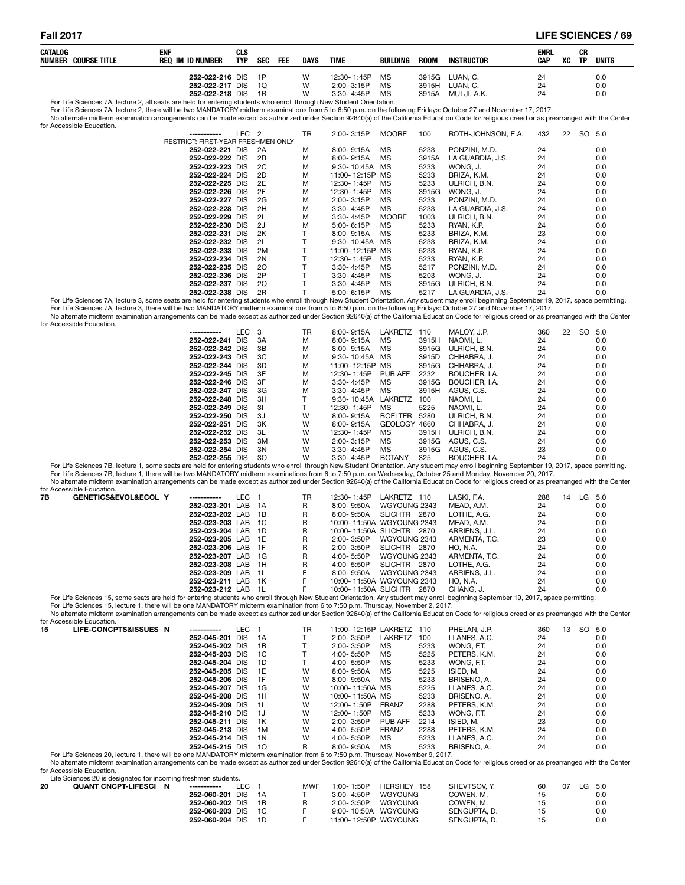| CATALOG NUMBER | COURSE TITLE | ENF REQ | IM | ID NUMBER | CLS TYP | SEC | FEE | DAYS | TIME | BUILDING | ROOM | INSTRUCTOR | ENRL CAP | XC | CR TP | UNITS |
|---|---|---|---|---|---|---|---|---|---|---|---|---|---|---|---|---|
| | | | | 252-022-216 | DIS | 1P | | W | 12:30- 1:45P | MS | 3915G | LUAN, C. | 24 | | | 0.0 |
| | | | | 252-022-217 | DIS | 1Q | | W | 2:00- 3:15P | MS | 3915H | LUAN, C. | 24 | | | 0.0 |
| | | | | 252-022-218 | DIS | 1R | | W | 3:30- 4:45P | MS | 3915A | MULJI, A.K. | 24 | | | 0.0 |

For Life Sciences 7A, lecture 2, all seats are held for entering students who enroll through New Student Orientation.
For Life Sciences 7A, lecture 2, there will be two MANDATORY midterm examinations from 5 to 6:50 p.m. on the following Fridays: October 27 and November 17, 2017.
No alternate midterm examination arrangements can be made except as authorized under Section 92640(a) of the California Education Code for religious creed or as prearranged with the Center for Accessible Education.

| CATALOG NUMBER | COURSE TITLE | ENF REQ | IM | ID NUMBER | CLS TYP | SEC | FEE | DAYS | TIME | BUILDING | ROOM | INSTRUCTOR | ENRL CAP | XC | CR TP | UNITS |
|---|---|---|---|---|---|---|---|---|---|---|---|---|---|---|---|---|
| | | | | ----------- | LEC | 2 | | TR | 2:00- 3:15P | MOORE | 100 | ROTH-JOHNSON, E.A. | 432 | 22 | SO | 5.0 |
| | | | | RESTRICT: FIRST-YEAR FRESHMEN ONLY | | | | | | | | | | | | |
| | | | | 252-022-221 | DIS | 2A | | M | 8:00- 9:15A | MS | 5233 | PONZINI, M.D. | 24 | | | 0.0 |
| | | | | 252-022-222 | DIS | 2B | | M | 8:00- 9:15A | MS | 3915A | LA GUARDIA, J.S. | 24 | | | 0.0 |
| | | | | 252-022-223 | DIS | 2C | | M | 9:30- 10:45A | MS | 5233 | WONG, J. | 24 | | | 0.0 |
| | | | | 252-022-224 | DIS | 2D | | M | 11:00- 12:15P | MS | 5233 | BRIZA, K.M. | 24 | | | 0.0 |
| | | | | 252-022-225 | DIS | 2E | | M | 12:30- 1:45P | MS | 5233 | ULRICH, B.N. | 24 | | | 0.0 |
| | | | | 252-022-226 | DIS | 2F | | M | 12:30- 1:45P | MS | 3915G | WONG, J. | 24 | | | 0.0 |
| | | | | 252-022-227 | DIS | 2G | | M | 2:00- 3:15P | MS | 5233 | PONZINI, M.D. | 24 | | | 0.0 |
| | | | | 252-022-228 | DIS | 2H | | M | 3:30- 4:45P | MS | 5233 | LA GUARDIA, J.S. | 24 | | | 0.0 |
| | | | | 252-022-229 | DIS | 2I | | M | 3:30- 4:45P | MOORE | 1003 | ULRICH, B.N. | 24 | | | 0.0 |
| | | | | 252-022-230 | DIS | 2J | | M | 5:00- 6:15P | MS | 5233 | RYAN, K.P. | 24 | | | 0.0 |
| | | | | 252-022-231 | DIS | 2K | | T | 8:00- 9:15A | MS | 5233 | BRIZA, K.M. | 23 | | | 0.0 |
| | | | | 252-022-232 | DIS | 2L | | T | 9:30- 10:45A | MS | 5233 | BRIZA, K.M. | 24 | | | 0.0 |
| | | | | 252-022-233 | DIS | 2M | | T | 11:00- 12:15P | MS | 5233 | RYAN, K.P. | 24 | | | 0.0 |
| | | | | 252-022-234 | DIS | 2N | | T | 12:30- 1:45P | MS | 5233 | RYAN, K.P. | 24 | | | 0.0 |
| | | | | 252-022-235 | DIS | 2O | | T | 3:30- 4:45P | MS | 5217 | PONZINI, M.D. | 24 | | | 0.0 |
| | | | | 252-022-236 | DIS | 2P | | T | 3:30- 4:45P | MS | 5203 | WONG, J. | 24 | | | 0.0 |
| | | | | 252-022-237 | DIS | 2Q | | T | 3:30- 4:45P | MS | 3915G | ULRICH, B.N. | 24 | | | 0.0 |
| | | | | 252-022-238 | DIS | 2R | | T | 5:00- 6:15P | MS | 5217 | LA GUARDIA, J.S. | 24 | | | 0.0 |

For Life Sciences 7A, lecture 3, some seats are held for entering students who enroll through New Student Orientation. Any student may enroll beginning September 19, 2017, space permitting.
For Life Sciences 7A, lecture 3, there will be two MANDATORY midterm examinations from 5 to 6:50 p.m. on the following Fridays: October 27 and November 17, 2017.
No alternate midterm examination arrangements can be made except as authorized under Section 92640(a) of the California Education Code for religious creed or as prearranged with the Center for Accessible Education.

| CATALOG NUMBER | COURSE TITLE | ENF REQ | IM | ID NUMBER | CLS TYP | SEC | FEE | DAYS | TIME | BUILDING | ROOM | INSTRUCTOR | ENRL CAP | XC | CR TP | UNITS |
|---|---|---|---|---|---|---|---|---|---|---|---|---|---|---|---|---|
| | | | | ----------- | LEC | 3 | | TR | 8:00- 9:15A | LAKRETZ | 110 | MALOY, J.P. | 360 | 22 | SO | 5.0 |
| | | | | 252-022-241 | DIS | 3A | | M | 8:00- 9:15A | MS | 3915H | NAOMI, L. | 24 | | | 0.0 |
| | | | | 252-022-242 | DIS | 3B | | M | 8:00- 9:15A | MS | 3915G | ULRICH, B.N. | 24 | | | 0.0 |
| | | | | 252-022-243 | DIS | 3C | | M | 9:30- 10:45A | MS | 3915D | CHHABRA, J. | 24 | | | 0.0 |
| | | | | 252-022-244 | DIS | 3D | | M | 11:00- 12:15P | MS | 3915G | CHHABRA, J. | 24 | | | 0.0 |
| | | | | 252-022-245 | DIS | 3E | | M | 12:30- 1:45P | PUB AFF | 2232 | BOUCHER, I.A. | 24 | | | 0.0 |
| | | | | 252-022-246 | DIS | 3F | | M | 3:30- 4:45P | MS | 3915G | BOUCHER, I.A. | 24 | | | 0.0 |
| | | | | 252-022-247 | DIS | 3G | | M | 3:30- 4:45P | MS | 3915H | AGUS, C.S. | 24 | | | 0.0 |
| | | | | 252-022-248 | DIS | 3H | | T | 9:30- 10:45A | LAKRETZ | 100 | NAOMI, L. | 24 | | | 0.0 |
| | | | | 252-022-249 | DIS | 3I | | T | 12:30- 1:45P | MS | 5225 | NAOMI, L. | 24 | | | 0.0 |
| | | | | 252-022-250 | DIS | 3J | | W | 8:00- 9:15A | BOELTER | 5280 | ULRICH, B.N. | 24 | | | 0.0 |
| | | | | 252-022-251 | DIS | 3K | | W | 8:00- 9:15A | GEOLOGY | 4660 | CHHABRA, J. | 24 | | | 0.0 |
| | | | | 252-022-252 | DIS | 3L | | W | 12:30- 1:45P | MS | 3915H | ULRICH, B.N. | 24 | | | 0.0 |
| | | | | 252-022-253 | DIS | 3M | | W | 2:00- 3:15P | MS | 3915G | AGUS, C.S. | 24 | | | 0.0 |
| | | | | 252-022-254 | DIS | 3N | | W | 3:30- 4:45P | MS | 3915G | AGUS, C.S. | 23 | | | 0.0 |
| | | | | 252-022-255 | DIS | 3O | | W | 3:30- 4:45P | BOTANY | 325 | BOUCHER, I.A. | 24 | | | 0.0 |

For Life Sciences 7B, lecture 1, some seats are held for entering students who enroll through New Student Orientation. Any student may enroll beginning September 19, 2017, space permitting.
For Life Sciences 7B, lecture 1, there will be two MANDATORY midterm examinations from 6 to 7:50 p.m. on Wednesday, October 25 and Monday, November 20, 2017.
No alternate midterm examination arrangements can be made except as authorized under Section 92640(a) of the California Education Code for religious creed or as prearranged with the Center for Accessible Education.

| CATALOG NUMBER | COURSE TITLE | ENF REQ | IM | ID NUMBER | CLS TYP | SEC | FEE | DAYS | TIME | BUILDING | ROOM | INSTRUCTOR | ENRL CAP | XC | CR TP | UNITS |
|---|---|---|---|---|---|---|---|---|---|---|---|---|---|---|---|---|
| 7B | GENETICS&EVOL&ECOL | Y | | ----------- | LEC | 1 | | TR | 12:30- 1:45P | LAKRETZ | 110 | LASKI, F.A. | 288 | 14 | LG | 5.0 |
| | | | | 252-023-201 | LAB | 1A | | R | 8:00- 9:50A | WGYOUNG | 2343 | MEAD, A.M. | 24 | | | 0.0 |
| | | | | 252-023-202 | LAB | 1B | | R | 8:00- 9:50A | SLICHTR | 2870 | LOTHE, A.G. | 24 | | | 0.0 |
| | | | | 252-023-203 | LAB | 1C | | R | 10:00- 11:50A | WGYOUNG | 2343 | MEAD, A.M. | 24 | | | 0.0 |
| | | | | 252-023-204 | LAB | 1D | | R | 10:00- 11:50A | SLICHTR | 2870 | ARRIENS, J.L. | 24 | | | 0.0 |
| | | | | 252-023-205 | LAB | 1E | | R | 2:00- 3:50P | WGYOUNG | 2343 | ARMENTA, T.C. | 23 | | | 0.0 |
| | | | | 252-023-206 | LAB | 1F | | R | 2:00- 3:50P | SLICHTR | 2870 | HO, N.A. | 24 | | | 0.0 |
| | | | | 252-023-207 | LAB | 1G | | R | 4:00- 5:50P | WGYOUNG | 2343 | ARMENTA, T.C. | 24 | | | 0.0 |
| | | | | 252-023-208 | LAB | 1H | | R | 4:00- 5:50P | SLICHTR | 2870 | LOTHE, A.G. | 24 | | | 0.0 |
| | | | | 252-023-209 | LAB | 1I | | F | 8:00- 9:50A | WGYOUNG | 2343 | ARRIENS, J.L. | 24 | | | 0.0 |
| | | | | 252-023-211 | LAB | 1K | | F | 10:00- 11:50A | WGYOUNG | 2343 | HO, N.A. | 24 | | | 0.0 |
| | | | | 252-023-212 | LAB | 1L | | F | 10:00- 11:50A | SLICHTR | 2870 | CHANG, J. | 24 | | | 0.0 |

For Life Sciences 15, some seats are held for entering students who enroll through New Student Orientation. Any student may enroll beginning September 19, 2017, space permitting.
For Life Sciences 15, lecture 1, there will be one MANDATORY midterm examination from 6 to 7:50 p.m. Thursday, November 2, 2017.
No alternate midterm examination arrangements can be made except as authorized under Section 92640(a) of the California Education Code for religious creed or as prearranged with the Center for Accessible Education.

| CATALOG NUMBER | COURSE TITLE | ENF REQ | IM | ID NUMBER | CLS TYP | SEC | FEE | DAYS | TIME | BUILDING | ROOM | INSTRUCTOR | ENRL CAP | XC | CR TP | UNITS |
|---|---|---|---|---|---|---|---|---|---|---|---|---|---|---|---|---|
| 15 | LIFE-CONCPTS&ISSUES | N | | ----------- | LEC | 1 | | TR | 11:00- 12:15P | LAKRETZ | 110 | PHELAN, J.P. | 360 | 13 | SO | 5.0 |
| | | | | 252-045-201 | DIS | 1A | | T | 2:00- 3:50P | LAKRETZ | 100 | LLANES, A.C. | 24 | | | 0.0 |
| | | | | 252-045-202 | DIS | 1B | | T | 2:00- 3:50P | MS | 5233 | WONG, F.T. | 24 | | | 0.0 |
| | | | | 252-045-203 | DIS | 1C | | T | 4:00- 5:50P | MS | 5225 | PETERS, K.M. | 24 | | | 0.0 |
| | | | | 252-045-204 | DIS | 1D | | T | 4:00- 5:50P | MS | 5233 | WONG, F.T. | 24 | | | 0.0 |
| | | | | 252-045-205 | DIS | 1E | | W | 8:00- 9:50A | MS | 5225 | ISIED, M. | 24 | | | 0.0 |
| | | | | 252-045-206 | DIS | 1F | | W | 8:00- 9:50A | MS | 5233 | BRISENO, A. | 24 | | | 0.0 |
| | | | | 252-045-207 | DIS | 1G | | W | 10:00- 11:50A | MS | 5225 | LLANES, A.C. | 24 | | | 0.0 |
| | | | | 252-045-208 | DIS | 1H | | W | 10:00- 11:50A | MS | 5233 | BRISENO, A. | 24 | | | 0.0 |
| | | | | 252-045-209 | DIS | 1I | | W | 12:00- 1:50P | FRANZ | 2288 | PETERS, K.M. | 24 | | | 0.0 |
| | | | | 252-045-210 | DIS | 1J | | W | 12:00- 1:50P | MS | 5233 | WONG, F.T. | 24 | | | 0.0 |
| | | | | 252-045-211 | DIS | 1K | | W | 2:00- 3:50P | PUB AFF | 2214 | ISIED, M. | 23 | | | 0.0 |
| | | | | 252-045-213 | DIS | 1M | | W | 4:00- 5:50P | FRANZ | 2288 | PETERS, K.M. | 24 | | | 0.0 |
| | | | | 252-045-214 | DIS | 1N | | W | 4:00- 5:50P | MS | 5233 | LLANES, A.C. | 24 | | | 0.0 |
| | | | | 252-045-215 | DIS | 1O | | R | 8:00- 9:50A | MS | 5233 | BRISENO, A. | 24 | | | 0.0 |

For Life Sciences 20, lecture 1, there will be one MANDATORY midterm examination from 6 to 7:50 p.m. Thursday, November 9, 2017.
No alternate midterm examination arrangements can be made except as authorized under Section 92640(a) of the California Education Code for religious creed or as prearranged with the Center for Accessible Education.
Life Sciences 20 is designated for incoming freshmen students.

| CATALOG NUMBER | COURSE TITLE | ENF REQ | IM | ID NUMBER | CLS TYP | SEC | FEE | DAYS | TIME | BUILDING | ROOM | INSTRUCTOR | ENRL CAP | XC | CR TP | UNITS |
|---|---|---|---|---|---|---|---|---|---|---|---|---|---|---|---|---|
| 20 | QUANT CNCPT-LIFESCI | N | | ----------- | LEC | 1 | | MWF | 1:00- 1:50P | HERSHEY | 158 | SHEVTSOV, Y. | 60 | 07 | LG | 5.0 |
| | | | | 252-060-201 | DIS | 1A | | T | 3:00- 4:50P | WGYOUNG | | COWEN, M. | 15 | | | 0.0 |
| | | | | 252-060-202 | DIS | 1B | | R | 2:00- 3:50P | WGYOUNG | | COWEN, M. | 15 | | | 0.0 |
| | | | | 252-060-203 | DIS | 1C | | F | 9:00- 10:50A | WGYOUNG | | SENGUPTA, D. | 15 | | | 0.0 |
| | | | | 252-060-204 | DIS | 1D | | F | 11:00- 12:50P | WGYOUNG | | SENGUPTA, D. | 15 | | | 0.0 |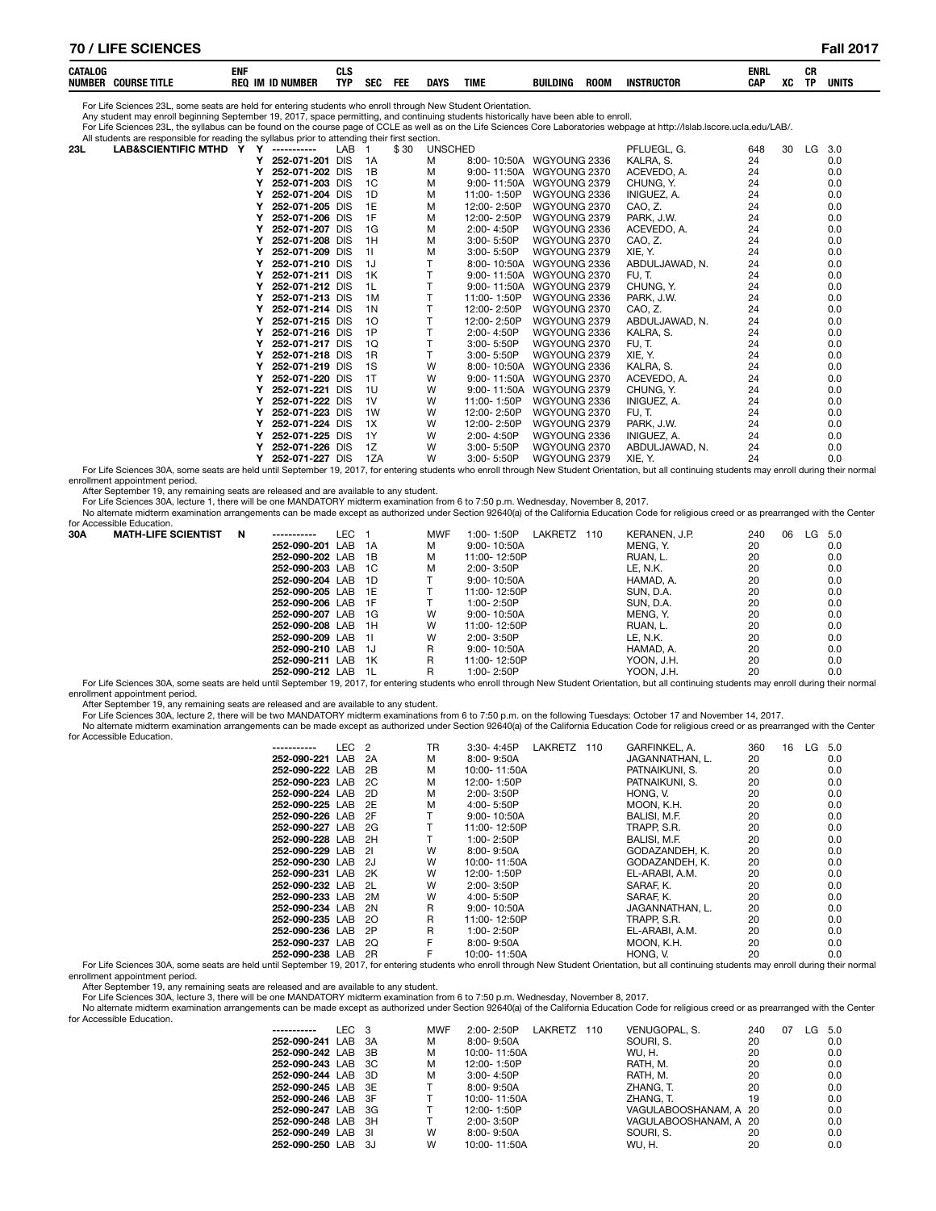# 70 / LIFE SCIENCES — Fall 2017

For Life Sciences 23L, some seats are held for entering students who enroll through New Student Orientation.
Any student may enroll beginning September 19, 2017, space permitting, and continuing students historically have been able to enroll.
For Life Sciences 23L, the syllabus can be found on the course page of CCLE as well as on the Life Sciences Core Laboratories webpage at http://lslab.lscore.ucla.edu/LAB/.
All students are responsible for following the syllabus prior to attending their first section.

| CATALOG NUMBER | COURSE TITLE | ENF REQ | IM | ID NUMBER | CLS TYP | SEC | FEE | DAYS | TIME | BUILDING | ROOM | INSTRUCTOR | ENRL CAP | XC | CR TP | UNITS |
|---|---|---|---|---|---|---|---|---|---|---|---|---|---|---|---|---|
| 23L | LAB&SCIENTIFIC MTHD | Y | Y | ----------- | LAB | 1 | $ 30 | UNSCHED | | | | PFLUEGL, G. | 648 | 30 | LG | 3.0 |
| | | | Y | 252-071-201 | DIS | 1A | | M | 8:00- 10:50A | WGYOUNG | 2336 | KALRA, S. | 24 | | | 0.0 |
| | | | Y | 252-071-202 | DIS | 1B | | M | 9:00- 11:50A | WGYOUNG | 2370 | ACEVEDO, A. | 24 | | | 0.0 |
| | | | Y | 252-071-203 | DIS | 1C | | M | 9:00- 11:50A | WGYOUNG | 2379 | CHUNG, Y. | 24 | | | 0.0 |
| | | | Y | 252-071-204 | DIS | 1D | | M | 11:00- 1:50P | WGYOUNG | 2336 | INIGUEZ, A. | 24 | | | 0.0 |
| | | | Y | 252-071-205 | DIS | 1E | | M | 12:00- 2:50P | WGYOUNG | 2370 | CAO, Z. | 24 | | | 0.0 |
| | | | Y | 252-071-206 | DIS | 1F | | M | 12:00- 2:50P | WGYOUNG | 2379 | PARK, J.W. | 24 | | | 0.0 |
| | | | Y | 252-071-207 | DIS | 1G | | M | 2:00- 4:50P | WGYOUNG | 2336 | ACEVEDO, A. | 24 | | | 0.0 |
| | | | Y | 252-071-208 | DIS | 1H | | M | 3:00- 5:50P | WGYOUNG | 2370 | CAO, Z. | 24 | | | 0.0 |
| | | | Y | 252-071-209 | DIS | 1I | | M | 3:00- 5:50P | WGYOUNG | 2379 | XIE, Y. | 24 | | | 0.0 |
| | | | Y | 252-071-210 | DIS | 1J | | T | 8:00- 10:50A | WGYOUNG | 2336 | ABDULJAWAD, N. | 24 | | | 0.0 |
| | | | Y | 252-071-211 | DIS | 1K | | T | 9:00- 11:50A | WGYOUNG | 2370 | FU, T. | 24 | | | 0.0 |
| | | | Y | 252-071-212 | DIS | 1L | | T | 9:00- 11:50A | WGYOUNG | 2379 | CHUNG, Y. | 24 | | | 0.0 |
| | | | Y | 252-071-213 | DIS | 1M | | T | 11:00- 1:50P | WGYOUNG | 2336 | PARK, J.W. | 24 | | | 0.0 |
| | | | Y | 252-071-214 | DIS | 1N | | T | 12:00- 2:50P | WGYOUNG | 2370 | CAO, Z. | 24 | | | 0.0 |
| | | | Y | 252-071-215 | DIS | 1O | | T | 12:00- 2:50P | WGYOUNG | 2379 | ABDULJAWAD, N. | 24 | | | 0.0 |
| | | | Y | 252-071-216 | DIS | 1P | | T | 2:00- 4:50P | WGYOUNG | 2336 | KALRA, S. | 24 | | | 0.0 |
| | | | Y | 252-071-217 | DIS | 1Q | | T | 3:00- 5:50P | WGYOUNG | 2370 | FU, T. | 24 | | | 0.0 |
| | | | Y | 252-071-218 | DIS | 1R | | T | 3:00- 5:50P | WGYOUNG | 2379 | XIE, Y. | 24 | | | 0.0 |
| | | | Y | 252-071-219 | DIS | 1S | | W | 8:00- 10:50A | WGYOUNG | 2336 | KALRA, S. | 24 | | | 0.0 |
| | | | Y | 252-071-220 | DIS | 1T | | W | 9:00- 11:50A | WGYOUNG | 2370 | ACEVEDO, A. | 24 | | | 0.0 |
| | | | Y | 252-071-221 | DIS | 1U | | W | 9:00- 11:50A | WGYOUNG | 2379 | CHUNG, Y. | 24 | | | 0.0 |
| | | | Y | 252-071-222 | DIS | 1V | | W | 11:00- 1:50P | WGYOUNG | 2336 | INIGUEZ, A. | 24 | | | 0.0 |
| | | | Y | 252-071-223 | DIS | 1W | | W | 12:00- 2:50P | WGYOUNG | 2370 | FU, T. | 24 | | | 0.0 |
| | | | Y | 252-071-224 | DIS | 1X | | W | 12:00- 2:50P | WGYOUNG | 2379 | PARK, J.W. | 24 | | | 0.0 |
| | | | Y | 252-071-225 | DIS | 1Y | | W | 2:00- 4:50P | WGYOUNG | 2336 | INIGUEZ, A. | 24 | | | 0.0 |
| | | | Y | 252-071-226 | DIS | 1Z | | W | 3:00- 5:50P | WGYOUNG | 2370 | ABDULJAWAD, N. | 24 | | | 0.0 |
| | | | Y | 252-071-227 | DIS | 1ZA | | W | 3:00- 5:50P | WGYOUNG | 2379 | XIE, Y. | 24 | | | 0.0 |

For Life Sciences 30A, some seats are held until September 19, 2017, for entering students who enroll through New Student Orientation, but all continuing students may enroll during their normal enrollment appointment period.
After September 19, any remaining seats are released and are available to any student.
For Life Sciences 30A, lecture 1, there will be one MANDATORY midterm examination from 6 to 7:50 p.m. Wednesday, November 8, 2017.
No alternate midterm examination arrangements can be made except as authorized under Section 92640(a) of the California Education Code for religious creed or as prearranged with the Center for Accessible Education.

| CATALOG NUMBER | COURSE TITLE | ENF REQ | IM | ID NUMBER | CLS TYP | SEC | FEE | DAYS | TIME | BUILDING | ROOM | INSTRUCTOR | ENRL CAP | XC | CR TP | UNITS |
|---|---|---|---|---|---|---|---|---|---|---|---|---|---|---|---|---|
| 30A | MATH-LIFE SCIENTIST | N | | ----------- | LEC | 1 | | MWF | 1:00- 1:50P | LAKRETZ | 110 | KERANEN, J.P. | 240 | 06 | LG | 5.0 |
| | | | | 252-090-201 | LAB | 1A | | M | 9:00- 10:50A | | | MENG, Y. | 20 | | | 0.0 |
| | | | | 252-090-202 | LAB | 1B | | M | 11:00- 12:50P | | | RUAN, L. | 20 | | | 0.0 |
| | | | | 252-090-203 | LAB | 1C | | M | 2:00- 3:50P | | | LE, N.K. | 20 | | | 0.0 |
| | | | | 252-090-204 | LAB | 1D | | T | 9:00- 10:50A | | | HAMAD, A. | 20 | | | 0.0 |
| | | | | 252-090-205 | LAB | 1E | | T | 11:00- 12:50P | | | SUN, D.A. | 20 | | | 0.0 |
| | | | | 252-090-206 | LAB | 1F | | T | 1:00- 2:50P | | | SUN, D.A. | 20 | | | 0.0 |
| | | | | 252-090-207 | LAB | 1G | | W | 9:00- 10:50A | | | MENG, Y. | 20 | | | 0.0 |
| | | | | 252-090-208 | LAB | 1H | | W | 11:00- 12:50P | | | RUAN, L. | 20 | | | 0.0 |
| | | | | 252-090-209 | LAB | 1I | | W | 2:00- 3:50P | | | LE, N.K. | 20 | | | 0.0 |
| | | | | 252-090-210 | LAB | 1J | | R | 9:00- 10:50A | | | HAMAD, A. | 20 | | | 0.0 |
| | | | | 252-090-211 | LAB | 1K | | R | 11:00- 12:50P | | | YOON, J.H. | 20 | | | 0.0 |
| | | | | 252-090-212 | LAB | 1L | | R | 1:00- 2:50P | | | YOON, J.H. | 20 | | | 0.0 |

For Life Sciences 30A, some seats are held until September 19, 2017, for entering students who enroll through New Student Orientation, but all continuing students may enroll during their normal enrollment appointment period.
After September 19, any remaining seats are released and are available to any student.
For Life Sciences 30A, lecture 2, there will be two MANDATORY midterm examinations from 6 to 7:50 p.m. on the following Tuesdays: October 17 and November 14, 2017.
No alternate midterm examination arrangements can be made except as authorized under Section 92640(a) of the California Education Code for religious creed or as prearranged with the Center for Accessible Education.

| CATALOG NUMBER | COURSE TITLE | ENF REQ | IM | ID NUMBER | CLS TYP | SEC | FEE | DAYS | TIME | BUILDING | ROOM | INSTRUCTOR | ENRL CAP | XC | CR TP | UNITS |
|---|---|---|---|---|---|---|---|---|---|---|---|---|---|---|---|---|
| | | | | ----------- | LEC | 2 | | TR | 3:30- 4:45P | LAKRETZ | 110 | GARFINKEL, A. | 360 | 16 | LG | 5.0 |
| | | | | 252-090-221 | LAB | 2A | | M | 8:00- 9:50A | | | JAGANNATHAN, L. | 20 | | | 0.0 |
| | | | | 252-090-222 | LAB | 2B | | M | 10:00- 11:50A | | | PATNAIKUNI, S. | 20 | | | 0.0 |
| | | | | 252-090-223 | LAB | 2C | | M | 12:00- 1:50P | | | PATNAIKUNI, S. | 20 | | | 0.0 |
| | | | | 252-090-224 | LAB | 2D | | M | 2:00- 3:50P | | | HONG, V. | 20 | | | 0.0 |
| | | | | 252-090-225 | LAB | 2E | | M | 4:00- 5:50P | | | MOON, K.H. | 20 | | | 0.0 |
| | | | | 252-090-226 | LAB | 2F | | T | 9:00- 10:50A | | | BALISI, M.F. | 20 | | | 0.0 |
| | | | | 252-090-227 | LAB | 2G | | T | 11:00- 12:50P | | | TRAPP, S.R. | 20 | | | 0.0 |
| | | | | 252-090-228 | LAB | 2H | | T | 1:00- 2:50P | | | BALISI, M.F. | 20 | | | 0.0 |
| | | | | 252-090-229 | LAB | 2I | | W | 8:00- 9:50A | | | GODAZANDEH, K. | 20 | | | 0.0 |
| | | | | 252-090-230 | LAB | 2J | | W | 10:00- 11:50A | | | GODAZANDEH, K. | 20 | | | 0.0 |
| | | | | 252-090-231 | LAB | 2K | | W | 12:00- 1:50P | | | EL-ARABI, A.M. | 20 | | | 0.0 |
| | | | | 252-090-232 | LAB | 2L | | W | 2:00- 3:50P | | | SARAF, K. | 20 | | | 0.0 |
| | | | | 252-090-233 | LAB | 2M | | W | 4:00- 5:50P | | | SARAF, K. | 20 | | | 0.0 |
| | | | | 252-090-234 | LAB | 2N | | R | 9:00- 10:50A | | | JAGANNATHAN, L. | 20 | | | 0.0 |
| | | | | 252-090-235 | LAB | 2O | | R | 11:00- 12:50P | | | TRAPP, S.R. | 20 | | | 0.0 |
| | | | | 252-090-236 | LAB | 2P | | R | 1:00- 2:50P | | | EL-ARABI, A.M. | 20 | | | 0.0 |
| | | | | 252-090-237 | LAB | 2Q | | F | 8:00- 9:50A | | | MOON, K.H. | 20 | | | 0.0 |
| | | | | 252-090-238 | LAB | 2R | | F | 10:00- 11:50A | | | HONG, V. | 20 | | | 0.0 |

For Life Sciences 30A, some seats are held until September 19, 2017, for entering students who enroll through New Student Orientation, but all continuing students may enroll during their normal enrollment appointment period.
After September 19, any remaining seats are released and are available to any student.
For Life Sciences 30A, lecture 3, there will be one MANDATORY midterm examination from 6 to 7:50 p.m. Wednesday, November 8, 2017.
No alternate midterm examination arrangements can be made except as authorized under Section 92640(a) of the California Education Code for religious creed or as prearranged with the Center for Accessible Education.

| CATALOG NUMBER | COURSE TITLE | ENF REQ | IM | ID NUMBER | CLS TYP | SEC | FEE | DAYS | TIME | BUILDING | ROOM | INSTRUCTOR | ENRL CAP | XC | CR TP | UNITS |
|---|---|---|---|---|---|---|---|---|---|---|---|---|---|---|---|---|
| | | | | ----------- | LEC | 3 | | MWF | 2:00- 2:50P | LAKRETZ | 110 | VENUGOPAL, S. | 240 | 07 | LG | 5.0 |
| | | | | 252-090-241 | LAB | 3A | | M | 8:00- 9:50A | | | SOURI, S. | 20 | | | 0.0 |
| | | | | 252-090-242 | LAB | 3B | | M | 10:00- 11:50A | | | WU, H. | 20 | | | 0.0 |
| | | | | 252-090-243 | LAB | 3C | | M | 12:00- 1:50P | | | RATH, M. | 20 | | | 0.0 |
| | | | | 252-090-244 | LAB | 3D | | M | 3:00- 4:50P | | | RATH, M. | 20 | | | 0.0 |
| | | | | 252-090-245 | LAB | 3E | | T | 8:00- 9:50A | | | ZHANG, T. | 20 | | | 0.0 |
| | | | | 252-090-246 | LAB | 3F | | T | 10:00- 11:50A | | | ZHANG, T. | 19 | | | 0.0 |
| | | | | 252-090-247 | LAB | 3G | | T | 12:00- 1:50P | | | VAGULABOOSHANAM, A | 20 | | | 0.0 |
| | | | | 252-090-248 | LAB | 3H | | T | 2:00- 3:50P | | | VAGULABOOSHANAM, A | 20 | | | 0.0 |
| | | | | 252-090-249 | LAB | 3I | | W | 8:00- 9:50A | | | SOURI, S. | 20 | | | 0.0 |
| | | | | 252-090-250 | LAB | 3J | | W | 10:00- 11:50A | | | WU, H. | 20 | | | 0.0 |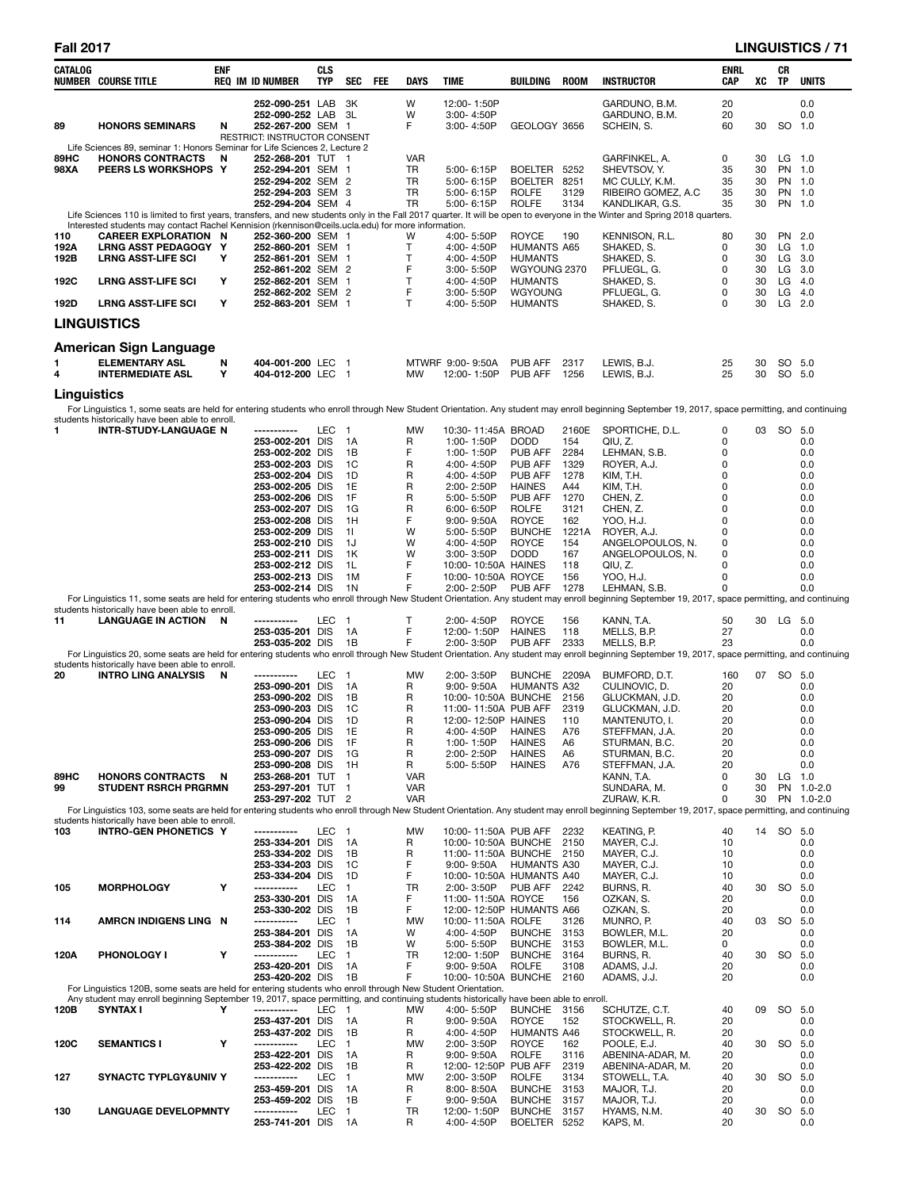| CATALOG NUMBER | COURSE TITLE | ENF REQ | IM | ID NUMBER | CLS TYP | SEC | FEE | DAYS | TIME | BUILDING | ROOM | INSTRUCTOR | ENRL CAP | XC | CR TP | UNITS |
|---|---|---|---|---|---|---|---|---|---|---|---|---|---|---|---|---|
| | | | | 252-090-251 | LAB | 3K | | W | 12:00- 1:50P | | | GARDUNO, B.M. | 20 | | | 0.0 |
| | | | | 252-090-252 | LAB | 3L | | W | 3:00- 4:50P | | | GARDUNO, B.M. | 20 | | | 0.0 |
| 89 | HONORS SEMINARS | N | | 252-267-200 | SEM | 1 | | F | 3:00- 4:50P | GEOLOGY | 3656 | SCHEIN, S. | 60 | 30 | SO | 1.0 |
| | | | | RESTRICT: INSTRUCTOR CONSENT | | | | | | | | | | | | |

Life Sciences 89, seminar 1: Honors Seminar for Life Sciences 2, Lecture 2

| CATALOG NUMBER | COURSE TITLE | ENF REQ | IM | ID NUMBER | CLS TYP | SEC | FEE | DAYS | TIME | BUILDING | ROOM | INSTRUCTOR | ENRL CAP | XC | CR TP | UNITS |
|---|---|---|---|---|---|---|---|---|---|---|---|---|---|---|---|---|
| 89HC | HONORS CONTRACTS | N | | 252-268-201 | TUT | 1 | | VAR | | | | GARFINKEL, A. | 0 | 30 | LG | 1.0 |
| 98XA | PEERS LS WORKSHOPS | Y | | 252-294-201 | SEM | 1 | | TR | 5:00- 6:15P | BOELTER | 5252 | SHEVTSOV, Y. | 35 | 30 | PN | 1.0 |
| | | | | 252-294-202 | SEM | 2 | | TR | 5:00- 6:15P | BOELTER | 8251 | MC CULLY, K.M. | 35 | 30 | PN | 1.0 |
| | | | | 252-294-203 | SEM | 3 | | TR | 5:00- 6:15P | ROLFE | 3129 | RIBEIRO GOMEZ, A.C | 35 | 30 | PN | 1.0 |
| | | | | 252-294-204 | SEM | 4 | | TR | 5:00- 6:15P | ROLFE | 3134 | KANDLIKAR, G.S. | 35 | 30 | PN | 1.0 |

Life Sciences 110 is limited to first years, transfers, and new students only in the Fall 2017 quarter. It will be open to everyone in the Winter and Spring 2018 quarters. Interested students may contact Rachel Kennision (rkennison@ceils.ucla.edu) for more information.

| CATALOG NUMBER | COURSE TITLE | ENF REQ | IM | ID NUMBER | CLS TYP | SEC | FEE | DAYS | TIME | BUILDING | ROOM | INSTRUCTOR | ENRL CAP | XC | CR TP | UNITS |
|---|---|---|---|---|---|---|---|---|---|---|---|---|---|---|---|---|
| 110 | CAREER EXPLORATION | N | | 252-360-200 | SEM | 1 | | W | 4:00- 5:50P | ROYCE | 190 | KENNISON, R.L. | 80 | 30 | PN | 2.0 |
| 192A | LRNG ASST PEDAGOGY | Y | | 252-860-201 | SEM | 1 | | T | 4:00- 4:50P | HUMANTS | A65 | SHAKED, S. | 0 | 30 | LG | 1.0 |
| 192B | LRNG ASST-LIFE SCI | Y | | 252-861-201 | SEM | 1 | | T | 4:00- 4:50P | HUMANTS | | SHAKED, S. | 0 | 30 | LG | 3.0 |
| | | | | 252-861-202 | SEM | 2 | | F | 3:00- 5:50P | WGYOUNG | 2370 | PFLUEGL, G. | 0 | 30 | LG | 3.0 |
| 192C | LRNG ASST-LIFE SCI | Y | | 252-862-201 | SEM | 1 | | T | 4:00- 4:50P | HUMANTS | | SHAKED, S. | 0 | 30 | LG | 4.0 |
| | | | | 252-862-202 | SEM | 2 | | F | 3:00- 5:50P | WGYOUNG | | PFLUEGL, G. | 0 | 30 | LG | 4.0 |
| 192D | LRNG ASST-LIFE SCI | Y | | 252-863-201 | SEM | 1 | | T | 4:00- 5:50P | HUMANTS | | SHAKED, S. | 0 | 30 | LG | 2.0 |

## LINGUISTICS

### American Sign Language

| CATALOG NUMBER | COURSE TITLE | ENF REQ | IM | ID NUMBER | CLS TYP | SEC | FEE | DAYS | TIME | BUILDING | ROOM | INSTRUCTOR | ENRL CAP | XC | CR TP | UNITS |
|---|---|---|---|---|---|---|---|---|---|---|---|---|---|---|---|---|
| 1 | ELEMENTARY ASL | N | | 404-001-200 | LEC | 1 | | MTWRF | 9:00- 9:50A | PUB AFF | 2317 | LEWIS, B.J. | 25 | 30 | SO | 5.0 |
| 4 | INTERMEDIATE ASL | Y | | 404-012-200 | LEC | 1 | | MW | 12:00- 1:50P | PUB AFF | 1256 | LEWIS, B.J. | 25 | 30 | SO | 5.0 |

### Linguistics

For Linguistics 1, some seats are held for entering students who enroll through New Student Orientation. Any student may enroll beginning September 19, 2017, space permitting, and continuing students historically have been able to enroll.

| CATALOG NUMBER | COURSE TITLE | ENF REQ | IM | ID NUMBER | CLS TYP | SEC | FEE | DAYS | TIME | BUILDING | ROOM | INSTRUCTOR | ENRL CAP | XC | CR TP | UNITS |
|---|---|---|---|---|---|---|---|---|---|---|---|---|---|---|---|---|
| 1 | INTR-STUDY-LANGUAGE | N | | ----------- | LEC | 1 | | MW | 10:30- 11:45A | BROAD | 2160E | SPORTICHE, D.L. | 0 | 03 | SO | 5.0 |
| | | | | 253-002-201 | DIS | 1A | | R | 1:00- 1:50P | DODD | 154 | QIU, Z. | 0 | | | 0.0 |
| | | | | 253-002-202 | DIS | 1B | | F | 1:00- 1:50P | PUB AFF | 2284 | LEHMAN, S.B. | 0 | | | 0.0 |
| | | | | 253-002-203 | DIS | 1C | | R | 4:00- 4:50P | PUB AFF | 1329 | ROYER, A.J. | 0 | | | 0.0 |
| | | | | 253-002-204 | DIS | 1D | | R | 4:00- 4:50P | PUB AFF | 1278 | KIM, T.H. | 0 | | | 0.0 |
| | | | | 253-002-205 | DIS | 1E | | R | 2:00- 2:50P | HAINES | A44 | KIM, T.H. | 0 | | | 0.0 |
| | | | | 253-002-206 | DIS | 1F | | R | 5:00- 5:50P | PUB AFF | 1270 | CHEN, Z. | 0 | | | 0.0 |
| | | | | 253-002-207 | DIS | 1G | | R | 6:00- 6:50P | ROLFE | 3121 | CHEN, Z. | 0 | | | 0.0 |
| | | | | 253-002-208 | DIS | 1H | | F | 9:00- 9:50A | ROYCE | 162 | YOO, H.J. | 0 | | | 0.0 |
| | | | | 253-002-209 | DIS | 1I | | W | 5:00- 5:50P | BUNCHE | 1221A | ROYER, A.J. | 0 | | | 0.0 |
| | | | | 253-002-210 | DIS | 1J | | W | 4:00- 4:50P | ROYCE | 154 | ANGELOPOULOS, N. | 0 | | | 0.0 |
| | | | | 253-002-211 | DIS | 1K | | W | 3:00- 3:50P | DODD | 167 | ANGELOPOULOS, N. | 0 | | | 0.0 |
| | | | | 253-002-212 | DIS | 1L | | F | 10:00- 10:50A | HAINES | 118 | QIU, Z. | 0 | | | 0.0 |
| | | | | 253-002-213 | DIS | 1M | | F | 10:00- 10:50A | ROYCE | 156 | YOO, H.J. | 0 | | | 0.0 |
| | | | | 253-002-214 | DIS | 1N | | F | 2:00- 2:50P | PUB AFF | 1278 | LEHMAN, S.B. | 0 | | | 0.0 |

For Linguistics 11, some seats are held for entering students who enroll through New Student Orientation. Any student may enroll beginning September 19, 2017, space permitting, and continuing students historically have been able to enroll.

| CATALOG NUMBER | COURSE TITLE | ENF REQ | IM | ID NUMBER | CLS TYP | SEC | FEE | DAYS | TIME | BUILDING | ROOM | INSTRUCTOR | ENRL CAP | XC | CR TP | UNITS |
|---|---|---|---|---|---|---|---|---|---|---|---|---|---|---|---|---|
| 11 | LANGUAGE IN ACTION | N | | ----------- | LEC | 1 | | T | 2:00- 4:50P | ROYCE | 156 | KANN, T.A. | 50 | 30 | LG | 5.0 |
| | | | | 253-035-201 | DIS | 1A | | F | 12:00- 1:50P | HAINES | 118 | MELLS, B.P. | 27 | | | 0.0 |
| | | | | 253-035-202 | DIS | 1B | | F | 2:00- 3:50P | PUB AFF | 2333 | MELLS, B.P. | 23 | | | 0.0 |

For Linguistics 20, some seats are held for entering students who enroll through New Student Orientation. Any student may enroll beginning September 19, 2017, space permitting, and continuing students historically have been able to enroll.

| CATALOG NUMBER | COURSE TITLE | ENF REQ | IM | ID NUMBER | CLS TYP | SEC | FEE | DAYS | TIME | BUILDING | ROOM | INSTRUCTOR | ENRL CAP | XC | CR TP | UNITS |
|---|---|---|---|---|---|---|---|---|---|---|---|---|---|---|---|---|
| 20 | INTRO LING ANALYSIS | N | | ----------- | LEC | 1 | | MW | 2:00- 3:50P | BUNCHE | 2209A | BUMFORD, D.T. | 160 | 07 | SO | 5.0 |
| | | | | 253-090-201 | DIS | 1A | | R | 9:00- 9:50A | HUMANTS | A32 | CULINOVIC, D. | 20 | | | 0.0 |
| | | | | 253-090-202 | DIS | 1B | | R | 10:00- 10:50A | BUNCHE | 2156 | GLUCKMAN, J.D. | 20 | | | 0.0 |
| | | | | 253-090-203 | DIS | 1C | | R | 11:00- 11:50A | PUB AFF | 2319 | GLUCKMAN, J.D. | 20 | | | 0.0 |
| | | | | 253-090-204 | DIS | 1D | | R | 12:00- 12:50P | HAINES | 110 | MANTENUTO, I. | 20 | | | 0.0 |
| | | | | 253-090-205 | DIS | 1E | | R | 4:00- 4:50P | HAINES | A76 | STEFFMAN, J.A. | 20 | | | 0.0 |
| | | | | 253-090-206 | DIS | 1F | | R | 1:00- 1:50P | HAINES | A6 | STURMAN, B.C. | 20 | | | 0.0 |
| | | | | 253-090-207 | DIS | 1G | | R | 2:00- 2:50P | HAINES | A6 | STURMAN, B.C. | 20 | | | 0.0 |
| | | | | 253-090-208 | DIS | 1H | | R | 5:00- 5:50P | HAINES | A76 | STEFFMAN, J.A. | 20 | | | 0.0 |
| 89HC | HONORS CONTRACTS | N | | 253-268-201 | TUT | 1 | | VAR | | | | KANN, T.A. | 0 | 30 | LG | 1.0 |
| 99 | STUDENT RSRCH PRGRMN | | | 253-297-201 | TUT | 1 | | VAR | | | | SUNDARA, M. | 0 | 30 | PN | 1.0-2.0 |
| | | | | 253-297-202 | TUT | 2 | | VAR | | | | ZURAW, K.R. | 0 | 30 | PN | 1.0-2.0 |

For Linguistics 103, some seats are held for entering students who enroll through New Student Orientation. Any student may enroll beginning September 19, 2017, space permitting, and continuing students historically have been able to enroll.

| CATALOG NUMBER | COURSE TITLE | ENF REQ | IM | ID NUMBER | CLS TYP | SEC | FEE | DAYS | TIME | BUILDING | ROOM | INSTRUCTOR | ENRL CAP | XC | CR TP | UNITS |
|---|---|---|---|---|---|---|---|---|---|---|---|---|---|---|---|---|
| 103 | INTRO-GEN PHONETICS | Y | | ----------- | LEC | 1 | | MW | 10:00- 11:50A | PUB AFF | 2232 | KEATING, P. | 40 | 14 | SO | 5.0 |
| | | | | 253-334-201 | DIS | 1A | | R | 10:00- 10:50A | BUNCHE | 2150 | MAYER, C.J. | 10 | | | 0.0 |
| | | | | 253-334-202 | DIS | 1B | | R | 11:00- 11:50A | BUNCHE | 2150 | MAYER, C.J. | 10 | | | 0.0 |
| | | | | 253-334-203 | DIS | 1C | | F | 9:00- 9:50A | HUMANTS | A30 | MAYER, C.J. | 10 | | | 0.0 |
| | | | | 253-334-204 | DIS | 1D | | F | 10:00- 10:50A | HUMANTS | A40 | MAYER, C.J. | 10 | | | 0.0 |
| 105 | MORPHOLOGY | Y | | ----------- | LEC | 1 | | TR | 2:00- 3:50P | PUB AFF | 2242 | BURNS, R. | 40 | 30 | SO | 5.0 |
| | | | | 253-330-201 | DIS | 1A | | F | 11:00- 11:50A | ROYCE | 156 | OZKAN, S. | 20 | | | 0.0 |
| | | | | 253-330-202 | DIS | 1B | | F | 12:00- 12:50P | HUMANTS | A66 | OZKAN, S. | 20 | | | 0.0 |
| 114 | AMRCN INDIGENS LING | N | | ----------- | LEC | 1 | | MW | 10:00- 11:50A | ROLFE | 3126 | MUNRO, P. | 40 | 03 | SO | 5.0 |
| | | | | 253-384-201 | DIS | 1A | | W | 4:00- 4:50P | BUNCHE | 3153 | BOWLER, M.L. | 20 | | | 0.0 |
| | | | | 253-384-202 | DIS | 1B | | W | 5:00- 5:50P | BUNCHE | 3153 | BOWLER, M.L. | 0 | | | 0.0 |
| 120A | PHONOLOGY I | Y | | ----------- | LEC | 1 | | TR | 12:00- 1:50P | BUNCHE | 3164 | BURNS, R. | 40 | 30 | SO | 5.0 |
| | | | | 253-420-201 | DIS | 1A | | F | 9:00- 9:50A | ROLFE | 3108 | ADAMS, J.J. | 20 | | | 0.0 |
| | | | | 253-420-202 | DIS | 1B | | F | 10:00- 10:50A | BUNCHE | 2160 | ADAMS, J.J. | 20 | | | 0.0 |

For Linguistics 120B, some seats are held for entering students who enroll through New Student Orientation. Any student may enroll beginning September 19, 2017, space permitting, and continuing students historically have been able to enroll.

| CATALOG NUMBER | COURSE TITLE | ENF REQ | IM | ID NUMBER | CLS TYP | SEC | FEE | DAYS | TIME | BUILDING | ROOM | INSTRUCTOR | ENRL CAP | XC | CR TP | UNITS |
|---|---|---|---|---|---|---|---|---|---|---|---|---|---|---|---|---|
| 120B | SYNTAX I | Y | | ----------- | LEC | 1 | | MW | 4:00- 5:50P | BUNCHE | 3156 | SCHUTZE, C.T. | 40 | 09 | SO | 5.0 |
| | | | | 253-437-201 | DIS | 1A | | R | 9:00- 9:50A | ROYCE | 152 | STOCKWELL, R. | 20 | | | 0.0 |
| | | | | 253-437-202 | DIS | 1B | | R | 4:00- 4:50P | HUMANTS | A46 | STOCKWELL, R. | 20 | | | 0.0 |
| 120C | SEMANTICS I | Y | | ----------- | LEC | 1 | | MW | 2:00- 3:50P | ROYCE | 162 | POOLE, E.J. | 40 | 30 | SO | 5.0 |
| | | | | 253-422-201 | DIS | 1A | | R | 9:00- 9:50A | ROLFE | 3116 | ABENINA-ADAR, M. | 20 | | | 0.0 |
| | | | | 253-422-202 | DIS | 1B | | R | 12:00- 12:50P | PUB AFF | 2319 | ABENINA-ADAR, M. | 20 | | | 0.0 |
| 127 | SYNACTC TYPLGY&UNIV | Y | | ----------- | LEC | 1 | | MW | 2:00- 3:50P | ROLFE | 3134 | STOWELL, T.A. | 40 | 30 | SO | 5.0 |
| | | | | 253-459-201 | DIS | 1A | | R | 8:00- 8:50A | BUNCHE | 3153 | MAJOR, T.J. | 20 | | | 0.0 |
| | | | | 253-459-202 | DIS | 1B | | F | 9:00- 9:50A | BUNCHE | 3157 | MAJOR, T.J. | 20 | | | 0.0 |
| 130 | LANGUAGE DEVELOPMNT | Y | | ----------- | LEC | 1 | | TR | 12:00- 1:50P | BUNCHE | 3157 | HYAMS, N.M. | 40 | 30 | SO | 5.0 |
| | | | | 253-741-201 | DIS | 1A | | R | 4:00- 4:50P | BOELTER | 5252 | KAPS, M. | 20 | | | 0.0 |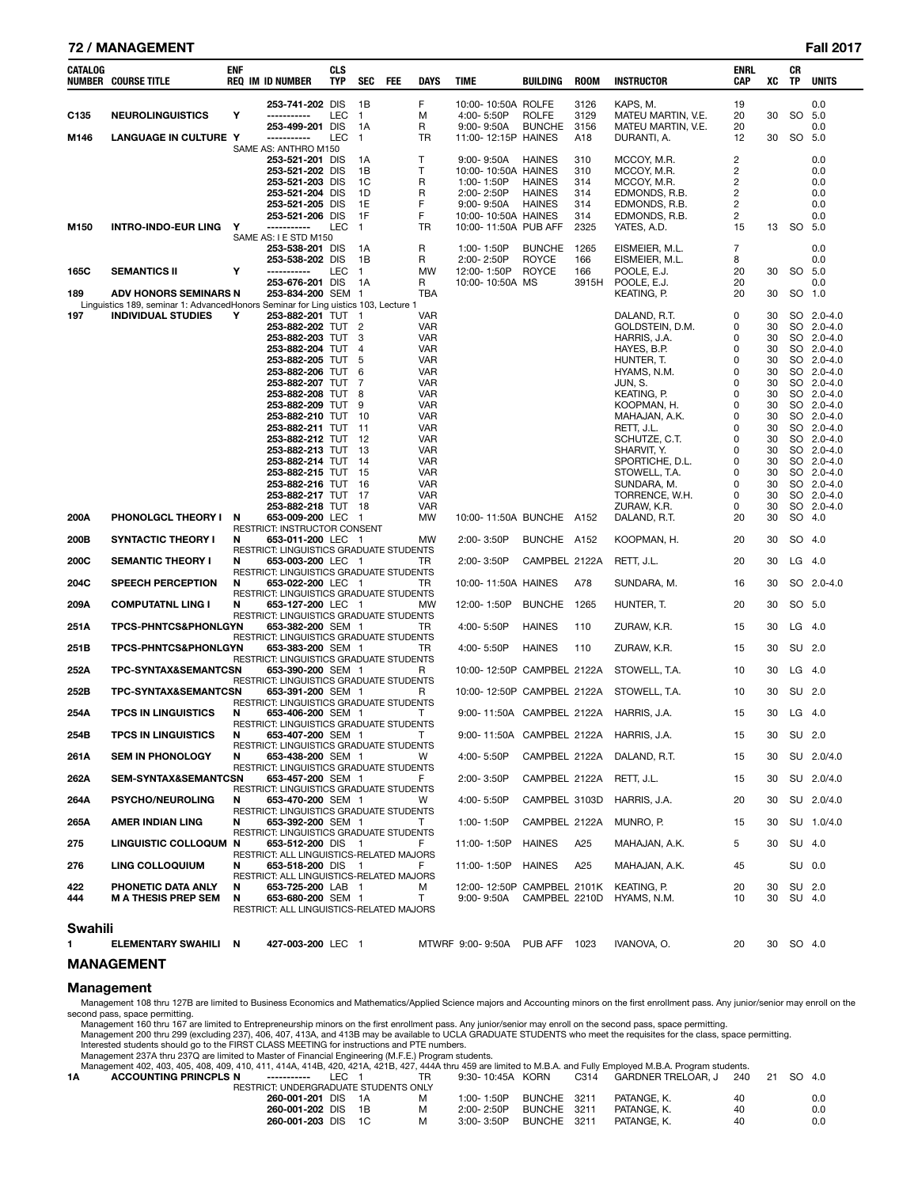| CATALOG NUMBER | COURSE TITLE | ENF REQ | IM | ID NUMBER | CLS TYP | SEC | FEE | DAYS | TIME | BUILDING | ROOM | INSTRUCTOR | ENRL CAP | XC | CR TP | UNITS |
|---|---|---|---|---|---|---|---|---|---|---|---|---|---|---|---|---|
| | | | | 253-741-202 | DIS | 1B | | F | 10:00- 10:50A | ROLFE | 3126 | KAPS, M. | 19 | | | 0.0 |
| C135 | NEUROLINGUISTICS | Y | | ----------- | LEC | 1 | | M | 4:00- 5:50P | ROLFE | 3129 | MATEU MARTIN, V.E. | 20 | 30 | SO | 5.0 |
| | | | | 253-499-201 | DIS | 1A | | R | 9:00- 9:50A | BUNCHE | 3156 | MATEU MARTIN, V.E. | 20 | | | 0.0 |
| M146 | LANGUAGE IN CULTURE | Y | | ----------- | LEC | 1 | | TR | 11:00- 12:15P | HAINES | A18 | DURANTI, A. | 12 | 30 | SO | 5.0 |
| | SAME AS: ANTHRO M150 | | | | | | | | | | | | | | | |
| | | | | 253-521-201 | DIS | 1A | | T | 9:00- 9:50A | HAINES | 310 | MCCOY, M.R. | 2 | | | 0.0 |
| | | | | 253-521-202 | DIS | 1B | | T | 10:00- 10:50A | HAINES | 310 | MCCOY, M.R. | 2 | | | 0.0 |
| | | | | 253-521-203 | DIS | 1C | | R | 1:00- 1:50P | HAINES | 314 | MCCOY, M.R. | 2 | | | 0.0 |
| | | | | 253-521-204 | DIS | 1D | | R | 2:00- 2:50P | HAINES | 314 | EDMONDS, R.B. | 2 | | | 0.0 |
| | | | | 253-521-205 | DIS | 1E | | F | 9:00- 9:50A | HAINES | 314 | EDMONDS, R.B. | 2 | | | 0.0 |
| | | | | 253-521-206 | DIS | 1F | | F | 10:00- 10:50A | HAINES | 314 | EDMONDS, R.B. | 2 | | | 0.0 |
| M150 | INTRO-INDO-EUR LING | Y | | ----------- | LEC | 1 | | TR | 10:00- 11:50A | PUB AFF | 2325 | YATES, A.D. | 15 | 13 | SO | 5.0 |
| | SAME AS: I E STD M150 | | | | | | | | | | | | | | | |
| | | | | 253-538-201 | DIS | 1A | | R | 1:00- 1:50P | BUNCHE | 1265 | EISMEIER, M.L. | 7 | | | 0.0 |
| | | | | 253-538-202 | DIS | 1B | | R | 2:00- 2:50P | ROYCE | 166 | EISMEIER, M.L. | 8 | | | 0.0 |
| 165C | SEMANTICS II | Y | | ----------- | LEC | 1 | | MW | 12:00- 1:50P | ROYCE | 166 | POOLE, E.J. | 20 | 30 | SO | 5.0 |
| | | | | 253-676-201 | DIS | 1A | | R | 10:00- 10:50A | MS | 3915H | POOLE, E.J. | 20 | | | 0.0 |
| 189 | ADV HONORS SEMINARS | N | | 253-834-200 | SEM | 1 | | TBA | | | | KEATING, P. | 20 | 30 | SO | 1.0 |
| | Linguistics 189, seminar 1: AdvancedHonors Seminar for Ling uistics 103, Lecture 1 | | | | | | | | | | | | | | | |
| 197 | INDIVIDUAL STUDIES | Y | | 253-882-201 | TUT | 1 | | VAR | | | | DALAND, R.T. | 0 | 30 | SO | 2.0-4.0 |
| | | | | 253-882-202 | TUT | 2 | | VAR | | | | GOLDSTEIN, D.M. | 0 | 30 | SO | 2.0-4.0 |
| | | | | 253-882-203 | TUT | 3 | | VAR | | | | HARRIS, J.A. | 0 | 30 | SO | 2.0-4.0 |
| | | | | 253-882-204 | TUT | 4 | | VAR | | | | HAYES, B.P. | 0 | 30 | SO | 2.0-4.0 |
| | | | | 253-882-205 | TUT | 5 | | VAR | | | | HUNTER, T. | 0 | 30 | SO | 2.0-4.0 |
| | | | | 253-882-206 | TUT | 6 | | VAR | | | | HYAMS, N.M. | 0 | 30 | SO | 2.0-4.0 |
| | | | | 253-882-207 | TUT | 7 | | VAR | | | | JUN, S. | 0 | 30 | SO | 2.0-4.0 |
| | | | | 253-882-208 | TUT | 8 | | VAR | | | | KEATING, P. | 0 | 30 | SO | 2.0-4.0 |
| | | | | 253-882-209 | TUT | 9 | | VAR | | | | KOOPMAN, H. | 0 | 30 | SO | 2.0-4.0 |
| | | | | 253-882-210 | TUT | 10 | | VAR | | | | MAHAJAN, A.K. | 0 | 30 | SO | 2.0-4.0 |
| | | | | 253-882-211 | TUT | 11 | | VAR | | | | RETT, J.L. | 0 | 30 | SO | 2.0-4.0 |
| | | | | 253-882-212 | TUT | 12 | | VAR | | | | SCHUTZE, C.T. | 0 | 30 | SO | 2.0-4.0 |
| | | | | 253-882-213 | TUT | 13 | | VAR | | | | SHARVIT, Y. | 0 | 30 | SO | 2.0-4.0 |
| | | | | 253-882-214 | TUT | 14 | | VAR | | | | SPORTICHE, D.L. | 0 | 30 | SO | 2.0-4.0 |
| | | | | 253-882-215 | TUT | 15 | | VAR | | | | STOWELL, T.A. | 0 | 30 | SO | 2.0-4.0 |
| | | | | 253-882-216 | TUT | 16 | | VAR | | | | SUNDARA, M. | 0 | 30 | SO | 2.0-4.0 |
| | | | | 253-882-217 | TUT | 17 | | VAR | | | | TORRENCE, W.H. | 0 | 30 | SO | 2.0-4.0 |
| | | | | 253-882-218 | TUT | 18 | | VAR | | | | ZURAW, K.R. | 0 | 30 | SO | 2.0-4.0 |
| 200A | PHONOLGCL THEORY I | N | | 653-009-200 | LEC | 1 | | MW | 10:00- 11:50A | BUNCHE | A152 | DALAND, R.T. | 20 | 30 | SO | 4.0 |
| | RESTRICT: INSTRUCTOR CONSENT | | | | | | | | | | | | | | | |
| 200B | SYNTACTIC THEORY I | N | | 653-011-200 | LEC | 1 | | MW | 2:00- 3:50P | BUNCHE | A152 | KOOPMAN, H. | 20 | 30 | SO | 4.0 |
| | RESTRICT: LINGUISTICS GRADUATE STUDENTS | | | | | | | | | | | | | | | |
| 200C | SEMANTIC THEORY I | N | | 653-003-200 | LEC | 1 | | TR | 2:00- 3:50P | CAMPBEL | 2122A | RETT, J.L. | 20 | 30 | LG | 4.0 |
| | RESTRICT: LINGUISTICS GRADUATE STUDENTS | | | | | | | | | | | | | | | |
| 204C | SPEECH PERCEPTION | N | | 653-022-200 | LEC | 1 | | TR | 10:00- 11:50A | HAINES | A78 | SUNDARA, M. | 16 | 30 | SO | 2.0-4.0 |
| | RESTRICT: LINGUISTICS GRADUATE STUDENTS | | | | | | | | | | | | | | | |
| 209A | COMPUTATNL LING I | N | | 653-127-200 | LEC | 1 | | MW | 12:00- 1:50P | BUNCHE | 1265 | HUNTER, T. | 20 | 30 | SO | 5.0 |
| | RESTRICT: LINGUISTICS GRADUATE STUDENTS | | | | | | | | | | | | | | | |
| 251A | TPCS-PHNTCS&PHONLGYN | | | 653-382-200 | SEM | 1 | | TR | 4:00- 5:50P | HAINES | 110 | ZURAW, K.R. | 15 | 30 | LG | 4.0 |
| | RESTRICT: LINGUISTICS GRADUATE STUDENTS | | | | | | | | | | | | | | | |
| 251B | TPCS-PHNTCS&PHONLGYN | | | 653-383-200 | SEM | 1 | | TR | 4:00- 5:50P | HAINES | 110 | ZURAW, K.R. | 15 | 30 | SU | 2.0 |
| | RESTRICT: LINGUISTICS GRADUATE STUDENTS | | | | | | | | | | | | | | | |
| 252A | TPC-SYNTAX&SEMANTCS | N | | 653-390-200 | SEM | 1 | | R | 10:00- 12:50P | CAMPBEL | 2122A | STOWELL, T.A. | 10 | 30 | LG | 4.0 |
| | RESTRICT: LINGUISTICS GRADUATE STUDENTS | | | | | | | | | | | | | | | |
| 252B | TPC-SYNTAX&SEMANTCS | N | | 653-391-200 | SEM | 1 | | R | 10:00- 12:50P | CAMPBEL | 2122A | STOWELL, T.A. | 10 | 30 | SU | 2.0 |
| | RESTRICT: LINGUISTICS GRADUATE STUDENTS | | | | | | | | | | | | | | | |
| 254A | TPCS IN LINGUISTICS | N | | 653-406-200 | SEM | 1 | | T | 9:00- 11:50A | CAMPBEL | 2122A | HARRIS, J.A. | 15 | 30 | LG | 4.0 |
| | RESTRICT: LINGUISTICS GRADUATE STUDENTS | | | | | | | | | | | | | | | |
| 254B | TPCS IN LINGUISTICS | N | | 653-407-200 | SEM | 1 | | T | 9:00- 11:50A | CAMPBEL | 2122A | HARRIS, J.A. | 15 | 30 | SU | 2.0 |
| | RESTRICT: LINGUISTICS GRADUATE STUDENTS | | | | | | | | | | | | | | | |
| 261A | SEM IN PHONOLOGY | N | | 653-438-200 | SEM | 1 | | W | 4:00- 5:50P | CAMPBEL | 2122A | DALAND, R.T. | 15 | 30 | SU | 2.0/4.0 |
| | RESTRICT: LINGUISTICS GRADUATE STUDENTS | | | | | | | | | | | | | | | |
| 262A | SEM-SYNTAX&SEMANTCS | N | | 653-457-200 | SEM | 1 | | F | 2:00- 3:50P | CAMPBEL | 2122A | RETT, J.L. | 15 | 30 | SU | 2.0/4.0 |
| | RESTRICT: LINGUISTICS GRADUATE STUDENTS | | | | | | | | | | | | | | | |
| 264A | PSYCHO/NEUROLING | N | | 653-470-200 | SEM | 1 | | W | 4:00- 5:50P | CAMPBEL | 3103D | HARRIS, J.A. | 20 | 30 | SU | 2.0/4.0 |
| | RESTRICT: LINGUISTICS GRADUATE STUDENTS | | | | | | | | | | | | | | | |
| 265A | AMER INDIAN LING | N | | 653-392-200 | SEM | 1 | | T | 1:00- 1:50P | CAMPBEL | 2122A | MUNRO, P. | 15 | 30 | SU | 1.0/4.0 |
| | RESTRICT: LINGUISTICS GRADUATE STUDENTS | | | | | | | | | | | | | | | |
| 275 | LINGUISTIC COLLOQUM | N | | 653-512-200 | DIS | 1 | | F | 11:00- 1:50P | HAINES | A25 | MAHAJAN, A.K. | 5 | 30 | SU | 4.0 |
| | RESTRICT: ALL LINGUISTICS-RELATED MAJORS | | | | | | | | | | | | | | | |
| 276 | LING COLLOQUIUM | N | | 653-518-200 | DIS | 1 | | F | 11:00- 1:50P | HAINES | A25 | MAHAJAN, A.K. | 45 | | SU | 0.0 |
| | RESTRICT: ALL LINGUISTICS-RELATED MAJORS | | | | | | | | | | | | | | | |
| 422 | PHONETIC DATA ANLY | N | | 653-725-200 | LAB | 1 | | M | 12:00- 12:50P | CAMPBEL | 2101K | KEATING, P. | 20 | 30 | SU | 2.0 |
| 444 | M A THESIS PREP SEM | N | | 653-680-200 | SEM | 1 | | T | 9:00- 9:50A | CAMPBEL | 2210D | HYAMS, N.M. | 10 | 30 | SU | 4.0 |
| | RESTRICT: ALL LINGUISTICS-RELATED MAJORS | | | | | | | | | | | | | | | |

## Swahili

| CATALOG NUMBER | COURSE TITLE | ENF REQ | IM | ID NUMBER | CLS TYP | SEC | FEE | DAYS | TIME | BUILDING | ROOM | INSTRUCTOR | ENRL CAP | XC | CR TP | UNITS |
|---|---|---|---|---|---|---|---|---|---|---|---|---|---|---|---|---|
| 1 | ELEMENTARY SWAHILI | N | | 427-003-200 | LEC | 1 | | MTWRF | 9:00- 9:50A | PUB AFF | 1023 | IVANOVA, O. | 20 | 30 | SO | 4.0 |

# MANAGEMENT

## Management

Management 108 thru 127B are limited to Business Economics and Mathematics/Applied Science majors and Accounting minors on the first enrollment pass. Any junior/senior may enroll on the second pass, space permitting.

Management 160 thru 167 are limited to Entrepreneurship minors on the first enrollment pass. Any junior/senior may enroll on the second pass, space permitting.

Management 200 thru 299 (excluding 237), 406, 407, 413A, and 413B may be available to UCLA GRADUATE STUDENTS who meet the requisites for the class, space permitting.

Interested students should go to the FIRST CLASS MEETING for instructions and PTE numbers.

Management 237A thru 237Q are limited to Master of Financial Engineering (M.F.E.) Program students.

Management 402, 403, 405, 408, 409, 410, 411, 414A, 414B, 420, 421A, 421B, 427, 444A thru 459 are limited to M.B.A. and Fully Employed M.B.A. Program students.

| CATALOG NUMBER | COURSE TITLE | ENF REQ | IM | ID NUMBER | CLS TYP | SEC | FEE | DAYS | TIME | BUILDING | ROOM | INSTRUCTOR | ENRL CAP | XC | CR TP | UNITS |
|---|---|---|---|---|---|---|---|---|---|---|---|---|---|---|---|---|
| 1A | ACCOUNTING PRINCPLS | N | | ----------- | LEC | 1 | | TR | 9:30- 10:45A | KORN | C314 | GARDNER TRELOAR, J | 240 | 21 | SO | 4.0 |
| | RESTRICT: UNDERGRADUATE STUDENTS ONLY | | | | | | | | | | | | | | | |
| | | | | 260-001-201 | DIS | 1A | | M | 1:00- 1:50P | BUNCHE | 3211 | PATANGE, K. | 40 | | | 0.0 |
| | | | | 260-001-202 | DIS | 1B | | M | 2:00- 2:50P | BUNCHE | 3211 | PATANGE, K. | 40 | | | 0.0 |
| | | | | 260-001-203 | DIS | 1C | | M | 3:00- 3:50P | BUNCHE | 3211 | PATANGE, K. | 40 | | | 0.0 |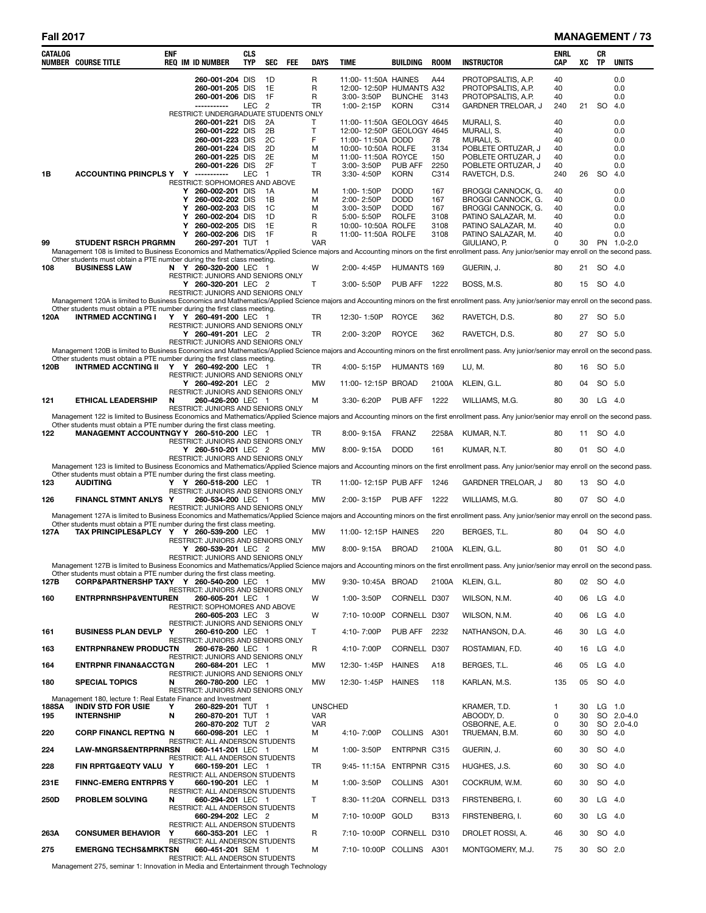| CATALOG NUMBER | COURSE TITLE | ENF REQ | IM | ID NUMBER | CLS TYP | SEC | FEE | DAYS | TIME | BUILDING | ROOM | INSTRUCTOR | ENRL CAP | XC | CR TP | UNITS |
|---|---|---|---|---|---|---|---|---|---|---|---|---|---|---|---|---|
| | | | | 260-001-204 | DIS | 1D | | R | 11:00- 11:50A | HAINES | A44 | PROTOPSALTIS, A.P. | 40 | | | 0.0 |
| | | | | 260-001-205 | DIS | 1E | | R | 12:00- 12:50P | HUMANTS | A32 | PROTOPSALTIS, A.P. | 40 | | | 0.0 |
| | | | | 260-001-206 | DIS | 1F | | R | 3:00- 3:50P | BUNCHE | 3143 | PROTOPSALTIS, A.P. | 40 | | | 0.0 |
| | | | | ----------- | LEC | 2 | | TR | 1:00- 2:15P | KORN | C314 | GARDNER TRELOAR, J | 240 | 21 | SO | 4.0 |
| | RESTRICT: UNDERGRADUATE STUDENTS ONLY | | | | | | | | | | | | | | | |
| | | | | 260-001-221 | DIS | 2A | | T | 11:00- 11:50A | GEOLOGY | 4645 | MURALI, S. | 40 | | | 0.0 |
| | | | | 260-001-222 | DIS | 2B | | T | 12:00- 12:50P | GEOLOGY | 4645 | MURALI, S. | 40 | | | 0.0 |
| | | | | 260-001-223 | DIS | 2C | | F | 11:00- 11:50A | DODD | 78 | MURALI, S. | 40 | | | 0.0 |
| | | | | 260-001-224 | DIS | 2D | | M | 10:00- 10:50A | ROLFE | 3134 | POBLETE ORTUZAR, J | 40 | | | 0.0 |
| | | | | 260-001-225 | DIS | 2E | | M | 11:00- 11:50A | ROYCE | 150 | POBLETE ORTUZAR, J | 40 | | | 0.0 |
| | | | | 260-001-226 | DIS | 2F | | T | 3:00- 3:50P | PUB AFF | 2250 | POBLETE ORTUZAR, J | 40 | | | 0.0 |
| 1B | ACCOUNTING PRINCPLS Y | Y | | ----------- | LEC | 1 | | TR | 3:30- 4:50P | KORN | C314 | RAVETCH, D.S. | 240 | 26 | SO | 4.0 |
| | RESTRICT: SOPHOMORES AND ABOVE | | | | | | | | | | | | | | | |
| | | Y | | 260-002-201 | DIS | 1A | | M | 1:00- 1:50P | DODD | 167 | BROGGI CANNOCK, G. | 40 | | | 0.0 |
| | | Y | | 260-002-202 | DIS | 1B | | M | 2:00- 2:50P | DODD | 167 | BROGGI CANNOCK, G. | 40 | | | 0.0 |
| | | Y | | 260-002-203 | DIS | 1C | | M | 3:00- 3:50P | DODD | 167 | BROGGI CANNOCK, G. | 40 | | | 0.0 |
| | | Y | | 260-002-204 | DIS | 1D | | R | 5:00- 5:50P | ROLFE | 3108 | PATINO SALAZAR, M. | 40 | | | 0.0 |
| | | Y | | 260-002-205 | DIS | 1E | | R | 10:00- 10:50A | ROLFE | 3108 | PATINO SALAZAR, M. | 40 | | | 0.0 |
| | | Y | | 260-002-206 | DIS | 1F | | R | 11:00- 11:50A | ROLFE | 3108 | PATINO SALAZAR, M. | 40 | | | 0.0 |
| 99 | STUDENT RSRCH PRGRM | N | | 260-297-201 | TUT | 1 | | VAR | | | | GIULIANO, P. | 0 | 30 | PN | 1.0-2.0 |
| | Management 108 is limited to Business Economics and Mathematics/Applied Science majors and Accounting minors on the first enrollment pass. Any junior/senior may enroll on the second pass. Other students must obtain a PTE number during the first class meeting. | | | | | | | | | | | | | | | |
| 108 | BUSINESS LAW | N | Y | 260-320-200 | LEC | 1 | | W | 2:00- 4:45P | HUMANTS | 169 | GUERIN, J. | 80 | 21 | SO | 4.0 |
| | RESTRICT: JUNIORS AND SENIORS ONLY | | | | | | | | | | | | | | | |
| | | | Y | 260-320-201 | LEC | 2 | | T | 3:00- 5:50P | PUB AFF | 1222 | BOSS, M.S. | 80 | 15 | SO | 4.0 |
| | RESTRICT: JUNIORS AND SENIORS ONLY | | | | | | | | | | | | | | | |
| | Management 120A is limited to Business Economics and Mathematics/Applied Science majors and Accounting minors on the first enrollment pass. Any junior/senior may enroll on the second pass. Other students must obtain a PTE number during the first class meeting. | | | | | | | | | | | | | | | |
| 120A | INTRMED ACCNTING I | Y | Y | 260-491-200 | LEC | 1 | | TR | 12:30- 1:50P | ROYCE | 362 | RAVETCH, D.S. | 80 | 27 | SO | 5.0 |
| | RESTRICT: JUNIORS AND SENIORS ONLY | | | | | | | | | | | | | | | |
| | | | Y | 260-491-201 | LEC | 2 | | TR | 2:00- 3:20P | ROYCE | 362 | RAVETCH, D.S. | 80 | 27 | SO | 5.0 |
| | RESTRICT: JUNIORS AND SENIORS ONLY | | | | | | | | | | | | | | | |
| | Management 120B is limited to Business Economics and Mathematics/Applied Science majors and Accounting minors on the first enrollment pass. Any junior/senior may enroll on the second pass. Other students must obtain a PTE number during the first class meeting. | | | | | | | | | | | | | | | |
| 120B | INTRMED ACCNTING II | Y | Y | 260-492-200 | LEC | 1 | | TR | 4:00- 5:15P | HUMANTS | 169 | LU, M. | 80 | 16 | SO | 5.0 |
| | RESTRICT: JUNIORS AND SENIORS ONLY | | | | | | | | | | | | | | | |
| | | | Y | 260-492-201 | LEC | 2 | | MW | 11:00- 12:15P | BROAD | 2100A | KLEIN, G.L. | 80 | 04 | SO | 5.0 |
| | RESTRICT: JUNIORS AND SENIORS ONLY | | | | | | | | | | | | | | | |
| 121 | ETHICAL LEADERSHIP | N | | 260-426-200 | LEC | 1 | | M | 3:30- 6:20P | PUB AFF | 1222 | WILLIAMS, M.G. | 80 | 30 | LG | 4.0 |
| | RESTRICT: JUNIORS AND SENIORS ONLY | | | | | | | | | | | | | | | |
| | Management 122 is limited to Business Economics and Mathematics/Applied Science majors and Accounting minors on the first enrollment pass. Any junior/senior may enroll on the second pass. Other students must obtain a PTE number during the first class meeting. | | | | | | | | | | | | | | | |
| 122 | MANAGEMNT ACCOUNTNGY | Y | | 260-510-200 | LEC | 1 | | TR | 8:00- 9:15A | FRANZ | 2258A | KUMAR, N.T. | 80 | 11 | SO | 4.0 |
| | RESTRICT: JUNIORS AND SENIORS ONLY | | | | | | | | | | | | | | | |
| | | | Y | 260-510-201 | LEC | 2 | | MW | 8:00- 9:15A | DODD | 161 | KUMAR, N.T. | 80 | 01 | SO | 4.0 |
| | RESTRICT: JUNIORS AND SENIORS ONLY | | | | | | | | | | | | | | | |
| | Management 123 is limited to Business Economics and Mathematics/Applied Science majors and Accounting minors on the first enrollment pass. Any junior/senior may enroll on the second pass. Other students must obtain a PTE number during the first class meeting. | | | | | | | | | | | | | | | |
| 123 | AUDITING | Y | Y | 260-518-200 | LEC | 1 | | TR | 11:00- 12:15P | PUB AFF | 1246 | GARDNER TRELOAR, J | 80 | 13 | SO | 4.0 |
| | RESTRICT: JUNIORS AND SENIORS ONLY | | | | | | | | | | | | | | | |
| 126 | FINANCL STMNT ANLYS | Y | | 260-534-200 | LEC | 1 | | MW | 2:00- 3:15P | PUB AFF | 1222 | WILLIAMS, M.G. | 80 | 07 | SO | 4.0 |
| | RESTRICT: JUNIORS AND SENIORS ONLY | | | | | | | | | | | | | | | |
| | Management 127A is limited to Business Economics and Mathematics/Applied Science majors and Accounting minors on the first enrollment pass. Any junior/senior may enroll on the second pass. Other students must obtain a PTE number during the first class meeting. | | | | | | | | | | | | | | | |
| 127A | TAX PRINCIPLES&PLCY | Y | Y | 260-539-200 | LEC | 1 | | MW | 11:00- 12:15P | HAINES | 220 | BERGES, T.L. | 80 | 04 | SO | 4.0 |
| | RESTRICT: JUNIORS AND SENIORS ONLY | | | | | | | | | | | | | | | |
| | | | Y | 260-539-201 | LEC | 2 | | MW | 8:00- 9:15A | BROAD | 2100A | KLEIN, G.L. | 80 | 01 | SO | 4.0 |
| | RESTRICT: JUNIORS AND SENIORS ONLY | | | | | | | | | | | | | | | |
| | Management 127B is limited to Business Economics and Mathematics/Applied Science majors and Accounting minors on the first enrollment pass. Any junior/senior may enroll on the second pass. Other students must obtain a PTE number during the first class meeting. | | | | | | | | | | | | | | | |
| 127B | CORP&PARTNERSHP TAXY | Y | | 260-540-200 | LEC | 1 | | MW | 9:30- 10:45A | BROAD | 2100A | KLEIN, G.L. | 80 | 02 | SO | 4.0 |
| | RESTRICT: JUNIORS AND SENIORS ONLY | | | | | | | | | | | | | | | |
| 160 | ENTRPRNRSHP&VENTUREN | | | 260-605-201 | LEC | 1 | | W | 1:00- 3:50P | CORNELL | D307 | WILSON, N.M. | 40 | 06 | LG | 4.0 |
| | RESTRICT: SOPHOMORES AND ABOVE | | | | | | | | | | | | | | | |
| | | | | 260-605-203 | LEC | 3 | | W | 7:10- 10:00P | CORNELL | D307 | WILSON, N.M. | 40 | 06 | LG | 4.0 |
| | RESTRICT: JUNIORS AND SENIORS ONLY | | | | | | | | | | | | | | | |
| 161 | BUSINESS PLAN DEVLP | Y | | 260-610-200 | LEC | 1 | | T | 4:10- 7:00P | PUB AFF | 2232 | NATHANSON, D.A. | 46 | 30 | LG | 4.0 |
| | RESTRICT: JUNIORS AND SENIORS ONLY | | | | | | | | | | | | | | | |
| 163 | ENTRPNR&NEW PRODUCTN | | | 260-678-260 | LEC | 1 | | R | 4:10- 7:00P | CORNELL | D307 | ROSTAMIAN, F.D. | 40 | 16 | LG | 4.0 |
| | RESTRICT: JUNIORS AND SENIORS ONLY | | | | | | | | | | | | | | | |
| 164 | ENTRPNR FINAN&ACCTG | N | | 260-684-201 | LEC | 1 | | MW | 12:30- 1:45P | HAINES | A18 | BERGES, T.L. | 46 | 05 | LG | 4.0 |
| | RESTRICT: JUNIORS AND SENIORS ONLY | | | | | | | | | | | | | | | |
| 180 | SPECIAL TOPICS | N | | 260-780-200 | LEC | 1 | | MW | 12:30- 1:45P | HAINES | 118 | KARLAN, M.S. | 135 | 05 | SO | 4.0 |
| | RESTRICT: JUNIORS AND SENIORS ONLY | | | | | | | | | | | | | | | |
| | Management 180, lecture 1: Real Estate Finance and Investment | | | | | | | | | | | | | | | |
| 188SA | INDIV STD FOR USIE | Y | | 260-829-201 | TUT | 1 | | UNSCHED | | | | KRAMER, T.D. | 1 | 30 | LG | 1.0 |
| 195 | INTERNSHIP | N | | 260-870-201 | TUT | 1 | | VAR | | | | ABOODY, D. | 0 | 30 | SO | 2.0-4.0 |
| | | | | 260-870-202 | TUT | 2 | | VAR | | | | OSBORNE, A.E. | 0 | 30 | SO | 2.0-4.0 |
| 220 | CORP FINANCL REPTNG | N | | 660-098-201 | LEC | 1 | | M | 4:10- 7:00P | COLLINS | A301 | TRUEMAN, B.M. | 60 | 30 | SO | 4.0 |
| | RESTRICT: ALL ANDERSON STUDENTS | | | | | | | | | | | | | | | |
| 224 | LAW-MNGRS&ENTRPRNRSN | | | 660-141-201 | LEC | 1 | | M | 1:00- 3:50P | ENTRPNR | C315 | GUERIN, J. | 60 | 30 | SO | 4.0 |
| | RESTRICT: ALL ANDERSON STUDENTS | | | | | | | | | | | | | | | |
| 228 | FIN RPRTG&EQTY VALU | Y | | 660-159-201 | LEC | 1 | | TR | 9:45- 11:15A | ENTRPNR | C315 | HUGHES, J.S. | 60 | 30 | SO | 4.0 |
| | RESTRICT: ALL ANDERSON STUDENTS | | | | | | | | | | | | | | | |
| 231E | FINNC-EMERG ENTRPRS | Y | | 660-190-201 | LEC | 1 | | M | 1:00- 3:50P | COLLINS | A301 | COCKRUM, W.M. | 60 | 30 | SO | 4.0 |
| | RESTRICT: ALL ANDERSON STUDENTS | | | | | | | | | | | | | | | |
| 250D | PROBLEM SOLVING | N | | 660-294-201 | LEC | 1 | | T | 8:30- 11:20A | CORNELL | D313 | FIRSTENBERG, I. | 60 | 30 | LG | 4.0 |
| | RESTRICT: ALL ANDERSON STUDENTS | | | | | | | | | | | | | | | |
| | | | | 660-294-202 | LEC | 2 | | M | 7:10- 10:00P | GOLD | B313 | FIRSTENBERG, I. | 60 | 30 | LG | 4.0 |
| | RESTRICT: ALL ANDERSON STUDENTS | | | | | | | | | | | | | | | |
| 263A | CONSUMER BEHAVIOR | Y | | 660-353-201 | LEC | 1 | | R | 7:10- 10:00P | CORNELL | D310 | DROLET ROSSI, A. | 46 | 30 | SO | 4.0 |
| | RESTRICT: ALL ANDERSON STUDENTS | | | | | | | | | | | | | | | |
| 275 | EMERGNG TECHS&MRKTSN | | | 660-451-201 | SEM | 1 | | M | 7:10- 10:00P | COLLINS | A301 | MONTGOMERY, M.J. | 75 | 30 | SO | 2.0 |
| | RESTRICT: ALL ANDERSON STUDENTS | | | | | | | | | | | | | | | |
| | Management 275, seminar 1: Innovation in Media and Entertainment through Technology | | | | | | | | | | | | | | | |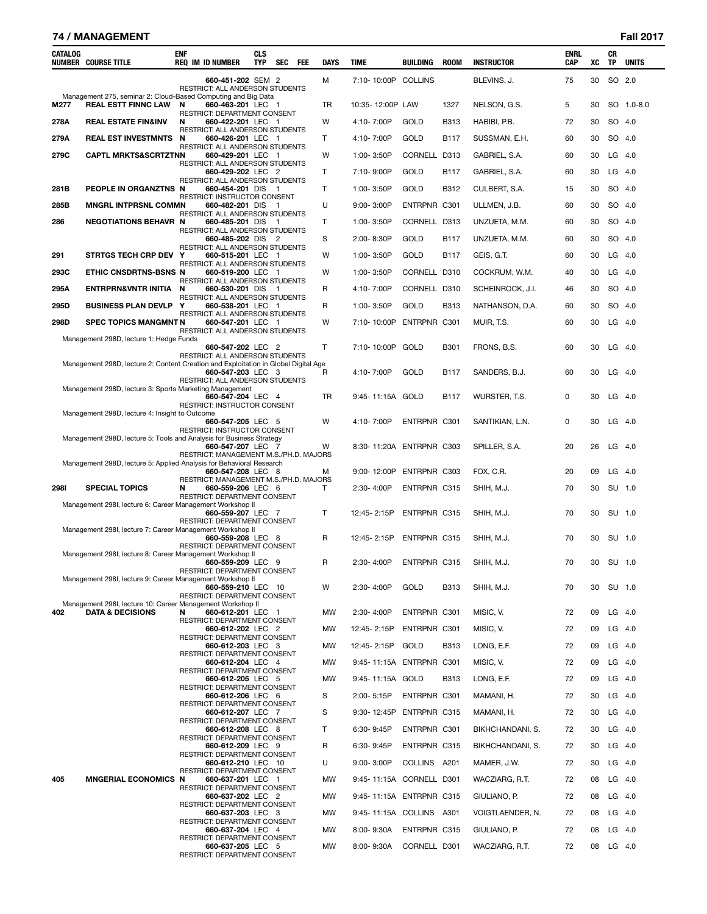## 74 / MANAGEMENT — Fall 2017

| CATALOG NUMBER | COURSE TITLE | ENF REQ | IM | ID NUMBER | CLS TYP | SEC | FEE | DAYS | TIME | BUILDING | ROOM | INSTRUCTOR | ENRL CAP | XC | CR TP | UNITS |
|---|---|---|---|---|---|---|---|---|---|---|---|---|---|---|---|---|
| | | | | 660-451-202 | SEM | 2 | | M | 7:10-10:00P | COLLINS | | BLEVINS, J. | 75 | 30 | SO | 2.0 |
| | RESTRICT: ALL ANDERSON STUDENTS | | | | | | | | | | | | | | | |
| | Management 275, seminar 2: Cloud-Based Computing and Big Data | | | | | | | | | | | | | | | |
| M277 | REAL ESTT FINNC LAW | N | | 660-463-201 | LEC | 1 | | TR | 10:35-12:00P | LAW | 1327 | NELSON, G.S. | 5 | 30 | SO | 1.0-8.0 |
| | RESTRICT: DEPARTMENT CONSENT | | | | | | | | | | | | | | | |
| 278A | REAL ESTATE FIN&INV | N | | 660-422-201 | LEC | 1 | | W | 4:10-7:00P | GOLD | B313 | HABIBI, P.B. | 72 | 30 | SO | 4.0 |
| | RESTRICT: ALL ANDERSON STUDENTS | | | | | | | | | | | | | | | |
| 279A | REAL EST INVESTMNTS | N | | 660-426-201 | LEC | 1 | | T | 4:10-7:00P | GOLD | B117 | SUSSMAN, E.H. | 60 | 30 | SO | 4.0 |
| | RESTRICT: ALL ANDERSON STUDENTS | | | | | | | | | | | | | | | |
| 279C | CAPTL MRKTS&SCRTZTN | N | | 660-429-201 | LEC | 1 | | W | 1:00-3:50P | CORNELL | D313 | GABRIEL, S.A. | 60 | 30 | LG | 4.0 |
| | RESTRICT: ALL ANDERSON STUDENTS | | | | | | | | | | | | | | | |
| | | | | 660-429-202 | LEC | 2 | | T | 7:10-9:00P | GOLD | B117 | GABRIEL, S.A. | 60 | 30 | LG | 4.0 |
| | RESTRICT: ALL ANDERSON STUDENTS | | | | | | | | | | | | | | | |
| 281B | PEOPLE IN ORGANZTNS | N | | 660-454-201 | DIS | 1 | | T | 1:00-3:50P | GOLD | B312 | CULBERT, S.A. | 15 | 30 | SO | 4.0 |
| | RESTRICT: INSTRUCTOR CONSENT | | | | | | | | | | | | | | | |
| 285B | MNGRL INTPRSNL COMM | N | | 660-482-201 | DIS | 1 | | U | 9:00-3:00P | ENTRPNR | C301 | ULLMEN, J.B. | 60 | 30 | SO | 4.0 |
| | RESTRICT: ALL ANDERSON STUDENTS | | | | | | | | | | | | | | | |
| 286 | NEGOTIATIONS BEHAVR | N | | 660-485-201 | DIS | 1 | | T | 1:00-3:50P | CORNELL | D313 | UNZUETA, M.M. | 60 | 30 | SO | 4.0 |
| | RESTRICT: ALL ANDERSON STUDENTS | | | | | | | | | | | | | | | |
| | | | | 660-485-202 | DIS | 2 | | S | 2:00-8:30P | GOLD | B117 | UNZUETA, M.M. | 60 | 30 | SO | 4.0 |
| | RESTRICT: ALL ANDERSON STUDENTS | | | | | | | | | | | | | | | |
| 291 | STRTGS TECH CRP DEV | Y | | 660-515-201 | LEC | 1 | | W | 1:00-3:50P | GOLD | B117 | GEIS, G.T. | 60 | 30 | LG | 4.0 |
| | RESTRICT: ALL ANDERSON STUDENTS | | | | | | | | | | | | | | | |
| 293C | ETHIC CNSDRTNS-BSNS | N | | 660-519-200 | LEC | 1 | | W | 1:00-3:50P | CORNELL | D310 | COCKRUM, W.M. | 40 | 30 | LG | 4.0 |
| | RESTRICT: ALL ANDERSON STUDENTS | | | | | | | | | | | | | | | |
| 295A | ENTRPRN&VNTR INITIA | N | | 660-530-201 | DIS | 1 | | R | 4:10-7:00P | CORNELL | D310 | SCHEINROCK, J.I. | 46 | 30 | SO | 4.0 |
| | RESTRICT: ALL ANDERSON STUDENTS | | | | | | | | | | | | | | | |
| 295D | BUSINESS PLAN DEVLP | Y | | 660-538-201 | LEC | 1 | | R | 1:00-3:50P | GOLD | B313 | NATHANSON, D.A. | 60 | 30 | SO | 4.0 |
| | RESTRICT: ALL ANDERSON STUDENTS | | | | | | | | | | | | | | | |
| 298D | SPEC TOPICS MANGMNT | N | | 660-547-201 | LEC | 1 | | W | 7:10-10:00P | ENTRPNR | C301 | MUIR, T.S. | 60 | 30 | LG | 4.0 |
| | RESTRICT: ALL ANDERSON STUDENTS | | | | | | | | | | | | | | | |
| | Management 298D, lecture 1: Hedge Funds | | | | | | | | | | | | | | | |
| | | | | 660-547-202 | LEC | 2 | | T | 7:10-10:00P | GOLD | B301 | FRONS, B.S. | 60 | 30 | LG | 4.0 |
| | RESTRICT: ALL ANDERSON STUDENTS | | | | | | | | | | | | | | | |
| | Management 298D, lecture 2: Content Creation and Exploitation in Global Digital Age | | | | | | | | | | | | | | | |
| | | | | 660-547-203 | LEC | 3 | | R | 4:10-7:00P | GOLD | B117 | SANDERS, B.J. | 60 | 30 | LG | 4.0 |
| | RESTRICT: ALL ANDERSON STUDENTS | | | | | | | | | | | | | | | |
| | Management 298D, lecture 3: Sports Marketing Management | | | | | | | | | | | | | | | |
| | | | | 660-547-204 | LEC | 4 | | TR | 9:45-11:15A | GOLD | B117 | WURSTER, T.S. | 0 | 30 | LG | 4.0 |
| | RESTRICT: INSTRUCTOR CONSENT | | | | | | | | | | | | | | | |
| | Management 298D, lecture 4: Insight to Outcome | | | | | | | | | | | | | | | |
| | | | | 660-547-205 | LEC | 5 | | W | 4:10-7:00P | ENTRPNR | C301 | SANTIKIAN, L.N. | 0 | 30 | LG | 4.0 |
| | RESTRICT: INSTRUCTOR CONSENT | | | | | | | | | | | | | | | |
| | Management 298D, lecture 5: Tools and Analysis for Business Strategy | | | | | | | | | | | | | | | |
| | | | | 660-547-207 | LEC | 7 | | W | 8:30-11:20A | ENTRPNR | C303 | SPILLER, S.A. | 20 | 26 | LG | 4.0 |
| | RESTRICT: MANAGEMENT M.S./PH.D. MAJORS | | | | | | | | | | | | | | | |
| | Management 298D, lecture 5: Applied Analysis for Behavioral Research | | | | | | | | | | | | | | | |
| | | | | 660-547-208 | LEC | 8 | | M | 9:00-12:00P | ENTRPNR | C303 | FOX, C.R. | 20 | 09 | LG | 4.0 |
| | RESTRICT: MANAGEMENT M.S./PH.D. MAJORS | | | | | | | | | | | | | | | |
| 298I | SPECIAL TOPICS | N | | 660-559-206 | LEC | 6 | | T | 2:30-4:00P | ENTRPNR | C315 | SHIH, M.J. | 70 | 30 | SU | 1.0 |
| | RESTRICT: DEPARTMENT CONSENT | | | | | | | | | | | | | | | |
| | Management 298I, lecture 6: Career Management Workshop II | | | | | | | | | | | | | | | |
| | | | | 660-559-207 | LEC | 7 | | T | 12:45-2:15P | ENTRPNR | C315 | SHIH, M.J. | 70 | 30 | SU | 1.0 |
| | RESTRICT: DEPARTMENT CONSENT | | | | | | | | | | | | | | | |
| | Management 298I, lecture 7: Career Management Workshop II | | | | | | | | | | | | | | | |
| | | | | 660-559-208 | LEC | 8 | | R | 12:45-2:15P | ENTRPNR | C315 | SHIH, M.J. | 70 | 30 | SU | 1.0 |
| | RESTRICT: DEPARTMENT CONSENT | | | | | | | | | | | | | | | |
| | Management 298I, lecture 8: Career Management Workshop II | | | | | | | | | | | | | | | |
| | | | | 660-559-209 | LEC | 9 | | R | 2:30-4:00P | ENTRPNR | C315 | SHIH, M.J. | 70 | 30 | SU | 1.0 |
| | RESTRICT: DEPARTMENT CONSENT | | | | | | | | | | | | | | | |
| | Management 298I, lecture 9: Career Management Workshop II | | | | | | | | | | | | | | | |
| | | | | 660-559-210 | LEC | 10 | | W | 2:30-4:00P | GOLD | B313 | SHIH, M.J. | 70 | 30 | SU | 1.0 |
| | RESTRICT: DEPARTMENT CONSENT | | | | | | | | | | | | | | | |
| | Management 298I, lecture 10: Career Management Workshop II | | | | | | | | | | | | | | | |
| 402 | DATA & DECISIONS | N | | 660-612-201 | LEC | 1 | | MW | 2:30-4:00P | ENTRPNR | C301 | MISIC, V. | 72 | 09 | LG | 4.0 |
| | RESTRICT: DEPARTMENT CONSENT | | | | | | | | | | | | | | | |
| | | | | 660-612-202 | LEC | 2 | | MW | 12:45-2:15P | ENTRPNR | C301 | MISIC, V. | 72 | 09 | LG | 4.0 |
| | RESTRICT: DEPARTMENT CONSENT | | | | | | | | | | | | | | | |
| | | | | 660-612-203 | LEC | 3 | | MW | 12:45-2:15P | GOLD | B313 | LONG, E.F. | 72 | 09 | LG | 4.0 |
| | RESTRICT: DEPARTMENT CONSENT | | | | | | | | | | | | | | | |
| | | | | 660-612-204 | LEC | 4 | | MW | 9:45-11:15A | ENTRPNR | C301 | MISIC, V. | 72 | 09 | LG | 4.0 |
| | RESTRICT: DEPARTMENT CONSENT | | | | | | | | | | | | | | | |
| | | | | 660-612-205 | LEC | 5 | | MW | 9:45-11:15A | GOLD | B313 | LONG, E.F. | 72 | 09 | LG | 4.0 |
| | RESTRICT: DEPARTMENT CONSENT | | | | | | | | | | | | | | | |
| | | | | 660-612-206 | LEC | 6 | | S | 2:00-5:15P | ENTRPNR | C301 | MAMANI, H. | 72 | 30 | LG | 4.0 |
| | RESTRICT: DEPARTMENT CONSENT | | | | | | | | | | | | | | | |
| | | | | 660-612-207 | LEC | 7 | | S | 9:30-12:45P | ENTRPNR | C315 | MAMANI, H. | 72 | 30 | LG | 4.0 |
| | RESTRICT: DEPARTMENT CONSENT | | | | | | | | | | | | | | | |
| | | | | 660-612-208 | LEC | 8 | | T | 6:30-9:45P | ENTRPNR | C301 | BIKHCHANDANI, S. | 72 | 30 | LG | 4.0 |
| | RESTRICT: DEPARTMENT CONSENT | | | | | | | | | | | | | | | |
| | | | | 660-612-209 | LEC | 9 | | R | 6:30-9:45P | ENTRPNR | C315 | BIKHCHANDANI, S. | 72 | 30 | LG | 4.0 |
| | RESTRICT: DEPARTMENT CONSENT | | | | | | | | | | | | | | | |
| | | | | 660-612-210 | LEC | 10 | | U | 9:00-3:00P | COLLINS | A201 | MAMER, J.W. | 72 | 30 | LG | 4.0 |
| | RESTRICT: DEPARTMENT CONSENT | | | | | | | | | | | | | | | |
| 405 | MNGERIAL ECONOMICS | N | | 660-637-201 | LEC | 1 | | MW | 9:45-11:15A | CORNELL | D301 | WACZIARG, R.T. | 72 | 08 | LG | 4.0 |
| | RESTRICT: DEPARTMENT CONSENT | | | | | | | | | | | | | | | |
| | | | | 660-637-202 | LEC | 2 | | MW | 9:45-11:15A | ENTRPNR | C315 | GIULIANO, P. | 72 | 08 | LG | 4.0 |
| | RESTRICT: DEPARTMENT CONSENT | | | | | | | | | | | | | | | |
| | | | | 660-637-203 | LEC | 3 | | MW | 9:45-11:15A | COLLINS | A301 | VOIGTLAENDER, N. | 72 | 08 | LG | 4.0 |
| | RESTRICT: DEPARTMENT CONSENT | | | | | | | | | | | | | | | |
| | | | | 660-637-204 | LEC | 4 | | MW | 8:00-9:30A | ENTRPNR | C315 | GIULIANO, P. | 72 | 08 | LG | 4.0 |
| | RESTRICT: DEPARTMENT CONSENT | | | | | | | | | | | | | | | |
| | | | | 660-637-205 | LEC | 5 | | MW | 8:00-9:30A | CORNELL | D301 | WACZIARG, R.T. | 72 | 08 | LG | 4.0 |
| | RESTRICT: DEPARTMENT CONSENT | | | | | | | | | | | | | | | |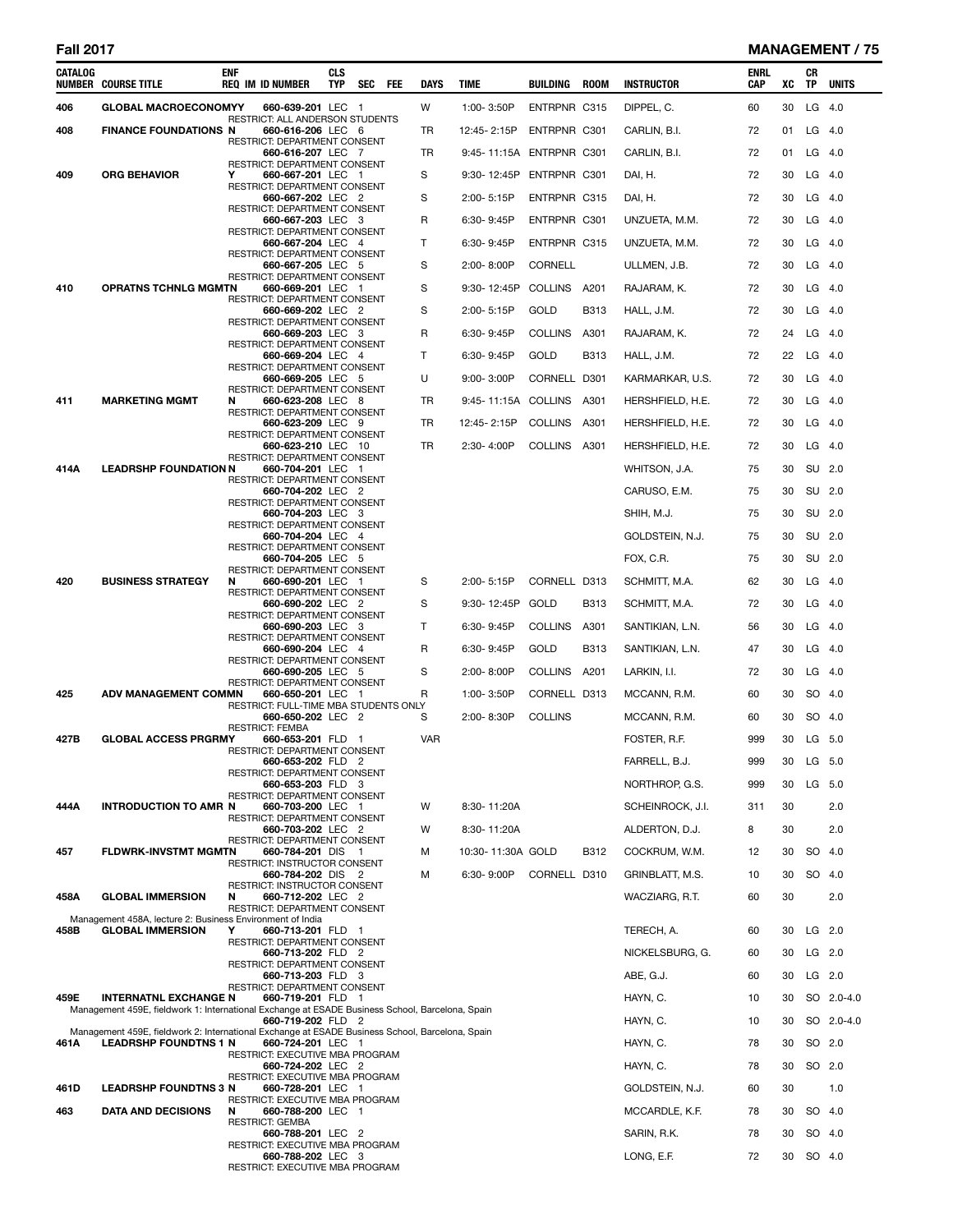## Fall 2017 — MANAGEMENT

| CATALOG NUMBER | COURSE TITLE | ENF REQ | IM | ID NUMBER | CLS TYP | SEC | FEE | DAYS | TIME | BUILDING | ROOM | INSTRUCTOR | ENRL CAP | XC | CR TP | UNITS |
|---|---|---|---|---|---|---|---|---|---|---|---|---|---|---|---|---|
| 406 | GLOBAL MACROECONOMY | Y | | 660-639-201 | LEC | 1 | | W | 1:00- 3:50P | ENTRPNR | C315 | DIPPEL, C. | 60 | 30 | LG | 4.0 |
| | RESTRICT: ALL ANDERSON STUDENTS | | | | | | | | | | | | | | | |
| 408 | FINANCE FOUNDATIONS | N | | 660-616-206 | LEC | 6 | | TR | 12:45- 2:15P | ENTRPNR | C301 | CARLIN, B.I. | 72 | 01 | LG | 4.0 |
| | RESTRICT: DEPARTMENT CONSENT | | | | | | | | | | | | | | | |
| | | | | 660-616-207 | LEC | 7 | | TR | 9:45- 11:15A | ENTRPNR | C301 | CARLIN, B.I. | 72 | 01 | LG | 4.0 |
| | RESTRICT: DEPARTMENT CONSENT | | | | | | | | | | | | | | | |
| 409 | ORG BEHAVIOR | Y | | 660-667-201 | LEC | 1 | | S | 9:30- 12:45P | ENTRPNR | C301 | DAI, H. | 72 | 30 | LG | 4.0 |
| | RESTRICT: DEPARTMENT CONSENT | | | | | | | | | | | | | | | |
| | | | | 660-667-202 | LEC | 2 | | S | 2:00- 5:15P | ENTRPNR | C315 | DAI, H. | 72 | 30 | LG | 4.0 |
| | RESTRICT: DEPARTMENT CONSENT | | | | | | | | | | | | | | | |
| | | | | 660-667-203 | LEC | 3 | | R | 6:30- 9:45P | ENTRPNR | C301 | UNZUETA, M.M. | 72 | 30 | LG | 4.0 |
| | RESTRICT: DEPARTMENT CONSENT | | | | | | | | | | | | | | | |
| | | | | 660-667-204 | LEC | 4 | | T | 6:30- 9:45P | ENTRPNR | C315 | UNZUETA, M.M. | 72 | 30 | LG | 4.0 |
| | RESTRICT: DEPARTMENT CONSENT | | | | | | | | | | | | | | | |
| | | | | 660-667-205 | LEC | 5 | | S | 2:00- 8:00P | CORNELL | | ULLMEN, J.B. | 72 | 30 | LG | 4.0 |
| | RESTRICT: DEPARTMENT CONSENT | | | | | | | | | | | | | | | |
| 410 | OPRATNS TCHNLG MGMT | N | | 660-669-201 | LEC | 1 | | S | 9:30- 12:45P | COLLINS | A201 | RAJARAM, K. | 72 | 30 | LG | 4.0 |
| | RESTRICT: DEPARTMENT CONSENT | | | | | | | | | | | | | | | |
| | | | | 660-669-202 | LEC | 2 | | S | 2:00- 5:15P | GOLD | B313 | HALL, J.M. | 72 | 30 | LG | 4.0 |
| | RESTRICT: DEPARTMENT CONSENT | | | | | | | | | | | | | | | |
| | | | | 660-669-203 | LEC | 3 | | R | 6:30- 9:45P | COLLINS | A301 | RAJARAM, K. | 72 | 24 | LG | 4.0 |
| | RESTRICT: DEPARTMENT CONSENT | | | | | | | | | | | | | | | |
| | | | | 660-669-204 | LEC | 4 | | T | 6:30- 9:45P | GOLD | B313 | HALL, J.M. | 72 | 22 | LG | 4.0 |
| | RESTRICT: DEPARTMENT CONSENT | | | | | | | | | | | | | | | |
| | | | | 660-669-205 | LEC | 5 | | U | 9:00- 3:00P | CORNELL | D301 | KARMARKAR, U.S. | 72 | 30 | LG | 4.0 |
| | RESTRICT: DEPARTMENT CONSENT | | | | | | | | | | | | | | | |
| 411 | MARKETING MGMT | N | | 660-623-208 | LEC | 8 | | TR | 9:45- 11:15A | COLLINS | A301 | HERSHFIELD, H.E. | 72 | 30 | LG | 4.0 |
| | RESTRICT: DEPARTMENT CONSENT | | | | | | | | | | | | | | | |
| | | | | 660-623-209 | LEC | 9 | | TR | 12:45- 2:15P | COLLINS | A301 | HERSHFIELD, H.E. | 72 | 30 | LG | 4.0 |
| | RESTRICT: DEPARTMENT CONSENT | | | | | | | | | | | | | | | |
| | | | | 660-623-210 | LEC | 10 | | TR | 2:30- 4:00P | COLLINS | A301 | HERSHFIELD, H.E. | 72 | 30 | LG | 4.0 |
| | RESTRICT: DEPARTMENT CONSENT | | | | | | | | | | | | | | | |
| 414A | LEADRSHP FOUNDATION | N | | 660-704-201 | LEC | 1 | | | | | | WHITSON, J.A. | 75 | 30 | SU | 2.0 |
| | RESTRICT: DEPARTMENT CONSENT | | | | | | | | | | | | | | | |
| | | | | 660-704-202 | LEC | 2 | | | | | | CARUSO, E.M. | 75 | 30 | SU | 2.0 |
| | RESTRICT: DEPARTMENT CONSENT | | | | | | | | | | | | | | | |
| | | | | 660-704-203 | LEC | 3 | | | | | | SHIH, M.J. | 75 | 30 | SU | 2.0 |
| | RESTRICT: DEPARTMENT CONSENT | | | | | | | | | | | | | | | |
| | | | | 660-704-204 | LEC | 4 | | | | | | GOLDSTEIN, N.J. | 75 | 30 | SU | 2.0 |
| | RESTRICT: DEPARTMENT CONSENT | | | | | | | | | | | | | | | |
| | | | | 660-704-205 | LEC | 5 | | | | | | FOX, C.R. | 75 | 30 | SU | 2.0 |
| | RESTRICT: DEPARTMENT CONSENT | | | | | | | | | | | | | | | |
| 420 | BUSINESS STRATEGY | N | | 660-690-201 | LEC | 1 | | S | 2:00- 5:15P | CORNELL | D313 | SCHMITT, M.A. | 62 | 30 | LG | 4.0 |
| | RESTRICT: DEPARTMENT CONSENT | | | | | | | | | | | | | | | |
| | | | | 660-690-202 | LEC | 2 | | S | 9:30- 12:45P | GOLD | B313 | SCHMITT, M.A. | 72 | 30 | LG | 4.0 |
| | RESTRICT: DEPARTMENT CONSENT | | | | | | | | | | | | | | | |
| | | | | 660-690-203 | LEC | 3 | | T | 6:30- 9:45P | COLLINS | A301 | SANTIKIAN, L.N. | 56 | 30 | LG | 4.0 |
| | RESTRICT: DEPARTMENT CONSENT | | | | | | | | | | | | | | | |
| | | | | 660-690-204 | LEC | 4 | | R | 6:30- 9:45P | GOLD | B313 | SANTIKIAN, L.N. | 47 | 30 | LG | 4.0 |
| | RESTRICT: DEPARTMENT CONSENT | | | | | | | | | | | | | | | |
| | | | | 660-690-205 | LEC | 5 | | S | 2:00- 8:00P | COLLINS | A201 | LARKIN, I.I. | 72 | 30 | LG | 4.0 |
| | RESTRICT: DEPARTMENT CONSENT | | | | | | | | | | | | | | | |
| 425 | ADV MANAGEMENT COMM | N | | 660-650-201 | LEC | 1 | | R | 1:00- 3:50P | CORNELL | D313 | MCCANN, R.M. | 60 | 30 | SO | 4.0 |
| | RESTRICT: FULL-TIME MBA STUDENTS ONLY | | | | | | | | | | | | | | | |
| | | | | 660-650-202 | LEC | 2 | | S | 2:00- 8:30P | COLLINS | | MCCANN, R.M. | 60 | 30 | SO | 4.0 |
| | RESTRICT: FEMBA | | | | | | | | | | | | | | | |
| 427B | GLOBAL ACCESS PRGRM | Y | | 660-653-201 | FLD | 1 | | VAR | | | | FOSTER, R.F. | 999 | 30 | LG | 5.0 |
| | RESTRICT: DEPARTMENT CONSENT | | | | | | | | | | | | | | | |
| | | | | 660-653-202 | FLD | 2 | | | | | | FARRELL, B.J. | 999 | 30 | LG | 5.0 |
| | RESTRICT: DEPARTMENT CONSENT | | | | | | | | | | | | | | | |
| | | | | 660-653-203 | FLD | 3 | | | | | | NORTHROP, G.S. | 999 | 30 | LG | 5.0 |
| | RESTRICT: DEPARTMENT CONSENT | | | | | | | | | | | | | | | |
| 444A | INTRODUCTION TO AMR | N | | 660-703-200 | LEC | 1 | | W | 8:30- 11:20A | | | SCHEINROCK, J.I. | 311 | 30 | | 2.0 |
| | RESTRICT: DEPARTMENT CONSENT | | | | | | | | | | | | | | | |
| | | | | 660-703-202 | LEC | 2 | | W | 8:30- 11:20A | | | ALDERTON, D.J. | 8 | 30 | | 2.0 |
| | RESTRICT: DEPARTMENT CONSENT | | | | | | | | | | | | | | | |
| 457 | FLDWRK-INVSTMT MGMT | N | | 660-784-201 | DIS | 1 | | M | 10:30- 11:30A | GOLD | B312 | COCKRUM, W.M. | 12 | 30 | SO | 4.0 |
| | RESTRICT: INSTRUCTOR CONSENT | | | | | | | | | | | | | | | |
| | | | | 660-784-202 | DIS | 2 | | M | 6:30- 9:00P | CORNELL | D310 | GRINBLATT, M.S. | 10 | 30 | SO | 4.0 |
| | RESTRICT: INSTRUCTOR CONSENT | | | | | | | | | | | | | | | |
| 458A | GLOBAL IMMERSION | N | | 660-712-202 | LEC | 2 | | | | | | WACZIARG, R.T. | 60 | 30 | | 2.0 |
| | RESTRICT: DEPARTMENT CONSENT | | | | | | | | | | | | | | | |
| | Management 458A, lecture 2: Business Environment of India | | | | | | | | | | | | | | | |
| 458B | GLOBAL IMMERSION | Y | | 660-713-201 | FLD | 1 | | | | | | TERECH, A. | 60 | 30 | LG | 2.0 |
| | RESTRICT: DEPARTMENT CONSENT | | | | | | | | | | | | | | | |
| | | | | 660-713-202 | FLD | 2 | | | | | | NICKELSBURG, G. | 60 | 30 | LG | 2.0 |
| | RESTRICT: DEPARTMENT CONSENT | | | | | | | | | | | | | | | |
| | | | | 660-713-203 | FLD | 3 | | | | | | ABE, G.J. | 60 | 30 | LG | 2.0 |
| | RESTRICT: DEPARTMENT CONSENT | | | | | | | | | | | | | | | |
| 459E | INTERNATNL EXCHANGE | N | | 660-719-201 | FLD | 1 | | | | | | HAYN, C. | 10 | 30 | SO | 2.0-4.0 |
| | Management 459E, fieldwork 1: International Exchange at ESADE Business School, Barcelona, Spain | | | | | | | | | | | | | | | |
| | | | | 660-719-202 | FLD | 2 | | | | | | HAYN, C. | 10 | 30 | SO | 2.0-4.0 |
| | Management 459E, fieldwork 2: International Exchange at ESADE Business School, Barcelona, Spain | | | | | | | | | | | | | | | |
| 461A | LEADRSHP FOUNDTNS 1 | N | | 660-724-201 | LEC | 1 | | | | | | HAYN, C. | 78 | 30 | SO | 2.0 |
| | RESTRICT: EXECUTIVE MBA PROGRAM | | | | | | | | | | | | | | | |
| | | | | 660-724-202 | LEC | 2 | | | | | | HAYN, C. | 78 | 30 | SO | 2.0 |
| | RESTRICT: EXECUTIVE MBA PROGRAM | | | | | | | | | | | | | | | |
| 461D | LEADRSHP FOUNDTNS 3 | N | | 660-728-201 | LEC | 1 | | | | | | GOLDSTEIN, N.J. | 60 | 30 | | 1.0 |
| | RESTRICT: EXECUTIVE MBA PROGRAM | | | | | | | | | | | | | | | |
| 463 | DATA AND DECISIONS | N | | 660-788-200 | LEC | 1 | | | | | | MCCARDLE, K.F. | 78 | 30 | SO | 4.0 |
| | RESTRICT: GEMBA | | | | | | | | | | | | | | | |
| | | | | 660-788-201 | LEC | 2 | | | | | | SARIN, R.K. | 78 | 30 | SO | 4.0 |
| | RESTRICT: EXECUTIVE MBA PROGRAM | | | | | | | | | | | | | | | |
| | | | | 660-788-202 | LEC | 3 | | | | | | LONG, E.F. | 72 | 30 | SO | 4.0 |
| | RESTRICT: EXECUTIVE MBA PROGRAM | | | | | | | | | | | | | | | |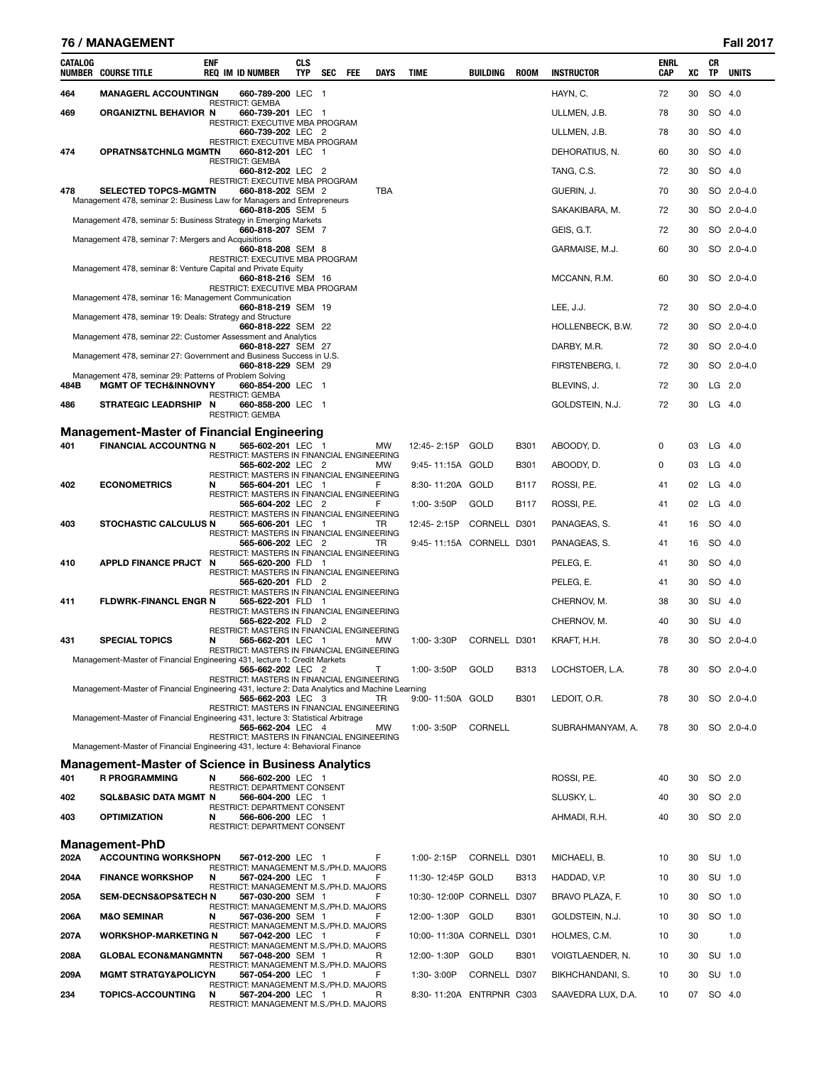## MANAGEMENT

| CATALOG NUMBER | COURSE TITLE | ENF REQ | IM | ID NUMBER | CLS TYP | SEC | FEE | DAYS | TIME | BUILDING | ROOM | INSTRUCTOR | ENRL CAP | XC | CR TP | UNITS |
|---|---|---|---|---|---|---|---|---|---|---|---|---|---|---|---|---|
| 464 | MANAGERL ACCOUNTING | N | | 660-789-200 | LEC | 1 | | | | | | HAYN, C. | 72 | 30 | SO | 4.0 |
| | RESTRICT: GEMBA | | | | | | | | | | | | | | | |
| 469 | ORGANIZTNL BEHAVIOR | N | | 660-739-201 | LEC | 1 | | | | | | ULLMEN, J.B. | 78 | 30 | SO | 4.0 |
| | RESTRICT: EXECUTIVE MBA PROGRAM | | | | | | | | | | | | | | | |
| | | | | 660-739-202 | LEC | 2 | | | | | | ULLMEN, J.B. | 78 | 30 | SO | 4.0 |
| | RESTRICT: EXECUTIVE MBA PROGRAM | | | | | | | | | | | | | | | |
| 474 | OPRATNS&TCHNLG MGMT | N | | 660-812-201 | LEC | 1 | | | | | | DEHORATIUS, N. | 60 | 30 | SO | 4.0 |
| | RESTRICT: GEMBA | | | | | | | | | | | | | | | |
| | | | | 660-812-202 | LEC | 2 | | | | | | TANG, C.S. | 72 | 30 | SO | 4.0 |
| | RESTRICT: EXECUTIVE MBA PROGRAM | | | | | | | | | | | | | | | |
| 478 | SELECTED TOPCS-MGMT | N | | 660-818-202 | SEM | 2 | | TBA | | | | GUERIN, J. | 70 | 30 | SO | 2.0-4.0 |
| | Management 478, seminar 2: Business Law for Managers and Entrepreneurs | | | | | | | | | | | | | | | |
| | | | | 660-818-205 | SEM | 5 | | | | | | SAKAKIBARA, M. | 72 | 30 | SO | 2.0-4.0 |
| | Management 478, seminar 5: Business Strategy in Emerging Markets | | | | | | | | | | | | | | | |
| | | | | 660-818-207 | SEM | 7 | | | | | | GEIS, G.T. | 72 | 30 | SO | 2.0-4.0 |
| | Management 478, seminar 7: Mergers and Acquisitions | | | | | | | | | | | | | | | |
| | | | | 660-818-208 | SEM | 8 | | | | | | GARMAISE, M.J. | 60 | 30 | SO | 2.0-4.0 |
| | RESTRICT: EXECUTIVE MBA PROGRAM | | | | | | | | | | | | | | | |
| | Management 478, seminar 8: Venture Capital and Private Equity | | | | | | | | | | | | | | | |
| | | | | 660-818-216 | SEM | 16 | | | | | | MCCANN, R.M. | 60 | 30 | SO | 2.0-4.0 |
| | RESTRICT: EXECUTIVE MBA PROGRAM | | | | | | | | | | | | | | | |
| | Management 478, seminar 16: Management Communication | | | | | | | | | | | | | | | |
| | | | | 660-818-219 | SEM | 19 | | | | | | LEE, J.J. | 72 | 30 | SO | 2.0-4.0 |
| | Management 478, seminar 19: Deals: Strategy and Structure | | | | | | | | | | | | | | | |
| | | | | 660-818-222 | SEM | 22 | | | | | | HOLLENBECK, B.W. | 72 | 30 | SO | 2.0-4.0 |
| | Management 478, seminar 22: Customer Assessment and Analytics | | | | | | | | | | | | | | | |
| | | | | 660-818-227 | SEM | 27 | | | | | | DARBY, M.R. | 72 | 30 | SO | 2.0-4.0 |
| | Management 478, seminar 27: Government and Business Success in U.S. | | | | | | | | | | | | | | | |
| | | | | 660-818-229 | SEM | 29 | | | | | | FIRSTENBERG, I. | 72 | 30 | SO | 2.0-4.0 |
| | Management 478, seminar 29: Patterns of Problem Solving | | | | | | | | | | | | | | | |
| 484B | MGMT OF TECH&INNOVN | Y | | 660-854-200 | LEC | 1 | | | | | | BLEVINS, J. | 72 | 30 | LG | 2.0 |
| | RESTRICT: GEMBA | | | | | | | | | | | | | | | |
| 486 | STRATEGIC LEADRSHIP | N | | 660-858-200 | LEC | 1 | | | | | | GOLDSTEIN, N.J. | 72 | 30 | LG | 4.0 |
| | RESTRICT: GEMBA | | | | | | | | | | | | | | | |

### Management-Master of Financial Engineering

| CATALOG NUMBER | COURSE TITLE | ENF REQ | IM | ID NUMBER | CLS TYP | SEC | FEE | DAYS | TIME | BUILDING | ROOM | INSTRUCTOR | ENRL CAP | XC | CR TP | UNITS |
|---|---|---|---|---|---|---|---|---|---|---|---|---|---|---|---|---|
| 401 | FINANCIAL ACCOUNTNG | N | | 565-602-201 | LEC | 1 | | MW | 12:45- 2:15P | GOLD | B301 | ABOODY, D. | 0 | 03 | LG | 4.0 |
| | RESTRICT: MASTERS IN FINANCIAL ENGINEERING | | | | | | | | | | | | | | | |
| | | | | 565-602-202 | LEC | 2 | | MW | 9:45- 11:15A | GOLD | B301 | ABOODY, D. | 0 | 03 | LG | 4.0 |
| | RESTRICT: MASTERS IN FINANCIAL ENGINEERING | | | | | | | | | | | | | | | |
| 402 | ECONOMETRICS | N | | 565-604-201 | LEC | 1 | | F | 8:30- 11:20A | GOLD | B117 | ROSSI, P.E. | 41 | 02 | LG | 4.0 |
| | RESTRICT: MASTERS IN FINANCIAL ENGINEERING | | | | | | | | | | | | | | | |
| | | | | 565-604-202 | LEC | 2 | | F | 1:00- 3:50P | GOLD | B117 | ROSSI, P.E. | 41 | 02 | LG | 4.0 |
| | RESTRICT: MASTERS IN FINANCIAL ENGINEERING | | | | | | | | | | | | | | | |
| 403 | STOCHASTIC CALCULUS | N | | 565-606-201 | LEC | 1 | | TR | 12:45- 2:15P | CORNELL | D301 | PANAGEAS, S. | 41 | 16 | SO | 4.0 |
| | RESTRICT: MASTERS IN FINANCIAL ENGINEERING | | | | | | | | | | | | | | | |
| | | | | 565-606-202 | LEC | 2 | | TR | 9:45- 11:15A | CORNELL | D301 | PANAGEAS, S. | 41 | 16 | SO | 4.0 |
| | RESTRICT: MASTERS IN FINANCIAL ENGINEERING | | | | | | | | | | | | | | | |
| 410 | APPLD FINANCE PRJCT | N | | 565-620-200 | FLD | 1 | | | | | | PELEG, E. | 41 | 30 | SO | 4.0 |
| | RESTRICT: MASTERS IN FINANCIAL ENGINEERING | | | | | | | | | | | | | | | |
| | | | | 565-620-201 | FLD | 2 | | | | | | PELEG, E. | 41 | 30 | SO | 4.0 |
| | RESTRICT: MASTERS IN FINANCIAL ENGINEERING | | | | | | | | | | | | | | | |
| 411 | FLDWRK-FINANCL ENGR | N | | 565-622-201 | FLD | 1 | | | | | | CHERNOV, M. | 38 | 30 | SU | 4.0 |
| | RESTRICT: MASTERS IN FINANCIAL ENGINEERING | | | | | | | | | | | | | | | |
| | | | | 565-622-202 | FLD | 2 | | | | | | CHERNOV, M. | 40 | 30 | SU | 4.0 |
| | RESTRICT: MASTERS IN FINANCIAL ENGINEERING | | | | | | | | | | | | | | | |
| 431 | SPECIAL TOPICS | N | | 565-662-201 | LEC | 1 | | MW | 1:00- 3:30P | CORNELL | D301 | KRAFT, H.H. | 78 | 30 | SO | 2.0-4.0 |
| | RESTRICT: MASTERS IN FINANCIAL ENGINEERING | | | | | | | | | | | | | | | |
| | Management-Master of Financial Engineering 431, lecture 1: Credit Markets | | | | | | | | | | | | | | | |
| | | | | 565-662-202 | LEC | 2 | | T | 1:00- 3:50P | GOLD | B313 | LOCHSTOER, L.A. | 78 | 30 | SO | 2.0-4.0 |
| | RESTRICT: MASTERS IN FINANCIAL ENGINEERING | | | | | | | | | | | | | | | |
| | Management-Master of Financial Engineering 431, lecture 2: Data Analytics and Machine Learning | | | | | | | | | | | | | | | |
| | | | | 565-662-203 | LEC | 3 | | TR | 9:00- 11:50A | GOLD | B301 | LEDOIT, O.R. | 78 | 30 | SO | 2.0-4.0 |
| | RESTRICT: MASTERS IN FINANCIAL ENGINEERING | | | | | | | | | | | | | | | |
| | Management-Master of Financial Engineering 431, lecture 3: Statistical Arbitrage | | | | | | | | | | | | | | | |
| | | | | 565-662-204 | LEC | 4 | | MW | 1:00- 3:50P | CORNELL | | SUBRAHMANYAM, A. | 78 | 30 | SO | 2.0-4.0 |
| | RESTRICT: MASTERS IN FINANCIAL ENGINEERING | | | | | | | | | | | | | | | |
| | Management-Master of Financial Engineering 431, lecture 4: Behavioral Finance | | | | | | | | | | | | | | | |

### Management-Master of Science in Business Analytics

| CATALOG NUMBER | COURSE TITLE | ENF REQ | IM | ID NUMBER | CLS TYP | SEC | FEE | DAYS | TIME | BUILDING | ROOM | INSTRUCTOR | ENRL CAP | XC | CR TP | UNITS |
|---|---|---|---|---|---|---|---|---|---|---|---|---|---|---|---|---|
| 401 | R PROGRAMMING | N | | 566-602-200 | LEC | 1 | | | | | | ROSSI, P.E. | 40 | 30 | SO | 2.0 |
| | RESTRICT: DEPARTMENT CONSENT | | | | | | | | | | | | | | | |
| 402 | SQL&BASIC DATA MGMT | N | | 566-604-200 | LEC | 1 | | | | | | SLUSKY, L. | 40 | 30 | SO | 2.0 |
| | RESTRICT: DEPARTMENT CONSENT | | | | | | | | | | | | | | | |
| 403 | OPTIMIZATION | N | | 566-606-200 | LEC | 1 | | | | | | AHMADI, R.H. | 40 | 30 | SO | 2.0 |
| | RESTRICT: DEPARTMENT CONSENT | | | | | | | | | | | | | | | |

### Management-PhD

| CATALOG NUMBER | COURSE TITLE | ENF REQ | IM | ID NUMBER | CLS TYP | SEC | FEE | DAYS | TIME | BUILDING | ROOM | INSTRUCTOR | ENRL CAP | XC | CR TP | UNITS |
|---|---|---|---|---|---|---|---|---|---|---|---|---|---|---|---|---|
| 202A | ACCOUNTING WORKSHOP | N | | 567-012-200 | LEC | 1 | | F | 1:00- 2:15P | CORNELL | D301 | MICHAELI, B. | 10 | 30 | SU | 1.0 |
| | RESTRICT: MANAGEMENT M.S./PH.D. MAJORS | | | | | | | | | | | | | | | |
| 204A | FINANCE WORKSHOP | N | | 567-024-200 | LEC | 1 | | F | 11:30- 12:45P | GOLD | B313 | HADDAD, V.P. | 10 | 30 | SU | 1.0 |
| | RESTRICT: MANAGEMENT M.S./PH.D. MAJORS | | | | | | | | | | | | | | | |
| 205A | SEM-DECNS&OPS&TECH | N | | 567-030-200 | SEM | 1 | | F | 10:30- 12:00P | CORNELL | D307 | BRAVO PLAZA, F. | 10 | 30 | SO | 1.0 |
| | RESTRICT: MANAGEMENT M.S./PH.D. MAJORS | | | | | | | | | | | | | | | |
| 206A | M&O SEMINAR | N | | 567-036-200 | SEM | 1 | | F | 12:00- 1:30P | GOLD | B301 | GOLDSTEIN, N.J. | 10 | 30 | SO | 1.0 |
| | RESTRICT: MANAGEMENT M.S./PH.D. MAJORS | | | | | | | | | | | | | | | |
| 207A | WORKSHOP-MARKETING | N | | 567-042-200 | LEC | 1 | | F | 10:00- 11:30A | CORNELL | D301 | HOLMES, C.M. | 10 | 30 | | 1.0 |
| | RESTRICT: MANAGEMENT M.S./PH.D. MAJORS | | | | | | | | | | | | | | | |
| 208A | GLOBAL ECON&MANGMNT | N | | 567-048-200 | SEM | 1 | | R | 12:00- 1:30P | GOLD | B301 | VOIGTLAENDER, N. | 10 | 30 | SU | 1.0 |
| | RESTRICT: MANAGEMENT M.S./PH.D. MAJORS | | | | | | | | | | | | | | | |
| 209A | MGMT STRATGY&POLICY | N | | 567-054-200 | LEC | 1 | | F | 1:30- 3:00P | CORNELL | D307 | BIKHCHANDANI, S. | 10 | 30 | SU | 1.0 |
| | RESTRICT: MANAGEMENT M.S./PH.D. MAJORS | | | | | | | | | | | | | | | |
| 234 | TOPICS-ACCOUNTING | N | | 567-204-200 | LEC | 1 | | R | 8:30- 11:20A | ENTRPNR | C303 | SAAVEDRA LUX, D.A. | 10 | 07 | SO | 4.0 |
| | RESTRICT: MANAGEMENT M.S./PH.D. MAJORS | | | | | | | | | | | | | | | |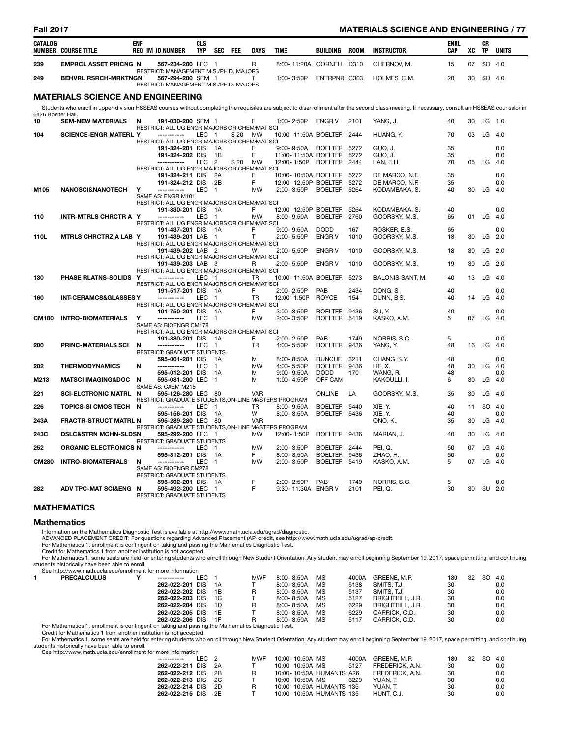| CATALOG NUMBER | COURSE TITLE | ENF REQ | IM | ID NUMBER | CLS TYP | SEC | FEE | DAYS | TIME | BUILDING | ROOM | INSTRUCTOR | ENRL CAP | XC | CR TP | UNITS |
|---|---|---|---|---|---|---|---|---|---|---|---|---|---|---|---|---|
| 239 | EMPRCL ASSET PRICNG | N | | 567-234-200 | LEC | 1 | | R | 8:00- 11:20A | CORNELL | D310 | CHERNOV, M. | 15 | 07 | SO | 4.0 |
| | RESTRICT: MANAGEMENT M.S./PH.D. MAJORS | | | | | | | | | | | | | | | |
| 249 | BEHVRL RSRCH-MRKTNGN | N | | 567-294-200 | SEM | 1 | | T | 1:00- 3:50P | ENTRPNR | C303 | HOLMES, C.M. | 20 | 30 | SO | 4.0 |
| | RESTRICT: MANAGEMENT M.S./PH.D. MAJORS | | | | | | | | | | | | | | | |

## MATERIALS SCIENCE AND ENGINEERING

Students who enroll in upper-division HSSEAS courses without completing the requisites are subject to disenrollment after the second class meeting. If necessary, consult an HSSEAS counselor in 6426 Boelter Hall.

| CATALOG NUMBER | COURSE TITLE | ENF REQ | IM | ID NUMBER | CLS TYP | SEC | FEE | DAYS | TIME | BUILDING | ROOM | INSTRUCTOR | ENRL CAP | XC | CR TP | UNITS |
|---|---|---|---|---|---|---|---|---|---|---|---|---|---|---|---|---|
| 10 | SEM-NEW MATERIALS | N | | 191-030-200 | SEM | 1 | | F | 1:00- 2:50P | ENGR V | 2101 | YANG, J. | 40 | 30 | LG | 1.0 |
| | RESTRICT: ALL UG ENGR MAJORS OR CHEM/MAT SCI | | | | | | | | | | | | | | | |
| 104 | SCIENCE-ENGR MATERL | Y | | ----------- | LEC | 1 | $20 | MW | 10:00- 11:50A | BOELTER | 2444 | HUANG, Y. | 70 | 03 | LG | 4.0 |
| | RESTRICT: ALL UG ENGR MAJORS OR CHEM/MAT SCI | | | | | | | | | | | | | | | |
| | | | | 191-324-201 | DIS | 1A | | F | 9:00- 9:50A | BOELTER | 5272 | GUO, J. | 35 | | | 0.0 |
| | | | | 191-324-202 | DIS | 1B | | F | 11:00- 11:50A | BOELTER | 5272 | GUO, J. | 35 | | | 0.0 |
| | | | | ----------- | LEC | 2 | $20 | MW | 12:00- 1:50P | BOELTER | 2444 | LAN, E.H. | 70 | 05 | LG | 4.0 |
| | RESTRICT: ALL UG ENGR MAJORS OR CHEM/MAT SCI | | | | | | | | | | | | | | | |
| | | | | 191-324-211 | DIS | 2A | | F | 10:00- 10:50A | BOELTER | 5272 | DE MARCO, N.F. | 35 | | | 0.0 |
| | | | | 191-324-212 | DIS | 2B | | F | 12:00- 12:50P | BOELTER | 5272 | DE MARCO, N.F. | 35 | | | 0.0 |
| M105 | NANOSCI&NANOTECH | Y | | ----------- | LEC | 1 | | MW | 2:00- 3:50P | BOELTER | 5264 | KODAMBAKA, S. | 40 | 30 | LG | 4.0 |
| | SAME AS: ENGR M101 | | | | | | | | | | | | | | | |
| | RESTRICT: ALL UG ENGR MAJORS OR CHEM/MAT SCI | | | | | | | | | | | | | | | |
| | | | | 191-330-201 | DIS | 1A | | F | 12:00- 12:50P | BOELTER | 5264 | KODAMBAKA, S. | 40 | | | 0.0 |
| 110 | INTR-MTRLS CHRCTR A | Y | | ----------- | LEC | 1 | | MW | 8:00- 9:50A | BOELTER | 2760 | GOORSKY, M.S. | 65 | 01 | LG | 4.0 |
| | RESTRICT: ALL UG ENGR MAJORS OR CHEM/MAT SCI | | | | | | | | | | | | | | | |
| | | | | 191-437-201 | DIS | 1A | | F | 9:00- 9:50A | DODD | 167 | ROSKER, E.S. | 65 | | | 0.0 |
| 110L | MTRLS CHRCTRZ A LAB | Y | | 191-439-201 | LAB | 1 | | T | 2:00- 5:50P | ENGR V | 1010 | GOORSKY, M.S. | 18 | 30 | LG | 2.0 |
| | RESTRICT: ALL UG ENGR MAJORS OR CHEM/MAT SCI | | | | | | | | | | | | | | | |
| | | | | 191-439-202 | LAB | 2 | | W | 2:00- 5:50P | ENGR V | 1010 | GOORSKY, M.S. | 18 | 30 | LG | 2.0 |
| | RESTRICT: ALL UG ENGR MAJORS OR CHEM/MAT SCI | | | | | | | | | | | | | | | |
| | | | | 191-439-203 | LAB | 3 | | R | 2:00- 5:50P | ENGR V | 1010 | GOORSKY, M.S. | 19 | 30 | LG | 2.0 |
| | RESTRICT: ALL UG ENGR MAJORS OR CHEM/MAT SCI | | | | | | | | | | | | | | | |
| 130 | PHASE RLATNS-SOLIDS | Y | | ----------- | LEC | 1 | | TR | 10:00- 11:50A | BOELTER | 5273 | BALONIS-SANT, M. | 40 | 13 | LG | 4.0 |
| | RESTRICT: ALL UG ENGR MAJORS OR CHEM/MAT SCI | | | | | | | | | | | | | | | |
| | | | | 191-517-201 | DIS | 1A | | F | 2:00- 2:50P | PAB | 2434 | DONG, S. | 40 | | | 0.0 |
| 160 | INT-CERAMCS&GLASSES | Y | | ----------- | LEC | 1 | | TR | 12:00- 1:50P | ROYCE | 154 | DUNN, B.S. | 40 | 14 | LG | 4.0 |
| | RESTRICT: ALL UG ENGR MAJORS OR CHEM/MAT SCI | | | | | | | | | | | | | | | |
| | | | | 191-750-201 | DIS | 1A | | F | 3:00- 3:50P | BOELTER | 9436 | SU, Y. | 40 | | | 0.0 |
| CM180 | INTRO-BIOMATERIALS | Y | | ----------- | LEC | 1 | | MW | 2:00- 3:50P | BOELTER | 5419 | KASKO, A.M. | 5 | 07 | LG | 4.0 |
| | SAME AS: BIOENGR CM178 | | | | | | | | | | | | | | | |
| | RESTRICT: ALL UG ENGR MAJORS OR CHEM/MAT SCI | | | | | | | | | | | | | | | |
| | | | | 191-880-201 | DIS | 1A | | F | 2:00- 2:50P | PAB | 1749 | NORRIS, S.C. | 5 | | | 0.0 |
| 200 | PRINC-MATERIALS SCI | N | | ----------- | LEC | 1 | | TR | 4:00- 5:50P | BOELTER | 9436 | YANG, Y. | 48 | 16 | LG | 4.0 |
| | RESTRICT: GRADUATE STUDENTS | | | | | | | | | | | | | | | |
| | | | | 595-001-201 | DIS | 1A | | M | 8:00- 8:50A | BUNCHE | 3211 | CHANG, S.Y. | 48 | | | 0.0 |
| 202 | THERMODYNAMICS | N | | ----------- | LEC | 1 | | MW | 4:00- 5:50P | BOELTER | 9436 | HE, X. | 48 | 30 | LG | 4.0 |
| | | | | 595-012-201 | DIS | 1A | | M | 9:00- 9:50A | DODD | 170 | WANG, R. | 48 | | | 0.0 |
| M213 | MATSCI IMAGING&DOC | N | | 595-081-200 | LEC | 1 | | M | 1:00- 4:50P | OFF CAM | | KAKOULLI, I. | 6 | 30 | LG | 4.0 |
| | SAME AS: CAEM M215 | | | | | | | | | | | | | | | |
| 221 | SCI-ELCTRONIC MATRL | N | | 595-126-280 | LEC | 80 | | VAR | | ONLINE | LA | GOORSKY, M.S. | 35 | 30 | LG | 4.0 |
| | RESTRICT: GRADUATE STUDENTS,ON-LINE MASTERS PROGRAM | | | | | | | | | | | | | | | |
| 226 | TOPICS-SI CMOS TECH | N | | ----------- | LEC | 1 | | TR | 8:00- 9:50A | BOELTER | 5440 | XIE, Y. | 40 | 11 | SO | 4.0 |
| | | | | 595-156-201 | DIS | 1A | | W | 8:00- 8:50A | BOELTER | 5436 | XIE, Y. | 40 | | | 0.0 |
| 243A | FRACTR-STRUCT MATRL | N | | 595-289-280 | LEC | 80 | | VAR | | | | ONO, K. | 35 | 30 | LG | 4.0 |
| | RESTRICT: GRADUATE STUDENTS,ON-LINE MASTERS PROGRAM | | | | | | | | | | | | | | | |
| 243C | DSLC&STRN MCHN-SLDSN | N | | 595-292-200 | LEC | 1 | | MW | 12:00- 1:50P | BOELTER | 9436 | MARIAN, J. | 40 | 30 | LG | 4.0 |
| | RESTRICT: GRADUATE STUDENTS | | | | | | | | | | | | | | | |
| 252 | ORGANIC ELECTRONICS | N | | ----------- | LEC | 1 | | MW | 2:00- 3:50P | BOELTER | 2444 | PEI, Q. | 50 | 07 | LG | 4.0 |
| | | | | 595-312-201 | DIS | 1A | | F | 8:00- 8:50A | BOELTER | 9436 | ZHAO, H. | 50 | | | 0.0 |
| CM280 | INTRO-BIOMATERIALS | N | | ----------- | LEC | 1 | | MW | 2:00- 3:50P | BOELTER | 5419 | KASKO, A.M. | 5 | 07 | LG | 4.0 |
| | SAME AS: BIOENGR CM278 | | | | | | | | | | | | | | | |
| | RESTRICT: GRADUATE STUDENTS | | | | | | | | | | | | | | | |
| | | | | 595-502-201 | DIS | 1A | | F | 2:00- 2:50P | PAB | 1749 | NORRIS, S.C. | 5 | | | 0.0 |
| 282 | ADV TPC-MAT SCI&ENG | N | | 595-492-200 | LEC | 1 | | F | 9:30- 11:30A | ENGR V | 2101 | PEI, Q. | 30 | 30 | SU | 2.0 |
| | RESTRICT: GRADUATE STUDENTS | | | | | | | | | | | | | | | |

## MATHEMATICS

### Mathematics

Information on the Mathematics Diagnostic Test is available at http://www.math.ucla.edu/ugrad/diagnostic.
ADVANCED PLACEMENT CREDIT: For questions regarding Advanced Placement (AP) credit, see http://www.math.ucla.edu/ugrad/ap-credit.
For Mathematics 1, enrollment is contingent on taking and passing the Mathematics Diagnostic Test.
Credit for Mathematics 1 from another institution is not accepted.
For Mathematics 1, some seats are held for entering students who enroll through New Student Orientation. Any student may enroll beginning September 19, 2017, space permitting, and continuing students historically have been able to enroll.
See http://www.math.ucla.edu/enrollment for more information.

| CATALOG NUMBER | COURSE TITLE | ENF REQ | IM | ID NUMBER | CLS TYP | SEC | FEE | DAYS | TIME | BUILDING | ROOM | INSTRUCTOR | ENRL CAP | XC | CR TP | UNITS |
|---|---|---|---|---|---|---|---|---|---|---|---|---|---|---|---|---|
| 1 | PRECALCULUS | Y | | ----------- | LEC | 1 | | MWF | 8:00- 8:50A | MS | 4000A | GREENE, M.P. | 180 | 32 | SO | 4.0 |
| | | | | 262-022-201 | DIS | 1A | | T | 8:00- 8:50A | MS | 5138 | SMITS, T.J. | 30 | | | 0.0 |
| | | | | 262-022-202 | DIS | 1B | | R | 8:00- 8:50A | MS | 5137 | SMITS, T.J. | 30 | | | 0.0 |
| | | | | 262-022-203 | DIS | 1C | | T | 8:00- 8:50A | MS | 5127 | BRIGHTBILL, J.R. | 30 | | | 0.0 |
| | | | | 262-022-204 | DIS | 1D | | R | 8:00- 8:50A | MS | 6229 | BRIGHTBILL, J.R. | 30 | | | 0.0 |
| | | | | 262-022-205 | DIS | 1E | | T | 8:00- 8:50A | MS | 6229 | CARRICK, C.D. | 30 | | | 0.0 |
| | | | | 262-022-206 | DIS | 1F | | R | 8:00- 8:50A | MS | 5117 | CARRICK, C.D. | 30 | | | 0.0 |

For Mathematics 1, enrollment is contingent on taking and passing the Mathematics Diagnostic Test.
Credit for Mathematics 1 from another institution is not accepted.
For Mathematics 1, some seats are held for entering students who enroll through New Student Orientation. Any student may enroll beginning September 19, 2017, space permitting, and continuing students historically have been able to enroll.
See http://www.math.ucla.edu/enrollment for more information.

| CATALOG NUMBER | COURSE TITLE | ENF REQ | IM | ID NUMBER | CLS TYP | SEC | FEE | DAYS | TIME | BUILDING | ROOM | INSTRUCTOR | ENRL CAP | XC | CR TP | UNITS |
|---|---|---|---|---|---|---|---|---|---|---|---|---|---|---|---|---|
| | | | | ----------- | LEC | 2 | | MWF | 10:00- 10:50A | MS | 4000A | GREENE, M.P. | 180 | 32 | SO | 4.0 |
| | | | | 262-022-211 | DIS | 2A | | T | 10:00- 10:50A | MS | 5127 | FREDERICK, A.N. | 30 | | | 0.0 |
| | | | | 262-022-212 | DIS | 2B | | R | 10:00- 10:50A | HUMANTS | A26 | FREDERICK, A.N. | 30 | | | 0.0 |
| | | | | 262-022-213 | DIS | 2C | | T | 10:00- 10:50A | MS | 6229 | YUAN, T. | 30 | | | 0.0 |
| | | | | 262-022-214 | DIS | 2D | | R | 10:00- 10:50A | HUMANTS | 135 | YUAN, T. | 30 | | | 0.0 |
| | | | | 262-022-215 | DIS | 2E | | T | 10:00- 10:50A | HUMANTS | 135 | HUNT, C.J. | 30 | | | 0.0 |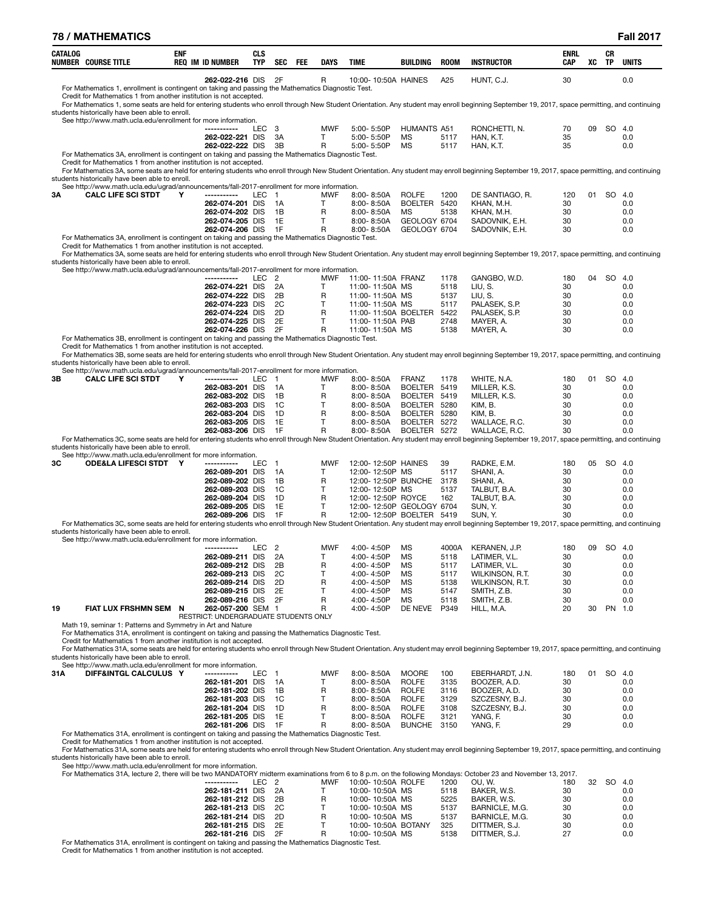| CATALOG NUMBER | COURSE TITLE | ENF REQ | IM | ID NUMBER | CLS TYP | SEC | FEE | DAYS | TIME | BUILDING | ROOM | INSTRUCTOR | ENRL CAP | XC | CR TP | UNITS |
|---|---|---|---|---|---|---|---|---|---|---|---|---|---|---|---|---|
| | | | | 262-022-216 | DIS | 2F | | R | 10:00- 10:50A | HAINES | A25 | HUNT, C.J. | 30 | | | 0.0 |

For Mathematics 1, enrollment is contingent on taking and passing the Mathematics Diagnostic Test.
Credit for Mathematics 1 from another institution is not accepted.
For Mathematics 1, some seats are held for entering students who enroll through New Student Orientation. Any student may enroll beginning September 19, 2017, space permitting, and continuing students historically have been able to enroll.
See http://www.math.ucla.edu/enrollment for more information.

| CATALOG NUMBER | COURSE TITLE | ENF REQ | IM | ID NUMBER | CLS TYP | SEC | FEE | DAYS | TIME | BUILDING | ROOM | INSTRUCTOR | ENRL CAP | XC | CR TP | UNITS |
|---|---|---|---|---|---|---|---|---|---|---|---|---|---|---|---|---|
| | | | | ----------- | LEC | 3 | | MWF | 5:00- 5:50P | HUMANTS | A51 | RONCHETTI, N. | 70 | 09 | SO | 4.0 |
| | | | | 262-022-221 | DIS | 3A | | T | 5:00- 5:50P | MS | 5117 | HAN, K.T. | 35 | | | 0.0 |
| | | | | 262-022-222 | DIS | 3B | | R | 5:00- 5:50P | MS | 5117 | HAN, K.T. | 35 | | | 0.0 |

For Mathematics 3A, enrollment is contingent on taking and passing the Mathematics Diagnostic Test.
Credit for Mathematics 1 from another institution is not accepted.
For Mathematics 3A, some seats are held for entering students who enroll through New Student Orientation. Any student may enroll beginning September 19, 2017, space permitting, and continuing students historically have been able to enroll.
See http://www.math.ucla.edu/ugrad/announcements/fall-2017-enrollment for more information.

| CATALOG NUMBER | COURSE TITLE | ENF REQ | IM | ID NUMBER | CLS TYP | SEC | FEE | DAYS | TIME | BUILDING | ROOM | INSTRUCTOR | ENRL CAP | XC | CR TP | UNITS |
|---|---|---|---|---|---|---|---|---|---|---|---|---|---|---|---|---|
| 3A | CALC LIFE SCI STDT | Y | | ----------- | LEC | 1 | | MWF | 8:00- 8:50A | ROLFE | 1200 | DE SANTIAGO, R. | 120 | 01 | SO | 4.0 |
| | | | | 262-074-201 | DIS | 1A | | T | 8:00- 8:50A | BOELTER | 5420 | KHAN, M.H. | 30 | | | 0.0 |
| | | | | 262-074-202 | DIS | 1B | | R | 8:00- 8:50A | MS | 5138 | KHAN, M.H. | 30 | | | 0.0 |
| | | | | 262-074-205 | DIS | 1E | | T | 8:00- 8:50A | GEOLOGY | 6704 | SADOVNIK, E.H. | 30 | | | 0.0 |
| | | | | 262-074-206 | DIS | 1F | | R | 8:00- 8:50A | GEOLOGY | 6704 | SADOVNIK, E.H. | 30 | | | 0.0 |

For Mathematics 3A, enrollment is contingent on taking and passing the Mathematics Diagnostic Test.
Credit for Mathematics 1 from another institution is not accepted.
For Mathematics 3A, some seats are held for entering students who enroll through New Student Orientation. Any student may enroll beginning September 19, 2017, space permitting, and continuing students historically have been able to enroll.
See http://www.math.ucla.edu/ugrad/announcements/fall-2017-enrollment for more information.

| CATALOG NUMBER | COURSE TITLE | ENF REQ | IM | ID NUMBER | CLS TYP | SEC | FEE | DAYS | TIME | BUILDING | ROOM | INSTRUCTOR | ENRL CAP | XC | CR TP | UNITS |
|---|---|---|---|---|---|---|---|---|---|---|---|---|---|---|---|---|
| | | | | ----------- | LEC | 2 | | MWF | 11:00- 11:50A | FRANZ | 1178 | GANGBO, W.D. | 180 | 04 | SO | 4.0 |
| | | | | 262-074-221 | DIS | 2A | | T | 11:00- 11:50A | MS | 5118 | LIU, S. | 30 | | | 0.0 |
| | | | | 262-074-222 | DIS | 2B | | R | 11:00- 11:50A | MS | 5137 | LIU, S. | 30 | | | 0.0 |
| | | | | 262-074-223 | DIS | 2C | | T | 11:00- 11:50A | MS | 5117 | PALASEK, S.P. | 30 | | | 0.0 |
| | | | | 262-074-224 | DIS | 2D | | R | 11:00- 11:50A | BOELTER | 5422 | PALASEK, S.P. | 30 | | | 0.0 |
| | | | | 262-074-225 | DIS | 2E | | T | 11:00- 11:50A | PAB | 2748 | MAYER, A. | 30 | | | 0.0 |
| | | | | 262-074-226 | DIS | 2F | | R | 11:00- 11:50A | MS | 5138 | MAYER, A. | 30 | | | 0.0 |

For Mathematics 3B, enrollment is contingent on taking and passing the Mathematics Diagnostic Test.
Credit for Mathematics 1 from another institution is not accepted.
For Mathematics 3B, some seats are held for entering students who enroll through New Student Orientation. Any student may enroll beginning September 19, 2017, space permitting, and continuing students historically have been able to enroll.
See http://www.math.ucla.edu/ugrad/announcements/fall-2017-enrollment for more information.

| CATALOG NUMBER | COURSE TITLE | ENF REQ | IM | ID NUMBER | CLS TYP | SEC | FEE | DAYS | TIME | BUILDING | ROOM | INSTRUCTOR | ENRL CAP | XC | CR TP | UNITS |
|---|---|---|---|---|---|---|---|---|---|---|---|---|---|---|---|---|
| 3B | CALC LIFE SCI STDT | Y | | ----------- | LEC | 1 | | MWF | 8:00- 8:50A | FRANZ | 1178 | WHITE, N.A. | 180 | 01 | SO | 4.0 |
| | | | | 262-083-201 | DIS | 1A | | T | 8:00- 8:50A | BOELTER | 5419 | MILLER, K.S. | 30 | | | 0.0 |
| | | | | 262-083-202 | DIS | 1B | | R | 8:00- 8:50A | BOELTER | 5419 | MILLER, K.S. | 30 | | | 0.0 |
| | | | | 262-083-203 | DIS | 1C | | T | 8:00- 8:50A | BOELTER | 5280 | KIM, B. | 30 | | | 0.0 |
| | | | | 262-083-204 | DIS | 1D | | R | 8:00- 8:50A | BOELTER | 5280 | KIM, B. | 30 | | | 0.0 |
| | | | | 262-083-205 | DIS | 1E | | T | 8:00- 8:50A | BOELTER | 5272 | WALLACE, R.C. | 30 | | | 0.0 |
| | | | | 262-083-206 | DIS | 1F | | R | 8:00- 8:50A | BOELTER | 5272 | WALLACE, R.C. | 30 | | | 0.0 |

For Mathematics 3C, some seats are held for entering students who enroll through New Student Orientation. Any student may enroll beginning September 19, 2017, space permitting, and continuing students historically have been able to enroll.
See http://www.math.ucla.edu/enrollment for more information.

| CATALOG NUMBER | COURSE TITLE | ENF REQ | IM | ID NUMBER | CLS TYP | SEC | FEE | DAYS | TIME | BUILDING | ROOM | INSTRUCTOR | ENRL CAP | XC | CR TP | UNITS |
|---|---|---|---|---|---|---|---|---|---|---|---|---|---|---|---|---|
| 3C | ODE&LA LIFESCI STDT | Y | | ----------- | LEC | 1 | | MWF | 12:00- 12:50P | HAINES | 39 | RADKE, E.M. | 180 | 05 | SO | 4.0 |
| | | | | 262-089-201 | DIS | 1A | | T | 12:00- 12:50P | MS | 5117 | SHANI, A. | 30 | | | 0.0 |
| | | | | 262-089-202 | DIS | 1B | | R | 12:00- 12:50P | BUNCHE | 3178 | SHANI, A. | 30 | | | 0.0 |
| | | | | 262-089-203 | DIS | 1C | | T | 12:00- 12:50P | MS | 5137 | TALBUT, B.A. | 30 | | | 0.0 |
| | | | | 262-089-204 | DIS | 1D | | R | 12:00- 12:50P | ROYCE | 162 | TALBUT, B.A. | 30 | | | 0.0 |
| | | | | 262-089-205 | DIS | 1E | | T | 12:00- 12:50P | GEOLOGY | 6704 | SUN, Y. | 30 | | | 0.0 |
| | | | | 262-089-206 | DIS | 1F | | R | 12:00- 12:50P | BOELTER | 5419 | SUN, Y. | 30 | | | 0.0 |

For Mathematics 3C, some seats are held for entering students who enroll through New Student Orientation. Any student may enroll beginning September 19, 2017, space permitting, and continuing students historically have been able to enroll.
See http://www.math.ucla.edu/enrollment for more information.

| CATALOG NUMBER | COURSE TITLE | ENF REQ | IM | ID NUMBER | CLS TYP | SEC | FEE | DAYS | TIME | BUILDING | ROOM | INSTRUCTOR | ENRL CAP | XC | CR TP | UNITS |
|---|---|---|---|---|---|---|---|---|---|---|---|---|---|---|---|---|
| | | | | ----------- | LEC | 2 | | MWF | 4:00- 4:50P | MS | 4000A | KERANEN, J.P. | 180 | 09 | SO | 4.0 |
| | | | | 262-089-211 | DIS | 2A | | T | 4:00- 4:50P | MS | 5118 | LATIMER, V.L. | 30 | | | 0.0 |
| | | | | 262-089-212 | DIS | 2B | | R | 4:00- 4:50P | MS | 5117 | LATIMER, V.L. | 30 | | | 0.0 |
| | | | | 262-089-213 | DIS | 2C | | T | 4:00- 4:50P | MS | 5117 | WILKINSON, R.T. | 30 | | | 0.0 |
| | | | | 262-089-214 | DIS | 2D | | R | 4:00- 4:50P | MS | 5138 | WILKINSON, R.T. | 30 | | | 0.0 |
| | | | | 262-089-215 | DIS | 2E | | T | 4:00- 4:50P | MS | 5147 | SMITH, Z.B. | 30 | | | 0.0 |
| | | | | 262-089-216 | DIS | 2F | | R | 4:00- 4:50P | MS | 5118 | SMITH, Z.B. | 30 | | | 0.0 |
| 19 | FIAT LUX FRSHMN SEM | N | | 262-057-200 | SEM | 1 | | R | 4:00- 4:50P | DE NEVE | P349 | HILL, M.A. | 20 | 30 | PN | 1.0 |

RESTRICT: UNDERGRADUATE STUDENTS ONLY

Math 19, seminar 1: Patterns and Symmetry in Art and Nature
For Mathematics 31A, enrollment is contingent on taking and passing the Mathematics Diagnostic Test.
Credit for Mathematics 1 from another institution is not accepted.
For Mathematics 31A, some seats are held for entering students who enroll through New Student Orientation. Any student may enroll beginning September 19, 2017, space permitting, and continuing students historically have been able to enroll.
See http://www.math.ucla.edu/enrollment for more information.

| CATALOG NUMBER | COURSE TITLE | ENF REQ | IM | ID NUMBER | CLS TYP | SEC | FEE | DAYS | TIME | BUILDING | ROOM | INSTRUCTOR | ENRL CAP | XC | CR TP | UNITS |
|---|---|---|---|---|---|---|---|---|---|---|---|---|---|---|---|---|
| 31A | DIFF&INTGL CALCULUS | Y | | ----------- | LEC | 1 | | MWF | 8:00- 8:50A | MOORE | 100 | EBERHARDT, J.N. | 180 | 01 | SO | 4.0 |
| | | | | 262-181-201 | DIS | 1A | | T | 8:00- 8:50A | ROLFE | 3135 | BOOZER, A.D. | 30 | | | 0.0 |
| | | | | 262-181-202 | DIS | 1B | | R | 8:00- 8:50A | ROLFE | 3116 | BOOZER, A.D. | 30 | | | 0.0 |
| | | | | 262-181-203 | DIS | 1C | | T | 8:00- 8:50A | ROLFE | 3129 | SZCZESNY, B.J. | 30 | | | 0.0 |
| | | | | 262-181-204 | DIS | 1D | | R | 8:00- 8:50A | ROLFE | 3108 | SZCZESNY, B.J. | 30 | | | 0.0 |
| | | | | 262-181-205 | DIS | 1E | | T | 8:00- 8:50A | ROLFE | 3121 | YANG, F. | 30 | | | 0.0 |
| | | | | 262-181-206 | DIS | 1F | | R | 8:00- 8:50A | BUNCHE | 3150 | YANG, F. | 29 | | | 0.0 |

For Mathematics 31A, enrollment is contingent on taking and passing the Mathematics Diagnostic Test.
Credit for Mathematics 1 from another institution is not accepted.
For Mathematics 31A, some seats are held for entering students who enroll through New Student Orientation. Any student may enroll beginning September 19, 2017, space permitting, and continuing students historically have been able to enroll.
See http://www.math.ucla.edu/enrollment for more information.
For Mathematics 31A, lecture 2, there will be two MANDATORY midterm examinations from 6 to 8 p.m. on the following Mondays: October 23 and November 13, 2017.

| CATALOG NUMBER | COURSE TITLE | ENF REQ | IM | ID NUMBER | CLS TYP | SEC | FEE | DAYS | TIME | BUILDING | ROOM | INSTRUCTOR | ENRL CAP | XC | CR TP | UNITS |
|---|---|---|---|---|---|---|---|---|---|---|---|---|---|---|---|---|
| | | | | ----------- | LEC | 2 | | MWF | 10:00- 10:50A | ROLFE | 1200 | OU, W. | 180 | 32 | SO | 4.0 |
| | | | | 262-181-211 | DIS | 2A | | T | 10:00- 10:50A | MS | 5118 | BAKER, W.S. | 30 | | | 0.0 |
| | | | | 262-181-212 | DIS | 2B | | R | 10:00- 10:50A | MS | 5225 | BAKER, W.S. | 30 | | | 0.0 |
| | | | | 262-181-213 | DIS | 2C | | T | 10:00- 10:50A | MS | 5137 | BARNICLE, M.G. | 30 | | | 0.0 |
| | | | | 262-181-214 | DIS | 2D | | R | 10:00- 10:50A | MS | 5137 | BARNICLE, M.G. | 30 | | | 0.0 |
| | | | | 262-181-215 | DIS | 2E | | T | 10:00- 10:50A | BOTANY | 325 | DITTMER, S.J. | 30 | | | 0.0 |
| | | | | 262-181-216 | DIS | 2F | | R | 10:00- 10:50A | MS | 5138 | DITTMER, S.J. | 27 | | | 0.0 |

For Mathematics 31A, enrollment is contingent on taking and passing the Mathematics Diagnostic Test.
Credit for Mathematics 1 from another institution is not accepted.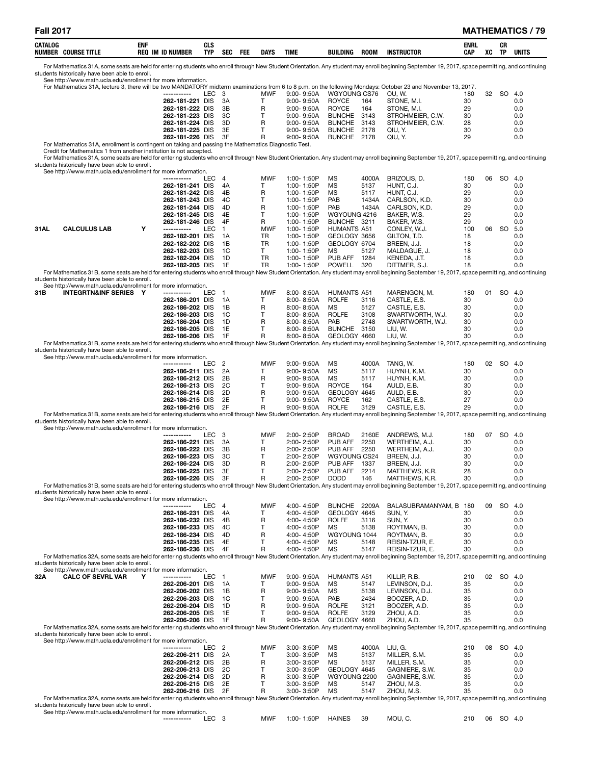| CATALOG NUMBER | COURSE TITLE | ENF REQ | IM | ID NUMBER | CLS TYP | SEC | FEE | DAYS | TIME | BUILDING | ROOM | INSTRUCTOR | ENRL CAP | XC | CR TP | UNITS |
|---|---|---|---|---|---|---|---|---|---|---|---|---|---|---|---|---|

For Mathematics 31A, some seats are held for entering students who enroll through New Student Orientation. Any student may enroll beginning September 19, 2017, space permitting, and continuing students historically have been able to enroll.
See http://www.math.ucla.edu/enrollment for more information.
For Mathematics 31A, lecture 3, there will be two MANDATORY midterm examinations from 6 to 8 p.m. on the following Mondays: October 23 and November 13, 2017.

| CATALOG NUMBER | COURSE TITLE | ENF REQ | IM | ID NUMBER | CLS TYP | SEC | FEE | DAYS | TIME | BUILDING | ROOM | INSTRUCTOR | ENRL CAP | XC | CR TP | UNITS |
|---|---|---|---|---|---|---|---|---|---|---|---|---|---|---|---|---|
| | | | | ----------- | LEC | 3 | | MWF | 9:00- 9:50A | WGYOUNG | CS76 | OU, W. | 180 | 32 | SO | 4.0 |
| | | | | 262-181-221 | DIS | 3A | | T | 9:00- 9:50A | ROYCE | 164 | STONE, M.I. | 30 | | | 0.0 |
| | | | | 262-181-222 | DIS | 3B | | R | 9:00- 9:50A | ROYCE | 164 | STONE, M.I. | 29 | | | 0.0 |
| | | | | 262-181-223 | DIS | 3C | | T | 9:00- 9:50A | BUNCHE | 3143 | STROHMEIER, C.W. | 30 | | | 0.0 |
| | | | | 262-181-224 | DIS | 3D | | R | 9:00- 9:50A | BUNCHE | 3143 | STROHMEIER, C.W. | 28 | | | 0.0 |
| | | | | 262-181-225 | DIS | 3E | | T | 9:00- 9:50A | BUNCHE | 2178 | QIU, Y. | 30 | | | 0.0 |
| | | | | 262-181-226 | DIS | 3F | | R | 9:00- 9:50A | BUNCHE | 2178 | QIU, Y. | 29 | | | 0.0 |

For Mathematics 31A, enrollment is contingent on taking and passing the Mathematics Diagnostic Test.
Credit for Mathematics 1 from another institution is not accepted.
For Mathematics 31A, some seats are held for entering students who enroll through New Student Orientation. Any student may enroll beginning September 19, 2017, space permitting, and continuing students historically have been able to enroll.
See http://www.math.ucla.edu/enrollment for more information.

| CATALOG NUMBER | COURSE TITLE | ENF REQ | IM | ID NUMBER | CLS TYP | SEC | FEE | DAYS | TIME | BUILDING | ROOM | INSTRUCTOR | ENRL CAP | XC | CR TP | UNITS |
|---|---|---|---|---|---|---|---|---|---|---|---|---|---|---|---|---|
| | | | | ----------- | LEC | 4 | | MWF | 1:00- 1:50P | MS | 4000A | BRIZOLIS, D. | 180 | 06 | SO | 4.0 |
| | | | | 262-181-241 | DIS | 4A | | T | 1:00- 1:50P | MS | 5137 | HUNT, C.J. | 30 | | | 0.0 |
| | | | | 262-181-242 | DIS | 4B | | R | 1:00- 1:50P | MS | 5117 | HUNT, C.J. | 29 | | | 0.0 |
| | | | | 262-181-243 | DIS | 4C | | T | 1:00- 1:50P | PAB | 1434A | CARLSON, K.D. | 30 | | | 0.0 |
| | | | | 262-181-244 | DIS | 4D | | R | 1:00- 1:50P | PAB | 1434A | CARLSON, K.D. | 29 | | | 0.0 |
| | | | | 262-181-245 | DIS | 4E | | T | 1:00- 1:50P | WGYOUNG | 4216 | BAKER, W.S. | 29 | | | 0.0 |
| | | | | 262-181-246 | DIS | 4F | | R | 1:00- 1:50P | BUNCHE | 3211 | BAKER, W.S. | 29 | | | 0.0 |
| 31AL | CALCULUS LAB | Y | | ----------- | LEC | 1 | | MWF | 1:00- 1:50P | HUMANTS | A51 | CONLEY, W.J. | 100 | 06 | SO | 5.0 |
| | | | | 262-182-201 | DIS | 1A | | TR | 1:00- 1:50P | GEOLOGY | 3656 | GILTON, T.D. | 18 | | | 0.0 |
| | | | | 262-182-202 | DIS | 1B | | TR | 1:00- 1:50P | GEOLOGY | 6704 | BREEN, J.J. | 18 | | | 0.0 |
| | | | | 262-182-203 | DIS | 1C | | T | 1:00- 1:50P | MS | 5127 | MALDAGUE, J. | 18 | | | 0.0 |
| | | | | 262-182-204 | DIS | 1D | | TR | 1:00- 1:50P | PUB AFF | 1284 | KENEDA, J.T. | 18 | | | 0.0 |
| | | | | 262-182-205 | DIS | 1E | | TR | 1:00- 1:50P | POWELL | 320 | DITTMER, S.J. | 18 | | | 0.0 |

For Mathematics 31B, some seats are held for entering students who enroll through New Student Orientation. Any student may enroll beginning September 19, 2017, space permitting, and continuing students historically have been able to enroll.
See http://www.math.ucla.edu/enrollment for more information.

| CATALOG NUMBER | COURSE TITLE | ENF REQ | IM | ID NUMBER | CLS TYP | SEC | FEE | DAYS | TIME | BUILDING | ROOM | INSTRUCTOR | ENRL CAP | XC | CR TP | UNITS |
|---|---|---|---|---|---|---|---|---|---|---|---|---|---|---|---|---|
| 31B | INTEGRTN&INF SERIES | Y | | ----------- | LEC | 1 | | MWF | 8:00- 8:50A | HUMANTS | A51 | MARENGON, M. | 180 | 01 | SO | 4.0 |
| | | | | 262-186-201 | DIS | 1A | | T | 8:00- 8:50A | ROLFE | 3116 | CASTLE, E.S. | 30 | | | 0.0 |
| | | | | 262-186-202 | DIS | 1B | | R | 8:00- 8:50A | MS | 5127 | CASTLE, E.S. | 30 | | | 0.0 |
| | | | | 262-186-203 | DIS | 1C | | T | 8:00- 8:50A | ROLFE | 3108 | SWARTWORTH, W.J. | 30 | | | 0.0 |
| | | | | 262-186-204 | DIS | 1D | | R | 8:00- 8:50A | PAB | 2748 | SWARTWORTH, W.J. | 30 | | | 0.0 |
| | | | | 262-186-205 | DIS | 1E | | T | 8:00- 8:50A | BUNCHE | 3150 | LIU, W. | 30 | | | 0.0 |
| | | | | 262-186-206 | DIS | 1F | | R | 8:00- 8:50A | GEOLOGY | 4660 | LIU, W. | 30 | | | 0.0 |

For Mathematics 31B, some seats are held for entering students who enroll through New Student Orientation. Any student may enroll beginning September 19, 2017, space permitting, and continuing students historically have been able to enroll.
See http://www.math.ucla.edu/enrollment for more information.

| CATALOG NUMBER | COURSE TITLE | ENF REQ | IM | ID NUMBER | CLS TYP | SEC | FEE | DAYS | TIME | BUILDING | ROOM | INSTRUCTOR | ENRL CAP | XC | CR TP | UNITS |
|---|---|---|---|---|---|---|---|---|---|---|---|---|---|---|---|---|
| | | | | ----------- | LEC | 2 | | MWF | 9:00- 9:50A | MS | 4000A | TANG, W. | 180 | 02 | SO | 4.0 |
| | | | | 262-186-211 | DIS | 2A | | T | 9:00- 9:50A | MS | 5117 | HUYNH, K.M. | 30 | | | 0.0 |
| | | | | 262-186-212 | DIS | 2B | | R | 9:00- 9:50A | MS | 5117 | HUYNH, K.M. | 30 | | | 0.0 |
| | | | | 262-186-213 | DIS | 2C | | T | 9:00- 9:50A | ROYCE | 154 | AULD, E.B. | 30 | | | 0.0 |
| | | | | 262-186-214 | DIS | 2D | | R | 9:00- 9:50A | GEOLOGY | 4645 | AULD, E.B. | 30 | | | 0.0 |
| | | | | 262-186-215 | DIS | 2E | | T | 9:00- 9:50A | ROYCE | 162 | CASTLE, E.S. | 27 | | | 0.0 |
| | | | | 262-186-216 | DIS | 2F | | R | 9:00- 9:50A | ROLFE | 3129 | CASTLE, E.S. | 29 | | | 0.0 |

For Mathematics 31B, some seats are held for entering students who enroll through New Student Orientation. Any student may enroll beginning September 19, 2017, space permitting, and continuing students historically have been able to enroll.
See http://www.math.ucla.edu/enrollment for more information.

| CATALOG NUMBER | COURSE TITLE | ENF REQ | IM | ID NUMBER | CLS TYP | SEC | FEE | DAYS | TIME | BUILDING | ROOM | INSTRUCTOR | ENRL CAP | XC | CR TP | UNITS |
|---|---|---|---|---|---|---|---|---|---|---|---|---|---|---|---|---|
| | | | | ----------- | LEC | 3 | | MWF | 2:00- 2:50P | BROAD | 2160E | ANDREWS, M.J. | 180 | 07 | SO | 4.0 |
| | | | | 262-186-221 | DIS | 3A | | T | 2:00- 2:50P | PUB AFF | 2250 | WERTHEIM, A.J. | 30 | | | 0.0 |
| | | | | 262-186-222 | DIS | 3B | | R | 2:00- 2:50P | PUB AFF | 2250 | WERTHEIM, A.J. | 30 | | | 0.0 |
| | | | | 262-186-223 | DIS | 3C | | T | 2:00- 2:50P | WGYOUNG | CS24 | BREEN, J.J. | 30 | | | 0.0 |
| | | | | 262-186-224 | DIS | 3D | | R | 2:00- 2:50P | PUB AFF | 1337 | BREEN, J.J. | 30 | | | 0.0 |
| | | | | 262-186-225 | DIS | 3E | | T | 2:00- 2:50P | PUB AFF | 2214 | MATTHEWS, K.R. | 28 | | | 0.0 |
| | | | | 262-186-226 | DIS | 3F | | R | 2:00- 2:50P | DODD | 146 | MATTHEWS, K.R. | 30 | | | 0.0 |

For Mathematics 31B, some seats are held for entering students who enroll through New Student Orientation. Any student may enroll beginning September 19, 2017, space permitting, and continuing students historically have been able to enroll.
See http://www.math.ucla.edu/enrollment for more information.

| CATALOG NUMBER | COURSE TITLE | ENF REQ | IM | ID NUMBER | CLS TYP | SEC | FEE | DAYS | TIME | BUILDING | ROOM | INSTRUCTOR | ENRL CAP | XC | CR TP | UNITS |
|---|---|---|---|---|---|---|---|---|---|---|---|---|---|---|---|---|
| | | | | ----------- | LEC | 4 | | MWF | 4:00- 4:50P | BUNCHE | 2209A | BALASUBRAMANYAM, B | 180 | 09 | SO | 4.0 |
| | | | | 262-186-231 | DIS | 4A | | T | 4:00- 4:50P | GEOLOGY | 4645 | SUN, Y. | 30 | | | 0.0 |
| | | | | 262-186-232 | DIS | 4B | | R | 4:00- 4:50P | ROLFE | 3116 | SUN, Y. | 30 | | | 0.0 |
| | | | | 262-186-233 | DIS | 4C | | T | 4:00- 4:50P | MS | 5138 | ROYTMAN, B. | 30 | | | 0.0 |
| | | | | 262-186-234 | DIS | 4D | | R | 4:00- 4:50P | WGYOUNG | 1044 | ROYTMAN, B. | 30 | | | 0.0 |
| | | | | 262-186-235 | DIS | 4E | | T | 4:00- 4:50P | MS | 5148 | REISIN-TZUR, E. | 30 | | | 0.0 |
| | | | | 262-186-236 | DIS | 4F | | R | 4:00- 4:50P | MS | 5147 | REISIN-TZUR, E. | 30 | | | 0.0 |

For Mathematics 32A, some seats are held for entering students who enroll through New Student Orientation. Any student may enroll beginning September 19, 2017, space permitting, and continuing students historically have been able to enroll.
See http://www.math.ucla.edu/enrollment for more information.

| CATALOG NUMBER | COURSE TITLE | ENF REQ | IM | ID NUMBER | CLS TYP | SEC | FEE | DAYS | TIME | BUILDING | ROOM | INSTRUCTOR | ENRL CAP | XC | CR TP | UNITS |
|---|---|---|---|---|---|---|---|---|---|---|---|---|---|---|---|---|
| 32A | CALC OF SEVRL VAR | Y | | ----------- | LEC | 1 | | MWF | 9:00- 9:50A | HUMANTS | A51 | KILLIP, R.B. | 210 | 02 | SO | 4.0 |
| | | | | 262-206-201 | DIS | 1A | | T | 9:00- 9:50A | MS | 5147 | LEVINSON, D.J. | 35 | | | 0.0 |
| | | | | 262-206-202 | DIS | 1B | | R | 9:00- 9:50A | MS | 5138 | LEVINSON, D.J. | 35 | | | 0.0 |
| | | | | 262-206-203 | DIS | 1C | | T | 9:00- 9:50A | PAB | 2434 | BOOZER, A.D. | 35 | | | 0.0 |
| | | | | 262-206-204 | DIS | 1D | | R | 9:00- 9:50A | ROLFE | 3121 | BOOZER, A.D. | 35 | | | 0.0 |
| | | | | 262-206-205 | DIS | 1E | | T | 9:00- 9:50A | ROLFE | 3129 | ZHOU, A.D. | 35 | | | 0.0 |
| | | | | 262-206-206 | DIS | 1F | | R | 9:00- 9:50A | GEOLOGY | 4660 | ZHOU, A.D. | 35 | | | 0.0 |

For Mathematics 32A, some seats are held for entering students who enroll through New Student Orientation. Any student may enroll beginning September 19, 2017, space permitting, and continuing students historically have been able to enroll.
See http://www.math.ucla.edu/enrollment for more information.

| CATALOG NUMBER | COURSE TITLE | ENF REQ | IM | ID NUMBER | CLS TYP | SEC | FEE | DAYS | TIME | BUILDING | ROOM | INSTRUCTOR | ENRL CAP | XC | CR TP | UNITS |
|---|---|---|---|---|---|---|---|---|---|---|---|---|---|---|---|---|
| | | | | ----------- | LEC | 2 | | MWF | 3:00- 3:50P | MS | 4000A | LIU, G. | 210 | 08 | SO | 4.0 |
| | | | | 262-206-211 | DIS | 2A | | T | 3:00- 3:50P | MS | 5137 | MILLER, S.M. | 35 | | | 0.0 |
| | | | | 262-206-212 | DIS | 2B | | R | 3:00- 3:50P | MS | 5137 | MILLER, S.M. | 35 | | | 0.0 |
| | | | | 262-206-213 | DIS | 2C | | T | 3:00- 3:50P | GEOLOGY | 4645 | GAGNIERE, S.W. | 35 | | | 0.0 |
| | | | | 262-206-214 | DIS | 2D | | R | 3:00- 3:50P | WGYOUNG | 2200 | GAGNIERE, S.W. | 35 | | | 0.0 |
| | | | | 262-206-215 | DIS | 2E | | T | 3:00- 3:50P | MS | 5147 | ZHOU, M.S. | 35 | | | 0.0 |
| | | | | 262-206-216 | DIS | 2F | | R | 3:00- 3:50P | MS | 5147 | ZHOU, M.S. | 35 | | | 0.0 |

For Mathematics 32A, some seats are held for entering students who enroll through New Student Orientation. Any student may enroll beginning September 19, 2017, space permitting, and continuing students historically have been able to enroll.
See http://www.math.ucla.edu/enrollment for more information.

| CATALOG NUMBER | COURSE TITLE | ENF REQ | IM | ID NUMBER | CLS TYP | SEC | FEE | DAYS | TIME | BUILDING | ROOM | INSTRUCTOR | ENRL CAP | XC | CR TP | UNITS |
|---|---|---|---|---|---|---|---|---|---|---|---|---|---|---|---|---|
| | | | | ----------- | LEC | 3 | | MWF | 1:00- 1:50P | HAINES | 39 | MOU, C. | 210 | 06 | SO | 4.0 |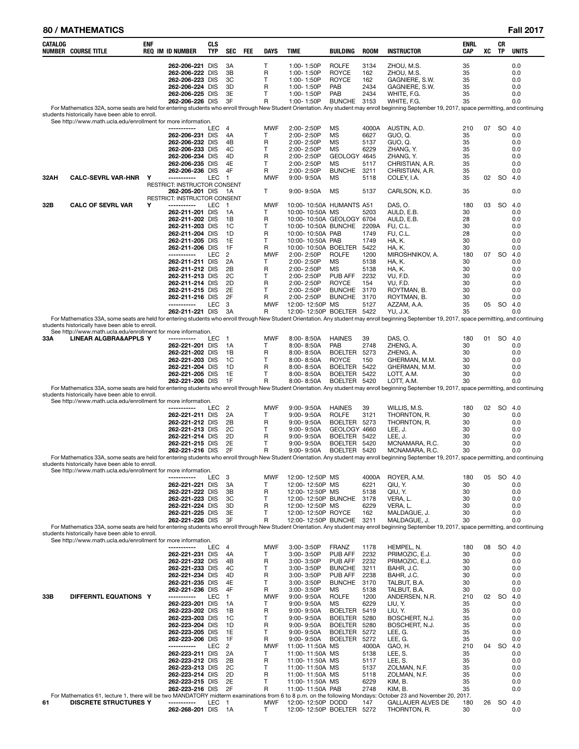## 80 / MATHEMATICS — Fall 2017

| CATALOG NUMBER | COURSE TITLE | ENF REQ | IM | ID NUMBER | CLS TYP | SEC | FEE | DAYS | TIME | BUILDING | ROOM | INSTRUCTOR | ENRL CAP | XC | CR TP | UNITS |
|---|---|---|---|---|---|---|---|---|---|---|---|---|---|---|---|---|
| | | | | 262-206-221 | DIS | 3A | | T | 1:00- 1:50P | ROLFE | 3134 | ZHOU, M.S. | 35 | | | 0.0 |
| | | | | 262-206-222 | DIS | 3B | | R | 1:00- 1:50P | ROYCE | 162 | ZHOU, M.S. | 35 | | | 0.0 |
| | | | | 262-206-223 | DIS | 3C | | T | 1:00- 1:50P | ROYCE | 162 | GAGNIERE, S.W. | 35 | | | 0.0 |
| | | | | 262-206-224 | DIS | 3D | | R | 1:00- 1:50P | PAB | 2434 | GAGNIERE, S.W. | 35 | | | 0.0 |
| | | | | 262-206-225 | DIS | 3E | | T | 1:00- 1:50P | PAB | 2434 | WHITE, F.G. | 35 | | | 0.0 |
| | | | | 262-206-226 | DIS | 3F | | R | 1:00- 1:50P | BUNCHE | 3153 | WHITE, F.G. | 35 | | | 0.0 |
| For Mathematics 32A, some seats are held for entering students who enroll through New Student Orientation. Any student may enroll beginning September 19, 2017, space permitting, and continuing students historically have been able to enroll. See http://www.math.ucla.edu/enrollment for more information. | | | | | | | | | | | | | | | | |
| | | | | ----------- | LEC | 4 | | MWF | 2:00- 2:50P | MS | 4000A | AUSTIN, A.D. | 210 | 07 | SO | 4.0 |
| | | | | 262-206-231 | DIS | 4A | | T | 2:00- 2:50P | MS | 6627 | GUO, Q. | 35 | | | 0.0 |
| | | | | 262-206-232 | DIS | 4B | | R | 2:00- 2:50P | MS | 5137 | GUO, Q. | 35 | | | 0.0 |
| | | | | 262-206-233 | DIS | 4C | | T | 2:00- 2:50P | MS | 6229 | ZHANG, Y. | 35 | | | 0.0 |
| | | | | 262-206-234 | DIS | 4D | | R | 2:00- 2:50P | GEOLOGY | 4645 | ZHANG, Y. | 35 | | | 0.0 |
| | | | | 262-206-235 | DIS | 4E | | T | 2:00- 2:50P | MS | 5117 | CHRISTIAN, A.R. | 35 | | | 0.0 |
| | | | | 262-206-236 | DIS | 4F | | R | 2:00- 2:50P | BUNCHE | 3211 | CHRISTIAN, A.R. | 35 | | | 0.0 |
| 32AH | CALC-SEVRL VAR-HNR | Y | | ----------- | LEC | 1 | | MWF | 9:00- 9:50A | MS | 5118 | COLEY, I.A. | 35 | 02 | SO | 4.0 |
| | RESTRICT: INSTRUCTOR CONSENT | | | | | | | | | | | | | | | |
| | | | | 262-205-201 | DIS | 1A | | T | 9:00- 9:50A | MS | 5137 | CARLSON, K.D. | 35 | | | 0.0 |
| | RESTRICT: INSTRUCTOR CONSENT | | | | | | | | | | | | | | | |
| 32B | CALC OF SEVRL VAR | Y | | ----------- | LEC | 1 | | MWF | 10:00- 10:50A | HUMANTS | A51 | DAS, O. | 180 | 03 | SO | 4.0 |
| | | | | 262-211-201 | DIS | 1A | | T | 10:00- 10:50A | MS | 5203 | AULD, E.B. | 30 | | | 0.0 |
| | | | | 262-211-202 | DIS | 1B | | R | 10:00- 10:50A | GEOLOGY | 6704 | AULD, E.B. | 28 | | | 0.0 |
| | | | | 262-211-203 | DIS | 1C | | T | 10:00- 10:50A | BUNCHE | 2209A | FU, C.L. | 30 | | | 0.0 |
| | | | | 262-211-204 | DIS | 1D | | R | 10:00- 10:50A | PAB | 1749 | FU, C.L. | 28 | | | 0.0 |
| | | | | 262-211-205 | DIS | 1E | | T | 10:00- 10:50A | PAB | 1749 | HA, K. | 30 | | | 0.0 |
| | | | | 262-211-206 | DIS | 1F | | R | 10:00- 10:50A | BOELTER | 5422 | HA, K. | 30 | | | 0.0 |
| | | | | ----------- | LEC | 2 | | MWF | 2:00- 2:50P | ROLFE | 1200 | MIROSHNIKOV, A. | 180 | 07 | SO | 4.0 |
| | | | | 262-211-211 | DIS | 2A | | T | 2:00- 2:50P | MS | 5138 | HA, K. | 30 | | | 0.0 |
| | | | | 262-211-212 | DIS | 2B | | R | 2:00- 2:50P | MS | 5138 | HA, K. | 30 | | | 0.0 |
| | | | | 262-211-213 | DIS | 2C | | T | 2:00- 2:50P | PUB AFF | 2232 | VU, F.D. | 30 | | | 0.0 |
| | | | | 262-211-214 | DIS | 2D | | R | 2:00- 2:50P | ROYCE | 154 | VU, F.D. | 30 | | | 0.0 |
| | | | | 262-211-215 | DIS | 2E | | T | 2:00- 2:50P | BUNCHE | 3170 | ROYTMAN, B. | 30 | | | 0.0 |
| | | | | 262-211-216 | DIS | 2F | | R | 2:00- 2:50P | BUNCHE | 3170 | ROYTMAN, B. | 30 | | | 0.0 |
| | | | | ----------- | LEC | 3 | | MWF | 12:00- 12:50P | MS | 5127 | AZZAM, A.A. | 35 | 05 | SO | 4.0 |
| | | | | 262-211-221 | DIS | 3A | | R | 12:00- 12:50P | BOELTER | 5422 | YU, J.X. | 35 | | | 0.0 |
| For Mathematics 33A, some seats are held for entering students who enroll through New Student Orientation. Any student may enroll beginning September 19, 2017, space permitting, and continuing students historically have been able to enroll. See http://www.math.ucla.edu/enrollment for more information. | | | | | | | | | | | | | | | | |
| 33A | LINEAR ALGBRA&APPLS | Y | | ----------- | LEC | 1 | | MWF | 8:00- 8:50A | HAINES | 39 | DAS, O. | 180 | 01 | SO | 4.0 |
| | | | | 262-221-201 | DIS | 1A | | T | 8:00- 8:50A | PAB | 2748 | ZHENG, A. | 30 | | | 0.0 |
| | | | | 262-221-202 | DIS | 1B | | R | 8:00- 8:50A | BOELTER | 5273 | ZHENG, A. | 30 | | | 0.0 |
| | | | | 262-221-203 | DIS | 1C | | T | 8:00- 8:50A | ROYCE | 150 | GHERMAN, M.M. | 30 | | | 0.0 |
| | | | | 262-221-204 | DIS | 1D | | R | 8:00- 8:50A | BOELTER | 5422 | GHERMAN, M.M. | 30 | | | 0.0 |
| | | | | 262-221-205 | DIS | 1E | | T | 8:00- 8:50A | BOELTER | 5422 | LOTT, A.M. | 30 | | | 0.0 |
| | | | | 262-221-206 | DIS | 1F | | R | 8:00- 8:50A | BOELTER | 5420 | LOTT, A.M. | 30 | | | 0.0 |
| For Mathematics 33A, some seats are held for entering students who enroll through New Student Orientation. Any student may enroll beginning September 19, 2017, space permitting, and continuing students historically have been able to enroll. See http://www.math.ucla.edu/enrollment for more information. | | | | | | | | | | | | | | | | |
| | | | | ----------- | LEC | 2 | | MWF | 9:00- 9:50A | HAINES | 39 | WILLIS, M.S. | 180 | 02 | SO | 4.0 |
| | | | | 262-221-211 | DIS | 2A | | T | 9:00- 9:50A | ROLFE | 3121 | THORNTON, R. | 30 | | | 0.0 |
| | | | | 262-221-212 | DIS | 2B | | R | 9:00- 9:50A | BOELTER | 5273 | THORNTON, R. | 30 | | | 0.0 |
| | | | | 262-221-213 | DIS | 2C | | T | 9:00- 9:50A | GEOLOGY | 4660 | LEE, J. | 30 | | | 0.0 |
| | | | | 262-221-214 | DIS | 2D | | R | 9:00- 9:50A | BOELTER | 5422 | LEE, J. | 30 | | | 0.0 |
| | | | | 262-221-215 | DIS | 2E | | T | 9:00- 9:50A | BOELTER | 5420 | MCNAMARA, R.C. | 30 | | | 0.0 |
| | | | | 262-221-216 | DIS | 2F | | R | 9:00- 9:50A | BOELTER | 5420 | MCNAMARA, R.C. | 30 | | | 0.0 |
| For Mathematics 33A, some seats are held for entering students who enroll through New Student Orientation. Any student may enroll beginning September 19, 2017, space permitting, and continuing students historically have been able to enroll. See http://www.math.ucla.edu/enrollment for more information. | | | | | | | | | | | | | | | | |
| | | | | ----------- | LEC | 3 | | MWF | 12:00- 12:50P | MS | 4000A | ROYER, A.M. | 180 | 05 | SO | 4.0 |
| | | | | 262-221-221 | DIS | 3A | | T | 12:00- 12:50P | MS | 6221 | QIU, Y. | 30 | | | 0.0 |
| | | | | 262-221-222 | DIS | 3B | | R | 12:00- 12:50P | MS | 5138 | QIU, Y. | 30 | | | 0.0 |
| | | | | 262-221-223 | DIS | 3C | | T | 12:00- 12:50P | BUNCHE | 3178 | VERA, L. | 30 | | | 0.0 |
| | | | | 262-221-224 | DIS | 3D | | R | 12:00- 12:50P | MS | 6229 | VERA, L. | 30 | | | 0.0 |
| | | | | 262-221-225 | DIS | 3E | | T | 12:00- 12:50P | ROYCE | 162 | MALDAGUE, J. | 30 | | | 0.0 |
| | | | | 262-221-226 | DIS | 3F | | R | 12:00- 12:50P | BUNCHE | 3211 | MALDAGUE, J. | 30 | | | 0.0 |
| For Mathematics 33A, some seats are held for entering students who enroll through New Student Orientation. Any student may enroll beginning September 19, 2017, space permitting, and continuing students historically have been able to enroll. See http://www.math.ucla.edu/enrollment for more information. | | | | | | | | | | | | | | | | |
| | | | | ----------- | LEC | 4 | | MWF | 3:00- 3:50P | FRANZ | 1178 | HEMPEL, N. | 180 | 08 | SO | 4.0 |
| | | | | 262-221-231 | DIS | 4A | | T | 3:00- 3:50P | PUB AFF | 2232 | PRIMOZIC, E.J. | 30 | | | 0.0 |
| | | | | 262-221-232 | DIS | 4B | | R | 3:00- 3:50P | PUB AFF | 2232 | PRIMOZIC, E.J. | 30 | | | 0.0 |
| | | | | 262-221-233 | DIS | 4C | | T | 3:00- 3:50P | BUNCHE | 3211 | BAHR, J.C. | 30 | | | 0.0 |
| | | | | 262-221-234 | DIS | 4D | | R | 3:00- 3:50P | PUB AFF | 2238 | BAHR, J.C. | 30 | | | 0.0 |
| | | | | 262-221-235 | DIS | 4E | | T | 3:00- 3:50P | BUNCHE | 3170 | TALBUT, B.A. | 30 | | | 0.0 |
| | | | | 262-221-236 | DIS | 4F | | R | 3:00- 3:50P | MS | 5138 | TALBUT, B.A. | 30 | | | 0.0 |
| 33B | DIFFERNTL EQUATIONS | Y | | ----------- | LEC | 1 | | MWF | 9:00- 9:50A | ROLFE | 1200 | ANDERSEN, N.R. | 210 | 02 | SO | 4.0 |
| | | | | 262-223-201 | DIS | 1A | | T | 9:00- 9:50A | MS | 6229 | LIU, Y. | 35 | | | 0.0 |
| | | | | 262-223-202 | DIS | 1B | | R | 9:00- 9:50A | BOELTER | 5419 | LIU, Y. | 35 | | | 0.0 |
| | | | | 262-223-203 | DIS | 1C | | T | 9:00- 9:50A | BOELTER | 5280 | BOSCHERT, N.J. | 35 | | | 0.0 |
| | | | | 262-223-204 | DIS | 1D | | R | 9:00- 9:50A | BOELTER | 5280 | BOSCHERT, N.J. | 35 | | | 0.0 |
| | | | | 262-223-205 | DIS | 1E | | T | 9:00- 9:50A | BOELTER | 5272 | LEE, G. | 35 | | | 0.0 |
| | | | | 262-223-206 | DIS | 1F | | R | 9:00- 9:50A | BOELTER | 5272 | LEE, G. | 35 | | | 0.0 |
| | | | | ----------- | LEC | 2 | | MWF | 11:00- 11:50A | MS | 4000A | GAO, H. | 210 | 04 | SO | 4.0 |
| | | | | 262-223-211 | DIS | 2A | | T | 11:00- 11:50A | MS | 5138 | LEE, S. | 35 | | | 0.0 |
| | | | | 262-223-212 | DIS | 2B | | R | 11:00- 11:50A | MS | 5117 | LEE, S. | 35 | | | 0.0 |
| | | | | 262-223-213 | DIS | 2C | | T | 11:00- 11:50A | MS | 5137 | ZOLMAN, N.F. | 35 | | | 0.0 |
| | | | | 262-223-214 | DIS | 2D | | R | 11:00- 11:50A | MS | 5118 | ZOLMAN, N.F. | 35 | | | 0.0 |
| | | | | 262-223-215 | DIS | 2E | | T | 11:00- 11:50A | MS | 6229 | KIM, B. | 35 | | | 0.0 |
| | | | | 262-223-216 | DIS | 2F | | R | 11:00- 11:50A | PAB | 2748 | KIM, B. | 35 | | | 0.0 |
| For Mathematics 61, lecture 1, there will be two MANDATORY midterm examinations from 6 to 8 p.m. on the following Mondays: October 23 and November 20, 2017. | | | | | | | | | | | | | | | | |
| 61 | DISCRETE STRUCTURES | Y | | ----------- | LEC | 1 | | MWF | 12:00- 12:50P | DODD | 147 | GALLAUER ALVES DE | 180 | 26 | SO | 4.0 |
| | | | | 262-268-201 | DIS | 1A | | T | 12:00- 12:50P | BOELTER | 5272 | THORNTON, R. | 30 | | | 0.0 |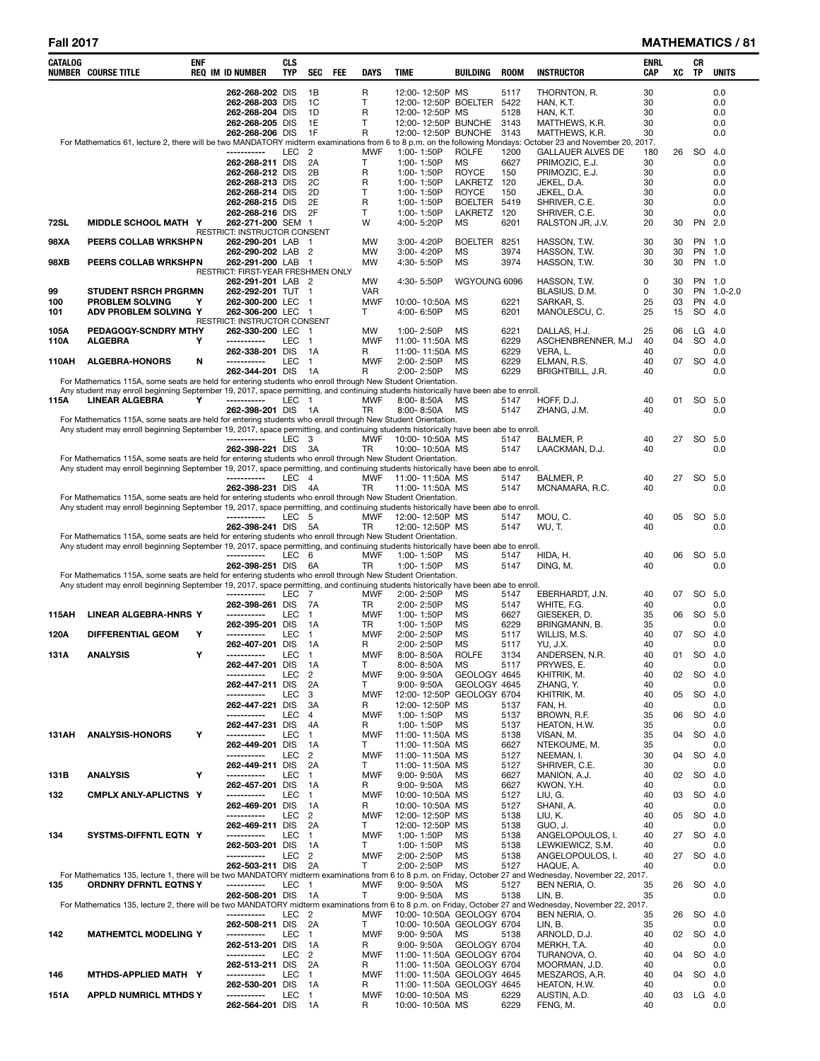| CATALOG NUMBER | COURSE TITLE | ENF REQ | IM | ID NUMBER | CLS TYP | SEC | FEE | DAYS | TIME | BUILDING | ROOM | INSTRUCTOR | ENRL CAP | XC | CR TP | UNITS |
|---|---|---|---|---|---|---|---|---|---|---|---|---|---|---|---|---|
| | | | | 262-268-202 | DIS | 1B | | R | 12:00-12:50P | MS | 5117 | THORNTON, R. | 30 | | | 0.0 |
| | | | | 262-268-203 | DIS | 1C | | T | 12:00-12:50P | BOELTER | 5422 | HAN, K.T. | 30 | | | 0.0 |
| | | | | 262-268-204 | DIS | 1D | | R | 12:00-12:50P | MS | 5128 | HAN, K.T. | 30 | | | 0.0 |
| | | | | 262-268-205 | DIS | 1E | | T | 12:00-12:50P | BUNCHE | 3143 | MATTHEWS, K.R. | 30 | | | 0.0 |
| | | | | 262-268-206 | DIS | 1F | | R | 12:00-12:50P | BUNCHE | 3143 | MATTHEWS, K.R. | 30 | | | 0.0 |
| For Mathematics 61, lecture 2, there will be two MANDATORY midterm examinations from 6 to 8 p.m. on the following Mondays: October 23 and November 20, 2017. | | | | | | | | | | | | | | | | |
| | | | | ----------- | LEC | 2 | | MWF | 1:00-1:50P | ROLFE | 1200 | GALLAUER ALVES DE | 180 | 26 | SO | 4.0 |
| | | | | 262-268-211 | DIS | 2A | | T | 1:00-1:50P | MS | 6627 | PRIMOZIC, E.J. | 30 | | | 0.0 |
| | | | | 262-268-212 | DIS | 2B | | R | 1:00-1:50P | ROYCE | 150 | PRIMOZIC, E.J. | 30 | | | 0.0 |
| | | | | 262-268-213 | DIS | 2C | | R | 1:00-1:50P | LAKRETZ | 120 | JEKEL, D.A. | 30 | | | 0.0 |
| | | | | 262-268-214 | DIS | 2D | | T | 1:00-1:50P | ROYCE | 150 | JEKEL, D.A. | 30 | | | 0.0 |
| | | | | 262-268-215 | DIS | 2E | | R | 1:00-1:50P | BOELTER | 5419 | SHRIVER, C.E. | 30 | | | 0.0 |
| | | | | 262-268-216 | DIS | 2F | | T | 1:00-1:50P | LAKRETZ | 120 | SHRIVER, C.E. | 30 | | | 0.0 |
| 72SL | MIDDLE SCHOOL MATH | Y | | 262-271-200 | SEM | 1 | | W | 4:00-5:20P | MS | 6201 | RALSTON JR, J.V. | 20 | 30 | PN | 2.0 |
| | | | | RESTRICT: INSTRUCTOR CONSENT | | | | | | | | | | | | |
| 98XA | PEERS COLLAB WRKSHP | N | | 262-290-201 | LAB | 1 | | MW | 3:00-4:20P | BOELTER | 8251 | HASSON, T.W. | 30 | 30 | PN | 1.0 |
| | | | | 262-290-202 | LAB | 2 | | MW | 3:00-4:20P | MS | 3974 | HASSON, T.W. | 30 | 30 | PN | 1.0 |
| 98XB | PEERS COLLAB WRKSHP | N | | 262-291-200 | LAB | 1 | | MW | 4:30-5:50P | MS | 3974 | HASSON, T.W. | 30 | 30 | PN | 1.0 |
| | | | | RESTRICT: FIRST-YEAR FRESHMEN ONLY | | | | | | | | | | | | |
| | | | | 262-291-201 | LAB | 2 | | MW | 4:30-5:50P | WGYOUNG | 6096 | HASSON, T.W. | 0 | 30 | PN | 1.0 |
| 99 | STUDENT RSRCH PRGRM | N | | 262-292-201 | TUT | 1 | | VAR | | | | BLASIUS, D.M. | 0 | 30 | PN | 1.0-2.0 |
| 100 | PROBLEM SOLVING | Y | | 262-300-200 | LEC | 1 | | MWF | 10:00-10:50A | MS | 6221 | SARKAR, S. | 25 | 03 | PN | 4.0 |
| 101 | ADV PROBLEM SOLVING | Y | | 262-306-200 | LEC | 1 | | T | 4:00-6:50P | MS | 6201 | MANOLESCU, C. | 25 | 15 | SO | 4.0 |
| | | | | RESTRICT: INSTRUCTOR CONSENT | | | | | | | | | | | | |
| 105A | PEDAGOGY-SCNDRY MTHY | | | 262-330-200 | LEC | 1 | | MW | 1:00-2:50P | MS | 6221 | DALLAS, H.J. | 25 | 06 | LG | 4.0 |
| 110A | ALGEBRA | Y | | ----------- | LEC | 1 | | MWF | 11:00-11:50A | MS | 6229 | ASCHENBRENNER, M.J | 40 | 04 | SO | 4.0 |
| | | | | 262-338-201 | DIS | 1A | | R | 11:00-11:50A | MS | 6229 | VERA, L. | 40 | | | 0.0 |
| 110AH | ALGEBRA-HONORS | N | | ----------- | LEC | 1 | | MWF | 2:00-2:50P | MS | 6229 | ELMAN, R.S. | 40 | 07 | SO | 4.0 |
| | | | | 262-344-201 | DIS | 1A | | R | 2:00-2:50P | MS | 6229 | BRIGHTBILL, J.R. | 40 | | | 0.0 |
| For Mathematics 115A, some seats are held for entering students who enroll through New Student Orientation. Any student may enroll beginning September 19, 2017, space permitting, and continuing students historically have been abe to enroll. | | | | | | | | | | | | | | | | |
| 115A | LINEAR ALGEBRA | Y | | ----------- | LEC | 1 | | MWF | 8:00-8:50A | MS | 5147 | HOFF, D.J. | 40 | 01 | SO | 5.0 |
| | | | | 262-398-201 | DIS | 1A | | TR | 8:00-8:50A | MS | 5147 | ZHANG, J.M. | 40 | | | 0.0 |
| For Mathematics 115A, some seats are held for entering students who enroll through New Student Orientation. Any student may enroll beginning September 19, 2017, space permitting, and continuing students historically have been abe to enroll. | | | | | | | | | | | | | | | | |
| | | | | ----------- | LEC | 3 | | MWF | 10:00-10:50A | MS | 5147 | BALMER, P. | 40 | 27 | SO | 5.0 |
| | | | | 262-398-221 | DIS | 3A | | TR | 10:00-10:50A | MS | 5147 | LAACKMAN, D.J. | 40 | | | 0.0 |
| For Mathematics 115A, some seats are held for entering students who enroll through New Student Orientation. Any student may enroll beginning September 19, 2017, space permitting, and continuing students historically have been abe to enroll. | | | | | | | | | | | | | | | | |
| | | | | ----------- | LEC | 4 | | MWF | 11:00-11:50A | MS | 5147 | BALMER, P. | 40 | 27 | SO | 5.0 |
| | | | | 262-398-231 | DIS | 4A | | TR | 11:00-11:50A | MS | 5147 | MCNAMARA, R.C. | 40 | | | 0.0 |
| For Mathematics 115A, some seats are held for entering students who enroll through New Student Orientation. Any student may enroll beginning September 19, 2017, space permitting, and continuing students historically have been abe to enroll. | | | | | | | | | | | | | | | | |
| | | | | ----------- | LEC | 5 | | MWF | 12:00-12:50P | MS | 5147 | MOU, C. | 40 | 05 | SO | 5.0 |
| | | | | 262-398-241 | DIS | 5A | | TR | 12:00-12:50P | MS | 5147 | WU, T. | 40 | | | 0.0 |
| For Mathematics 115A, some seats are held for entering students who enroll through New Student Orientation. Any student may enroll beginning September 19, 2017, space permitting, and continuing students historically have been abe to enroll. | | | | | | | | | | | | | | | | |
| | | | | ----------- | LEC | 6 | | MWF | 1:00-1:50P | MS | 5147 | HIDA, H. | 40 | 06 | SO | 5.0 |
| | | | | 262-398-251 | DIS | 6A | | TR | 1:00-1:50P | MS | 5147 | DING, M. | 40 | | | 0.0 |
| For Mathematics 115A, some seats are held for entering students who enroll through New Student Orientation. Any student may enroll beginning September 19, 2017, space permitting, and continuing students historically have been abe to enroll. | | | | | | | | | | | | | | | | |
| | | | | ----------- | LEC | 7 | | MWF | 2:00-2:50P | MS | 5147 | EBERHARDT, J.N. | 40 | 07 | SO | 5.0 |
| | | | | 262-398-261 | DIS | 7A | | TR | 2:00-2:50P | MS | 5147 | WHITE, F.G. | 40 | | | 0.0 |
| 115AH | LINEAR ALGEBRA-HNRS | Y | | ----------- | LEC | 1 | | MWF | 1:00-1:50P | MS | 6627 | GIESEKER, D. | 35 | 06 | SO | 5.0 |
| | | | | 262-395-201 | DIS | 1A | | TR | 1:00-1:50P | MS | 6229 | BRINGMANN, B. | 35 | | | 0.0 |
| 120A | DIFFERENTIAL GEOM | Y | | ----------- | LEC | 1 | | MWF | 2:00-2:50P | MS | 5117 | WILLIS, M.S. | 40 | 07 | SO | 4.0 |
| | | | | 262-407-201 | DIS | 1A | | R | 2:00-2:50P | MS | 5117 | YU, J.X. | 40 | | | 0.0 |
| 131A | ANALYSIS | Y | | ----------- | LEC | 1 | | MWF | 8:00-8:50A | ROLFE | 3134 | ANDERSEN, N.R. | 40 | 01 | SO | 4.0 |
| | | | | 262-447-201 | DIS | 1A | | T | 8:00-8:50A | MS | 5117 | PRYWES, E. | 40 | | | 0.0 |
| | | | | ----------- | LEC | 2 | | MWF | 9:00-9:50A | GEOLOGY | 4645 | KHITRIK, M. | 40 | 02 | SO | 4.0 |
| | | | | 262-447-211 | DIS | 2A | | T | 9:00-9:50A | GEOLOGY | 4645 | ZHANG, Y. | 40 | | | 0.0 |
| | | | | ----------- | LEC | 3 | | MWF | 12:00-12:50P | GEOLOGY | 6704 | KHITRIK, M. | 40 | 05 | SO | 4.0 |
| | | | | 262-447-221 | DIS | 3A | | R | 12:00-12:50P | MS | 5137 | FAN, H. | 40 | | | 0.0 |
| | | | | ----------- | LEC | 4 | | MWF | 1:00-1:50P | MS | 5137 | BROWN, R.F. | 35 | 06 | SO | 4.0 |
| | | | | 262-447-231 | DIS | 4A | | R | 1:00-1:50P | MS | 5137 | HEATON, H.W. | 35 | | | 0.0 |
| 131AH | ANALYSIS-HONORS | Y | | ----------- | LEC | 1 | | MWF | 11:00-11:50A | MS | 5138 | VISAN, M. | 35 | 04 | SO | 4.0 |
| | | | | 262-449-201 | DIS | 1A | | T | 11:00-11:50A | MS | 6627 | NTEKOUME, M. | 35 | | | 0.0 |
| | | | | ----------- | LEC | 2 | | MWF | 11:00-11:50A | MS | 5127 | NEEMAN, I. | 30 | 04 | SO | 4.0 |
| | | | | 262-449-211 | DIS | 2A | | T | 11:00-11:50A | MS | 5127 | SHRIVER, C.E. | 30 | | | 0.0 |
| 131B | ANALYSIS | Y | | ----------- | LEC | 1 | | MWF | 9:00-9:50A | MS | 6627 | MANION, A.J. | 40 | 02 | SO | 4.0 |
| | | | | 262-457-201 | DIS | 1A | | R | 9:00-9:50A | MS | 6627 | KWON, Y.H. | 40 | | | 0.0 |
| 132 | CMPLX ANLY-APLICTNS | Y | | ----------- | LEC | 1 | | MWF | 10:00-10:50A | MS | 5127 | LIU, G. | 40 | 03 | SO | 4.0 |
| | | | | 262-469-201 | DIS | 1A | | R | 10:00-10:50A | MS | 5127 | SHANI, A. | 40 | | | 0.0 |
| | | | | ----------- | LEC | 2 | | MWF | 12:00-12:50P | MS | 5138 | LIU, K. | 40 | 05 | SO | 4.0 |
| | | | | 262-469-211 | DIS | 2A | | T | 12:00-12:50P | MS | 5138 | GUO, J. | 40 | | | 0.0 |
| 134 | SYSTMS-DIFFNTL EQTN | Y | | ----------- | LEC | 1 | | MWF | 1:00-1:50P | MS | 5138 | ANGELOPOULOS, I. | 40 | 27 | SO | 4.0 |
| | | | | 262-503-201 | DIS | 1A | | T | 1:00-1:50P | MS | 5138 | LEWKIEWICZ, S.M. | 40 | | | 0.0 |
| | | | | ----------- | LEC | 2 | | MWF | 2:00-2:50P | MS | 5138 | ANGELOPOULOS, I. | 40 | 27 | SO | 4.0 |
| | | | | 262-503-211 | DIS | 2A | | T | 2:00-2:50P | MS | 5127 | HAQUE, A. | 40 | | | 0.0 |
| For Mathematics 135, lecture 1, there will be two MANDATORY midterm examinations from 6 to 8 p.m. on Friday, October 27 and Wednesday, November 22, 2017. | | | | | | | | | | | | | | | | |
| 135 | ORDNRY DFRNTL EQTNS | Y | | ----------- | LEC | 1 | | MWF | 9:00-9:50A | MS | 5127 | BEN NERIA, O. | 35 | 26 | SO | 4.0 |
| | | | | 262-508-201 | DIS | 1A | | T | 9:00-9:50A | MS | 5138 | LIN, B. | 35 | | | 0.0 |
| For Mathematics 135, lecture 2, there will be two MANDATORY midterm examinations from 6 to 8 p.m. on Friday, October 27 and Wednesday, November 22, 2017. | | | | | | | | | | | | | | | | |
| | | | | ----------- | LEC | 2 | | MWF | 10:00-10:50A | GEOLOGY | 6704 | BEN NERIA, O. | 35 | 26 | SO | 4.0 |
| | | | | 262-508-211 | DIS | 2A | | T | 10:00-10:50A | GEOLOGY | 6704 | LIN, B. | 35 | | | 0.0 |
| 142 | MATHEMTCL MODELING | Y | | ----------- | LEC | 1 | | MWF | 9:00-9:50A | MS | 5138 | ARNOLD, D.J. | 40 | 02 | SO | 4.0 |
| | | | | 262-513-201 | DIS | 1A | | R | 9:00-9:50A | GEOLOGY | 6704 | MERKH, T.A. | 40 | | | 0.0 |
| | | | | ----------- | LEC | 2 | | MWF | 11:00-11:50A | GEOLOGY | 6704 | TURANOVA, O. | 40 | 04 | SO | 4.0 |
| | | | | 262-513-211 | DIS | 2A | | R | 11:00-11:50A | GEOLOGY | 6704 | MOORMAN, J.D. | 40 | | | 0.0 |
| 146 | MTHDS-APPLIED MATH | Y | | ----------- | LEC | 1 | | MWF | 11:00-11:50A | GEOLOGY | 4645 | MESZAROS, A.R. | 40 | 04 | SO | 4.0 |
| | | | | 262-530-201 | DIS | 1A | | R | 11:00-11:50A | GEOLOGY | 4645 | HEATON, H.W. | 40 | | | 0.0 |
| 151A | APPLD NUMRICL MTHDS | Y | | ----------- | LEC | 1 | | MWF | 10:00-10:50A | MS | 6229 | AUSTIN, A.D. | 40 | 03 | LG | 4.0 |
| | | | | 262-564-201 | DIS | 1A | | R | 10:00-10:50A | MS | 6229 | FENG, M. | 40 | | | 0.0 |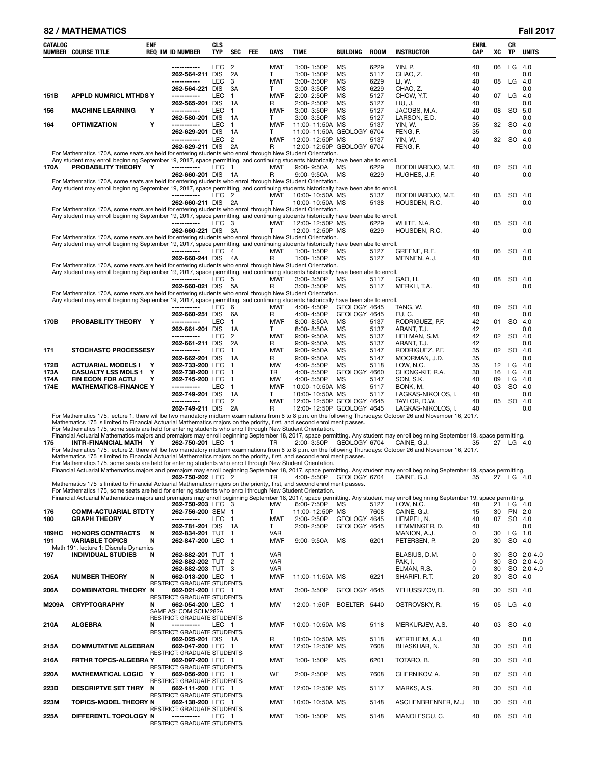| CATALOG NUMBER | COURSE TITLE | ENF REQ | IM | ID NUMBER | CLS TYP | SEC | FEE | DAYS | TIME | BUILDING | ROOM | INSTRUCTOR | ENRL CAP | XC | CR TP | UNITS |
|---|---|---|---|---|---|---|---|---|---|---|---|---|---|---|---|---|
| | | | | ----------- | LEC | 2 | | MWF | 1:00- 1:50P | MS | 6229 | YIN, P. | 40 | 06 | LG | 4.0 |
| | | | | 262-564-211 | DIS | 2A | | T | 1:00- 1:50P | MS | 5117 | CHAO, Z. | 40 | | | 0.0 |
| | | | | ----------- | LEC | 3 | | MWF | 3:00- 3:50P | MS | 6229 | LI, W. | 40 | 08 | LG | 4.0 |
| | | | | 262-564-221 | DIS | 3A | | T | 3:00- 3:50P | MS | 6229 | CHAO, Z. | 40 | | | 0.0 |
| 151B | APPLD NUMRICL MTHDS | Y | | ----------- | LEC | 1 | | MWF | 2:00- 2:50P | MS | 5127 | CHOW, Y.T. | 40 | 07 | LG | 4.0 |
| | | | | 262-565-201 | DIS | 1A | | R | 2:00- 2:50P | MS | 5127 | LIU, J. | 40 | | | 0.0 |
| 156 | MACHINE LEARNING | Y | | ----------- | LEC | 1 | | MWF | 3:00- 3:50P | MS | 5127 | JACOBS, M.A. | 40 | 08 | SO | 5.0 |
| | | | | 262-580-201 | DIS | 1A | | T | 3:00- 3:50P | MS | 5127 | LARSON, E.D. | 40 | | | 0.0 |
| 164 | OPTIMIZATION | Y | | ----------- | LEC | 1 | | MWF | 11:00- 11:50A | MS | 5137 | YIN, W. | 35 | 32 | SO | 4.0 |
| | | | | 262-629-201 | DIS | 1A | | T | 11:00- 11:50A | GEOLOGY | 6704 | FENG, F. | 35 | | | 0.0 |
| | | | | ----------- | LEC | 2 | | MWF | 12:00- 12:50P | MS | 5137 | YIN, W. | 40 | 32 | SO | 4.0 |
| | | | | 262-629-211 | DIS | 2A | | R | 12:00- 12:50P | GEOLOGY | 6704 | FENG, F. | 40 | | | 0.0 |
| For Mathematics 170A, some seats are held for entering students who enroll through New Student Orientation. Any student may enroll beginning September 19, 2017, space permitting, and continuing students historically have been abe to enroll. | | | | | | | | | | | | | | | | |
| 170A | PROBABILITY THEORY | Y | | ----------- | LEC | 1 | | MWF | 9:00- 9:50A | MS | 6229 | BOEDIHARDJO, M.T. | 40 | 02 | SO | 4.0 |
| | | | | 262-660-201 | DIS | 1A | | R | 9:00- 9:50A | MS | 6229 | HUGHES, J.F. | 40 | | | 0.0 |
| For Mathematics 170A, some seats are held for entering students who enroll through New Student Orientation. Any student may enroll beginning September 19, 2017, space permitting, and continuing students historically have been abe to enroll. | | | | | | | | | | | | | | | | |
| | | | | ----------- | LEC | 2 | | MWF | 10:00- 10:50A | MS | 5137 | BOEDIHARDJO, M.T. | 40 | 03 | SO | 4.0 |
| | | | | 262-660-211 | DIS | 2A | | T | 10:00- 10:50A | MS | 5138 | HOUSDEN, R.C. | 40 | | | 0.0 |
| For Mathematics 170A, some seats are held for entering students who enroll through New Student Orientation. Any student may enroll beginning September 19, 2017, space permitting, and continuing students historically have been abe to enroll. | | | | | | | | | | | | | | | | |
| | | | | ----------- | LEC | 3 | | MWF | 12:00- 12:50P | MS | 6229 | WHITE, N.A. | 40 | 05 | SO | 4.0 |
| | | | | 262-660-221 | DIS | 3A | | T | 12:00- 12:50P | MS | 6229 | HOUSDEN, R.C. | 40 | | | 0.0 |
| For Mathematics 170A, some seats are held for entering students who enroll through New Student Orientation. Any student may enroll beginning September 19, 2017, space permitting, and continuing students historically have been abe to enroll. | | | | | | | | | | | | | | | | |
| | | | | ----------- | LEC | 4 | | MWF | 1:00- 1:50P | MS | 5127 | GREENE, R.E. | 40 | 06 | SO | 4.0 |
| | | | | 262-660-241 | DIS | 4A | | R | 1:00- 1:50P | MS | 5127 | MENNEN, A.J. | 40 | | | 0.0 |
| For Mathematics 170A, some seats are held for entering students who enroll through New Student Orientation. Any student may enroll beginning September 19, 2017, space permitting, and continuing students historically have been abe to enroll. | | | | | | | | | | | | | | | | |
| | | | | ----------- | LEC | 5 | | MWF | 3:00- 3:50P | MS | 5117 | GAO, H. | 40 | 08 | SO | 4.0 |
| | | | | 262-660-021 | DIS | 5A | | R | 3:00- 3:50P | MS | 5117 | MERKH, T.A. | 40 | | | 0.0 |
| For Mathematics 170A, some seats are held for entering students who enroll through New Student Orientation. Any student may enroll beginning September 19, 2017, space permitting, and continuing students historically have been abe to enroll. | | | | | | | | | | | | | | | | |
| | | | | ----------- | LEC | 6 | | MWF | 4:00- 4:50P | GEOLOGY | 4645 | TANG, W. | 40 | 09 | SO | 4.0 |
| | | | | 262-660-251 | DIS | 6A | | R | 4:00- 4:50P | GEOLOGY | 4645 | FU, C. | 40 | | | 0.0 |
| 170B | PROBABILITY THEORY | Y | | ----------- | LEC | 1 | | MWF | 8:00- 8:50A | MS | 5137 | RODRIGUEZ, P.F. | 42 | 01 | SO | 4.0 |
| | | | | 262-661-201 | DIS | 1A | | T | 8:00- 8:50A | MS | 5137 | ARANT, T.J. | 42 | | | 0.0 |
| | | | | ----------- | LEC | 2 | | MWF | 9:00- 9:50A | MS | 5137 | HEILMAN, S.M. | 42 | 02 | SO | 4.0 |
| | | | | 262-661-211 | DIS | 2A | | R | 9:00- 9:50A | MS | 5137 | ARANT, T.J. | 42 | | | 0.0 |
| 171 | STOCHASTC PROCESSES | Y | | ----------- | LEC | 1 | | MWF | 9:00- 9:50A | MS | 5147 | RODRIGUEZ, P.F. | 35 | 02 | SO | 4.0 |
| | | | | 262-662-201 | DIS | 1A | | R | 9:00- 9:50A | MS | 5147 | MOORMAN, J.D. | 35 | | | 0.0 |
| 172B | ACTUARIAL MODELS I | Y | | 262-733-200 | LEC | 1 | | MW | 4:00- 5:50P | MS | 5118 | LOW, N.C. | 35 | 12 | LG | 4.0 |
| 173A | CASUALTY LSS MDLS 1 | Y | | 262-738-200 | LEC | 1 | | TR | 4:00- 5:50P | GEOLOGY | 4660 | CHONG-KIT, R.A. | 30 | 16 | LG | 4.0 |
| 174A | FIN ECON FOR ACTU | Y | | 262-745-200 | LEC | 1 | | MW | 4:00- 5:50P | MS | 5147 | SON, S.K. | 40 | 09 | LG | 4.0 |
| 174E | MATHEMATICS-FINANCE | Y | | ----------- | LEC | 1 | | MWF | 10:00- 10:50A | MS | 5117 | BONK, M. | 40 | 03 | SO | 4.0 |
| | | | | 262-749-201 | DIS | 1A | | T | 10:00- 10:50A | MS | 5117 | LAGKAS-NIKOLOS, I. | 40 | | | 0.0 |
| | | | | ----------- | LEC | 2 | | MWF | 12:00- 12:50P | GEOLOGY | 4645 | TAYLOR, D.W. | 40 | 05 | SO | 4.0 |
| | | | | 262-749-211 | DIS | 2A | | R | 12:00- 12:50P | GEOLOGY | 4645 | LAGKAS-NIKOLOS, I. | 40 | | | 0.0 |
| For Mathematics 175, lecture 1, there will be two mandatory midterm examinations from 6 to 8 p.m. on the following Thursdays: October 26 and November 16, 2017. Mathematics 175 is limited to Financial Actuarial Mathematics majors on the priority, first, and second enrollment passes. For Mathematics 175, some seats are held for entering students who enroll through New Student Orientation. Financial Actuarial Mathematics majors and premajors may enroll beginning September 18, 2017, space permitting. Any student may enroll beginning September 19, space permitting. | | | | | | | | | | | | | | | | |
| 175 | INTR-FINANCIAL MATH | Y | | 262-750-201 | LEC | 1 | | TR | 2:00- 3:50P | GEOLOGY | 6704 | CAINE, G.J. | 35 | 27 | LG | 4.0 |
| For Mathematics 175, lecture 2, there will be two mandatory midterm examinations from 6 to 8 p.m. on the following Thursdays: October 26 and November 16, 2017. Mathematics 175 is limited to Financial Actuarial Mathematics majors on the priority, first, and second enrollment passes. For Mathematics 175, some seats are held for entering students who enroll through New Student Orientation. Financial Actuarial Mathematics majors and premajors may enroll beginning September 18, 2017, space permitting. Any student may enroll beginning September 19, space permitting. | | | | | | | | | | | | | | | | |
| | | | | 262-750-202 | LEC | 2 | | TR | 4:00- 5:50P | GEOLOGY | 6704 | CAINE, G.J. | 35 | 27 | LG | 4.0 |
| Mathematics 175 is limited to Financial Actuarial Mathematics majors on the priority, first, and second enrollment passes. For Mathematics 175, some seats are held for entering students who enroll through New Student Orientation. Financial Actuarial Mathematics majors and premajors may enroll beginning September 18, 2017, space permitting. Any student may enroll beginning September 19, space permitting. | | | | | | | | | | | | | | | | |
| | | | | 262-750-203 | LEC | 3 | | MW | 6:00- 7:50P | MS | 5127 | LOW, N.C. | 40 | 21 | LG | 4.0 |
| 176 | COMM-ACTUARIAL STDT | Y | | 262-756-200 | SEM | 1 | | T | 11:00- 12:50P | MS | 7608 | CAINE, G.J. | 15 | 30 | PN | 2.0 |
| 180 | GRAPH THEORY | Y | | ----------- | LEC | 1 | | MWF | 2:00- 2:50P | GEOLOGY | 4645 | HEMPEL, N. | 40 | 07 | SO | 4.0 |
| | | | | 262-781-201 | DIS | 1A | | T | 2:00- 2:50P | GEOLOGY | 4645 | HEMMINGER, D. | 40 | | | 0.0 |
| 189HC | HONORS CONTRACTS | N | | 262-834-201 | TUT | 1 | | VAR | | | | MANION, A.J. | 0 | 30 | LG | 1.0 |
| 191 | VARIABLE TOPICS | N | | 262-847-200 | LEC | 1 | | MWF | 9:00- 9:50A | MS | 6201 | PETERSEN, P. | 20 | 30 | SO | 4.0 |
| Math 191, lecture 1: Discrete Dynamics | | | | | | | | | | | | | | | | |
| 197 | INDIVIDUAL STUDIES | N | | 262-882-201 | TUT | 1 | | VAR | | | | BLASIUS, D.M. | 0 | 30 | SO | 2.0-4.0 |
| | | | | 262-882-202 | TUT | 2 | | VAR | | | | PAK, I. | 0 | 30 | SO | 2.0-4.0 |
| | | | | 262-882-203 | TUT | 3 | | VAR | | | | ELMAN, R.S. | 0 | 30 | SO | 2.0-4.0 |
| 205A | NUMBER THEORY | N | | 662-013-200 | LEC | 1 | | MWF | 11:00- 11:50A | MS | 6221 | SHARIFI, R.T. | 20 | 30 | SO | 4.0 |
| | RESTRICT: GRADUATE STUDENTS | | | | | | | | | | | | | | | |
| 206A | COMBINATORL THEORY | N | | 662-021-200 | LEC | 1 | | MWF | 3:00- 3:50P | GEOLOGY | 4645 | YELIUSSIZOV, D. | 20 | 30 | SO | 4.0 |
| | RESTRICT: GRADUATE STUDENTS | | | | | | | | | | | | | | | |
| M209A | CRYPTOGRAPHY | N | | 662-054-200 | LEC | 1 | | MW | 12:00- 1:50P | BOELTER | 5440 | OSTROVSKY, R. | 15 | 05 | LG | 4.0 |
| | SAME AS: COM SCI M282A | | | | | | | | | | | | | | | |
| | RESTRICT: GRADUATE STUDENTS | | | | | | | | | | | | | | | |
| 210A | ALGEBRA | N | | ----------- | LEC | 1 | | MWF | 10:00- 10:50A | MS | 5118 | MERKURJEV, A.S. | 40 | 03 | SO | 4.0 |
| | RESTRICT: GRADUATE STUDENTS | | | | | | | | | | | | | | | |
| | | | | 662-025-201 | DIS | 1A | | R | 10:00- 10:50A | MS | 5118 | WERTHEIM, A.J. | 40 | | | 0.0 |
| 215A | COMMUTATIVE ALGEBRA | N | | 662-047-200 | LEC | 1 | | MWF | 12:00- 12:50P | MS | 7608 | BHASKHAR, N. | 30 | 30 | SO | 4.0 |
| | RESTRICT: GRADUATE STUDENTS | | | | | | | | | | | | | | | |
| 216A | FRTHR TOPCS-ALGEBRA | Y | | 662-097-200 | LEC | 1 | | MWF | 1:00- 1:50P | MS | 6201 | TOTARO, B. | 20 | 30 | SO | 4.0 |
| | RESTRICT: GRADUATE STUDENTS | | | | | | | | | | | | | | | |
| 220A | MATHEMATICAL LOGIC | Y | | 662-056-200 | LEC | 1 | | WF | 2:00- 2:50P | MS | 7608 | CHERNIKOV, A. | 20 | 07 | SO | 4.0 |
| | RESTRICT: GRADUATE STUDENTS | | | | | | | | | | | | | | | |
| 223D | DESCRIPTVE SET THRY | N | | 662-111-200 | LEC | 1 | | MWF | 12:00- 12:50P | MS | 5117 | MARKS, A.S. | 20 | 30 | SO | 4.0 |
| | RESTRICT: GRADUATE STUDENTS | | | | | | | | | | | | | | | |
| 223M | TOPICS-MODEL THEORY | N | | 662-138-200 | LEC | 1 | | MWF | 10:00- 10:50A | MS | 5148 | ASCHENBRENNER, M.J | 10 | 30 | SO | 4.0 |
| | RESTRICT: GRADUATE STUDENTS | | | | | | | | | | | | | | | |
| 225A | DIFFERENTL TOPOLOGY | N | | ----------- | LEC | 1 | | MWF | 1:00- 1:50P | MS | 5148 | MANOLESCU, C. | 40 | 06 | SO | 4.0 |
| | RESTRICT: GRADUATE STUDENTS | | | | | | | | | | | | | | | |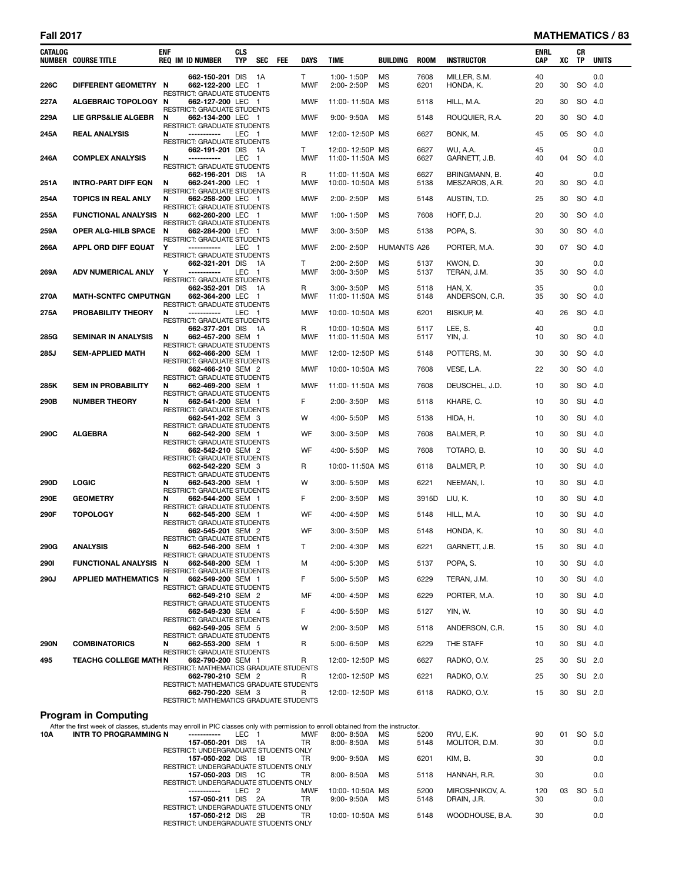| CATALOG NUMBER | COURSE TITLE | ENF REQ | IM ID NUMBER | CLS TYP | SEC | FEE | DAYS | TIME | BUILDING | ROOM | INSTRUCTOR | ENRL CAP | XC | CR TP | UNITS |
|---|---|---|---|---|---|---|---|---|---|---|---|---|---|---|---|
| | | | 662-150-201 | DIS | 1A | | T | 1:00- 1:50P | MS | 7608 | MILLER, S.M. | 40 | | | 0.0 |
| 226C | DIFFERENT GEOMETRY | N | 662-122-200 | LEC | 1 | | MWF | 2:00- 2:50P | MS | 6201 | HONDA, K. | 20 | 30 | SO | 4.0 |
| | RESTRICT: GRADUATE STUDENTS | | | | | | | | | | | | | | |
| 227A | ALGEBRAIC TOPOLOGY | N | 662-127-200 | LEC | 1 | | MWF | 11:00- 11:50A | MS | 5118 | HILL, M.A. | 20 | 30 | SO | 4.0 |
| | RESTRICT: GRADUATE STUDENTS | | | | | | | | | | | | | | |
| 229A | LIE GRPS&LIE ALGEBR | N | 662-134-200 | LEC | 1 | | MWF | 9:00- 9:50A | MS | 5148 | ROUQUIER, R.A. | 20 | 30 | SO | 4.0 |
| | RESTRICT: GRADUATE STUDENTS | | | | | | | | | | | | | | |
| 245A | REAL ANALYSIS | N | ----------- | LEC | 1 | | MWF | 12:00- 12:50P | MS | 6627 | BONK, M. | 45 | 05 | SO | 4.0 |
| | RESTRICT: GRADUATE STUDENTS | | | | | | | | | | | | | | |
| | | | 662-191-201 | DIS | 1A | | T | 12:00- 12:50P | MS | 6627 | WU, A.A. | 45 | | | 0.0 |
| 246A | COMPLEX ANALYSIS | N | ----------- | LEC | 1 | | MWF | 11:00- 11:50A | MS | 6627 | GARNETT, J.B. | 40 | 04 | SO | 4.0 |
| | RESTRICT: GRADUATE STUDENTS | | | | | | | | | | | | | | |
| | | | 662-196-201 | DIS | 1A | | R | 11:00- 11:50A | MS | 6627 | BRINGMANN, B. | 40 | | | 0.0 |
| 251A | INTRO-PART DIFF EQN | N | 662-241-200 | LEC | 1 | | MWF | 10:00- 10:50A | MS | 5138 | MESZAROS, A.R. | 20 | 30 | SO | 4.0 |
| | RESTRICT: GRADUATE STUDENTS | | | | | | | | | | | | | | |
| 254A | TOPICS IN REAL ANLY | N | 662-258-200 | LEC | 1 | | MWF | 2:00- 2:50P | MS | 5148 | AUSTIN, T.D. | 25 | 30 | SO | 4.0 |
| | RESTRICT: GRADUATE STUDENTS | | | | | | | | | | | | | | |
| 255A | FUNCTIONAL ANALYSIS | N | 662-260-200 | LEC | 1 | | MWF | 1:00- 1:50P | MS | 7608 | HOFF, D.J. | 20 | 30 | SO | 4.0 |
| | RESTRICT: GRADUATE STUDENTS | | | | | | | | | | | | | | |
| 259A | OPER ALG-HILB SPACE | N | 662-284-200 | LEC | 1 | | MWF | 3:00- 3:50P | MS | 5138 | POPA, S. | 30 | 30 | SO | 4.0 |
| | RESTRICT: GRADUATE STUDENTS | | | | | | | | | | | | | | |
| 266A | APPL ORD DIFF EQUAT | Y | ----------- | LEC | 1 | | MWF | 2:00- 2:50P | HUMANTS | A26 | PORTER, M.A. | 30 | 07 | SO | 4.0 |
| | RESTRICT: GRADUATE STUDENTS | | | | | | | | | | | | | | |
| | | | 662-321-201 | DIS | 1A | | T | 2:00- 2:50P | MS | 5137 | KWON, D. | 30 | | | 0.0 |
| 269A | ADV NUMERICAL ANLY | Y | ----------- | LEC | 1 | | MWF | 3:00- 3:50P | MS | 5137 | TERAN, J.M. | 35 | 30 | SO | 4.0 |
| | RESTRICT: GRADUATE STUDENTS | | | | | | | | | | | | | | |
| | | | 662-352-201 | DIS | 1A | | R | 3:00- 3:50P | MS | 5118 | HAN, X. | 35 | | | 0.0 |
| 270A | MATH-SCNTFC CMPUTNG | N | 662-364-200 | LEC | 1 | | MWF | 11:00- 11:50A | MS | 5148 | ANDERSON, C.R. | 35 | 30 | SO | 4.0 |
| | RESTRICT: GRADUATE STUDENTS | | | | | | | | | | | | | | |
| 275A | PROBABILITY THEORY | N | ----------- | LEC | 1 | | MWF | 10:00- 10:50A | MS | 6201 | BISKUP, M. | 40 | 26 | SO | 4.0 |
| | RESTRICT: GRADUATE STUDENTS | | | | | | | | | | | | | | |
| | | | 662-377-201 | DIS | 1A | | R | 10:00- 10:50A | MS | 5117 | LEE, S. | 40 | | | 0.0 |
| 285G | SEMINAR IN ANALYSIS | N | 662-457-200 | SEM | 1 | | MWF | 11:00- 11:50A | MS | 5117 | YIN, J. | 10 | 30 | SO | 4.0 |
| | RESTRICT: GRADUATE STUDENTS | | | | | | | | | | | | | | |
| 285J | SEM-APPLIED MATH | N | 662-466-200 | SEM | 1 | | MWF | 12:00- 12:50P | MS | 5148 | POTTERS, M. | 30 | 30 | SO | 4.0 |
| | RESTRICT: GRADUATE STUDENTS | | | | | | | | | | | | | | |
| | | | 662-466-210 | SEM | 2 | | MWF | 10:00- 10:50A | MS | 7608 | VESE, L.A. | 22 | 30 | SO | 4.0 |
| | RESTRICT: GRADUATE STUDENTS | | | | | | | | | | | | | | |
| 285K | SEM IN PROBABILITY | N | 662-469-200 | SEM | 1 | | MWF | 11:00- 11:50A | MS | 7608 | DEUSCHEL, J.D. | 10 | 30 | SO | 4.0 |
| | RESTRICT: GRADUATE STUDENTS | | | | | | | | | | | | | | |
| 290B | NUMBER THEORY | N | 662-541-200 | SEM | 1 | | F | 2:00- 3:50P | MS | 5118 | KHARE, C. | 10 | 30 | SU | 4.0 |
| | RESTRICT: GRADUATE STUDENTS | | | | | | | | | | | | | | |
| | | | 662-541-202 | SEM | 3 | | W | 4:00- 5:50P | MS | 5138 | HIDA, H. | 10 | 30 | SU | 4.0 |
| | RESTRICT: GRADUATE STUDENTS | | | | | | | | | | | | | | |
| 290C | ALGEBRA | N | 662-542-200 | SEM | 1 | | WF | 3:00- 3:50P | MS | 7608 | BALMER, P. | 10 | 30 | SU | 4.0 |
| | RESTRICT: GRADUATE STUDENTS | | | | | | | | | | | | | | |
| | | | 662-542-210 | SEM | 2 | | WF | 4:00- 5:50P | MS | 7608 | TOTARO, B. | 10 | 30 | SU | 4.0 |
| | RESTRICT: GRADUATE STUDENTS | | | | | | | | | | | | | | |
| | | | 662-542-220 | SEM | 3 | | R | 10:00- 11:50A | MS | 6118 | BALMER, P. | 10 | 30 | SU | 4.0 |
| | RESTRICT: GRADUATE STUDENTS | | | | | | | | | | | | | | |
| 290D | LOGIC | N | 662-543-200 | SEM | 1 | | W | 3:00- 5:50P | MS | 6221 | NEEMAN, I. | 10 | 30 | SU | 4.0 |
| | RESTRICT: GRADUATE STUDENTS | | | | | | | | | | | | | | |
| 290E | GEOMETRY | N | 662-544-200 | SEM | 1 | | F | 2:00- 3:50P | MS | 3915D | LIU, K. | 10 | 30 | SU | 4.0 |
| | RESTRICT: GRADUATE STUDENTS | | | | | | | | | | | | | | |
| 290F | TOPOLOGY | N | 662-545-200 | SEM | 1 | | WF | 4:00- 4:50P | MS | 5148 | HILL, M.A. | 10 | 30 | SU | 4.0 |
| | RESTRICT: GRADUATE STUDENTS | | | | | | | | | | | | | | |
| | | | 662-545-201 | SEM | 2 | | WF | 3:00- 3:50P | MS | 5148 | HONDA, K. | 10 | 30 | SU | 4.0 |
| | RESTRICT: GRADUATE STUDENTS | | | | | | | | | | | | | | |
| 290G | ANALYSIS | N | 662-546-200 | SEM | 1 | | T | 2:00- 4:30P | MS | 6221 | GARNETT, J.B. | 15 | 30 | SU | 4.0 |
| | RESTRICT: GRADUATE STUDENTS | | | | | | | | | | | | | | |
| 290I | FUNCTIONAL ANALYSIS | N | 662-548-200 | SEM | 1 | | M | 4:00- 5:30P | MS | 5137 | POPA, S. | 10 | 30 | SU | 4.0 |
| | RESTRICT: GRADUATE STUDENTS | | | | | | | | | | | | | | |
| 290J | APPLIED MATHEMATICS | N | 662-549-200 | SEM | 1 | | F | 5:00- 5:50P | MS | 6229 | TERAN, J.M. | 10 | 30 | SU | 4.0 |
| | RESTRICT: GRADUATE STUDENTS | | | | | | | | | | | | | | |
| | | | 662-549-210 | SEM | 2 | | MF | 4:00- 4:50P | MS | 6229 | PORTER, M.A. | 10 | 30 | SU | 4.0 |
| | RESTRICT: GRADUATE STUDENTS | | | | | | | | | | | | | | |
| | | | 662-549-230 | SEM | 4 | | F | 4:00- 5:50P | MS | 5127 | YIN, W. | 10 | 30 | SU | 4.0 |
| | RESTRICT: GRADUATE STUDENTS | | | | | | | | | | | | | | |
| | | | 662-549-205 | SEM | 5 | | W | 2:00- 3:50P | MS | 5118 | ANDERSON, C.R. | 15 | 30 | SU | 4.0 |
| | RESTRICT: GRADUATE STUDENTS | | | | | | | | | | | | | | |
| 290N | COMBINATORICS | N | 662-553-200 | SEM | 1 | | R | 5:00- 6:50P | MS | 6229 | THE STAFF | 10 | 30 | SU | 4.0 |
| | RESTRICT: GRADUATE STUDENTS | | | | | | | | | | | | | | |
| 495 | TEACHG COLLEGE MATH | N | 662-790-200 | SEM | 1 | | R | 12:00- 12:50P | MS | 6627 | RADKO, O.V. | 25 | 30 | SU | 2.0 |
| | RESTRICT: MATHEMATICS GRADUATE STUDENTS | | | | | | | | | | | | | | |
| | | | 662-790-210 | SEM | 2 | | R | 12:00- 12:50P | MS | 6221 | RADKO, O.V. | 25 | 30 | SU | 2.0 |
| | RESTRICT: MATHEMATICS GRADUATE STUDENTS | | | | | | | | | | | | | | |
| | | | 662-790-220 | SEM | 3 | | R | 12:00- 12:50P | MS | 6118 | RADKO, O.V. | 15 | 30 | SU | 2.0 |
| | RESTRICT: MATHEMATICS GRADUATE STUDENTS | | | | | | | | | | | | | | |

## Program in Computing

After the first week of classes, students may enroll in PIC classes only with permission to enroll obtained from the instructor.

| CATALOG NUMBER | COURSE TITLE | ENF REQ | IM ID NUMBER | CLS TYP | SEC | FEE | DAYS | TIME | BUILDING | ROOM | INSTRUCTOR | ENRL CAP | XC | CR TP | UNITS |
|---|---|---|---|---|---|---|---|---|---|---|---|---|---|---|---|
| 10A | INTR TO PROGRAMMING | N | ----------- | LEC | 1 | | MWF | 8:00- 8:50A | MS | 5200 | RYU, E.K. | 90 | 01 | SO | 5.0 |
| | | | 157-050-201 | DIS | 1A | | TR | 8:00- 8:50A | MS | 5148 | MOLITOR, D.M. | 30 | | | 0.0 |
| | RESTRICT: UNDERGRADUATE STUDENTS ONLY | | | | | | | | | | | | | | |
| | | | 157-050-202 | DIS | 1B | | TR | 9:00- 9:50A | MS | 6201 | KIM, B. | 30 | | | 0.0 |
| | RESTRICT: UNDERGRADUATE STUDENTS ONLY | | | | | | | | | | | | | | |
| | | | 157-050-203 | DIS | 1C | | TR | 8:00- 8:50A | MS | 5118 | HANNAH, R.R. | 30 | | | 0.0 |
| | RESTRICT: UNDERGRADUATE STUDENTS ONLY | | | | | | | | | | | | | | |
| | | | ----------- | LEC | 2 | | MWF | 10:00- 10:50A | MS | 5200 | MIROSHNIKOV, A. | 120 | 03 | SO | 5.0 |
| | | | 157-050-211 | DIS | 2A | | TR | 9:00- 9:50A | MS | 5148 | DRAIN, J.R. | 30 | | | 0.0 |
| | RESTRICT: UNDERGRADUATE STUDENTS ONLY | | | | | | | | | | | | | | |
| | | | 157-050-212 | DIS | 2B | | TR | 10:00- 10:50A | MS | 5148 | WOODHOUSE, B.A. | 30 | | | 0.0 |
| | RESTRICT: UNDERGRADUATE STUDENTS ONLY | | | | | | | | | | | | | | |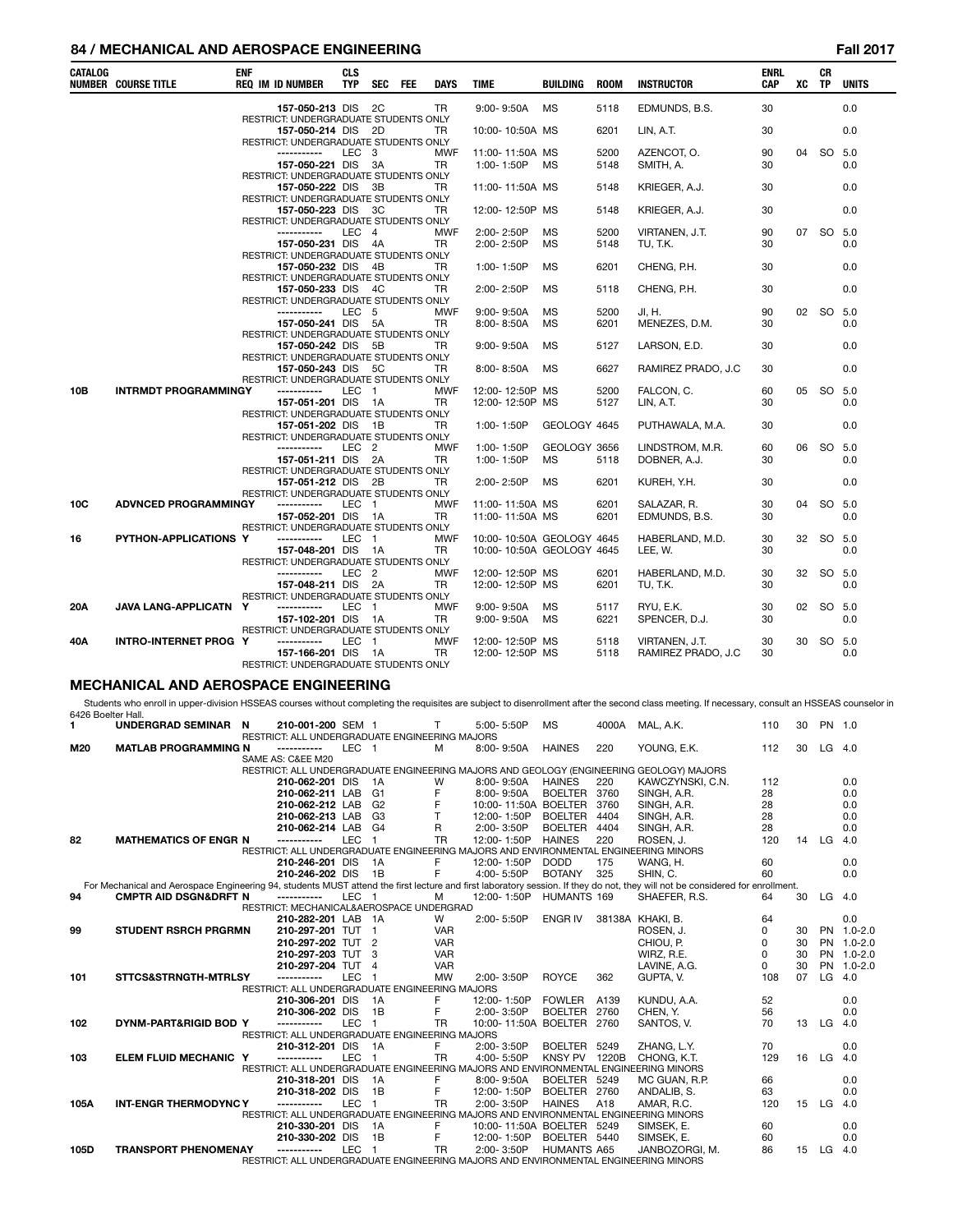| CATALOG NUMBER | COURSE TITLE | ENF REQ | IM | ID NUMBER | CLS TYP | SEC | FEE | DAYS | TIME | BUILDING | ROOM | INSTRUCTOR | ENRL CAP | XC | CR TP | UNITS |
|---|---|---|---|---|---|---|---|---|---|---|---|---|---|---|---|---|
| | | | | 157-050-213 | DIS | 2C | | TR | 9:00- 9:50A | MS | 5118 | EDMUNDS, B.S. | 30 | | | 0.0 |
| | RESTRICT: UNDERGRADUATE STUDENTS ONLY | | | | | | | | | | | | | | | |
| | | | | 157-050-214 | DIS | 2D | | TR | 10:00- 10:50A | MS | 6201 | LIN, A.T. | 30 | | | 0.0 |
| | RESTRICT: UNDERGRADUATE STUDENTS ONLY | | | | | | | | | | | | | | | |
| | | | | ----------- | LEC | 3 | | MWF | 11:00- 11:50A | MS | 5200 | AZENCOT, O. | 90 | 04 | SO | 5.0 |
| | | | | 157-050-221 | DIS | 3A | | TR | 1:00- 1:50P | MS | 5148 | SMITH, A. | 30 | | | 0.0 |
| | RESTRICT: UNDERGRADUATE STUDENTS ONLY | | | | | | | | | | | | | | | |
| | | | | 157-050-222 | DIS | 3B | | TR | 11:00- 11:50A | MS | 5148 | KRIEGER, A.J. | 30 | | | 0.0 |
| | RESTRICT: UNDERGRADUATE STUDENTS ONLY | | | | | | | | | | | | | | | |
| | | | | 157-050-223 | DIS | 3C | | TR | 12:00- 12:50P | MS | 5148 | KRIEGER, A.J. | 30 | | | 0.0 |
| | RESTRICT: UNDERGRADUATE STUDENTS ONLY | | | | | | | | | | | | | | | |
| | | | | ----------- | LEC | 4 | | MWF | 2:00- 2:50P | MS | 5200 | VIRTANEN, J.T. | 90 | 07 | SO | 5.0 |
| | | | | 157-050-231 | DIS | 4A | | TR | 2:00- 2:50P | MS | 5148 | TU, T.K. | 30 | | | 0.0 |
| | RESTRICT: UNDERGRADUATE STUDENTS ONLY | | | | | | | | | | | | | | | |
| | | | | 157-050-232 | DIS | 4B | | TR | 1:00- 1:50P | MS | 6201 | CHENG, P.H. | 30 | | | 0.0 |
| | RESTRICT: UNDERGRADUATE STUDENTS ONLY | | | | | | | | | | | | | | | |
| | | | | 157-050-233 | DIS | 4C | | TR | 2:00- 2:50P | MS | 5118 | CHENG, P.H. | 30 | | | 0.0 |
| | RESTRICT: UNDERGRADUATE STUDENTS ONLY | | | | | | | | | | | | | | | |
| | | | | ----------- | LEC | 5 | | MWF | 9:00- 9:50A | MS | 5200 | JI, H. | 90 | 02 | SO | 5.0 |
| | | | | 157-050-241 | DIS | 5A | | TR | 8:00- 8:50A | MS | 6201 | MENEZES, D.M. | 30 | | | 0.0 |
| | RESTRICT: UNDERGRADUATE STUDENTS ONLY | | | | | | | | | | | | | | | |
| | | | | 157-050-242 | DIS | 5B | | TR | 9:00- 9:50A | MS | 5127 | LARSON, E.D. | 30 | | | 0.0 |
| | RESTRICT: UNDERGRADUATE STUDENTS ONLY | | | | | | | | | | | | | | | |
| | | | | 157-050-243 | DIS | 5C | | TR | 8:00- 8:50A | MS | 6627 | RAMIREZ PRADO, J.C | 30 | | | 0.0 |
| | RESTRICT: UNDERGRADUATE STUDENTS ONLY | | | | | | | | | | | | | | | |
| 10B | INTRMDT PROGRAMMING | Y | | ----------- | LEC | 1 | | MWF | 12:00- 12:50P | MS | 5200 | FALCON, C. | 60 | 05 | SO | 5.0 |
| | | | | 157-051-201 | DIS | 1A | | TR | 12:00- 12:50P | MS | 5127 | LIN, A.T. | 30 | | | 0.0 |
| | RESTRICT: UNDERGRADUATE STUDENTS ONLY | | | | | | | | | | | | | | | |
| | | | | 157-051-202 | DIS | 1B | | TR | 1:00- 1:50P | GEOLOGY | 4645 | PUTHAWALA, M.A. | 30 | | | 0.0 |
| | RESTRICT: UNDERGRADUATE STUDENTS ONLY | | | | | | | | | | | | | | | |
| | | | | ----------- | LEC | 2 | | MWF | 1:00- 1:50P | GEOLOGY | 3656 | LINDSTROM, M.R. | 60 | 06 | SO | 5.0 |
| | | | | 157-051-211 | DIS | 2A | | TR | 1:00- 1:50P | MS | 5118 | DOBNER, A.J. | 30 | | | 0.0 |
| | RESTRICT: UNDERGRADUATE STUDENTS ONLY | | | | | | | | | | | | | | | |
| | | | | 157-051-212 | DIS | 2B | | TR | 2:00- 2:50P | MS | 6201 | KUREH, Y.H. | 30 | | | 0.0 |
| | RESTRICT: UNDERGRADUATE STUDENTS ONLY | | | | | | | | | | | | | | | |
| 10C | ADVNCED PROGRAMMING | Y | | ----------- | LEC | 1 | | MWF | 11:00- 11:50A | MS | 6201 | SALAZAR, R. | 30 | 04 | SO | 5.0 |
| | | | | 157-052-201 | DIS | 1A | | TR | 11:00- 11:50A | MS | 6201 | EDMUNDS, B.S. | 30 | | | 0.0 |
| | RESTRICT: UNDERGRADUATE STUDENTS ONLY | | | | | | | | | | | | | | | |
| 16 | PYTHON-APPLICATIONS | Y | | ----------- | LEC | 1 | | MWF | 10:00- 10:50A | GEOLOGY | 4645 | HABERLAND, M.D. | 30 | 32 | SO | 5.0 |
| | | | | 157-048-201 | DIS | 1A | | TR | 10:00- 10:50A | GEOLOGY | 4645 | LEE, W. | 30 | | | 0.0 |
| | RESTRICT: UNDERGRADUATE STUDENTS ONLY | | | | | | | | | | | | | | | |
| | | | | ----------- | LEC | 2 | | MWF | 12:00- 12:50P | MS | 6201 | HABERLAND, M.D. | 30 | 32 | SO | 5.0 |
| | | | | 157-048-211 | DIS | 2A | | TR | 12:00- 12:50P | MS | 6201 | TU, T.K. | 30 | | | 0.0 |
| | RESTRICT: UNDERGRADUATE STUDENTS ONLY | | | | | | | | | | | | | | | |
| 20A | JAVA LANG-APPLICATN | Y | | ----------- | LEC | 1 | | MWF | 9:00- 9:50A | MS | 5117 | RYU, E.K. | 30 | 02 | SO | 5.0 |
| | | | | 157-102-201 | DIS | 1A | | TR | 9:00- 9:50A | MS | 6221 | SPENCER, D.J. | 30 | | | 0.0 |
| | RESTRICT: UNDERGRADUATE STUDENTS ONLY | | | | | | | | | | | | | | | |
| 40A | INTRO-INTERNET PROG | Y | | ----------- | LEC | 1 | | MWF | 12:00- 12:50P | MS | 5118 | VIRTANEN, J.T. | 30 | 30 | SO | 5.0 |
| | | | | 157-166-201 | DIS | 1A | | TR | 12:00- 12:50P | MS | 5118 | RAMIREZ PRADO, J.C | 30 | | | 0.0 |
| | RESTRICT: UNDERGRADUATE STUDENTS ONLY | | | | | | | | | | | | | | | |

## MECHANICAL AND AEROSPACE ENGINEERING

Students who enroll in upper-division HSSEAS courses without completing the requisites are subject to disenrollment after the second class meeting. If necessary, consult an HSSEAS counselor in 6426 Boelter Hall.

| CATALOG NUMBER | COURSE TITLE | ENF REQ | IM | ID NUMBER | CLS TYP | SEC | FEE | DAYS | TIME | BUILDING | ROOM | INSTRUCTOR | ENRL CAP | XC | CR TP | UNITS |
|---|---|---|---|---|---|---|---|---|---|---|---|---|---|---|---|---|
| 1 | UNDERGRAD SEMINAR | N | | 210-001-200 | SEM | 1 | | T | 5:00- 5:50P | MS | 4000A | MAL, A.K. | 110 | 30 | PN | 1.0 |
| | RESTRICT: ALL UNDERGRADUATE ENGINEERING MAJORS | | | | | | | | | | | | | | | |
| M20 | MATLAB PROGRAMMING | N | | ----------- | LEC | 1 | | M | 8:00- 9:50A | HAINES | 220 | YOUNG, E.K. | 112 | 30 | LG | 4.0 |
| | SAME AS: C&EE M20 | | | | | | | | | | | | | | | |
| | RESTRICT: ALL UNDERGRADUATE ENGINEERING MAJORS AND GEOLOGY (ENGINEERING GEOLOGY) MAJORS | | | | | | | | | | | | | | | |
| | | | | 210-062-201 | DIS | 1A | | W | 8:00- 9:50A | HAINES | 220 | KAWCZYNSKI, C.N. | 112 | | | 0.0 |
| | | | | 210-062-211 | LAB | G1 | | F | 8:00- 9:50A | BOELTER | 3760 | SINGH, A.R. | 28 | | | 0.0 |
| | | | | 210-062-212 | LAB | G2 | | F | 10:00- 11:50A | BOELTER | 3760 | SINGH, A.R. | 28 | | | 0.0 |
| | | | | 210-062-213 | LAB | G3 | | T | 12:00- 1:50P | BOELTER | 4404 | SINGH, A.R. | 28 | | | 0.0 |
| | | | | 210-062-214 | LAB | G4 | | R | 2:00- 3:50P | BOELTER | 4404 | SINGH, A.R. | 28 | | | 0.0 |
| 82 | MATHEMATICS OF ENGR | N | | ----------- | LEC | 1 | | TR | 12:00- 1:50P | HAINES | 220 | ROSEN, J. | 120 | 14 | LG | 4.0 |
| | RESTRICT: ALL UNDERGRADUATE ENGINEERING MAJORS AND ENVIRONMENTAL ENGINEERING MINORS | | | | | | | | | | | | | | | |
| | | | | 210-246-201 | DIS | 1A | | F | 12:00- 1:50P | DODD | 175 | WANG, H. | 60 | | | 0.0 |
| | | | | 210-246-202 | DIS | 1B | | F | 4:00- 5:50P | BOTANY | 325 | SHIN, C. | 60 | | | 0.0 |
| | For Mechanical and Aerospace Engineering 94, students MUST attend the first lecture and first laboratory session. If they do not, they will not be considered for enrollment. | | | | | | | | | | | | | | | |
| 94 | CMPTR AID DSGN&DRFT | N | | ----------- | LEC | 1 | | M | 12:00- 1:50P | HUMANTS | 169 | SHAEFER, R.S. | 64 | 30 | LG | 4.0 |
| | RESTRICT: MECHANICAL&AEROSPACE UNDERGRAD | | | | | | | | | | | | | | | |
| | | | | 210-282-201 | LAB | 1A | | W | 2:00- 5:50P | ENGR IV | 38138A | KHAKI, B. | 64 | | | 0.0 |
| 99 | STUDENT RSRCH PRGRM | N | | 210-297-201 | TUT | 1 | | VAR | | | | ROSEN, J. | 0 | 30 | PN | 1.0-2.0 |
| | | | | 210-297-202 | TUT | 2 | | VAR | | | | CHIOU, P. | 0 | 30 | PN | 1.0-2.0 |
| | | | | 210-297-203 | TUT | 3 | | VAR | | | | WIRZ, R.E. | 0 | 30 | PN | 1.0-2.0 |
| | | | | 210-297-204 | TUT | 4 | | VAR | | | | LAVINE, A.G. | 0 | 30 | PN | 1.0-2.0 |
| 101 | STTCS&STRNGTH-MTRLS | Y | | ----------- | LEC | 1 | | MW | 2:00- 3:50P | ROYCE | 362 | GUPTA, V. | 108 | 07 | LG | 4.0 |
| | RESTRICT: ALL UNDERGRADUATE ENGINEERING MAJORS | | | | | | | | | | | | | | | |
| | | | | 210-306-201 | DIS | 1A | | F | 12:00- 1:50P | FOWLER | A139 | KUNDU, A.A. | 52 | | | 0.0 |
| | | | | 210-306-202 | DIS | 1B | | F | 2:00- 3:50P | BOELTER | 2760 | CHEN, Y. | 56 | | | 0.0 |
| 102 | DYNM-PART&RIGID BOD | Y | | ----------- | LEC | 1 | | TR | 10:00- 11:50A | BOELTER | 2760 | SANTOS, V. | 70 | 13 | LG | 4.0 |
| | RESTRICT: ALL UNDERGRADUATE ENGINEERING MAJORS | | | | | | | | | | | | | | | |
| | | | | 210-312-201 | DIS | 1A | | F | 2:00- 3:50P | BOELTER | 5249 | ZHANG, L.Y. | 70 | | | 0.0 |
| 103 | ELEM FLUID MECHANIC | Y | | ----------- | LEC | 1 | | TR | 4:00- 5:50P | KNSY PV | 1220B | CHONG, K.T. | 129 | 16 | LG | 4.0 |
| | RESTRICT: ALL UNDERGRADUATE ENGINEERING MAJORS AND ENVIRONMENTAL ENGINEERING MINORS | | | | | | | | | | | | | | | |
| | | | | 210-318-201 | DIS | 1A | | F | 8:00- 9:50A | BOELTER | 5249 | MC GUAN, R.P. | 66 | | | 0.0 |
| | | | | 210-318-202 | DIS | 1B | | F | 12:00- 1:50P | BOELTER | 2760 | ANDALIB, S. | 63 | | | 0.0 |
| 105A | INT-ENGR THERMODYNC | Y | | ----------- | LEC | 1 | | TR | 2:00- 3:50P | HAINES | A18 | AMAR, R.C. | 120 | 15 | LG | 4.0 |
| | RESTRICT: ALL UNDERGRADUATE ENGINEERING MAJORS AND ENVIRONMENTAL ENGINEERING MINORS | | | | | | | | | | | | | | | |
| | | | | 210-330-201 | DIS | 1A | | F | 10:00- 11:50A | BOELTER | 5249 | SIMSEK, E. | 60 | | | 0.0 |
| | | | | 210-330-202 | DIS | 1B | | F | 12:00- 1:50P | BOELTER | 5440 | SIMSEK, E. | 60 | | | 0.0 |
| 105D | TRANSPORT PHENOMENA | Y | | ----------- | LEC | 1 | | TR | 2:00- 3:50P | HUMANTS | A65 | JANBOZORGI, M. | 86 | 15 | LG | 4.0 |
| | RESTRICT: ALL UNDERGRADUATE ENGINEERING MAJORS AND ENVIRONMENTAL ENGINEERING MINORS | | | | | | | | | | | | | | | |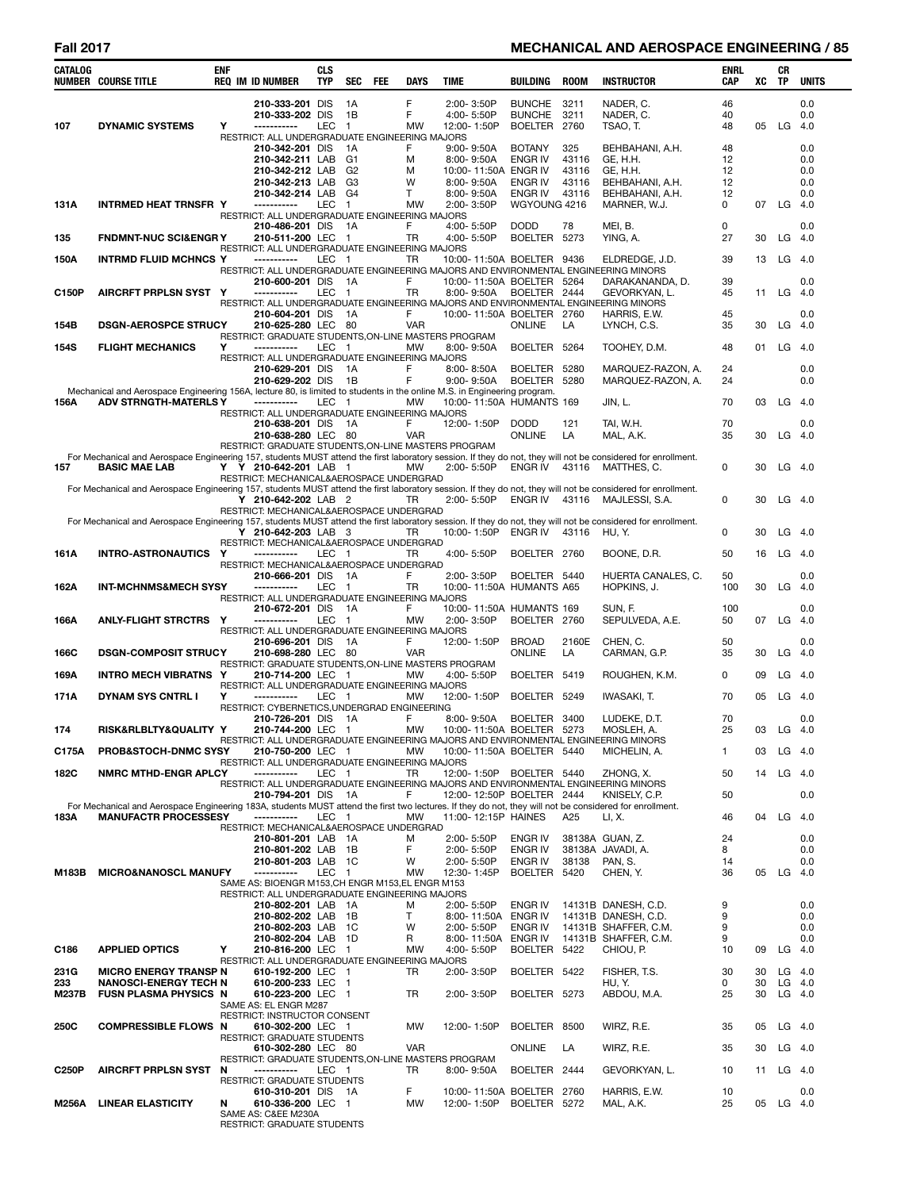## MECHANICAL AND AEROSPACE ENGINEERING

| CATALOG NUMBER | COURSE TITLE | ENF REQ | IM | ID NUMBER | CLS TYP | SEC | FEE | DAYS | TIME | BUILDING | ROOM | INSTRUCTOR | ENRL CAP | XC | CR TP | UNITS |
|---|---|---|---|---|---|---|---|---|---|---|---|---|---|---|---|---|
| | | | | 210-333-201 | DIS | 1A | | F | 2:00- 3:50P | BUNCHE | 3211 | NADER, C. | 46 | | | 0.0 |
| | | | | 210-333-202 | DIS | 1B | | F | 4:00- 5:50P | BUNCHE | 3211 | NADER, C. | 40 | | | 0.0 |
| 107 | DYNAMIC SYSTEMS | Y | | ----------- | LEC | 1 | | MW | 12:00- 1:50P | BOELTER | 2760 | TSAO, T. | 48 | 05 | LG | 4.0 |
| RESTRICT: ALL UNDERGRADUATE ENGINEERING MAJORS | | | | | | | | | | | | | | | | |
| | | | | 210-342-201 | DIS | 1A | | F | 9:00- 9:50A | BOTANY | 325 | BEHBAHANI, A.H. | 48 | | | 0.0 |
| | | | | 210-342-211 | LAB | G1 | | M | 8:00- 9:50A | ENGR IV | 43116 | GE, H.H. | 12 | | | 0.0 |
| | | | | 210-342-212 | LAB | G2 | | M | 10:00- 11:50A | ENGR IV | 43116 | GE, H.H. | 12 | | | 0.0 |
| | | | | 210-342-213 | LAB | G3 | | W | 8:00- 9:50A | ENGR IV | 43116 | BEHBAHANI, A.H. | 12 | | | 0.0 |
| | | | | 210-342-214 | LAB | G4 | | T | 8:00- 9:50A | ENGR IV | 43116 | BEHBAHANI, A.H. | 12 | | | 0.0 |
| 131A | INTRMED HEAT TRNSFR | Y | | ----------- | LEC | 1 | | MW | 2:00- 3:50P | WGYOUNG | 4216 | MARNER, W.J. | 0 | 07 | LG | 4.0 |
| RESTRICT: ALL UNDERGRADUATE ENGINEERING MAJORS | | | | | | | | | | | | | | | | |
| | | | | 210-486-201 | DIS | 1A | | F | 4:00- 5:50P | DODD | 78 | MEI, B. | 0 | | | 0.0 |
| 135 | FNDMNT-NUC SCI&ENGR | Y | | 210-511-200 | LEC | 1 | | TR | 4:00- 5:50P | BOELTER | 5273 | YING, A. | 27 | 30 | LG | 4.0 |
| RESTRICT: ALL UNDERGRADUATE ENGINEERING MAJORS | | | | | | | | | | | | | | | | |
| 150A | INTRMD FLUID MCHNCS | Y | | ----------- | LEC | 1 | | TR | 10:00- 11:50A | BOELTER | 9436 | ELDREDGE, J.D. | 39 | 13 | LG | 4.0 |
| RESTRICT: ALL UNDERGRADUATE ENGINEERING MAJORS AND ENVIRONMENTAL ENGINEERING MINORS | | | | | | | | | | | | | | | | |
| | | | | 210-600-201 | DIS | 1A | | F | 10:00- 11:50A | BOELTER | 5264 | DARAKANANDA, D. | 39 | | | 0.0 |
| C150P | AIRCRFT PRPLSN SYST | Y | | ----------- | LEC | 1 | | TR | 8:00- 9:50A | BOELTER | 2444 | GEVORKYAN, L. | 45 | 11 | LG | 4.0 |
| RESTRICT: ALL UNDERGRADUATE ENGINEERING MAJORS AND ENVIRONMENTAL ENGINEERING MINORS | | | | | | | | | | | | | | | | |
| | | | | 210-604-201 | DIS | 1A | | F | 10:00- 11:50A | BOELTER | 2760 | HARRIS, E.W. | 45 | | | 0.0 |
| 154B | DSGN-AEROSPCE STRUC | Y | | 210-625-280 | LEC | 80 | | VAR | | ONLINE | LA | LYNCH, C.S. | 35 | 30 | LG | 4.0 |
| RESTRICT: GRADUATE STUDENTS,ON-LINE MASTERS PROGRAM | | | | | | | | | | | | | | | | |
| 154S | FLIGHT MECHANICS | Y | | ----------- | LEC | 1 | | MW | 8:00- 9:50A | BOELTER | 5264 | TOOHEY, D.M. | 48 | 01 | LG | 4.0 |
| RESTRICT: ALL UNDERGRADUATE ENGINEERING MAJORS | | | | | | | | | | | | | | | | |
| | | | | 210-629-201 | DIS | 1A | | F | 8:00- 8:50A | BOELTER | 5280 | MARQUEZ-RAZON, A. | 24 | | | 0.0 |
| | | | | 210-629-202 | DIS | 1B | | F | 9:00- 9:50A | BOELTER | 5280 | MARQUEZ-RAZON, A. | 24 | | | 0.0 |
| Mechanical and Aerospace Engineering 156A, lecture 80, is limited to students in the online M.S. in Engineering program. | | | | | | | | | | | | | | | | |
| 156A | ADV STRNGTH-MATERLS | Y | | ----------- | LEC | 1 | | MW | 10:00- 11:50A | HUMANTS | 169 | JIN, L. | 70 | 03 | LG | 4.0 |
| RESTRICT: ALL UNDERGRADUATE ENGINEERING MAJORS | | | | | | | | | | | | | | | | |
| | | | | 210-638-201 | DIS | 1A | | F | 12:00- 1:50P | DODD | 121 | TAI, W.H. | 70 | | | 0.0 |
| | | | | 210-638-280 | LEC | 80 | | VAR | | ONLINE | LA | MAL, A.K. | 35 | 30 | LG | 4.0 |
| RESTRICT: GRADUATE STUDENTS,ON-LINE MASTERS PROGRAM | | | | | | | | | | | | | | | | |
| For Mechanical and Aerospace Engineering 157, students MUST attend the first laboratory session. If they do not, they will not be considered for enrollment. | | | | | | | | | | | | | | | | |
| 157 | BASIC MAE LAB | Y | Y | 210-642-201 | LAB | 1 | | MW | 2:00- 5:50P | ENGR IV | 43116 | MATTHES, C. | 0 | 30 | LG | 4.0 |
| RESTRICT: MECHANICAL&AEROSPACE UNDERGRAD | | | | | | | | | | | | | | | | |
| For Mechanical and Aerospace Engineering 157, students MUST attend the first laboratory session. If they do not, they will not be considered for enrollment. | | | | | | | | | | | | | | | | |
| | | | Y | 210-642-202 | LAB | 2 | | TR | 2:00- 5:50P | ENGR IV | 43116 | MAJLESSI, S.A. | 0 | 30 | LG | 4.0 |
| RESTRICT: MECHANICAL&AEROSPACE UNDERGRAD | | | | | | | | | | | | | | | | |
| For Mechanical and Aerospace Engineering 157, students MUST attend the first laboratory session. If they do not, they will not be considered for enrollment. | | | | | | | | | | | | | | | | |
| | | | Y | 210-642-203 | LAB | 3 | | TR | 10:00- 1:50P | ENGR IV | 43116 | HU, Y. | 0 | 30 | LG | 4.0 |
| RESTRICT: MECHANICAL&AEROSPACE UNDERGRAD | | | | | | | | | | | | | | | | |
| 161A | INTRO-ASTRONAUTICS | Y | | ----------- | LEC | 1 | | TR | 4:00- 5:50P | BOELTER | 2760 | BOONE, D.R. | 50 | 16 | LG | 4.0 |
| RESTRICT: MECHANICAL&AEROSPACE UNDERGRAD | | | | | | | | | | | | | | | | |
| | | | | 210-666-201 | DIS | 1A | | F | 2:00- 3:50P | BOELTER | 5440 | HUERTA CANALES, C. | 50 | | | 0.0 |
| 162A | INT-MCHNMS&MECH SYS | Y | | ----------- | LEC | 1 | | TR | 10:00- 11:50A | HUMANTS | A65 | HOPKINS, J. | 100 | 30 | LG | 4.0 |
| RESTRICT: ALL UNDERGRADUATE ENGINEERING MAJORS | | | | | | | | | | | | | | | | |
| | | | | 210-672-201 | DIS | 1A | | F | 10:00- 11:50A | HUMANTS | 169 | SUN, F. | 100 | | | 0.0 |
| 166A | ANLY-FLIGHT STRCTRS | Y | | ----------- | LEC | 1 | | MW | 2:00- 3:50P | BOELTER | 2760 | SEPULVEDA, A.E. | 50 | 07 | LG | 4.0 |
| RESTRICT: ALL UNDERGRADUATE ENGINEERING MAJORS | | | | | | | | | | | | | | | | |
| | | | | 210-696-201 | DIS | 1A | | F | 12:00- 1:50P | BROAD | 2160E | CHEN, C. | 50 | | | 0.0 |
| 166C | DSGN-COMPOSIT STRUC | Y | | 210-698-280 | LEC | 80 | | VAR | | ONLINE | LA | CARMAN, G.P. | 35 | 30 | LG | 4.0 |
| RESTRICT: GRADUATE STUDENTS,ON-LINE MASTERS PROGRAM | | | | | | | | | | | | | | | | |
| 169A | INTRO MECH VIBRATNS | Y | | 210-714-200 | LEC | 1 | | MW | 4:00- 5:50P | BOELTER | 5419 | ROUGHEN, K.M. | 0 | 09 | LG | 4.0 |
| RESTRICT: ALL UNDERGRADUATE ENGINEERING MAJORS | | | | | | | | | | | | | | | | |
| 171A | DYNAM SYS CNTRL I | Y | | ----------- | LEC | 1 | | MW | 12:00- 1:50P | BOELTER | 5249 | IWASAKI, T. | 70 | 05 | LG | 4.0 |
| RESTRICT: CYBERNETICS,UNDERGRAD ENGINEERING | | | | | | | | | | | | | | | | |
| | | | | 210-726-201 | DIS | 1A | | F | 8:00- 9:50A | BOELTER | 3400 | LUDEKE, D.T. | 70 | | | 0.0 |
| 174 | RISK&RLBLTY&QUALITY | Y | | 210-744-200 | LEC | 1 | | MW | 10:00- 11:50A | BOELTER | 5273 | MOSLEH, A. | 25 | 03 | LG | 4.0 |
| RESTRICT: ALL UNDERGRADUATE ENGINEERING MAJORS AND ENVIRONMENTAL ENGINEERING MINORS | | | | | | | | | | | | | | | | |
| C175A | PROB&STOCH-DNMC SYS | Y | | 210-750-200 | LEC | 1 | | MW | 10:00- 11:50A | BOELTER | 5440 | MICHELIN, A. | 1 | 03 | LG | 4.0 |
| RESTRICT: ALL UNDERGRADUATE ENGINEERING MAJORS | | | | | | | | | | | | | | | | |
| 182C | NMRC MTHD-ENGR APLC | Y | | ----------- | LEC | 1 | | TR | 12:00- 1:50P | BOELTER | 5440 | ZHONG, X. | 50 | 14 | LG | 4.0 |
| RESTRICT: ALL UNDERGRADUATE ENGINEERING MAJORS AND ENVIRONMENTAL ENGINEERING MINORS | | | | | | | | | | | | | | | | |
| | | | | 210-794-201 | DIS | 1A | | F | 12:00- 12:50P | BOELTER | 2444 | KNISELY, C.P. | 50 | | | 0.0 |
| For Mechanical and Aerospace Engineering 183A, students MUST attend the first two lectures. If they do not, they will not be considered for enrollment. | | | | | | | | | | | | | | | | |
| 183A | MANUFACTR PROCESSES | Y | | ----------- | LEC | 1 | | MW | 11:00- 12:15P | HAINES | A25 | LI, X. | 46 | 04 | LG | 4.0 |
| RESTRICT: MECHANICAL&AEROSPACE UNDERGRAD | | | | | | | | | | | | | | | | |
| | | | | 210-801-201 | LAB | 1A | | M | 2:00- 5:50P | ENGR IV | 38138A | GUAN, Z. | 24 | | | 0.0 |
| | | | | 210-801-202 | LAB | 1B | | F | 2:00- 5:50P | ENGR IV | 38138A | JAVADI, A. | 8 | | | 0.0 |
| | | | | 210-801-203 | LAB | 1C | | W | 2:00- 5:50P | ENGR IV | 38138 | PAN, S. | 14 | | | 0.0 |
| M183B | MICRO&NANOSCL MANUF | Y | | ----------- | LEC | 1 | | MW | 12:30- 1:45P | BOELTER | 5420 | CHEN, Y. | 36 | 05 | LG | 4.0 |
| SAME AS: BIOENGR M153,CH ENGR M153,EL ENGR M153 | | | | | | | | | | | | | | | | |
| RESTRICT: ALL UNDERGRADUATE ENGINEERING MAJORS | | | | | | | | | | | | | | | | |
| | | | | 210-802-201 | LAB | 1A | | M | 2:00- 5:50P | ENGR IV | 14131B | DANESH, C.D. | 9 | | | 0.0 |
| | | | | 210-802-202 | LAB | 1B | | T | 8:00- 11:50A | ENGR IV | 14131B | DANESH, C.D. | 9 | | | 0.0 |
| | | | | 210-802-203 | LAB | 1C | | W | 2:00- 5:50P | ENGR IV | 14131B | SHAFFER, C.M. | 9 | | | 0.0 |
| | | | | 210-802-204 | LAB | 1D | | R | 8:00- 11:50A | ENGR IV | 14131B | SHAFFER, C.M. | 9 | | | 0.0 |
| C186 | APPLIED OPTICS | Y | | 210-816-200 | LEC | 1 | | MW | 4:00- 5:50P | BOELTER | 5422 | CHIOU, P. | 10 | 09 | LG | 4.0 |
| RESTRICT: ALL UNDERGRADUATE ENGINEERING MAJORS | | | | | | | | | | | | | | | | |
| 231G | MICRO ENERGY TRANSP | N | | 610-192-200 | LEC | 1 | | TR | 2:00- 3:50P | BOELTER | 5422 | FISHER, T.S. | 30 | 30 | LG | 4.0 |
| 233 | NANOSCI-ENERGY TECH | N | | 610-200-233 | LEC | 1 | | | | | | HU, Y. | 0 | 30 | LG | 4.0 |
| M237B | FUSN PLASMA PHYSICS | N | | 610-223-200 | LEC | 1 | | TR | 2:00- 3:50P | BOELTER | 5273 | ABDOU, M.A. | 25 | 30 | LG | 4.0 |
| SAME AS: EL ENGR M287 | | | | | | | | | | | | | | | | |
| RESTRICT: INSTRUCTOR CONSENT | | | | | | | | | | | | | | | | |
| 250C | COMPRESSIBLE FLOWS | N | | 610-302-200 | LEC | 1 | | MW | 12:00- 1:50P | BOELTER | 8500 | WIRZ, R.E. | 35 | 05 | LG | 4.0 |
| RESTRICT: GRADUATE STUDENTS | | | | | | | | | | | | | | | | |
| | | | | 610-302-280 | LEC | 80 | | VAR | | ONLINE | LA | WIRZ, R.E. | 35 | 30 | LG | 4.0 |
| RESTRICT: GRADUATE STUDENTS,ON-LINE MASTERS PROGRAM | | | | | | | | | | | | | | | | |
| C250P | AIRCRFT PRPLSN SYST | N | | ----------- | LEC | 1 | | TR | 8:00- 9:50A | BOELTER | 2444 | GEVORKYAN, L. | 10 | 11 | LG | 4.0 |
| RESTRICT: GRADUATE STUDENTS | | | | | | | | | | | | | | | | |
| | | | | 610-310-201 | DIS | 1A | | F | 10:00- 11:50A | BOELTER | 2760 | HARRIS, E.W. | 10 | | | 0.0 |
| M256A | LINEAR ELASTICITY | N | | 610-336-200 | LEC | 1 | | MW | 12:00- 1:50P | BOELTER | 5272 | MAL, A.K. | 25 | 05 | LG | 4.0 |
| SAME AS: C&EE M230A | | | | | | | | | | | | | | | | |
| RESTRICT: GRADUATE STUDENTS | | | | | | | | | | | | | | | | |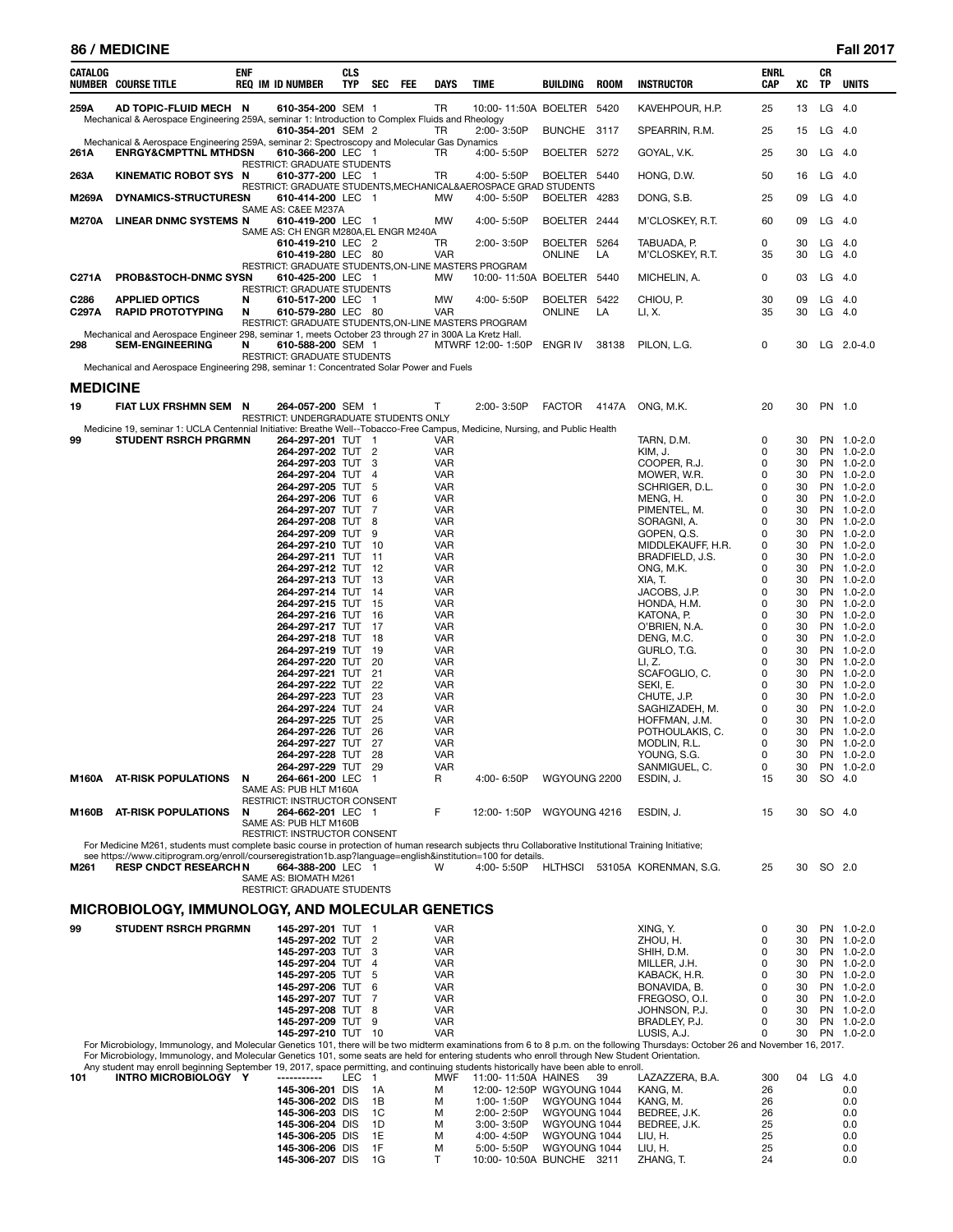| CATALOG NUMBER | COURSE TITLE | ENF REQ | IM | ID NUMBER | CLS TYP | SEC | FEE | DAYS | TIME | BUILDING | ROOM | INSTRUCTOR | ENRL CAP | XC | CR TP | UNITS |
|---|---|---|---|---|---|---|---|---|---|---|---|---|---|---|---|---|
| 259A | AD TOPIC-FLUID MECH | N | | 610-354-200 | SEM | 1 | | TR | 10:00- 11:50A | BOELTER | 5420 | KAVEHPOUR, H.P. | 25 | 13 | LG | 4.0 |
| Mechanical & Aerospace Engineering 259A, seminar 1: Introduction to Complex Fluids and Rheology | | | | | | | | | | | | | | | | |
| | | | | 610-354-201 | SEM | 2 | | TR | 2:00- 3:50P | BUNCHE | 3117 | SPEARRIN, R.M. | 25 | 15 | LG | 4.0 |
| Mechanical & Aerospace Engineering 259A, seminar 2: Spectroscopy and Molecular Gas Dynamics | | | | | | | | | | | | | | | | |
| 261A | ENRGY&CMPTTNL MTHDS | N | | 610-366-200 | LEC | 1 | | TR | 4:00- 5:50P | BOELTER | 5272 | GOYAL, V.K. | 25 | 30 | LG | 4.0 |
| | RESTRICT: GRADUATE STUDENTS | | | | | | | | | | | | | | | |
| 263A | KINEMATIC ROBOT SYS | N | | 610-377-200 | LEC | 1 | | TR | 4:00- 5:50P | BOELTER | 5440 | HONG, D.W. | 50 | 16 | LG | 4.0 |
| | RESTRICT: GRADUATE STUDENTS,MECHANICAL&AEROSPACE GRAD STUDENTS | | | | | | | | | | | | | | | |
| M269A | DYNAMICS-STRUCTURES | N | | 610-414-200 | LEC | 1 | | MW | 4:00- 5:50P | BOELTER | 4283 | DONG, S.B. | 25 | 09 | LG | 4.0 |
| | SAME AS: C&EE M237A | | | | | | | | | | | | | | | |
| M270A | LINEAR DNMC SYSTEMS | N | | 610-419-200 | LEC | 1 | | MW | 4:00- 5:50P | BOELTER | 2444 | M'CLOSKEY, R.T. | 60 | 09 | LG | 4.0 |
| | SAME AS: CH ENGR M280A,EL ENGR M240A | | | | | | | | | | | | | | | |
| | | | | 610-419-210 | LEC | 2 | | TR | 2:00- 3:50P | BOELTER | 5264 | TABUADA, P. | 0 | 30 | LG | 4.0 |
| | | | | 610-419-280 | LEC | 80 | | VAR | | ONLINE | LA | M'CLOSKEY, R.T. | 35 | 30 | LG | 4.0 |
| | RESTRICT: GRADUATE STUDENTS,ON-LINE MASTERS PROGRAM | | | | | | | | | | | | | | | |
| C271A | PROB&STOCH-DNMC SYS | N | | 610-425-200 | LEC | 1 | | MW | 10:00- 11:50A | BOELTER | 5440 | MICHELIN, A. | 0 | 03 | LG | 4.0 |
| | RESTRICT: GRADUATE STUDENTS | | | | | | | | | | | | | | | |
| C286 | APPLIED OPTICS | N | | 610-517-200 | LEC | 1 | | MW | 4:00- 5:50P | BOELTER | 5422 | CHIOU, P. | 30 | 09 | LG | 4.0 |
| C297A | RAPID PROTOTYPING | N | | 610-579-280 | LEC | 80 | | VAR | | ONLINE | LA | LI, X. | 35 | 30 | LG | 4.0 |
| | RESTRICT: GRADUATE STUDENTS,ON-LINE MASTERS PROGRAM | | | | | | | | | | | | | | | |
| Mechanical and Aerospace Engineer 298, seminar 1, meets October 23 through 27 in 300A La Kretz Hall. | | | | | | | | | | | | | | | | |
| 298 | SEM-ENGINEERING | N | | 610-588-200 | SEM | 1 | | MTWRF | 12:00- 1:50P | ENGR IV | 38138 | PILON, L.G. | 0 | 30 | LG | 2.0-4.0 |
| | RESTRICT: GRADUATE STUDENTS | | | | | | | | | | | | | | | |
| Mechanical and Aerospace Engineering 298, seminar 1: Concentrated Solar Power and Fuels | | | | | | | | | | | | | | | | |

## MEDICINE

| CATALOG NUMBER | COURSE TITLE | ENF REQ | IM | ID NUMBER | CLS TYP | SEC | FEE | DAYS | TIME | BUILDING | ROOM | INSTRUCTOR | ENRL CAP | XC | CR TP | UNITS |
|---|---|---|---|---|---|---|---|---|---|---|---|---|---|---|---|---|
| 19 | FIAT LUX FRSHMN SEM | N | | 264-057-200 | SEM | 1 | | T | 2:00- 3:50P | FACTOR | 4147A | ONG, M.K. | 20 | 30 | PN | 1.0 |
| | RESTRICT: UNDERGRADUATE STUDENTS ONLY | | | | | | | | | | | | | | | |
| Medicine 19, seminar 1: UCLA Centennial Initiative: Breathe Well--Tobacco-Free Campus, Medicine, Nursing, and Public Health | | | | | | | | | | | | | | | | |
| 99 | STUDENT RSRCH PRGRM | | | 264-297-201 | TUT | 1 | | VAR | | | | TARN, D.M. | 0 | 30 | PN | 1.0-2.0 |
| | | | | 264-297-202 | TUT | 2 | | VAR | | | | KIM, J. | 0 | 30 | PN | 1.0-2.0 |
| | | | | 264-297-203 | TUT | 3 | | VAR | | | | COOPER, R.J. | 0 | 30 | PN | 1.0-2.0 |
| | | | | 264-297-204 | TUT | 4 | | VAR | | | | MOWER, W.R. | 0 | 30 | PN | 1.0-2.0 |
| | | | | 264-297-205 | TUT | 5 | | VAR | | | | SCHRIGER, D.L. | 0 | 30 | PN | 1.0-2.0 |
| | | | | 264-297-206 | TUT | 6 | | VAR | | | | MENG, H. | 0 | 30 | PN | 1.0-2.0 |
| | | | | 264-297-207 | TUT | 7 | | VAR | | | | PIMENTEL, M. | 0 | 30 | PN | 1.0-2.0 |
| | | | | 264-297-208 | TUT | 8 | | VAR | | | | SORAGNI, A. | 0 | 30 | PN | 1.0-2.0 |
| | | | | 264-297-209 | TUT | 9 | | VAR | | | | GOPEN, Q.S. | 0 | 30 | PN | 1.0-2.0 |
| | | | | 264-297-210 | TUT | 10 | | VAR | | | | MIDDLEKAUFF, H.R. | 0 | 30 | PN | 1.0-2.0 |
| | | | | 264-297-211 | TUT | 11 | | VAR | | | | BRADFIELD, J.S. | 0 | 30 | PN | 1.0-2.0 |
| | | | | 264-297-212 | TUT | 12 | | VAR | | | | ONG, M.K. | 0 | 30 | PN | 1.0-2.0 |
| | | | | 264-297-213 | TUT | 13 | | VAR | | | | XIA, T. | 0 | 30 | PN | 1.0-2.0 |
| | | | | 264-297-214 | TUT | 14 | | VAR | | | | JACOBS, J.P. | 0 | 30 | PN | 1.0-2.0 |
| | | | | 264-297-215 | TUT | 15 | | VAR | | | | HONDA, H.M. | 0 | 30 | PN | 1.0-2.0 |
| | | | | 264-297-216 | TUT | 16 | | VAR | | | | KATONA, P. | 0 | 30 | PN | 1.0-2.0 |
| | | | | 264-297-217 | TUT | 17 | | VAR | | | | O'BRIEN, N.A. | 0 | 30 | PN | 1.0-2.0 |
| | | | | 264-297-218 | TUT | 18 | | VAR | | | | DENG, M.C. | 0 | 30 | PN | 1.0-2.0 |
| | | | | 264-297-219 | TUT | 19 | | VAR | | | | GURLO, T.G. | 0 | 30 | PN | 1.0-2.0 |
| | | | | 264-297-220 | TUT | 20 | | VAR | | | | LI, Z. | 0 | 30 | PN | 1.0-2.0 |
| | | | | 264-297-221 | TUT | 21 | | VAR | | | | SCAFOGLIO, C. | 0 | 30 | PN | 1.0-2.0 |
| | | | | 264-297-222 | TUT | 22 | | VAR | | | | SEKI, E. | 0 | 30 | PN | 1.0-2.0 |
| | | | | 264-297-223 | TUT | 23 | | VAR | | | | CHUTE, J.P. | 0 | 30 | PN | 1.0-2.0 |
| | | | | 264-297-224 | TUT | 24 | | VAR | | | | SAGHIZADEH, M. | 0 | 30 | PN | 1.0-2.0 |
| | | | | 264-297-225 | TUT | 25 | | VAR | | | | HOFFMAN, J.M. | 0 | 30 | PN | 1.0-2.0 |
| | | | | 264-297-226 | TUT | 26 | | VAR | | | | POTHOULAKIS, C. | 0 | 30 | PN | 1.0-2.0 |
| | | | | 264-297-227 | TUT | 27 | | VAR | | | | MODLIN, R.L. | 0 | 30 | PN | 1.0-2.0 |
| | | | | 264-297-228 | TUT | 28 | | VAR | | | | YOUNG, S.G. | 0 | 30 | PN | 1.0-2.0 |
| | | | | 264-297-229 | TUT | 29 | | VAR | | | | SANMIGUEL, C. | 0 | 30 | PN | 1.0-2.0 |
| M160A | AT-RISK POPULATIONS | N | | 264-661-200 | LEC | 1 | | R | 4:00- 6:50P | WGYOUNG | 2200 | ESDIN, J. | 15 | 30 | SO | 4.0 |
| | SAME AS: PUB HLT M160A | | | | | | | | | | | | | | | |
| | RESTRICT: INSTRUCTOR CONSENT | | | | | | | | | | | | | | | |
| M160B | AT-RISK POPULATIONS | N | | 264-662-201 | LEC | 1 | | F | 12:00- 1:50P | WGYOUNG | 4216 | ESDIN, J. | 15 | 30 | SO | 4.0 |
| | SAME AS: PUB HLT M160B | | | | | | | | | | | | | | | |
| | RESTRICT: INSTRUCTOR CONSENT | | | | | | | | | | | | | | | |
| For Medicine M261, students must complete basic course in protection of human research subjects thru Collaborative Institutional Training Initiative; see https://www.citiprogram.org/enroll/courseregistration1b.asp?language=english&institution=100 for details. | | | | | | | | | | | | | | | | |
| M261 | RESP CNDCT RESEARCH | N | | 664-388-200 | LEC | 1 | | W | 4:00- 5:50P | HLTHSCI | 53105A | KORENMAN, S.G. | 25 | 30 | SO | 2.0 |
| | SAME AS: BIOMATH M261 | | | | | | | | | | | | | | | |
| | RESTRICT: GRADUATE STUDENTS | | | | | | | | | | | | | | | |

## MICROBIOLOGY, IMMUNOLOGY, AND MOLECULAR GENETICS

| CATALOG NUMBER | COURSE TITLE | ENF REQ | IM | ID NUMBER | CLS TYP | SEC | FEE | DAYS | TIME | BUILDING | ROOM | INSTRUCTOR | ENRL CAP | XC | CR TP | UNITS |
|---|---|---|---|---|---|---|---|---|---|---|---|---|---|---|---|---|
| 99 | STUDENT RSRCH PRGRM | | | 145-297-201 | TUT | 1 | | VAR | | | | XING, Y. | 0 | 30 | PN | 1.0-2.0 |
| | | | | 145-297-202 | TUT | 2 | | VAR | | | | ZHOU, H. | 0 | 30 | PN | 1.0-2.0 |
| | | | | 145-297-203 | TUT | 3 | | VAR | | | | SHIH, D.M. | 0 | 30 | PN | 1.0-2.0 |
| | | | | 145-297-204 | TUT | 4 | | VAR | | | | MILLER, J.H. | 0 | 30 | PN | 1.0-2.0 |
| | | | | 145-297-205 | TUT | 5 | | VAR | | | | KABACK, H.R. | 0 | 30 | PN | 1.0-2.0 |
| | | | | 145-297-206 | TUT | 6 | | VAR | | | | BONAVIDA, B. | 0 | 30 | PN | 1.0-2.0 |
| | | | | 145-297-207 | TUT | 7 | | VAR | | | | FREGOSO, O.I. | 0 | 30 | PN | 1.0-2.0 |
| | | | | 145-297-208 | TUT | 8 | | VAR | | | | JOHNSON, P.J. | 0 | 30 | PN | 1.0-2.0 |
| | | | | 145-297-209 | TUT | 9 | | VAR | | | | BRADLEY, P.J. | 0 | 30 | PN | 1.0-2.0 |
| | | | | 145-297-210 | TUT | 10 | | VAR | | | | LUSIS, A.J. | 0 | 30 | PN | 1.0-2.0 |
| For Microbiology, Immunology, and Molecular Genetics 101, there will be two midterm examinations from 6 to 8 p.m. on the following Thursdays: October 26 and November 16, 2017. | | | | | | | | | | | | | | | | |
| For Microbiology, Immunology, and Molecular Genetics 101, some seats are held for entering students who enroll through New Student Orientation. | | | | | | | | | | | | | | | | |
| Any student may enroll beginning September 19, 2017, space permitting, and continuing students historically have been able to enroll. | | | | | | | | | | | | | | | | |
| 101 | INTRO MICROBIOLOGY | Y | | ----------- | LEC | 1 | | MWF | 11:00- 11:50A | HAINES | 39 | LAZAZZERA, B.A. | 300 | 04 | LG | 4.0 |
| | | | | 145-306-201 | DIS | 1A | | M | 12:00- 12:50P | WGYOUNG | 1044 | KANG, M. | 26 | | | 0.0 |
| | | | | 145-306-202 | DIS | 1B | | M | 1:00- 1:50P | WGYOUNG | 1044 | KANG, M. | 26 | | | 0.0 |
| | | | | 145-306-203 | DIS | 1C | | M | 2:00- 2:50P | WGYOUNG | 1044 | BEDREE, J.K. | 26 | | | 0.0 |
| | | | | 145-306-204 | DIS | 1D | | M | 3:00- 3:50P | WGYOUNG | 1044 | BEDREE, J.K. | 25 | | | 0.0 |
| | | | | 145-306-205 | DIS | 1E | | M | 4:00- 4:50P | WGYOUNG | 1044 | LIU, H. | 25 | | | 0.0 |
| | | | | 145-306-206 | DIS | 1F | | M | 5:00- 5:50P | WGYOUNG | 1044 | LIU, H. | 25 | | | 0.0 |
| | | | | 145-306-207 | DIS | 1G | | T | 10:00- 10:50A | BUNCHE | 3211 | ZHANG, T. | 24 | | | 0.0 |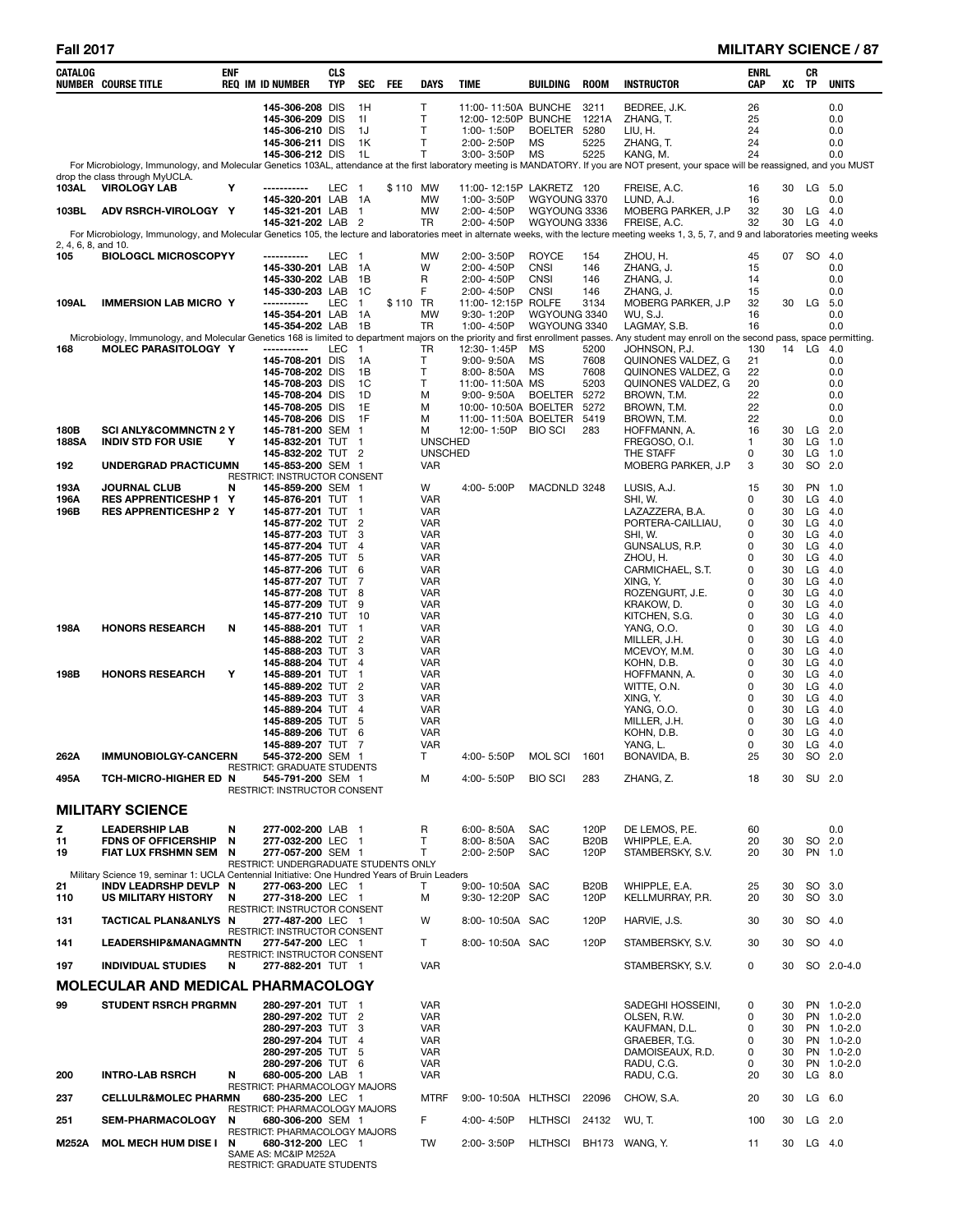| CATALOG NUMBER | COURSE TITLE | ENF REQ | IM | ID NUMBER | CLS TYP | SEC | FEE | DAYS | TIME | BUILDING | ROOM | INSTRUCTOR | ENRL CAP | XC | CR TP | UNITS |
|---|---|---|---|---|---|---|---|---|---|---|---|---|---|---|---|---|
| | | | | 145-306-208 | DIS | 1H | | T | 11:00- 11:50A | BUNCHE | 3211 | BEDREE, J.K. | 26 | | | 0.0 |
| | | | | 145-306-209 | DIS | 1I | | T | 12:00- 12:50P | BUNCHE | 1221A | ZHANG, T. | 25 | | | 0.0 |
| | | | | 145-306-210 | DIS | 1J | | T | 1:00- 1:50P | BOELTER | 5280 | LIU, H. | 24 | | | 0.0 |
| | | | | 145-306-211 | DIS | 1K | | T | 2:00- 2:50P | MS | 5225 | ZHANG, T. | 24 | | | 0.0 |
| | | | | 145-306-212 | DIS | 1L | | T | 3:00- 3:50P | MS | 5225 | KANG, M. | 24 | | | 0.0 |
| For Microbiology, Immunology, and Molecular Genetics 103AL, attendance at the first laboratory meeting is MANDATORY. If you are NOT present, your space will be reassigned, and you MUST drop the class through MyUCLA. | | | | | | | | | | | | | | | | |
| 103AL | VIROLOGY LAB | Y | | ----------- | LEC | 1 | $110 | MW | 11:00- 12:15P | LAKRETZ | 120 | FREISE, A.C. | 16 | 30 | LG | 5.0 |
| | | | | 145-320-201 | LAB | 1A | | MW | 1:00- 3:50P | WGYOUNG | 3370 | LUND, A.J. | 16 | | | 0.0 |
| 103BL | ADV RSRCH-VIROLOGY | Y | | 145-321-201 | LAB | 1 | | MW | 2:00- 4:50P | WGYOUNG | 3336 | MOBERG PARKER, J.P | 32 | 30 | LG | 4.0 |
| | | | | 145-321-202 | LAB | 2 | | TR | 2:00- 4:50P | WGYOUNG | 3336 | FREISE, A.C. | 32 | 30 | LG | 4.0 |
| For Microbiology, Immunology, and Molecular Genetics 105, the lecture and laboratories meet in alternate weeks, with the lecture meeting weeks 1, 3, 5, 7, and 9 and laboratories meeting weeks 2, 4, 6, 8, and 10. | | | | | | | | | | | | | | | | |
| 105 | BIOLOGCL MICROSCOPYY | | | ----------- | LEC | 1 | | MW | 2:00- 3:50P | ROYCE | 154 | ZHOU, H. | 45 | 07 | SO | 4.0 |
| | | | | 145-330-201 | LAB | 1A | | W | 2:00- 4:50P | CNSI | 146 | ZHANG, J. | 15 | | | 0.0 |
| | | | | 145-330-202 | LAB | 1B | | R | 2:00- 4:50P | CNSI | 146 | ZHANG, J. | 14 | | | 0.0 |
| | | | | 145-330-203 | LAB | 1C | | F | 2:00- 4:50P | CNSI | 146 | ZHANG, J. | 15 | | | 0.0 |
| 109AL | IMMERSION LAB MICRO | Y | | ----------- | LEC | 1 | $110 | TR | 11:00- 12:15P | ROLFE | 3134 | MOBERG PARKER, J.P | 32 | 30 | LG | 5.0 |
| | | | | 145-354-201 | LAB | 1A | | MW | 9:30- 1:20P | WGYOUNG | 3340 | WU, S.J. | 16 | | | 0.0 |
| | | | | 145-354-202 | LAB | 1B | | TR | 1:00- 4:50P | WGYOUNG | 3340 | LAGMAY, S.B. | 16 | | | 0.0 |
| Microbiology, Immunology, and Molecular Genetics 168 is limited to department majors on the priority and first enrollment passes. Any student may enroll on the second pass, space permitting. | | | | | | | | | | | | | | | | |
| 168 | MOLEC PARASITOLOGY | Y | | ----------- | LEC | 1 | | TR | 12:30- 1:45P | MS | 5200 | JOHNSON, P.J. | 130 | 14 | LG | 4.0 |
| | | | | 145-708-201 | DIS | 1A | | T | 9:00- 9:50A | MS | 7608 | QUINONES VALDEZ, G | 21 | | | 0.0 |
| | | | | 145-708-202 | DIS | 1B | | T | 8:00- 8:50A | MS | 7608 | QUINONES VALDEZ, G | 22 | | | 0.0 |
| | | | | 145-708-203 | DIS | 1C | | T | 11:00- 11:50A | MS | 5203 | QUINONES VALDEZ, G | 20 | | | 0.0 |
| | | | | 145-708-204 | DIS | 1D | | M | 9:00- 9:50A | BOELTER | 5272 | BROWN, T.M. | 22 | | | 0.0 |
| | | | | 145-708-205 | DIS | 1E | | M | 10:00- 10:50A | BOELTER | 5272 | BROWN, T.M. | 22 | | | 0.0 |
| | | | | 145-708-206 | DIS | 1F | | M | 11:00- 11:50A | BOELTER | 5419 | BROWN, T.M. | 22 | | | 0.0 |
| 180B | SCI ANLY&COMMNCTN 2 | Y | | 145-781-200 | SEM | 1 | | M | 12:00- 1:50P | BIO SCI | 283 | HOFFMANN, A. | 16 | 30 | LG | 2.0 |
| 188SA | INDIV STD FOR USIE | Y | | 145-832-201 | TUT | 1 | | UNSCHED | | | | FREGOSO, O.I. | 1 | 30 | LG | 1.0 |
| | | | | 145-832-202 | TUT | 2 | | UNSCHED | | | | THE STAFF | 0 | 30 | LG | 1.0 |
| 192 | UNDERGRAD PRACTICUM | N | | 145-853-200 | SEM | 1 | | VAR | | | | MOBERG PARKER, J.P | 3 | 30 | SO | 2.0 |
| | RESTRICT: INSTRUCTOR CONSENT | | | | | | | | | | | | | | | |
| 193A | JOURNAL CLUB | N | | 145-859-200 | SEM | 1 | | W | 4:00- 5:00P | MACDNLD | 3248 | LUSIS, A.J. | 15 | 30 | PN | 1.0 |
| 196A | RES APPRENTICESHP 1 | Y | | 145-876-201 | TUT | 1 | | VAR | | | | SHI, W. | 0 | 30 | LG | 4.0 |
| 196B | RES APPRENTICESHP 2 | Y | | 145-877-201 | TUT | 1 | | VAR | | | | LAZAZZERA, B.A. | 0 | 30 | LG | 4.0 |
| | | | | 145-877-202 | TUT | 2 | | VAR | | | | PORTERA-CAILLIAU, | 0 | 30 | LG | 4.0 |
| | | | | 145-877-203 | TUT | 3 | | VAR | | | | SHI, W. | 0 | 30 | LG | 4.0 |
| | | | | 145-877-204 | TUT | 4 | | VAR | | | | GUNSALUS, R.P. | 0 | 30 | LG | 4.0 |
| | | | | 145-877-205 | TUT | 5 | | VAR | | | | ZHOU, H. | 0 | 30 | LG | 4.0 |
| | | | | 145-877-206 | TUT | 6 | | VAR | | | | CARMICHAEL, S.T. | 0 | 30 | LG | 4.0 |
| | | | | 145-877-207 | TUT | 7 | | VAR | | | | XING, Y. | 0 | 30 | LG | 4.0 |
| | | | | 145-877-208 | TUT | 8 | | VAR | | | | ROZENGURT, J.E. | 0 | 30 | LG | 4.0 |
| | | | | 145-877-209 | TUT | 9 | | VAR | | | | KRAKOW, D. | 0 | 30 | LG | 4.0 |
| | | | | 145-877-210 | TUT | 10 | | VAR | | | | KITCHEN, S.G. | 0 | 30 | LG | 4.0 |
| 198A | HONORS RESEARCH | N | | 145-888-201 | TUT | 1 | | VAR | | | | YANG, O.O. | 0 | 30 | LG | 4.0 |
| | | | | 145-888-202 | TUT | 2 | | VAR | | | | MILLER, J.H. | 0 | 30 | LG | 4.0 |
| | | | | 145-888-203 | TUT | 3 | | VAR | | | | MCEVOY, M.M. | 0 | 30 | LG | 4.0 |
| | | | | 145-888-204 | TUT | 4 | | VAR | | | | KOHN, D.B. | 0 | 30 | LG | 4.0 |
| 198B | HONORS RESEARCH | Y | | 145-889-201 | TUT | 1 | | VAR | | | | HOFFMANN, A. | 0 | 30 | LG | 4.0 |
| | | | | 145-889-202 | TUT | 2 | | VAR | | | | WITTE, O.N. | 0 | 30 | LG | 4.0 |
| | | | | 145-889-203 | TUT | 3 | | VAR | | | | XING, Y. | 0 | 30 | LG | 4.0 |
| | | | | 145-889-204 | TUT | 4 | | VAR | | | | YANG, O.O. | 0 | 30 | LG | 4.0 |
| | | | | 145-889-205 | TUT | 5 | | VAR | | | | MILLER, J.H. | 0 | 30 | LG | 4.0 |
| | | | | 145-889-206 | TUT | 6 | | VAR | | | | KOHN, D.B. | 0 | 30 | LG | 4.0 |
| | | | | 145-889-207 | TUT | 7 | | VAR | | | | YANG, L. | 0 | 30 | LG | 4.0 |
| 262A | IMMUNOBIOLGY-CANCER | N | | 545-372-200 | SEM | 1 | | T | 4:00- 5:50P | MOL SCI | 1601 | BONAVIDA, B. | 25 | 30 | SO | 2.0 |
| | RESTRICT: GRADUATE STUDENTS | | | | | | | | | | | | | | | |
| 495A | TCH-MICRO-HIGHER ED | N | | 545-791-200 | SEM | 1 | | M | 4:00- 5:50P | BIO SCI | 283 | ZHANG, Z. | 18 | 30 | SU | 2.0 |
| | RESTRICT: INSTRUCTOR CONSENT | | | | | | | | | | | | | | | |

## MILITARY SCIENCE

| CATALOG NUMBER | COURSE TITLE | ENF REQ | IM | ID NUMBER | CLS TYP | SEC | FEE | DAYS | TIME | BUILDING | ROOM | INSTRUCTOR | ENRL CAP | XC | CR TP | UNITS |
|---|---|---|---|---|---|---|---|---|---|---|---|---|---|---|---|---|
| Z | LEADERSHIP LAB | N | | 277-002-200 | LAB | 1 | | R | 6:00- 8:50A | SAC | 120P | DE LEMOS, P.E. | 60 | | | 0.0 |
| 11 | FDNS OF OFFICERSHIP | N | | 277-032-200 | LEC | 1 | | T | 8:00- 8:50A | SAC | B20B | WHIPPLE, E.A. | 20 | 30 | SO | 2.0 |
| 19 | FIAT LUX FRSHMN SEM | N | | 277-057-200 | SEM | 1 | | T | 2:00- 2:50P | SAC | 120P | STAMBERSKY, S.V. | 20 | 30 | PN | 1.0 |
| | RESTRICT: UNDERGRADUATE STUDENTS ONLY | | | | | | | | | | | | | | | |
| Military Science 19, seminar 1: UCLA Centennial Initiative: One Hundred Years of Bruin Leaders | | | | | | | | | | | | | | | | |
| 21 | INDV LEADRSHP DEVLP | N | | 277-063-200 | LEC | 1 | | T | 9:00- 10:50A | SAC | B20B | WHIPPLE, E.A. | 25 | 30 | SO | 3.0 |
| 110 | US MILITARY HISTORY | N | | 277-318-200 | LEC | 1 | | M | 9:30- 12:20P | SAC | 120P | KELLMURRAY, P.R. | 20 | 30 | SO | 3.0 |
| | RESTRICT: INSTRUCTOR CONSENT | | | | | | | | | | | | | | | |
| 131 | TACTICAL PLAN&ANLYS | N | | 277-487-200 | LEC | 1 | | W | 8:00- 10:50A | SAC | 120P | HARVIE, J.S. | 30 | 30 | SO | 4.0 |
| | RESTRICT: INSTRUCTOR CONSENT | | | | | | | | | | | | | | | |
| 141 | LEADERSHIP&MANAGMNT | N | | 277-547-200 | LEC | 1 | | T | 8:00- 10:50A | SAC | 120P | STAMBERSKY, S.V. | 30 | 30 | SO | 4.0 |
| | RESTRICT: INSTRUCTOR CONSENT | | | | | | | | | | | | | | | |
| 197 | INDIVIDUAL STUDIES | N | | 277-882-201 | TUT | 1 | | VAR | | | | STAMBERSKY, S.V. | 0 | 30 | SO | 2.0-4.0 |

## MOLECULAR AND MEDICAL PHARMACOLOGY

| CATALOG NUMBER | COURSE TITLE | ENF REQ | IM | ID NUMBER | CLS TYP | SEC | FEE | DAYS | TIME | BUILDING | ROOM | INSTRUCTOR | ENRL CAP | XC | CR TP | UNITS |
|---|---|---|---|---|---|---|---|---|---|---|---|---|---|---|---|---|
| 99 | STUDENT RSRCH PRGRM | N | | 280-297-201 | TUT | 1 | | VAR | | | | SADEGHI HOSSEINI, | 0 | 30 | PN | 1.0-2.0 |
| | | | | 280-297-202 | TUT | 2 | | VAR | | | | OLSEN, R.W. | 0 | 30 | PN | 1.0-2.0 |
| | | | | 280-297-203 | TUT | 3 | | VAR | | | | KAUFMAN, D.L. | 0 | 30 | PN | 1.0-2.0 |
| | | | | 280-297-204 | TUT | 4 | | VAR | | | | GRAEBER, T.G. | 0 | 30 | PN | 1.0-2.0 |
| | | | | 280-297-205 | TUT | 5 | | VAR | | | | DAMOISEAUX, R.D. | 0 | 30 | PN | 1.0-2.0 |
| | | | | 280-297-206 | TUT | 6 | | VAR | | | | RADU, C.G. | 0 | 30 | PN | 1.0-2.0 |
| 200 | INTRO-LAB RSRCH | N | | 680-005-200 | LAB | 1 | | VAR | | | | RADU, C.G. | 20 | 30 | LG | 8.0 |
| | RESTRICT: PHARMACOLOGY MAJORS | | | | | | | | | | | | | | | |
| 237 | CELLULR&MOLEC PHARMN | | | 680-235-200 | LEC | 1 | | MTRF | 9:00- 10:50A | HLTHSCI | 22096 | CHOW, S.A. | 20 | 30 | LG | 6.0 |
| | RESTRICT: PHARMACOLOGY MAJORS | | | | | | | | | | | | | | | |
| 251 | SEM-PHARMACOLOGY | N | | 680-306-200 | SEM | 1 | | F | 4:00- 4:50P | HLTHSCI | 24132 | WU, T. | 100 | 30 | LG | 2.0 |
| | RESTRICT: PHARMACOLOGY MAJORS | | | | | | | | | | | | | | | |
| M252A | MOL MECH HUM DISE I | N | | 680-312-200 | LEC | 1 | | TW | 2:00- 3:50P | HLTHSCI | BH173 | WANG, Y. | 11 | 30 | LG | 4.0 |
| | SAME AS: MC&IP M252A | | | | | | | | | | | | | | | |
| | RESTRICT: GRADUATE STUDENTS | | | | | | | | | | | | | | | |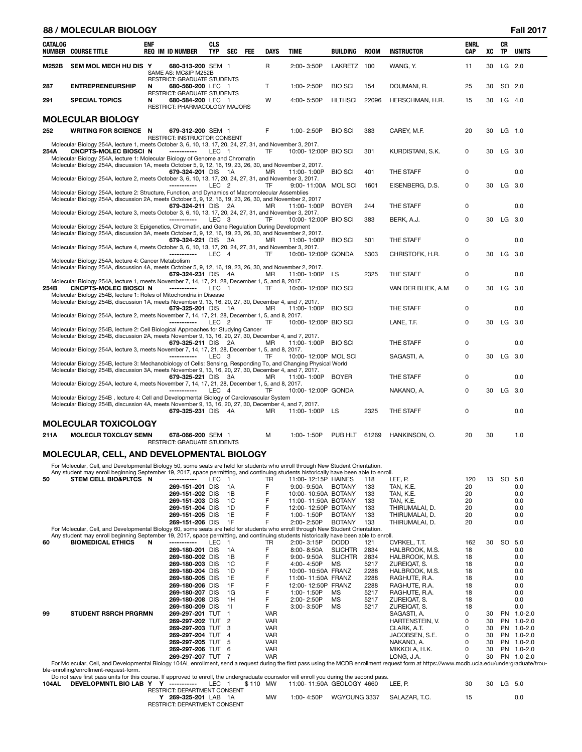| CATALOG NUMBER | COURSE TITLE | ENF REQ | IM | ID NUMBER | CLS TYP | SEC | FEE | DAYS | TIME | BUILDING | ROOM | INSTRUCTOR | ENRL CAP | XC | CR TP | UNITS |
|---|---|---|---|---|---|---|---|---|---|---|---|---|---|---|---|---|
| M252B | SEM MOL MECH HU DIS | Y | | 680-313-200 | SEM | 1 | | R | 2:00- 3:50P | LAKRETZ | 100 | WANG, Y. | 11 | 30 | LG | 2.0 |
| | SAME AS: MC&IP M252B | | | | | | | | | | | | | | | |
| | RESTRICT: GRADUATE STUDENTS | | | | | | | | | | | | | | | |
| 287 | ENTREPRENEURSHIP | N | | 680-560-200 | LEC | 1 | | T | 1:00- 2:50P | BIO SCI | 154 | DOUMANI, R. | 25 | 30 | SO | 2.0 |
| | RESTRICT: GRADUATE STUDENTS | | | | | | | | | | | | | | | |
| 291 | SPECIAL TOPICS | N | | 680-584-200 | LEC | 1 | | W | 4:00- 5:50P | HLTHSCI | 22096 | HERSCHMAN, H.R. | 15 | 30 | LG | 4.0 |
| | RESTRICT: PHARMACOLOGY MAJORS | | | | | | | | | | | | | | | |

## MOLECULAR BIOLOGY

| CATALOG NUMBER | COURSE TITLE | ENF REQ | IM | ID NUMBER | CLS TYP | SEC | FEE | DAYS | TIME | BUILDING | ROOM | INSTRUCTOR | ENRL CAP | XC | CR TP | UNITS |
|---|---|---|---|---|---|---|---|---|---|---|---|---|---|---|---|---|
| 252 | WRITING FOR SCIENCE | N | | 679-312-200 | SEM | 1 | | F | 1:00- 2:50P | BIO SCI | 383 | CAREY, M.F. | 20 | 30 | LG | 1.0 |
| | RESTRICT: INSTRUCTOR CONSENT | | | | | | | | | | | | | | | |

Molecular Biology 254A, lecture 1, meets October 3, 6, 10, 13, 17, 20, 24, 27, 31, and November 3, 2017.

| CATALOG NUMBER | COURSE TITLE | ENF REQ | IM | ID NUMBER | CLS TYP | SEC | FEE | DAYS | TIME | BUILDING | ROOM | INSTRUCTOR | ENRL CAP | XC | CR TP | UNITS |
|---|---|---|---|---|---|---|---|---|---|---|---|---|---|---|---|---|
| 254A | CNCPTS-MOLEC BIOSCI | N | | ----------- | LEC | 1 | | TF | 10:00- 12:00P | BIO SCI | 301 | KURDISTANI, S.K. | 0 | 30 | LG | 3.0 |

Molecular Biology 254A, lecture 1: Molecular Biology of Genome and Chromatin
Molecular Biology 254A, discussion 1A, meets October 5, 9, 12, 16, 19, 23, 26, 30, and November 2, 2017.

| | | | | 679-324-201 | DIS | 1A | | MR | 11:00- 1:00P | BIO SCI | 401 | THE STAFF | 0 | | | 0.0 |
|---|---|---|---|---|---|---|---|---|---|---|---|---|---|---|---|---|

Molecular Biology 254A, lecture 2, meets October 3, 6, 10, 13, 17, 20, 24, 27, 31, and November 3, 2017.

| | | | | ----------- | LEC | 2 | | TF | 9:00- 11:00A | MOL SCI | 1601 | EISENBERG, D.S. | 0 | 30 | LG | 3.0 |
|---|---|---|---|---|---|---|---|---|---|---|---|---|---|---|---|---|

Molecular Biology 254A, lecture 2: Structure, Function, and Dynamics of Macromolecular Assemblies
Molecular Biology 254A, discussion 2A, meets October 5, 9, 12, 16, 19, 23, 26, 30, and November 2, 2017

| | | | | 679-324-211 | DIS | 2A | | MR | 11:00- 1:00P | BOYER | 244 | THE STAFF | 0 | | | 0.0 |
|---|---|---|---|---|---|---|---|---|---|---|---|---|---|---|---|---|

Molecular Biology 254A, lecture 3, meets October 3, 6, 10, 13, 17, 20, 24, 27, 31, and November 3, 2017.

| | | | | ----------- | LEC | 3 | | TF | 10:00- 12:00P | BIO SCI | 383 | BERK, A.J. | 0 | 30 | LG | 3.0 |
|---|---|---|---|---|---|---|---|---|---|---|---|---|---|---|---|---|

Molecular Biology 254A, lecture 3: Epigenetics, Chromatin, and Gene Regulation During Development
Molecular Biology 254A, discussion 3A, meets October 5, 9, 12, 16, 19, 23, 26, 30, and November 2, 2017.

| | | | | 679-324-221 | DIS | 3A | | MR | 11:00- 1:00P | BIO SCI | 501 | THE STAFF | 0 | | | 0.0 |
|---|---|---|---|---|---|---|---|---|---|---|---|---|---|---|---|---|

Molecular Biology 254A, lecture 4, meets October 3, 6, 10, 13, 17, 20, 24, 27, 31, and November 3, 2017.

| | | | | ----------- | LEC | 4 | | TF | 10:00- 12:00P | GONDA | 5303 | CHRISTOFK, H.R. | 0 | 30 | LG | 3.0 |
|---|---|---|---|---|---|---|---|---|---|---|---|---|---|---|---|---|

Molecular Biology 254A, lecture 4: Cancer Metabolism
Molecular Biology 254A, discussion 4A, meets October 5, 9, 12, 16, 19, 23, 26, 30, and November 2, 2017.

| | | | | 679-324-231 | DIS | 4A | | MR | 11:00- 1:00P | LS | 2325 | THE STAFF | 0 | | | 0.0 |
|---|---|---|---|---|---|---|---|---|---|---|---|---|---|---|---|---|

Molecular Biology 254A, lecture 1, meets November 7, 14, 17, 21, 28, December 1, 5, and 8, 2017.

| | | | | | | | | | | | | | | | | |
|---|---|---|---|---|---|---|---|---|---|---|---|---|---|---|---|---|
| 254B | CNCPTS-MOLEC BIOSCI | N | | ----------- | LEC | 1 | | TF | 10:00- 12:00P | BIO SCI | | VAN DER BLIEK, A.M | 0 | 30 | LG | 3.0 |

Molecular Biology 254B, lecture 1: Roles of Mitochondria in Disease
Molecular Biology 254B, discussion 1A, meets November 9, 13, 16, 20, 27, 30, December 4, and 7, 2017.

| | | | | 679-325-201 | DIS | 1A | | MR | 11:00- 1:00P | BIO SCI | | THE STAFF | 0 | | | 0.0 |
|---|---|---|---|---|---|---|---|---|---|---|---|---|---|---|---|---|

Molecular Biology 254A, lecture 2, meets November 7, 14, 17, 21, 28, December 1, 5, and 8, 2017.

| | | | | ----------- | LEC | 2 | | TF | 10:00- 12:00P | BIO SCI | | LANE, T.F. | 0 | 30 | LG | 3.0 |
|---|---|---|---|---|---|---|---|---|---|---|---|---|---|---|---|---|

Molecular Biology 254B, lecture 2: Cell Biological Approaches for Studying Cancer
Molecular Biology 254B, discussion 2A, meets November 9, 13, 16, 20, 27, 30, December 4, and 7, 2017.

| | | | | 679-325-211 | DIS | 2A | | MR | 11:00- 1:00P | BIO SCI | | THE STAFF | 0 | | | 0.0 |
|---|---|---|---|---|---|---|---|---|---|---|---|---|---|---|---|---|

Molecular Biology 254A, lecture 3, meets November 7, 14, 17, 21, 28, December 1, 5, and 8, 2017.

| | | | | ----------- | LEC | 3 | | TF | 10:00- 12:00P | MOL SCI | | SAGASTI, A. | 0 | 30 | LG | 3.0 |
|---|---|---|---|---|---|---|---|---|---|---|---|---|---|---|---|---|

Molecular Biology 254B, lecture 3: Mechanobiology of Cells: Sensing, Responding To, and Changing Physical World
Molecular Biology 254B, discussion 3A, meets November 9, 13, 16, 20, 27, 30, December 4, and 7, 2017.

| | | | | 679-325-221 | DIS | 3A | | MR | 11:00- 1:00P | BOYER | | THE STAFF | 0 | | | 0.0 |
|---|---|---|---|---|---|---|---|---|---|---|---|---|---|---|---|---|

Molecular Biology 254A, lecture 4, meets November 7, 14, 17, 21, 28, December 1, 5, and 8, 2017.

| | | | | ----------- | LEC | 4 | | TF | 10:00- 12:00P | GONDA | | NAKANO, A. | 0 | 30 | LG | 3.0 |
|---|---|---|---|---|---|---|---|---|---|---|---|---|---|---|---|---|

Molecular Biology 254B , lecture 4: Cell and Developmental Biology of Cardiovascular System
Molecular Biology 254B, discussion 4A, meets November 9, 13, 16, 20, 27, 30, December 4, and 7, 2017.

| | | | | 679-325-231 | DIS | 4A | | MR | 11:00- 1:00P | LS | 2325 | THE STAFF | 0 | | | 0.0 |
|---|---|---|---|---|---|---|---|---|---|---|---|---|---|---|---|---|

## MOLECULAR TOXICOLOGY

| CATALOG NUMBER | COURSE TITLE | ENF REQ | IM | ID NUMBER | CLS TYP | SEC | FEE | DAYS | TIME | BUILDING | ROOM | INSTRUCTOR | ENRL CAP | XC | CR TP | UNITS |
|---|---|---|---|---|---|---|---|---|---|---|---|---|---|---|---|---|
| 211A | MOLECLR TOXCLGY SEMN | | | 678-066-200 | SEM | 1 | | M | 1:00- 1:50P | PUB HLT | 61269 | HANKINSON, O. | 20 | 30 | | 1.0 |
| | RESTRICT: GRADUATE STUDENTS | | | | | | | | | | | | | | | |

## MOLECULAR, CELL, AND DEVELOPMENTAL BIOLOGY

For Molecular, Cell, and Developmental Biology 50, some seats are held for students who enroll through New Student Orientation.
Any student may enroll beginning September 19, 2017, space permitting, and continuing students historically have been able to enroll.

| CATALOG NUMBER | COURSE TITLE | ENF REQ | IM | ID NUMBER | CLS TYP | SEC | FEE | DAYS | TIME | BUILDING | ROOM | INSTRUCTOR | ENRL CAP | XC | CR TP | UNITS |
|---|---|---|---|---|---|---|---|---|---|---|---|---|---|---|---|---|
| 50 | STEM CELL BIO&PLTCS | N | | ----------- | LEC | 1 | | TR | 11:00- 12:15P | HAINES | 118 | LEE, P. | 120 | 13 | SO | 5.0 |
| | | | | 269-151-201 | DIS | 1A | | F | 9:00- 9:50A | BOTANY | 133 | TAN, K.E. | 20 | | | 0.0 |
| | | | | 269-151-202 | DIS | 1B | | F | 10:00- 10:50A | BOTANY | 133 | TAN, K.E. | 20 | | | 0.0 |
| | | | | 269-151-203 | DIS | 1C | | F | 11:00- 11:50A | BOTANY | 133 | TAN, K.E. | 20 | | | 0.0 |
| | | | | 269-151-204 | DIS | 1D | | F | 12:00- 12:50P | BOTANY | 133 | THIRUMALAI, D. | 20 | | | 0.0 |
| | | | | 269-151-205 | DIS | 1E | | F | 1:00- 1:50P | BOTANY | 133 | THIRUMALAI, D. | 20 | | | 0.0 |
| | | | | 269-151-206 | DIS | 1F | | F | 2:00- 2:50P | BOTANY | 133 | THIRUMALAI, D. | 20 | | | 0.0 |

For Molecular, Cell, and Developmental Biology 60, some seats are held for students who enroll through New Student Orientation.
Any student may enroll beginning September 19, 2017, space permitting, and continuing students historically have been able to enroll.

| CATALOG NUMBER | COURSE TITLE | ENF REQ | IM | ID NUMBER | CLS TYP | SEC | FEE | DAYS | TIME | BUILDING | ROOM | INSTRUCTOR | ENRL CAP | XC | CR TP | UNITS |
|---|---|---|---|---|---|---|---|---|---|---|---|---|---|---|---|---|
| 60 | BIOMEDICAL ETHICS | N | | ----------- | LEC | 1 | | TR | 2:00- 3:15P | DODD | 121 | CVRKEL, T.T. | 162 | 30 | SO | 5.0 |
| | | | | 269-180-201 | DIS | 1A | | F | 8:00- 8:50A | SLICHTR | 2834 | HALBROOK, M.S. | 18 | | | 0.0 |
| | | | | 269-180-202 | DIS | 1B | | F | 9:00- 9:50A | SLICHTR | 2834 | HALBROOK, M.S. | 18 | | | 0.0 |
| | | | | 269-180-203 | DIS | 1C | | F | 4:00- 4:50P | MS | 5217 | ZUREIQAT, S. | 18 | | | 0.0 |
| | | | | 269-180-204 | DIS | 1D | | F | 10:00- 10:50A | FRANZ | 2288 | HALBROOK, M.S. | 18 | | | 0.0 |
| | | | | 269-180-205 | DIS | 1E | | F | 11:00- 11:50A | FRANZ | 2288 | RAGHUTE, R.A. | 18 | | | 0.0 |
| | | | | 269-180-206 | DIS | 1F | | F | 12:00- 12:50P | FRANZ | 2288 | RAGHUTE, R.A. | 18 | | | 0.0 |
| | | | | 269-180-207 | DIS | 1G | | F | 1:00- 1:50P | MS | 5217 | RAGHUTE, R.A. | 18 | | | 0.0 |
| | | | | 269-180-208 | DIS | 1H | | F | 2:00- 2:50P | MS | 5217 | ZUREIQAT, S. | 18 | | | 0.0 |
| | | | | 269-180-209 | DIS | 1I | | F | 3:00- 3:50P | MS | 5217 | ZUREIQAT, S. | 18 | | | 0.0 |
| 99 | STUDENT RSRCH PRGRMN | | | 269-297-201 | TUT | 1 | | VAR | | | | SAGASTI, A. | 0 | 30 | PN | 1.0-2.0 |
| | | | | 269-297-202 | TUT | 2 | | VAR | | | | HARTENSTEIN, V. | 0 | 30 | PN | 1.0-2.0 |
| | | | | 269-297-203 | TUT | 3 | | VAR | | | | CLARK, A.T. | 0 | 30 | PN | 1.0-2.0 |
| | | | | 269-297-204 | TUT | 4 | | VAR | | | | JACOBSEN, S.E. | 0 | 30 | PN | 1.0-2.0 |
| | | | | 269-297-205 | TUT | 5 | | VAR | | | | NAKANO, A. | 0 | 30 | PN | 1.0-2.0 |
| | | | | 269-297-206 | TUT | 6 | | VAR | | | | MIKKOLA, H.K. | 0 | 30 | PN | 1.0-2.0 |
| | | | | 269-297-207 | TUT | 7 | | VAR | | | | LONG, J.A. | 0 | 30 | PN | 1.0-2.0 |

For Molecular, Cell, and Developmental Biology 104AL enrollment, send a request during the first pass using the MCDB enrollment request form at https://www.mcdb.ucla.edu/undergraduate/trouble-enrolling/enrollment-request-form.
Do not save first pass units for this course. If approved to enroll, the undergraduate counselor will enroll you during the second pass.

| CATALOG NUMBER | COURSE TITLE | ENF REQ | IM | ID NUMBER | CLS TYP | SEC | FEE | DAYS | TIME | BUILDING | ROOM | INSTRUCTOR | ENRL CAP | XC | CR TP | UNITS |
|---|---|---|---|---|---|---|---|---|---|---|---|---|---|---|---|---|
| 104AL | DEVELOPMNTL BIO LAB | Y | Y | ----------- | LEC | 1 | $110 | MW | 11:00- 11:50A | GEOLOGY | 4660 | LEE, P. | 30 | 30 | LG | 5.0 |
| | RESTRICT: DEPARTMENT CONSENT | | | | | | | | | | | | | | | |
| | | | Y | 269-325-201 | LAB | 1A | | MW | 1:00- 4:50P | WGYOUNG | 3337 | SALAZAR, T.C. | 15 | | | 0.0 |
| | RESTRICT: DEPARTMENT CONSENT | | | | | | | | | | | | | | | |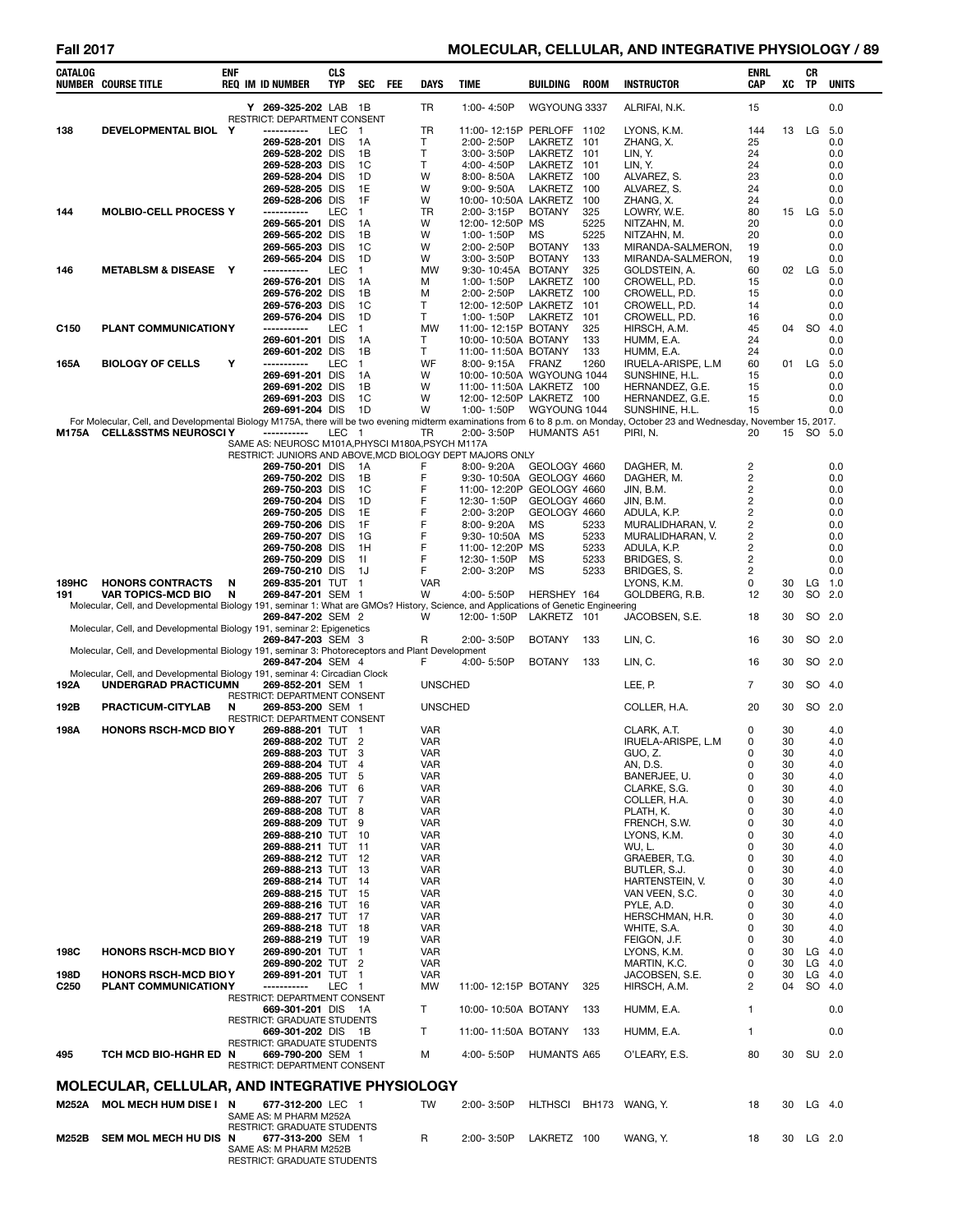| CATALOG NUMBER | COURSE TITLE | ENF REQ | IM ID NUMBER | CLS TYP | SEC | FEE | DAYS | TIME | BUILDING | ROOM | INSTRUCTOR | ENRL CAP | XC | CR TP | UNITS |
|---|---|---|---|---|---|---|---|---|---|---|---|---|---|---|---|
| | | Y | 269-325-202 | LAB | 1B | | TR | 1:00- 4:50P | WGYOUNG | 3337 | ALRIFAI, N.K. | 15 | | | 0.0 |
| | RESTRICT: DEPARTMENT CONSENT | | | | | | | | | | | | | | |
| 138 | DEVELOPMENTAL BIOL | Y | ----------- | LEC | 1 | | TR | 11:00- 12:15P | PERLOFF | 1102 | LYONS, K.M. | 144 | 13 | LG | 5.0 |
| | | | 269-528-201 | DIS | 1A | | T | 2:00- 2:50P | LAKRETZ | 101 | ZHANG, X. | 25 | | | 0.0 |
| | | | 269-528-202 | DIS | 1B | | T | 3:00- 3:50P | LAKRETZ | 101 | LIN, Y. | 24 | | | 0.0 |
| | | | 269-528-203 | DIS | 1C | | T | 4:00- 4:50P | LAKRETZ | 101 | LIN, Y. | 24 | | | 0.0 |
| | | | 269-528-204 | DIS | 1D | | W | 8:00- 8:50A | LAKRETZ | 100 | ALVAREZ, S. | 23 | | | 0.0 |
| | | | 269-528-205 | DIS | 1E | | W | 9:00- 9:50A | LAKRETZ | 100 | ALVAREZ, S. | 24 | | | 0.0 |
| | | | 269-528-206 | DIS | 1F | | W | 10:00- 10:50A | LAKRETZ | 100 | ZHANG, X. | 24 | | | 0.0 |
| 144 | MOLBIO-CELL PROCESS | Y | ----------- | LEC | 1 | | TR | 2:00- 3:15P | BOTANY | 325 | LOWRY, W.E. | 80 | 15 | LG | 5.0 |
| | | | 269-565-201 | DIS | 1A | | W | 12:00- 12:50P | MS | 5225 | NITZAHN, M. | 20 | | | 0.0 |
| | | | 269-565-202 | DIS | 1B | | W | 1:00- 1:50P | MS | 5225 | NITZAHN, M. | 20 | | | 0.0 |
| | | | 269-565-203 | DIS | 1C | | W | 2:00- 2:50P | BOTANY | 133 | MIRANDA-SALMERON, | 19 | | | 0.0 |
| | | | 269-565-204 | DIS | 1D | | W | 3:00- 3:50P | BOTANY | 133 | MIRANDA-SALMERON, | 19 | | | 0.0 |
| 146 | METABLSM & DISEASE | Y | ----------- | LEC | 1 | | MW | 9:30- 10:45A | BOTANY | 325 | GOLDSTEIN, A. | 60 | 02 | LG | 5.0 |
| | | | 269-576-201 | DIS | 1A | | M | 1:00- 1:50P | LAKRETZ | 100 | CROWELL, P.D. | 15 | | | 0.0 |
| | | | 269-576-202 | DIS | 1B | | M | 2:00- 2:50P | LAKRETZ | 100 | CROWELL, P.D. | 15 | | | 0.0 |
| | | | 269-576-203 | DIS | 1C | | T | 12:00- 12:50P | LAKRETZ | 101 | CROWELL, P.D. | 14 | | | 0.0 |
| | | | 269-576-204 | DIS | 1D | | T | 1:00- 1:50P | LAKRETZ | 101 | CROWELL, P.D. | 16 | | | 0.0 |
| C150 | PLANT COMMUNICATION | Y | ----------- | LEC | 1 | | MW | 11:00- 12:15P | BOTANY | 325 | HIRSCH, A.M. | 45 | 04 | SO | 4.0 |
| | | | 269-601-201 | DIS | 1A | | T | 10:00- 10:50A | BOTANY | 133 | HUMM, E.A. | 24 | | | 0.0 |
| | | | 269-601-202 | DIS | 1B | | T | 11:00- 11:50A | BOTANY | 133 | HUMM, E.A. | 24 | | | 0.0 |
| 165A | BIOLOGY OF CELLS | Y | ----------- | LEC | 1 | | WF | 8:00- 9:15A | FRANZ | 1260 | IRUELA-ARISPE, L.M | 60 | 01 | LG | 5.0 |
| | | | 269-691-201 | DIS | 1A | | W | 10:00- 10:50A | WGYOUNG | 1044 | SUNSHINE, H.L. | 15 | | | 0.0 |
| | | | 269-691-202 | DIS | 1B | | W | 11:00- 11:50A | LAKRETZ | 100 | HERNANDEZ, G.E. | 15 | | | 0.0 |
| | | | 269-691-203 | DIS | 1C | | W | 12:00- 12:50P | LAKRETZ | 100 | HERNANDEZ, G.E. | 15 | | | 0.0 |
| | | | 269-691-204 | DIS | 1D | | W | 1:00- 1:50P | WGYOUNG | 1044 | SUNSHINE, H.L. | 15 | | | 0.0 |
| | For Molecular, Cell, and Developmental Biology M175A, there will be two evening midterm examinations from 6 to 8 p.m. on Monday, October 23 and Wednesday, November 15, 2017. | | | | | | | | | | | | | | |
| M175A | CELL&SSTMS NEUROSCI | Y | ----------- | LEC | 1 | | TR | 2:00- 3:50P | HUMANTS | A51 | PIRI, N. | 20 | 15 | SO | 5.0 |
| | SAME AS: NEUROSC M101A,PHYSCI M180A,PSYCH M117A | | | | | | | | | | | | | | |
| | RESTRICT: JUNIORS AND ABOVE,MCD BIOLOGY DEPT MAJORS ONLY | | | | | | | | | | | | | | |
| | | | 269-750-201 | DIS | 1A | | F | 8:00- 9:20A | GEOLOGY | 4660 | DAGHER, M. | 2 | | | 0.0 |
| | | | 269-750-202 | DIS | 1B | | F | 9:30- 10:50A | GEOLOGY | 4660 | DAGHER, M. | 2 | | | 0.0 |
| | | | 269-750-203 | DIS | 1C | | F | 11:00- 12:20P | GEOLOGY | 4660 | JIN, B.M. | 2 | | | 0.0 |
| | | | 269-750-204 | DIS | 1D | | F | 12:30- 1:50P | GEOLOGY | 4660 | JIN, B.M. | 2 | | | 0.0 |
| | | | 269-750-205 | DIS | 1E | | F | 2:00- 3:20P | GEOLOGY | 4660 | ADULA, K.P. | 2 | | | 0.0 |
| | | | 269-750-206 | DIS | 1F | | F | 8:00- 9:20A | MS | 5233 | MURALIDHARAN, V. | 2 | | | 0.0 |
| | | | 269-750-207 | DIS | 1G | | F | 9:30- 10:50A | MS | 5233 | MURALIDHARAN, V. | 2 | | | 0.0 |
| | | | 269-750-208 | DIS | 1H | | F | 11:00- 12:20P | MS | 5233 | ADULA, K.P. | 2 | | | 0.0 |
| | | | 269-750-209 | DIS | 1I | | F | 12:30- 1:50P | MS | 5233 | BRIDGES, S. | 2 | | | 0.0 |
| | | | 269-750-210 | DIS | 1J | | F | 2:00- 3:20P | MS | 5233 | BRIDGES, S. | 2 | | | 0.0 |
| 189HC | HONORS CONTRACTS | N | 269-835-201 | TUT | 1 | | VAR | | | | LYONS, K.M. | 0 | 30 | LG | 1.0 |
| 191 | VAR TOPICS-MCD BIO | N | 269-847-201 | SEM | 1 | | W | 4:00- 5:50P | HERSHEY | 164 | GOLDBERG, R.B. | 12 | 30 | SO | 2.0 |
| | Molecular, Cell, and Developmental Biology 191, seminar 1: What are GMOs? History, Science, and Applications of Genetic Engineering | | | | | | | | | | | | | | |
| | | | 269-847-202 | SEM | 2 | | W | 12:00- 1:50P | LAKRETZ | 101 | JACOBSEN, S.E. | 18 | 30 | SO | 2.0 |
| | Molecular, Cell, and Developmental Biology 191, seminar 2: Epigenetics | | | | | | | | | | | | | | |
| | | | 269-847-203 | SEM | 3 | | R | 2:00- 3:50P | BOTANY | 133 | LIN, C. | 16 | 30 | SO | 2.0 |
| | Molecular, Cell, and Developmental Biology 191, seminar 3: Photoreceptors and Plant Development | | | | | | | | | | | | | | |
| | | | 269-847-204 | SEM | 4 | | F | 4:00- 5:50P | BOTANY | 133 | LIN, C. | 16 | 30 | SO | 2.0 |
| | Molecular, Cell, and Developmental Biology 191, seminar 4: Circadian Clock | | | | | | | | | | | | | | |
| 192A | UNDERGRAD PRACTICUM | N | 269-852-201 | SEM | 1 | | UNSCHED | | | | LEE, P. | 7 | 30 | SO | 4.0 |
| | RESTRICT: DEPARTMENT CONSENT | | | | | | | | | | | | | | |
| 192B | PRACTICUM-CITYLAB | N | 269-853-200 | SEM | 1 | | UNSCHED | | | | COLLER, H.A. | 20 | 30 | SO | 2.0 |
| | RESTRICT: DEPARTMENT CONSENT | | | | | | | | | | | | | | |
| 198A | HONORS RSCH-MCD BIO | Y | 269-888-201 | TUT | 1 | | VAR | | | | CLARK, A.T. | 0 | 30 | | 4.0 |
| | | | 269-888-202 | TUT | 2 | | VAR | | | | IRUELA-ARISPE, L.M | 0 | 30 | | 4.0 |
| | | | 269-888-203 | TUT | 3 | | VAR | | | | GUO, Z. | 0 | 30 | | 4.0 |
| | | | 269-888-204 | TUT | 4 | | VAR | | | | AN, D.S. | 0 | 30 | | 4.0 |
| | | | 269-888-205 | TUT | 5 | | VAR | | | | BANERJEE, U. | 0 | 30 | | 4.0 |
| | | | 269-888-206 | TUT | 6 | | VAR | | | | CLARKE, S.G. | 0 | 30 | | 4.0 |
| | | | 269-888-207 | TUT | 7 | | VAR | | | | COLLER, H.A. | 0 | 30 | | 4.0 |
| | | | 269-888-208 | TUT | 8 | | VAR | | | | PLATH, K. | 0 | 30 | | 4.0 |
| | | | 269-888-209 | TUT | 9 | | VAR | | | | FRENCH, S.W. | 0 | 30 | | 4.0 |
| | | | 269-888-210 | TUT | 10 | | VAR | | | | LYONS, K.M. | 0 | 30 | | 4.0 |
| | | | 269-888-211 | TUT | 11 | | VAR | | | | WU, L. | 0 | 30 | | 4.0 |
| | | | 269-888-212 | TUT | 12 | | VAR | | | | GRAEBER, T.G. | 0 | 30 | | 4.0 |
| | | | 269-888-213 | TUT | 13 | | VAR | | | | BUTLER, S.J. | 0 | 30 | | 4.0 |
| | | | 269-888-214 | TUT | 14 | | VAR | | | | HARTENSTEIN, V. | 0 | 30 | | 4.0 |
| | | | 269-888-215 | TUT | 15 | | VAR | | | | VAN VEEN, S.C. | 0 | 30 | | 4.0 |
| | | | 269-888-216 | TUT | 16 | | VAR | | | | PYLE, A.D. | 0 | 30 | | 4.0 |
| | | | 269-888-217 | TUT | 17 | | VAR | | | | HERSCHMAN, H.R. | 0 | 30 | | 4.0 |
| | | | 269-888-218 | TUT | 18 | | VAR | | | | WHITE, S.A. | 0 | 30 | | 4.0 |
| | | | 269-888-219 | TUT | 19 | | VAR | | | | FEIGON, J.F. | 0 | 30 | | 4.0 |
| 198C | HONORS RSCH-MCD BIO | Y | 269-890-201 | TUT | 1 | | VAR | | | | LYONS, K.M. | 0 | 30 | LG | 4.0 |
| | | | 269-890-202 | TUT | 2 | | VAR | | | | MARTIN, K.C. | 0 | 30 | LG | 4.0 |
| 198D | HONORS RSCH-MCD BIO | Y | 269-891-201 | TUT | 1 | | VAR | | | | JACOBSEN, S.E. | 0 | 30 | LG | 4.0 |
| C250 | PLANT COMMUNICATION | Y | ----------- | LEC | 1 | | MW | 11:00- 12:15P | BOTANY | 325 | HIRSCH, A.M. | 2 | 04 | SO | 4.0 |
| | RESTRICT: DEPARTMENT CONSENT | | | | | | | | | | | | | | |
| | | | 669-301-201 | DIS | 1A | | T | 10:00- 10:50A | BOTANY | 133 | HUMM, E.A. | 1 | | | 0.0 |
| | RESTRICT: GRADUATE STUDENTS | | | | | | | | | | | | | | |
| | | | 669-301-202 | DIS | 1B | | T | 11:00- 11:50A | BOTANY | 133 | HUMM, E.A. | 1 | | | 0.0 |
| | RESTRICT: GRADUATE STUDENTS | | | | | | | | | | | | | | |
| 495 | TCH MCD BIO-HGHR ED | N | 669-790-200 | SEM | 1 | | M | 4:00- 5:50P | HUMANTS | A65 | O'LEARY, E.S. | 80 | 30 | SU | 2.0 |
| | RESTRICT: DEPARTMENT CONSENT | | | | | | | | | | | | | | |

## MOLECULAR, CELLULAR, AND INTEGRATIVE PHYSIOLOGY

| CATALOG NUMBER | COURSE TITLE | ENF REQ | IM ID NUMBER | CLS TYP | SEC | FEE | DAYS | TIME | BUILDING | ROOM | INSTRUCTOR | ENRL CAP | XC | CR TP | UNITS |
|---|---|---|---|---|---|---|---|---|---|---|---|---|---|---|---|
| M252A | MOL MECH HUM DISE I | N | 677-312-200 | LEC | 1 | | TW | 2:00- 3:50P | HLTHSCI | BH173 | WANG, Y. | 18 | 30 | LG | 4.0 |
| | SAME AS: M PHARM M252A | | | | | | | | | | | | | | |
| | RESTRICT: GRADUATE STUDENTS | | | | | | | | | | | | | | |
| M252B | SEM MOL MECH HU DIS | N | 677-313-200 | SEM | 1 | | R | 2:00- 3:50P | LAKRETZ | 100 | WANG, Y. | 18 | 30 | LG | 2.0 |
| | SAME AS: M PHARM M252B | | | | | | | | | | | | | | |
| | RESTRICT: GRADUATE STUDENTS | | | | | | | | | | | | | | |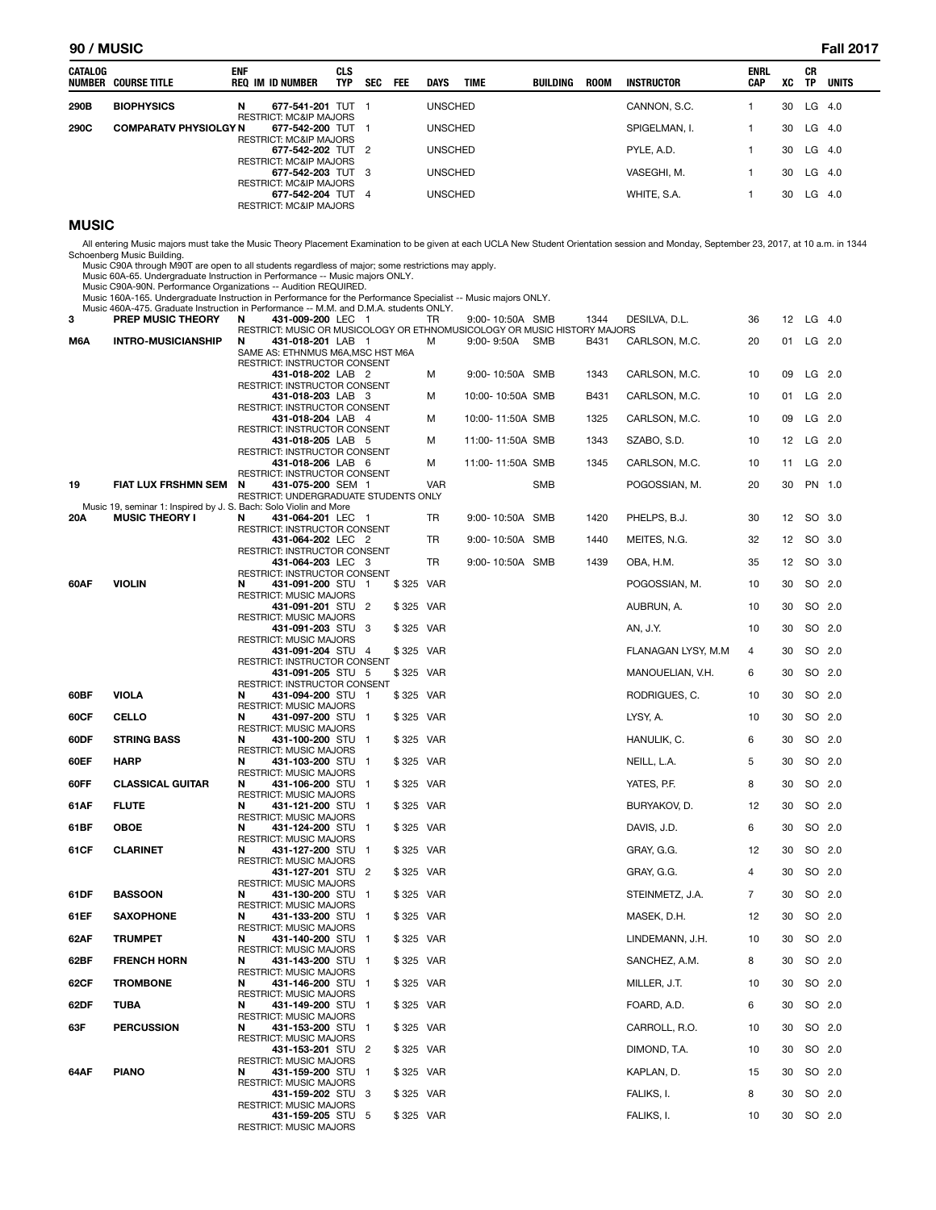| CATALOG NUMBER | COURSE TITLE | ENF REQ | IM | ID NUMBER | CLS TYP | SEC | FEE | DAYS | TIME | BUILDING | ROOM | INSTRUCTOR | ENRL CAP | XC | CR TP | UNITS |
|---|---|---|---|---|---|---|---|---|---|---|---|---|---|---|---|---|
| 290B | BIOPHYSICS | N | | 677-541-201 | TUT | 1 | | UNSCHED | | | | CANNON, S.C. | 1 | 30 | LG | 4.0 |
| | RESTRICT: MC&IP MAJORS | | | | | | | | | | | | | | | |
| 290C | COMPARATV PHYSIOLGY | N | | 677-542-200 | TUT | 1 | | UNSCHED | | | | SPIGELMAN, I. | 1 | 30 | LG | 4.0 |
| | RESTRICT: MC&IP MAJORS | | | | | | | | | | | | | | | |
| | | | | 677-542-202 | TUT | 2 | | UNSCHED | | | | PYLE, A.D. | 1 | 30 | LG | 4.0 |
| | RESTRICT: MC&IP MAJORS | | | | | | | | | | | | | | | |
| | | | | 677-542-203 | TUT | 3 | | UNSCHED | | | | VASEGHI, M. | 1 | 30 | LG | 4.0 |
| | RESTRICT: MC&IP MAJORS | | | | | | | | | | | | | | | |
| | | | | 677-542-204 | TUT | 4 | | UNSCHED | | | | WHITE, S.A. | 1 | 30 | LG | 4.0 |
| | RESTRICT: MC&IP MAJORS | | | | | | | | | | | | | | | |

## MUSIC

All entering Music majors must take the Music Theory Placement Examination to be given at each UCLA New Student Orientation session and Monday, September 23, 2017, at 10 a.m. in 1344 Schoenberg Music Building.

Music C90A through M90T are open to all students regardless of major; some restrictions may apply.
Music 60A-65. Undergraduate Instruction in Performance -- Music majors ONLY.
Music C90A-90N. Performance Organizations -- Audition REQUIRED.
Music 160A-165. Undergraduate Instruction in Performance for the Performance Specialist -- Music majors ONLY.
Music 460A-475. Graduate Instruction in Performance -- M.M. and D.M.A. students ONLY.

| CATALOG NUMBER | COURSE TITLE | ENF REQ | IM | ID NUMBER | CLS TYP | SEC | FEE | DAYS | TIME | BUILDING | ROOM | INSTRUCTOR | ENRL CAP | XC | CR TP | UNITS |
|---|---|---|---|---|---|---|---|---|---|---|---|---|---|---|---|---|
| 3 | PREP MUSIC THEORY | N | | 431-009-200 | LEC | 1 | | TR | 9:00- 10:50A | SMB | 1344 | DESILVA, D.L. | 36 | 12 | LG | 4.0 |
| | RESTRICT: MUSIC OR MUSICOLOGY OR ETHNOMUSICOLOGY OR MUSIC HISTORY MAJORS | | | | | | | | | | | | | | | |
| M6A | INTRO-MUSICIANSHIP | N | | 431-018-201 | LAB | 1 | | M | 9:00- 9:50A | SMB | B431 | CARLSON, M.C. | 20 | 01 | LG | 2.0 |
| | SAME AS: ETHNMUS M6A,MSC HST M6A | | | | | | | | | | | | | | | |
| | RESTRICT: INSTRUCTOR CONSENT | | | | | | | | | | | | | | | |
| | | | | 431-018-202 | LAB | 2 | | M | 9:00- 10:50A | SMB | 1343 | CARLSON, M.C. | 10 | 09 | LG | 2.0 |
| | RESTRICT: INSTRUCTOR CONSENT | | | | | | | | | | | | | | | |
| | | | | 431-018-203 | LAB | 3 | | M | 10:00- 10:50A | SMB | B431 | CARLSON, M.C. | 10 | 01 | LG | 2.0 |
| | RESTRICT: INSTRUCTOR CONSENT | | | | | | | | | | | | | | | |
| | | | | 431-018-204 | LAB | 4 | | M | 10:00- 11:50A | SMB | 1325 | CARLSON, M.C. | 10 | 09 | LG | 2.0 |
| | RESTRICT: INSTRUCTOR CONSENT | | | | | | | | | | | | | | | |
| | | | | 431-018-205 | LAB | 5 | | M | 11:00- 11:50A | SMB | 1343 | SZABO, S.D. | 10 | 12 | LG | 2.0 |
| | RESTRICT: INSTRUCTOR CONSENT | | | | | | | | | | | | | | | |
| | | | | 431-018-206 | LAB | 6 | | M | 11:00- 11:50A | SMB | 1345 | CARLSON, M.C. | 10 | 11 | LG | 2.0 |
| | RESTRICT: INSTRUCTOR CONSENT | | | | | | | | | | | | | | | |
| 19 | FIAT LUX FRSHMN SEM | N | | 431-075-200 | SEM | 1 | | VAR | | SMB | | POGOSSIAN, M. | 20 | 30 | PN | 1.0 |
| | RESTRICT: UNDERGRADUATE STUDENTS ONLY | | | | | | | | | | | | | | | |
| | Music 19, seminar 1: Inspired by J. S. Bach: Solo Violin and More | | | | | | | | | | | | | | | |
| 20A | MUSIC THEORY I | N | | 431-064-201 | LEC | 1 | | TR | 9:00- 10:50A | SMB | 1420 | PHELPS, B.J. | 30 | 12 | SO | 3.0 |
| | RESTRICT: INSTRUCTOR CONSENT | | | | | | | | | | | | | | | |
| | | | | 431-064-202 | LEC | 2 | | TR | 9:00- 10:50A | SMB | 1440 | MEITES, N.G. | 32 | 12 | SO | 3.0 |
| | RESTRICT: INSTRUCTOR CONSENT | | | | | | | | | | | | | | | |
| | | | | 431-064-203 | LEC | 3 | | TR | 9:00- 10:50A | SMB | 1439 | OBA, H.M. | 35 | 12 | SO | 3.0 |
| | RESTRICT: INSTRUCTOR CONSENT | | | | | | | | | | | | | | | |
| 60AF | VIOLIN | N | | 431-091-200 | STU | 1 | $ 325 | VAR | | | | POGOSSIAN, M. | 10 | 30 | SO | 2.0 |
| | RESTRICT: MUSIC MAJORS | | | | | | | | | | | | | | | |
| | | | | 431-091-201 | STU | 2 | $ 325 | VAR | | | | AUBRUN, A. | 10 | 30 | SO | 2.0 |
| | RESTRICT: MUSIC MAJORS | | | | | | | | | | | | | | | |
| | | | | 431-091-203 | STU | 3 | $ 325 | VAR | | | | AN, J.Y. | 10 | 30 | SO | 2.0 |
| | RESTRICT: MUSIC MAJORS | | | | | | | | | | | | | | | |
| | | | | 431-091-204 | STU | 4 | $ 325 | VAR | | | | FLANAGAN LYSY, M.M | 4 | 30 | SO | 2.0 |
| | RESTRICT: INSTRUCTOR CONSENT | | | | | | | | | | | | | | | |
| | | | | 431-091-205 | STU | 5 | $ 325 | VAR | | | | MANOUELIAN, V.H. | 6 | 30 | SO | 2.0 |
| | RESTRICT: INSTRUCTOR CONSENT | | | | | | | | | | | | | | | |
| 60BF | VIOLA | N | | 431-094-200 | STU | 1 | $ 325 | VAR | | | | RODRIGUES, C. | 10 | 30 | SO | 2.0 |
| | RESTRICT: MUSIC MAJORS | | | | | | | | | | | | | | | |
| 60CF | CELLO | N | | 431-097-200 | STU | 1 | $ 325 | VAR | | | | LYSY, A. | 10 | 30 | SO | 2.0 |
| | RESTRICT: MUSIC MAJORS | | | | | | | | | | | | | | | |
| 60DF | STRING BASS | N | | 431-100-200 | STU | 1 | $ 325 | VAR | | | | HANULIK, C. | 6 | 30 | SO | 2.0 |
| | RESTRICT: MUSIC MAJORS | | | | | | | | | | | | | | | |
| 60EF | HARP | N | | 431-103-200 | STU | 1 | $ 325 | VAR | | | | NEILL, L.A. | 5 | 30 | SO | 2.0 |
| | RESTRICT: MUSIC MAJORS | | | | | | | | | | | | | | | |
| 60FF | CLASSICAL GUITAR | N | | 431-106-200 | STU | 1 | $ 325 | VAR | | | | YATES, P.F. | 8 | 30 | SO | 2.0 |
| | RESTRICT: MUSIC MAJORS | | | | | | | | | | | | | | | |
| 61AF | FLUTE | N | | 431-121-200 | STU | 1 | $ 325 | VAR | | | | BURYAKOV, D. | 12 | 30 | SO | 2.0 |
| | RESTRICT: MUSIC MAJORS | | | | | | | | | | | | | | | |
| 61BF | OBOE | N | | 431-124-200 | STU | 1 | $ 325 | VAR | | | | DAVIS, J.D. | 6 | 30 | SO | 2.0 |
| | RESTRICT: MUSIC MAJORS | | | | | | | | | | | | | | | |
| 61CF | CLARINET | N | | 431-127-200 | STU | 1 | $ 325 | VAR | | | | GRAY, G.G. | 12 | 30 | SO | 2.0 |
| | RESTRICT: MUSIC MAJORS | | | | | | | | | | | | | | | |
| | | | | 431-127-201 | STU | 2 | $ 325 | VAR | | | | GRAY, G.G. | 4 | 30 | SO | 2.0 |
| | RESTRICT: MUSIC MAJORS | | | | | | | | | | | | | | | |
| 61DF | BASSOON | N | | 431-130-200 | STU | 1 | $ 325 | VAR | | | | STEINMETZ, J.A. | 7 | 30 | SO | 2.0 |
| | RESTRICT: MUSIC MAJORS | | | | | | | | | | | | | | | |
| 61EF | SAXOPHONE | N | | 431-133-200 | STU | 1 | $ 325 | VAR | | | | MASEK, D.H. | 12 | 30 | SO | 2.0 |
| | RESTRICT: MUSIC MAJORS | | | | | | | | | | | | | | | |
| 62AF | TRUMPET | N | | 431-140-200 | STU | 1 | $ 325 | VAR | | | | LINDEMANN, J.H. | 10 | 30 | SO | 2.0 |
| | RESTRICT: MUSIC MAJORS | | | | | | | | | | | | | | | |
| 62BF | FRENCH HORN | N | | 431-143-200 | STU | 1 | $ 325 | VAR | | | | SANCHEZ, A.M. | 8 | 30 | SO | 2.0 |
| | RESTRICT: MUSIC MAJORS | | | | | | | | | | | | | | | |
| 62CF | TROMBONE | N | | 431-146-200 | STU | 1 | $ 325 | VAR | | | | MILLER, J.T. | 10 | 30 | SO | 2.0 |
| | RESTRICT: MUSIC MAJORS | | | | | | | | | | | | | | | |
| 62DF | TUBA | N | | 431-149-200 | STU | 1 | $ 325 | VAR | | | | FOARD, A.D. | 6 | 30 | SO | 2.0 |
| | RESTRICT: MUSIC MAJORS | | | | | | | | | | | | | | | |
| 63F | PERCUSSION | N | | 431-153-200 | STU | 1 | $ 325 | VAR | | | | CARROLL, R.O. | 10 | 30 | SO | 2.0 |
| | RESTRICT: MUSIC MAJORS | | | | | | | | | | | | | | | |
| | | | | 431-153-201 | STU | 2 | $ 325 | VAR | | | | DIMOND, T.A. | 10 | 30 | SO | 2.0 |
| | RESTRICT: MUSIC MAJORS | | | | | | | | | | | | | | | |
| 64AF | PIANO | N | | 431-159-200 | STU | 1 | $ 325 | VAR | | | | KAPLAN, D. | 15 | 30 | SO | 2.0 |
| | RESTRICT: MUSIC MAJORS | | | | | | | | | | | | | | | |
| | | | | 431-159-202 | STU | 3 | $ 325 | VAR | | | | FALIKS, I. | 8 | 30 | SO | 2.0 |
| | RESTRICT: MUSIC MAJORS | | | | | | | | | | | | | | | |
| | | | | 431-159-205 | STU | 5 | $ 325 | VAR | | | | FALIKS, I. | 10 | 30 | SO | 2.0 |
| | RESTRICT: MUSIC MAJORS | | | | | | | | | | | | | | | |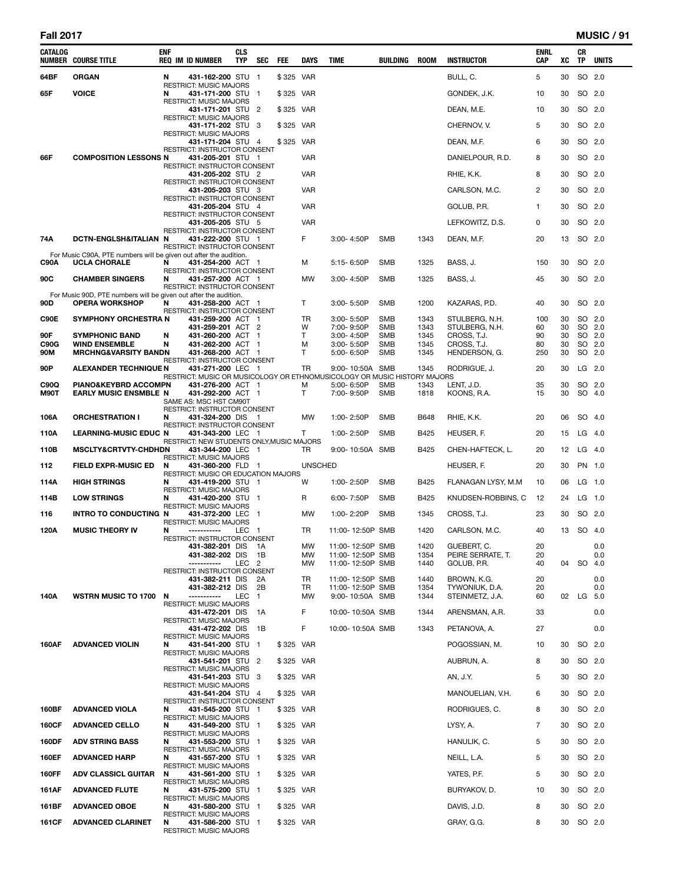| CATALOG NUMBER | COURSE TITLE | ENF REQ | IM ID NUMBER | CLS TYP | SEC | FEE | DAYS | TIME | BUILDING | ROOM | INSTRUCTOR | ENRL CAP | XC | CR TP | UNITS |
|---|---|---|---|---|---|---|---|---|---|---|---|---|---|---|---|
| 64BF | ORGAN | N | 431-162-200 | STU | 1 | $325 | VAR | | | | BULL, C. | 5 | 30 | SO | 2.0 |
| | | | RESTRICT: MUSIC MAJORS | | | | | | | | | | | | |
| 65F | VOICE | N | 431-171-200 | STU | 1 | $325 | VAR | | | | GONDEK, J.K. | 10 | 30 | SO | 2.0 |
| | | | RESTRICT: MUSIC MAJORS | | | | | | | | | | | | |
| | | | 431-171-201 | STU | 2 | $325 | VAR | | | | DEAN, M.E. | 10 | 30 | SO | 2.0 |
| | | | RESTRICT: MUSIC MAJORS | | | | | | | | | | | | |
| | | | 431-171-202 | STU | 3 | $325 | VAR | | | | CHERNOV, V. | 5 | 30 | SO | 2.0 |
| | | | RESTRICT: MUSIC MAJORS | | | | | | | | | | | | |
| | | | 431-171-204 | STU | 4 | $325 | VAR | | | | DEAN, M.F. | 6 | 30 | SO | 2.0 |
| | | | RESTRICT: INSTRUCTOR CONSENT | | | | | | | | | | | | |
| 66F | COMPOSITION LESSONS | N | 431-205-201 | STU | 1 | | VAR | | | | DANIELPOUR, R.D. | 8 | 30 | SO | 2.0 |
| | | | RESTRICT: INSTRUCTOR CONSENT | | | | | | | | | | | | |
| | | | 431-205-202 | STU | 2 | | VAR | | | | RHIE, K.K. | 8 | 30 | SO | 2.0 |
| | | | RESTRICT: INSTRUCTOR CONSENT | | | | | | | | | | | | |
| | | | 431-205-203 | STU | 3 | | VAR | | | | CARLSON, M.C. | 2 | 30 | SO | 2.0 |
| | | | RESTRICT: INSTRUCTOR CONSENT | | | | | | | | | | | | |
| | | | 431-205-204 | STU | 4 | | VAR | | | | GOLUB, P.R. | 1 | 30 | SO | 2.0 |
| | | | RESTRICT: INSTRUCTOR CONSENT | | | | | | | | | | | | |
| | | | 431-205-205 | STU | 5 | | VAR | | | | LEFKOWITZ, D.S. | 0 | 30 | SO | 2.0 |
| | | | RESTRICT: INSTRUCTOR CONSENT | | | | | | | | | | | | |
| 74A | DCTN-ENGLSH&ITALIAN | N | 431-222-200 | STU | 1 | | F | 3:00- 4:50P | SMB | 1343 | DEAN, M.F. | 20 | 13 | SO | 2.0 |
| | | | RESTRICT: INSTRUCTOR CONSENT | | | | | | | | | | | | |
| | For Music C90A, PTE numbers will be given out after the audition. | | | | | | | | | | | | | | |
| C90A | UCLA CHORALE | N | 431-254-200 | ACT | 1 | | M | 5:15- 6:50P | SMB | 1325 | BASS, J. | 150 | 30 | SO | 2.0 |
| | | | RESTRICT: INSTRUCTOR CONSENT | | | | | | | | | | | | |
| 90C | CHAMBER SINGERS | N | 431-257-200 | ACT | 1 | | MW | 3:00- 4:50P | SMB | 1325 | BASS, J. | 45 | 30 | SO | 2.0 |
| | | | RESTRICT: INSTRUCTOR CONSENT | | | | | | | | | | | | |
| | For Music 90D, PTE numbers will be given out after the audition. | | | | | | | | | | | | | | |
| 90D | OPERA WORKSHOP | N | 431-258-200 | ACT | 1 | | T | 3:00- 5:50P | SMB | 1200 | KAZARAS, P.D. | 40 | 30 | SO | 2.0 |
| | | | RESTRICT: INSTRUCTOR CONSENT | | | | | | | | | | | | |
| C90E | SYMPHONY ORCHESTRA | N | 431-259-200 | ACT | 1 | | TR | 3:00- 5:50P | SMB | 1343 | STULBERG, N.H. | 100 | 30 | SO | 2.0 |
| | | | 431-259-201 | ACT | 2 | | W | 7:00- 9:50P | SMB | 1343 | STULBERG, N.H. | 60 | 30 | SO | 2.0 |
| 90F | SYMPHONIC BAND | N | 431-260-200 | ACT | 1 | | T | 3:00- 4:50P | SMB | 1345 | CROSS, T.J. | 90 | 30 | SO | 2.0 |
| C90G | WIND ENSEMBLE | N | 431-262-200 | ACT | 1 | | M | 3:00- 5:50P | SMB | 1345 | CROSS, T.J. | 80 | 30 | SO | 2.0 |
| 90M | MRCHNG&VARSITY BAND | N | 431-268-200 | ACT | 1 | | T | 5:00- 6:50P | SMB | 1345 | HENDERSON, G. | 250 | 30 | SO | 2.0 |
| | | | RESTRICT: INSTRUCTOR CONSENT | | | | | | | | | | | | |
| 90P | ALEXANDER TECHNIQUE | N | 431-271-200 | LEC | 1 | | TR | 9:00- 10:50A | SMB | 1345 | RODRIGUE, J. | 20 | 30 | LG | 2.0 |
| | | | RESTRICT: MUSIC OR MUSICOLOGY OR ETHNOMUSICOLOGY OR MUSIC HISTORY MAJORS | | | | | | | | | | | | |
| C90Q | PIANO&KEYBRD ACCOMP | N | 431-276-200 | ACT | 1 | | M | 5:00- 6:50P | SMB | 1343 | LENT, J.D. | 35 | 30 | SO | 2.0 |
| M90T | EARLY MUSIC ENSMBLE | N | 431-292-200 | ACT | 1 | | T | 7:00- 9:50P | SMB | 1818 | KOONS, R.A. | 15 | 30 | SO | 4.0 |
| | | | SAME AS: MSC HST CM90T | | | | | | | | | | | | |
| | | | RESTRICT: INSTRUCTOR CONSENT | | | | | | | | | | | | |
| 106A | ORCHESTRATION I | N | 431-324-200 | DIS | 1 | | MW | 1:00- 2:50P | SMB | B648 | RHIE, K.K. | 20 | 06 | SO | 4.0 |
| | | | RESTRICT: INSTRUCTOR CONSENT | | | | | | | | | | | | |
| 110A | LEARNING-MUSIC EDUC | N | 431-343-200 | LEC | 1 | | T | 1:00- 2:50P | SMB | B425 | HEUSER, F. | 20 | 15 | LG | 4.0 |
| | | | RESTRICT: NEW STUDENTS ONLY,MUSIC MAJORS | | | | | | | | | | | | |
| 110B | MSCLTY&CRTVTY-CHDHD | N | 431-344-200 | LEC | 1 | | TR | 9:00- 10:50A | SMB | B425 | CHEN-HAFTECK, L. | 20 | 12 | LG | 4.0 |
| | | | RESTRICT: MUSIC MAJORS | | | | | | | | | | | | |
| 112 | FIELD EXPR-MUSIC ED | N | 431-360-200 | FLD | 1 | | UNSCHED | | | | HEUSER, F. | 20 | 30 | PN | 1.0 |
| | | | RESTRICT: MUSIC OR EDUCATION MAJORS | | | | | | | | | | | | |
| 114A | HIGH STRINGS | N | 431-419-200 | STU | 1 | | W | 1:00- 2:50P | SMB | B425 | FLANAGAN LYSY, M.M | 10 | 06 | LG | 1.0 |
| | | | RESTRICT: MUSIC MAJORS | | | | | | | | | | | | |
| 114B | LOW STRINGS | N | 431-420-200 | STU | 1 | | R | 6:00- 7:50P | SMB | B425 | KNUDSEN-ROBBINS, C | 12 | 24 | LG | 1.0 |
| | | | RESTRICT: MUSIC MAJORS | | | | | | | | | | | | |
| 116 | INTRO TO CONDUCTING | N | 431-372-200 | LEC | 1 | | MW | 1:00- 2:20P | SMB | 1345 | CROSS, T.J. | 23 | 30 | SO | 2.0 |
| | | | RESTRICT: MUSIC MAJORS | | | | | | | | | | | | |
| 120A | MUSIC THEORY IV | N | ----------- | LEC | 1 | | TR | 11:00- 12:50P | SMB | 1420 | CARLSON, M.C. | 40 | 13 | SO | 4.0 |
| | | | RESTRICT: INSTRUCTOR CONSENT | | | | | | | | | | | | |
| | | | 431-382-201 | DIS | 1A | | MW | 11:00- 12:50P | SMB | 1420 | GUEBERT, C. | 20 | | | 0.0 |
| | | | 431-382-202 | DIS | 1B | | MW | 11:00- 12:50P | SMB | 1354 | PEIRE SERRATE, T. | 20 | | | 0.0 |
| | | | ----------- | LEC | 2 | | MW | 11:00- 12:50P | SMB | 1440 | GOLUB, P.R. | 40 | 04 | SO | 4.0 |
| | | | RESTRICT: INSTRUCTOR CONSENT | | | | | | | | | | | | |
| | | | 431-382-211 | DIS | 2A | | TR | 11:00- 12:50P | SMB | 1440 | BROWN, K.G. | 20 | | | 0.0 |
| | | | 431-382-212 | DIS | 2B | | TR | 11:00- 12:50P | SMB | 1354 | TYWONIUK, D.A. | 20 | | | 0.0 |
| 140A | WSTRN MUSIC TO 1700 | N | ----------- | LEC | 1 | | MW | 9:00- 10:50A | SMB | 1344 | STEINMETZ, J.A. | 60 | 02 | LG | 5.0 |
| | | | RESTRICT: MUSIC MAJORS | | | | | | | | | | | | |
| | | | 431-472-201 | DIS | 1A | | F | 10:00- 10:50A | SMB | 1344 | ARENSMAN, A.R. | 33 | | | 0.0 |
| | | | RESTRICT: MUSIC MAJORS | | | | | | | | | | | | |
| | | | 431-472-202 | DIS | 1B | | F | 10:00- 10:50A | SMB | 1343 | PETANOVA, A. | 27 | | | 0.0 |
| | | | RESTRICT: MUSIC MAJORS | | | | | | | | | | | | |
| 160AF | ADVANCED VIOLIN | N | 431-541-200 | STU | 1 | $325 | VAR | | | | POGOSSIAN, M. | 10 | 30 | SO | 2.0 |
| | | | RESTRICT: MUSIC MAJORS | | | | | | | | | | | | |
| | | | 431-541-201 | STU | 2 | $325 | VAR | | | | AUBRUN, A. | 8 | 30 | SO | 2.0 |
| | | | RESTRICT: MUSIC MAJORS | | | | | | | | | | | | |
| | | | 431-541-203 | STU | 3 | $325 | VAR | | | | AN, J.Y. | 5 | 30 | SO | 2.0 |
| | | | RESTRICT: MUSIC MAJORS | | | | | | | | | | | | |
| | | | 431-541-204 | STU | 4 | $325 | VAR | | | | MANOUELIAN, V.H. | 6 | 30 | SO | 2.0 |
| | | | RESTRICT: INSTRUCTOR CONSENT | | | | | | | | | | | | |
| 160BF | ADVANCED VIOLA | N | 431-545-200 | STU | 1 | $325 | VAR | | | | RODRIGUES, C. | 8 | 30 | SO | 2.0 |
| | | | RESTRICT: MUSIC MAJORS | | | | | | | | | | | | |
| 160CF | ADVANCED CELLO | N | 431-549-200 | STU | 1 | $325 | VAR | | | | LYSY, A. | 7 | 30 | SO | 2.0 |
| | | | RESTRICT: MUSIC MAJORS | | | | | | | | | | | | |
| 160DF | ADV STRING BASS | N | 431-553-200 | STU | 1 | $325 | VAR | | | | HANULIK, C. | 5 | 30 | SO | 2.0 |
| | | | RESTRICT: MUSIC MAJORS | | | | | | | | | | | | |
| 160EF | ADVANCED HARP | N | 431-557-200 | STU | 1 | $325 | VAR | | | | NEILL, L.A. | 5 | 30 | SO | 2.0 |
| | | | RESTRICT: MUSIC MAJORS | | | | | | | | | | | | |
| 160FF | ADV CLASSICL GUITAR | N | 431-561-200 | STU | 1 | $325 | VAR | | | | YATES, P.F. | 5 | 30 | SO | 2.0 |
| | | | RESTRICT: MUSIC MAJORS | | | | | | | | | | | | |
| 161AF | ADVANCED FLUTE | N | 431-575-200 | STU | 1 | $325 | VAR | | | | BURYAKOV, D. | 10 | 30 | SO | 2.0 |
| | | | RESTRICT: MUSIC MAJORS | | | | | | | | | | | | |
| 161BF | ADVANCED OBOE | N | 431-580-200 | STU | 1 | $325 | VAR | | | | DAVIS, J.D. | 8 | 30 | SO | 2.0 |
| | | | RESTRICT: MUSIC MAJORS | | | | | | | | | | | | |
| 161CF | ADVANCED CLARINET | N | 431-586-200 | STU | 1 | $325 | VAR | | | | GRAY, G.G. | 8 | 30 | SO | 2.0 |
| | | | RESTRICT: MUSIC MAJORS | | | | | | | | | | | | |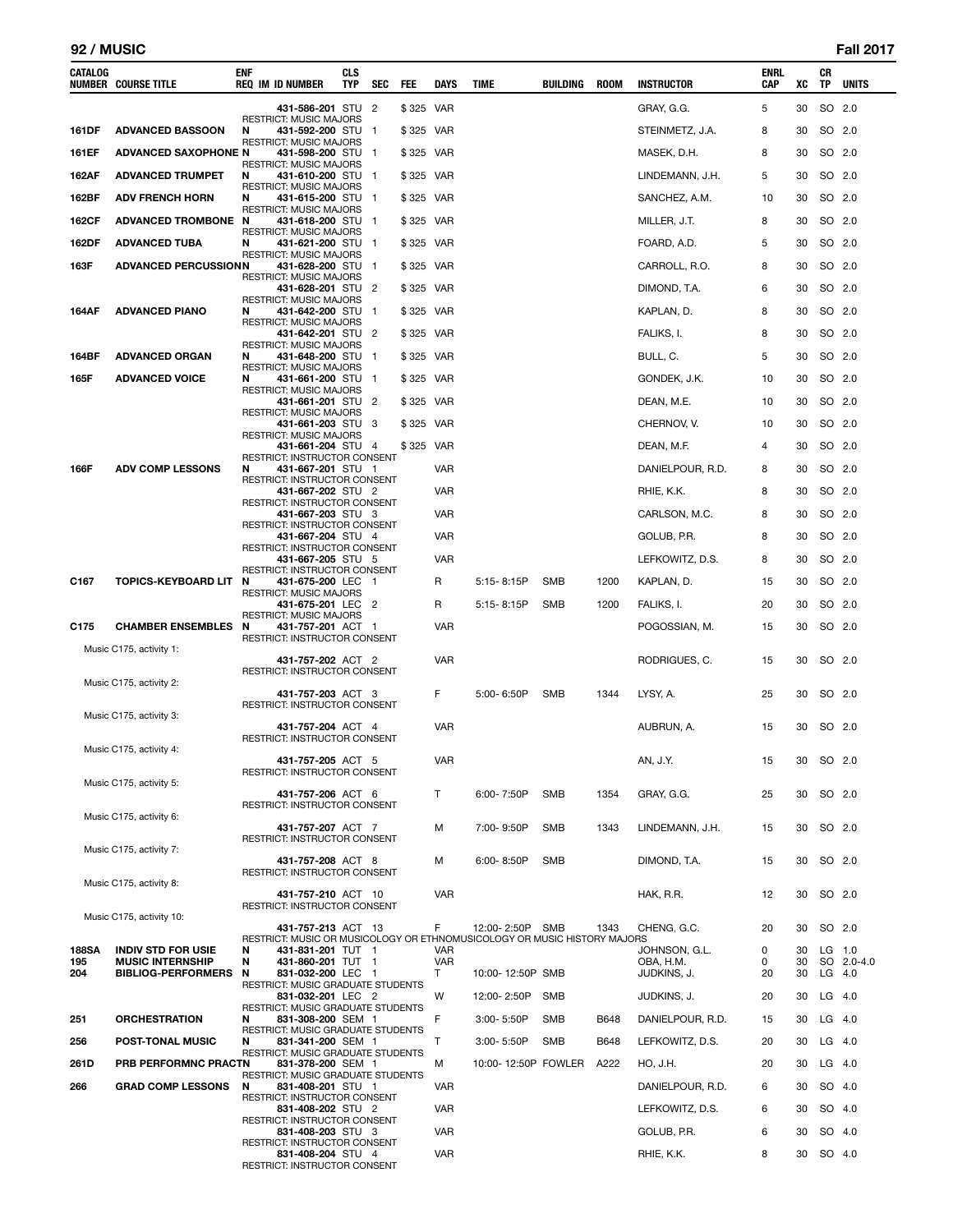| CATALOG NUMBER | COURSE TITLE | ENF REQ | IM | ID NUMBER | CLS TYP | SEC | FEE | DAYS | TIME | BUILDING | ROOM | INSTRUCTOR | ENRL CAP | XC | CR TP | UNITS |
|---|---|---|---|---|---|---|---|---|---|---|---|---|---|---|---|---|
| | | | | 431-586-201 | STU | 2 | $ 325 | VAR | | | | GRAY, G.G. | 5 | 30 | SO | 2.0 |
| | | | | RESTRICT: MUSIC MAJORS | | | | | | | | | | | | |
| 161DF | ADVANCED BASSOON | N | | 431-592-200 | STU | 1 | $ 325 | VAR | | | | STEINMETZ, J.A. | 8 | 30 | SO | 2.0 |
| | | | | RESTRICT: MUSIC MAJORS | | | | | | | | | | | | |
| 161EF | ADVANCED SAXOPHONE | N | | 431-598-200 | STU | 1 | $ 325 | VAR | | | | MASEK, D.H. | 8 | 30 | SO | 2.0 |
| | | | | RESTRICT: MUSIC MAJORS | | | | | | | | | | | | |
| 162AF | ADVANCED TRUMPET | N | | 431-610-200 | STU | 1 | $ 325 | VAR | | | | LINDEMANN, J.H. | 5 | 30 | SO | 2.0 |
| | | | | RESTRICT: MUSIC MAJORS | | | | | | | | | | | | |
| 162BF | ADV FRENCH HORN | N | | 431-615-200 | STU | 1 | $ 325 | VAR | | | | SANCHEZ, A.M. | 10 | 30 | SO | 2.0 |
| | | | | RESTRICT: MUSIC MAJORS | | | | | | | | | | | | |
| 162CF | ADVANCED TROMBONE | N | | 431-618-200 | STU | 1 | $ 325 | VAR | | | | MILLER, J.T. | 8 | 30 | SO | 2.0 |
| | | | | RESTRICT: MUSIC MAJORS | | | | | | | | | | | | |
| 162DF | ADVANCED TUBA | N | | 431-621-200 | STU | 1 | $ 325 | VAR | | | | FOARD, A.D. | 5 | 30 | SO | 2.0 |
| | | | | RESTRICT: MUSIC MAJORS | | | | | | | | | | | | |
| 163F | ADVANCED PERCUSSION | N | | 431-628-200 | STU | 1 | $ 325 | VAR | | | | CARROLL, R.O. | 8 | 30 | SO | 2.0 |
| | | | | RESTRICT: MUSIC MAJORS | | | | | | | | | | | | |
| | | | | 431-628-201 | STU | 2 | $ 325 | VAR | | | | DIMOND, T.A. | 6 | 30 | SO | 2.0 |
| | | | | RESTRICT: MUSIC MAJORS | | | | | | | | | | | | |
| 164AF | ADVANCED PIANO | N | | 431-642-200 | STU | 1 | $ 325 | VAR | | | | KAPLAN, D. | 8 | 30 | SO | 2.0 |
| | | | | RESTRICT: MUSIC MAJORS | | | | | | | | | | | | |
| | | | | 431-642-201 | STU | 2 | $ 325 | VAR | | | | FALIKS, I. | 8 | 30 | SO | 2.0 |
| | | | | RESTRICT: MUSIC MAJORS | | | | | | | | | | | | |
| 164BF | ADVANCED ORGAN | N | | 431-648-200 | STU | 1 | $ 325 | VAR | | | | BULL, C. | 5 | 30 | SO | 2.0 |
| | | | | RESTRICT: MUSIC MAJORS | | | | | | | | | | | | |
| 165F | ADVANCED VOICE | N | | 431-661-200 | STU | 1 | $ 325 | VAR | | | | GONDEK, J.K. | 10 | 30 | SO | 2.0 |
| | | | | RESTRICT: MUSIC MAJORS | | | | | | | | | | | | |
| | | | | 431-661-201 | STU | 2 | $ 325 | VAR | | | | DEAN, M.E. | 10 | 30 | SO | 2.0 |
| | | | | RESTRICT: MUSIC MAJORS | | | | | | | | | | | | |
| | | | | 431-661-203 | STU | 3 | $ 325 | VAR | | | | CHERNOV, V. | 10 | 30 | SO | 2.0 |
| | | | | RESTRICT: MUSIC MAJORS | | | | | | | | | | | | |
| | | | | 431-661-204 | STU | 4 | $ 325 | VAR | | | | DEAN, M.E. | 4 | 30 | SO | 2.0 |
| | | | | RESTRICT: INSTRUCTOR CONSENT | | | | | | | | | | | | |
| 166F | ADV COMP LESSONS | N | | 431-667-201 | STU | 1 | | VAR | | | | DANIELPOUR, R.D. | 8 | 30 | SO | 2.0 |
| | | | | RESTRICT: INSTRUCTOR CONSENT | | | | | | | | | | | | |
| | | | | 431-667-202 | STU | 2 | | VAR | | | | RHIE, K.K. | 8 | 30 | SO | 2.0 |
| | | | | RESTRICT: INSTRUCTOR CONSENT | | | | | | | | | | | | |
| | | | | 431-667-203 | STU | 3 | | VAR | | | | CARLSON, M.C. | 8 | 30 | SO | 2.0 |
| | | | | RESTRICT: INSTRUCTOR CONSENT | | | | | | | | | | | | |
| | | | | 431-667-204 | STU | 4 | | VAR | | | | GOLUB, P.R. | 8 | 30 | SO | 2.0 |
| | | | | RESTRICT: INSTRUCTOR CONSENT | | | | | | | | | | | | |
| | | | | 431-667-205 | STU | 5 | | VAR | | | | LEFKOWITZ, D.S. | 8 | 30 | SO | 2.0 |
| | | | | RESTRICT: INSTRUCTOR CONSENT | | | | | | | | | | | | |
| C167 | TOPICS-KEYBOARD LIT | N | | 431-675-200 | LEC | 1 | | R | 5:15- 8:15P | SMB | 1200 | KAPLAN, D. | 15 | 30 | SO | 2.0 |
| | | | | RESTRICT: MUSIC MAJORS | | | | | | | | | | | | |
| | | | | 431-675-201 | LEC | 2 | | R | 5:15- 8:15P | SMB | 1200 | FALIKS, I. | 20 | 30 | SO | 2.0 |
| | | | | RESTRICT: MUSIC MAJORS | | | | | | | | | | | | |
| C175 | CHAMBER ENSEMBLES | N | | 431-757-201 | ACT | 1 | | VAR | | | | POGOSSIAN, M. | 15 | 30 | SO | 2.0 |
| | | | | RESTRICT: INSTRUCTOR CONSENT | | | | | | | | | | | | |
| | Music C175, activity 1: | | | | | | | | | | | | | | | |
| | | | | 431-757-202 | ACT | 2 | | VAR | | | | RODRIGUES, C. | 15 | 30 | SO | 2.0 |
| | | | | RESTRICT: INSTRUCTOR CONSENT | | | | | | | | | | | | |
| | Music C175, activity 2: | | | | | | | | | | | | | | | |
| | | | | 431-757-203 | ACT | 3 | | F | 5:00- 6:50P | SMB | 1344 | LYSY, A. | 25 | 30 | SO | 2.0 |
| | | | | RESTRICT: INSTRUCTOR CONSENT | | | | | | | | | | | | |
| | Music C175, activity 3: | | | | | | | | | | | | | | | |
| | | | | 431-757-204 | ACT | 4 | | VAR | | | | AUBRUN, A. | 15 | 30 | SO | 2.0 |
| | | | | RESTRICT: INSTRUCTOR CONSENT | | | | | | | | | | | | |
| | Music C175, activity 4: | | | | | | | | | | | | | | | |
| | | | | 431-757-205 | ACT | 5 | | VAR | | | | AN, J.Y. | 15 | 30 | SO | 2.0 |
| | | | | RESTRICT: INSTRUCTOR CONSENT | | | | | | | | | | | | |
| | Music C175, activity 5: | | | | | | | | | | | | | | | |
| | | | | 431-757-206 | ACT | 6 | | T | 6:00- 7:50P | SMB | 1354 | GRAY, G.G. | 25 | 30 | SO | 2.0 |
| | | | | RESTRICT: INSTRUCTOR CONSENT | | | | | | | | | | | | |
| | Music C175, activity 6: | | | | | | | | | | | | | | | |
| | | | | 431-757-207 | ACT | 7 | | M | 7:00- 9:50P | SMB | 1343 | LINDEMANN, J.H. | 15 | 30 | SO | 2.0 |
| | | | | RESTRICT: INSTRUCTOR CONSENT | | | | | | | | | | | | |
| | Music C175, activity 7: | | | | | | | | | | | | | | | |
| | | | | 431-757-208 | ACT | 8 | | M | 6:00- 8:50P | SMB | | DIMOND, T.A. | 15 | 30 | SO | 2.0 |
| | | | | RESTRICT: INSTRUCTOR CONSENT | | | | | | | | | | | | |
| | Music C175, activity 8: | | | | | | | | | | | | | | | |
| | | | | 431-757-210 | ACT | 10 | | VAR | | | | HAK, R.R. | 12 | 30 | SO | 2.0 |
| | | | | RESTRICT: INSTRUCTOR CONSENT | | | | | | | | | | | | |
| | Music C175, activity 10: | | | | | | | | | | | | | | | |
| | | | | 431-757-213 | ACT | 13 | | F | 12:00- 2:50P | SMB | 1343 | CHENG, G.C. | 20 | 30 | SO | 2.0 |
| | | | | RESTRICT: MUSIC OR MUSICOLOGY OR ETHNOMUSICOLOGY OR MUSIC HISTORY MAJORS | | | | | | | | | | | | |
| 188SA | INDIV STD FOR USIE | N | | 431-831-201 | TUT | 1 | | VAR | | | | JOHNSON, G.L. | 0 | 30 | LG | 1.0 |
| 195 | MUSIC INTERNSHIP | N | | 431-860-201 | TUT | 1 | | VAR | | | | OBA, H.M. | 0 | 30 | SO | 2.0-4.0 |
| 204 | BIBLIOG-PERFORMERS | N | | 831-032-200 | LEC | 1 | | T | 10:00- 12:50P | SMB | | JUDKINS, J. | 20 | 30 | LG | 4.0 |
| | | | | RESTRICT: MUSIC GRADUATE STUDENTS | | | | | | | | | | | | |
| | | | | 831-032-201 | LEC | 2 | | W | 12:00- 2:50P | SMB | | JUDKINS, J. | 20 | 30 | LG | 4.0 |
| | | | | RESTRICT: MUSIC GRADUATE STUDENTS | | | | | | | | | | | | |
| 251 | ORCHESTRATION | N | | 831-308-200 | SEM | 1 | | F | 3:00- 5:50P | SMB | B648 | DANIELPOUR, R.D. | 15 | 30 | LG | 4.0 |
| | | | | RESTRICT: MUSIC GRADUATE STUDENTS | | | | | | | | | | | | |
| 256 | POST-TONAL MUSIC | N | | 831-341-200 | SEM | 1 | | T | 3:00- 5:50P | SMB | B648 | LEFKOWITZ, D.S. | 20 | 30 | LG | 4.0 |
| | | | | RESTRICT: MUSIC GRADUATE STUDENTS | | | | | | | | | | | | |
| 261D | PRB PERFORMNC PRACT | N | | 831-378-200 | SEM | 1 | | M | 10:00- 12:50P | FOWLER | A222 | HO, J.H. | 20 | 30 | LG | 4.0 |
| | | | | RESTRICT: MUSIC GRADUATE STUDENTS | | | | | | | | | | | | |
| 266 | GRAD COMP LESSONS | N | | 831-408-201 | STU | 1 | | VAR | | | | DANIELPOUR, R.D. | 6 | 30 | SO | 4.0 |
| | | | | RESTRICT: INSTRUCTOR CONSENT | | | | | | | | | | | | |
| | | | | 831-408-202 | STU | 2 | | VAR | | | | LEFKOWITZ, D.S. | 6 | 30 | SO | 4.0 |
| | | | | RESTRICT: INSTRUCTOR CONSENT | | | | | | | | | | | | |
| | | | | 831-408-203 | STU | 3 | | VAR | | | | GOLUB, P.R. | 6 | 30 | SO | 4.0 |
| | | | | RESTRICT: INSTRUCTOR CONSENT | | | | | | | | | | | | |
| | | | | 831-408-204 | STU | 4 | | VAR | | | | RHIE, K.K. | 8 | 30 | SO | 4.0 |
| | | | | RESTRICT: INSTRUCTOR CONSENT | | | | | | | | | | | | |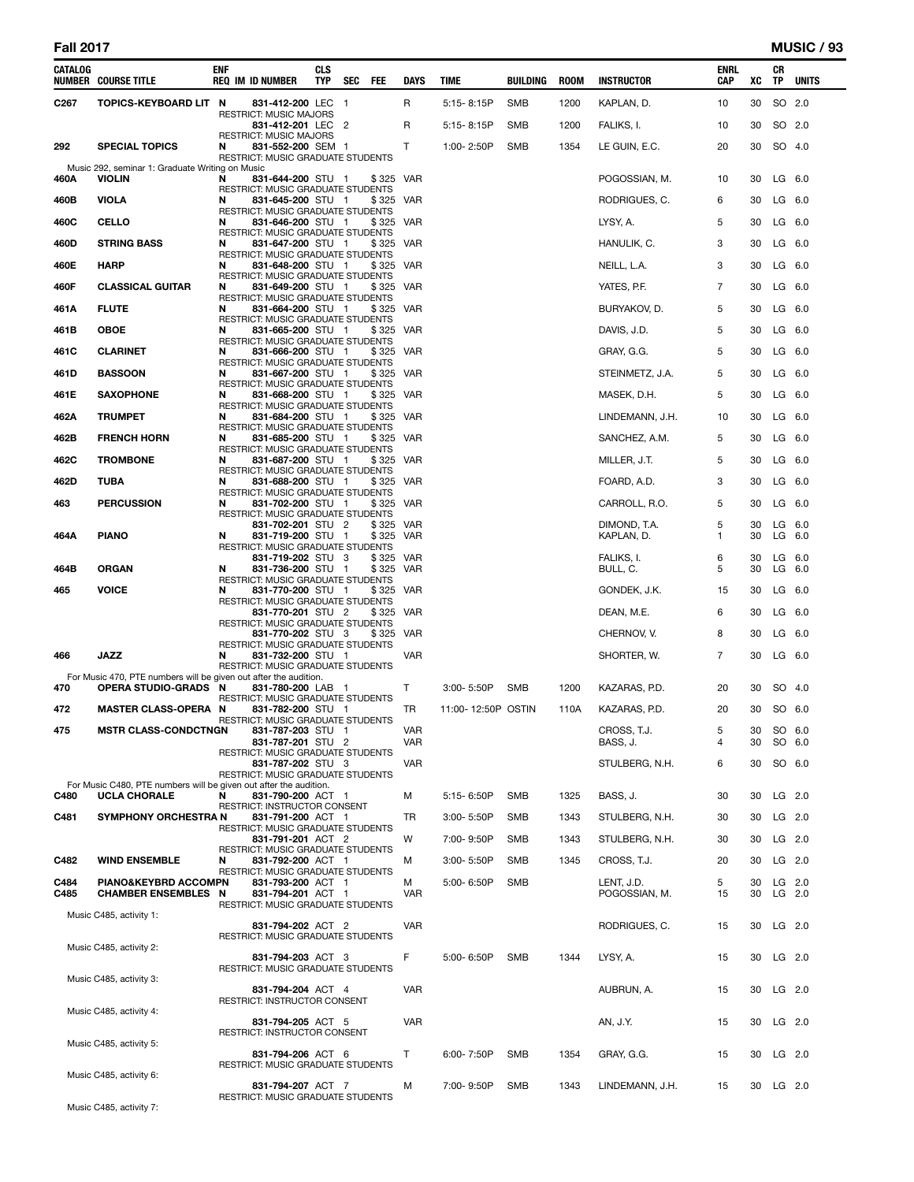## Fall 2017

| CATALOG NUMBER | COURSE TITLE | ENF REQ | IM | ID NUMBER | CLS TYP | SEC | FEE | DAYS | TIME | BUILDING | ROOM | INSTRUCTOR | ENRL CAP | XC | CR TP | UNITS |
|---|---|---|---|---|---|---|---|---|---|---|---|---|---|---|---|---|
| C267 | TOPICS-KEYBOARD LIT | N | | 831-412-200 | LEC | 1 | | R | 5:15- 8:15P | SMB | 1200 | KAPLAN, D. | 10 | 30 | SO | 2.0 |
| | RESTRICT: MUSIC MAJORS | | | | | | | | | | | | | | | |
| | | | | 831-412-201 | LEC | 2 | | R | 5:15- 8:15P | SMB | 1200 | FALIKS, I. | 10 | 30 | SO | 2.0 |
| | RESTRICT: MUSIC MAJORS | | | | | | | | | | | | | | | |
| 292 | SPECIAL TOPICS | N | | 831-552-200 | SEM | 1 | | T | 1:00- 2:50P | SMB | 1354 | LE GUIN, E.C. | 20 | 30 | SO | 4.0 |
| | RESTRICT: MUSIC GRADUATE STUDENTS | | | | | | | | | | | | | | | |
| | Music 292, seminar 1: Graduate Writing on Music | | | | | | | | | | | | | | | |
| 460A | VIOLIN | N | | 831-644-200 | STU | 1 | $325 | VAR | | | | POGOSSIAN, M. | 10 | 30 | LG | 6.0 |
| | RESTRICT: MUSIC GRADUATE STUDENTS | | | | | | | | | | | | | | | |
| 460B | VIOLA | N | | 831-645-200 | STU | 1 | $325 | VAR | | | | RODRIGUES, C. | 6 | 30 | LG | 6.0 |
| | RESTRICT: MUSIC GRADUATE STUDENTS | | | | | | | | | | | | | | | |
| 460C | CELLO | N | | 831-646-200 | STU | 1 | $325 | VAR | | | | LYSY, A. | 5 | 30 | LG | 6.0 |
| | RESTRICT: MUSIC GRADUATE STUDENTS | | | | | | | | | | | | | | | |
| 460D | STRING BASS | N | | 831-647-200 | STU | 1 | $325 | VAR | | | | HANULIK, C. | 3 | 30 | LG | 6.0 |
| | RESTRICT: MUSIC GRADUATE STUDENTS | | | | | | | | | | | | | | | |
| 460E | HARP | N | | 831-648-200 | STU | 1 | $325 | VAR | | | | NEILL, L.A. | 3 | 30 | LG | 6.0 |
| | RESTRICT: MUSIC GRADUATE STUDENTS | | | | | | | | | | | | | | | |
| 460F | CLASSICAL GUITAR | N | | 831-649-200 | STU | 1 | $325 | VAR | | | | YATES, P.F. | 7 | 30 | LG | 6.0 |
| | RESTRICT: MUSIC GRADUATE STUDENTS | | | | | | | | | | | | | | | |
| 461A | FLUTE | N | | 831-664-200 | STU | 1 | $325 | VAR | | | | BURYAKOV, D. | 5 | 30 | LG | 6.0 |
| | RESTRICT: MUSIC GRADUATE STUDENTS | | | | | | | | | | | | | | | |
| 461B | OBOE | N | | 831-665-200 | STU | 1 | $325 | VAR | | | | DAVIS, J.D. | 5 | 30 | LG | 6.0 |
| | RESTRICT: MUSIC GRADUATE STUDENTS | | | | | | | | | | | | | | | |
| 461C | CLARINET | N | | 831-666-200 | STU | 1 | $325 | VAR | | | | GRAY, G.G. | 5 | 30 | LG | 6.0 |
| | RESTRICT: MUSIC GRADUATE STUDENTS | | | | | | | | | | | | | | | |
| 461D | BASSOON | N | | 831-667-200 | STU | 1 | $325 | VAR | | | | STEINMETZ, J.A. | 5 | 30 | LG | 6.0 |
| | RESTRICT: MUSIC GRADUATE STUDENTS | | | | | | | | | | | | | | | |
| 461E | SAXOPHONE | N | | 831-668-200 | STU | 1 | $325 | VAR | | | | MASEK, D.H. | 5 | 30 | LG | 6.0 |
| | RESTRICT: MUSIC GRADUATE STUDENTS | | | | | | | | | | | | | | | |
| 462A | TRUMPET | N | | 831-684-200 | STU | 1 | $325 | VAR | | | | LINDEMANN, J.H. | 10 | 30 | LG | 6.0 |
| | RESTRICT: MUSIC GRADUATE STUDENTS | | | | | | | | | | | | | | | |
| 462B | FRENCH HORN | N | | 831-685-200 | STU | 1 | $325 | VAR | | | | SANCHEZ, A.M. | 5 | 30 | LG | 6.0 |
| | RESTRICT: MUSIC GRADUATE STUDENTS | | | | | | | | | | | | | | | |
| 462C | TROMBONE | N | | 831-687-200 | STU | 1 | $325 | VAR | | | | MILLER, J.T. | 5 | 30 | LG | 6.0 |
| | RESTRICT: MUSIC GRADUATE STUDENTS | | | | | | | | | | | | | | | |
| 462D | TUBA | N | | 831-688-200 | STU | 1 | $325 | VAR | | | | FOARD, A.D. | 3 | 30 | LG | 6.0 |
| | RESTRICT: MUSIC GRADUATE STUDENTS | | | | | | | | | | | | | | | |
| 463 | PERCUSSION | N | | 831-702-200 | STU | 1 | $325 | VAR | | | | CARROLL, R.O. | 5 | 30 | LG | 6.0 |
| | RESTRICT: MUSIC GRADUATE STUDENTS | | | | | | | | | | | | | | | |
| | | | | 831-702-201 | STU | 2 | $325 | VAR | | | | DIMOND, T.A. | 5 | 30 | LG | 6.0 |
| 464A | PIANO | N | | 831-719-200 | STU | 1 | $325 | VAR | | | | KAPLAN, D. | 1 | 30 | LG | 6.0 |
| | RESTRICT: MUSIC GRADUATE STUDENTS | | | | | | | | | | | | | | | |
| | | | | 831-719-202 | STU | 3 | $325 | VAR | | | | FALIKS, I. | 6 | 30 | LG | 6.0 |
| 464B | ORGAN | N | | 831-736-200 | STU | 1 | $325 | VAR | | | | BULL, C. | 5 | 30 | LG | 6.0 |
| | RESTRICT: MUSIC GRADUATE STUDENTS | | | | | | | | | | | | | | | |
| 465 | VOICE | N | | 831-770-200 | STU | 1 | $325 | VAR | | | | GONDEK, J.K. | 15 | 30 | LG | 6.0 |
| | RESTRICT: MUSIC GRADUATE STUDENTS | | | | | | | | | | | | | | | |
| | | | | 831-770-201 | STU | 2 | $325 | VAR | | | | DEAN, M.E. | 6 | 30 | LG | 6.0 |
| | RESTRICT: MUSIC GRADUATE STUDENTS | | | | | | | | | | | | | | | |
| | | | | 831-770-202 | STU | 3 | $325 | VAR | | | | CHERNOV, V. | 8 | 30 | LG | 6.0 |
| | RESTRICT: MUSIC GRADUATE STUDENTS | | | | | | | | | | | | | | | |
| 466 | JAZZ | N | | 831-732-200 | STU | 1 | | VAR | | | | SHORTER, W. | 7 | 30 | LG | 6.0 |
| | RESTRICT: MUSIC GRADUATE STUDENTS | | | | | | | | | | | | | | | |
| | For Music 470, PTE numbers will be given out after the audition. | | | | | | | | | | | | | | | |
| 470 | OPERA STUDIO-GRADS | N | | 831-780-200 | LAB | 1 | | T | 3:00- 5:50P | SMB | 1200 | KAZARAS, P.D. | 20 | 30 | SO | 4.0 |
| | RESTRICT: MUSIC GRADUATE STUDENTS | | | | | | | | | | | | | | | |
| 472 | MASTER CLASS-OPERA | N | | 831-782-200 | STU | 1 | | TR | 11:00- 12:50P | OSTIN | 110A | KAZARAS, P.D. | 20 | 30 | SO | 6.0 |
| | RESTRICT: MUSIC GRADUATE STUDENTS | | | | | | | | | | | | | | | |
| 475 | MSTR CLASS-CONDCTNGN | | | 831-787-203 | STU | 1 | | VAR | | | | CROSS, T.J. | 5 | 30 | SO | 6.0 |
| | | | | 831-787-201 | STU | 2 | | VAR | | | | BASS, J. | 4 | 30 | SO | 6.0 |
| | RESTRICT: MUSIC GRADUATE STUDENTS | | | | | | | | | | | | | | | |
| | | | | 831-787-202 | STU | 3 | | VAR | | | | STULBERG, N.H. | 6 | 30 | SO | 6.0 |
| | RESTRICT: MUSIC GRADUATE STUDENTS | | | | | | | | | | | | | | | |
| | For Music C480, PTE numbers will be given out after the audition. | | | | | | | | | | | | | | | |
| C480 | UCLA CHORALE | N | | 831-790-200 | ACT | 1 | | M | 5:15- 6:50P | SMB | 1325 | BASS, J. | 30 | 30 | LG | 2.0 |
| | RESTRICT: INSTRUCTOR CONSENT | | | | | | | | | | | | | | | |
| C481 | SYMPHONY ORCHESTRA | N | | 831-791-200 | ACT | 1 | | TR | 3:00- 5:50P | SMB | 1343 | STULBERG, N.H. | 30 | 30 | LG | 2.0 |
| | RESTRICT: MUSIC GRADUATE STUDENTS | | | | | | | | | | | | | | | |
| | | | | 831-791-201 | ACT | 2 | | W | 7:00- 9:50P | SMB | 1343 | STULBERG, N.H. | 30 | 30 | LG | 2.0 |
| | RESTRICT: MUSIC GRADUATE STUDENTS | | | | | | | | | | | | | | | |
| C482 | WIND ENSEMBLE | N | | 831-792-200 | ACT | 1 | | M | 3:00- 5:50P | SMB | 1345 | CROSS, T.J. | 20 | 30 | LG | 2.0 |
| | RESTRICT: MUSIC GRADUATE STUDENTS | | | | | | | | | | | | | | | |
| C484 | PIANO&KEYBRD ACCOMPN | | | 831-793-200 | ACT | 1 | | M | 5:00- 6:50P | SMB | | LENT, J.D. | 5 | 30 | LG | 2.0 |
| C485 | CHAMBER ENSEMBLES | N | | 831-794-201 | ACT | 1 | | VAR | | | | POGOSSIAN, M. | 15 | 30 | LG | 2.0 |
| | RESTRICT: MUSIC GRADUATE STUDENTS | | | | | | | | | | | | | | | |
| | Music C485, activity 1: | | | | | | | | | | | | | | | |
| | | | | 831-794-202 | ACT | 2 | | VAR | | | | RODRIGUES, C. | 15 | 30 | LG | 2.0 |
| | RESTRICT: MUSIC GRADUATE STUDENTS | | | | | | | | | | | | | | | |
| | Music C485, activity 2: | | | | | | | | | | | | | | | |
| | | | | 831-794-203 | ACT | 3 | | F | 5:00- 6:50P | SMB | 1344 | LYSY, A. | 15 | 30 | LG | 2.0 |
| | RESTRICT: MUSIC GRADUATE STUDENTS | | | | | | | | | | | | | | | |
| | Music C485, activity 3: | | | | | | | | | | | | | | | |
| | | | | 831-794-204 | ACT | 4 | | VAR | | | | AUBRUN, A. | 15 | 30 | LG | 2.0 |
| | RESTRICT: INSTRUCTOR CONSENT | | | | | | | | | | | | | | | |
| | Music C485, activity 4: | | | | | | | | | | | | | | | |
| | | | | 831-794-205 | ACT | 5 | | VAR | | | | AN, J.Y. | 15 | 30 | LG | 2.0 |
| | RESTRICT: INSTRUCTOR CONSENT | | | | | | | | | | | | | | | |
| | Music C485, activity 5: | | | | | | | | | | | | | | | |
| | | | | 831-794-206 | ACT | 6 | | T | 6:00- 7:50P | SMB | 1354 | GRAY, G.G. | 15 | 30 | LG | 2.0 |
| | RESTRICT: MUSIC GRADUATE STUDENTS | | | | | | | | | | | | | | | |
| | Music C485, activity 6: | | | | | | | | | | | | | | | |
| | | | | 831-794-207 | ACT | 7 | | M | 7:00- 9:50P | SMB | 1343 | LINDEMANN, J.H. | 15 | 30 | LG | 2.0 |
| | RESTRICT: MUSIC GRADUATE STUDENTS | | | | | | | | | | | | | | | |
| | Music C485, activity 7: | | | | | | | | | | | | | | | |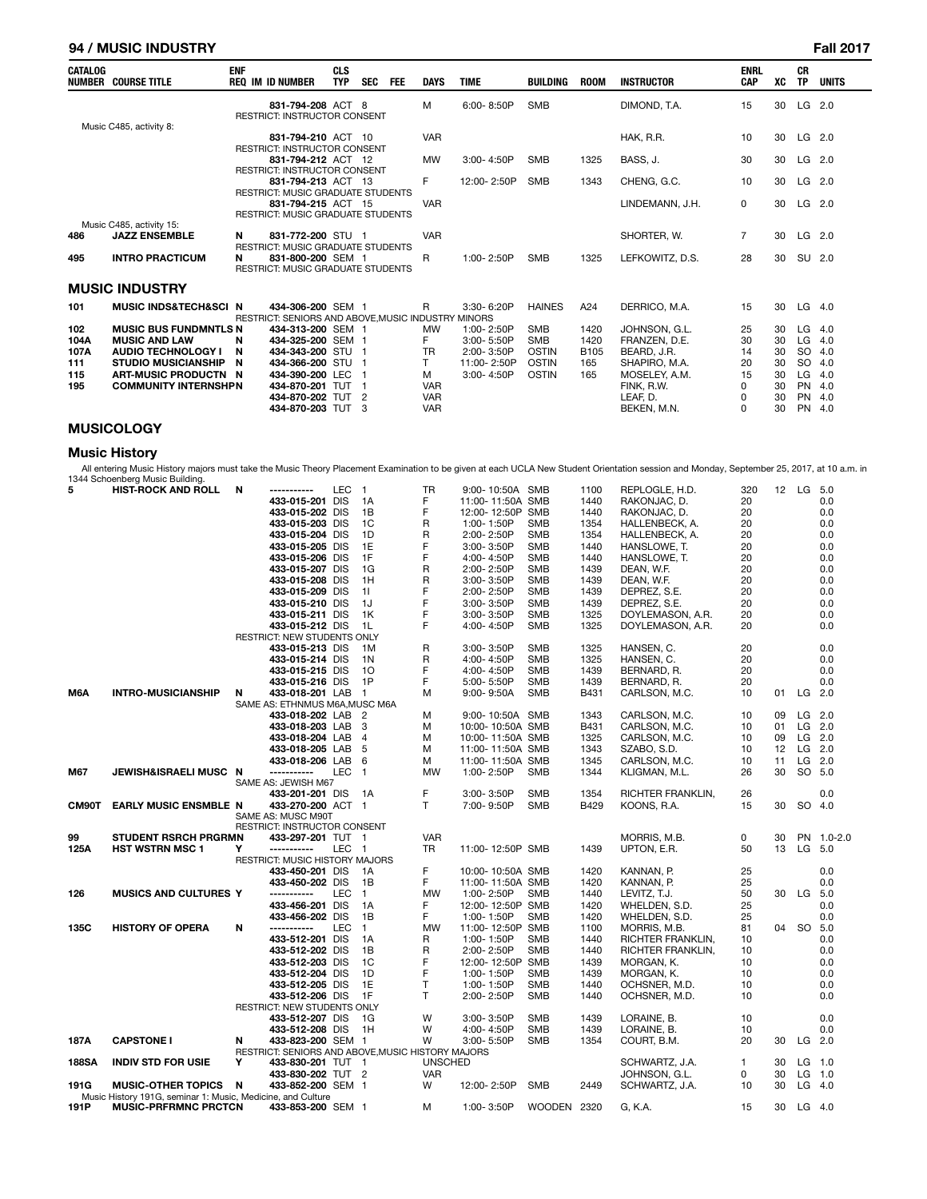| CATALOG NUMBER | COURSE TITLE | ENF REQ | IM | ID NUMBER | CLS TYP | SEC | FEE | DAYS | TIME | BUILDING | ROOM | INSTRUCTOR | ENRL CAP | XC | CR TP | UNITS |
|---|---|---|---|---|---|---|---|---|---|---|---|---|---|---|---|---|
| | | | | 831-794-208 | ACT | 8 | | M | 6:00- 8:50P | SMB | | DIMOND, T.A. | 15 | 30 | LG | 2.0 |
| | | | | RESTRICT: INSTRUCTOR CONSENT | | | | | | | | | | | | |
| | Music C485, activity 8: | | | | | | | | | | | | | | | |
| | | | | 831-794-210 | ACT | 10 | | VAR | | | | HAK, R.R. | 10 | 30 | LG | 2.0 |
| | | | | RESTRICT: INSTRUCTOR CONSENT | | | | | | | | | | | | |
| | | | | 831-794-212 | ACT | 12 | | MW | 3:00- 4:50P | SMB | 1325 | BASS, J. | 30 | 30 | LG | 2.0 |
| | | | | RESTRICT: INSTRUCTOR CONSENT | | | | | | | | | | | | |
| | | | | 831-794-213 | ACT | 13 | | F | 12:00- 2:50P | SMB | 1343 | CHENG, G.C. | 10 | 30 | LG | 2.0 |
| | | | | RESTRICT: MUSIC GRADUATE STUDENTS | | | | | | | | | | | | |
| | | | | 831-794-215 | ACT | 15 | | VAR | | | | LINDEMANN, J.H. | 0 | 30 | LG | 2.0 |
| | | | | RESTRICT: MUSIC GRADUATE STUDENTS | | | | | | | | | | | | |
| | Music C485, activity 15: | | | | | | | | | | | | | | | |
| 486 | **JAZZ ENSEMBLE** | N | | 831-772-200 | STU | 1 | | VAR | | | | SHORTER, W. | 7 | 30 | LG | 2.0 |
| | | | | RESTRICT: MUSIC GRADUATE STUDENTS | | | | | | | | | | | | |
| 495 | **INTRO PRACTICUM** | N | | 831-800-200 | SEM | 1 | | R | 1:00- 2:50P | SMB | 1325 | LEFKOWITZ, D.S. | 28 | 30 | SU | 2.0 |
| | | | | RESTRICT: MUSIC GRADUATE STUDENTS | | | | | | | | | | | | |

## MUSIC INDUSTRY

| CATALOG NUMBER | COURSE TITLE | ENF REQ | IM | ID NUMBER | CLS TYP | SEC | FEE | DAYS | TIME | BUILDING | ROOM | INSTRUCTOR | ENRL CAP | XC | CR TP | UNITS |
|---|---|---|---|---|---|---|---|---|---|---|---|---|---|---|---|---|
| 101 | **MUSIC INDS&TECH&SCI** | N | | 434-306-200 | SEM | 1 | | R | 3:30- 6:20P | HAINES | A24 | DERRICO, M.A. | 15 | 30 | LG | 4.0 |
| | | | | RESTRICT: SENIORS AND ABOVE,MUSIC INDUSTRY MINORS | | | | | | | | | | | | |
| 102 | **MUSIC BUS FUNDMNTLS** | N | | 434-313-200 | SEM | 1 | | MW | 1:00- 2:50P | SMB | 1420 | JOHNSON, G.L. | 25 | 30 | LG | 4.0 |
| 104A | **MUSIC AND LAW** | N | | 434-325-200 | SEM | 1 | | F | 3:00- 5:50P | SMB | 1420 | FRANZEN, D.E. | 30 | 30 | LG | 4.0 |
| 107A | **AUDIO TECHNOLOGY I** | N | | 434-343-200 | STU | 1 | | TR | 2:00- 3:50P | OSTIN | B105 | BEARD, J.R. | 14 | 30 | SO | 4.0 |
| 111 | **STUDIO MUSICIANSHIP** | N | | 434-366-200 | STU | 1 | | T | 11:00- 2:50P | OSTIN | 165 | SHAPIRO, M.A. | 20 | 30 | SO | 4.0 |
| 115 | **ART-MUSIC PRODUCTN** | N | | 434-390-200 | LEC | 1 | | M | 3:00- 4:50P | OSTIN | 165 | MOSELEY, A.M. | 15 | 30 | LG | 4.0 |
| 195 | **COMMUNITY INTERNSHP** | N | | 434-870-201 | TUT | 1 | | VAR | | | | FINK, R.W. | 0 | 30 | PN | 4.0 |
| | | | | 434-870-202 | TUT | 2 | | VAR | | | | LEAF, D. | 0 | 30 | PN | 4.0 |
| | | | | 434-870-203 | TUT | 3 | | VAR | | | | BEKEN, M.N. | 0 | 30 | PN | 4.0 |

## MUSICOLOGY

### Music History

All entering Music History majors must take the Music Theory Placement Examination to be given at each UCLA New Student Orientation session and Monday, September 25, 2017, at 10 a.m. in 1344 Schoenberg Music Building.

| CATALOG NUMBER | COURSE TITLE | ENF REQ | IM | ID NUMBER | CLS TYP | SEC | FEE | DAYS | TIME | BUILDING | ROOM | INSTRUCTOR | ENRL CAP | XC | CR TP | UNITS |
|---|---|---|---|---|---|---|---|---|---|---|---|---|---|---|---|---|
| 5 | **HIST-ROCK AND ROLL** | N | | ----------- | LEC | 1 | | TR | 9:00- 10:50A | SMB | 1100 | REPLOGLE, H.D. | 320 | 12 | LG | 5.0 |
| | | | | 433-015-201 | DIS | 1A | | F | 11:00- 11:50A | SMB | 1440 | RAKONJAC, D. | 20 | | | 0.0 |
| | | | | 433-015-202 | DIS | 1B | | F | 12:00- 12:50P | SMB | 1440 | RAKONJAC, D. | 20 | | | 0.0 |
| | | | | 433-015-203 | DIS | 1C | | R | 1:00- 1:50P | SMB | 1354 | HALLENBECK, A. | 20 | | | 0.0 |
| | | | | 433-015-204 | DIS | 1D | | R | 2:00- 2:50P | SMB | 1354 | HALLENBECK, A. | 20 | | | 0.0 |
| | | | | 433-015-205 | DIS | 1E | | F | 3:00- 3:50P | SMB | 1440 | HANSLOWE, T. | 20 | | | 0.0 |
| | | | | 433-015-206 | DIS | 1F | | F | 4:00- 4:50P | SMB | 1440 | HANSLOWE, T. | 20 | | | 0.0 |
| | | | | 433-015-207 | DIS | 1G | | R | 2:00- 2:50P | SMB | 1439 | DEAN, W.F. | 20 | | | 0.0 |
| | | | | 433-015-208 | DIS | 1H | | R | 3:00- 3:50P | SMB | 1439 | DEAN, W.F. | 20 | | | 0.0 |
| | | | | 433-015-209 | DIS | 1I | | F | 2:00- 2:50P | SMB | 1439 | DEPREZ, S.E. | 20 | | | 0.0 |
| | | | | 433-015-210 | DIS | 1J | | F | 3:00- 3:50P | SMB | 1439 | DEPREZ, S.E. | 20 | | | 0.0 |
| | | | | 433-015-211 | DIS | 1K | | F | 3:00- 3:50P | SMB | 1325 | DOYLEMASON, A.R. | 20 | | | 0.0 |
| | | | | 433-015-212 | DIS | 1L | | F | 4:00- 4:50P | SMB | 1325 | DOYLEMASON, A.R. | 20 | | | 0.0 |
| | | | | RESTRICT: NEW STUDENTS ONLY | | | | | | | | | | | | |
| | | | | 433-015-213 | DIS | 1M | | R | 3:00- 3:50P | SMB | 1325 | HANSEN, C. | 20 | | | 0.0 |
| | | | | 433-015-214 | DIS | 1N | | R | 4:00- 4:50P | SMB | 1325 | HANSEN, C. | 20 | | | 0.0 |
| | | | | 433-015-215 | DIS | 1O | | F | 4:00- 4:50P | SMB | 1439 | BERNARD, R. | 20 | | | 0.0 |
| | | | | 433-015-216 | DIS | 1P | | F | 5:00- 5:50P | SMB | 1439 | BERNARD, R. | 20 | | | 0.0 |
| M6A | **INTRO-MUSICIANSHIP** | N | | 433-018-201 | LAB | 1 | | M | 9:00- 9:50A | SMB | B431 | CARLSON, M.C. | 10 | 01 | LG | 2.0 |
| | | | | SAME AS: ETHNMUS M6A,MUSC M6A | | | | | | | | | | | | |
| | | | | 433-018-202 | LAB | 2 | | M | 9:00- 10:50A | SMB | 1343 | CARLSON, M.C. | 10 | 09 | LG | 2.0 |
| | | | | 433-018-203 | LAB | 3 | | M | 10:00- 10:50A | SMB | B431 | CARLSON, M.C. | 10 | 01 | LG | 2.0 |
| | | | | 433-018-204 | LAB | 4 | | M | 10:00- 11:50A | SMB | 1325 | CARLSON, M.C. | 10 | 09 | LG | 2.0 |
| | | | | 433-018-205 | LAB | 5 | | M | 11:00- 11:50A | SMB | 1343 | SZABO, S.D. | 10 | 12 | LG | 2.0 |
| | | | | 433-018-206 | LAB | 6 | | M | 11:00- 11:50A | SMB | 1345 | CARLSON, M.C. | 10 | 11 | LG | 2.0 |
| M67 | **JEWISH&ISRAELI MUSC** | N | | ----------- | LEC | 1 | | MW | 1:00- 2:50P | SMB | 1344 | KLIGMAN, M.L. | 26 | 30 | SO | 5.0 |
| | | | | SAME AS: JEWISH M67 | | | | | | | | | | | | |
| | | | | 433-201-201 | DIS | 1A | | F | 3:00- 3:50P | SMB | 1354 | RICHTER FRANKLIN, | 26 | | | 0.0 |
| CM90T | **EARLY MUSIC ENSMBLE** | N | | 433-270-200 | ACT | 1 | | T | 7:00- 9:50P | SMB | B429 | KOONS, R.A. | 15 | 30 | SO | 4.0 |
| | | | | SAME AS: MUSC M90T | | | | | | | | | | | | |
| | | | | RESTRICT: INSTRUCTOR CONSENT | | | | | | | | | | | | |
| 99 | **STUDENT RSRCH PRGRM** | N | | 433-297-201 | TUT | 1 | | VAR | | | | MORRIS, M.B. | 0 | 30 | PN | 1.0-2.0 |
| 125A | **HST WSTRN MSC 1** | Y | | ----------- | LEC | 1 | | TR | 11:00- 12:50P | SMB | 1439 | UPTON, E.R. | 50 | 13 | LG | 5.0 |
| | | | | RESTRICT: MUSIC HISTORY MAJORS | | | | | | | | | | | | |
| | | | | 433-450-201 | DIS | 1A | | F | 10:00- 10:50A | SMB | 1420 | KANNAN, P. | 25 | | | 0.0 |
| | | | | 433-450-202 | DIS | 1B | | F | 11:00- 11:50A | SMB | 1420 | KANNAN, P. | 25 | | | 0.0 |
| 126 | **MUSICS AND CULTURES** | Y | | ----------- | LEC | 1 | | MW | 1:00- 2:50P | SMB | 1440 | LEVITZ, T.J. | 50 | 30 | LG | 5.0 |
| | | | | 433-456-201 | DIS | 1A | | F | 12:00- 12:50P | SMB | 1420 | WHELDEN, S.D. | 25 | | | 0.0 |
| | | | | 433-456-202 | DIS | 1B | | F | 1:00- 1:50P | SMB | 1420 | WHELDEN, S.D. | 25 | | | 0.0 |
| 135C | **HISTORY OF OPERA** | N | | ----------- | LEC | 1 | | MW | 11:00- 12:50P | SMB | 1100 | MORRIS, M.B. | 81 | 04 | SO | 5.0 |
| | | | | 433-512-201 | DIS | 1A | | R | 1:00- 1:50P | SMB | 1440 | RICHTER FRANKLIN, | 10 | | | 0.0 |
| | | | | 433-512-202 | DIS | 1B | | R | 2:00- 2:50P | SMB | 1440 | RICHTER FRANKLIN, | 10 | | | 0.0 |
| | | | | 433-512-203 | DIS | 1C | | F | 12:00- 12:50P | SMB | 1439 | MORGAN, K. | 10 | | | 0.0 |
| | | | | 433-512-204 | DIS | 1D | | F | 1:00- 1:50P | SMB | 1439 | MORGAN, K. | 10 | | | 0.0 |
| | | | | 433-512-205 | DIS | 1E | | T | 1:00- 1:50P | SMB | 1440 | OCHSNER, M.D. | 10 | | | 0.0 |
| | | | | 433-512-206 | DIS | 1F | | T | 2:00- 2:50P | SMB | 1440 | OCHSNER, M.D. | 10 | | | 0.0 |
| | | | | RESTRICT: NEW STUDENTS ONLY | | | | | | | | | | | | |
| | | | | 433-512-207 | DIS | 1G | | W | 3:00- 3:50P | SMB | 1439 | LORAINE, B. | 10 | | | 0.0 |
| | | | | 433-512-208 | DIS | 1H | | W | 4:00- 4:50P | SMB | 1439 | LORAINE, B. | 10 | | | 0.0 |
| 187A | **CAPSTONE I** | N | | 433-823-200 | SEM | 1 | | W | 3:00- 5:50P | SMB | 1354 | COURT, B.M. | 20 | 30 | LG | 2.0 |
| | | | | RESTRICT: SENIORS AND ABOVE,MUSIC HISTORY MAJORS | | | | | | | | | | | | |
| 188SA | **INDIV STD FOR USIE** | Y | | 433-830-201 | TUT | 1 | | UNSCHED | | | | SCHWARTZ, J.A. | 1 | 30 | LG | 1.0 |
| | | | | 433-830-202 | TUT | 2 | | VAR | | | | JOHNSON, G.L. | 0 | 30 | LG | 1.0 |
| 191G | **MUSIC-OTHER TOPICS** | N | | 433-852-200 | SEM | 1 | | W | 12:00- 2:50P | SMB | 2449 | SCHWARTZ, J.A. | 10 | 30 | LG | 4.0 |
| | Music History 191G, seminar 1: Music, Medicine, and Culture | | | | | | | | | | | | | | | |
| 191P | **MUSIC-PRFRMNC PRCTCN** | | | 433-853-200 | SEM | 1 | | M | 1:00- 3:50P | WOODEN | 2320 | G, K.A. | 15 | 30 | LG | 4.0 |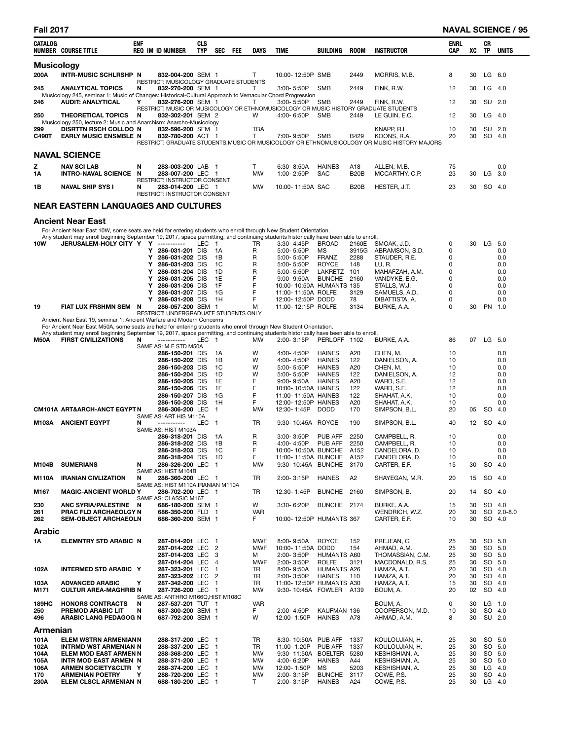| CATALOG NUMBER | COURSE TITLE | ENF REQ | IM | ID NUMBER | CLS TYP | SEC | FEE | DAYS | TIME | BUILDING | ROOM | INSTRUCTOR | ENRL CAP | XC | CR TP | UNITS |
|---|---|---|---|---|---|---|---|---|---|---|---|---|---|---|---|---|

## Musicology

| CATALOG NUMBER | COURSE TITLE | ENF REQ | IM | ID NUMBER | CLS TYP | SEC | FEE | DAYS | TIME | BUILDING | ROOM | INSTRUCTOR | ENRL CAP | XC | CR TP | UNITS |
|---|---|---|---|---|---|---|---|---|---|---|---|---|---|---|---|---|
| 200A | INTR-MUSIC SCHLRSHP | N | | 832-004-200 | SEM | 1 | | T | 10:00-12:50P | SMB | 2449 | MORRIS, M.B. | 8 | 30 | LG | 6.0 |
| | RESTRICT: MUSICOLOGY GRADUATE STUDENTS | | | | | | | | | | | | | | | |
| 245 | ANALYTICAL TOPICS | N | | 832-270-200 | SEM | 1 | | T | 3:00-5:50P | SMB | 2449 | FINK, R.W. | 12 | 30 | LG | 4.0 |
| | Musicology 245, seminar 1: Music of Changes: Historical-Cultural Approach to Vernacular Chord Progression | | | | | | | | | | | | | | | |
| 246 | AUDIT: ANALYTICAL | Y | | 832-276-200 | SEM | 1 | | T | 3:00-5:50P | SMB | 2449 | FINK, R.W. | 12 | 30 | SU | 2.0 |
| | RESTRICT: MUSIC OR MUSICOLOGY OR ETHNOMUSICOLOGY OR MUSIC HISTORY GRADUATE STUDENTS | | | | | | | | | | | | | | | |
| 250 | THEORETICAL TOPICS | N | | 832-302-201 | SEM | 2 | | W | 4:00-6:50P | SMB | 2449 | LE GUIN, E.C. | 12 | 30 | LG | 4.0 |
| | Musicology 250, lecture 2: Music and Anarchism: Anarcho-Musicology | | | | | | | | | | | | | | | |
| 299 | DISRTTN RSCH COLLOQ | N | | 832-596-200 | SEM | 1 | | TBA | | | | KNAPP, R.L. | 10 | 30 | SU | 2.0 |
| C490T | EARLY MUSIC ENSMBLE | N | | 832-780-200 | ACT | 1 | | T | 7:00-9:50P | SMB | B429 | KOONS, R.A. | 20 | 30 | SO | 4.0 |
| | RESTRICT: GRADUATE STUDENTS,MUSIC OR MUSICOLOGY OR ETHNOMUSICOLOGY OR MUSIC HISTORY MAJORS | | | | | | | | | | | | | | | |

## NAVAL SCIENCE

| CATALOG NUMBER | COURSE TITLE | ENF REQ | IM | ID NUMBER | CLS TYP | SEC | FEE | DAYS | TIME | BUILDING | ROOM | INSTRUCTOR | ENRL CAP | XC | CR TP | UNITS |
|---|---|---|---|---|---|---|---|---|---|---|---|---|---|---|---|---|
| Z | NAV SCI LAB | N | | 283-003-200 | LAB | 1 | | T | 6:30-8:50A | HAINES | A18 | ALLEN, M.B. | 75 | | | 0.0 |
| 1A | INTRO-NAVAL SCIENCE | N | | 283-007-200 | LEC | 1 | | MW | 1:00-2:50P | SAC | B20B | MCCARTHY, C.P. | 23 | 30 | LG | 3.0 |
| | RESTRICT: INSTRUCTOR CONSENT | | | | | | | | | | | | | | | |
| 1B | NAVAL SHIP SYS I | N | | 283-014-200 | LEC | 1 | | MW | 10:00-11:50A | SAC | B20B | HESTER, J.T. | 23 | 30 | SO | 4.0 |
| | RESTRICT: INSTRUCTOR CONSENT | | | | | | | | | | | | | | | |

## NEAR EASTERN LANGUAGES AND CULTURES

### Ancient Near East

For Ancient Near East 10W, some seats are held for entering students who enroll through New Student Orientation.
Any student may enroll beginning September 19, 2017, space permitting, and continuing students historically have been able to enroll.

| CATALOG NUMBER | COURSE TITLE | ENF REQ | IM | ID NUMBER | CLS TYP | SEC | FEE | DAYS | TIME | BUILDING | ROOM | INSTRUCTOR | ENRL CAP | XC | CR TP | UNITS |
|---|---|---|---|---|---|---|---|---|---|---|---|---|---|---|---|---|
| 10W | JERUSALEM-HOLY CITY | Y | Y | ----------- | LEC | 1 | | TR | 3:30-4:45P | BROAD | 2160E | SMOAK, J.D. | 0 | 30 | LG | 5.0 |
| | | | Y | 286-031-201 | DIS | 1A | | R | 5:00-5:50P | MS | 3915G | ABRAMSON, S.D. | 0 | | | 0.0 |
| | | | Y | 286-031-202 | DIS | 1B | | R | 5:00-5:50P | FRANZ | 2288 | STAUDER, R.E. | 0 | | | 0.0 |
| | | | Y | 286-031-203 | DIS | 1C | | R | 5:00-5:50P | ROYCE | 148 | LU, R. | 0 | | | 0.0 |
| | | | Y | 286-031-204 | DIS | 1D | | R | 5:00-5:50P | LAKRETZ | 101 | MAHAFZAH, A.M. | 0 | | | 0.0 |
| | | | Y | 286-031-205 | DIS | 1E | | F | 9:00-9:50A | BUNCHE | 2160 | VANDYKE, E.G. | 0 | | | 0.0 |
| | | | Y | 286-031-206 | DIS | 1F | | F | 10:00-10:50A | HUMANTS | 135 | STALLS, W.J. | 0 | | | 0.0 |
| | | | Y | 286-031-207 | DIS | 1G | | F | 11:00-11:50A | ROLFE | 3129 | SAMUELS, A.D. | 0 | | | 0.0 |
| | | | Y | 286-031-208 | DIS | 1H | | F | 12:00-12:50P | DODD | 78 | DIBATTISTA, A. | 0 | | | 0.0 |
| 19 | FIAT LUX FRSHMN SEM | N | | 286-057-200 | SEM | 1 | | M | 11:00-12:15P | ROLFE | 3134 | BURKE, A.A. | 0 | 30 | PN | 1.0 |
| | RESTRICT: UNDERGRADUATE STUDENTS ONLY | | | | | | | | | | | | | | | |

Ancient Near East 19, seminar 1: Ancient Warfare and Modern Concerns
For Ancient Near East M50A, some seats are held for entering students who enroll through New Student Orientation.
Any student may enroll beginning September 19, 2017, space permitting, and continuing students historically have been able to enroll.

| CATALOG NUMBER | COURSE TITLE | ENF REQ | IM | ID NUMBER | CLS TYP | SEC | FEE | DAYS | TIME | BUILDING | ROOM | INSTRUCTOR | ENRL CAP | XC | CR TP | UNITS |
|---|---|---|---|---|---|---|---|---|---|---|---|---|---|---|---|---|
| M50A | FIRST CIVILIZATIONS | N | | ----------- | LEC | 1 | | MW | 2:00-3:15P | PERLOFF | 1102 | BURKE, A.A. | 86 | 07 | LG | 5.0 |
| | SAME AS: M E STD M50A | | | | | | | | | | | | | | | |
| | | | | 286-150-201 | DIS | 1A | | W | 4:00-4:50P | HAINES | A20 | CHEN, M. | 10 | | | 0.0 |
| | | | | 286-150-202 | DIS | 1B | | W | 4:00-4:50P | HAINES | 122 | DANIELSON, A. | 10 | | | 0.0 |
| | | | | 286-150-203 | DIS | 1C | | W | 5:00-5:50P | HAINES | A20 | CHEN, M. | 10 | | | 0.0 |
| | | | | 286-150-204 | DIS | 1D | | W | 5:00-5:50P | HAINES | 122 | DANIELSON, A. | 12 | | | 0.0 |
| | | | | 286-150-205 | DIS | 1E | | F | 9:00-9:50A | HAINES | A20 | WARD, S.E. | 12 | | | 0.0 |
| | | | | 286-150-206 | DIS | 1F | | F | 10:00-10:50A | HAINES | 122 | WARD, S.E. | 12 | | | 0.0 |
| | | | | 286-150-207 | DIS | 1G | | F | 11:00-11:50A | HAINES | 122 | SHAHAT, A.K. | 10 | | | 0.0 |
| | | | | 286-150-208 | DIS | 1H | | F | 12:00-12:50P | HAINES | A20 | SHAHAT, A.K. | 10 | | | 0.0 |
| CM101A | ART&ARCH-ANCT EGYPT | N | | 286-306-200 | LEC | 1 | | MW | 12:30-1:45P | DODD | 170 | SIMPSON, B.L. | 20 | 05 | SO | 4.0 |
| | SAME AS: ART HIS M110A | | | | | | | | | | | | | | | |
| M103A | ANCIENT EGYPT | N | | ----------- | LEC | 1 | | TR | 9:30-10:45A | ROYCE | 190 | SIMPSON, B.L. | 40 | 12 | SO | 4.0 |
| | SAME AS: HIST M103A | | | | | | | | | | | | | | | |
| | | | | 286-318-201 | DIS | 1A | | R | 3:00-3:50P | PUB AFF | 2250 | CAMPBELL, R. | 10 | | | 0.0 |
| | | | | 286-318-202 | DIS | 1B | | R | 4:00-4:50P | PUB AFF | 2250 | CAMPBELL, R. | 10 | | | 0.0 |
| | | | | 286-318-203 | DIS | 1C | | F | 10:00-10:50A | BUNCHE | A152 | CANDELORA, D. | 10 | | | 0.0 |
| | | | | 286-318-204 | DIS | 1D | | F | 11:00-11:50A | BUNCHE | A152 | CANDELORA, D. | 10 | | | 0.0 |
| M104B | SUMERIANS | N | | 286-326-200 | LEC | 1 | | MW | 9:30-10:45A | BUNCHE | 3170 | CARTER, E.F. | 15 | 30 | SO | 4.0 |
| | SAME AS: HIST M104B | | | | | | | | | | | | | | | |
| M110A | IRANIAN CIVLIZATION | N | | 286-360-200 | LEC | 1 | | TR | 2:00-3:15P | HAINES | A2 | SHAYEGAN, M.R. | 20 | 15 | SO | 4.0 |
| | SAME AS: HIST M110A,IRANIAN M110A | | | | | | | | | | | | | | | |
| M167 | MAGIC-ANCIENT WORLD | Y | | 286-702-200 | LEC | 1 | | TR | 12:30-1:45P | BUNCHE | 2160 | SIMPSON, B. | 20 | 14 | SO | 4.0 |
| | SAME AS: CLASSIC M167 | | | | | | | | | | | | | | | |
| 230 | ANC SYRIA/PALESTINE | N | | 686-180-200 | SEM | 1 | | W | 3:30-6:20P | BUNCHE | 2174 | BURKE, A.A. | 15 | 30 | SO | 4.0 |
| 261 | PRAC FLD ARCHAEOLGY | N | | 686-350-200 | FLD | 1 | | VAR | | | | WENDRICH, W.Z. | 20 | 30 | SO | 2.0-8.0 |
| 262 | SEM-OBJECT ARCHAEOL | N | | 686-360-200 | SEM | 1 | | F | 10:00-12:50P | HUMANTS | 367 | CARTER, E.F. | 10 | 30 | SO | 4.0 |

### Arabic

| CATALOG NUMBER | COURSE TITLE | ENF REQ | IM | ID NUMBER | CLS TYP | SEC | FEE | DAYS | TIME | BUILDING | ROOM | INSTRUCTOR | ENRL CAP | XC | CR TP | UNITS |
|---|---|---|---|---|---|---|---|---|---|---|---|---|---|---|---|---|
| 1A | ELEMNTRY STD ARABIC | N | | 287-014-201 | LEC | 1 | | MWF | 8:00-9:50A | ROYCE | 152 | PREJEAN, C. | 25 | 30 | SO | 5.0 |
| | | | | 287-014-202 | LEC | 2 | | MWF | 10:00-11:50A | DODD | 154 | AHMAD, A.M. | 25 | 30 | SO | 5.0 |
| | | | | 287-014-203 | LEC | 3 | | M | 2:00-3:50P | HUMANTS | A60 | THOMASSIAN, C.M. | 25 | 30 | SO | 5.0 |
| | | | | 287-014-204 | LEC | 4 | | MWF | 2:00-3:50P | ROLFE | 3121 | MACDONALD, R.S. | 25 | 30 | SO | 5.0 |
| 102A | INTERMED STD ARABIC | Y | | 287-323-201 | LEC | 1 | | TR | 8:00-9:50A | HUMANTS | A26 | HAMZA, A.T. | 20 | 30 | SO | 4.0 |
| | | | | 287-323-202 | LEC | 2 | | TR | 2:00-3:50P | HAINES | 110 | HAMZA, A.T. | 20 | 30 | SO | 4.0 |
| 103A | ADVANCED ARABIC | Y | | 287-342-200 | LEC | 1 | | TR | 11:00-12:50P | HUMANTS | A30 | HAMZA, A.T. | 15 | 30 | SO | 4.0 |
| M171 | CULTUR AREA-MAGHRIB | N | | 287-726-200 | LEC | 1 | | MW | 9:30-10:45A | FOWLER | A139 | BOUM, A. | 20 | 02 | SO | 4.0 |
| | SAME AS: ANTHRO M166Q,HIST M108C | | | | | | | | | | | | | | | |
| 189HC | HONORS CONTRACTS | N | | 287-537-201 | TUT | 1 | | VAR | | | | BOUM, A. | 0 | 30 | LG | 1.0 |
| 250 | PREMOD ARABIC LIT | N | | 687-300-200 | SEM | 1 | | F | 2:00-4:50P | KAUFMAN | 136 | COOPERSON, M.D. | 10 | 30 | SO | 4.0 |
| 496 | ARABIC LANG PEDAGOG | N | | 687-792-200 | SEM | 1 | | W | 12:00-1:50P | HAINES | A78 | AHMAD, A.M. | 8 | 30 | SU | 2.0 |

### Armenian

| CATALOG NUMBER | COURSE TITLE | ENF REQ | IM | ID NUMBER | CLS TYP | SEC | FEE | DAYS | TIME | BUILDING | ROOM | INSTRUCTOR | ENRL CAP | XC | CR TP | UNITS |
|---|---|---|---|---|---|---|---|---|---|---|---|---|---|---|---|---|
| 101A | ELEM WSTRN ARMENIAN | N | | 288-317-200 | LEC | 1 | | TR | 8:30-10:50A | PUB AFF | 1337 | KOULOUJIAN, H. | 25 | 30 | SO | 5.0 |
| 102A | INTRMD WST ARMENIAN | N | | 288-337-200 | LEC | 1 | | TR | 11:00-1:20P | PUB AFF | 1337 | KOULOUJIAN, H. | 25 | 30 | SO | 5.0 |
| 104A | ELEM MOD EAST ARMEN | N | | 288-368-200 | LEC | 1 | | MW | 9:30-11:50A | BOELTER | 5280 | KESHISHIAN, A. | 25 | 30 | SO | 5.0 |
| 105A | INTR MOD EAST ARMEN | N | | 288-371-200 | LEC | 1 | | MW | 4:00-6:20P | HAINES | A44 | KESHISHIAN, A. | 25 | 30 | SO | 5.0 |
| 106A | ARMEN SOCIETY&CLTR | Y | | 288-374-200 | LEC | 1 | | MW | 12:00-1:50P | MS | 5203 | KESHISHIAN, A. | 25 | 30 | LG | 4.0 |
| 170 | ARMENIAN POETRY | Y | | 288-720-200 | LEC | 1 | | MW | 2:00-3:15P | BUNCHE | 3117 | COWE, P.S. | 25 | 30 | SO | 4.0 |
| 230A | ELEM CLSCL ARMENIAN | N | | 688-180-200 | LEC | 1 | | T | 2:00-3:15P | HAINES | A24 | COWE, P.S. | 25 | 30 | LG | 4.0 |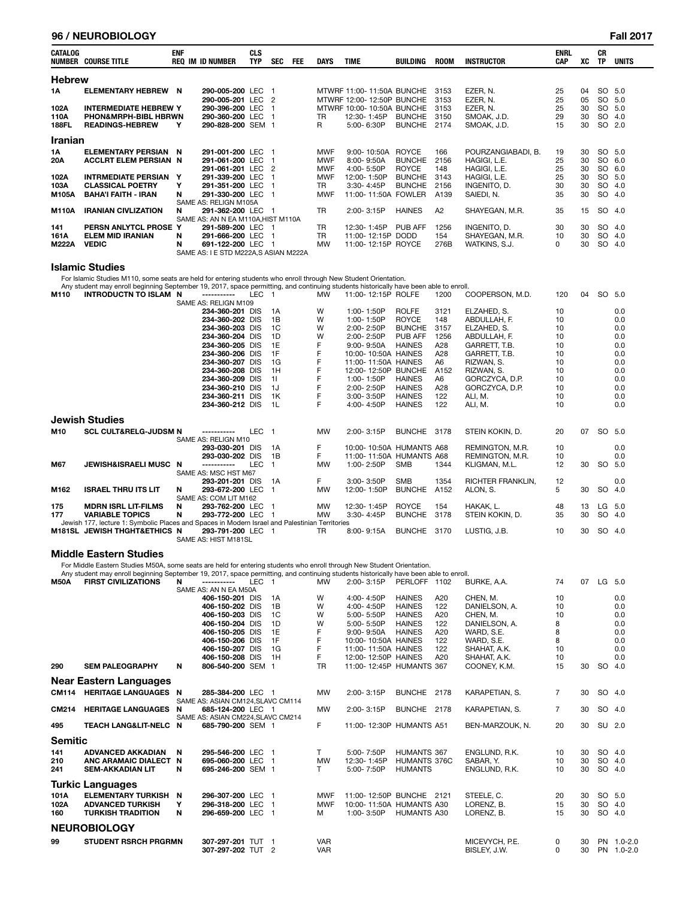| CATALOG NUMBER | COURSE TITLE | ENF REQ | IM | ID NUMBER | CLS TYP | SEC | FEE | DAYS | TIME | BUILDING | ROOM | INSTRUCTOR | ENRL CAP | XC | CR TP | UNITS |
|---|---|---|---|---|---|---|---|---|---|---|---|---|---|---|---|---|

## Hebrew

| CATALOG NUMBER | COURSE TITLE | ENF REQ | IM | ID NUMBER | CLS TYP | SEC | FEE | DAYS | TIME | BUILDING | ROOM | INSTRUCTOR | ENRL CAP | XC | CR TP | UNITS |
|---|---|---|---|---|---|---|---|---|---|---|---|---|---|---|---|---|
| 1A | ELEMENTARY HEBREW | N | | 290-005-200 | LEC | 1 | | MTWRF | 11:00-11:50A | BUNCHE | 3153 | EZER, N. | 25 | 04 | SO | 5.0 |
| | | | | 290-005-201 | LEC | 2 | | MTWRF | 12:00-12:50P | BUNCHE | 3153 | EZER, N. | 25 | 05 | SO | 5.0 |
| 102A | INTERMEDIATE HEBREW | Y | | 290-396-200 | LEC | 1 | | MTWRF | 10:00-10:50A | BUNCHE | 3153 | EZER, N. | 25 | 30 | SO | 5.0 |
| 110A | PHON&MRPH-BIBL HBRWN | | | 290-360-200 | LEC | 1 | | TR | 12:30-1:45P | BUNCHE | 3150 | SMOAK, J.D. | 29 | 30 | SO | 4.0 |
| 188FL | READINGS-HEBREW | Y | | 290-828-200 | SEM | 1 | | R | 5:00-6:30P | BUNCHE | 2174 | SMOAK, J.D. | 15 | 30 | SO | 2.0 |

## Iranian

| CATALOG NUMBER | COURSE TITLE | ENF REQ | IM | ID NUMBER | CLS TYP | SEC | FEE | DAYS | TIME | BUILDING | ROOM | INSTRUCTOR | ENRL CAP | XC | CR TP | UNITS |
|---|---|---|---|---|---|---|---|---|---|---|---|---|---|---|---|---|
| 1A | ELEMENTARY PERSIAN | N | | 291-001-200 | LEC | 1 | | MWF | 9:00-10:50A | ROYCE | 166 | POURZANGIABADI, B. | 19 | 30 | SO | 5.0 |
| 20A | ACCLRT ELEM PERSIAN | N | | 291-061-200 | LEC | 1 | | MWF | 8:00-9:50A | BUNCHE | 2156 | HAGIGI, L.E. | 25 | 30 | SO | 6.0 |
| | | | | 291-061-201 | LEC | 2 | | MWF | 4:00-5:50P | ROYCE | 148 | HAGIGI, L.E. | 25 | 30 | SO | 6.0 |
| 102A | INTRMEDIATE PERSIAN | Y | | 291-339-200 | LEC | 1 | | MWF | 12:00-1:50P | BUNCHE | 3143 | HAGIGI, L.E. | 25 | 30 | SO | 5.0 |
| 103A | CLASSICAL POETRY | Y | | 291-351-200 | LEC | 1 | | TR | 3:30-4:45P | BUNCHE | 2156 | INGENITO, D. | 30 | 30 | SO | 4.0 |
| M105A | BAHA'I FAITH - IRAN | N | | 291-330-200 | LEC | 1 | | MWF | 11:00-11:50A | FOWLER | A139 | SAIEDI, N. | 35 | 30 | SO | 4.0 |
| | | | | SAME AS: RELIGN M105A | | | | | | | | | | | | |
| M110A | IRANIAN CIVLIZATION | N | | 291-362-200 | LEC | 1 | | TR | 2:00-3:15P | HAINES | A2 | SHAYEGAN, M.R. | 35 | 15 | SO | 4.0 |
| | | | | SAME AS: AN N EA M110A,HIST M110A | | | | | | | | | | | | |
| 141 | PERSN ANLYTCL PROSE | Y | | 291-589-200 | LEC | 1 | | TR | 12:30-1:45P | PUB AFF | 1256 | INGENITO, D. | 30 | 30 | SO | 4.0 |
| 161A | ELEM MID IRANIAN | N | | 291-666-200 | LEC | 1 | | TR | 11:00-12:15P | DODD | 154 | SHAYEGAN, M.R. | 10 | 30 | SO | 4.0 |
| M222A | VEDIC | N | | 691-122-200 | LEC | 1 | | MW | 11:00-12:15P | ROYCE | 276B | WATKINS, S.J. | 0 | 30 | SO | 4.0 |
| | | | | SAME AS: I E STD M222A,S ASIAN M222A | | | | | | | | | | | | |

## Islamic Studies

For Islamic Studies M110, some seats are held for entering students who enroll through New Student Orientation.
Any student may enroll beginning September 19, 2017, space permitting, and continuing students historically have been able to enroll.

| CATALOG NUMBER | COURSE TITLE | ENF REQ | IM | ID NUMBER | CLS TYP | SEC | FEE | DAYS | TIME | BUILDING | ROOM | INSTRUCTOR | ENRL CAP | XC | CR TP | UNITS |
|---|---|---|---|---|---|---|---|---|---|---|---|---|---|---|---|---|
| M110 | INTRODUCTN TO ISLAM | N | | ----------- | LEC | 1 | | MW | 11:00-12:15P | ROLFE | 1200 | COOPERSON, M.D. | 120 | 04 | SO | 5.0 |
| | | | | SAME AS: RELIGN M109 | | | | | | | | | | | | |
| | | | | 234-360-201 | DIS | 1A | | W | 1:00-1:50P | ROLFE | 3121 | ELZAHED, S. | 10 | | | 0.0 |
| | | | | 234-360-202 | DIS | 1B | | W | 1:00-1:50P | ROYCE | 148 | ABDULLAH, F. | 10 | | | 0.0 |
| | | | | 234-360-203 | DIS | 1C | | W | 2:00-2:50P | BUNCHE | 3157 | ELZAHED, S. | 10 | | | 0.0 |
| | | | | 234-360-204 | DIS | 1D | | W | 2:00-2:50P | PUB AFF | 1256 | ABDULLAH, F. | 10 | | | 0.0 |
| | | | | 234-360-205 | DIS | 1E | | F | 9:00-9:50A | HAINES | A28 | GARRETT, T.B. | 10 | | | 0.0 |
| | | | | 234-360-206 | DIS | 1F | | F | 10:00-10:50A | HAINES | A28 | GARRETT, T.B. | 10 | | | 0.0 |
| | | | | 234-360-207 | DIS | 1G | | F | 11:00-11:50A | HAINES | A6 | RIZWAN, S. | 10 | | | 0.0 |
| | | | | 234-360-208 | DIS | 1H | | F | 12:00-12:50P | BUNCHE | A152 | RIZWAN, S. | 10 | | | 0.0 |
| | | | | 234-360-209 | DIS | 1I | | F | 1:00-1:50P | HAINES | A6 | GORCZYCA, D.P. | 10 | | | 0.0 |
| | | | | 234-360-210 | DIS | 1J | | F | 2:00-2:50P | HAINES | A28 | GORCZYCA, D.P. | 10 | | | 0.0 |
| | | | | 234-360-211 | DIS | 1K | | F | 3:00-3:50P | HAINES | 122 | ALI, M. | 10 | | | 0.0 |
| | | | | 234-360-212 | DIS | 1L | | F | 4:00-4:50P | HAINES | 122 | ALI, M. | 10 | | | 0.0 |

## Jewish Studies

| CATALOG NUMBER | COURSE TITLE | ENF REQ | IM | ID NUMBER | CLS TYP | SEC | FEE | DAYS | TIME | BUILDING | ROOM | INSTRUCTOR | ENRL CAP | XC | CR TP | UNITS |
|---|---|---|---|---|---|---|---|---|---|---|---|---|---|---|---|---|
| M10 | SCL CULT&RELG-JUDSM | N | | ----------- | LEC | 1 | | MW | 2:00-3:15P | BUNCHE | 3178 | STEIN KOKIN, D. | 20 | 07 | SO | 5.0 |
| | | | | SAME AS: RELIGN M10 | | | | | | | | | | | | |
| | | | | 293-030-201 | DIS | 1A | | F | 10:00-10:50A | HUMANTS | A68 | REMINGTON, M.R. | 10 | | | 0.0 |
| | | | | 293-030-202 | DIS | 1B | | F | 11:00-11:50A | HUMANTS | A68 | REMINGTON, M.R. | 10 | | | 0.0 |
| M67 | JEWISH&ISRAELI MUSC | N | | ----------- | LEC | 1 | | MW | 1:00-2:50P | SMB | 1344 | KLIGMAN, M.L. | 12 | 30 | SO | 5.0 |
| | | | | SAME AS: MSC HST M67 | | | | | | | | | | | | |
| | | | | 293-201-201 | DIS | 1A | | F | 3:00-3:50P | SMB | 1354 | RICHTER FRANKLIN, | 12 | | | 0.0 |
| M162 | ISRAEL THRU ITS LIT | N | | 293-672-200 | LEC | 1 | | MW | 12:00-1:50P | BUNCHE | A152 | ALON, S. | 5 | 30 | SO | 4.0 |
| | | | | SAME AS: COM LIT M162 | | | | | | | | | | | | |
| 175 | MDRN ISRL LIT-FILMS | N | | 293-762-200 | LEC | 1 | | MW | 12:30-1:45P | ROYCE | 154 | HAKAK, L. | 48 | 13 | LG | 5.0 |
| 177 | VARIABLE TOPICS | N | | 293-772-200 | LEC | 1 | | MW | 3:30-4:45P | BUNCHE | 3178 | STEIN KOKIN, D. | 35 | 30 | SO | 4.0 |
| | Jewish 177, lecture 1: Symbolic Places and Spaces in Modern Israel and Palestinian Territories | | | | | | | | | | | | | | | |
| M181SL | JEWISH THGHT&ETHICS | N | | 293-791-200 | LEC | 1 | | TR | 8:00-9:15A | BUNCHE | 3170 | LUSTIG, J.B. | 10 | 30 | SO | 4.0 |
| | | | | SAME AS: HIST M181SL | | | | | | | | | | | | |

## Middle Eastern Studies

For Middle Eastern Studies M50A, some seats are held for entering students who enroll through New Student Orientation.
Any student may enroll beginning September 19, 2017, space permitting, and continuing students historically have been able to enroll.

| CATALOG NUMBER | COURSE TITLE | ENF REQ | IM | ID NUMBER | CLS TYP | SEC | FEE | DAYS | TIME | BUILDING | ROOM | INSTRUCTOR | ENRL CAP | XC | CR TP | UNITS |
|---|---|---|---|---|---|---|---|---|---|---|---|---|---|---|---|---|
| M50A | FIRST CIVILIZATIONS | N | | ----------- | LEC | 1 | | MW | 2:00-3:15P | PERLOFF | 1102 | BURKE, A.A. | 74 | 07 | LG | 5.0 |
| | | | | SAME AS: AN N EA M50A | | | | | | | | | | | | |
| | | | | 406-150-201 | DIS | 1A | | W | 4:00-4:50P | HAINES | A20 | CHEN, M. | 10 | | | 0.0 |
| | | | | 406-150-202 | DIS | 1B | | W | 4:00-4:50P | HAINES | 122 | DANIELSON, A. | 10 | | | 0.0 |
| | | | | 406-150-203 | DIS | 1C | | W | 5:00-5:50P | HAINES | A20 | CHEN, M. | 10 | | | 0.0 |
| | | | | 406-150-204 | DIS | 1D | | W | 5:00-5:50P | HAINES | 122 | DANIELSON, A. | 8 | | | 0.0 |
| | | | | 406-150-205 | DIS | 1E | | F | 9:00-9:50A | HAINES | A20 | WARD, S.E. | 8 | | | 0.0 |
| | | | | 406-150-206 | DIS | 1F | | F | 10:00-10:50A | HAINES | 122 | WARD, S.E. | 8 | | | 0.0 |
| | | | | 406-150-207 | DIS | 1G | | F | 11:00-11:50A | HAINES | 122 | SHAHAT, A.K. | 10 | | | 0.0 |
| | | | | 406-150-208 | DIS | 1H | | F | 12:00-12:50P | HAINES | A20 | SHAHAT, A.K. | 10 | | | 0.0 |
| 290 | SEM PALEOGRAPHY | N | | 806-540-200 | SEM | 1 | | TR | 11:00-12:45P | HUMANTS | 367 | COONEY, K.M. | 15 | 30 | SO | 4.0 |

## Near Eastern Languages

| CATALOG NUMBER | COURSE TITLE | ENF REQ | IM | ID NUMBER | CLS TYP | SEC | FEE | DAYS | TIME | BUILDING | ROOM | INSTRUCTOR | ENRL CAP | XC | CR TP | UNITS |
|---|---|---|---|---|---|---|---|---|---|---|---|---|---|---|---|---|
| CM114 | HERITAGE LANGUAGES | N | | 285-384-200 | LEC | 1 | | MW | 2:00-3:15P | BUNCHE | 2178 | KARAPETIAN, S. | 7 | 30 | SO | 4.0 |
| | | | | SAME AS: ASIAN CM124,SLAVC CM114 | | | | | | | | | | | | |
| CM214 | HERITAGE LANGUAGES | N | | 685-124-200 | LEC | 1 | | MW | 2:00-3:15P | BUNCHE | 2178 | KARAPETIAN, S. | 7 | 30 | SO | 4.0 |
| | | | | SAME AS: ASIAN CM224,SLAVC CM214 | | | | | | | | | | | | |
| 495 | TEACH LANG&LIT-NELC | N | | 685-790-200 | SEM | 1 | | F | 11:00-12:30P | HUMANTS | A51 | BEN-MARZOUK, N. | 20 | 30 | SU | 2.0 |

## Semitic

| CATALOG NUMBER | COURSE TITLE | ENF REQ | IM | ID NUMBER | CLS TYP | SEC | FEE | DAYS | TIME | BUILDING | ROOM | INSTRUCTOR | ENRL CAP | XC | CR TP | UNITS |
|---|---|---|---|---|---|---|---|---|---|---|---|---|---|---|---|---|
| 141 | ADVANCED AKKADIAN | N | | 295-546-200 | LEC | 1 | | T | 5:00-7:50P | HUMANTS | 367 | ENGLUND, R.K. | 10 | 30 | SO | 4.0 |
| 210 | ANC ARAMAIC DIALECT | N | | 695-060-200 | LEC | 1 | | MW | 12:30-1:45P | HUMANTS | 376C | SABAR, Y. | 10 | 30 | SO | 4.0 |
| 241 | SEM-AKKADIAN LIT | N | | 695-246-200 | SEM | 1 | | T | 5:00-7:50P | HUMANTS | | ENGLUND, R.K. | 10 | 30 | SO | 4.0 |

## Turkic Languages

| CATALOG NUMBER | COURSE TITLE | ENF REQ | IM | ID NUMBER | CLS TYP | SEC | FEE | DAYS | TIME | BUILDING | ROOM | INSTRUCTOR | ENRL CAP | XC | CR TP | UNITS |
|---|---|---|---|---|---|---|---|---|---|---|---|---|---|---|---|---|
| 101A | ELEMENTARY TURKISH | N | | 296-307-200 | LEC | 1 | | MWF | 11:00-12:50P | BUNCHE | 2121 | STEELE, C. | 20 | 30 | SO | 5.0 |
| 102A | ADVANCED TURKISH | Y | | 296-318-200 | LEC | 1 | | MWF | 10:00-11:50A | HUMANTS | A30 | LORENZ, B. | 15 | 30 | SO | 4.0 |
| 160 | TURKISH TRADITION | N | | 296-659-200 | LEC | 1 | | M | 1:00-3:50P | HUMANTS | A30 | LORENZ, B. | 15 | 30 | SO | 4.0 |

# NEUROBIOLOGY

| CATALOG NUMBER | COURSE TITLE | ENF REQ | IM | ID NUMBER | CLS TYP | SEC | FEE | DAYS | TIME | BUILDING | ROOM | INSTRUCTOR | ENRL CAP | XC | CR TP | UNITS |
|---|---|---|---|---|---|---|---|---|---|---|---|---|---|---|---|---|
| 99 | STUDENT RSRCH PRGRMN | | | 307-297-201 | TUT | 1 | | VAR | | | | MICEVYCH, P.E. | 0 | 30 | PN | 1.0-2.0 |
| | | | | 307-297-202 | TUT | 2 | | VAR | | | | BISLEY, J.W. | 0 | 30 | PN | 1.0-2.0 |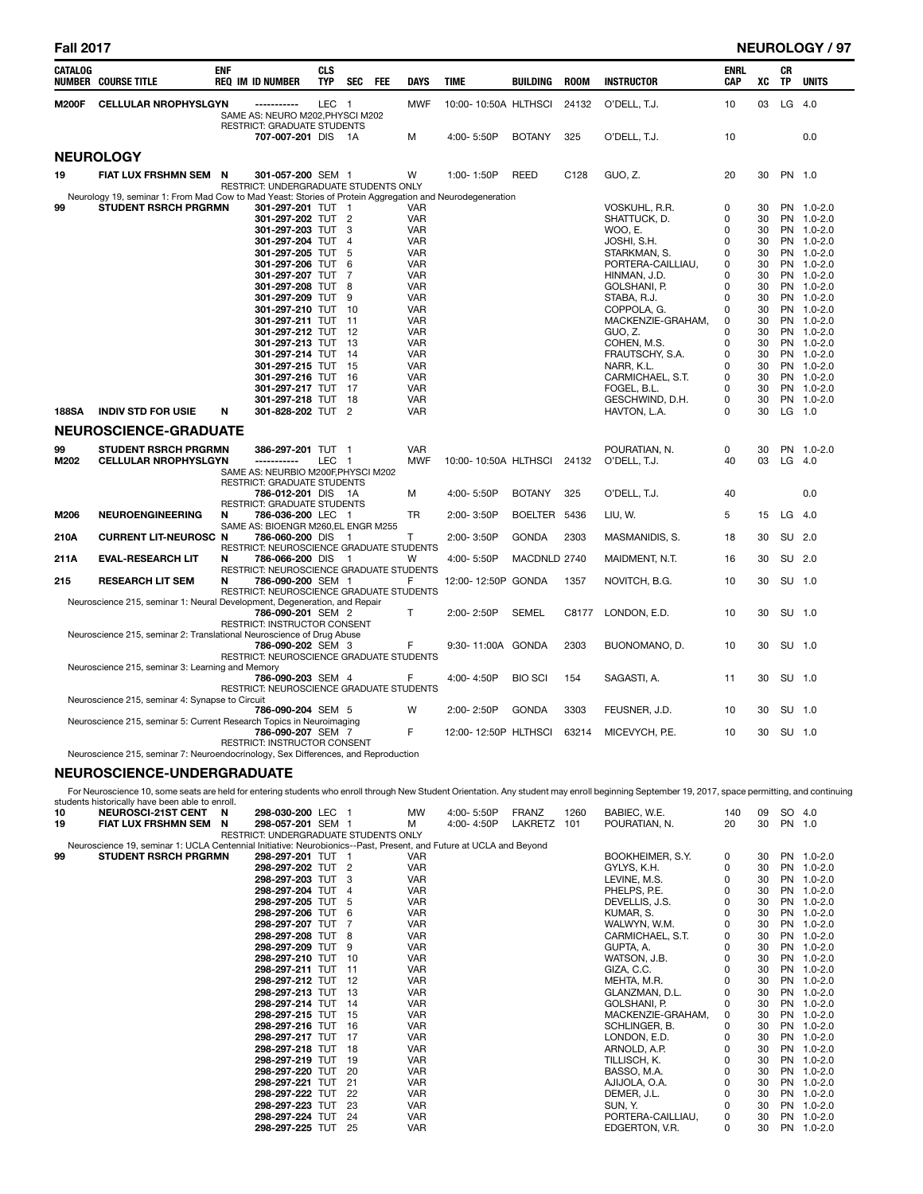| CATALOG NUMBER | COURSE TITLE | ENF REQ | IM | ID NUMBER | CLS TYP | SEC | FEE | DAYS | TIME | BUILDING | ROOM | INSTRUCTOR | ENRL CAP | XC | CR TP | UNITS |
|---|---|---|---|---|---|---|---|---|---|---|---|---|---|---|---|---|
| M200F | CELLULAR NRophysLGYN | | | ----------- | LEC | 1 | | MWF | 10:00- 10:50A | HLTHSCI | 24132 | O'DELL, T.J. | 10 | 03 | LG | 4.0 |
| | SAME AS: NEURO M202,PHYSCI M202 | | | | | | | | | | | | | | | |
| | RESTRICT: GRADUATE STUDENTS | | | | | | | | | | | | | | | |
| | | | | 707-007-201 | DIS | 1A | | M | 4:00- 5:50P | BOTANY | 325 | O'DELL, T.J. | 10 | | | 0.0 |

## NEUROLOGY

| CATALOG NUMBER | COURSE TITLE | ENF REQ | IM | ID NUMBER | CLS TYP | SEC | FEE | DAYS | TIME | BUILDING | ROOM | INSTRUCTOR | ENRL CAP | XC | CR TP | UNITS |
|---|---|---|---|---|---|---|---|---|---|---|---|---|---|---|---|---|
| 19 | FIAT LUX FRSHMN SEM | N | | 301-057-200 | SEM | 1 | | W | 1:00- 1:50P | REED | C128 | GUO, Z. | 20 | 30 | PN | 1.0 |
| | RESTRICT: UNDERGRADUATE STUDENTS ONLY | | | | | | | | | | | | | | | |
| | Neurology 19, seminar 1: From Mad Cow to Mad Yeast: Stories of Protein Aggregation and Neurodegeneration | | | | | | | | | | | | | | | |
| 99 | STUDENT RSRCH PRGRMN | | | 301-297-201 | TUT | 1 | | VAR | | | | VOSKUHL, R.R. | 0 | 30 | PN | 1.0-2.0 |
| | | | | 301-297-202 | TUT | 2 | | VAR | | | | SHATTUCK, D. | 0 | 30 | PN | 1.0-2.0 |
| | | | | 301-297-203 | TUT | 3 | | VAR | | | | WOO, E. | 0 | 30 | PN | 1.0-2.0 |
| | | | | 301-297-204 | TUT | 4 | | VAR | | | | JOSHI, S.H. | 0 | 30 | PN | 1.0-2.0 |
| | | | | 301-297-205 | TUT | 5 | | VAR | | | | STARKMAN, S. | 0 | 30 | PN | 1.0-2.0 |
| | | | | 301-297-206 | TUT | 6 | | VAR | | | | PORTERA-CAILLIAU, | 0 | 30 | PN | 1.0-2.0 |
| | | | | 301-297-207 | TUT | 7 | | VAR | | | | HINMAN, J.D. | 0 | 30 | PN | 1.0-2.0 |
| | | | | 301-297-208 | TUT | 8 | | VAR | | | | GOLSHANI, P. | 0 | 30 | PN | 1.0-2.0 |
| | | | | 301-297-209 | TUT | 9 | | VAR | | | | STABA, R.J. | 0 | 30 | PN | 1.0-2.0 |
| | | | | 301-297-210 | TUT | 10 | | VAR | | | | COPPOLA, G. | 0 | 30 | PN | 1.0-2.0 |
| | | | | 301-297-211 | TUT | 11 | | VAR | | | | MACKENZIE-GRAHAM, | 0 | 30 | PN | 1.0-2.0 |
| | | | | 301-297-212 | TUT | 12 | | VAR | | | | GUO, Z. | 0 | 30 | PN | 1.0-2.0 |
| | | | | 301-297-213 | TUT | 13 | | VAR | | | | COHEN, M.S. | 0 | 30 | PN | 1.0-2.0 |
| | | | | 301-297-214 | TUT | 14 | | VAR | | | | FRAUTSCHY, S.A. | 0 | 30 | PN | 1.0-2.0 |
| | | | | 301-297-215 | TUT | 15 | | VAR | | | | NARR, K.L. | 0 | 30 | PN | 1.0-2.0 |
| | | | | 301-297-216 | TUT | 16 | | VAR | | | | CARMICHAEL, S.T. | 0 | 30 | PN | 1.0-2.0 |
| | | | | 301-297-217 | TUT | 17 | | VAR | | | | FOGEL, B.L. | 0 | 30 | PN | 1.0-2.0 |
| | | | | 301-297-218 | TUT | 18 | | VAR | | | | GESCHWIND, D.H. | 0 | 30 | PN | 1.0-2.0 |
| 188SA | INDIV STD FOR USIE | N | | 301-828-202 | TUT | 2 | | VAR | | | | HAVTON, L.A. | 0 | 30 | LG | 1.0 |

## NEUROSCIENCE-GRADUATE

| CATALOG NUMBER | COURSE TITLE | ENF REQ | IM | ID NUMBER | CLS TYP | SEC | FEE | DAYS | TIME | BUILDING | ROOM | INSTRUCTOR | ENRL CAP | XC | CR TP | UNITS |
|---|---|---|---|---|---|---|---|---|---|---|---|---|---|---|---|---|
| 99 | STUDENT RSRCH PRGRMN | | | 386-297-201 | TUT | 1 | | VAR | | | | POURATIAN, N. | 0 | 30 | PN | 1.0-2.0 |
| M202 | CELLULAR NRophysLGYN | | | ----------- | LEC | 1 | | MWF | 10:00- 10:50A | HLTHSCI | 24132 | O'DELL, T.J. | 40 | 03 | LG | 4.0 |
| | SAME AS: NEURBIO M200F,PHYSCI M202 | | | | | | | | | | | | | | | |
| | RESTRICT: GRADUATE STUDENTS | | | | | | | | | | | | | | | |
| | | | | 786-012-201 | DIS | 1A | | M | 4:00- 5:50P | BOTANY | 325 | O'DELL, T.J. | 40 | | | 0.0 |
| | RESTRICT: GRADUATE STUDENTS | | | | | | | | | | | | | | | |
| M206 | NEUROENGINEERING | N | | 786-036-200 | LEC | 1 | | TR | 2:00- 3:50P | BOELTER | 5436 | LIU, W. | 5 | 15 | LG | 4.0 |
| | SAME AS: BIOENGR M260,EL ENGR M255 | | | | | | | | | | | | | | | |
| 210A | CURRENT LIT-NEUROSC | N | | 786-060-200 | DIS | 1 | | T | 2:00- 3:50P | GONDA | 2303 | MASMANIDIS, S. | 18 | 30 | SU | 2.0 |
| | RESTRICT: NEUROSCIENCE GRADUATE STUDENTS | | | | | | | | | | | | | | | |
| 211A | EVAL-RESEARCH LIT | N | | 786-066-200 | DIS | 1 | | W | 4:00- 5:50P | MACDNLD | 2740 | MAIDMENT, N.T. | 16 | 30 | SU | 2.0 |
| | RESTRICT: NEUROSCIENCE GRADUATE STUDENTS | | | | | | | | | | | | | | | |
| 215 | RESEARCH LIT SEM | N | | 786-090-200 | SEM | 1 | | F | 12:00- 12:50P | GONDA | 1357 | NOVITCH, B.G. | 10 | 30 | SU | 1.0 |
| | RESTRICT: NEUROSCIENCE GRADUATE STUDENTS | | | | | | | | | | | | | | | |
| | Neuroscience 215, seminar 1: Neural Development, Degeneration, and Repair | | | | | | | | | | | | | | | |
| | | | | 786-090-201 | SEM | 2 | | T | 2:00- 2:50P | SEMEL | C8177 | LONDON, E.D. | 10 | 30 | SU | 1.0 |
| | RESTRICT: INSTRUCTOR CONSENT | | | | | | | | | | | | | | | |
| | Neuroscience 215, seminar 2: Translational Neuroscience of Drug Abuse | | | | | | | | | | | | | | | |
| | | | | 786-090-202 | SEM | 3 | | F | 9:30- 11:00A | GONDA | 2303 | BUONOMANO, D. | 10 | 30 | SU | 1.0 |
| | RESTRICT: NEUROSCIENCE GRADUATE STUDENTS | | | | | | | | | | | | | | | |
| | Neuroscience 215, seminar 3: Learning and Memory | | | | | | | | | | | | | | | |
| | | | | 786-090-203 | SEM | 4 | | F | 4:00- 4:50P | BIO SCI | 154 | SAGASTI, A. | 11 | 30 | SU | 1.0 |
| | RESTRICT: NEUROSCIENCE GRADUATE STUDENTS | | | | | | | | | | | | | | | |
| | Neuroscience 215, seminar 4: Synapse to Circuit | | | | | | | | | | | | | | | |
| | | | | 786-090-204 | SEM | 5 | | W | 2:00- 2:50P | GONDA | 3303 | FEUSNER, J.D. | 10 | 30 | SU | 1.0 |
| | Neuroscience 215, seminar 5: Current Research Topics in Neuroimaging | | | | | | | | | | | | | | | |
| | | | | 786-090-207 | SEM | 7 | | F | 12:00- 12:50P | HLTHSCI | 63214 | MICEVYCH, P.E. | 10 | 30 | SU | 1.0 |
| | RESTRICT: INSTRUCTOR CONSENT | | | | | | | | | | | | | | | |
| | Neuroscience 215, seminar 7: Neuroendocrinology, Sex Differences, and Reproduction | | | | | | | | | | | | | | | |

## NEUROSCIENCE-UNDERGRADUATE

For Neuroscience 10, some seats are held for entering students who enroll through New Student Orientation. Any student may enroll beginning September 19, 2017, space permitting, and continuing students historically have been able to enroll.

| CATALOG NUMBER | COURSE TITLE | ENF REQ | IM | ID NUMBER | CLS TYP | SEC | FEE | DAYS | TIME | BUILDING | ROOM | INSTRUCTOR | ENRL CAP | XC | CR TP | UNITS |
|---|---|---|---|---|---|---|---|---|---|---|---|---|---|---|---|---|
| 10 | NEUROSCI-21ST CENT | N | | 298-030-200 | LEC | 1 | | MW | 4:00- 5:50P | FRANZ | 1260 | BABIEC, W.E. | 140 | 09 | SO | 4.0 |
| 19 | FIAT LUX FRSHMN SEM | N | | 298-057-201 | SEM | 1 | | M | 4:00- 4:50P | LAKRETZ | 101 | POURATIAN, N. | 20 | 30 | PN | 1.0 |
| | RESTRICT: UNDERGRADUATE STUDENTS ONLY | | | | | | | | | | | | | | | |
| | Neuroscience 19, seminar 1: UCLA Centennial Initiative: Neurobionics--Past, Present, and Future at UCLA and Beyond | | | | | | | | | | | | | | | |
| 99 | STUDENT RSRCH PRGRMN | | | 298-297-201 | TUT | 1 | | VAR | | | | BOOKHEIMER, S.Y. | 0 | 30 | PN | 1.0-2.0 |
| | | | | 298-297-202 | TUT | 2 | | VAR | | | | GYLYS, K.H. | 0 | 30 | PN | 1.0-2.0 |
| | | | | 298-297-203 | TUT | 3 | | VAR | | | | LEVINE, M.S. | 0 | 30 | PN | 1.0-2.0 |
| | | | | 298-297-204 | TUT | 4 | | VAR | | | | PHELPS, P.E. | 0 | 30 | PN | 1.0-2.0 |
| | | | | 298-297-205 | TUT | 5 | | VAR | | | | DEVELLIS, J.S. | 0 | 30 | PN | 1.0-2.0 |
| | | | | 298-297-206 | TUT | 6 | | VAR | | | | KUMAR, S. | 0 | 30 | PN | 1.0-2.0 |
| | | | | 298-297-207 | TUT | 7 | | VAR | | | | WALWYN, W.M. | 0 | 30 | PN | 1.0-2.0 |
| | | | | 298-297-208 | TUT | 8 | | VAR | | | | CARMICHAEL, S.T. | 0 | 30 | PN | 1.0-2.0 |
| | | | | 298-297-209 | TUT | 9 | | VAR | | | | GUPTA, A. | 0 | 30 | PN | 1.0-2.0 |
| | | | | 298-297-210 | TUT | 10 | | VAR | | | | WATSON, J.B. | 0 | 30 | PN | 1.0-2.0 |
| | | | | 298-297-211 | TUT | 11 | | VAR | | | | GIZA, C.C. | 0 | 30 | PN | 1.0-2.0 |
| | | | | 298-297-212 | TUT | 12 | | VAR | | | | MEHTA, M.R. | 0 | 30 | PN | 1.0-2.0 |
| | | | | 298-297-213 | TUT | 13 | | VAR | | | | GLANZMAN, D.L. | 0 | 30 | PN | 1.0-2.0 |
| | | | | 298-297-214 | TUT | 14 | | VAR | | | | GOLSHANI, P. | 0 | 30 | PN | 1.0-2.0 |
| | | | | 298-297-215 | TUT | 15 | | VAR | | | | MACKENZIE-GRAHAM, | 0 | 30 | PN | 1.0-2.0 |
| | | | | 298-297-216 | TUT | 16 | | VAR | | | | SCHLINGER, B. | 0 | 30 | PN | 1.0-2.0 |
| | | | | 298-297-217 | TUT | 17 | | VAR | | | | LONDON, E.D. | 0 | 30 | PN | 1.0-2.0 |
| | | | | 298-297-218 | TUT | 18 | | VAR | | | | ARNOLD, A.P. | 0 | 30 | PN | 1.0-2.0 |
| | | | | 298-297-219 | TUT | 19 | | VAR | | | | TILLISCH, K. | 0 | 30 | PN | 1.0-2.0 |
| | | | | 298-297-220 | TUT | 20 | | VAR | | | | BASSO, M.A. | 0 | 30 | PN | 1.0-2.0 |
| | | | | 298-297-221 | TUT | 21 | | VAR | | | | AJIJOLA, O.A. | 0 | 30 | PN | 1.0-2.0 |
| | | | | 298-297-222 | TUT | 22 | | VAR | | | | DEMER, J.L. | 0 | 30 | PN | 1.0-2.0 |
| | | | | 298-297-223 | TUT | 23 | | VAR | | | | SUN, Y. | 0 | 30 | PN | 1.0-2.0 |
| | | | | 298-297-224 | TUT | 24 | | VAR | | | | PORTERA-CAILLIAU, | 0 | 30 | PN | 1.0-2.0 |
| | | | | 298-297-225 | TUT | 25 | | VAR | | | | EDGERTON, V.R. | 0 | 30 | PN | 1.0-2.0 |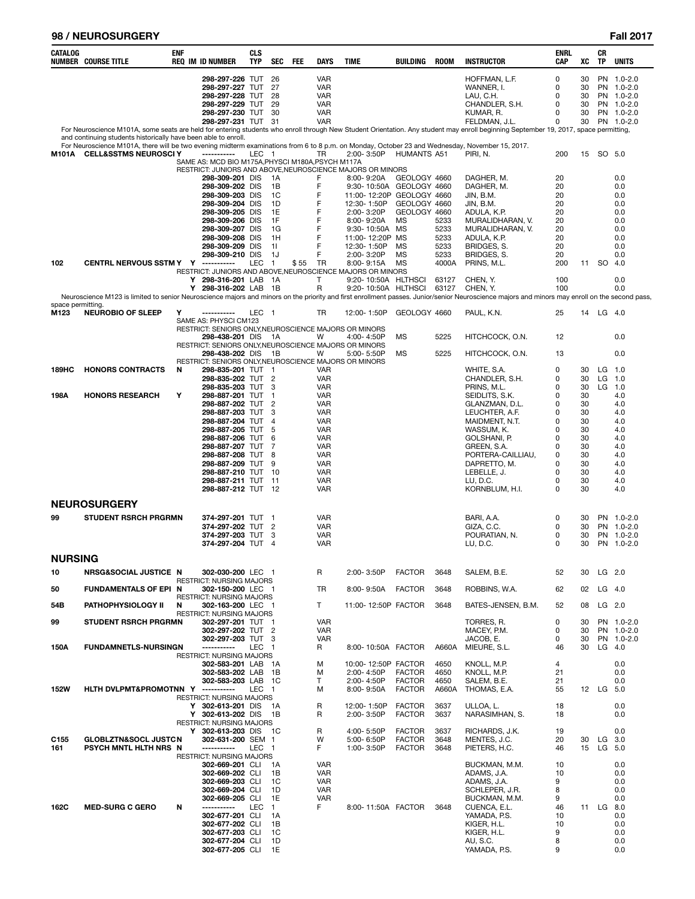| CATALOG NUMBER | COURSE TITLE | ENF REQ | IM | ID NUMBER | CLS TYP | SEC | FEE | DAYS | TIME | BUILDING | ROOM | INSTRUCTOR | ENRL CAP | XC | CR TP | UNITS |
|---|---|---|---|---|---|---|---|---|---|---|---|---|---|---|---|---|
| | | | | 298-297-226 | TUT | 26 | | VAR | | | | HOFFMAN, L.F. | 0 | 30 | PN | 1.0-2.0 |
| | | | | 298-297-227 | TUT | 27 | | VAR | | | | WANNER, I. | 0 | 30 | PN | 1.0-2.0 |
| | | | | 298-297-228 | TUT | 28 | | VAR | | | | LAU, C.H. | 0 | 30 | PN | 1.0-2.0 |
| | | | | 298-297-229 | TUT | 29 | | VAR | | | | CHANDLER, S.H. | 0 | 30 | PN | 1.0-2.0 |
| | | | | 298-297-230 | TUT | 30 | | VAR | | | | KUMAR, R. | 0 | 30 | PN | 1.0-2.0 |
| | | | | 298-297-231 | TUT | 31 | | VAR | | | | FELDMAN, J.L. | 0 | 30 | PN | 1.0-2.0 |

For Neuroscience M101A, some seats are held for entering students who enroll through New Student Orientation. Any student may enroll beginning September 19, 2017, space permitting, and continuing students historically have been able to enroll.

For Neuroscience M101A, there will be two evening midterm examinations from 6 to 8 p.m. on Monday, October 23 and Wednesday, November 15, 2017.

| CATALOG NUMBER | COURSE TITLE | ENF REQ | IM | ID NUMBER | CLS TYP | SEC | FEE | DAYS | TIME | BUILDING | ROOM | INSTRUCTOR | ENRL CAP | XC | CR TP | UNITS |
|---|---|---|---|---|---|---|---|---|---|---|---|---|---|---|---|---|
| M101A | CELL&SSTMS NEUROSCI | Y | | ----------- | LEC | 1 | | TR | 2:00- 3:50P | HUMANTS | A51 | PIRI, N. | 200 | 15 | SO | 5.0 |
| | SAME AS: MCD BIO M175A,PHYSCI M180A,PSYCH M117A | | | | | | | | | | | | | | | |
| | RESTRICT: JUNIORS AND ABOVE,NEUROSCIENCE MAJORS OR MINORS | | | | | | | | | | | | | | | |
| | | | | 298-309-201 | DIS | 1A | | F | 8:00- 9:20A | GEOLOGY | 4660 | DAGHER, M. | 20 | | | 0.0 |
| | | | | 298-309-202 | DIS | 1B | | F | 9:30- 10:50A | GEOLOGY | 4660 | DAGHER, M. | 20 | | | 0.0 |
| | | | | 298-309-203 | DIS | 1C | | F | 11:00- 12:20P | GEOLOGY | 4660 | JIN, B.M. | 20 | | | 0.0 |
| | | | | 298-309-204 | DIS | 1D | | F | 12:30- 1:50P | GEOLOGY | 4660 | JIN, B.M. | 20 | | | 0.0 |
| | | | | 298-309-205 | DIS | 1E | | F | 2:00- 3:20P | GEOLOGY | 4660 | ADULA, K.P. | 20 | | | 0.0 |
| | | | | 298-309-206 | DIS | 1F | | F | 8:00- 9:20A | MS | 5233 | MURALIDHARAN, V. | 20 | | | 0.0 |
| | | | | 298-309-207 | DIS | 1G | | F | 9:30- 10:50A | MS | 5233 | MURALIDHARAN, V. | 20 | | | 0.0 |
| | | | | 298-309-208 | DIS | 1H | | F | 11:00- 12:20P | MS | 5233 | ADULA, K.P. | 20 | | | 0.0 |
| | | | | 298-309-209 | DIS | 1I | | F | 12:30- 1:50P | MS | 5233 | BRIDGES, S. | 20 | | | 0.0 |
| | | | | 298-309-210 | DIS | 1J | | F | 2:00- 3:20P | MS | 5233 | BRIDGES, S. | 20 | | | 0.0 |
| 102 | CENTRL NERVOUS SSTM | Y | Y | ----------- | LEC | 1 | $55 | TR | 8:00- 9:15A | MS | 4000A | PRINS, M.L. | 200 | 11 | SO | 4.0 |
| | RESTRICT: JUNIORS AND ABOVE,NEUROSCIENCE MAJORS OR MINORS | | | | | | | | | | | | | | | |
| | | | Y | 298-316-201 | LAB | 1A | | T | 9:20- 10:50A | HLTHSCI | 63127 | CHEN, Y. | 100 | | | 0.0 |
| | | | Y | 298-316-202 | LAB | 1B | | R | 9:20- 10:50A | HLTHSCI | 63127 | CHEN, Y. | 100 | | | 0.0 |

Neuroscience M123 is limited to senior Neuroscience majors and minors on the priority and first enrollment passes. Junior/senior Neuroscience majors and minors may enroll on the second pass, space permitting.

| CATALOG NUMBER | COURSE TITLE | ENF REQ | IM | ID NUMBER | CLS TYP | SEC | FEE | DAYS | TIME | BUILDING | ROOM | INSTRUCTOR | ENRL CAP | XC | CR TP | UNITS |
|---|---|---|---|---|---|---|---|---|---|---|---|---|---|---|---|---|
| M123 | NEUROBIO OF SLEEP | Y | | ----------- | LEC | 1 | | TR | 12:00- 1:50P | GEOLOGY | 4660 | PAUL, K.N. | 25 | 14 | LG | 4.0 |
| | SAME AS: PHYSCI CM123 | | | | | | | | | | | | | | | |
| | RESTRICT: SENIORS ONLY,NEUROSCIENCE MAJORS OR MINORS | | | | | | | | | | | | | | | |
| | | | | 298-438-201 | DIS | 1A | | W | 4:00- 4:50P | MS | 5225 | HITCHCOCK, O.N. | 12 | | | 0.0 |
| | RESTRICT: SENIORS ONLY,NEUROSCIENCE MAJORS OR MINORS | | | | | | | | | | | | | | | |
| | | | | 298-438-202 | DIS | 1B | | W | 5:00- 5:50P | MS | 5225 | HITCHCOCK, O.N. | 13 | | | 0.0 |
| | RESTRICT: SENIORS ONLY,NEUROSCIENCE MAJORS OR MINORS | | | | | | | | | | | | | | | |
| 189HC | HONORS CONTRACTS | N | | 298-835-201 | TUT | 1 | | VAR | | | | WHITE, S.A. | 0 | 30 | LG | 1.0 |
| | | | | 298-835-202 | TUT | 2 | | VAR | | | | CHANDLER, S.H. | 0 | 30 | LG | 1.0 |
| | | | | 298-835-203 | TUT | 3 | | VAR | | | | PRINS, M.L. | 0 | 30 | LG | 1.0 |
| 198A | HONORS RESEARCH | Y | | 298-887-201 | TUT | 1 | | VAR | | | | SEIDLITS, S.K. | 0 | 30 | | 4.0 |
| | | | | 298-887-202 | TUT | 2 | | VAR | | | | GLANZMAN, D.L. | 0 | 30 | | 4.0 |
| | | | | 298-887-203 | TUT | 3 | | VAR | | | | LEUCHTER, A.F. | 0 | 30 | | 4.0 |
| | | | | 298-887-204 | TUT | 4 | | VAR | | | | MAIDMENT, N.T. | 0 | 30 | | 4.0 |
| | | | | 298-887-205 | TUT | 5 | | VAR | | | | WASSUM, K. | 0 | 30 | | 4.0 |
| | | | | 298-887-206 | TUT | 6 | | VAR | | | | GOLSHANI, P. | 0 | 30 | | 4.0 |
| | | | | 298-887-207 | TUT | 7 | | VAR | | | | GREEN, S.A. | 0 | 30 | | 4.0 |
| | | | | 298-887-208 | TUT | 8 | | VAR | | | | PORTERA-CAILLIAU, | 0 | 30 | | 4.0 |
| | | | | 298-887-209 | TUT | 9 | | VAR | | | | DAPRETTO, M. | 0 | 30 | | 4.0 |
| | | | | 298-887-210 | TUT | 10 | | VAR | | | | LEBELLE, J. | 0 | 30 | | 4.0 |
| | | | | 298-887-211 | TUT | 11 | | VAR | | | | LU, D.C. | 0 | 30 | | 4.0 |
| | | | | 298-887-212 | TUT | 12 | | VAR | | | | KORNBLUM, H.I. | 0 | 30 | | 4.0 |

## NEUROSURGERY

| CATALOG NUMBER | COURSE TITLE | ENF REQ | IM | ID NUMBER | CLS TYP | SEC | FEE | DAYS | TIME | BUILDING | ROOM | INSTRUCTOR | ENRL CAP | XC | CR TP | UNITS |
|---|---|---|---|---|---|---|---|---|---|---|---|---|---|---|---|---|
| 99 | STUDENT RSRCH PRGRMN | | | 374-297-201 | TUT | 1 | | VAR | | | | BARI, A.A. | 0 | 30 | PN | 1.0-2.0 |
| | | | | 374-297-202 | TUT | 2 | | VAR | | | | GIZA, C.C. | 0 | 30 | PN | 1.0-2.0 |
| | | | | 374-297-203 | TUT | 3 | | VAR | | | | POURATIAN, N. | 0 | 30 | PN | 1.0-2.0 |
| | | | | 374-297-204 | TUT | 4 | | VAR | | | | LU, D.C. | 0 | 30 | PN | 1.0-2.0 |

## NURSING

| CATALOG NUMBER | COURSE TITLE | ENF REQ | IM | ID NUMBER | CLS TYP | SEC | FEE | DAYS | TIME | BUILDING | ROOM | INSTRUCTOR | ENRL CAP | XC | CR TP | UNITS |
|---|---|---|---|---|---|---|---|---|---|---|---|---|---|---|---|---|
| 10 | NRSG&SOCIAL JUSTICE | N | | 302-030-200 | LEC | 1 | | R | 2:00- 3:50P | FACTOR | 3648 | SALEM, B.E. | 52 | 30 | LG | 2.0 |
| | RESTRICT: NURSING MAJORS | | | | | | | | | | | | | | | |
| 50 | FUNDAMENTALS OF EPI | N | | 302-150-200 | LEC | 1 | | TR | 8:00- 9:50A | FACTOR | 3648 | ROBBINS, W.A. | 62 | 02 | LG | 4.0 |
| | RESTRICT: NURSING MAJORS | | | | | | | | | | | | | | | |
| 54B | PATHOPHYSIOLOGY II | N | | 302-163-200 | LEC | 1 | | T | 11:00- 12:50P | FACTOR | 3648 | BATES-JENSEN, B.M. | 52 | 08 | LG | 2.0 |
| | RESTRICT: NURSING MAJORS | | | | | | | | | | | | | | | |
| 99 | STUDENT RSRCH PRGRMN | | | 302-297-201 | TUT | 1 | | VAR | | | | TORRES, R. | 0 | 30 | PN | 1.0-2.0 |
| | | | | 302-297-202 | TUT | 2 | | VAR | | | | MACEY, P.M. | 0 | 30 | PN | 1.0-2.0 |
| | | | | 302-297-203 | TUT | 3 | | VAR | | | | JACOB, E. | 0 | 30 | PN | 1.0-2.0 |
| 150A | FUNDAMNETLS-NURSING | N | | ----------- | LEC | 1 | | R | 8:00- 10:50A | FACTOR | A660A | MIEURE, S.L. | 46 | 30 | LG | 4.0 |
| | RESTRICT: NURSING MAJORS | | | | | | | | | | | | | | | |
| | | | | 302-583-201 | LAB | 1A | | M | 10:00- 12:50P | FACTOR | 4650 | KNOLL, M.P. | 4 | | | 0.0 |
| | | | | 302-583-202 | LAB | 1B | | M | 2:00- 4:50P | FACTOR | 4650 | KNOLL, M.P. | 21 | | | 0.0 |
| | | | | 302-583-203 | LAB | 1C | | T | 2:00- 4:50P | FACTOR | 4650 | SALEM, B.E. | 21 | | | 0.0 |
| 152W | HLTH DVLPMT&PROMOTN | N | Y | ----------- | LEC | 1 | | M | 8:00- 9:50A | FACTOR | A660A | THOMAS, E.A. | 55 | 12 | LG | 5.0 |
| | RESTRICT: NURSING MAJORS | | | | | | | | | | | | | | | |
| | | | Y | 302-613-201 | DIS | 1A | | R | 12:00- 1:50P | FACTOR | 3637 | ULLOA, L. | 18 | | | 0.0 |
| | | | Y | 302-613-202 | DIS | 1B | | R | 2:00- 3:50P | FACTOR | 3637 | NARASIMHAN, S. | 18 | | | 0.0 |
| | RESTRICT: NURSING MAJORS | | | | | | | | | | | | | | | |
| | | | Y | 302-613-203 | DIS | 1C | | R | 4:00- 5:50P | FACTOR | 3637 | RICHARDS, J.K. | 19 | | | 0.0 |
| C155 | GLOBLZTN&SOCL JUSTC | N | | 302-631-200 | SEM | 1 | | W | 5:00- 6:50P | FACTOR | 3648 | MENTES, J.C. | 20 | 30 | LG | 3.0 |
| 161 | PSYCH MNTL HLTH NRS | N | | ----------- | LEC | 1 | | F | 1:00- 3:50P | FACTOR | 3648 | PIETERS, H.C. | 46 | 15 | LG | 5.0 |
| | RESTRICT: NURSING MAJORS | | | | | | | | | | | | | | | |
| | | | | 302-669-201 | CLI | 1A | | VAR | | | | BUCKMAN, M.M. | 10 | | | 0.0 |
| | | | | 302-669-202 | CLI | 1B | | VAR | | | | ADAMS, J.A. | 10 | | | 0.0 |
| | | | | 302-669-203 | CLI | 1C | | VAR | | | | ADAMS, J.A. | 9 | | | 0.0 |
| | | | | 302-669-204 | CLI | 1D | | VAR | | | | SCHLEPER, J.R. | 8 | | | 0.0 |
| | | | | 302-669-205 | CLI | 1E | | VAR | | | | BUCKMAN, M.M. | 9 | | | 0.0 |
| 162C | MED-SURG C GERO | N | | ----------- | LEC | 1 | | F | 8:00- 11:50A | FACTOR | 3648 | CUENCA, E.L. | 46 | 11 | LG | 8.0 |
| | | | | 302-677-201 | CLI | 1A | | | | | | YAMADA, P.S. | 10 | | | 0.0 |
| | | | | 302-677-202 | CLI | 1B | | | | | | KIGER, H.L. | 10 | | | 0.0 |
| | | | | 302-677-203 | CLI | 1C | | | | | | KIGER, H.L. | 9 | | | 0.0 |
| | | | | 302-677-204 | CLI | 1D | | | | | | AU, S.C. | 8 | | | 0.0 |
| | | | | 302-677-205 | CLI | 1E | | | | | | YAMADA, P.S. | 9 | | | 0.0 |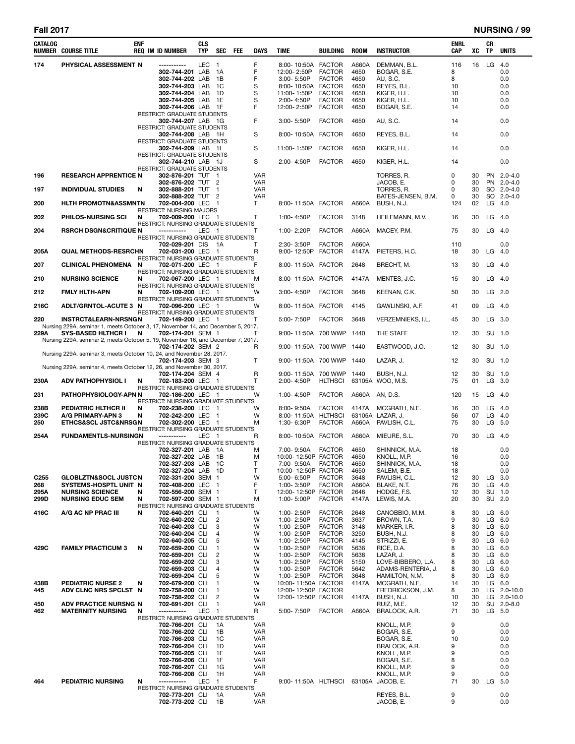| CATALOG NUMBER | COURSE TITLE | ENF REQ | IM | ID NUMBER | CLS TYP | SEC | FEE | DAYS | TIME | BUILDING | ROOM | INSTRUCTOR | ENRL CAP | XC | CR TP | UNITS |
|---|---|---|---|---|---|---|---|---|---|---|---|---|---|---|---|---|
| 174 | PHYSICAL ASSESSMENT | N | | ----------- | LEC | 1 | | F | 8:00- 10:50A | FACTOR | A660A | DEMMAN, B.L. | 116 | 16 | LG | 4.0 |
| | | | | 302-744-201 | LAB | 1A | | F | 12:00- 2:50P | FACTOR | 4650 | BOGAR, S.E. | 8 | | | 0.0 |
| | | | | 302-744-202 | LAB | 1B | | F | 3:00- 5:50P | FACTOR | 4650 | AU, S.C. | 8 | | | 0.0 |
| | | | | 302-744-203 | LAB | 1C | | S | 8:00- 10:50A | FACTOR | 4650 | REYES, B.L. | 10 | | | 0.0 |
| | | | | 302-744-204 | LAB | 1D | | S | 11:00- 1:50P | FACTOR | 4650 | KIGER, H.L. | 10 | | | 0.0 |
| | | | | 302-744-205 | LAB | 1E | | S | 2:00- 4:50P | FACTOR | 4650 | KIGER, H.L. | 10 | | | 0.0 |
| | | | | 302-744-206 | LAB | 1F | | F | 12:00- 2:50P | FACTOR | 4650 | BOGAR, S.E. | 14 | | | 0.0 |
| | RESTRICT: GRADUATE STUDENTS | | | | | | | | | | | | | | | |
| | | | | 302-744-207 | LAB | 1G | | F | 3:00- 5:50P | FACTOR | 4650 | AU, S.C. | 14 | | | 0.0 |
| | RESTRICT: GRADUATE STUDENTS | | | | | | | | | | | | | | | |
| | | | | 302-744-208 | LAB | 1H | | S | 8:00- 10:50A | FACTOR | 4650 | REYES, B.L. | 14 | | | 0.0 |
| | RESTRICT: GRADUATE STUDENTS | | | | | | | | | | | | | | | |
| | | | | 302-744-209 | LAB | 1I | | S | 11:00- 1:50P | FACTOR | 4650 | KIGER, H.L. | 14 | | | 0.0 |
| | RESTRICT: GRADUATE STUDENTS | | | | | | | | | | | | | | | |
| | | | | 302-744-210 | LAB | 1J | | S | 2:00- 4:50P | FACTOR | 4650 | KIGER, H.L. | 14 | | | 0.0 |
| | RESTRICT: GRADUATE STUDENTS | | | | | | | | | | | | | | | |
| 196 | RESEARCH APPRENTICE | N | | 302-876-201 | TUT | 1 | | VAR | | | | TORRES, R. | 0 | 30 | PN | 2.0-4.0 |
| | | | | 302-876-202 | TUT | 2 | | VAR | | | | JACOB, E. | 0 | 30 | PN | 2.0-4.0 |
| 197 | INDIVIDUAL STUDIES | N | | 302-888-201 | TUT | 1 | | VAR | | | | TORRES, R. | 0 | 30 | SO | 2.0-4.0 |
| | | | | 302-888-202 | TUT | 2 | | VAR | | | | BATES-JENSEN, B.M. | 0 | 30 | SO | 2.0-4.0 |
| 200 | HLTH PROMOTN&ASSMNT | N | | 702-004-200 | LEC | 1 | | T | 8:00- 11:50A | FACTOR | A660A | BUSH, N.J. | 124 | 02 | LG | 4.0 |
| | RESTRICT: NURSING MAJORS | | | | | | | | | | | | | | | |
| 202 | PHILOS-NURSING SCI | N | | 702-009-200 | LEC | 1 | | T | 1:00- 4:50P | FACTOR | 3148 | HEILEMANN, M.V. | 16 | 30 | LG | 4.0 |
| | RESTRICT: NURSING GRADUATE STUDENTS | | | | | | | | | | | | | | | |
| 204 | RSRCH DSGN&CRITIQUE | N | | ----------- | LEC | 1 | | T | 1:00- 2:20P | FACTOR | A660A | MACEY, P.M. | 75 | 30 | LG | 4.0 |
| | RESTRICT: NURSING GRADUATE STUDENTS | | | | | | | | | | | | | | | |
| | | | | 702-029-201 | DIS | 1A | | T | 2:30- 3:50P | FACTOR | A660A | | 110 | | | 0.0 |
| 205A | QUAL METHODS-RESRCH | N | | 702-031-200 | LEC | 1 | | R | 9:00- 12:50P | FACTOR | 4147A | PIETERS, H.C. | 18 | 30 | LG | 4.0 |
| | RESTRICT: NURSING GRADUATE STUDENTS | | | | | | | | | | | | | | | |
| 207 | CLINICAL PHENOMENA | N | | 702-071-200 | LEC | 1 | | F | 8:00- 11:50A | FACTOR | 2648 | BRECHT, M. | 13 | 30 | LG | 4.0 |
| | RESTRICT: NURSING GRADUATE STUDENTS | | | | | | | | | | | | | | | |
| 210 | NURSING SCIENCE | N | | 702-067-200 | LEC | 1 | | M | 8:00- 11:50A | FACTOR | 4147A | MENTES, J.C. | 15 | 30 | LG | 4.0 |
| | RESTRICT: NURSING GRADUATE STUDENTS | | | | | | | | | | | | | | | |
| 212 | FMLY HLTH-APN | N | | 702-109-200 | LEC | 1 | | W | 3:00- 4:50P | FACTOR | 3648 | KEENAN, C.K. | 50 | 30 | LG | 2.0 |
| | RESTRICT: NURSING GRADUATE STUDENTS | | | | | | | | | | | | | | | |
| 216C | ADLT/GRNTOL-ACUTE 3 | N | | 702-096-200 | LEC | 1 | | W | 8:00- 11:50A | FACTOR | 4145 | GAWLINSKI, A.F. | 41 | 09 | LG | 4.0 |
| | RESTRICT: NURSING GRADUATE STUDENTS | | | | | | | | | | | | | | | |
| 220 | INSTRCT&LEARN-NRSNG | N | | 702-149-200 | LEC | 1 | | T | 5:00- 7:50P | FACTOR | 3648 | VERZEMNIEKS, I.L. | 45 | 30 | LG | 3.0 |
| | Nursing 229A, seminar 1, meets October 3, 17, November 14, and December 5, 2017. | | | | | | | | | | | | | | | |
| 229A | SYS-BASED HLTHCR I | N | | 702-174-201 | SEM | 1 | | T | 9:00- 11:50A | 700 WWP | 1440 | THE STAFF | 12 | 30 | SU | 1.0 |
| | Nursing 229A, seminar 2, meets October 5, 19, November 16, and December 7, 2017. | | | | | | | | | | | | | | | |
| | | | | 702-174-202 | SEM | 2 | | R | 9:00- 11:50A | 700 WWP | 1440 | EASTWOOD, J.O. | 12 | 30 | SU | 1.0 |
| | Nursing 229A, seminar 3, meets October 10, 24, and November 28, 2017. | | | | | | | | | | | | | | | |
| | | | | 702-174-203 | SEM | 3 | | T | 9:00- 11:50A | 700 WWP | 1440 | LAZAR, J. | 12 | 30 | SU | 1.0 |
| | Nursing 229A, seminar 4, meets October 12, 26, and November 30, 2017. | | | | | | | | | | | | | | | |
| | | | | 702-174-204 | SEM | 4 | | R | 9:00- 11:50A | 700 WWP | 1440 | BUSH, N.J. | 12 | 30 | SU | 1.0 |
| 230A | ADV PATHOPHYSIOL I | N | | 702-183-200 | LEC | 1 | | T | 2:00- 4:50P | HLTHSCI | 63105A | WOO, M.S. | 75 | 01 | LG | 3.0 |
| | RESTRICT: NURSING GRADUATE STUDENTS | | | | | | | | | | | | | | | |
| 231 | PATHOPHYSIOLOGY-APN | N | | 702-186-200 | LEC | 1 | | W | 1:00- 4:50P | FACTOR | A660A | AN, D.S. | 120 | 15 | LG | 4.0 |
| | RESTRICT: NURSING GRADUATE STUDENTS | | | | | | | | | | | | | | | |
| 238B | PEDIATRIC HLTHCR II | N | | 702-238-200 | LEC | 1 | | W | 8:00- 9:50A | FACTOR | 4147A | MCGRATH, N.E. | 16 | 30 | LG | 4.0 |
| 239C | A/G PRIMARY-APN 3 | N | | 702-242-200 | LEC | 1 | | W | 8:00- 11:50A | HLTHSCI | 63105A | LAZAR, J. | 56 | 07 | LG | 4.0 |
| 250 | ETHCS&SCL JSTC&NRSG | N | | 702-302-200 | LEC | 1 | | M | 1:30- 6:30P | FACTOR | A660A | PAVLISH, C.L. | 75 | 30 | LG | 5.0 |
| | RESTRICT: NURSING GRADUATE STUDENTS | | | | | | | | | | | | | | | |
| 254A | FUNDAMENTLS-NURSING | N | | ----------- | LEC | 1 | | R | 8:00- 10:50A | FACTOR | A660A | MIEURE, S.L. | 70 | 30 | LG | 4.0 |
| | RESTRICT: NURSING GRADUATE STUDENTS | | | | | | | | | | | | | | | |
| | | | | 702-327-201 | LAB | 1A | | M | 7:00- 9:50A | FACTOR | 4650 | SHINNICK, M.A. | 18 | | | 0.0 |
| | | | | 702-327-202 | LAB | 1B | | M | 10:00- 12:50P | FACTOR | 4650 | KNOLL, M.P. | 16 | | | 0.0 |
| | | | | 702-327-203 | LAB | 1C | | T | 7:00- 9:50A | FACTOR | 4650 | SHINNICK, M.A. | 18 | | | 0.0 |
| | | | | 702-327-204 | LAB | 1D | | T | 10:00- 12:50P | FACTOR | 4650 | SALEM, B.E. | 18 | | | 0.0 |
| C255 | GLOBLZTN&SOCL JUSTC | N | | 702-331-200 | SEM | 1 | | W | 5:00- 6:50P | FACTOR | 3648 | PAVLISH, C.L. | 12 | 30 | LG | 3.0 |
| 268 | SYSTEMS-HOSPTL UNIT | N | | 702-408-200 | LEC | 1 | | F | 1:00- 3:50P | FACTOR | A660A | BLAKE, N.T. | 76 | 30 | LG | 4.0 |
| 295A | NURSING SCIENCE | N | | 702-556-200 | SEM | 1 | | T | 12:00- 12:50P | FACTOR | 2648 | HODGE, F.S. | 12 | 30 | SU | 1.0 |
| 299D | NURSING EDUC SEM | N | | 702-597-200 | SEM | 1 | | M | 1:00- 5:00P | FACTOR | 4147A | LEWIS, M.A. | 20 | 30 | SU | 2.0 |
| | RESTRICT: NURSING GRADUATE STUDENTS | | | | | | | | | | | | | | | |
| 416C | A/G AC NP PRAC III | N | | 702-640-201 | CLI | 1 | | W | 1:00- 2:50P | FACTOR | 2648 | CANOBBIO, M.M. | 8 | 30 | LG | 6.0 |
| | | | | 702-640-202 | CLI | 2 | | W | 1:00- 2:50P | FACTOR | 3637 | BROWN, T.A. | 9 | 30 | LG | 6.0 |
| | | | | 702-640-203 | CLI | 3 | | W | 1:00- 2:50P | FACTOR | 3148 | MARKER, I.R. | 8 | 30 | LG | 6.0 |
| | | | | 702-640-204 | CLI | 4 | | W | 1:00- 2:50P | FACTOR | 3250 | BUSH, N.J. | 8 | 30 | LG | 6.0 |
| | | | | 702-640-205 | CLI | 5 | | W | 1:00- 2:50P | FACTOR | 4145 | STRIZZI, E. | 9 | 30 | LG | 6.0 |
| 429C | FAMILY PRACTICUM 3 | N | | 702-659-200 | CLI | 1 | | W | 1:00- 2:50P | FACTOR | 5636 | RICE, D.A. | 8 | 30 | LG | 6.0 |
| | | | | 702-659-201 | CLI | 2 | | W | 1:00- 2:50P | FACTOR | 5638 | LAZAR, J. | 8 | 30 | LG | 6.0 |
| | | | | 702-659-202 | CLI | 3 | | W | 1:00- 2:50P | FACTOR | 5150 | LOVE-BIBBERO, L.A. | 8 | 30 | LG | 6.0 |
| | | | | 702-659-203 | CLI | 4 | | W | 1:00- 2:50P | FACTOR | 5642 | ADAMS-RENTERIA, J. | 8 | 30 | LG | 6.0 |
| | | | | 702-659-204 | CLI | 5 | | W | 1:00- 2:50P | FACTOR | 3648 | HAMILTON, N.M. | 8 | 30 | LG | 6.0 |
| 438B | PEDIATRIC NURSE 2 | N | | 702-679-200 | CLI | 1 | | W | 10:00- 11:50A | FACTOR | 4147A | MCGRATH, N.E. | 14 | 30 | LG | 6.0 |
| 445 | ADV CLNC NRS SPCLST | N | | 702-758-200 | CLI | 1 | | W | 12:00- 12:50P | FACTOR | | FREDRICKSON, J.M. | 8 | 30 | LG | 2.0-10.0 |
| | | | | 702-758-202 | CLI | 2 | | W | 12:00- 12:50P | FACTOR | 4147A | BUSH, N.J. | 10 | 30 | LG | 2.0-10.0 |
| 450 | ADV PRACTICE NURSNG | N | | 702-691-201 | CLI | 1 | | VAR | | | | RUIZ, M.E. | 12 | 30 | SU | 2.0-8.0 |
| 462 | MATERNITY NURSING | N | | ----------- | LEC | 1 | | R | 5:00- 7:50P | FACTOR | A660A | BRALOCK, A.R. | 71 | 30 | LG | 5.0 |
| | RESTRICT: NURSING GRADUATE STUDENTS | | | | | | | | | | | | | | | |
| | | | | 702-766-201 | CLI | 1A | | VAR | | | | KNOLL, M.P. | 9 | | | 0.0 |
| | | | | 702-766-202 | CLI | 1B | | VAR | | | | BOGAR, S.E. | 9 | | | 0.0 |
| | | | | 702-766-203 | CLI | 1C | | VAR | | | | BOGAR, S.E. | 10 | | | 0.0 |
| | | | | 702-766-204 | CLI | 1D | | VAR | | | | BRALOCK, A.R. | 9 | | | 0.0 |
| | | | | 702-766-205 | CLI | 1E | | VAR | | | | KNOLL, M.P. | 9 | | | 0.0 |
| | | | | 702-766-206 | CLI | 1F | | VAR | | | | BOGAR, S.E. | 8 | | | 0.0 |
| | | | | 702-766-207 | CLI | 1G | | VAR | | | | KNOLL, M.P. | 9 | | | 0.0 |
| | | | | 702-766-208 | CLI | 1H | | VAR | | | | KNOLL, M.P. | 9 | | | 0.0 |
| 464 | PEDIATRIC NURSING | N | | ----------- | LEC | 1 | | F | 9:00- 11:50A | HLTHSCI | 63105A | JACOB, E. | 71 | 30 | LG | 5.0 |
| | RESTRICT: NURSING GRADUATE STUDENTS | | | | | | | | | | | | | | | |
| | | | | 702-773-201 | CLI | 1A | | VAR | | | | REYES, B.L. | 9 | | | 0.0 |
| | | | | 702-773-202 | CLI | 1B | | VAR | | | | JACOB, E. | 9 | | | 0.0 |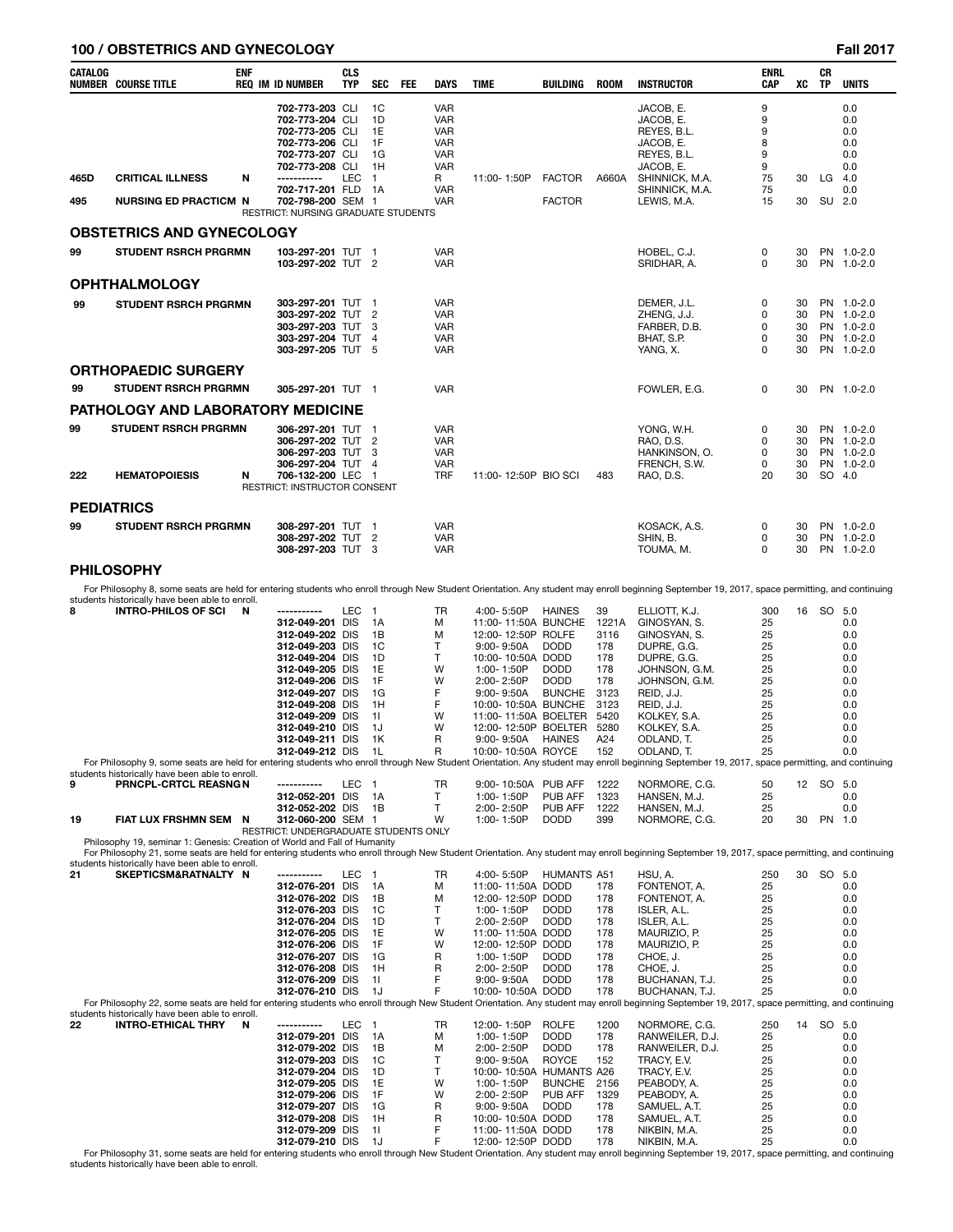| CATALOG NUMBER | COURSE TITLE | ENF REQ | IM | ID NUMBER | CLS TYP | SEC | FEE | DAYS | TIME | BUILDING | ROOM | INSTRUCTOR | ENRL CAP | XC | CR TP | UNITS |
|---|---|---|---|---|---|---|---|---|---|---|---|---|---|---|---|---|
| | | | | 702-773-203 | CLI | 1C | | VAR | | | | JACOB, E. | 9 | | | 0.0 |
| | | | | 702-773-204 | CLI | 1D | | VAR | | | | JACOB, E. | 9 | | | 0.0 |
| | | | | 702-773-205 | CLI | 1E | | VAR | | | | REYES, B.L. | 9 | | | 0.0 |
| | | | | 702-773-206 | CLI | 1F | | VAR | | | | JACOB, E. | 8 | | | 0.0 |
| | | | | 702-773-207 | CLI | 1G | | VAR | | | | REYES, B.L. | 9 | | | 0.0 |
| | | | | 702-773-208 | CLI | 1H | | VAR | | | | JACOB, E. | 9 | | | 0.0 |
| 465D | CRITICAL ILLNESS | N | | ----------- | LEC | 1 | | R | 11:00- 1:50P | FACTOR | A660A | SHINNICK, M.A. | 75 | 30 | LG | 4.0 |
| | | | | 702-717-201 | FLD | 1A | | VAR | | | | SHINNICK, M.A. | 75 | | | 0.0 |
| 495 | NURSING ED PRACTICM | N | | 702-798-200 | SEM | 1 | | VAR | | FACTOR | | LEWIS, M.A. | 15 | 30 | SU | 2.0 |

RESTRICT: NURSING GRADUATE STUDENTS

## OBSTETRICS AND GYNECOLOGY

| CATALOG NUMBER | COURSE TITLE | ENF REQ | IM | ID NUMBER | CLS TYP | SEC | FEE | DAYS | TIME | BUILDING | ROOM | INSTRUCTOR | ENRL CAP | XC | CR TP | UNITS |
|---|---|---|---|---|---|---|---|---|---|---|---|---|---|---|---|---|
| 99 | STUDENT RSRCH PRGRMN | | | 103-297-201 | TUT | 1 | | VAR | | | | HOBEL, C.J. | 0 | 30 | PN | 1.0-2.0 |
| | | | | 103-297-202 | TUT | 2 | | VAR | | | | SRIDHAR, A. | 0 | 30 | PN | 1.0-2.0 |

## OPHTHALMOLOGY

| CATALOG NUMBER | COURSE TITLE | ENF REQ | IM | ID NUMBER | CLS TYP | SEC | FEE | DAYS | TIME | BUILDING | ROOM | INSTRUCTOR | ENRL CAP | XC | CR TP | UNITS |
|---|---|---|---|---|---|---|---|---|---|---|---|---|---|---|---|---|
| 99 | STUDENT RSRCH PRGRMN | | | 303-297-201 | TUT | 1 | | VAR | | | | DEMER, J.L. | 0 | 30 | PN | 1.0-2.0 |
| | | | | 303-297-202 | TUT | 2 | | VAR | | | | ZHENG, J.J. | 0 | 30 | PN | 1.0-2.0 |
| | | | | 303-297-203 | TUT | 3 | | VAR | | | | FARBER, D.B. | 0 | 30 | PN | 1.0-2.0 |
| | | | | 303-297-204 | TUT | 4 | | VAR | | | | BHAT, S.P. | 0 | 30 | PN | 1.0-2.0 |
| | | | | 303-297-205 | TUT | 5 | | VAR | | | | YANG, X. | 0 | 30 | PN | 1.0-2.0 |

## ORTHOPAEDIC SURGERY

| CATALOG NUMBER | COURSE TITLE | ENF REQ | IM | ID NUMBER | CLS TYP | SEC | FEE | DAYS | TIME | BUILDING | ROOM | INSTRUCTOR | ENRL CAP | XC | CR TP | UNITS |
|---|---|---|---|---|---|---|---|---|---|---|---|---|---|---|---|---|
| 99 | STUDENT RSRCH PRGRMN | | | 305-297-201 | TUT | 1 | | VAR | | | | FOWLER, E.G. | 0 | 30 | PN | 1.0-2.0 |

## PATHOLOGY AND LABORATORY MEDICINE

| CATALOG NUMBER | COURSE TITLE | ENF REQ | IM | ID NUMBER | CLS TYP | SEC | FEE | DAYS | TIME | BUILDING | ROOM | INSTRUCTOR | ENRL CAP | XC | CR TP | UNITS |
|---|---|---|---|---|---|---|---|---|---|---|---|---|---|---|---|---|
| 99 | STUDENT RSRCH PRGRMN | | | 306-297-201 | TUT | 1 | | VAR | | | | YONG, W.H. | 0 | 30 | PN | 1.0-2.0 |
| | | | | 306-297-202 | TUT | 2 | | VAR | | | | RAO, D.S. | 0 | 30 | PN | 1.0-2.0 |
| | | | | 306-297-203 | TUT | 3 | | VAR | | | | HANKINSON, O. | 0 | 30 | PN | 1.0-2.0 |
| | | | | 306-297-204 | TUT | 4 | | VAR | | | | FRENCH, S.W. | 0 | 30 | PN | 1.0-2.0 |
| 222 | HEMATOPOIESIS | N | | 706-132-200 | LEC | 1 | | TRF | 11:00- 12:50P | BIO SCI | 483 | RAO, D.S. | 20 | 30 | SO | 4.0 |

RESTRICT: INSTRUCTOR CONSENT

## PEDIATRICS

| CATALOG NUMBER | COURSE TITLE | ENF REQ | IM | ID NUMBER | CLS TYP | SEC | FEE | DAYS | TIME | BUILDING | ROOM | INSTRUCTOR | ENRL CAP | XC | CR TP | UNITS |
|---|---|---|---|---|---|---|---|---|---|---|---|---|---|---|---|---|
| 99 | STUDENT RSRCH PRGRMN | | | 308-297-201 | TUT | 1 | | VAR | | | | KOSACK, A.S. | 0 | 30 | PN | 1.0-2.0 |
| | | | | 308-297-202 | TUT | 2 | | VAR | | | | SHIN, B. | 0 | 30 | PN | 1.0-2.0 |
| | | | | 308-297-203 | TUT | 3 | | VAR | | | | TOUMA, M. | 0 | 30 | PN | 1.0-2.0 |

## PHILOSOPHY

For Philosophy 8, some seats are held for entering students who enroll through New Student Orientation. Any student may enroll beginning September 19, 2017, space permitting, and continuing students historically have been able to enroll.

| CATALOG NUMBER | COURSE TITLE | ENF REQ | IM | ID NUMBER | CLS TYP | SEC | FEE | DAYS | TIME | BUILDING | ROOM | INSTRUCTOR | ENRL CAP | XC | CR TP | UNITS |
|---|---|---|---|---|---|---|---|---|---|---|---|---|---|---|---|---|
| 8 | INTRO-PHILOS OF SCI | N | | ----------- | LEC | 1 | | TR | 4:00- 5:50P | HAINES | 39 | ELLIOTT, K.J. | 300 | 16 | SO | 5.0 |
| | | | | 312-049-201 | DIS | 1A | | M | 11:00- 11:50A | BUNCHE | 1221A | GINOSYAN, S. | 25 | | | 0.0 |
| | | | | 312-049-202 | DIS | 1B | | M | 12:00- 12:50P | ROLFE | 3116 | GINOSYAN, S. | 25 | | | 0.0 |
| | | | | 312-049-203 | DIS | 1C | | T | 9:00- 9:50A | DODD | 178 | DUPRE, G.G. | 25 | | | 0.0 |
| | | | | 312-049-204 | DIS | 1D | | T | 10:00- 10:50A | DODD | 178 | DUPRE, G.G. | 25 | | | 0.0 |
| | | | | 312-049-205 | DIS | 1E | | W | 1:00- 1:50P | DODD | 178 | JOHNSON, G.M. | 25 | | | 0.0 |
| | | | | 312-049-206 | DIS | 1F | | W | 2:00- 2:50P | DODD | 178 | JOHNSON, G.M. | 25 | | | 0.0 |
| | | | | 312-049-207 | DIS | 1G | | F | 9:00- 9:50A | BUNCHE | 3123 | REID, J.J. | 25 | | | 0.0 |
| | | | | 312-049-208 | DIS | 1H | | F | 10:00- 10:50A | BUNCHE | 3123 | REID, J.J. | 25 | | | 0.0 |
| | | | | 312-049-209 | DIS | 1I | | W | 11:00- 11:50A | BOELTER | 5420 | KOLKEY, S.A. | 25 | | | 0.0 |
| | | | | 312-049-210 | DIS | 1J | | W | 12:00- 12:50P | BOELTER | 5280 | KOLKEY, S.A. | 25 | | | 0.0 |
| | | | | 312-049-211 | DIS | 1K | | R | 9:00- 9:50A | HAINES | A24 | ODLAND, T. | 25 | | | 0.0 |
| | | | | 312-049-212 | DIS | 1L | | R | 10:00- 10:50A | ROYCE | 152 | ODLAND, T. | 25 | | | 0.0 |

For Philosophy 9, some seats are held for entering students who enroll through New Student Orientation. Any student may enroll beginning September 19, 2017, space permitting, and continuing students historically have been able to enroll.

| CATALOG NUMBER | COURSE TITLE | ENF REQ | IM | ID NUMBER | CLS TYP | SEC | FEE | DAYS | TIME | BUILDING | ROOM | INSTRUCTOR | ENRL CAP | XC | CR TP | UNITS |
|---|---|---|---|---|---|---|---|---|---|---|---|---|---|---|---|---|
| 9 | PRNCPL-CRTCL REASNG | N | | ----------- | LEC | 1 | | TR | 9:00- 10:50A | PUB AFF | 1222 | NORMORE, C.G. | 50 | 12 | SO | 5.0 |
| | | | | 312-052-201 | DIS | 1A | | T | 1:00- 1:50P | PUB AFF | 1323 | HANSEN, M.J. | 25 | | | 0.0 |
| | | | | 312-052-202 | DIS | 1B | | T | 2:00- 2:50P | PUB AFF | 1222 | HANSEN, M.J. | 25 | | | 0.0 |
| 19 | FIAT LUX FRSHMN SEM | N | | 312-060-200 | SEM | 1 | | W | 1:00- 1:50P | DODD | 399 | NORMORE, C.G. | 20 | 30 | PN | 1.0 |

RESTRICT: UNDERGRADUATE STUDENTS ONLY

Philosophy 19, seminar 1: Genesis: Creation of World and Fall of Humanity

For Philosophy 21, some seats are held for entering students who enroll through New Student Orientation. Any student may enroll beginning September 19, 2017, space permitting, and continuing students historically have been able to enroll.

| CATALOG NUMBER | COURSE TITLE | ENF REQ | IM | ID NUMBER | CLS TYP | SEC | FEE | DAYS | TIME | BUILDING | ROOM | INSTRUCTOR | ENRL CAP | XC | CR TP | UNITS |
|---|---|---|---|---|---|---|---|---|---|---|---|---|---|---|---|---|
| 21 | SKEPTICSM&RATNALTY | N | | ----------- | LEC | 1 | | TR | 4:00- 5:50P | HUMANTS | A51 | HSU, A. | 250 | 30 | SO | 5.0 |
| | | | | 312-076-201 | DIS | 1A | | M | 11:00- 11:50A | DODD | 178 | FONTENOT, A. | 25 | | | 0.0 |
| | | | | 312-076-202 | DIS | 1B | | M | 12:00- 12:50P | DODD | 178 | FONTENOT, A. | 25 | | | 0.0 |
| | | | | 312-076-203 | DIS | 1C | | T | 1:00- 1:50P | DODD | 178 | ISLER, A.L. | 25 | | | 0.0 |
| | | | | 312-076-204 | DIS | 1D | | T | 2:00- 2:50P | DODD | 178 | ISLER, A.L. | 25 | | | 0.0 |
| | | | | 312-076-205 | DIS | 1E | | W | 11:00- 11:50A | DODD | 178 | MAURIZIO, P. | 25 | | | 0.0 |
| | | | | 312-076-206 | DIS | 1F | | W | 12:00- 12:50P | DODD | 178 | MAURIZIO, P. | 25 | | | 0.0 |
| | | | | 312-076-207 | DIS | 1G | | R | 1:00- 1:50P | DODD | 178 | CHOE, J. | 25 | | | 0.0 |
| | | | | 312-076-208 | DIS | 1H | | R | 2:00- 2:50P | DODD | 178 | CHOE, J. | 25 | | | 0.0 |
| | | | | 312-076-209 | DIS | 1I | | F | 9:00- 9:50A | DODD | 178 | BUCHANAN, T.J. | 25 | | | 0.0 |
| | | | | 312-076-210 | DIS | 1J | | F | 10:00- 10:50A | DODD | 178 | BUCHANAN, T.J. | 25 | | | 0.0 |

For Philosophy 22, some seats are held for entering students who enroll through New Student Orientation. Any student may enroll beginning September 19, 2017, space permitting, and continuing students historically have been able to enroll.

| CATALOG NUMBER | COURSE TITLE | ENF REQ | IM | ID NUMBER | CLS TYP | SEC | FEE | DAYS | TIME | BUILDING | ROOM | INSTRUCTOR | ENRL CAP | XC | CR TP | UNITS |
|---|---|---|---|---|---|---|---|---|---|---|---|---|---|---|---|---|
| 22 | INTRO-ETHICAL THRY | N | | ----------- | LEC | 1 | | TR | 12:00- 1:50P | ROLFE | 1200 | NORMORE, C.G. | 250 | 14 | SO | 5.0 |
| | | | | 312-079-201 | DIS | 1A | | M | 1:00- 1:50P | DODD | 178 | RANWEILER, D.J. | 25 | | | 0.0 |
| | | | | 312-079-202 | DIS | 1B | | M | 2:00- 2:50P | DODD | 178 | RANWEILER, D.J. | 25 | | | 0.0 |
| | | | | 312-079-203 | DIS | 1C | | T | 9:00- 9:50A | ROYCE | 152 | TRACY, E.V. | 25 | | | 0.0 |
| | | | | 312-079-204 | DIS | 1D | | T | 10:00- 10:50A | HUMANTS | A26 | TRACY, E.V. | 25 | | | 0.0 |
| | | | | 312-079-205 | DIS | 1E | | W | 1:00- 1:50P | BUNCHE | 2156 | PEABODY, A. | 25 | | | 0.0 |
| | | | | 312-079-206 | DIS | 1F | | W | 2:00- 2:50P | PUB AFF | 1329 | PEABODY, A. | 25 | | | 0.0 |
| | | | | 312-079-207 | DIS | 1G | | R | 9:00- 9:50A | DODD | 178 | SAMUEL, A.T. | 25 | | | 0.0 |
| | | | | 312-079-208 | DIS | 1H | | R | 10:00- 10:50A | DODD | 178 | SAMUEL, A.T. | 25 | | | 0.0 |
| | | | | 312-079-209 | DIS | 1I | | F | 11:00- 11:50A | DODD | 178 | NIKBIN, M.A. | 25 | | | 0.0 |
| | | | | 312-079-210 | DIS | 1J | | F | 12:00- 12:50P | DODD | 178 | NIKBIN, M.A. | 25 | | | 0.0 |

For Philosophy 31, some seats are held for entering students who enroll through New Student Orientation. Any student may enroll beginning September 19, 2017, space permitting, and continuing students historically have been able to enroll.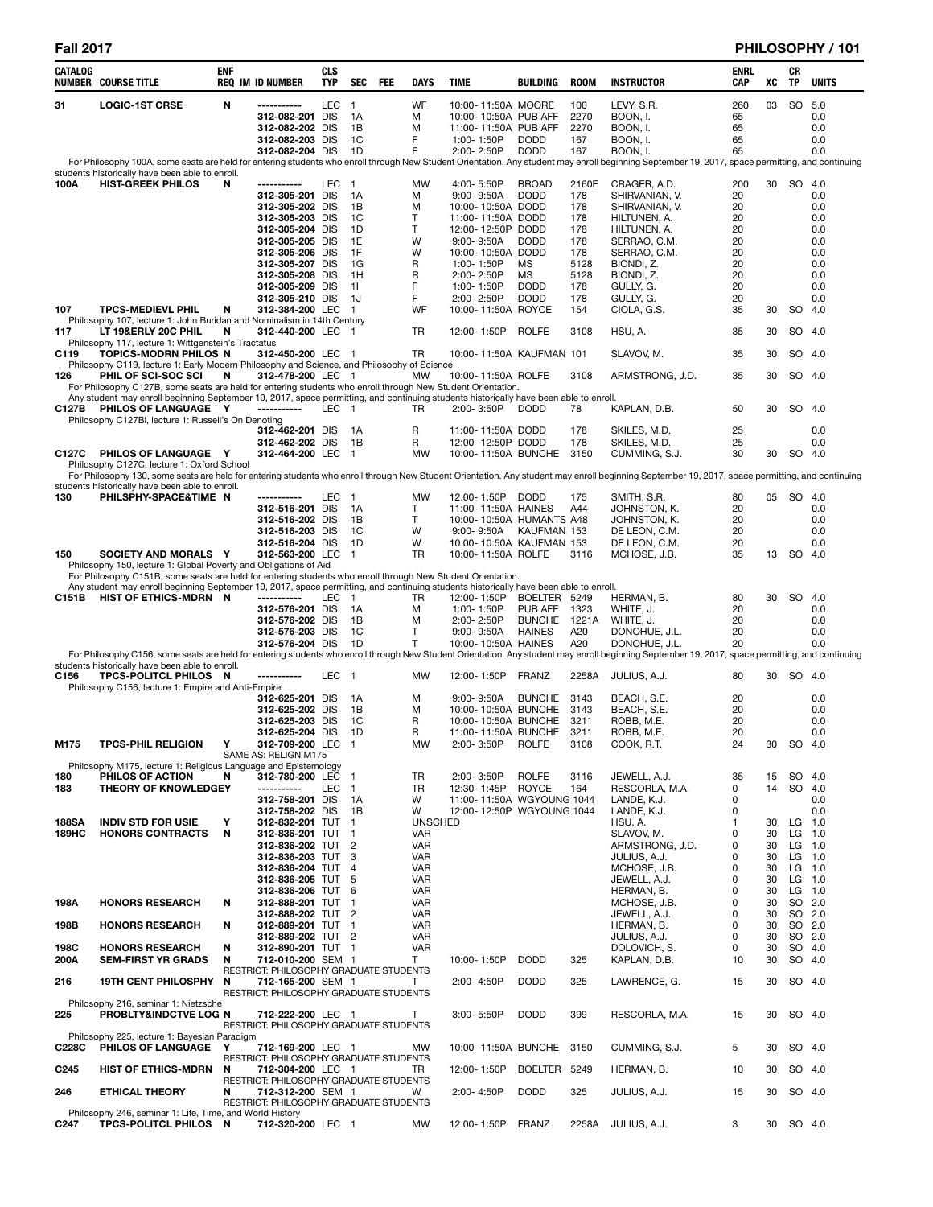| CATALOG NUMBER | COURSE TITLE | ENF REQ | IM | ID NUMBER | CLS TYP | SEC | FEE | DAYS | TIME | BUILDING | ROOM | INSTRUCTOR | ENRL CAP | XC | CR TP | UNITS |
|---|---|---|---|---|---|---|---|---|---|---|---|---|---|---|---|---|
| 31 | LOGIC-1ST CRSE | N | | ----------- | LEC | 1 | | WF | 10:00- 11:50A | MOORE | 100 | LEVY, S.R. | 260 | 03 | SO | 5.0 |
| | | | | 312-082-201 | DIS | 1A | | M | 10:00- 10:50A | PUB AFF | 2270 | BOON, I. | 65 | | | 0.0 |
| | | | | 312-082-202 | DIS | 1B | | M | 11:00- 11:50A | PUB AFF | 2270 | BOON, I. | 65 | | | 0.0 |
| | | | | 312-082-203 | DIS | 1C | | F | 1:00- 1:50P | DODD | 167 | BOON, I. | 65 | | | 0.0 |
| | | | | 312-082-204 | DIS | 1D | | F | 2:00- 2:50P | DODD | 167 | BOON, I. | 65 | | | 0.0 |
| For Philosophy 100A, some seats are held for entering students who enroll through New Student Orientation. Any student may enroll beginning September 19, 2017, space permitting, and continuing students historically have been able to enroll. | | | | | | | | | | | | | | | | |
| 100A | HIST-GREEK PHILOS | N | | ----------- | LEC | 1 | | MW | 4:00- 5:50P | BROAD | 2160E | CRAGER, A.D. | 200 | 30 | SO | 4.0 |
| | | | | 312-305-201 | DIS | 1A | | M | 9:00- 9:50A | DODD | 178 | SHIRVANIAN, V. | 20 | | | 0.0 |
| | | | | 312-305-202 | DIS | 1B | | M | 10:00- 10:50A | DODD | 178 | SHIRVANIAN, V. | 20 | | | 0.0 |
| | | | | 312-305-203 | DIS | 1C | | T | 11:00- 11:50A | DODD | 178 | HILTUNEN, A. | 20 | | | 0.0 |
| | | | | 312-305-204 | DIS | 1D | | T | 12:00- 12:50P | DODD | 178 | HILTUNEN, A. | 20 | | | 0.0 |
| | | | | 312-305-205 | DIS | 1E | | W | 9:00- 9:50A | DODD | 178 | SERRAO, C.M. | 20 | | | 0.0 |
| | | | | 312-305-206 | DIS | 1F | | W | 10:00- 10:50A | DODD | 178 | SERRAO, C.M. | 20 | | | 0.0 |
| | | | | 312-305-207 | DIS | 1G | | R | 1:00- 1:50P | MS | 5128 | BIONDI, Z. | 20 | | | 0.0 |
| | | | | 312-305-208 | DIS | 1H | | R | 2:00- 2:50P | MS | 5128 | BIONDI, Z. | 20 | | | 0.0 |
| | | | | 312-305-209 | DIS | 1I | | F | 1:00- 1:50P | DODD | 178 | GULLY, G. | 20 | | | 0.0 |
| | | | | 312-305-210 | DIS | 1J | | F | 2:00- 2:50P | DODD | 178 | GULLY, G. | 20 | | | 0.0 |
| 107 | TPCS-MEDIEVL PHIL | N | | 312-384-200 | LEC | 1 | | WF | 10:00- 11:50A | ROYCE | 154 | CIOLA, G.S. | 35 | 30 | SO | 4.0 |
| Philosophy 107, lecture 1: John Buridan and Nominalism in 14th Century | | | | | | | | | | | | | | | | |
| 117 | LT 19&ERLY 20C PHIL | N | | 312-440-200 | LEC | 1 | | TR | 12:00- 1:50P | ROLFE | 3108 | HSU, A. | 35 | 30 | SO | 4.0 |
| Philosophy 117, lecture 1: Wittgenstein's Tractatus | | | | | | | | | | | | | | | | |
| C119 | TOPICS-MODRN PHILOS | N | | 312-450-200 | LEC | 1 | | TR | 10:00- 11:50A | KAUFMAN | 101 | SLAVOV, M. | 35 | 30 | SO | 4.0 |
| Philosophy C119, lecture 1: Early Modern Philosophy and Science, and Philosophy of Science | | | | | | | | | | | | | | | | |
| 126 | PHIL OF SCI-SOC SCI | N | | 312-478-200 | LEC | 1 | | MW | 10:00- 11:50A | ROLFE | 3108 | ARMSTRONG, J.D. | 35 | 30 | SO | 4.0 |
| For Philosophy C127B, some seats are held for entering students who enroll through New Student Orientation. Any student may enroll beginning September 19, 2017, space permitting, and continuing students historically have been able to enroll. | | | | | | | | | | | | | | | | |
| C127B | PHILOS OF LANGUAGE | Y | | ----------- | LEC | 1 | | TR | 2:00- 3:50P | DODD | 78 | KAPLAN, D.B. | 50 | 30 | SO | 4.0 |
| Philosophy C127BI, lecture 1: Russell's On Denoting | | | | | | | | | | | | | | | | |
| | | | | 312-462-201 | DIS | 1A | | R | 11:00- 11:50A | DODD | 178 | SKILES, M.D. | 25 | | | 0.0 |
| | | | | 312-462-202 | DIS | 1B | | R | 12:00- 12:50P | DODD | 178 | SKILES, M.D. | 25 | | | 0.0 |
| C127C | PHILOS OF LANGUAGE | Y | | 312-464-200 | LEC | 1 | | MW | 10:00- 11:50A | BUNCHE | 3150 | CUMMING, S.J. | 30 | 30 | SO | 4.0 |
| Philosophy C127C, lecture 1: Oxford School | | | | | | | | | | | | | | | | |
| For Philosophy 130, some seats are held for entering students who enroll through New Student Orientation. Any student may enroll beginning September 19, 2017, space permitting, and continuing students historically have been able to enroll. | | | | | | | | | | | | | | | | |
| 130 | PHILSPHY-SPACE&TIME | N | | ----------- | LEC | 1 | | MW | 12:00- 1:50P | DODD | 175 | SMITH, S.R. | 80 | 05 | SO | 4.0 |
| | | | | 312-516-201 | DIS | 1A | | T | 11:00- 11:50A | HAINES | A44 | JOHNSTON, K. | 20 | | | 0.0 |
| | | | | 312-516-202 | DIS | 1B | | T | 10:00- 10:50A | HUMANTS | A48 | JOHNSTON, K. | 20 | | | 0.0 |
| | | | | 312-516-203 | DIS | 1C | | W | 9:00- 9:50A | KAUFMAN | 153 | DE LEON, C.M. | 20 | | | 0.0 |
| | | | | 312-516-204 | DIS | 1D | | W | 10:00- 10:50A | KAUFMAN | 153 | DE LEON, C.M. | 20 | | | 0.0 |
| 150 | SOCIETY AND MORALS | Y | | 312-563-200 | LEC | 1 | | TR | 10:00- 11:50A | ROLFE | 3116 | MCHOSE, J.B. | 35 | 13 | SO | 4.0 |
| Philosophy 150, lecture 1: Global Poverty and Obligations of Aid | | | | | | | | | | | | | | | | |
| For Philosophy C151B, some seats are held for entering students who enroll through New Student Orientation. Any student may enroll beginning September 19, 2017, space permitting, and continuing students historically have been able to enroll. | | | | | | | | | | | | | | | | |
| C151B | HIST OF ETHICS-MDRN | N | | ----------- | LEC | 1 | | TR | 12:00- 1:50P | BOELTER | 5249 | HERMAN, B. | 80 | 30 | SO | 4.0 |
| | | | | 312-576-201 | DIS | 1A | | M | 1:00- 1:50P | PUB AFF | 1323 | WHITE, J. | 20 | | | 0.0 |
| | | | | 312-576-202 | DIS | 1B | | M | 2:00- 2:50P | BUNCHE | 1221A | WHITE, J. | 20 | | | 0.0 |
| | | | | 312-576-203 | DIS | 1C | | T | 9:00- 9:50A | HAINES | A20 | DONOHUE, J.L. | 20 | | | 0.0 |
| | | | | 312-576-204 | DIS | 1D | | T | 10:00- 10:50A | HAINES | A20 | DONOHUE, J.L. | 20 | | | 0.0 |
| For Philosophy C156, some seats are held for entering students who enroll through New Student Orientation. Any student may enroll beginning September 19, 2017, space permitting, and continuing students historically have been able to enroll. | | | | | | | | | | | | | | | | |
| C156 | TPCS-POLITCL PHILOS | N | | ----------- | LEC | 1 | | MW | 12:00- 1:50P | FRANZ | 2258A | JULIUS, A.J. | 80 | 30 | SO | 4.0 |
| Philosophy C156, lecture 1: Empire and Anti-Empire | | | | | | | | | | | | | | | | |
| | | | | 312-625-201 | DIS | 1A | | M | 9:00- 9:50A | BUNCHE | 3143 | BEACH, S.E. | 20 | | | 0.0 |
| | | | | 312-625-202 | DIS | 1B | | M | 10:00- 10:50A | BUNCHE | 3143 | BEACH, S.E. | 20 | | | 0.0 |
| | | | | 312-625-203 | DIS | 1C | | R | 10:00- 10:50A | BUNCHE | 3211 | ROBB, M.E. | 20 | | | 0.0 |
| | | | | 312-625-204 | DIS | 1D | | R | 11:00- 11:50A | BUNCHE | 3211 | ROBB, M.E. | 20 | | | 0.0 |
| M175 | TPCS-PHIL RELIGION | Y | | 312-709-200 | LEC | 1 | | MW | 2:00- 3:50P | ROLFE | 3108 | COOK, R.T. | 24 | 30 | SO | 4.0 |
| | | | | SAME AS: RELIGN M175 | | | | | | | | | | | | |
| Philosophy M175, lecture 1: Religious Language and Epistemology | | | | | | | | | | | | | | | | |
| 180 | PHILOS OF ACTION | N | | 312-780-200 | LEC | 1 | | TR | 2:00- 3:50P | ROLFE | 3116 | JEWELL, A.J. | 35 | 15 | SO | 4.0 |
| 183 | THEORY OF KNOWLEDGEY | | | ----------- | LEC | 1 | | TR | 12:30- 1:45P | ROYCE | 164 | RESCORLA, M.A. | 0 | 14 | SO | 4.0 |
| | | | | 312-758-201 | DIS | 1A | | W | 11:00- 11:50A | WGYOUNG | 1044 | LANDE, K.J. | 0 | | | 0.0 |
| | | | | 312-758-202 | DIS | 1B | | W | 12:00- 12:50P | WGYOUNG | 1044 | LANDE, K.J. | 0 | | | 0.0 |
| 188SA | INDIV STD FOR USIE | Y | | 312-832-201 | TUT | 1 | | UNSCHED | | | | HSU, A. | 1 | 30 | LG | 1.0 |
| 189HC | HONORS CONTRACTS | N | | 312-836-201 | TUT | 1 | | VAR | | | | SLAVOV, M. | 0 | 30 | LG | 1.0 |
| | | | | 312-836-202 | TUT | 2 | | VAR | | | | ARMSTRONG, J.D. | 0 | 30 | LG | 1.0 |
| | | | | 312-836-203 | TUT | 3 | | VAR | | | | JULIUS, A.J. | 0 | 30 | LG | 1.0 |
| | | | | 312-836-204 | TUT | 4 | | VAR | | | | MCHOSE, J.B. | 0 | 30 | LG | 1.0 |
| | | | | 312-836-205 | TUT | 5 | | VAR | | | | JEWELL, A.J. | 0 | 30 | LG | 1.0 |
| | | | | 312-836-206 | TUT | 6 | | VAR | | | | HERMAN, B. | 0 | 30 | LG | 1.0 |
| 198A | HONORS RESEARCH | N | | 312-888-201 | TUT | 1 | | VAR | | | | MCHOSE, J.B. | 0 | 30 | SO | 2.0 |
| | | | | 312-888-202 | TUT | 2 | | VAR | | | | JEWELL, A.J. | 0 | 30 | SO | 2.0 |
| 198B | HONORS RESEARCH | N | | 312-889-201 | TUT | 1 | | VAR | | | | HERMAN, B. | 0 | 30 | SO | 2.0 |
| | | | | 312-889-202 | TUT | 2 | | VAR | | | | JULIUS, A.J. | 0 | 30 | SO | 2.0 |
| 198C | HONORS RESEARCH | N | | 312-890-201 | TUT | 1 | | VAR | | | | DOLOVICH, S. | 0 | 30 | SO | 4.0 |
| 200A | SEM-FIRST YR GRADS | N | | 712-010-200 | SEM | 1 | | T | 10:00- 1:50P | DODD | 325 | KAPLAN, D.B. | 10 | 30 | SO | 4.0 |
| | | | | RESTRICT: PHILOSOPHY GRADUATE STUDENTS | | | | | | | | | | | | |
| 216 | 19TH CENT PHILOSPHY | N | | 712-165-200 | SEM | 1 | | T | 2:00- 4:50P | DODD | 325 | LAWRENCE, G. | 15 | 30 | SO | 4.0 |
| | | | | RESTRICT: PHILOSOPHY GRADUATE STUDENTS | | | | | | | | | | | | |
| Philosophy 216, seminar 1: Nietzsche | | | | | | | | | | | | | | | | |
| 225 | PROBLTY&INDCTVE LOG | N | | 712-222-200 | LEC | 1 | | T | 3:00- 5:50P | DODD | 399 | RESCORLA, M.A. | 15 | 30 | SO | 4.0 |
| | | | | RESTRICT: PHILOSOPHY GRADUATE STUDENTS | | | | | | | | | | | | |
| Philosophy 225, lecture 1: Bayesian Paradigm | | | | | | | | | | | | | | | | |
| C228C | PHILOS OF LANGUAGE | Y | | 712-169-200 | LEC | 1 | | MW | 10:00- 11:50A | BUNCHE | 3150 | CUMMING, S.J. | 5 | 30 | SO | 4.0 |
| | | | | RESTRICT: PHILOSOPHY GRADUATE STUDENTS | | | | | | | | | | | | |
| C245 | HIST OF ETHICS-MDRN | N | | 712-304-200 | LEC | 1 | | TR | 12:00- 1:50P | BOELTER | 5249 | HERMAN, B. | 10 | 30 | SO | 4.0 |
| | | | | RESTRICT: PHILOSOPHY GRADUATE STUDENTS | | | | | | | | | | | | |
| 246 | ETHICAL THEORY | N | | 712-312-200 | SEM | 1 | | W | 2:00- 4:50P | DODD | 325 | JULIUS, A.J. | 15 | 30 | SO | 4.0 |
| | | | | RESTRICT: PHILOSOPHY GRADUATE STUDENTS | | | | | | | | | | | | |
| Philosophy 246, seminar 1: Life, Time, and World History | | | | | | | | | | | | | | | | |
| C247 | TPCS-POLITCL PHILOS | N | | 712-320-200 | LEC | 1 | | MW | 12:00- 1:50P | FRANZ | 2258A | JULIUS, A.J. | 3 | 30 | SO | 4.0 |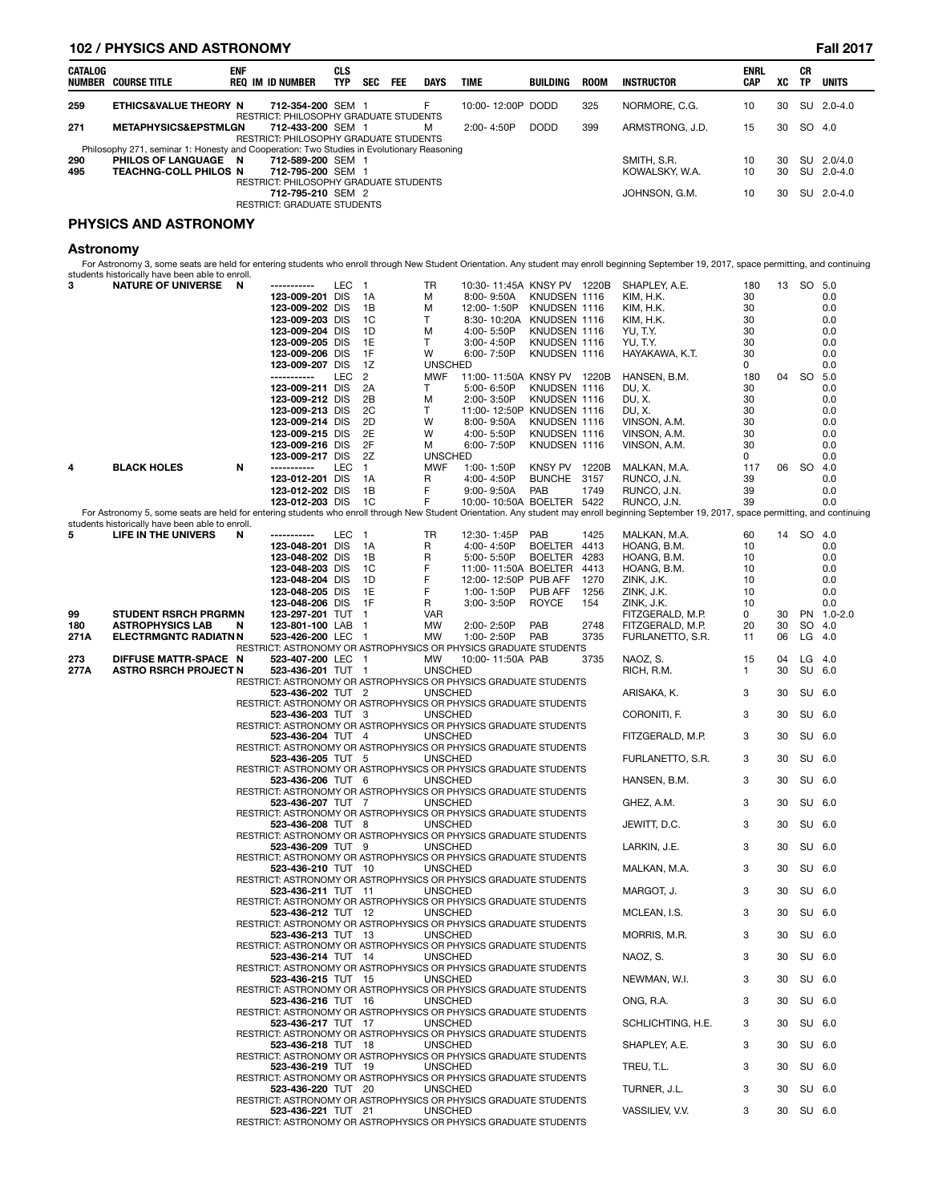| CATALOG NUMBER | COURSE TITLE | ENF REQ | IM | ID NUMBER | CLS TYP | SEC | FEE | DAYS | TIME | BUILDING | ROOM | INSTRUCTOR | ENRL CAP | XC | CR TP | UNITS |
|---|---|---|---|---|---|---|---|---|---|---|---|---|---|---|---|---|
| 259 | ETHICS&VALUE THEORY | N | | 712-354-200 | SEM | 1 | | F | 10:00- 12:00P | DODD | 325 | NORMORE, C.G. | 10 | 30 | SU | 2.0-4.0 |
| | RESTRICT: PHILOSOPHY GRADUATE STUDENTS | | | | | | | | | | | | | | | |
| 271 | METAPHYSICS&EPSTMLGN | | | 712-433-200 | SEM | 1 | | M | 2:00- 4:50P | DODD | 399 | ARMSTRONG, J.D. | 15 | 30 | SO | 4.0 |
| | RESTRICT: PHILOSOPHY GRADUATE STUDENTS | | | | | | | | | | | | | | | |
| | Philosophy 271, seminar 1: Honesty and Cooperation: Two Studies in Evolutionary Reasoning | | | | | | | | | | | | | | | |
| 290 | PHILOS OF LANGUAGE | N | | 712-589-200 | SEM | 1 | | | | | | SMITH, S.R. | 10 | 30 | SU | 2.0/4.0 |
| 495 | TEACHNG-COLL PHILOS | N | | 712-795-200 | SEM | 1 | | | | | | KOWALSKY, W.A. | 10 | 30 | SU | 2.0-4.0 |
| | RESTRICT: PHILOSOPHY GRADUATE STUDENTS | | | | | | | | | | | | | | | |
| | | | | 712-795-210 | SEM | 2 | | | | | | JOHNSON, G.M. | 10 | 30 | SU | 2.0-4.0 |
| | RESTRICT: GRADUATE STUDENTS | | | | | | | | | | | | | | | |

## PHYSICS AND ASTRONOMY

### Astronomy

For Astronomy 3, some seats are held for entering students who enroll through New Student Orientation. Any student may enroll beginning September 19, 2017, space permitting, and continuing students historically have been able to enroll.

| CATALOG NUMBER | COURSE TITLE | ENF REQ | IM | ID NUMBER | CLS TYP | SEC | FEE | DAYS | TIME | BUILDING | ROOM | INSTRUCTOR | ENRL CAP | XC | CR TP | UNITS |
|---|---|---|---|---|---|---|---|---|---|---|---|---|---|---|---|---|
| 3 | NATURE OF UNIVERSE | N | | ----------- | LEC | 1 | | TR | 10:30- 11:45A | KNSY PV | 1220B | SHAPLEY, A.E. | 180 | 13 | SO | 5.0 |
| | | | | 123-009-201 | DIS | 1A | | M | 8:00- 9:50A | KNUDSEN | 1116 | KIM, H.K. | 30 | | | 0.0 |
| | | | | 123-009-202 | DIS | 1B | | M | 12:00- 1:50P | KNUDSEN | 1116 | KIM, H.K. | 30 | | | 0.0 |
| | | | | 123-009-203 | DIS | 1C | | T | 8:30- 10:20A | KNUDSEN | 1116 | KIM, H.K. | 30 | | | 0.0 |
| | | | | 123-009-204 | DIS | 1D | | M | 4:00- 5:50P | KNUDSEN | 1116 | YU, T.Y. | 30 | | | 0.0 |
| | | | | 123-009-205 | DIS | 1E | | T | 3:00- 4:50P | KNUDSEN | 1116 | YU, T.Y. | 30 | | | 0.0 |
| | | | | 123-009-206 | DIS | 1F | | W | 6:00- 7:50P | KNUDSEN | 1116 | HAYAKAWA, K.T. | 30 | | | 0.0 |
| | | | | 123-009-207 | DIS | 1Z | | UNSCHED | | | | | 0 | | | 0.0 |
| | | | | ----------- | LEC | 2 | | MWF | 11:00- 11:50A | KNSY PV | 1220B | HANSEN, B.M. | 180 | 04 | SO | 5.0 |
| | | | | 123-009-211 | DIS | 2A | | T | 5:00- 6:50P | KNUDSEN | 1116 | DU, X. | 30 | | | 0.0 |
| | | | | 123-009-212 | DIS | 2B | | M | 2:00- 3:50P | KNUDSEN | 1116 | DU, X. | 30 | | | 0.0 |
| | | | | 123-009-213 | DIS | 2C | | T | 11:00- 12:50P | KNUDSEN | 1116 | DU, X. | 30 | | | 0.0 |
| | | | | 123-009-214 | DIS | 2D | | W | 8:00- 9:50A | KNUDSEN | 1116 | VINSON, A.M. | 30 | | | 0.0 |
| | | | | 123-009-215 | DIS | 2E | | W | 4:00- 5:50P | KNUDSEN | 1116 | VINSON, A.M. | 30 | | | 0.0 |
| | | | | 123-009-216 | DIS | 2F | | M | 6:00- 7:50P | KNUDSEN | 1116 | VINSON, A.M. | 30 | | | 0.0 |
| | | | | 123-009-217 | DIS | 2Z | | UNSCHED | | | | | 0 | | | 0.0 |
| 4 | BLACK HOLES | N | | ----------- | LEC | 1 | | MWF | 1:00- 1:50P | KNSY PV | 1220B | MALKAN, M.A. | 117 | 06 | SO | 4.0 |
| | | | | 123-012-201 | DIS | 1A | | R | 4:00- 4:50P | BUNCHE | 3157 | RUNCO, J.N. | 39 | | | 0.0 |
| | | | | 123-012-202 | DIS | 1B | | F | 9:00- 9:50A | PAB | 1749 | RUNCO, J.N. | 39 | | | 0.0 |
| | | | | 123-012-203 | DIS | 1C | | F | 10:00- 10:50A | BOELTER | 5422 | RUNCO, J.N. | 39 | | | 0.0 |

For Astronomy 5, some seats are held for entering students who enroll through New Student Orientation. Any student may enroll beginning September 19, 2017, space permitting, and continuing students historically have been able to enroll.

| CATALOG NUMBER | COURSE TITLE | ENF REQ | IM | ID NUMBER | CLS TYP | SEC | FEE | DAYS | TIME | BUILDING | ROOM | INSTRUCTOR | ENRL CAP | XC | CR TP | UNITS |
|---|---|---|---|---|---|---|---|---|---|---|---|---|---|---|---|---|
| 5 | LIFE IN THE UNIVERS | N | | ----------- | LEC | 1 | | TR | 12:30- 1:45P | PAB | 1425 | MALKAN, M.A. | 60 | 14 | SO | 4.0 |
| | | | | 123-048-201 | DIS | 1A | | R | 4:00- 4:50P | BOELTER | 4413 | HOANG, B.M. | 10 | | | 0.0 |
| | | | | 123-048-202 | DIS | 1B | | R | 5:00- 5:50P | BOELTER | 4283 | HOANG, B.M. | 10 | | | 0.0 |
| | | | | 123-048-203 | DIS | 1C | | F | 11:00- 11:50A | BOELTER | 4413 | HOANG, B.M. | 10 | | | 0.0 |
| | | | | 123-048-204 | DIS | 1D | | F | 12:00- 12:50P | PUB AFF | 1270 | ZINK, J.K. | 10 | | | 0.0 |
| | | | | 123-048-205 | DIS | 1E | | F | 1:00- 1:50P | PUB AFF | 1256 | ZINK, J.K. | 10 | | | 0.0 |
| | | | | 123-048-206 | DIS | 1F | | R | 3:00- 3:50P | ROYCE | 154 | ZINK, J.K. | 10 | | | 0.0 |
| 99 | STUDENT RSRCH PRGRM | N | | 123-297-201 | TUT | 1 | | VAR | | | | FITZGERALD, M.P. | 0 | 30 | PN | 1.0-2.0 |
| 180 | ASTROPHYSICS LAB | N | | 123-801-100 | LAB | 1 | | MW | 2:00- 2:50P | PAB | 2748 | FITZGERALD, M.P. | 20 | 30 | SO | 4.0 |
| 271A | ELECTRMGNTC RADIATN | N | | 523-426-200 | LEC | 1 | | MW | 1:00- 2:50P | PAB | 3735 | FURLANETTO, S.R. | 11 | 06 | LG | 4.0 |
| | RESTRICT: ASTRONOMY OR ASTROPHYSICS OR PHYSICS GRADUATE STUDENTS | | | | | | | | | | | | | | | |
| 273 | DIFFUSE MATTR-SPACE | N | | 523-407-200 | LEC | 1 | | MW | 10:00- 11:50A | PAB | 3735 | NAOZ, S. | 15 | 04 | LG | 4.0 |
| 277A | ASTRO RSRCH PROJECT | N | | 523-436-201 | TUT | 1 | | UNSCHED | | | | RICH, R.M. | 1 | 30 | SU | 6.0 |
| | RESTRICT: ASTRONOMY OR ASTROPHYSICS OR PHYSICS GRADUATE STUDENTS | | | | | | | | | | | | | | | |
| | | | | 523-436-202 | TUT | 2 | | UNSCHED | | | | ARISAKA, K. | 3 | 30 | SU | 6.0 |
| | RESTRICT: ASTRONOMY OR ASTROPHYSICS OR PHYSICS GRADUATE STUDENTS | | | | | | | | | | | | | | | |
| | | | | 523-436-203 | TUT | 3 | | UNSCHED | | | | CORONITI, F. | 3 | 30 | SU | 6.0 |
| | RESTRICT: ASTRONOMY OR ASTROPHYSICS OR PHYSICS GRADUATE STUDENTS | | | | | | | | | | | | | | | |
| | | | | 523-436-204 | TUT | 4 | | UNSCHED | | | | FITZGERALD, M.P. | 3 | 30 | SU | 6.0 |
| | RESTRICT: ASTRONOMY OR ASTROPHYSICS OR PHYSICS GRADUATE STUDENTS | | | | | | | | | | | | | | | |
| | | | | 523-436-205 | TUT | 5 | | UNSCHED | | | | FURLANETTO, S.R. | 3 | 30 | SU | 6.0 |
| | RESTRICT: ASTRONOMY OR ASTROPHYSICS OR PHYSICS GRADUATE STUDENTS | | | | | | | | | | | | | | | |
| | | | | 523-436-206 | TUT | 6 | | UNSCHED | | | | HANSEN, B.M. | 3 | 30 | SU | 6.0 |
| | RESTRICT: ASTRONOMY OR ASTROPHYSICS OR PHYSICS GRADUATE STUDENTS | | | | | | | | | | | | | | | |
| | | | | 523-436-207 | TUT | 7 | | UNSCHED | | | | GHEZ, A.M. | 3 | 30 | SU | 6.0 |
| | RESTRICT: ASTRONOMY OR ASTROPHYSICS OR PHYSICS GRADUATE STUDENTS | | | | | | | | | | | | | | | |
| | | | | 523-436-208 | TUT | 8 | | UNSCHED | | | | JEWITT, D.C. | 3 | 30 | SU | 6.0 |
| | RESTRICT: ASTRONOMY OR ASTROPHYSICS OR PHYSICS GRADUATE STUDENTS | | | | | | | | | | | | | | | |
| | | | | 523-436-209 | TUT | 9 | | UNSCHED | | | | LARKIN, J.E. | 3 | 30 | SU | 6.0 |
| | RESTRICT: ASTRONOMY OR ASTROPHYSICS OR PHYSICS GRADUATE STUDENTS | | | | | | | | | | | | | | | |
| | | | | 523-436-210 | TUT | 10 | | UNSCHED | | | | MALKAN, M.A. | 3 | 30 | SU | 6.0 |
| | RESTRICT: ASTRONOMY OR ASTROPHYSICS OR PHYSICS GRADUATE STUDENTS | | | | | | | | | | | | | | | |
| | | | | 523-436-211 | TUT | 11 | | UNSCHED | | | | MARGOT, J. | 3 | 30 | SU | 6.0 |
| | RESTRICT: ASTRONOMY OR ASTROPHYSICS OR PHYSICS GRADUATE STUDENTS | | | | | | | | | | | | | | | |
| | | | | 523-436-212 | TUT | 12 | | UNSCHED | | | | MCLEAN, I.S. | 3 | 30 | SU | 6.0 |
| | RESTRICT: ASTRONOMY OR ASTROPHYSICS OR PHYSICS GRADUATE STUDENTS | | | | | | | | | | | | | | | |
| | | | | 523-436-213 | TUT | 13 | | UNSCHED | | | | MORRIS, M.R. | 3 | 30 | SU | 6.0 |
| | RESTRICT: ASTRONOMY OR ASTROPHYSICS OR PHYSICS GRADUATE STUDENTS | | | | | | | | | | | | | | | |
| | | | | 523-436-214 | TUT | 14 | | UNSCHED | | | | NAOZ, S. | 3 | 30 | SU | 6.0 |
| | RESTRICT: ASTRONOMY OR ASTROPHYSICS OR PHYSICS GRADUATE STUDENTS | | | | | | | | | | | | | | | |
| | | | | 523-436-215 | TUT | 15 | | UNSCHED | | | | NEWMAN, W.I. | 3 | 30 | SU | 6.0 |
| | RESTRICT: ASTRONOMY OR ASTROPHYSICS OR PHYSICS GRADUATE STUDENTS | | | | | | | | | | | | | | | |
| | | | | 523-436-216 | TUT | 16 | | UNSCHED | | | | ONG, R.A. | 3 | 30 | SU | 6.0 |
| | RESTRICT: ASTRONOMY OR ASTROPHYSICS OR PHYSICS GRADUATE STUDENTS | | | | | | | | | | | | | | | |
| | | | | 523-436-217 | TUT | 17 | | UNSCHED | | | | SCHLICHTING, H.E. | 3 | 30 | SU | 6.0 |
| | RESTRICT: ASTRONOMY OR ASTROPHYSICS OR PHYSICS GRADUATE STUDENTS | | | | | | | | | | | | | | | |
| | | | | 523-436-218 | TUT | 18 | | UNSCHED | | | | SHAPLEY, A.E. | 3 | 30 | SU | 6.0 |
| | RESTRICT: ASTRONOMY OR ASTROPHYSICS OR PHYSICS GRADUATE STUDENTS | | | | | | | | | | | | | | | |
| | | | | 523-436-219 | TUT | 19 | | UNSCHED | | | | TREU, T.L. | 3 | 30 | SU | 6.0 |
| | RESTRICT: ASTRONOMY OR ASTROPHYSICS OR PHYSICS GRADUATE STUDENTS | | | | | | | | | | | | | | | |
| | | | | 523-436-220 | TUT | 20 | | UNSCHED | | | | TURNER, J.L. | 3 | 30 | SU | 6.0 |
| | RESTRICT: ASTRONOMY OR ASTROPHYSICS OR PHYSICS GRADUATE STUDENTS | | | | | | | | | | | | | | | |
| | | | | 523-436-221 | TUT | 21 | | UNSCHED | | | | VASSILIEV, V.V. | 3 | 30 | SU | 6.0 |
| | RESTRICT: ASTRONOMY OR ASTROPHYSICS OR PHYSICS GRADUATE STUDENTS | | | | | | | | | | | | | | | |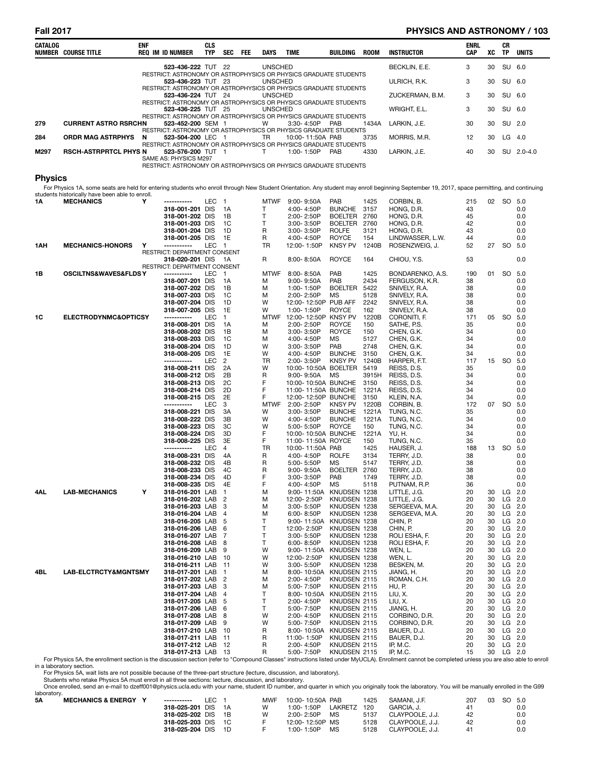| CATALOG NUMBER | COURSE TITLE | ENF REQ | IM | ID NUMBER | CLS TYP | SEC | FEE | DAYS | TIME | BUILDING | ROOM | INSTRUCTOR | ENRL CAP | XC | CR TP | UNITS |
|---|---|---|---|---|---|---|---|---|---|---|---|---|---|---|---|---|
| | | | | 523-436-222 | TUT | 22 | | UNSCHED | | | | BECKLIN, E.E. | 3 | 30 | SU | 6.0 |
| | RESTRICT: ASTRONOMY OR ASTROPHYSICS OR PHYSICS GRADUATE STUDENTS | | | | | | | | | | | | | | | |
| | | | | 523-436-223 | TUT | 23 | | UNSCHED | | | | ULRICH, R.K. | 3 | 30 | SU | 6.0 |
| | RESTRICT: ASTRONOMY OR ASTROPHYSICS OR PHYSICS GRADUATE STUDENTS | | | | | | | | | | | | | | | |
| | | | | 523-436-224 | TUT | 24 | | UNSCHED | | | | ZUCKERMAN, B.M. | 3 | 30 | SU | 6.0 |
| | RESTRICT: ASTRONOMY OR ASTROPHYSICS OR PHYSICS GRADUATE STUDENTS | | | | | | | | | | | | | | | |
| | | | | 523-436-225 | TUT | 25 | | UNSCHED | | | | WRIGHT, E.L. | 3 | 30 | SU | 6.0 |
| | RESTRICT: ASTRONOMY OR ASTROPHYSICS OR PHYSICS GRADUATE STUDENTS | | | | | | | | | | | | | | | |
| 279 | CURRENT ASTRO RSRCHN | | | 523-452-200 | SEM | 1 | | W | 3:30- 4:50P | PAB | 1434A | LARKIN, J.E. | 30 | 30 | SU | 2.0 |
| | RESTRICT: ASTRONOMY OR ASTROPHYSICS OR PHYSICS GRADUATE STUDENTS | | | | | | | | | | | | | | | |
| 284 | ORDR MAG ASTRPHYS | N | | 523-504-200 | LEC | 1 | | TR | 10:00- 11:50A | PAB | 3735 | MORRIS, M.R. | 12 | 30 | LG | 4.0 |
| | RESTRICT: ASTRONOMY OR ASTROPHYSICS OR PHYSICS GRADUATE STUDENTS | | | | | | | | | | | | | | | |
| M297 | RSCH-ASTRPRTCL PHYS | N | | 523-576-200 | TUT | 1 | | T | 1:00- 1:50P | PAB | 4330 | LARKIN, J.E. | 40 | 30 | SU | 2.0-4.0 |
| | SAME AS: PHYSICS M297 | | | | | | | | | | | | | | | |
| | RESTRICT: ASTRONOMY OR ASTROPHYSICS OR PHYSICS GRADUATE STUDENTS | | | | | | | | | | | | | | | |

## Physics

For Physics 1A, some seats are held for entering students who enroll through New Student Orientation. Any student may enroll beginning September 19, 2017, space permitting, and continuing students historically have been able to enroll.

| CATALOG NUMBER | COURSE TITLE | ENF REQ | IM | ID NUMBER | CLS TYP | SEC | FEE | DAYS | TIME | BUILDING | ROOM | INSTRUCTOR | ENRL CAP | XC | CR TP | UNITS |
|---|---|---|---|---|---|---|---|---|---|---|---|---|---|---|---|---|
| 1A | MECHANICS | Y | | ----------- | LEC | 1 | | MTWF | 9:00- 9:50A | PAB | 1425 | CORBIN, B. | 215 | 02 | SO | 5.0 |
| | | | | 318-001-201 | DIS | 1A | | T | 4:00- 4:50P | BUNCHE | 3157 | HONG, D.R. | 43 | | | 0.0 |
| | | | | 318-001-202 | DIS | 1B | | T | 2:00- 2:50P | BOELTER | 2760 | HONG, D.R. | 45 | | | 0.0 |
| | | | | 318-001-203 | DIS | 1C | | T | 3:00- 3:50P | BOELTER | 2760 | HONG, D.R. | 42 | | | 0.0 |
| | | | | 318-001-204 | DIS | 1D | | R | 3:00- 3:50P | ROLFE | 3121 | HONG, D.R. | 43 | | | 0.0 |
| | | | | 318-001-205 | DIS | 1E | | R | 4:00- 4:50P | ROYCE | 154 | LINDWASSER, L.W. | 44 | | | 0.0 |
| 1AH | MECHANICS-HONORS | Y | | ----------- | LEC | 1 | | TR | 12:00- 1:50P | KNSY PV | 1240B | ROSENZWEIG, J. | 52 | 27 | SO | 5.0 |
| | RESTRICT: DEPARTMENT CONSENT | | | | | | | | | | | | | | | |
| | | | | 318-020-201 | DIS | 1A | | R | 8:00- 8:50A | ROYCE | 164 | CHIOU, Y.S. | 53 | | | 0.0 |
| | RESTRICT: DEPARTMENT CONSENT | | | | | | | | | | | | | | | |
| 1B | OSCILTNS&WAVES&FLDS | Y | | ----------- | LEC | 1 | | MTWF | 8:00- 8:50A | PAB | 1425 | BONDARENKO, A.S. | 190 | 01 | SO | 5.0 |
| | | | | 318-007-201 | DIS | 1A | | M | 9:00- 9:50A | PAB | 2434 | FERGUSON, K.R. | 38 | | | 0.0 |
| | | | | 318-007-202 | DIS | 1B | | M | 1:00- 1:50P | BOELTER | 5422 | SNIVELY, R.A. | 38 | | | 0.0 |
| | | | | 318-007-203 | DIS | 1C | | M | 2:00- 2:50P | MS | 5128 | SNIVELY, R.A. | 38 | | | 0.0 |
| | | | | 318-007-204 | DIS | 1D | | W | 12:00- 12:50P | PUB AFF | 2242 | SNIVELY, R.A. | 38 | | | 0.0 |
| | | | | 318-007-205 | DIS | 1E | | W | 1:00- 1:50P | ROYCE | 162 | SNIVELY, R.A. | 38 | | | 0.0 |
| 1C | ELECTRODYNMC&OPTICS | Y | | ----------- | LEC | 1 | | MTWF | 12:00- 12:50P | KNSY PV | 1220B | CORONITI, F. | 171 | 05 | SO | 5.0 |
| | | | | 318-008-201 | DIS | 1A | | M | 2:00- 2:50P | ROYCE | 150 | SATHE, P.S. | 35 | | | 0.0 |
| | | | | 318-008-202 | DIS | 1B | | M | 3:00- 3:50P | ROYCE | 150 | CHEN, G.K. | 34 | | | 0.0 |
| | | | | 318-008-203 | DIS | 1C | | M | 4:00- 4:50P | MS | 5127 | CHEN, G.K. | 34 | | | 0.0 |
| | | | | 318-008-204 | DIS | 1D | | W | 3:00- 3:50P | PAB | 2748 | CHEN, G.K. | 34 | | | 0.0 |
| | | | | 318-008-205 | DIS | 1E | | W | 4:00- 4:50P | BUNCHE | 3150 | CHEN, G.K. | 34 | | | 0.0 |
| | | | | ----------- | LEC | 2 | | TR | 2:00- 3:50P | KNSY PV | 1240B | HARPER, F.T. | 117 | 15 | SO | 5.0 |
| | | | | 318-008-211 | DIS | 2A | | W | 10:00- 10:50A | BOELTER | 5419 | REISS, D.S. | 35 | | | 0.0 |
| | | | | 318-008-212 | DIS | 2B | | R | 9:00- 9:50A | MS | 3915H | REISS, D.S. | 34 | | | 0.0 |
| | | | | 318-008-213 | DIS | 2C | | F | 10:00- 10:50A | BUNCHE | 3150 | REISS, D.S. | 34 | | | 0.0 |
| | | | | 318-008-214 | DIS | 2D | | F | 11:00- 11:50A | BUNCHE | 1221A | REISS, D.S. | 34 | | | 0.0 |
| | | | | 318-008-215 | DIS | 2E | | F | 12:00- 12:50P | BUNCHE | 3150 | KLEIN, N.A. | 34 | | | 0.0 |
| | | | | ----------- | LEC | 3 | | MTWF | 2:00- 2:50P | KNSY PV | 1220B | CORBIN, B. | 172 | 07 | SO | 5.0 |
| | | | | 318-008-221 | DIS | 3A | | W | 3:00- 3:50P | BUNCHE | 1221A | TUNG, N.C. | 35 | | | 0.0 |
| | | | | 318-008-222 | DIS | 3B | | W | 4:00- 4:50P | BUNCHE | 1221A | TUNG, N.C. | 34 | | | 0.0 |
| | | | | 318-008-223 | DIS | 3C | | W | 5:00- 5:50P | ROYCE | 150 | TUNG, N.C. | 34 | | | 0.0 |
| | | | | 318-008-224 | DIS | 3D | | F | 10:00- 10:50A | BUNCHE | 1221A | YU, H. | 34 | | | 0.0 |
| | | | | 318-008-225 | DIS | 3E | | F | 11:00- 11:50A | ROYCE | 150 | TUNG, N.C. | 35 | | | 0.0 |
| | | | | ----------- | LEC | 4 | | TR | 10:00- 11:50A | PAB | 1425 | HAUSER, J. | 188 | 13 | SO | 5.0 |
| | | | | 318-008-231 | DIS | 4A | | R | 4:00- 4:50P | ROLFE | 3134 | TERRY, J.D. | 38 | | | 0.0 |
| | | | | 318-008-232 | DIS | 4B | | R | 5:00- 5:50P | MS | 5147 | TERRY, J.D. | 38 | | | 0.0 |
| | | | | 318-008-233 | DIS | 4C | | R | 9:00- 9:50A | BOELTER | 2760 | TERRY, J.D. | 38 | | | 0.0 |
| | | | | 318-008-234 | DIS | 4D | | F | 3:00- 3:50P | PAB | 1749 | TERRY, J.D. | 38 | | | 0.0 |
| | | | | 318-008-235 | DIS | 4E | | F | 4:00- 4:50P | MS | 5118 | PUTNAM, R.P. | 36 | | | 0.0 |
| 4AL | LAB-MECHANICS | Y | | 318-016-201 | LAB | 1 | | M | 9:00- 11:50A | KNUDSEN | 1238 | LITTLE, J.G. | 20 | 30 | LG | 2.0 |
| | | | | 318-016-202 | LAB | 2 | | M | 12:00- 2:50P | KNUDSEN | 1238 | LITTLE, J.G. | 20 | 30 | LG | 2.0 |
| | | | | 318-016-203 | LAB | 3 | | M | 3:00- 5:50P | KNUDSEN | 1238 | SERGEEVA, M.A. | 20 | 30 | LG | 2.0 |
| | | | | 318-016-204 | LAB | 4 | | M | 6:00- 8:50P | KNUDSEN | 1238 | SERGEEVA, M.A. | 20 | 30 | LG | 2.0 |
| | | | | 318-016-205 | LAB | 5 | | T | 9:00- 11:50A | KNUDSEN | 1238 | CHIN, P. | 20 | 30 | LG | 2.0 |
| | | | | 318-016-206 | LAB | 6 | | T | 12:00- 2:50P | KNUDSEN | 1238 | CHIN, P. | 20 | 30 | LG | 2.0 |
| | | | | 318-016-207 | LAB | 7 | | T | 3:00- 5:50P | KNUDSEN | 1238 | ROLI ESHA, F. | 20 | 30 | LG | 2.0 |
| | | | | 318-016-208 | LAB | 8 | | T | 6:00- 8:50P | KNUDSEN | 1238 | ROLI ESHA, F. | 20 | 30 | LG | 2.0 |
| | | | | 318-016-209 | LAB | 9 | | W | 9:00- 11:50A | KNUDSEN | 1238 | WEN, L. | 20 | 30 | LG | 2.0 |
| | | | | 318-016-210 | LAB | 10 | | W | 12:00- 2:50P | KNUDSEN | 1238 | WEN, L. | 20 | 30 | LG | 2.0 |
| | | | | 318-016-211 | LAB | 11 | | W | 3:00- 5:50P | KNUDSEN | 1238 | BESKEN, M. | 20 | 30 | LG | 2.0 |
| 4BL | LAB-ELCTRCTY&MGNTSMY | | | 318-017-201 | LAB | 1 | | M | 8:00- 10:50A | KNUDSEN | 2115 | JIANG, H. | 20 | 30 | LG | 2.0 |
| | | | | 318-017-202 | LAB | 2 | | M | 2:00- 4:50P | KNUDSEN | 2115 | ROMAN, C.H. | 20 | 30 | LG | 2.0 |
| | | | | 318-017-203 | LAB | 3 | | M | 5:00- 7:50P | KNUDSEN | 2115 | HU, P. | 20 | 30 | LG | 2.0 |
| | | | | 318-017-204 | LAB | 4 | | T | 8:00- 10:50A | KNUDSEN | 2115 | LIU, X. | 20 | 30 | LG | 2.0 |
| | | | | 318-017-205 | LAB | 5 | | T | 2:00- 4:50P | KNUDSEN | 2115 | LIU, X. | 20 | 30 | LG | 2.0 |
| | | | | 318-017-206 | LAB | 6 | | T | 5:00- 7:50P | KNUDSEN | 2115 | JIANG, H. | 20 | 30 | LG | 2.0 |
| | | | | 318-017-208 | LAB | 8 | | W | 2:00- 4:50P | KNUDSEN | 2115 | CORBINO, D.R. | 20 | 30 | LG | 2.0 |
| | | | | 318-017-209 | LAB | 9 | | W | 5:00- 7:50P | KNUDSEN | 2115 | CORBINO, D.R. | 20 | 30 | LG | 2.0 |
| | | | | 318-017-210 | LAB | 10 | | R | 8:00- 10:50A | KNUDSEN | 2115 | BAUER, D.J. | 20 | 30 | LG | 2.0 |
| | | | | 318-017-211 | LAB | 11 | | R | 11:00- 1:50P | KNUDSEN | 2115 | BAUER, D.J. | 20 | 30 | LG | 2.0 |
| | | | | 318-017-212 | LAB | 12 | | R | 2:00- 4:50P | KNUDSEN | 2115 | IP, M.C. | 20 | 30 | LG | 2.0 |
| | | | | 318-017-213 | LAB | 13 | | R | 5:00- 7:50P | KNUDSEN | 2115 | IP, M.C. | 15 | 30 | LG | 2.0 |

For Physics 5A, the enrollment section is the discussion section (refer to "Compound Classes" instructions listed under MyUCLA). Enrollment cannot be completed unless you are also able to enroll in a laboratory section.

For Physics 5A, wait lists are not possible because of the three-part structure (lecture, discussion, and laboratory).

Students who retake Physics 5A must enroll in all three sections: lecture, discussion, and laboratory.

Once enrolled, send an e-mail to dzeff001@physics.ucla.edu with your name, student ID number, and quarter in which you originally took the laboratory. You will be manually enrolled in the G99 laboratory.

| CATALOG NUMBER | COURSE TITLE | ENF REQ | IM | ID NUMBER | CLS TYP | SEC | FEE | DAYS | TIME | BUILDING | ROOM | INSTRUCTOR | ENRL CAP | XC | CR TP | UNITS |
|---|---|---|---|---|---|---|---|---|---|---|---|---|---|---|---|---|
| 5A | MECHANICS & ENERGY | Y | | ----------- | LEC | 1 | | MWF | 10:00- 10:50A | PAB | 1425 | SAMANI, J.F. | 207 | 03 | SO | 5.0 |
| | | | | 318-025-201 | DIS | 1A | | W | 1:00- 1:50P | LAKRETZ | 120 | GARCIA, J. | 41 | | | 0.0 |
| | | | | 318-025-202 | DIS | 1B | | W | 2:00- 2:50P | MS | 5137 | CLAYPOOLE, J.J. | 42 | | | 0.0 |
| | | | | 318-025-203 | DIS | 1C | | F | 12:00- 12:50P | MS | 5128 | CLAYPOOLE, J.J. | 42 | | | 0.0 |
| | | | | 318-025-204 | DIS | 1D | | F | 1:00- 1:50P | MS | 5128 | CLAYPOOLE, J.J. | 41 | | | 0.0 |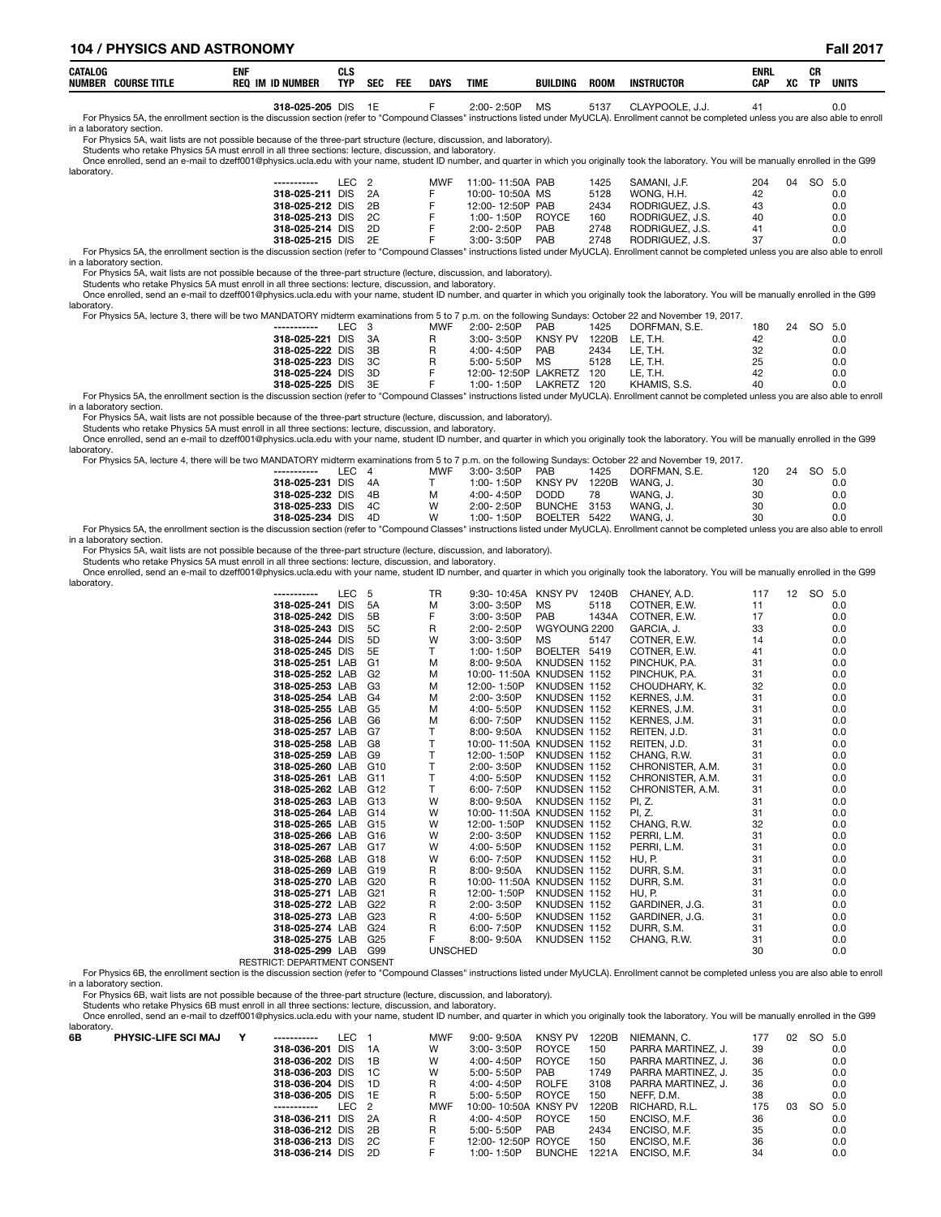| CATALOG NUMBER | COURSE TITLE | ENF REQ | IM | ID NUMBER | CLS TYP | SEC | FEE | DAYS | TIME | BUILDING | ROOM | INSTRUCTOR | ENRL CAP | XC | CR TP | UNITS |
|---|---|---|---|---|---|---|---|---|---|---|---|---|---|---|---|---|
| | | | | 318-025-205 | DIS | 1E | | F | 2:00- 2:50P | MS | 5137 | CLAYPOOLE, J.J. | 41 | | | 0.0 |

For Physics 5A, the enrollment section is the discussion section (refer to "Compound Classes" instructions listed under MyUCLA). Enrollment cannot be completed unless you are also able to enroll in a laboratory section.

For Physics 5A, wait lists are not possible because of the three-part structure (lecture, discussion, and laboratory).

Students who retake Physics 5A must enroll in all three sections: lecture, discussion, and laboratory.

Once enrolled, send an e-mail to dzeff001@physics.ucla.edu with your name, student ID number, and quarter in which you originally took the laboratory. You will be manually enrolled in the G99 laboratory.

| CATALOG NUMBER | COURSE TITLE | ENF REQ | IM | ID NUMBER | CLS TYP | SEC | FEE | DAYS | TIME | BUILDING | ROOM | INSTRUCTOR | ENRL CAP | XC | CR TP | UNITS |
|---|---|---|---|---|---|---|---|---|---|---|---|---|---|---|---|---|
| | | | | ----------- | LEC | 2 | | MWF | 11:00- 11:50A | PAB | 1425 | SAMANI, J.F. | 204 | 04 | SO | 5.0 |
| | | | | 318-025-211 | DIS | 2A | | F | 10:00- 10:50A | MS | 5128 | WONG, H.H. | 42 | | | 0.0 |
| | | | | 318-025-212 | DIS | 2B | | F | 12:00- 12:50P | PAB | 2434 | RODRIGUEZ, J.S. | 43 | | | 0.0 |
| | | | | 318-025-213 | DIS | 2C | | F | 1:00- 1:50P | ROYCE | 160 | RODRIGUEZ, J.S. | 40 | | | 0.0 |
| | | | | 318-025-214 | DIS | 2D | | F | 2:00- 2:50P | PAB | 2748 | RODRIGUEZ, J.S. | 41 | | | 0.0 |
| | | | | 318-025-215 | DIS | 2E | | F | 3:00- 3:50P | PAB | 2748 | RODRIGUEZ, J.S. | 37 | | | 0.0 |

For Physics 5A, the enrollment section is the discussion section (refer to "Compound Classes" instructions listed under MyUCLA). Enrollment cannot be completed unless you are also able to enroll in a laboratory section.

For Physics 5A, wait lists are not possible because of the three-part structure (lecture, discussion, and laboratory).

Students who retake Physics 5A must enroll in all three sections: lecture, discussion, and laboratory.

Once enrolled, send an e-mail to dzeff001@physics.ucla.edu with your name, student ID number, and quarter in which you originally took the laboratory. You will be manually enrolled in the G99 laboratory.

For Physics 5A, lecture 3, there will be two MANDATORY midterm examinations from 5 to 7 p.m. on the following Sundays: October 22 and November 19, 2017.

| CATALOG NUMBER | COURSE TITLE | ENF REQ | IM | ID NUMBER | CLS TYP | SEC | FEE | DAYS | TIME | BUILDING | ROOM | INSTRUCTOR | ENRL CAP | XC | CR TP | UNITS |
|---|---|---|---|---|---|---|---|---|---|---|---|---|---|---|---|---|
| | | | | ----------- | LEC | 3 | | MWF | 2:00- 2:50P | PAB | 1425 | DORFMAN, S.E. | 180 | 24 | SO | 5.0 |
| | | | | 318-025-221 | DIS | 3A | | R | 3:00- 3:50P | KNSY PV | 1220B | LE, T.H. | 42 | | | 0.0 |
| | | | | 318-025-222 | DIS | 3B | | R | 4:00- 4:50P | PAB | 2434 | LE, T.H. | 32 | | | 0.0 |
| | | | | 318-025-223 | DIS | 3C | | R | 5:00- 5:50P | MS | 5128 | LE, T.H. | 25 | | | 0.0 |
| | | | | 318-025-224 | DIS | 3D | | F | 12:00- 12:50P | LAKRETZ | 120 | LE, T.H. | 42 | | | 0.0 |
| | | | | 318-025-225 | DIS | 3E | | F | 1:00- 1:50P | LAKRETZ | 120 | KHAMIS, S.S. | 40 | | | 0.0 |

For Physics 5A, the enrollment section is the discussion section (refer to "Compound Classes" instructions listed under MyUCLA). Enrollment cannot be completed unless you are also able to enroll in a laboratory section.

For Physics 5A, wait lists are not possible because of the three-part structure (lecture, discussion, and laboratory).

Students who retake Physics 5A must enroll in all three sections: lecture, discussion, and laboratory.

Once enrolled, send an e-mail to dzeff001@physics.ucla.edu with your name, student ID number, and quarter in which you originally took the laboratory. You will be manually enrolled in the G99 laboratory.

For Physics 5A, lecture 4, there will be two MANDATORY midterm examinations from 5 to 7 p.m. on the following Sundays: October 22 and November 19, 2017.

| CATALOG NUMBER | COURSE TITLE | ENF REQ | IM | ID NUMBER | CLS TYP | SEC | FEE | DAYS | TIME | BUILDING | ROOM | INSTRUCTOR | ENRL CAP | XC | CR TP | UNITS |
|---|---|---|---|---|---|---|---|---|---|---|---|---|---|---|---|---|
| | | | | ----------- | LEC | 4 | | MWF | 3:00- 3:50P | PAB | 1425 | DORFMAN, S.E. | 120 | 24 | SO | 5.0 |
| | | | | 318-025-231 | DIS | 4A | | T | 1:00- 1:50P | KNSY PV | 1220B | WANG, J. | 30 | | | 0.0 |
| | | | | 318-025-232 | DIS | 4B | | M | 4:00- 4:50P | DODD | 78 | WANG, J. | 30 | | | 0.0 |
| | | | | 318-025-233 | DIS | 4C | | W | 2:00- 2:50P | BUNCHE | 3153 | WANG, J. | 30 | | | 0.0 |
| | | | | 318-025-234 | DIS | 4D | | W | 1:00- 1:50P | BOELTER | 5422 | WANG, J. | 30 | | | 0.0 |

For Physics 5A, the enrollment section is the discussion section (refer to "Compound Classes" instructions listed under MyUCLA). Enrollment cannot be completed unless you are also able to enroll in a laboratory section.

For Physics 5A, wait lists are not possible because of the three-part structure (lecture, discussion, and laboratory).

Students who retake Physics 5A must enroll in all three sections: lecture, discussion, and laboratory.

Once enrolled, send an e-mail to dzeff001@physics.ucla.edu with your name, student ID number, and quarter in which you originally took the laboratory. You will be manually enrolled in the G99 laboratory.

| CATALOG NUMBER | COURSE TITLE | ENF REQ | IM | ID NUMBER | CLS TYP | SEC | FEE | DAYS | TIME | BUILDING | ROOM | INSTRUCTOR | ENRL CAP | XC | CR TP | UNITS |
|---|---|---|---|---|---|---|---|---|---|---|---|---|---|---|---|---|
| | | | | ----------- | LEC | 5 | | TR | 9:30- 10:45A | KNSY PV | 1240B | CHANEY, A.D. | 117 | 12 | SO | 5.0 |
| | | | | 318-025-241 | DIS | 5A | | M | 3:00- 3:50P | MS | 5118 | COTNER, E.W. | 11 | | | 0.0 |
| | | | | 318-025-242 | DIS | 5B | | F | 3:00- 3:50P | PAB | 1434A | COTNER, E.W. | 17 | | | 0.0 |
| | | | | 318-025-243 | DIS | 5C | | R | 2:00- 2:50P | WGYOUNG | 2200 | GARCIA, J. | 33 | | | 0.0 |
| | | | | 318-025-244 | DIS | 5D | | W | 3:00- 3:50P | MS | 5147 | COTNER, E.W. | 14 | | | 0.0 |
| | | | | 318-025-245 | DIS | 5E | | T | 1:00- 1:50P | BOELTER | 5419 | COTNER, E.W. | 41 | | | 0.0 |
| | | | | 318-025-251 | LAB | G1 | | M | 8:00- 9:50A | KNUDSEN | 1152 | PINCHUK, P.A. | 31 | | | 0.0 |
| | | | | 318-025-252 | LAB | G2 | | M | 10:00- 11:50A | KNUDSEN | 1152 | PINCHUK, P.A. | 31 | | | 0.0 |
| | | | | 318-025-253 | LAB | G3 | | M | 12:00- 1:50P | KNUDSEN | 1152 | CHOUDHARY, K. | 32 | | | 0.0 |
| | | | | 318-025-254 | LAB | G4 | | M | 2:00- 3:50P | KNUDSEN | 1152 | KERNES, J.M. | 31 | | | 0.0 |
| | | | | 318-025-255 | LAB | G5 | | M | 4:00- 5:50P | KNUDSEN | 1152 | KERNES, J.M. | 31 | | | 0.0 |
| | | | | 318-025-256 | LAB | G6 | | M | 6:00- 7:50P | KNUDSEN | 1152 | KERNES, J.M. | 31 | | | 0.0 |
| | | | | 318-025-257 | LAB | G7 | | T | 8:00- 9:50A | KNUDSEN | 1152 | REITEN, J.D. | 31 | | | 0.0 |
| | | | | 318-025-258 | LAB | G8 | | T | 10:00- 11:50A | KNUDSEN | 1152 | REITEN, J.D. | 31 | | | 0.0 |
| | | | | 318-025-259 | LAB | G9 | | T | 12:00- 1:50P | KNUDSEN | 1152 | CHANG, R.W. | 31 | | | 0.0 |
| | | | | 318-025-260 | LAB | G10 | | T | 2:00- 3:50P | KNUDSEN | 1152 | CHRONISTER, A.M. | 31 | | | 0.0 |
| | | | | 318-025-261 | LAB | G11 | | T | 4:00- 5:50P | KNUDSEN | 1152 | CHRONISTER, A.M. | 31 | | | 0.0 |
| | | | | 318-025-262 | LAB | G12 | | T | 6:00- 7:50P | KNUDSEN | 1152 | CHRONISTER, A.M. | 31 | | | 0.0 |
| | | | | 318-025-263 | LAB | G13 | | W | 8:00- 9:50A | KNUDSEN | 1152 | PI, Z. | 31 | | | 0.0 |
| | | | | 318-025-264 | LAB | G14 | | W | 10:00- 11:50A | KNUDSEN | 1152 | PI, Z. | 31 | | | 0.0 |
| | | | | 318-025-265 | LAB | G15 | | W | 12:00- 1:50P | KNUDSEN | 1152 | CHANG, R.W. | 32 | | | 0.0 |
| | | | | 318-025-266 | LAB | G16 | | W | 2:00- 3:50P | KNUDSEN | 1152 | PERRI, L.M. | 31 | | | 0.0 |
| | | | | 318-025-267 | LAB | G17 | | W | 4:00- 5:50P | KNUDSEN | 1152 | PERRI, L.M. | 31 | | | 0.0 |
| | | | | 318-025-268 | LAB | G18 | | W | 6:00- 7:50P | KNUDSEN | 1152 | HU, P. | 31 | | | 0.0 |
| | | | | 318-025-269 | LAB | G19 | | R | 8:00- 9:50A | KNUDSEN | 1152 | DURR, S.M. | 31 | | | 0.0 |
| | | | | 318-025-270 | LAB | G20 | | R | 10:00- 11:50A | KNUDSEN | 1152 | DURR, S.M. | 31 | | | 0.0 |
| | | | | 318-025-271 | LAB | G21 | | R | 12:00- 1:50P | KNUDSEN | 1152 | HU, P. | 31 | | | 0.0 |
| | | | | 318-025-272 | LAB | G22 | | R | 2:00- 3:50P | KNUDSEN | 1152 | GARDINER, J.G. | 31 | | | 0.0 |
| | | | | 318-025-273 | LAB | G23 | | R | 4:00- 5:50P | KNUDSEN | 1152 | GARDINER, J.G. | 31 | | | 0.0 |
| | | | | 318-025-274 | LAB | G24 | | R | 6:00- 7:50P | KNUDSEN | 1152 | DURR, S.M. | 31 | | | 0.0 |
| | | | | 318-025-275 | LAB | G25 | | F | 8:00- 9:50A | KNUDSEN | 1152 | CHANG, R.W. | 31 | | | 0.0 |
| | | | | 318-025-299 | LAB | G99 | | UNSCHED | | | | | 30 | | | 0.0 |

RESTRICT: DEPARTMENT CONSENT

For Physics 6B, the enrollment section is the discussion section (refer to "Compound Classes" instructions listed under MyUCLA). Enrollment cannot be completed unless you are also able to enroll in a laboratory section.

For Physics 6B, wait lists are not possible because of the three-part structure (lecture, discussion, and laboratory).

Students who retake Physics 6B must enroll in all three sections: lecture, discussion, and laboratory.

Once enrolled, send an e-mail to dzeff001@physics.ucla.edu with your name, student ID number, and quarter in which you originally took the laboratory. You will be manually enrolled in the G99 laboratory.

| CATALOG NUMBER | COURSE TITLE | ENF REQ | IM | ID NUMBER | CLS TYP | SEC | FEE | DAYS | TIME | BUILDING | ROOM | INSTRUCTOR | ENRL CAP | XC | CR TP | UNITS |
|---|---|---|---|---|---|---|---|---|---|---|---|---|---|---|---|---|
| 6B | PHYSIC-LIFE SCI MAJ | Y | | ----------- | LEC | 1 | | MWF | 9:00- 9:50A | KNSY PV | 1220B | NIEMANN, C. | 177 | 02 | SO | 5.0 |
| | | | | 318-036-201 | DIS | 1A | | W | 3:00- 3:50P | ROYCE | 150 | PARRA MARTINEZ, J. | 39 | | | 0.0 |
| | | | | 318-036-202 | DIS | 1B | | W | 4:00- 4:50P | ROYCE | 150 | PARRA MARTINEZ, J. | 36 | | | 0.0 |
| | | | | 318-036-203 | DIS | 1C | | W | 5:00- 5:50P | PAB | 1749 | PARRA MARTINEZ, J. | 35 | | | 0.0 |
| | | | | 318-036-204 | DIS | 1D | | R | 4:00- 4:50P | ROLFE | 3108 | PARRA MARTINEZ, J. | 36 | | | 0.0 |
| | | | | 318-036-205 | DIS | 1E | | R | 5:00- 5:50P | ROYCE | 150 | NEFF, D.M. | 38 | | | 0.0 |
| | | | | ----------- | LEC | 2 | | MWF | 10:00- 10:50A | KNSY PV | 1220B | RICHARD, R.L. | 175 | 03 | SO | 5.0 |
| | | | | 318-036-211 | DIS | 2A | | R | 4:00- 4:50P | ROYCE | 150 | ENCISO, M.F. | 36 | | | 0.0 |
| | | | | 318-036-212 | DIS | 2B | | R | 5:00- 5:50P | PAB | 2434 | ENCISO, M.F. | 35 | | | 0.0 |
| | | | | 318-036-213 | DIS | 2C | | F | 12:00- 12:50P | ROYCE | 150 | ENCISO, M.F. | 36 | | | 0.0 |
| | | | | 318-036-214 | DIS | 2D | | F | 1:00- 1:50P | BUNCHE | 1221A | ENCISO, M.F. | 34 | | | 0.0 |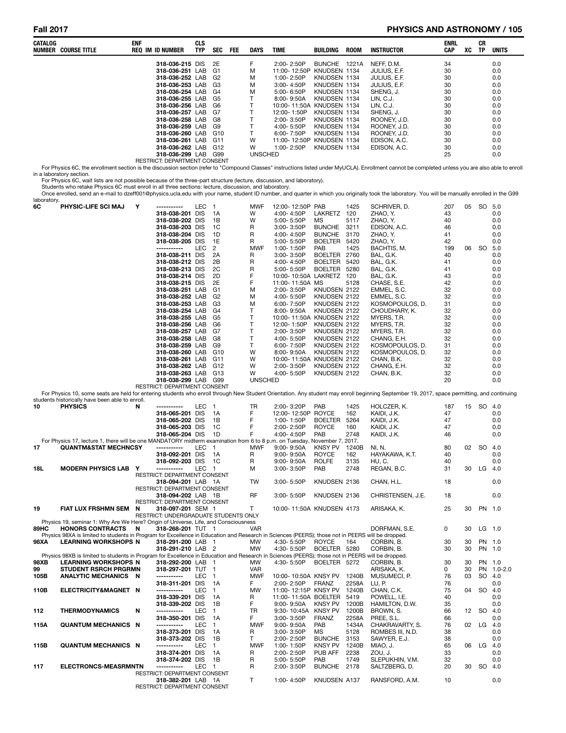| CATALOG NUMBER | COURSE TITLE | ENF REQ | IM | ID NUMBER | CLS TYP | SEC | FEE | DAYS | TIME | BUILDING | ROOM | INSTRUCTOR | ENRL CAP | XC | CR TP | UNITS |
|---|---|---|---|---|---|---|---|---|---|---|---|---|---|---|---|---|
| | | | | 318-036-215 | DIS | 2E | | F | 2:00- 2:50P | BUNCHE | 1221A | NEFF, D.M. | 34 | | | 0.0 |
| | | | | 318-036-251 | LAB | G1 | | M | 11:00- 12:50P | KNUDSEN | 1134 | JULIUS, E.F. | 30 | | | 0.0 |
| | | | | 318-036-252 | LAB | G2 | | M | 1:00- 2:50P | KNUDSEN | 1134 | JULIUS, E.F. | 30 | | | 0.0 |
| | | | | 318-036-253 | LAB | G3 | | M | 3:00- 4:50P | KNUDSEN | 1134 | JULIUS, E.F. | 30 | | | 0.0 |
| | | | | 318-036-254 | LAB | G4 | | M | 5:00- 6:50P | KNUDSEN | 1134 | SHENG, J. | 30 | | | 0.0 |
| | | | | 318-036-255 | LAB | G5 | | T | 8:00- 9:50A | KNUDSEN | 1134 | LIN, C.J. | 30 | | | 0.0 |
| | | | | 318-036-256 | LAB | G6 | | T | 10:00- 11:50A | KNUDSEN | 1134 | LIN, C.J. | 30 | | | 0.0 |
| | | | | 318-036-257 | LAB | G7 | | T | 12:00- 1:50P | KNUDSEN | 1134 | SHENG, J. | 30 | | | 0.0 |
| | | | | 318-036-258 | LAB | G8 | | T | 2:00- 3:50P | KNUDSEN | 1134 | ROONEY, J.D. | 30 | | | 0.0 |
| | | | | 318-036-259 | LAB | G9 | | T | 4:00- 5:50P | KNUDSEN | 1134 | ROONEY, J.D. | 30 | | | 0.0 |
| | | | | 318-036-260 | LAB | G10 | | T | 6:00- 7:50P | KNUDSEN | 1134 | ROONEY, J.D. | 30 | | | 0.0 |
| | | | | 318-036-261 | LAB | G11 | | W | 11:00- 12:50P | KNUDSEN | 1134 | EDISON, A.C. | 30 | | | 0.0 |
| | | | | 318-036-262 | LAB | G12 | | W | 1:00- 2:50P | KNUDSEN | 1134 | EDISON, A.C. | 30 | | | 0.0 |
| | | | | 318-036-299 | LAB | G99 | | UNSCHED | | | | | 25 | | | 0.0 |

RESTRICT: DEPARTMENT CONSENT

For Physics 6C, the enrollment section is the discussion section (refer to "Compound Classes" instructions listed under MyUCLA). Enrollment cannot be completed unless you are also able to enroll in a laboratory section.
For Physics 6C, wait lists are not possible because of the three-part structure (lecture, discussion, and laboratory).
Students who retake Physics 6C must enroll in all three sections: lecture, discussion, and laboratory.
Once enrolled, send an e-mail to dzeff001@physics.ucla.edu with your name, student ID number, and quarter in which you originally took the laboratory. You will be manually enrolled in the G99 laboratory.

| CATALOG NUMBER | COURSE TITLE | ENF REQ | IM | ID NUMBER | CLS TYP | SEC | FEE | DAYS | TIME | BUILDING | ROOM | INSTRUCTOR | ENRL CAP | XC | CR TP | UNITS |
|---|---|---|---|---|---|---|---|---|---|---|---|---|---|---|---|---|
| 6C | PHYSIC-LIFE SCI MAJ | Y | | ----------- | LEC | 1 | | MWF | 12:00- 12:50P | PAB | 1425 | SCHRIVER, D. | 207 | 05 | SO | 5.0 |
| | | | | 318-038-201 | DIS | 1A | | W | 4:00- 4:50P | LAKRETZ | 120 | ZHAO, Y. | 43 | | | 0.0 |
| | | | | 318-038-202 | DIS | 1B | | W | 5:00- 5:50P | MS | 5117 | ZHAO, Y. | 40 | | | 0.0 |
| | | | | 318-038-203 | DIS | 1C | | R | 3:00- 3:50P | BUNCHE | 3211 | EDISON, A.C. | 46 | | | 0.0 |
| | | | | 318-038-204 | DIS | 1D | | R | 4:00- 4:50P | BUNCHE | 3170 | ZHAO, Y. | 41 | | | 0.0 |
| | | | | 318-038-205 | DIS | 1E | | R | 5:00- 5:50P | BOELTER | 5420 | ZHAO, Y. | 42 | | | 0.0 |
| | | | | ----------- | LEC | 2 | | MWF | 1:00- 1:50P | PAB | 1425 | BACHTIS, M. | 199 | 06 | SO | 5.0 |
| | | | | 318-038-211 | DIS | 2A | | R | 3:00- 3:50P | BOELTER | 2760 | BAL, G.K. | 40 | | | 0.0 |
| | | | | 318-038-212 | DIS | 2B | | R | 4:00- 4:50P | BOELTER | 5420 | BAL, G.K. | 41 | | | 0.0 |
| | | | | 318-038-213 | DIS | 2C | | R | 5:00- 5:50P | BOELTER | 5280 | BAL, G.K. | 41 | | | 0.0 |
| | | | | 318-038-214 | DIS | 2D | | F | 10:00- 10:50A | LAKRETZ | 120 | BAL, G.K. | 43 | | | 0.0 |
| | | | | 318-038-215 | DIS | 2E | | F | 11:00- 11:50A | MS | 5128 | CHASE, S.E. | 42 | | | 0.0 |
| | | | | 318-038-251 | LAB | G1 | | M | 2:00- 3:50P | KNUDSEN | 2122 | EMMEL, S.C. | 32 | | | 0.0 |
| | | | | 318-038-252 | LAB | G2 | | M | 4:00- 5:50P | KNUDSEN | 2122 | EMMEL, S.C. | 32 | | | 0.0 |
| | | | | 318-038-253 | LAB | G3 | | M | 6:00- 7:50P | KNUDSEN | 2122 | KOSMOPOULOS, D. | 31 | | | 0.0 |
| | | | | 318-038-254 | LAB | G4 | | T | 8:00- 9:50A | KNUDSEN | 2122 | CHOUDHARY, K. | 32 | | | 0.0 |
| | | | | 318-038-255 | LAB | G5 | | T | 10:00- 11:50A | KNUDSEN | 2122 | MYERS, T.R. | 32 | | | 0.0 |
| | | | | 318-038-256 | LAB | G6 | | T | 12:00- 1:50P | KNUDSEN | 2122 | MYERS, T.R. | 32 | | | 0.0 |
| | | | | 318-038-257 | LAB | G7 | | T | 2:00- 3:50P | KNUDSEN | 2122 | MYERS, T.R. | 32 | | | 0.0 |
| | | | | 318-038-258 | LAB | G8 | | T | 4:00- 5:50P | KNUDSEN | 2122 | CHANG, E.H. | 32 | | | 0.0 |
| | | | | 318-038-259 | LAB | G9 | | T | 6:00- 7:50P | KNUDSEN | 2122 | KOSMOPOULOS, D. | 31 | | | 0.0 |
| | | | | 318-038-260 | LAB | G10 | | W | 8:00- 9:50A | KNUDSEN | 2122 | KOSMOPOULOS, D. | 32 | | | 0.0 |
| | | | | 318-038-261 | LAB | G11 | | W | 10:00- 11:50A | KNUDSEN | 2122 | CHAN, B.K. | 32 | | | 0.0 |
| | | | | 318-038-262 | LAB | G12 | | W | 2:00- 3:50P | KNUDSEN | 2122 | CHANG, E.H. | 32 | | | 0.0 |
| | | | | 318-038-263 | LAB | G13 | | W | 4:00- 5:50P | KNUDSEN | 2122 | CHAN, B.K. | 32 | | | 0.0 |
| | | | | 318-038-299 | LAB | G99 | | UNSCHED | | | | | 20 | | | 0.0 |

RESTRICT: DEPARTMENT CONSENT

For Physics 10, some seats are held for entering students who enroll through New Student Orientation. Any student may enroll beginning September 19, 2017, space permitting, and continuing students historically have been able to enroll.

| CATALOG NUMBER | COURSE TITLE | ENF REQ | IM | ID NUMBER | CLS TYP | SEC | FEE | DAYS | TIME | BUILDING | ROOM | INSTRUCTOR | ENRL CAP | XC | CR TP | UNITS |
|---|---|---|---|---|---|---|---|---|---|---|---|---|---|---|---|---|
| 10 | PHYSICS | N | | ----------- | LEC | 1 | | TR | 2:00- 3:20P | PAB | 1425 | HOLCZER, K. | 187 | 15 | SO | 4.0 |
| | | | | 318-065-201 | DIS | 1A | | F | 12:00- 12:50P | ROYCE | 162 | KAIDI, J.K. | 47 | | | 0.0 |
| | | | | 318-065-202 | DIS | 1B | | F | 1:00- 1:50P | BOELTER | 5264 | KAIDI, J.K. | 47 | | | 0.0 |
| | | | | 318-065-203 | DIS | 1C | | F | 2:00- 2:50P | ROYCE | 160 | KAIDI, J.K. | 47 | | | 0.0 |
| | | | | 318-065-204 | DIS | 1D | | F | 4:00- 4:50P | PAB | 2748 | KAIDI, J.K. | 46 | | | 0.0 |

For Physics 17, lecture 1, there will be one MANDATORY midterm examination from 6 to 8 p.m. on Tuesday, November 7, 2017.

| CATALOG NUMBER | COURSE TITLE | ENF REQ | IM | ID NUMBER | CLS TYP | SEC | FEE | DAYS | TIME | BUILDING | ROOM | INSTRUCTOR | ENRL CAP | XC | CR TP | UNITS |
|---|---|---|---|---|---|---|---|---|---|---|---|---|---|---|---|---|
| 17 | QUANTM&STAT MECHNCSY | | | ----------- | LEC | 1 | | MWF | 9:00- 9:50A | KNSY PV | 1240B | NI, N. | 80 | 02 | SO | 4.0 |
| | | | | 318-092-201 | DIS | 1A | | R | 9:00- 9:50A | ROYCE | 162 | HAYAKAWA, K.T. | 40 | | | 0.0 |
| | | | | 318-092-203 | DIS | 1C | | R | 9:00- 9:50A | ROLFE | 3135 | HU, C. | 40 | | | 0.0 |
| 18L | MODERN PHYSICS LAB | Y | | ----------- | LEC | 1 | | M | 3:00- 3:50P | PAB | 2748 | REGAN, B.C. | 31 | 30 | LG | 4.0 |
| | RESTRICT: DEPARTMENT CONSENT | | | | | | | | | | | | | | | |
| | | | | 318-094-201 | LAB | 1A | | TW | 3:00- 5:50P | KNUDSEN | 2136 | CHAN, H.L. | 18 | | | 0.0 |
| | RESTRICT: DEPARTMENT CONSENT | | | | | | | | | | | | | | | |
| | | | | 318-094-202 | LAB | 1B | | RF | 3:00- 5:50P | KNUDSEN | 2136 | CHRISTENSEN, J.E. | 18 | | | 0.0 |
| | RESTRICT: DEPARTMENT CONSENT | | | | | | | | | | | | | | | |
| 19 | FIAT LUX FRSHMN SEM | N | | 318-097-201 | SEM | 1 | | T | 10:00- 11:50A | KNUDSEN | 4173 | ARISAKA, K. | 25 | 30 | PN | 1.0 |
| | RESTRICT: UNDERGRADUATE STUDENTS ONLY | | | | | | | | | | | | | | | |

Physics 19, seminar 1: Why Are We Here? Origin of Universe, Life, and Consciousness

| CATALOG NUMBER | COURSE TITLE | ENF REQ | IM | ID NUMBER | CLS TYP | SEC | FEE | DAYS | TIME | BUILDING | ROOM | INSTRUCTOR | ENRL CAP | XC | CR TP | UNITS |
|---|---|---|---|---|---|---|---|---|---|---|---|---|---|---|---|---|
| 89HC | HONORS CONTRACTS | N | | 318-268-201 | TUT | 1 | | VAR | | | | DORFMAN, S.E. | 0 | 30 | LG | 1.0 |

Physics 98XA is limited to students in Program for Excellence in Education and Research in Sciences (PEERS); those not in PEERS will be dropped.

| CATALOG NUMBER | COURSE TITLE | ENF REQ | IM | ID NUMBER | CLS TYP | SEC | FEE | DAYS | TIME | BUILDING | ROOM | INSTRUCTOR | ENRL CAP | XC | CR TP | UNITS |
|---|---|---|---|---|---|---|---|---|---|---|---|---|---|---|---|---|
| 98XA | LEARNING WORKSHOPS | N | | 318-291-200 | LAB | 1 | | MW | 4:30- 5:50P | ROYCE | 164 | CORBIN, B. | 30 | 30 | PN | 1.0 |
| | | | | 318-291-210 | LAB | 2 | | MW | 4:30- 5:50P | BOELTER | 5280 | CORBIN, B. | 30 | 30 | PN | 1.0 |

Physics 98XB is limited to students in Program for Excellence in Education and Research in Sciences (PEERS); those not in PEERS will be dropped.

| CATALOG NUMBER | COURSE TITLE | ENF REQ | IM | ID NUMBER | CLS TYP | SEC | FEE | DAYS | TIME | BUILDING | ROOM | INSTRUCTOR | ENRL CAP | XC | CR TP | UNITS |
|---|---|---|---|---|---|---|---|---|---|---|---|---|---|---|---|---|
| 98XB | LEARNING WORKSHOPS | N | | 318-292-200 | LAB | 1 | | MW | 4:30- 5:50P | BOELTER | 5272 | CORBIN, B. | 30 | 30 | PN | 1.0 |
| 99 | STUDENT RSRCH PRGRMN | | | 318-297-201 | TUT | 1 | | VAR | | | | ARISAKA, K. | 0 | 30 | PN | 1.0-2.0 |
| 105B | ANALYTIC MECHANICS | N | | ----------- | LEC | 1 | | MWF | 10:00- 10:50A | KNSY PV | 1240B | MUSUMECI, P. | 76 | 03 | SO | 4.0 |
| | | | | 318-311-201 | DIS | 1A | | F | 2:00- 2:50P | FRANZ | 2258A | LU, P. | 76 | | | 0.0 |
| 110B | ELECTRICITY&MAGNET | N | | ----------- | LEC | 1 | | MW | 11:00- 12:15P | KNSY PV | 1240B | CHAN, C.K. | 75 | 04 | SO | 4.0 |
| | | | | 318-339-201 | DIS | 1A | | R | 11:00- 11:50A | BOELTER | 5419 | POWELL, I.E. | 40 | | | 0.0 |
| | | | | 318-339-202 | DIS | 1B | | F | 9:00- 9:50A | KNSY PV | 1200B | HAMILTON, D.W. | 35 | | | 0.0 |
| 112 | THERMODYNAMICS | N | | ----------- | LEC | 1 | | TR | 9:30- 10:45A | KNSY PV | 1200B | BROWN, S. | 66 | 12 | SO | 4.0 |
| | | | | 318-350-201 | DIS | 1A | | F | 3:00- 3:50P | FRANZ | 2258A | PREE, S.L. | 66 | | | 0.0 |
| 115A | QUANTUM MECHANICS | N | | ----------- | LEC | 1 | | MWF | 9:00- 9:50A | PAB | 1434A | CHAKRAVARTY, S. | 76 | 02 | LG | 4.0 |
| | | | | 318-373-201 | DIS | 1A | | R | 3:00- 3:50P | MS | 5128 | ROMBES III, N.D. | 38 | | | 0.0 |
| | | | | 318-373-202 | DIS | 1B | | T | 2:00- 2:50P | BUNCHE | 3153 | SAWYER, E.J. | 38 | | | 0.0 |
| 115B | QUANTUM MECHANICS | N | | ----------- | LEC | 1 | | MWF | 1:00- 1:50P | KNSY PV | 1240B | MIAO, J. | 65 | 06 | LG | 4.0 |
| | | | | 318-374-201 | DIS | 1A | | R | 2:00- 2:50P | PUB AFF | 2238 | ZOU, J. | 33 | | | 0.0 |
| | | | | 318-374-202 | DIS | 1B | | R | 5:00- 5:50P | PAB | 1749 | SLEPUKHIN, V.M. | 32 | | | 0.0 |
| 117 | ELECTRONCS-MEASRMNTN | | | ----------- | LEC | 1 | | R | 2:00- 3:50P | BUNCHE | 2178 | SALTZBERG, D. | 20 | 30 | SO | 4.0 |
| | RESTRICT: DEPARTMENT CONSENT | | | | | | | | | | | | | | | |
| | | | | 318-382-201 | LAB | 1A | | T | 1:00- 4:50P | KNUDSEN | A137 | RANSFORD, A.M. | 10 | | | 0.0 |
| | RESTRICT: DEPARTMENT CONSENT | | | | | | | | | | | | | | | |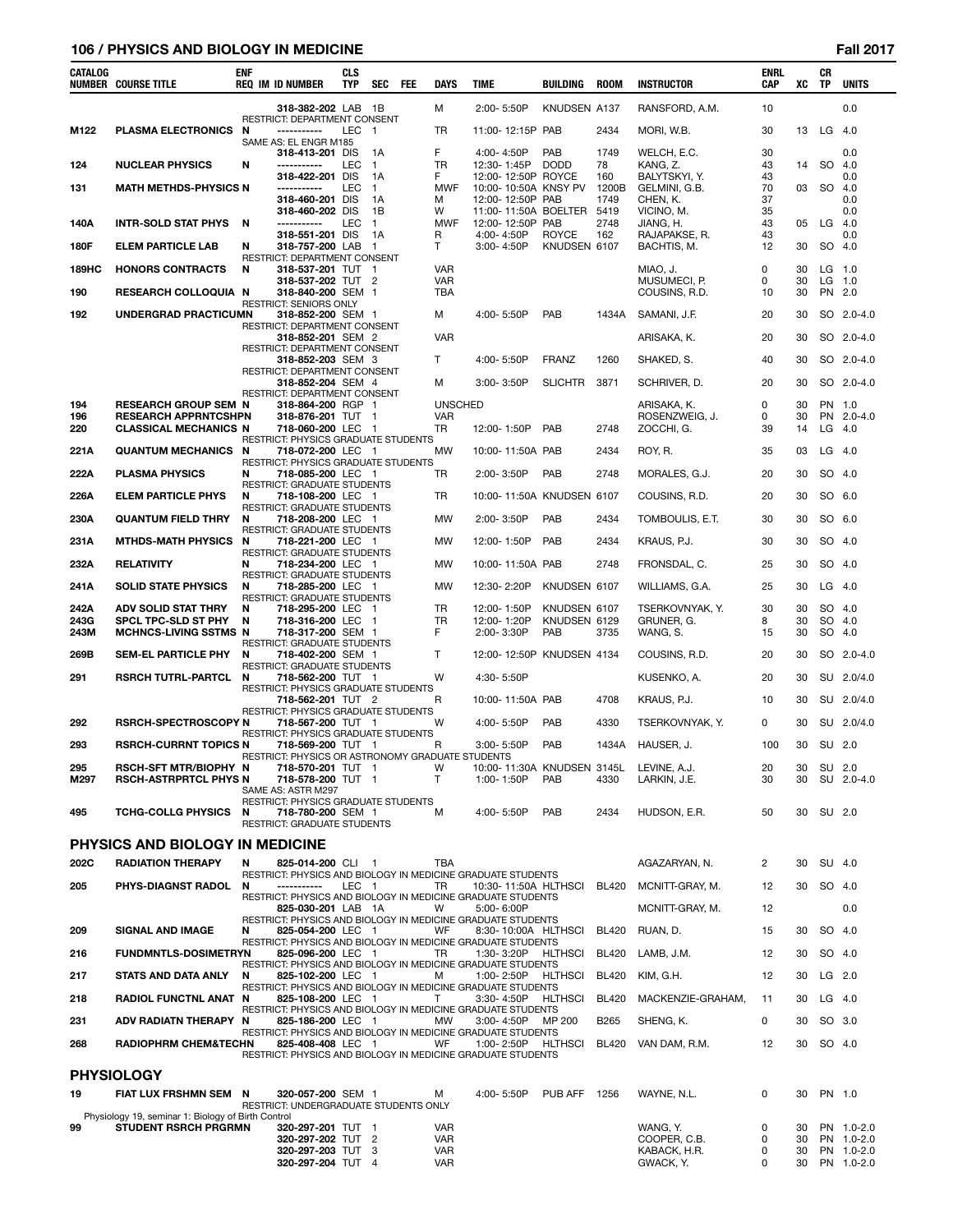| CATALOG NUMBER | COURSE TITLE | ENF REQ | IM | ID NUMBER | CLS TYP | SEC | FEE | DAYS | TIME | BUILDING | ROOM | INSTRUCTOR | ENRL CAP | XC | CR TP | UNITS |
|---|---|---|---|---|---|---|---|---|---|---|---|---|---|---|---|---|
| | | | | 318-382-202 | LAB | 1B | | M | 2:00- 5:50P | KNUDSEN | A137 | RANSFORD, A.M. | 10 | | | 0.0 |
| | RESTRICT: DEPARTMENT CONSENT | | | | | | | | | | | | | | | |
| M122 | PLASMA ELECTRONICS | N | | ----------- | LEC | 1 | | TR | 11:00- 12:15P | PAB | 2434 | MORI, W.B. | 30 | 13 | LG | 4.0 |
| | SAME AS: EL ENGR M185 | | | | | | | | | | | | | | | |
| | | | | 318-413-201 | DIS | 1A | | F | 4:00- 4:50P | PAB | 1749 | WELCH, E.C. | 30 | | | 0.0 |
| 124 | NUCLEAR PHYSICS | N | | ----------- | LEC | 1 | | TR | 12:30- 1:45P | DODD | 78 | KANG, Z. | 43 | 14 | SO | 4.0 |
| | | | | 318-422-201 | DIS | 1A | | F | 12:00- 12:50P | ROYCE | 160 | BALYTSKYI, Y. | 43 | | | 0.0 |
| 131 | MATH METHDS-PHYSICS | N | | ----------- | LEC | 1 | | MWF | 10:00- 10:50A | KNSY PV | 1200B | GELMINI, G.B. | 70 | 03 | SO | 4.0 |
| | | | | 318-460-201 | DIS | 1A | | M | 12:00- 12:50P | PAB | 1749 | CHEN, K. | 37 | | | 0.0 |
| | | | | 318-460-202 | DIS | 1B | | W | 11:00- 11:50A | BOELTER | 5419 | VICINO, M. | 35 | | | 0.0 |
| 140A | INTR-SOLD STAT PHYS | N | | ----------- | LEC | 1 | | MWF | 12:00- 12:50P | PAB | 2748 | JIANG, H. | 43 | 05 | LG | 4.0 |
| | | | | 318-551-201 | DIS | 1A | | R | 4:00- 4:50P | ROYCE | 162 | RAJAPAKSE, R. | 43 | | | 0.0 |
| 180F | ELEM PARTICLE LAB | N | | 318-757-200 | LAB | 1 | | T | 3:00- 4:50P | KNUDSEN | 6107 | BACHTIS, M. | 12 | 30 | SO | 4.0 |
| | RESTRICT: DEPARTMENT CONSENT | | | | | | | | | | | | | | | |
| 189HC | HONORS CONTRACTS | N | | 318-537-201 | TUT | 1 | | VAR | | | | MIAO, J. | 0 | 30 | LG | 1.0 |
| | | | | 318-537-202 | TUT | 2 | | VAR | | | | MUSUMECI, P. | 0 | 30 | LG | 1.0 |
| 190 | RESEARCH COLLOQUIA | N | | 318-840-200 | SEM | 1 | | TBA | | | | COUSINS, R.D. | 10 | 30 | PN | 2.0 |
| | RESTRICT: SENIORS ONLY | | | | | | | | | | | | | | | |
| 192 | UNDERGRAD PRACTICUM | N | | 318-852-200 | SEM | 1 | | M | 4:00- 5:50P | PAB | 1434A | SAMANI, J.F. | 20 | 30 | SO | 2.0-4.0 |
| | RESTRICT: DEPARTMENT CONSENT | | | | | | | | | | | | | | | |
| | | | | 318-852-201 | SEM | 2 | | VAR | | | | ARISAKA, K. | 20 | 30 | SO | 2.0-4.0 |
| | RESTRICT: DEPARTMENT CONSENT | | | | | | | | | | | | | | | |
| | | | | 318-852-203 | SEM | 3 | | T | 4:00- 5:50P | FRANZ | 1260 | SHAKED, S. | 40 | 30 | SO | 2.0-4.0 |
| | RESTRICT: DEPARTMENT CONSENT | | | | | | | | | | | | | | | |
| | | | | 318-852-204 | SEM | 4 | | M | 3:00- 3:50P | SLICHTR | 3871 | SCHRIVER, D. | 20 | 30 | SO | 2.0-4.0 |
| | RESTRICT: DEPARTMENT CONSENT | | | | | | | | | | | | | | | |
| 194 | RESEARCH GROUP SEM | N | | 318-864-200 | RGP | 1 | | UNSCHED | | | | ARISAKA, K. | 0 | 30 | PN | 1.0 |
| 196 | RESEARCH APPRNTCSHP | N | | 318-876-201 | TUT | 1 | | VAR | | | | ROSENZWEIG, J. | 0 | 30 | PN | 2.0-4.0 |
| 220 | CLASSICAL MECHANICS | N | | 718-060-200 | LEC | 1 | | TR | 12:00- 1:50P | PAB | 2748 | ZOCCHI, G. | 39 | 14 | LG | 4.0 |
| | RESTRICT: PHYSICS GRADUATE STUDENTS | | | | | | | | | | | | | | | |
| 221A | QUANTUM MECHANICS | N | | 718-072-200 | LEC | 1 | | MW | 10:00- 11:50A | PAB | 2434 | ROY, R. | 35 | 03 | LG | 4.0 |
| | RESTRICT: PHYSICS GRADUATE STUDENTS | | | | | | | | | | | | | | | |
| 222A | PLASMA PHYSICS | N | | 718-085-200 | LEC | 1 | | TR | 2:00- 3:50P | PAB | 2748 | MORALES, G.J. | 20 | 30 | SO | 4.0 |
| | RESTRICT: GRADUATE STUDENTS | | | | | | | | | | | | | | | |
| 226A | ELEM PARTICLE PHYS | N | | 718-108-200 | LEC | 1 | | TR | 10:00- 11:50A | KNUDSEN | 6107 | COUSINS, R.D. | 20 | 30 | SO | 6.0 |
| | RESTRICT: GRADUATE STUDENTS | | | | | | | | | | | | | | | |
| 230A | QUANTUM FIELD THRY | N | | 718-208-200 | LEC | 1 | | MW | 2:00- 3:50P | PAB | 2434 | TOMBOULIS, E.T. | 30 | 30 | SO | 6.0 |
| | RESTRICT: GRADUATE STUDENTS | | | | | | | | | | | | | | | |
| 231A | MTHDS-MATH PHYSICS | N | | 718-221-200 | LEC | 1 | | MW | 12:00- 1:50P | PAB | 2434 | KRAUS, P.J. | 30 | 30 | SO | 4.0 |
| | RESTRICT: GRADUATE STUDENTS | | | | | | | | | | | | | | | |
| 232A | RELATIVITY | N | | 718-234-200 | LEC | 1 | | MW | 10:00- 11:50A | PAB | 2748 | FRONSDAL, C. | 25 | 30 | SO | 4.0 |
| | RESTRICT: GRADUATE STUDENTS | | | | | | | | | | | | | | | |
| 241A | SOLID STATE PHYSICS | N | | 718-285-200 | LEC | 1 | | MW | 12:30- 2:20P | KNUDSEN | 6107 | WILLIAMS, G.A. | 25 | 30 | LG | 4.0 |
| | RESTRICT: GRADUATE STUDENTS | | | | | | | | | | | | | | | |
| 242A | ADV SOLID STAT THRY | N | | 718-295-200 | LEC | 1 | | TR | 12:00- 1:50P | KNUDSEN | 6107 | TSERKOVNYAK, Y. | 30 | 30 | SO | 4.0 |
| 243G | SPCL TPC-SLD ST PHY | N | | 718-316-200 | LEC | 1 | | TR | 12:00- 1:20P | KNUDSEN | 6129 | GRUNER, G. | 8 | 30 | SO | 4.0 |
| 243M | MCHNCS-LIVING SSTMS | N | | 718-317-200 | SEM | 1 | | F | 2:00- 3:30P | PAB | 3735 | WANG, S. | 15 | 30 | SO | 4.0 |
| | RESTRICT: GRADUATE STUDENTS | | | | | | | | | | | | | | | |
| 269B | SEM-EL PARTICLE PHY | N | | 718-402-200 | SEM | 1 | | T | 12:00- 12:50P | KNUDSEN | 4134 | COUSINS, R.D. | 20 | 30 | SO | 2.0-4.0 |
| | RESTRICT: GRADUATE STUDENTS | | | | | | | | | | | | | | | |
| 291 | RSRCH TUTRL-PARTCL | N | | 718-562-200 | TUT | 1 | | W | 4:30- 5:50P | | | KUSENKO, A. | 20 | 30 | SU | 2.0/4.0 |
| | RESTRICT: PHYSICS GRADUATE STUDENTS | | | | | | | | | | | | | | | |
| | | | | 718-562-201 | TUT | 2 | | R | 10:00- 11:50A | PAB | 4708 | KRAUS, P.J. | 10 | 30 | SU | 2.0/4.0 |
| | RESTRICT: PHYSICS GRADUATE STUDENTS | | | | | | | | | | | | | | | |
| 292 | RSRCH-SPECTROSCOPY | N | | 718-567-200 | TUT | 1 | | W | 4:00- 5:50P | PAB | 4330 | TSERKOVNYAK, Y. | 0 | 30 | SU | 2.0/4.0 |
| | RESTRICT: PHYSICS GRADUATE STUDENTS | | | | | | | | | | | | | | | |
| 293 | RSRCH-CURRNT TOPICS | N | | 718-569-200 | TUT | 1 | | R | 3:00- 5:50P | PAB | 1434A | HAUSER, J. | 100 | 30 | SU | 2.0 |
| | RESTRICT: PHYSICS OR ASTRONOMY GRADUATE STUDENTS | | | | | | | | | | | | | | | |
| 295 | RSCH-SFT MTR/BIOPHY | N | | 718-570-201 | TUT | 1 | | W | 10:00- 11:30A | KNUDSEN | 3145L | LEVINE, A.J. | 20 | 30 | SU | 2.0 |
| M297 | RSCH-ASTRPRTCL PHYS | N | | 718-578-200 | TUT | 1 | | T | 1:00- 1:50P | PAB | 4330 | LARKIN, J.E. | 30 | 30 | SU | 2.0-4.0 |
| | SAME AS: ASTR M297 | | | | | | | | | | | | | | | |
| | RESTRICT: PHYSICS GRADUATE STUDENTS | | | | | | | | | | | | | | | |
| 495 | TCHG-COLLG PHYSICS | N | | 718-780-200 | SEM | 1 | | M | 4:00- 5:50P | PAB | 2434 | HUDSON, E.R. | 50 | 30 | SU | 2.0 |
| | RESTRICT: GRADUATE STUDENTS | | | | | | | | | | | | | | | |

## PHYSICS AND BIOLOGY IN MEDICINE

| CATALOG NUMBER | COURSE TITLE | ENF REQ | IM | ID NUMBER | CLS TYP | SEC | FEE | DAYS | TIME | BUILDING | ROOM | INSTRUCTOR | ENRL CAP | XC | CR TP | UNITS |
|---|---|---|---|---|---|---|---|---|---|---|---|---|---|---|---|---|
| 202C | RADIATION THERAPY | N | | 825-014-200 | CLI | 1 | | TBA | | | | AGAZARYAN, N. | 2 | 30 | SU | 4.0 |
| | RESTRICT: PHYSICS AND BIOLOGY IN MEDICINE GRADUATE STUDENTS | | | | | | | | | | | | | | | |
| 205 | PHYS-DIAGNST RADOL | N | | ----------- | LEC | 1 | | TR | 10:30- 11:50A | HLTHSCI | BL420 | MCNITT-GRAY, M. | 12 | 30 | SO | 4.0 |
| | RESTRICT: PHYSICS AND BIOLOGY IN MEDICINE GRADUATE STUDENTS | | | | | | | | | | | | | | | |
| | | | | 825-030-201 | LAB | 1A | | W | 5:00- 6:00P | | | MCNITT-GRAY, M. | 12 | | | 0.0 |
| | RESTRICT: PHYSICS AND BIOLOGY IN MEDICINE GRADUATE STUDENTS | | | | | | | | | | | | | | | |
| 209 | SIGNAL AND IMAGE | N | | 825-054-200 | LEC | 1 | | WF | 8:30- 10:00A | HLTHSCI | BL420 | RUAN, D. | 15 | 30 | SO | 4.0 |
| | RESTRICT: PHYSICS AND BIOLOGY IN MEDICINE GRADUATE STUDENTS | | | | | | | | | | | | | | | |
| 216 | FUNDMNTLS-DOSIMETRY | N | | 825-096-200 | LEC | 1 | | TR | 1:30- 3:20P | HLTHSCI | BL420 | LAMB, J.M. | 12 | 30 | SO | 4.0 |
| | RESTRICT: PHYSICS AND BIOLOGY IN MEDICINE GRADUATE STUDENTS | | | | | | | | | | | | | | | |
| 217 | STATS AND DATA ANLY | N | | 825-102-200 | LEC | 1 | | M | 1:00- 2:50P | HLTHSCI | BL420 | KIM, G.H. | 12 | 30 | LG | 2.0 |
| | RESTRICT: PHYSICS AND BIOLOGY IN MEDICINE GRADUATE STUDENTS | | | | | | | | | | | | | | | |
| 218 | RADIOL FUNCTNL ANAT | N | | 825-108-200 | LEC | 1 | | T | 3:30- 4:50P | HLTHSCI | BL420 | MACKENZIE-GRAHAM, | 11 | 30 | LG | 4.0 |
| | RESTRICT: PHYSICS AND BIOLOGY IN MEDICINE GRADUATE STUDENTS | | | | | | | | | | | | | | | |
| 231 | ADV RADIATN THERAPY | N | | 825-186-200 | LEC | 1 | | MW | 3:00- 4:50P | MP 200 | B265 | SHENG, K. | 0 | 30 | SO | 3.0 |
| | RESTRICT: PHYSICS AND BIOLOGY IN MEDICINE GRADUATE STUDENTS | | | | | | | | | | | | | | | |
| 268 | RADIOPHRM CHEM&TECHN | | | 825-408-408 | LEC | 1 | | WF | 1:00- 2:50P | HLTHSCI | BL420 | VAN DAM, R.M. | 12 | 30 | SO | 4.0 |
| | RESTRICT: PHYSICS AND BIOLOGY IN MEDICINE GRADUATE STUDENTS | | | | | | | | | | | | | | | |

## PHYSIOLOGY

| CATALOG NUMBER | COURSE TITLE | ENF REQ | IM | ID NUMBER | CLS TYP | SEC | FEE | DAYS | TIME | BUILDING | ROOM | INSTRUCTOR | ENRL CAP | XC | CR TP | UNITS |
|---|---|---|---|---|---|---|---|---|---|---|---|---|---|---|---|---|
| 19 | FIAT LUX FRSHMN SEM | N | | 320-057-200 | SEM | 1 | | M | 4:00- 5:50P | PUB AFF | 1256 | WAYNE, N.L. | 0 | 30 | PN | 1.0 |
| | RESTRICT: UNDERGRADUATE STUDENTS ONLY | | | | | | | | | | | | | | | |
| | Physiology 19, seminar 1: Biology of Birth Control | | | | | | | | | | | | | | | |
| 99 | STUDENT RSRCH PRGRM | N | | 320-297-201 | TUT | 1 | | VAR | | | | WANG, Y. | 0 | 30 | PN | 1.0-2.0 |
| | | | | 320-297-202 | TUT | 2 | | VAR | | | | COOPER, C.B. | 0 | 30 | PN | 1.0-2.0 |
| | | | | 320-297-203 | TUT | 3 | | VAR | | | | KABACK, H.R. | 0 | 30 | PN | 1.0-2.0 |
| | | | | 320-297-204 | TUT | 4 | | VAR | | | | GWACK, Y. | 0 | 30 | PN | 1.0-2.0 |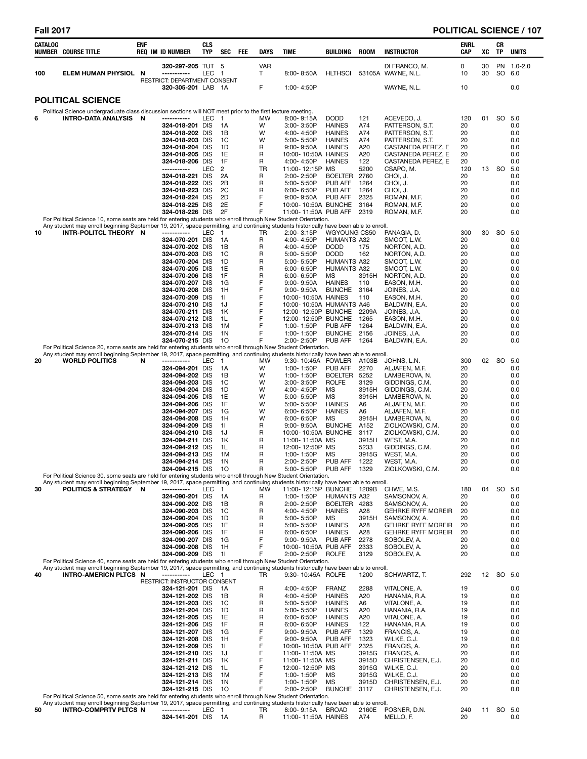| CATALOG NUMBER | COURSE TITLE | ENF REQ | IM | ID NUMBER | CLS TYP | SEC | FEE | DAYS | TIME | BUILDING | ROOM | INSTRUCTOR | ENRL CAP | XC | CR TP | UNITS |
|---|---|---|---|---|---|---|---|---|---|---|---|---|---|---|---|---|
| | | | | 320-297-205 | TUT | 5 | | VAR | | | | DI FRANCO, M. | 0 | 30 | PN | 1.0-2.0 |
| 100 | ELEM HUMAN PHYSIOL | N | | ----------- | LEC | 1 | | T | 8:00- 8:50A | HLTHSCI | 53105A | WAYNE, N.L. | 10 | 30 | SO | 6.0 |

RESTRICT: DEPARTMENT CONSENT

| CATALOG NUMBER | COURSE TITLE | ENF REQ | IM | ID NUMBER | CLS TYP | SEC | FEE | DAYS | TIME | BUILDING | ROOM | INSTRUCTOR | ENRL CAP | XC | CR TP | UNITS |
|---|---|---|---|---|---|---|---|---|---|---|---|---|---|---|---|---|
| | | | | 320-305-201 | LAB | 1A | | F | 1:00- 4:50P | | | WAYNE, N.L. | 10 | | | 0.0 |

## POLITICAL SCIENCE

Political Science undergraduate class discussion sections will NOT meet prior to the first lecture meeting.

| CATALOG NUMBER | COURSE TITLE | ENF REQ | IM | ID NUMBER | CLS TYP | SEC | FEE | DAYS | TIME | BUILDING | ROOM | INSTRUCTOR | ENRL CAP | XC | CR TP | UNITS |
|---|---|---|---|---|---|---|---|---|---|---|---|---|---|---|---|---|
| 6 | INTRO-DATA ANALYSIS | N | | ----------- | LEC | 1 | | MW | 8:00- 9:15A | DODD | 121 | ACEVEDO, J. | 120 | 01 | SO | 5.0 |
| | | | | 324-018-201 | DIS | 1A | | W | 3:00- 3:50P | HAINES | A74 | PATTERSON, S.T. | 20 | | | 0.0 |
| | | | | 324-018-202 | DIS | 1B | | W | 4:00- 4:50P | HAINES | A74 | PATTERSON, S.T. | 20 | | | 0.0 |
| | | | | 324-018-203 | DIS | 1C | | W | 5:00- 5:50P | HAINES | A74 | PATTERSON, S.T. | 20 | | | 0.0 |
| | | | | 324-018-204 | DIS | 1D | | R | 9:00- 9:50A | HAINES | A20 | CASTANEDA PEREZ, E | 20 | | | 0.0 |
| | | | | 324-018-205 | DIS | 1E | | R | 10:00- 10:50A | HAINES | A20 | CASTANEDA PEREZ, E | 20 | | | 0.0 |
| | | | | 324-018-206 | DIS | 1F | | R | 4:00- 4:50P | HAINES | 122 | CASTANEDA PEREZ, E | 20 | | | 0.0 |
| | | | | ----------- | LEC | 2 | | TR | 11:00- 12:15P | MS | 5200 | CSAPO, M. | 120 | 13 | SO | 5.0 |
| | | | | 324-018-221 | DIS | 2A | | R | 2:00- 2:50P | BOELTER | 2760 | CHOI, J. | 20 | | | 0.0 |
| | | | | 324-018-222 | DIS | 2B | | R | 5:00- 5:50P | PUB AFF | 1264 | CHOI, J. | 20 | | | 0.0 |
| | | | | 324-018-223 | DIS | 2C | | R | 6:00- 6:50P | PUB AFF | 1264 | CHOI, J. | 20 | | | 0.0 |
| | | | | 324-018-224 | DIS | 2D | | F | 9:00- 9:50A | PUB AFF | 2325 | ROMAN, M.F. | 20 | | | 0.0 |
| | | | | 324-018-225 | DIS | 2E | | F | 10:00- 10:50A | BUNCHE | 3164 | ROMAN, M.F. | 20 | | | 0.0 |
| | | | | 324-018-226 | DIS | 2F | | F | 11:00- 11:50A | PUB AFF | 2319 | ROMAN, M.F. | 20 | | | 0.0 |

For Political Science 10, some seats are held for entering students who enroll through New Student Orientation.
Any student may enroll beginning September 19, 2017, space permitting, and continuing students historically have been able to enroll.

| CATALOG NUMBER | COURSE TITLE | ENF REQ | IM | ID NUMBER | CLS TYP | SEC | FEE | DAYS | TIME | BUILDING | ROOM | INSTRUCTOR | ENRL CAP | XC | CR TP | UNITS |
|---|---|---|---|---|---|---|---|---|---|---|---|---|---|---|---|---|
| 10 | INTR-POLITCL THEORY | N | | ----------- | LEC | 1 | | TR | 2:00- 3:15P | WGYOUNG | CS50 | PANAGIA, D. | 300 | 30 | SO | 5.0 |
| | | | | 324-070-201 | DIS | 1A | | R | 4:00- 4:50P | HUMANTS | A32 | SMOOT, L.W. | 20 | | | 0.0 |
| | | | | 324-070-202 | DIS | 1B | | R | 4:00- 4:50P | DODD | 175 | NORTON, A.D. | 20 | | | 0.0 |
| | | | | 324-070-203 | DIS | 1C | | R | 5:00- 5:50P | DODD | 162 | NORTON, A.D. | 20 | | | 0.0 |
| | | | | 324-070-204 | DIS | 1D | | R | 5:00- 5:50P | HUMANTS | A32 | SMOOT, L.W. | 20 | | | 0.0 |
| | | | | 324-070-205 | DIS | 1E | | R | 6:00- 6:50P | HUMANTS | A32 | SMOOT, L.W. | 20 | | | 0.0 |
| | | | | 324-070-206 | DIS | 1F | | R | 6:00- 6:50P | MS | 3915H | NORTON, A.D. | 20 | | | 0.0 |
| | | | | 324-070-207 | DIS | 1G | | F | 9:00- 9:50A | HAINES | 110 | EASON, M.H. | 20 | | | 0.0 |
| | | | | 324-070-208 | DIS | 1H | | F | 9:00- 9:50A | BUNCHE | 3164 | JOINES, J.A. | 20 | | | 0.0 |
| | | | | 324-070-209 | DIS | 1I | | F | 10:00- 10:50A | HAINES | 110 | EASON, M.H. | 20 | | | 0.0 |
| | | | | 324-070-210 | DIS | 1J | | F | 10:00- 10:50A | HUMANTS | A46 | BALDWIN, E.A. | 20 | | | 0.0 |
| | | | | 324-070-211 | DIS | 1K | | F | 12:00- 12:50P | BUNCHE | 2209A | JOINES, J.A. | 20 | | | 0.0 |
| | | | | 324-070-212 | DIS | 1L | | F | 12:00- 12:50P | BUNCHE | 1265 | EASON, M.H. | 20 | | | 0.0 |
| | | | | 324-070-213 | DIS | 1M | | F | 1:00- 1:50P | PUB AFF | 1264 | BALDWIN, E.A. | 20 | | | 0.0 |
| | | | | 324-070-214 | DIS | 1N | | F | 1:00- 1:50P | BUNCHE | 2156 | JOINES, J.A. | 20 | | | 0.0 |
| | | | | 324-070-215 | DIS | 1O | | F | 2:00- 2:50P | PUB AFF | 1264 | BALDWIN, E.A. | 20 | | | 0.0 |

For Political Science 20, some seats are held for entering students who enroll through New Student Orientation.
Any student may enroll beginning September 19, 2017, space permitting, and continuing students historically have been able to enroll.

| CATALOG NUMBER | COURSE TITLE | ENF REQ | IM | ID NUMBER | CLS TYP | SEC | FEE | DAYS | TIME | BUILDING | ROOM | INSTRUCTOR | ENRL CAP | XC | CR TP | UNITS |
|---|---|---|---|---|---|---|---|---|---|---|---|---|---|---|---|---|
| 20 | WORLD POLITICS | N | | ----------- | LEC | 1 | | MW | 9:30- 10:45A | FOWLER | A103B | JOHNS, L.N. | 300 | 02 | SO | 5.0 |
| | | | | 324-094-201 | DIS | 1A | | W | 1:00- 1:50P | PUB AFF | 2270 | ALJAFEN, M.F. | 20 | | | 0.0 |
| | | | | 324-094-202 | DIS | 1B | | W | 1:00- 1:50P | BOELTER | 5252 | LAMBEROVA, N. | 20 | | | 0.0 |
| | | | | 324-094-203 | DIS | 1C | | W | 3:00- 3:50P | ROLFE | 3129 | GIDDINGS, C.M. | 20 | | | 0.0 |
| | | | | 324-094-204 | DIS | 1D | | W | 4:00- 4:50P | MS | 3915H | GIDDINGS, C.M. | 20 | | | 0.0 |
| | | | | 324-094-205 | DIS | 1E | | W | 5:00- 5:50P | MS | 3915H | LAMBEROVA, N. | 20 | | | 0.0 |
| | | | | 324-094-206 | DIS | 1F | | W | 5:00- 5:50P | HAINES | A6 | ALJAFEN, M.F. | 20 | | | 0.0 |
| | | | | 324-094-207 | DIS | 1G | | W | 6:00- 6:50P | HAINES | A6 | ALJAFEN, M.F. | 20 | | | 0.0 |
| | | | | 324-094-208 | DIS | 1H | | W | 6:00- 6:50P | MS | 3915H | LAMBEROVA, N. | 20 | | | 0.0 |
| | | | | 324-094-209 | DIS | 1I | | R | 9:00- 9:50A | BUNCHE | A152 | ZIOLKOWSKI, C.M. | 20 | | | 0.0 |
| | | | | 324-094-210 | DIS | 1J | | R | 10:00- 10:50A | BUNCHE | 3117 | ZIOLKOWSKI, C.M. | 20 | | | 0.0 |
| | | | | 324-094-211 | DIS | 1K | | R | 11:00- 11:50A | MS | 3915H | WEST, M.A. | 20 | | | 0.0 |
| | | | | 324-094-212 | DIS | 1L | | R | 12:00- 12:50P | MS | 5233 | GIDDINGS, C.M. | 20 | | | 0.0 |
| | | | | 324-094-213 | DIS | 1M | | R | 1:00- 1:50P | MS | 3915G | WEST, M.A. | 20 | | | 0.0 |
| | | | | 324-094-214 | DIS | 1N | | R | 2:00- 2:50P | PUB AFF | 1222 | WEST, M.A. | 20 | | | 0.0 |
| | | | | 324-094-215 | DIS | 1O | | R | 5:00- 5:50P | PUB AFF | 1329 | ZIOLKOWSKI, C.M. | 20 | | | 0.0 |

For Political Science 30, some seats are held for entering students who enroll through New Student Orientation.
Any student may enroll beginning September 19, 2017, space permitting, and continuing students historically have been able to enroll.

| CATALOG NUMBER | COURSE TITLE | ENF REQ | IM | ID NUMBER | CLS TYP | SEC | FEE | DAYS | TIME | BUILDING | ROOM | INSTRUCTOR | ENRL CAP | XC | CR TP | UNITS |
|---|---|---|---|---|---|---|---|---|---|---|---|---|---|---|---|---|
| 30 | POLITICS & STRATEGY | N | | ----------- | LEC | 1 | | MW | 11:00- 12:15P | BUNCHE | 1209B | CHWE, M.S. | 180 | 04 | SO | 5.0 |
| | | | | 324-090-201 | DIS | 1A | | R | 1:00- 1:50P | HUMANTS | A32 | SAMSONOV, A. | 20 | | | 0.0 |
| | | | | 324-090-202 | DIS | 1B | | R | 2:00- 2:50P | BOELTER | 4283 | SAMSONOV, A. | 20 | | | 0.0 |
| | | | | 324-090-203 | DIS | 1C | | R | 4:00- 4:50P | HAINES | A28 | GEHRKE RYFF MOREIR | 20 | | | 0.0 |
| | | | | 324-090-204 | DIS | 1D | | R | 5:00- 5:50P | MS | 3915H | SAMSONOV, A. | 20 | | | 0.0 |
| | | | | 324-090-205 | DIS | 1E | | R | 5:00- 5:50P | HAINES | A28 | GEHRKE RYFF MOREIR | 20 | | | 0.0 |
| | | | | 324-090-206 | DIS | 1F | | R | 6:00- 6:50P | HAINES | A28 | GEHRKE RYFF MOREIR | 20 | | | 0.0 |
| | | | | 324-090-207 | DIS | 1G | | F | 9:00- 9:50A | PUB AFF | 2278 | SOBOLEV, A. | 20 | | | 0.0 |
| | | | | 324-090-208 | DIS | 1H | | F | 10:00- 10:50A | PUB AFF | 2333 | SOBOLEV, A. | 20 | | | 0.0 |
| | | | | 324-090-209 | DIS | 1I | | F | 2:00- 2:50P | ROLFE | 3129 | SOBOLEV, A. | 20 | | | 0.0 |

For Political Science 40, some seats are held for entering students who enroll through New Student Orientation.
Any student may enroll beginning September 19, 2017, space permitting, and continuing students historically have been able to enroll.

| CATALOG NUMBER | COURSE TITLE | ENF REQ | IM | ID NUMBER | CLS TYP | SEC | FEE | DAYS | TIME | BUILDING | ROOM | INSTRUCTOR | ENRL CAP | XC | CR TP | UNITS |
|---|---|---|---|---|---|---|---|---|---|---|---|---|---|---|---|---|
| 40 | INTRO-AMERICN PLTCS | N | | ----------- | LEC | 1 | | TR | 9:30- 10:45A | ROLFE | 1200 | SCHWARTZ, T. | 292 | 12 | SO | 5.0 |

RESTRICT: INSTRUCTOR CONSENT

| CATALOG NUMBER | COURSE TITLE | ENF REQ | IM | ID NUMBER | CLS TYP | SEC | FEE | DAYS | TIME | BUILDING | ROOM | INSTRUCTOR | ENRL CAP | XC | CR TP | UNITS |
|---|---|---|---|---|---|---|---|---|---|---|---|---|---|---|---|---|
| | | | | 324-121-201 | DIS | 1A | | R | 4:00- 4:50P | FRANZ | 2288 | VITALONE, A. | 19 | | | 0.0 |
| | | | | 324-121-202 | DIS | 1B | | R | 4:00- 4:50P | HAINES | A20 | HANANIA, R.A. | 19 | | | 0.0 |
| | | | | 324-121-203 | DIS | 1C | | R | 5:00- 5:50P | HAINES | A6 | VITALONE, A. | 19 | | | 0.0 |
| | | | | 324-121-204 | DIS | 1D | | R | 5:00- 5:50P | HAINES | A20 | HANANIA, R.A. | 19 | | | 0.0 |
| | | | | 324-121-205 | DIS | 1E | | R | 6:00- 6:50P | HAINES | A20 | VITALONE, A. | 19 | | | 0.0 |
| | | | | 324-121-206 | DIS | 1F | | R | 6:00- 6:50P | HAINES | 122 | HANANIA, R.A. | 19 | | | 0.0 |
| | | | | 324-121-207 | DIS | 1G | | F | 9:00- 9:50A | PUB AFF | 1329 | FRANCIS, A. | 19 | | | 0.0 |
| | | | | 324-121-208 | DIS | 1H | | F | 9:00- 9:50A | PUB AFF | 1323 | WILKE, C.J. | 19 | | | 0.0 |
| | | | | 324-121-209 | DIS | 1I | | F | 10:00- 10:50A | PUB AFF | 2325 | FRANCIS, A. | 20 | | | 0.0 |
| | | | | 324-121-210 | DIS | 1J | | F | 11:00- 11:50A | MS | 3915G | FRANCIS, A. | 20 | | | 0.0 |
| | | | | 324-121-211 | DIS | 1K | | F | 11:00- 11:50A | MS | 3915D | CHRISTENSEN, E.J. | 20 | | | 0.0 |
| | | | | 324-121-212 | DIS | 1L | | F | 12:00- 12:50P | MS | 3915G | WILKE, C.J. | 20 | | | 0.0 |
| | | | | 324-121-213 | DIS | 1M | | F | 1:00- 1:50P | MS | 3915G | WILKE, C.J. | 20 | | | 0.0 |
| | | | | 324-121-214 | DIS | 1N | | F | 1:00- 1:50P | MS | 3915D | CHRISTENSEN, E.J. | 20 | | | 0.0 |
| | | | | 324-121-215 | DIS | 1O | | F | 2:00- 2:50P | BUNCHE | 3117 | CHRISTENSEN, E.J. | 20 | | | 0.0 |

For Political Science 50, some seats are held for entering students who enroll through New Student Orientation.
Any student may enroll beginning September 19, 2017, space permitting, and continuing students historically have been able to enroll.

| CATALOG NUMBER | COURSE TITLE | ENF REQ | IM | ID NUMBER | CLS TYP | SEC | FEE | DAYS | TIME | BUILDING | ROOM | INSTRUCTOR | ENRL CAP | XC | CR TP | UNITS |
|---|---|---|---|---|---|---|---|---|---|---|---|---|---|---|---|---|
| 50 | INTRO-COMPRTV PLTCS | N | | ----------- | LEC | 1 | | TR | 8:00- 9:15A | BROAD | 2160E | POSNER, D.N. | 240 | 11 | SO | 5.0 |
| | | | | 324-141-201 | DIS | 1A | | R | 11:00- 11:50A | HAINES | A74 | MELLO, F. | 20 | | | 0.0 |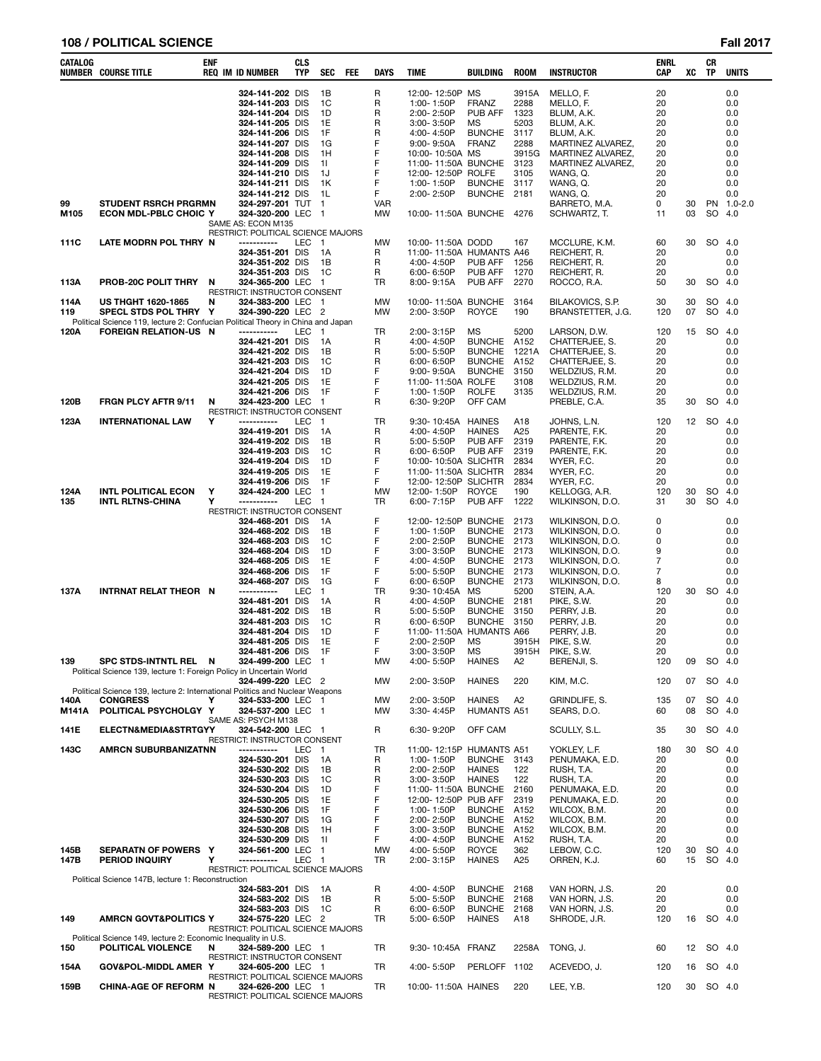## POLITICAL SCIENCE

| CATALOG NUMBER | COURSE TITLE | ENF REQ | IM | ID NUMBER | CLS TYP | SEC | FEE | DAYS | TIME | BUILDING | ROOM | INSTRUCTOR | ENRL CAP | XC | CR TP | UNITS |
|---|---|---|---|---|---|---|---|---|---|---|---|---|---|---|---|---|
| | | | | 324-141-202 | DIS | 1B | | R | 12:00- 12:50P | MS | 3915A | MELLO, F. | 20 | | | 0.0 |
| | | | | 324-141-203 | DIS | 1C | | R | 1:00- 1:50P | FRANZ | 2288 | MELLO, F. | 20 | | | 0.0 |
| | | | | 324-141-204 | DIS | 1D | | R | 2:00- 2:50P | PUB AFF | 1323 | BLUM, A.K. | 20 | | | 0.0 |
| | | | | 324-141-205 | DIS | 1E | | R | 3:00- 3:50P | MS | 5203 | BLUM, A.K. | 20 | | | 0.0 |
| | | | | 324-141-206 | DIS | 1F | | R | 4:00- 4:50P | BUNCHE | 3117 | BLUM, A.K. | 20 | | | 0.0 |
| | | | | 324-141-207 | DIS | 1G | | F | 9:00- 9:50A | FRANZ | 2288 | MARTINEZ ALVAREZ, | 20 | | | 0.0 |
| | | | | 324-141-208 | DIS | 1H | | F | 10:00- 10:50A | MS | 3915G | MARTINEZ ALVAREZ, | 20 | | | 0.0 |
| | | | | 324-141-209 | DIS | 1I | | F | 11:00- 11:50A | BUNCHE | 3123 | MARTINEZ ALVAREZ, | 20 | | | 0.0 |
| | | | | 324-141-210 | DIS | 1J | | F | 12:00- 12:50P | ROLFE | 3105 | WANG, Q. | 20 | | | 0.0 |
| | | | | 324-141-211 | DIS | 1K | | F | 1:00- 1:50P | BUNCHE | 3117 | WANG, Q. | 20 | | | 0.0 |
| | | | | 324-141-212 | DIS | 1L | | F | 2:00- 2:50P | BUNCHE | 2181 | WANG, Q. | 20 | | | 0.0 |
| 99 | STUDENT RSRCH PRGRMN | | | 324-297-201 | TUT | 1 | | VAR | | | | BARRETO, M.A. | 0 | 30 | PN | 1.0-2.0 |
| M105 | ECON MDL-PBLC CHOIC | Y | | 324-320-200 | LEC | 1 | | MW | 10:00- 11:50A | BUNCHE | 4276 | SCHWARTZ, T. | 11 | 03 | SO | 4.0 |
| | SAME AS: ECON M135 | | | | | | | | | | | | | | | |
| | RESTRICT: POLITICAL SCIENCE MAJORS | | | | | | | | | | | | | | | |
| 111C | LATE MODRN POL THRY | N | | ----------- | LEC | 1 | | MW | 10:00- 11:50A | DODD | 167 | MCCLURE, K.M. | 60 | 30 | SO | 4.0 |
| | | | | 324-351-201 | DIS | 1A | | R | 11:00- 11:50A | HUMANTS | A46 | REICHERT, R. | 20 | | | 0.0 |
| | | | | 324-351-202 | DIS | 1B | | R | 4:00- 4:50P | PUB AFF | 1256 | REICHERT, R. | 20 | | | 0.0 |
| | | | | 324-351-203 | DIS | 1C | | R | 6:00- 6:50P | PUB AFF | 1270 | REICHERT, R. | 20 | | | 0.0 |
| 113A | PROB-20C POLIT THRY | N | | 324-365-200 | LEC | 1 | | TR | 8:00- 9:15A | PUB AFF | 2270 | ROCCO, R.A. | 50 | 30 | SO | 4.0 |
| | RESTRICT: INSTRUCTOR CONSENT | | | | | | | | | | | | | | | |
| 114A | US THGHT 1620-1865 | N | | 324-383-200 | LEC | 1 | | MW | 10:00- 11:50A | BUNCHE | 3164 | BILAKOVICS, S.P. | 30 | 30 | SO | 4.0 |
| 119 | SPECL STDS POL THRY | Y | | 324-390-220 | LEC | 2 | | MW | 2:00- 3:50P | ROYCE | 190 | BRANSTETTER, J.G. | 120 | 07 | SO | 4.0 |
| | Political Science 119, lecture 2: Confucian Political Theory in China and Japan | | | | | | | | | | | | | | | |
| 120A | FOREIGN RELATION-US | N | | ----------- | LEC | 1 | | TR | 2:00- 3:15P | MS | 5200 | LARSON, D.W. | 120 | 15 | SO | 4.0 |
| | | | | 324-421-201 | DIS | 1A | | R | 4:00- 4:50P | BUNCHE | A152 | CHATTERJEE, S. | 20 | | | 0.0 |
| | | | | 324-421-202 | DIS | 1B | | R | 5:00- 5:50P | BUNCHE | 1221A | CHATTERJEE, S. | 20 | | | 0.0 |
| | | | | 324-421-203 | DIS | 1C | | R | 6:00- 6:50P | BUNCHE | A152 | CHATTERJEE, S. | 20 | | | 0.0 |
| | | | | 324-421-204 | DIS | 1D | | F | 9:00- 9:50A | BUNCHE | 3150 | WELDZIUS, R.M. | 20 | | | 0.0 |
| | | | | 324-421-205 | DIS | 1E | | F | 11:00- 11:50A | ROLFE | 3108 | WELDZIUS, R.M. | 20 | | | 0.0 |
| | | | | 324-421-206 | DIS | 1F | | F | 1:00- 1:50P | ROLFE | 3135 | WELDZIUS, R.M. | 20 | | | 0.0 |
| 120B | FRGN PLCY AFTR 9/11 | N | | 324-423-200 | LEC | 1 | | R | 6:30- 9:20P | OFF CAM | | PREBLE, C.A. | 35 | 30 | SO | 4.0 |
| | RESTRICT: INSTRUCTOR CONSENT | | | | | | | | | | | | | | | |
| 123A | INTERNATIONAL LAW | Y | | ----------- | LEC | 1 | | TR | 9:30- 10:45A | HAINES | A18 | JOHNS, L.N. | 120 | 12 | SO | 4.0 |
| | | | | 324-419-201 | DIS | 1A | | R | 4:00- 4:50P | HAINES | A25 | PARENTE, F.K. | 20 | | | 0.0 |
| | | | | 324-419-202 | DIS | 1B | | R | 5:00- 5:50P | PUB AFF | 2319 | PARENTE, F.K. | 20 | | | 0.0 |
| | | | | 324-419-203 | DIS | 1C | | R | 6:00- 6:50P | PUB AFF | 2319 | PARENTE, F.K. | 20 | | | 0.0 |
| | | | | 324-419-204 | DIS | 1D | | F | 10:00- 10:50A | SLICHTR | 2834 | WYER, F.C. | 20 | | | 0.0 |
| | | | | 324-419-205 | DIS | 1E | | F | 11:00- 11:50A | SLICHTR | 2834 | WYER, F.C. | 20 | | | 0.0 |
| | | | | 324-419-206 | DIS | 1F | | F | 12:00- 12:50P | SLICHTR | 2834 | WYER, F.C. | 20 | | | 0.0 |
| 124A | INTL POLITICAL ECON | Y | | 324-424-200 | LEC | 1 | | MW | 12:00- 1:50P | ROYCE | 190 | KELLOGG, A.R. | 120 | 30 | SO | 4.0 |
| 135 | INTL RLTNS-CHINA | Y | | ----------- | LEC | 1 | | TR | 6:00- 7:15P | PUB AFF | 1222 | WILKINSON, D.O. | 31 | 30 | SO | 4.0 |
| | RESTRICT: INSTRUCTOR CONSENT | | | | | | | | | | | | | | | |
| | | | | 324-468-201 | DIS | 1A | | F | 12:00- 12:50P | BUNCHE | 2173 | WILKINSON, D.O. | 0 | | | 0.0 |
| | | | | 324-468-202 | DIS | 1B | | F | 1:00- 1:50P | BUNCHE | 2173 | WILKINSON, D.O. | 0 | | | 0.0 |
| | | | | 324-468-203 | DIS | 1C | | F | 2:00- 2:50P | BUNCHE | 2173 | WILKINSON, D.O. | 0 | | | 0.0 |
| | | | | 324-468-204 | DIS | 1D | | F | 3:00- 3:50P | BUNCHE | 2173 | WILKINSON, D.O. | 9 | | | 0.0 |
| | | | | 324-468-205 | DIS | 1E | | F | 4:00- 4:50P | BUNCHE | 2173 | WILKINSON, D.O. | 7 | | | 0.0 |
| | | | | 324-468-206 | DIS | 1F | | F | 5:00- 5:50P | BUNCHE | 2173 | WILKINSON, D.O. | 7 | | | 0.0 |
| | | | | 324-468-207 | DIS | 1G | | F | 6:00- 6:50P | BUNCHE | 2173 | WILKINSON, D.O. | 8 | | | 0.0 |
| 137A | INTRNAT RELAT THEOR | N | | ----------- | LEC | 1 | | TR | 9:30- 10:45A | MS | 5200 | STEIN, A.A. | 120 | 30 | SO | 4.0 |
| | | | | 324-481-201 | DIS | 1A | | R | 4:00- 4:50P | BUNCHE | 2181 | PIKE, S.W. | 20 | | | 0.0 |
| | | | | 324-481-202 | DIS | 1B | | R | 5:00- 5:50P | BUNCHE | 3150 | PERRY, J.B. | 20 | | | 0.0 |
| | | | | 324-481-203 | DIS | 1C | | R | 6:00- 6:50P | BUNCHE | 3150 | PERRY, J.B. | 20 | | | 0.0 |
| | | | | 324-481-204 | DIS | 1D | | F | 11:00- 11:50A | HUMANTS | A66 | PERRY, J.B. | 20 | | | 0.0 |
| | | | | 324-481-205 | DIS | 1E | | F | 2:00- 2:50P | MS | 3915H | PIKE, S.W. | 20 | | | 0.0 |
| | | | | 324-481-206 | DIS | 1F | | F | 3:00- 3:50P | MS | 3915H | PIKE, S.W. | 20 | | | 0.0 |
| 139 | SPC STDS-INTNTL REL | N | | 324-499-200 | LEC | 1 | | MW | 4:00- 5:50P | HAINES | A2 | BERENJI, S. | 120 | 09 | SO | 4.0 |
| | Political Science 139, lecture 1: Foreign Policy in Uncertain World | | | | | | | | | | | | | | | |
| | | | | 324-499-220 | LEC | 2 | | MW | 2:00- 3:50P | HAINES | 220 | KIM, M.C. | 120 | 07 | SO | 4.0 |
| | Political Science 139, lecture 2: International Politics and Nuclear Weapons | | | | | | | | | | | | | | | |
| 140A | CONGRESS | Y | | 324-533-200 | LEC | 1 | | MW | 2:00- 3:50P | HAINES | A2 | GRINDLIFE, S. | 135 | 07 | SO | 4.0 |
| M141A | POLITICAL PSYCHOLGY | Y | | 324-537-200 | LEC | 1 | | MW | 3:30- 4:45P | HUMANTS | A51 | SEARS, D.O. | 60 | 08 | SO | 4.0 |
| | SAME AS: PSYCH M138 | | | | | | | | | | | | | | | |
| 141E | ELECTN&MEDIA&STRTGY | | | 324-542-200 | LEC | 1 | | R | 6:30- 9:20P | OFF CAM | | SCULLY, S.L. | 35 | 30 | SO | 4.0 |
| | RESTRICT: INSTRUCTOR CONSENT | | | | | | | | | | | | | | | |
| 143C | AMRCN SUBURBANIZATN | N | | ----------- | LEC | 1 | | TR | 11:00- 12:15P | HUMANTS | A51 | YOKLEY, L.F. | 180 | 30 | SO | 4.0 |
| | | | | 324-530-201 | DIS | 1A | | R | 1:00- 1:50P | BUNCHE | 3143 | PENUMAKA, E.D. | 20 | | | 0.0 |
| | | | | 324-530-202 | DIS | 1B | | R | 2:00- 2:50P | HAINES | 122 | RUSH, T.A. | 20 | | | 0.0 |
| | | | | 324-530-203 | DIS | 1C | | R | 3:00- 3:50P | HAINES | 122 | RUSH, T.A. | 20 | | | 0.0 |
| | | | | 324-530-204 | DIS | 1D | | F | 11:00- 11:50A | BUNCHE | 2160 | PENUMAKA, E.D. | 20 | | | 0.0 |
| | | | | 324-530-205 | DIS | 1E | | F | 12:00- 12:50P | PUB AFF | 2319 | PENUMAKA, E.D. | 20 | | | 0.0 |
| | | | | 324-530-206 | DIS | 1F | | F | 1:00- 1:50P | BUNCHE | A152 | WILCOX, B.M. | 20 | | | 0.0 |
| | | | | 324-530-207 | DIS | 1G | | F | 2:00- 2:50P | BUNCHE | A152 | WILCOX, B.M. | 20 | | | 0.0 |
| | | | | 324-530-208 | DIS | 1H | | F | 3:00- 3:50P | BUNCHE | A152 | WILCOX, B.M. | 20 | | | 0.0 |
| | | | | 324-530-209 | DIS | 1I | | F | 4:00- 4:50P | BUNCHE | A152 | RUSH, T.A. | 20 | | | 0.0 |
| 145B | SEPARATN OF POWERS | Y | | 324-561-200 | LEC | 1 | | MW | 4:00- 5:50P | ROYCE | 362 | LEBOW, C.C. | 120 | 30 | SO | 4.0 |
| 147B | PERIOD INQUIRY | Y | | ----------- | LEC | 1 | | TR | 2:00- 3:15P | HAINES | A25 | ORREN, K.J. | 60 | 15 | SO | 4.0 |
| | RESTRICT: POLITICAL SCIENCE MAJORS | | | | | | | | | | | | | | | |
| | Political Science 147B, lecture 1: Reconstruction | | | | | | | | | | | | | | | |
| | | | | 324-583-201 | DIS | 1A | | R | 4:00- 4:50P | BUNCHE | 2168 | VAN HORN, J.S. | 20 | | | 0.0 |
| | | | | 324-583-202 | DIS | 1B | | R | 5:00- 5:50P | BUNCHE | 2168 | VAN HORN, J.S. | 20 | | | 0.0 |
| | | | | 324-583-203 | DIS | 1C | | R | 6:00- 6:50P | BUNCHE | 2168 | VAN HORN, J.S. | 20 | | | 0.0 |
| 149 | AMRCN GOVT&POLITICS | Y | | 324-575-220 | LEC | 2 | | TR | 5:00- 6:50P | HAINES | A18 | SHRODE, J.R. | 120 | 16 | SO | 4.0 |
| | RESTRICT: POLITICAL SCIENCE MAJORS | | | | | | | | | | | | | | | |
| | Political Science 149, lecture 2: Economic Inequality in U.S. | | | | | | | | | | | | | | | |
| 150 | POLITICAL VIOLENCE | N | | 324-589-200 | LEC | 1 | | TR | 9:30- 10:45A | FRANZ | 2258A | TONG, J. | 60 | 12 | SO | 4.0 |
| | RESTRICT: INSTRUCTOR CONSENT | | | | | | | | | | | | | | | |
| 154A | GOV&POL-MIDDL AMER | Y | | 324-605-200 | LEC | 1 | | TR | 4:00- 5:50P | PERLOFF | 1102 | ACEVEDO, J. | 120 | 16 | SO | 4.0 |
| | RESTRICT: POLITICAL SCIENCE MAJORS | | | | | | | | | | | | | | | |
| 159B | CHINA-AGE OF REFORM | N | | 324-626-200 | LEC | 1 | | TR | 10:00- 11:50A | HAINES | 220 | LEE, Y.B. | 120 | 30 | SO | 4.0 |
| | RESTRICT: POLITICAL SCIENCE MAJORS | | | | | | | | | | | | | | | |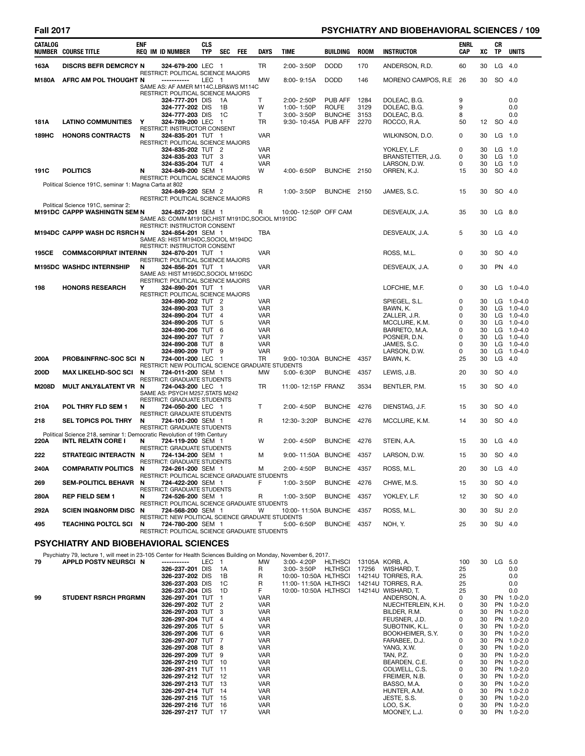| CATALOG NUMBER | COURSE TITLE | ENF REQ | IM | ID NUMBER | CLS TYP | SEC | FEE | DAYS | TIME | BUILDING | ROOM | INSTRUCTOR | ENRL CAP | XC | CR TP | UNITS |
|---|---|---|---|---|---|---|---|---|---|---|---|---|---|---|---|---|
| 163A | DISCRS BEFR DEMCRCY | N | | 324-679-200 | LEC | 1 | | TR | 2:00- 3:50P | DODD | 170 | ANDERSON, R.D. | 60 | 30 | LG | 4.0 |
| | RESTRICT: POLITICAL SCIENCE MAJORS | | | | | | | | | | | | | | | |
| M180A | AFRC AM POL THOUGHT | N | | ----------- | LEC | 1 | | MW | 8:00- 9:15A | DODD | 146 | MORENO CAMPOS, R.E | 26 | 30 | SO | 4.0 |
| | SAME AS: AF AMER M114C,LBR&WS M114C | | | | | | | | | | | | | | | |
| | RESTRICT: POLITICAL SCIENCE MAJORS | | | | | | | | | | | | | | | |
| | | | | 324-777-201 | DIS | 1A | | T | 2:00- 2:50P | PUB AFF | 1284 | DOLEAC, B.G. | 9 | | | 0.0 |
| | | | | 324-777-202 | DIS | 1B | | W | 1:00- 1:50P | ROLFE | 3129 | DOLEAC, B.G. | 9 | | | 0.0 |
| | | | | 324-777-203 | DIS | 1C | | T | 3:00- 3:50P | BUNCHE | 3153 | DOLEAC, B.G. | 8 | | | 0.0 |
| 181A | LATINO COMMUNITIES | Y | | 324-789-200 | LEC | 1 | | TR | 9:30- 10:45A | PUB AFF | 2270 | ROCCO, R.A. | 50 | 12 | SO | 4.0 |
| | RESTRICT: INSTRUCTOR CONSENT | | | | | | | | | | | | | | | |
| 189HC | HONORS CONTRACTS | N | | 324-835-201 | TUT | 1 | | VAR | | | | WILKINSON, D.O. | 0 | 30 | LG | 1.0 |
| | RESTRICT: POLITICAL SCIENCE MAJORS | | | | | | | | | | | | | | | |
| | | | | 324-835-202 | TUT | 2 | | VAR | | | | YOKLEY, L.F. | 0 | 30 | LG | 1.0 |
| | | | | 324-835-203 | TUT | 3 | | VAR | | | | BRANSTETTER, J.G. | 0 | 30 | LG | 1.0 |
| | | | | 324-835-204 | TUT | 4 | | VAR | | | | LARSON, D.W. | 0 | 30 | LG | 1.0 |
| 191C | POLITICS | N | | 324-849-200 | SEM | 1 | | W | 4:00- 6:50P | BUNCHE | 2150 | ORREN, K.J. | 15 | 30 | SO | 4.0 |
| | RESTRICT: POLITICAL SCIENCE MAJORS | | | | | | | | | | | | | | | |
| | Political Science 191C, seminar 1: Magna Carta at 802 | | | | | | | | | | | | | | | |
| | | | | 324-849-220 | SEM | 2 | | R | 1:00- 3:50P | BUNCHE | 2150 | JAMES, S.C. | 15 | 30 | SO | 4.0 |
| | RESTRICT: POLITICAL SCIENCE MAJORS | | | | | | | | | | | | | | | |
| | Political Science 191C, seminar 2: | | | | | | | | | | | | | | | |
| M191DC | CAPPP WASHINGTN SEM | N | | 324-857-201 | SEM | 1 | | R | 10:00- 12:50P | OFF CAM | | DESVEAUX, J.A. | 35 | 30 | LG | 8.0 |
| | SAME AS: COMM M191DC,HIST M191DC,SOCIOL M191DC | | | | | | | | | | | | | | | |
| | RESTRICT: INSTRUCTOR CONSENT | | | | | | | | | | | | | | | |
| M194DC | CAPPP WASH DC RSRCH | N | | 324-854-201 | SEM | 1 | | TBA | | | | DESVEAUX, J.A. | 5 | 30 | LG | 4.0 |
| | SAME AS: HIST M194DC,SOCIOL M194DC | | | | | | | | | | | | | | | |
| | RESTRICT: INSTRUCTOR CONSENT | | | | | | | | | | | | | | | |
| 195CE | COMM&CORPRAT INTERN | N | | 324-870-201 | TUT | 1 | | VAR | | | | ROSS, M.L. | 0 | 30 | SO | 4.0 |
| | RESTRICT: POLITICAL SCIENCE MAJORS | | | | | | | | | | | | | | | |
| M195DC | WASHDC INTERNSHIP | N | | 324-856-201 | TUT | 1 | | VAR | | | | DESVEAUX, J.A. | 0 | 30 | PN | 4.0 |
| | SAME AS: HIST M195DC,SOCIOL M195DC | | | | | | | | | | | | | | | |
| | RESTRICT: POLITICAL SCIENCE MAJORS | | | | | | | | | | | | | | | |
| 198 | HONORS RESEARCH | Y | | 324-890-201 | TUT | 1 | | VAR | | | | LOFCHIE, M.F. | 0 | 30 | LG | 1.0-4.0 |
| | RESTRICT: POLITICAL SCIENCE MAJORS | | | | | | | | | | | | | | | |
| | | | | 324-890-202 | TUT | 2 | | VAR | | | | SPIEGEL, S.L. | 0 | 30 | LG | 1.0-4.0 |
| | | | | 324-890-203 | TUT | 3 | | VAR | | | | BAWN, K. | 0 | 30 | LG | 1.0-4.0 |
| | | | | 324-890-204 | TUT | 4 | | VAR | | | | ZALLER, J.R. | 0 | 30 | LG | 1.0-4.0 |
| | | | | 324-890-205 | TUT | 5 | | VAR | | | | MCCLURE, K.M. | 0 | 30 | LG | 1.0-4.0 |
| | | | | 324-890-206 | TUT | 6 | | VAR | | | | BARRETO, M.A. | 0 | 30 | LG | 1.0-4.0 |
| | | | | 324-890-207 | TUT | 7 | | VAR | | | | POSNER, D.N. | 0 | 30 | LG | 1.0-4.0 |
| | | | | 324-890-208 | TUT | 8 | | VAR | | | | JAMES, S.C. | 0 | 30 | LG | 1.0-4.0 |
| | | | | 324-890-209 | TUT | 9 | | VAR | | | | LARSON, D.W. | 0 | 30 | LG | 1.0-4.0 |
| 200A | PROB&INFRNC-SOC SCI | N | | 724-001-200 | LEC | 1 | | TR | 9:00- 10:30A | BUNCHE | 4357 | BAWN, K. | 25 | 30 | LG | 4.0 |
| | RESTRICT: NEW POLITICAL SCIENCE GRADUATE STUDENTS | | | | | | | | | | | | | | | |
| 200D | MAX LIKELHD-SOC SCI | N | | 724-011-200 | SEM | 1 | | MW | 5:00- 6:30P | BUNCHE | 4357 | LEWIS, J.B. | 20 | 30 | SO | 4.0 |
| | RESTRICT: GRADUATE STUDENTS | | | | | | | | | | | | | | | |
| M208D | MULT ANLY&LATENT VR | N | | 724-043-200 | LEC | 1 | | TR | 11:00- 12:15P | FRANZ | 3534 | BENTLER, P.M. | 15 | 30 | SO | 4.0 |
| | SAME AS: PSYCH M257,STATS M242 | | | | | | | | | | | | | | | |
| | RESTRICT: GRADUATE STUDENTS | | | | | | | | | | | | | | | |
| 210A | POL THRY FLD SEM 1 | N | | 724-050-200 | LEC | 1 | | T | 2:00- 4:50P | BUNCHE | 4276 | DIENSTAG, J.F. | 15 | 30 | SO | 4.0 |
| | RESTRICT: GRADUATE STUDENTS | | | | | | | | | | | | | | | |
| 218 | SEL TOPICS POL THRY | N | | 724-101-200 | SEM | 1 | | R | 12:30- 3:20P | BUNCHE | 4276 | MCCLURE, K.M. | 14 | 30 | SO | 4.0 |
| | RESTRICT: GRADUATE STUDENTS | | | | | | | | | | | | | | | |
| | Political Science 218, seminar 1: Democratic Revolution of 19th Century | | | | | | | | | | | | | | | |
| 220A | INTL RELATN CORE I | N | | 724-119-200 | SEM | 1 | | W | 2:00- 4:50P | BUNCHE | 4276 | STEIN, A.A. | 15 | 30 | LG | 4.0 |
| | RESTRICT: GRADUATE STUDENTS | | | | | | | | | | | | | | | |
| 222 | STRATEGIC INTERACTN | N | | 724-134-200 | SEM | 1 | | M | 9:00- 11:50A | BUNCHE | 4357 | LARSON, D.W. | 15 | 30 | SO | 4.0 |
| | RESTRICT: GRADUATE STUDENTS | | | | | | | | | | | | | | | |
| 240A | COMPARATIV POLITICS | N | | 724-261-200 | SEM | 1 | | M | 2:00- 4:50P | BUNCHE | 4357 | ROSS, M.L. | 20 | 30 | LG | 4.0 |
| | RESTRICT: POLITICAL SCIENCE GRADUATE STUDENTS | | | | | | | | | | | | | | | |
| 269 | SEM-POLITICL BEHAVR | N | | 724-422-200 | SEM | 1 | | F | 1:00- 3:50P | BUNCHE | 4276 | CHWE, M.S. | 15 | 30 | SO | 4.0 |
| | RESTRICT: GRADUATE STUDENTS | | | | | | | | | | | | | | | |
| 280A | REP FIELD SEM 1 | N | | 724-526-200 | SEM | 1 | | R | 1:00- 3:50P | BUNCHE | 4357 | YOKLEY, L.F. | 12 | 30 | SO | 4.0 |
| | RESTRICT: POLITICAL SCIENCE GRADUATE STUDENTS | | | | | | | | | | | | | | | |
| 292A | SCIEN INQ&NORM DISC | N | | 724-568-200 | SEM | 1 | | W | 10:00- 11:50A | BUNCHE | 4357 | ROSS, M.L. | 30 | 30 | SU | 2.0 |
| | RESTRICT: NEW POLITICAL SCIENCE GRADUATE STUDENTS | | | | | | | | | | | | | | | |
| 495 | TEACHING POLTCL SCI | N | | 724-780-200 | SEM | 1 | | T | 5:00- 6:50P | BUNCHE | 4357 | NOH, Y. | 25 | 30 | SU | 4.0 |
| | RESTRICT: POLITICAL SCIENCE GRADUATE STUDENTS | | | | | | | | | | | | | | | |

## PSYCHIATRY AND BIOBEHAVIORAL SCIENCES

Psychiatry 79, lecture 1, will meet in 23-105 Center for Health Sciences Building on Monday, November 6, 2017.

| CATALOG NUMBER | COURSE TITLE | ENF REQ | IM | ID NUMBER | CLS TYP | SEC | FEE | DAYS | TIME | BUILDING | ROOM | INSTRUCTOR | ENRL CAP | XC | CR TP | UNITS |
|---|---|---|---|---|---|---|---|---|---|---|---|---|---|---|---|---|
| 79 | APPLD POSTV NEURSCI | N | | ----------- | LEC | 1 | | MW | 3:00- 4:20P | HLTHSCI | 13105A | KORB, A. | 100 | 30 | LG | 5.0 |
| | | | | 326-237-201 | DIS | 1A | | R | 3:00- 3:50P | HLTHSCI | 17256 | WISHARD, T. | 25 | | | 0.0 |
| | | | | 326-237-202 | DIS | 1B | | R | 10:00- 10:50A | HLTHSCI | 14214U | TORRES, R.A. | 25 | | | 0.0 |
| | | | | 326-237-203 | DIS | 1C | | R | 11:00- 11:50A | HLTHSCI | 14214U | TORRES, R.A. | 25 | | | 0.0 |
| | | | | 326-237-204 | DIS | 1D | | F | 10:00- 10:50A | HLTHSCI | 14214U | WISHARD, T. | 25 | | | 0.0 |
| 99 | STUDENT RSRCH PRGRM | N | | 326-297-201 | TUT | 1 | | VAR | | | | ANDERSON, A. | 0 | 30 | PN | 1.0-2.0 |
| | | | | 326-297-202 | TUT | 2 | | VAR | | | | NUECHTERLEIN, K.H. | 0 | 30 | PN | 1.0-2.0 |
| | | | | 326-297-203 | TUT | 3 | | VAR | | | | BILDER, R.M. | 0 | 30 | PN | 1.0-2.0 |
| | | | | 326-297-204 | TUT | 4 | | VAR | | | | FEUSNER, J.D. | 0 | 30 | PN | 1.0-2.0 |
| | | | | 326-297-205 | TUT | 5 | | VAR | | | | SUBOTNIK, K.L. | 0 | 30 | PN | 1.0-2.0 |
| | | | | 326-297-206 | TUT | 6 | | VAR | | | | BOOKHEIMER, S.Y. | 0 | 30 | PN | 1.0-2.0 |
| | | | | 326-297-207 | TUT | 7 | | VAR | | | | FARABEE, D.J. | 0 | 30 | PN | 1.0-2.0 |
| | | | | 326-297-208 | TUT | 8 | | VAR | | | | YANG, X.W. | 0 | 30 | PN | 1.0-2.0 |
| | | | | 326-297-209 | TUT | 9 | | VAR | | | | TAN, P.Z. | 0 | 30 | PN | 1.0-2.0 |
| | | | | 326-297-210 | TUT | 10 | | VAR | | | | BEARDEN, C.E. | 0 | 30 | PN | 1.0-2.0 |
| | | | | 326-297-211 | TUT | 11 | | VAR | | | | COLWELL, C.S. | 0 | 30 | PN | 1.0-2.0 |
| | | | | 326-297-212 | TUT | 12 | | VAR | | | | FREIMER, N.B. | 0 | 30 | PN | 1.0-2.0 |
| | | | | 326-297-213 | TUT | 13 | | VAR | | | | BASSO, M.A. | 0 | 30 | PN | 1.0-2.0 |
| | | | | 326-297-214 | TUT | 14 | | VAR | | | | HUNTER, A.M. | 0 | 30 | PN | 1.0-2.0 |
| | | | | 326-297-215 | TUT | 15 | | VAR | | | | JESTE, S.S. | 0 | 30 | PN | 1.0-2.0 |
| | | | | 326-297-216 | TUT | 16 | | VAR | | | | LOO, S.K. | 0 | 30 | PN | 1.0-2.0 |
| | | | | 326-297-217 | TUT | 17 | | VAR | | | | MOONEY, L.J. | 0 | 30 | PN | 1.0-2.0 |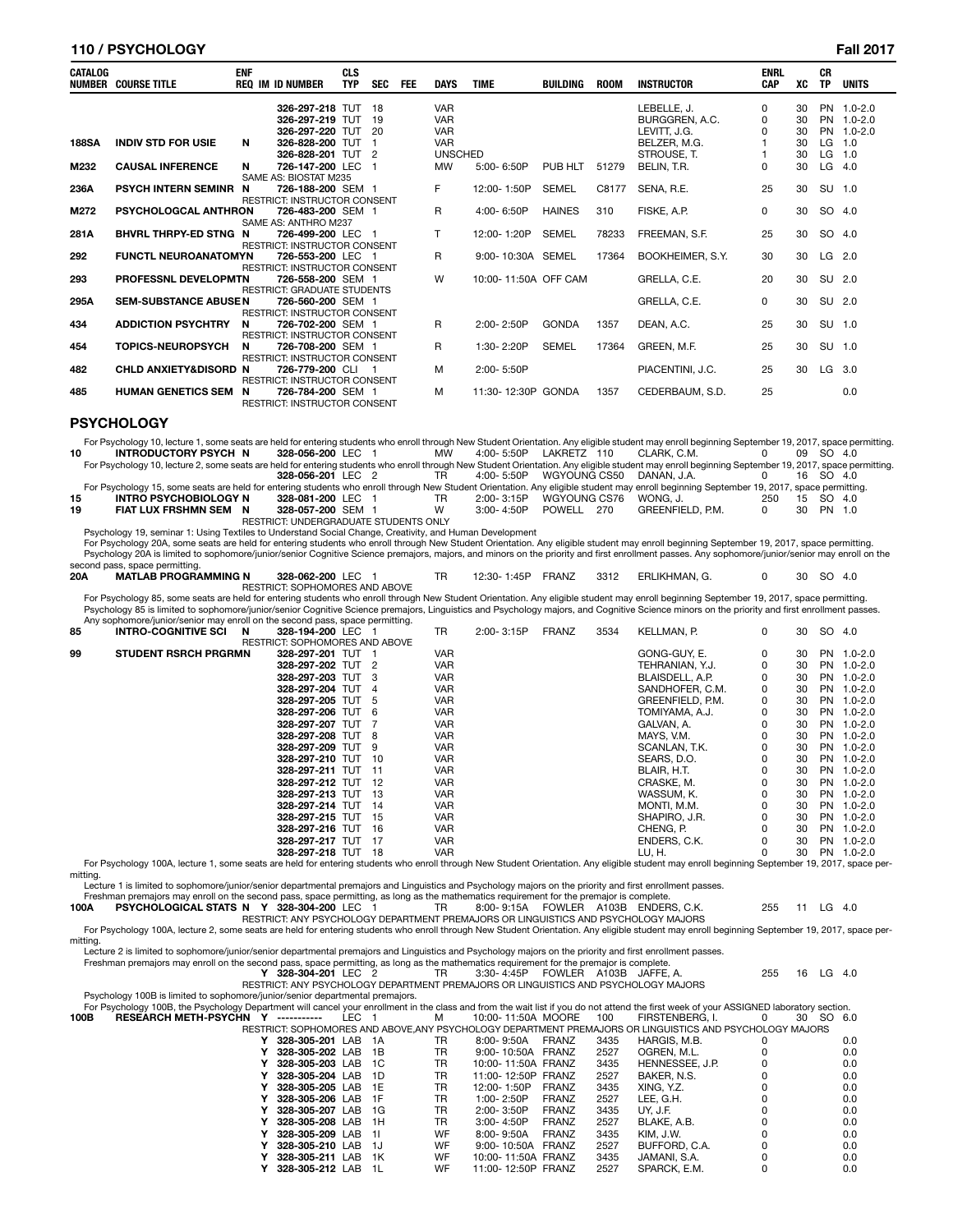| CATALOG NUMBER | COURSE TITLE | ENF REQ | IM | ID NUMBER | CLS TYP | SEC | FEE | DAYS | TIME | BUILDING | ROOM | INSTRUCTOR | ENRL CAP | XC | CR TP | UNITS |
|---|---|---|---|---|---|---|---|---|---|---|---|---|---|---|---|---|
| | | | | 326-297-218 | TUT | 18 | | VAR | | | | LEBELLE, J. | 0 | 30 | PN | 1.0-2.0 |
| | | | | 326-297-219 | TUT | 19 | | VAR | | | | BURGGREN, A.C. | 0 | 30 | PN | 1.0-2.0 |
| | | | | 326-297-220 | TUT | 20 | | VAR | | | | LEVITT, J.G. | 0 | 30 | PN | 1.0-2.0 |
| 188SA | INDIV STD FOR USIE | N | | 326-828-200 | TUT | 1 | | VAR | | | | BELZER, M.G. | 1 | 30 | LG | 1.0 |
| | | | | 326-828-201 | TUT | 2 | | UNSCHED | | | | STROUSE, T. | 1 | 30 | LG | 1.0 |
| M232 | CAUSAL INFERENCE | N | | 726-147-200 | LEC | 1 | | MW | 5:00- 6:50P | PUB HLT | 51279 | BELIN, T.R. | 0 | 30 | LG | 4.0 |
| | SAME AS: BIOSTAT M235 | | | | | | | | | | | | | | | |
| 236A | PSYCH INTERN SEMINR | N | | 726-188-200 | SEM | 1 | | F | 12:00- 1:50P | SEMEL | C8177 | SENA, R.E. | 25 | 30 | SU | 1.0 |
| | RESTRICT: INSTRUCTOR CONSENT | | | | | | | | | | | | | | | |
| M272 | PSYCHOLOGCAL ANTHRON | | | 726-483-200 | SEM | 1 | | R | 4:00- 6:50P | HAINES | 310 | FISKE, A.P. | 0 | 30 | SO | 4.0 |
| | SAME AS: ANTHRO M237 | | | | | | | | | | | | | | | |
| 281A | BHVRL THRPY-ED STNG | N | | 726-499-200 | LEC | 1 | | T | 12:00- 1:20P | SEMEL | 78233 | FREEMAN, S.F. | 25 | 30 | SO | 4.0 |
| | RESTRICT: INSTRUCTOR CONSENT | | | | | | | | | | | | | | | |
| 292 | FUNCTL NEUROANATOMY | N | | 726-553-200 | LEC | 1 | | R | 9:00- 10:30A | SEMEL | 17364 | BOOKHEIMER, S.Y. | 30 | 30 | LG | 2.0 |
| | RESTRICT: INSTRUCTOR CONSENT | | | | | | | | | | | | | | | |
| 293 | PROFESSNL DEVELOPMT | N | | 726-558-200 | SEM | 1 | | W | 10:00- 11:50A | OFF CAM | | GRELLA, C.E. | 20 | 30 | SU | 2.0 |
| | RESTRICT: GRADUATE STUDENTS | | | | | | | | | | | | | | | |
| 295A | SEM-SUBSTANCE ABUSE | N | | 726-560-200 | SEM | 1 | | | | | | GRELLA, C.E. | 0 | 30 | SU | 2.0 |
| | RESTRICT: INSTRUCTOR CONSENT | | | | | | | | | | | | | | | |
| 434 | ADDICTION PSYCHTRY | N | | 726-702-200 | SEM | 1 | | R | 2:00- 2:50P | GONDA | 1357 | DEAN, A.C. | 25 | 30 | SU | 1.0 |
| | RESTRICT: INSTRUCTOR CONSENT | | | | | | | | | | | | | | | |
| 454 | TOPICS-NEUROPSYCH | N | | 726-708-200 | SEM | 1 | | R | 1:30- 2:20P | SEMEL | 17364 | GREEN, M.F. | 25 | 30 | SU | 1.0 |
| | RESTRICT: INSTRUCTOR CONSENT | | | | | | | | | | | | | | | |
| 482 | CHLD ANXIETY&DISORD | N | | 726-779-200 | CLI | 1 | | M | 2:00- 5:50P | | | PIACENTINI, J.C. | 25 | 30 | LG | 3.0 |
| | RESTRICT: INSTRUCTOR CONSENT | | | | | | | | | | | | | | | |
| 485 | HUMAN GENETICS SEM | N | | 726-784-200 | SEM | 1 | | M | 11:30- 12:30P | GONDA | 1357 | CEDERBAUM, S.D. | 25 | | | 0.0 |
| | RESTRICT: INSTRUCTOR CONSENT | | | | | | | | | | | | | | | |

## PSYCHOLOGY

For Psychology 10, lecture 1, some seats are held for entering students who enroll through New Student Orientation. Any eligible student may enroll beginning September 19, 2017, space permitting.

| CATALOG NUMBER | COURSE TITLE | ENF REQ | IM | ID NUMBER | CLS TYP | SEC | FEE | DAYS | TIME | BUILDING | ROOM | INSTRUCTOR | ENRL CAP | XC | CR TP | UNITS |
|---|---|---|---|---|---|---|---|---|---|---|---|---|---|---|---|---|
| 10 | INTRODUCTORY PSYCH | N | | 328-056-200 | LEC | 1 | | MW | 4:00- 5:50P | LAKRETZ | 110 | CLARK, C.M. | 0 | 09 | SO | 4.0 |

For Psychology 10, lecture 2, some seats are held for entering students who enroll through New Student Orientation. Any eligible student may enroll beginning September 19, 2017, space permitting.

| CATALOG NUMBER | COURSE TITLE | ENF REQ | IM | ID NUMBER | CLS TYP | SEC | FEE | DAYS | TIME | BUILDING | ROOM | INSTRUCTOR | ENRL CAP | XC | CR TP | UNITS |
|---|---|---|---|---|---|---|---|---|---|---|---|---|---|---|---|---|
| | | | | 328-056-201 | LEC | 2 | | TR | 4:00- 5:50P | WGYOUNG | CS50 | DANAN, J.A. | 0 | 16 | SO | 4.0 |

For Psychology 15, some seats are held for entering students who enroll through New Student Orientation. Any eligible student may enroll beginning September 19, 2017, space permitting.

| CATALOG NUMBER | COURSE TITLE | ENF REQ | IM | ID NUMBER | CLS TYP | SEC | FEE | DAYS | TIME | BUILDING | ROOM | INSTRUCTOR | ENRL CAP | XC | CR TP | UNITS |
|---|---|---|---|---|---|---|---|---|---|---|---|---|---|---|---|---|
| 15 | INTRO PSYCHOBIOLOGY | N | | 328-081-200 | LEC | 1 | | TR | 2:00- 3:15P | WGYOUNG | CS76 | WONG, J. | 250 | 15 | SO | 4.0 |
| 19 | FIAT LUX FRSHMN SEM | N | | 328-057-200 | SEM | 1 | | W | 3:00- 4:50P | POWELL | 270 | GREENFIELD, P.M. | 0 | 30 | PN | 1.0 |
| | RESTRICT: UNDERGRADUATE STUDENTS ONLY | | | | | | | | | | | | | | | |

Psychology 19, seminar 1: Using Textiles to Understand Social Change, Creativity, and Human Development

For Psychology 20A, some seats are held for entering students who enroll through New Student Orientation. Any eligible student may enroll beginning September 19, 2017, space permitting.

Psychology 20A is limited to sophomore/junior/senior Cognitive Science premajors, majors, and minors on the priority and first enrollment passes. Any sophomore/junior/senior may enroll on the second pass, space permitting.

| CATALOG NUMBER | COURSE TITLE | ENF REQ | IM | ID NUMBER | CLS TYP | SEC | FEE | DAYS | TIME | BUILDING | ROOM | INSTRUCTOR | ENRL CAP | XC | CR TP | UNITS |
|---|---|---|---|---|---|---|---|---|---|---|---|---|---|---|---|---|
| 20A | MATLAB PROGRAMMING | N | | 328-062-200 | LEC | 1 | | TR | 12:30- 1:45P | FRANZ | 3312 | ERLIKHMAN, G. | 0 | 30 | SO | 4.0 |
| | RESTRICT: SOPHOMORES AND ABOVE | | | | | | | | | | | | | | | |

For Psychology 85, some seats are held for entering students who enroll through New Student Orientation. Any eligible student may enroll beginning September 19, 2017, space permitting.

Psychology 85 is limited to sophomore/junior/senior Cognitive Science premajors, Linguistics and Psychology majors, and Cognitive Science minors on the priority and first enrollment passes. Any sophomore/junior/senior may enroll on the second pass, space permitting.

| CATALOG NUMBER | COURSE TITLE | ENF REQ | IM | ID NUMBER | CLS TYP | SEC | FEE | DAYS | TIME | BUILDING | ROOM | INSTRUCTOR | ENRL CAP | XC | CR TP | UNITS |
|---|---|---|---|---|---|---|---|---|---|---|---|---|---|---|---|---|
| 85 | INTRO-COGNITIVE SCI | N | | 328-194-200 | LEC | 1 | | TR | 2:00- 3:15P | FRANZ | 3534 | KELLMAN, P. | 0 | 30 | SO | 4.0 |
| | RESTRICT: SOPHOMORES AND ABOVE | | | | | | | | | | | | | | | |
| 99 | STUDENT RSRCH PRGRM | N | | 328-297-201 | TUT | 1 | | VAR | | | | GONG-GUY, E. | 0 | 30 | PN | 1.0-2.0 |
| | | | | 328-297-202 | TUT | 2 | | VAR | | | | TEHRANIAN, Y.J. | 0 | 30 | PN | 1.0-2.0 |
| | | | | 328-297-203 | TUT | 3 | | VAR | | | | BLAISDELL, A.P. | 0 | 30 | PN | 1.0-2.0 |
| | | | | 328-297-204 | TUT | 4 | | VAR | | | | SANDHOFER, C.M. | 0 | 30 | PN | 1.0-2.0 |
| | | | | 328-297-205 | TUT | 5 | | VAR | | | | GREENFIELD, P.M. | 0 | 30 | PN | 1.0-2.0 |
| | | | | 328-297-206 | TUT | 6 | | VAR | | | | TOMIYAMA, A.J. | 0 | 30 | PN | 1.0-2.0 |
| | | | | 328-297-207 | TUT | 7 | | VAR | | | | GALVAN, A. | 0 | 30 | PN | 1.0-2.0 |
| | | | | 328-297-208 | TUT | 8 | | VAR | | | | MAYS, V.M. | 0 | 30 | PN | 1.0-2.0 |
| | | | | 328-297-209 | TUT | 9 | | VAR | | | | SCANLAN, T.K. | 0 | 30 | PN | 1.0-2.0 |
| | | | | 328-297-210 | TUT | 10 | | VAR | | | | SEARS, D.O. | 0 | 30 | PN | 1.0-2.0 |
| | | | | 328-297-211 | TUT | 11 | | VAR | | | | BLAIR, H.T. | 0 | 30 | PN | 1.0-2.0 |
| | | | | 328-297-212 | TUT | 12 | | VAR | | | | CRASKE, M. | 0 | 30 | PN | 1.0-2.0 |
| | | | | 328-297-213 | TUT | 13 | | VAR | | | | WASSUM, K. | 0 | 30 | PN | 1.0-2.0 |
| | | | | 328-297-214 | TUT | 14 | | VAR | | | | MONTI, M.M. | 0 | 30 | PN | 1.0-2.0 |
| | | | | 328-297-215 | TUT | 15 | | VAR | | | | SHAPIRO, J.R. | 0 | 30 | PN | 1.0-2.0 |
| | | | | 328-297-216 | TUT | 16 | | VAR | | | | CHENG, P. | 0 | 30 | PN | 1.0-2.0 |
| | | | | 328-297-217 | TUT | 17 | | VAR | | | | ENDERS, C.K. | 0 | 30 | PN | 1.0-2.0 |
| | | | | 328-297-218 | TUT | 18 | | VAR | | | | LU, H. | 0 | 30 | PN | 1.0-2.0 |

For Psychology 100A, lecture 1, some seats are held for entering students who enroll through New Student Orientation. Any eligible student may enroll beginning September 19, 2017, space permitting.

Lecture 1 is limited to sophomore/junior/senior departmental premajors and Linguistics and Psychology majors on the priority and first enrollment passes.

Freshman premajors may enroll on the second pass, space permitting, as long as the mathematics requirement for the premajor is complete.

| CATALOG NUMBER | COURSE TITLE | ENF REQ | IM | ID NUMBER | CLS TYP | SEC | FEE | DAYS | TIME | BUILDING | ROOM | INSTRUCTOR | ENRL CAP | XC | CR TP | UNITS |
|---|---|---|---|---|---|---|---|---|---|---|---|---|---|---|---|---|
| 100A | PSYCHOLOGICAL STATS | N | Y | 328-304-200 | LEC | 1 | | TR | 8:00- 9:15A | FOWLER | A103B | ENDERS, C.K. | 255 | 11 | LG | 4.0 |
| | RESTRICT: ANY PSYCHOLOGY DEPARTMENT PREMAJORS OR LINGUISTICS AND PSYCHOLOGY MAJORS | | | | | | | | | | | | | | | |

For Psychology 100A, lecture 2, some seats are held for entering students who enroll through New Student Orientation. Any eligible student may enroll beginning September 19, 2017, space permitting.

Lecture 2 is limited to sophomore/junior/senior departmental premajors and Linguistics and Psychology majors on the priority and first enrollment passes.

Freshman premajors may enroll on the second pass, space permitting, as long as the mathematics requirement for the premajor is complete.

| CATALOG NUMBER | COURSE TITLE | ENF REQ | IM | ID NUMBER | CLS TYP | SEC | FEE | DAYS | TIME | BUILDING | ROOM | INSTRUCTOR | ENRL CAP | XC | CR TP | UNITS |
|---|---|---|---|---|---|---|---|---|---|---|---|---|---|---|---|---|
| | | | Y | 328-304-201 | LEC | 2 | | TR | 3:30- 4:45P | FOWLER | A103B | JAFFE, A. | 255 | 16 | LG | 4.0 |
| | RESTRICT: ANY PSYCHOLOGY DEPARTMENT PREMAJORS OR LINGUISTICS AND PSYCHOLOGY MAJORS | | | | | | | | | | | | | | | |

Psychology 100B is limited to sophomore/junior/senior departmental premajors.

For Psychology 100B, the Psychology Department will cancel your enrollment in the class and from the wait list if you do not attend the first week of your ASSIGNED laboratory section.

| CATALOG NUMBER | COURSE TITLE | ENF REQ | IM | ID NUMBER | CLS TYP | SEC | FEE | DAYS | TIME | BUILDING | ROOM | INSTRUCTOR | ENRL CAP | XC | CR TP | UNITS |
|---|---|---|---|---|---|---|---|---|---|---|---|---|---|---|---|---|
| 100B | RESEARCH METH-PSYCH | N | Y | ----------- | LEC | 1 | | M | 10:00- 11:50A | MOORE | 100 | FIRSTENBERG, I. | 0 | 30 | SO | 6.0 |
| | RESTRICT: SOPHOMORES AND ABOVE,ANY PSYCHOLOGY DEPARTMENT PREMAJORS OR LINGUISTICS AND PSYCHOLOGY MAJORS | | | | | | | | | | | | | | | |
| | | | Y | 328-305-201 | LAB | 1A | | TR | 8:00- 9:50A | FRANZ | 3435 | HARGIS, M.B. | 0 | | | 0.0 |
| | | | Y | 328-305-202 | LAB | 1B | | TR | 9:00- 10:50A | FRANZ | 2527 | OGREN, M.L. | 0 | | | 0.0 |
| | | | Y | 328-305-203 | LAB | 1C | | TR | 10:00- 11:50A | FRANZ | 3435 | HENNESSEE, J.P. | 0 | | | 0.0 |
| | | | Y | 328-305-204 | LAB | 1D | | TR | 11:00- 12:50P | FRANZ | 2527 | BAKER, N.S. | 0 | | | 0.0 |
| | | | Y | 328-305-205 | LAB | 1E | | TR | 12:00- 1:50P | FRANZ | 3435 | XING, Y.Z. | 0 | | | 0.0 |
| | | | Y | 328-305-206 | LAB | 1F | | TR | 1:00- 2:50P | FRANZ | 2527 | LEE, G.H. | 0 | | | 0.0 |
| | | | Y | 328-305-207 | LAB | 1G | | TR | 2:00- 3:50P | FRANZ | 3435 | UY, J.F. | 0 | | | 0.0 |
| | | | Y | 328-305-208 | LAB | 1H | | TR | 3:00- 4:50P | FRANZ | 2527 | BLAKE, A.B. | 0 | | | 0.0 |
| | | | Y | 328-305-209 | LAB | 1I | | WF | 8:00- 9:50A | FRANZ | 3435 | KIM, J.W. | 0 | | | 0.0 |
| | | | Y | 328-305-210 | LAB | 1J | | WF | 9:00- 10:50A | FRANZ | 2527 | BUFFORD, C.A. | 0 | | | 0.0 |
| | | | Y | 328-305-211 | LAB | 1K | | WF | 10:00- 11:50A | FRANZ | 3435 | JAMANI, S.A. | 0 | | | 0.0 |
| | | | Y | 328-305-212 | LAB | 1L | | WF | 11:00- 12:50P | FRANZ | 2527 | SPARCK, E.M. | 0 | | | 0.0 |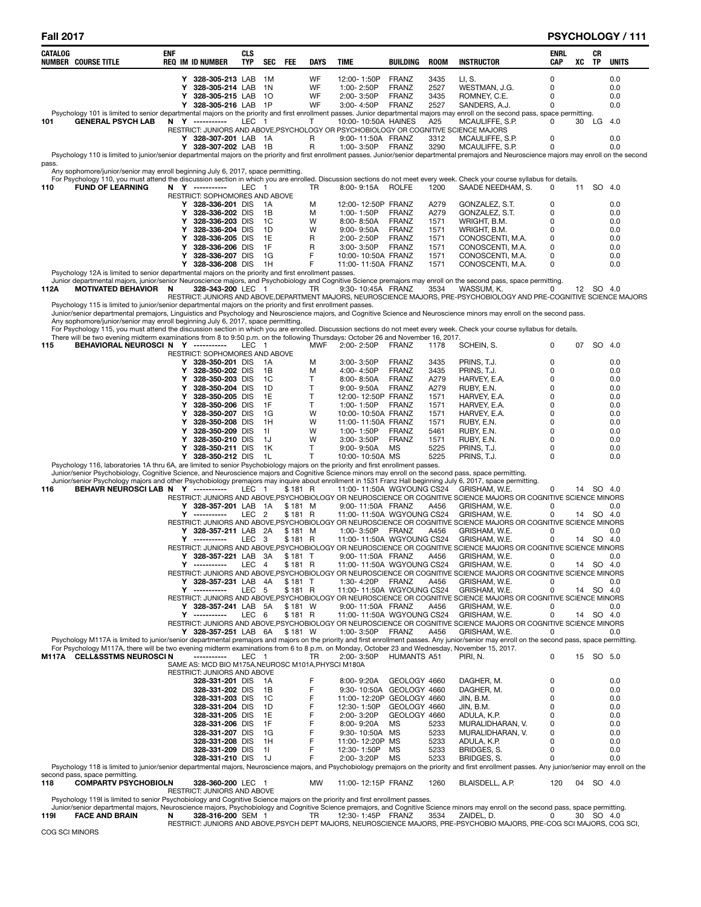| CATALOG NUMBER | COURSE TITLE | ENF REQ | IM | ID NUMBER | CLS TYP | SEC | FEE | DAYS | TIME | BUILDING | ROOM | INSTRUCTOR | ENRL CAP | XC | CR TP | UNITS |
|---|---|---|---|---|---|---|---|---|---|---|---|---|---|---|---|---|
| | | | Y | 328-305-213 | LAB | 1M | | WF | 12:00- 1:50P | FRANZ | 3435 | LI, S. | 0 | | | 0.0 |
| | | | Y | 328-305-214 | LAB | 1N | | WF | 1:00- 2:50P | FRANZ | 2527 | WESTMAN, J.G. | 0 | | | 0.0 |
| | | | Y | 328-305-215 | LAB | 1O | | WF | 2:00- 3:50P | FRANZ | 3435 | ROMNEY, C.E. | 0 | | | 0.0 |
| | | | Y | 328-305-216 | LAB | 1P | | WF | 3:00- 4:50P | FRANZ | 2527 | SANDERS, A.J. | 0 | | | 0.0 |

Psychology 101 is limited to senior departmental majors on the priority and first enrollment passes. Junior departmental majors may enroll on the second pass, space permitting.

| CATALOG NUMBER | COURSE TITLE | ENF REQ | IM | ID NUMBER | CLS TYP | SEC | FEE | DAYS | TIME | BUILDING | ROOM | INSTRUCTOR | ENRL CAP | XC | CR TP | UNITS |
|---|---|---|---|---|---|---|---|---|---|---|---|---|---|---|---|---|
| 101 | GENERAL PSYCH LAB | N | Y | ----------- | LEC | 1 | | T | 10:00- 10:50A | HAINES | A25 | MCAULIFFE, S.P. | 0 | 30 | LG | 4.0 |

RESTRICT: JUNIORS AND ABOVE,PSYCHOLOGY OR PSYCHOBIOLOGY OR COGNITIVE SCIENCE MAJORS

| CATALOG NUMBER | COURSE TITLE | ENF REQ | IM | ID NUMBER | CLS TYP | SEC | FEE | DAYS | TIME | BUILDING | ROOM | INSTRUCTOR | ENRL CAP | XC | CR TP | UNITS |
|---|---|---|---|---|---|---|---|---|---|---|---|---|---|---|---|---|
| | | | Y | 328-307-201 | LAB | 1A | | R | 9:00- 11:50A | FRANZ | 3312 | MCAULIFFE, S.P. | 0 | | | 0.0 |
| | | | Y | 328-307-202 | LAB | 1B | | R | 1:00- 3:50P | FRANZ | 3290 | MCAULIFFE, S.P. | 0 | | | 0.0 |

Psychology 110 is limited to junior/senior departmental majors on the priority and first enrollment passes. Junior/senior departmental premajors and Neuroscience majors may enroll on the second pass.
Any sophomore/junior/senior may enroll beginning July 6, 2017, space permitting.
For Psychology 110, you must attend the discussion section in which you are enrolled. Discussion sections do not meet every week. Check your course syllabus for details.

| CATALOG NUMBER | COURSE TITLE | ENF REQ | IM | ID NUMBER | CLS TYP | SEC | FEE | DAYS | TIME | BUILDING | ROOM | INSTRUCTOR | ENRL CAP | XC | CR TP | UNITS |
|---|---|---|---|---|---|---|---|---|---|---|---|---|---|---|---|---|
| 110 | FUND OF LEARNING | N | Y | ----------- | LEC | 1 | | TR | 8:00- 9:15A | ROLFE | 1200 | SAADE NEEDHAM, S. | 0 | 11 | SO | 4.0 |

RESTRICT: SOPHOMORES AND ABOVE

| CATALOG NUMBER | COURSE TITLE | ENF REQ | IM | ID NUMBER | CLS TYP | SEC | FEE | DAYS | TIME | BUILDING | ROOM | INSTRUCTOR | ENRL CAP | XC | CR TP | UNITS |
|---|---|---|---|---|---|---|---|---|---|---|---|---|---|---|---|---|
| | | | Y | 328-336-201 | DIS | 1A | | M | 12:00- 12:50P | FRANZ | A279 | GONZALEZ, S.T. | 0 | | | 0.0 |
| | | | Y | 328-336-202 | DIS | 1B | | M | 1:00- 1:50P | FRANZ | A279 | GONZALEZ, S.T. | 0 | | | 0.0 |
| | | | Y | 328-336-203 | DIS | 1C | | W | 8:00- 8:50A | FRANZ | 1571 | WRIGHT, B.M. | 0 | | | 0.0 |
| | | | Y | 328-336-204 | DIS | 1D | | W | 9:00- 9:50A | FRANZ | 1571 | WRIGHT, B.M. | 0 | | | 0.0 |
| | | | Y | 328-336-205 | DIS | 1E | | R | 2:00- 2:50P | FRANZ | 1571 | CONOSCENTI, M.A. | 0 | | | 0.0 |
| | | | Y | 328-336-206 | DIS | 1F | | R | 3:00- 3:50P | FRANZ | 1571 | CONOSCENTI, M.A. | 0 | | | 0.0 |
| | | | Y | 328-336-207 | DIS | 1G | | F | 10:00- 10:50A | FRANZ | 1571 | CONOSCENTI, M.A. | 0 | | | 0.0 |
| | | | Y | 328-336-208 | DIS | 1H | | F | 11:00- 11:50A | FRANZ | 1571 | CONOSCENTI, M.A. | 0 | | | 0.0 |

Psychology 12A is limited to senior departmental majors on the priority and first enrollment passes.
Junior departmental majors, junior/senior Neuroscience majors, and Psychobiology and Cognitive Science premajors may enroll on the second pass, space permitting.

| CATALOG NUMBER | COURSE TITLE | ENF REQ | IM | ID NUMBER | CLS TYP | SEC | FEE | DAYS | TIME | BUILDING | ROOM | INSTRUCTOR | ENRL CAP | XC | CR TP | UNITS |
|---|---|---|---|---|---|---|---|---|---|---|---|---|---|---|---|---|
| 112A | MOTIVATED BEHAVIOR | N | | 328-343-200 | LEC | 1 | | TR | 9:30- 10:45A | FRANZ | 3534 | WASSUM, K. | 0 | 12 | SO | 4.0 |

RESTRICT: JUNIORS AND ABOVE,DEPARTMENT MAJORS, NEUROSCIENCE MAJORS, PRE-PSYCHOBIOLOGY AND PRE-COGNITIVE SCIENCE MAJORS

Psychology 115 is limited to junior/senior departmental majors on the priority and first enrollment passes.
Junior/senior departmental premajors, Linguistics and Psychology and Neuroscience majors, and Cognitive Science and Neuroscience minors may enroll on the second pass.
Any sophomore/junior/senior may enroll beginning July 6, 2017, space permitting.
For Psychology 115, you must attend the discussion section in which you are enrolled. Discussion sections do not meet every week. Check your course syllabus for details.
There will be two evening midterm examinations from 8 to 9:50 p.m. on the following Thursdays: October 26 and November 16, 2017.

| CATALOG NUMBER | COURSE TITLE | ENF REQ | IM | ID NUMBER | CLS TYP | SEC | FEE | DAYS | TIME | BUILDING | ROOM | INSTRUCTOR | ENRL CAP | XC | CR TP | UNITS |
|---|---|---|---|---|---|---|---|---|---|---|---|---|---|---|---|---|
| 115 | BEHAVIORAL NEUROSCI | N | Y | ----------- | LEC | 1 | | MWF | 2:00- 2:50P | FRANZ | 1178 | SCHEIN, S. | 0 | 07 | SO | 4.0 |

RESTRICT: SOPHOMORES AND ABOVE

| CATALOG NUMBER | COURSE TITLE | ENF REQ | IM | ID NUMBER | CLS TYP | SEC | FEE | DAYS | TIME | BUILDING | ROOM | INSTRUCTOR | ENRL CAP | XC | CR TP | UNITS |
|---|---|---|---|---|---|---|---|---|---|---|---|---|---|---|---|---|
| | | | Y | 328-350-201 | DIS | 1A | | M | 3:00- 3:50P | FRANZ | 3435 | PRINS, T.J. | 0 | | | 0.0 |
| | | | Y | 328-350-202 | DIS | 1B | | M | 4:00- 4:50P | FRANZ | 3435 | PRINS, T.J. | 0 | | | 0.0 |
| | | | Y | 328-350-203 | DIS | 1C | | T | 8:00- 8:50A | FRANZ | A279 | HARVEY, E.A. | 0 | | | 0.0 |
| | | | Y | 328-350-204 | DIS | 1D | | T | 9:00- 9:50A | FRANZ | A279 | RUBY, E.N. | 0 | | | 0.0 |
| | | | Y | 328-350-205 | DIS | 1E | | T | 12:00- 12:50P | FRANZ | 1571 | HARVEY, E.A. | 0 | | | 0.0 |
| | | | Y | 328-350-206 | DIS | 1F | | T | 1:00- 1:50P | FRANZ | 1571 | HARVEY, E.A. | 0 | | | 0.0 |
| | | | Y | 328-350-207 | DIS | 1G | | W | 10:00- 10:50A | FRANZ | 1571 | HARVEY, E.A. | 0 | | | 0.0 |
| | | | Y | 328-350-208 | DIS | 1H | | W | 11:00- 11:50A | FRANZ | 1571 | RUBY, E.N. | 0 | | | 0.0 |
| | | | Y | 328-350-209 | DIS | 1I | | W | 1:00- 1:50P | FRANZ | 5461 | RUBY, E.N. | 0 | | | 0.0 |
| | | | Y | 328-350-210 | DIS | 1J | | W | 3:00- 3:50P | FRANZ | 1571 | RUBY, E.N. | 0 | | | 0.0 |
| | | | Y | 328-350-211 | DIS | 1K | | T | 9:00- 9:50A | MS | 5225 | PRINS, T.J. | 0 | | | 0.0 |
| | | | Y | 328-350-212 | DIS | 1L | | T | 10:00- 10:50A | MS | 5225 | PRINS, T.J. | 0 | | | 0.0 |

Psychology 116, laboratories 1A thru 6A, are limited to senior Psychobiology majors on the priority and first enrollment passes.
Junior/senior Psychobiology, Cognitive Science, and Neuroscience majors and Cognitive Science minors may enroll on the second pass, space permitting.
Junior/senior Psychology majors and other Psychobiology premajors may inquire about enrollment in 1531 Franz Hall beginning July 6, 2017, space permitting.

| CATALOG NUMBER | COURSE TITLE | ENF REQ | IM | ID NUMBER | CLS TYP | SEC | FEE | DAYS | TIME | BUILDING | ROOM | INSTRUCTOR | ENRL CAP | XC | CR TP | UNITS |
|---|---|---|---|---|---|---|---|---|---|---|---|---|---|---|---|---|
| 116 | BEHAVR NEUROSCI LAB | N | Y | ----------- | LEC | 1 | $181 | R | 11:00- 11:50A | WGYOUNG | CS24 | GRISHAM, W.E. | 0 | 14 | SO | 4.0 |
| | RESTRICT: JUNIORS AND ABOVE,PSYCHOBIOLOGY OR NEUROSCIENCE OR COGNITIVE SCIENCE MAJORS OR COGNITIVE SCIENCE MINORS | | | | | | | | | | | | | | | |
| | | | Y | 328-357-201 | LAB | 1A | $181 | M | 9:00- 11:50A | FRANZ | A456 | GRISHAM, W.E. | 0 | | | 0.0 |
| | | | Y | ----------- | LEC | 2 | $181 | R | 11:00- 11:50A | WGYOUNG | CS24 | GRISHAM, W.E. | 0 | 14 | SO | 4.0 |
| | RESTRICT: JUNIORS AND ABOVE,PSYCHOBIOLOGY OR NEUROSCIENCE OR COGNITIVE SCIENCE MAJORS OR COGNITIVE SCIENCE MINORS | | | | | | | | | | | | | | | |
| | | | Y | 328-357-211 | LAB | 2A | $181 | M | 1:00- 3:50P | FRANZ | A456 | GRISHAM, W.E. | 0 | | | 0.0 |
| | | | Y | ----------- | LEC | 3 | $181 | R | 11:00- 11:50A | WGYOUNG | CS24 | GRISHAM, W.E. | 0 | 14 | SO | 4.0 |
| | RESTRICT: JUNIORS AND ABOVE,PSYCHOBIOLOGY OR NEUROSCIENCE OR COGNITIVE SCIENCE MAJORS OR COGNITIVE SCIENCE MINORS | | | | | | | | | | | | | | | |
| | | | Y | 328-357-221 | LAB | 3A | $181 | T | 9:00- 11:50A | FRANZ | A456 | GRISHAM, W.E. | 0 | | | 0.0 |
| | | | Y | ----------- | LEC | 4 | $181 | R | 11:00- 11:50A | WGYOUNG | CS24 | GRISHAM, W.E. | 0 | 14 | SO | 4.0 |
| | RESTRICT: JUNIORS AND ABOVE,PSYCHOBIOLOGY OR NEUROSCIENCE OR COGNITIVE SCIENCE MAJORS OR COGNITIVE SCIENCE MINORS | | | | | | | | | | | | | | | |
| | | | Y | 328-357-231 | LAB | 4A | $181 | T | 1:30- 4:20P | FRANZ | A456 | GRISHAM, W.E. | 0 | | | 0.0 |
| | | | Y | ----------- | LEC | 5 | $181 | R | 11:00- 11:50A | WGYOUNG | CS24 | GRISHAM, W.E. | 0 | 14 | SO | 4.0 |
| | RESTRICT: JUNIORS AND ABOVE,PSYCHOBIOLOGY OR NEUROSCIENCE OR COGNITIVE SCIENCE MAJORS OR COGNITIVE SCIENCE MINORS | | | | | | | | | | | | | | | |
| | | | Y | 328-357-241 | LAB | 5A | $181 | W | 9:00- 11:50A | FRANZ | A456 | GRISHAM, W.E. | 0 | | | 0.0 |
| | | | Y | ----------- | LEC | 6 | $181 | R | 11:00- 11:50A | WGYOUNG | CS24 | GRISHAM, W.E. | 0 | 14 | SO | 4.0 |
| | RESTRICT: JUNIORS AND ABOVE,PSYCHOBIOLOGY OR NEUROSCIENCE OR COGNITIVE SCIENCE MAJORS OR COGNITIVE SCIENCE MINORS | | | | | | | | | | | | | | | |
| | | | Y | 328-357-251 | LAB | 6A | $181 | W | 1:00- 3:50P | FRANZ | A456 | GRISHAM, W.E. | 0 | | | 0.0 |

Psychology M117A is limited to junior/senior departmental premajors and majors on the priority and first enrollment passes. Any junior/senior may enroll on the second pass, space permitting.
For Psychology M117A, there will be two evening midterm examinations from 6 to 8 p.m. on Monday, October 23 and Wednesday, November 15, 2017.

| CATALOG NUMBER | COURSE TITLE | ENF REQ | IM | ID NUMBER | CLS TYP | SEC | FEE | DAYS | TIME | BUILDING | ROOM | INSTRUCTOR | ENRL CAP | XC | CR TP | UNITS |
|---|---|---|---|---|---|---|---|---|---|---|---|---|---|---|---|---|
| M117A | CELL&SSTMS NEUROSCI | N | | ----------- | LEC | 1 | | TR | 2:00- 3:50P | HUMANTS | A51 | PIRI, N. | 0 | 15 | SO | 5.0 |

SAME AS: MCD BIO M175A,NEUROSC M101A,PHYSCI M180A
RESTRICT: JUNIORS AND ABOVE

| CATALOG NUMBER | COURSE TITLE | ENF REQ | IM | ID NUMBER | CLS TYP | SEC | FEE | DAYS | TIME | BUILDING | ROOM | INSTRUCTOR | ENRL CAP | XC | CR TP | UNITS |
|---|---|---|---|---|---|---|---|---|---|---|---|---|---|---|---|---|
| | | | | 328-331-201 | DIS | 1A | | F | 8:00- 9:20A | GEOLOGY | 4660 | DAGHER, M. | 0 | | | 0.0 |
| | | | | 328-331-202 | DIS | 1B | | F | 9:30- 10:50A | GEOLOGY | 4660 | DAGHER, M. | 0 | | | 0.0 |
| | | | | 328-331-203 | DIS | 1C | | F | 11:00- 12:20P | GEOLOGY | 4660 | JIN, B.M. | 0 | | | 0.0 |
| | | | | 328-331-204 | DIS | 1D | | F | 12:30- 1:50P | GEOLOGY | 4660 | JIN, B.M. | 0 | | | 0.0 |
| | | | | 328-331-205 | DIS | 1E | | F | 2:00- 3:20P | GEOLOGY | 4660 | ADULA, K.P. | 0 | | | 0.0 |
| | | | | 328-331-206 | DIS | 1F | | F | 8:00- 9:20A | MS | 5233 | MURALIDHARAN, V. | 0 | | | 0.0 |
| | | | | 328-331-207 | DIS | 1G | | F | 9:30- 10:50A | MS | 5233 | MURALIDHARAN, V. | 0 | | | 0.0 |
| | | | | 328-331-208 | DIS | 1H | | F | 11:00- 12:20P | MS | 5233 | ADULA, K.P. | 0 | | | 0.0 |
| | | | | 328-331-209 | DIS | 1I | | F | 12:30- 1:50P | MS | 5233 | BRIDGES, S. | 0 | | | 0.0 |
| | | | | 328-331-210 | DIS | 1J | | F | 2:00- 3:20P | MS | 5233 | BRIDGES, S. | 0 | | | 0.0 |

Psychology 118 is limited to junior/senior departmental majors, Neuroscience majors, and Psychobiology premajors on the priority and first enrollment passes. Any junior/senior may enroll on the second pass, space permitting.

| CATALOG NUMBER | COURSE TITLE | ENF REQ | IM | ID NUMBER | CLS TYP | SEC | FEE | DAYS | TIME | BUILDING | ROOM | INSTRUCTOR | ENRL CAP | XC | CR TP | UNITS |
|---|---|---|---|---|---|---|---|---|---|---|---|---|---|---|---|---|
| 118 | COMPARTV PSYCHOBIOL | N | | 328-360-200 | LEC | 1 | | MW | 11:00- 12:15P | FRANZ | 1260 | BLAISDELL, A.P. | 120 | 04 | SO | 4.0 |

RESTRICT: JUNIORS AND ABOVE

Psychology 119I is limited to senior Psychobiology and Cognitive Science majors on the priority and first enrollment passes.
Junior/senior departmental majors, Neuroscience majors, Psychobiology and Cognitive Science premajors, and Cognitive Science minors may enroll on the second pass, space permitting.

| CATALOG NUMBER | COURSE TITLE | ENF REQ | IM | ID NUMBER | CLS TYP | SEC | FEE | DAYS | TIME | BUILDING | ROOM | INSTRUCTOR | ENRL CAP | XC | CR TP | UNITS |
|---|---|---|---|---|---|---|---|---|---|---|---|---|---|---|---|---|
| 119I | FACE AND BRAIN | N | | 328-316-200 | SEM | 1 | | TR | 12:30- 1:45P | FRANZ | 3534 | ZAIDEL, D. | 0 | 30 | SO | 4.0 |

RESTRICT: JUNIORS AND ABOVE,PSYCH DEPT MAJORS, NEUROSCIENCE MAJORS, PRE-PSYCHOBIO MAJORS, PRE-COG SCI MAJORS, COG SCI, COG SCI MINORS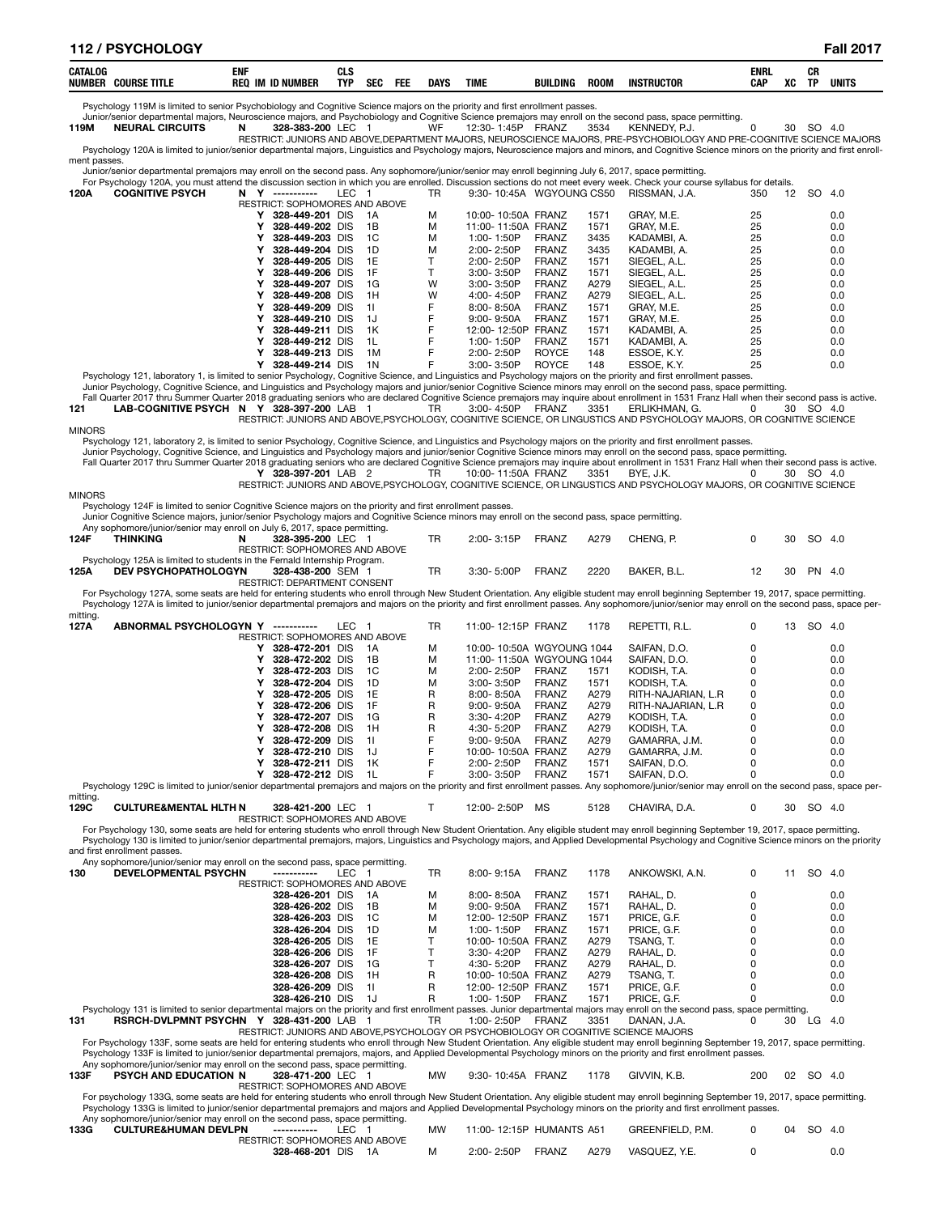| CATALOG NUMBER | COURSE TITLE | ENF REQ | IM | ID NUMBER | CLS TYP | SEC | FEE | DAYS | TIME | BUILDING | ROOM | INSTRUCTOR | ENRL CAP | XC | CR TP | UNITS |
|---|---|---|---|---|---|---|---|---|---|---|---|---|---|---|---|---|

Psychology 119M is limited to senior Psychobiology and Cognitive Science majors on the priority and first enrollment passes.
Junior/senior departmental majors, Neuroscience majors, and Psychobiology and Cognitive Science premajors may enroll on the second pass, space permitting.

| CATALOG NUMBER | COURSE TITLE | ENF REQ | IM | ID NUMBER | CLS TYP | SEC | FEE | DAYS | TIME | BUILDING | ROOM | INSTRUCTOR | ENRL CAP | XC | CR TP | UNITS |
|---|---|---|---|---|---|---|---|---|---|---|---|---|---|---|---|---|
| 119M | NEURAL CIRCUITS | N | | 328-383-200 | LEC | 1 | | WF | 12:30- 1:45P | FRANZ | 3534 | KENNEDY, P.J. | 0 | 30 | SO | 4.0 |

RESTRICT: JUNIORS AND ABOVE,DEPARTMENT MAJORS, NEUROSCIENCE MAJORS, PRE-PSYCHOBIOLOGY AND PRE-COGNITIVE SCIENCE MAJORS

Psychology 120A is limited to junior/senior departmental majors, Linguistics and Psychology majors, Neuroscience majors and minors, and Cognitive Science minors on the priority and first enrollment passes.
Junior/senior departmental premajors may enroll on the second pass. Any sophomore/junior/senior may enroll beginning July 6, 2017, space permitting.
For Psychology 120A, you must attend the discussion section in which you are enrolled. Discussion sections do not meet every week. Check your course syllabus for details.

| CATALOG NUMBER | COURSE TITLE | ENF REQ | IM | ID NUMBER | CLS TYP | SEC | FEE | DAYS | TIME | BUILDING | ROOM | INSTRUCTOR | ENRL CAP | XC | CR TP | UNITS |
|---|---|---|---|---|---|---|---|---|---|---|---|---|---|---|---|---|
| 120A | COGNITIVE PSYCH | N | Y | ----------- | LEC | 1 | | TR | 9:30- 10:45A | WGYOUNG | CS50 | RISSMAN, J.A. | 350 | 12 | SO | 4.0 |
| | RESTRICT: SOPHOMORES AND ABOVE | | | | | | | | | | | | | | | |
| | | | Y | 328-449-201 | DIS | 1A | | M | 10:00- 10:50A | FRANZ | 1571 | GRAY, M.E. | 25 | | | 0.0 |
| | | | Y | 328-449-202 | DIS | 1B | | M | 11:00- 11:50A | FRANZ | 1571 | GRAY, M.E. | 25 | | | 0.0 |
| | | | Y | 328-449-203 | DIS | 1C | | M | 1:00- 1:50P | FRANZ | 3435 | KADAMBI, A. | 25 | | | 0.0 |
| | | | Y | 328-449-204 | DIS | 1D | | M | 2:00- 2:50P | FRANZ | 3435 | KADAMBI, A. | 25 | | | 0.0 |
| | | | Y | 328-449-205 | DIS | 1E | | T | 2:00- 2:50P | FRANZ | 1571 | SIEGEL, A.L. | 25 | | | 0.0 |
| | | | Y | 328-449-206 | DIS | 1F | | T | 3:00- 3:50P | FRANZ | 1571 | SIEGEL, A.L. | 25 | | | 0.0 |
| | | | Y | 328-449-207 | DIS | 1G | | W | 3:00- 3:50P | FRANZ | A279 | SIEGEL, A.L. | 25 | | | 0.0 |
| | | | Y | 328-449-208 | DIS | 1H | | W | 4:00- 4:50P | FRANZ | A279 | SIEGEL, A.L. | 25 | | | 0.0 |
| | | | Y | 328-449-209 | DIS | 1I | | F | 8:00- 8:50A | FRANZ | 1571 | GRAY, M.E. | 25 | | | 0.0 |
| | | | Y | 328-449-210 | DIS | 1J | | F | 9:00- 9:50A | FRANZ | 1571 | GRAY, M.E. | 25 | | | 0.0 |
| | | | Y | 328-449-211 | DIS | 1K | | F | 12:00- 12:50P | FRANZ | 1571 | KADAMBI, A. | 25 | | | 0.0 |
| | | | Y | 328-449-212 | DIS | 1L | | F | 1:00- 1:50P | FRANZ | 1571 | KADAMBI, A. | 25 | | | 0.0 |
| | | | Y | 328-449-213 | DIS | 1M | | F | 2:00- 2:50P | ROYCE | 148 | ESSOE, K.Y. | 25 | | | 0.0 |
| | | | Y | 328-449-214 | DIS | 1N | | F | 3:00- 3:50P | ROYCE | 148 | ESSOE, K.Y. | 25 | | | 0.0 |

Psychology 121, laboratory 1, is limited to senior Psychology, Cognitive Science, and Linguistics and Psychology majors on the priority and first enrollment passes.
Junior Psychology, Cognitive Science, and Linguistics and Psychology majors and junior/senior Cognitive Science minors may enroll on the second pass, space permitting.
Fall Quarter 2017 thru Summer Quarter 2018 graduating seniors who are declared Cognitive Science premajors may inquire about enrollment in 1531 Franz Hall when their second pass is active.

| CATALOG NUMBER | COURSE TITLE | ENF REQ | IM | ID NUMBER | CLS TYP | SEC | FEE | DAYS | TIME | BUILDING | ROOM | INSTRUCTOR | ENRL CAP | XC | CR TP | UNITS |
|---|---|---|---|---|---|---|---|---|---|---|---|---|---|---|---|---|
| 121 | LAB-COGNITIVE PSYCH | N | Y | 328-397-200 | LAB | 1 | | TR | 3:00- 4:50P | FRANZ | 3351 | ERLIKHMAN, G. | 0 | 30 | SO | 4.0 |

RESTRICT: JUNIORS AND ABOVE,PSYCHOLOGY, COGNITIVE SCIENCE, OR LINGUSTICS AND PSYCHOLOGY MAJORS, OR COGNITIVE SCIENCE MINORS

Psychology 121, laboratory 2, is limited to senior Psychology, Cognitive Science, and Linguistics and Psychology majors on the priority and first enrollment passes.
Junior Psychology, Cognitive Science, and Linguistics and Psychology majors and junior/senior Cognitive Science minors may enroll on the second pass, space permitting.
Fall Quarter 2017 thru Summer Quarter 2018 graduating seniors who are declared Cognitive Science premajors may inquire about enrollment in 1531 Franz Hall when their second pass is active.

| CATALOG NUMBER | COURSE TITLE | ENF REQ | IM | ID NUMBER | CLS TYP | SEC | FEE | DAYS | TIME | BUILDING | ROOM | INSTRUCTOR | ENRL CAP | XC | CR TP | UNITS |
|---|---|---|---|---|---|---|---|---|---|---|---|---|---|---|---|---|
| | | | Y | 328-397-201 | LAB | 2 | | TR | 10:00- 11:50A | FRANZ | 3351 | BYE, J.K. | 0 | 30 | SO | 4.0 |

RESTRICT: JUNIORS AND ABOVE,PSYCHOLOGY, COGNITIVE SCIENCE, OR LINGUSTICS AND PSYCHOLOGY MAJORS, OR COGNITIVE SCIENCE MINORS

Psychology 124F is limited to senior Cognitive Science majors on the priority and first enrollment passes.
Junior Cognitive Science majors, junior/senior Psychology majors and Cognitive Science minors may enroll on the second pass, space permitting.
Any sophomore/junior/senior may enroll on July 6, 2017, space permitting.

| CATALOG NUMBER | COURSE TITLE | ENF REQ | IM | ID NUMBER | CLS TYP | SEC | FEE | DAYS | TIME | BUILDING | ROOM | INSTRUCTOR | ENRL CAP | XC | CR TP | UNITS |
|---|---|---|---|---|---|---|---|---|---|---|---|---|---|---|---|---|
| 124F | THINKING | N | | 328-395-200 | LEC | 1 | | TR | 2:00- 3:15P | FRANZ | A279 | CHENG, P. | 0 | 30 | SO | 4.0 |
| | RESTRICT: SOPHOMORES AND ABOVE | | | | | | | | | | | | | | | |

Psychology 125A is limited to students in the Fernald Internship Program.

| CATALOG NUMBER | COURSE TITLE | ENF REQ | IM | ID NUMBER | CLS TYP | SEC | FEE | DAYS | TIME | BUILDING | ROOM | INSTRUCTOR | ENRL CAP | XC | CR TP | UNITS |
|---|---|---|---|---|---|---|---|---|---|---|---|---|---|---|---|---|
| 125A | DEV PSYCHOPATHOLOGY | N | | 328-438-200 | SEM | 1 | | TR | 3:30- 5:00P | FRANZ | 2220 | BAKER, B.L. | 12 | 30 | PN | 4.0 |
| | RESTRICT: DEPARTMENT CONSENT | | | | | | | | | | | | | | | |

For Psychology 127A, some seats are held for entering students who enroll through New Student Orientation. Any eligible student may enroll beginning September 19, 2017, space permitting.
Psychology 127A is limited to junior/senior departmental premajors and majors on the priority and first enrollment passes. Any sophomore/junior/senior may enroll on the second pass, space permitting.

| CATALOG NUMBER | COURSE TITLE | ENF REQ | IM | ID NUMBER | CLS TYP | SEC | FEE | DAYS | TIME | BUILDING | ROOM | INSTRUCTOR | ENRL CAP | XC | CR TP | UNITS |
|---|---|---|---|---|---|---|---|---|---|---|---|---|---|---|---|---|
| 127A | ABNORMAL PSYCHOLOGY | N | Y | ----------- | LEC | 1 | | TR | 11:00- 12:15P | FRANZ | 1178 | REPETTI, R.L. | 0 | 13 | SO | 4.0 |
| | RESTRICT: SOPHOMORES AND ABOVE | | | | | | | | | | | | | | | |
| | | | Y | 328-472-201 | DIS | 1A | | M | 10:00- 10:50A | WGYOUNG | 1044 | SAIFAN, D.O. | 0 | | | 0.0 |
| | | | Y | 328-472-202 | DIS | 1B | | M | 11:00- 11:50A | WGYOUNG | 1044 | SAIFAN, D.O. | 0 | | | 0.0 |
| | | | Y | 328-472-203 | DIS | 1C | | M | 2:00- 2:50P | FRANZ | 1571 | KODISH, T.A. | 0 | | | 0.0 |
| | | | Y | 328-472-204 | DIS | 1D | | M | 3:00- 3:50P | FRANZ | 1571 | KODISH, T.A. | 0 | | | 0.0 |
| | | | Y | 328-472-205 | DIS | 1E | | R | 8:00- 8:50A | FRANZ | A279 | RITH-NAJARIAN, L.R | 0 | | | 0.0 |
| | | | Y | 328-472-206 | DIS | 1F | | R | 9:00- 9:50A | FRANZ | A279 | RITH-NAJARIAN, L.R | 0 | | | 0.0 |
| | | | Y | 328-472-207 | DIS | 1G | | R | 3:30- 4:20P | FRANZ | A279 | KODISH, T.A. | 0 | | | 0.0 |
| | | | Y | 328-472-208 | DIS | 1H | | R | 4:30- 5:20P | FRANZ | A279 | KODISH, T.A. | 0 | | | 0.0 |
| | | | Y | 328-472-209 | DIS | 1I | | F | 9:00- 9:50A | FRANZ | A279 | GAMARRA, J.M. | 0 | | | 0.0 |
| | | | Y | 328-472-210 | DIS | 1J | | F | 10:00- 10:50A | FRANZ | A279 | GAMARRA, J.M. | 0 | | | 0.0 |
| | | | Y | 328-472-211 | DIS | 1K | | F | 2:00- 2:50P | FRANZ | 1571 | SAIFAN, D.O. | 0 | | | 0.0 |
| | | | Y | 328-472-212 | DIS | 1L | | F | 3:00- 3:50P | FRANZ | 1571 | SAIFAN, D.O. | 0 | | | 0.0 |

Psychology 129C is limited to junior/senior departmental premajors and majors on the priority and first enrollment passes. Any sophomore/junior/senior may enroll on the second pass, space permitting.

| CATALOG NUMBER | COURSE TITLE | ENF REQ | IM | ID NUMBER | CLS TYP | SEC | FEE | DAYS | TIME | BUILDING | ROOM | INSTRUCTOR | ENRL CAP | XC | CR TP | UNITS |
|---|---|---|---|---|---|---|---|---|---|---|---|---|---|---|---|---|
| 129C | CULTURE&MENTAL HLTH | N | | 328-421-200 | LEC | 1 | | T | 12:00- 2:50P | MS | 5128 | CHAVIRA, D.A. | 0 | 30 | SO | 4.0 |
| | RESTRICT: SOPHOMORES AND ABOVE | | | | | | | | | | | | | | | |

For Psychology 130, some seats are held for entering students who enroll through New Student Orientation. Any eligible student may enroll beginning September 19, 2017, space permitting.
Psychology 130 is limited to junior/senior departmental premajors, majors, Linguistics and Psychology majors, and Applied Developmental Psychology and Cognitive Science minors on the priority and first enrollment passes.
Any sophomore/junior/senior may enroll on the second pass, space permitting.

| CATALOG NUMBER | COURSE TITLE | ENF REQ | IM | ID NUMBER | CLS TYP | SEC | FEE | DAYS | TIME | BUILDING | ROOM | INSTRUCTOR | ENRL CAP | XC | CR TP | UNITS |
|---|---|---|---|---|---|---|---|---|---|---|---|---|---|---|---|---|
| 130 | DEVELOPMENTAL PSYCH | N | | ----------- | LEC | 1 | | TR | 8:00- 9:15A | FRANZ | 1178 | ANKOWSKI, A.N. | 0 | 11 | SO | 4.0 |
| | RESTRICT: SOPHOMORES AND ABOVE | | | | | | | | | | | | | | | |
| | | | | 328-426-201 | DIS | 1A | | M | 8:00- 8:50A | FRANZ | 1571 | RAHAL, D. | 0 | | | 0.0 |
| | | | | 328-426-202 | DIS | 1B | | M | 9:00- 9:50A | FRANZ | 1571 | RAHAL, D. | 0 | | | 0.0 |
| | | | | 328-426-203 | DIS | 1C | | M | 12:00- 12:50P | FRANZ | 1571 | PRICE, G.F. | 0 | | | 0.0 |
| | | | | 328-426-204 | DIS | 1D | | M | 1:00- 1:50P | FRANZ | 1571 | PRICE, G.F. | 0 | | | 0.0 |
| | | | | 328-426-205 | DIS | 1E | | T | 10:00- 10:50A | FRANZ | A279 | TSANG, T. | 0 | | | 0.0 |
| | | | | 328-426-206 | DIS | 1F | | T | 3:30- 4:20P | FRANZ | A279 | RAHAL, D. | 0 | | | 0.0 |
| | | | | 328-426-207 | DIS | 1G | | T | 4:30- 5:20P | FRANZ | A279 | RAHAL, D. | 0 | | | 0.0 |
| | | | | 328-426-208 | DIS | 1H | | R | 10:00- 10:50A | FRANZ | A279 | TSANG, T. | 0 | | | 0.0 |
| | | | | 328-426-209 | DIS | 1I | | R | 12:00- 12:50P | FRANZ | 1571 | PRICE, G.F. | 0 | | | 0.0 |
| | | | | 328-426-210 | DIS | 1J | | R | 1:00- 1:50P | FRANZ | 1571 | PRICE, G.F. | 0 | | | 0.0 |

Psychology 131 is limited to senior departmental majors on the priority and first enrollment passes. Junior departmental majors may enroll on the second pass, space permitting.

| CATALOG NUMBER | COURSE TITLE | ENF REQ | IM | ID NUMBER | CLS TYP | SEC | FEE | DAYS | TIME | BUILDING | ROOM | INSTRUCTOR | ENRL CAP | XC | CR TP | UNITS |
|---|---|---|---|---|---|---|---|---|---|---|---|---|---|---|---|---|
| 131 | RSRCH-DVLPMNT PSYCH | N | Y | 328-431-200 | LAB | 1 | | TR | 1:00- 2:50P | FRANZ | 3351 | DANAN, J.A. | 0 | 30 | LG | 4.0 |

RESTRICT: JUNIORS AND ABOVE,PSYCHOLOGY OR PSYCHOBIOLOGY OR COGNITIVE SCIENCE MAJORS

For Psychology 133F, some seats are held for entering students who enroll through New Student Orientation. Any eligible student may enroll beginning September 19, 2017, space permitting.
Psychology 133F is limited to junior/senior departmental premajors, majors, and Applied Developmental Psychology minors on the priority and first enrollment passes.
Any sophomore/junior/senior may enroll on the second pass, space permitting.

| CATALOG NUMBER | COURSE TITLE | ENF REQ | IM | ID NUMBER | CLS TYP | SEC | FEE | DAYS | TIME | BUILDING | ROOM | INSTRUCTOR | ENRL CAP | XC | CR TP | UNITS |
|---|---|---|---|---|---|---|---|---|---|---|---|---|---|---|---|---|
| 133F | PSYCH AND EDUCATION | N | | 328-471-200 | LEC | 1 | | MW | 9:30- 10:45A | FRANZ | 1178 | GIVVIN, K.B. | 200 | 02 | SO | 4.0 |
| | RESTRICT: SOPHOMORES AND ABOVE | | | | | | | | | | | | | | | |

For psychology 133G, some seats are held for entering students who enroll through New Student Orientation. Any eligible student may enroll beginning September 19, 2017, space permitting.
Psychology 133G is limited to junior/senior departmental premajors and majors and Applied Developmental Psychology minors on the priority and first enrollment passes.
Any sophomore/junior/senior may enroll on the second pass, space permitting.

| CATALOG NUMBER | COURSE TITLE | ENF REQ | IM | ID NUMBER | CLS TYP | SEC | FEE | DAYS | TIME | BUILDING | ROOM | INSTRUCTOR | ENRL CAP | XC | CR TP | UNITS |
|---|---|---|---|---|---|---|---|---|---|---|---|---|---|---|---|---|
| 133G | CULTURE&HUMAN DEVLP | N | | ----------- | LEC | 1 | | MW | 11:00- 12:15P | HUMANTS | A51 | GREENFIELD, P.M. | 0 | 04 | SO | 4.0 |
| | RESTRICT: SOPHOMORES AND ABOVE | | | | | | | | | | | | | | | |
| | | | | 328-468-201 | DIS | 1A | | M | 2:00- 2:50P | FRANZ | A279 | VASQUEZ, Y.E. | 0 | | | 0.0 |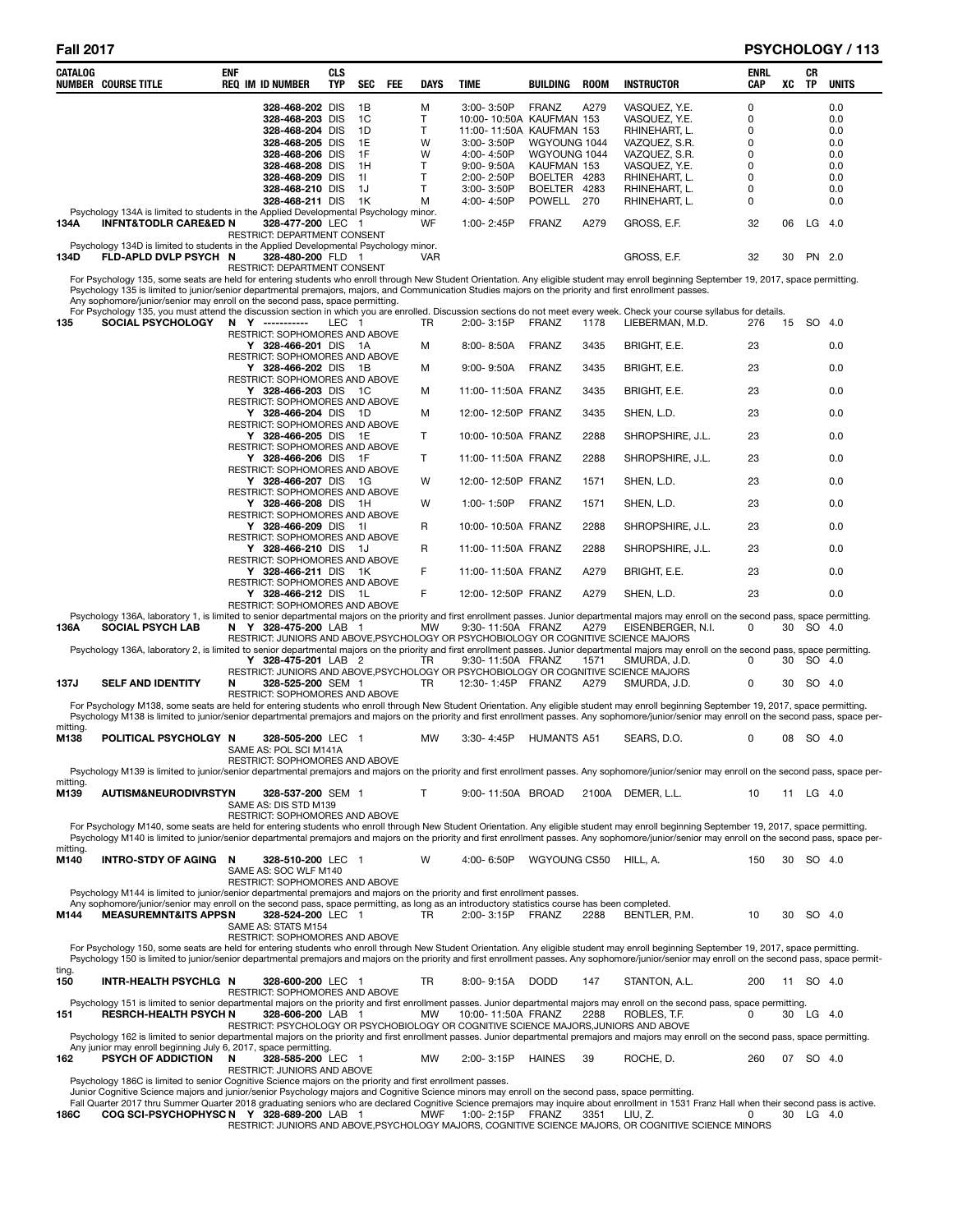| CATALOG NUMBER | COURSE TITLE | ENF REQ | IM | ID NUMBER | CLS TYP | SEC | FEE | DAYS | TIME | BUILDING | ROOM | INSTRUCTOR | ENRL CAP | XC | CR TP | UNITS |
|---|---|---|---|---|---|---|---|---|---|---|---|---|---|---|---|---|
| | | | | 328-468-202 | DIS | 1B | | M | 3:00- 3:50P | FRANZ | A279 | VASQUEZ, Y.E. | 0 | | | 0.0 |
| | | | | 328-468-203 | DIS | 1C | | T | 10:00- 10:50A | KAUFMAN | 153 | VASQUEZ, Y.E. | 0 | | | 0.0 |
| | | | | 328-468-204 | DIS | 1D | | T | 11:00- 11:50A | KAUFMAN | 153 | RHINEHART, L. | 0 | | | 0.0 |
| | | | | 328-468-205 | DIS | 1E | | W | 3:00- 3:50P | WGYOUNG | 1044 | VAZQUEZ, S.R. | 0 | | | 0.0 |
| | | | | 328-468-206 | DIS | 1F | | W | 4:00- 4:50P | WGYOUNG | 1044 | VAZQUEZ, S.R. | 0 | | | 0.0 |
| | | | | 328-468-208 | DIS | 1H | | T | 9:00- 9:50A | KAUFMAN | 153 | VASQUEZ, Y.E. | 0 | | | 0.0 |
| | | | | 328-468-209 | DIS | 1I | | T | 2:00- 2:50P | BOELTER | 4283 | RHINEHART, L. | 0 | | | 0.0 |
| | | | | 328-468-210 | DIS | 1J | | T | 3:00- 3:50P | BOELTER | 4283 | RHINEHART, L. | 0 | | | 0.0 |
| | | | | 328-468-211 | DIS | 1K | | M | 4:00- 4:50P | POWELL | 270 | RHINEHART, L. | 0 | | | 0.0 |

Psychology 134A is limited to students in the Applied Developmental Psychology minor.

| CATALOG NUMBER | COURSE TITLE | ENF REQ | IM | ID NUMBER | CLS TYP | SEC | FEE | DAYS | TIME | BUILDING | ROOM | INSTRUCTOR | ENRL CAP | XC | CR TP | UNITS |
|---|---|---|---|---|---|---|---|---|---|---|---|---|---|---|---|---|
| 134A | INFNT&TODLR CARE&ED | N | | 328-477-200 | LEC | 1 | | WF | 1:00- 2:45P | FRANZ | A279 | GROSS, E.F. | 32 | 06 | LG | 4.0 |

RESTRICT: DEPARTMENT CONSENT

Psychology 134D is limited to students in the Applied Developmental Psychology minor.

| CATALOG NUMBER | COURSE TITLE | ENF REQ | IM | ID NUMBER | CLS TYP | SEC | FEE | DAYS | TIME | BUILDING | ROOM | INSTRUCTOR | ENRL CAP | XC | CR TP | UNITS |
|---|---|---|---|---|---|---|---|---|---|---|---|---|---|---|---|---|
| 134D | FLD-APLD DVLP PSYCH | N | | 328-480-200 | FLD | 1 | | VAR | | | | GROSS, E.F. | 32 | 30 | PN | 2.0 |

RESTRICT: DEPARTMENT CONSENT

For Psychology 135, some seats are held for entering students who enroll through New Student Orientation. Any eligible student may enroll beginning September 19, 2017, space permitting. Psychology 135 is limited to junior/senior departmental premajors, majors, and Communication Studies majors on the priority and first enrollment passes. Any sophomore/junior/senior may enroll on the second pass, space permitting.
For Psychology 135, you must attend the discussion section in which you are enrolled. Discussion sections do not meet every week. Check your course syllabus for details.

| CATALOG NUMBER | COURSE TITLE | ENF REQ | IM | ID NUMBER | CLS TYP | SEC | FEE | DAYS | TIME | BUILDING | ROOM | INSTRUCTOR | ENRL CAP | XC | CR TP | UNITS |
|---|---|---|---|---|---|---|---|---|---|---|---|---|---|---|---|---|
| 135 | SOCIAL PSYCHOLOGY | N | Y | ----------- | LEC | 1 | | TR | 2:00- 3:15P | FRANZ | 1178 | LIEBERMAN, M.D. | 276 | 15 | SO | 4.0 |
| | RESTRICT: SOPHOMORES AND ABOVE | | | | | | | | | | | | | | | |
| | | | Y | 328-466-201 | DIS | 1A | | M | 8:00- 8:50A | FRANZ | 3435 | BRIGHT, E.E. | 23 | | | 0.0 |
| | RESTRICT: SOPHOMORES AND ABOVE | | | | | | | | | | | | | | | |
| | | | Y | 328-466-202 | DIS | 1B | | M | 9:00- 9:50A | FRANZ | 3435 | BRIGHT, E.E. | 23 | | | 0.0 |
| | RESTRICT: SOPHOMORES AND ABOVE | | | | | | | | | | | | | | | |
| | | | Y | 328-466-203 | DIS | 1C | | M | 11:00- 11:50A | FRANZ | 3435 | BRIGHT, E.E. | 23 | | | 0.0 |
| | RESTRICT: SOPHOMORES AND ABOVE | | | | | | | | | | | | | | | |
| | | | Y | 328-466-204 | DIS | 1D | | M | 12:00- 12:50P | FRANZ | 3435 | SHEN, L.D. | 23 | | | 0.0 |
| | RESTRICT: SOPHOMORES AND ABOVE | | | | | | | | | | | | | | | |
| | | | Y | 328-466-205 | DIS | 1E | | T | 10:00- 10:50A | FRANZ | 2288 | SHROPSHIRE, J.L. | 23 | | | 0.0 |
| | RESTRICT: SOPHOMORES AND ABOVE | | | | | | | | | | | | | | | |
| | | | Y | 328-466-206 | DIS | 1F | | T | 11:00- 11:50A | FRANZ | 2288 | SHROPSHIRE, J.L. | 23 | | | 0.0 |
| | RESTRICT: SOPHOMORES AND ABOVE | | | | | | | | | | | | | | | |
| | | | Y | 328-466-207 | DIS | 1G | | W | 12:00- 12:50P | FRANZ | 1571 | SHEN, L.D. | 23 | | | 0.0 |
| | RESTRICT: SOPHOMORES AND ABOVE | | | | | | | | | | | | | | | |
| | | | Y | 328-466-208 | DIS | 1H | | W | 1:00- 1:50P | FRANZ | 1571 | SHEN, L.D. | 23 | | | 0.0 |
| | RESTRICT: SOPHOMORES AND ABOVE | | | | | | | | | | | | | | | |
| | | | Y | 328-466-209 | DIS | 1I | | R | 10:00- 10:50A | FRANZ | 2288 | SHROPSHIRE, J.L. | 23 | | | 0.0 |
| | RESTRICT: SOPHOMORES AND ABOVE | | | | | | | | | | | | | | | |
| | | | Y | 328-466-210 | DIS | 1J | | R | 11:00- 11:50A | FRANZ | 2288 | SHROPSHIRE, J.L. | 23 | | | 0.0 |
| | RESTRICT: SOPHOMORES AND ABOVE | | | | | | | | | | | | | | | |
| | | | Y | 328-466-211 | DIS | 1K | | F | 11:00- 11:50A | FRANZ | A279 | BRIGHT, E.E. | 23 | | | 0.0 |
| | RESTRICT: SOPHOMORES AND ABOVE | | | | | | | | | | | | | | | |
| | | | Y | 328-466-212 | DIS | 1L | | F | 12:00- 12:50P | FRANZ | A279 | SHEN, L.D. | 23 | | | 0.0 |
| | RESTRICT: SOPHOMORES AND ABOVE | | | | | | | | | | | | | | | |

Psychology 136A, laboratory 1, is limited to senior departmental majors on the priority and first enrollment passes. Junior departmental majors may enroll on the second pass, space permitting.

| CATALOG NUMBER | COURSE TITLE | ENF REQ | IM | ID NUMBER | CLS TYP | SEC | FEE | DAYS | TIME | BUILDING | ROOM | INSTRUCTOR | ENRL CAP | XC | CR TP | UNITS |
|---|---|---|---|---|---|---|---|---|---|---|---|---|---|---|---|---|
| 136A | SOCIAL PSYCH LAB | N | Y | 328-475-200 | LAB | 1 | | MW | 9:30- 11:50A | FRANZ | A279 | EISENBERGER, N.I. | 0 | 30 | SO | 4.0 |

RESTRICT: JUNIORS AND ABOVE,PSYCHOLOGY OR PSYCHOBIOLOGY OR COGNITIVE SCIENCE MAJORS

Psychology 136A, laboratory 2, is limited to senior departmental majors on the priority and first enrollment passes. Junior departmental majors may enroll on the second pass, space permitting.

| CATALOG NUMBER | COURSE TITLE | ENF REQ | IM | ID NUMBER | CLS TYP | SEC | FEE | DAYS | TIME | BUILDING | ROOM | INSTRUCTOR | ENRL CAP | XC | CR TP | UNITS |
|---|---|---|---|---|---|---|---|---|---|---|---|---|---|---|---|---|
| | | | Y | 328-475-201 | LAB | 2 | | TR | 9:30- 11:50A | FRANZ | 1571 | SMURDA, J.D. | 0 | 30 | SO | 4.0 |
| | RESTRICT: JUNIORS AND ABOVE,PSYCHOLOGY OR PSYCHOBIOLOGY OR COGNITIVE SCIENCE MAJORS | | | | | | | | | | | | | | | |
| 137J | SELF AND IDENTITY | N | | 328-525-200 | SEM | 1 | | TR | 12:30- 1:45P | FRANZ | A279 | SMURDA, J.D. | 0 | 30 | SO | 4.0 |
| | RESTRICT: SOPHOMORES AND ABOVE | | | | | | | | | | | | | | | |

For Psychology M138, some seats are held for entering students who enroll through New Student Orientation. Any eligible student may enroll beginning September 19, 2017, space permitting. Psychology M138 is limited to junior/senior departmental premajors and majors on the priority and first enrollment passes. Any sophomore/junior/senior may enroll on the second pass, space permitting.

| CATALOG NUMBER | COURSE TITLE | ENF REQ | IM | ID NUMBER | CLS TYP | SEC | FEE | DAYS | TIME | BUILDING | ROOM | INSTRUCTOR | ENRL CAP | XC | CR TP | UNITS |
|---|---|---|---|---|---|---|---|---|---|---|---|---|---|---|---|---|
| M138 | POLITICAL PSYCHOLOGY | N | | 328-505-200 | LEC | 1 | | MW | 3:30- 4:45P | HUMANTS | A51 | SEARS, D.O. | 0 | 08 | SO | 4.0 |

SAME AS: POL SCI M141A
RESTRICT: SOPHOMORES AND ABOVE

Psychology M139 is limited to junior/senior departmental premajors and majors on the priority and first enrollment passes. Any sophomore/junior/senior may enroll on the second pass, space permitting.

| CATALOG NUMBER | COURSE TITLE | ENF REQ | IM | ID NUMBER | CLS TYP | SEC | FEE | DAYS | TIME | BUILDING | ROOM | INSTRUCTOR | ENRL CAP | XC | CR TP | UNITS |
|---|---|---|---|---|---|---|---|---|---|---|---|---|---|---|---|---|
| M139 | AUTISM&NEURODIVRSTYN | | | 328-537-200 | SEM | 1 | | T | 9:00- 11:50A | BROAD | 2100A | DEMER, L.L. | 10 | 11 | LG | 4.0 |

SAME AS: DIS STD M139
RESTRICT: SOPHOMORES AND ABOVE

For Psychology M140, some seats are held for entering students who enroll through New Student Orientation. Any eligible student may enroll beginning September 19, 2017, space permitting. Psychology M140 is limited to junior/senior departmental premajors and majors on the priority and first enrollment passes. Any sophomore/junior/senior may enroll on the second pass, space permitting.

| CATALOG NUMBER | COURSE TITLE | ENF REQ | IM | ID NUMBER | CLS TYP | SEC | FEE | DAYS | TIME | BUILDING | ROOM | INSTRUCTOR | ENRL CAP | XC | CR TP | UNITS |
|---|---|---|---|---|---|---|---|---|---|---|---|---|---|---|---|---|
| M140 | INTRO-STDY OF AGING | N | | 328-510-200 | LEC | 1 | | W | 4:00- 6:50P | WGYOUNG | CS50 | HILL, A. | 150 | 30 | SO | 4.0 |

SAME AS: SOC WLF M140
RESTRICT: SOPHOMORES AND ABOVE

Psychology M144 is limited to junior/senior departmental premajors and majors on the priority and first enrollment passes.
Any sophomore/junior/senior may enroll on the second pass, space permitting, as long as an introductory statistics course has been completed.

| CATALOG NUMBER | COURSE TITLE | ENF REQ | IM | ID NUMBER | CLS TYP | SEC | FEE | DAYS | TIME | BUILDING | ROOM | INSTRUCTOR | ENRL CAP | XC | CR TP | UNITS |
|---|---|---|---|---|---|---|---|---|---|---|---|---|---|---|---|---|
| M144 | MEASUREMNT&ITS APPS | N | | 328-524-200 | LEC | 1 | | TR | 2:00- 3:15P | FRANZ | 2288 | BENTLER, P.M. | 10 | 30 | SO | 4.0 |

SAME AS: STATS M154
RESTRICT: SOPHOMORES AND ABOVE

For Psychology 150, some seats are held for entering students who enroll through New Student Orientation. Any eligible student may enroll beginning September 19, 2017, space permitting. Psychology 150 is limited to junior/senior departmental premajors and majors on the priority and first enrollment passes. Any sophomore/junior/senior may enroll on the second pass, space permitting.

| CATALOG NUMBER | COURSE TITLE | ENF REQ | IM | ID NUMBER | CLS TYP | SEC | FEE | DAYS | TIME | BUILDING | ROOM | INSTRUCTOR | ENRL CAP | XC | CR TP | UNITS |
|---|---|---|---|---|---|---|---|---|---|---|---|---|---|---|---|---|
| 150 | INTR-HEALTH PSYCHLG | N | | 328-600-200 | LEC | 1 | | TR | 8:00- 9:15A | DODD | 147 | STANTON, A.L. | 200 | 11 | SO | 4.0 |

RESTRICT: SOPHOMORES AND ABOVE

Psychology 151 is limited to senior departmental majors on the priority and first enrollment passes. Junior departmental majors may enroll on the second pass, space permitting.

| CATALOG NUMBER | COURSE TITLE | ENF REQ | IM | ID NUMBER | CLS TYP | SEC | FEE | DAYS | TIME | BUILDING | ROOM | INSTRUCTOR | ENRL CAP | XC | CR TP | UNITS |
|---|---|---|---|---|---|---|---|---|---|---|---|---|---|---|---|---|
| 151 | RESRCH-HEALTH PSYCH | N | | 328-606-200 | LAB | 1 | | MW | 10:00- 11:50A | FRANZ | 2288 | ROBLES, T.F. | 0 | 30 | LG | 4.0 |

RESTRICT: PSYCHOLOGY OR PSYCHOBIOLOGY OR COGNITIVE SCIENCE MAJORS,JUNIORS AND ABOVE

Psychology 162 is limited to senior departmental majors on the priority and first enrollment passes. Junior departmental premajors and majors may enroll on the second pass, space permitting.
Any junior may enroll beginning July 6, 2017, space permitting.

| CATALOG NUMBER | COURSE TITLE | ENF REQ | IM | ID NUMBER | CLS TYP | SEC | FEE | DAYS | TIME | BUILDING | ROOM | INSTRUCTOR | ENRL CAP | XC | CR TP | UNITS |
|---|---|---|---|---|---|---|---|---|---|---|---|---|---|---|---|---|
| 162 | PSYCH OF ADDICTION | N | | 328-585-200 | LEC | 1 | | MW | 2:00- 3:15P | HAINES | 39 | ROCHE, D. | 260 | 07 | SO | 4.0 |

RESTRICT: JUNIORS AND ABOVE

Psychology 186C is limited to senior Cognitive Science majors on the priority and first enrollment passes.
Junior Cognitive Science majors and junior/senior Psychology majors and Cognitive Science minors may enroll on the second pass, space permitting.
Fall Quarter 2017 thru Summer Quarter 2018 graduating seniors who are declared Cognitive Science premajors may inquire about enrollment in 1531 Franz Hall when their second pass is active.

| CATALOG NUMBER | COURSE TITLE | ENF REQ | IM | ID NUMBER | CLS TYP | SEC | FEE | DAYS | TIME | BUILDING | ROOM | INSTRUCTOR | ENRL CAP | XC | CR TP | UNITS |
|---|---|---|---|---|---|---|---|---|---|---|---|---|---|---|---|---|
| 186C | COG SCI-PSYCHOPHYSC | N | Y | 328-689-200 | LAB | 1 | | MWF | 1:00- 2:15P | FRANZ | 3351 | LIU, Z. | 0 | 30 | LG | 4.0 |

RESTRICT: JUNIORS AND ABOVE,PSYCHOLOGY MAJORS, COGNITIVE SCIENCE MAJORS, OR COGNITIVE SCIENCE MINORS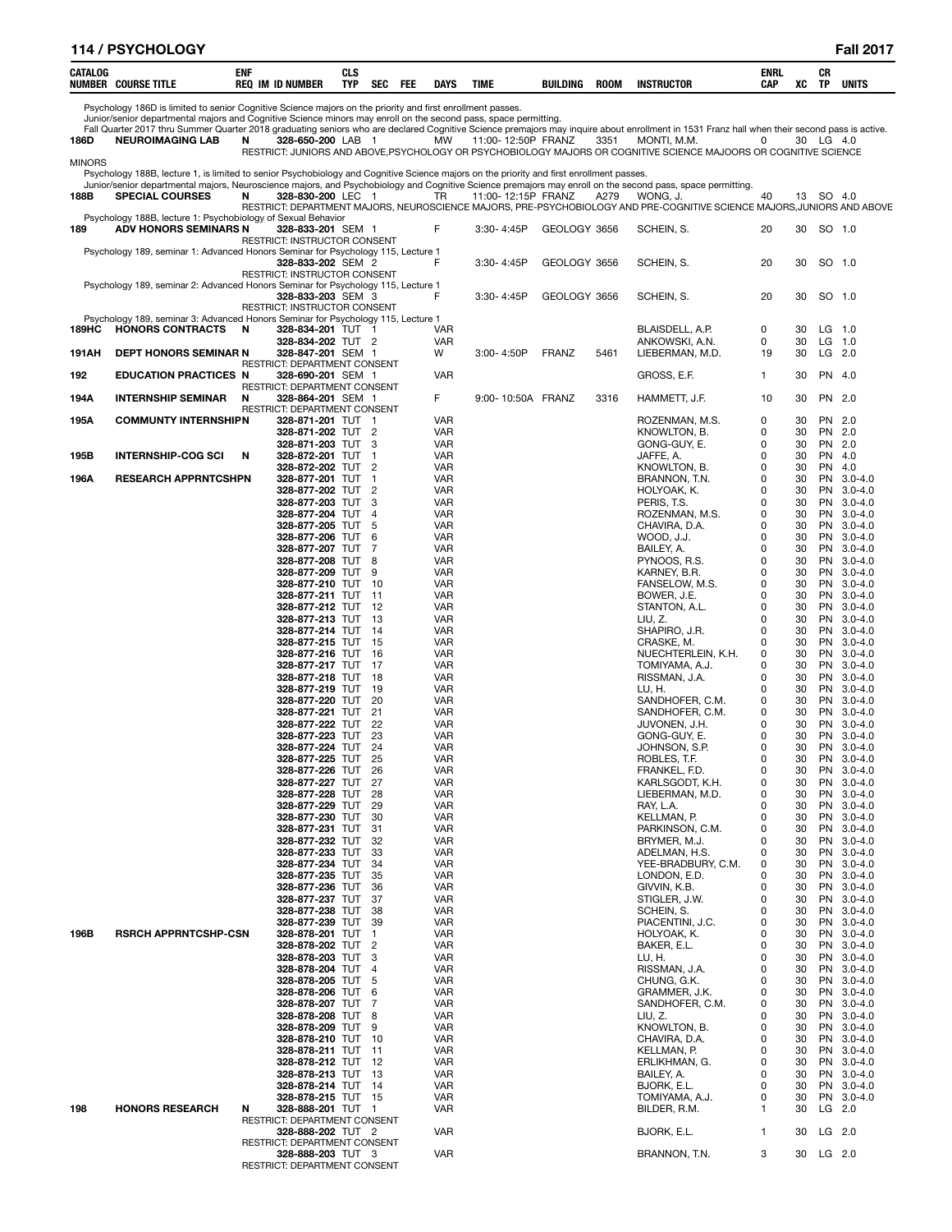| CATALOG NUMBER | COURSE TITLE | ENF REQ | IM | ID NUMBER | CLS TYP | SEC | FEE | DAYS | TIME | BUILDING | ROOM | INSTRUCTOR | ENRL CAP | XC | CR TP | UNITS |
|---|---|---|---|---|---|---|---|---|---|---|---|---|---|---|---|---|
| | Psychology 186D is limited to senior Cognitive Science majors on the priority and first enrollment passes. | | | | | | | | | | | | | | | |
| | Junior/senior departmental majors and Cognitive Science minors may enroll on the second pass, space permitting. | | | | | | | | | | | | | | | |
| | Fall Quarter 2017 thru Summer Quarter 2018 graduating seniors who are declared Cognitive Science premajors may inquire about enrollment in 1531 Franz hall when their second pass is active. | | | | | | | | | | | | | | | |
| 186D | NEUROIMAGING LAB | N | | 328-650-200 | LAB | 1 | | MW | 11:00-12:50P | FRANZ | 3351 | MONTI, M.M. | 0 | 30 | LG | 4.0 |
| | RESTRICT: JUNIORS AND ABOVE,PSYCHOLOGY OR PSYCHOBIOLOGY MAJORS OR COGNITIVE SCIENCE MAJOORS OR COGNITIVE SCIENCE MINORS | | | | | | | | | | | | | | | |
| | Psychology 188B, lecture 1, is limited to senior Psychobiology and Cognitive Science majors on the priority and first enrollment passes. | | | | | | | | | | | | | | | |
| | Junior/senior departmental majors, Neuroscience majors, and Psychobiology and Cognitive Science premajors may enroll on the second pass, space permitting. | | | | | | | | | | | | | | | |
| 188B | SPECIAL COURSES | N | | 328-830-200 | LEC | 1 | | TR | 11:00-12:15P | FRANZ | A279 | WONG, J. | 40 | 13 | SO | 4.0 |
| | RESTRICT: DEPARTMENT MAJORS, NEUROSCIENCE MAJORS, PRE-PSYCHOBIOLOGY AND PRE-COGNITIVE SCIENCE MAJORS,JUNIORS AND ABOVE | | | | | | | | | | | | | | | |
| | Psychology 188B, lecture 1: Psychobiology of Sexual Behavior | | | | | | | | | | | | | | | |
| 189 | ADV HONORS SEMINARS | N | | 328-833-201 | SEM | 1 | | F | 3:30-4:45P | GEOLOGY | 3656 | SCHEIN, S. | 20 | 30 | SO | 1.0 |
| | RESTRICT: INSTRUCTOR CONSENT | | | | | | | | | | | | | | | |
| | Psychology 189, seminar 1: Advanced Honors Seminar for Psychology 115, Lecture 1 | | | | | | | | | | | | | | | |
| | | | | 328-833-202 | SEM | 2 | | F | 3:30-4:45P | GEOLOGY | 3656 | SCHEIN, S. | 20 | 30 | SO | 1.0 |
| | RESTRICT: INSTRUCTOR CONSENT | | | | | | | | | | | | | | | |
| | Psychology 189, seminar 2: Advanced Honors Seminar for Psychology 115, Lecture 1 | | | | | | | | | | | | | | | |
| | | | | 328-833-203 | SEM | 3 | | F | 3:30-4:45P | GEOLOGY | 3656 | SCHEIN, S. | 20 | 30 | SO | 1.0 |
| | RESTRICT: INSTRUCTOR CONSENT | | | | | | | | | | | | | | | |
| | Psychology 189, seminar 3: Advanced Honors Seminar for Psychology 115, Lecture 1 | | | | | | | | | | | | | | | |
| 189HC | HONORS CONTRACTS | N | | 328-834-201 | TUT | 1 | | VAR | | | | BLAISDELL, A.P. | 0 | 30 | LG | 1.0 |
| | | | | 328-834-202 | TUT | 2 | | VAR | | | | ANKOWSKI, A.N. | 0 | 30 | LG | 1.0 |
| 191AH | DEPT HONORS SEMINAR | N | | 328-847-201 | SEM | 1 | | W | 3:00-4:50P | FRANZ | 5461 | LIEBERMAN, M.D. | 19 | 30 | LG | 2.0 |
| | RESTRICT: DEPARTMENT CONSENT | | | | | | | | | | | | | | | |
| 192 | EDUCATION PRACTICES | N | | 328-690-201 | SEM | 1 | | VAR | | | | GROSS, E.F. | 1 | 30 | PN | 4.0 |
| | RESTRICT: DEPARTMENT CONSENT | | | | | | | | | | | | | | | |
| 194A | INTERNSHIP SEMINAR | N | | 328-864-201 | SEM | 1 | | F | 9:00-10:50A | FRANZ | 3316 | HAMMETT, J.F. | 10 | 30 | PN | 2.0 |
| | RESTRICT: DEPARTMENT CONSENT | | | | | | | | | | | | | | | |
| 195A | COMMUNTY INTERNSHIP | N | | 328-871-201 | TUT | 1 | | VAR | | | | ROZENMAN, M.S. | 0 | 30 | PN | 2.0 |
| | | | | 328-871-202 | TUT | 2 | | VAR | | | | KNOWLTON, B. | 0 | 30 | PN | 2.0 |
| | | | | 328-871-203 | TUT | 3 | | VAR | | | | GONG-GUY, E. | 0 | 30 | PN | 2.0 |
| 195B | INTERNSHIP-COG SCI | N | | 328-872-201 | TUT | 1 | | VAR | | | | JAFFE, A. | 0 | 30 | PN | 4.0 |
| | | | | 328-872-202 | TUT | 2 | | VAR | | | | KNOWLTON, B. | 0 | 30 | PN | 4.0 |
| 196A | RESEARCH APPRNTCSHP | N | | 328-877-201 | TUT | 1 | | VAR | | | | BRANNON, T.N. | 0 | 30 | PN | 3.0-4.0 |
| | | | | 328-877-202 | TUT | 2 | | VAR | | | | HOLYOAK, K. | 0 | 30 | PN | 3.0-4.0 |
| | | | | 328-877-203 | TUT | 3 | | VAR | | | | PERIS, T.S. | 0 | 30 | PN | 3.0-4.0 |
| | | | | 328-877-204 | TUT | 4 | | VAR | | | | ROZENMAN, M.S. | 0 | 30 | PN | 3.0-4.0 |
| | | | | 328-877-205 | TUT | 5 | | VAR | | | | CHAVIRA, D.A. | 0 | 30 | PN | 3.0-4.0 |
| | | | | 328-877-206 | TUT | 6 | | VAR | | | | WOOD, J.J. | 0 | 30 | PN | 3.0-4.0 |
| | | | | 328-877-207 | TUT | 7 | | VAR | | | | BAILEY, A. | 0 | 30 | PN | 3.0-4.0 |
| | | | | 328-877-208 | TUT | 8 | | VAR | | | | PYNOOS, R.S. | 0 | 30 | PN | 3.0-4.0 |
| | | | | 328-877-209 | TUT | 9 | | VAR | | | | KARNEY, B.R. | 0 | 30 | PN | 3.0-4.0 |
| | | | | 328-877-210 | TUT | 10 | | VAR | | | | FANSELOW, M.S. | 0 | 30 | PN | 3.0-4.0 |
| | | | | 328-877-211 | TUT | 11 | | VAR | | | | BOWER, J.E. | 0 | 30 | PN | 3.0-4.0 |
| | | | | 328-877-212 | TUT | 12 | | VAR | | | | STANTON, A.L. | 0 | 30 | PN | 3.0-4.0 |
| | | | | 328-877-213 | TUT | 13 | | VAR | | | | LIU, Z. | 0 | 30 | PN | 3.0-4.0 |
| | | | | 328-877-214 | TUT | 14 | | VAR | | | | SHAPIRO, J.R. | 0 | 30 | PN | 3.0-4.0 |
| | | | | 328-877-215 | TUT | 15 | | VAR | | | | CRASKE, M. | 0 | 30 | PN | 3.0-4.0 |
| | | | | 328-877-216 | TUT | 16 | | VAR | | | | NUECHTERLEIN, K.H. | 0 | 30 | PN | 3.0-4.0 |
| | | | | 328-877-217 | TUT | 17 | | VAR | | | | TOMIYAMA, A.J. | 0 | 30 | PN | 3.0-4.0 |
| | | | | 328-877-218 | TUT | 18 | | VAR | | | | RISSMAN, J.A. | 0 | 30 | PN | 3.0-4.0 |
| | | | | 328-877-219 | TUT | 19 | | VAR | | | | LU, H. | 0 | 30 | PN | 3.0-4.0 |
| | | | | 328-877-220 | TUT | 20 | | VAR | | | | SANDHOFER, C.M. | 0 | 30 | PN | 3.0-4.0 |
| | | | | 328-877-221 | TUT | 21 | | VAR | | | | SANDHOFER, C.M. | 0 | 30 | PN | 3.0-4.0 |
| | | | | 328-877-222 | TUT | 22 | | VAR | | | | JUVONEN, J.H. | 0 | 30 | PN | 3.0-4.0 |
| | | | | 328-877-223 | TUT | 23 | | VAR | | | | GONG-GUY, E. | 0 | 30 | PN | 3.0-4.0 |
| | | | | 328-877-224 | TUT | 24 | | VAR | | | | JOHNSON, S.P. | 0 | 30 | PN | 3.0-4.0 |
| | | | | 328-877-225 | TUT | 25 | | VAR | | | | ROBLES, T.F. | 0 | 30 | PN | 3.0-4.0 |
| | | | | 328-877-226 | TUT | 26 | | VAR | | | | FRANKEL, F.D. | 0 | 30 | PN | 3.0-4.0 |
| | | | | 328-877-227 | TUT | 27 | | VAR | | | | KARLSGODT, K.H. | 0 | 30 | PN | 3.0-4.0 |
| | | | | 328-877-228 | TUT | 28 | | VAR | | | | LIEBERMAN, M.D. | 0 | 30 | PN | 3.0-4.0 |
| | | | | 328-877-229 | TUT | 29 | | VAR | | | | RAY, L.A. | 0 | 30 | PN | 3.0-4.0 |
| | | | | 328-877-230 | TUT | 30 | | VAR | | | | KELLMAN, P. | 0 | 30 | PN | 3.0-4.0 |
| | | | | 328-877-231 | TUT | 31 | | VAR | | | | PARKINSON, C.M. | 0 | 30 | PN | 3.0-4.0 |
| | | | | 328-877-232 | TUT | 32 | | VAR | | | | BRYMER, M.J. | 0 | 30 | PN | 3.0-4.0 |
| | | | | 328-877-233 | TUT | 33 | | VAR | | | | ADELMAN, H.S. | 0 | 30 | PN | 3.0-4.0 |
| | | | | 328-877-234 | TUT | 34 | | VAR | | | | YEE-BRADBURY, C.M. | 0 | 30 | PN | 3.0-4.0 |
| | | | | 328-877-235 | TUT | 35 | | VAR | | | | LONDON, E.D. | 0 | 30 | PN | 3.0-4.0 |
| | | | | 328-877-236 | TUT | 36 | | VAR | | | | GIVVIN, K.B. | 0 | 30 | PN | 3.0-4.0 |
| | | | | 328-877-237 | TUT | 37 | | VAR | | | | STIGLER, J.W. | 0 | 30 | PN | 3.0-4.0 |
| | | | | 328-877-238 | TUT | 38 | | VAR | | | | SCHEIN, S. | 0 | 30 | PN | 3.0-4.0 |
| | | | | 328-877-239 | TUT | 39 | | VAR | | | | PIACENTINI, J.C. | 0 | 30 | PN | 3.0-4.0 |
| 196B | RSRCH APPRNTCSHP-CSN | | | 328-878-201 | TUT | 1 | | VAR | | | | HOLYOAK, K. | 0 | 30 | PN | 3.0-4.0 |
| | | | | 328-878-202 | TUT | 2 | | VAR | | | | BAKER, E.L. | 0 | 30 | PN | 3.0-4.0 |
| | | | | 328-878-203 | TUT | 3 | | VAR | | | | LU, H. | 0 | 30 | PN | 3.0-4.0 |
| | | | | 328-878-204 | TUT | 4 | | VAR | | | | RISSMAN, J.A. | 0 | 30 | PN | 3.0-4.0 |
| | | | | 328-878-205 | TUT | 5 | | VAR | | | | CHUNG, G.K. | 0 | 30 | PN | 3.0-4.0 |
| | | | | 328-878-206 | TUT | 6 | | VAR | | | | GRAMMER, J.K. | 0 | 30 | PN | 3.0-4.0 |
| | | | | 328-878-207 | TUT | 7 | | VAR | | | | SANDHOFER, C.M. | 0 | 30 | PN | 3.0-4.0 |
| | | | | 328-878-208 | TUT | 8 | | VAR | | | | LIU, Z. | 0 | 30 | PN | 3.0-4.0 |
| | | | | 328-878-209 | TUT | 9 | | VAR | | | | KNOWLTON, B. | 0 | 30 | PN | 3.0-4.0 |
| | | | | 328-878-210 | TUT | 10 | | VAR | | | | CHAVIRA, D.A. | 0 | 30 | PN | 3.0-4.0 |
| | | | | 328-878-211 | TUT | 11 | | VAR | | | | KELLMAN, P. | 0 | 30 | PN | 3.0-4.0 |
| | | | | 328-878-212 | TUT | 12 | | VAR | | | | ERLIKHMAN, G. | 0 | 30 | PN | 3.0-4.0 |
| | | | | 328-878-213 | TUT | 13 | | VAR | | | | BAILEY, A. | 0 | 30 | PN | 3.0-4.0 |
| | | | | 328-878-214 | TUT | 14 | | VAR | | | | BJORK, E.L. | 0 | 30 | PN | 3.0-4.0 |
| | | | | 328-878-215 | TUT | 15 | | VAR | | | | TOMIYAMA, A.J. | 0 | 30 | PN | 3.0-4.0 |
| 198 | HONORS RESEARCH | N | | 328-888-201 | TUT | 1 | | VAR | | | | BILDER, R.M. | 1 | 30 | LG | 2.0 |
| | RESTRICT: DEPARTMENT CONSENT | | | | | | | | | | | | | | | |
| | | | | 328-888-202 | TUT | 2 | | VAR | | | | BJORK, E.L. | 1 | 30 | LG | 2.0 |
| | RESTRICT: DEPARTMENT CONSENT | | | | | | | | | | | | | | | |
| | | | | 328-888-203 | TUT | 3 | | VAR | | | | BRANNON, T.N. | 3 | 30 | LG | 2.0 |
| | RESTRICT: DEPARTMENT CONSENT | | | | | | | | | | | | | | | |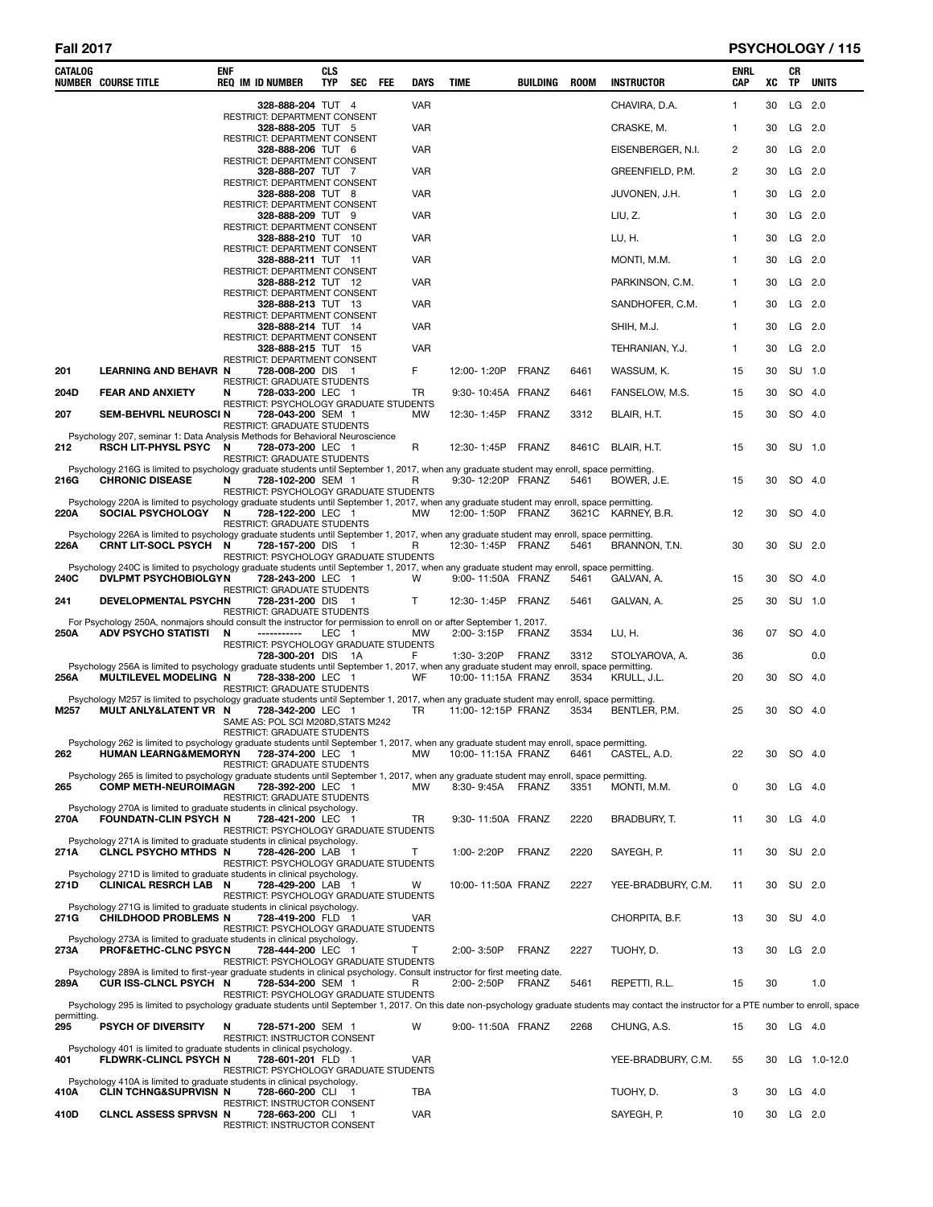| CATALOG NUMBER | COURSE TITLE | ENF REQ | IM | ID NUMBER | CLS TYP | SEC | FEE | DAYS | TIME | BUILDING | ROOM | INSTRUCTOR | ENRL CAP | XC | CR TP | UNITS |
|---|---|---|---|---|---|---|---|---|---|---|---|---|---|---|---|---|
| | | | | 328-888-204 | TUT | 4 | | VAR | | | | CHAVIRA, D.A. | 1 | 30 | LG | 2.0 |
| | RESTRICT: DEPARTMENT CONSENT | | | | | | | | | | | | | | | |
| | | | | 328-888-205 | TUT | 5 | | VAR | | | | CRASKE, M. | 1 | 30 | LG | 2.0 |
| | RESTRICT: DEPARTMENT CONSENT | | | | | | | | | | | | | | | |
| | | | | 328-888-206 | TUT | 6 | | VAR | | | | EISENBERGER, N.I. | 2 | 30 | LG | 2.0 |
| | RESTRICT: DEPARTMENT CONSENT | | | | | | | | | | | | | | | |
| | | | | 328-888-207 | TUT | 7 | | VAR | | | | GREENFIELD, P.M. | 2 | 30 | LG | 2.0 |
| | RESTRICT: DEPARTMENT CONSENT | | | | | | | | | | | | | | | |
| | | | | 328-888-208 | TUT | 8 | | VAR | | | | JUVONEN, J.H. | 1 | 30 | LG | 2.0 |
| | RESTRICT: DEPARTMENT CONSENT | | | | | | | | | | | | | | | |
| | | | | 328-888-209 | TUT | 9 | | VAR | | | | LIU, Z. | 1 | 30 | LG | 2.0 |
| | RESTRICT: DEPARTMENT CONSENT | | | | | | | | | | | | | | | |
| | | | | 328-888-210 | TUT | 10 | | VAR | | | | LU, H. | 1 | 30 | LG | 2.0 |
| | RESTRICT: DEPARTMENT CONSENT | | | | | | | | | | | | | | | |
| | | | | 328-888-211 | TUT | 11 | | VAR | | | | MONTI, M.M. | 1 | 30 | LG | 2.0 |
| | RESTRICT: DEPARTMENT CONSENT | | | | | | | | | | | | | | | |
| | | | | 328-888-212 | TUT | 12 | | VAR | | | | PARKINSON, C.M. | 1 | 30 | LG | 2.0 |
| | RESTRICT: DEPARTMENT CONSENT | | | | | | | | | | | | | | | |
| | | | | 328-888-213 | TUT | 13 | | VAR | | | | SANDHOFER, C.M. | 1 | 30 | LG | 2.0 |
| | RESTRICT: DEPARTMENT CONSENT | | | | | | | | | | | | | | | |
| | | | | 328-888-214 | TUT | 14 | | VAR | | | | SHIH, M.J. | 1 | 30 | LG | 2.0 |
| | RESTRICT: DEPARTMENT CONSENT | | | | | | | | | | | | | | | |
| | | | | 328-888-215 | TUT | 15 | | VAR | | | | TEHRANIAN, Y.J. | 1 | 30 | LG | 2.0 |
| | RESTRICT: DEPARTMENT CONSENT | | | | | | | | | | | | | | | |
| 201 | LEARNING AND BEHAVR | N | | 728-008-200 | DIS | 1 | | F | 12:00- 1:20P | FRANZ | 6461 | WASSUM, K. | 15 | 30 | SU | 1.0 |
| | RESTRICT: GRADUATE STUDENTS | | | | | | | | | | | | | | | |
| 204D | FEAR AND ANXIETY | N | | 728-033-200 | LEC | 1 | | TR | 9:30- 10:45A | FRANZ | 6461 | FANSELOW, M.S. | 15 | 30 | SO | 4.0 |
| | RESTRICT: PSYCHOLOGY GRADUATE STUDENTS | | | | | | | | | | | | | | | |
| 207 | SEM-BEHVRL NEUROSCI | N | | 728-043-200 | SEM | 1 | | MW | 12:30- 1:45P | FRANZ | 3312 | BLAIR, H.T. | 15 | 30 | SO | 4.0 |
| | RESTRICT: GRADUATE STUDENTS | | | | | | | | | | | | | | | |
| | Psychology 207, seminar 1: Data Analysis Methods for Behavioral Neuroscience | | | | | | | | | | | | | | | |
| 212 | RSCH LIT-PHYSL PSYC | N | | 728-073-200 | LEC | 1 | | R | 12:30- 1:45P | FRANZ | 8461C | BLAIR, H.T. | 15 | 30 | SU | 1.0 |
| | RESTRICT: GRADUATE STUDENTS | | | | | | | | | | | | | | | |
| | Psychology 216G is limited to psychology graduate students until September 1, 2017, when any graduate student may enroll, space permitting. | | | | | | | | | | | | | | | |
| 216G | CHRONIC DISEASE | N | | 728-102-200 | SEM | 1 | | R | 9:30- 12:20P | FRANZ | 5461 | BOWER, J.E. | 15 | 30 | SO | 4.0 |
| | RESTRICT: PSYCHOLOGY GRADUATE STUDENTS | | | | | | | | | | | | | | | |
| | Psychology 220A is limited to psychology graduate students until September 1, 2017, when any graduate student may enroll, space permitting. | | | | | | | | | | | | | | | |
| 220A | SOCIAL PSYCHOLOGY | N | | 728-122-200 | LEC | 1 | | MW | 12:00- 1:50P | FRANZ | 3621C | KARNEY, B.R. | 12 | 30 | SO | 4.0 |
| | RESTRICT: GRADUATE STUDENTS | | | | | | | | | | | | | | | |
| | Psychology 226A is limited to psychology graduate students until September 1, 2017, when any graduate student may enroll, space permitting. | | | | | | | | | | | | | | | |
| 226A | CRNT LIT-SOCL PSYCH | N | | 728-157-200 | DIS | 1 | | R | 12:30- 1:45P | FRANZ | 5461 | BRANNON, T.N. | 30 | 30 | SU | 2.0 |
| | RESTRICT: PSYCHOLOGY GRADUATE STUDENTS | | | | | | | | | | | | | | | |
| | Psychology 240C is limited to psychology graduate students until September 1, 2017, when any graduate student may enroll, space permitting. | | | | | | | | | | | | | | | |
| 240C | DVLPMT PSYCHOBIOLGY | N | | 728-243-200 | LEC | 1 | | W | 9:00- 11:50A | FRANZ | 5461 | GALVAN, A. | 15 | 30 | SO | 4.0 |
| | RESTRICT: GRADUATE STUDENTS | | | | | | | | | | | | | | | |
| 241 | DEVELOPMENTAL PSYCH | N | | 728-231-200 | DIS | 1 | | T | 12:30- 1:45P | FRANZ | 5461 | GALVAN, A. | 25 | 30 | SU | 1.0 |
| | RESTRICT: GRADUATE STUDENTS | | | | | | | | | | | | | | | |
| | For Psychology 250A, nonmajors should consult the instructor for permission to enroll on or after September 1, 2017. | | | | | | | | | | | | | | | |
| 250A | ADV PSYCHO STATISTI | N | | ----------- | LEC | 1 | | MW | 2:00- 3:15P | FRANZ | 3534 | LU, H. | 36 | 07 | SO | 4.0 |
| | RESTRICT: PSYCHOLOGY GRADUATE STUDENTS | | | | | | | | | | | | | | | |
| | | | | 728-300-201 | DIS | 1A | | F | 1:30- 3:20P | FRANZ | 3312 | STOLYAROVA, A. | 36 | | | 0.0 |
| | Psychology 256A is limited to psychology graduate students until September 1, 2017, when any graduate student may enroll, space permitting. | | | | | | | | | | | | | | | |
| 256A | MULTILEVEL MODELING | N | | 728-338-200 | LEC | 1 | | WF | 10:00- 11:15A | FRANZ | 3534 | KRULL, J.L. | 20 | 30 | SO | 4.0 |
| | RESTRICT: GRADUATE STUDENTS | | | | | | | | | | | | | | | |
| | Psychology M257 is limited to psychology graduate students until September 1, 2017, when any graduate student may enroll, space permitting. | | | | | | | | | | | | | | | |
| M257 | MULT ANLY&LATENT VR | N | | 728-342-200 | LEC | 1 | | TR | 11:00- 12:15P | FRANZ | 3534 | BENTLER, P.M. | 25 | 30 | SO | 4.0 |
| | SAME AS: POL SCI M208D,STATS M242 | | | | | | | | | | | | | | | |
| | RESTRICT: GRADUATE STUDENTS | | | | | | | | | | | | | | | |
| | Psychology 262 is limited to psychology graduate students until September 1, 2017, when any graduate student may enroll, space permitting. | | | | | | | | | | | | | | | |
| 262 | HUMAN LEARNG&MEMORY | N | | 728-374-200 | LEC | 1 | | MW | 10:00- 11:15A | FRANZ | 6461 | CASTEL, A.D. | 22 | 30 | SO | 4.0 |
| | RESTRICT: GRADUATE STUDENTS | | | | | | | | | | | | | | | |
| | Psychology 265 is limited to psychology graduate students until September 1, 2017, when any graduate student may enroll, space permitting. | | | | | | | | | | | | | | | |
| 265 | COMP METH-NEUROIMAG | N | | 728-392-200 | LEC | 1 | | MW | 8:30- 9:45A | FRANZ | 3351 | MONTI, M.M. | 0 | 30 | LG | 4.0 |
| | RESTRICT: GRADUATE STUDENTS | | | | | | | | | | | | | | | |
| | Psychology 270A is limited to graduate students in clinical psychology. | | | | | | | | | | | | | | | |
| 270A | FOUNDATN-CLIN PSYCH | N | | 728-421-200 | LEC | 1 | | TR | 9:30- 11:50A | FRANZ | 2220 | BRADBURY, T. | 11 | 30 | LG | 4.0 |
| | RESTRICT: PSYCHOLOGY GRADUATE STUDENTS | | | | | | | | | | | | | | | |
| | Psychology 271A is limited to graduate students in clinical psychology. | | | | | | | | | | | | | | | |
| 271A | CLNCL PSYCHO MTHDS | N | | 728-426-200 | LAB | 1 | | T | 1:00- 2:20P | FRANZ | 2220 | SAYEGH, P. | 11 | 30 | SU | 2.0 |
| | RESTRICT: PSYCHOLOGY GRADUATE STUDENTS | | | | | | | | | | | | | | | |
| | Psychology 271D is limited to graduate students in clinical psychology. | | | | | | | | | | | | | | | |
| 271D | CLINICAL RESRCH LAB | N | | 728-429-200 | LAB | 1 | | W | 10:00- 11:50A | FRANZ | 2227 | YEE-BRADBURY, C.M. | 11 | 30 | SU | 2.0 |
| | RESTRICT: PSYCHOLOGY GRADUATE STUDENTS | | | | | | | | | | | | | | | |
| | Psychology 271G is limited to graduate students in clinical psychology. | | | | | | | | | | | | | | | |
| 271G | CHILDHOOD PROBLEMS | N | | 728-419-200 | FLD | 1 | | VAR | | | | CHORPITA, B.F. | 13 | 30 | SU | 4.0 |
| | RESTRICT: PSYCHOLOGY GRADUATE STUDENTS | | | | | | | | | | | | | | | |
| | Psychology 273A is limited to graduate students in clinical psychology. | | | | | | | | | | | | | | | |
| 273A | PROF&ETHC-CLNC PSYC | N | | 728-444-200 | LEC | 1 | | T | 2:00- 3:50P | FRANZ | 2227 | TUOHY, D. | 13 | 30 | LG | 2.0 |
| | RESTRICT: PSYCHOLOGY GRADUATE STUDENTS | | | | | | | | | | | | | | | |
| | Psychology 289A is limited to first-year graduate students in clinical psychology. Consult instructor for first meeting date. | | | | | | | | | | | | | | | |
| 289A | CUR ISS-CLNCL PSYCH | N | | 728-534-200 | SEM | 1 | | R | 2:00- 2:50P | FRANZ | 5461 | REPETTI, R.L. | 15 | 30 | | 1.0 |
| | RESTRICT: PSYCHOLOGY GRADUATE STUDENTS | | | | | | | | | | | | | | | |
| | Psychology 295 is limited to psychology graduate students until September 1, 2017. On this date non-psychology graduate students may contact the instructor for a PTE number to enroll, space permitting. | | | | | | | | | | | | | | | |
| 295 | PSYCH OF DIVERSITY | N | | 728-571-200 | SEM | 1 | | W | 9:00- 11:50A | FRANZ | 2268 | CHUNG, A.S. | 15 | 30 | LG | 4.0 |
| | RESTRICT: INSTRUCTOR CONSENT | | | | | | | | | | | | | | | |
| | Psychology 401 is limited to graduate students in clinical psychology. | | | | | | | | | | | | | | | |
| 401 | FLDWRK-CLINCL PSYCH | N | | 728-601-201 | FLD | 1 | | VAR | | | | YEE-BRADBURY, C.M. | 55 | 30 | LG | 1.0-12.0 |
| | RESTRICT: PSYCHOLOGY GRADUATE STUDENTS | | | | | | | | | | | | | | | |
| | Psychology 410A is limited to graduate students in clinical psychology. | | | | | | | | | | | | | | | |
| 410A | CLIN TCHNG&SUPRVISN | N | | 728-660-200 | CLI | 1 | | TBA | | | | TUOHY, D. | 3 | 30 | LG | 4.0 |
| | RESTRICT: INSTRUCTOR CONSENT | | | | | | | | | | | | | | | |
| 410D | CLNCL ASSESS SPRVSN | N | | 728-663-200 | CLI | 1 | | VAR | | | | SAYEGH, P. | 10 | 30 | LG | 2.0 |
| | RESTRICT: INSTRUCTOR CONSENT | | | | | | | | | | | | | | | |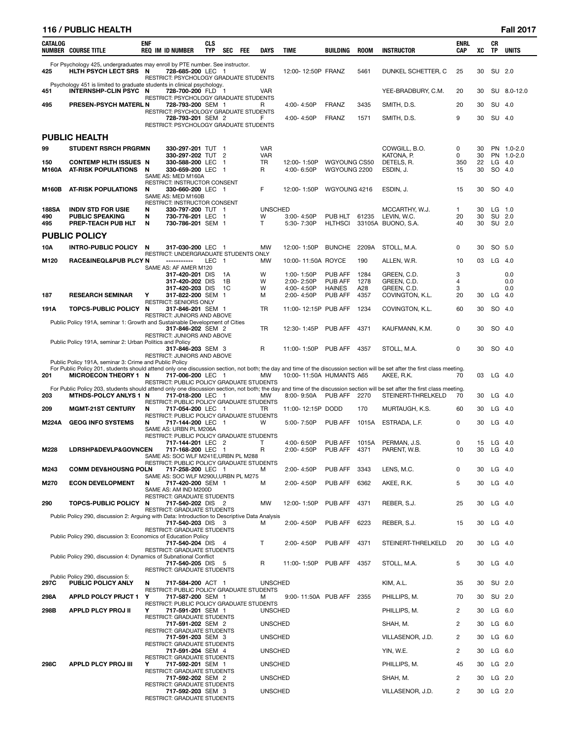| CATALOG NUMBER | COURSE TITLE | ENF REQ | IM | ID NUMBER | CLS TYP | SEC | FEE | DAYS | TIME | BUILDING | ROOM | INSTRUCTOR | ENRL CAP | XC | CR TP | UNITS |
|---|---|---|---|---|---|---|---|---|---|---|---|---|---|---|---|---|
| | For Psychology 425, undergraduates may enroll by PTE number. See instructor. | | | | | | | | | | | | | | | |
| 425 | HLTH PSYCH LECT SRS | N | | 728-685-200 | LEC | 1 | | W | 12:00- 12:50P | FRANZ | 5461 | DUNKEL SCHETTER, C | 25 | 30 | SU | 2.0 |
| | RESTRICT: PSYCHOLOGY GRADUATE STUDENTS | | | | | | | | | | | | | | | |
| | Psychology 451 is limited to graduate students in clinical psychology. | | | | | | | | | | | | | | | |
| 451 | INTERNSHP-CLIN PSYC | N | | 728-700-200 | FLD | 1 | | VAR | | | | YEE-BRADBURY, C.M. | 20 | 30 | SU | 8.0-12.0 |
| | RESTRICT: PSYCHOLOGY GRADUATE STUDENTS | | | | | | | | | | | | | | | |
| 495 | PRESEN-PSYCH MATERL | N | | 728-793-200 | SEM | 1 | | R | 4:00- 4:50P | FRANZ | 3435 | SMITH, D.S. | 20 | 30 | SU | 4.0 |
| | RESTRICT: PSYCHOLOGY GRADUATE STUDENTS | | | | | | | | | | | | | | | |
| | | | | 728-793-201 | SEM | 2 | | F | 4:00- 4:50P | FRANZ | 1571 | SMITH, D.S. | 9 | 30 | SU | 4.0 |
| | RESTRICT: PSYCHOLOGY GRADUATE STUDENTS | | | | | | | | | | | | | | | |

## PUBLIC HEALTH

| CATALOG NUMBER | COURSE TITLE | ENF REQ | IM | ID NUMBER | CLS TYP | SEC | FEE | DAYS | TIME | BUILDING | ROOM | INSTRUCTOR | ENRL CAP | XC | CR TP | UNITS |
|---|---|---|---|---|---|---|---|---|---|---|---|---|---|---|---|---|
| 99 | STUDENT RSRCH PRGRMN | | | 330-297-201 | TUT | 1 | | VAR | | | | COWGILL, B.O. | 0 | 30 | PN | 1.0-2.0 |
| | | | | 330-297-202 | TUT | 2 | | VAR | | | | KATONA, P. | 0 | 30 | PN | 1.0-2.0 |
| 150 | CONTEMP HLTH ISSUES | N | | 330-588-200 | LEC | 1 | | TR | 12:00- 1:50P | WGYOUNG | CS50 | DETELS, R. | 350 | 22 | LG | 4.0 |
| M160A | AT-RISK POPULATIONS | N | | 330-659-200 | LEC | 1 | | R | 4:00- 6:50P | WGYOUNG | 2200 | ESDIN, J. | 15 | 30 | SO | 4.0 |
| | SAME AS: MED M160A | | | | | | | | | | | | | | | |
| | RESTRICT: INSTRUCTOR CONSENT | | | | | | | | | | | | | | | |
| M160B | AT-RISK POPULATIONS | N | | 330-660-200 | LEC | 1 | | F | 12:00- 1:50P | WGYOUNG | 4216 | ESDIN, J. | 15 | 30 | SO | 4.0 |
| | SAME AS: MED M160B | | | | | | | | | | | | | | | |
| | RESTRICT: INSTRUCTOR CONSENT | | | | | | | | | | | | | | | |
| 188SA | INDIV STD FOR USIE | N | | 330-797-200 | TUT | 1 | | UNSCHED | | | | MCCARTHY, W.J. | 1 | 30 | LG | 1.0 |
| 490 | PUBLIC SPEAKING | N | | 730-776-201 | LEC | 1 | | W | 3:00- 4:50P | PUB HLT | 61235 | LEVIN, W.C. | 20 | 30 | SU | 2.0 |
| 495 | PREP-TEACH PUB HLT | N | | 730-786-201 | SEM | 1 | | T | 5:30- 7:30P | HLTHSCI | 33105A | BUONO, S.A. | 40 | 30 | SU | 2.0 |

## PUBLIC POLICY

| CATALOG NUMBER | COURSE TITLE | ENF REQ | IM | ID NUMBER | CLS TYP | SEC | FEE | DAYS | TIME | BUILDING | ROOM | INSTRUCTOR | ENRL CAP | XC | CR TP | UNITS |
|---|---|---|---|---|---|---|---|---|---|---|---|---|---|---|---|---|
| 10A | INTRO-PUBLIC POLICY | N | | 317-030-200 | LEC | 1 | | MW | 12:00- 1:50P | BUNCHE | 2209A | STOLL, M.A. | 0 | 30 | SO | 5.0 |
| | RESTRICT: UNDERGRADUATE STUDENTS ONLY | | | | | | | | | | | | | | | |
| M120 | RACE&INEQL&PUB PLCY | N | | ----------- | LEC | 1 | | MW | 10:00- 11:50A | ROYCE | 190 | ALLEN, W.R. | 10 | 03 | LG | 4.0 |
| | SAME AS: AF AMER M120 | | | | | | | | | | | | | | | |
| | | | | 317-420-201 | DIS | 1A | | W | 1:00- 1:50P | PUB AFF | 1284 | GREEN, C.D. | 3 | | | 0.0 |
| | | | | 317-420-202 | DIS | 1B | | W | 2:00- 2:50P | PUB AFF | 1278 | GREEN, C.D. | 4 | | | 0.0 |
| | | | | 317-420-203 | DIS | 1C | | W | 4:00- 4:50P | HAINES | A28 | GREEN, C.D. | 3 | | | 0.0 |
| 187 | RESEARCH SEMINAR | Y | | 317-822-200 | SEM | 1 | | M | 2:00- 4:50P | PUB AFF | 4357 | COVINGTON, K.L. | 20 | 30 | LG | 4.0 |
| | RESTRICT: SENIORS ONLY | | | | | | | | | | | | | | | |
| 191A | TOPCS-PUBLIC POLICY | N | | 317-846-201 | SEM | 1 | | TR | 11:00- 12:15P | PUB AFF | 1234 | COVINGTON, K.L. | 60 | 30 | SO | 4.0 |
| | RESTRICT: JUNIORS AND ABOVE | | | | | | | | | | | | | | | |
| | Public Policy 191A, seminar 1: Growth and Sustainable Development of Cities | | | | | | | | | | | | | | | |
| | | | | 317-846-202 | SEM | 2 | | TR | 12:30- 1:45P | PUB AFF | 4371 | KAUFMANN, K.M. | 0 | 30 | SO | 4.0 |
| | RESTRICT: JUNIORS AND ABOVE | | | | | | | | | | | | | | | |
| | Public Policy 191A, seminar 2: Urban Politics and Policy | | | | | | | | | | | | | | | |
| | | | | 317-846-203 | SEM | 3 | | R | 11:00- 1:50P | PUB AFF | 4357 | STOLL, M.A. | 0 | 30 | SO | 4.0 |
| | RESTRICT: JUNIORS AND ABOVE | | | | | | | | | | | | | | | |
| | Public Policy 191A, seminar 3: Crime and Public Policy | | | | | | | | | | | | | | | |
| | For Public Policy 201, students should attend only one discussion section, not both; the day and time of the discussion section will be set after the first class meeting. | | | | | | | | | | | | | | | |
| 201 | MICROECON THEORY 1 | N | | 717-006-200 | LEC | 1 | | MW | 10:00- 11:50A | HUMANTS | A65 | AKEE, R.K. | 70 | 03 | LG | 4.0 |
| | RESTRICT: PUBLIC POLICY GRADUATE STUDENTS | | | | | | | | | | | | | | | |
| | For Public Policy 203, students should attend only one discussion section, not both; the day and time of the discussion section will be set after the first class meeting. | | | | | | | | | | | | | | | |
| 203 | MTHDS-POLCY ANLYS 1 | N | | 717-018-200 | LEC | 1 | | MW | 8:00- 9:50A | PUB AFF | 2270 | STEINERT-THRELKELD | 70 | 30 | LG | 4.0 |
| | RESTRICT: PUBLIC POLICY GRADUATE STUDENTS | | | | | | | | | | | | | | | |
| 209 | MGMT-21ST CENTURY | N | | 717-054-200 | LEC | 1 | | TR | 11:00- 12:15P | DODD | 170 | MURTAUGH, K.S. | 60 | 30 | LG | 4.0 |
| | RESTRICT: PUBLIC POLICY GRADUATE STUDENTS | | | | | | | | | | | | | | | |
| M224A | GEOG INFO SYSTEMS | N | | 717-144-200 | LEC | 1 | | W | 5:00- 7:50P | PUB AFF | 1015A | ESTRADA, L.F. | 0 | 30 | LG | 4.0 |
| | SAME AS: URBN PL M206A | | | | | | | | | | | | | | | |
| | RESTRICT: PUBLIC POLICY GRADUATE STUDENTS | | | | | | | | | | | | | | | |
| | | | | 717-144-201 | LEC | 2 | | T | 4:00- 6:50P | PUB AFF | 1015A | PERMAN, J.S. | 0 | 15 | LG | 4.0 |
| M228 | LDRSHP&DEVLP&GOVNCEN | | | 717-168-200 | LEC | 1 | | R | 2:00- 4:50P | PUB AFF | 4371 | PARENT, W.B. | 10 | 30 | LG | 4.0 |
| | SAME AS: SOC WLF M241E,URBN PL M288 | | | | | | | | | | | | | | | |
| | RESTRICT: PUBLIC POLICY GRADUATE STUDENTS | | | | | | | | | | | | | | | |
| M243 | COMM DEV&HOUSNG POLN | | | 717-258-200 | LEC | 1 | | M | 2:00- 4:50P | PUB AFF | 3343 | LENS, M.C. | 0 | 30 | LG | 4.0 |
| | SAME AS: SOC WLF M290U,URBN PL M275 | | | | | | | | | | | | | | | |
| M270 | ECON DEVELOPMENT | N | | 717-420-200 | SEM | 1 | | M | 2:00- 4:50P | PUB AFF | 6362 | AKEE, R.K. | 5 | 30 | LG | 4.0 |
| | SAME AS: AM IND M200D | | | | | | | | | | | | | | | |
| | RESTRICT: GRADUATE STUDENTS | | | | | | | | | | | | | | | |
| 290 | TOPCS-PUBLIC POLICY | N | | 717-540-202 | DIS | 2 | | MW | 12:00- 1:50P | PUB AFF | 4371 | REBER, S.J. | 25 | 30 | LG | 4.0 |
| | RESTRICT: GRADUATE STUDENTS | | | | | | | | | | | | | | | |
| | Public Policy 290, discussion 2: Arguing with Data: Introduction to Descriptive Data Analysis | | | | | | | | | | | | | | | |
| | | | | 717-540-203 | DIS | 3 | | M | 2:00- 4:50P | PUB AFF | 6223 | REBER, S.J. | 15 | 30 | LG | 4.0 |
| | RESTRICT: GRADUATE STUDENTS | | | | | | | | | | | | | | | |
| | Public Policy 290, discussion 3: Economics of Education Policy | | | | | | | | | | | | | | | |
| | | | | 717-540-204 | DIS | 4 | | T | 2:00- 4:50P | PUB AFF | 4371 | STEINERT-THRELKELD | 20 | 30 | LG | 4.0 |
| | RESTRICT: GRADUATE STUDENTS | | | | | | | | | | | | | | | |
| | Public Policy 290, discussion 4: Dynamics of Subnational Conflict | | | | | | | | | | | | | | | |
| | | | | 717-540-205 | DIS | 5 | | R | 11:00- 1:50P | PUB AFF | 4357 | STOLL, M.A. | 5 | 30 | LG | 4.0 |
| | RESTRICT: GRADUATE STUDENTS | | | | | | | | | | | | | | | |
| | Public Policy 290, discussion 5: | | | | | | | | | | | | | | | |
| 297C | PUBLIC POLICY ANLY | N | | 717-584-200 | ACT | 1 | | UNSCHED | | | | KIM, A.L. | 35 | 30 | SU | 2.0 |
| | RESTRICT: PUBLIC POLICY GRADUATE STUDENTS | | | | | | | | | | | | | | | |
| 298A | APPLD POLCY PRJCT 1 | Y | | 717-587-200 | SEM | 1 | | M | 9:00- 11:50A | PUB AFF | 2355 | PHILLIPS, M. | 70 | 30 | SU | 2.0 |
| | RESTRICT: PUBLIC POLICY GRADUATE STUDENTS | | | | | | | | | | | | | | | |
| 298B | APPLD PLCY PROJ II | Y | | 717-591-201 | SEM | 1 | | UNSCHED | | | | PHILLIPS, M. | 2 | 30 | LG | 6.0 |
| | RESTRICT: GRADUATE STUDENTS | | | | | | | | | | | | | | | |
| | | | | 717-591-202 | SEM | 2 | | UNSCHED | | | | SHAH, M. | 2 | 30 | LG | 6.0 |
| | RESTRICT: GRADUATE STUDENTS | | | | | | | | | | | | | | | |
| | | | | 717-591-203 | SEM | 3 | | UNSCHED | | | | VILLASENOR, J.D. | 2 | 30 | LG | 6.0 |
| | RESTRICT: GRADUATE STUDENTS | | | | | | | | | | | | | | | |
| | | | | 717-591-204 | SEM | 4 | | UNSCHED | | | | YIN, W.E. | 2 | 30 | LG | 6.0 |
| | RESTRICT: GRADUATE STUDENTS | | | | | | | | | | | | | | | |
| 298C | APPLD PLCY PROJ III | Y | | 717-592-201 | SEM | 1 | | UNSCHED | | | | PHILLIPS, M. | 45 | 30 | LG | 2.0 |
| | RESTRICT: GRADUATE STUDENTS | | | | | | | | | | | | | | | |
| | | | | 717-592-202 | SEM | 2 | | UNSCHED | | | | SHAH, M. | 2 | 30 | LG | 2.0 |
| | RESTRICT: GRADUATE STUDENTS | | | | | | | | | | | | | | | |
| | | | | 717-592-203 | SEM | 3 | | UNSCHED | | | | VILLASENOR, J.D. | 2 | 30 | LG | 2.0 |
| | RESTRICT: GRADUATE STUDENTS | | | | | | | | | | | | | | | |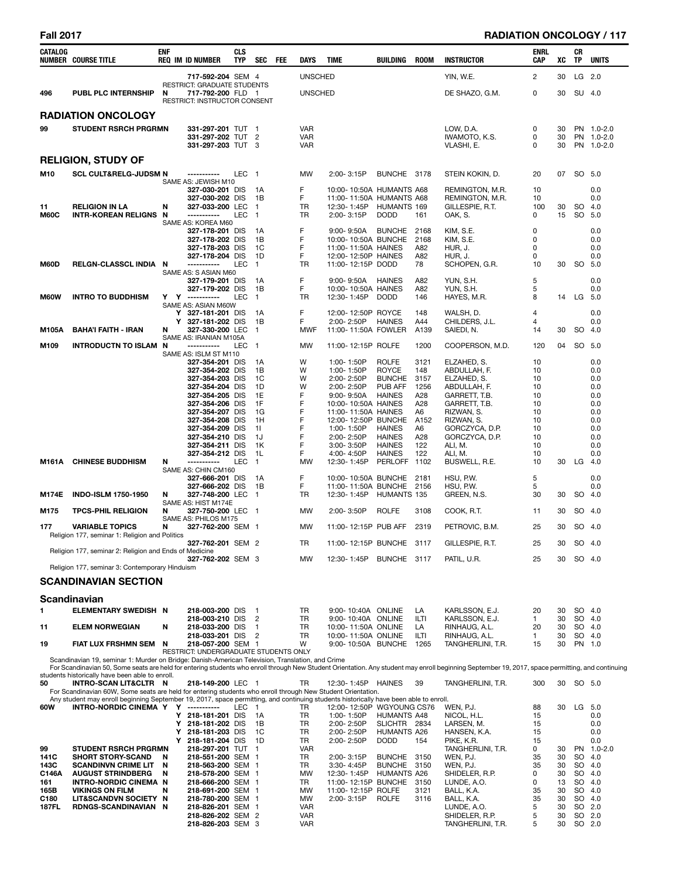| CATALOG NUMBER | COURSE TITLE | ENF REQ | IM | ID NUMBER | CLS TYP | SEC | FEE | DAYS | TIME | BUILDING | ROOM | INSTRUCTOR | ENRL CAP | XC | CR TP | UNITS |
|---|---|---|---|---|---|---|---|---|---|---|---|---|---|---|---|---|
| | | | | 717-592-204 | SEM | 4 | | UNSCHED | | | | YIN, W.E. | 2 | 30 | LG | 2.0 |
| | RESTRICT: GRADUATE STUDENTS | | | | | | | | | | | | | | | |
| 496 | PUBL PLC INTERNSHIP | N | | 717-792-200 | FLD | 1 | | UNSCHED | | | | DE SHAZO, G.M. | 0 | 30 | SU | 4.0 |
| | RESTRICT: INSTRUCTOR CONSENT | | | | | | | | | | | | | | | |

## RADIATION ONCOLOGY

| CATALOG NUMBER | COURSE TITLE | ENF REQ | IM | ID NUMBER | CLS TYP | SEC | FEE | DAYS | TIME | BUILDING | ROOM | INSTRUCTOR | ENRL CAP | XC | CR TP | UNITS |
|---|---|---|---|---|---|---|---|---|---|---|---|---|---|---|---|---|
| 99 | STUDENT RSRCH PRGRMN | | | 331-297-201 | TUT | 1 | | VAR | | | | LOW, D.A. | 0 | 30 | PN | 1.0-2.0 |
| | | | | 331-297-202 | TUT | 2 | | VAR | | | | IWAMOTO, K.S. | 0 | 30 | PN | 1.0-2.0 |
| | | | | 331-297-203 | TUT | 3 | | VAR | | | | VLASHI, E. | 0 | 30 | PN | 1.0-2.0 |

## RELIGION, STUDY OF

| CATALOG NUMBER | COURSE TITLE | ENF REQ | IM | ID NUMBER | CLS TYP | SEC | FEE | DAYS | TIME | BUILDING | ROOM | INSTRUCTOR | ENRL CAP | XC | CR TP | UNITS |
|---|---|---|---|---|---|---|---|---|---|---|---|---|---|---|---|---|
| M10 | SCL CULT&RELG-JUDSM | N | | ----------- | LEC | 1 | | MW | 2:00- 3:15P | BUNCHE | 3178 | STEIN KOKIN, D. | 20 | 07 | SO | 5.0 |
| | SAME AS: JEWISH M10 | | | | | | | | | | | | | | | |
| | | | | 327-030-201 | DIS | 1A | | F | 10:00- 10:50A | HUMANTS | A68 | REMINGTON, M.R. | 10 | | | 0.0 |
| | | | | 327-030-202 | DIS | 1B | | F | 11:00- 11:50A | HUMANTS | A68 | REMINGTON, M.R. | 10 | | | 0.0 |
| 11 | RELIGION IN LA | N | | 327-033-200 | LEC | 1 | | TR | 12:30- 1:45P | HUMANTS | 169 | GILLESPIE, R.T. | 100 | 30 | SO | 4.0 |
| M60C | INTR-KOREAN RELIGNS | N | | ----------- | LEC | 1 | | TR | 2:00- 3:15P | DODD | 161 | OAK, S. | 0 | 15 | SO | 5.0 |
| | SAME AS: KOREA M60 | | | | | | | | | | | | | | | |
| | | | | 327-178-201 | DIS | 1A | | F | 9:00- 9:50A | BUNCHE | 2168 | KIM, S.E. | 0 | | | 0.0 |
| | | | | 327-178-202 | DIS | 1B | | F | 10:00- 10:50A | BUNCHE | 2168 | KIM, S.E. | 0 | | | 0.0 |
| | | | | 327-178-203 | DIS | 1C | | F | 11:00- 11:50A | HAINES | A82 | HUR, J. | 0 | | | 0.0 |
| | | | | 327-178-204 | DIS | 1D | | F | 12:00- 12:50P | HAINES | A82 | HUR, J. | 0 | | | 0.0 |
| M60D | RELGN-CLASSCL INDIA | N | | ----------- | LEC | 1 | | TR | 11:00- 12:15P | DODD | 78 | SCHOPEN, G.R. | 10 | 30 | SO | 5.0 |
| | SAME AS: S ASIAN M60 | | | | | | | | | | | | | | | |
| | | | | 327-179-201 | DIS | 1A | | F | 9:00- 9:50A | HAINES | A82 | YUN, S.H. | 5 | | | 0.0 |
| | | | | 327-179-202 | DIS | 1B | | F | 10:00- 10:50A | HAINES | A82 | YUN, S.H. | 5 | | | 0.0 |
| M60W | INTRO TO BUDDHISM | Y | Y | ----------- | LEC | 1 | | TR | 12:30- 1:45P | DODD | 146 | HAYES, M.R. | 8 | 14 | LG | 5.0 |
| | SAME AS: ASIAN M60W | | | | | | | | | | | | | | | |
| | | | Y | 327-181-201 | DIS | 1A | | F | 12:00- 12:50P | ROYCE | 148 | WALSH, D. | 4 | | | 0.0 |
| | | | Y | 327-181-202 | DIS | 1B | | F | 2:00- 2:50P | HAINES | A44 | CHILDERS, J.L. | 4 | | | 0.0 |
| M105A | BAHA'I FAITH - IRAN | N | | 327-330-200 | LEC | 1 | | MWF | 11:00- 11:50A | FOWLER | A139 | SAIEDI, N. | 14 | 30 | SO | 4.0 |
| | SAME AS: IRANIAN M105A | | | | | | | | | | | | | | | |
| M109 | INTRODUCTN TO ISLAM | N | | ----------- | LEC | 1 | | MW | 11:00- 12:15P | ROLFE | 1200 | COOPERSON, M.D. | 120 | 04 | SO | 5.0 |
| | SAME AS: ISLM ST M110 | | | | | | | | | | | | | | | |
| | | | | 327-354-201 | DIS | 1A | | W | 1:00- 1:50P | ROLFE | 3121 | ELZAHED, S. | 10 | | | 0.0 |
| | | | | 327-354-202 | DIS | 1B | | W | 1:00- 1:50P | ROYCE | 148 | ABDULLAH, F. | 10 | | | 0.0 |
| | | | | 327-354-203 | DIS | 1C | | W | 2:00- 2:50P | BUNCHE | 3157 | ELZAHED, S. | 10 | | | 0.0 |
| | | | | 327-354-204 | DIS | 1D | | W | 2:00- 2:50P | PUB AFF | 1256 | ABDULLAH, F. | 10 | | | 0.0 |
| | | | | 327-354-205 | DIS | 1E | | F | 9:00- 9:50A | HAINES | A28 | GARRETT, T.B. | 10 | | | 0.0 |
| | | | | 327-354-206 | DIS | 1F | | F | 10:00- 10:50A | HAINES | A28 | GARRETT, T.B. | 10 | | | 0.0 |
| | | | | 327-354-207 | DIS | 1G | | F | 11:00- 11:50A | HAINES | A6 | RIZWAN, S. | 10 | | | 0.0 |
| | | | | 327-354-208 | DIS | 1H | | F | 12:00- 12:50P | BUNCHE | A152 | RIZWAN, S. | 10 | | | 0.0 |
| | | | | 327-354-209 | DIS | 1I | | F | 1:00- 1:50P | HAINES | A6 | GORCZYCA, D.P. | 10 | | | 0.0 |
| | | | | 327-354-210 | DIS | 1J | | F | 2:00- 2:50P | HAINES | A28 | GORCZYCA, D.P. | 10 | | | 0.0 |
| | | | | 327-354-211 | DIS | 1K | | F | 3:00- 3:50P | HAINES | 122 | ALI, M. | 10 | | | 0.0 |
| | | | | 327-354-212 | DIS | 1L | | F | 4:00- 4:50P | HAINES | 122 | ALI, M. | 10 | | | 0.0 |
| M161A | CHINESE BUDDHISM | N | | ----------- | LEC | 1 | | MW | 12:30- 1:45P | PERLOFF | 1102 | BUSWELL, R.E. | 10 | 30 | LG | 4.0 |
| | SAME AS: CHIN CM160 | | | | | | | | | | | | | | | |
| | | | | 327-666-201 | DIS | 1A | | F | 10:00- 10:50A | BUNCHE | 2181 | HSU, P.W. | 5 | | | 0.0 |
| | | | | 327-666-202 | DIS | 1B | | F | 11:00- 11:50A | BUNCHE | 2156 | HSU, P.W. | 5 | | | 0.0 |
| M174E | INDO-ISLM 1750-1950 | N | | 327-748-200 | LEC | 1 | | TR | 12:30- 1:45P | HUMANTS | 135 | GREEN, N.S. | 30 | 30 | SO | 4.0 |
| | SAME AS: HIST M174E | | | | | | | | | | | | | | | |
| M175 | TPCS-PHIL RELIGION | N | | 327-750-200 | LEC | 1 | | MW | 2:00- 3:50P | ROLFE | 3108 | COOK, R.T. | 11 | 30 | SO | 4.0 |
| | SAME AS: PHILOS M175 | | | | | | | | | | | | | | | |
| 177 | VARIABLE TOPICS | N | | 327-762-200 | SEM | 1 | | MW | 11:00- 12:15P | PUB AFF | 2319 | PETROVIC, B.M. | 25 | 30 | SO | 4.0 |
| | Religion 177, seminar 1: Religion and Politics | | | | | | | | | | | | | | | |
| | | | | 327-762-201 | SEM | 2 | | TR | 11:00- 12:15P | BUNCHE | 3117 | GILLESPIE, R.T. | 25 | 30 | SO | 4.0 |
| | Religion 177, seminar 2: Religion and Ends of Medicine | | | | | | | | | | | | | | | |
| | | | | 327-762-202 | SEM | 3 | | MW | 12:30- 1:45P | BUNCHE | 3117 | PATIL, U.R. | 25 | 30 | SO | 4.0 |
| | Religion 177, seminar 3: Contemporary Hinduism | | | | | | | | | | | | | | | |

## SCANDINAVIAN SECTION

### Scandinavian

| CATALOG NUMBER | COURSE TITLE | ENF REQ | IM | ID NUMBER | CLS TYP | SEC | FEE | DAYS | TIME | BUILDING | ROOM | INSTRUCTOR | ENRL CAP | XC | CR TP | UNITS |
|---|---|---|---|---|---|---|---|---|---|---|---|---|---|---|---|---|
| 1 | ELEMENTARY SWEDISH | N | | 218-003-200 | DIS | 1 | | TR | 9:00- 10:40A | ONLINE | LA | KARLSSON, E.J. | 20 | 30 | SO | 4.0 |
| | | | | 218-003-210 | DIS | 2 | | TR | 9:00- 10:40A | ONLINE | ILTI | KARLSSON, E.J. | 1 | 30 | SO | 4.0 |
| 11 | ELEM NORWEGIAN | N | | 218-033-200 | DIS | 1 | | TR | 10:00- 11:50A | ONLINE | LA | RINHAUG, A.L. | 20 | 30 | SO | 4.0 |
| | | | | 218-033-201 | DIS | 2 | | TR | 10:00- 11:50A | ONLINE | ILTI | RINHAUG, A.L. | 1 | 30 | SO | 4.0 |
| 19 | FIAT LUX FRSHMN SEM | N | | 218-057-200 | SEM | 1 | | W | 9:00- 10:50A | BUNCHE | 1265 | TANGHERLINI, T.R. | 15 | 30 | PN | 1.0 |
| | RESTRICT: UNDERGRADUATE STUDENTS ONLY | | | | | | | | | | | | | | | |

Scandinavian 19, seminar 1: Murder on Bridge: Danish-American Television, Translation, and Crime

For Scandinavian 50, Some seats are held for entering students who enroll through New Student Orientation. Any student may enroll beginning September 19, 2017, space permitting, and continuing students historically have been able to enroll.

| CATALOG NUMBER | COURSE TITLE | ENF REQ | IM | ID NUMBER | CLS TYP | SEC | FEE | DAYS | TIME | BUILDING | ROOM | INSTRUCTOR | ENRL CAP | XC | CR TP | UNITS |
|---|---|---|---|---|---|---|---|---|---|---|---|---|---|---|---|---|
| 50 | INTRO-SCAN LIT&CLTR | N | | 218-149-200 | LEC | 1 | | TR | 12:30- 1:45P | HAINES | 39 | TANGHERLINI, T.R. | 300 | 30 | SO | 5.0 |

For Scandinavian 60W, Some seats are held for entering students who enroll through New Student Orientation.
Any student may enroll beginning September 19, 2017, space permitting, and continuing students historically have been able to enroll.

| CATALOG NUMBER | COURSE TITLE | ENF REQ | IM | ID NUMBER | CLS TYP | SEC | FEE | DAYS | TIME | BUILDING | ROOM | INSTRUCTOR | ENRL CAP | XC | CR TP | UNITS |
|---|---|---|---|---|---|---|---|---|---|---|---|---|---|---|---|---|
| 60W | INTRO-NORDIC CINEMA | Y | Y | ----------- | LEC | 1 | | TR | 12:00- 12:50P | WGYOUNG | CS76 | WEN, P.J. | 88 | 30 | LG | 5.0 |
| | | | Y | 218-181-201 | DIS | 1A | | TR | 1:00- 1:50P | HUMANTS | A48 | NICOL, H.L. | 15 | | | 0.0 |
| | | | Y | 218-181-202 | DIS | 1B | | TR | 2:00- 2:50P | SLICHTR | 2834 | LARSEN, M. | 15 | | | 0.0 |
| | | | Y | 218-181-203 | DIS | 1C | | TR | 2:00- 2:50P | HUMANTS | A26 | HANSEN, K.A. | 15 | | | 0.0 |
| | | | Y | 218-181-204 | DIS | 1D | | TR | 2:00- 2:50P | DODD | 154 | PIKE, K.R. | 15 | | | 0.0 |
| 99 | STUDENT RSRCH PRGRMN | | | 218-297-201 | TUT | 1 | | VAR | | | | TANGHERLINI, T.R. | 0 | 30 | PN | 1.0-2.0 |
| 141C | SHORT STORY-SCAND | N | | 218-551-200 | SEM | 1 | | TR | 2:00- 3:15P | BUNCHE | 3150 | WEN, P.J. | 35 | 30 | SO | 4.0 |
| 143C | SCANDINVN CRIME LIT | N | | 218-563-200 | SEM | 1 | | TR | 3:30- 4:45P | BUNCHE | 3150 | WEN, P.J. | 35 | 30 | SO | 4.0 |
| C146A | AUGUST STRINDBERG | N | | 218-578-200 | SEM | 1 | | MW | 12:30- 1:45P | HUMANTS | A26 | SHIDELER, R.P. | 0 | 30 | SO | 4.0 |
| 161 | INTRO-NORDIC CINEMA | N | | 218-666-200 | SEM | 1 | | TR | 11:00- 12:15P | BUNCHE | 3150 | LUNDE, A.O. | 0 | 13 | SO | 4.0 |
| 165B | VIKINGS ON FILM | N | | 218-691-200 | SEM | 1 | | MW | 11:00- 12:15P | ROLFE | 3121 | BALL, K.A. | 35 | 30 | SO | 4.0 |
| C180 | LIT&SCANDVN SOCIETY | N | | 218-780-200 | SEM | 1 | | MW | 2:00- 3:15P | ROLFE | 3116 | BALL, K.A. | 35 | 30 | SO | 4.0 |
| 187FL | RDNGS-SCANDINAVIAN | N | | 218-826-201 | SEM | 1 | | VAR | | | | LUNDE, A.O. | 5 | 30 | SO | 2.0 |
| | | | | 218-826-202 | SEM | 2 | | VAR | | | | SHIDELER, R.P. | 5 | 30 | SO | 2.0 |
| | | | | 218-826-203 | SEM | 3 | | VAR | | | | TANGHERLINI, T.R. | 5 | 30 | SO | 2.0 |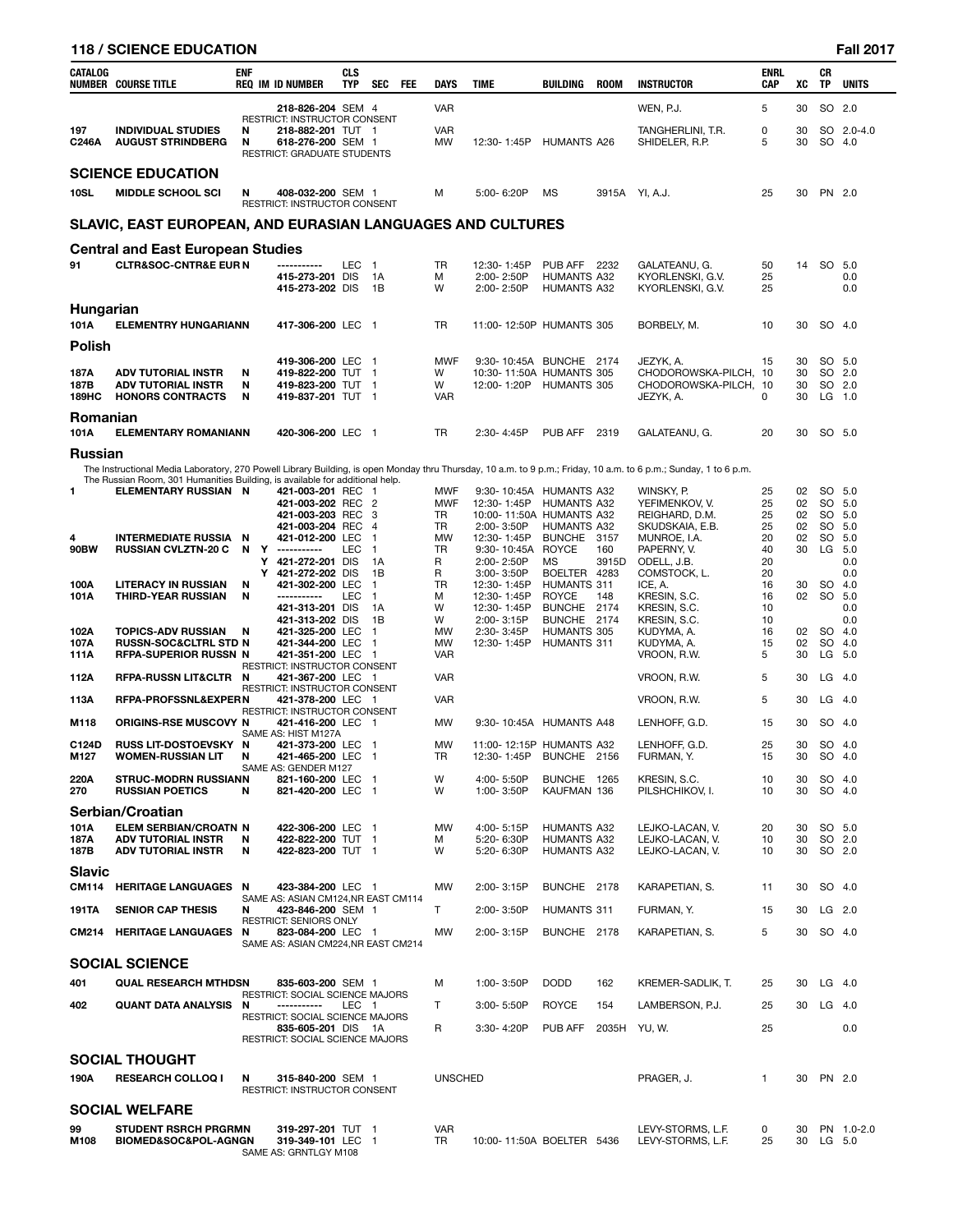| CATALOG NUMBER | COURSE TITLE | ENF REQ | IM | ID NUMBER | CLS TYP | SEC | FEE | DAYS | TIME | BUILDING | ROOM | INSTRUCTOR | ENRL CAP | XC | CR TP | UNITS |
|---|---|---|---|---|---|---|---|---|---|---|---|---|---|---|---|---|
| | | | | 218-826-204 | SEM | 4 | | VAR | | | | WEN, P.J. | 5 | 30 | SO | 2.0 |
| | RESTRICT: INSTRUCTOR CONSENT | | | | | | | | | | | | | | | |
| 197 | INDIVIDUAL STUDIES | N | | 218-882-201 | TUT | 1 | | VAR | | | | TANGHERLINI, T.R. | 0 | 30 | SO | 2.0-4.0 |
| C246A | AUGUST STRINDBERG | N | | 618-276-200 | SEM | 1 | | MW | 12:30- 1:45P | HUMANTS | A26 | SHIDELER, R.P. | 5 | 30 | SO | 4.0 |
| | RESTRICT: GRADUATE STUDENTS | | | | | | | | | | | | | | | |

## SCIENCE EDUCATION

| CATALOG NUMBER | COURSE TITLE | ENF REQ | IM | ID NUMBER | CLS TYP | SEC | FEE | DAYS | TIME | BUILDING | ROOM | INSTRUCTOR | ENRL CAP | XC | CR TP | UNITS |
|---|---|---|---|---|---|---|---|---|---|---|---|---|---|---|---|---|
| 10SL | MIDDLE SCHOOL SCI | N | | 408-032-200 | SEM | 1 | | M | 5:00- 6:20P | MS | 3915A | YI, A.J. | 25 | 30 | PN | 2.0 |
| | RESTRICT: INSTRUCTOR CONSENT | | | | | | | | | | | | | | | |

## SLAVIC, EAST EUROPEAN, AND EURASIAN LANGUAGES AND CULTURES

### Central and East European Studies

| CATALOG NUMBER | COURSE TITLE | ENF REQ | IM | ID NUMBER | CLS TYP | SEC | FEE | DAYS | TIME | BUILDING | ROOM | INSTRUCTOR | ENRL CAP | XC | CR TP | UNITS |
|---|---|---|---|---|---|---|---|---|---|---|---|---|---|---|---|---|
| 91 | CLTR&SOC-CNTR&E EUR | N | | ----------- | LEC | 1 | | TR | 12:30- 1:45P | PUB AFF | 2232 | GALATEANU, G. | 50 | 14 | SO | 5.0 |
| | | | | 415-273-201 | DIS | 1A | | M | 2:00- 2:50P | HUMANTS | A32 | KYORLENSKI, G.V. | 25 | | | 0.0 |
| | | | | 415-273-202 | DIS | 1B | | W | 2:00- 2:50P | HUMANTS | A32 | KYORLENSKI, G.V. | 25 | | | 0.0 |

### Hungarian

| CATALOG NUMBER | COURSE TITLE | ENF REQ | IM | ID NUMBER | CLS TYP | SEC | FEE | DAYS | TIME | BUILDING | ROOM | INSTRUCTOR | ENRL CAP | XC | CR TP | UNITS |
|---|---|---|---|---|---|---|---|---|---|---|---|---|---|---|---|---|
| 101A | ELEMENTRY HUNGARIAN | N | | 417-306-200 | LEC | 1 | | TR | 11:00- 12:50P | HUMANTS | 305 | BORBELY, M. | 10 | 30 | SO | 4.0 |

### Polish

| CATALOG NUMBER | COURSE TITLE | ENF REQ | IM | ID NUMBER | CLS TYP | SEC | FEE | DAYS | TIME | BUILDING | ROOM | INSTRUCTOR | ENRL CAP | XC | CR TP | UNITS |
|---|---|---|---|---|---|---|---|---|---|---|---|---|---|---|---|---|
| | | | | 419-306-200 | LEC | 1 | | MWF | 9:30- 10:45A | BUNCHE | 2174 | JEZYK, A. | 15 | 30 | SO | 5.0 |
| 187A | ADV TUTORIAL INSTR | N | | 419-822-200 | TUT | 1 | | W | 10:30- 11:50A | HUMANTS | 305 | CHODOROWSKA-PILCH, | 10 | 30 | SO | 2.0 |
| 187B | ADV TUTORIAL INSTR | N | | 419-823-200 | TUT | 1 | | W | 12:00- 1:20P | HUMANTS | 305 | CHODOROWSKA-PILCH, | 10 | 30 | SO | 2.0 |
| 189HC | HONORS CONTRACTS | N | | 419-837-201 | TUT | 1 | | VAR | | | | JEZYK, A. | 0 | 30 | LG | 1.0 |

### Romanian

| CATALOG NUMBER | COURSE TITLE | ENF REQ | IM | ID NUMBER | CLS TYP | SEC | FEE | DAYS | TIME | BUILDING | ROOM | INSTRUCTOR | ENRL CAP | XC | CR TP | UNITS |
|---|---|---|---|---|---|---|---|---|---|---|---|---|---|---|---|---|
| 101A | ELEMENTARY ROMANIAN | N | | 420-306-200 | LEC | 1 | | TR | 2:30- 4:45P | PUB AFF | 2319 | GALATEANU, G. | 20 | 30 | SO | 5.0 |

### Russian

The Instructional Media Laboratory, 270 Powell Library Building, is open Monday thru Thursday, 10 a.m. to 9 p.m.; Friday, 10 a.m. to 6 p.m.; Sunday, 1 to 6 p.m.
The Russian Room, 301 Humanities Building, is available for additional help.

| CATALOG NUMBER | COURSE TITLE | ENF REQ | IM | ID NUMBER | CLS TYP | SEC | FEE | DAYS | TIME | BUILDING | ROOM | INSTRUCTOR | ENRL CAP | XC | CR TP | UNITS |
|---|---|---|---|---|---|---|---|---|---|---|---|---|---|---|---|---|
| 1 | ELEMENTARY RUSSIAN | N | | 421-003-201 | REC | 1 | | MWF | 9:30- 10:45A | HUMANTS | A32 | WINSKY, P. | 25 | 02 | SO | 5.0 |
| | | | | 421-003-202 | REC | 2 | | MWF | 12:30- 1:45P | HUMANTS | A32 | YEFIMENKOV, V. | 25 | 02 | SO | 5.0 |
| | | | | 421-003-203 | REC | 3 | | TR | 10:00- 11:50A | HUMANTS | A32 | REIGHARD, D.M. | 25 | 02 | SO | 5.0 |
| | | | | 421-003-204 | REC | 4 | | TR | 2:00- 3:50P | HUMANTS | A32 | SKUDSKAIA, E.B. | 25 | 02 | SO | 5.0 |
| 4 | INTERMEDIATE RUSSIA | N | | 421-012-200 | LEC | 1 | | MW | 12:30- 1:45P | BUNCHE | 3157 | MUNROE, I.A. | 20 | 02 | SO | 5.0 |
| 90BW | RUSSIAN CVLZTN-20 C | N | Y | ----------- | LEC | 1 | | TR | 9:30- 10:45A | ROYCE | 160 | PAPERNY, V. | 40 | 30 | LG | 5.0 |
| | | | Y | 421-272-201 | DIS | 1A | | R | 2:00- 2:50P | MS | 3915D | ODELL, J.B. | 20 | | | 0.0 |
| | | | Y | 421-272-202 | DIS | 1B | | R | 3:00- 3:50P | BOELTER | 4283 | COMSTOCK, L. | 20 | | | 0.0 |
| 100A | LITERACY IN RUSSIAN | N | | 421-302-200 | LEC | 1 | | TR | 12:30- 1:45P | HUMANTS | 311 | ICE, A. | 16 | 30 | SO | 5.0 |
| 101A | THIRD-YEAR RUSSIAN | N | | ----------- | LEC | 1 | | M | 12:30- 1:45P | ROYCE | 148 | KRESIN, S.C. | 16 | 02 | SO | 5.0 |
| | | | | 421-313-201 | DIS | 1A | | W | 12:30- 1:45P | BUNCHE | 2174 | KRESIN, S.C. | 10 | | | 0.0 |
| | | | | 421-313-202 | DIS | 1B | | W | 2:00- 3:15P | BUNCHE | 2174 | KRESIN, S.C. | 10 | | | 0.0 |
| 102A | TOPICS-ADV RUSSIAN | N | | 421-325-200 | LEC | 1 | | MW | 2:30- 3:45P | HUMANTS | 305 | KUDYMA, A. | 16 | 02 | SO | 4.0 |
| 107A | RUSSN-SOC&CLTRL STD | N | | 421-344-200 | LEC | 1 | | MW | 12:30- 1:45P | HUMANTS | 311 | KUDYMA, A. | 15 | 02 | SO | 4.0 |
| 111A | RFPA-SUPERIOR RUSSN | N | | 421-351-200 | LEC | 1 | | VAR | | | | VROON, R.W. | 5 | 30 | LG | 5.0 |
| | RESTRICT: INSTRUCTOR CONSENT | | | | | | | | | | | | | | | |
| 112A | RFPA-RUSSN LIT&CLTR | N | | 421-367-200 | LEC | 1 | | VAR | | | | VROON, R.W. | 5 | 30 | LG | 4.0 |
| | RESTRICT: INSTRUCTOR CONSENT | | | | | | | | | | | | | | | |
| 113A | RFPA-PROFSSNL&EXPER | N | | 421-378-200 | LEC | 1 | | VAR | | | | VROON, R.W. | 5 | 30 | LG | 4.0 |
| | RESTRICT: INSTRUCTOR CONSENT | | | | | | | | | | | | | | | |
| M118 | ORIGINS-RSE MUSCOVY | N | | 421-416-200 | LEC | 1 | | MW | 9:30- 10:45A | HUMANTS | A48 | LENHOFF, G.D. | 15 | 30 | SO | 4.0 |
| | SAME AS: HIST M127A | | | | | | | | | | | | | | | |
| C124D | RUSS LIT-DOSTOEVSKY | N | | 421-373-200 | LEC | 1 | | MW | 11:00- 12:15P | HUMANTS | A32 | LENHOFF, G.D. | 25 | 30 | SO | 4.0 |
| M127 | WOMEN-RUSSIAN LIT | N | | 421-465-200 | LEC | 1 | | TR | 12:30- 1:45P | BUNCHE | 2156 | FURMAN, Y. | 15 | 30 | SO | 4.0 |
| | SAME AS: GENDER M127 | | | | | | | | | | | | | | | |
| 220A | STRUC-MODRN RUSSIAN | N | | 821-160-200 | LEC | 1 | | W | 4:00- 5:50P | BUNCHE | 1265 | KRESIN, S.C. | 10 | 30 | SO | 4.0 |
| 270 | RUSSIAN POETICS | N | | 821-420-200 | LEC | 1 | | W | 1:00- 3:50P | KAUFMAN | 136 | PILSHCHIKOV, I. | 10 | 30 | SO | 4.0 |

### Serbian/Croatian

| CATALOG NUMBER | COURSE TITLE | ENF REQ | IM | ID NUMBER | CLS TYP | SEC | FEE | DAYS | TIME | BUILDING | ROOM | INSTRUCTOR | ENRL CAP | XC | CR TP | UNITS |
|---|---|---|---|---|---|---|---|---|---|---|---|---|---|---|---|---|
| 101A | ELEM SERBIAN/CROATN | N | | 422-306-200 | LEC | 1 | | MW | 4:00- 5:15P | HUMANTS | A32 | LEJKO-LACAN, V. | 20 | 30 | SO | 5.0 |
| 187A | ADV TUTORIAL INSTR | N | | 422-822-200 | TUT | 1 | | M | 5:20- 6:30P | HUMANTS | A32 | LEJKO-LACAN, V. | 10 | 30 | SO | 2.0 |
| 187B | ADV TUTORIAL INSTR | N | | 422-823-200 | TUT | 1 | | W | 5:20- 6:30P | HUMANTS | A32 | LEJKO-LACAN, V. | 10 | 30 | SO | 2.0 |

### Slavic

| CATALOG NUMBER | COURSE TITLE | ENF REQ | IM | ID NUMBER | CLS TYP | SEC | FEE | DAYS | TIME | BUILDING | ROOM | INSTRUCTOR | ENRL CAP | XC | CR TP | UNITS |
|---|---|---|---|---|---|---|---|---|---|---|---|---|---|---|---|---|
| CM114 | HERITAGE LANGUAGES | N | | 423-384-200 | LEC | 1 | | MW | 2:00- 3:15P | BUNCHE | 2178 | KARAPETIAN, S. | 11 | 30 | SO | 4.0 |
| | SAME AS: ASIAN CM124,NR EAST CM114 | | | | | | | | | | | | | | | |
| 191TA | SENIOR CAP THESIS | N | | 423-846-200 | SEM | 1 | | T | 2:00- 3:50P | HUMANTS | 311 | FURMAN, Y. | 15 | 30 | LG | 2.0 |
| | RESTRICT: SENIORS ONLY | | | | | | | | | | | | | | | |
| CM214 | HERITAGE LANGUAGES | N | | 823-084-200 | LEC | 1 | | MW | 2:00- 3:15P | BUNCHE | 2178 | KARAPETIAN, S. | 5 | 30 | SO | 4.0 |
| | SAME AS: ASIAN CM224,NR EAST CM214 | | | | | | | | | | | | | | | |

## SOCIAL SCIENCE

| CATALOG NUMBER | COURSE TITLE | ENF REQ | IM | ID NUMBER | CLS TYP | SEC | FEE | DAYS | TIME | BUILDING | ROOM | INSTRUCTOR | ENRL CAP | XC | CR TP | UNITS |
|---|---|---|---|---|---|---|---|---|---|---|---|---|---|---|---|---|
| 401 | QUAL RESEARCH MTHDS | N | | 835-603-200 | SEM | 1 | | M | 1:00- 3:50P | DODD | 162 | KREMER-SADLIK, T. | 25 | 30 | LG | 4.0 |
| | RESTRICT: SOCIAL SCIENCE MAJORS | | | | | | | | | | | | | | | |
| 402 | QUANT DATA ANALYSIS | N | | ----------- | LEC | 1 | | T | 3:00- 5:50P | ROYCE | 154 | LAMBERSON, P.J. | 25 | 30 | LG | 4.0 |
| | RESTRICT: SOCIAL SCIENCE MAJORS | | | | | | | | | | | | | | | |
| | | | | 835-605-201 | DIS | 1A | | R | 3:30- 4:20P | PUB AFF | 2035H | YU, W. | 25 | | | 0.0 |
| | RESTRICT: SOCIAL SCIENCE MAJORS | | | | | | | | | | | | | | | |

## SOCIAL THOUGHT

| CATALOG NUMBER | COURSE TITLE | ENF REQ | IM | ID NUMBER | CLS TYP | SEC | FEE | DAYS | TIME | BUILDING | ROOM | INSTRUCTOR | ENRL CAP | XC | CR TP | UNITS |
|---|---|---|---|---|---|---|---|---|---|---|---|---|---|---|---|---|
| 190A | RESEARCH COLLOQ I | N | | 315-840-200 | SEM | 1 | | UNSCHED | | | | PRAGER, J. | 1 | 30 | PN | 2.0 |
| | RESTRICT: INSTRUCTOR CONSENT | | | | | | | | | | | | | | | |

## SOCIAL WELFARE

| CATALOG NUMBER | COURSE TITLE | ENF REQ | IM | ID NUMBER | CLS TYP | SEC | FEE | DAYS | TIME | BUILDING | ROOM | INSTRUCTOR | ENRL CAP | XC | CR TP | UNITS |
|---|---|---|---|---|---|---|---|---|---|---|---|---|---|---|---|---|
| 99 | STUDENT RSRCH PRGRM | N | | 319-297-201 | TUT | 1 | | VAR | | | | LEVY-STORMS, L.F. | 0 | 30 | PN | 1.0-2.0 |
| M108 | BIOMED&SOC&POL-AGNG | N | | 319-349-101 | LEC | 1 | | TR | 10:00- 11:50A | BOELTER | 5436 | LEVY-STORMS, L.F. | 25 | 30 | LG | 5.0 |
| | SAME AS: GRNTLGY M108 | | | | | | | | | | | | | | | |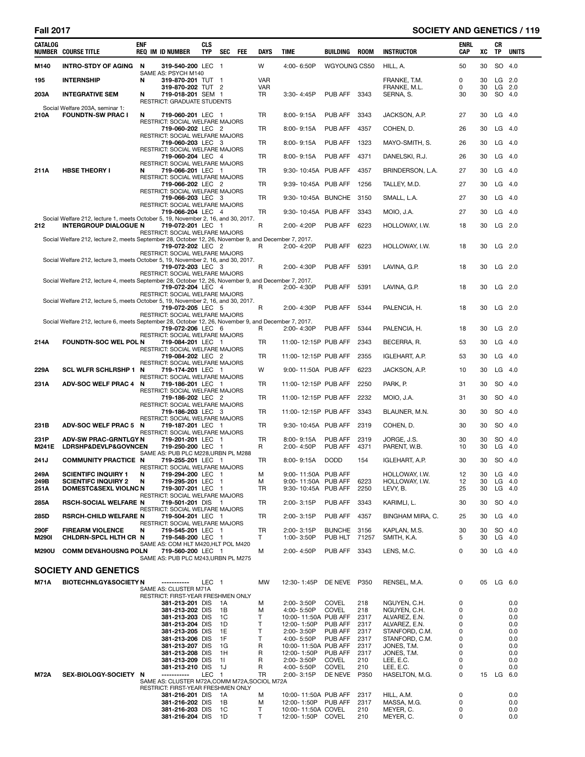| CATALOG NUMBER | COURSE TITLE | ENF REQ | IM | ID NUMBER | CLS TYP | SEC | FEE | DAYS | TIME | BUILDING | ROOM | INSTRUCTOR | ENRL CAP | XC | CR TP | UNITS |
|---|---|---|---|---|---|---|---|---|---|---|---|---|---|---|---|---|
| M140 | INTRO-STDY OF AGING | N | | 319-540-200 | LEC | 1 | | W | 4:00- 6:50P | WGYOUNG | CS50 | HILL, A. | 50 | 30 | SO | 4.0 |
| | SAME AS: PSYCH M140 | | | | | | | | | | | | | | | |
| 195 | INTERNSHIP | N | | 319-870-201 | TUT | 1 | | VAR | | | | FRANKE, T.M. | 0 | 30 | LG | 2.0 |
| | | | | 319-870-202 | TUT | 2 | | VAR | | | | FRANKE, M.L. | 0 | 30 | LG | 2.0 |
| 203A | INTEGRATIVE SEM | N | | 719-018-201 | SEM | 1 | | TR | 3:30- 4:45P | PUB AFF | 3343 | SERNA, S. | 30 | 30 | SO | 4.0 |
| | RESTRICT: GRADUATE STUDENTS | | | | | | | | | | | | | | | |
| | Social Welfare 203A, seminar 1: | | | | | | | | | | | | | | | |
| 210A | FOUNDTN-SW PRAC I | N | | 719-060-201 | LEC | 1 | | TR | 8:00- 9:15A | PUB AFF | 3343 | JACKSON, A.P. | 27 | 30 | LG | 4.0 |
| | RESTRICT: SOCIAL WELFARE MAJORS | | | | | | | | | | | | | | | |
| | | | | 719-060-202 | LEC | 2 | | TR | 8:00- 9:15A | PUB AFF | 4357 | COHEN, D. | 26 | 30 | LG | 4.0 |
| | RESTRICT: SOCIAL WELFARE MAJORS | | | | | | | | | | | | | | | |
| | | | | 719-060-203 | LEC | 3 | | TR | 8:00- 9:15A | PUB AFF | 1323 | MAYO-SMITH, S. | 26 | 30 | LG | 4.0 |
| | RESTRICT: SOCIAL WELFARE MAJORS | | | | | | | | | | | | | | | |
| | | | | 719-060-204 | LEC | 4 | | TR | 8:00- 9:15A | PUB AFF | 4371 | DANELSKI, R.J. | 26 | 30 | LG | 4.0 |
| | RESTRICT: SOCIAL WELFARE MAJORS | | | | | | | | | | | | | | | |
| 211A | HBSE THEORY I | N | | 719-066-201 | LEC | 1 | | TR | 9:30- 10:45A | PUB AFF | 4357 | BRINDERSON, L.A. | 27 | 30 | LG | 4.0 |
| | RESTRICT: SOCIAL WELFARE MAJORS | | | | | | | | | | | | | | | |
| | | | | 719-066-202 | LEC | 2 | | TR | 9:39- 10:45A | PUB AFF | 1256 | TALLEY, M.D. | 27 | 30 | LG | 4.0 |
| | RESTRICT: SOCIAL WELFARE MAJORS | | | | | | | | | | | | | | | |
| | | | | 719-066-203 | LEC | 3 | | TR | 9:30- 10:45A | BUNCHE | 3150 | SMALL, L.A. | 27 | 30 | LG | 4.0 |
| | RESTRICT: SOCIAL WELFARE MAJORS | | | | | | | | | | | | | | | |
| | | | | 719-066-204 | LEC | 4 | | TR | 9:30- 10:45A | PUB AFF | 3343 | MOIO, J.A. | 27 | 30 | LG | 4.0 |
| | Social Welfare 212, lecture 1, meets October 5, 19, November 2, 16, and 30, 2017. | | | | | | | | | | | | | | | |
| 212 | INTERGROUP DIALOGUE | N | | 719-072-201 | LEC | 1 | | R | 2:00- 4:20P | PUB AFF | 6223 | HOLLOWAY, I.W. | 18 | 30 | LG | 2.0 |
| | RESTRICT: SOCIAL WELFARE MAJORS | | | | | | | | | | | | | | | |
| | Social Welfare 212, lecture 2, meets September 28, October 12, 26, November 9, and December 7, 2017. | | | | | | | | | | | | | | | |
| | | | | 719-072-202 | LEC | 2 | | R | 2:00- 4:20P | PUB AFF | 6223 | HOLLOWAY, I.W. | 18 | 30 | LG | 2.0 |
| | RESTRICT: SOCIAL WELFARE MAJORS | | | | | | | | | | | | | | | |
| | Social Welfare 212, lecture 3, meets October 5, 19, November 2, 16, and 30, 2017. | | | | | | | | | | | | | | | |
| | | | | 719-072-203 | LEC | 3 | | R | 2:00- 4:30P | PUB AFF | 5391 | LAVINA, G.P. | 18 | 30 | LG | 2.0 |
| | RESTRICT: SOCIAL WELFARE MAJORS | | | | | | | | | | | | | | | |
| | Social Welfare 212, lecture 4, meets September 28, October 12, 26, November 9, and December 7, 2017. | | | | | | | | | | | | | | | |
| | | | | 719-072-204 | LEC | 4 | | R | 2:00- 4:30P | PUB AFF | 5391 | LAVINA, G.P. | 18 | 30 | LG | 2.0 |
| | RESTRICT: SOCIAL WELFARE MAJORS | | | | | | | | | | | | | | | |
| | Social Welfare 212, lecture 5, meets October 5, 19, November 2, 16, and 30, 2017. | | | | | | | | | | | | | | | |
| | | | | 719-072-205 | LEC | 5 | | R | 2:00- 4:30P | PUB AFF | 5344 | PALENCIA, H. | 18 | 30 | LG | 2.0 |
| | RESTRICT: SOCIAL WELFARE MAJORS | | | | | | | | | | | | | | | |
| | Social Welfare 212, lecture 6, meets September 28, October 12, 26, November 9, and December 7, 2017. | | | | | | | | | | | | | | | |
| | | | | 719-072-206 | LEC | 6 | | R | 2:00- 4:30P | PUB AFF | 5344 | PALENCIA, H. | 18 | 30 | LG | 2.0 |
| | RESTRICT: SOCIAL WELFARE MAJORS | | | | | | | | | | | | | | | |
| 214A | FOUNDTN-SOC WEL POL | N | | 719-084-201 | LEC | 1 | | TR | 11:00- 12:15P | PUB AFF | 2343 | BECERRA, R. | 53 | 30 | LG | 4.0 |
| | RESTRICT: SOCIAL WELFARE MAJORS | | | | | | | | | | | | | | | |
| | | | | 719-084-202 | LEC | 2 | | TR | 11:00- 12:15P | PUB AFF | 2355 | IGLEHART, A.P. | 53 | 30 | LG | 4.0 |
| | RESTRICT: SOCIAL WELFARE MAJORS | | | | | | | | | | | | | | | |
| 229A | SCL WLFR SCHLRSHP 1 | N | | 719-174-201 | LEC | 1 | | W | 9:00- 11:50A | PUB AFF | 6223 | JACKSON, A.P. | 10 | 30 | LG | 4.0 |
| | RESTRICT: SOCIAL WELFARE MAJORS | | | | | | | | | | | | | | | |
| 231A | ADV-SOC WELF PRAC 4 | N | | 719-186-201 | LEC | 1 | | TR | 11:00- 12:15P | PUB AFF | 2250 | PARK, P. | 31 | 30 | SO | 4.0 |
| | RESTRICT: SOCIAL WELFARE MAJORS | | | | | | | | | | | | | | | |
| | | | | 719-186-202 | LEC | 2 | | TR | 11:00- 12:15P | PUB AFF | 2232 | MOIO, J.A. | 31 | 30 | SO | 4.0 |
| | RESTRICT: SOCIAL WELFARE MAJORS | | | | | | | | | | | | | | | |
| | | | | 719-186-203 | LEC | 3 | | TR | 11:00- 12:15P | PUB AFF | 3343 | BLAUNER, M.N. | 30 | 30 | SO | 4.0 |
| | RESTRICT: SOCIAL WELFARE MAJORS | | | | | | | | | | | | | | | |
| 231B | ADV-SOC WELF PRAC 5 | N | | 719-187-201 | LEC | 1 | | TR | 9:30- 10:45A | PUB AFF | 2319 | COHEN, D. | 30 | 30 | SO | 4.0 |
| | RESTRICT: SOCIAL WELFARE MAJORS | | | | | | | | | | | | | | | |
| 231P | ADV-SW PRAC-GRNTLGY | N | | 719-201-201 | LEC | 1 | | TR | 8:00- 9:15A | PUB AFF | 2319 | JORGE, J.S. | 30 | 30 | SO | 4.0 |
| M241E | LDRSHP&DEVLP&GOVNCE | N | | 719-250-200 | LEC | 1 | | R | 2:00- 4:50P | PUB AFF | 4371 | PARENT, W.B. | 10 | 30 | LG | 4.0 |
| | SAME AS: PUB PLC M228,URBN PL M288 | | | | | | | | | | | | | | | |
| 241J | COMMUNITY PRACTICE | N | | 719-255-201 | LEC | 1 | | TR | 8:00- 9:15A | DODD | 154 | IGLEHART, A.P. | 30 | 30 | SO | 4.0 |
| | RESTRICT: SOCIAL WELFARE MAJORS | | | | | | | | | | | | | | | |
| 249A | SCIENTIFC INQUIRY 1 | N | | 719-294-200 | LEC | 1 | | M | 9:00- 11:50A | PUB AFF | | HOLLOWAY, I.W. | 12 | 30 | LG | 4.0 |
| 249B | SCIENTIFC INQUIRY 2 | N | | 719-295-201 | LEC | 1 | | M | 9:00- 11:50A | PUB AFF | 6223 | HOLLOWAY, I.W. | 12 | 30 | LG | 4.0 |
| 251A | DOMESTC&SEXL VIOLNC | N | | 719-307-201 | LEC | 1 | | TR | 9:30- 10:45A | PUB AFF | 2250 | LEVY, B. | 25 | 30 | LG | 4.0 |
| | RESTRICT: SOCIAL WELFARE MAJORS | | | | | | | | | | | | | | | |
| 285A | RSCH-SOCIAL WELFARE | N | | 719-501-201 | DIS | 1 | | TR | 2:00- 3:15P | PUB AFF | 3343 | KARIMLI, L. | 30 | 30 | SO | 4.0 |
| | RESTRICT: SOCIAL WELFARE MAJORS | | | | | | | | | | | | | | | |
| 285D | RSRCH-CHILD WELFARE | N | | 719-504-201 | LEC | 1 | | TR | 2:00- 3:15P | PUB AFF | 4357 | BINGHAM MIRA, C. | 25 | 30 | LG | 4.0 |
| | RESTRICT: SOCIAL WELFARE MAJORS | | | | | | | | | | | | | | | |
| 290F | FIREARM VIOLENCE | N | | 719-545-201 | LEC | 1 | | TR | 2:00- 3:15P | BUNCHE | 3156 | KAPLAN, M.S. | 30 | 30 | SO | 4.0 |
| M290I | CHLDRN-SPCL HLTH CR | N | | 719-548-200 | LEC | 1 | | T | 1:00- 3:50P | PUB HLT | 71257 | SMITH, K.A. | 5 | 30 | LG | 4.0 |
| | SAME AS: COM HLT M420,HLT POL M420 | | | | | | | | | | | | | | | |
| M290U | COMM DEV&HOUSNG POL | N | | 719-560-200 | LEC | 1 | | M | 2:00- 4:50P | PUB AFF | 3343 | LENS, M.C. | 0 | 30 | LG | 4.0 |
| | SAME AS: PUB PLC M243,URBN PL M275 | | | | | | | | | | | | | | | |

## SOCIETY AND GENETICS

| CATALOG NUMBER | COURSE TITLE | ENF REQ | IM | ID NUMBER | CLS TYP | SEC | FEE | DAYS | TIME | BUILDING | ROOM | INSTRUCTOR | ENRL CAP | XC | CR TP | UNITS |
|---|---|---|---|---|---|---|---|---|---|---|---|---|---|---|---|---|
| M71A | BIOTECHNLGY&SOCIETY | N | | ----------- | LEC | 1 | | MW | 12:30- 1:45P | DE NEVE | P350 | RENSEL, M.A. | 0 | 05 | LG | 6.0 |
| | SAME AS: CLUSTER M71A | | | | | | | | | | | | | | | |
| | RESTRICT: FIRST-YEAR FRESHMEN ONLY | | | | | | | | | | | | | | | |
| | | | | 381-213-201 | DIS | 1A | | M | 2:00- 3:50P | COVEL | 218 | NGUYEN, C.H. | 0 | | | 0.0 |
| | | | | 381-213-202 | DIS | 1B | | M | 4:00- 5:50P | COVEL | 218 | NGUYEN, C.H. | 0 | | | 0.0 |
| | | | | 381-213-203 | DIS | 1C | | T | 10:00- 11:50A | PUB AFF | 2317 | ALVAREZ, E.N. | 0 | | | 0.0 |
| | | | | 381-213-204 | DIS | 1D | | T | 12:00- 1:50P | PUB AFF | 2317 | ALVAREZ, E.N. | 0 | | | 0.0 |
| | | | | 381-213-205 | DIS | 1E | | T | 2:00- 3:50P | PUB AFF | 2317 | STANFORD, C.M. | 0 | | | 0.0 |
| | | | | 381-213-206 | DIS | 1F | | T | 4:00- 5:50P | PUB AFF | 2317 | STANFORD, C.M. | 0 | | | 0.0 |
| | | | | 381-213-207 | DIS | 1G | | R | 10:00- 11:50A | PUB AFF | 2317 | JONES, T.M. | 0 | | | 0.0 |
| | | | | 381-213-208 | DIS | 1H | | R | 12:00- 1:50P | PUB AFF | 2317 | JONES, T.M. | 0 | | | 0.0 |
| | | | | 381-213-209 | DIS | 1I | | R | 2:00- 3:50P | COVEL | 210 | LEE, E.C. | 0 | | | 0.0 |
| | | | | 381-213-210 | DIS | 1J | | R | 4:00- 5:50P | COVEL | 210 | LEE, E.C. | 0 | | | 0.0 |
| M72A | SEX-BIOLOGY-SOCIETY | N | | ----------- | LEC | 1 | | TR | 2:00- 3:15P | DE NEVE | P350 | HASELTON, M.G. | 0 | 15 | LG | 6.0 |
| | SAME AS: CLUSTER M72A,COMM M72A,SOCIOL M72A | | | | | | | | | | | | | | | |
| | RESTRICT: FIRST-YEAR FRESHMEN ONLY | | | | | | | | | | | | | | | |
| | | | | 381-216-201 | DIS | 1A | | M | 10:00- 11:50A | PUB AFF | 2317 | HILL, A.M. | 0 | | | 0.0 |
| | | | | 381-216-202 | DIS | 1B | | M | 12:00- 1:50P | PUB AFF | 2317 | MASSA, M.G. | 0 | | | 0.0 |
| | | | | 381-216-203 | DIS | 1C | | T | 10:00- 11:50A | COVEL | 210 | MEYER, C. | 0 | | | 0.0 |
| | | | | 381-216-204 | DIS | 1D | | T | 12:00- 1:50P | COVEL | 210 | MEYER, C. | 0 | | | 0.0 |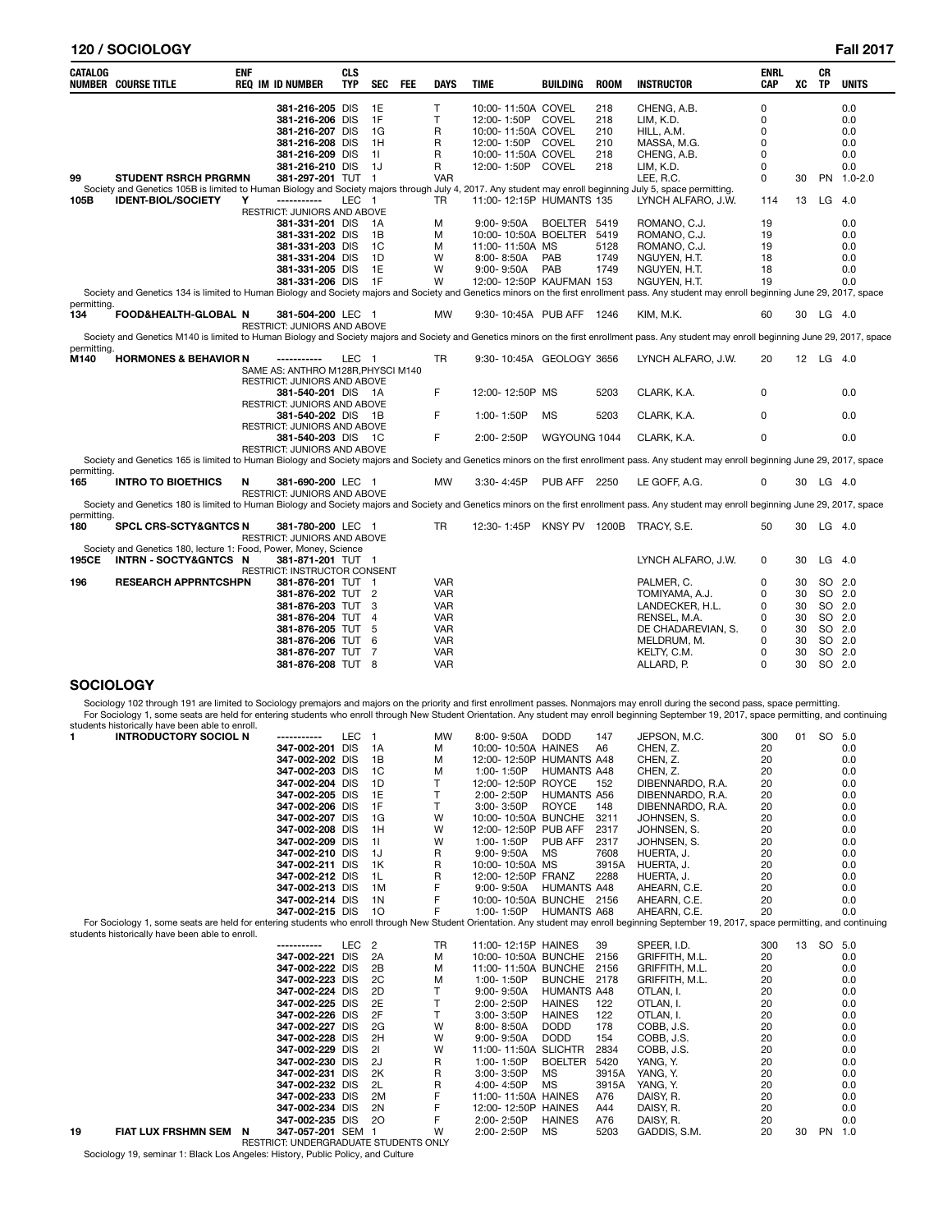| CATALOG NUMBER | COURSE TITLE | ENF REQ | IM | ID NUMBER | CLS TYP | SEC | FEE | DAYS | TIME | BUILDING | ROOM | INSTRUCTOR | ENRL CAP | XC | CR TP | UNITS |
|---|---|---|---|---|---|---|---|---|---|---|---|---|---|---|---|---|
| | | | | 381-216-205 | DIS | 1E | | T | 10:00- 11:50A | COVEL | 218 | CHENG, A.B. | 0 | | | 0.0 |
| | | | | 381-216-206 | DIS | 1F | | T | 12:00- 1:50P | COVEL | 218 | LIM, K.D. | 0 | | | 0.0 |
| | | | | 381-216-207 | DIS | 1G | | R | 10:00- 11:50A | COVEL | 210 | HILL, A.M. | 0 | | | 0.0 |
| | | | | 381-216-208 | DIS | 1H | | R | 12:00- 1:50P | COVEL | 210 | MASSA, M.G. | 0 | | | 0.0 |
| | | | | 381-216-209 | DIS | 1I | | R | 10:00- 11:50A | COVEL | 218 | CHENG, A.B. | 0 | | | 0.0 |
| | | | | 381-216-210 | DIS | 1J | | R | 12:00- 1:50P | COVEL | 218 | LIM, K.D. | 0 | | | 0.0 |
| 99 | STUDENT RSRCH PRGRMN | | | 381-297-201 | TUT | 1 | | VAR | | | | LEE, R.C. | 0 | 30 | PN | 1.0-2.0 |

Society and Genetics 105B is limited to Human Biology and Society majors through July 4, 2017. Any student may enroll beginning July 5, space permitting.

| CATALOG NUMBER | COURSE TITLE | ENF REQ | IM | ID NUMBER | CLS TYP | SEC | FEE | DAYS | TIME | BUILDING | ROOM | INSTRUCTOR | ENRL CAP | XC | CR TP | UNITS |
|---|---|---|---|---|---|---|---|---|---|---|---|---|---|---|---|---|
| 105B | IDENT-BIOL/SOCIETY | Y | | ----------- | LEC | 1 | | TR | 11:00- 12:15P | HUMANTS | 135 | LYNCH ALFARO, J.W. | 114 | 13 | LG | 4.0 |
| | RESTRICT: JUNIORS AND ABOVE | | | | | | | | | | | | | | | |
| | | | | 381-331-201 | DIS | 1A | | M | 9:00- 9:50A | BOELTER | 5419 | ROMANO, C.J. | 19 | | | 0.0 |
| | | | | 381-331-202 | DIS | 1B | | M | 10:00- 10:50A | BOELTER | 5419 | ROMANO, C.J. | 19 | | | 0.0 |
| | | | | 381-331-203 | DIS | 1C | | M | 11:00- 11:50A | MS | 5128 | ROMANO, C.J. | 19 | | | 0.0 |
| | | | | 381-331-204 | DIS | 1D | | W | 8:00- 8:50A | PAB | 1749 | NGUYEN, H.T. | 18 | | | 0.0 |
| | | | | 381-331-205 | DIS | 1E | | W | 9:00- 9:50A | PAB | 1749 | NGUYEN, H.T. | 18 | | | 0.0 |
| | | | | 381-331-206 | DIS | 1F | | W | 12:00- 12:50P | KAUFMAN | 153 | NGUYEN, H.T. | 19 | | | 0.0 |

Society and Genetics 134 is limited to Human Biology and Society majors and Society and Genetics minors on the first enrollment pass. Any student may enroll beginning June 29, 2017, space permitting.

| CATALOG NUMBER | COURSE TITLE | ENF REQ | IM | ID NUMBER | CLS TYP | SEC | FEE | DAYS | TIME | BUILDING | ROOM | INSTRUCTOR | ENRL CAP | XC | CR TP | UNITS |
|---|---|---|---|---|---|---|---|---|---|---|---|---|---|---|---|---|
| 134 | FOOD&HEALTH-GLOBAL | N | | 381-504-200 | LEC | 1 | | MW | 9:30- 10:45A | PUB AFF | 1246 | KIM, M.K. | 60 | 30 | LG | 4.0 |
| | RESTRICT: JUNIORS AND ABOVE | | | | | | | | | | | | | | | |

Society and Genetics M140 is limited to Human Biology and Society majors and Society and Genetics minors on the first enrollment pass. Any student may enroll beginning June 29, 2017, space permitting.

| CATALOG NUMBER | COURSE TITLE | ENF REQ | IM | ID NUMBER | CLS TYP | SEC | FEE | DAYS | TIME | BUILDING | ROOM | INSTRUCTOR | ENRL CAP | XC | CR TP | UNITS |
|---|---|---|---|---|---|---|---|---|---|---|---|---|---|---|---|---|
| M140 | HORMONES & BEHAVIOR | N | | ----------- | LEC | 1 | | TR | 9:30- 10:45A | GEOLOGY | 3656 | LYNCH ALFARO, J.W. | 20 | 12 | LG | 4.0 |
| | SAME AS: ANTHRO M128R,PHYSCI M140 | | | | | | | | | | | | | | | |
| | RESTRICT: JUNIORS AND ABOVE | | | | | | | | | | | | | | | |
| | | | | 381-540-201 | DIS | 1A | | F | 12:00- 12:50P | MS | 5203 | CLARK, K.A. | 0 | | | 0.0 |
| | RESTRICT: JUNIORS AND ABOVE | | | | | | | | | | | | | | | |
| | | | | 381-540-202 | DIS | 1B | | F | 1:00- 1:50P | MS | 5203 | CLARK, K.A. | 0 | | | 0.0 |
| | RESTRICT: JUNIORS AND ABOVE | | | | | | | | | | | | | | | |
| | | | | 381-540-203 | DIS | 1C | | F | 2:00- 2:50P | WGYOUNG | 1044 | CLARK, K.A. | 0 | | | 0.0 |
| | RESTRICT: JUNIORS AND ABOVE | | | | | | | | | | | | | | | |

Society and Genetics 165 is limited to Human Biology and Society majors and Society and Genetics minors on the first enrollment pass. Any student may enroll beginning June 29, 2017, space permitting.

| CATALOG NUMBER | COURSE TITLE | ENF REQ | IM | ID NUMBER | CLS TYP | SEC | FEE | DAYS | TIME | BUILDING | ROOM | INSTRUCTOR | ENRL CAP | XC | CR TP | UNITS |
|---|---|---|---|---|---|---|---|---|---|---|---|---|---|---|---|---|
| 165 | INTRO TO BIOETHICS | N | | 381-690-200 | LEC | 1 | | MW | 3:30- 4:45P | PUB AFF | 2250 | LE GOFF, A.G. | 0 | 30 | LG | 4.0 |
| | RESTRICT: JUNIORS AND ABOVE | | | | | | | | | | | | | | | |

Society and Genetics 180 is limited to Human Biology and Society majors and Society and Genetics minors on the first enrollment pass. Any student may enroll beginning June 29, 2017, space permitting.

| CATALOG NUMBER | COURSE TITLE | ENF REQ | IM | ID NUMBER | CLS TYP | SEC | FEE | DAYS | TIME | BUILDING | ROOM | INSTRUCTOR | ENRL CAP | XC | CR TP | UNITS |
|---|---|---|---|---|---|---|---|---|---|---|---|---|---|---|---|---|
| 180 | SPCL CRS-SCTY&GNTCS | N | | 381-780-200 | LEC | 1 | | TR | 12:30- 1:45P | KNSY PV | 1200B | TRACY, S.E. | 50 | 30 | LG | 4.0 |
| | RESTRICT: JUNIORS AND ABOVE | | | | | | | | | | | | | | | |

Society and Genetics 180, lecture 1: Food, Power, Money, Science

| CATALOG NUMBER | COURSE TITLE | ENF REQ | IM | ID NUMBER | CLS TYP | SEC | FEE | DAYS | TIME | BUILDING | ROOM | INSTRUCTOR | ENRL CAP | XC | CR TP | UNITS |
|---|---|---|---|---|---|---|---|---|---|---|---|---|---|---|---|---|
| 195CE | INTRN - SOCTY&GNTCS | N | | 381-871-201 | TUT | 1 | | | | | | LYNCH ALFARO, J.W. | 0 | 30 | LG | 4.0 |
| | RESTRICT: INSTRUCTOR CONSENT | | | | | | | | | | | | | | | |
| 196 | RESEARCH APPRNTCSHP | N | | 381-876-201 | TUT | 1 | | VAR | | | | PALMER, C. | 0 | 30 | SO | 2.0 |
| | | | | 381-876-202 | TUT | 2 | | VAR | | | | TOMIYAMA, A.J. | 0 | 30 | SO | 2.0 |
| | | | | 381-876-203 | TUT | 3 | | VAR | | | | LANDECKER, H.L. | 0 | 30 | SO | 2.0 |
| | | | | 381-876-204 | TUT | 4 | | VAR | | | | RENSEL, M.A. | 0 | 30 | SO | 2.0 |
| | | | | 381-876-205 | TUT | 5 | | VAR | | | | DE CHADAREVIAN, S. | 0 | 30 | SO | 2.0 |
| | | | | 381-876-206 | TUT | 6 | | VAR | | | | MELDRUM, M. | 0 | 30 | SO | 2.0 |
| | | | | 381-876-207 | TUT | 7 | | VAR | | | | KELTY, C.M. | 0 | 30 | SO | 2.0 |
| | | | | 381-876-208 | TUT | 8 | | VAR | | | | ALLARD, P. | 0 | 30 | SO | 2.0 |

## SOCIOLOGY

Sociology 102 through 191 are limited to Sociology premajors and majors on the priority and first enrollment passes. Nonmajors may enroll during the second pass, space permitting.

For Sociology 1, some seats are held for entering students who enroll through New Student Orientation. Any student may enroll beginning September 19, 2017, space permitting, and continuing students historically have been able to enroll.

| CATALOG NUMBER | COURSE TITLE | ENF REQ | IM | ID NUMBER | CLS TYP | SEC | FEE | DAYS | TIME | BUILDING | ROOM | INSTRUCTOR | ENRL CAP | XC | CR TP | UNITS |
|---|---|---|---|---|---|---|---|---|---|---|---|---|---|---|---|---|
| 1 | INTRODUCTORY SOCIOL | N | | ----------- | LEC | 1 | | MW | 8:00- 9:50A | DODD | 147 | JEPSON, M.C. | 300 | 01 | SO | 5.0 |
| | | | | 347-002-201 | DIS | 1A | | M | 10:00- 10:50A | HAINES | A6 | CHEN, Z. | 20 | | | 0.0 |
| | | | | 347-002-202 | DIS | 1B | | M | 12:00- 12:50P | HUMANTS | A48 | CHEN, Z. | 20 | | | 0.0 |
| | | | | 347-002-203 | DIS | 1C | | M | 1:00- 1:50P | HUMANTS | A48 | CHEN, Z. | 20 | | | 0.0 |
| | | | | 347-002-204 | DIS | 1D | | T | 12:00- 12:50P | ROYCE | 152 | DIBENNARDO, R.A. | 20 | | | 0.0 |
| | | | | 347-002-205 | DIS | 1E | | T | 2:00- 2:50P | HUMANTS | A56 | DIBENNARDO, R.A. | 20 | | | 0.0 |
| | | | | 347-002-206 | DIS | 1F | | T | 3:00- 3:50P | ROYCE | 148 | DIBENNARDO, R.A. | 20 | | | 0.0 |
| | | | | 347-002-207 | DIS | 1G | | W | 10:00- 10:50A | BUNCHE | 3211 | JOHNSEN, S. | 20 | | | 0.0 |
| | | | | 347-002-208 | DIS | 1H | | W | 12:00- 12:50P | PUB AFF | 2317 | JOHNSEN, S. | 20 | | | 0.0 |
| | | | | 347-002-209 | DIS | 1I | | W | 1:00- 1:50P | PUB AFF | 2317 | JOHNSEN, S. | 20 | | | 0.0 |
| | | | | 347-002-210 | DIS | 1J | | R | 9:00- 9:50A | MS | 7608 | HUERTA, J. | 20 | | | 0.0 |
| | | | | 347-002-211 | DIS | 1K | | R | 10:00- 10:50A | MS | 3915A | HUERTA, J. | 20 | | | 0.0 |
| | | | | 347-002-212 | DIS | 1L | | R | 12:00- 12:50P | FRANZ | 2288 | HUERTA, J. | 20 | | | 0.0 |
| | | | | 347-002-213 | DIS | 1M | | F | 9:00- 9:50A | HUMANTS | A48 | AHEARN, C.E. | 20 | | | 0.0 |
| | | | | 347-002-214 | DIS | 1N | | F | 10:00- 10:50A | BUNCHE | 2156 | AHEARN, C.E. | 20 | | | 0.0 |
| | | | | 347-002-215 | DIS | 1O | | F | 1:00- 1:50P | HUMANTS | A68 | AHEARN, C.E. | 20 | | | 0.0 |

For Sociology 1, some seats are held for entering students who enroll through New Student Orientation. Any student may enroll beginning September 19, 2017, space permitting, and continuing students historically have been able to enroll.

| CATALOG NUMBER | COURSE TITLE | ENF REQ | IM | ID NUMBER | CLS TYP | SEC | FEE | DAYS | TIME | BUILDING | ROOM | INSTRUCTOR | ENRL CAP | XC | CR TP | UNITS |
|---|---|---|---|---|---|---|---|---|---|---|---|---|---|---|---|---|
| | | | | ----------- | LEC | 2 | | TR | 11:00- 12:15P | HAINES | 39 | SPEER, I.D. | 300 | 13 | SO | 5.0 |
| | | | | 347-002-221 | DIS | 2A | | M | 10:00- 10:50A | BUNCHE | 2156 | GRIFFITH, M.L. | 20 | | | 0.0 |
| | | | | 347-002-222 | DIS | 2B | | M | 11:00- 11:50A | BUNCHE | 2156 | GRIFFITH, M.L. | 20 | | | 0.0 |
| | | | | 347-002-223 | DIS | 2C | | M | 1:00- 1:50P | BUNCHE | 2178 | GRIFFITH, M.L. | 20 | | | 0.0 |
| | | | | 347-002-224 | DIS | 2D | | T | 9:00- 9:50A | HUMANTS | A48 | OTLAN, I. | 20 | | | 0.0 |
| | | | | 347-002-225 | DIS | 2E | | T | 2:00- 2:50P | HAINES | 122 | OTLAN, I. | 20 | | | 0.0 |
| | | | | 347-002-226 | DIS | 2F | | T | 3:00- 3:50P | HAINES | 122 | OTLAN, I. | 20 | | | 0.0 |
| | | | | 347-002-227 | DIS | 2G | | W | 8:00- 8:50A | DODD | 178 | COBB, J.S. | 20 | | | 0.0 |
| | | | | 347-002-228 | DIS | 2H | | W | 9:00- 9:50A | DODD | 154 | COBB, J.S. | 20 | | | 0.0 |
| | | | | 347-002-229 | DIS | 2I | | W | 11:00- 11:50A | SLICHTR | 2834 | COBB, J.S. | 20 | | | 0.0 |
| | | | | 347-002-230 | DIS | 2J | | R | 1:00- 1:50P | BOELTER | 5420 | YANG, Y. | 20 | | | 0.0 |
| | | | | 347-002-231 | DIS | 2K | | R | 3:00- 3:50P | MS | 3915A | YANG, Y. | 20 | | | 0.0 |
| | | | | 347-002-232 | DIS | 2L | | R | 4:00- 4:50P | MS | 3915A | YANG, Y. | 20 | | | 0.0 |
| | | | | 347-002-233 | DIS | 2M | | F | 11:00- 11:50A | HAINES | A76 | DAISY, R. | 20 | | | 0.0 |
| | | | | 347-002-234 | DIS | 2N | | F | 12:00- 12:50P | HAINES | A44 | DAISY, R. | 20 | | | 0.0 |
| | | | | 347-002-235 | DIS | 2O | | F | 2:00- 2:50P | HAINES | A76 | DAISY, R. | 20 | | | 0.0 |
| 19 | FIAT LUX FRSHMN SEM | N | | 347-057-201 | SEM | 1 | | W | 2:00- 2:50P | MS | 5203 | GADDIS, S.M. | 20 | 30 | PN | 1.0 |
| | RESTRICT: UNDERGRADUATE STUDENTS ONLY | | | | | | | | | | | | | | | |

Sociology 19, seminar 1: Black Los Angeles: History, Public Policy, and Culture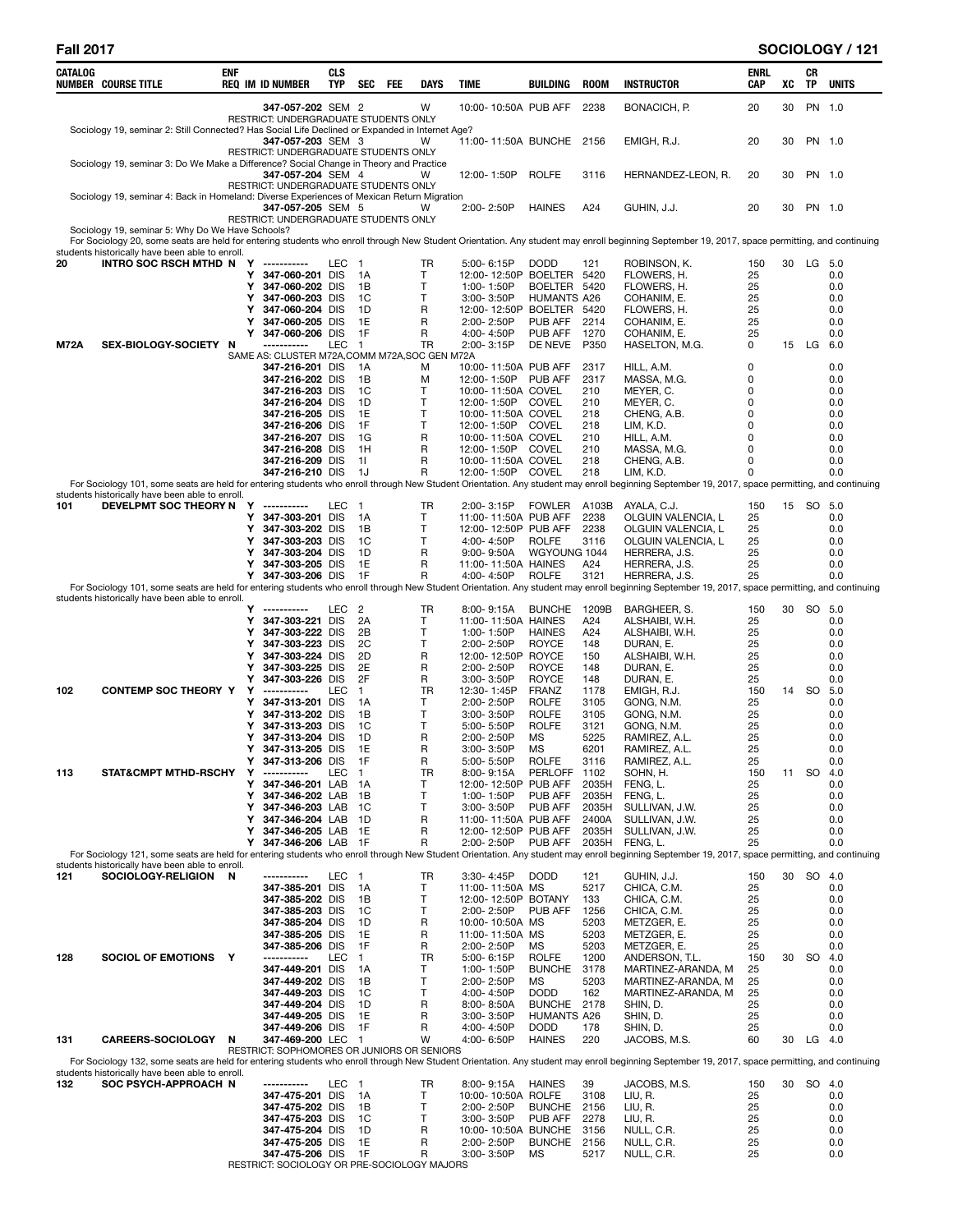| CATALOG NUMBER | COURSE TITLE | ENF REQ | IM | ID NUMBER | CLS TYP | SEC | FEE | DAYS | TIME | BUILDING | ROOM | INSTRUCTOR | ENRL CAP | XC | CR TP | UNITS |
|---|---|---|---|---|---|---|---|---|---|---|---|---|---|---|---|---|
| | | | | 347-057-202 | SEM | 2 | | W | 10:00-10:50A | PUB AFF | 2238 | BONACICH, P. | 20 | 30 | PN | 1.0 |
| | RESTRICT: UNDERGRADUATE STUDENTS ONLY | | | | | | | | | | | | | | | |
| | Sociology 19, seminar 2: Still Connected? Has Social Life Declined or Expanded in Internet Age? | | | | | | | | | | | | | | | |
| | | | | 347-057-203 | SEM | 3 | | W | 11:00-11:50A | BUNCHE | 2156 | EMIGH, R.J. | 20 | 30 | PN | 1.0 |
| | RESTRICT: UNDERGRADUATE STUDENTS ONLY | | | | | | | | | | | | | | | |
| | Sociology 19, seminar 3: Do We Make a Difference? Social Change in Theory and Practice | | | | | | | | | | | | | | | |
| | | | | 347-057-204 | SEM | 4 | | W | 12:00-1:50P | ROLFE | 3116 | HERNANDEZ-LEON, R. | 20 | 30 | PN | 1.0 |
| | RESTRICT: UNDERGRADUATE STUDENTS ONLY | | | | | | | | | | | | | | | |
| | Sociology 19, seminar 4: Back in Homeland: Diverse Experiences of Mexican Return Migration | | | | | | | | | | | | | | | |
| | | | | 347-057-205 | SEM | 5 | | W | 2:00-2:50P | HAINES | A24 | GUHIN, J.J. | 20 | 30 | PN | 1.0 |
| | RESTRICT: UNDERGRADUATE STUDENTS ONLY | | | | | | | | | | | | | | | |
| | Sociology 19, seminar 5: Why Do We Have Schools? | | | | | | | | | | | | | | | |
| | For Sociology 20, some seats are held for entering students who enroll through New Student Orientation. Any student may enroll beginning September 19, 2017, space permitting, and continuing students historically have been able to enroll. | | | | | | | | | | | | | | | |
| 20 | INTRO SOC RSCH MTHD | N | Y | ----------- | LEC | 1 | | TR | 5:00-6:15P | DODD | 121 | ROBINSON, K. | 150 | 30 | LG | 5.0 |
| | | | Y | 347-060-201 | DIS | 1A | | T | 12:00-12:50P | BOELTER | 5420 | FLOWERS, H. | 25 | | | 0.0 |
| | | | Y | 347-060-202 | DIS | 1B | | T | 1:00-1:50P | BOELTER | 5420 | FLOWERS, H. | 25 | | | 0.0 |
| | | | Y | 347-060-203 | DIS | 1C | | T | 3:00-3:50P | HUMANTS | A26 | COHANIM, E. | 25 | | | 0.0 |
| | | | Y | 347-060-204 | DIS | 1D | | R | 12:00-12:50P | BOELTER | 5420 | FLOWERS, H. | 25 | | | 0.0 |
| | | | Y | 347-060-205 | DIS | 1E | | R | 2:00-2:50P | PUB AFF | 2214 | COHANIM, E. | 25 | | | 0.0 |
| | | | Y | 347-060-206 | DIS | 1F | | R | 4:00-4:50P | PUB AFF | 1270 | COHANIM, E. | 25 | | | 0.0 |
| M72A | SEX-BIOLOGY-SOCIETY | N | | ----------- | LEC | 1 | | TR | 2:00-3:15P | DE NEVE | P350 | HASELTON, M.G. | 0 | 15 | LG | 6.0 |
| | SAME AS: CLUSTER M72A,COMM M72A,SOC GEN M72A | | | | | | | | | | | | | | | |
| | | | | 347-216-201 | DIS | 1A | | M | 10:00-11:50A | PUB AFF | 2317 | HILL, A.M. | 0 | | | 0.0 |
| | | | | 347-216-202 | DIS | 1B | | M | 12:00-1:50P | PUB AFF | 2317 | MASSA, M.G. | 0 | | | 0.0 |
| | | | | 347-216-203 | DIS | 1C | | T | 10:00-11:50A | COVEL | 210 | MEYER, C. | 0 | | | 0.0 |
| | | | | 347-216-204 | DIS | 1D | | T | 12:00-1:50P | COVEL | 210 | MEYER, C. | 0 | | | 0.0 |
| | | | | 347-216-205 | DIS | 1E | | T | 10:00-11:50A | COVEL | 218 | CHENG, A.B. | 0 | | | 0.0 |
| | | | | 347-216-206 | DIS | 1F | | T | 12:00-1:50P | COVEL | 218 | LIM, K.D. | 0 | | | 0.0 |
| | | | | 347-216-207 | DIS | 1G | | R | 10:00-11:50A | COVEL | 210 | HILL, A.M. | 0 | | | 0.0 |
| | | | | 347-216-208 | DIS | 1H | | R | 12:00-1:50P | COVEL | 210 | MASSA, M.G. | 0 | | | 0.0 |
| | | | | 347-216-209 | DIS | 1I | | R | 10:00-11:50A | COVEL | 218 | CHENG, A.B. | 0 | | | 0.0 |
| | | | | 347-216-210 | DIS | 1J | | R | 12:00-1:50P | COVEL | 218 | LIM, K.D. | 0 | | | 0.0 |
| | For Sociology 101, some seats are held for entering students who enroll through New Student Orientation. Any student may enroll beginning September 19, 2017, space permitting, and continuing students historically have been able to enroll. | | | | | | | | | | | | | | | |
| 101 | DEVELPMT SOC THEORY | N | Y | ----------- | LEC | 1 | | TR | 2:00-3:15P | FOWLER | A103B | AYALA, C.J. | 150 | 15 | SO | 5.0 |
| | | | Y | 347-303-201 | DIS | 1A | | T | 11:00-11:50A | PUB AFF | 2238 | OLGUIN VALENCIA, L | 25 | | | 0.0 |
| | | | Y | 347-303-202 | DIS | 1B | | T | 12:00-12:50P | PUB AFF | 2238 | OLGUIN VALENCIA, L | 25 | | | 0.0 |
| | | | Y | 347-303-203 | DIS | 1C | | T | 4:00-4:50P | ROLFE | 3116 | OLGUIN VALENCIA, L | 25 | | | 0.0 |
| | | | Y | 347-303-204 | DIS | 1D | | R | 9:00-9:50A | WGYOUNG | 1044 | HERRERA, J.S. | 25 | | | 0.0 |
| | | | Y | 347-303-205 | DIS | 1E | | R | 11:00-11:50A | HAINES | A24 | HERRERA, J.S. | 25 | | | 0.0 |
| | | | Y | 347-303-206 | DIS | 1F | | R | 4:00-4:50P | ROLFE | 3121 | HERRERA, J.S. | 25 | | | 0.0 |
| | For Sociology 101, some seats are held for entering students who enroll through New Student Orientation. Any student may enroll beginning September 19, 2017, space permitting, and continuing students historically have been able to enroll. | | | | | | | | | | | | | | | |
| | | | Y | ----------- | LEC | 2 | | TR | 8:00-9:15A | BUNCHE | 1209B | BARGHEER, S. | 150 | 30 | SO | 5.0 |
| | | | Y | 347-303-221 | DIS | 2A | | T | 11:00-11:50A | HAINES | A24 | ALSHAIBI, W.H. | 25 | | | 0.0 |
| | | | Y | 347-303-222 | DIS | 2B | | T | 1:00-1:50P | HAINES | A24 | ALSHAIBI, W.H. | 25 | | | 0.0 |
| | | | Y | 347-303-223 | DIS | 2C | | T | 2:00-2:50P | ROYCE | 148 | DURAN, E. | 25 | | | 0.0 |
| | | | Y | 347-303-224 | DIS | 2D | | R | 12:00-12:50P | ROYCE | 150 | ALSHAIBI, W.H. | 25 | | | 0.0 |
| | | | Y | 347-303-225 | DIS | 2E | | R | 2:00-2:50P | ROYCE | 148 | DURAN, E. | 25 | | | 0.0 |
| | | | Y | 347-303-226 | DIS | 2F | | R | 3:00-3:50P | ROYCE | 148 | DURAN, E. | 25 | | | 0.0 |
| 102 | CONTEMP SOC THEORY | Y | Y | ----------- | LEC | 1 | | TR | 12:30-1:45P | FRANZ | 1178 | EMIGH, R.J. | 150 | 14 | SO | 5.0 |
| | | | Y | 347-313-201 | DIS | 1A | | T | 2:00-2:50P | ROLFE | 3105 | GONG, N.M. | 25 | | | 0.0 |
| | | | Y | 347-313-202 | DIS | 1B | | T | 3:00-3:50P | ROLFE | 3105 | GONG, N.M. | 25 | | | 0.0 |
| | | | Y | 347-313-203 | DIS | 1C | | T | 5:00-5:50P | ROLFE | 3121 | GONG, N.M. | 25 | | | 0.0 |
| | | | Y | 347-313-204 | DIS | 1D | | R | 2:00-2:50P | MS | 5225 | RAMIREZ, A.L. | 25 | | | 0.0 |
| | | | Y | 347-313-205 | DIS | 1E | | R | 3:00-3:50P | MS | 6201 | RAMIREZ, A.L. | 25 | | | 0.0 |
| | | | Y | 347-313-206 | DIS | 1F | | R | 5:00-5:50P | ROLFE | 3116 | RAMIREZ, A.L. | 25 | | | 0.0 |
| 113 | STAT&CMPT MTHD-RSCHY | | Y | ----------- | LEC | 1 | | TR | 8:00-9:15A | PERLOFF | 1102 | SOHN, H. | 150 | 11 | SO | 4.0 |
| | | | Y | 347-346-201 | LAB | 1A | | T | 12:00-12:50P | PUB AFF | 2035H | FENG, L. | 25 | | | 0.0 |
| | | | Y | 347-346-202 | LAB | 1B | | T | 1:00-1:50P | PUB AFF | 2035H | FENG, L. | 25 | | | 0.0 |
| | | | Y | 347-346-203 | LAB | 1C | | T | 3:00-3:50P | PUB AFF | 2035H | SULLIVAN, J.W. | 25 | | | 0.0 |
| | | | Y | 347-346-204 | LAB | 1D | | R | 11:00-11:50A | PUB AFF | 2400A | SULLIVAN, J.W. | 25 | | | 0.0 |
| | | | Y | 347-346-205 | LAB | 1E | | R | 12:00-12:50P | PUB AFF | 2035H | SULLIVAN, J.W. | 25 | | | 0.0 |
| | | | Y | 347-346-206 | LAB | 1F | | R | 2:00-2:50P | PUB AFF | 2035H | FENG, L. | 25 | | | 0.0 |
| | For Sociology 121, some seats are held for entering students who enroll through New Student Orientation. Any student may enroll beginning September 19, 2017, space permitting, and continuing students historically have been able to enroll. | | | | | | | | | | | | | | | |
| 121 | SOCIOLOGY-RELIGION | N | | ----------- | LEC | 1 | | TR | 3:30-4:45P | DODD | 121 | GUHIN, J.J. | 150 | 30 | SO | 4.0 |
| | | | | 347-385-201 | DIS | 1A | | T | 11:00-11:50A | MS | 5217 | CHICA, C.M. | 25 | | | 0.0 |
| | | | | 347-385-202 | DIS | 1B | | T | 12:00-12:50P | BOTANY | 133 | CHICA, C.M. | 25 | | | 0.0 |
| | | | | 347-385-203 | DIS | 1C | | T | 2:00-2:50P | PUB AFF | 1256 | CHICA, C.M. | 25 | | | 0.0 |
| | | | | 347-385-204 | DIS | 1D | | R | 10:00-10:50A | MS | 5203 | METZGER, E. | 25 | | | 0.0 |
| | | | | 347-385-205 | DIS | 1E | | R | 11:00-11:50A | MS | 5203 | METZGER, E. | 25 | | | 0.0 |
| | | | | 347-385-206 | DIS | 1F | | R | 2:00-2:50P | MS | 5203 | METZGER, E. | 25 | | | 0.0 |
| 128 | SOCIOL OF EMOTIONS | Y | | ----------- | LEC | 1 | | TR | 5:00-6:15P | ROLFE | 1200 | ANDERSON, T.L. | 150 | 30 | SO | 4.0 |
| | | | | 347-449-201 | DIS | 1A | | T | 1:00-1:50P | BUNCHE | 3178 | MARTINEZ-ARANDA, M | 25 | | | 0.0 |
| | | | | 347-449-202 | DIS | 1B | | T | 2:00-2:50P | MS | 5203 | MARTINEZ-ARANDA, M | 25 | | | 0.0 |
| | | | | 347-449-203 | DIS | 1C | | T | 4:00-4:50P | DODD | 162 | MARTINEZ-ARANDA, M | 25 | | | 0.0 |
| | | | | 347-449-204 | DIS | 1D | | R | 8:00-8:50A | BUNCHE | 2178 | SHIN, D. | 25 | | | 0.0 |
| | | | | 347-449-205 | DIS | 1E | | R | 3:00-3:50P | HUMANTS | A26 | SHIN, D. | 25 | | | 0.0 |
| | | | | 347-449-206 | DIS | 1F | | R | 4:00-4:50P | DODD | 178 | SHIN, D. | 25 | | | 0.0 |
| 131 | CAREERS-SOCIOLOGY | N | | 347-469-200 | LEC | 1 | | W | 4:00-6:50P | HAINES | 220 | JACOBS, M.S. | 60 | 30 | LG | 4.0 |
| | RESTRICT: SOPHOMORES OR JUNIORS OR SENIORS | | | | | | | | | | | | | | | |
| | For Sociology 132, some seats are held for entering students who enroll through New Student Orientation. Any student may enroll beginning September 19, 2017, space permitting, and continuing students historically have been able to enroll. | | | | | | | | | | | | | | | |
| 132 | SOC PSYCH-APPROACH | N | | ----------- | LEC | 1 | | TR | 8:00-9:15A | HAINES | 39 | JACOBS, M.S. | 150 | 30 | SO | 4.0 |
| | | | | 347-475-201 | DIS | 1A | | T | 10:00-10:50A | ROLFE | 3108 | LIU, R. | 25 | | | 0.0 |
| | | | | 347-475-202 | DIS | 1B | | T | 2:00-2:50P | BUNCHE | 2156 | LIU, R. | 25 | | | 0.0 |
| | | | | 347-475-203 | DIS | 1C | | T | 3:00-3:50P | PUB AFF | 2278 | LIU, R. | 25 | | | 0.0 |
| | | | | 347-475-204 | DIS | 1D | | R | 10:00-10:50A | BUNCHE | 3156 | NULL, C.R. | 25 | | | 0.0 |
| | | | | 347-475-205 | DIS | 1E | | R | 2:00-2:50P | BUNCHE | 2156 | NULL, C.R. | 25 | | | 0.0 |
| | | | | 347-475-206 | DIS | 1F | | R | 3:00-3:50P | MS | 5217 | NULL, C.R. | 25 | | | 0.0 |
| | RESTRICT: SOCIOLOGY OR PRE-SOCIOLOGY MAJORS | | | | | | | | | | | | | | | |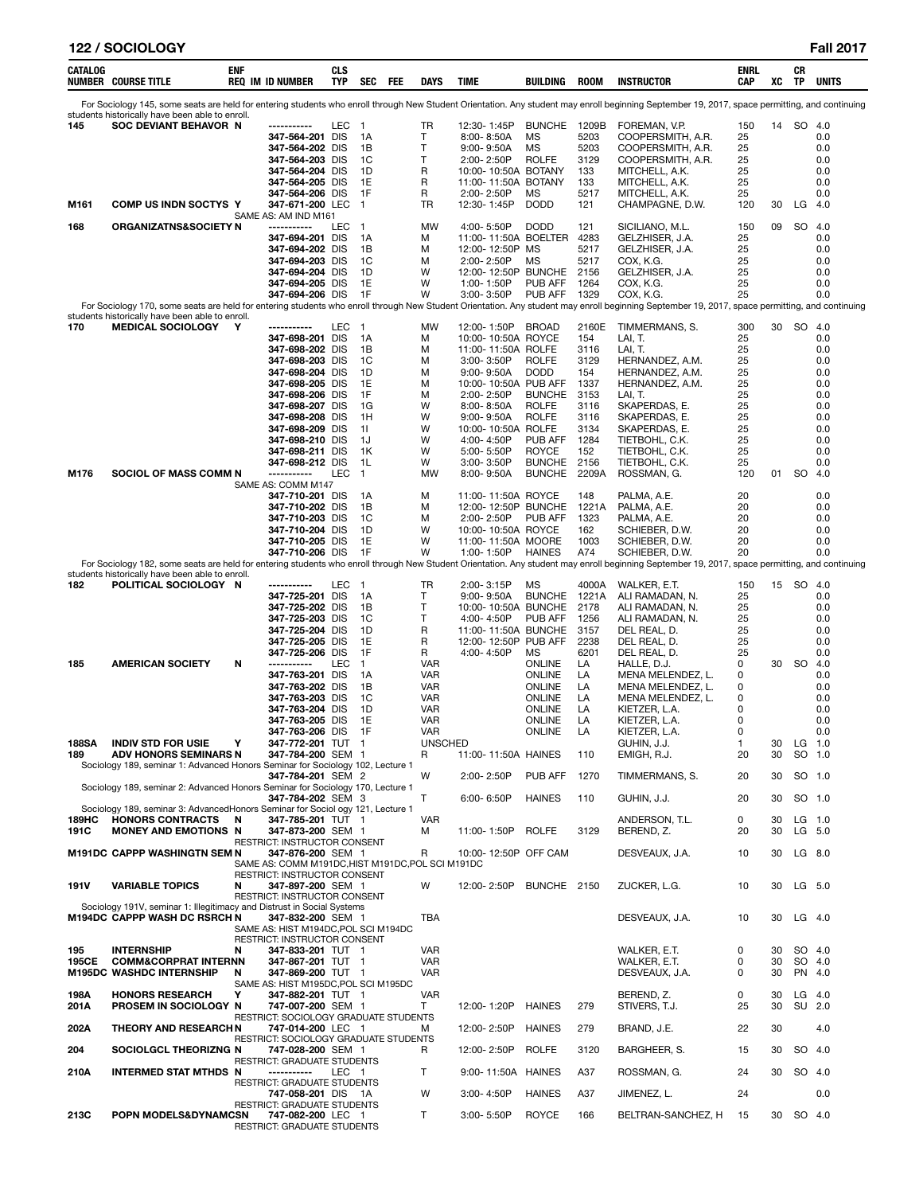## 122 / SOCIOLOGY — Fall 2017

| CATALOG NUMBER | COURSE TITLE | ENF REQ | IM | ID NUMBER | CLS TYP | SEC | FEE | DAYS | TIME | BUILDING | ROOM | INSTRUCTOR | ENRL CAP | XC | CR TP | UNITS |
|---|---|---|---|---|---|---|---|---|---|---|---|---|---|---|---|---|
| For Sociology 145, some seats are held for entering students who enroll through New Student Orientation. Any student may enroll beginning September 19, 2017, space permitting, and continuing students historically have been able to enroll. | | | | | | | | | | | | | | | | |
| 145 | SOC DEVIANT BEHAVOR | N | | ----------- | LEC | 1 | | TR | 12:30- 1:45P | BUNCHE | 1209B | FOREMAN, V.P. | 150 | 14 | SO | 4.0 |
| | | | | 347-564-201 | DIS | 1A | | T | 8:00- 8:50A | MS | 5203 | COOPERSMITH, A.R. | 25 | | | 0.0 |
| | | | | 347-564-202 | DIS | 1B | | T | 9:00- 9:50A | MS | 5203 | COOPERSMITH, A.R. | 25 | | | 0.0 |
| | | | | 347-564-203 | DIS | 1C | | T | 2:00- 2:50P | ROLFE | 3129 | COOPERSMITH, A.R. | 25 | | | 0.0 |
| | | | | 347-564-204 | DIS | 1D | | R | 10:00- 10:50A | BOTANY | 133 | MITCHELL, A.K. | 25 | | | 0.0 |
| | | | | 347-564-205 | DIS | 1E | | R | 11:00- 11:50A | BOTANY | 133 | MITCHELL, A.K. | 25 | | | 0.0 |
| | | | | 347-564-206 | DIS | 1F | | R | 2:00- 2:50P | MS | 5217 | MITCHELL, A.K. | 25 | | | 0.0 |
| M161 | COMP US INDN SOCTYS | Y | | 347-671-200 | LEC | 1 | | TR | 12:30- 1:45P | DODD | 121 | CHAMPAGNE, D.W. | 120 | 30 | LG | 4.0 |
| | SAME AS: AM IND M161 | | | | | | | | | | | | | | | |
| 168 | ORGANIZATNS&SOCIETY | N | | ----------- | LEC | 1 | | MW | 4:00- 5:50P | DODD | 121 | SICILIANO, M.L. | 150 | 09 | SO | 4.0 |
| | | | | 347-694-201 | DIS | 1A | | M | 11:00- 11:50A | BOELTER | 4283 | GELZHISER, J.A. | 25 | | | 0.0 |
| | | | | 347-694-202 | DIS | 1B | | M | 12:00- 12:50P | MS | 5217 | GELZHISER, J.A. | 25 | | | 0.0 |
| | | | | 347-694-203 | DIS | 1C | | M | 2:00- 2:50P | MS | 5217 | COX, K.G. | 25 | | | 0.0 |
| | | | | 347-694-204 | DIS | 1D | | W | 12:00- 12:50P | BUNCHE | 2156 | GELZHISER, J.A. | 25 | | | 0.0 |
| | | | | 347-694-205 | DIS | 1E | | W | 1:00- 1:50P | PUB AFF | 1264 | COX, K.G. | 25 | | | 0.0 |
| | | | | 347-694-206 | DIS | 1F | | W | 3:00- 3:50P | PUB AFF | 1329 | COX, K.G. | 25 | | | 0.0 |
| For Sociology 170, some seats are held for entering students who enroll through New Student Orientation. Any student may enroll beginning September 19, 2017, space permitting, and continuing students historically have been able to enroll. | | | | | | | | | | | | | | | | |
| 170 | MEDICAL SOCIOLOGY | Y | | ----------- | LEC | 1 | | MW | 12:00- 1:50P | BROAD | 2160E | TIMMERMANS, S. | 300 | 30 | SO | 4.0 |
| | | | | 347-698-201 | DIS | 1A | | M | 10:00- 10:50A | ROYCE | 154 | LAI, T. | 25 | | | 0.0 |
| | | | | 347-698-202 | DIS | 1B | | M | 11:00- 11:50A | ROLFE | 3116 | LAI, T. | 25 | | | 0.0 |
| | | | | 347-698-203 | DIS | 1C | | M | 3:00- 3:50P | ROLFE | 3129 | HERNANDEZ, A.M. | 25 | | | 0.0 |
| | | | | 347-698-204 | DIS | 1D | | M | 9:00- 9:50A | DODD | 154 | HERNANDEZ, A.M. | 25 | | | 0.0 |
| | | | | 347-698-205 | DIS | 1E | | M | 10:00- 10:50A | PUB AFF | 1337 | HERNANDEZ, A.M. | 25 | | | 0.0 |
| | | | | 347-698-206 | DIS | 1F | | M | 2:00- 2:50P | BUNCHE | 3153 | LAI, T. | 25 | | | 0.0 |
| | | | | 347-698-207 | DIS | 1G | | W | 8:00- 8:50A | ROLFE | 3116 | SKAPERDAS, E. | 25 | | | 0.0 |
| | | | | 347-698-208 | DIS | 1H | | W | 9:00- 9:50A | ROLFE | 3116 | SKAPERDAS, E. | 25 | | | 0.0 |
| | | | | 347-698-209 | DIS | 1I | | W | 10:00- 10:50A | ROLFE | 3134 | SKAPERDAS, E. | 25 | | | 0.0 |
| | | | | 347-698-210 | DIS | 1J | | W | 4:00- 4:50P | PUB AFF | 1284 | TIETBOHL, C.K. | 25 | | | 0.0 |
| | | | | 347-698-211 | DIS | 1K | | W | 5:00- 5:50P | ROYCE | 152 | TIETBOHL, C.K. | 25 | | | 0.0 |
| | | | | 347-698-212 | DIS | 1L | | W | 3:00- 3:50P | BUNCHE | 2156 | TIETBOHL, C.K. | 25 | | | 0.0 |
| M176 | SOCIOL OF MASS COMM | N | | ----------- | LEC | 1 | | MW | 8:00- 9:50A | BUNCHE | 2209A | ROSSMAN, G. | 120 | 01 | SO | 4.0 |
| | SAME AS: COMM M147 | | | | | | | | | | | | | | | |
| | | | | 347-710-201 | DIS | 1A | | M | 11:00- 11:50A | ROYCE | 148 | PALMA, A.E. | 20 | | | 0.0 |
| | | | | 347-710-202 | DIS | 1B | | M | 12:00- 12:50P | BUNCHE | 1221A | PALMA, A.E. | 20 | | | 0.0 |
| | | | | 347-710-203 | DIS | 1C | | M | 2:00- 2:50P | PUB AFF | 1323 | PALMA, A.E. | 20 | | | 0.0 |
| | | | | 347-710-204 | DIS | 1D | | W | 10:00- 10:50A | ROYCE | 162 | SCHIEBER, D.W. | 20 | | | 0.0 |
| | | | | 347-710-205 | DIS | 1E | | W | 11:00- 11:50A | MOORE | 1003 | SCHIEBER, D.W. | 20 | | | 0.0 |
| | | | | 347-710-206 | DIS | 1F | | W | 1:00- 1:50P | HAINES | A74 | SCHIEBER, D.W. | 20 | | | 0.0 |
| For Sociology 182, some seats are held for entering students who enroll through New Student Orientation. Any student may enroll beginning September 19, 2017, space permitting, and continuing students historically have been able to enroll. | | | | | | | | | | | | | | | | |
| 182 | POLITICAL SOCIOLOGY | N | | ----------- | LEC | 1 | | TR | 2:00- 3:15P | MS | 4000A | WALKER, E.T. | 150 | 15 | SO | 4.0 |
| | | | | 347-725-201 | DIS | 1A | | T | 9:00- 9:50A | BUNCHE | 1221A | ALI RAMADAN, N. | 25 | | | 0.0 |
| | | | | 347-725-202 | DIS | 1B | | T | 10:00- 10:50A | BUNCHE | 2178 | ALI RAMADAN, N. | 25 | | | 0.0 |
| | | | | 347-725-203 | DIS | 1C | | T | 4:00- 4:50P | PUB AFF | 1256 | ALI RAMADAN, N. | 25 | | | 0.0 |
| | | | | 347-725-204 | DIS | 1D | | R | 11:00- 11:50A | BUNCHE | 3157 | DEL REAL, D. | 25 | | | 0.0 |
| | | | | 347-725-205 | DIS | 1E | | R | 12:00- 12:50P | PUB AFF | 2238 | DEL REAL, D. | 25 | | | 0.0 |
| | | | | 347-725-206 | DIS | 1F | | R | 4:00- 4:50P | MS | 6201 | DEL REAL, D. | 25 | | | 0.0 |
| 185 | AMERICAN SOCIETY | N | | ----------- | LEC | 1 | | VAR | | ONLINE | LA | HALLE, D.J. | 0 | 30 | SO | 4.0 |
| | | | | 347-763-201 | DIS | 1A | | VAR | | ONLINE | LA | MENA MELENDEZ, L. | 0 | | | 0.0 |
| | | | | 347-763-202 | DIS | 1B | | VAR | | ONLINE | LA | MENA MELENDEZ, L. | 0 | | | 0.0 |
| | | | | 347-763-203 | DIS | 1C | | VAR | | ONLINE | LA | MENA MELENDEZ, L. | 0 | | | 0.0 |
| | | | | 347-763-204 | DIS | 1D | | VAR | | ONLINE | LA | KIETZER, L.A. | 0 | | | 0.0 |
| | | | | 347-763-205 | DIS | 1E | | VAR | | ONLINE | LA | KIETZER, L.A. | 0 | | | 0.0 |
| | | | | 347-763-206 | DIS | 1F | | VAR | | ONLINE | LA | KIETZER, L.A. | 0 | | | 0.0 |
| 188SA | INDIV STD FOR USIE | Y | | 347-772-201 | TUT | 1 | | UNSCHED | | | | GUHIN, J.J. | 1 | 30 | LG | 1.0 |
| 189 | ADV HONORS SEMINARS | N | | 347-784-200 | SEM | 1 | | R | 11:00- 11:50A | HAINES | 110 | EMIGH, R.J. | 20 | 30 | SO | 1.0 |
| | Sociology 189, seminar 1: Advanced Honors Seminar for Sociology 102, Lecture 1 | | | | | | | | | | | | | | | |
| | | | | 347-784-201 | SEM | 2 | | W | 2:00- 2:50P | PUB AFF | 1270 | TIMMERMANS, S. | 20 | 30 | SO | 1.0 |
| | Sociology 189, seminar 2: Advanced Honors Seminar for Sociology 170, Lecture 1 | | | | | | | | | | | | | | | |
| | | | | 347-784-202 | SEM | 3 | | T | 6:00- 6:50P | HAINES | 110 | GUHIN, J.J. | 20 | 30 | SO | 1.0 |
| | Sociology 189, seminar 3: AdvancedHonors Seminar for Sociol ogy 121, Lecture 1 | | | | | | | | | | | | | | | |
| 189HC | HONORS CONTRACTS | N | | 347-785-201 | TUT | 1 | | VAR | | | | ANDERSON, T.L. | 0 | 30 | LG | 1.0 |
| 191C | MONEY AND EMOTIONS | N | | 347-873-200 | SEM | 1 | | M | 11:00- 1:50P | ROLFE | 3129 | BEREND, Z. | 20 | 30 | LG | 5.0 |
| | RESTRICT: INSTRUCTOR CONSENT | | | | | | | | | | | | | | | |
| M191DC | CAPPP WASHINGTN SEM | N | | 347-876-200 | SEM | 1 | | R | 10:00- 12:50P | OFF CAM | | DESVEAUX, J.A. | 10 | 30 | LG | 8.0 |
| | SAME AS: COMM M191DC,HIST M191DC,POL SCI M191DC | | | | | | | | | | | | | | | |
| | RESTRICT: INSTRUCTOR CONSENT | | | | | | | | | | | | | | | |
| 191V | VARIABLE TOPICS | N | | 347-897-200 | SEM | 1 | | W | 12:00- 2:50P | BUNCHE | 2150 | ZUCKER, L.G. | 10 | 30 | LG | 5.0 |
| | RESTRICT: INSTRUCTOR CONSENT | | | | | | | | | | | | | | | |
| | Sociology 191V, seminar 1: Illegitimacy and Distrust in Social Systems | | | | | | | | | | | | | | | |
| M194DC | CAPPP WASH DC RSRCH | N | | 347-832-200 | SEM | 1 | | TBA | | | | DESVEAUX, J.A. | 10 | 30 | LG | 4.0 |
| | SAME AS: HIST M194DC,POL SCI M194DC | | | | | | | | | | | | | | | |
| | RESTRICT: INSTRUCTOR CONSENT | | | | | | | | | | | | | | | |
| 195 | INTERNSHIP | N | | 347-833-201 | TUT | 1 | | VAR | | | | WALKER, E.T. | 0 | 30 | SO | 4.0 |
| 195CE | COMM&CORPRAT INTERN | N | | 347-867-201 | TUT | 1 | | VAR | | | | WALKER, E.T. | 0 | 30 | SO | 4.0 |
| M195DC | WASHDC INTERNSHIP | N | | 347-869-200 | TUT | 1 | | VAR | | | | DESVEAUX, J.A. | 0 | 30 | PN | 4.0 |
| | SAME AS: HIST M195DC,POL SCI M195DC | | | | | | | | | | | | | | | |
| 198A | HONORS RESEARCH | Y | | 347-882-201 | TUT | 1 | | VAR | | | | BEREND, Z. | 0 | 30 | LG | 4.0 |
| 201A | PROSEM IN SOCIOLOGY | N | | 747-007-200 | SEM | 1 | | T | 12:00- 1:20P | HAINES | 279 | STIVERS, T.J. | 25 | 30 | SU | 2.0 |
| | RESTRICT: SOCIOLOGY GRADUATE STUDENTS | | | | | | | | | | | | | | | |
| 202A | THEORY AND RESEARCH | N | | 747-014-200 | LEC | 1 | | M | 12:00- 2:50P | HAINES | 279 | BRAND, J.E. | 22 | 30 | | 4.0 |
| | RESTRICT: SOCIOLOGY GRADUATE STUDENTS | | | | | | | | | | | | | | | |
| 204 | SOCIOLGCL THEORIZNG | N | | 747-028-200 | SEM | 1 | | R | 12:00- 2:50P | ROLFE | 3120 | BARGHEER, S. | 15 | 30 | SO | 4.0 |
| | RESTRICT: GRADUATE STUDENTS | | | | | | | | | | | | | | | |
| 210A | INTERMED STAT MTHDS | N | | ----------- | LEC | 1 | | T | 9:00- 11:50A | HAINES | A37 | ROSSMAN, G. | 24 | 30 | SO | 4.0 |
| | RESTRICT: GRADUATE STUDENTS | | | | | | | | | | | | | | | |
| | | | | 747-058-201 | DIS | 1A | | W | 3:00- 4:50P | HAINES | A37 | JIMENEZ, L. | 24 | | | 0.0 |
| | RESTRICT: GRADUATE STUDENTS | | | | | | | | | | | | | | | |
| 213C | POPN MODELS&DYNAMCS | N | | 747-082-200 | LEC | 1 | | T | 3:00- 5:50P | ROYCE | 166 | BELTRAN-SANCHEZ, H | 15 | 30 | SO | 4.0 |
| | RESTRICT: GRADUATE STUDENTS | | | | | | | | | | | | | | | |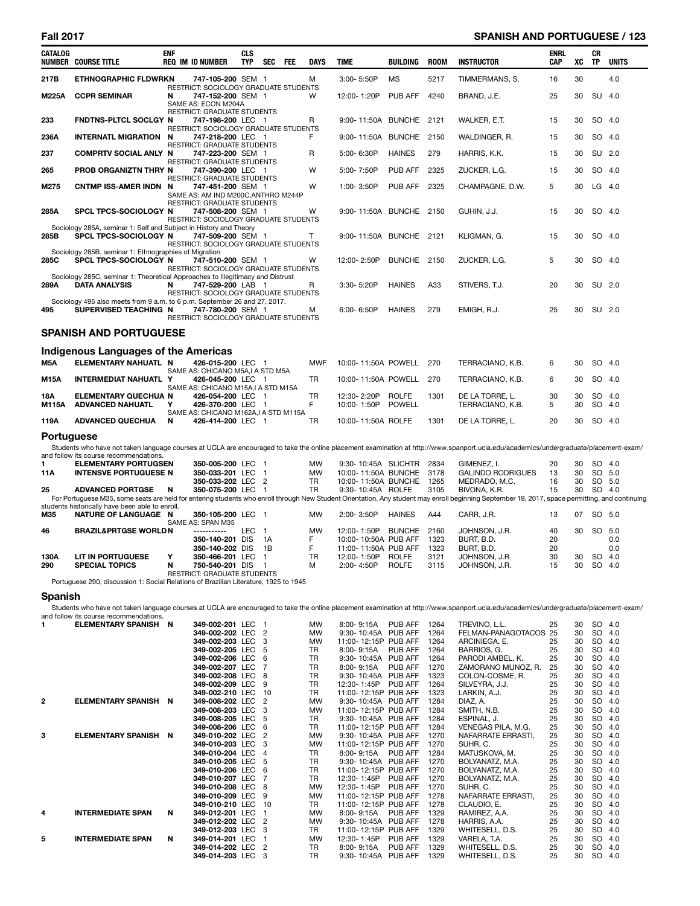| CATALOG NUMBER | COURSE TITLE | ENF REQ | IM | ID NUMBER | CLS TYP | SEC | FEE | DAYS | TIME | BUILDING | ROOM | INSTRUCTOR | ENRL CAP | XC | CR TP | UNITS |
|---|---|---|---|---|---|---|---|---|---|---|---|---|---|---|---|---|
| 217B | ETHNOGRAPHIC FLDWRK | N | | 747-105-200 | SEM | 1 | | M | 3:00- 5:50P | MS | 5217 | TIMMERMANS, S. | 16 | 30 | | 4.0 |
| | RESTRICT: SOCIOLOGY GRADUATE STUDENTS | | | | | | | | | | | | | | | |
| M225A | CCPR SEMINAR | N | | 747-152-200 | SEM | 1 | | W | 12:00- 1:20P | PUB AFF | 4240 | BRAND, J.E. | 25 | 30 | SU | 4.0 |
| | SAME AS: ECON M204A | | | | | | | | | | | | | | | |
| | RESTRICT: GRADUATE STUDENTS | | | | | | | | | | | | | | | |
| 233 | FNDTNS-PLTCL SOCLGY | N | | 747-198-200 | LEC | 1 | | R | 9:00- 11:50A | BUNCHE | 2121 | WALKER, E.T. | 15 | 30 | SO | 4.0 |
| | RESTRICT: SOCIOLOGY GRADUATE STUDENTS | | | | | | | | | | | | | | | |
| 236A | INTERNATL MIGRATION | N | | 747-218-200 | LEC | 1 | | F | 9:00- 11:50A | BUNCHE | 2150 | WALDINGER, R. | 15 | 30 | SO | 4.0 |
| | RESTRICT: GRADUATE STUDENTS | | | | | | | | | | | | | | | |
| 237 | COMPRTV SOCIAL ANLY | N | | 747-223-200 | SEM | 1 | | R | 5:00- 6:30P | HAINES | 279 | HARRIS, K.K. | 15 | 30 | SU | 2.0 |
| | RESTRICT: GRADUATE STUDENTS | | | | | | | | | | | | | | | |
| 265 | PROB ORGANIZTN THRY | N | | 747-390-200 | LEC | 1 | | W | 5:00- 7:50P | PUB AFF | 2325 | ZUCKER, L.G. | 15 | 30 | SO | 4.0 |
| | RESTRICT: GRADUATE STUDENTS | | | | | | | | | | | | | | | |
| M275 | CNTMP ISS-AMER INDN | N | | 747-451-200 | SEM | 1 | | W | 1:00- 3:50P | PUB AFF | 2325 | CHAMPAGNE, D.W. | 5 | 30 | LG | 4.0 |
| | SAME AS: AM IND M200C,ANTHRO M244P | | | | | | | | | | | | | | | |
| | RESTRICT: GRADUATE STUDENTS | | | | | | | | | | | | | | | |
| 285A | SPCL TPCS-SOCIOLOGY | N | | 747-508-200 | SEM | 1 | | W | 9:00- 11:50A | BUNCHE | 2150 | GUHIN, J.J. | 15 | 30 | SO | 4.0 |
| | RESTRICT: SOCIOLOGY GRADUATE STUDENTS | | | | | | | | | | | | | | | |
| | Sociology 285A, seminar 1: Self and Subject in History and Theory | | | | | | | | | | | | | | | |
| 285B | SPCL TPCS-SOCIOLOGY | N | | 747-509-200 | SEM | 1 | | T | 9:00- 11:50A | BUNCHE | 2121 | KLIGMAN, G. | 15 | 30 | SO | 4.0 |
| | RESTRICT: SOCIOLOGY GRADUATE STUDENTS | | | | | | | | | | | | | | | |
| | Sociology 285B, seminar 1: Ethnographies of Migration | | | | | | | | | | | | | | | |
| 285C | SPCL TPCS-SOCIOLOGY | N | | 747-510-200 | SEM | 1 | | W | 12:00- 2:50P | BUNCHE | 2150 | ZUCKER, L.G. | 5 | 30 | SO | 4.0 |
| | RESTRICT: SOCIOLOGY GRADUATE STUDENTS | | | | | | | | | | | | | | | |
| | Sociology 285C, seminar 1: Theoretical Approaches to Illegitimacy and Distrust | | | | | | | | | | | | | | | |
| 289A | DATA ANALYSIS | N | | 747-529-200 | LAB | 1 | | R | 3:30- 5:20P | HAINES | A33 | STIVERS, T.J. | 20 | 30 | SU | 2.0 |
| | RESTRICT: SOCIOLOGY GRADUATE STUDENTS | | | | | | | | | | | | | | | |
| | Sociology 495 also meets from 9 a.m. to 6 p.m. September 26 and 27, 2017. | | | | | | | | | | | | | | | |
| 495 | SUPERVISED TEACHING | N | | 747-780-200 | SEM | 1 | | M | 6:00- 6:50P | HAINES | 279 | EMIGH, R.J. | 25 | 30 | SU | 2.0 |
| | RESTRICT: SOCIOLOGY GRADUATE STUDENTS | | | | | | | | | | | | | | | |

## SPANISH AND PORTUGUESE

### Indigenous Languages of the Americas

| CATALOG NUMBER | COURSE TITLE | ENF REQ | IM | ID NUMBER | CLS TYP | SEC | FEE | DAYS | TIME | BUILDING | ROOM | INSTRUCTOR | ENRL CAP | XC | CR TP | UNITS |
|---|---|---|---|---|---|---|---|---|---|---|---|---|---|---|---|---|
| M5A | ELEMENTARY NAHUATL | N | | 426-015-200 | LEC | 1 | | MWF | 10:00- 11:50A | POWELL | 270 | TERRACIANO, K.B. | 6 | 30 | SO | 4.0 |
| | SAME AS: CHICANO M5A,I A STD M5A | | | | | | | | | | | | | | | |
| M15A | INTERMEDIAT NAHUATL | Y | | 426-045-200 | LEC | 1 | | TR | 10:00- 11:50A | POWELL | 270 | TERRACIANO, K.B. | 6 | 30 | SO | 4.0 |
| | SAME AS: CHICANO M15A,I A STD M15A | | | | | | | | | | | | | | | |
| 18A | ELEMENTARY QUECHUA | N | | 426-054-200 | LEC | 1 | | TR | 12:30- 2:20P | ROLFE | 1301 | DE LA TORRE, L. | 30 | 30 | SO | 4.0 |
| M115A | ADVANCED NAHUATL | Y | | 426-370-200 | LEC | 1 | | F | 10:00- 1:50P | POWELL | | TERRACIANO, K.B. | 5 | 30 | SO | 4.0 |
| | SAME AS: CHICANO M162A,I A STD M115A | | | | | | | | | | | | | | | |
| 119A | ADVANCED QUECHUA | N | | 426-414-200 | LEC | 1 | | TR | 10:00- 11:50A | ROLFE | 1301 | DE LA TORRE, L. | 20 | 30 | SO | 4.0 |

### Portuguese

Students who have not taken language courses at UCLA are encouraged to take the online placement examination at http://www.spanport.ucla.edu/academics/undergraduate/placement-exam/ and follow its course recommendations.

| CATALOG NUMBER | COURSE TITLE | ENF REQ | IM | ID NUMBER | CLS TYP | SEC | FEE | DAYS | TIME | BUILDING | ROOM | INSTRUCTOR | ENRL CAP | XC | CR TP | UNITS |
|---|---|---|---|---|---|---|---|---|---|---|---|---|---|---|---|---|
| 1 | ELEMENTARY PORTUGSE | N | | 350-005-200 | LEC | 1 | | MW | 9:30- 10:45A | SLICHTR | 2834 | GIMENEZ, I. | 20 | 30 | SO | 4.0 |
| 11A | INTENSVE PORTUGUESE | N | | 350-033-201 | LEC | 1 | | MW | 10:00- 11:50A | BUNCHE | 3178 | GALINDO RODRIGUES | 13 | 30 | SO | 5.0 |
| | | | | 350-033-202 | LEC | 2 | | TR | 10:00- 11:50A | BUNCHE | 1265 | MEDRADO, M.C. | 16 | 30 | SO | 5.0 |
| 25 | ADVANCED PORTGSE | N | | 350-075-200 | LEC | 1 | | TR | 9:30- 10:45A | ROLFE | 3105 | BIVONA, K.R. | 15 | 30 | SO | 4.0 |
| | For Portuguese M35, some seats are held for entering students who enroll through New Student Orientation. Any student may enroll beginning September 19, 2017, space permitting, and continuing students historically have been able to enroll. | | | | | | | | | | | | | | | |
| M35 | NATURE OF LANGUAGE | N | | 350-105-200 | LEC | 1 | | MW | 2:00- 3:50P | HAINES | A44 | CARR, J.R. | 13 | 07 | SO | 5.0 |
| | SAME AS: SPAN M35 | | | | | | | | | | | | | | | |
| 46 | BRAZIL&PRTGSE WORLD | N | | ----------- | LEC | 1 | | MW | 12:00- 1:50P | BUNCHE | 2160 | JOHNSON, J.R. | 40 | 30 | SO | 5.0 |
| | | | | 350-140-201 | DIS | 1A | | F | 10:00- 10:50A | PUB AFF | 1323 | BURT, B.D. | 20 | | | 0.0 |
| | | | | 350-140-202 | DIS | 1B | | F | 11:00- 11:50A | PUB AFF | 1323 | BURT, B.D. | 20 | | | 0.0 |
| 130A | LIT IN PORTUGUESE | Y | | 350-466-201 | LEC | 1 | | TR | 12:00- 1:50P | ROLFE | 3121 | JOHNSON, J.R. | 30 | 30 | SO | 4.0 |
| 290 | SPECIAL TOPICS | N | | 750-540-201 | DIS | 1 | | M | 2:00- 4:50P | ROLFE | 3115 | JOHNSON, J.R. | 15 | 30 | SO | 4.0 |
| | RESTRICT: GRADUATE STUDENTS | | | | | | | | | | | | | | | |
| | Portuguese 290, discussion 1: Social Relations of Brazilian Literature, 1925 to 1945 | | | | | | | | | | | | | | | |

### Spanish

Students who have not taken language courses at UCLA are encouraged to take the online placement examination at http://www.spanport.ucla.edu/academics/undergraduate/placement-exam/ and follow its course recommendations.

| CATALOG NUMBER | COURSE TITLE | ENF REQ | IM | ID NUMBER | CLS TYP | SEC | FEE | DAYS | TIME | BUILDING | ROOM | INSTRUCTOR | ENRL CAP | XC | CR TP | UNITS |
|---|---|---|---|---|---|---|---|---|---|---|---|---|---|---|---|---|
| 1 | ELEMENTARY SPANISH | N | | 349-002-201 | LEC | 1 | | MW | 8:00- 9:15A | PUB AFF | 1264 | TREVINO, L.L. | 25 | 30 | SO | 4.0 |
| | | | | 349-002-202 | LEC | 2 | | MW | 9:30- 10:45A | PUB AFF | 1264 | FELMAN-PANAGOTACOS | 25 | 30 | SO | 4.0 |
| | | | | 349-002-203 | LEC | 3 | | MW | 11:00- 12:15P | PUB AFF | 1264 | ARCINIEGA, E. | 25 | 30 | SO | 4.0 |
| | | | | 349-002-205 | LEC | 5 | | TR | 8:00- 9:15A | PUB AFF | 1264 | BARRIOS, G. | 25 | 30 | SO | 4.0 |
| | | | | 349-002-206 | LEC | 6 | | TR | 9:30- 10:45A | PUB AFF | 1264 | PARODI AMBEL, K. | 25 | 30 | SO | 4.0 |
| | | | | 349-002-207 | LEC | 7 | | TR | 8:00- 9:15A | PUB AFF | 1270 | ZAMORANO MUNOZ, R. | 25 | 30 | SO | 4.0 |
| | | | | 349-002-208 | LEC | 8 | | TR | 9:30- 10:45A | PUB AFF | 1323 | COLON-COSME, R. | 25 | 30 | SO | 4.0 |
| | | | | 349-002-209 | LEC | 9 | | TR | 12:30- 1:45P | PUB AFF | 1264 | SILVEYRA, J.J. | 25 | 30 | SO | 4.0 |
| | | | | 349-002-210 | LEC | 10 | | TR | 11:00- 12:15P | PUB AFF | 1323 | LARKIN, A.J. | 25 | 30 | SO | 4.0 |
| 2 | ELEMENTARY SPANISH | N | | 349-008-202 | LEC | 2 | | MW | 9:30- 10:45A | PUB AFF | 1284 | DIAZ, A. | 25 | 30 | SO | 4.0 |
| | | | | 349-008-203 | LEC | 3 | | MW | 11:00- 12:15P | PUB AFF | 1284 | SMITH, N.B. | 25 | 30 | SO | 4.0 |
| | | | | 349-008-205 | LEC | 5 | | TR | 9:30- 10:45A | PUB AFF | 1284 | ESPINAL, J. | 25 | 30 | SO | 4.0 |
| | | | | 349-008-206 | LEC | 6 | | TR | 11:00- 12:15P | PUB AFF | 1284 | VENEGAS PILA, M.G. | 25 | 30 | SO | 4.0 |
| 3 | ELEMENTARY SPANISH | N | | 349-010-202 | LEC | 2 | | MW | 9:30- 10:45A | PUB AFF | 1270 | NAFARRATE ERRASTI, | 25 | 30 | SO | 4.0 |
| | | | | 349-010-203 | LEC | 3 | | MW | 11:00- 12:15P | PUB AFF | 1270 | SUHR, C. | 25 | 30 | SO | 4.0 |
| | | | | 349-010-204 | LEC | 4 | | TR | 8:00- 9:15A | PUB AFF | 1284 | MATUSKOVA, M. | 25 | 30 | SO | 4.0 |
| | | | | 349-010-205 | LEC | 5 | | TR | 9:30- 10:45A | PUB AFF | 1270 | BOLYANATZ, M.A. | 25 | 30 | SO | 4.0 |
| | | | | 349-010-206 | LEC | 6 | | TR | 11:00- 12:15P | PUB AFF | 1270 | BOLYANATZ, M.A. | 25 | 30 | SO | 4.0 |
| | | | | 349-010-207 | LEC | 7 | | TR | 12:30- 1:45P | PUB AFF | 1270 | BOLYANATZ, M.A. | 25 | 30 | SO | 4.0 |
| | | | | 349-010-208 | LEC | 8 | | MW | 12:30- 1:45P | PUB AFF | 1270 | SUHR, C. | 25 | 30 | SO | 4.0 |
| | | | | 349-010-209 | LEC | 9 | | MW | 11:00- 12:15P | PUB AFF | 1278 | NAFARRATE ERRASTI, | 25 | 30 | SO | 4.0 |
| | | | | 349-010-210 | LEC | 10 | | TR | 11:00- 12:15P | PUB AFF | 1278 | CLAUDIO, E. | 25 | 30 | SO | 4.0 |
| 4 | INTERMEDIATE SPAN | N | | 349-012-201 | LEC | 1 | | MW | 8:00- 9:15A | PUB AFF | 1329 | RAMIREZ, A.A. | 25 | 30 | SO | 4.0 |
| | | | | 349-012-202 | LEC | 2 | | MW | 9:30- 10:45A | PUB AFF | 1278 | HARRIS, A.A. | 25 | 30 | SO | 4.0 |
| | | | | 349-012-203 | LEC | 3 | | TR | 11:00- 12:15P | PUB AFF | 1329 | WHITESELL, D.S. | 25 | 30 | SO | 4.0 |
| 5 | INTERMEDIATE SPAN | N | | 349-014-201 | LEC | 1 | | MW | 12:30- 1:45P | PUB AFF | 1329 | VARELA, T.A. | 25 | 30 | SO | 4.0 |
| | | | | 349-014-202 | LEC | 2 | | TR | 8:00- 9:15A | PUB AFF | 1329 | WHITESELL, D.S. | 25 | 30 | SO | 4.0 |
| | | | | 349-014-203 | LEC | 3 | | TR | 9:30- 10:45A | PUB AFF | 1329 | WHITESELL, D.S. | 25 | 30 | SO | 4.0 |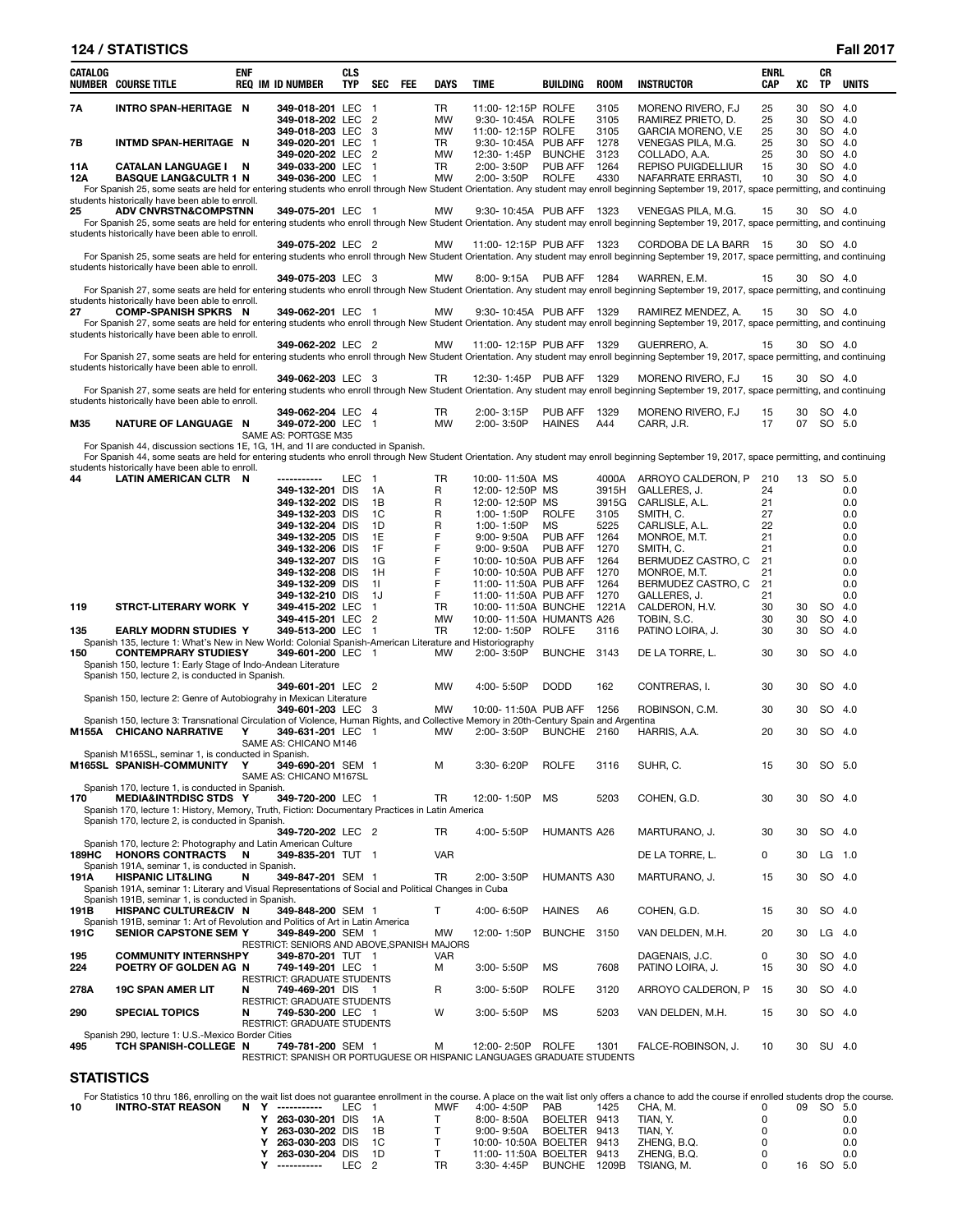| CATALOG NUMBER | COURSE TITLE | ENF REQ | IM | ID NUMBER | CLS TYP | SEC | FEE | DAYS | TIME | BUILDING | ROOM | INSTRUCTOR | ENRL CAP | XC | CR TP | UNITS |
|---|---|---|---|---|---|---|---|---|---|---|---|---|---|---|---|---|
| 7A | INTRO SPAN-HERITAGE | N | | 349-018-201 | LEC | 1 | | TR | 11:00- 12:15P | ROLFE | 3105 | MORENO RIVERO, F.J | 25 | 30 | SO | 4.0 |
| | | | | 349-018-202 | LEC | 2 | | MW | 9:30- 10:45A | ROLFE | 3105 | RAMIREZ PRIETO, D. | 25 | 30 | SO | 4.0 |
| | | | | 349-018-203 | LEC | 3 | | MW | 11:00- 12:15P | ROLFE | 3105 | GARCIA MORENO, V.E | 25 | 30 | SO | 4.0 |
| 7B | INTMD SPAN-HERITAGE | N | | 349-020-201 | LEC | 1 | | TR | 9:30- 10:45A | PUB AFF | 1278 | VENEGAS PILA, M.G. | 25 | 30 | SO | 4.0 |
| | | | | 349-020-202 | LEC | 2 | | MW | 12:30- 1:45P | BUNCHE | 3123 | COLLADO, A.A. | 25 | 30 | SO | 4.0 |
| 11A | CATALAN LANGUAGE I | N | | 349-033-200 | LEC | 1 | | TR | 2:00- 3:50P | PUB AFF | 1264 | REPISO PUIGDELLIUR | 15 | 30 | SO | 4.0 |
| 12A | BASQUE LANG&CULTR 1 | N | | 349-036-200 | LEC | 1 | | MW | 2:00- 3:50P | ROLFE | 4330 | NAFARRATE ERRASTI, | 10 | 30 | SO | 4.0 |

For Spanish 25, some seats are held for entering students who enroll through New Student Orientation. Any student may enroll beginning September 19, 2017, space permitting, and continuing students historically have been able to enroll.

| CATALOG NUMBER | COURSE TITLE | ENF REQ | IM | ID NUMBER | CLS TYP | SEC | FEE | DAYS | TIME | BUILDING | ROOM | INSTRUCTOR | ENRL CAP | XC | CR TP | UNITS |
|---|---|---|---|---|---|---|---|---|---|---|---|---|---|---|---|---|
| 25 | ADV CNVRSTN&COMPSTNN | | | 349-075-201 | LEC | 1 | | MW | 9:30- 10:45A | PUB AFF | 1323 | VENEGAS PILA, M.G. | 15 | 30 | SO | 4.0 |

For Spanish 25, some seats are held for entering students who enroll through New Student Orientation. Any student may enroll beginning September 19, 2017, space permitting, and continuing students historically have been able to enroll.

| | | | | 349-075-202 | LEC | 2 | | MW | 11:00- 12:15P | PUB AFF | 1323 | CORDOBA DE LA BARR | 15 | 30 | SO | 4.0 |
|---|---|---|---|---|---|---|---|---|---|---|---|---|---|---|---|---|

For Spanish 25, some seats are held for entering students who enroll through New Student Orientation. Any student may enroll beginning September 19, 2017, space permitting, and continuing students historically have been able to enroll.

| | | | | 349-075-203 | LEC | 3 | | MW | 8:00- 9:15A | PUB AFF | 1284 | WARREN, E.M. | 15 | 30 | SO | 4.0 |
|---|---|---|---|---|---|---|---|---|---|---|---|---|---|---|---|---|

For Spanish 27, some seats are held for entering students who enroll through New Student Orientation. Any student may enroll beginning September 19, 2017, space permitting, and continuing students historically have been able to enroll.

| 27 | COMP-SPANISH SPKRS | N | | 349-062-201 | LEC | 1 | | MW | 9:30- 10:45A | PUB AFF | 1329 | RAMIREZ MENDEZ, A. | 15 | 30 | SO | 4.0 |
|---|---|---|---|---|---|---|---|---|---|---|---|---|---|---|---|---|

For Spanish 27, some seats are held for entering students who enroll through New Student Orientation. Any student may enroll beginning September 19, 2017, space permitting, and continuing students historically have been able to enroll.

| | | | | 349-062-202 | LEC | 2 | | MW | 11:00- 12:15P | PUB AFF | 1329 | GUERRERO, A. | 15 | 30 | SO | 4.0 |
|---|---|---|---|---|---|---|---|---|---|---|---|---|---|---|---|---|

For Spanish 27, some seats are held for entering students who enroll through New Student Orientation. Any student may enroll beginning September 19, 2017, space permitting, and continuing students historically have been able to enroll.

| | | | | 349-062-203 | LEC | 3 | | TR | 12:30- 1:45P | PUB AFF | 1329 | MORENO RIVERO, F.J | 15 | 30 | SO | 4.0 |
|---|---|---|---|---|---|---|---|---|---|---|---|---|---|---|---|---|

For Spanish 27, some seats are held for entering students who enroll through New Student Orientation. Any student may enroll beginning September 19, 2017, space permitting, and continuing students historically have been able to enroll.

| | | | | 349-062-204 | LEC | 4 | | TR | 2:00- 3:15P | PUB AFF | 1329 | MORENO RIVERO, F.J | 15 | 30 | SO | 4.0 |
|---|---|---|---|---|---|---|---|---|---|---|---|---|---|---|---|---|
| M35 | NATURE OF LANGUAGE | N | | 349-072-200 | LEC | 1 | | MW | 2:00- 3:50P | HAINES | A44 | CARR, J.R. | 17 | 07 | SO | 5.0 |

SAME AS: PORTGSE M35

For Spanish 44, discussion sections 1E, 1G, 1H, and 1I are conducted in Spanish.
For Spanish 44, some seats are held for entering students who enroll through New Student Orientation. Any student may enroll beginning September 19, 2017, space permitting, and continuing students historically have been able to enroll.

| CATALOG NUMBER | COURSE TITLE | ENF REQ | IM | ID NUMBER | CLS TYP | SEC | FEE | DAYS | TIME | BUILDING | ROOM | INSTRUCTOR | ENRL CAP | XC | CR TP | UNITS |
|---|---|---|---|---|---|---|---|---|---|---|---|---|---|---|---|---|
| 44 | LATIN AMERICAN CLTR | N | | ----------- | LEC | 1 | | TR | 10:00- 11:50A | MS | 4000A | ARROYO CALDERON, P | 210 | 13 | SO | 5.0 |
| | | | | 349-132-201 | DIS | 1A | | R | 12:00- 12:50P | MS | 3915H | GALLERES, J. | 24 | | | 0.0 |
| | | | | 349-132-202 | DIS | 1B | | R | 12:00- 12:50P | MS | 3915G | CARLISLE, A.L. | 21 | | | 0.0 |
| | | | | 349-132-203 | DIS | 1C | | R | 1:00- 1:50P | ROLFE | 3105 | SMITH, C. | 27 | | | 0.0 |
| | | | | 349-132-204 | DIS | 1D | | R | 1:00- 1:50P | MS | 5225 | CARLISLE, A.L. | 22 | | | 0.0 |
| | | | | 349-132-205 | DIS | 1E | | F | 9:00- 9:50A | PUB AFF | 1264 | MONROE, M.T. | 21 | | | 0.0 |
| | | | | 349-132-206 | DIS | 1F | | F | 9:00- 9:50A | PUB AFF | 1270 | SMITH, C. | 21 | | | 0.0 |
| | | | | 349-132-207 | DIS | 1G | | F | 10:00- 10:50A | PUB AFF | 1264 | BERMUDEZ CASTRO, C | 21 | | | 0.0 |
| | | | | 349-132-208 | DIS | 1H | | F | 10:00- 10:50A | PUB AFF | 1270 | MONROE, M.T. | 21 | | | 0.0 |
| | | | | 349-132-209 | DIS | 1I | | F | 11:00- 11:50A | PUB AFF | 1264 | BERMUDEZ CASTRO, C | 21 | | | 0.0 |
| | | | | 349-132-210 | DIS | 1J | | F | 11:00- 11:50A | PUB AFF | 1270 | GALLERES, J. | 21 | | | 0.0 |
| 119 | STRCT-LITERARY WORK | Y | | 349-415-202 | LEC | 1 | | TR | 10:00- 11:50A | BUNCHE | 1221A | CALDERON, H.V. | 30 | 30 | SO | 4.0 |
| | | | | 349-415-201 | LEC | 2 | | MW | 10:00- 11:50A | HUMANTS | A26 | TOBIN, S.C. | 30 | 30 | SO | 4.0 |
| 135 | EARLY MODRN STUDIES | Y | | 349-513-200 | LEC | 1 | | TR | 12:00- 1:50P | ROLFE | 3116 | PATINO LOIRA, J. | 30 | 30 | SO | 4.0 |

Spanish 135, lecture 1: What's New in New World: Colonial Spanish-American Literature and Historiography

| 150 | CONTEMPRARY STUDIES | Y | | 349-601-200 | LEC | 1 | | MW | 2:00- 3:50P | BUNCHE | 3143 | DE LA TORRE, L. | 30 | 30 | SO | 4.0 |
|---|---|---|---|---|---|---|---|---|---|---|---|---|---|---|---|---|

Spanish 150, lecture 1: Early Stage of Indo-Andean Literature
Spanish 150, lecture 2, is conducted in Spanish.

| | | | | 349-601-201 | LEC | 2 | | MW | 4:00- 5:50P | DODD | 162 | CONTRERAS, I. | 30 | 30 | SO | 4.0 |
|---|---|---|---|---|---|---|---|---|---|---|---|---|---|---|---|---|

Spanish 150, lecture 2: Genre of Autobiography in Mexican Literature

| | | | | 349-601-203 | LEC | 3 | | MW | 10:00- 11:50A | PUB AFF | 1256 | ROBINSON, C.M. | 30 | 30 | SO | 4.0 |
|---|---|---|---|---|---|---|---|---|---|---|---|---|---|---|---|---|

Spanish 150, lecture 3: Transnational Circulation of Violence, Human Rights, and Collective Memory in 20th-Century Spain and Argentina

| M155A | CHICANO NARRATIVE | Y | | 349-631-201 | LEC | 1 | | MW | 2:00- 3:50P | BUNCHE | 2160 | HARRIS, A.A. | 20 | 30 | SO | 4.0 |
|---|---|---|---|---|---|---|---|---|---|---|---|---|---|---|---|---|

SAME AS: CHICANO M146

Spanish M165SL, seminar 1, is conducted in Spanish.

| M165SL | SPANISH-COMMUNITY | Y | | 349-690-201 | SEM | 1 | | M | 3:30- 6:20P | ROLFE | 3116 | SUHR, C. | 15 | 30 | SO | 5.0 |
|---|---|---|---|---|---|---|---|---|---|---|---|---|---|---|---|---|

SAME AS: CHICANO M167SL

Spanish 170, lecture 1, is conducted in Spanish.

| 170 | MEDIA&INTRDISC STDS | Y | | 349-720-200 | LEC | 1 | | TR | 12:00- 1:50P | MS | 5203 | COHEN, G.D. | 30 | 30 | SO | 4.0 |
|---|---|---|---|---|---|---|---|---|---|---|---|---|---|---|---|---|

Spanish 170, lecture 1: History, Memory, Truth, Fiction: Documentary Practices in Latin America
Spanish 170, lecture 2, is conducted in Spanish.

| | | | | 349-720-202 | LEC | 2 | | TR | 4:00- 5:50P | HUMANTS | A26 | MARTURANO, J. | 30 | 30 | SO | 4.0 |
|---|---|---|---|---|---|---|---|---|---|---|---|---|---|---|---|---|

Spanish 170, lecture 2: Photography and Latin American Culture

| 189HC | HONORS CONTRACTS | N | | 349-835-201 | TUT | 1 | | VAR | | | | DE LA TORRE, L. | 0 | 30 | LG | 1.0 |
|---|---|---|---|---|---|---|---|---|---|---|---|---|---|---|---|---|

Spanish 191A, seminar 1, is conducted in Spanish.

| 191A | HISPANIC LIT&LING | N | | 349-847-201 | SEM | 1 | | TR | 2:00- 3:50P | HUMANTS | A30 | MARTURANO, J. | 15 | 30 | SO | 4.0 |
|---|---|---|---|---|---|---|---|---|---|---|---|---|---|---|---|---|

Spanish 191A, seminar 1: Literary and Visual Representations of Social and Political Changes in Cuba
Spanish 191B, seminar 1, is conducted in Spanish.

| 191B | HISPANC CULTURE&CIV | N | | 349-848-200 | SEM | 1 | | T | 4:00- 6:50P | HAINES | A6 | COHEN, G.D. | 15 | 30 | SO | 4.0 |
|---|---|---|---|---|---|---|---|---|---|---|---|---|---|---|---|---|

Spanish 191B, seminar 1: Art of Revolution and Politics of Art in Latin America

| 191C | SENIOR CAPSTONE SEM | Y | | 349-849-200 | SEM | 1 | | MW | 12:00- 1:50P | BUNCHE | 3150 | VAN DELDEN, M.H. | 20 | 30 | LG | 4.0 |
|---|---|---|---|---|---|---|---|---|---|---|---|---|---|---|---|---|

RESTRICT: SENIORS AND ABOVE,SPANISH MAJORS

| 195 | COMMUNITY INTERNSHP | Y | | 349-870-201 | TUT | 1 | | VAR | | | | DAGENAIS, J.C. | 0 | 30 | SO | 4.0 |
|---|---|---|---|---|---|---|---|---|---|---|---|---|---|---|---|---|
| 224 | POETRY OF GOLDEN AG | N | | 749-149-201 | LEC | 1 | | M | 3:00- 5:50P | MS | 7608 | PATINO LOIRA, J. | 15 | 30 | SO | 4.0 |

RESTRICT: GRADUATE STUDENTS

| 278A | 19C SPAN AMER LIT | N | | 749-469-201 | DIS | 1 | | R | 3:00- 5:50P | ROLFE | 3120 | ARROYO CALDERON, P | 15 | 30 | SO | 4.0 |
|---|---|---|---|---|---|---|---|---|---|---|---|---|---|---|---|---|

RESTRICT: GRADUATE STUDENTS

| 290 | SPECIAL TOPICS | N | | 749-530-200 | LEC | 1 | | W | 3:00- 5:50P | MS | 5203 | VAN DELDEN, M.H. | 15 | 30 | SO | 4.0 |
|---|---|---|---|---|---|---|---|---|---|---|---|---|---|---|---|---|

RESTRICT: GRADUATE STUDENTS

Spanish 290, lecture 1: U.S.-Mexico Border Cities

| 495 | TCH SPANISH-COLLEGE | N | | 749-781-200 | SEM | 1 | | M | 12:00- 2:50P | ROLFE | 1301 | FALCE-ROBINSON, J. | 10 | 30 | SU | 4.0 |
|---|---|---|---|---|---|---|---|---|---|---|---|---|---|---|---|---|

RESTRICT: SPANISH OR PORTUGUESE OR HISPANIC LANGUAGES GRADUATE STUDENTS

## STATISTICS

For Statistics 10 thru 186, enrolling on the wait list does not guarantee enrollment in the course. A place on the wait list only offers a chance to add the course if enrolled students drop the course.

| CATALOG NUMBER | COURSE TITLE | ENF REQ | IM | ID NUMBER | CLS TYP | SEC | FEE | DAYS | TIME | BUILDING | ROOM | INSTRUCTOR | ENRL CAP | XC | CR TP | UNITS |
|---|---|---|---|---|---|---|---|---|---|---|---|---|---|---|---|---|
| 10 | INTRO-STAT REASON | N | Y | ----------- | LEC | 1 | | MWF | 4:00- 4:50P | PAB | 1425 | CHA, M. | 0 | 09 | SO | 5.0 |
| | | | Y | 263-030-201 | DIS | 1A | | T | 8:00- 8:50A | BOELTER | 9413 | TIAN, Y. | 0 | | | 0.0 |
| | | | Y | 263-030-202 | DIS | 1B | | T | 9:00- 9:50A | BOELTER | 9413 | TIAN, Y. | 0 | | | 0.0 |
| | | | Y | 263-030-203 | DIS | 1C | | T | 10:00- 10:50A | BOELTER | 9413 | ZHENG, B.Q. | 0 | | | 0.0 |
| | | | Y | 263-030-204 | DIS | 1D | | T | 11:00- 11:50A | BOELTER | 9413 | ZHENG, B.Q. | 0 | | | 0.0 |
| | | | Y | ----------- | LEC | 2 | | TR | 3:30- 4:45P | BUNCHE | 1209B | TSIANG, M. | 0 | 16 | SO | 5.0 |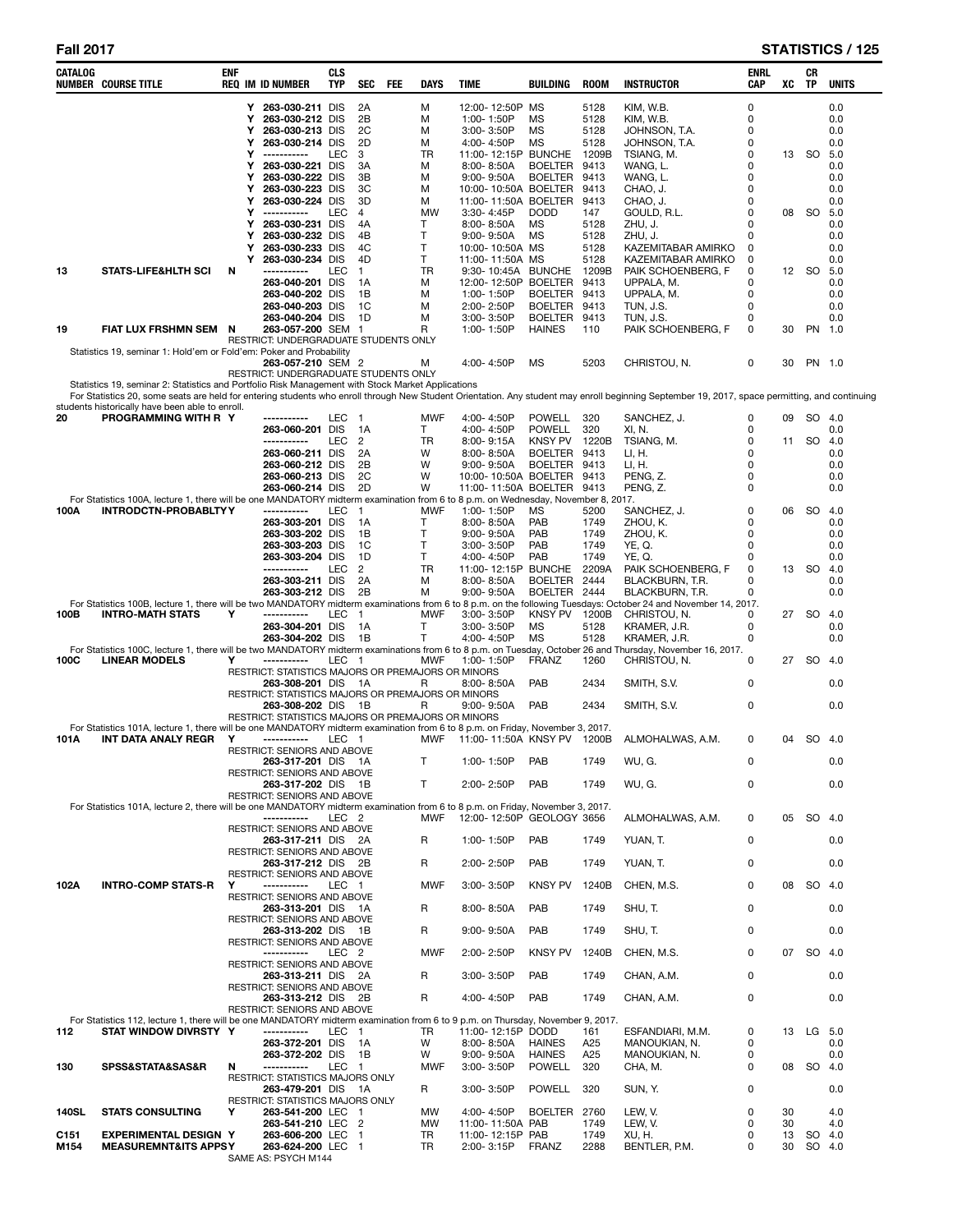| CATALOG NUMBER | COURSE TITLE | ENF REQ | IM | ID NUMBER | CLS TYP | SEC | FEE | DAYS | TIME | BUILDING | ROOM | INSTRUCTOR | ENRL CAP | XC | CR TP | UNITS |
|---|---|---|---|---|---|---|---|---|---|---|---|---|---|---|---|---|
| | | Y | | 263-030-211 | DIS | 2A | | M | 12:00- 12:50P | MS | 5128 | KIM, W.B. | 0 | | | 0.0 |
| | | Y | | 263-030-212 | DIS | 2B | | M | 1:00- 1:50P | MS | 5128 | KIM, W.B. | 0 | | | 0.0 |
| | | Y | | 263-030-213 | DIS | 2C | | M | 3:00- 3:50P | MS | 5128 | JOHNSON, T.A. | 0 | | | 0.0 |
| | | Y | | 263-030-214 | DIS | 2D | | M | 4:00- 4:50P | MS | 5128 | JOHNSON, T.A. | 0 | | | 0.0 |
| | | Y | | ----------- | LEC | 3 | | TR | 11:00- 12:15P | BUNCHE | 1209B | TSIANG, M. | 0 | 13 | SO | 5.0 |
| | | Y | | 263-030-221 | DIS | 3A | | M | 8:00- 8:50A | BOELTER | 9413 | WANG, L. | 0 | | | 0.0 |
| | | Y | | 263-030-222 | DIS | 3B | | M | 9:00- 9:50A | BOELTER | 9413 | WANG, L. | 0 | | | 0.0 |
| | | Y | | 263-030-223 | DIS | 3C | | M | 10:00- 10:50A | BOELTER | 9413 | CHAO, J. | 0 | | | 0.0 |
| | | Y | | 263-030-224 | DIS | 3D | | M | 11:00- 11:50A | BOELTER | 9413 | CHAO, J. | 0 | | | 0.0 |
| | | Y | | ----------- | LEC | 4 | | MW | 3:30- 4:45P | DODD | 147 | GOULD, R.L. | 0 | 08 | SO | 5.0 |
| | | Y | | 263-030-231 | DIS | 4A | | T | 8:00- 8:50A | MS | 5128 | ZHU, J. | 0 | | | 0.0 |
| | | Y | | 263-030-232 | DIS | 4B | | T | 9:00- 9:50A | MS | 5128 | ZHU, J. | 0 | | | 0.0 |
| | | Y | | 263-030-233 | DIS | 4C | | T | 10:00- 10:50A | MS | 5128 | KAZEMITABAR AMIRKO | 0 | | | 0.0 |
| | | Y | | 263-030-234 | DIS | 4D | | T | 11:00- 11:50A | MS | 5128 | KAZEMITABAR AMIRKO | 0 | | | 0.0 |
| 13 | STATS-LIFE&HLTH SCI | N | | ----------- | LEC | 1 | | TR | 9:30- 10:45A | BUNCHE | 1209B | PAIK SCHOENBERG, F | 0 | 12 | SO | 5.0 |
| | | | | 263-040-201 | DIS | 1A | | M | 12:00- 12:50P | BOELTER | 9413 | UPPALA, M. | 0 | | | 0.0 |
| | | | | 263-040-202 | DIS | 1B | | M | 1:00- 1:50P | BOELTER | 9413 | UPPALA, M. | 0 | | | 0.0 |
| | | | | 263-040-203 | DIS | 1C | | M | 2:00- 2:50P | BOELTER | 9413 | TUN, J.S. | 0 | | | 0.0 |
| | | | | 263-040-204 | DIS | 1D | | M | 3:00- 3:50P | BOELTER | 9413 | TUN, J.S. | 0 | | | 0.0 |
| 19 | FIAT LUX FRSHMN SEM | N | | 263-057-200 | SEM | 1 | | R | 1:00- 1:50P | HAINES | 110 | PAIK SCHOENBERG, F | 0 | 30 | PN | 1.0 |
| | RESTRICT: UNDERGRADUATE STUDENTS ONLY | | | | | | | | | | | | | | | |
| | Statistics 19, seminar 1: Hold'em or Fold'em: Poker and Probability | | | | | | | | | | | | | | | |
| | | | | 263-057-210 | SEM | 2 | | M | 4:00- 4:50P | MS | 5203 | CHRISTOU, N. | 0 | 30 | PN | 1.0 |
| | RESTRICT: UNDERGRADUATE STUDENTS ONLY | | | | | | | | | | | | | | | |
| | Statistics 19, seminar 2: Statistics and Portfolio Risk Management with Stock Market Applications | | | | | | | | | | | | | | | |
| | For Statistics 20, some seats are held for entering students who enroll through New Student Orientation. Any student may enroll beginning September 19, 2017, space permitting, and continuing students historically have been able to enroll. | | | | | | | | | | | | | | | |
| 20 | PROGRAMMING WITH R | Y | | ----------- | LEC | 1 | | MWF | 4:00- 4:50P | POWELL | 320 | SANCHEZ, J. | 0 | 09 | SO | 4.0 |
| | | | | 263-060-201 | DIS | 1A | | T | 4:00- 4:50P | POWELL | 320 | XI, N. | 0 | | | 0.0 |
| | | | | ----------- | LEC | 2 | | TR | 8:00- 9:15A | KNSY PV | 1220B | TSIANG, M. | 0 | 11 | SO | 4.0 |
| | | | | 263-060-211 | DIS | 2A | | W | 8:00- 8:50A | BOELTER | 9413 | LI, H. | 0 | | | 0.0 |
| | | | | 263-060-212 | DIS | 2B | | W | 9:00- 9:50A | BOELTER | 9413 | LI, H. | 0 | | | 0.0 |
| | | | | 263-060-213 | DIS | 2C | | W | 10:00- 10:50A | BOELTER | 9413 | PENG, Z. | 0 | | | 0.0 |
| | | | | 263-060-214 | DIS | 2D | | W | 11:00- 11:50A | BOELTER | 9413 | PENG, Z. | 0 | | | 0.0 |
| | For Statistics 100A, lecture 1, there will be one MANDATORY midterm examination from 6 to 8 p.m. on Wednesday, November 8, 2017. | | | | | | | | | | | | | | | |
| 100A | INTRODCTN-PROBABLTY | Y | | ----------- | LEC | 1 | | MWF | 1:00- 1:50P | MS | 5200 | SANCHEZ, J. | 0 | 06 | SO | 4.0 |
| | | | | 263-303-201 | DIS | 1A | | T | 8:00- 8:50A | PAB | 1749 | ZHOU, K. | 0 | | | 0.0 |
| | | | | 263-303-202 | DIS | 1B | | T | 9:00- 9:50A | PAB | 1749 | ZHOU, K. | 0 | | | 0.0 |
| | | | | 263-303-203 | DIS | 1C | | T | 3:00- 3:50P | PAB | 1749 | YE, Q. | 0 | | | 0.0 |
| | | | | 263-303-204 | DIS | 1D | | T | 4:00- 4:50P | PAB | 1749 | YE, Q. | 0 | | | 0.0 |
| | | | | ----------- | LEC | 2 | | TR | 11:00- 12:15P | BUNCHE | 2209A | PAIK SCHOENBERG, F | 0 | 13 | SO | 4.0 |
| | | | | 263-303-211 | DIS | 2A | | M | 8:00- 8:50A | BOELTER | 2444 | BLACKBURN, T.R. | 0 | | | 0.0 |
| | | | | 263-303-212 | DIS | 2B | | M | 9:00- 9:50A | BOELTER | 2444 | BLACKBURN, T.R. | 0 | | | 0.0 |
| | For Statistics 100B, lecture 1, there will be two MANDATORY midterm examinations from 6 to 8 p.m. on the following Tuesdays: October 24 and November 14, 2017. | | | | | | | | | | | | | | | |
| 100B | INTRO-MATH STATS | Y | | ----------- | LEC | 1 | | MWF | 3:00- 3:50P | KNSY PV | 1200B | CHRISTOU, N. | 0 | 27 | SO | 4.0 |
| | | | | 263-304-201 | DIS | 1A | | T | 3:00- 3:50P | MS | 5128 | KRAMER, J.R. | 0 | | | 0.0 |
| | | | | 263-304-202 | DIS | 1B | | T | 4:00- 4:50P | MS | 5128 | KRAMER, J.R. | 0 | | | 0.0 |
| | For Statistics 100C, lecture 1, there will be two MANDATORY midterm examinations from 6 to 8 p.m. on Tuesday, October 26 and Thursday, November 16, 2017. | | | | | | | | | | | | | | | |
| 100C | LINEAR MODELS | Y | | ----------- | LEC | 1 | | MWF | 1:00- 1:50P | FRANZ | 1260 | CHRISTOU, N. | 0 | 27 | SO | 4.0 |
| | RESTRICT: STATISTICS MAJORS OR PREMAJORS OR MINORS | | | | | | | | | | | | | | | |
| | | | | 263-308-201 | DIS | 1A | | R | 8:00- 8:50A | PAB | 2434 | SMITH, S.V. | 0 | | | 0.0 |
| | RESTRICT: STATISTICS MAJORS OR PREMAJORS OR MINORS | | | | | | | | | | | | | | | |
| | | | | 263-308-202 | DIS | 1B | | R | 9:00- 9:50A | PAB | 2434 | SMITH, S.V. | 0 | | | 0.0 |
| | RESTRICT: STATISTICS MAJORS OR PREMAJORS OR MINORS | | | | | | | | | | | | | | | |
| | For Statistics 101A, lecture 1, there will be one MANDATORY midterm examination from 6 to 8 p.m. on Friday, November 3, 2017. | | | | | | | | | | | | | | | |
| 101A | INT DATA ANALY REGR | Y | | ----------- | LEC | 1 | | MWF | 11:00- 11:50A | KNSY PV | 1200B | ALMOHALWAS, A.M. | 0 | 04 | SO | 4.0 |
| | RESTRICT: SENIORS AND ABOVE | | | | | | | | | | | | | | | |
| | | | | 263-317-201 | DIS | 1A | | T | 1:00- 1:50P | PAB | 1749 | WU, G. | 0 | | | 0.0 |
| | RESTRICT: SENIORS AND ABOVE | | | | | | | | | | | | | | | |
| | | | | 263-317-202 | DIS | 1B | | T | 2:00- 2:50P | PAB | 1749 | WU, G. | 0 | | | 0.0 |
| | RESTRICT: SENIORS AND ABOVE | | | | | | | | | | | | | | | |
| | For Statistics 101A, lecture 2, there will be one MANDATORY midterm examination from 6 to 8 p.m. on Friday, November 3, 2017. | | | | | | | | | | | | | | | |
| | | | | ----------- | LEC | 2 | | MWF | 12:00- 12:50P | GEOLOGY | 3656 | ALMOHALWAS, A.M. | 0 | 05 | SO | 4.0 |
| | RESTRICT: SENIORS AND ABOVE | | | | | | | | | | | | | | | |
| | | | | 263-317-211 | DIS | 2A | | R | 1:00- 1:50P | PAB | 1749 | YUAN, T. | 0 | | | 0.0 |
| | RESTRICT: SENIORS AND ABOVE | | | | | | | | | | | | | | | |
| | | | | 263-317-212 | DIS | 2B | | R | 2:00- 2:50P | PAB | 1749 | YUAN, T. | 0 | | | 0.0 |
| | RESTRICT: SENIORS AND ABOVE | | | | | | | | | | | | | | | |
| 102A | INTRO-COMP STATS-R | Y | | ----------- | LEC | 1 | | MWF | 3:00- 3:50P | KNSY PV | 1240B | CHEN, M.S. | 0 | 08 | SO | 4.0 |
| | RESTRICT: SENIORS AND ABOVE | | | | | | | | | | | | | | | |
| | | | | 263-313-201 | DIS | 1A | | R | 8:00- 8:50A | PAB | 1749 | SHU, T. | 0 | | | 0.0 |
| | RESTRICT: SENIORS AND ABOVE | | | | | | | | | | | | | | | |
| | | | | 263-313-202 | DIS | 1B | | R | 9:00- 9:50A | PAB | 1749 | SHU, T. | 0 | | | 0.0 |
| | RESTRICT: SENIORS AND ABOVE | | | | | | | | | | | | | | | |
| | | | | ----------- | LEC | 2 | | MWF | 2:00- 2:50P | KNSY PV | 1240B | CHEN, M.S. | 0 | 07 | SO | 4.0 |
| | RESTRICT: SENIORS AND ABOVE | | | | | | | | | | | | | | | |
| | | | | 263-313-211 | DIS | 2A | | R | 3:00- 3:50P | PAB | 1749 | CHAN, A.M. | 0 | | | 0.0 |
| | RESTRICT: SENIORS AND ABOVE | | | | | | | | | | | | | | | |
| | | | | 263-313-212 | DIS | 2B | | R | 4:00- 4:50P | PAB | 1749 | CHAN, A.M. | 0 | | | 0.0 |
| | RESTRICT: SENIORS AND ABOVE | | | | | | | | | | | | | | | |
| | For Statistics 112, lecture 1, there will be one MANDATORY midterm examination from 6 to 9 p.m. on Thursday, November 9, 2017. | | | | | | | | | | | | | | | |
| 112 | STAT WINDOW DIVRSTY | Y | | ----------- | LEC | 1 | | TR | 11:00- 12:15P | DODD | 161 | ESFANDIARI, M.M. | 0 | 13 | LG | 5.0 |
| | | | | 263-372-201 | DIS | 1A | | W | 8:00- 8:50A | HAINES | A25 | MANOUKIAN, N. | 0 | | | 0.0 |
| | | | | 263-372-202 | DIS | 1B | | W | 9:00- 9:50A | HAINES | A25 | MANOUKIAN, N. | 0 | | | 0.0 |
| 130 | SPSS&STATA&SAS&R | N | | ----------- | LEC | 1 | | MWF | 3:00- 3:50P | POWELL | 320 | CHA, M. | 0 | 08 | SO | 4.0 |
| | RESTRICT: STATISTICS MAJORS ONLY | | | | | | | | | | | | | | | |
| | | | | 263-479-201 | DIS | 1A | | R | 3:00- 3:50P | POWELL | 320 | SUN, Y. | 0 | | | 0.0 |
| | RESTRICT: STATISTICS MAJORS ONLY | | | | | | | | | | | | | | | |
| 140SL | STATS CONSULTING | Y | | 263-541-200 | LEC | 1 | | MW | 4:00- 4:50P | BOELTER | 2760 | LEW, V. | 0 | 30 | | 4.0 |
| | | | | 263-541-210 | LEC | 2 | | MW | 11:00- 11:50A | PAB | 1749 | LEW, V. | 0 | 30 | | 4.0 |
| C151 | EXPERIMENTAL DESIGN | Y | | 263-606-200 | LEC | 1 | | TR | 11:00- 12:15P | PAB | 1749 | XU, H. | 0 | 13 | SO | 4.0 |
| M154 | MEASUREMNT&ITS APPS | Y | | 263-624-200 | LEC | 1 | | TR | 2:00- 3:15P | FRANZ | 2288 | BENTLER, P.M. | 0 | 30 | SO | 4.0 |
| | SAME AS: PSYCH M144 | | | | | | | | | | | | | | | |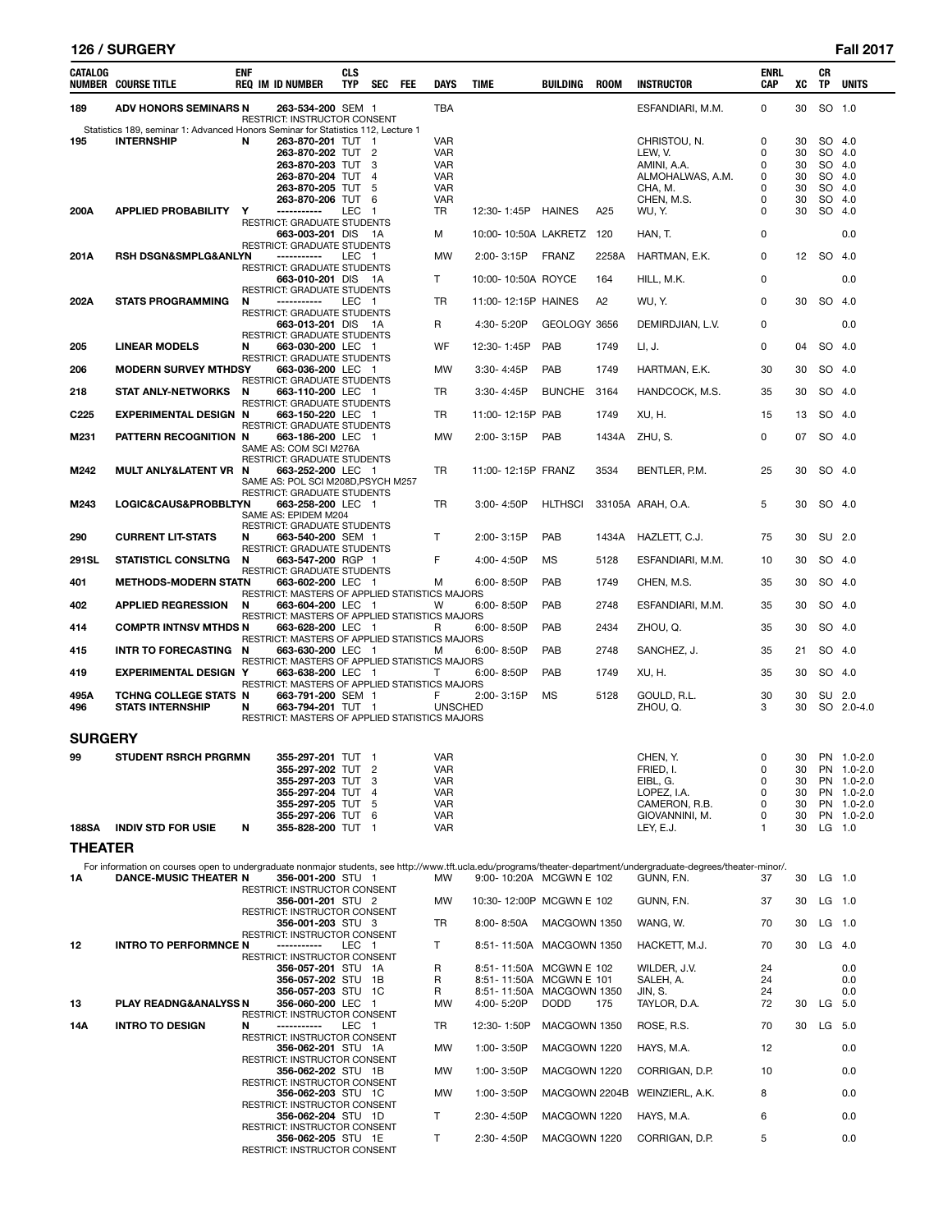| CATALOG NUMBER | COURSE TITLE | ENF REQ | IM | ID NUMBER | CLS TYP | SEC | FEE | DAYS | TIME | BUILDING | ROOM | INSTRUCTOR | ENRL CAP | XC | CR TP | UNITS |
|---|---|---|---|---|---|---|---|---|---|---|---|---|---|---|---|---|
| 189 | ADV HONORS SEMINARS | N | | 263-534-200 | SEM | 1 | | TBA | | | | ESFANDIARI, M.M. | 0 | 30 | SO | 1.0 |
| | | | | RESTRICT: INSTRUCTOR CONSENT | | | | | | | | | | | | |
| | Statistics 189, seminar 1: Advanced Honors Seminar for Statistics 112, Lecture 1 | | | | | | | | | | | | | | | |
| 195 | INTERNSHIP | N | | 263-870-201 | TUT | 1 | | VAR | | | | CHRISTOU, N. | 0 | 30 | SO | 4.0 |
| | | | | 263-870-202 | TUT | 2 | | VAR | | | | LEW, V. | 0 | 30 | SO | 4.0 |
| | | | | 263-870-203 | TUT | 3 | | VAR | | | | AMINI, A.A. | 0 | 30 | SO | 4.0 |
| | | | | 263-870-204 | TUT | 4 | | VAR | | | | ALMOHALWAS, A.M. | 0 | 30 | SO | 4.0 |
| | | | | 263-870-205 | TUT | 5 | | VAR | | | | CHA, M. | 0 | 30 | SO | 4.0 |
| | | | | 263-870-206 | TUT | 6 | | VAR | | | | CHEN, M.S. | 0 | 30 | SO | 4.0 |
| 200A | APPLIED PROBABILITY | Y | | ----------- | LEC | 1 | | TR | 12:30- 1:45P | HAINES | A25 | WU, Y. | 0 | 30 | SO | 4.0 |
| | | | | RESTRICT: GRADUATE STUDENTS | | | | | | | | | | | | |
| | | | | 663-003-201 | DIS | 1A | | M | 10:00- 10:50A | LAKRETZ | 120 | HAN, T. | 0 | | | 0.0 |
| | | | | RESTRICT: GRADUATE STUDENTS | | | | | | | | | | | | |
| 201A | RSH DSGN&SMPLG&ANLYN | | | ----------- | LEC | 1 | | MW | 2:00- 3:15P | FRANZ | 2258A | HARTMAN, E.K. | 0 | 12 | SO | 4.0 |
| | | | | RESTRICT: GRADUATE STUDENTS | | | | | | | | | | | | |
| | | | | 663-010-201 | DIS | 1A | | T | 10:00- 10:50A | ROYCE | 164 | HILL, M.K. | 0 | | | 0.0 |
| | | | | RESTRICT: GRADUATE STUDENTS | | | | | | | | | | | | |
| 202A | STATS PROGRAMMING | N | | ----------- | LEC | 1 | | TR | 11:00- 12:15P | HAINES | A2 | WU, Y. | 0 | 30 | SO | 4.0 |
| | | | | RESTRICT: GRADUATE STUDENTS | | | | | | | | | | | | |
| | | | | 663-013-201 | DIS | 1A | | R | 4:30- 5:20P | GEOLOGY | 3656 | DEMIRDJIAN, L.V. | 0 | | | 0.0 |
| | | | | RESTRICT: GRADUATE STUDENTS | | | | | | | | | | | | |
| 205 | LINEAR MODELS | N | | 663-030-200 | LEC | 1 | | WF | 12:30- 1:45P | PAB | 1749 | LI, J. | 0 | 04 | SO | 4.0 |
| | | | | RESTRICT: GRADUATE STUDENTS | | | | | | | | | | | | |
| 206 | MODERN SURVEY MTHDS | Y | | 663-036-200 | LEC | 1 | | MW | 3:30- 4:45P | PAB | 1749 | HARTMAN, E.K. | 30 | 30 | SO | 4.0 |
| | | | | RESTRICT: GRADUATE STUDENTS | | | | | | | | | | | | |
| 218 | STAT ANLY-NETWORKS | N | | 663-110-200 | LEC | 1 | | TR | 3:30- 4:45P | BUNCHE | 3164 | HANDCOCK, M.S. | 35 | 30 | SO | 4.0 |
| | | | | RESTRICT: GRADUATE STUDENTS | | | | | | | | | | | | |
| C225 | EXPERIMENTAL DESIGN | N | | 663-150-220 | LEC | 1 | | TR | 11:00- 12:15P | PAB | 1749 | XU, H. | 15 | 13 | SO | 4.0 |
| | | | | RESTRICT: GRADUATE STUDENTS | | | | | | | | | | | | |
| M231 | PATTERN RECOGNITION | N | | 663-186-200 | LEC | 1 | | MW | 2:00- 3:15P | PAB | 1434A | ZHU, S. | 0 | 07 | SO | 4.0 |
| | | | | SAME AS: COM SCI M276A | | | | | | | | | | | | |
| | | | | RESTRICT: GRADUATE STUDENTS | | | | | | | | | | | | |
| M242 | MULT ANLY&LATENT VR | N | | 663-252-200 | LEC | 1 | | TR | 11:00- 12:15P | FRANZ | 3534 | BENTLER, P.M. | 25 | 30 | SO | 4.0 |
| | | | | SAME AS: POL SCI M208D,PSYCH M257 | | | | | | | | | | | | |
| | | | | RESTRICT: GRADUATE STUDENTS | | | | | | | | | | | | |
| M243 | LOGIC&CAUS&PROBBLTY | N | | 663-258-200 | LEC | 1 | | TR | 3:00- 4:50P | HLTHSCI | 33105A | ARAH, O.A. | 5 | 30 | SO | 4.0 |
| | | | | SAME AS: EPIDEM M204 | | | | | | | | | | | | |
| | | | | RESTRICT: GRADUATE STUDENTS | | | | | | | | | | | | |
| 290 | CURRENT LIT-STATS | N | | 663-540-200 | SEM | 1 | | T | 2:00- 3:15P | PAB | 1434A | HAZLETT, C.J. | 75 | 30 | SU | 2.0 |
| | | | | RESTRICT: GRADUATE STUDENTS | | | | | | | | | | | | |
| 291SL | STATISTICL CONSLTNG | N | | 663-547-200 | RGP | 1 | | F | 4:00- 4:50P | MS | 5128 | ESFANDIARI, M.M. | 10 | 30 | SO | 4.0 |
| | | | | RESTRICT: GRADUATE STUDENTS | | | | | | | | | | | | |
| 401 | METHODS-MODERN STAT | N | | 663-602-200 | LEC | 1 | | M | 6:00- 8:50P | PAB | 1749 | CHEN, M.S. | 35 | 30 | SO | 4.0 |
| | | | | RESTRICT: MASTERS OF APPLIED STATISTICS MAJORS | | | | | | | | | | | | |
| 402 | APPLIED REGRESSION | N | | 663-604-200 | LEC | 1 | | W | 6:00- 8:50P | PAB | 2748 | ESFANDIARI, M.M. | 35 | 30 | SO | 4.0 |
| | | | | RESTRICT: MASTERS OF APPLIED STATISTICS MAJORS | | | | | | | | | | | | |
| 414 | COMPTR INTNSV MTHDS | N | | 663-628-200 | LEC | 1 | | R | 6:00- 8:50P | PAB | 2434 | ZHOU, Q. | 35 | 30 | SO | 4.0 |
| | | | | RESTRICT: MASTERS OF APPLIED STATISTICS MAJORS | | | | | | | | | | | | |
| 415 | INTR TO FORECASTING | N | | 663-630-200 | LEC | 1 | | M | 6:00- 8:50P | PAB | 2748 | SANCHEZ, J. | 35 | 21 | SO | 4.0 |
| | | | | RESTRICT: MASTERS OF APPLIED STATISTICS MAJORS | | | | | | | | | | | | |
| 419 | EXPERIMENTAL DESIGN | Y | | 663-638-200 | LEC | 1 | | T | 6:00- 8:50P | PAB | 1749 | XU, H. | 35 | 30 | SO | 4.0 |
| | | | | RESTRICT: MASTERS OF APPLIED STATISTICS MAJORS | | | | | | | | | | | | |
| 495A | TCHNG COLLEGE STATS | N | | 663-791-200 | SEM | 1 | | F | 2:00- 3:15P | MS | 5128 | GOULD, R.L. | 30 | 30 | SU | 2.0 |
| 496 | STATS INTERNSHIP | N | | 663-794-201 | TUT | 1 | | UNSCHED | | | | ZHOU, Q. | 3 | 30 | SO | 2.0-4.0 |
| | | | | RESTRICT: MASTERS OF APPLIED STATISTICS MAJORS | | | | | | | | | | | | |

## SURGERY

| CATALOG NUMBER | COURSE TITLE | ENF REQ | IM | ID NUMBER | CLS TYP | SEC | FEE | DAYS | TIME | BUILDING | ROOM | INSTRUCTOR | ENRL CAP | XC | CR TP | UNITS |
|---|---|---|---|---|---|---|---|---|---|---|---|---|---|---|---|---|
| 99 | STUDENT RSRCH PRGRMN | | | 355-297-201 | TUT | 1 | | VAR | | | | CHEN, Y. | 0 | 30 | PN | 1.0-2.0 |
| | | | | 355-297-202 | TUT | 2 | | VAR | | | | FRIED, I. | 0 | 30 | PN | 1.0-2.0 |
| | | | | 355-297-203 | TUT | 3 | | VAR | | | | EIBL, G. | 0 | 30 | PN | 1.0-2.0 |
| | | | | 355-297-204 | TUT | 4 | | VAR | | | | LOPEZ, I.A. | 0 | 30 | PN | 1.0-2.0 |
| | | | | 355-297-205 | TUT | 5 | | VAR | | | | CAMERON, R.B. | 0 | 30 | PN | 1.0-2.0 |
| | | | | 355-297-206 | TUT | 6 | | VAR | | | | GIOVANNINI, M. | 0 | 30 | PN | 1.0-2.0 |
| 188SA | INDIV STD FOR USIE | N | | 355-828-200 | TUT | 1 | | VAR | | | | LEY, E.J. | 1 | 30 | LG | 1.0 |

## THEATER

For information on courses open to undergraduate nonmajor students, see http://www.tft.ucla.edu/programs/theater-department/undergraduate-degrees/theater-minor/.

| CATALOG NUMBER | COURSE TITLE | ENF REQ | IM | ID NUMBER | CLS TYP | SEC | FEE | DAYS | TIME | BUILDING | ROOM | INSTRUCTOR | ENRL CAP | XC | CR TP | UNITS |
|---|---|---|---|---|---|---|---|---|---|---|---|---|---|---|---|---|
| 1A | DANCE-MUSIC THEATER | N | | 356-001-200 | STU | 1 | | MW | 9:00- 10:20A | MCGWN E | 102 | GUNN, F.N. | 37 | 30 | LG | 1.0 |
| | | | | RESTRICT: INSTRUCTOR CONSENT | | | | | | | | | | | | |
| | | | | 356-001-201 | STU | 2 | | MW | 10:30- 12:00P | MCGWN E | 102 | GUNN, F.N. | 37 | 30 | LG | 1.0 |
| | | | | RESTRICT: INSTRUCTOR CONSENT | | | | | | | | | | | | |
| | | | | 356-001-203 | STU | 3 | | TR | 8:00- 8:50A | MACGOWN | 1350 | WANG, W. | 70 | 30 | LG | 1.0 |
| | | | | RESTRICT: INSTRUCTOR CONSENT | | | | | | | | | | | | |
| 12 | INTRO TO PERFORMNCE | N | | ----------- | LEC | 1 | | T | 8:51- 11:50A | MACGOWN | 1350 | HACKETT, M.J. | 70 | 30 | LG | 4.0 |
| | | | | RESTRICT: INSTRUCTOR CONSENT | | | | | | | | | | | | |
| | | | | 356-057-201 | STU | 1A | | R | 8:51- 11:50A | MCGWN E | 102 | WILDER, J.V. | 24 | | | 0.0 |
| | | | | 356-057-202 | STU | 1B | | R | 8:51- 11:50A | MCGWN E | 101 | SALEH, A. | 24 | | | 0.0 |
| | | | | 356-057-203 | STU | 1C | | R | 8:51- 11:50A | MACGOWN | 1350 | JIN, S. | 24 | | | 0.0 |
| 13 | PLAY READNG&ANALYSS | N | | 356-060-200 | LEC | 1 | | MW | 4:00- 5:20P | DODD | 175 | TAYLOR, D.A. | 72 | 30 | LG | 5.0 |
| | | | | RESTRICT: INSTRUCTOR CONSENT | | | | | | | | | | | | |
| 14A | INTRO TO DESIGN | N | | ----------- | LEC | 1 | | TR | 12:30- 1:50P | MACGOWN | 1350 | ROSE, R.S. | 70 | 30 | LG | 5.0 |
| | | | | RESTRICT: INSTRUCTOR CONSENT | | | | | | | | | | | | |
| | | | | 356-062-201 | STU | 1A | | MW | 1:00- 3:50P | MACGOWN | 1220 | HAYS, M.A. | 12 | | | 0.0 |
| | | | | RESTRICT: INSTRUCTOR CONSENT | | | | | | | | | | | | |
| | | | | 356-062-202 | STU | 1B | | MW | 1:00- 3:50P | MACGOWN | 1220 | CORRIGAN, D.P. | 10 | | | 0.0 |
| | | | | RESTRICT: INSTRUCTOR CONSENT | | | | | | | | | | | | |
| | | | | 356-062-203 | STU | 1C | | MW | 1:00- 3:50P | MACGOWN | 2204B | WEINZIERL, A.K. | 8 | | | 0.0 |
| | | | | RESTRICT: INSTRUCTOR CONSENT | | | | | | | | | | | | |
| | | | | 356-062-204 | STU | 1D | | T | 2:30- 4:50P | MACGOWN | 1220 | HAYS, M.A. | 6 | | | 0.0 |
| | | | | RESTRICT: INSTRUCTOR CONSENT | | | | | | | | | | | | |
| | | | | 356-062-205 | STU | 1E | | T | 2:30- 4:50P | MACGOWN | 1220 | CORRIGAN, D.P. | 5 | | | 0.0 |
| | | | | RESTRICT: INSTRUCTOR CONSENT | | | | | | | | | | | | |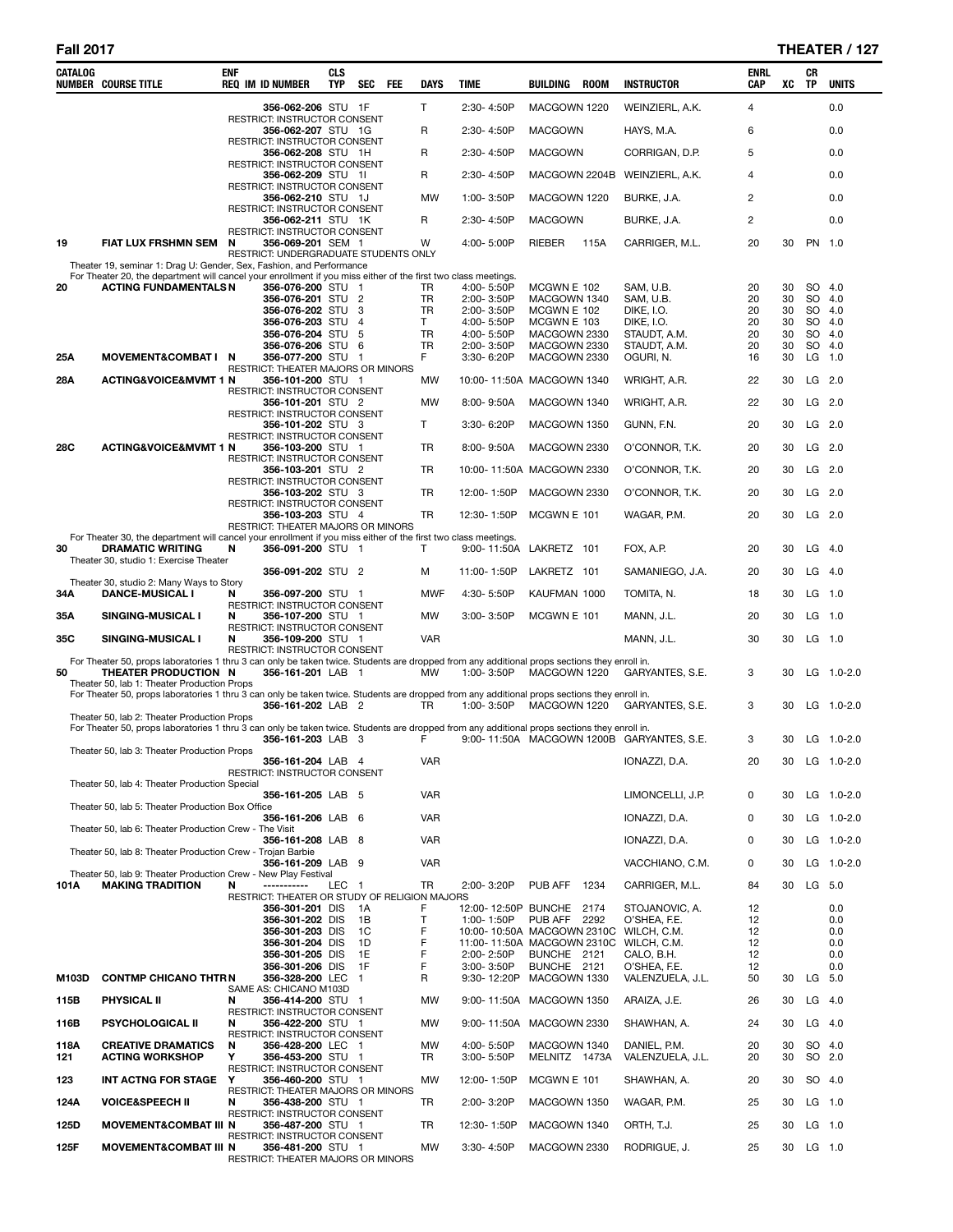| CATALOG NUMBER | COURSE TITLE | ENF REQ | IM | ID NUMBER | CLS TYP | SEC | FEE | DAYS | TIME | BUILDING | ROOM | INSTRUCTOR | ENRL CAP | XC | CR TP | UNITS |
|---|---|---|---|---|---|---|---|---|---|---|---|---|---|---|---|---|
| | | | | 356-062-206 | STU | 1F | | T | 2:30- 4:50P | MACGOWN | 1220 | WEINZIERL, A.K. | 4 | | | 0.0 |
| | RESTRICT: INSTRUCTOR CONSENT | | | | | | | | | | | | | | | |
| | | | | 356-062-207 | STU | 1G | | R | 2:30- 4:50P | MACGOWN | | HAYS, M.A. | 6 | | | 0.0 |
| | RESTRICT: INSTRUCTOR CONSENT | | | | | | | | | | | | | | | |
| | | | | 356-062-208 | STU | 1H | | R | 2:30- 4:50P | MACGOWN | | CORRIGAN, D.P. | 5 | | | 0.0 |
| | RESTRICT: INSTRUCTOR CONSENT | | | | | | | | | | | | | | | |
| | | | | 356-062-209 | STU | 1I | | R | 2:30- 4:50P | MACGOWN | 2204B | WEINZIERL, A.K. | 4 | | | 0.0 |
| | RESTRICT: INSTRUCTOR CONSENT | | | | | | | | | | | | | | | |
| | | | | 356-062-210 | STU | 1J | | MW | 1:00- 3:50P | MACGOWN | 1220 | BURKE, J.A. | 2 | | | 0.0 |
| | RESTRICT: INSTRUCTOR CONSENT | | | | | | | | | | | | | | | |
| | | | | 356-062-211 | STU | 1K | | R | 2:30- 4:50P | MACGOWN | | BURKE, J.A. | 2 | | | 0.0 |
| | RESTRICT: INSTRUCTOR CONSENT | | | | | | | | | | | | | | | |
| 19 | FIAT LUX FRSHMN SEM | N | | 356-069-201 | SEM | 1 | | W | 4:00- 5:00P | RIEBER | 115A | CARRIGER, M.L. | 20 | 30 | PN | 1.0 |
| | RESTRICT: UNDERGRADUATE STUDENTS ONLY | | | | | | | | | | | | | | | |
| | Theater 19, seminar 1: Drag U: Gender, Sex, Fashion, and Performance | | | | | | | | | | | | | | | |
| | For Theater 20, the department will cancel your enrollment if you miss either of the first two class meetings. | | | | | | | | | | | | | | | |
| 20 | ACTING FUNDAMENTALS | N | | 356-076-200 | STU | 1 | | TR | 4:00- 5:50P | MCGWN E | 102 | SAM, U.B. | 20 | 30 | SO | 4.0 |
| | | | | 356-076-201 | STU | 2 | | TR | 2:00- 3:50P | MACGOWN | 1340 | SAM, U.B. | 20 | 30 | SO | 4.0 |
| | | | | 356-076-202 | STU | 3 | | TR | 2:00- 3:50P | MCGWN E | 102 | DIKE, I.O. | 20 | 30 | SO | 4.0 |
| | | | | 356-076-203 | STU | 4 | | T | 4:00- 5:50P | MCGWN E | 103 | DIKE, I.O. | 20 | 30 | SO | 4.0 |
| | | | | 356-076-204 | STU | 5 | | TR | 4:00- 5:50P | MACGOWN | 2330 | STAUDT, A.M. | 20 | 30 | SO | 4.0 |
| | | | | 356-076-206 | STU | 6 | | TR | 2:00- 3:50P | MACGOWN | 2330 | STAUDT, A.M. | 20 | 30 | SO | 4.0 |
| 25A | MOVEMENT&COMBAT I | N | | 356-077-200 | STU | 1 | | F | 3:30- 6:20P | MACGOWN | 2330 | OGURI, N. | 16 | 30 | LG | 1.0 |
| | RESTRICT: THEATER MAJORS OR MINORS | | | | | | | | | | | | | | | |
| 28A | ACTING&VOICE&MVMT 1 | N | | 356-101-200 | STU | 1 | | MW | 10:00- 11:50A | MACGOWN | 1340 | WRIGHT, A.R. | 22 | 30 | LG | 2.0 |
| | RESTRICT: INSTRUCTOR CONSENT | | | | | | | | | | | | | | | |
| | | | | 356-101-201 | STU | 2 | | MW | 8:00- 9:50A | MACGOWN | 1340 | WRIGHT, A.R. | 22 | 30 | LG | 2.0 |
| | RESTRICT: INSTRUCTOR CONSENT | | | | | | | | | | | | | | | |
| | | | | 356-101-202 | STU | 3 | | T | 3:30- 6:20P | MACGOWN | 1350 | GUNN, F.N. | 20 | 30 | LG | 2.0 |
| | RESTRICT: INSTRUCTOR CONSENT | | | | | | | | | | | | | | | |
| 28C | ACTING&VOICE&MVMT 1 | N | | 356-103-200 | STU | 1 | | TR | 8:00- 9:50A | MACGOWN | 2330 | O'CONNOR, T.K. | 20 | 30 | LG | 2.0 |
| | RESTRICT: INSTRUCTOR CONSENT | | | | | | | | | | | | | | | |
| | | | | 356-103-201 | STU | 2 | | TR | 10:00- 11:50A | MACGOWN | 2330 | O'CONNOR, T.K. | 20 | 30 | LG | 2.0 |
| | RESTRICT: INSTRUCTOR CONSENT | | | | | | | | | | | | | | | |
| | | | | 356-103-202 | STU | 3 | | TR | 12:00- 1:50P | MACGOWN | 2330 | O'CONNOR, T.K. | 20 | 30 | LG | 2.0 |
| | RESTRICT: INSTRUCTOR CONSENT | | | | | | | | | | | | | | | |
| | | | | 356-103-203 | STU | 4 | | TR | 12:30- 1:50P | MCGWN E | 101 | WAGAR, P.M. | 20 | 30 | LG | 2.0 |
| | RESTRICT: THEATER MAJORS OR MINORS | | | | | | | | | | | | | | | |
| | For Theater 30, the department will cancel your enrollment if you miss either of the first two class meetings. | | | | | | | | | | | | | | | |
| 30 | DRAMATIC WRITING | N | | 356-091-200 | STU | 1 | | T | 9:00- 11:50A | LAKRETZ | 101 | FOX, A.P. | 20 | 30 | LG | 4.0 |
| | Theater 30, studio 1: Exercise Theater | | | | | | | | | | | | | | | |
| | | | | 356-091-202 | STU | 2 | | M | 11:00- 1:50P | LAKRETZ | 101 | SAMANIEGO, J.A. | 20 | 30 | LG | 4.0 |
| | Theater 30, studio 2: Many Ways to Story | | | | | | | | | | | | | | | |
| 34A | DANCE-MUSICAL I | N | | 356-097-200 | STU | 1 | | MWF | 4:30- 5:50P | KAUFMAN | 1000 | TOMITA, N. | 18 | 30 | LG | 1.0 |
| | RESTRICT: INSTRUCTOR CONSENT | | | | | | | | | | | | | | | |
| 35A | SINGING-MUSICAL I | N | | 356-107-200 | STU | 1 | | MW | 3:00- 3:50P | MCGWN E | 101 | MANN, J.L. | 20 | 30 | LG | 1.0 |
| | RESTRICT: INSTRUCTOR CONSENT | | | | | | | | | | | | | | | |
| 35C | SINGING-MUSICAL I | N | | 356-109-200 | STU | 1 | | VAR | | | | MANN, J.L. | 30 | 30 | LG | 1.0 |
| | RESTRICT: INSTRUCTOR CONSENT | | | | | | | | | | | | | | | |
| | For Theater 50, props laboratories 1 thru 3 can only be taken twice. Students are dropped from any additional props sections they enroll in. | | | | | | | | | | | | | | | |
| 50 | THEATER PRODUCTION | N | | 356-161-201 | LAB | 1 | | MW | 1:00- 3:50P | MACGOWN | 1220 | GARYANTES, S.E. | 3 | 30 | LG | 1.0-2.0 |
| | Theater 50, lab 1: Theater Production Props | | | | | | | | | | | | | | | |
| | For Theater 50, props laboratories 1 thru 3 can only be taken twice. Students are dropped from any additional props sections they enroll in. | | | | | | | | | | | | | | | |
| | | | | 356-161-202 | LAB | 2 | | TR | 1:00- 3:50P | MACGOWN | 1220 | GARYANTES, S.E. | 3 | 30 | LG | 1.0-2.0 |
| | Theater 50, lab 2: Theater Production Props | | | | | | | | | | | | | | | |
| | For Theater 50, props laboratories 1 thru 3 can only be taken twice. Students are dropped from any additional props sections they enroll in. | | | | | | | | | | | | | | | |
| | | | | 356-161-203 | LAB | 3 | | F | 9:00- 11:50A | MACGOWN | 1200B | GARYANTES, S.E. | 3 | 30 | LG | 1.0-2.0 |
| | Theater 50, lab 3: Theater Production Props | | | | | | | | | | | | | | | |
| | | | | 356-161-204 | LAB | 4 | | VAR | | | | IONAZZI, D.A. | 20 | 30 | LG | 1.0-2.0 |
| | RESTRICT: INSTRUCTOR CONSENT | | | | | | | | | | | | | | | |
| | Theater 50, lab 4: Theater Production Special | | | | | | | | | | | | | | | |
| | | | | 356-161-205 | LAB | 5 | | VAR | | | | LIMONCELLI, J.P. | 0 | 30 | LG | 1.0-2.0 |
| | Theater 50, lab 5: Theater Production Box Office | | | | | | | | | | | | | | | |
| | | | | 356-161-206 | LAB | 6 | | VAR | | | | IONAZZI, D.A. | 0 | 30 | LG | 1.0-2.0 |
| | Theater 50, lab 6: Theater Production Crew - The Visit | | | | | | | | | | | | | | | |
| | | | | 356-161-208 | LAB | 8 | | VAR | | | | IONAZZI, D.A. | 0 | 30 | LG | 1.0-2.0 |
| | Theater 50, lab 8: Theater Production Crew - Trojan Barbie | | | | | | | | | | | | | | | |
| | | | | 356-161-209 | LAB | 9 | | VAR | | | | VACCHIANO, C.M. | 0 | 30 | LG | 1.0-2.0 |
| | Theater 50, lab 9: Theater Production Crew - New Play Festival | | | | | | | | | | | | | | | |
| 101A | MAKING TRADITION | N | | ----------- | LEC | 1 | | TR | 2:00- 3:20P | PUB AFF | 1234 | CARRIGER, M.L. | 84 | 30 | LG | 5.0 |
| | RESTRICT: THEATER OR STUDY OF RELIGION MAJORS | | | | | | | | | | | | | | | |
| | | | | 356-301-201 | DIS | 1A | | F | 12:00- 12:50P | BUNCHE | 2174 | STOJANOVIC, A. | 12 | | | 0.0 |
| | | | | 356-301-202 | DIS | 1B | | T | 1:00- 1:50P | PUB AFF | 2292 | O'SHEA, F.E. | 12 | | | 0.0 |
| | | | | 356-301-203 | DIS | 1C | | F | 10:00- 10:50A | MACGOWN | 2310C | WILCH, C.M. | 12 | | | 0.0 |
| | | | | 356-301-204 | DIS | 1D | | F | 11:00- 11:50A | MACGOWN | 2310C | WILCH, C.M. | 12 | | | 0.0 |
| | | | | 356-301-205 | DIS | 1E | | F | 2:00- 2:50P | BUNCHE | 2121 | CALO, B.H. | 12 | | | 0.0 |
| | | | | 356-301-206 | DIS | 1F | | F | 3:00- 3:50P | BUNCHE | 2121 | O'SHEA, F.E. | 12 | | | 0.0 |
| M103D | CONTMP CHICANO THTR | N | | 356-328-200 | LEC | 1 | | R | 9:30- 12:20P | MACGOWN | 1330 | VALENZUELA, J.L. | 50 | 30 | LG | 5.0 |
| | SAME AS: CHICANO M103D | | | | | | | | | | | | | | | |
| 115B | PHYSICAL II | N | | 356-414-200 | STU | 1 | | MW | 9:00- 11:50A | MACGOWN | 1350 | ARAIZA, J.E. | 26 | 30 | LG | 4.0 |
| | RESTRICT: INSTRUCTOR CONSENT | | | | | | | | | | | | | | | |
| 116B | PSYCHOLOGICAL II | N | | 356-422-200 | STU | 1 | | MW | 9:00- 11:50A | MACGOWN | 2330 | SHAWHAN, A. | 24 | 30 | LG | 4.0 |
| | RESTRICT: INSTRUCTOR CONSENT | | | | | | | | | | | | | | | |
| 118A | CREATIVE DRAMATICS | N | | 356-428-200 | LEC | 1 | | MW | 4:00- 5:50P | MACGOWN | 1340 | DANIEL, P.M. | 20 | 30 | SO | 4.0 |
| 121 | ACTING WORKSHOP | Y | | 356-453-200 | STU | 1 | | TR | 3:00- 5:50P | MELNITZ | 1473A | VALENZUELA, J.L. | 20 | 30 | SO | 2.0 |
| | RESTRICT: INSTRUCTOR CONSENT | | | | | | | | | | | | | | | |
| 123 | INT ACTNG FOR STAGE | Y | | 356-460-200 | STU | 1 | | MW | 12:00- 1:50P | MCGWN E | 101 | SHAWHAN, A. | 20 | 30 | SO | 4.0 |
| | RESTRICT: THEATER MAJORS OR MINORS | | | | | | | | | | | | | | | |
| 124A | VOICE&SPEECH II | N | | 356-438-200 | STU | 1 | | TR | 2:00- 3:20P | MACGOWN | 1350 | WAGAR, P.M. | 25 | 30 | LG | 1.0 |
| | RESTRICT: INSTRUCTOR CONSENT | | | | | | | | | | | | | | | |
| 125D | MOVEMENT&COMBAT III | N | | 356-487-200 | STU | 1 | | TR | 12:30- 1:50P | MACGOWN | 1340 | ORTH, T.J. | 25 | 30 | LG | 1.0 |
| | RESTRICT: INSTRUCTOR CONSENT | | | | | | | | | | | | | | | |
| 125F | MOVEMENT&COMBAT III | N | | 356-481-200 | STU | 1 | | MW | 3:30- 4:50P | MACGOWN | 2330 | RODRIGUE, J. | 25 | 30 | LG | 1.0 |
| | RESTRICT: THEATER MAJORS OR MINORS | | | | | | | | | | | | | | | |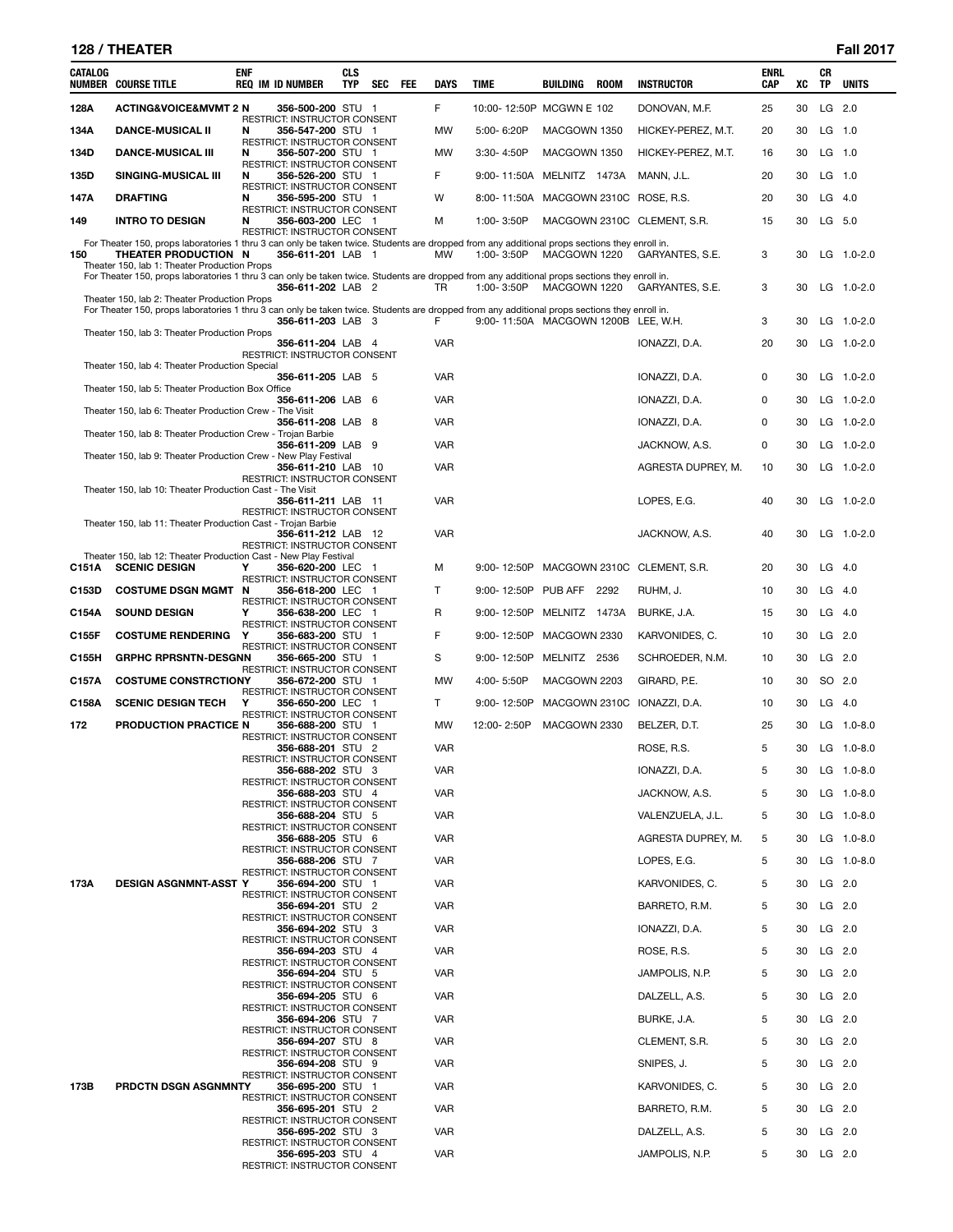## THEATER

| CATALOG NUMBER | COURSE TITLE | ENF REQ | IM | ID NUMBER | CLS TYP | SEC | FEE | DAYS | TIME | BUILDING | ROOM | INSTRUCTOR | ENRL CAP | XC | CR TP | UNITS |
|---|---|---|---|---|---|---|---|---|---|---|---|---|---|---|---|---|
| 128A | ACTING&VOICE&MVMT 2 | N | | 356-500-200 | STU | 1 | | F | 10:00- 12:50P | MCGWN E | 102 | DONOVAN, M.F. | 25 | 30 | LG | 2.0 |
| | RESTRICT: INSTRUCTOR CONSENT | | | | | | | | | | | | | | | |
| 134A | DANCE-MUSICAL II | N | | 356-547-200 | STU | 1 | | MW | 5:00- 6:20P | MACGOWN | 1350 | HICKEY-PEREZ, M.T. | 20 | 30 | LG | 1.0 |
| | RESTRICT: INSTRUCTOR CONSENT | | | | | | | | | | | | | | | |
| 134D | DANCE-MUSICAL III | N | | 356-507-200 | STU | 1 | | MW | 3:30- 4:50P | MACGOWN | 1350 | HICKEY-PEREZ, M.T. | 16 | 30 | LG | 1.0 |
| | RESTRICT: INSTRUCTOR CONSENT | | | | | | | | | | | | | | | |
| 135D | SINGING-MUSICAL III | N | | 356-526-200 | STU | 1 | | F | 9:00- 11:50A | MELNITZ | 1473A | MANN, J.L. | 20 | 30 | LG | 1.0 |
| | RESTRICT: INSTRUCTOR CONSENT | | | | | | | | | | | | | | | |
| 147A | DRAFTING | N | | 356-595-200 | STU | 1 | | W | 8:00- 11:50A | MACGOWN | 2310C | ROSE, R.S. | 20 | 30 | LG | 4.0 |
| | RESTRICT: INSTRUCTOR CONSENT | | | | | | | | | | | | | | | |
| 149 | INTRO TO DESIGN | N | | 356-603-200 | LEC | 1 | | M | 1:00- 3:50P | MACGOWN | 2310C | CLEMENT, S.R. | 15 | 30 | LG | 5.0 |
| | RESTRICT: INSTRUCTOR CONSENT | | | | | | | | | | | | | | | |
| | For Theater 150, props laboratories 1 thru 3 can only be taken twice. Students are dropped from any additional props sections they enroll in. | | | | | | | | | | | | | | | |
| 150 | THEATER PRODUCTION | N | | 356-611-201 | LAB | 1 | | MW | 1:00- 3:50P | MACGOWN | 1220 | GARYANTES, S.E. | 3 | 30 | LG | 1.0-2.0 |
| | Theater 150, lab 1: Theater Production Props | | | | | | | | | | | | | | | |
| | For Theater 150, props laboratories 1 thru 3 can only be taken twice. Students are dropped from any additional props sections they enroll in. | | | | | | | | | | | | | | | |
| | | | | 356-611-202 | LAB | 2 | | TR | 1:00- 3:50P | MACGOWN | 1220 | GARYANTES, S.E. | 3 | 30 | LG | 1.0-2.0 |
| | Theater 150, lab 2: Theater Production Props | | | | | | | | | | | | | | | |
| | For Theater 150, props laboratories 1 thru 3 can only be taken twice. Students are dropped from any additional props sections they enroll in. | | | | | | | | | | | | | | | |
| | | | | 356-611-203 | LAB | 3 | | F | 9:00- 11:50A | MACGOWN | 1200B | LEE, W.H. | 3 | 30 | LG | 1.0-2.0 |
| | Theater 150, lab 3: Theater Production Props | | | | | | | | | | | | | | | |
| | | | | 356-611-204 | LAB | 4 | | VAR | | | | IONAZZI, D.A. | 20 | 30 | LG | 1.0-2.0 |
| | RESTRICT: INSTRUCTOR CONSENT | | | | | | | | | | | | | | | |
| | Theater 150, lab 4: Theater Production Special | | | | | | | | | | | | | | | |
| | | | | 356-611-205 | LAB | 5 | | VAR | | | | IONAZZI, D.A. | 0 | 30 | LG | 1.0-2.0 |
| | Theater 150, lab 5: Theater Production Box Office | | | | | | | | | | | | | | | |
| | | | | 356-611-206 | LAB | 6 | | VAR | | | | IONAZZI, D.A. | 0 | 30 | LG | 1.0-2.0 |
| | Theater 150, lab 6: Theater Production Crew - The Visit | | | | | | | | | | | | | | | |
| | | | | 356-611-208 | LAB | 8 | | VAR | | | | IONAZZI, D.A. | 0 | 30 | LG | 1.0-2.0 |
| | Theater 150, lab 8: Theater Production Crew - Trojan Barbie | | | | | | | | | | | | | | | |
| | | | | 356-611-209 | LAB | 9 | | VAR | | | | JACKNOW, A.S. | 0 | 30 | LG | 1.0-2.0 |
| | Theater 150, lab 9: Theater Production Crew - New Play Festival | | | | | | | | | | | | | | | |
| | | | | 356-611-210 | LAB | 10 | | VAR | | | | AGRESTA DUPREY, M. | 10 | 30 | LG | 1.0-2.0 |
| | RESTRICT: INSTRUCTOR CONSENT | | | | | | | | | | | | | | | |
| | Theater 150, lab 10: Theater Production Cast - The Visit | | | | | | | | | | | | | | | |
| | | | | 356-611-211 | LAB | 11 | | VAR | | | | LOPES, E.G. | 40 | 30 | LG | 1.0-2.0 |
| | RESTRICT: INSTRUCTOR CONSENT | | | | | | | | | | | | | | | |
| | Theater 150, lab 11: Theater Production Cast - Trojan Barbie | | | | | | | | | | | | | | | |
| | | | | 356-611-212 | LAB | 12 | | VAR | | | | JACKNOW, A.S. | 40 | 30 | LG | 1.0-2.0 |
| | RESTRICT: INSTRUCTOR CONSENT | | | | | | | | | | | | | | | |
| | Theater 150, lab 12: Theater Production Cast - New Play Festival | | | | | | | | | | | | | | | |
| C151A | SCENIC DESIGN | Y | | 356-620-200 | LEC | 1 | | M | 9:00- 12:50P | MACGOWN | 2310C | CLEMENT, S.R. | 20 | 30 | LG | 4.0 |
| | RESTRICT: INSTRUCTOR CONSENT | | | | | | | | | | | | | | | |
| C153D | COSTUME DSGN MGMT | N | | 356-618-200 | LEC | 1 | | T | 9:00- 12:50P | PUB AFF | 2292 | RUHM, J. | 10 | 30 | LG | 4.0 |
| | RESTRICT: INSTRUCTOR CONSENT | | | | | | | | | | | | | | | |
| C154A | SOUND DESIGN | Y | | 356-638-200 | LEC | 1 | | R | 9:00- 12:50P | MELNITZ | 1473A | BURKE, J.A. | 15 | 30 | LG | 4.0 |
| | RESTRICT: INSTRUCTOR CONSENT | | | | | | | | | | | | | | | |
| C155F | COSTUME RENDERING | Y | | 356-683-200 | STU | 1 | | F | 9:00- 12:50P | MACGOWN | 2330 | KARVONIDES, C. | 10 | 30 | LG | 2.0 |
| | RESTRICT: INSTRUCTOR CONSENT | | | | | | | | | | | | | | | |
| C155H | GRPHC RPRSNTN-DESGN | N | | 356-665-200 | STU | 1 | | S | 9:00- 12:50P | MELNITZ | 2536 | SCHROEDER, N.M. | 10 | 30 | LG | 2.0 |
| | RESTRICT: INSTRUCTOR CONSENT | | | | | | | | | | | | | | | |
| C157A | COSTUME CONSTRCTION | Y | | 356-672-200 | STU | 1 | | MW | 4:00- 5:50P | MACGOWN | 2203 | GIRARD, P.E. | 10 | 30 | SO | 2.0 |
| | RESTRICT: INSTRUCTOR CONSENT | | | | | | | | | | | | | | | |
| C158A | SCENIC DESIGN TECH | Y | | 356-650-200 | LEC | 1 | | T | 9:00- 12:50P | MACGOWN | 2310C | IONAZZI, D.A. | 10 | 30 | LG | 4.0 |
| | RESTRICT: INSTRUCTOR CONSENT | | | | | | | | | | | | | | | |
| 172 | PRODUCTION PRACTICE | N | | 356-688-200 | STU | 1 | | MW | 12:00- 2:50P | MACGOWN | 2330 | BELZER, D.T. | 25 | 30 | LG | 1.0-8.0 |
| | RESTRICT: INSTRUCTOR CONSENT | | | | | | | | | | | | | | | |
| | | | | 356-688-201 | STU | 2 | | VAR | | | | ROSE, R.S. | 5 | 30 | LG | 1.0-8.0 |
| | RESTRICT: INSTRUCTOR CONSENT | | | | | | | | | | | | | | | |
| | | | | 356-688-202 | STU | 3 | | VAR | | | | IONAZZI, D.A. | 5 | 30 | LG | 1.0-8.0 |
| | RESTRICT: INSTRUCTOR CONSENT | | | | | | | | | | | | | | | |
| | | | | 356-688-203 | STU | 4 | | VAR | | | | JACKNOW, A.S. | 5 | 30 | LG | 1.0-8.0 |
| | RESTRICT: INSTRUCTOR CONSENT | | | | | | | | | | | | | | | |
| | | | | 356-688-204 | STU | 5 | | VAR | | | | VALENZUELA, J.L. | 5 | 30 | LG | 1.0-8.0 |
| | RESTRICT: INSTRUCTOR CONSENT | | | | | | | | | | | | | | | |
| | | | | 356-688-205 | STU | 6 | | VAR | | | | AGRESTA DUPREY, M. | 5 | 30 | LG | 1.0-8.0 |
| | RESTRICT: INSTRUCTOR CONSENT | | | | | | | | | | | | | | | |
| | | | | 356-688-206 | STU | 7 | | VAR | | | | LOPES, E.G. | 5 | 30 | LG | 1.0-8.0 |
| | RESTRICT: INSTRUCTOR CONSENT | | | | | | | | | | | | | | | |
| 173A | DESIGN ASGNMNT-ASST | Y | | 356-694-200 | STU | 1 | | VAR | | | | KARVONIDES, C. | 5 | 30 | LG | 2.0 |
| | RESTRICT: INSTRUCTOR CONSENT | | | | | | | | | | | | | | | |
| | | | | 356-694-201 | STU | 2 | | VAR | | | | BARRETO, R.M. | 5 | 30 | LG | 2.0 |
| | RESTRICT: INSTRUCTOR CONSENT | | | | | | | | | | | | | | | |
| | | | | 356-694-202 | STU | 3 | | VAR | | | | IONAZZI, D.A. | 5 | 30 | LG | 2.0 |
| | RESTRICT: INSTRUCTOR CONSENT | | | | | | | | | | | | | | | |
| | | | | 356-694-203 | STU | 4 | | VAR | | | | ROSE, R.S. | 5 | 30 | LG | 2.0 |
| | RESTRICT: INSTRUCTOR CONSENT | | | | | | | | | | | | | | | |
| | | | | 356-694-204 | STU | 5 | | VAR | | | | JAMPOLIS, N.P. | 5 | 30 | LG | 2.0 |
| | RESTRICT: INSTRUCTOR CONSENT | | | | | | | | | | | | | | | |
| | | | | 356-694-205 | STU | 6 | | VAR | | | | DALZELL, A.S. | 5 | 30 | LG | 2.0 |
| | RESTRICT: INSTRUCTOR CONSENT | | | | | | | | | | | | | | | |
| | | | | 356-694-206 | STU | 7 | | VAR | | | | BURKE, J.A. | 5 | 30 | LG | 2.0 |
| | RESTRICT: INSTRUCTOR CONSENT | | | | | | | | | | | | | | | |
| | | | | 356-694-207 | STU | 8 | | VAR | | | | CLEMENT, S.R. | 5 | 30 | LG | 2.0 |
| | RESTRICT: INSTRUCTOR CONSENT | | | | | | | | | | | | | | | |
| | | | | 356-694-208 | STU | 9 | | VAR | | | | SNIPES, J. | 5 | 30 | LG | 2.0 |
| | RESTRICT: INSTRUCTOR CONSENT | | | | | | | | | | | | | | | |
| 173B | PRDCTN DSGN ASGNMNT | Y | | 356-695-200 | STU | 1 | | VAR | | | | KARVONIDES, C. | 5 | 30 | LG | 2.0 |
| | RESTRICT: INSTRUCTOR CONSENT | | | | | | | | | | | | | | | |
| | | | | 356-695-201 | STU | 2 | | VAR | | | | BARRETO, R.M. | 5 | 30 | LG | 2.0 |
| | RESTRICT: INSTRUCTOR CONSENT | | | | | | | | | | | | | | | |
| | | | | 356-695-202 | STU | 3 | | VAR | | | | DALZELL, A.S. | 5 | 30 | LG | 2.0 |
| | RESTRICT: INSTRUCTOR CONSENT | | | | | | | | | | | | | | | |
| | | | | 356-695-203 | STU | 4 | | VAR | | | | JAMPOLIS, N.P. | 5 | 30 | LG | 2.0 |
| | RESTRICT: INSTRUCTOR CONSENT | | | | | | | | | | | | | | | |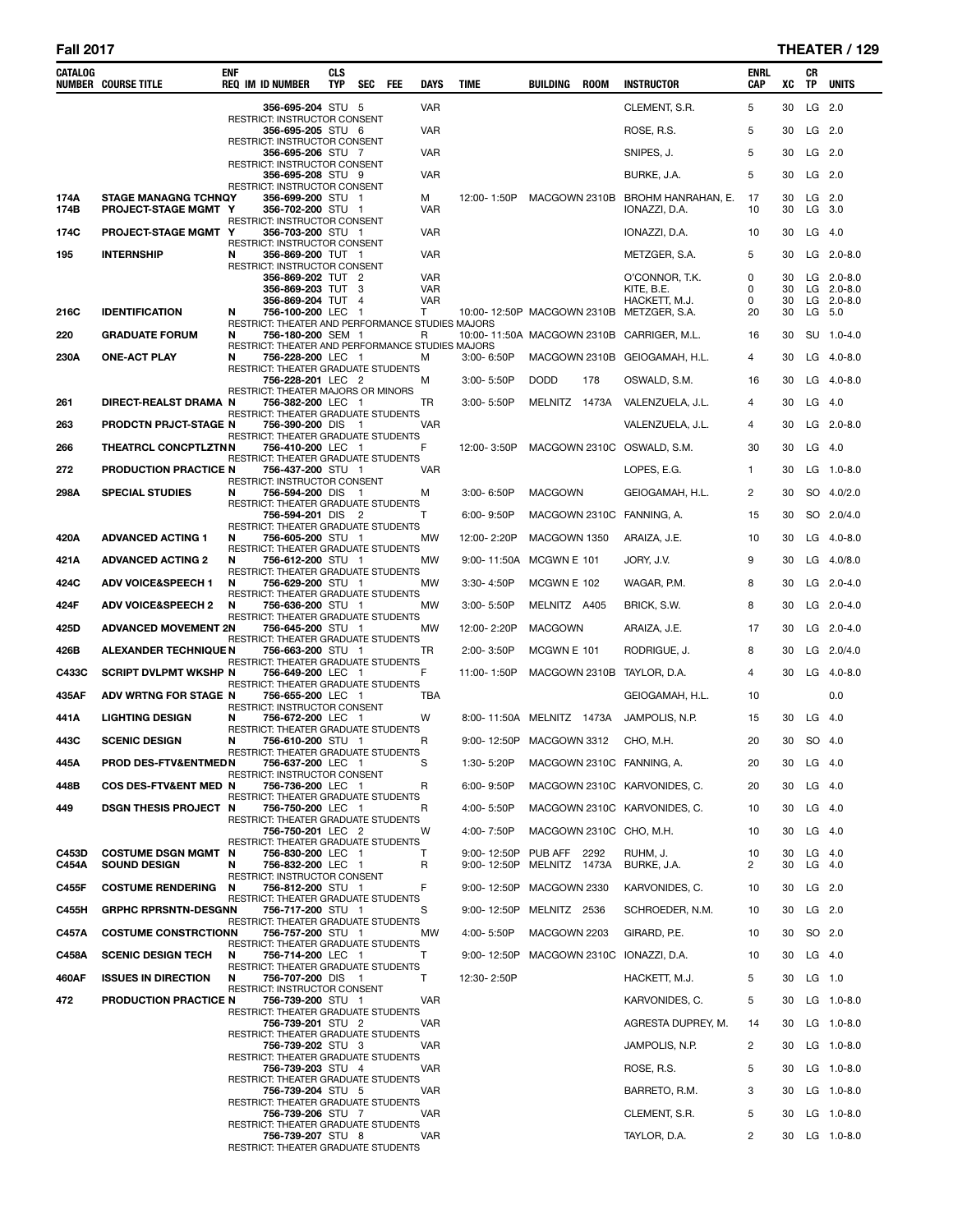**Fall 2017** — **THEATER**

| CATALOG NUMBER | COURSE TITLE | ENF REQ | IM | ID NUMBER | CLS TYP | SEC | FEE | DAYS | TIME | BUILDING | ROOM | INSTRUCTOR | ENRL CAP | XC | CR TP | UNITS |
|---|---|---|---|---|---|---|---|---|---|---|---|---|---|---|---|---|
| | | | | 356-695-204 | STU | 5 | | VAR | | | | CLEMENT, S.R. | 5 | 30 | LG | 2.0 |
| | RESTRICT: INSTRUCTOR CONSENT | | | | | | | | | | | | | | | |
| | | | | 356-695-205 | STU | 6 | | VAR | | | | ROSE, R.S. | 5 | 30 | LG | 2.0 |
| | RESTRICT: INSTRUCTOR CONSENT | | | | | | | | | | | | | | | |
| | | | | 356-695-206 | STU | 7 | | VAR | | | | SNIPES, J. | 5 | 30 | LG | 2.0 |
| | RESTRICT: INSTRUCTOR CONSENT | | | | | | | | | | | | | | | |
| | | | | 356-695-208 | STU | 9 | | VAR | | | | BURKE, J.A. | 5 | 30 | LG | 2.0 |
| | RESTRICT: INSTRUCTOR CONSENT | | | | | | | | | | | | | | | |
| 174A | STAGE MANAGNG TCHNQY | | | 356-699-200 | STU | 1 | | M | 12:00- 1:50P | MACGOWN | 2310B | BROHM HANRAHAN, E. | 17 | 30 | LG | 2.0 |
| 174B | PROJECT-STAGE MGMT | Y | | 356-702-200 | STU | 1 | | VAR | | | | IONAZZI, D.A. | 10 | 30 | LG | 3.0 |
| | RESTRICT: INSTRUCTOR CONSENT | | | | | | | | | | | | | | | |
| 174C | PROJECT-STAGE MGMT | Y | | 356-703-200 | STU | 1 | | VAR | | | | IONAZZI, D.A. | 10 | 30 | LG | 4.0 |
| | RESTRICT: INSTRUCTOR CONSENT | | | | | | | | | | | | | | | |
| 195 | INTERNSHIP | N | | 356-869-200 | TUT | 1 | | VAR | | | | METZGER, S.A. | 5 | 30 | LG | 2.0-8.0 |
| | RESTRICT: INSTRUCTOR CONSENT | | | | | | | | | | | | | | | |
| | | | | 356-869-202 | TUT | 2 | | VAR | | | | O'CONNOR, T.K. | 0 | 30 | LG | 2.0-8.0 |
| | | | | 356-869-203 | TUT | 3 | | VAR | | | | KITE, B.E. | 0 | 30 | LG | 2.0-8.0 |
| | | | | 356-869-204 | TUT | 4 | | VAR | | | | HACKETT, M.J. | 0 | 30 | LG | 2.0-8.0 |
| 216C | IDENTIFICATION | N | | 756-100-200 | LEC | 1 | | T | 10:00- 12:50P | MACGOWN | 2310B | METZGER, S.A. | 20 | 30 | LG | 5.0 |
| | RESTRICT: THEATER AND PERFORMANCE STUDIES MAJORS | | | | | | | | | | | | | | | |
| 220 | GRADUATE FORUM | N | | 756-180-200 | SEM | 1 | | R | 10:00- 11:50A | MACGOWN | 2310B | CARRIGER, M.L. | 16 | 30 | SU | 1.0-4.0 |
| | RESTRICT: THEATER AND PERFORMANCE STUDIES MAJORS | | | | | | | | | | | | | | | |
| 230A | ONE-ACT PLAY | N | | 756-228-200 | LEC | 1 | | M | 3:00- 6:50P | MACGOWN | 2310B | GEIOGAMAH, H.L. | 4 | 30 | LG | 4.0-8.0 |
| | RESTRICT: THEATER GRADUATE STUDENTS | | | | | | | | | | | | | | | |
| | | | | 756-228-201 | LEC | 2 | | M | 3:00- 5:50P | DODD | 178 | OSWALD, S.M. | 16 | 30 | LG | 4.0-8.0 |
| | RESTRICT: THEATER MAJORS OR MINORS | | | | | | | | | | | | | | | |
| 261 | DIRECT-REALST DRAMA | N | | 756-382-200 | LEC | 1 | | TR | 3:00- 5:50P | MELNITZ | 1473A | VALENZUELA, J.L. | 4 | 30 | LG | 4.0 |
| | RESTRICT: THEATER GRADUATE STUDENTS | | | | | | | | | | | | | | | |
| 263 | PRODCTN PRJCT-STAGE | N | | 756-390-200 | DIS | 1 | | VAR | | | | VALENZUELA, J.L. | 4 | 30 | LG | 2.0-8.0 |
| | RESTRICT: THEATER GRADUATE STUDENTS | | | | | | | | | | | | | | | |
| 266 | THEATRCL CONCPTLZTN | N | | 756-410-200 | LEC | 1 | | F | 12:00- 3:50P | MACGOWN | 2310C | OSWALD, S.M. | 30 | 30 | LG | 4.0 |
| | RESTRICT: THEATER GRADUATE STUDENTS | | | | | | | | | | | | | | | |
| 272 | PRODUCTION PRACTICE | N | | 756-437-200 | STU | 1 | | VAR | | | | LOPES, E.G. | 1 | 30 | LG | 1.0-8.0 |
| | RESTRICT: INSTRUCTOR CONSENT | | | | | | | | | | | | | | | |
| 298A | SPECIAL STUDIES | N | | 756-594-200 | DIS | 1 | | M | 3:00- 6:50P | MACGOWN | | GEIOGAMAH, H.L. | 2 | 30 | SO | 4.0/2.0 |
| | RESTRICT: THEATER GRADUATE STUDENTS | | | | | | | | | | | | | | | |
| | | | | 756-594-201 | DIS | 2 | | T | 6:00- 9:50P | MACGOWN | 2310C | FANNING, A. | 15 | 30 | SO | 2.0/4.0 |
| | RESTRICT: THEATER GRADUATE STUDENTS | | | | | | | | | | | | | | | |
| 420A | ADVANCED ACTING 1 | N | | 756-605-200 | STU | 1 | | MW | 12:00- 2:20P | MACGOWN | 1350 | ARAIZA, J.E. | 10 | 30 | LG | 4.0-8.0 |
| | RESTRICT: THEATER GRADUATE STUDENTS | | | | | | | | | | | | | | | |
| 421A | ADVANCED ACTING 2 | N | | 756-612-200 | STU | 1 | | MW | 9:00- 11:50A | MCGWN E | 101 | JORY, J.V. | 9 | 30 | LG | 4.0/8.0 |
| | RESTRICT: THEATER GRADUATE STUDENTS | | | | | | | | | | | | | | | |
| 424C | ADV VOICE&SPEECH 1 | N | | 756-629-200 | STU | 1 | | MW | 3:30- 4:50P | MCGWN E | 102 | WAGAR, P.M. | 8 | 30 | LG | 2.0-4.0 |
| | RESTRICT: THEATER GRADUATE STUDENTS | | | | | | | | | | | | | | | |
| 424F | ADV VOICE&SPEECH 2 | N | | 756-636-200 | STU | 1 | | MW | 3:00- 5:50P | MELNITZ | A405 | BRICK, S.W. | 8 | 30 | LG | 2.0-4.0 |
| | RESTRICT: THEATER GRADUATE STUDENTS | | | | | | | | | | | | | | | |
| 425D | ADVANCED MOVEMENT 2 | N | | 756-645-200 | STU | 1 | | MW | 12:00- 2:20P | MACGOWN | | ARAIZA, J.E. | 17 | 30 | LG | 2.0-4.0 |
| | RESTRICT: THEATER GRADUATE STUDENTS | | | | | | | | | | | | | | | |
| 426B | ALEXANDER TECHNIQUE | N | | 756-663-200 | STU | 1 | | TR | 2:00- 3:50P | MCGWN E | 101 | RODRIGUE, J. | 8 | 30 | LG | 2.0/4.0 |
| | RESTRICT: THEATER GRADUATE STUDENTS | | | | | | | | | | | | | | | |
| C433C | SCRIPT DVLPMT WKSHP | N | | 756-649-200 | LEC | 1 | | F | 11:00- 1:50P | MACGOWN | 2310B | TAYLOR, D.A. | 4 | 30 | LG | 4.0-8.0 |
| | RESTRICT: THEATER GRADUATE STUDENTS | | | | | | | | | | | | | | | |
| 435AF | ADV WRTNG FOR STAGE | N | | 756-655-200 | LEC | 1 | | TBA | | | | GEIOGAMAH, H.L. | 10 | | | 0.0 |
| | RESTRICT: INSTRUCTOR CONSENT | | | | | | | | | | | | | | | |
| 441A | LIGHTING DESIGN | N | | 756-672-200 | LEC | 1 | | W | 8:00- 11:50A | MELNITZ | 1473A | JAMPOLIS, N.P. | 15 | 30 | LG | 4.0 |
| | RESTRICT: THEATER GRADUATE STUDENTS | | | | | | | | | | | | | | | |
| 443C | SCENIC DESIGN | N | | 756-610-200 | STU | 1 | | R | 9:00- 12:50P | MACGOWN | 3312 | CHO, M.H. | 20 | 30 | SO | 4.0 |
| | RESTRICT: THEATER GRADUATE STUDENTS | | | | | | | | | | | | | | | |
| 445A | PROD DES-FTV&ENTMED | N | | 756-637-200 | LEC | 1 | | S | 1:30- 5:20P | MACGOWN | 2310C | FANNING, A. | 20 | 30 | LG | 4.0 |
| | RESTRICT: INSTRUCTOR CONSENT | | | | | | | | | | | | | | | |
| 448B | COS DES-FTV&ENT MED | N | | 756-736-200 | LEC | 1 | | R | 6:00- 9:50P | MACGOWN | 2310C | KARVONIDES, C. | 20 | 30 | LG | 4.0 |
| | RESTRICT: THEATER GRADUATE STUDENTS | | | | | | | | | | | | | | | |
| 449 | DSGN THESIS PROJECT | N | | 756-750-200 | LEC | 1 | | R | 4:00- 5:50P | MACGOWN | 2310C | KARVONIDES, C. | 10 | 30 | LG | 4.0 |
| | RESTRICT: THEATER GRADUATE STUDENTS | | | | | | | | | | | | | | | |
| | | | | 756-750-201 | LEC | 2 | | W | 4:00- 7:50P | MACGOWN | 2310C | CHO, M.H. | 10 | 30 | LG | 4.0 |
| | RESTRICT: THEATER GRADUATE STUDENTS | | | | | | | | | | | | | | | |
| C453D | COSTUME DSGN MGMT | N | | 756-830-200 | LEC | 1 | | T | 9:00- 12:50P | PUB AFF | 2292 | RUHM, J. | 10 | 30 | LG | 4.0 |
| C454A | SOUND DESIGN | N | | 756-832-200 | LEC | 1 | | R | 9:00- 12:50P | MELNITZ | 1473A | BURKE, J.A. | 2 | 30 | LG | 4.0 |
| | RESTRICT: INSTRUCTOR CONSENT | | | | | | | | | | | | | | | |
| C455F | COSTUME RENDERING | N | | 756-812-200 | STU | 1 | | F | 9:00- 12:50P | MACGOWN | 2330 | KARVONIDES, C. | 10 | 30 | LG | 2.0 |
| | RESTRICT: THEATER GRADUATE STUDENTS | | | | | | | | | | | | | | | |
| C455H | GRPHC RPRSNTN-DESGN | N | | 756-717-200 | STU | 1 | | S | 9:00- 12:50P | MELNITZ | 2536 | SCHROEDER, N.M. | 10 | 30 | LG | 2.0 |
| | RESTRICT: THEATER GRADUATE STUDENTS | | | | | | | | | | | | | | | |
| C457A | COSTUME CONSTRCTION | N | | 756-757-200 | STU | 1 | | MW | 4:00- 5:50P | MACGOWN | 2203 | GIRARD, P.E. | 10 | 30 | SO | 2.0 |
| | RESTRICT: THEATER GRADUATE STUDENTS | | | | | | | | | | | | | | | |
| C458A | SCENIC DESIGN TECH | N | | 756-714-200 | LEC | 1 | | T | 9:00- 12:50P | MACGOWN | 2310C | IONAZZI, D.A. | 10 | 30 | LG | 4.0 |
| | RESTRICT: THEATER GRADUATE STUDENTS | | | | | | | | | | | | | | | |
| 460AF | ISSUES IN DIRECTION | N | | 756-707-200 | DIS | 1 | | T | 12:30- 2:50P | | | HACKETT, M.J. | 5 | 30 | LG | 1.0 |
| | RESTRICT: INSTRUCTOR CONSENT | | | | | | | | | | | | | | | |
| 472 | PRODUCTION PRACTICE | N | | 756-739-200 | STU | 1 | | VAR | | | | KARVONIDES, C. | 5 | 30 | LG | 1.0-8.0 |
| | RESTRICT: THEATER GRADUATE STUDENTS | | | | | | | | | | | | | | | |
| | | | | 756-739-201 | STU | 2 | | VAR | | | | AGRESTA DUPREY, M. | 14 | 30 | LG | 1.0-8.0 |
| | RESTRICT: THEATER GRADUATE STUDENTS | | | | | | | | | | | | | | | |
| | | | | 756-739-202 | STU | 3 | | VAR | | | | JAMPOLIS, N.P. | 2 | 30 | LG | 1.0-8.0 |
| | RESTRICT: THEATER GRADUATE STUDENTS | | | | | | | | | | | | | | | |
| | | | | 756-739-203 | STU | 4 | | VAR | | | | ROSE, R.S. | 5 | 30 | LG | 1.0-8.0 |
| | RESTRICT: THEATER GRADUATE STUDENTS | | | | | | | | | | | | | | | |
| | | | | 756-739-204 | STU | 5 | | VAR | | | | BARRETO, R.M. | 3 | 30 | LG | 1.0-8.0 |
| | RESTRICT: THEATER GRADUATE STUDENTS | | | | | | | | | | | | | | | |
| | | | | 756-739-206 | STU | 7 | | VAR | | | | CLEMENT, S.R. | 5 | 30 | LG | 1.0-8.0 |
| | RESTRICT: THEATER GRADUATE STUDENTS | | | | | | | | | | | | | | | |
| | | | | 756-739-207 | STU | 8 | | VAR | | | | TAYLOR, D.A. | 2 | 30 | LG | 1.0-8.0 |
| | RESTRICT: THEATER GRADUATE STUDENTS | | | | | | | | | | | | | | | |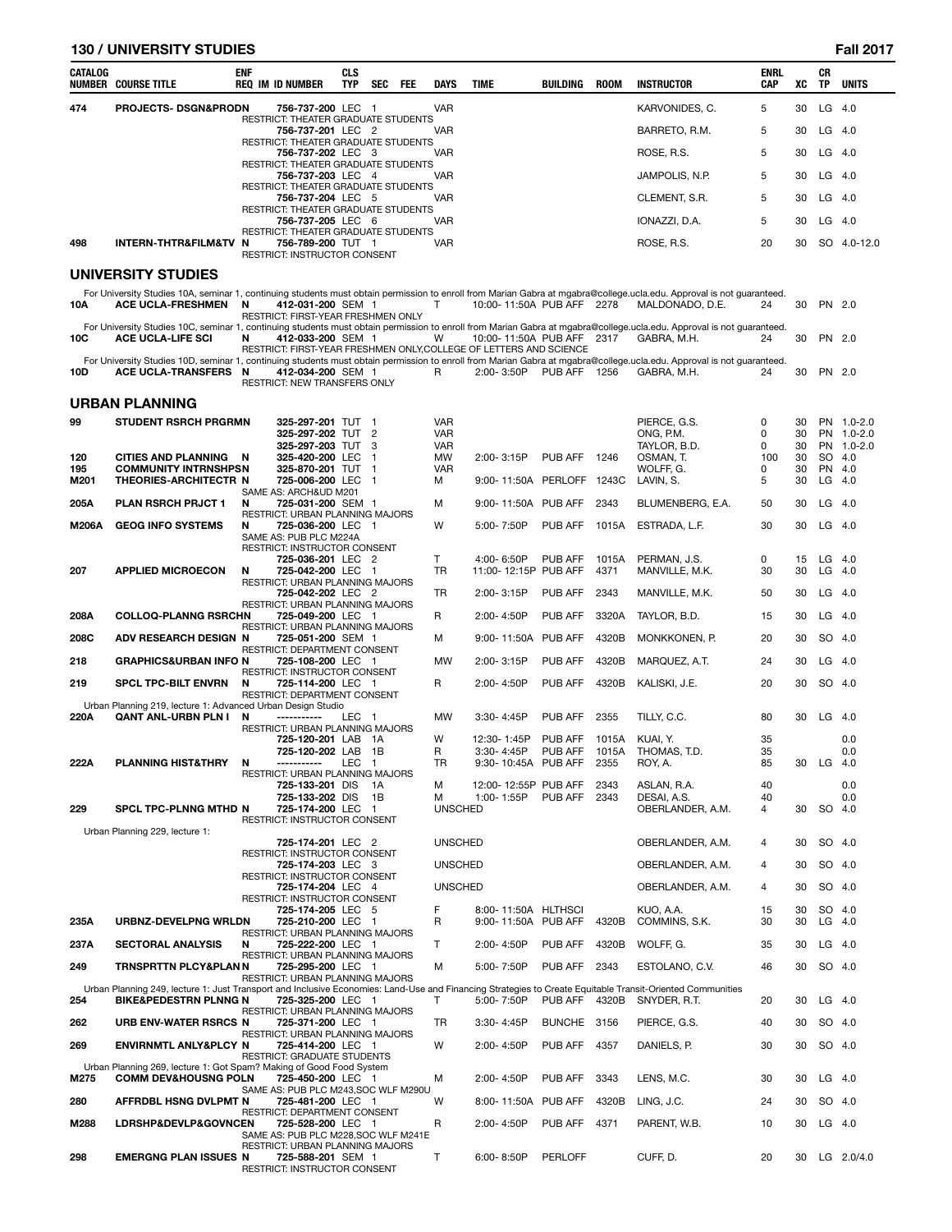| CATALOG NUMBER | COURSE TITLE | ENF REQ | IM | ID NUMBER | CLS TYP | SEC | FEE | DAYS | TIME | BUILDING | ROOM | INSTRUCTOR | ENRL CAP | XC | CR TP | UNITS |
|---|---|---|---|---|---|---|---|---|---|---|---|---|---|---|---|---|
| 474 | PROJECTS- DSGN&PRODN | | | 756-737-200 | LEC | 1 | | VAR | | | | KARVONIDES, C. | 5 | 30 | LG | 4.0 |
| | RESTRICT: THEATER GRADUATE STUDENTS | | | | | | | | | | | | | | | |
| | | | | 756-737-201 | LEC | 2 | | VAR | | | | BARRETO, R.M. | 5 | 30 | LG | 4.0 |
| | RESTRICT: THEATER GRADUATE STUDENTS | | | | | | | | | | | | | | | |
| | | | | 756-737-202 | LEC | 3 | | VAR | | | | ROSE, R.S. | 5 | 30 | LG | 4.0 |
| | RESTRICT: THEATER GRADUATE STUDENTS | | | | | | | | | | | | | | | |
| | | | | 756-737-203 | LEC | 4 | | VAR | | | | JAMPOLIS, N.P. | 5 | 30 | LG | 4.0 |
| | RESTRICT: THEATER GRADUATE STUDENTS | | | | | | | | | | | | | | | |
| | | | | 756-737-204 | LEC | 5 | | VAR | | | | CLEMENT, S.R. | 5 | 30 | LG | 4.0 |
| | RESTRICT: THEATER GRADUATE STUDENTS | | | | | | | | | | | | | | | |
| | | | | 756-737-205 | LEC | 6 | | VAR | | | | IONAZZI, D.A. | 5 | 30 | LG | 4.0 |
| | RESTRICT: THEATER GRADUATE STUDENTS | | | | | | | | | | | | | | | |
| 498 | INTERN-THTR&FILM&TV | N | | 756-789-200 | TUT | 1 | | VAR | | | | ROSE, R.S. | 20 | 30 | SO | 4.0-12.0 |
| | RESTRICT: INSTRUCTOR CONSENT | | | | | | | | | | | | | | | |

## UNIVERSITY STUDIES

For University Studies 10A, seminar 1, continuing students must obtain permission to enroll from Marian Gabra at mgabra@college.ucla.edu. Approval is not guaranteed.

| CATALOG NUMBER | COURSE TITLE | ENF REQ | IM | ID NUMBER | CLS TYP | SEC | FEE | DAYS | TIME | BUILDING | ROOM | INSTRUCTOR | ENRL CAP | XC | CR TP | UNITS |
|---|---|---|---|---|---|---|---|---|---|---|---|---|---|---|---|---|
| 10A | ACE UCLA-FRESHMEN | N | | 412-031-200 | SEM | 1 | | T | 10:00- 11:50A | PUB AFF | 2278 | MALDONADO, D.E. | 24 | 30 | PN | 2.0 |
| | RESTRICT: FIRST-YEAR FRESHMEN ONLY | | | | | | | | | | | | | | | |

For University Studies 10C, seminar 1, continuing students must obtain permission to enroll from Marian Gabra at mgabra@college.ucla.edu. Approval is not guaranteed.

| CATALOG NUMBER | COURSE TITLE | ENF REQ | IM | ID NUMBER | CLS TYP | SEC | FEE | DAYS | TIME | BUILDING | ROOM | INSTRUCTOR | ENRL CAP | XC | CR TP | UNITS |
|---|---|---|---|---|---|---|---|---|---|---|---|---|---|---|---|---|
| 10C | ACE UCLA-LIFE SCI | N | | 412-033-200 | SEM | 1 | | W | 10:00- 11:50A | PUB AFF | 2317 | GABRA, M.H. | 24 | 30 | PN | 2.0 |
| | RESTRICT: FIRST-YEAR FRESHMEN ONLY,COLLEGE OF LETTERS AND SCIENCE | | | | | | | | | | | | | | | |

For University Studies 10D, seminar 1, continuing students must obtain permission to enroll from Marian Gabra at mgabra@college.ucla.edu. Approval is not guaranteed.

| CATALOG NUMBER | COURSE TITLE | ENF REQ | IM | ID NUMBER | CLS TYP | SEC | FEE | DAYS | TIME | BUILDING | ROOM | INSTRUCTOR | ENRL CAP | XC | CR TP | UNITS |
|---|---|---|---|---|---|---|---|---|---|---|---|---|---|---|---|---|
| 10D | ACE UCLA-TRANSFERS | N | | 412-034-200 | SEM | 1 | | R | 2:00- 3:50P | PUB AFF | 1256 | GABRA, M.H. | 24 | 30 | PN | 2.0 |
| | RESTRICT: NEW TRANSFERS ONLY | | | | | | | | | | | | | | | |

## URBAN PLANNING

| CATALOG NUMBER | COURSE TITLE | ENF REQ | IM | ID NUMBER | CLS TYP | SEC | FEE | DAYS | TIME | BUILDING | ROOM | INSTRUCTOR | ENRL CAP | XC | CR TP | UNITS |
|---|---|---|---|---|---|---|---|---|---|---|---|---|---|---|---|---|
| 99 | STUDENT RSRCH PRGRMN | | | 325-297-201 | TUT | 1 | | VAR | | | | PIERCE, G.S. | 0 | 30 | PN | 1.0-2.0 |
| | | | | 325-297-202 | TUT | 2 | | VAR | | | | ONG, P.M. | 0 | 30 | PN | 1.0-2.0 |
| | | | | 325-297-203 | TUT | 3 | | VAR | | | | TAYLOR, B.D. | 0 | 30 | PN | 1.0-2.0 |
| 120 | CITIES AND PLANNING | N | | 325-420-200 | LEC | 1 | | MW | 2:00- 3:15P | PUB AFF | 1246 | OSMAN, T. | 100 | 30 | SO | 4.0 |
| 195 | COMMUNITY INTRNSHPS | N | | 325-870-201 | TUT | 1 | | VAR | | | | WOLFF, G. | 0 | 30 | PN | 4.0 |
| M201 | THEORIES-ARCHITECTR | N | | 725-006-200 | LEC | 1 | | M | 9:00- 11:50A | PERLOFF | 1243C | LAVIN, S. | 5 | 30 | LG | 4.0 |
| | SAME AS: ARCH&UD M201 | | | | | | | | | | | | | | | |
| 205A | PLAN RSRCH PRJCT 1 | N | | 725-031-200 | SEM | 1 | | M | 9:00- 11:50A | PUB AFF | 2343 | BLUMENBERG, E.A. | 50 | 30 | LG | 4.0 |
| | RESTRICT: URBAN PLANNING MAJORS | | | | | | | | | | | | | | | |
| M206A | GEOG INFO SYSTEMS | N | | 725-036-200 | LEC | 1 | | W | 5:00- 7:50P | PUB AFF | 1015A | ESTRADA, L.F. | 30 | 30 | LG | 4.0 |
| | SAME AS: PUB PLC M224A | | | | | | | | | | | | | | | |
| | RESTRICT: INSTRUCTOR CONSENT | | | | | | | | | | | | | | | |
| | | | | 725-036-201 | LEC | 2 | | T | 4:00- 6:50P | PUB AFF | 1015A | PERMAN, J.S. | 0 | 15 | LG | 4.0 |
| 207 | APPLIED MICROECON | N | | 725-042-200 | LEC | 1 | | TR | 11:00- 12:15P | PUB AFF | 4371 | MANVILLE, M.K. | 30 | 30 | LG | 4.0 |
| | RESTRICT: URBAN PLANNING MAJORS | | | | | | | | | | | | | | | |
| | | | | 725-042-202 | LEC | 2 | | TR | 2:00- 3:15P | PUB AFF | 2343 | MANVILLE, M.K. | 50 | 30 | LG | 4.0 |
| | RESTRICT: URBAN PLANNING MAJORS | | | | | | | | | | | | | | | |
| 208A | COLLOQ-PLANNG RSRCH | N | | 725-049-200 | LEC | 1 | | R | 2:00- 4:50P | PUB AFF | 3320A | TAYLOR, B.D. | 15 | 30 | LG | 4.0 |
| | RESTRICT: URBAN PLANNING MAJORS | | | | | | | | | | | | | | | |
| 208C | ADV RESEARCH DESIGN | N | | 725-051-200 | SEM | 1 | | M | 9:00- 11:50A | PUB AFF | 4320B | MONKKONEN, P. | 20 | 30 | SO | 4.0 |
| | RESTRICT: DEPARTMENT CONSENT | | | | | | | | | | | | | | | |
| 218 | GRAPHICS&URBAN INFO | N | | 725-108-200 | LEC | 1 | | MW | 2:00- 3:15P | PUB AFF | 4320B | MARQUEZ, A.T. | 24 | 30 | LG | 4.0 |
| | RESTRICT: INSTRUCTOR CONSENT | | | | | | | | | | | | | | | |
| 219 | SPCL TPC-BILT ENVRN | N | | 725-114-200 | LEC | 1 | | R | 2:00- 4:50P | PUB AFF | 4320B | KALISKI, J.E. | 20 | 30 | SO | 4.0 |
| | RESTRICT: DEPARTMENT CONSENT | | | | | | | | | | | | | | | |
| | Urban Planning 219, lecture 1: Advanced Urban Design Studio | | | | | | | | | | | | | | | |
| 220A | QANT ANL-URBN PLN I | N | | ----------- | LEC | 1 | | MW | 3:30- 4:45P | PUB AFF | 2355 | TILLY, C.C. | 80 | 30 | LG | 4.0 |
| | RESTRICT: URBAN PLANNING MAJORS | | | | | | | | | | | | | | | |
| | | | | 725-120-201 | LAB | 1A | | W | 12:30- 1:45P | PUB AFF | 1015A | KUAI, Y. | 35 | | | 0.0 |
| | | | | 725-120-202 | LAB | 1B | | R | 3:30- 4:45P | PUB AFF | 1015A | THOMAS, T.D. | 35 | | | 0.0 |
| 222A | PLANNING HIST&THRY | N | | ----------- | LEC | 1 | | TR | 9:30- 10:45A | PUB AFF | 2355 | ROY, A. | 85 | 30 | LG | 4.0 |
| | RESTRICT: URBAN PLANNING MAJORS | | | | | | | | | | | | | | | |
| | | | | 725-133-201 | DIS | 1A | | M | 12:00- 12:55P | PUB AFF | 2343 | ASLAN, R.A. | 40 | | | 0.0 |
| | | | | 725-133-202 | DIS | 1B | | M | 1:00- 1:55P | PUB AFF | 2343 | DESAI, A.S. | 40 | | | 0.0 |
| 229 | SPCL TPC-PLNNG MTHD | N | | 725-174-200 | LEC | 1 | | UNSCHED | | | | OBERLANDER, A.M. | 4 | 30 | SO | 4.0 |
| | RESTRICT: INSTRUCTOR CONSENT | | | | | | | | | | | | | | | |
| | Urban Planning 229, lecture 1: | | | | | | | | | | | | | | | |
| | | | | 725-174-201 | LEC | 2 | | UNSCHED | | | | OBERLANDER, A.M. | 4 | 30 | SO | 4.0 |
| | RESTRICT: INSTRUCTOR CONSENT | | | | | | | | | | | | | | | |
| | | | | 725-174-203 | LEC | 3 | | UNSCHED | | | | OBERLANDER, A.M. | 4 | 30 | SO | 4.0 |
| | RESTRICT: INSTRUCTOR CONSENT | | | | | | | | | | | | | | | |
| | | | | 725-174-204 | LEC | 4 | | UNSCHED | | | | OBERLANDER, A.M. | 4 | 30 | SO | 4.0 |
| | RESTRICT: INSTRUCTOR CONSENT | | | | | | | | | | | | | | | |
| | | | | 725-174-205 | LEC | 5 | | F | 8:00- 11:50A | HLTHSCI | | KUO, A.A. | 15 | 30 | SO | 4.0 |
| 235A | URBNZ-DEVELPNG WRLD | N | | 725-210-200 | LEC | 1 | | R | 9:00- 11:50A | PUB AFF | 4320B | COMMINS, S.K. | 30 | 30 | LG | 4.0 |
| | RESTRICT: URBAN PLANNING MAJORS | | | | | | | | | | | | | | | |
| 237A | SECTORAL ANALYSIS | N | | 725-222-200 | LEC | 1 | | T | 2:00- 4:50P | PUB AFF | 4320B | WOLFF, G. | 35 | 30 | LG | 4.0 |
| | RESTRICT: URBAN PLANNING MAJORS | | | | | | | | | | | | | | | |
| 249 | TRNSPRTTN PLCY&PLAN | N | | 725-295-200 | LEC | 1 | | M | 5:00- 7:50P | PUB AFF | 2343 | ESTOLANO, C.V. | 46 | 30 | SO | 4.0 |
| | RESTRICT: URBAN PLANNING MAJORS | | | | | | | | | | | | | | | |
| | Urban Planning 249, lecture 1: Just Transport and Inclusive Economies: Land-Use and Financing Strategies to Create Equitable Transit-Oriented Communities | | | | | | | | | | | | | | | |
| 254 | BIKE&PEDESTRN PLNNG | N | | 725-325-200 | LEC | 1 | | T | 5:00- 7:50P | PUB AFF | 4320B | SNYDER, R.T. | 20 | 30 | LG | 4.0 |
| | RESTRICT: URBAN PLANNING MAJORS | | | | | | | | | | | | | | | |
| 262 | URB ENV-WATER RSRCS | N | | 725-371-200 | LEC | 1 | | TR | 3:30- 4:45P | BUNCHE | 3156 | PIERCE, G.S. | 40 | 30 | SO | 4.0 |
| | RESTRICT: URBAN PLANNING MAJORS | | | | | | | | | | | | | | | |
| 269 | ENVIRNMTL ANLY&PLCY | N | | 725-414-200 | LEC | 1 | | W | 2:00- 4:50P | PUB AFF | 4357 | DANIELS, P. | 30 | 30 | SO | 4.0 |
| | RESTRICT: GRADUATE STUDENTS | | | | | | | | | | | | | | | |
| | Urban Planning 269, lecture 1: Got Spam? Making of Good Food System | | | | | | | | | | | | | | | |
| M275 | COMM DEV&HOUSNG POL | N | | 725-450-200 | LEC | 1 | | M | 2:00- 4:50P | PUB AFF | 3343 | LENS, M.C. | 30 | 30 | LG | 4.0 |
| | SAME AS: PUB PLC M243,SOC WLF M290U | | | | | | | | | | | | | | | |
| 280 | AFFRDBL HSNG DVLPMT | N | | 725-481-200 | LEC | 1 | | W | 8:00- 11:50A | PUB AFF | 4320B | LING, J.C. | 24 | 30 | SO | 4.0 |
| | RESTRICT: DEPARTMENT CONSENT | | | | | | | | | | | | | | | |
| M288 | LDRSHP&DEVLP&GOVNCE | N | | 725-528-200 | LEC | 1 | | R | 2:00- 4:50P | PUB AFF | 4371 | PARENT, W.B. | 10 | 30 | LG | 4.0 |
| | SAME AS: PUB PLC M228,SOC WLF M241E | | | | | | | | | | | | | | | |
| | RESTRICT: URBAN PLANNING MAJORS | | | | | | | | | | | | | | | |
| 298 | EMERGNG PLAN ISSUES | N | | 725-588-201 | SEM | 1 | | T | 6:00- 8:50P | PERLOFF | | CUFF, D. | 20 | 30 | LG | 2.0/4.0 |
| | RESTRICT: INSTRUCTOR CONSENT | | | | | | | | | | | | | | | |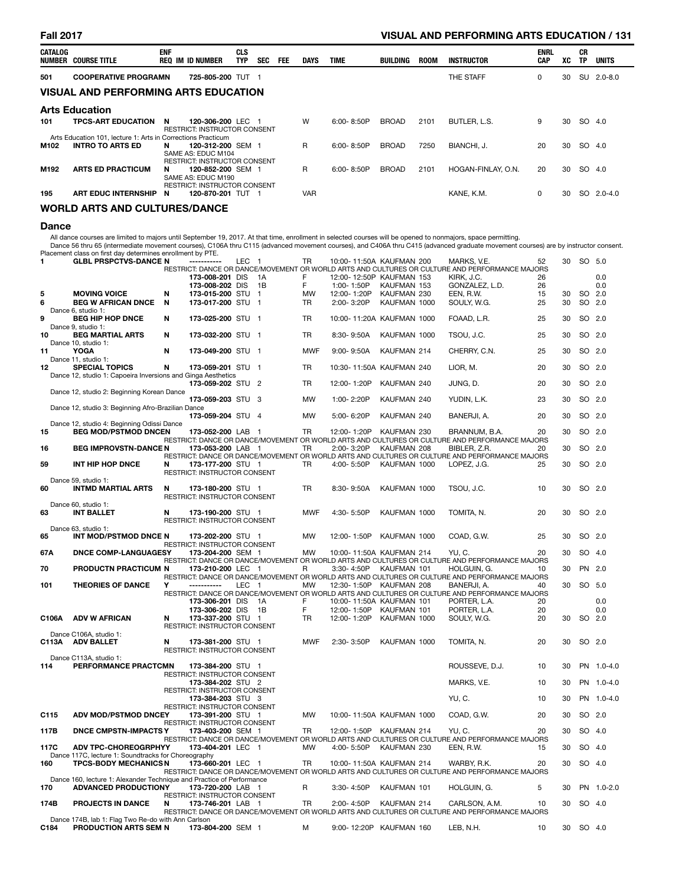| CATALOG NUMBER | COURSE TITLE | ENF REQ | IM | ID NUMBER | CLS TYP | SEC | FEE | DAYS | TIME | BUILDING | ROOM | INSTRUCTOR | ENRL CAP | XC | CR TP | UNITS |
|---|---|---|---|---|---|---|---|---|---|---|---|---|---|---|---|---|
| 501 | COOPERATIVE PROGRAMN | | | 725-805-200 | TUT | 1 | | | | | | THE STAFF | 0 | 30 | SU | 2.0-8.0 |

## VISUAL AND PERFORMING ARTS EDUCATION

### Arts Education

| CATALOG NUMBER | COURSE TITLE | ENF REQ | IM | ID NUMBER | CLS TYP | SEC | FEE | DAYS | TIME | BUILDING | ROOM | INSTRUCTOR | ENRL CAP | XC | CR TP | UNITS |
|---|---|---|---|---|---|---|---|---|---|---|---|---|---|---|---|---|
| 101 | TPCS-ART EDUCATION | N | | 120-306-200 | LEC | 1 | | W | 6:00- 8:50P | BROAD | 2101 | BUTLER, L.S. | 9 | 30 | SO | 4.0 |
| | RESTRICT: INSTRUCTOR CONSENT | | | | | | | | | | | | | | | |
| | Arts Education 101, lecture 1: Arts in Corrections Practicum | | | | | | | | | | | | | | | |
| M102 | INTRO TO ARTS ED | N | | 120-312-200 | SEM | 1 | | R | 6:00- 8:50P | BROAD | 7250 | BIANCHI, J. | 20 | 30 | SO | 4.0 |
| | SAME AS: EDUC M104 | | | | | | | | | | | | | | | |
| | RESTRICT: INSTRUCTOR CONSENT | | | | | | | | | | | | | | | |
| M192 | ARTS ED PRACTICUM | N | | 120-852-200 | SEM | 1 | | R | 6:00- 8:50P | BROAD | 2101 | HOGAN-FINLAY, O.N. | 20 | 30 | SO | 4.0 |
| | SAME AS: EDUC M190 | | | | | | | | | | | | | | | |
| | RESTRICT: INSTRUCTOR CONSENT | | | | | | | | | | | | | | | |
| 195 | ART EDUC INTERNSHIP | N | | 120-870-201 | TUT | 1 | | VAR | | | | KANE, K.M. | 0 | 30 | SO | 2.0-4.0 |

## WORLD ARTS AND CULTURES/DANCE

### Dance

All dance courses are limited to majors until September 19, 2017. At that time, enrollment in selected courses will be opened to nonmajors, space permitting.
Dance 56 thru 65 (intermediate movement courses), C106A thru C115 (advanced movement courses), and C406A thru C415 (advanced graduate movement courses) are by instructor consent.
Placement class on first day determines enrollment by PTE.

| CATALOG NUMBER | COURSE TITLE | ENF REQ | IM | ID NUMBER | CLS TYP | SEC | FEE | DAYS | TIME | BUILDING | ROOM | INSTRUCTOR | ENRL CAP | XC | CR TP | UNITS |
|---|---|---|---|---|---|---|---|---|---|---|---|---|---|---|---|---|
| 1 | GLBL PRSPCTVS-DANCE | N | | ----------- | LEC | 1 | | TR | 10:00- 11:50A | KAUFMAN | 200 | MARKS, V.E. | 52 | 30 | SO | 5.0 |
| | RESTRICT: DANCE OR DANCE/MOVEMENT OR WORLD ARTS AND CULTURES OR CULTURE AND PERFORMANCE MAJORS | | | | | | | | | | | | | | | |
| | | | | 173-008-201 | DIS | 1A | | F | 12:00- 12:50P | KAUFMAN | 153 | KIRK, J.C. | 26 | | | 0.0 |
| | | | | 173-008-202 | DIS | 1B | | F | 1:00- 1:50P | KAUFMAN | 153 | GONZALEZ, L.D. | 26 | | | 0.0 |
| 5 | MOVING VOICE | N | | 173-015-200 | STU | 1 | | MW | 12:00- 1:20P | KAUFMAN | 230 | EEN, R.W. | 15 | 30 | SO | 2.0 |
| 6 | BEG W AFRICAN DNCE | N | | 173-017-200 | STU | 1 | | TR | 2:00- 3:20P | KAUFMAN | 1000 | SOULY, W.G. | 25 | 30 | SO | 2.0 |
| | Dance 6, studio 1: | | | | | | | | | | | | | | | |
| 9 | BEG HIP HOP DNCE | N | | 173-025-200 | STU | 1 | | TR | 10:00- 11:20A | KAUFMAN | 1000 | FOAAD, L.R. | 25 | 30 | SO | 2.0 |
| | Dance 9, studio 1: | | | | | | | | | | | | | | | |
| 10 | BEG MARTIAL ARTS | N | | 173-032-200 | STU | 1 | | TR | 8:30- 9:50A | KAUFMAN | 1000 | TSOU, J.C. | 25 | 30 | SO | 2.0 |
| | Dance 10, studio 1: | | | | | | | | | | | | | | | |
| 11 | YOGA | N | | 173-049-200 | STU | 1 | | MWF | 9:00- 9:50A | KAUFMAN | 214 | CHERRY, C.N. | 25 | 30 | SO | 2.0 |
| | Dance 11, studio 1: | | | | | | | | | | | | | | | |
| 12 | SPECIAL TOPICS | N | | 173-059-201 | STU | 1 | | TR | 10:30- 11:50A | KAUFMAN | 240 | LIOR, M. | 20 | 30 | SO | 2.0 |
| | Dance 12, studio 1: Capoeira Inversions and Ginga Aesthetics | | | | | | | | | | | | | | | |
| | | | | 173-059-202 | STU | 2 | | TR | 12:00- 1:20P | KAUFMAN | 240 | JUNG, D. | 20 | 30 | SO | 2.0 |
| | Dance 12, studio 2: Beginning Korean Dance | | | | | | | | | | | | | | | |
| | | | | 173-059-203 | STU | 3 | | MW | 1:00- 2:20P | KAUFMAN | 240 | YUDIN, L.K. | 23 | 30 | SO | 2.0 |
| | Dance 12, studio 3: Beginning Afro-Brazilian Dance | | | | | | | | | | | | | | | |
| | | | | 173-059-204 | STU | 4 | | MW | 5:00- 6:20P | KAUFMAN | 240 | BANERJI, A. | 20 | 30 | SO | 2.0 |
| | Dance 12, studio 4: Beginning Odissi Dance | | | | | | | | | | | | | | | |
| 15 | BEG MOD/PSTMOD DNCE | N | | 173-052-200 | LAB | 1 | | TR | 12:00- 1:20P | KAUFMAN | 230 | BRANNUM, B.A. | 20 | 30 | SO | 2.0 |
| | RESTRICT: DANCE OR DANCE/MOVEMENT OR WORLD ARTS AND CULTURES OR CULTURE AND PERFORMANCE MAJORS | | | | | | | | | | | | | | | |
| 16 | BEG IMPROVSTN-DANCE | N | | 173-053-200 | LAB | 1 | | TR | 2:00- 3:20P | KAUFMAN | 208 | BIBLER, Z.R. | 20 | 30 | SO | 2.0 |
| | RESTRICT: DANCE OR DANCE/MOVEMENT OR WORLD ARTS AND CULTURES OR CULTURE AND PERFORMANCE MAJORS | | | | | | | | | | | | | | | |
| 59 | INT HIP HOP DNCE | N | | 173-177-200 | STU | 1 | | TR | 4:00- 5:50P | KAUFMAN | 1000 | LOPEZ, J.G. | 25 | 30 | SO | 2.0 |
| | RESTRICT: INSTRUCTOR CONSENT | | | | | | | | | | | | | | | |
| | Dance 59, studio 1: | | | | | | | | | | | | | | | |
| 60 | INTMD MARTIAL ARTS | N | | 173-180-200 | STU | 1 | | TR | 8:30- 9:50A | KAUFMAN | 1000 | TSOU, J.C. | 10 | 30 | SO | 2.0 |
| | RESTRICT: INSTRUCTOR CONSENT | | | | | | | | | | | | | | | |
| | Dance 60, studio 1: | | | | | | | | | | | | | | | |
| 63 | INT BALLET | N | | 173-190-200 | STU | 1 | | MWF | 4:30- 5:50P | KAUFMAN | 1000 | TOMITA, N. | 20 | 30 | SO | 2.0 |
| | RESTRICT: INSTRUCTOR CONSENT | | | | | | | | | | | | | | | |
| | Dance 63, studio 1: | | | | | | | | | | | | | | | |
| 65 | INT MOD/PSTMOD DNCE | N | | 173-202-200 | STU | 1 | | MW | 12:00- 1:50P | KAUFMAN | 1000 | COAD, G.W. | 25 | 30 | SO | 2.0 |
| | RESTRICT: INSTRUCTOR CONSENT | | | | | | | | | | | | | | | |
| 67A | DNCE COMP-LANGUAGES | Y | | 173-204-200 | SEM | 1 | | MW | 10:00- 11:50A | KAUFMAN | 214 | YU, C. | 20 | 30 | SO | 4.0 |
| | RESTRICT: DANCE OR DANCE/MOVEMENT OR WORLD ARTS AND CULTURES OR CULTURE AND PERFORMANCE MAJORS | | | | | | | | | | | | | | | |
| 70 | PRODUCTN PRACTICUM | N | | 173-210-200 | LEC | 1 | | R | 3:30- 4:50P | KAUFMAN | 101 | HOLGUIN, G. | 10 | 30 | PN | 2.0 |
| | RESTRICT: DANCE OR DANCE/MOVEMENT OR WORLD ARTS AND CULTURES OR CULTURE AND PERFORMANCE MAJORS | | | | | | | | | | | | | | | |
| 101 | THEORIES OF DANCE | Y | | ----------- | LEC | 1 | | MW | 12:30- 1:50P | KAUFMAN | 208 | BANERJI, A. | 40 | 30 | SO | 5.0 |
| | RESTRICT: DANCE OR DANCE/MOVEMENT OR WORLD ARTS AND CULTURES OR CULTURE AND PERFORMANCE MAJORS | | | | | | | | | | | | | | | |
| | | | | 173-306-201 | DIS | 1A | | F | 10:00- 11:50A | KAUFMAN | 101 | PORTER, L.A. | 20 | | | 0.0 |
| | | | | 173-306-202 | DIS | 1B | | F | 12:00- 1:50P | KAUFMAN | 101 | PORTER, L.A. | 20 | | | 0.0 |
| C106A | ADV W AFRICAN | N | | 173-337-200 | STU | 1 | | TR | 12:00- 1:20P | KAUFMAN | 1000 | SOULY, W.G. | 20 | 30 | SO | 2.0 |
| | RESTRICT: INSTRUCTOR CONSENT | | | | | | | | | | | | | | | |
| | Dance C106A, studio 1: | | | | | | | | | | | | | | | |
| C113A | ADV BALLET | N | | 173-381-200 | STU | 1 | | MWF | 2:30- 3:50P | KAUFMAN | 1000 | TOMITA, N. | 20 | 30 | SO | 2.0 |
| | RESTRICT: INSTRUCTOR CONSENT | | | | | | | | | | | | | | | |
| | Dance C113A, studio 1: | | | | | | | | | | | | | | | |
| 114 | PERFORMANCE PRACTCM | N | | 173-384-200 | STU | 1 | | | | | | ROUSSEVE, D.J. | 10 | 30 | PN | 1.0-4.0 |
| | RESTRICT: INSTRUCTOR CONSENT | | | | | | | | | | | | | | | |
| | | | | 173-384-202 | STU | 2 | | | | | | MARKS, V.E. | 10 | 30 | PN | 1.0-4.0 |
| | RESTRICT: INSTRUCTOR CONSENT | | | | | | | | | | | | | | | |
| | | | | 173-384-203 | STU | 3 | | | | | | YU, C. | 10 | 30 | PN | 1.0-4.0 |
| | RESTRICT: INSTRUCTOR CONSENT | | | | | | | | | | | | | | | |
| C115 | ADV MOD/PSTMOD DNCE | Y | | 173-391-200 | STU | 1 | | MW | 10:00- 11:50A | KAUFMAN | 1000 | COAD, G.W. | 20 | 30 | SO | 2.0 |
| | RESTRICT: INSTRUCTOR CONSENT | | | | | | | | | | | | | | | |
| 117B | DNCE CMPSTN-IMPACTS | Y | | 173-403-200 | SEM | 1 | | TR | 12:00- 1:50P | KAUFMAN | 214 | YU, C. | 20 | 30 | SO | 4.0 |
| | RESTRICT: DANCE OR DANCE/MOVEMENT OR WORLD ARTS AND CULTURES OR CULTURE AND PERFORMANCE MAJORS | | | | | | | | | | | | | | | |
| 117C | ADV TPC-CHOREOGRPHY | Y | | 173-404-201 | LEC | 1 | | MW | 4:00- 5:50P | KAUFMAN | 230 | EEN, R.W. | 15 | 30 | SO | 4.0 |
| | Dance 117C, lecture 1: Soundtracks for Choreography | | | | | | | | | | | | | | | |
| 160 | TPCS-BODY MECHANICS | N | | 173-660-201 | LEC | 1 | | TR | 10:00- 11:50A | KAUFMAN | 214 | WARBY, R.K. | 20 | 30 | SO | 4.0 |
| | RESTRICT: DANCE OR DANCE/MOVEMENT OR WORLD ARTS AND CULTURES OR CULTURE AND PERFORMANCE MAJORS | | | | | | | | | | | | | | | |
| | Dance 160, lecture 1: Alexander Technique and Practice of Performance | | | | | | | | | | | | | | | |
| 170 | ADVANCED PRODUCTION | Y | | 173-720-200 | LAB | 1 | | R | 3:30- 4:50P | KAUFMAN | 101 | HOLGUIN, G. | 5 | 30 | PN | 1.0-2.0 |
| | RESTRICT: INSTRUCTOR CONSENT | | | | | | | | | | | | | | | |
| 174B | PROJECTS IN DANCE | N | | 173-746-201 | LAB | 1 | | TR | 2:00- 4:50P | KAUFMAN | 214 | CARLSON, A.M. | 10 | 30 | SO | 4.0 |
| | RESTRICT: DANCE OR DANCE/MOVEMENT OR WORLD ARTS AND CULTURES OR CULTURE AND PERFORMANCE MAJORS | | | | | | | | | | | | | | | |
| | Dance 174B, lab 1: Flag Two Re-do with Ann Carlson | | | | | | | | | | | | | | | |
| C184 | PRODUCTION ARTS SEM | N | | 173-804-200 | SEM | 1 | | M | 9:00- 12:20P | KAUFMAN | 160 | LEB, N.H. | 10 | 30 | SO | 4.0 |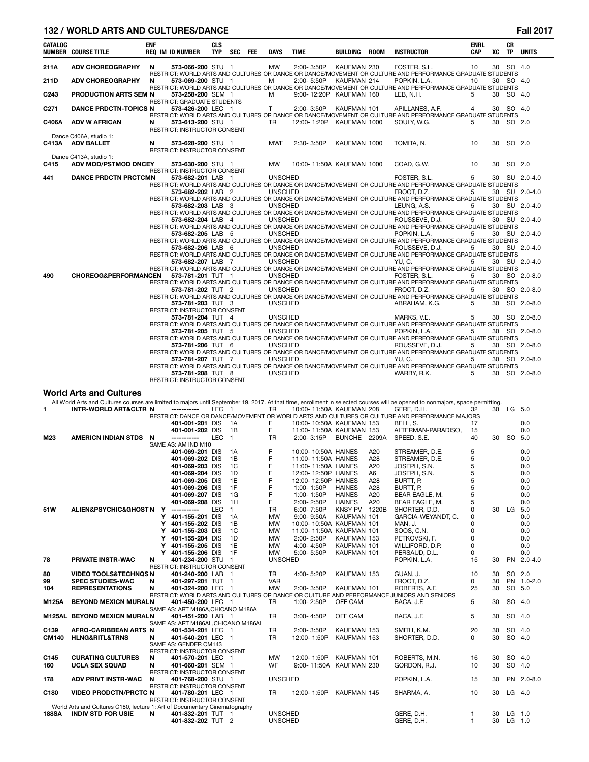| CATALOG NUMBER | COURSE TITLE | ENF REQ | IM | ID NUMBER | CLS TYP | SEC | FEE | DAYS | TIME | BUILDING | ROOM | INSTRUCTOR | ENRL CAP | XC | CR TP | UNITS |
|---|---|---|---|---|---|---|---|---|---|---|---|---|---|---|---|---|
| 211A | ADV CHOREOGRAPHY | N | | 573-066-200 | STU | 1 | | MW | 2:00- 3:50P | KAUFMAN | 230 | FOSTER, S.L. | 10 | 30 | SO | 4.0 |
| | RESTRICT: WORLD ARTS AND CULTURES OR DANCE OR DANCE/MOVEMENT OR CULTURE AND PERFORMANCE GRADUATE STUDENTS | | | | | | | | | | | | | | | |
| 211D | ADV CHOREOGRAPHY | N | | 573-069-200 | STU | 1 | | M | 2:00- 5:50P | KAUFMAN | 214 | POPKIN, L.A. | 10 | 30 | SO | 4.0 |
| | RESTRICT: WORLD ARTS AND CULTURES OR DANCE OR DANCE/MOVEMENT OR CULTURE AND PERFORMANCE GRADUATE STUDENTS | | | | | | | | | | | | | | | |
| C243 | PRODUCTION ARTS SEM | N | | 573-258-200 | SEM | 1 | | M | 9:00- 12:20P | KAUFMAN | 160 | LEB, N.H. | 5 | 30 | SO | 4.0 |
| | RESTRICT: GRADUATE STUDENTS | | | | | | | | | | | | | | | |
| C271 | DANCE PRDCTN-TOPICS | N | | 573-426-200 | LEC | 1 | | T | 2:00- 3:50P | KAUFMAN | 101 | APILLANES, A.F. | 4 | 30 | SO | 4.0 |
| | RESTRICT: WORLD ARTS AND CULTURES OR DANCE OR DANCE/MOVEMENT OR CULTURE AND PERFORMANCE GRADUATE STUDENTS | | | | | | | | | | | | | | | |
| C406A | ADV W AFRICAN | N | | 573-613-200 | STU | 1 | | TR | 12:00- 1:20P | KAUFMAN | 1000 | SOULY, W.G. | 5 | 30 | SO | 2.0 |
| | RESTRICT: INSTRUCTOR CONSENT | | | | | | | | | | | | | | | |
| | Dance C406A, studio 1: | | | | | | | | | | | | | | | |
| C413A | ADV BALLET | N | | 573-628-200 | STU | 1 | | MWF | 2:30- 3:50P | KAUFMAN | 1000 | TOMITA, N. | 10 | 30 | SO | 2.0 |
| | RESTRICT: INSTRUCTOR CONSENT | | | | | | | | | | | | | | | |
| | Dance C413A, studio 1: | | | | | | | | | | | | | | | |
| C415 | ADV MOD/PSTMOD DNCEY | | | 573-630-200 | STU | 1 | | MW | 10:00- 11:50A | KAUFMAN | 1000 | COAD, G.W. | 10 | 30 | SO | 2.0 |
| | RESTRICT: INSTRUCTOR CONSENT | | | | | | | | | | | | | | | |
| 441 | DANCE PRDCTN PRCTCMN | | | 573-682-201 | LAB | 1 | | UNSCHED | | | | FOSTER, S.L. | 5 | 30 | SU | 2.0-4.0 |
| | RESTRICT: WORLD ARTS AND CULTURES OR DANCE OR DANCE/MOVEMENT OR CULTURE AND PERFORMANCE GRADUATE STUDENTS | | | | | | | | | | | | | | | |
| | | | | 573-682-202 | LAB | 2 | | UNSCHED | | | | FROOT, D.Z. | 5 | 30 | SU | 2.0-4.0 |
| | RESTRICT: WORLD ARTS AND CULTURES OR DANCE OR DANCE/MOVEMENT OR CULTURE AND PERFORMANCE GRADUATE STUDENTS | | | | | | | | | | | | | | | |
| | | | | 573-682-203 | LAB | 3 | | UNSCHED | | | | LEUNG, A.S. | 5 | 30 | SU | 2.0-4.0 |
| | RESTRICT: WORLD ARTS AND CULTURES OR DANCE OR DANCE/MOVEMENT OR CULTURE AND PERFORMANCE GRADUATE STUDENTS | | | | | | | | | | | | | | | |
| | | | | 573-682-204 | LAB | 4 | | UNSCHED | | | | ROUSSEVE, D.J. | 5 | 30 | SU | 2.0-4.0 |
| | RESTRICT: WORLD ARTS AND CULTURES OR DANCE OR DANCE/MOVEMENT OR CULTURE AND PERFORMANCE GRADUATE STUDENTS | | | | | | | | | | | | | | | |
| | | | | 573-682-205 | LAB | 5 | | UNSCHED | | | | POPKIN, L.A. | 5 | 30 | SU | 2.0-4.0 |
| | RESTRICT: WORLD ARTS AND CULTURES OR DANCE OR DANCE/MOVEMENT OR CULTURE AND PERFORMANCE GRADUATE STUDENTS | | | | | | | | | | | | | | | |
| | | | | 573-682-206 | LAB | 6 | | UNSCHED | | | | ROUSSEVE, D.J. | 5 | 30 | SU | 2.0-4.0 |
| | RESTRICT: WORLD ARTS AND CULTURES OR DANCE OR DANCE/MOVEMENT OR CULTURE AND PERFORMANCE GRADUATE STUDENTS | | | | | | | | | | | | | | | |
| | | | | 573-682-207 | LAB | 7 | | UNSCHED | | | | YU, C. | 5 | 30 | SU | 2.0-4.0 |
| | RESTRICT: WORLD ARTS AND CULTURES OR DANCE OR DANCE/MOVEMENT OR CULTURE AND PERFORMANCE GRADUATE STUDENTS | | | | | | | | | | | | | | | |
| 490 | CHOREOG&PERFORMANCEN | | | 573-781-201 | TUT | 1 | | UNSCHED | | | | FOSTER, S.L. | 5 | 30 | SO | 2.0-8.0 |
| | RESTRICT: WORLD ARTS AND CULTURES OR DANCE OR DANCE/MOVEMENT OR CULTURE AND PERFORMANCE GRADUATE STUDENTS | | | | | | | | | | | | | | | |
| | | | | 573-781-202 | TUT | 2 | | UNSCHED | | | | FROOT, D.Z. | 5 | 30 | SO | 2.0-8.0 |
| | RESTRICT: WORLD ARTS AND CULTURES OR DANCE OR DANCE/MOVEMENT OR CULTURE AND PERFORMANCE GRADUATE STUDENTS | | | | | | | | | | | | | | | |
| | | | | 573-781-203 | TUT | 3 | | UNSCHED | | | | ABRAHAM, K.G. | 5 | 30 | SO | 2.0-8.0 |
| | RESTRICT: INSTRUCTOR CONSENT | | | | | | | | | | | | | | | |
| | | | | 573-781-204 | TUT | 4 | | UNSCHED | | | | MARKS, V.E. | 5 | 30 | SO | 2.0-8.0 |
| | RESTRICT: WORLD ARTS AND CULTURES OR DANCE OR DANCE/MOVEMENT OR CULTURE AND PERFORMANCE GRADUATE STUDENTS | | | | | | | | | | | | | | | |
| | | | | 573-781-205 | TUT | 5 | | UNSCHED | | | | POPKIN, L.A. | 5 | 30 | SO | 2.0-8.0 |
| | RESTRICT: WORLD ARTS AND CULTURES OR DANCE OR DANCE/MOVEMENT OR CULTURE AND PERFORMANCE GRADUATE STUDENTS | | | | | | | | | | | | | | | |
| | | | | 573-781-206 | TUT | 6 | | UNSCHED | | | | ROUSSEVE, D.J. | 5 | 30 | SO | 2.0-8.0 |
| | RESTRICT: WORLD ARTS AND CULTURES OR DANCE OR DANCE/MOVEMENT OR CULTURE AND PERFORMANCE GRADUATE STUDENTS | | | | | | | | | | | | | | | |
| | | | | 573-781-207 | TUT | 7 | | UNSCHED | | | | YU, C. | 5 | 30 | SO | 2.0-8.0 |
| | RESTRICT: WORLD ARTS AND CULTURES OR DANCE OR DANCE/MOVEMENT OR CULTURE AND PERFORMANCE GRADUATE STUDENTS | | | | | | | | | | | | | | | |
| | | | | 573-781-208 | TUT | 8 | | UNSCHED | | | | WARBY, R.K. | 5 | 30 | SO | 2.0-8.0 |
| | RESTRICT: INSTRUCTOR CONSENT | | | | | | | | | | | | | | | |

## World Arts and Cultures

All World Arts and Cultures courses are limited to majors until September 19, 2017. At that time, enrollment in selected courses will be opened to nonmajors, space permitting.

| CATALOG NUMBER | COURSE TITLE | ENF REQ | IM | ID NUMBER | CLS TYP | SEC | FEE | DAYS | TIME | BUILDING | ROOM | INSTRUCTOR | ENRL CAP | XC | CR TP | UNITS |
|---|---|---|---|---|---|---|---|---|---|---|---|---|---|---|---|---|
| 1 | INTR-WORLD ART&CLTR | N | | ----------- | LEC | 1 | | TR | 10:00- 11:50A | KAUFMAN | 208 | GERE, D.H. | 32 | 30 | LG | 5.0 |
| | RESTRICT: DANCE OR DANCE/MOVEMENT OR WORLD ARTS AND CULTURES OR CULTURE AND PERFORMANCE MAJORS | | | | | | | | | | | | | | | |
| | | | | 401-001-201 | DIS | 1A | | F | 10:00- 10:50A | KAUFMAN | 153 | BELL, S. | 17 | | | 0.0 |
| | | | | 401-001-202 | DIS | 1B | | F | 11:00- 11:50A | KAUFMAN | 153 | ALTERMAN-PARADISO, | 15 | | | 0.0 |
| M23 | AMERICN INDIAN STDS | N | | ----------- | LEC | 1 | | TR | 2:00- 3:15P | BUNCHE | 2209A | SPEED, S.E. | 40 | 30 | SO | 5.0 |
| | SAME AS: AM IND M10 | | | | | | | | | | | | | | | |
| | | | | 401-069-201 | DIS | 1A | | F | 10:00- 10:50A | HAINES | A20 | STREAMER, D.E. | 5 | | | 0.0 |
| | | | | 401-069-202 | DIS | 1B | | F | 11:00- 11:50A | HAINES | A28 | STREAMER, D.E. | 5 | | | 0.0 |
| | | | | 401-069-203 | DIS | 1C | | F | 11:00- 11:50A | HAINES | A20 | JOSEPH, S.N. | 5 | | | 0.0 |
| | | | | 401-069-204 | DIS | 1D | | F | 12:00- 12:50P | HAINES | A6 | JOSEPH, S.N. | 5 | | | 0.0 |
| | | | | 401-069-205 | DIS | 1E | | F | 12:00- 12:50P | HAINES | A28 | BURTT, P. | 5 | | | 0.0 |
| | | | | 401-069-206 | DIS | 1F | | F | 1:00- 1:50P | HAINES | A28 | BURTT, P. | 5 | | | 0.0 |
| | | | | 401-069-207 | DIS | 1G | | F | 1:00- 1:50P | HAINES | A20 | BEAR EAGLE, M. | 5 | | | 0.0 |
| | | | | 401-069-208 | DIS | 1H | | F | 2:00- 2:50P | HAINES | A20 | BEAR EAGLE, M. | 5 | | | 0.0 |
| 51W | ALIEN&PSYCHIC&GHOST | N | Y | ----------- | LEC | 1 | | TR | 6:00- 7:50P | KNSY PV | 1220B | SHORTER, D.D. | 0 | 30 | LG | 5.0 |
| | | | Y | 401-155-201 | DIS | 1A | | MW | 9:00- 9:50A | KAUFMAN | 101 | GARCIA-WEYANDT, C. | 0 | | | 0.0 |
| | | | Y | 401-155-202 | DIS | 1B | | MW | 10:00- 10:50A | KAUFMAN | 101 | MAN, J. | 0 | | | 0.0 |
| | | | Y | 401-155-203 | DIS | 1C | | MW | 11:00- 11:50A | KAUFMAN | 101 | SOOS, C.N. | 0 | | | 0.0 |
| | | | Y | 401-155-204 | DIS | 1D | | MW | 2:00- 2:50P | KAUFMAN | 153 | PETKOVSKI, F. | 0 | | | 0.0 |
| | | | Y | 401-155-205 | DIS | 1E | | MW | 4:00- 4:50P | KAUFMAN | 101 | WILLIFORD, D.P. | 0 | | | 0.0 |
| | | | Y | 401-155-206 | DIS | 1F | | MW | 5:00- 5:50P | KAUFMAN | 101 | PERSAUD, D.L. | 0 | | | 0.0 |
| 78 | PRIVATE INSTR-WAC | N | | 401-234-200 | STU | 1 | | UNSCHED | | | | POPKIN, L.A. | 15 | 30 | PN | 2.0-4.0 |
| | RESTRICT: INSTRUCTOR CONSENT | | | | | | | | | | | | | | | |
| 80 | VIDEO TOOLS&TECHNQS | N | | 401-240-200 | LAB | 1 | | TR | 4:00- 5:20P | KAUFMAN | 153 | GUAN, J. | 10 | 30 | SO | 2.0 |
| 99 | SPEC STUDIES-WAC | N | | 401-297-201 | TUT | 1 | | VAR | | | | FROOT, D.Z. | 0 | 30 | PN | 1.0-2.0 |
| 104 | REPRESENTATIONS | N | | 401-324-200 | LEC | 1 | | MW | 2:00- 3:50P | KAUFMAN | 101 | ROBERTS, A.F. | 25 | 30 | SO | 5.0 |
| | RESTRICT: WORLD ARTS AND CULTURES OR DANCE OR CULTURE AND PERFORMANCE JUNIORS AND SENIORS | | | | | | | | | | | | | | | |
| M125A | BEYOND MEXICN MURAL | N | | 401-450-200 | LEC | 1 | | TR | 1:00- 2:50P | OFF CAM | | BACA, J.F. | 5 | 30 | SO | 4.0 |
| | SAME AS: ART M186A,CHICANO M186A | | | | | | | | | | | | | | | |
| M125AL | BEYOND MEXICN MURAL | N | | 401-451-200 | LAB | 1 | | TR | 3:00- 4:50P | OFF CAM | | BACA, J.F. | 5 | 30 | SO | 4.0 |
| | SAME AS: ART M186AL,CHICANO M186AL | | | | | | | | | | | | | | | |
| C139 | AFRO-CARIBBEAN ARTS | N | | 401-534-201 | LEC | 1 | | TR | 2:00- 3:50P | KAUFMAN | 153 | SMITH, K.M. | 20 | 30 | SO | 4.0 |
| CM140 | HLNG&RITL&TRNS | N | | 401-540-201 | LEC | 1 | | TR | 12:00- 1:50P | KAUFMAN | 153 | SHORTER, D.D. | 0 | 30 | SO | 4.0 |
| | SAME AS: GENDER CM143 | | | | | | | | | | | | | | | |
| | RESTRICT: INSTRUCTOR CONSENT | | | | | | | | | | | | | | | |
| C145 | CURATING CULTURES | N | | 401-570-201 | LEC | 1 | | MW | 12:00- 1:50P | KAUFMAN | 101 | ROBERTS, M.N. | 16 | 30 | SO | 4.0 |
| 160 | UCLA SEX SQUAD | N | | 401-660-201 | SEM | 1 | | WF | 9:00- 11:50A | KAUFMAN | 230 | GORDON, R.J. | 10 | 30 | SO | 4.0 |
| | RESTRICT: INSTRUCTOR CONSENT | | | | | | | | | | | | | | | |
| 178 | ADV PRIVT INSTR-WAC | N | | 401-768-200 | STU | 1 | | UNSCHED | | | | POPKIN, L.A. | 15 | 30 | PN | 2.0-8.0 |
| | RESTRICT: INSTRUCTOR CONSENT | | | | | | | | | | | | | | | |
| C180 | VIDEO PRODCTN/PRCTC | N | | 401-780-201 | LEC | 1 | | TR | 12:00- 1:50P | KAUFMAN | 145 | SHARMA, A. | 10 | 30 | LG | 4.0 |
| | RESTRICT: INSTRUCTOR CONSENT | | | | | | | | | | | | | | | |
| | World Arts and Cultures C180, lecture 1: Art of Documentary Cinematography | | | | | | | | | | | | | | | |
| 188SA | INDIV STD FOR USIE | N | | 401-832-201 | TUT | 1 | | UNSCHED | | | | GERE, D.H. | 1 | 30 | LG | 1.0 |
| | | | | 401-832-202 | TUT | 2 | | UNSCHED | | | | GERE, D.H. | 1 | 30 | LG | 1.0 |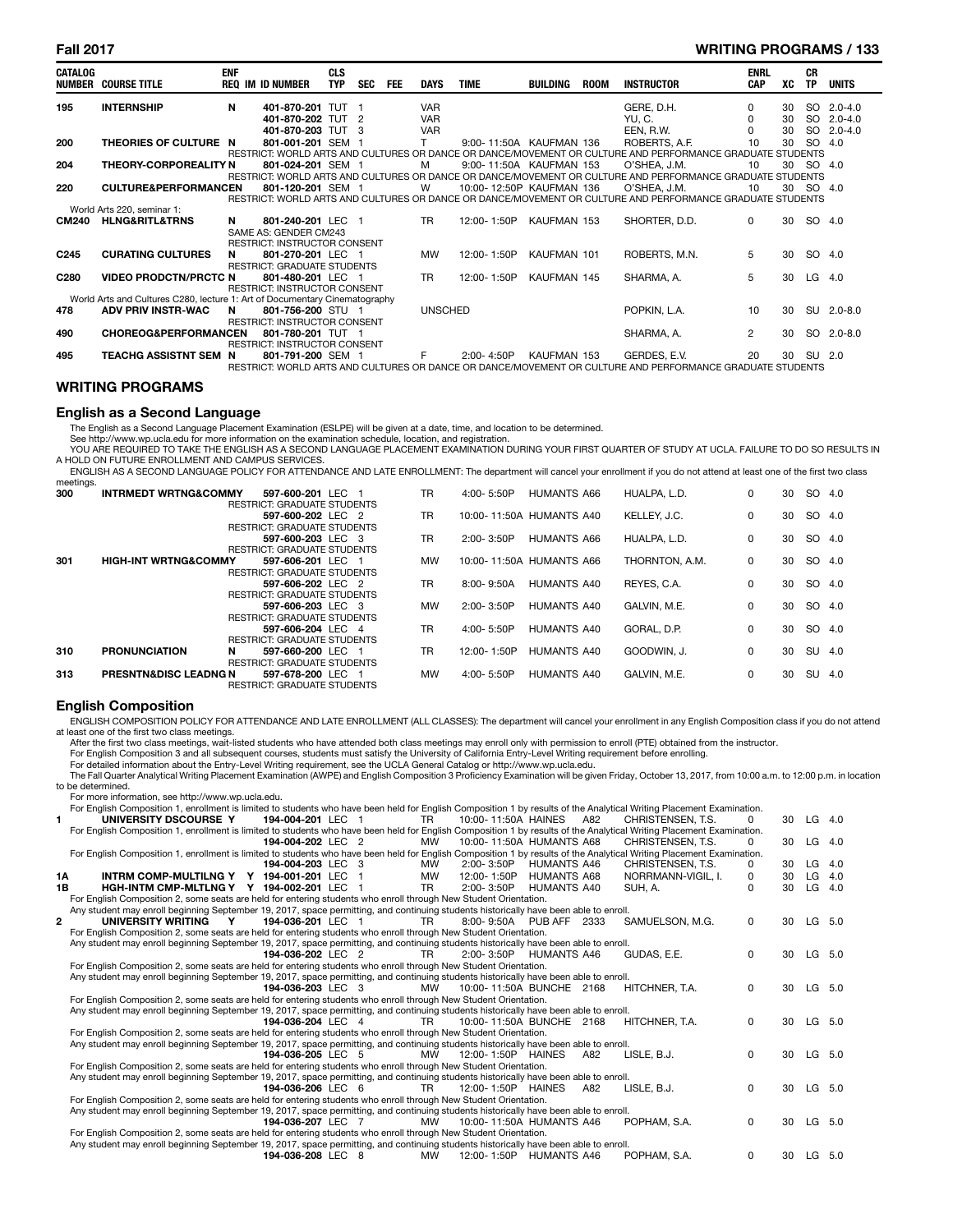| CATALOG NUMBER | COURSE TITLE | ENF REQ | IM | ID NUMBER | CLS TYP | SEC | FEE | DAYS | TIME | BUILDING | ROOM | INSTRUCTOR | ENRL CAP | XC | CR TP | UNITS |
|---|---|---|---|---|---|---|---|---|---|---|---|---|---|---|---|---|
| 195 | INTERNSHIP | N | | 401-870-201 | TUT | 1 | | VAR | | | | GERE, D.H. | 0 | 30 | SO | 2.0-4.0 |
| | | | | 401-870-202 | TUT | 2 | | VAR | | | | YU, C. | 0 | 30 | SO | 2.0-4.0 |
| | | | | 401-870-203 | TUT | 3 | | VAR | | | | EEN, R.W. | 0 | 30 | SO | 2.0-4.0 |
| 200 | THEORIES OF CULTURE | N | | 801-001-201 | SEM | 1 | | T | 9:00- 11:50A | KAUFMAN | 136 | ROBERTS, A.F. | 10 | 30 | SO | 4.0 |
| | RESTRICT: WORLD ARTS AND CULTURES OR DANCE OR DANCE/MOVEMENT OR CULTURE AND PERFORMANCE GRADUATE STUDENTS | | | | | | | | | | | | | | | |
| 204 | THEORY-CORPOREALITY | N | | 801-024-201 | SEM | 1 | | M | 9:00- 11:50A | KAUFMAN | 153 | O'SHEA, J.M. | 10 | 30 | SO | 4.0 |
| | RESTRICT: WORLD ARTS AND CULTURES OR DANCE OR DANCE/MOVEMENT OR CULTURE AND PERFORMANCE GRADUATE STUDENTS | | | | | | | | | | | | | | | |
| 220 | CULTURE&PERFORMANCE | N | | 801-120-201 | SEM | 1 | | W | 10:00- 12:50P | KAUFMAN | 136 | O'SHEA, J.M. | 10 | 30 | SO | 4.0 |
| | RESTRICT: WORLD ARTS AND CULTURES OR DANCE OR DANCE/MOVEMENT OR CULTURE AND PERFORMANCE GRADUATE STUDENTS | | | | | | | | | | | | | | | |
| | World Arts 220, seminar 1: | | | | | | | | | | | | | | | |
| CM240 | HLNG&RITL&TRNS | N | | 801-240-201 | LEC | 1 | | TR | 12:00- 1:50P | KAUFMAN | 153 | SHORTER, D.D. | 0 | 30 | SO | 4.0 |
| | | | | SAME AS: GENDER CM243 | | | | | | | | | | | | |
| | | | | RESTRICT: INSTRUCTOR CONSENT | | | | | | | | | | | | |
| C245 | CURATING CULTURES | N | | 801-270-201 | LEC | 1 | | MW | 12:00- 1:50P | KAUFMAN | 101 | ROBERTS, M.N. | 5 | 30 | SO | 4.0 |
| | | | | RESTRICT: GRADUATE STUDENTS | | | | | | | | | | | | |
| C280 | VIDEO PRODCTN/PRCTC | N | | 801-480-201 | LEC | 1 | | TR | 12:00- 1:50P | KAUFMAN | 145 | SHARMA, A. | 5 | 30 | LG | 4.0 |
| | | | | RESTRICT: INSTRUCTOR CONSENT | | | | | | | | | | | | |
| | World Arts and Cultures C280, lecture 1: Art of Documentary Cinematography | | | | | | | | | | | | | | | |
| 478 | ADV PRIV INSTR-WAC | N | | 801-756-200 | STU | 1 | | UNSCHED | | | | POPKIN, L.A. | 10 | 30 | SU | 2.0-8.0 |
| | | | | RESTRICT: INSTRUCTOR CONSENT | | | | | | | | | | | | |
| 490 | CHOREOG&PERFORMANCE | N | | 801-780-201 | TUT | 1 | | | | | | SHARMA, A. | 2 | 30 | SO | 2.0-8.0 |
| | | | | RESTRICT: INSTRUCTOR CONSENT | | | | | | | | | | | | |
| 495 | TEACHG ASSISTNT SEM | N | | 801-791-200 | SEM | 1 | | F | 2:00- 4:50P | KAUFMAN | 153 | GERDES, E.V. | 20 | 30 | SU | 2.0 |
| | RESTRICT: WORLD ARTS AND CULTURES OR DANCE OR DANCE/MOVEMENT OR CULTURE AND PERFORMANCE GRADUATE STUDENTS | | | | | | | | | | | | | | | |

## WRITING PROGRAMS

### English as a Second Language

The English as a Second Language Placement Examination (ESLPE) will be given at a date, time, and location to be determined.

See http://www.wp.ucla.edu for more information on the examination schedule, location, and registration.

YOU ARE REQUIRED TO TAKE THE ENGLISH AS A SECOND LANGUAGE PLACEMENT EXAMINATION DURING YOUR FIRST QUARTER OF STUDY AT UCLA. FAILURE TO DO SO RESULTS IN A HOLD ON FUTURE ENROLLMENT AND CAMPUS SERVICES.

ENGLISH AS A SECOND LANGUAGE POLICY FOR ATTENDANCE AND LATE ENROLLMENT: The department will cancel your enrollment if you do not attend at least one of the first two class meetings.

| CATALOG NUMBER | COURSE TITLE | ENF REQ | IM | ID NUMBER | CLS TYP | SEC | FEE | DAYS | TIME | BUILDING | ROOM | INSTRUCTOR | ENRL CAP | XC | CR TP | UNITS |
|---|---|---|---|---|---|---|---|---|---|---|---|---|---|---|---|---|
| 300 | INTRMEDT WRTNG&COMMY | | | 597-600-201 | LEC | 1 | | TR | 4:00- 5:50P | HUMANTS | A66 | HUALPA, L.D. | 0 | 30 | SO | 4.0 |
| | | | | RESTRICT: GRADUATE STUDENTS | | | | | | | | | | | | |
| | | | | 597-600-202 | LEC | 2 | | TR | 10:00- 11:50A | HUMANTS | A40 | KELLEY, J.C. | 0 | 30 | SO | 4.0 |
| | | | | RESTRICT: GRADUATE STUDENTS | | | | | | | | | | | | |
| | | | | 597-600-203 | LEC | 3 | | TR | 2:00- 3:50P | HUMANTS | A66 | HUALPA, L.D. | 0 | 30 | SO | 4.0 |
| | | | | RESTRICT: GRADUATE STUDENTS | | | | | | | | | | | | |
| 301 | HIGH-INT WRTNG&COMMY | | | 597-606-201 | LEC | 1 | | MW | 10:00- 11:50A | HUMANTS | A66 | THORNTON, A.M. | 0 | 30 | SO | 4.0 |
| | | | | RESTRICT: GRADUATE STUDENTS | | | | | | | | | | | | |
| | | | | 597-606-202 | LEC | 2 | | TR | 8:00- 9:50A | HUMANTS | A40 | REYES, C.A. | 0 | 30 | SO | 4.0 |
| | | | | RESTRICT: GRADUATE STUDENTS | | | | | | | | | | | | |
| | | | | 597-606-203 | LEC | 3 | | MW | 2:00- 3:50P | HUMANTS | A40 | GALVIN, M.E. | 0 | 30 | SO | 4.0 |
| | | | | RESTRICT: GRADUATE STUDENTS | | | | | | | | | | | | |
| | | | | 597-606-204 | LEC | 4 | | TR | 4:00- 5:50P | HUMANTS | A40 | GORAL, D.P. | 0 | 30 | SO | 4.0 |
| | | | | RESTRICT: GRADUATE STUDENTS | | | | | | | | | | | | |
| 310 | PRONUNCIATION | N | | 597-660-200 | LEC | 1 | | TR | 12:00- 1:50P | HUMANTS | A40 | GOODWIN, J. | 0 | 30 | SU | 4.0 |
| | | | | RESTRICT: GRADUATE STUDENTS | | | | | | | | | | | | |
| 313 | PRESNTN&DISC LEADNG | N | | 597-678-200 | LEC | 1 | | MW | 4:00- 5:50P | HUMANTS | A40 | GALVIN, M.E. | 0 | 30 | SU | 4.0 |
| | | | | RESTRICT: GRADUATE STUDENTS | | | | | | | | | | | | |

### English Composition

ENGLISH COMPOSITION POLICY FOR ATTENDANCE AND LATE ENROLLMENT (ALL CLASSES): The department will cancel your enrollment in any English Composition class if you do not attend at least one of the first two class meetings.

After the first two class meetings, wait-listed students who have attended both class meetings may enroll only with permission to enroll (PTE) obtained from the instructor.

For English Composition 3 and all subsequent courses, students must satisfy the University of California Entry-Level Writing requirement before enrolling.

For detailed information about the Entry-Level Writing requirement, see the UCLA General Catalog or http://www.wp.ucla.edu.

The Fall Quarter Analytical Writing Placement Examination (AWPE) and English Composition 3 Proficiency Examination will be given Friday, October 13, 2017, from 10:00 a.m. to 12:00 p.m. in location to be determined.

For more information, see http://www.wp.ucla.edu.

| CATALOG NUMBER | COURSE TITLE | ENF REQ | IM | ID NUMBER | CLS TYP | SEC | FEE | DAYS | TIME | BUILDING | ROOM | INSTRUCTOR | ENRL CAP | XC | CR TP | UNITS |
|---|---|---|---|---|---|---|---|---|---|---|---|---|---|---|---|---|
| | For English Composition 1, enrollment is limited to students who have been held for English Composition 1 by results of the Analytical Writing Placement Examination. | | | | | | | | | | | | | | | |
| 1 | UNIVERSITY DSCOURSE | Y | | 194-004-201 | LEC | 1 | | TR | 10:00- 11:50A | HAINES | A82 | CHRISTENSEN, T.S. | 0 | 30 | LG | 4.0 |
| | For English Composition 1, enrollment is limited to students who have been held for English Composition 1 by results of the Analytical Writing Placement Examination. | | | | | | | | | | | | | | | |
| | | | | 194-004-202 | LEC | 2 | | MW | 10:00- 11:50A | HUMANTS | A68 | CHRISTENSEN, T.S. | 0 | 30 | LG | 4.0 |
| | For English Composition 1, enrollment is limited to students who have been held for English Composition 1 by results of the Analytical Writing Placement Examination. | | | | | | | | | | | | | | | |
| | | | | 194-004-203 | LEC | 3 | | MW | 2:00- 3:50P | HUMANTS | A46 | CHRISTENSEN, T.S. | 0 | 30 | LG | 4.0 |
| 1A | INTRM COMP-MULTILNG | Y | Y | 194-001-201 | LEC | 1 | | MW | 12:00- 1:50P | HUMANTS | A68 | NORRMANN-VIGIL, I. | 0 | 30 | LG | 4.0 |
| 1B | HGH-INTM CMP-MLTLNG | Y | Y | 194-002-201 | LEC | 1 | | TR | 2:00- 3:50P | HUMANTS | A40 | SUH, A. | 0 | 30 | LG | 4.0 |
| | For English Composition 2, some seats are held for entering students who enroll through New Student Orientation. Any student may enroll beginning September 19, 2017, space permitting, and continuing students historically have been able to enroll. | | | | | | | | | | | | | | | |
| 2 | UNIVERSITY WRITING | Y | | 194-036-201 | LEC | 1 | | TR | 8:00- 9:50A | PUB AFF | 2333 | SAMUELSON, M.G. | 0 | 30 | LG | 5.0 |
| | For English Composition 2, some seats are held for entering students who enroll through New Student Orientation. Any student may enroll beginning September 19, 2017, space permitting, and continuing students historically have been able to enroll. | | | | | | | | | | | | | | | |
| | | | | 194-036-202 | LEC | 2 | | TR | 2:00- 3:50P | HUMANTS | A46 | GUDAS, E.E. | 0 | 30 | LG | 5.0 |
| | For English Composition 2, some seats are held for entering students who enroll through New Student Orientation. Any student may enroll beginning September 19, 2017, space permitting, and continuing students historically have been able to enroll. | | | | | | | | | | | | | | | |
| | | | | 194-036-203 | LEC | 3 | | MW | 10:00- 11:50A | BUNCHE | 2168 | HITCHNER, T.A. | 0 | 30 | LG | 5.0 |
| | For English Composition 2, some seats are held for entering students who enroll through New Student Orientation. Any student may enroll beginning September 19, 2017, space permitting, and continuing students historically have been able to enroll. | | | | | | | | | | | | | | | |
| | | | | 194-036-204 | LEC | 4 | | TR | 10:00- 11:50A | BUNCHE | 2168 | HITCHNER, T.A. | 0 | 30 | LG | 5.0 |
| | For English Composition 2, some seats are held for entering students who enroll through New Student Orientation. Any student may enroll beginning September 19, 2017, space permitting, and continuing students historically have been able to enroll. | | | | | | | | | | | | | | | |
| | | | | 194-036-205 | LEC | 5 | | MW | 12:00- 1:50P | HAINES | A82 | LISLE, B.J. | 0 | 30 | LG | 5.0 |
| | For English Composition 2, some seats are held for entering students who enroll through New Student Orientation. Any student may enroll beginning September 19, 2017, space permitting, and continuing students historically have been able to enroll. | | | | | | | | | | | | | | | |
| | | | | 194-036-206 | LEC | 6 | | TR | 12:00- 1:50P | HAINES | A82 | LISLE, B.J. | 0 | 30 | LG | 5.0 |
| | For English Composition 2, some seats are held for entering students who enroll through New Student Orientation. Any student may enroll beginning September 19, 2017, space permitting, and continuing students historically have been able to enroll. | | | | | | | | | | | | | | | |
| | | | | 194-036-207 | LEC | 7 | | MW | 10:00- 11:50A | HUMANTS | A46 | POPHAM, S.A. | 0 | 30 | LG | 5.0 |
| | For English Composition 2, some seats are held for entering students who enroll through New Student Orientation. Any student may enroll beginning September 19, 2017, space permitting, and continuing students historically have been able to enroll. | | | | | | | | | | | | | | | |
| | | | | 194-036-208 | LEC | 8 | | MW | 12:00- 1:50P | HUMANTS | A46 | POPHAM, S.A. | 0 | 30 | LG | 5.0 |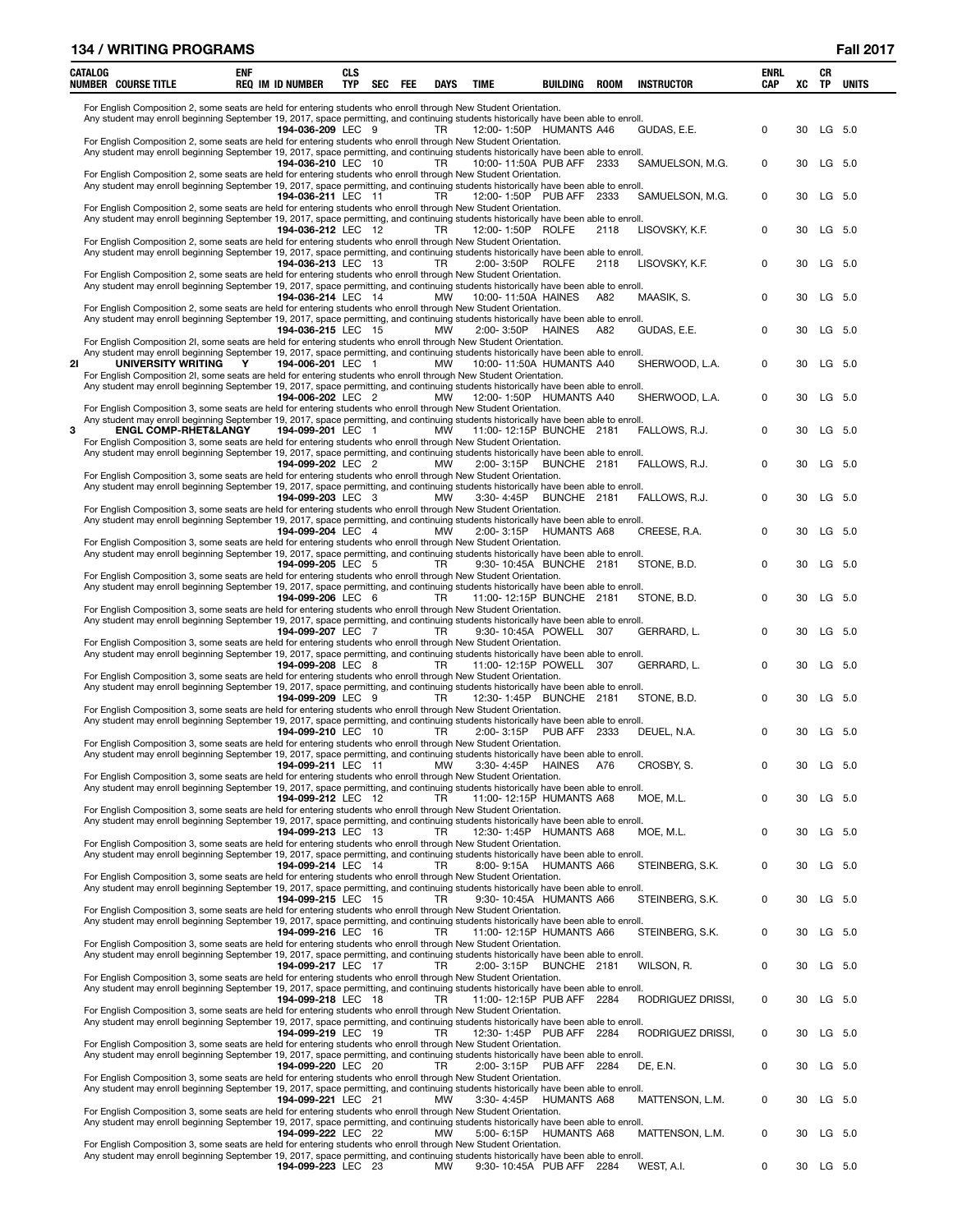| CATALOG NUMBER | COURSE TITLE | ENF REQ | IM | ID NUMBER | CLS TYP | SEC | FEE | DAYS | TIME | BUILDING | ROOM | INSTRUCTOR | ENRL CAP | XC | CR TP | UNITS |
|---|---|---|---|---|---|---|---|---|---|---|---|---|---|---|---|---|
| | For English Composition 2, some seats are held for entering students who enroll through New Student Orientation. Any student may enroll beginning September 19, 2017, space permitting, and continuing students historically have been able to enroll. | | | | | | | | | | | | | | | |
| | | | | 194-036-209 | LEC | 9 | | TR | 12:00- 1:50P | HUMANTS | A46 | GUDAS, E.E. | 0 | 30 | LG | 5.0 |
| | For English Composition 2, some seats are held for entering students who enroll through New Student Orientation. Any student may enroll beginning September 19, 2017, space permitting, and continuing students historically have been able to enroll. | | | | | | | | | | | | | | | |
| | | | | 194-036-210 | LEC | 10 | | TR | 10:00- 11:50A | PUB AFF | 2333 | SAMUELSON, M.G. | 0 | 30 | LG | 5.0 |
| | For English Composition 2, some seats are held for entering students who enroll through New Student Orientation. Any student may enroll beginning September 19, 2017, space permitting, and continuing students historically have been able to enroll. | | | | | | | | | | | | | | | |
| | | | | 194-036-211 | LEC | 11 | | TR | 12:00- 1:50P | PUB AFF | 2333 | SAMUELSON, M.G. | 0 | 30 | LG | 5.0 |
| | For English Composition 2, some seats are held for entering students who enroll through New Student Orientation. Any student may enroll beginning September 19, 2017, space permitting, and continuing students historically have been able to enroll. | | | | | | | | | | | | | | | |
| | | | | 194-036-212 | LEC | 12 | | TR | 12:00- 1:50P | ROLFE | 2118 | LISOVSKY, K.F. | 0 | 30 | LG | 5.0 |
| | For English Composition 2, some seats are held for entering students who enroll through New Student Orientation. Any student may enroll beginning September 19, 2017, space permitting, and continuing students historically have been able to enroll. | | | | | | | | | | | | | | | |
| | | | | 194-036-213 | LEC | 13 | | TR | 2:00- 3:50P | ROLFE | 2118 | LISOVSKY, K.F. | 0 | 30 | LG | 5.0 |
| | For English Composition 2, some seats are held for entering students who enroll through New Student Orientation. Any student may enroll beginning September 19, 2017, space permitting, and continuing students historically have been able to enroll. | | | | | | | | | | | | | | | |
| | | | | 194-036-214 | LEC | 14 | | MW | 10:00- 11:50A | HAINES | A82 | MAASIK, S. | 0 | 30 | LG | 5.0 |
| | For English Composition 2, some seats are held for entering students who enroll through New Student Orientation. Any student may enroll beginning September 19, 2017, space permitting, and continuing students historically have been able to enroll. | | | | | | | | | | | | | | | |
| | | | | 194-036-215 | LEC | 15 | | MW | 2:00- 3:50P | HAINES | A82 | GUDAS, E.E. | 0 | 30 | LG | 5.0 |
| | For English Composition 2I, some seats are held for entering students who enroll through New Student Orientation. Any student may enroll beginning September 19, 2017, space permitting, and continuing students historically have been able to enroll. | | | | | | | | | | | | | | | |
| 2I | UNIVERSITY WRITING | Y | | 194-006-201 | LEC | 1 | | MW | 10:00- 11:50A | HUMANTS | A40 | SHERWOOD, L.A. | 0 | 30 | LG | 5.0 |
| | For English Composition 2I, some seats are held for entering students who enroll through New Student Orientation. Any student may enroll beginning September 19, 2017, space permitting, and continuing students historically have been able to enroll. | | | | | | | | | | | | | | | |
| | | | | 194-006-202 | LEC | 2 | | MW | 12:00- 1:50P | HUMANTS | A40 | SHERWOOD, L.A. | 0 | 30 | LG | 5.0 |
| | For English Composition 3, some seats are held for entering students who enroll through New Student Orientation. Any student may enroll beginning September 19, 2017, space permitting, and continuing students historically have been able to enroll. | | | | | | | | | | | | | | | |
| 3 | ENGL COMP-RHET&LANGY | | | 194-099-201 | LEC | 1 | | MW | 11:00- 12:15P | BUNCHE | 2181 | FALLOWS, R.J. | 0 | 30 | LG | 5.0 |
| | For English Composition 3, some seats are held for entering students who enroll through New Student Orientation. Any student may enroll beginning September 19, 2017, space permitting, and continuing students historically have been able to enroll. | | | | | | | | | | | | | | | |
| | | | | 194-099-202 | LEC | 2 | | MW | 2:00- 3:15P | BUNCHE | 2181 | FALLOWS, R.J. | 0 | 30 | LG | 5.0 |
| | For English Composition 3, some seats are held for entering students who enroll through New Student Orientation. Any student may enroll beginning September 19, 2017, space permitting, and continuing students historically have been able to enroll. | | | | | | | | | | | | | | | |
| | | | | 194-099-203 | LEC | 3 | | MW | 3:30- 4:45P | BUNCHE | 2181 | FALLOWS, R.J. | 0 | 30 | LG | 5.0 |
| | For English Composition 3, some seats are held for entering students who enroll through New Student Orientation. Any student may enroll beginning September 19, 2017, space permitting, and continuing students historically have been able to enroll. | | | | | | | | | | | | | | | |
| | | | | 194-099-204 | LEC | 4 | | MW | 2:00- 3:15P | HUMANTS | A68 | CREESE, R.A. | 0 | 30 | LG | 5.0 |
| | For English Composition 3, some seats are held for entering students who enroll through New Student Orientation. Any student may enroll beginning September 19, 2017, space permitting, and continuing students historically have been able to enroll. | | | | | | | | | | | | | | | |
| | | | | 194-099-205 | LEC | 5 | | TR | 9:30- 10:45A | BUNCHE | 2181 | STONE, B.D. | 0 | 30 | LG | 5.0 |
| | For English Composition 3, some seats are held for entering students who enroll through New Student Orientation. Any student may enroll beginning September 19, 2017, space permitting, and continuing students historically have been able to enroll. | | | | | | | | | | | | | | | |
| | | | | 194-099-206 | LEC | 6 | | TR | 11:00- 12:15P | BUNCHE | 2181 | STONE, B.D. | 0 | 30 | LG | 5.0 |
| | For English Composition 3, some seats are held for entering students who enroll through New Student Orientation. Any student may enroll beginning September 19, 2017, space permitting, and continuing students historically have been able to enroll. | | | | | | | | | | | | | | | |
| | | | | 194-099-207 | LEC | 7 | | TR | 9:30- 10:45A | POWELL | 307 | GERRARD, L. | 0 | 30 | LG | 5.0 |
| | For English Composition 3, some seats are held for entering students who enroll through New Student Orientation. Any student may enroll beginning September 19, 2017, space permitting, and continuing students historically have been able to enroll. | | | | | | | | | | | | | | | |
| | | | | 194-099-208 | LEC | 8 | | TR | 11:00- 12:15P | POWELL | 307 | GERRARD, L. | 0 | 30 | LG | 5.0 |
| | For English Composition 3, some seats are held for entering students who enroll through New Student Orientation. Any student may enroll beginning September 19, 2017, space permitting, and continuing students historically have been able to enroll. | | | | | | | | | | | | | | | |
| | | | | 194-099-209 | LEC | 9 | | TR | 12:30- 1:45P | BUNCHE | 2181 | STONE, B.D. | 0 | 30 | LG | 5.0 |
| | For English Composition 3, some seats are held for entering students who enroll through New Student Orientation. Any student may enroll beginning September 19, 2017, space permitting, and continuing students historically have been able to enroll. | | | | | | | | | | | | | | | |
| | | | | 194-099-210 | LEC | 10 | | TR | 2:00- 3:15P | PUB AFF | 2333 | DEUEL, N.A. | 0 | 30 | LG | 5.0 |
| | For English Composition 3, some seats are held for entering students who enroll through New Student Orientation. Any student may enroll beginning September 19, 2017, space permitting, and continuing students historically have been able to enroll. | | | | | | | | | | | | | | | |
| | | | | 194-099-211 | LEC | 11 | | MW | 3:30- 4:45P | HAINES | A76 | CROSBY, S. | 0 | 30 | LG | 5.0 |
| | For English Composition 3, some seats are held for entering students who enroll through New Student Orientation. Any student may enroll beginning September 19, 2017, space permitting, and continuing students historically have been able to enroll. | | | | | | | | | | | | | | | |
| | | | | 194-099-212 | LEC | 12 | | TR | 11:00- 12:15P | HUMANTS | A68 | MOE, M.L. | 0 | 30 | LG | 5.0 |
| | For English Composition 3, some seats are held for entering students who enroll through New Student Orientation. Any student may enroll beginning September 19, 2017, space permitting, and continuing students historically have been able to enroll. | | | | | | | | | | | | | | | |
| | | | | 194-099-213 | LEC | 13 | | TR | 12:30- 1:45P | HUMANTS | A68 | MOE, M.L. | 0 | 30 | LG | 5.0 |
| | For English Composition 3, some seats are held for entering students who enroll through New Student Orientation. Any student may enroll beginning September 19, 2017, space permitting, and continuing students historically have been able to enroll. | | | | | | | | | | | | | | | |
| | | | | 194-099-214 | LEC | 14 | | TR | 8:00- 9:15A | HUMANTS | A66 | STEINBERG, S.K. | 0 | 30 | LG | 5.0 |
| | For English Composition 3, some seats are held for entering students who enroll through New Student Orientation. Any student may enroll beginning September 19, 2017, space permitting, and continuing students historically have been able to enroll. | | | | | | | | | | | | | | | |
| | | | | 194-099-215 | LEC | 15 | | TR | 9:30- 10:45A | HUMANTS | A66 | STEINBERG, S.K. | 0 | 30 | LG | 5.0 |
| | For English Composition 3, some seats are held for entering students who enroll through New Student Orientation. Any student may enroll beginning September 19, 2017, space permitting, and continuing students historically have been able to enroll. | | | | | | | | | | | | | | | |
| | | | | 194-099-216 | LEC | 16 | | TR | 11:00- 12:15P | HUMANTS | A66 | STEINBERG, S.K. | 0 | 30 | LG | 5.0 |
| | For English Composition 3, some seats are held for entering students who enroll through New Student Orientation. Any student may enroll beginning September 19, 2017, space permitting, and continuing students historically have been able to enroll. | | | | | | | | | | | | | | | |
| | | | | 194-099-217 | LEC | 17 | | TR | 2:00- 3:15P | BUNCHE | 2181 | WILSON, R. | 0 | 30 | LG | 5.0 |
| | For English Composition 3, some seats are held for entering students who enroll through New Student Orientation. Any student may enroll beginning September 19, 2017, space permitting, and continuing students historically have been able to enroll. | | | | | | | | | | | | | | | |
| | | | | 194-099-218 | LEC | 18 | | TR | 11:00- 12:15P | PUB AFF | 2284 | RODRIGUEZ DRISSI, | 0 | 30 | LG | 5.0 |
| | For English Composition 3, some seats are held for entering students who enroll through New Student Orientation. Any student may enroll beginning September 19, 2017, space permitting, and continuing students historically have been able to enroll. | | | | | | | | | | | | | | | |
| | | | | 194-099-219 | LEC | 19 | | TR | 12:30- 1:45P | PUB AFF | 2284 | RODRIGUEZ DRISSI, | 0 | 30 | LG | 5.0 |
| | For English Composition 3, some seats are held for entering students who enroll through New Student Orientation. Any student may enroll beginning September 19, 2017, space permitting, and continuing students historically have been able to enroll. | | | | | | | | | | | | | | | |
| | | | | 194-099-220 | LEC | 20 | | TR | 2:00- 3:15P | PUB AFF | 2284 | DE, E.N. | 0 | 30 | LG | 5.0 |
| | For English Composition 3, some seats are held for entering students who enroll through New Student Orientation. Any student may enroll beginning September 19, 2017, space permitting, and continuing students historically have been able to enroll. | | | | | | | | | | | | | | | |
| | | | | 194-099-221 | LEC | 21 | | MW | 3:30- 4:45P | HUMANTS | A68 | MATTENSON, L.M. | 0 | 30 | LG | 5.0 |
| | For English Composition 3, some seats are held for entering students who enroll through New Student Orientation. Any student may enroll beginning September 19, 2017, space permitting, and continuing students historically have been able to enroll. | | | | | | | | | | | | | | | |
| | | | | 194-099-222 | LEC | 22 | | MW | 5:00- 6:15P | HUMANTS | A68 | MATTENSON, L.M. | 0 | 30 | LG | 5.0 |
| | For English Composition 3, some seats are held for entering students who enroll through New Student Orientation. Any student may enroll beginning September 19, 2017, space permitting, and continuing students historically have been able to enroll. | | | | | | | | | | | | | | | |
| | | | | 194-099-223 | LEC | 23 | | MW | 9:30- 10:45A | PUB AFF | 2284 | WEST, A.I. | 0 | 30 | LG | 5.0 |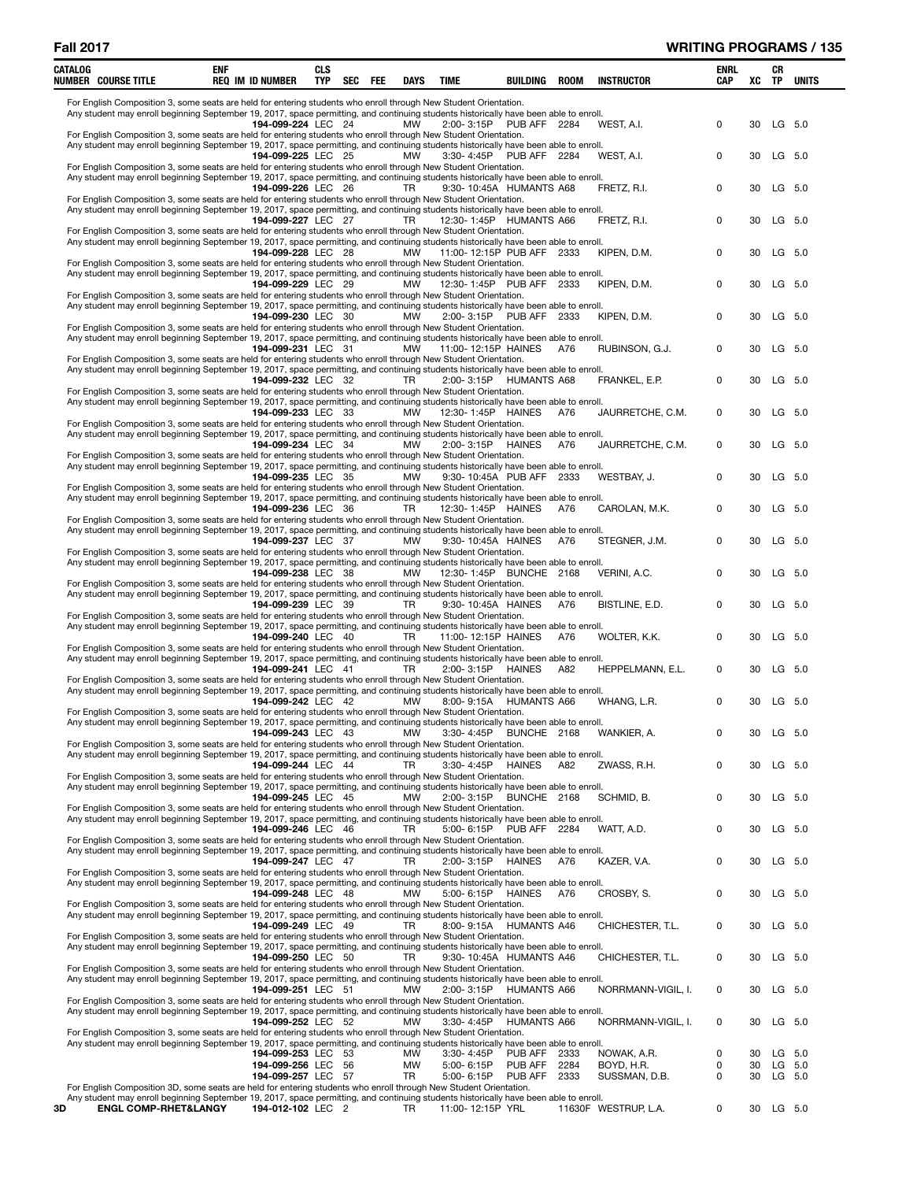| CATALOG NUMBER | COURSE TITLE | ENF REQ | IM | ID NUMBER | CLS TYP | SEC | FEE | DAYS | TIME | BUILDING | ROOM | INSTRUCTOR | ENRL CAP | XC | CR TP | UNITS |
|---|---|---|---|---|---|---|---|---|---|---|---|---|---|---|---|---|
| For English Composition 3, some seats are held for entering students who enroll through New Student Orientation. Any student may enroll beginning September 19, 2017, space permitting, and continuing students historically have been able to enroll. | | | | | | | | | | | | | | | | |
| | | | | 194-099-224 | LEC | 24 | | MW | 2:00- 3:15P | PUB AFF | 2284 | WEST, A.I. | 0 | 30 | LG | 5.0 |
| For English Composition 3, some seats are held for entering students who enroll through New Student Orientation. Any student may enroll beginning September 19, 2017, space permitting, and continuing students historically have been able to enroll. | | | | | | | | | | | | | | | | |
| | | | | 194-099-225 | LEC | 25 | | MW | 3:30- 4:45P | PUB AFF | 2284 | WEST, A.I. | 0 | 30 | LG | 5.0 |
| For English Composition 3, some seats are held for entering students who enroll through New Student Orientation. Any student may enroll beginning September 19, 2017, space permitting, and continuing students historically have been able to enroll. | | | | | | | | | | | | | | | | |
| | | | | 194-099-226 | LEC | 26 | | TR | 9:30- 10:45A | HUMANTS | A68 | FRETZ, R.I. | 0 | 30 | LG | 5.0 |
| For English Composition 3, some seats are held for entering students who enroll through New Student Orientation. Any student may enroll beginning September 19, 2017, space permitting, and continuing students historically have been able to enroll. | | | | | | | | | | | | | | | | |
| | | | | 194-099-227 | LEC | 27 | | TR | 12:30- 1:45P | HUMANTS | A66 | FRETZ, R.I. | 0 | 30 | LG | 5.0 |
| For English Composition 3, some seats are held for entering students who enroll through New Student Orientation. Any student may enroll beginning September 19, 2017, space permitting, and continuing students historically have been able to enroll. | | | | | | | | | | | | | | | | |
| | | | | 194-099-228 | LEC | 28 | | MW | 11:00- 12:15P | PUB AFF | 2333 | KIPEN, D.M. | 0 | 30 | LG | 5.0 |
| For English Composition 3, some seats are held for entering students who enroll through New Student Orientation. Any student may enroll beginning September 19, 2017, space permitting, and continuing students historically have been able to enroll. | | | | | | | | | | | | | | | | |
| | | | | 194-099-229 | LEC | 29 | | MW | 12:30- 1:45P | PUB AFF | 2333 | KIPEN, D.M. | 0 | 30 | LG | 5.0 |
| For English Composition 3, some seats are held for entering students who enroll through New Student Orientation. Any student may enroll beginning September 19, 2017, space permitting, and continuing students historically have been able to enroll. | | | | | | | | | | | | | | | | |
| | | | | 194-099-230 | LEC | 30 | | MW | 2:00- 3:15P | PUB AFF | 2333 | KIPEN, D.M. | 0 | 30 | LG | 5.0 |
| For English Composition 3, some seats are held for entering students who enroll through New Student Orientation. Any student may enroll beginning September 19, 2017, space permitting, and continuing students historically have been able to enroll. | | | | | | | | | | | | | | | | |
| | | | | 194-099-231 | LEC | 31 | | MW | 11:00- 12:15P | HAINES | A76 | RUBINSON, G.J. | 0 | 30 | LG | 5.0 |
| For English Composition 3, some seats are held for entering students who enroll through New Student Orientation. Any student may enroll beginning September 19, 2017, space permitting, and continuing students historically have been able to enroll. | | | | | | | | | | | | | | | | |
| | | | | 194-099-232 | LEC | 32 | | TR | 2:00- 3:15P | HUMANTS | A68 | FRANKEL, E.P. | 0 | 30 | LG | 5.0 |
| For English Composition 3, some seats are held for entering students who enroll through New Student Orientation. Any student may enroll beginning September 19, 2017, space permitting, and continuing students historically have been able to enroll. | | | | | | | | | | | | | | | | |
| | | | | 194-099-233 | LEC | 33 | | MW | 12:30- 1:45P | HAINES | A76 | JAURRETCHE, C.M. | 0 | 30 | LG | 5.0 |
| For English Composition 3, some seats are held for entering students who enroll through New Student Orientation. Any student may enroll beginning September 19, 2017, space permitting, and continuing students historically have been able to enroll. | | | | | | | | | | | | | | | | |
| | | | | 194-099-234 | LEC | 34 | | MW | 2:00- 3:15P | HAINES | A76 | JAURRETCHE, C.M. | 0 | 30 | LG | 5.0 |
| For English Composition 3, some seats are held for entering students who enroll through New Student Orientation. Any student may enroll beginning September 19, 2017, space permitting, and continuing students historically have been able to enroll. | | | | | | | | | | | | | | | | |
| | | | | 194-099-235 | LEC | 35 | | MW | 9:30- 10:45A | PUB AFF | 2333 | WESTBAY, J. | 0 | 30 | LG | 5.0 |
| For English Composition 3, some seats are held for entering students who enroll through New Student Orientation. Any student may enroll beginning September 19, 2017, space permitting, and continuing students historically have been able to enroll. | | | | | | | | | | | | | | | | |
| | | | | 194-099-236 | LEC | 36 | | TR | 12:30- 1:45P | HAINES | A76 | CAROLAN, M.K. | 0 | 30 | LG | 5.0 |
| For English Composition 3, some seats are held for entering students who enroll through New Student Orientation. Any student may enroll beginning September 19, 2017, space permitting, and continuing students historically have been able to enroll. | | | | | | | | | | | | | | | | |
| | | | | 194-099-237 | LEC | 37 | | MW | 9:30- 10:45A | HAINES | A76 | STEGNER, J.M. | 0 | 30 | LG | 5.0 |
| For English Composition 3, some seats are held for entering students who enroll through New Student Orientation. Any student may enroll beginning September 19, 2017, space permitting, and continuing students historically have been able to enroll. | | | | | | | | | | | | | | | | |
| | | | | 194-099-238 | LEC | 38 | | MW | 12:30- 1:45P | BUNCHE | 2168 | VERINI, A.C. | 0 | 30 | LG | 5.0 |
| For English Composition 3, some seats are held for entering students who enroll through New Student Orientation. Any student may enroll beginning September 19, 2017, space permitting, and continuing students historically have been able to enroll. | | | | | | | | | | | | | | | | |
| | | | | 194-099-239 | LEC | 39 | | TR | 9:30- 10:45A | HAINES | A76 | BISTLINE, E.D. | 0 | 30 | LG | 5.0 |
| For English Composition 3, some seats are held for entering students who enroll through New Student Orientation. Any student may enroll beginning September 19, 2017, space permitting, and continuing students historically have been able to enroll. | | | | | | | | | | | | | | | | |
| | | | | 194-099-240 | LEC | 40 | | TR | 11:00- 12:15P | HAINES | A76 | WOLTER, K.K. | 0 | 30 | LG | 5.0 |
| For English Composition 3, some seats are held for entering students who enroll through New Student Orientation. Any student may enroll beginning September 19, 2017, space permitting, and continuing students historically have been able to enroll. | | | | | | | | | | | | | | | | |
| | | | | 194-099-241 | LEC | 41 | | TR | 2:00- 3:15P | HAINES | A82 | HEPPELMANN, E.L. | 0 | 30 | LG | 5.0 |
| For English Composition 3, some seats are held for entering students who enroll through New Student Orientation. Any student may enroll beginning September 19, 2017, space permitting, and continuing students historically have been able to enroll. | | | | | | | | | | | | | | | | |
| | | | | 194-099-242 | LEC | 42 | | MW | 8:00- 9:15A | HUMANTS | A66 | WHANG, L.R. | 0 | 30 | LG | 5.0 |
| For English Composition 3, some seats are held for entering students who enroll through New Student Orientation. Any student may enroll beginning September 19, 2017, space permitting, and continuing students historically have been able to enroll. | | | | | | | | | | | | | | | | |
| | | | | 194-099-243 | LEC | 43 | | MW | 3:30- 4:45P | BUNCHE | 2168 | WANKIER, A. | 0 | 30 | LG | 5.0 |
| For English Composition 3, some seats are held for entering students who enroll through New Student Orientation. Any student may enroll beginning September 19, 2017, space permitting, and continuing students historically have been able to enroll. | | | | | | | | | | | | | | | | |
| | | | | 194-099-244 | LEC | 44 | | TR | 3:30- 4:45P | HAINES | A82 | ZWASS, R.H. | 0 | 30 | LG | 5.0 |
| For English Composition 3, some seats are held for entering students who enroll through New Student Orientation. Any student may enroll beginning September 19, 2017, space permitting, and continuing students historically have been able to enroll. | | | | | | | | | | | | | | | | |
| | | | | 194-099-245 | LEC | 45 | | MW | 2:00- 3:15P | BUNCHE | 2168 | SCHMID, B. | 0 | 30 | LG | 5.0 |
| For English Composition 3, some seats are held for entering students who enroll through New Student Orientation. Any student may enroll beginning September 19, 2017, space permitting, and continuing students historically have been able to enroll. | | | | | | | | | | | | | | | | |
| | | | | 194-099-246 | LEC | 46 | | TR | 5:00- 6:15P | PUB AFF | 2284 | WATT, A.D. | 0 | 30 | LG | 5.0 |
| For English Composition 3, some seats are held for entering students who enroll through New Student Orientation. Any student may enroll beginning September 19, 2017, space permitting, and continuing students historically have been able to enroll. | | | | | | | | | | | | | | | | |
| | | | | 194-099-247 | LEC | 47 | | TR | 2:00- 3:15P | HAINES | A76 | KAZER, V.A. | 0 | 30 | LG | 5.0 |
| For English Composition 3, some seats are held for entering students who enroll through New Student Orientation. Any student may enroll beginning September 19, 2017, space permitting, and continuing students historically have been able to enroll. | | | | | | | | | | | | | | | | |
| | | | | 194-099-248 | LEC | 48 | | MW | 5:00- 6:15P | HAINES | A76 | CROSBY, S. | 0 | 30 | LG | 5.0 |
| For English Composition 3, some seats are held for entering students who enroll through New Student Orientation. Any student may enroll beginning September 19, 2017, space permitting, and continuing students historically have been able to enroll. | | | | | | | | | | | | | | | | |
| | | | | 194-099-249 | LEC | 49 | | TR | 8:00- 9:15A | HUMANTS | A46 | CHICHESTER, T.L. | 0 | 30 | LG | 5.0 |
| For English Composition 3, some seats are held for entering students who enroll through New Student Orientation. Any student may enroll beginning September 19, 2017, space permitting, and continuing students historically have been able to enroll. | | | | | | | | | | | | | | | | |
| | | | | 194-099-250 | LEC | 50 | | TR | 9:30- 10:45A | HUMANTS | A46 | CHICHESTER, T.L. | 0 | 30 | LG | 5.0 |
| For English Composition 3, some seats are held for entering students who enroll through New Student Orientation. Any student may enroll beginning September 19, 2017, space permitting, and continuing students historically have been able to enroll. | | | | | | | | | | | | | | | | |
| | | | | 194-099-251 | LEC | 51 | | MW | 2:00- 3:15P | HUMANTS | A66 | NORRMANN-VIGIL, I. | 0 | 30 | LG | 5.0 |
| For English Composition 3, some seats are held for entering students who enroll through New Student Orientation. Any student may enroll beginning September 19, 2017, space permitting, and continuing students historically have been able to enroll. | | | | | | | | | | | | | | | | |
| | | | | 194-099-252 | LEC | 52 | | MW | 3:30- 4:45P | HUMANTS | A66 | NORRMANN-VIGIL, I. | 0 | 30 | LG | 5.0 |
| For English Composition 3, some seats are held for entering students who enroll through New Student Orientation. Any student may enroll beginning September 19, 2017, space permitting, and continuing students historically have been able to enroll. | | | | | | | | | | | | | | | | |
| | | | | 194-099-253 | LEC | 53 | | MW | 3:30- 4:45P | PUB AFF | 2333 | NOWAK, A.R. | 0 | 30 | LG | 5.0 |
| | | | | 194-099-256 | LEC | 56 | | MW | 5:00- 6:15P | PUB AFF | 2284 | BOYD, H.R. | 0 | 30 | LG | 5.0 |
| | | | | 194-099-257 | LEC | 57 | | TR | 5:00- 6:15P | PUB AFF | 2333 | SUSSMAN, D.B. | 0 | 30 | LG | 5.0 |
| For English Composition 3D, some seats are held for entering students who enroll through New Student Orientation. Any student may enroll beginning September 19, 2017, space permitting, and continuing students historically have been able to enroll. | | | | | | | | | | | | | | | | |
| 3D | ENGL COMP-RHET&LANGY | | | 194-012-102 | LEC | 2 | | TR | 11:00- 12:15P | YRL | 11630F | WESTRUP, L.A. | 0 | 30 | LG | 5.0 |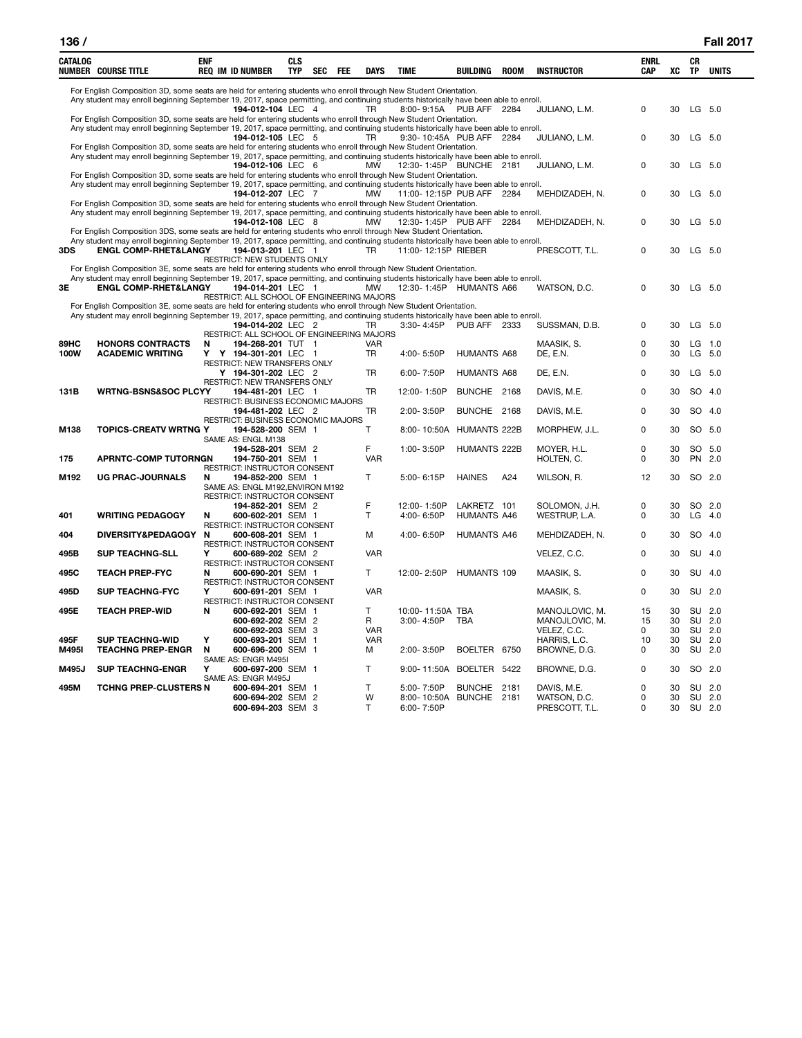| CATALOG NUMBER | COURSE TITLE | ENF REQ | IM | ID NUMBER | CLS TYP | SEC | FEE | DAYS | TIME | BUILDING | ROOM | INSTRUCTOR | ENRL CAP | XC | CR TP | UNITS |
|---|---|---|---|---|---|---|---|---|---|---|---|---|---|---|---|---|
| | For English Composition 3D, some seats are held for entering students who enroll through New Student Orientation. Any student may enroll beginning September 19, 2017, space permitting, and continuing students historically have been able to enroll. | | | | | | | | | | | | | | | |
| | | | | 194-012-104 | LEC | 4 | | TR | 8:00- 9:15A | PUB AFF | 2284 | JULIANO, L.M. | 0 | 30 | LG | 5.0 |
| | For English Composition 3D, some seats are held for entering students who enroll through New Student Orientation. Any student may enroll beginning September 19, 2017, space permitting, and continuing students historically have been able to enroll. | | | | | | | | | | | | | | | |
| | | | | 194-012-105 | LEC | 5 | | TR | 9:30- 10:45A | PUB AFF | 2284 | JULIANO, L.M. | 0 | 30 | LG | 5.0 |
| | For English Composition 3D, some seats are held for entering students who enroll through New Student Orientation. Any student may enroll beginning September 19, 2017, space permitting, and continuing students historically have been able to enroll. | | | | | | | | | | | | | | | |
| | | | | 194-012-106 | LEC | 6 | | MW | 12:30- 1:45P | BUNCHE | 2181 | JULIANO, L.M. | 0 | 30 | LG | 5.0 |
| | For English Composition 3D, some seats are held for entering students who enroll through New Student Orientation. Any student may enroll beginning September 19, 2017, space permitting, and continuing students historically have been able to enroll. | | | | | | | | | | | | | | | |
| | | | | 194-012-207 | LEC | 7 | | MW | 11:00- 12:15P | PUB AFF | 2284 | MEHDIZADEH, N. | 0 | 30 | LG | 5.0 |
| | For English Composition 3D, some seats are held for entering students who enroll through New Student Orientation. Any student may enroll beginning September 19, 2017, space permitting, and continuing students historically have been able to enroll. | | | | | | | | | | | | | | | |
| | | | | 194-012-108 | LEC | 8 | | MW | 12:30- 1:45P | PUB AFF | 2284 | MEHDIZADEH, N. | 0 | 30 | LG | 5.0 |
| | For English Composition 3DS, some seats are held for entering students who enroll through New Student Orientation. Any student may enroll beginning September 19, 2017, space permitting, and continuing students historically have been able to enroll. | | | | | | | | | | | | | | | |
| 3DS | ENGL COMP-RHET&LANGY | | | 194-013-201 | LEC | 1 | | TR | 11:00- 12:15P | RIEBER | | PRESCOTT, T.L. | 0 | 30 | LG | 5.0 |
| | RESTRICT: NEW STUDENTS ONLY | | | | | | | | | | | | | | | |
| | For English Composition 3E, some seats are held for entering students who enroll through New Student Orientation. Any student may enroll beginning September 19, 2017, space permitting, and continuing students historically have been able to enroll. | | | | | | | | | | | | | | | |
| 3E | ENGL COMP-RHET&LANGY | | | 194-014-201 | LEC | 1 | | MW | 12:30- 1:45P | HUMANTS | A66 | WATSON, D.C. | 0 | 30 | LG | 5.0 |
| | RESTRICT: ALL SCHOOL OF ENGINEERING MAJORS | | | | | | | | | | | | | | | |
| | For English Composition 3E, some seats are held for entering students who enroll through New Student Orientation. Any student may enroll beginning September 19, 2017, space permitting, and continuing students historically have been able to enroll. | | | | | | | | | | | | | | | |
| | | | | 194-014-202 | LEC | 2 | | TR | 3:30- 4:45P | PUB AFF | 2333 | SUSSMAN, D.B. | 0 | 30 | LG | 5.0 |
| | RESTRICT: ALL SCHOOL OF ENGINEERING MAJORS | | | | | | | | | | | | | | | |
| 89HC | HONORS CONTRACTS | N | | 194-268-201 | TUT | 1 | | VAR | | | | MAASIK, S. | 0 | 30 | LG | 1.0 |
| 100W | ACADEMIC WRITING | Y | Y | 194-301-201 | LEC | 1 | | TR | 4:00- 5:50P | HUMANTS | A68 | DE, E.N. | 0 | 30 | LG | 5.0 |
| | RESTRICT: NEW TRANSFERS ONLY | | | | | | | | | | | | | | | |
| | | | Y | 194-301-202 | LEC | 2 | | TR | 6:00- 7:50P | HUMANTS | A68 | DE, E.N. | 0 | 30 | LG | 5.0 |
| | RESTRICT: NEW TRANSFERS ONLY | | | | | | | | | | | | | | | |
| 131B | WRTNG-BSNS&SOC PLCY | Y | | 194-481-201 | LEC | 1 | | TR | 12:00- 1:50P | BUNCHE | 2168 | DAVIS, M.E. | 0 | 30 | SO | 4.0 |
| | RESTRICT: BUSINESS ECONOMIC MAJORS | | | | | | | | | | | | | | | |
| | | | | 194-481-202 | LEC | 2 | | TR | 2:00- 3:50P | BUNCHE | 2168 | DAVIS, M.E. | 0 | 30 | SO | 4.0 |
| | RESTRICT: BUSINESS ECONOMIC MAJORS | | | | | | | | | | | | | | | |
| M138 | TOPICS-CREATV WRTNG | Y | | 194-528-200 | SEM | 1 | | T | 8:00- 10:50A | HUMANTS | 222B | MORPHEW, J.L. | 0 | 30 | SO | 5.0 |
| | SAME AS: ENGL M138 | | | | | | | | | | | | | | | |
| | | | | 194-528-201 | SEM | 2 | | F | 1:00- 3:50P | HUMANTS | 222B | MOYER, H.L. | 0 | 30 | SO | 5.0 |
| 175 | APRNTC-COMP TUTORNGN | | | 194-750-201 | SEM | 1 | | VAR | | | | HOLTEN, C. | 0 | 30 | PN | 2.0 |
| | RESTRICT: INSTRUCTOR CONSENT | | | | | | | | | | | | | | | |
| M192 | UG PRAC-JOURNALS | N | | 194-852-200 | SEM | 1 | | T | 5:00- 6:15P | HAINES | A24 | WILSON, R. | 12 | 30 | SO | 2.0 |
| | SAME AS: ENGL M192,ENVIRON M192 RESTRICT: INSTRUCTOR CONSENT | | | | | | | | | | | | | | | |
| | | | | 194-852-201 | SEM | 2 | | F | 12:00- 1:50P | LAKRETZ | 101 | SOLOMON, J.H. | 0 | 30 | SO | 2.0 |
| 401 | WRITING PEDAGOGY | N | | 600-602-201 | SEM | 1 | | T | 4:00- 6:50P | HUMANTS | A46 | WESTRUP, L.A. | 0 | 30 | LG | 4.0 |
| | RESTRICT: INSTRUCTOR CONSENT | | | | | | | | | | | | | | | |
| 404 | DIVERSITY&PEDAGOGY | N | | 600-608-201 | SEM | 1 | | M | 4:00- 6:50P | HUMANTS | A46 | MEHDIZADEH, N. | 0 | 30 | SO | 4.0 |
| | RESTRICT: INSTRUCTOR CONSENT | | | | | | | | | | | | | | | |
| 495B | SUP TEACHNG-SLL | Y | | 600-689-202 | SEM | 2 | | VAR | | | | VELEZ, C.C. | 0 | 30 | SU | 4.0 |
| | RESTRICT: INSTRUCTOR CONSENT | | | | | | | | | | | | | | | |
| 495C | TEACH PREP-FYC | N | | 600-690-201 | SEM | 1 | | T | 12:00- 2:50P | HUMANTS | 109 | MAASIK, S. | 0 | 30 | SU | 4.0 |
| | RESTRICT: INSTRUCTOR CONSENT | | | | | | | | | | | | | | | |
| 495D | SUP TEACHNG-FYC | Y | | 600-691-201 | SEM | 1 | | VAR | | | | MAASIK, S. | 0 | 30 | SU | 2.0 |
| | RESTRICT: INSTRUCTOR CONSENT | | | | | | | | | | | | | | | |
| 495E | TEACH PREP-WID | N | | 600-692-201 | SEM | 1 | | T | 10:00- 11:50A | TBA | | MANOJLOVIC, M. | 15 | 30 | SU | 2.0 |
| | | | | 600-692-202 | SEM | 2 | | R | 3:00- 4:50P | TBA | | MANOJLOVIC, M. | 15 | 30 | SU | 2.0 |
| | | | | 600-692-203 | SEM | 3 | | VAR | | | | VELEZ, C.C. | 0 | 30 | SU | 2.0 |
| 495F | SUP TEACHNG-WID | Y | | 600-693-201 | SEM | 1 | | VAR | | | | HARRIS, L.C. | 10 | 30 | SU | 2.0 |
| M495I | TEACHNG PREP-ENGR | N | | 600-696-200 | SEM | 1 | | M | 2:00- 3:50P | BOELTER | 6750 | BROWNE, D.G. | 0 | 30 | SU | 2.0 |
| | SAME AS: ENGR M495I | | | | | | | | | | | | | | | |
| M495J | SUP TEACHNG-ENGR | Y | | 600-697-200 | SEM | 1 | | T | 9:00- 11:50A | BOELTER | 5422 | BROWNE, D.G. | 0 | 30 | SO | 2.0 |
| | SAME AS: ENGR M495J | | | | | | | | | | | | | | | |
| 495M | TCHNG PREP-CLUSTERS | N | | 600-694-201 | SEM | 1 | | T | 5:00- 7:50P | BUNCHE | 2181 | DAVIS, M.E. | 0 | 30 | SU | 2.0 |
| | | | | 600-694-202 | SEM | 2 | | W | 8:00- 10:50A | BUNCHE | 2181 | WATSON, D.C. | 0 | 30 | SU | 2.0 |
| | | | | 600-694-203 | SEM | 3 | | T | 6:00- 7:50P | | | PRESCOTT, T.L. | 0 | 30 | SU | 2.0 |